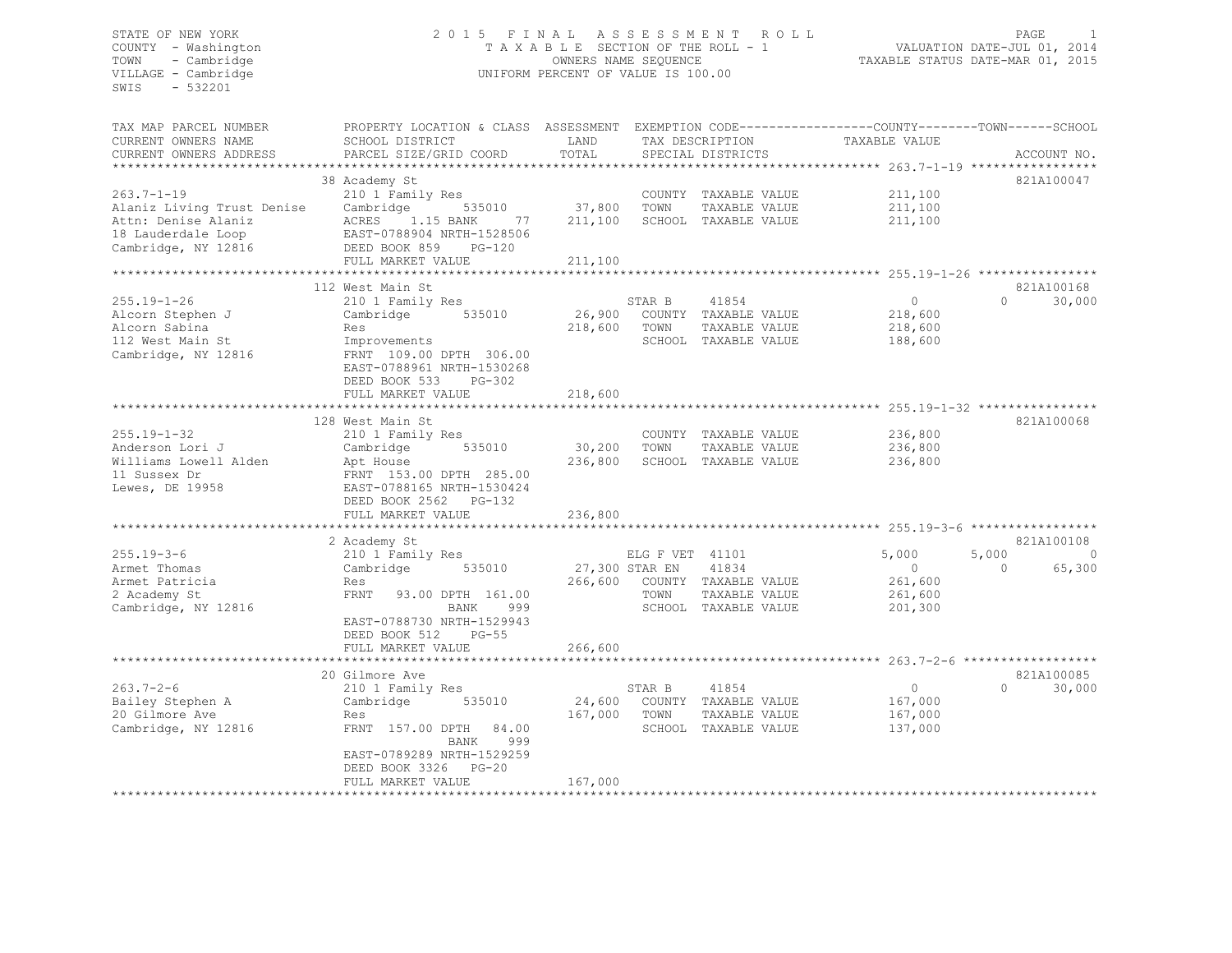STATE OF NEW YORK
COUNTY - Washington
TOWN - Cambridge
VILLAGE - Cambridge
SWIS - 532201

2015 FINAL ASSESSMENT ROLL
TAXABLE SECTION OF THE ROLL - 1
OWNERS NAME SEQUENCE
UNIFORM PERCENT OF VALUE IS 100.00

VALUATION DATE-JUL 01, 2014
TAXABLE STATUS DATE-MAR 01, 2015

```
TAX MAP PARCEL NUMBER          PROPERTY LOCATION & CLASS  ASSESSMENT  EXEMPTION CODE------------------COUNTY--------TOWN------SCHOOL
CURRENT OWNERS NAME            SCHOOL DISTRICT               LAND      TAX DESCRIPTION            TAXABLE VALUE
CURRENT OWNERS ADDRESS         PARCEL SIZE/GRID COORD        TOTAL     SPECIAL DISTRICTS                                    ACCOUNT NO.
******************************************************************************************************* 263.7-1-19 *****************
                               38 Academy St                                                                                821A100047
263.7-1-19                     210 1 Family Res                        COUNTY  TAXABLE VALUE           211,100
Alaniz Living Trust Denise     Cambridge        535010      37,800     TOWN    TAXABLE VALUE           211,100
Attn: Denise Alaniz            ACRES     1.15 BANK     77  211,100     SCHOOL  TAXABLE VALUE           211,100
18 Lauderdale Loop             EAST-0788904 NRTH-1528506
Cambridge, NY 12816            DEED BOOK 859    PG-120
                               FULL MARKET VALUE           211,100
******************************************************************************************************* 255.19-1-26 ****************
                               112 West Main St                                                                             821A100168
255.19-1-26                    210 1 Family Res                        STAR B      41854                 0             0      30,000
Alcorn Stephen J               Cambridge        535010      26,900     COUNTY  TAXABLE VALUE           218,600
Alcorn Sabina                  Res                         218,600     TOWN    TAXABLE VALUE           218,600
112 West Main St               Improvements                            SCHOOL  TAXABLE VALUE           188,600
Cambridge, NY 12816            FRNT  109.00 DPTH  306.00
                               EAST-0788961 NRTH-1530268
                               DEED BOOK 533    PG-302
                               FULL MARKET VALUE           218,600
******************************************************************************************************* 255.19-1-32 ****************
                               128 West Main St                                                                             821A100068
255.19-1-32                    210 1 Family Res                        COUNTY  TAXABLE VALUE           236,800
Anderson Lori J                Cambridge        535010      30,200     TOWN    TAXABLE VALUE           236,800
Williams Lowell Alden          Apt House                   236,800     SCHOOL  TAXABLE VALUE           236,800
11 Sussex Dr                   FRNT  153.00 DPTH  285.00
Lewes, DE 19958                EAST-0788165 NRTH-1530424
                               DEED BOOK 2562   PG-132
                               FULL MARKET VALUE           236,800
******************************************************************************************************* 255.19-3-6 *****************
                               2 Academy St                                                                                 821A100108
255.19-3-6                     210 1 Family Res                        ELG F VET   41101             5,000         5,000           0
Armet Thomas                   Cambridge        535010      27,300 STAR EN     41834                 0             0      65,300
Armet Patricia                 Res                         266,600     COUNTY  TAXABLE VALUE           261,600
2 Academy St                   FRNT   93.00 DPTH  161.00               TOWN    TAXABLE VALUE           261,600
Cambridge, NY 12816                       BANK    999                  SCHOOL  TAXABLE VALUE           201,300
                               EAST-0788730 NRTH-1529943
                               DEED BOOK 512    PG-55
                               FULL MARKET VALUE           266,600
******************************************************************************************************* 263.7-2-6 ******************
                               20 Gilmore Ave                                                                               821A100085
263.7-2-6                      210 1 Family Res                        STAR B      41854                 0             0      30,000
Bailey Stephen A               Cambridge        535010      24,600     COUNTY  TAXABLE VALUE           167,000
20 Gilmore Ave                 Res                         167,000     TOWN    TAXABLE VALUE           167,000
Cambridge, NY 12816            FRNT  157.00 DPTH   84.00               SCHOOL  TAXABLE VALUE           137,000
                                          BANK    999
                               EAST-0789289 NRTH-1529259
                               DEED BOOK 3326   PG-20
                               FULL MARKET VALUE           167,000
************************************************************************************************************************************
```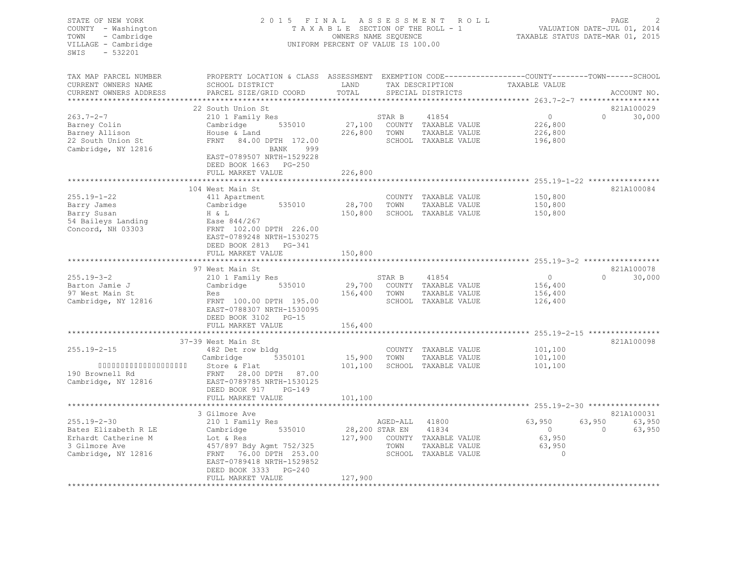STATE OF NEW YORK
COUNTY - Washington
TOWN - Cambridge
VILLAGE - Cambridge
SWIS - 532201

2015 FINAL ASSESSMENT ROLL
TAXABLE SECTION OF THE ROLL - 1
OWNERS NAME SEQUENCE
UNIFORM PERCENT OF VALUE IS 100.00

VALUATION DATE-JUL 01, 2014
TAXABLE STATUS DATE-MAR 01, 2015

| TAX MAP PARCEL NUMBER / CURRENT OWNERS NAME / CURRENT OWNERS ADDRESS | PROPERTY LOCATION & CLASS / SCHOOL DISTRICT / PARCEL SIZE/GRID COORD | ASSESSMENT LAND / TOTAL | EXEMPTION CODE / TAX DESCRIPTION / SPECIAL DISTRICTS | COUNTY TAXABLE VALUE | TOWN | SCHOOL / ACCOUNT NO. |
|---|---|---|---|---|---|---|
| 263.7-2-7 | 22 South Union St | | | | | 821A100029 |
| | 210 1 Family Res | | STAR B 41854 | 0 | 0 | 30,000 |
| Barney Colin | Cambridge 535010 | 27,100 | COUNTY TAXABLE VALUE | 226,800 | | |
| Barney Allison | House & Land | 226,800 | TOWN TAXABLE VALUE | 226,800 | | |
| 22 South Union St | FRNT 84.00 DPTH 172.00 | | SCHOOL TAXABLE VALUE | 196,800 | | |
| Cambridge, NY 12816 | BANK 999 | | | | | |
| | EAST-0789507 NRTH-1529228 | | | | | |
| | DEED BOOK 1663 PG-250 | | | | | |
| | FULL MARKET VALUE | 226,800 | | | | |
| 255.19-1-22 | 104 West Main St | | | | | 821A100084 |
| | 411 Apartment | | COUNTY TAXABLE VALUE | 150,800 | | |
| Barry James | Cambridge 535010 | 28,700 | TOWN TAXABLE VALUE | 150,800 | | |
| Barry Susan | H & L | 150,800 | SCHOOL TAXABLE VALUE | 150,800 | | |
| 54 Baileys Landing | Ease 844/267 | | | | | |
| Concord, NH 03303 | FRNT 102.00 DPTH 226.00 | | | | | |
| | EAST-0789248 NRTH-1530275 | | | | | |
| | DEED BOOK 2813 PG-341 | | | | | |
| | FULL MARKET VALUE | 150,800 | | | | |
| 255.19-3-2 | 97 West Main St | | | | | 821A100078 |
| | 210 1 Family Res | | STAR B 41854 | 0 | 0 | 30,000 |
| Barton Jamie J | Cambridge 535010 | 29,700 | COUNTY TAXABLE VALUE | 156,400 | | |
| 97 West Main St | Res | 156,400 | TOWN TAXABLE VALUE | 156,400 | | |
| Cambridge, NY 12816 | FRNT 100.00 DPTH 195.00 | | SCHOOL TAXABLE VALUE | 126,400 | | |
| | EAST-0788307 NRTH-1530095 | | | | | |
| | DEED BOOK 3102 PG-15 | | | | | |
| | FULL MARKET VALUE | 156,400 | | | | |
| 255.19-2-15 | 37-39 West Main St | | | | | 821A100098 |
| | 482 Det row bldg | | COUNTY TAXABLE VALUE | 101,100 | | |
| | Cambridge 5350101 | 15,900 | TOWN TAXABLE VALUE | 101,100 | | |
| ▯▯▯▯▯▯▯▯▯▯▯▯▯▯▯▯▯▯▯▯ | Store & Flat | 101,100 | SCHOOL TAXABLE VALUE | 101,100 | | |
| 190 Brownell Rd | FRNT 28.00 DPTH 87.00 | | | | | |
| Cambridge, NY 12816 | EAST-0789785 NRTH-1530125 | | | | | |
| | DEED BOOK 917 PG-149 | | | | | |
| | FULL MARKET VALUE | 101,100 | | | | |
| 255.19-2-30 | 3 Gilmore Ave | | | | | 821A100031 |
| | 210 1 Family Res | | AGED-ALL 41800 | 63,950 | 63,950 | 63,950 |
| Bates Elizabeth R LE | Cambridge 535010 | 28,200 | STAR EN 41834 | 0 | 0 | 63,950 |
| Erhardt Catherine M | Lot & Res | 127,900 | COUNTY TAXABLE VALUE | 63,950 | | |
| 3 Gilmore Ave | 457/897 Bdy Agmt 752/325 | | TOWN TAXABLE VALUE | 63,950 | | |
| Cambridge, NY 12816 | FRNT 76.00 DPTH 253.00 | | SCHOOL TAXABLE VALUE | 0 | | |
| | EAST-0789418 NRTH-1529852 | | | | | |
| | DEED BOOK 3333 PG-240 | | | | | |
| | FULL MARKET VALUE | 127,900 | | | | |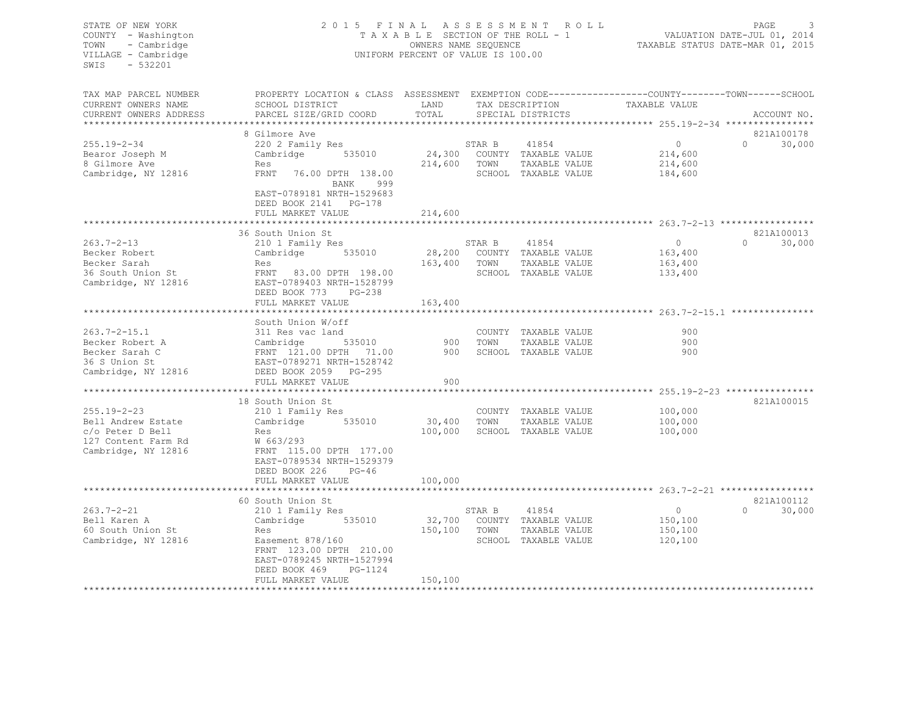STATE OF NEW YORK
COUNTY - Washington
TOWN - Cambridge
VILLAGE - Cambridge
SWIS - 532201

2015 FINAL ASSESSMENT ROLL
TAXABLE SECTION OF THE ROLL - 1
OWNERS NAME SEQUENCE
UNIFORM PERCENT OF VALUE IS 100.00

VALUATION DATE-JUL 01, 2014
TAXABLE STATUS DATE-MAR 01, 2015

| TAX MAP PARCEL NUMBER / CURRENT OWNERS NAME / CURRENT OWNERS ADDRESS | PROPERTY LOCATION & CLASS / SCHOOL DISTRICT / PARCEL SIZE/GRID COORD | ASSESSMENT LAND / TOTAL | EXEMPTION CODE / TAX DESCRIPTION / SPECIAL DISTRICTS | COUNTY / TOWN TAXABLE VALUE | SCHOOL / ACCOUNT NO. |
|---|---|---|---|---|---|
| 255.19-2-34 | 8 Gilmore Ave | | | | 821A100178 |
| 255.19-2-34 | 220 2 Family Res | | STAR B 41854 | 0 | 0 30,000 |
| Bearor Joseph M | Cambridge 535010 | 24,300 | COUNTY TAXABLE VALUE | 214,600 | |
| 8 Gilmore Ave | Res | 214,600 | TOWN TAXABLE VALUE | 214,600 | |
| Cambridge, NY 12816 | FRNT 76.00 DPTH 138.00 | | SCHOOL TAXABLE VALUE | 184,600 | |
| | BANK 999 | | | | |
| | EAST-0789181 NRTH-1529683 | | | | |
| | DEED BOOK 2141 PG-178 | | | | |
| | FULL MARKET VALUE | 214,600 | | | |
| 263.7-2-13 | 36 South Union St | | | | 821A100013 |
| 263.7-2-13 | 210 1 Family Res | | STAR B 41854 | 0 | 0 30,000 |
| Becker Robert | Cambridge 535010 | 28,200 | COUNTY TAXABLE VALUE | 163,400 | |
| Becker Sarah | Res | 163,400 | TOWN TAXABLE VALUE | 163,400 | |
| 36 South Union St | FRNT 83.00 DPTH 198.00 | | SCHOOL TAXABLE VALUE | 133,400 | |
| Cambridge, NY 12816 | EAST-0789403 NRTH-1528799 | | | | |
| | DEED BOOK 773 PG-238 | | | | |
| | FULL MARKET VALUE | 163,400 | | | |
| 263.7-2-15.1 | South Union W/off | | | | |
| 263.7-2-15.1 | 311 Res vac land | | COUNTY TAXABLE VALUE | 900 | |
| Becker Robert A | Cambridge 535010 | 900 | TOWN TAXABLE VALUE | 900 | |
| Becker Sarah C | FRNT 121.00 DPTH 71.00 | 900 | SCHOOL TAXABLE VALUE | 900 | |
| 36 S Union St | EAST-0789271 NRTH-1528742 | | | | |
| Cambridge, NY 12816 | DEED BOOK 2059 PG-295 | | | | |
| | FULL MARKET VALUE | 900 | | | |
| 255.19-2-23 | 18 South Union St | | | | 821A100015 |
| 255.19-2-23 | 210 1 Family Res | | COUNTY TAXABLE VALUE | 100,000 | |
| Bell Andrew Estate | Cambridge 535010 | 30,400 | TOWN TAXABLE VALUE | 100,000 | |
| c/o Peter D Bell | Res | 100,000 | SCHOOL TAXABLE VALUE | 100,000 | |
| 127 Content Farm Rd | W 663/293 | | | | |
| Cambridge, NY 12816 | FRNT 115.00 DPTH 177.00 | | | | |
| | EAST-0789534 NRTH-1529379 | | | | |
| | DEED BOOK 226 PG-46 | | | | |
| | FULL MARKET VALUE | 100,000 | | | |
| 263.7-2-21 | 60 South Union St | | | | 821A100112 |
| 263.7-2-21 | 210 1 Family Res | | STAR B 41854 | 0 | 0 30,000 |
| Bell Karen A | Cambridge 535010 | 32,700 | COUNTY TAXABLE VALUE | 150,100 | |
| 60 South Union St | Res | 150,100 | TOWN TAXABLE VALUE | 150,100 | |
| Cambridge, NY 12816 | Easement 878/160 | | SCHOOL TAXABLE VALUE | 120,100 | |
| | FRNT 123.00 DPTH 210.00 | | | | |
| | EAST-0789245 NRTH-1527994 | | | | |
| | DEED BOOK 469 PG-1124 | | | | |
| | FULL MARKET VALUE | 150,100 | | | |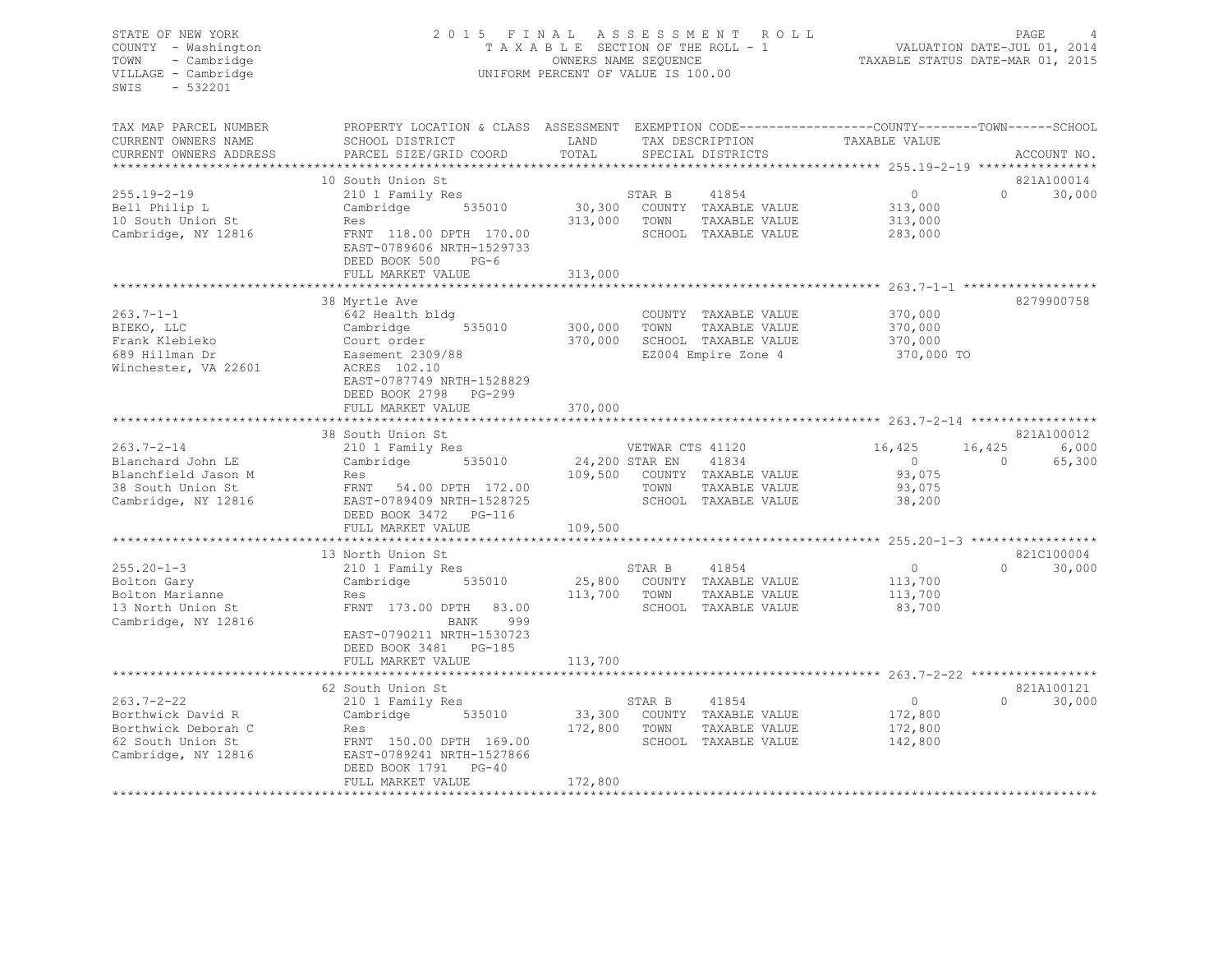STATE OF NEW YORK
COUNTY - Washington
TOWN - Cambridge
VILLAGE - Cambridge
SWIS - 532201

2 0 1 5 F I N A L A S S E S S M E N T R O L L
T A X A B L E SECTION OF THE ROLL - 1
OWNERS NAME SEQUENCE
UNIFORM PERCENT OF VALUE IS 100.00

VALUATION DATE-JUL 01, 2014
TAXABLE STATUS DATE-MAR 01, 2015

```
TAX MAP PARCEL NUMBER         PROPERTY LOCATION & CLASS  ASSESSMENT  EXEMPTION CODE-----------------COUNTY--------TOWN------SCHOOL
CURRENT OWNERS NAME           SCHOOL DISTRICT               LAND      TAX DESCRIPTION            TAXABLE VALUE
CURRENT OWNERS ADDRESS        PARCEL SIZE/GRID COORD        TOTAL     SPECIAL DISTRICTS                                  ACCOUNT NO.
******************************************************************************************************* 255.19-2-19 ****************
                              10 South Union St                                                                     821A100014
255.19-2-19                   210 1 Family Res                        STAR B     41854             0          0        30,000
Bell Philip L                 Cambridge        535010       30,300    COUNTY  TAXABLE VALUE        313,000
10 South Union St             Res                          313,000    TOWN    TAXABLE VALUE        313,000
Cambridge, NY 12816           FRNT 118.00 DPTH 170.00                 SCHOOL  TAXABLE VALUE        283,000
                              EAST-0789606 NRTH-1529733
                              DEED BOOK 500    PG-6
                              FULL MARKET VALUE            313,000
******************************************************************************************************* 263.7-1-1 ******************
                              38 Myrtle Ave                                                                          8279900758
263.7-1-1                     642 Health bldg                         COUNTY  TAXABLE VALUE        370,000
BIEKO, LLC                    Cambridge        535010      300,000    TOWN    TAXABLE VALUE        370,000
Frank Klebieko                Court order                  370,000    SCHOOL  TAXABLE VALUE        370,000
689 Hillman Dr                Easement 2309/88                        EZ004 Empire Zone 4           370,000 TO
Winchester, VA 22601          ACRES 102.10
                              EAST-0787749 NRTH-1528829
                              DEED BOOK 2798   PG-299
                              FULL MARKET VALUE            370,000
******************************************************************************************************* 263.7-2-14 *****************
                              38 South Union St                                                                     821A100012
263.7-2-14                    210 1 Family Res                        VETWAR CTS 41120          16,425     16,425       6,000
Blanchard John LE             Cambridge        535010       24,200 STAR EN    41834             0          0        65,300
Blanchfield Jason M           Res                          109,500    COUNTY  TAXABLE VALUE         93,075
38 South Union St             FRNT  54.00 DPTH 172.00                 TOWN    TAXABLE VALUE         93,075
Cambridge, NY 12816           EAST-0789409 NRTH-1528725               SCHOOL  TAXABLE VALUE         38,200
                              DEED BOOK 3472   PG-116
                              FULL MARKET VALUE            109,500
******************************************************************************************************* 255.20-1-3 *****************
                              13 North Union St                                                                     821C100004
255.20-1-3                    210 1 Family Res                        STAR B     41854             0          0        30,000
Bolton Gary                   Cambridge        535010       25,800    COUNTY  TAXABLE VALUE        113,700
Bolton Marianne               Res                          113,700    TOWN    TAXABLE VALUE        113,700
13 North Union St             FRNT 173.00 DPTH  83.00                 SCHOOL  TAXABLE VALUE         83,700
Cambridge, NY 12816                     BANK     999
                              EAST-0790211 NRTH-1530723
                              DEED BOOK 3481   PG-185
                              FULL MARKET VALUE            113,700
******************************************************************************************************* 263.7-2-22 *****************
                              62 South Union St                                                                     821A100121
263.7-2-22                    210 1 Family Res                        STAR B     41854             0          0        30,000
Borthwick David R             Cambridge        535010       33,300    COUNTY  TAXABLE VALUE        172,800
Borthwick Deborah C           Res                          172,800    TOWN    TAXABLE VALUE        172,800
62 South Union St             FRNT 150.00 DPTH 169.00                 SCHOOL  TAXABLE VALUE        142,800
Cambridge, NY 12816           EAST-0789241 NRTH-1527866
                              DEED BOOK 1791   PG-40
                              FULL MARKET VALUE            172,800
************************************************************************************************************************************
```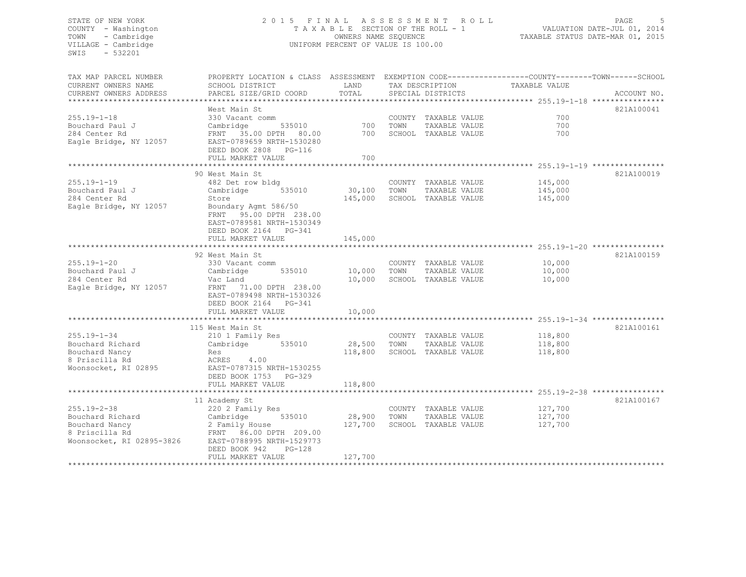STATE OF NEW YORK
COUNTY - Washington
TOWN - Cambridge
VILLAGE - Cambridge
SWIS - 532201

2015 FINAL ASSESSMENT ROLL
TAXABLE SECTION OF THE ROLL - 1
OWNERS NAME SEQUENCE
UNIFORM PERCENT OF VALUE IS 100.00

VALUATION DATE-JUL 01, 2014
TAXABLE STATUS DATE-MAR 01, 2015

| TAX MAP PARCEL NUMBER / CURRENT OWNERS NAME / CURRENT OWNERS ADDRESS | PROPERTY LOCATION & CLASS / SCHOOL DISTRICT / PARCEL SIZE/GRID COORD | ASSESSMENT LAND | TOTAL | EXEMPTION CODE / TAX DESCRIPTION / SPECIAL DISTRICTS | TAXABLE VALUE (COUNTY / TOWN / SCHOOL) | ACCOUNT NO. |
|---|---|---|---|---|---|---|
| **255.19-1-18** | West Main St | | | | | 821A100041 |
| 255.19-1-18 | 330 Vacant comm | | | COUNTY TAXABLE VALUE | 700 | |
| Bouchard Paul J | Cambridge 535010 | 700 | | TOWN TAXABLE VALUE | 700 | |
| 284 Center Rd | FRNT 35.00 DPTH 80.00 | | 700 | SCHOOL TAXABLE VALUE | 700 | |
| Eagle Bridge, NY 12057 | EAST-0789659 NRTH-1530280 | | | | | |
| | DEED BOOK 2808 PG-116 | | | | | |
| | FULL MARKET VALUE | | 700 | | | |
| **255.19-1-19** | 90 West Main St | | | | | 821A100019 |
| 255.19-1-19 | 482 Det row bldg | | | COUNTY TAXABLE VALUE | 145,000 | |
| Bouchard Paul J | Cambridge 535010 | 30,100 | | TOWN TAXABLE VALUE | 145,000 | |
| 284 Center Rd | Store | | 145,000 | SCHOOL TAXABLE VALUE | 145,000 | |
| Eagle Bridge, NY 12057 | Boundary Agmt 586/50 | | | | | |
| | FRNT 95.00 DPTH 238.00 | | | | | |
| | EAST-0789581 NRTH-1530349 | | | | | |
| | DEED BOOK 2164 PG-341 | | | | | |
| | FULL MARKET VALUE | | 145,000 | | | |
| **255.19-1-20** | 92 West Main St | | | | | 821A100159 |
| 255.19-1-20 | 330 Vacant comm | | | COUNTY TAXABLE VALUE | 10,000 | |
| Bouchard Paul J | Cambridge 535010 | 10,000 | | TOWN TAXABLE VALUE | 10,000 | |
| 284 Center Rd | Vac Land | | 10,000 | SCHOOL TAXABLE VALUE | 10,000 | |
| Eagle Bridge, NY 12057 | FRNT 71.00 DPTH 238.00 | | | | | |
| | EAST-0789498 NRTH-1530326 | | | | | |
| | DEED BOOK 2164 PG-341 | | | | | |
| | FULL MARKET VALUE | | 10,000 | | | |
| **255.19-1-34** | 115 West Main St | | | | | 821A100161 |
| 255.19-1-34 | 210 1 Family Res | | | COUNTY TAXABLE VALUE | 118,800 | |
| Bouchard Richard | Cambridge 535010 | 28,500 | | TOWN TAXABLE VALUE | 118,800 | |
| Bouchard Nancy | Res | | 118,800 | SCHOOL TAXABLE VALUE | 118,800 | |
| 8 Priscilla Rd | ACRES 4.00 | | | | | |
| Woonsocket, RI 02895 | EAST-0787315 NRTH-1530255 | | | | | |
| | DEED BOOK 1753 PG-329 | | | | | |
| | FULL MARKET VALUE | | 118,800 | | | |
| **255.19-2-38** | 11 Academy St | | | | | 821A100167 |
| 255.19-2-38 | 220 2 Family Res | | | COUNTY TAXABLE VALUE | 127,700 | |
| Bouchard Richard | Cambridge 535010 | 28,900 | | TOWN TAXABLE VALUE | 127,700 | |
| Bouchard Nancy | 2 Family House | | 127,700 | SCHOOL TAXABLE VALUE | 127,700 | |
| 8 Priscilla Rd | FRNT 86.00 DPTH 209.00 | | | | | |
| Woonsocket, RI 02895-3826 | EAST-0788995 NRTH-1529773 | | | | | |
| | DEED BOOK 942 PG-128 | | | | | |
| | FULL MARKET VALUE | | 127,700 | | | |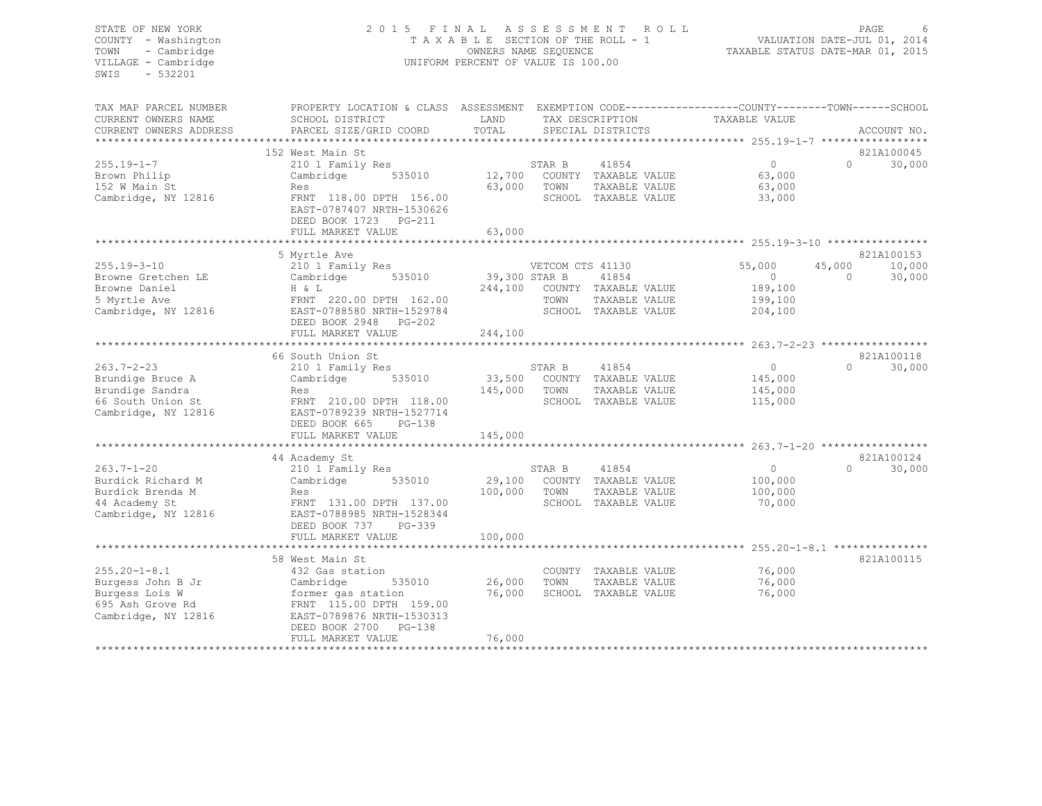STATE OF NEW YORK
COUNTY - Washington
TOWN - Cambridge
VILLAGE - Cambridge
SWIS - 532201

2015 FINAL ASSESSMENT ROLL
TAXABLE SECTION OF THE ROLL - 1
OWNERS NAME SEQUENCE
UNIFORM PERCENT OF VALUE IS 100.00

VALUATION DATE-JUL 01, 2014
TAXABLE STATUS DATE-MAR 01, 2015

| TAX MAP PARCEL NUMBER / CURRENT OWNERS NAME / CURRENT OWNERS ADDRESS | PROPERTY LOCATION & CLASS / SCHOOL DISTRICT / PARCEL SIZE/GRID COORD | ASSESSMENT LAND / TOTAL | EXEMPTION CODE / TAX DESCRIPTION / SPECIAL DISTRICTS | COUNTY TAXABLE VALUE | TOWN | SCHOOL / ACCOUNT NO. |
|---|---|---|---|---|---|---|
| **255.19-1-7** | 152 West Main St | | | | | 821A100045 |
| 255.19-1-7 | 210 1 Family Res | | STAR B 41854 | 0 | 0 | 30,000 |
| Brown Philip | Cambridge 535010 | 12,700 | COUNTY TAXABLE VALUE | 63,000 | | |
| 152 W Main St | Res | 63,000 | TOWN TAXABLE VALUE | 63,000 | | |
| Cambridge, NY 12816 | FRNT 118.00 DPTH 156.00 | | SCHOOL TAXABLE VALUE | 33,000 | | |
| | EAST-0787407 NRTH-1530626 | | | | | |
| | DEED BOOK 1723 PG-211 | | | | | |
| | FULL MARKET VALUE | 63,000 | | | | |
| **255.19-3-10** | 5 Myrtle Ave | | | | | 821A100153 |
| 255.19-3-10 | 210 1 Family Res | | VETCOM CTS 41130 | 55,000 | 45,000 | 10,000 |
| Browne Gretchen LE | Cambridge 535010 | 39,300 | STAR B 41854 | 0 | 0 | 30,000 |
| Browne Daniel | H & L | 244,100 | COUNTY TAXABLE VALUE | 189,100 | | |
| 5 Myrtle Ave | FRNT 220.00 DPTH 162.00 | | TOWN TAXABLE VALUE | 199,100 | | |
| Cambridge, NY 12816 | EAST-0788580 NRTH-1529784 | | SCHOOL TAXABLE VALUE | 204,100 | | |
| | DEED BOOK 2948 PG-202 | | | | | |
| | FULL MARKET VALUE | 244,100 | | | | |
| **263.7-2-23** | 66 South Union St | | | | | 821A100118 |
| 263.7-2-23 | 210 1 Family Res | | STAR B 41854 | 0 | 0 | 30,000 |
| Brundige Bruce A | Cambridge 535010 | 33,500 | COUNTY TAXABLE VALUE | 145,000 | | |
| Brundige Sandra | Res | 145,000 | TOWN TAXABLE VALUE | 145,000 | | |
| 66 South Union St | FRNT 210.00 DPTH 118.00 | | SCHOOL TAXABLE VALUE | 115,000 | | |
| Cambridge, NY 12816 | EAST-0789239 NRTH-1527714 | | | | | |
| | DEED BOOK 665 PG-138 | | | | | |
| | FULL MARKET VALUE | 145,000 | | | | |
| **263.7-1-20** | 44 Academy St | | | | | 821A100124 |
| 263.7-1-20 | 210 1 Family Res | | STAR B 41854 | 0 | 0 | 30,000 |
| Burdick Richard M | Cambridge 535010 | 29,100 | COUNTY TAXABLE VALUE | 100,000 | | |
| Burdick Brenda M | Res | 100,000 | TOWN TAXABLE VALUE | 100,000 | | |
| 44 Academy St | FRNT 131.00 DPTH 137.00 | | SCHOOL TAXABLE VALUE | 70,000 | | |
| Cambridge, NY 12816 | EAST-0788985 NRTH-1528344 | | | | | |
| | DEED BOOK 737 PG-339 | | | | | |
| | FULL MARKET VALUE | 100,000 | | | | |
| **255.20-1-8.1** | 58 West Main St | | | | | 821A100115 |
| 255.20-1-8.1 | 432 Gas station | | COUNTY TAXABLE VALUE | 76,000 | | |
| Burgess John B Jr | Cambridge 535010 | 26,000 | TOWN TAXABLE VALUE | 76,000 | | |
| Burgess Lois W | former gas station | 76,000 | SCHOOL TAXABLE VALUE | 76,000 | | |
| 695 Ash Grove Rd | FRNT 115.00 DPTH 159.00 | | | | | |
| Cambridge, NY 12816 | EAST-0789876 NRTH-1530313 | | | | | |
| | DEED BOOK 2700 PG-138 | | | | | |
| | FULL MARKET VALUE | 76,000 | | | | |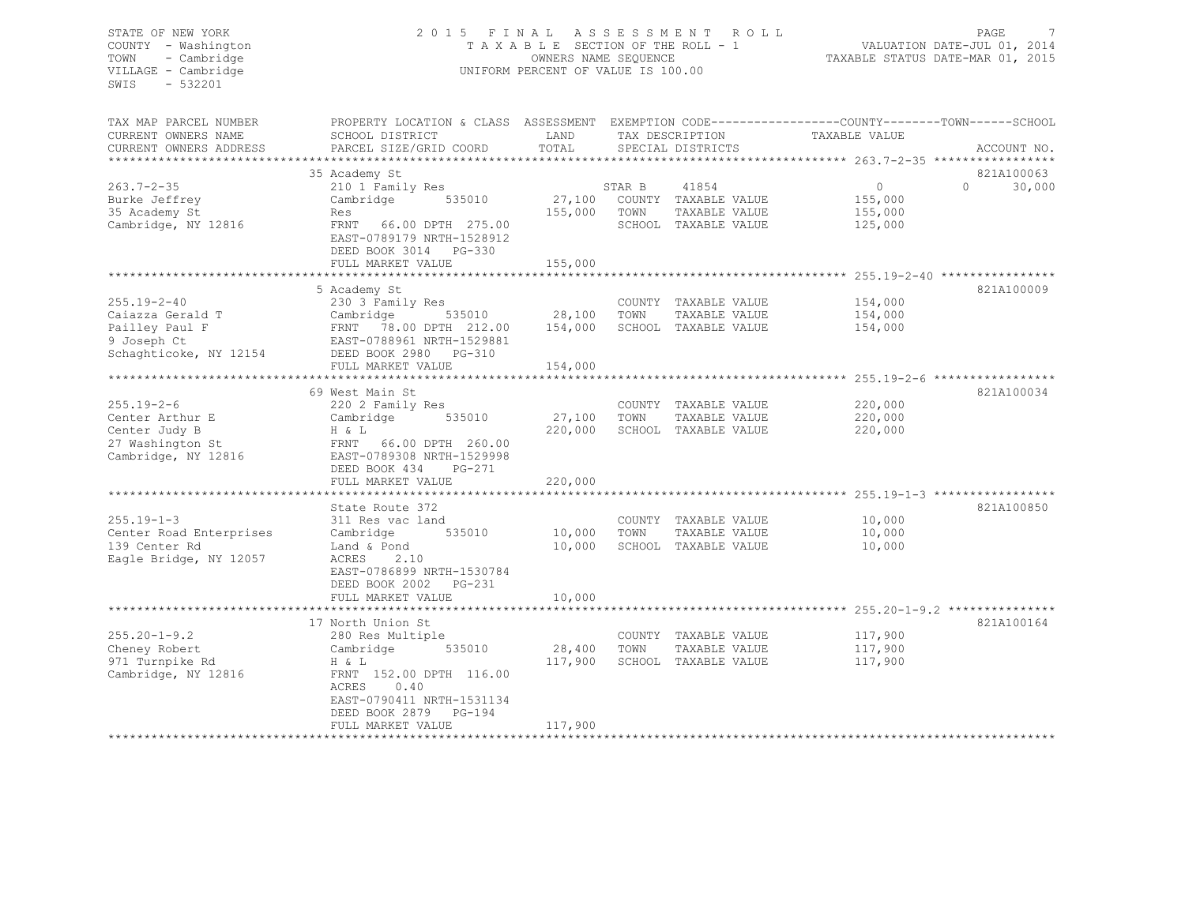STATE OF NEW YORK
COUNTY - Washington
TOWN - Cambridge
VILLAGE - Cambridge
SWIS - 532201

2015 FINAL ASSESSMENT ROLL
TAXABLE SECTION OF THE ROLL - 1
OWNERS NAME SEQUENCE
UNIFORM PERCENT OF VALUE IS 100.00

VALUATION DATE-JUL 01, 2014
TAXABLE STATUS DATE-MAR 01, 2015

| TAX MAP PARCEL NUMBER / CURRENT OWNERS NAME / CURRENT OWNERS ADDRESS | PROPERTY LOCATION & CLASS / SCHOOL DISTRICT / PARCEL SIZE/GRID COORD | ASSESSMENT LAND / TOTAL | EXEMPTION CODE / TAX DESCRIPTION / SPECIAL DISTRICTS | COUNTY / TOWN / SCHOOL TAXABLE VALUE | ACCOUNT NO. |
|---|---|---|---|---|---|
| 263.7-2-35 | 35 Academy St | | | | 821A100063 |
| | 210 1 Family Res | | STAR B 41854 | 0 | 0 30,000 |
| Burke Jeffrey | Cambridge 535010 | 27,100 | COUNTY TAXABLE VALUE | 155,000 | |
| 35 Academy St | Res | 155,000 | TOWN TAXABLE VALUE | 155,000 | |
| Cambridge, NY 12816 | FRNT 66.00 DPTH 275.00 | | SCHOOL TAXABLE VALUE | 125,000 | |
| | EAST-0789179 NRTH-1528912 | | | | |
| | DEED BOOK 3014 PG-330 | | | | |
| | FULL MARKET VALUE | 155,000 | | | |
| 255.19-2-40 | 5 Academy St | | | | 821A100009 |
| | 230 3 Family Res | | COUNTY TAXABLE VALUE | 154,000 | |
| Caiazza Gerald T | Cambridge 535010 | 28,100 | TOWN TAXABLE VALUE | 154,000 | |
| Pailley Paul F | FRNT 78.00 DPTH 212.00 | 154,000 | SCHOOL TAXABLE VALUE | 154,000 | |
| 9 Joseph Ct | EAST-0788961 NRTH-1529881 | | | | |
| Schaghticoke, NY 12154 | DEED BOOK 2980 PG-310 | | | | |
| | FULL MARKET VALUE | 154,000 | | | |
| 255.19-2-6 | 69 West Main St | | | | 821A100034 |
| | 220 2 Family Res | | COUNTY TAXABLE VALUE | 220,000 | |
| Center Arthur E | Cambridge 535010 | 27,100 | TOWN TAXABLE VALUE | 220,000 | |
| Center Judy B | H & L | 220,000 | SCHOOL TAXABLE VALUE | 220,000 | |
| 27 Washington St | FRNT 66.00 DPTH 260.00 | | | | |
| Cambridge, NY 12816 | EAST-0789308 NRTH-1529998 | | | | |
| | DEED BOOK 434 PG-271 | | | | |
| | FULL MARKET VALUE | 220,000 | | | |
| 255.19-1-3 | State Route 372 | | | | 821A100850 |
| | 311 Res vac land | | COUNTY TAXABLE VALUE | 10,000 | |
| Center Road Enterprises | Cambridge 535010 | 10,000 | TOWN TAXABLE VALUE | 10,000 | |
| 139 Center Rd | Land & Pond | 10,000 | SCHOOL TAXABLE VALUE | 10,000 | |
| Eagle Bridge, NY 12057 | ACRES 2.10 | | | | |
| | EAST-0786899 NRTH-1530784 | | | | |
| | DEED BOOK 2002 PG-231 | | | | |
| | FULL MARKET VALUE | 10,000 | | | |
| 255.20-1-9.2 | 17 North Union St | | | | 821A100164 |
| | 280 Res Multiple | | COUNTY TAXABLE VALUE | 117,900 | |
| Cheney Robert | Cambridge 535010 | 28,400 | TOWN TAXABLE VALUE | 117,900 | |
| 971 Turnpike Rd | H & L | 117,900 | SCHOOL TAXABLE VALUE | 117,900 | |
| Cambridge, NY 12816 | FRNT 152.00 DPTH 116.00 | | | | |
| | ACRES 0.40 | | | | |
| | EAST-0790411 NRTH-1531134 | | | | |
| | DEED BOOK 2879 PG-194 | | | | |
| | FULL MARKET VALUE | 117,900 | | | |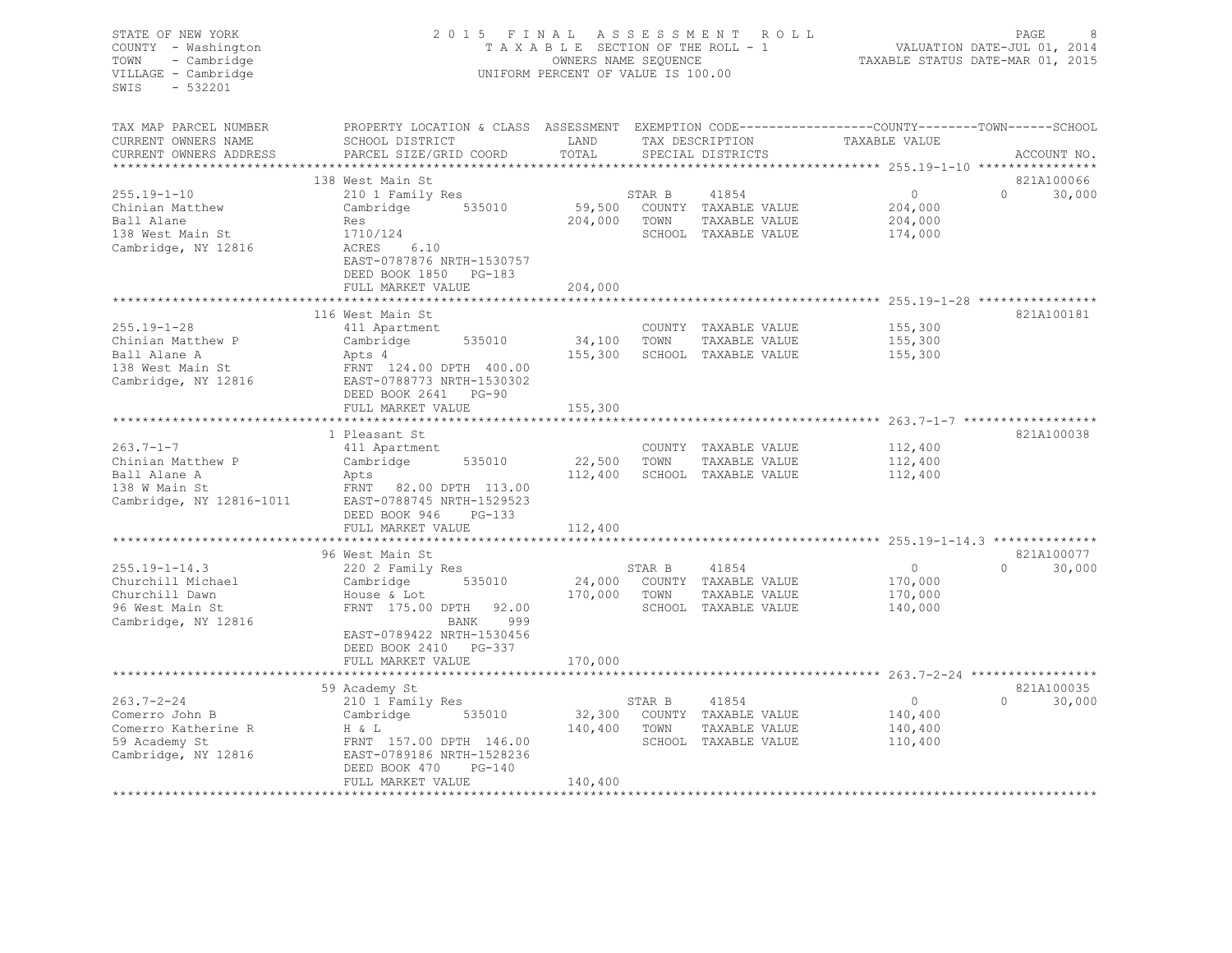STATE OF NEW YORK
COUNTY - Washington
TOWN - Cambridge
VILLAGE - Cambridge
SWIS - 532201

2015 FINAL ASSESSMENT ROLL
TAXABLE SECTION OF THE ROLL - 1
OWNERS NAME SEQUENCE
UNIFORM PERCENT OF VALUE IS 100.00

VALUATION DATE-JUL 01, 2014
TAXABLE STATUS DATE-MAR 01, 2015

| TAX MAP PARCEL NUMBER / CURRENT OWNERS NAME / CURRENT OWNERS ADDRESS | PROPERTY LOCATION & CLASS / SCHOOL DISTRICT / PARCEL SIZE/GRID COORD | ASSESSMENT LAND / TOTAL | EXEMPTION CODE / TAX DESCRIPTION / SPECIAL DISTRICTS | COUNTY / TOWN TAXABLE VALUE | SCHOOL / ACCOUNT NO. |
|---|---|---|---|---|---|
| | 138 West Main St | | | | 821A100066 |
| 255.19-1-10 | 210 1 Family Res | | STAR B 41854 | 0 | 0 30,000 |
| Chinian Matthew | Cambridge 535010 | 59,500 | COUNTY TAXABLE VALUE | 204,000 | |
| Ball Alane | Res | 204,000 | TOWN TAXABLE VALUE | 204,000 | |
| 138 West Main St | 1710/124 | | SCHOOL TAXABLE VALUE | 174,000 | |
| Cambridge, NY 12816 | ACRES 6.10 | | | | |
| | EAST-0787876 NRTH-1530757 | | | | |
| | DEED BOOK 1850 PG-183 | | | | |
| | FULL MARKET VALUE | 204,000 | | | |
| | 116 West Main St | | | | 821A100181 |
| 255.19-1-28 | 411 Apartment | | COUNTY TAXABLE VALUE | 155,300 | |
| Chinian Matthew P | Cambridge 535010 | 34,100 | TOWN TAXABLE VALUE | 155,300 | |
| Ball Alane A | Apts 4 | 155,300 | SCHOOL TAXABLE VALUE | 155,300 | |
| 138 West Main St | FRNT 124.00 DPTH 400.00 | | | | |
| Cambridge, NY 12816 | EAST-0788773 NRTH-1530302 | | | | |
| | DEED BOOK 2641 PG-90 | | | | |
| | FULL MARKET VALUE | 155,300 | | | |
| | 1 Pleasant St | | | | 821A100038 |
| 263.7-1-7 | 411 Apartment | | COUNTY TAXABLE VALUE | 112,400 | |
| Chinian Matthew P | Cambridge 535010 | 22,500 | TOWN TAXABLE VALUE | 112,400 | |
| Ball Alane A | Apts | 112,400 | SCHOOL TAXABLE VALUE | 112,400 | |
| 138 W Main St | FRNT 82.00 DPTH 113.00 | | | | |
| Cambridge, NY 12816-1011 | EAST-0788745 NRTH-1529523 | | | | |
| | DEED BOOK 946 PG-133 | | | | |
| | FULL MARKET VALUE | 112,400 | | | |
| | 96 West Main St | | | | 821A100077 |
| 255.19-1-14.3 | 220 2 Family Res | | STAR B 41854 | 0 | 0 30,000 |
| Churchill Michael | Cambridge 535010 | 24,000 | COUNTY TAXABLE VALUE | 170,000 | |
| Churchill Dawn | House & Lot | 170,000 | TOWN TAXABLE VALUE | 170,000 | |
| 96 West Main St | FRNT 175.00 DPTH 92.00 | | SCHOOL TAXABLE VALUE | 140,000 | |
| Cambridge, NY 12816 | BANK 999 | | | | |
| | EAST-0789422 NRTH-1530456 | | | | |
| | DEED BOOK 2410 PG-337 | | | | |
| | FULL MARKET VALUE | 170,000 | | | |
| | 59 Academy St | | | | 821A100035 |
| 263.7-2-24 | 210 1 Family Res | | STAR B 41854 | 0 | 0 30,000 |
| Comerro John B | Cambridge 535010 | 32,300 | COUNTY TAXABLE VALUE | 140,400 | |
| Comerro Katherine R | H & L | 140,400 | TOWN TAXABLE VALUE | 140,400 | |
| 59 Academy St | FRNT 157.00 DPTH 146.00 | | SCHOOL TAXABLE VALUE | 110,400 | |
| Cambridge, NY 12816 | EAST-0789186 NRTH-1528236 | | | | |
| | DEED BOOK 470 PG-140 | | | | |
| | FULL MARKET VALUE | 140,400 | | | |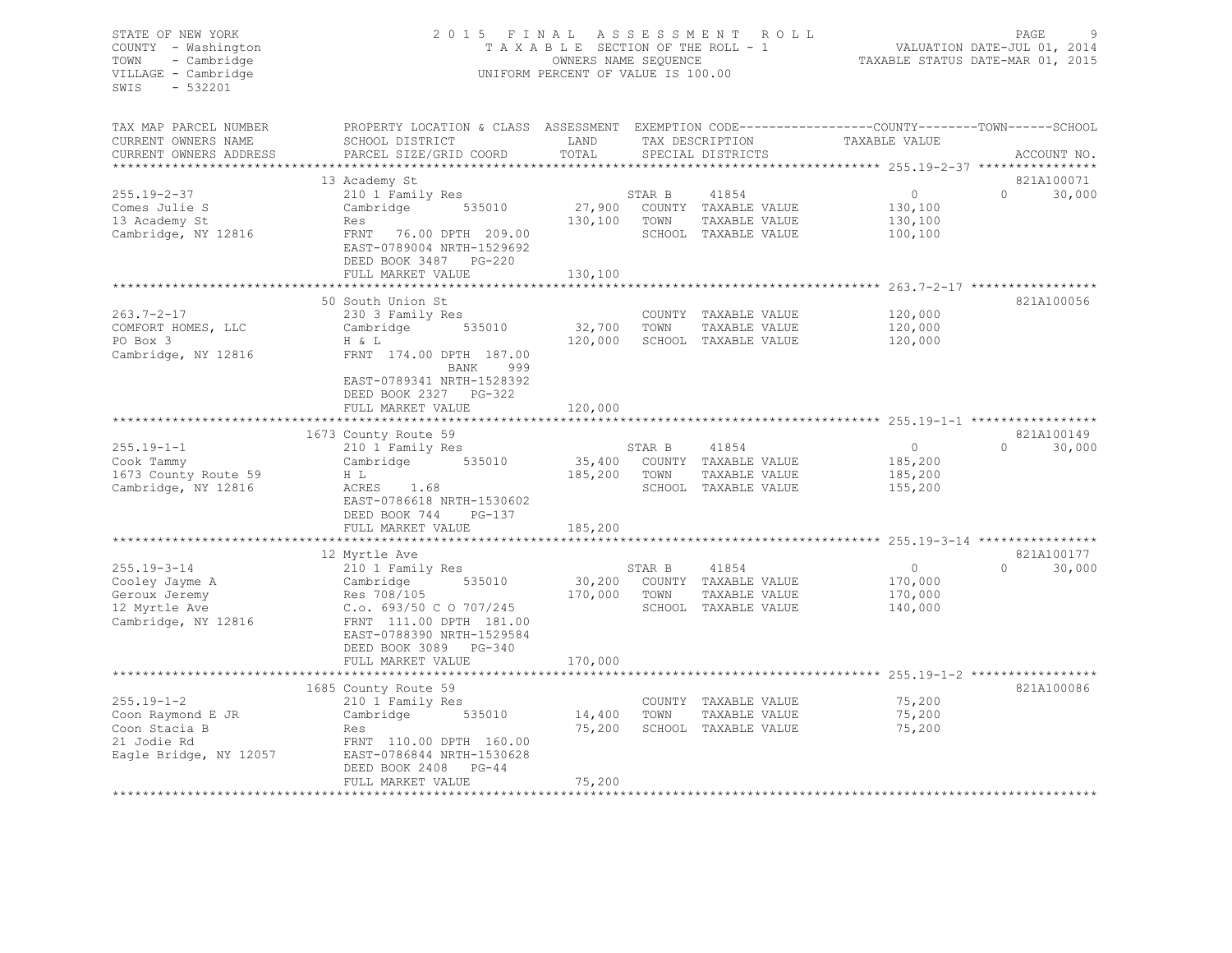STATE OF NEW YORK
COUNTY - Washington
TOWN - Cambridge
VILLAGE - Cambridge
SWIS - 532201

2015 FINAL ASSESSMENT ROLL
TAXABLE SECTION OF THE ROLL - 1
OWNERS NAME SEQUENCE
UNIFORM PERCENT OF VALUE IS 100.00

VALUATION DATE-JUL 01, 2014
TAXABLE STATUS DATE-MAR 01, 2015

| TAX MAP PARCEL NUMBER / CURRENT OWNERS NAME / CURRENT OWNERS ADDRESS | PROPERTY LOCATION & CLASS / SCHOOL DISTRICT / PARCEL SIZE/GRID COORD | ASSESSMENT LAND / TOTAL | EXEMPTION CODE / TAX DESCRIPTION / SPECIAL DISTRICTS | COUNTY / TAXABLE VALUE | TOWN | SCHOOL / ACCOUNT NO. |
|---|---|---|---|---|---|---|
| **255.19-2-37** | 13 Academy St | | | | | 821A100071 |
| 255.19-2-37 | 210 1 Family Res | | STAR B 41854 | 0 | 0 | 30,000 |
| Comes Julie S | Cambridge 535010 | 27,900 | COUNTY TAXABLE VALUE | 130,100 | | |
| 13 Academy St | Res | 130,100 | TOWN TAXABLE VALUE | 130,100 | | |
| Cambridge, NY 12816 | FRNT 76.00 DPTH 209.00 | | SCHOOL TAXABLE VALUE | 100,100 | | |
| | EAST-0789004 NRTH-1529692 | | | | | |
| | DEED BOOK 3487 PG-220 | | | | | |
| | FULL MARKET VALUE | 130,100 | | | | |
| **263.7-2-17** | 50 South Union St | | | | | 821A100056 |
| 263.7-2-17 | 230 3 Family Res | | COUNTY TAXABLE VALUE | 120,000 | | |
| COMFORT HOMES, LLC | Cambridge 535010 | 32,700 | TOWN TAXABLE VALUE | 120,000 | | |
| PO Box 3 | H & L | 120,000 | SCHOOL TAXABLE VALUE | 120,000 | | |
| Cambridge, NY 12816 | FRNT 174.00 DPTH 187.00 | | | | | |
| | BANK 999 | | | | | |
| | EAST-0789341 NRTH-1528392 | | | | | |
| | DEED BOOK 2327 PG-322 | | | | | |
| | FULL MARKET VALUE | 120,000 | | | | |
| **255.19-1-1** | 1673 County Route 59 | | | | | 821A100149 |
| 255.19-1-1 | 210 1 Family Res | | STAR B 41854 | 0 | 0 | 30,000 |
| Cook Tammy | Cambridge 535010 | 35,400 | COUNTY TAXABLE VALUE | 185,200 | | |
| 1673 County Route 59 | H L | 185,200 | TOWN TAXABLE VALUE | 185,200 | | |
| Cambridge, NY 12816 | ACRES 1.68 | | SCHOOL TAXABLE VALUE | 155,200 | | |
| | EAST-0786618 NRTH-1530602 | | | | | |
| | DEED BOOK 744 PG-137 | | | | | |
| | FULL MARKET VALUE | 185,200 | | | | |
| **255.19-3-14** | 12 Myrtle Ave | | | | | 821A100177 |
| 255.19-3-14 | 210 1 Family Res | | STAR B 41854 | 0 | 0 | 30,000 |
| Cooley Jayme A | Cambridge 535010 | 30,200 | COUNTY TAXABLE VALUE | 170,000 | | |
| Geroux Jeremy | Res 708/105 | 170,000 | TOWN TAXABLE VALUE | 170,000 | | |
| 12 Myrtle Ave | C.o. 693/50 C O 707/245 | | SCHOOL TAXABLE VALUE | 140,000 | | |
| Cambridge, NY 12816 | FRNT 111.00 DPTH 181.00 | | | | | |
| | EAST-0788390 NRTH-1529584 | | | | | |
| | DEED BOOK 3089 PG-340 | | | | | |
| | FULL MARKET VALUE | 170,000 | | | | |
| **255.19-1-2** | 1685 County Route 59 | | | | | 821A100086 |
| 255.19-1-2 | 210 1 Family Res | | COUNTY TAXABLE VALUE | 75,200 | | |
| Coon Raymond E JR | Cambridge 535010 | 14,400 | TOWN TAXABLE VALUE | 75,200 | | |
| Coon Stacia B | Res | 75,200 | SCHOOL TAXABLE VALUE | 75,200 | | |
| 21 Jodie Rd | FRNT 110.00 DPTH 160.00 | | | | | |
| Eagle Bridge, NY 12057 | EAST-0786844 NRTH-1530628 | | | | | |
| | DEED BOOK 2408 PG-44 | | | | | |
| | FULL MARKET VALUE | 75,200 | | | | |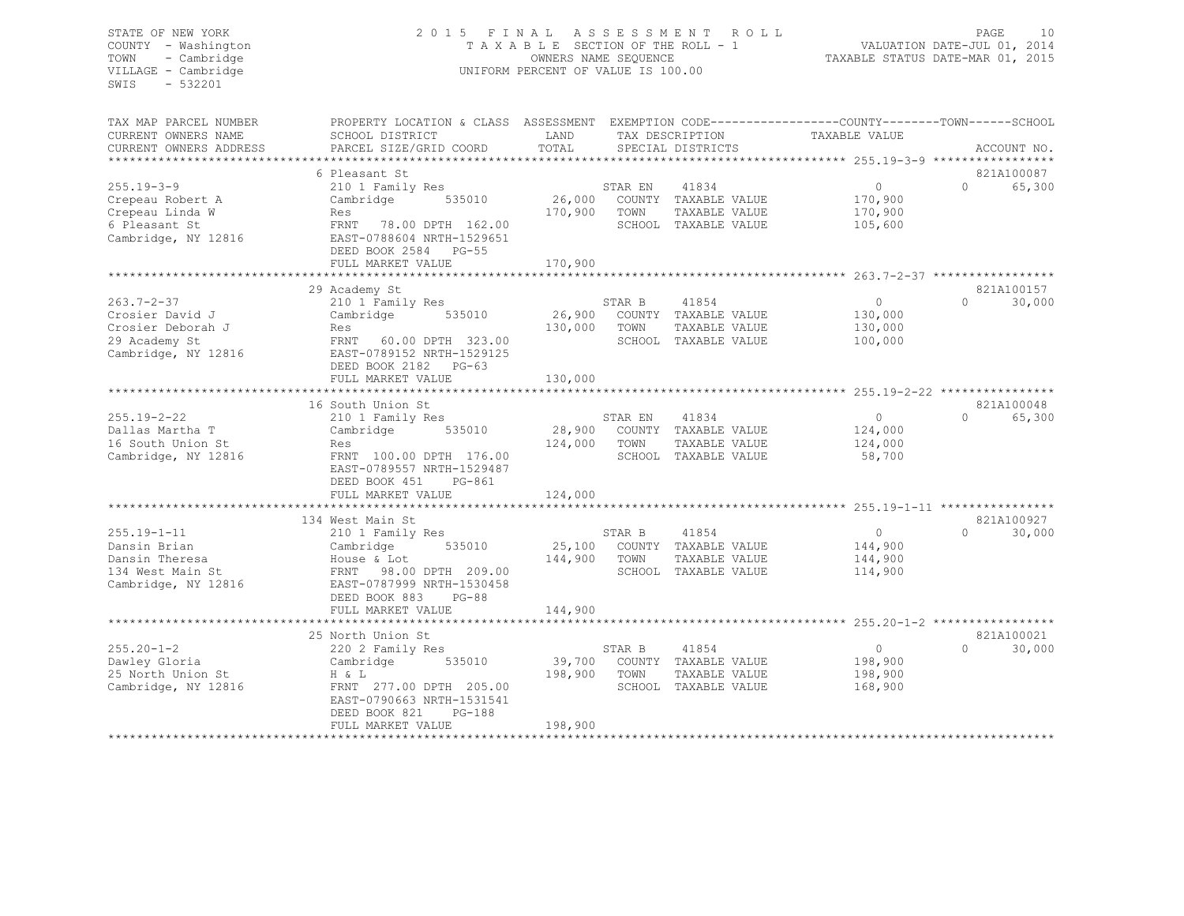STATE OF NEW YORK
COUNTY - Washington
TOWN - Cambridge
VILLAGE - Cambridge
SWIS - 532201

2015 FINAL ASSESSMENT ROLL
TAXABLE SECTION OF THE ROLL - 1
OWNERS NAME SEQUENCE
UNIFORM PERCENT OF VALUE IS 100.00

VALUATION DATE-JUL 01, 2014
TAXABLE STATUS DATE-MAR 01, 2015

| TAX MAP PARCEL NUMBER / CURRENT OWNERS NAME / CURRENT OWNERS ADDRESS | PROPERTY LOCATION & CLASS / SCHOOL DISTRICT / PARCEL SIZE/GRID COORD | ASSESSMENT LAND / TOTAL | EXEMPTION CODE / TAX DESCRIPTION / SPECIAL DISTRICTS | COUNTY / TOWN / SCHOOL TAXABLE VALUE | ACCOUNT NO. |
|---|---|---|---|---|---|
| 255.19-3-9 | 6 Pleasant St | | | | 821A100087 |
| | 210 1 Family Res | | STAR EN 41834 | 0 | 0 65,300 |
| Crepeau Robert A | Cambridge 535010 | 26,000 | COUNTY TAXABLE VALUE | 170,900 | |
| Crepeau Linda W | Res | 170,900 | TOWN TAXABLE VALUE | 170,900 | |
| 6 Pleasant St | FRNT 78.00 DPTH 162.00 | | SCHOOL TAXABLE VALUE | 105,600 | |
| Cambridge, NY 12816 | EAST-0788604 NRTH-1529651 | | | | |
| | DEED BOOK 2584 PG-55 | | | | |
| | FULL MARKET VALUE | 170,900 | | | |
| 263.7-2-37 | 29 Academy St | | | | 821A100157 |
| | 210 1 Family Res | | STAR B 41854 | 0 | 0 30,000 |
| Crosier David J | Cambridge 535010 | 26,900 | COUNTY TAXABLE VALUE | 130,000 | |
| Crosier Deborah J | Res | 130,000 | TOWN TAXABLE VALUE | 130,000 | |
| 29 Academy St | FRNT 60.00 DPTH 323.00 | | SCHOOL TAXABLE VALUE | 100,000 | |
| Cambridge, NY 12816 | EAST-0789152 NRTH-1529125 | | | | |
| | DEED BOOK 2182 PG-63 | | | | |
| | FULL MARKET VALUE | 130,000 | | | |
| 255.19-2-22 | 16 South Union St | | | | 821A100048 |
| | 210 1 Family Res | | STAR EN 41834 | 0 | 0 65,300 |
| Dallas Martha T | Cambridge 535010 | 28,900 | COUNTY TAXABLE VALUE | 124,000 | |
| 16 South Union St | Res | 124,000 | TOWN TAXABLE VALUE | 124,000 | |
| Cambridge, NY 12816 | FRNT 100.00 DPTH 176.00 | | SCHOOL TAXABLE VALUE | 58,700 | |
| | EAST-0789557 NRTH-1529487 | | | | |
| | DEED BOOK 451 PG-861 | | | | |
| | FULL MARKET VALUE | 124,000 | | | |
| 255.19-1-11 | 134 West Main St | | | | 821A100927 |
| | 210 1 Family Res | | STAR B 41854 | 0 | 0 30,000 |
| Dansin Brian | Cambridge 535010 | 25,100 | COUNTY TAXABLE VALUE | 144,900 | |
| Dansin Theresa | House & Lot | 144,900 | TOWN TAXABLE VALUE | 144,900 | |
| 134 West Main St | FRNT 98.00 DPTH 209.00 | | SCHOOL TAXABLE VALUE | 114,900 | |
| Cambridge, NY 12816 | EAST-0787999 NRTH-1530458 | | | | |
| | DEED BOOK 883 PG-88 | | | | |
| | FULL MARKET VALUE | 144,900 | | | |
| 255.20-1-2 | 25 North Union St | | | | 821A100021 |
| | 220 2 Family Res | | STAR B 41854 | 0 | 0 30,000 |
| Dawley Gloria | Cambridge 535010 | 39,700 | COUNTY TAXABLE VALUE | 198,900 | |
| 25 North Union St | H & L | 198,900 | TOWN TAXABLE VALUE | 198,900 | |
| Cambridge, NY 12816 | FRNT 277.00 DPTH 205.00 | | SCHOOL TAXABLE VALUE | 168,900 | |
| | EAST-0790663 NRTH-1531541 | | | | |
| | DEED BOOK 821 PG-188 | | | | |
| | FULL MARKET VALUE | 198,900 | | | |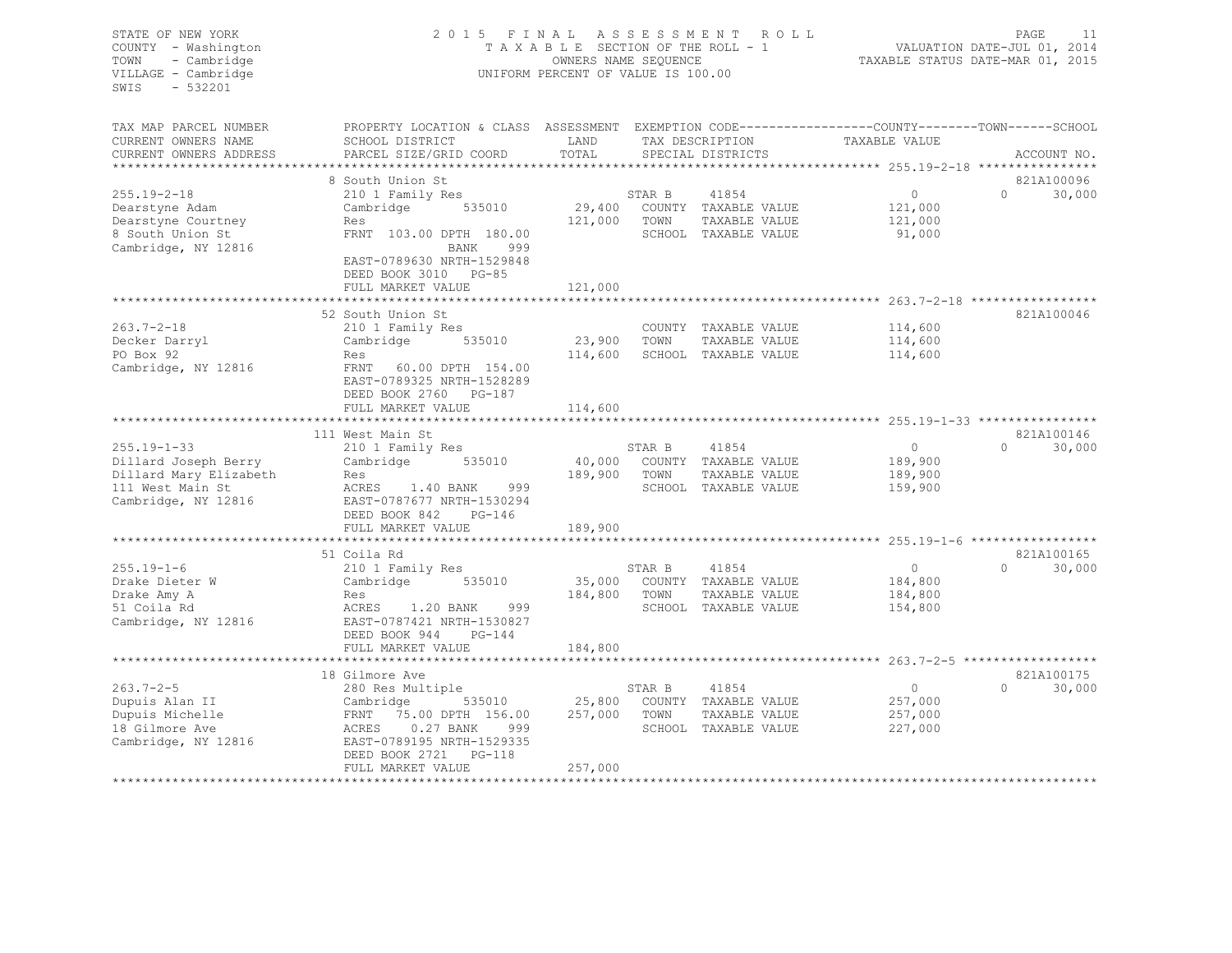STATE OF NEW YORK
COUNTY - Washington
TOWN - Cambridge
VILLAGE - Cambridge
SWIS - 532201

2 0 1 5 F I N A L A S S E S S M E N T R O L L
T A X A B L E SECTION OF THE ROLL - 1
OWNERS NAME SEQUENCE
UNIFORM PERCENT OF VALUE IS 100.00

VALUATION DATE-JUL 01, 2014
TAXABLE STATUS DATE-MAR 01, 2015

| TAX MAP PARCEL NUMBER / CURRENT OWNERS NAME / CURRENT OWNERS ADDRESS | PROPERTY LOCATION & CLASS / SCHOOL DISTRICT / PARCEL SIZE/GRID COORD | ASSESSMENT LAND | TOTAL | EXEMPTION CODE / TAX DESCRIPTION / SPECIAL DISTRICTS | COUNTY / TOWN TAXABLE VALUE | SCHOOL | ACCOUNT NO. |
|---|---|---|---|---|---|---|---|
| | 8 South Union St | | | | | | 821A100096 |
| 255.19-2-18 | 210 1 Family Res | | | STAR B 41854 | 0 | 0 30,000 | |
| Dearstyne Adam | Cambridge 535010 | 29,400 | | COUNTY TAXABLE VALUE | 121,000 | | |
| Dearstyne Courtney | Res | | 121,000 | TOWN TAXABLE VALUE | 121,000 | | |
| 8 South Union St | FRNT 103.00 DPTH 180.00 | | | SCHOOL TAXABLE VALUE | 91,000 | | |
| Cambridge, NY 12816 | BANK 999 | | | | | | |
| | EAST-0789630 NRTH-1529848 | | | | | | |
| | DEED BOOK 3010 PG-85 | | | | | | |
| | FULL MARKET VALUE | | 121,000 | | | | |
| | 52 South Union St | | | | | | 821A100046 |
| 263.7-2-18 | 210 1 Family Res | | | COUNTY TAXABLE VALUE | 114,600 | | |
| Decker Darryl | Cambridge 535010 | 23,900 | | TOWN TAXABLE VALUE | 114,600 | | |
| PO Box 92 | Res | | 114,600 | SCHOOL TAXABLE VALUE | 114,600 | | |
| Cambridge, NY 12816 | FRNT 60.00 DPTH 154.00 | | | | | | |
| | EAST-0789325 NRTH-1528289 | | | | | | |
| | DEED BOOK 2760 PG-187 | | | | | | |
| | FULL MARKET VALUE | | 114,600 | | | | |
| | 111 West Main St | | | | | | 821A100146 |
| 255.19-1-33 | 210 1 Family Res | | | STAR B 41854 | 0 | 0 30,000 | |
| Dillard Joseph Berry | Cambridge 535010 | 40,000 | | COUNTY TAXABLE VALUE | 189,900 | | |
| Dillard Mary Elizabeth | Res | | 189,900 | TOWN TAXABLE VALUE | 189,900 | | |
| 111 West Main St | ACRES 1.40 BANK 999 | | | SCHOOL TAXABLE VALUE | 159,900 | | |
| Cambridge, NY 12816 | EAST-0787677 NRTH-1530294 | | | | | | |
| | DEED BOOK 842 PG-146 | | | | | | |
| | FULL MARKET VALUE | | 189,900 | | | | |
| | 51 Coila Rd | | | | | | 821A100165 |
| 255.19-1-6 | 210 1 Family Res | | | STAR B 41854 | 0 | 0 30,000 | |
| Drake Dieter W | Cambridge 535010 | 35,000 | | COUNTY TAXABLE VALUE | 184,800 | | |
| Drake Amy A | Res | | 184,800 | TOWN TAXABLE VALUE | 184,800 | | |
| 51 Coila Rd | ACRES 1.20 BANK 999 | | | SCHOOL TAXABLE VALUE | 154,800 | | |
| Cambridge, NY 12816 | EAST-0787421 NRTH-1530827 | | | | | | |
| | DEED BOOK 944 PG-144 | | | | | | |
| | FULL MARKET VALUE | | 184,800 | | | | |
| | 18 Gilmore Ave | | | | | | 821A100175 |
| 263.7-2-5 | 280 Res Multiple | | | STAR B 41854 | 0 | 0 30,000 | |
| Dupuis Alan II | Cambridge 535010 | 25,800 | | COUNTY TAXABLE VALUE | 257,000 | | |
| Dupuis Michelle | FRNT 75.00 DPTH 156.00 | | 257,000 | TOWN TAXABLE VALUE | 257,000 | | |
| 18 Gilmore Ave | ACRES 0.27 BANK 999 | | | SCHOOL TAXABLE VALUE | 227,000 | | |
| Cambridge, NY 12816 | EAST-0789195 NRTH-1529335 | | | | | | |
| | DEED BOOK 2721 PG-118 | | | | | | |
| | FULL MARKET VALUE | | 257,000 | | | | |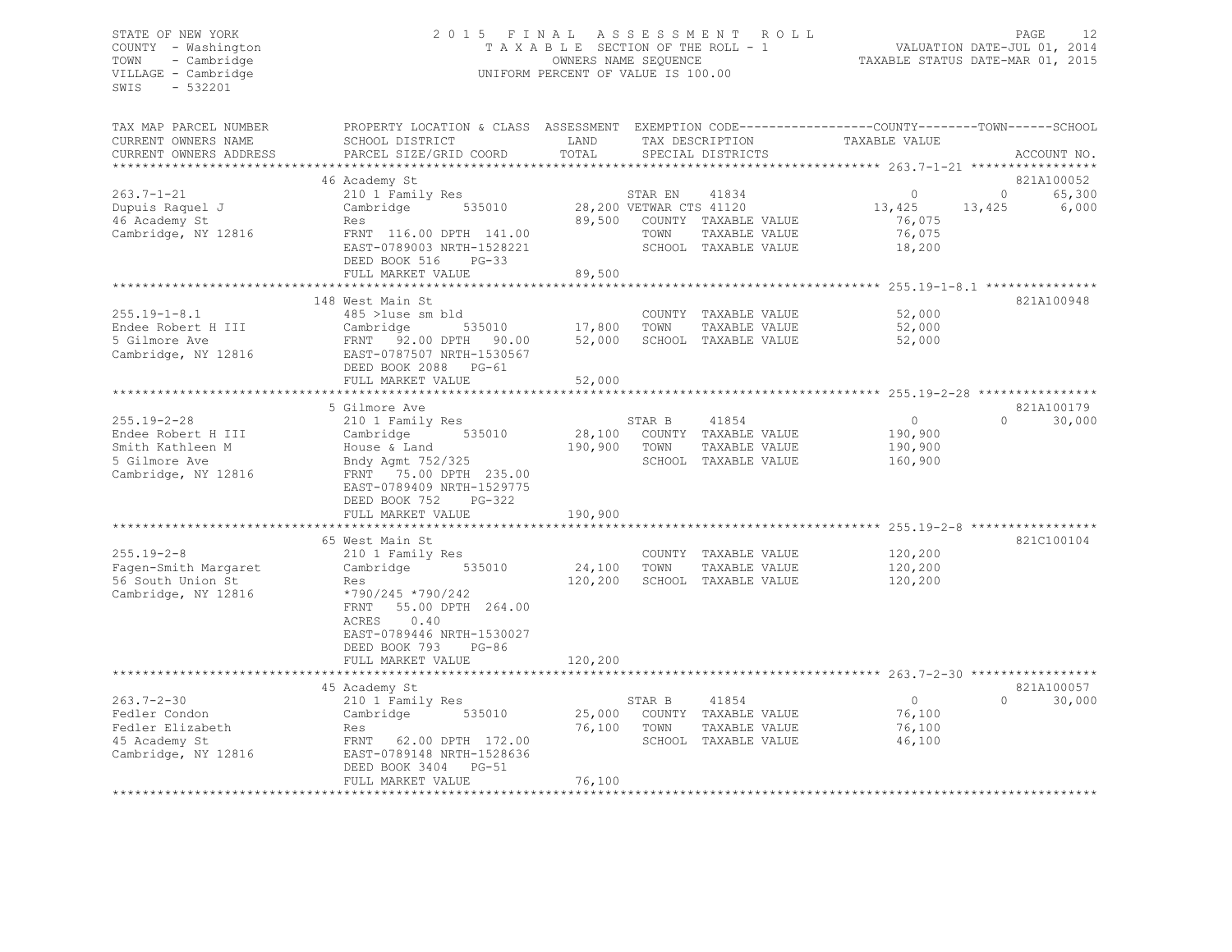STATE OF NEW YORK
COUNTY - Washington
TOWN - Cambridge
VILLAGE - Cambridge
SWIS - 532201

2015 FINAL ASSESSMENT ROLL
TAXABLE SECTION OF THE ROLL - 1
OWNERS NAME SEQUENCE
UNIFORM PERCENT OF VALUE IS 100.00

VALUATION DATE-JUL 01, 2014
TAXABLE STATUS DATE-MAR 01, 2015

| TAX MAP PARCEL NUMBER / CURRENT OWNERS NAME / CURRENT OWNERS ADDRESS | PROPERTY LOCATION & CLASS / SCHOOL DISTRICT / PARCEL SIZE/GRID COORD | ASSESSMENT LAND / TOTAL | EXEMPTION CODE / TAX DESCRIPTION / SPECIAL DISTRICTS | COUNTY TAXABLE VALUE | TOWN | SCHOOL / ACCOUNT NO. |
|---|---|---|---|---|---|---|
| **263.7-1-21** | 46 Academy St | | | | | 821A100052 |
| 263.7-1-21 | 210 1 Family Res | | STAR EN 41834 | 0 | 0 | 65,300 |
| Dupuis Raquel J | Cambridge 535010 | 28,200 | VETWAR CTS 41120 | 13,425 | 13,425 | 6,000 |
| 46 Academy St | Res | 89,500 | COUNTY TAXABLE VALUE | 76,075 | | |
| Cambridge, NY 12816 | FRNT 116.00 DPTH 141.00 | | TOWN TAXABLE VALUE | 76,075 | | |
| | EAST-0789003 NRTH-1528221 | | SCHOOL TAXABLE VALUE | 18,200 | | |
| | DEED BOOK 516 PG-33 | | | | | |
| | FULL MARKET VALUE | 89,500 | | | | |
| **255.19-1-8.1** | 148 West Main St | | | | | 821A100948 |
| 255.19-1-8.1 | 485 >1use sm bld | | COUNTY TAXABLE VALUE | 52,000 | | |
| Endee Robert H III | Cambridge 535010 | 17,800 | TOWN TAXABLE VALUE | 52,000 | | |
| 5 Gilmore Ave | FRNT 92.00 DPTH 90.00 | 52,000 | SCHOOL TAXABLE VALUE | 52,000 | | |
| Cambridge, NY 12816 | EAST-0787507 NRTH-1530567 | | | | | |
| | DEED BOOK 2088 PG-61 | | | | | |
| | FULL MARKET VALUE | 52,000 | | | | |
| **255.19-2-28** | 5 Gilmore Ave | | | | | 821A100179 |
| 255.19-2-28 | 210 1 Family Res | | STAR B 41854 | 0 | 0 | 30,000 |
| Endee Robert H III | Cambridge 535010 | 28,100 | COUNTY TAXABLE VALUE | 190,900 | | |
| Smith Kathleen M | House & Land | 190,900 | TOWN TAXABLE VALUE | 190,900 | | |
| 5 Gilmore Ave | Bndy Agmt 752/325 | | SCHOOL TAXABLE VALUE | 160,900 | | |
| Cambridge, NY 12816 | FRNT 75.00 DPTH 235.00 | | | | | |
| | EAST-0789409 NRTH-1529775 | | | | | |
| | DEED BOOK 752 PG-322 | | | | | |
| | FULL MARKET VALUE | 190,900 | | | | |
| **255.19-2-8** | 65 West Main St | | | | | 821C100104 |
| 255.19-2-8 | 210 1 Family Res | | COUNTY TAXABLE VALUE | 120,200 | | |
| Fagen-Smith Margaret | Cambridge 535010 | 24,100 | TOWN TAXABLE VALUE | 120,200 | | |
| 56 South Union St | Res | 120,200 | SCHOOL TAXABLE VALUE | 120,200 | | |
| Cambridge, NY 12816 | *790/245 *790/242 | | | | | |
| | FRNT 55.00 DPTH 264.00 | | | | | |
| | ACRES 0.40 | | | | | |
| | EAST-0789446 NRTH-1530027 | | | | | |
| | DEED BOOK 793 PG-86 | | | | | |
| | FULL MARKET VALUE | 120,200 | | | | |
| **263.7-2-30** | 45 Academy St | | | | | 821A100057 |
| 263.7-2-30 | 210 1 Family Res | | STAR B 41854 | 0 | 0 | 30,000 |
| Fedler Condon | Cambridge 535010 | 25,000 | COUNTY TAXABLE VALUE | 76,100 | | |
| Fedler Elizabeth | Res | 76,100 | TOWN TAXABLE VALUE | 76,100 | | |
| 45 Academy St | FRNT 62.00 DPTH 172.00 | | SCHOOL TAXABLE VALUE | 46,100 | | |
| Cambridge, NY 12816 | EAST-0789148 NRTH-1528636 | | | | | |
| | DEED BOOK 3404 PG-51 | | | | | |
| | FULL MARKET VALUE | 76,100 | | | | |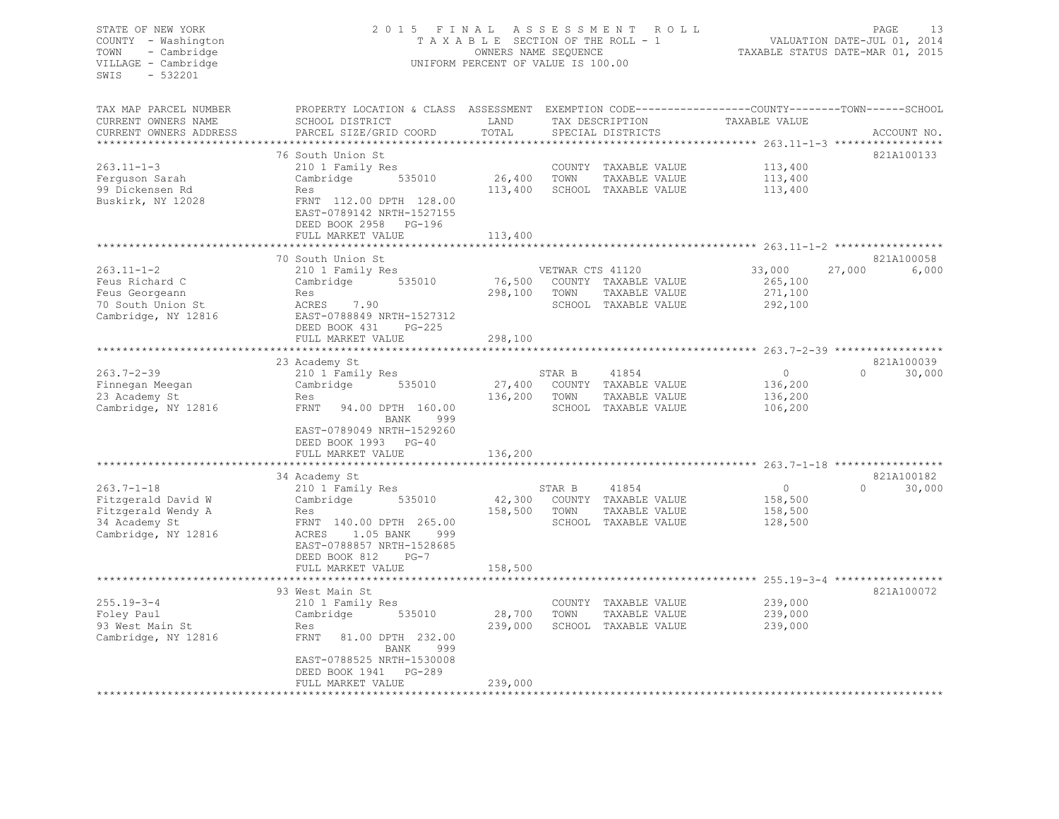STATE OF NEW YORK
COUNTY - Washington
TOWN - Cambridge
VILLAGE - Cambridge
SWIS - 532201

2 0 1 5 F I N A L A S S E S S M E N T R O L L
T A X A B L E SECTION OF THE ROLL - 1
OWNERS NAME SEQUENCE
UNIFORM PERCENT OF VALUE IS 100.00

VALUATION DATE-JUL 01, 2014
TAXABLE STATUS DATE-MAR 01, 2015

| TAX MAP PARCEL NUMBER / CURRENT OWNERS NAME / CURRENT OWNERS ADDRESS | PROPERTY LOCATION & CLASS / SCHOOL DISTRICT / PARCEL SIZE/GRID COORD | ASSESSMENT LAND / TOTAL | EXEMPTION CODE / TAX DESCRIPTION / SPECIAL DISTRICTS | COUNTY TAXABLE VALUE | TOWN | SCHOOL | ACCOUNT NO. |
|---|---|---|---|---|---|---|---|
| 263.11-1-3 | 76 South Union St | | | | | | 821A100133 |
| | 210 1 Family Res | | COUNTY TAXABLE VALUE | 113,400 | | | |
| Ferguson Sarah | Cambridge 535010 | 26,400 | TOWN TAXABLE VALUE | 113,400 | | | |
| 99 Dickensen Rd | Res | 113,400 | SCHOOL TAXABLE VALUE | 113,400 | | | |
| Buskirk, NY 12028 | FRNT 112.00 DPTH 128.00 | | | | | | |
| | EAST-0789142 NRTH-1527155 | | | | | | |
| | DEED BOOK 2958 PG-196 | | | | | | |
| | FULL MARKET VALUE | 113,400 | | | | | |
| 263.11-1-2 | 70 South Union St | | | | | | 821A100058 |
| | 210 1 Family Res | | VETWAR CTS 41120 | 33,000 | 27,000 | 6,000 | |
| Feus Richard C | Cambridge 535010 | 76,500 | COUNTY TAXABLE VALUE | 265,100 | | | |
| Feus Georgeann | Res | 298,100 | TOWN TAXABLE VALUE | 271,100 | | | |
| 70 South Union St | ACRES 7.90 | | SCHOOL TAXABLE VALUE | 292,100 | | | |
| Cambridge, NY 12816 | EAST-0788849 NRTH-1527312 | | | | | | |
| | DEED BOOK 431 PG-225 | | | | | | |
| | FULL MARKET VALUE | 298,100 | | | | | |
| 263.7-2-39 | 23 Academy St | | | | | | 821A100039 |
| | 210 1 Family Res | | STAR B 41854 | 0 | 0 | 30,000 | |
| Finnegan Meegan | Cambridge 535010 | 27,400 | COUNTY TAXABLE VALUE | 136,200 | | | |
| 23 Academy St | Res | 136,200 | TOWN TAXABLE VALUE | 136,200 | | | |
| Cambridge, NY 12816 | FRNT 94.00 DPTH 160.00 | | SCHOOL TAXABLE VALUE | 106,200 | | | |
| | BANK 999 | | | | | | |
| | EAST-0789049 NRTH-1529260 | | | | | | |
| | DEED BOOK 1993 PG-40 | | | | | | |
| | FULL MARKET VALUE | 136,200 | | | | | |
| 263.7-1-18 | 34 Academy St | | | | | | 821A100182 |
| | 210 1 Family Res | | STAR B 41854 | 0 | 0 | 30,000 | |
| Fitzgerald David W | Cambridge 535010 | 42,300 | COUNTY TAXABLE VALUE | 158,500 | | | |
| Fitzgerald Wendy A | Res | 158,500 | TOWN TAXABLE VALUE | 158,500 | | | |
| 34 Academy St | FRNT 140.00 DPTH 265.00 | | SCHOOL TAXABLE VALUE | 128,500 | | | |
| Cambridge, NY 12816 | ACRES 1.05 BANK 999 | | | | | | |
| | EAST-0788857 NRTH-1528685 | | | | | | |
| | DEED BOOK 812 PG-7 | | | | | | |
| | FULL MARKET VALUE | 158,500 | | | | | |
| 255.19-3-4 | 93 West Main St | | | | | | 821A100072 |
| | 210 1 Family Res | | COUNTY TAXABLE VALUE | 239,000 | | | |
| Foley Paul | Cambridge 535010 | 28,700 | TOWN TAXABLE VALUE | 239,000 | | | |
| 93 West Main St | Res | 239,000 | SCHOOL TAXABLE VALUE | 239,000 | | | |
| Cambridge, NY 12816 | FRNT 81.00 DPTH 232.00 | | | | | | |
| | BANK 999 | | | | | | |
| | EAST-0788525 NRTH-1530008 | | | | | | |
| | DEED BOOK 1941 PG-289 | | | | | | |
| | FULL MARKET VALUE | 239,000 | | | | | |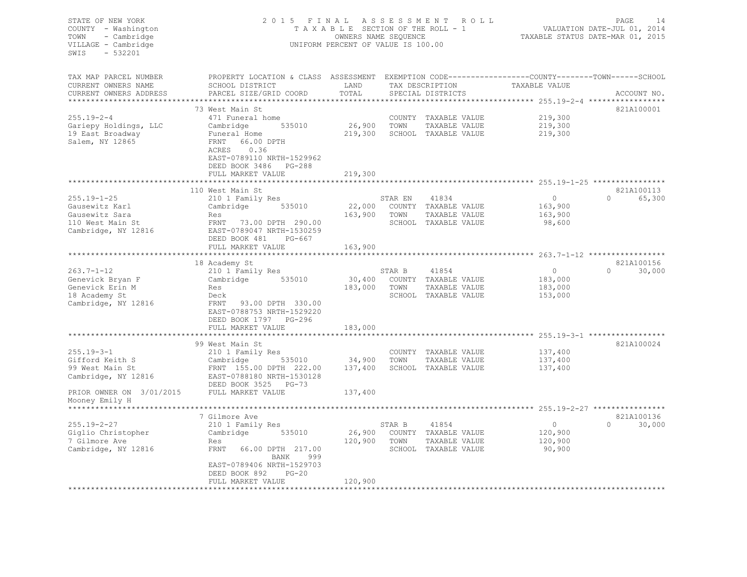STATE OF NEW YORK
COUNTY - Washington
TOWN - Cambridge
VILLAGE - Cambridge
SWIS - 532201

2015 FINAL ASSESSMENT ROLL
TAXABLE SECTION OF THE ROLL - 1
OWNERS NAME SEQUENCE
UNIFORM PERCENT OF VALUE IS 100.00

VALUATION DATE-JUL 01, 2014
TAXABLE STATUS DATE-MAR 01, 2015

| TAX MAP PARCEL NUMBER / CURRENT OWNERS NAME / CURRENT OWNERS ADDRESS | PROPERTY LOCATION & CLASS / SCHOOL DISTRICT / PARCEL SIZE/GRID COORD | ASSESSMENT LAND / TOTAL | EXEMPTION CODE / TAX DESCRIPTION / SPECIAL DISTRICTS | COUNTY / TOWN / SCHOOL TAXABLE VALUE | ACCOUNT NO. |
|---|---|---|---|---|---|
| 255.19-2-4 | 73 West Main St | | | | 821A100001 |
| Gariepy Holdings, LLC | 471 Funeral home | | COUNTY TAXABLE VALUE | 219,300 | |
| 19 East Broadway | Cambridge 535010 | 26,900 | TOWN TAXABLE VALUE | 219,300 | |
| Salem, NY 12865 | Funeral Home | 219,300 | SCHOOL TAXABLE VALUE | 219,300 | |
| | FRNT 66.00 DPTH | | | | |
| | ACRES 0.36 | | | | |
| | EAST-0789110 NRTH-1529962 | | | | |
| | DEED BOOK 3486 PG-288 | | | | |
| | FULL MARKET VALUE | 219,300 | | | |
| 255.19-1-25 | 110 West Main St | | | | 821A100113 |
| Gausewitz Karl | 210 1 Family Res | | STAR EN 41834 | 0 0 65,300 | |
| Gausewitz Sara | Cambridge 535010 | 22,000 | COUNTY TAXABLE VALUE | 163,900 | |
| 110 West Main St | Res | 163,900 | TOWN TAXABLE VALUE | 163,900 | |
| Cambridge, NY 12816 | FRNT 73.00 DPTH 290.00 | | SCHOOL TAXABLE VALUE | 98,600 | |
| | EAST-0789047 NRTH-1530259 | | | | |
| | DEED BOOK 481 PG-667 | | | | |
| | FULL MARKET VALUE | 163,900 | | | |
| 263.7-1-12 | 18 Academy St | | | | 821A100156 |
| Genevick Bryan F | 210 1 Family Res | | STAR B 41854 | 0 0 30,000 | |
| Genevick Erin M | Cambridge 535010 | 30,400 | COUNTY TAXABLE VALUE | 183,000 | |
| 18 Academy St | Res | 183,000 | TOWN TAXABLE VALUE | 183,000 | |
| Cambridge, NY 12816 | Deck | | SCHOOL TAXABLE VALUE | 153,000 | |
| | FRNT 93.00 DPTH 330.00 | | | | |
| | EAST-0788753 NRTH-1529220 | | | | |
| | DEED BOOK 1797 PG-296 | | | | |
| | FULL MARKET VALUE | 183,000 | | | |
| 255.19-3-1 | 99 West Main St | | | | 821A100024 |
| Gifford Keith S | 210 1 Family Res | | COUNTY TAXABLE VALUE | 137,400 | |
| 99 West Main St | Cambridge 535010 | 34,900 | TOWN TAXABLE VALUE | 137,400 | |
| Cambridge, NY 12816 | FRNT 155.00 DPTH 222.00 | 137,400 | SCHOOL TAXABLE VALUE | 137,400 | |
| | EAST-0788180 NRTH-1530128 | | | | |
| | DEED BOOK 3525 PG-73 | | | | |
| PRIOR OWNER ON 3/01/2015 | FULL MARKET VALUE | 137,400 | | | |
| Mooney Emily H | | | | | |
| 255.19-2-27 | 7 Gilmore Ave | | | | 821A100136 |
| Giglio Christopher | 210 1 Family Res | | STAR B 41854 | 0 0 30,000 | |
| 7 Gilmore Ave | Cambridge 535010 | 26,900 | COUNTY TAXABLE VALUE | 120,900 | |
| Cambridge, NY 12816 | Res | 120,900 | TOWN TAXABLE VALUE | 120,900 | |
| | FRNT 66.00 DPTH 217.00 | | SCHOOL TAXABLE VALUE | 90,900 | |
| | BANK 999 | | | | |
| | EAST-0789406 NRTH-1529703 | | | | |
| | DEED BOOK 892 PG-20 | | | | |
| | FULL MARKET VALUE | 120,900 | | | |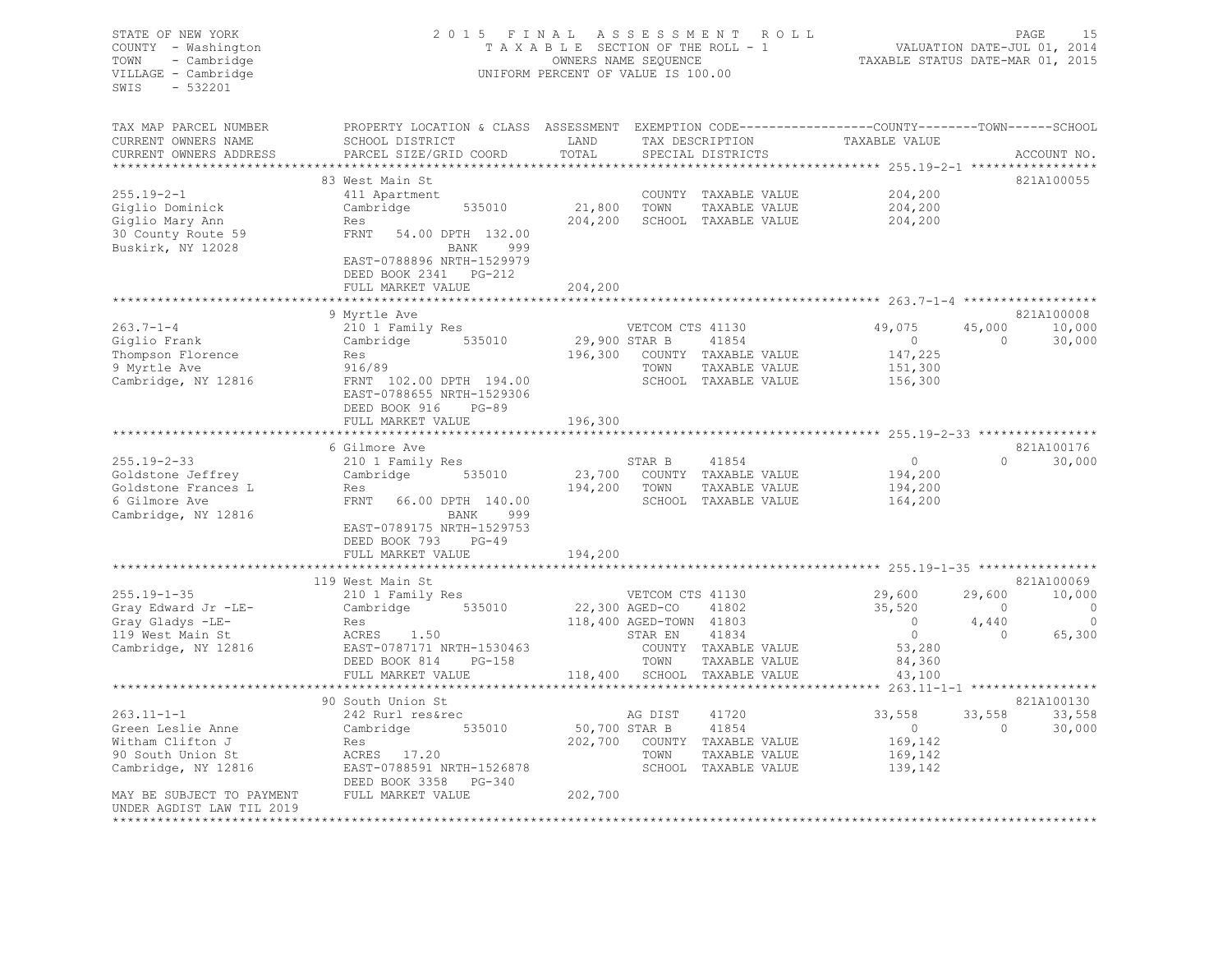STATE OF NEW YORK
COUNTY - Washington
TOWN - Cambridge
VILLAGE - Cambridge
SWIS - 532201

2015 FINAL ASSESSMENT ROLL
TAXABLE SECTION OF THE ROLL - 1
OWNERS NAME SEQUENCE
UNIFORM PERCENT OF VALUE IS 100.00

VALUATION DATE-JUL 01, 2014
TAXABLE STATUS DATE-MAR 01, 2015

| TAX MAP PARCEL NUMBER / CURRENT OWNERS NAME / CURRENT OWNERS ADDRESS | PROPERTY LOCATION & CLASS / SCHOOL DISTRICT / PARCEL SIZE/GRID COORD | ASSESSMENT LAND / TOTAL | EXEMPTION CODE / TAX DESCRIPTION / SPECIAL DISTRICTS | COUNTY TAXABLE VALUE | TOWN | SCHOOL / ACCOUNT NO. |
|---|---|---|---|---|---|---|
| **255.19-2-1** | 83 West Main St | | | | | 821A100055 |
| 255.19-2-1 | 411 Apartment | | COUNTY TAXABLE VALUE | 204,200 | | |
| Giglio Dominick | Cambridge 535010 | 21,800 | TOWN TAXABLE VALUE | 204,200 | | |
| Giglio Mary Ann | Res | 204,200 | SCHOOL TAXABLE VALUE | 204,200 | | |
| 30 County Route 59 | FRNT 54.00 DPTH 132.00 | | | | | |
| Buskirk, NY 12028 | BANK 999 | | | | | |
| | EAST-0788896 NRTH-1529979 | | | | | |
| | DEED BOOK 2341 PG-212 | | | | | |
| | FULL MARKET VALUE | 204,200 | | | | |
| **263.7-1-4** | 9 Myrtle Ave | | | | | 821A100008 |
| 263.7-1-4 | 210 1 Family Res | | VETCOM CTS 41130 | 49,075 | 45,000 | 10,000 |
| Giglio Frank | Cambridge 535010 | 29,900 | STAR B 41854 | 0 | 0 | 30,000 |
| Thompson Florence | Res | 196,300 | COUNTY TAXABLE VALUE | 147,225 | | |
| 9 Myrtle Ave | 916/89 | | TOWN TAXABLE VALUE | 151,300 | | |
| Cambridge, NY 12816 | FRNT 102.00 DPTH 194.00 | | SCHOOL TAXABLE VALUE | 156,300 | | |
| | EAST-0788655 NRTH-1529306 | | | | | |
| | DEED BOOK 916 PG-89 | | | | | |
| | FULL MARKET VALUE | 196,300 | | | | |
| **255.19-2-33** | 6 Gilmore Ave | | | | | 821A100176 |
| 255.19-2-33 | 210 1 Family Res | | STAR B 41854 | 0 | 0 | 30,000 |
| Goldstone Jeffrey | Cambridge 535010 | 23,700 | COUNTY TAXABLE VALUE | 194,200 | | |
| Goldstone Frances L | Res | 194,200 | TOWN TAXABLE VALUE | 194,200 | | |
| 6 Gilmore Ave | FRNT 66.00 DPTH 140.00 | | SCHOOL TAXABLE VALUE | 164,200 | | |
| Cambridge, NY 12816 | BANK 999 | | | | | |
| | EAST-0789175 NRTH-1529753 | | | | | |
| | DEED BOOK 793 PG-49 | | | | | |
| | FULL MARKET VALUE | 194,200 | | | | |
| **255.19-1-35** | 119 West Main St | | | | | 821A100069 |
| 255.19-1-35 | 210 1 Family Res | | VETCOM CTS 41130 | 29,600 | 29,600 | 10,000 |
| Gray Edward Jr -LE- | Cambridge 535010 | 22,300 | AGED-CO 41802 | 35,520 | 0 | 0 |
| Gray Gladys -LE- | Res | 118,400 | AGED-TOWN 41803 | 0 | 4,440 | 0 |
| 119 West Main St | ACRES 1.50 | | STAR EN 41834 | 0 | 0 | 65,300 |
| Cambridge, NY 12816 | EAST-0787171 NRTH-1530463 | | COUNTY TAXABLE VALUE | 53,280 | | |
| | DEED BOOK 814 PG-158 | | TOWN TAXABLE VALUE | 84,360 | | |
| | FULL MARKET VALUE | 118,400 | SCHOOL TAXABLE VALUE | 43,100 | | |
| **263.11-1-1** | 90 South Union St | | | | | 821A100130 |
| 263.11-1-1 | 242 Rurl res&rec | | AG DIST 41720 | 33,558 | 33,558 | 33,558 |
| Green Leslie Anne | Cambridge 535010 | 50,700 | STAR B 41854 | 0 | 0 | 30,000 |
| Witham Clifton J | Res | 202,700 | COUNTY TAXABLE VALUE | 169,142 | | |
| 90 South Union St | ACRES 17.20 | | TOWN TAXABLE VALUE | 169,142 | | |
| Cambridge, NY 12816 | EAST-0788591 NRTH-1526878 | | SCHOOL TAXABLE VALUE | 139,142 | | |
| | DEED BOOK 3358 PG-340 | | | | | |
| MAY BE SUBJECT TO PAYMENT UNDER AGDIST LAW TIL 2019 | FULL MARKET VALUE | 202,700 | | | | |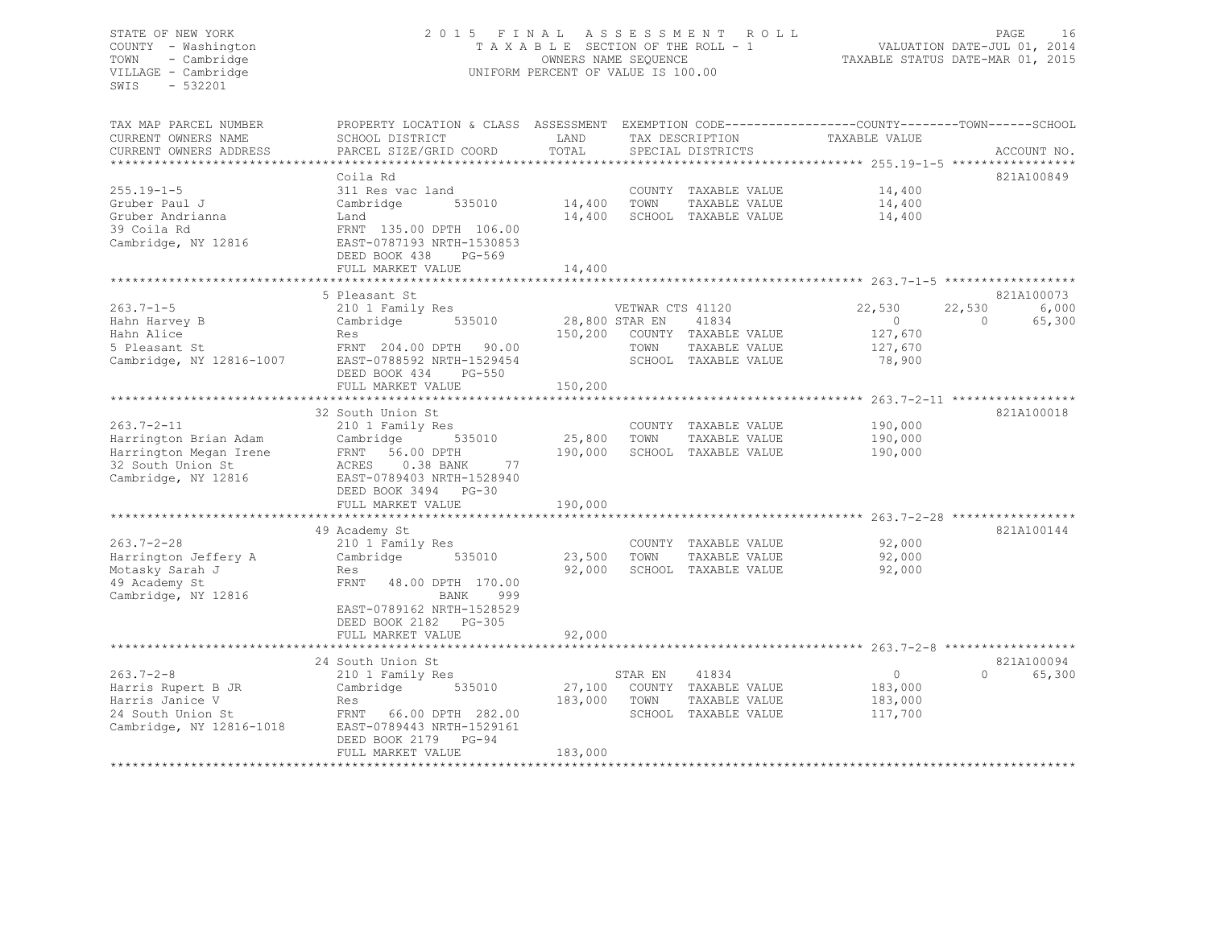STATE OF NEW YORK
COUNTY - Washington
TOWN - Cambridge
VILLAGE - Cambridge
SWIS - 532201

2 0 1 5 F I N A L A S S E S S M E N T R O L L
T A X A B L E SECTION OF THE ROLL - 1
OWNERS NAME SEQUENCE
UNIFORM PERCENT OF VALUE IS 100.00

VALUATION DATE-JUL 01, 2014
TAXABLE STATUS DATE-MAR 01, 2015

| TAX MAP PARCEL NUMBER / CURRENT OWNERS NAME / CURRENT OWNERS ADDRESS | PROPERTY LOCATION & CLASS / SCHOOL DISTRICT / PARCEL SIZE/GRID COORD | ASSESSMENT LAND / TOTAL | EXEMPTION CODE / TAX DESCRIPTION / SPECIAL DISTRICTS | COUNTY TAXABLE VALUE | TOWN | SCHOOL | ACCOUNT NO. |
|---|---|---|---|---|---|---|---|
| 255.19-1-5 | Coila Rd | | | | | | 821A100849 |
| | 311 Res vac land | | COUNTY TAXABLE VALUE | 14,400 | | | |
| Gruber Paul J | Cambridge 535010 | 14,400 | TOWN TAXABLE VALUE | 14,400 | | | |
| Gruber Andrianna | Land | 14,400 | SCHOOL TAXABLE VALUE | 14,400 | | | |
| 39 Coila Rd | FRNT 135.00 DPTH 106.00 | | | | | | |
| Cambridge, NY 12816 | EAST-0787193 NRTH-1530853 | | | | | | |
| | DEED BOOK 438 PG-569 | | | | | | |
| | FULL MARKET VALUE | 14,400 | | | | | |
| 263.7-1-5 | 5 Pleasant St | | | | | | 821A100073 |
| | 210 1 Family Res | | VETWAR CTS 41120 | 22,530 | 22,530 | 6,000 | |
| Hahn Harvey B | Cambridge 535010 | 28,800 | STAR EN 41834 | 0 | 0 | 65,300 | |
| Hahn Alice | Res | 150,200 | COUNTY TAXABLE VALUE | 127,670 | | | |
| 5 Pleasant St | FRNT 204.00 DPTH 90.00 | | TOWN TAXABLE VALUE | 127,670 | | | |
| Cambridge, NY 12816-1007 | EAST-0788592 NRTH-1529454 | | SCHOOL TAXABLE VALUE | 78,900 | | | |
| | DEED BOOK 434 PG-550 | | | | | | |
| | FULL MARKET VALUE | 150,200 | | | | | |
| 263.7-2-11 | 32 South Union St | | | | | | 821A100018 |
| | 210 1 Family Res | | COUNTY TAXABLE VALUE | 190,000 | | | |
| Harrington Brian Adam | Cambridge 535010 | 25,800 | TOWN TAXABLE VALUE | 190,000 | | | |
| Harrington Megan Irene | FRNT 56.00 DPTH | 190,000 | SCHOOL TAXABLE VALUE | 190,000 | | | |
| 32 South Union St | ACRES 0.38 BANK 77 | | | | | | |
| Cambridge, NY 12816 | EAST-0789403 NRTH-1528940 | | | | | | |
| | DEED BOOK 3494 PG-30 | | | | | | |
| | FULL MARKET VALUE | 190,000 | | | | | |
| 263.7-2-28 | 49 Academy St | | | | | | 821A100144 |
| | 210 1 Family Res | | COUNTY TAXABLE VALUE | 92,000 | | | |
| Harrington Jeffery A | Cambridge 535010 | 23,500 | TOWN TAXABLE VALUE | 92,000 | | | |
| Motasky Sarah J | Res | 92,000 | SCHOOL TAXABLE VALUE | 92,000 | | | |
| 49 Academy St | FRNT 48.00 DPTH 170.00 | | | | | | |
| Cambridge, NY 12816 | BANK 999 | | | | | | |
| | EAST-0789162 NRTH-1528529 | | | | | | |
| | DEED BOOK 2182 PG-305 | | | | | | |
| | FULL MARKET VALUE | 92,000 | | | | | |
| 263.7-2-8 | 24 South Union St | | | | | | 821A100094 |
| | 210 1 Family Res | | STAR EN 41834 | 0 | 0 | 65,300 | |
| Harris Rupert B JR | Cambridge 535010 | 27,100 | COUNTY TAXABLE VALUE | 183,000 | | | |
| Harris Janice V | Res | 183,000 | TOWN TAXABLE VALUE | 183,000 | | | |
| 24 South Union St | FRNT 66.00 DPTH 282.00 | | SCHOOL TAXABLE VALUE | 117,700 | | | |
| Cambridge, NY 12816-1018 | EAST-0789443 NRTH-1529161 | | | | | | |
| | DEED BOOK 2179 PG-94 | | | | | | |
| | FULL MARKET VALUE | 183,000 | | | | | |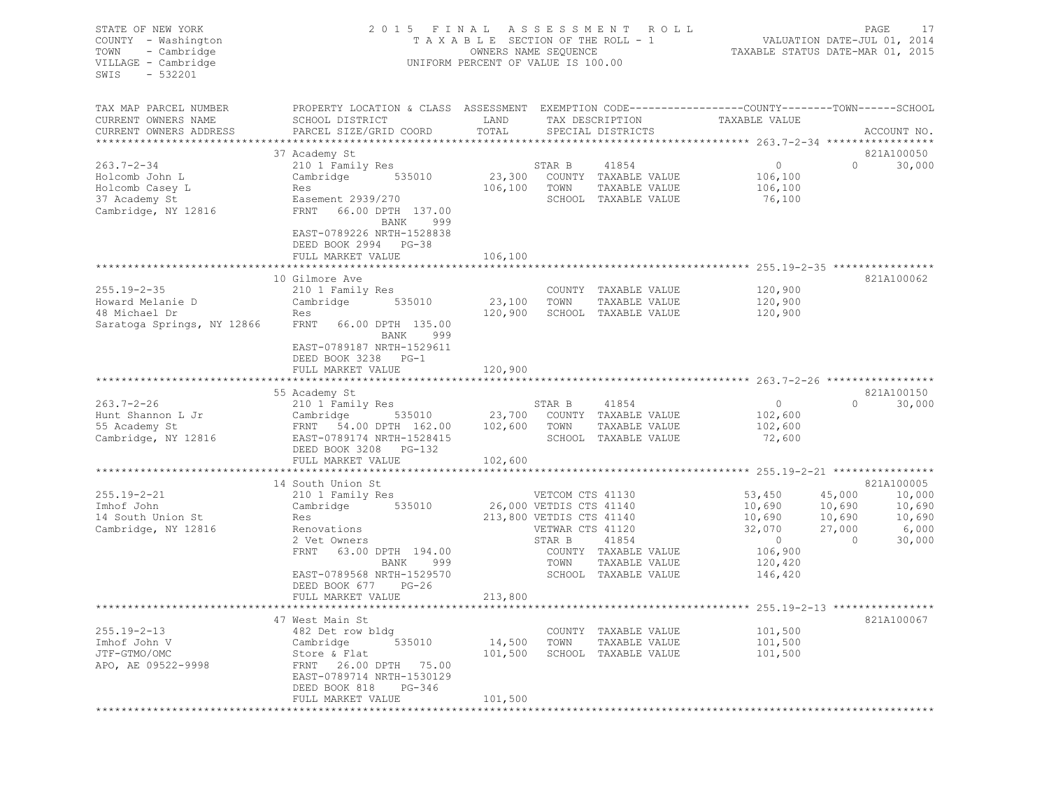STATE OF NEW YORK
COUNTY - Washington
TOWN - Cambridge
VILLAGE - Cambridge
SWIS - 532201

2015 FINAL ASSESSMENT ROLL
TAXABLE SECTION OF THE ROLL - 1
OWNERS NAME SEQUENCE
UNIFORM PERCENT OF VALUE IS 100.00

VALUATION DATE-JUL 01, 2014
TAXABLE STATUS DATE-MAR 01, 2015

```
TAX MAP PARCEL NUMBER          PROPERTY LOCATION & CLASS  ASSESSMENT  EXEMPTION CODE------------------COUNTY--------TOWN------SCHOOL
CURRENT OWNERS NAME            SCHOOL DISTRICT               LAND      TAX DESCRIPTION            TAXABLE VALUE
CURRENT OWNERS ADDRESS         PARCEL SIZE/GRID COORD        TOTAL     SPECIAL DISTRICTS                                   ACCOUNT NO.
******************************************************************************************************* 263.7-2-34 *****************
                               37 Academy St                                                                                821A100050
263.7-2-34                     210 1 Family Res                   STAR B      41854                0              0       30,000
Holcomb John L                 Cambridge       535010     23,300    COUNTY  TAXABLE VALUE          106,100
Holcomb Casey L                Res                       106,100    TOWN    TAXABLE VALUE          106,100
37 Academy St                  Easement 2939/270                     SCHOOL  TAXABLE VALUE           76,100
Cambridge, NY 12816            FRNT    66.00 DPTH 137.00
                                         BANK     999
                               EAST-0789226 NRTH-1528838
                               DEED BOOK 2994   PG-38
                               FULL MARKET VALUE         106,100
******************************************************************************************************* 255.19-2-35 ****************
                               10 Gilmore Ave                                                                               821A100062
255.19-2-35                    210 1 Family Res                      COUNTY  TAXABLE VALUE          120,900
Howard Melanie D               Cambridge       535010     23,100    TOWN    TAXABLE VALUE          120,900
48 Michael Dr                  Res                       120,900    SCHOOL  TAXABLE VALUE          120,900
Saratoga Springs, NY 12866     FRNT    66.00 DPTH 135.00
                                         BANK     999
                               EAST-0789187 NRTH-1529611
                               DEED BOOK 3238   PG-1
                               FULL MARKET VALUE         120,900
******************************************************************************************************* 263.7-2-26 *****************
                               55 Academy St                                                                                821A100150
263.7-2-26                     210 1 Family Res                   STAR B      41854                0              0       30,000
Hunt Shannon L Jr              Cambridge       535010     23,700    COUNTY  TAXABLE VALUE          102,600
55 Academy St                  FRNT    54.00 DPTH 162.00 102,600    TOWN    TAXABLE VALUE          102,600
Cambridge, NY 12816            EAST-0789174 NRTH-1528415             SCHOOL  TAXABLE VALUE           72,600
                               DEED BOOK 3208   PG-132
                               FULL MARKET VALUE         102,600
******************************************************************************************************* 255.19-2-21 ****************
                               14 South Union St                                                                            821A100005
255.19-2-21                    210 1 Family Res                   VETCOM CTS 41130            53,450         45,000       10,000
Imhof John                     Cambridge       535010     26,000 VETDIS CTS 41140            10,690         10,690       10,690
14 South Union St              Res                       213,800 VETDIS CTS 41140            10,690         10,690       10,690
Cambridge, NY 12816            Renovations                        VETWAR CTS 41120            32,070         27,000        6,000
                               2 Vet Owners                       STAR B      41854                0              0       30,000
                               FRNT    63.00 DPTH 194.00          COUNTY  TAXABLE VALUE          106,900
                                         BANK     999             TOWN    TAXABLE VALUE          120,420
                               EAST-0789568 NRTH-1529570          SCHOOL  TAXABLE VALUE          146,420
                               DEED BOOK 677    PG-26
                               FULL MARKET VALUE         213,800
******************************************************************************************************* 255.19-2-13 ****************
                               47 West Main St                                                                              821A100067
255.19-2-13                    482 Det row bldg                      COUNTY  TAXABLE VALUE          101,500
Imhof John V                   Cambridge       535010     14,500    TOWN    TAXABLE VALUE          101,500
JTF-GTMO/OMC                   Store & Flat              101,500    SCHOOL  TAXABLE VALUE          101,500
APO, AE 09522-9998             FRNT    26.00 DPTH  75.00
                               EAST-0789714 NRTH-1530129
                               DEED BOOK 818    PG-346
                               FULL MARKET VALUE         101,500
************************************************************************************************************************************
```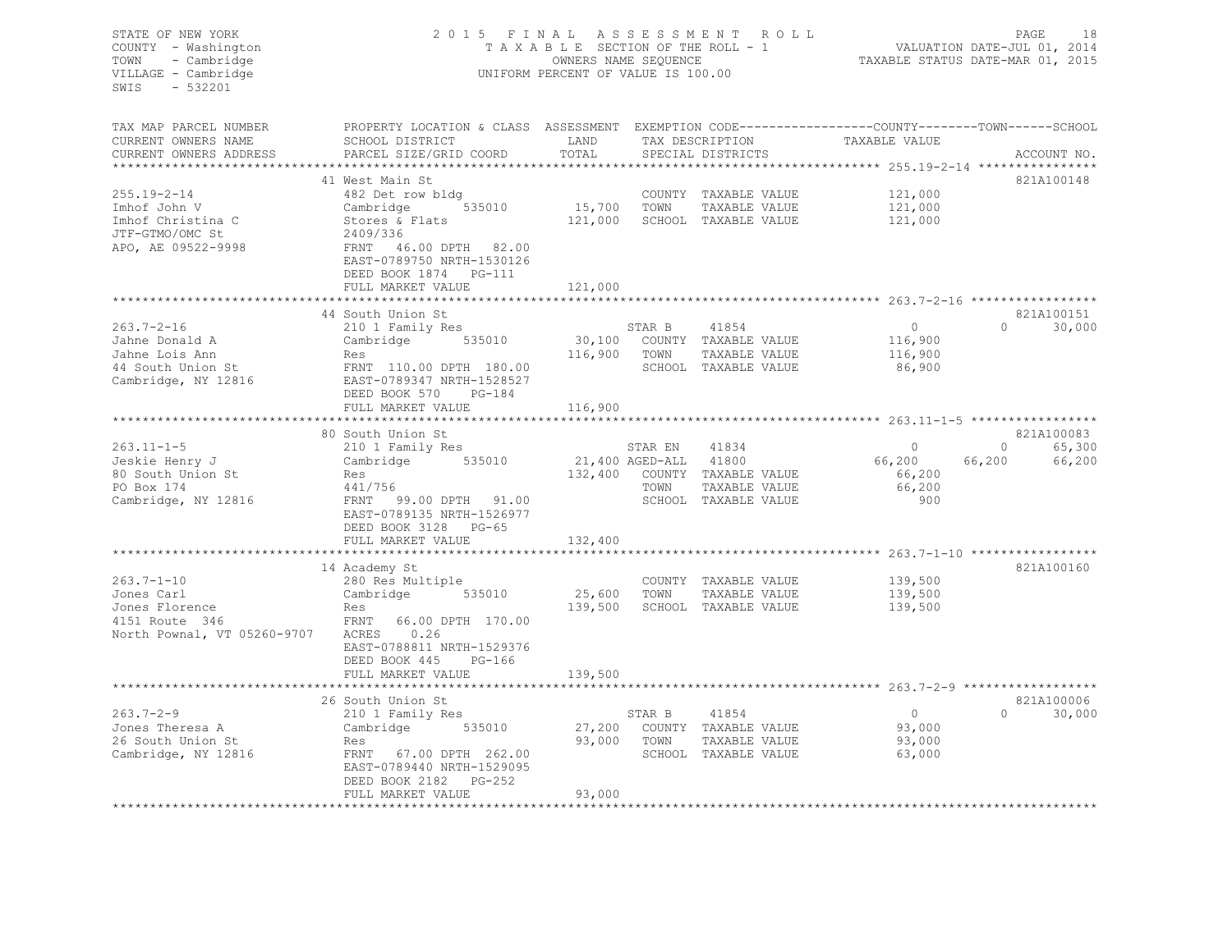STATE OF NEW YORK
COUNTY - Washington
TOWN - Cambridge
VILLAGE - Cambridge
SWIS - 532201

2015 FINAL ASSESSMENT ROLL
TAXABLE SECTION OF THE ROLL - 1
OWNERS NAME SEQUENCE
UNIFORM PERCENT OF VALUE IS 100.00

VALUATION DATE-JUL 01, 2014
TAXABLE STATUS DATE-MAR 01, 2015

| TAX MAP PARCEL NUMBER / CURRENT OWNERS NAME / CURRENT OWNERS ADDRESS | PROPERTY LOCATION & CLASS / SCHOOL DISTRICT / PARCEL SIZE/GRID COORD | ASSESSMENT LAND / TOTAL | EXEMPTION CODE / TAX DESCRIPTION / SPECIAL DISTRICTS | COUNTY TAXABLE VALUE | TOWN | SCHOOL | ACCOUNT NO. |
|---|---|---|---|---|---|---|---|
| **255.19-2-14** | 41 West Main St | | | | | | 821A100148 |
| 255.19-2-14 | 482 Det row bldg | | COUNTY TAXABLE VALUE | 121,000 | | | |
| Imhof John V | Cambridge 535010 | 15,700 | TOWN TAXABLE VALUE | 121,000 | | | |
| Imhof Christina C | Stores & Flats | 121,000 | SCHOOL TAXABLE VALUE | 121,000 | | | |
| JTF-GTMO/OMC St | 2409/336 | | | | | | |
| APO, AE 09522-9998 | FRNT 46.00 DPTH 82.00 | | | | | | |
| | EAST-0789750 NRTH-1530126 | | | | | | |
| | DEED BOOK 1874 PG-111 | | | | | | |
| | FULL MARKET VALUE | 121,000 | | | | | |
| **263.7-2-16** | 44 South Union St | | | | | | 821A100151 |
| 263.7-2-16 | 210 1 Family Res | | STAR B 41854 | 0 | 0 | 30,000 | |
| Jahne Donald A | Cambridge 535010 | 30,100 | COUNTY TAXABLE VALUE | 116,900 | | | |
| Jahne Lois Ann | Res | 116,900 | TOWN TAXABLE VALUE | 116,900 | | | |
| 44 South Union St | FRNT 110.00 DPTH 180.00 | | SCHOOL TAXABLE VALUE | 86,900 | | | |
| Cambridge, NY 12816 | EAST-0789347 NRTH-1528527 | | | | | | |
| | DEED BOOK 570 PG-184 | | | | | | |
| | FULL MARKET VALUE | 116,900 | | | | | |
| **263.11-1-5** | 80 South Union St | | | | | | 821A100083 |
| 263.11-1-5 | 210 1 Family Res | | STAR EN 41834 | 0 | 0 | 65,300 | |
| Jeskie Henry J | Cambridge 535010 | 21,400 | AGED-ALL 41800 | 66,200 | 66,200 | 66,200 | |
| 80 South Union St | Res | 132,400 | COUNTY TAXABLE VALUE | 66,200 | | | |
| PO Box 174 | 441/756 | | TOWN TAXABLE VALUE | 66,200 | | | |
| Cambridge, NY 12816 | FRNT 99.00 DPTH 91.00 | | SCHOOL TAXABLE VALUE | 900 | | | |
| | EAST-0789135 NRTH-1526977 | | | | | | |
| | DEED BOOK 3128 PG-65 | | | | | | |
| | FULL MARKET VALUE | 132,400 | | | | | |
| **263.7-1-10** | 14 Academy St | | | | | | 821A100160 |
| 263.7-1-10 | 280 Res Multiple | | COUNTY TAXABLE VALUE | 139,500 | | | |
| Jones Carl | Cambridge 535010 | 25,600 | TOWN TAXABLE VALUE | 139,500 | | | |
| Jones Florence | Res | 139,500 | SCHOOL TAXABLE VALUE | 139,500 | | | |
| 4151 Route 346 | FRNT 66.00 DPTH 170.00 | | | | | | |
| North Pownal, VT 05260-9707 | ACRES 0.26 | | | | | | |
| | EAST-0788811 NRTH-1529376 | | | | | | |
| | DEED BOOK 445 PG-166 | | | | | | |
| | FULL MARKET VALUE | 139,500 | | | | | |
| **263.7-2-9** | 26 South Union St | | | | | | 821A100006 |
| 263.7-2-9 | 210 1 Family Res | | STAR B 41854 | 0 | 0 | 30,000 | |
| Jones Theresa A | Cambridge 535010 | 27,200 | COUNTY TAXABLE VALUE | 93,000 | | | |
| 26 South Union St | Res | 93,000 | TOWN TAXABLE VALUE | 93,000 | | | |
| Cambridge, NY 12816 | FRNT 67.00 DPTH 262.00 | | SCHOOL TAXABLE VALUE | 63,000 | | | |
| | EAST-0789440 NRTH-1529095 | | | | | | |
| | DEED BOOK 2182 PG-252 | | | | | | |
| | FULL MARKET VALUE | 93,000 | | | | | |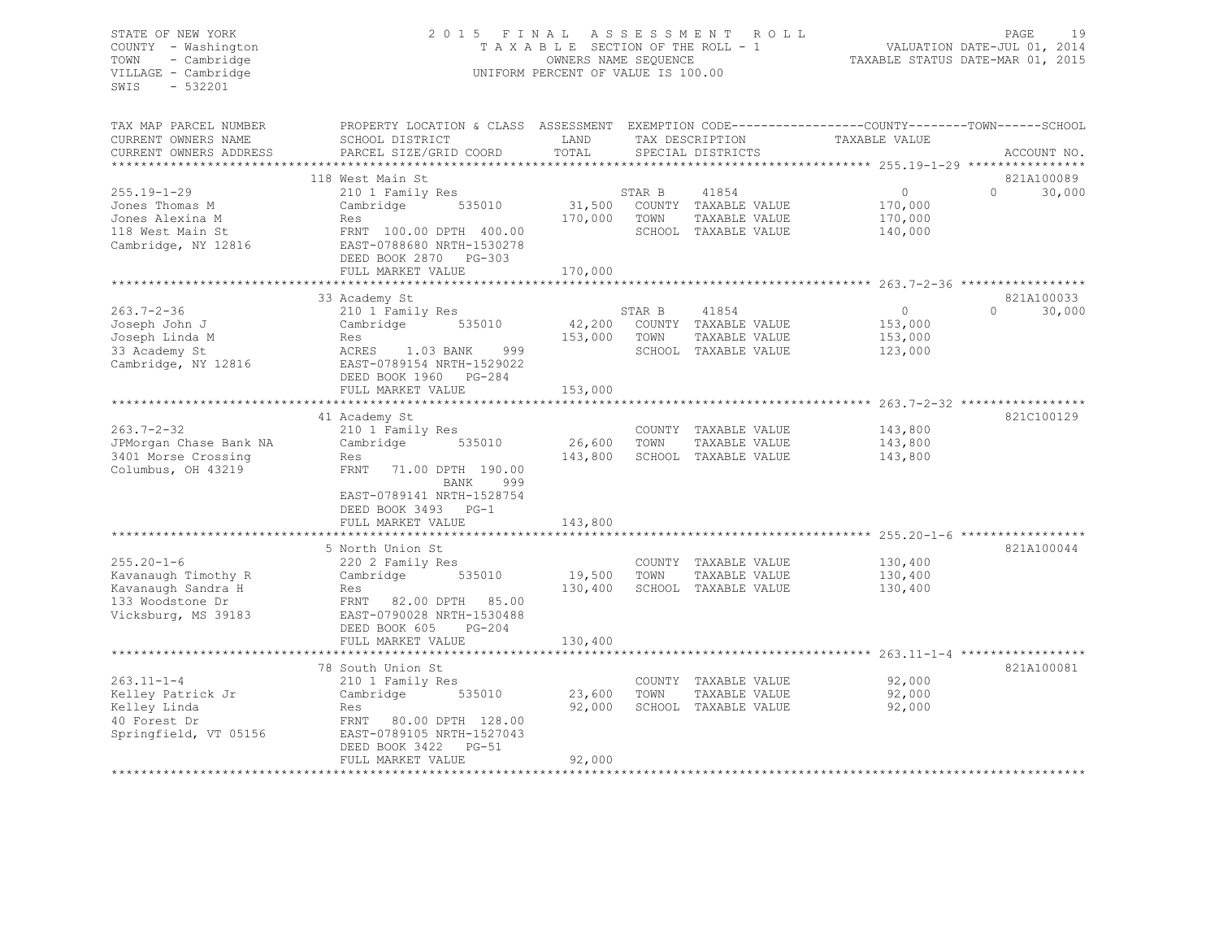STATE OF NEW YORK
COUNTY - Washington
TOWN - Cambridge
VILLAGE - Cambridge
SWIS - 532201

2015 FINAL ASSESSMENT ROLL
TAXABLE SECTION OF THE ROLL - 1
OWNERS NAME SEQUENCE
UNIFORM PERCENT OF VALUE IS 100.00

VALUATION DATE-JUL 01, 2014
TAXABLE STATUS DATE-MAR 01, 2015

| TAX MAP PARCEL NUMBER / CURRENT OWNERS NAME / CURRENT OWNERS ADDRESS | PROPERTY LOCATION & CLASS / SCHOOL DISTRICT / PARCEL SIZE/GRID COORD | ASSESSMENT LAND / TOTAL | EXEMPTION CODE / TAX DESCRIPTION / SPECIAL DISTRICTS | COUNTY / TAXABLE VALUE | TOWN | SCHOOL / ACCOUNT NO. |
|---|---|---|---|---|---|---|
| 255.19-1-29 | 118 West Main St | | | | | 821A100089 |
| 255.19-1-29 | 210 1 Family Res | | STAR B 41854 | 0 | 0 | 30,000 |
| Jones Thomas M | Cambridge 535010 | 31,500 | COUNTY TAXABLE VALUE | 170,000 | | |
| Jones Alexina M | Res | 170,000 | TOWN TAXABLE VALUE | 170,000 | | |
| 118 West Main St | FRNT 100.00 DPTH 400.00 | | SCHOOL TAXABLE VALUE | 140,000 | | |
| Cambridge, NY 12816 | EAST-0788680 NRTH-1530278 | | | | | |
| | DEED BOOK 2870 PG-303 | | | | | |
| | FULL MARKET VALUE | 170,000 | | | | |
| 263.7-2-36 | 33 Academy St | | | | | 821A100033 |
| 263.7-2-36 | 210 1 Family Res | | STAR B 41854 | 0 | 0 | 30,000 |
| Joseph John J | Cambridge 535010 | 42,200 | COUNTY TAXABLE VALUE | 153,000 | | |
| Joseph Linda M | Res | 153,000 | TOWN TAXABLE VALUE | 153,000 | | |
| 33 Academy St | ACRES 1.03 BANK 999 | | SCHOOL TAXABLE VALUE | 123,000 | | |
| Cambridge, NY 12816 | EAST-0789154 NRTH-1529022 | | | | | |
| | DEED BOOK 1960 PG-284 | | | | | |
| | FULL MARKET VALUE | 153,000 | | | | |
| 263.7-2-32 | 41 Academy St | | | | | 821C100129 |
| 263.7-2-32 | 210 1 Family Res | | COUNTY TAXABLE VALUE | 143,800 | | |
| JPMorgan Chase Bank NA | Cambridge 535010 | 26,600 | TOWN TAXABLE VALUE | 143,800 | | |
| 3401 Morse Crossing | Res | 143,800 | SCHOOL TAXABLE VALUE | 143,800 | | |
| Columbus, OH 43219 | FRNT 71.00 DPTH 190.00 | | | | | |
| | BANK 999 | | | | | |
| | EAST-0789141 NRTH-1528754 | | | | | |
| | DEED BOOK 3493 PG-1 | | | | | |
| | FULL MARKET VALUE | 143,800 | | | | |
| 255.20-1-6 | 5 North Union St | | | | | 821A100044 |
| 255.20-1-6 | 220 2 Family Res | | COUNTY TAXABLE VALUE | 130,400 | | |
| Kavanaugh Timothy R | Cambridge 535010 | 19,500 | TOWN TAXABLE VALUE | 130,400 | | |
| Kavanaugh Sandra H | Res | 130,400 | SCHOOL TAXABLE VALUE | 130,400 | | |
| 133 Woodstone Dr | FRNT 82.00 DPTH 85.00 | | | | | |
| Vicksburg, MS 39183 | EAST-0790028 NRTH-1530488 | | | | | |
| | DEED BOOK 605 PG-204 | | | | | |
| | FULL MARKET VALUE | 130,400 | | | | |
| 263.11-1-4 | 78 South Union St | | | | | 821A100081 |
| 263.11-1-4 | 210 1 Family Res | | COUNTY TAXABLE VALUE | 92,000 | | |
| Kelley Patrick Jr | Cambridge 535010 | 23,600 | TOWN TAXABLE VALUE | 92,000 | | |
| Kelley Linda | Res | 92,000 | SCHOOL TAXABLE VALUE | 92,000 | | |
| 40 Forest Dr | FRNT 80.00 DPTH 128.00 | | | | | |
| Springfield, VT 05156 | EAST-0789105 NRTH-1527043 | | | | | |
| | DEED BOOK 3422 PG-51 | | | | | |
| | FULL MARKET VALUE | 92,000 | | | | |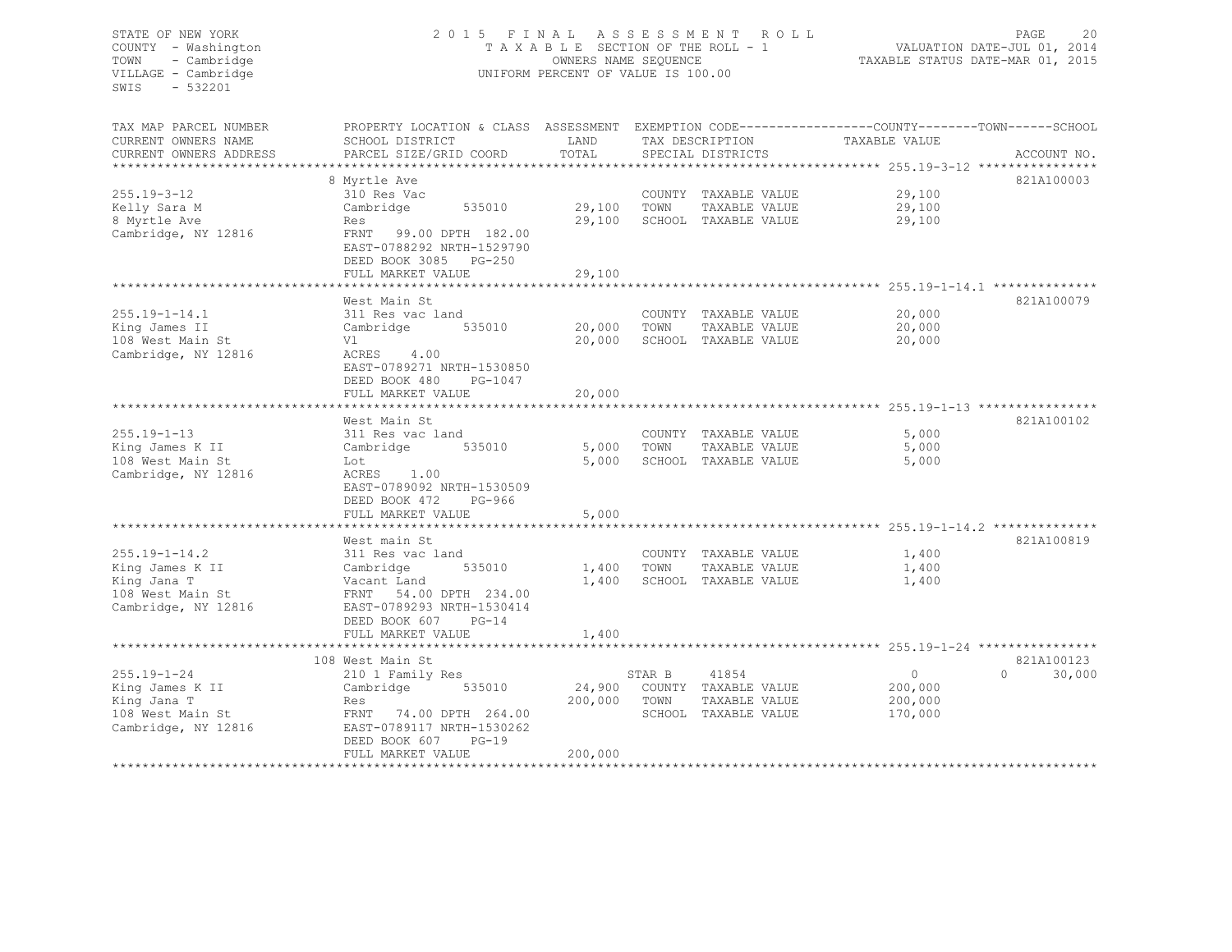STATE OF NEW YORK
COUNTY - Washington
TOWN - Cambridge
VILLAGE - Cambridge
SWIS - 532201

2015 FINAL ASSESSMENT ROLL
TAXABLE SECTION OF THE ROLL - 1
OWNERS NAME SEQUENCE
UNIFORM PERCENT OF VALUE IS 100.00

VALUATION DATE-JUL 01, 2014
TAXABLE STATUS DATE-MAR 01, 2015

| TAX MAP PARCEL NUMBER / CURRENT OWNERS NAME / CURRENT OWNERS ADDRESS | PROPERTY LOCATION & CLASS / SCHOOL DISTRICT / PARCEL SIZE/GRID COORD | ASSESSMENT LAND | TOTAL | EXEMPTION CODE / TAX DESCRIPTION / SPECIAL DISTRICTS | COUNTY / TOWN / SCHOOL TAXABLE VALUE | ACCOUNT NO. |
|---|---|---|---|---|---|---|
| **255.19-3-12** | 8 Myrtle Ave | | | | | 821A100003 |
| Kelly Sara M | 310 Res Vac | | | COUNTY TAXABLE VALUE | 29,100 | |
| 8 Myrtle Ave | Cambridge 535010 | 29,100 | | TOWN TAXABLE VALUE | 29,100 | |
| Cambridge, NY 12816 | Res | | 29,100 | SCHOOL TAXABLE VALUE | 29,100 | |
| | FRNT 99.00 DPTH 182.00 | | | | | |
| | EAST-0788292 NRTH-1529790 | | | | | |
| | DEED BOOK 3085 PG-250 | | | | | |
| | FULL MARKET VALUE | | 29,100 | | | |
| **255.19-1-14.1** | West Main St | | | | | 821A100079 |
| King James II | 311 Res vac land | | | COUNTY TAXABLE VALUE | 20,000 | |
| 108 West Main St | Cambridge 535010 | 20,000 | | TOWN TAXABLE VALUE | 20,000 | |
| Cambridge, NY 12816 | Vl | | 20,000 | SCHOOL TAXABLE VALUE | 20,000 | |
| | ACRES 4.00 | | | | | |
| | EAST-0789271 NRTH-1530850 | | | | | |
| | DEED BOOK 480 PG-1047 | | | | | |
| | FULL MARKET VALUE | | 20,000 | | | |
| **255.19-1-13** | West Main St | | | | | 821A100102 |
| King James K II | 311 Res vac land | | | COUNTY TAXABLE VALUE | 5,000 | |
| 108 West Main St | Cambridge 535010 | 5,000 | | TOWN TAXABLE VALUE | 5,000 | |
| Cambridge, NY 12816 | Lot | | 5,000 | SCHOOL TAXABLE VALUE | 5,000 | |
| | ACRES 1.00 | | | | | |
| | EAST-0789092 NRTH-1530509 | | | | | |
| | DEED BOOK 472 PG-966 | | | | | |
| | FULL MARKET VALUE | | 5,000 | | | |
| **255.19-1-14.2** | West main St | | | | | 821A100819 |
| King James K II | 311 Res vac land | | | COUNTY TAXABLE VALUE | 1,400 | |
| King Jana T | Cambridge 535010 | 1,400 | | TOWN TAXABLE VALUE | 1,400 | |
| 108 West Main St | Vacant Land | | 1,400 | SCHOOL TAXABLE VALUE | 1,400 | |
| Cambridge, NY 12816 | FRNT 54.00 DPTH 234.00 | | | | | |
| | EAST-0789293 NRTH-1530414 | | | | | |
| | DEED BOOK 607 PG-14 | | | | | |
| | FULL MARKET VALUE | | 1,400 | | | |
| **255.19-1-24** | 108 West Main St | | | | | 821A100123 |
| King James K II | 210 1 Family Res | | | STAR B 41854 | 0 0 | 30,000 |
| King Jana T | Cambridge 535010 | 24,900 | | COUNTY TAXABLE VALUE | 200,000 | |
| 108 West Main St | Res | | 200,000 | TOWN TAXABLE VALUE | 200,000 | |
| Cambridge, NY 12816 | FRNT 74.00 DPTH 264.00 | | | SCHOOL TAXABLE VALUE | 170,000 | |
| | EAST-0789117 NRTH-1530262 | | | | | |
| | DEED BOOK 607 PG-19 | | | | | |
| | FULL MARKET VALUE | | 200,000 | | | |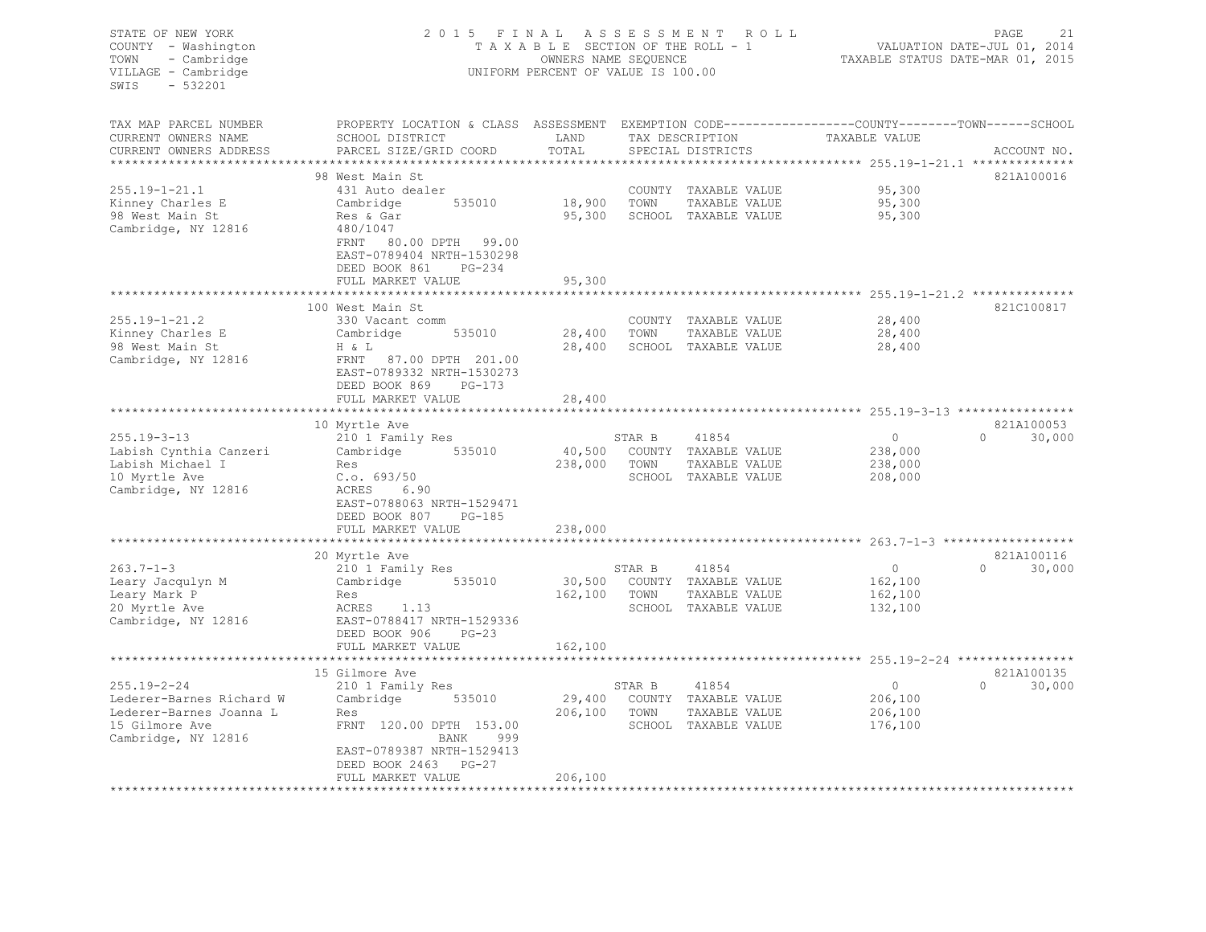STATE OF NEW YORK
COUNTY - Washington
TOWN - Cambridge
VILLAGE - Cambridge
SWIS - 532201

2015 FINAL ASSESSMENT ROLL
TAXABLE SECTION OF THE ROLL - 1
OWNERS NAME SEQUENCE
UNIFORM PERCENT OF VALUE IS 100.00

VALUATION DATE-JUL 01, 2014
TAXABLE STATUS DATE-MAR 01, 2015

| TAX MAP PARCEL NUMBER / CURRENT OWNERS NAME / CURRENT OWNERS ADDRESS | PROPERTY LOCATION & CLASS / SCHOOL DISTRICT / PARCEL SIZE/GRID COORD | ASSESSMENT LAND | TOTAL | EXEMPTION CODE / TAX DESCRIPTION / SPECIAL DISTRICTS | COUNTY / TAXABLE VALUE | TOWN | SCHOOL / ACCOUNT NO. |
|---|---|---|---|---|---|---|---|
| 255.19-1-21.1 | 98 West Main St | | | | | | 821A100016 |
| | 431 Auto dealer | | | COUNTY TAXABLE VALUE | 95,300 | | |
| Kinney Charles E | Cambridge 535010 | 18,900 | | TOWN TAXABLE VALUE | 95,300 | | |
| 98 West Main St | Res & Gar | | 95,300 | SCHOOL TAXABLE VALUE | 95,300 | | |
| Cambridge, NY 12816 | 480/1047 | | | | | | |
| | FRNT 80.00 DPTH 99.00 | | | | | | |
| | EAST-0789404 NRTH-1530298 | | | | | | |
| | DEED BOOK 861 PG-234 | | | | | | |
| | FULL MARKET VALUE | | 95,300 | | | | |
| 255.19-1-21.2 | 100 West Main St | | | | | | 821C100817 |
| | 330 Vacant comm | | | COUNTY TAXABLE VALUE | 28,400 | | |
| Kinney Charles E | Cambridge 535010 | 28,400 | | TOWN TAXABLE VALUE | 28,400 | | |
| 98 West Main St | H & L | | 28,400 | SCHOOL TAXABLE VALUE | 28,400 | | |
| Cambridge, NY 12816 | FRNT 87.00 DPTH 201.00 | | | | | | |
| | EAST-0789332 NRTH-1530273 | | | | | | |
| | DEED BOOK 869 PG-173 | | | | | | |
| | FULL MARKET VALUE | | 28,400 | | | | |
| 255.19-3-13 | 10 Myrtle Ave | | | | | | 821A100053 |
| | 210 1 Family Res | | | STAR B 41854 | 0 | 0 | 30,000 |
| Labish Cynthia Canzeri | Cambridge 535010 | 40,500 | | COUNTY TAXABLE VALUE | 238,000 | | |
| Labish Michael I | Res | | 238,000 | TOWN TAXABLE VALUE | 238,000 | | |
| 10 Myrtle Ave | C.o. 693/50 | | | SCHOOL TAXABLE VALUE | 208,000 | | |
| Cambridge, NY 12816 | ACRES 6.90 | | | | | | |
| | EAST-0788063 NRTH-1529471 | | | | | | |
| | DEED BOOK 807 PG-185 | | | | | | |
| | FULL MARKET VALUE | | 238,000 | | | | |
| 263.7-1-3 | 20 Myrtle Ave | | | | | | 821A100116 |
| | 210 1 Family Res | | | STAR B 41854 | 0 | 0 | 30,000 |
| Leary Jacqulyn M | Cambridge 535010 | 30,500 | | COUNTY TAXABLE VALUE | 162,100 | | |
| Leary Mark P | Res | | 162,100 | TOWN TAXABLE VALUE | 162,100 | | |
| 20 Myrtle Ave | ACRES 1.13 | | | SCHOOL TAXABLE VALUE | 132,100 | | |
| Cambridge, NY 12816 | EAST-0788417 NRTH-1529336 | | | | | | |
| | DEED BOOK 906 PG-23 | | | | | | |
| | FULL MARKET VALUE | | 162,100 | | | | |
| 255.19-2-24 | 15 Gilmore Ave | | | | | | 821A100135 |
| | 210 1 Family Res | | | STAR B 41854 | 0 | 0 | 30,000 |
| Lederer-Barnes Richard W | Cambridge 535010 | 29,400 | | COUNTY TAXABLE VALUE | 206,100 | | |
| Lederer-Barnes Joanna L | Res | | 206,100 | TOWN TAXABLE VALUE | 206,100 | | |
| 15 Gilmore Ave | FRNT 120.00 DPTH 153.00 | | | SCHOOL TAXABLE VALUE | 176,100 | | |
| Cambridge, NY 12816 | BANK 999 | | | | | | |
| | EAST-0789387 NRTH-1529413 | | | | | | |
| | DEED BOOK 2463 PG-27 | | | | | | |
| | FULL MARKET VALUE | | 206,100 | | | | |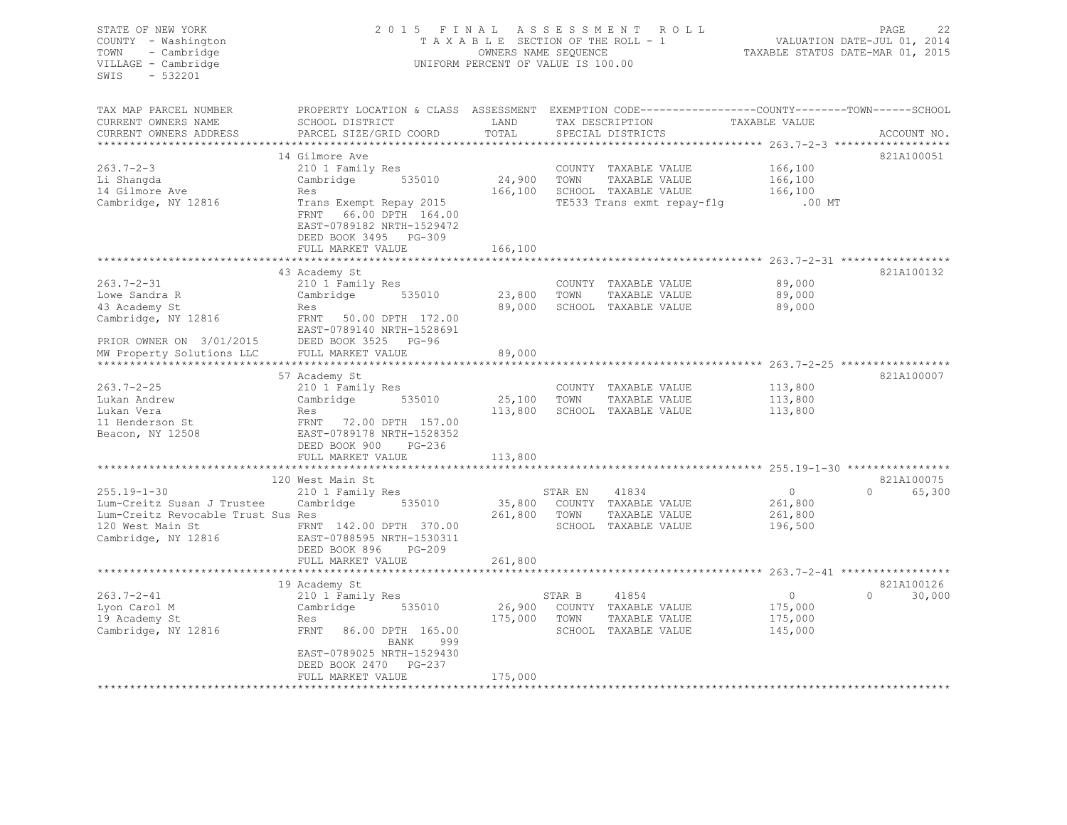STATE OF NEW YORK
COUNTY - Washington
TOWN - Cambridge
VILLAGE - Cambridge
SWIS - 532201

2015 FINAL ASSESSMENT ROLL
TAXABLE SECTION OF THE ROLL - 1
OWNERS NAME SEQUENCE
UNIFORM PERCENT OF VALUE IS 100.00

VALUATION DATE-JUL 01, 2014
TAXABLE STATUS DATE-MAR 01, 2015

| TAX MAP PARCEL NUMBER / CURRENT OWNERS NAME / CURRENT OWNERS ADDRESS | PROPERTY LOCATION & CLASS / SCHOOL DISTRICT / PARCEL SIZE/GRID COORD | ASSESSMENT LAND / TOTAL | EXEMPTION CODE / TAX DESCRIPTION / SPECIAL DISTRICTS | COUNTY TAXABLE VALUE | TOWN | SCHOOL | ACCOUNT NO. |
|---|---|---|---|---|---|---|---|
| 263.7-2-3 | 14 Gilmore Ave | | | | | | 821A100051 |
| 263.7-2-3 | 210 1 Family Res | | COUNTY TAXABLE VALUE | 166,100 | | | |
| Li Shangda | Cambridge 535010 | 24,900 | TOWN TAXABLE VALUE | 166,100 | | | |
| 14 Gilmore Ave | Res | 166,100 | SCHOOL TAXABLE VALUE | 166,100 | | | |
| Cambridge, NY 12816 | Trans Exempt Repay 2015 | | TE533 Trans exmt repay-flg | .00 MT | | | |
| | FRNT 66.00 DPTH 164.00 | | | | | | |
| | EAST-0789182 NRTH-1529472 | | | | | | |
| | DEED BOOK 3495 PG-309 | | | | | | |
| | FULL MARKET VALUE | 166,100 | | | | | |
| 263.7-2-31 | 43 Academy St | | | | | | 821A100132 |
| 263.7-2-31 | 210 1 Family Res | | COUNTY TAXABLE VALUE | 89,000 | | | |
| Lowe Sandra R | Cambridge 535010 | 23,800 | TOWN TAXABLE VALUE | 89,000 | | | |
| 43 Academy St | Res | 89,000 | SCHOOL TAXABLE VALUE | 89,000 | | | |
| Cambridge, NY 12816 | FRNT 50.00 DPTH 172.00 | | | | | | |
| | EAST-0789140 NRTH-1528691 | | | | | | |
| PRIOR OWNER ON 3/01/2015 | DEED BOOK 3525 PG-96 | | | | | | |
| MW Property Solutions LLC | FULL MARKET VALUE | 89,000 | | | | | |
| 263.7-2-25 | 57 Academy St | | | | | | 821A100007 |
| 263.7-2-25 | 210 1 Family Res | | COUNTY TAXABLE VALUE | 113,800 | | | |
| Lukan Andrew | Cambridge 535010 | 25,100 | TOWN TAXABLE VALUE | 113,800 | | | |
| Lukan Vera | Res | 113,800 | SCHOOL TAXABLE VALUE | 113,800 | | | |
| 11 Henderson St | FRNT 72.00 DPTH 157.00 | | | | | | |
| Beacon, NY 12508 | EAST-0789178 NRTH-1528352 | | | | | | |
| | DEED BOOK 900 PG-236 | | | | | | |
| | FULL MARKET VALUE | 113,800 | | | | | |
| 255.19-1-30 | 120 West Main St | | | | | | 821A100075 |
| 255.19-1-30 | 210 1 Family Res | | STAR EN 41834 | 0 | 0 | 65,300 | |
| Lum-Creitz Susan J Trustee | Cambridge 535010 | 35,800 | COUNTY TAXABLE VALUE | 261,800 | | | |
| Lum-Creitz Revocable Trust Sus | Res | 261,800 | TOWN TAXABLE VALUE | 261,800 | | | |
| 120 West Main St | FRNT 142.00 DPTH 370.00 | | SCHOOL TAXABLE VALUE | 196,500 | | | |
| Cambridge, NY 12816 | EAST-0788595 NRTH-1530311 | | | | | | |
| | DEED BOOK 896 PG-209 | | | | | | |
| | FULL MARKET VALUE | 261,800 | | | | | |
| 263.7-2-41 | 19 Academy St | | | | | | 821A100126 |
| 263.7-2-41 | 210 1 Family Res | | STAR B 41854 | 0 | 0 | 30,000 | |
| Lyon Carol M | Cambridge 535010 | 26,900 | COUNTY TAXABLE VALUE | 175,000 | | | |
| 19 Academy St | Res | 175,000 | TOWN TAXABLE VALUE | 175,000 | | | |
| Cambridge, NY 12816 | FRNT 86.00 DPTH 165.00 | | SCHOOL TAXABLE VALUE | 145,000 | | | |
| | BANK 999 | | | | | | |
| | EAST-0789025 NRTH-1529430 | | | | | | |
| | DEED BOOK 2470 PG-237 | | | | | | |
| | FULL MARKET VALUE | 175,000 | | | | | |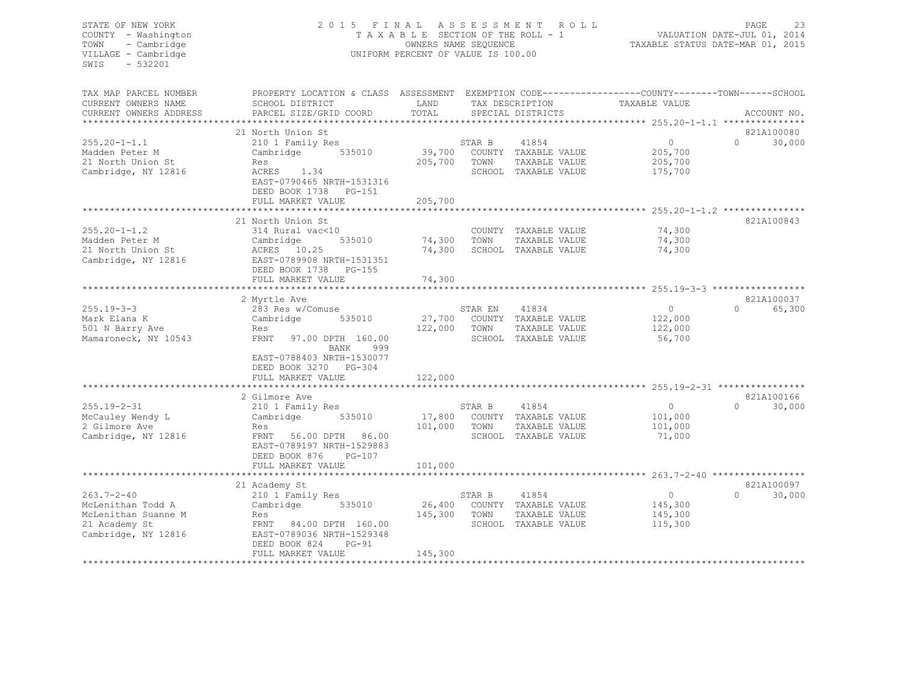STATE OF NEW YORK
COUNTY - Washington
TOWN - Cambridge
VILLAGE - Cambridge
SWIS - 532201

2015 FINAL ASSESSMENT ROLL
TAXABLE SECTION OF THE ROLL - 1
OWNERS NAME SEQUENCE
UNIFORM PERCENT OF VALUE IS 100.00

VALUATION DATE-JUL 01, 2014
TAXABLE STATUS DATE-MAR 01, 2015

| TAX MAP PARCEL NUMBER / CURRENT OWNERS NAME / CURRENT OWNERS ADDRESS | PROPERTY LOCATION & CLASS / SCHOOL DISTRICT / PARCEL SIZE/GRID COORD | ASSESSMENT LAND | TOTAL | EXEMPTION CODE / TAX DESCRIPTION / SPECIAL DISTRICTS | COUNTY TAXABLE VALUE | TOWN | SCHOOL | ACCOUNT NO. |
|---|---|---|---|---|---|---|---|---|
| **255.20-1-1.1** | 21 North Union St | | | | | | | 821A100080 |
| 255.20-1-1.1 | 210 1 Family Res | | | STAR B 41854 | 0 | | 0 30,000 | |
| Madden Peter M | Cambridge 535010 | 39,700 | | COUNTY TAXABLE VALUE | 205,700 | | | |
| 21 North Union St | Res | | 205,700 | TOWN TAXABLE VALUE | 205,700 | | | |
| Cambridge, NY 12816 | ACRES 1.34 | | | SCHOOL TAXABLE VALUE | 175,700 | | | |
| | EAST-0790465 NRTH-1531316 | | | | | | | |
| | DEED BOOK 1738 PG-151 | | | | | | | |
| | FULL MARKET VALUE | | 205,700 | | | | | |
| **255.20-1-1.2** | 21 North Union St | | | | | | | 821A100843 |
| 255.20-1-1.2 | 314 Rural vac<10 | | | COUNTY TAXABLE VALUE | 74,300 | | | |
| Madden Peter M | Cambridge 535010 | 74,300 | | TOWN TAXABLE VALUE | 74,300 | | | |
| 21 North Union St | ACRES 10.25 | | 74,300 | SCHOOL TAXABLE VALUE | 74,300 | | | |
| Cambridge, NY 12816 | EAST-0789908 NRTH-1531351 | | | | | | | |
| | DEED BOOK 1738 PG-155 | | | | | | | |
| | FULL MARKET VALUE | | 74,300 | | | | | |
| **255.19-3-3** | 2 Myrtle Ave | | | | | | | 821A100037 |
| 255.19-3-3 | 283 Res w/Comuse | | | STAR EN 41834 | 0 | | 0 65,300 | |
| Mark Elana K | Cambridge 535010 | 27,700 | | COUNTY TAXABLE VALUE | 122,000 | | | |
| 501 N Barry Ave | Res | | 122,000 | TOWN TAXABLE VALUE | 122,000 | | | |
| Mamaroneck, NY 10543 | FRNT 97.00 DPTH 160.00 | | | SCHOOL TAXABLE VALUE | 56,700 | | | |
| | BANK 999 | | | | | | | |
| | EAST-0788403 NRTH-1530077 | | | | | | | |
| | DEED BOOK 3270 PG-304 | | | | | | | |
| | FULL MARKET VALUE | | 122,000 | | | | | |
| **255.19-2-31** | 2 Gilmore Ave | | | | | | | 821A100166 |
| 255.19-2-31 | 210 1 Family Res | | | STAR B 41854 | 0 | | 0 30,000 | |
| McCauley Wendy L | Cambridge 535010 | 17,800 | | COUNTY TAXABLE VALUE | 101,000 | | | |
| 2 Gilmore Ave | Res | | 101,000 | TOWN TAXABLE VALUE | 101,000 | | | |
| Cambridge, NY 12816 | FRNT 56.00 DPTH 86.00 | | | SCHOOL TAXABLE VALUE | 71,000 | | | |
| | EAST-0789197 NRTH-1529883 | | | | | | | |
| | DEED BOOK 876 PG-107 | | | | | | | |
| | FULL MARKET VALUE | | 101,000 | | | | | |
| **263.7-2-40** | 21 Academy St | | | | | | | 821A100097 |
| 263.7-2-40 | 210 1 Family Res | | | STAR B 41854 | 0 | | 0 30,000 | |
| McLenithan Todd A | Cambridge 535010 | 26,400 | | COUNTY TAXABLE VALUE | 145,300 | | | |
| McLenithan Suanne M | Res | | 145,300 | TOWN TAXABLE VALUE | 145,300 | | | |
| 21 Academy St | FRNT 84.00 DPTH 160.00 | | | SCHOOL TAXABLE VALUE | 115,300 | | | |
| Cambridge, NY 12816 | EAST-0789036 NRTH-1529348 | | | | | | | |
| | DEED BOOK 824 PG-91 | | | | | | | |
| | FULL MARKET VALUE | | 145,300 | | | | | |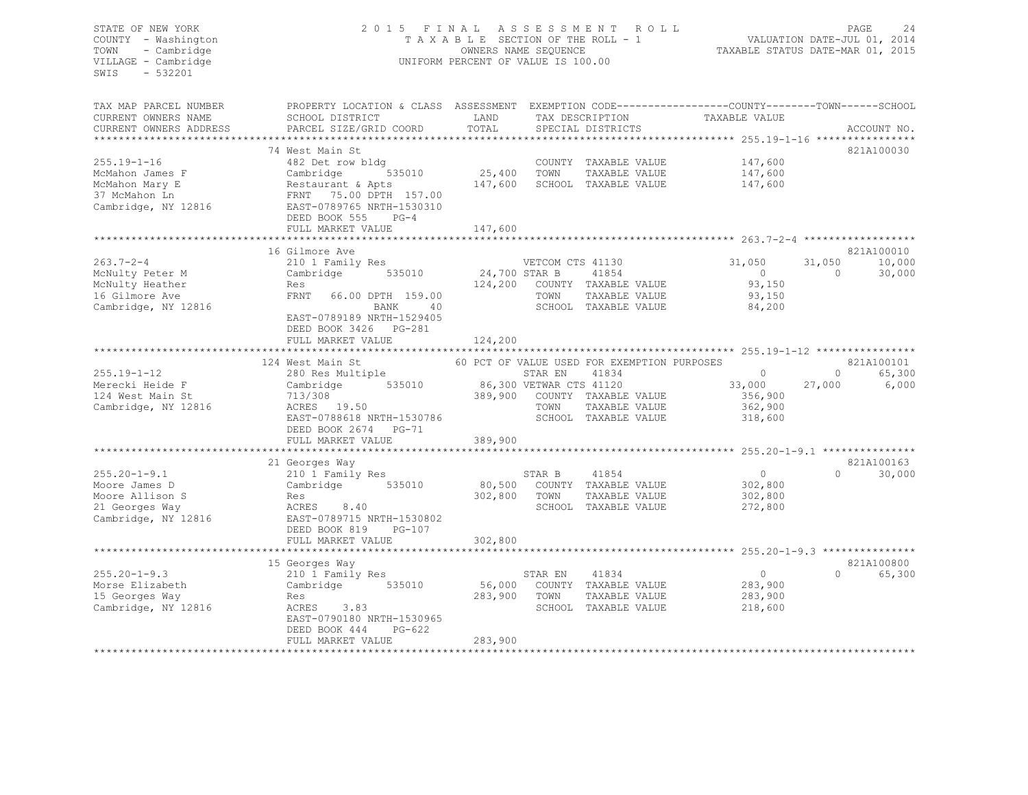STATE OF NEW YORK
COUNTY - Washington
TOWN - Cambridge
VILLAGE - Cambridge
SWIS - 532201

2 0 1 5 F I N A L A S S E S S M E N T R O L L
T A X A B L E SECTION OF THE ROLL - 1
OWNERS NAME SEQUENCE
UNIFORM PERCENT OF VALUE IS 100.00

VALUATION DATE-JUL 01, 2014
TAXABLE STATUS DATE-MAR 01, 2015

| TAX MAP PARCEL NUMBER / CURRENT OWNERS NAME / CURRENT OWNERS ADDRESS | PROPERTY LOCATION & CLASS / SCHOOL DISTRICT / PARCEL SIZE/GRID COORD | ASSESSMENT LAND / TOTAL | EXEMPTION CODE / TAX DESCRIPTION / SPECIAL DISTRICTS | COUNTY TAXABLE VALUE | TOWN | SCHOOL | ACCOUNT NO. |
|---|---|---|---|---|---|---|---|
| **255.19-1-16** | 74 West Main St | | | | | | 821A100030 |
| McMahon James F | 482 Det row bldg | | COUNTY TAXABLE VALUE | 147,600 | | | |
| McMahon Mary E | Cambridge 535010 | 25,400 | TOWN TAXABLE VALUE | 147,600 | | | |
| 37 McMahon Ln | Restaurant & Apts | 147,600 | SCHOOL TAXABLE VALUE | 147,600 | | | |
| Cambridge, NY 12816 | FRNT 75.00 DPTH 157.00 | | | | | | |
| | EAST-0789765 NRTH-1530310 | | | | | | |
| | DEED BOOK 555 PG-4 | | | | | | |
| | FULL MARKET VALUE | 147,600 | | | | | |
| **263.7-2-4** | 16 Gilmore Ave | | | | | | 821A100010 |
| McNulty Peter M | 210 1 Family Res | | VETCOM CTS 41130 | 31,050 | 31,050 | 10,000 | |
| McNulty Heather | Cambridge 535010 | 24,700 | STAR B 41854 | 0 | 0 | 30,000 | |
| 16 Gilmore Ave | Res | 124,200 | COUNTY TAXABLE VALUE | 93,150 | | | |
| Cambridge, NY 12816 | FRNT 66.00 DPTH 159.00 | | TOWN TAXABLE VALUE | 93,150 | | | |
| | BANK 40 | | SCHOOL TAXABLE VALUE | 84,200 | | | |
| | EAST-0789189 NRTH-1529405 | | | | | | |
| | DEED BOOK 3426 PG-281 | | | | | | |
| | FULL MARKET VALUE | 124,200 | | | | | |
| **255.19-1-12** | 124 West Main St | | 60 PCT OF VALUE USED FOR EXEMPTION PURPOSES | | | | 821A100101 |
| Merecki Heide F | 280 Res Multiple | | STAR EN 41834 | 0 | 0 | 65,300 | |
| 124 West Main St | Cambridge 535010 | 86,300 | VETWAR CTS 41120 | 33,000 | 27,000 | 6,000 | |
| Cambridge, NY 12816 | 713/308 | 389,900 | COUNTY TAXABLE VALUE | 356,900 | | | |
| | ACRES 19.50 | | TOWN TAXABLE VALUE | 362,900 | | | |
| | EAST-0788618 NRTH-1530786 | | SCHOOL TAXABLE VALUE | 318,600 | | | |
| | DEED BOOK 2674 PG-71 | | | | | | |
| | FULL MARKET VALUE | 389,900 | | | | | |
| **255.20-1-9.1** | 21 Georges Way | | | | | | 821A100163 |
| Moore James D | 210 1 Family Res | | STAR B 41854 | 0 | 0 | 30,000 | |
| Moore Allison S | Cambridge 535010 | 80,500 | COUNTY TAXABLE VALUE | 302,800 | | | |
| 21 Georges Way | Res | 302,800 | TOWN TAXABLE VALUE | 302,800 | | | |
| Cambridge, NY 12816 | ACRES 8.40 | | SCHOOL TAXABLE VALUE | 272,800 | | | |
| | EAST-0789715 NRTH-1530802 | | | | | | |
| | DEED BOOK 819 PG-107 | | | | | | |
| | FULL MARKET VALUE | 302,800 | | | | | |
| **255.20-1-9.3** | 15 Georges Way | | | | | | 821A100800 |
| Morse Elizabeth | 210 1 Family Res | | STAR EN 41834 | 0 | 0 | 65,300 | |
| 15 Georges Way | Cambridge 535010 | 56,000 | COUNTY TAXABLE VALUE | 283,900 | | | |
| Cambridge, NY 12816 | Res | 283,900 | TOWN TAXABLE VALUE | 283,900 | | | |
| | ACRES 3.83 | | SCHOOL TAXABLE VALUE | 218,600 | | | |
| | EAST-0790180 NRTH-1530965 | | | | | | |
| | DEED BOOK 444 PG-622 | | | | | | |
| | FULL MARKET VALUE | 283,900 | | | | | |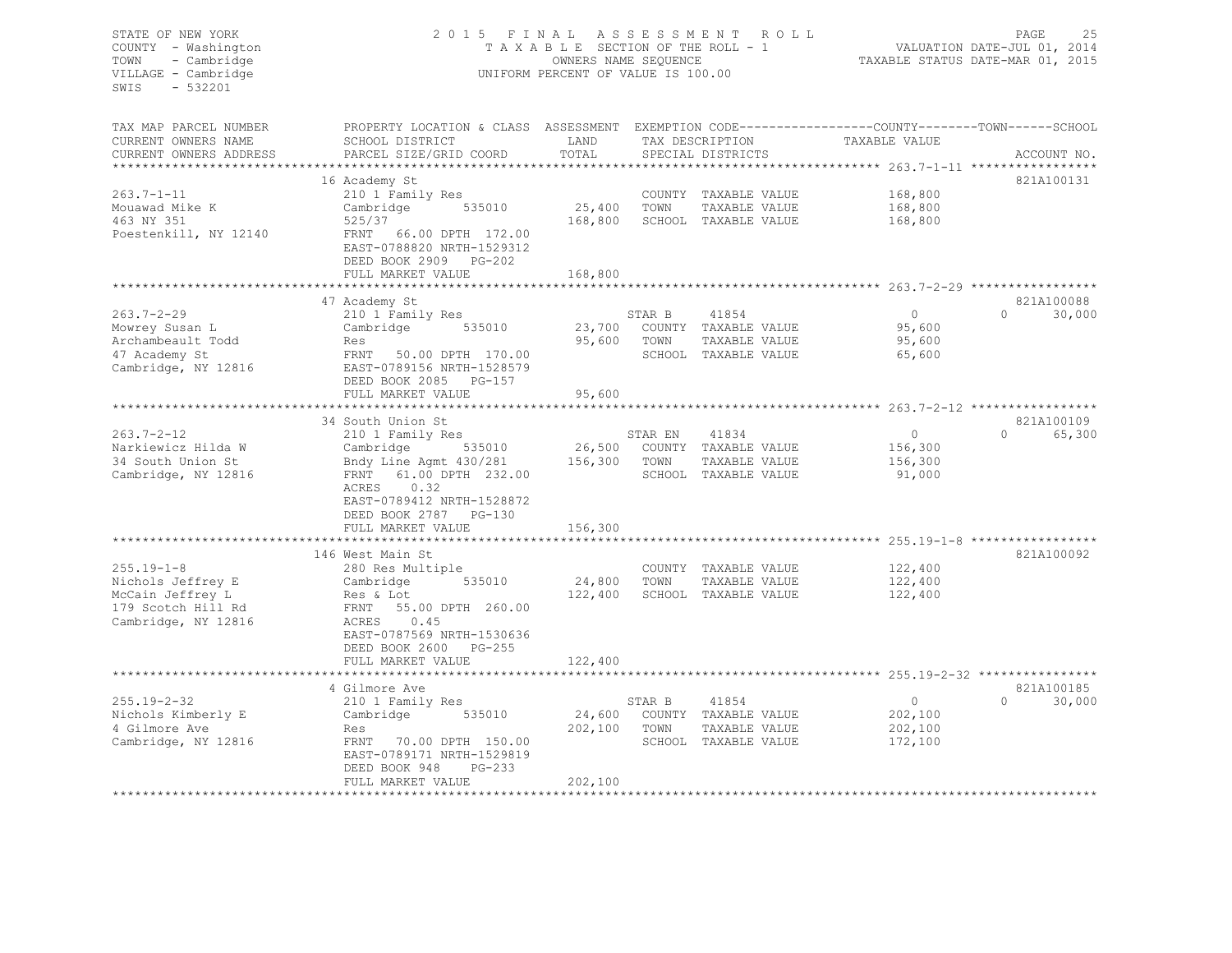STATE OF NEW YORK
COUNTY - Washington
TOWN - Cambridge
VILLAGE - Cambridge
SWIS - 532201

2 0 1 5 F I N A L A S S E S S M E N T R O L L
T A X A B L E SECTION OF THE ROLL - 1
OWNERS NAME SEQUENCE
UNIFORM PERCENT OF VALUE IS 100.00

VALUATION DATE-JUL 01, 2014
TAXABLE STATUS DATE-MAR 01, 2015

```
TAX MAP PARCEL NUMBER      PROPERTY LOCATION & CLASS  ASSESSMENT  EXEMPTION CODE------------------COUNTY--------TOWN------SCHOOL
CURRENT OWNERS NAME        SCHOOL DISTRICT               LAND      TAX DESCRIPTION              TAXABLE VALUE
CURRENT OWNERS ADDRESS     PARCEL SIZE/GRID COORD        TOTAL     SPECIAL DISTRICTS                                    ACCOUNT NO.
******************************************************************************************************* 263.7-1-11 *****************
                           16 Academy St                                                                               821A100131
263.7-1-11                 210 1 Family Res                        COUNTY  TAXABLE VALUE          168,800
Mouawad Mike K             Cambridge        535010      25,400     TOWN    TAXABLE VALUE          168,800
463 NY 351                 525/37                      168,800     SCHOOL  TAXABLE VALUE          168,800
Poestenkill, NY 12140      FRNT   66.00 DPTH 172.00
                           EAST-0788820 NRTH-1529312
                           DEED BOOK 2909   PG-202
                           FULL MARKET VALUE           168,800
******************************************************************************************************* 263.7-2-29 *****************
                           47 Academy St                                                                               821A100088
263.7-2-29                 210 1 Family Res                        STAR B     41854                    0             0     30,000
Mowrey Susan L             Cambridge        535010      23,700     COUNTY  TAXABLE VALUE           95,600
Archambeault Todd          Res                          95,600     TOWN    TAXABLE VALUE           95,600
47 Academy St              FRNT   50.00 DPTH 170.00                SCHOOL  TAXABLE VALUE           65,600
Cambridge, NY 12816        EAST-0789156 NRTH-1528579
                           DEED BOOK 2085   PG-157
                           FULL MARKET VALUE            95,600
******************************************************************************************************* 263.7-2-12 *****************
                           34 South Union St                                                                           821A100109
263.7-2-12                 210 1 Family Res                        STAR EN    41834                    0             0     65,300
Narkiewicz Hilda W         Cambridge        535010      26,500     COUNTY  TAXABLE VALUE          156,300
34 South Union St          Bndy Line Agmt 430/281      156,300     TOWN    TAXABLE VALUE          156,300
Cambridge, NY 12816        FRNT   61.00 DPTH 232.00                SCHOOL  TAXABLE VALUE           91,000
                           ACRES    0.32
                           EAST-0789412 NRTH-1528872
                           DEED BOOK 2787   PG-130
                           FULL MARKET VALUE           156,300
******************************************************************************************************* 255.19-1-8 *****************
                           146 West Main St                                                                            821A100092
255.19-1-8                 280 Res Multiple                        COUNTY  TAXABLE VALUE          122,400
Nichols Jeffrey E          Cambridge        535010      24,800     TOWN    TAXABLE VALUE          122,400
McCain Jeffrey L           Res & Lot                   122,400     SCHOOL  TAXABLE VALUE          122,400
179 Scotch Hill Rd         FRNT   55.00 DPTH 260.00
Cambridge, NY 12816        ACRES    0.45
                           EAST-0787569 NRTH-1530636
                           DEED BOOK 2600   PG-255
                           FULL MARKET VALUE           122,400
******************************************************************************************************* 255.19-2-32 ****************
                           4 Gilmore Ave                                                                               821A100185
255.19-2-32                210 1 Family Res                        STAR B     41854                    0             0     30,000
Nichols Kimberly E         Cambridge        535010      24,600     COUNTY  TAXABLE VALUE          202,100
4 Gilmore Ave              Res                         202,100     TOWN    TAXABLE VALUE          202,100
Cambridge, NY 12816        FRNT   70.00 DPTH 150.00                SCHOOL  TAXABLE VALUE          172,100
                           EAST-0789171 NRTH-1529819
                           DEED BOOK 948    PG-233
                           FULL MARKET VALUE           202,100
************************************************************************************************************************************
```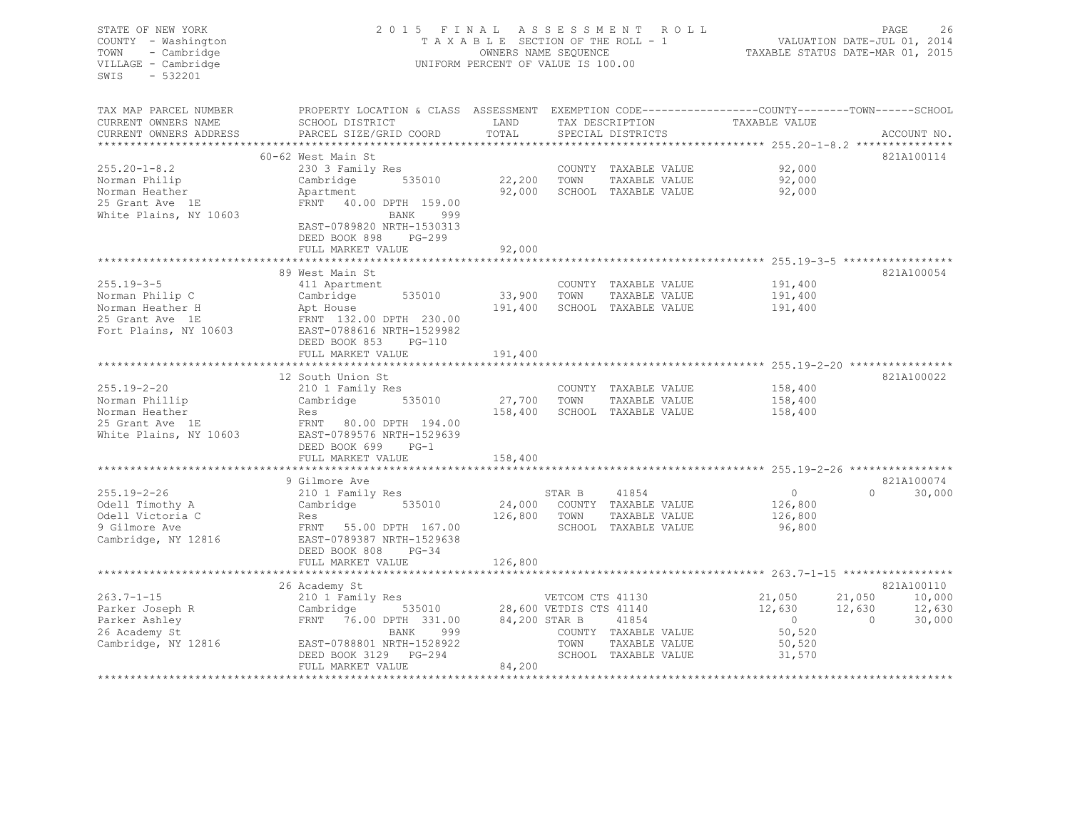STATE OF NEW YORK
COUNTY - Washington
TOWN - Cambridge
VILLAGE - Cambridge
SWIS - 532201

2015 FINAL ASSESSMENT ROLL
TAXABLE SECTION OF THE ROLL - 1
OWNERS NAME SEQUENCE
UNIFORM PERCENT OF VALUE IS 100.00

VALUATION DATE-JUL 01, 2014
TAXABLE STATUS DATE-MAR 01, 2015

| TAX MAP PARCEL NUMBER / CURRENT OWNERS NAME / CURRENT OWNERS ADDRESS | PROPERTY LOCATION & CLASS / SCHOOL DISTRICT / PARCEL SIZE/GRID COORD | ASSESSMENT LAND / TOTAL | EXEMPTION CODE / TAX DESCRIPTION / SPECIAL DISTRICTS | COUNTY TAXABLE VALUE | TOWN | SCHOOL | ACCOUNT NO. |
|---|---|---|---|---|---|---|---|
| **255.20-1-8.2** | 60-62 West Main St | | | | | | 821A100114 |
| Norman Philip | 230 3 Family Res | | COUNTY TAXABLE VALUE | 92,000 | | | |
| Norman Heather | Cambridge 535010 | 22,200 | TOWN TAXABLE VALUE | 92,000 | | | |
| 25 Grant Ave 1E | Apartment | 92,000 | SCHOOL TAXABLE VALUE | 92,000 | | | |
| White Plains, NY 10603 | FRNT 40.00 DPTH 159.00 | | | | | | |
| | BANK 999 | | | | | | |
| | EAST-0789820 NRTH-1530313 | | | | | | |
| | DEED BOOK 898 PG-299 | | | | | | |
| | FULL MARKET VALUE | 92,000 | | | | | |
| **255.19-3-5** | 89 West Main St | | | | | | 821A100054 |
| Norman Philip C | 411 Apartment | | COUNTY TAXABLE VALUE | 191,400 | | | |
| Norman Heather H | Cambridge 535010 | 33,900 | TOWN TAXABLE VALUE | 191,400 | | | |
| 25 Grant Ave 1E | Apt House | 191,400 | SCHOOL TAXABLE VALUE | 191,400 | | | |
| Fort Plains, NY 10603 | FRNT 132.00 DPTH 230.00 | | | | | | |
| | EAST-0788616 NRTH-1529982 | | | | | | |
| | DEED BOOK 853 PG-110 | | | | | | |
| | FULL MARKET VALUE | 191,400 | | | | | |
| **255.19-2-20** | 12 South Union St | | | | | | 821A100022 |
| Norman Phillip | 210 1 Family Res | | COUNTY TAXABLE VALUE | 158,400 | | | |
| Norman Heather | Cambridge 535010 | 27,700 | TOWN TAXABLE VALUE | 158,400 | | | |
| 25 Grant Ave 1E | Res | 158,400 | SCHOOL TAXABLE VALUE | 158,400 | | | |
| White Plains, NY 10603 | FRNT 80.00 DPTH 194.00 | | | | | | |
| | EAST-0789576 NRTH-1529639 | | | | | | |
| | DEED BOOK 699 PG-1 | | | | | | |
| | FULL MARKET VALUE | 158,400 | | | | | |
| **255.19-2-26** | 9 Gilmore Ave | | | | | | 821A100074 |
| Odell Timothy A | 210 1 Family Res | | STAR B 41854 | 0 | 0 | 30,000 | |
| Odell Victoria C | Cambridge 535010 | 24,000 | COUNTY TAXABLE VALUE | 126,800 | | | |
| 9 Gilmore Ave | Res | 126,800 | TOWN TAXABLE VALUE | 126,800 | | | |
| Cambridge, NY 12816 | FRNT 55.00 DPTH 167.00 | | SCHOOL TAXABLE VALUE | 96,800 | | | |
| | EAST-0789387 NRTH-1529638 | | | | | | |
| | DEED BOOK 808 PG-34 | | | | | | |
| | FULL MARKET VALUE | 126,800 | | | | | |
| **263.7-1-15** | 26 Academy St | | | | | | 821A100110 |
| Parker Joseph R | 210 1 Family Res | | VETCOM CTS 41130 | 21,050 | 21,050 | 10,000 | |
| Parker Ashley | Cambridge 535010 | 28,600 | VETDIS CTS 41140 | 12,630 | 12,630 | 12,630 | |
| 26 Academy St | FRNT 76.00 DPTH 331.00 | 84,200 | STAR B 41854 | 0 | 0 | 30,000 | |
| Cambridge, NY 12816 | BANK 999 | | COUNTY TAXABLE VALUE | 50,520 | | | |
| | EAST-0788801 NRTH-1528922 | | TOWN TAXABLE VALUE | 50,520 | | | |
| | DEED BOOK 3129 PG-294 | | SCHOOL TAXABLE VALUE | 31,570 | | | |
| | FULL MARKET VALUE | 84,200 | | | | | |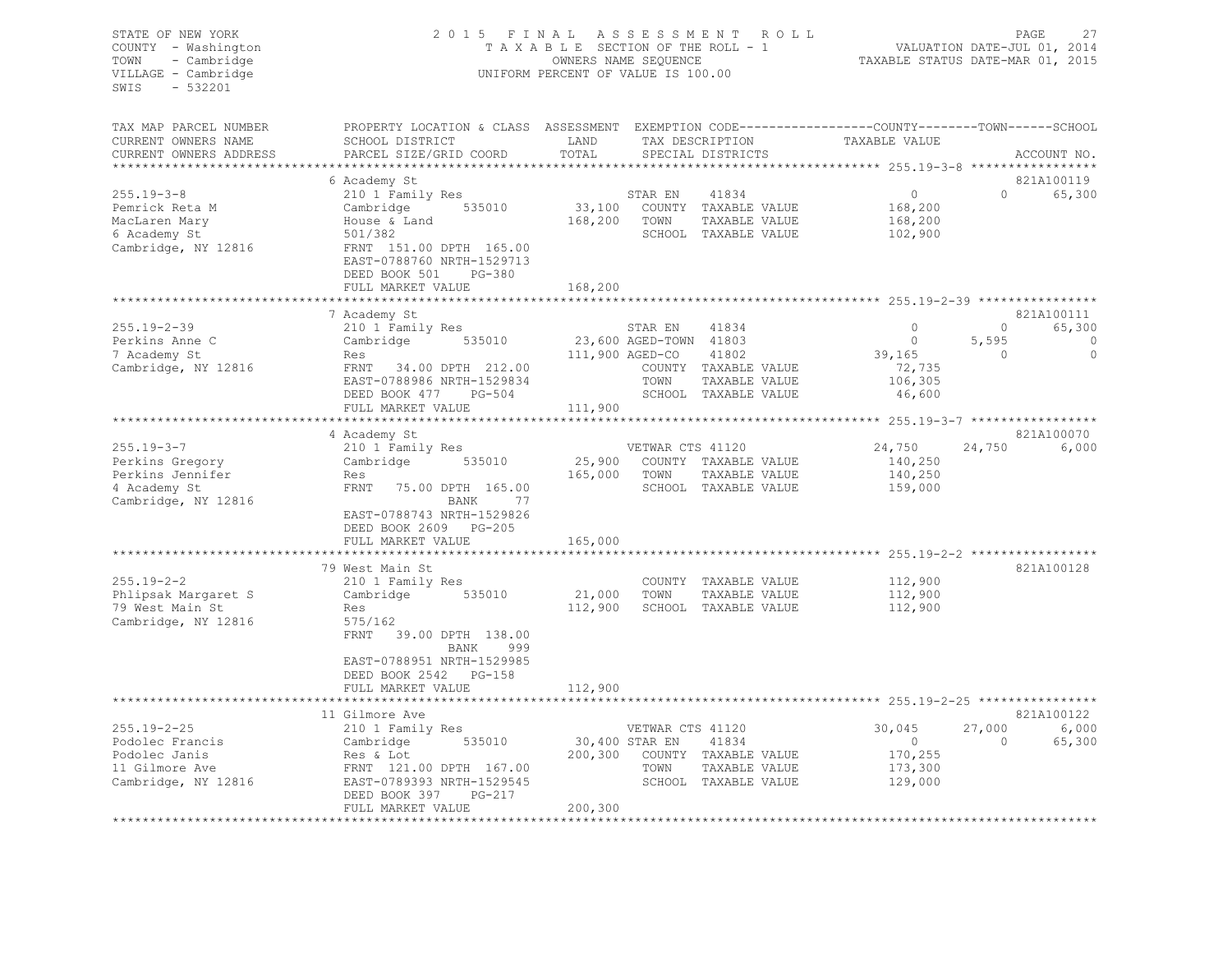STATE OF NEW YORK
COUNTY - Washington
TOWN - Cambridge
VILLAGE - Cambridge
SWIS - 532201

2015 FINAL ASSESSMENT ROLL
TAXABLE SECTION OF THE ROLL - 1
OWNERS NAME SEQUENCE
UNIFORM PERCENT OF VALUE IS 100.00

VALUATION DATE-JUL 01, 2014
TAXABLE STATUS DATE-MAR 01, 2015

| TAX MAP PARCEL NUMBER / CURRENT OWNERS NAME / CURRENT OWNERS ADDRESS | PROPERTY LOCATION & CLASS / SCHOOL DISTRICT / PARCEL SIZE/GRID COORD | ASSESSMENT LAND | TOTAL | EXEMPTION CODE / TAX DESCRIPTION / SPECIAL DISTRICTS | COUNTY TAXABLE VALUE | TOWN | SCHOOL / ACCOUNT NO. |
|---|---|---|---|---|---|---|---|
| | 6 Academy St | | | | | | 821A100119 |
| 255.19-3-8 | 210 1 Family Res | | | STAR EN 41834 | 0 | 0 | 65,300 |
| Pemrick Reta M | Cambridge 535010 | 33,100 | | COUNTY TAXABLE VALUE | 168,200 | | |
| MacLaren Mary | House & Land | | 168,200 | TOWN TAXABLE VALUE | 168,200 | | |
| 6 Academy St | 501/382 | | | SCHOOL TAXABLE VALUE | 102,900 | | |
| Cambridge, NY 12816 | FRNT 151.00 DPTH 165.00 | | | | | | |
| | EAST-0788760 NRTH-1529713 | | | | | | |
| | DEED BOOK 501 PG-380 | | | | | | |
| | FULL MARKET VALUE | | 168,200 | | | | |
| | 7 Academy St | | | | | | 821A100111 |
| 255.19-2-39 | 210 1 Family Res | | | STAR EN 41834 | 0 | 0 | 65,300 |
| Perkins Anne C | Cambridge 535010 | 23,600 | | AGED-TOWN 41803 | 0 | 5,595 | 0 |
| 7 Academy St | Res | | 111,900 | AGED-CO 41802 | 39,165 | 0 | 0 |
| Cambridge, NY 12816 | FRNT 34.00 DPTH 212.00 | | | COUNTY TAXABLE VALUE | 72,735 | | |
| | EAST-0788986 NRTH-1529834 | | | TOWN TAXABLE VALUE | 106,305 | | |
| | DEED BOOK 477 PG-504 | | | SCHOOL TAXABLE VALUE | 46,600 | | |
| | FULL MARKET VALUE | | 111,900 | | | | |
| | 4 Academy St | | | | | | 821A100070 |
| 255.19-3-7 | 210 1 Family Res | | | VETWAR CTS 41120 | 24,750 | 24,750 | 6,000 |
| Perkins Gregory | Cambridge 535010 | 25,900 | | COUNTY TAXABLE VALUE | 140,250 | | |
| Perkins Jennifer | Res | | 165,000 | TOWN TAXABLE VALUE | 140,250 | | |
| 4 Academy St | FRNT 75.00 DPTH 165.00 | | | SCHOOL TAXABLE VALUE | 159,000 | | |
| Cambridge, NY 12816 | BANK 77 | | | | | | |
| | EAST-0788743 NRTH-1529826 | | | | | | |
| | DEED BOOK 2609 PG-205 | | | | | | |
| | FULL MARKET VALUE | | 165,000 | | | | |
| | 79 West Main St | | | | | | 821A100128 |
| 255.19-2-2 | 210 1 Family Res | | | COUNTY TAXABLE VALUE | 112,900 | | |
| Phlipsak Margaret S | Cambridge 535010 | 21,000 | | TOWN TAXABLE VALUE | 112,900 | | |
| 79 West Main St | Res | | 112,900 | SCHOOL TAXABLE VALUE | 112,900 | | |
| Cambridge, NY 12816 | 575/162 | | | | | | |
| | FRNT 39.00 DPTH 138.00 | | | | | | |
| | BANK 999 | | | | | | |
| | EAST-0788951 NRTH-1529985 | | | | | | |
| | DEED BOOK 2542 PG-158 | | | | | | |
| | FULL MARKET VALUE | | 112,900 | | | | |
| | 11 Gilmore Ave | | | | | | 821A100122 |
| 255.19-2-25 | 210 1 Family Res | | | VETWAR CTS 41120 | 30,045 | 27,000 | 6,000 |
| Podolec Francis | Cambridge 535010 | 30,400 | | STAR EN 41834 | 0 | 0 | 65,300 |
| Podolec Janis | Res & Lot | | 200,300 | COUNTY TAXABLE VALUE | 170,255 | | |
| 11 Gilmore Ave | FRNT 121.00 DPTH 167.00 | | | TOWN TAXABLE VALUE | 173,300 | | |
| Cambridge, NY 12816 | EAST-0789393 NRTH-1529545 | | | SCHOOL TAXABLE VALUE | 129,000 | | |
| | DEED BOOK 397 PG-217 | | | | | | |
| | FULL MARKET VALUE | | 200,300 | | | | |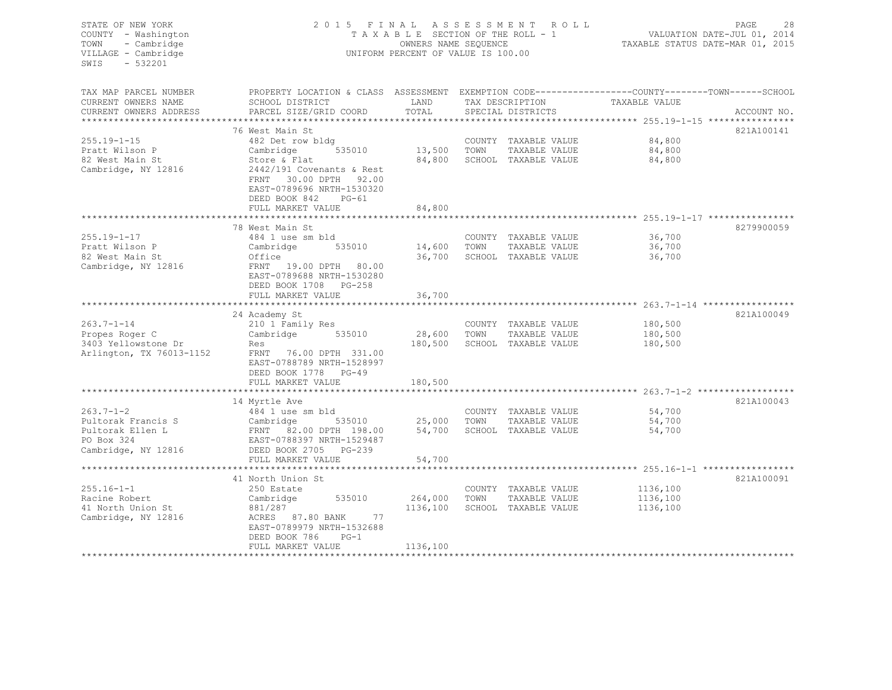STATE OF NEW YORK
COUNTY - Washington
TOWN - Cambridge
VILLAGE - Cambridge
SWIS - 532201

2015 FINAL ASSESSMENT ROLL
TAXABLE SECTION OF THE ROLL - 1
OWNERS NAME SEQUENCE
UNIFORM PERCENT OF VALUE IS 100.00

VALUATION DATE-JUL 01, 2014
TAXABLE STATUS DATE-MAR 01, 2015

| TAX MAP PARCEL NUMBER / CURRENT OWNERS NAME / CURRENT OWNERS ADDRESS | PROPERTY LOCATION & CLASS / SCHOOL DISTRICT / PARCEL SIZE/GRID COORD | ASSESSMENT LAND | TOTAL | EXEMPTION CODE / TAX DESCRIPTION / SPECIAL DISTRICTS | COUNTY--------TOWN------SCHOOL TAXABLE VALUE | ACCOUNT NO. |
|---|---|---|---|---|---|---|
| 255.19-1-15 | 76 West Main St | | | | | 821A100141 |
| Pratt Wilson P | 482 Det row bldg | | | COUNTY TAXABLE VALUE | 84,800 | |
| 82 West Main St | Cambridge 535010 | 13,500 | | TOWN TAXABLE VALUE | 84,800 | |
| Cambridge, NY 12816 | Store & Flat | | 84,800 | SCHOOL TAXABLE VALUE | 84,800 | |
| | 2442/191 Covenants & Rest | | | | | |
| | FRNT 30.00 DPTH 92.00 | | | | | |
| | EAST-0789696 NRTH-1530320 | | | | | |
| | DEED BOOK 842 PG-61 | | | | | |
| | FULL MARKET VALUE | | 84,800 | | | |
| 255.19-1-17 | 78 West Main St | | | | | 8279900059 |
| Pratt Wilson P | 484 1 use sm bld | | | COUNTY TAXABLE VALUE | 36,700 | |
| 82 West Main St | Cambridge 535010 | 14,600 | | TOWN TAXABLE VALUE | 36,700 | |
| Cambridge, NY 12816 | Office | | 36,700 | SCHOOL TAXABLE VALUE | 36,700 | |
| | FRNT 19.00 DPTH 80.00 | | | | | |
| | EAST-0789688 NRTH-1530280 | | | | | |
| | DEED BOOK 1708 PG-258 | | | | | |
| | FULL MARKET VALUE | | 36,700 | | | |
| 263.7-1-14 | 24 Academy St | | | | | 821A100049 |
| Propes Roger C | 210 1 Family Res | | | COUNTY TAXABLE VALUE | 180,500 | |
| 3403 Yellowstone Dr | Cambridge 535010 | 28,600 | | TOWN TAXABLE VALUE | 180,500 | |
| Arlington, TX 76013-1152 | Res | | 180,500 | SCHOOL TAXABLE VALUE | 180,500 | |
| | FRNT 76.00 DPTH 331.00 | | | | | |
| | EAST-0788789 NRTH-1528997 | | | | | |
| | DEED BOOK 1778 PG-49 | | | | | |
| | FULL MARKET VALUE | | 180,500 | | | |
| 263.7-1-2 | 14 Myrtle Ave | | | | | 821A100043 |
| Pultorak Francis S | 484 1 use sm bld | | | COUNTY TAXABLE VALUE | 54,700 | |
| Pultorak Ellen L | Cambridge 535010 | 25,000 | | TOWN TAXABLE VALUE | 54,700 | |
| PO Box 324 | FRNT 82.00 DPTH 198.00 | | 54,700 | SCHOOL TAXABLE VALUE | 54,700 | |
| Cambridge, NY 12816 | EAST-0788397 NRTH-1529487 | | | | | |
| | DEED BOOK 2705 PG-239 | | | | | |
| | FULL MARKET VALUE | | 54,700 | | | |
| 255.16-1-1 | 41 North Union St | | | | | 821A100091 |
| Racine Robert | 250 Estate | | | COUNTY TAXABLE VALUE | 1136,100 | |
| 41 North Union St | Cambridge 535010 | 264,000 | | TOWN TAXABLE VALUE | 1136,100 | |
| Cambridge, NY 12816 | 881/287 | | 1136,100 | SCHOOL TAXABLE VALUE | 1136,100 | |
| | ACRES 87.80 BANK 77 | | | | | |
| | EAST-0789979 NRTH-1532688 | | | | | |
| | DEED BOOK 786 PG-1 | | | | | |
| | FULL MARKET VALUE | | 1136,100 | | | |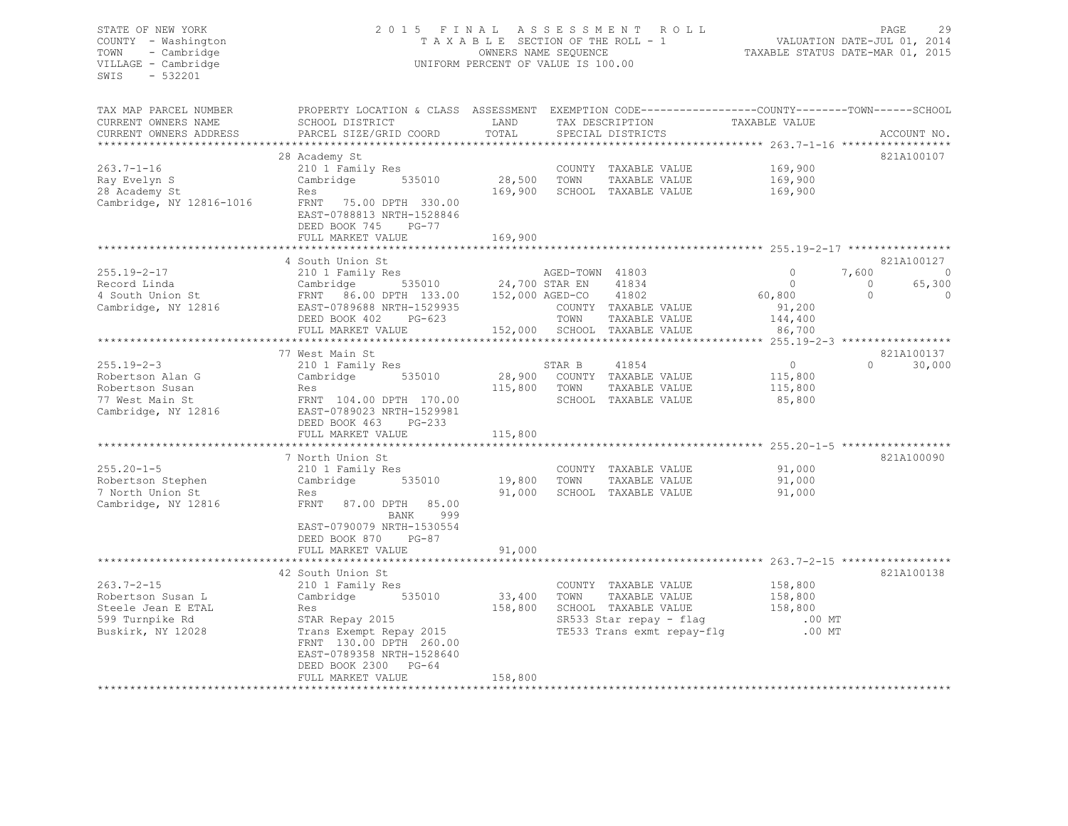STATE OF NEW YORK
COUNTY - Washington
TOWN - Cambridge
VILLAGE - Cambridge
SWIS - 532201

2 0 1 5 F I N A L A S S E S S M E N T R O L L
T A X A B L E SECTION OF THE ROLL - 1
OWNERS NAME SEQUENCE
UNIFORM PERCENT OF VALUE IS 100.00

VALUATION DATE-JUL 01, 2014
TAXABLE STATUS DATE-MAR 01, 2015

```
TAX MAP PARCEL NUMBER          PROPERTY LOCATION & CLASS  ASSESSMENT  EXEMPTION CODE-----------------COUNTY--------TOWN------SCHOOL
CURRENT OWNERS NAME            SCHOOL DISTRICT               LAND      TAX DESCRIPTION              TAXABLE VALUE
CURRENT OWNERS ADDRESS         PARCEL SIZE/GRID COORD        TOTAL     SPECIAL DISTRICTS                                      ACCOUNT NO.
******************************************************************************************************* 263.7-1-16 *****************
                               28 Academy St                                                                                821A100107
263.7-1-16                     210 1 Family Res                        COUNTY  TAXABLE VALUE             169,900
Ray Evelyn S                   Cambridge       535010        28,500    TOWN    TAXABLE VALUE             169,900
28 Academy St                  Res                          169,900    SCHOOL  TAXABLE VALUE             169,900
Cambridge, NY 12816-1016       FRNT   75.00 DPTH 330.00
                               EAST-0788813 NRTH-1528846
                               DEED BOOK 745     PG-77
                               FULL MARKET VALUE            169,900
******************************************************************************************************* 255.19-2-17 ****************
                               4 South Union St                                                                             821A100127
255.19-2-17                    210 1 Family Res                       AGED-TOWN  41803                    0        7,600           0
Record Linda                   Cambridge       535010         24,700 STAR EN    41834                    0            0      65,300
4 South Union St               FRNT   86.00 DPTH 133.00      152,000 AGED-CO    41802               60,800            0           0
Cambridge, NY 12816            EAST-0789688 NRTH-1529935               COUNTY  TAXABLE VALUE              91,200
                               DEED BOOK 402     PG-623                TOWN    TAXABLE VALUE             144,400
                               FULL MARKET VALUE            152,000    SCHOOL  TAXABLE VALUE              86,700
******************************************************************************************************* 255.19-2-3 *****************
                               77 West Main St                                                                              821A100137
255.19-2-3                     210 1 Family Res                        STAR B     41854                    0            0      30,000
Robertson Alan G               Cambridge       535010        28,900    COUNTY  TAXABLE VALUE             115,800
Robertson Susan                Res                          115,800    TOWN    TAXABLE VALUE             115,800
77 West Main St                FRNT  104.00 DPTH 170.00                SCHOOL  TAXABLE VALUE              85,800
Cambridge, NY 12816            EAST-0789023 NRTH-1529981
                               DEED BOOK 463     PG-233
                               FULL MARKET VALUE            115,800
******************************************************************************************************* 255.20-1-5 *****************
                               7 North Union St                                                                             821A100090
255.20-1-5                     210 1 Family Res                        COUNTY  TAXABLE VALUE              91,000
Robertson Stephen              Cambridge       535010        19,800    TOWN    TAXABLE VALUE              91,000
7 North Union St               Res                           91,000    SCHOOL  TAXABLE VALUE              91,000
Cambridge, NY 12816            FRNT   87.00 DPTH  85.00
                                          BANK    999
                               EAST-0790079 NRTH-1530554
                               DEED BOOK 870     PG-87
                               FULL MARKET VALUE             91,000
******************************************************************************************************* 263.7-2-15 *****************
                               42 South Union St                                                                            821A100138
263.7-2-15                     210 1 Family Res                        COUNTY  TAXABLE VALUE             158,800
Robertson Susan L              Cambridge       535010        33,400    TOWN    TAXABLE VALUE             158,800
Steele Jean E ETAL             Res                          158,800    SCHOOL  TAXABLE VALUE             158,800
599 Turnpike Rd                STAR Repay 2015                         SR533 Star repay - flag               .00 MT
Buskirk, NY 12028              Trans Exempt Repay 2015                 TE533 Trans exmt repay-flg            .00 MT
                               FRNT  130.00 DPTH 260.00
                               EAST-0789358 NRTH-1528640
                               DEED BOOK 2300    PG-64
                               FULL MARKET VALUE            158,800
************************************************************************************************************************************
```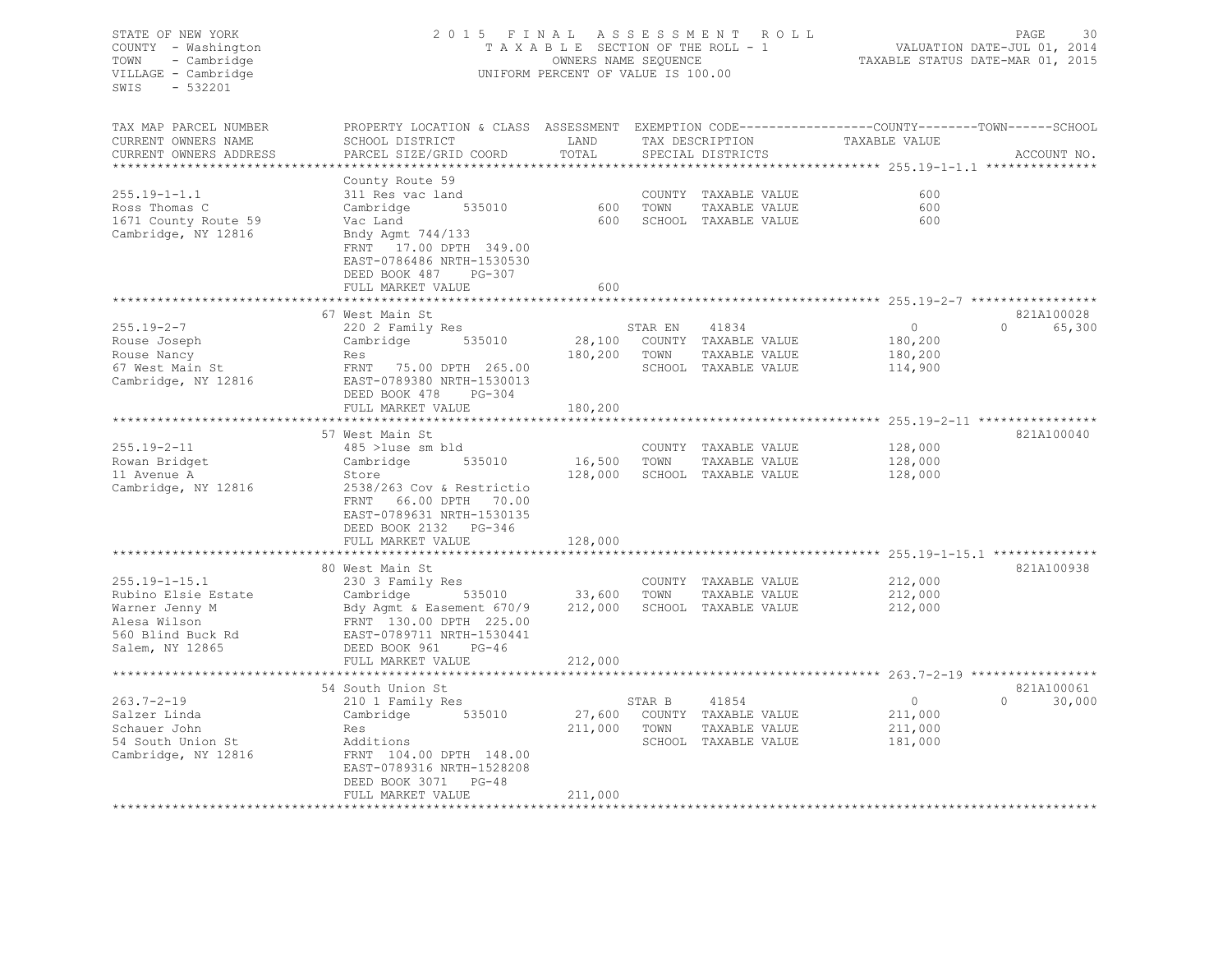STATE OF NEW YORK
COUNTY - Washington
TOWN - Cambridge
VILLAGE - Cambridge
SWIS - 532201

2 0 1 5 F I N A L A S S E S S M E N T R O L L
T A X A B L E SECTION OF THE ROLL - 1
OWNERS NAME SEQUENCE
UNIFORM PERCENT OF VALUE IS 100.00

VALUATION DATE-JUL 01, 2014
TAXABLE STATUS DATE-MAR 01, 2015

| TAX MAP PARCEL NUMBER / CURRENT OWNERS NAME / CURRENT OWNERS ADDRESS | PROPERTY LOCATION & CLASS / SCHOOL DISTRICT / PARCEL SIZE/GRID COORD | ASSESSMENT LAND / TOTAL | EXEMPTION CODE / TAX DESCRIPTION / SPECIAL DISTRICTS | COUNTY TAXABLE VALUE | TOWN | SCHOOL / ACCOUNT NO. |
|---|---|---|---|---|---|---|
| 255.19-1-1.1 | County Route 59 | | | | | |
| | 311 Res vac land | | COUNTY TAXABLE VALUE | 600 | | |
| Ross Thomas C | Cambridge 535010 | 600 | TOWN TAXABLE VALUE | 600 | | |
| 1671 County Route 59 | Vac Land | 600 | SCHOOL TAXABLE VALUE | 600 | | |
| Cambridge, NY 12816 | Bndy Agmt 744/133 | | | | | |
| | FRNT 17.00 DPTH 349.00 | | | | | |
| | EAST-0786486 NRTH-1530530 | | | | | |
| | DEED BOOK 487 PG-307 | | | | | |
| | FULL MARKET VALUE | 600 | | | | |
| 255.19-2-7 | 67 West Main St | | | | | 821A100028 |
| | 220 2 Family Res | | STAR EN 41834 | 0 | 0 | 65,300 |
| Rouse Joseph | Cambridge 535010 | 28,100 | COUNTY TAXABLE VALUE | 180,200 | | |
| Rouse Nancy | Res | 180,200 | TOWN TAXABLE VALUE | 180,200 | | |
| 67 West Main St | FRNT 75.00 DPTH 265.00 | | SCHOOL TAXABLE VALUE | 114,900 | | |
| Cambridge, NY 12816 | EAST-0789380 NRTH-1530013 | | | | | |
| | DEED BOOK 478 PG-304 | | | | | |
| | FULL MARKET VALUE | 180,200 | | | | |
| 255.19-2-11 | 57 West Main St | | | | | 821A100040 |
| | 485 >1use sm bld | | COUNTY TAXABLE VALUE | 128,000 | | |
| Rowan Bridget | Cambridge 535010 | 16,500 | TOWN TAXABLE VALUE | 128,000 | | |
| 11 Avenue A | Store | 128,000 | SCHOOL TAXABLE VALUE | 128,000 | | |
| Cambridge, NY 12816 | 2538/263 Cov & Restrictio | | | | | |
| | FRNT 66.00 DPTH 70.00 | | | | | |
| | EAST-0789631 NRTH-1530135 | | | | | |
| | DEED BOOK 2132 PG-346 | | | | | |
| | FULL MARKET VALUE | 128,000 | | | | |
| 255.19-1-15.1 | 80 West Main St | | | | | 821A100938 |
| | 230 3 Family Res | | COUNTY TAXABLE VALUE | 212,000 | | |
| Rubino Elsie Estate | Cambridge 535010 | 33,600 | TOWN TAXABLE VALUE | 212,000 | | |
| Warner Jenny M | Bdy Agmt & Easement 670/9 | 212,000 | SCHOOL TAXABLE VALUE | 212,000 | | |
| Alesa Wilson | FRNT 130.00 DPTH 225.00 | | | | | |
| 560 Blind Buck Rd | EAST-0789711 NRTH-1530441 | | | | | |
| Salem, NY 12865 | DEED BOOK 961 PG-46 | | | | | |
| | FULL MARKET VALUE | 212,000 | | | | |
| 263.7-2-19 | 54 South Union St | | | | | 821A100061 |
| | 210 1 Family Res | | STAR B 41854 | 0 | 0 | 30,000 |
| Salzer Linda | Cambridge 535010 | 27,600 | COUNTY TAXABLE VALUE | 211,000 | | |
| Schauer John | Res | 211,000 | TOWN TAXABLE VALUE | 211,000 | | |
| 54 South Union St | Additions | | SCHOOL TAXABLE VALUE | 181,000 | | |
| Cambridge, NY 12816 | FRNT 104.00 DPTH 148.00 | | | | | |
| | EAST-0789316 NRTH-1528208 | | | | | |
| | DEED BOOK 3071 PG-48 | | | | | |
| | FULL MARKET VALUE | 211,000 | | | | |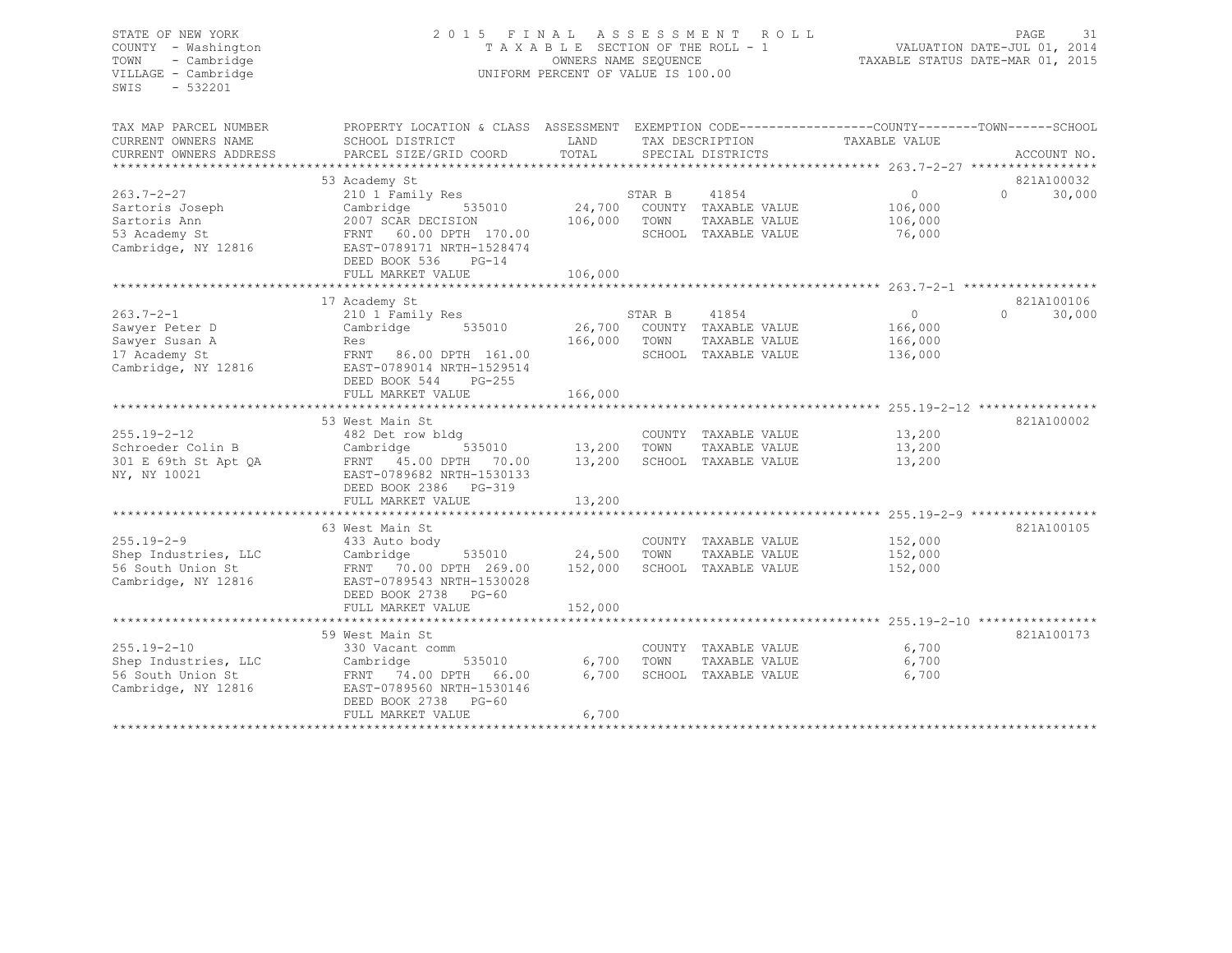STATE OF NEW YORK
COUNTY - Washington
TOWN - Cambridge
VILLAGE - Cambridge
SWIS - 532201

2 0 1 5 F I N A L A S S E S S M E N T R O L L
T A X A B L E SECTION OF THE ROLL - 1
OWNERS NAME SEQUENCE
UNIFORM PERCENT OF VALUE IS 100.00

VALUATION DATE-JUL 01, 2014
TAXABLE STATUS DATE-MAR 01, 2015

| TAX MAP PARCEL NUMBER / CURRENT OWNERS NAME / CURRENT OWNERS ADDRESS | PROPERTY LOCATION & CLASS / SCHOOL DISTRICT / PARCEL SIZE/GRID COORD | ASSESSMENT LAND / TOTAL | EXEMPTION CODE / TAX DESCRIPTION / SPECIAL DISTRICTS | COUNTY / TOWN / SCHOOL TAXABLE VALUE | ACCOUNT NO. |
|---|---|---|---|---|---|
| 263.7-2-27 | 53 Academy St | | | | 821A100032 |
| Sartoris Joseph | 210 1 Family Res | | STAR B 41854 | 0 / 0 / 30,000 | |
| Sartoris Ann | Cambridge 535010 | 24,700 | COUNTY TAXABLE VALUE | 106,000 | |
| 53 Academy St | 2007 SCAR DECISION | 106,000 | TOWN TAXABLE VALUE | 106,000 | |
| Cambridge, NY 12816 | FRNT 60.00 DPTH 170.00 | | SCHOOL TAXABLE VALUE | 76,000 | |
| | EAST-0789171 NRTH-1528474 | | | | |
| | DEED BOOK 536 PG-14 | | | | |
| | FULL MARKET VALUE | 106,000 | | | |
| 263.7-2-1 | 17 Academy St | | | | 821A100106 |
| Sawyer Peter D | 210 1 Family Res | | STAR B 41854 | 0 / 0 / 30,000 | |
| Sawyer Susan A | Cambridge 535010 | 26,700 | COUNTY TAXABLE VALUE | 166,000 | |
| 17 Academy St | Res | 166,000 | TOWN TAXABLE VALUE | 166,000 | |
| Cambridge, NY 12816 | FRNT 86.00 DPTH 161.00 | | SCHOOL TAXABLE VALUE | 136,000 | |
| | EAST-0789014 NRTH-1529514 | | | | |
| | DEED BOOK 544 PG-255 | | | | |
| | FULL MARKET VALUE | 166,000 | | | |
| 255.19-2-12 | 53 West Main St | | | | 821A100002 |
| Schroeder Colin B | 482 Det row bldg | | COUNTY TAXABLE VALUE | 13,200 | |
| 301 E 69th St Apt QA | Cambridge 535010 | 13,200 | TOWN TAXABLE VALUE | 13,200 | |
| NY, NY 10021 | FRNT 45.00 DPTH 70.00 | 13,200 | SCHOOL TAXABLE VALUE | 13,200 | |
| | EAST-0789682 NRTH-1530133 | | | | |
| | DEED BOOK 2386 PG-319 | | | | |
| | FULL MARKET VALUE | 13,200 | | | |
| 255.19-2-9 | 63 West Main St | | | | 821A100105 |
| Shep Industries, LLC | 433 Auto body | | COUNTY TAXABLE VALUE | 152,000 | |
| 56 South Union St | Cambridge 535010 | 24,500 | TOWN TAXABLE VALUE | 152,000 | |
| Cambridge, NY 12816 | FRNT 70.00 DPTH 269.00 | 152,000 | SCHOOL TAXABLE VALUE | 152,000 | |
| | EAST-0789543 NRTH-1530028 | | | | |
| | DEED BOOK 2738 PG-60 | | | | |
| | FULL MARKET VALUE | 152,000 | | | |
| 255.19-2-10 | 59 West Main St | | | | 821A100173 |
| Shep Industries, LLC | 330 Vacant comm | | COUNTY TAXABLE VALUE | 6,700 | |
| 56 South Union St | Cambridge 535010 | 6,700 | TOWN TAXABLE VALUE | 6,700 | |
| Cambridge, NY 12816 | FRNT 74.00 DPTH 66.00 | 6,700 | SCHOOL TAXABLE VALUE | 6,700 | |
| | EAST-0789560 NRTH-1530146 | | | | |
| | DEED BOOK 2738 PG-60 | | | | |
| | FULL MARKET VALUE | 6,700 | | | |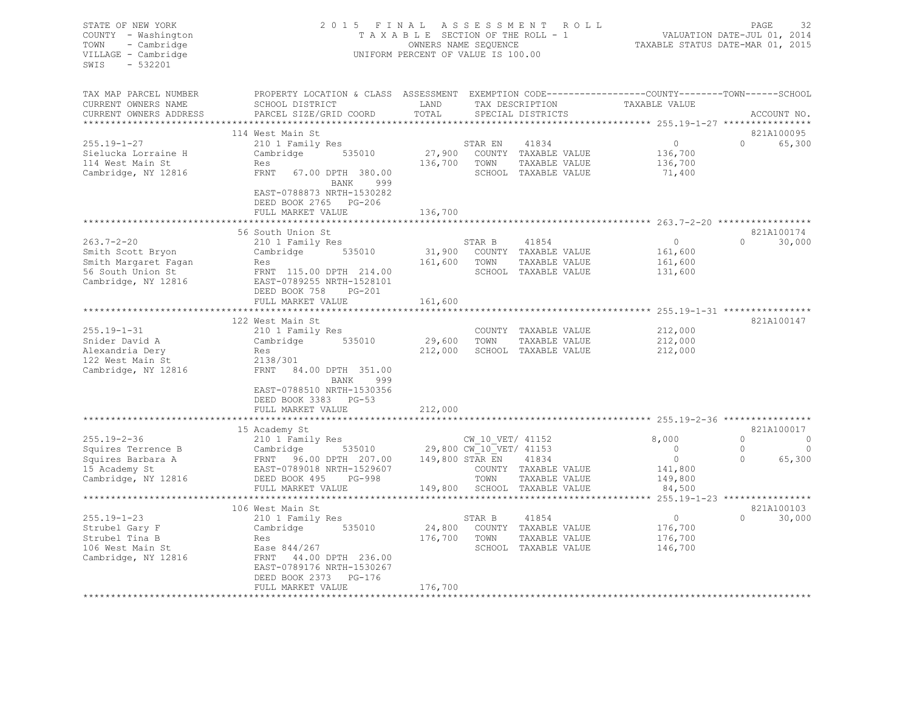STATE OF NEW YORK
COUNTY - Washington
TOWN - Cambridge
VILLAGE - Cambridge
SWIS - 532201

2015 FINAL ASSESSMENT ROLL
TAXABLE SECTION OF THE ROLL - 1
OWNERS NAME SEQUENCE
UNIFORM PERCENT OF VALUE IS 100.00

VALUATION DATE-JUL 01, 2014
TAXABLE STATUS DATE-MAR 01, 2015

```
TAX MAP PARCEL NUMBER      PROPERTY LOCATION & CLASS  ASSESSMENT  EXEMPTION CODE------------------COUNTY--------TOWN------SCHOOL
CURRENT OWNERS NAME        SCHOOL DISTRICT              LAND       TAX DESCRIPTION              TAXABLE VALUE
CURRENT OWNERS ADDRESS     PARCEL SIZE/GRID COORD       TOTAL      SPECIAL DISTRICTS                                       ACCOUNT NO.
******************************************************************************************************* 255.19-1-27 ****************
                           114 West Main St                                                                                821A100095
255.19-1-27                210 1 Family Res                         STAR EN     41834                  0            0       65,300
Sielucka Lorraine H        Cambridge        535010       27,900     COUNTY  TAXABLE VALUE          136,700
114 West Main St           Res                          136,700     TOWN    TAXABLE VALUE          136,700
Cambridge, NY 12816        FRNT   67.00 DPTH 380.00                 SCHOOL  TAXABLE VALUE           71,400
                                          BANK    999
                           EAST-0788873 NRTH-1530282
                           DEED BOOK 2765   PG-206
                           FULL MARKET VALUE            136,700
******************************************************************************************************* 263.7-2-20 *****************
                           56 South Union St                                                                               821A100174
263.7-2-20                 210 1 Family Res                         STAR B      41854                  0            0       30,000
Smith Scott Bryon          Cambridge        535010       31,900     COUNTY  TAXABLE VALUE          161,600
Smith Margaret Fagan       Res                          161,600     TOWN    TAXABLE VALUE          161,600
56 South Union St          FRNT  115.00 DPTH 214.00                 SCHOOL  TAXABLE VALUE          131,600
Cambridge, NY 12816        EAST-0789255 NRTH-1528101
                           DEED BOOK 758    PG-201
                           FULL MARKET VALUE            161,600
******************************************************************************************************* 255.19-1-31 ****************
                           122 West Main St                                                                                821A100147
255.19-1-31                210 1 Family Res                         COUNTY  TAXABLE VALUE          212,000
Snider David A             Cambridge        535010       29,600     TOWN    TAXABLE VALUE          212,000
Alexandria Dery            Res                          212,000     SCHOOL  TAXABLE VALUE          212,000
122 West Main St           2138/301
Cambridge, NY 12816        FRNT   84.00 DPTH 351.00
                                          BANK    999
                           EAST-0788510 NRTH-1530356
                           DEED BOOK 3383   PG-53
                           FULL MARKET VALUE            212,000
******************************************************************************************************* 255.19-2-36 ****************
                           15 Academy St                                                                                   821A100017
255.19-2-36                210 1 Family Res                         CW_10_VET/ 41152               8,000            0            0
Squires Terrence B         Cambridge        535010       29,800     CW_10_VET/ 41153                   0            0            0
Squires Barbara A          FRNT   96.00 DPTH 207.00     149,800     STAR EN     41834                  0            0       65,300
15 Academy St              EAST-0789018 NRTH-1529607                COUNTY  TAXABLE VALUE          141,800
Cambridge, NY 12816        DEED BOOK 495    PG-998                  TOWN    TAXABLE VALUE          149,800
                           FULL MARKET VALUE            149,800     SCHOOL  TAXABLE VALUE           84,500
******************************************************************************************************* 255.19-1-23 ****************
                           106 West Main St                                                                                821A100103
255.19-1-23                210 1 Family Res                         STAR B      41854                  0            0       30,000
Strubel Gary F             Cambridge        535010       24,800     COUNTY  TAXABLE VALUE          176,700
Strubel Tina B             Res                          176,700     TOWN    TAXABLE VALUE          176,700
106 West Main St           Ease 844/267                             SCHOOL  TAXABLE VALUE          146,700
Cambridge, NY 12816        FRNT   44.00 DPTH 236.00
                           EAST-0789176 NRTH-1530267
                           DEED BOOK 2373   PG-176
                           FULL MARKET VALUE            176,700
************************************************************************************************************************************
```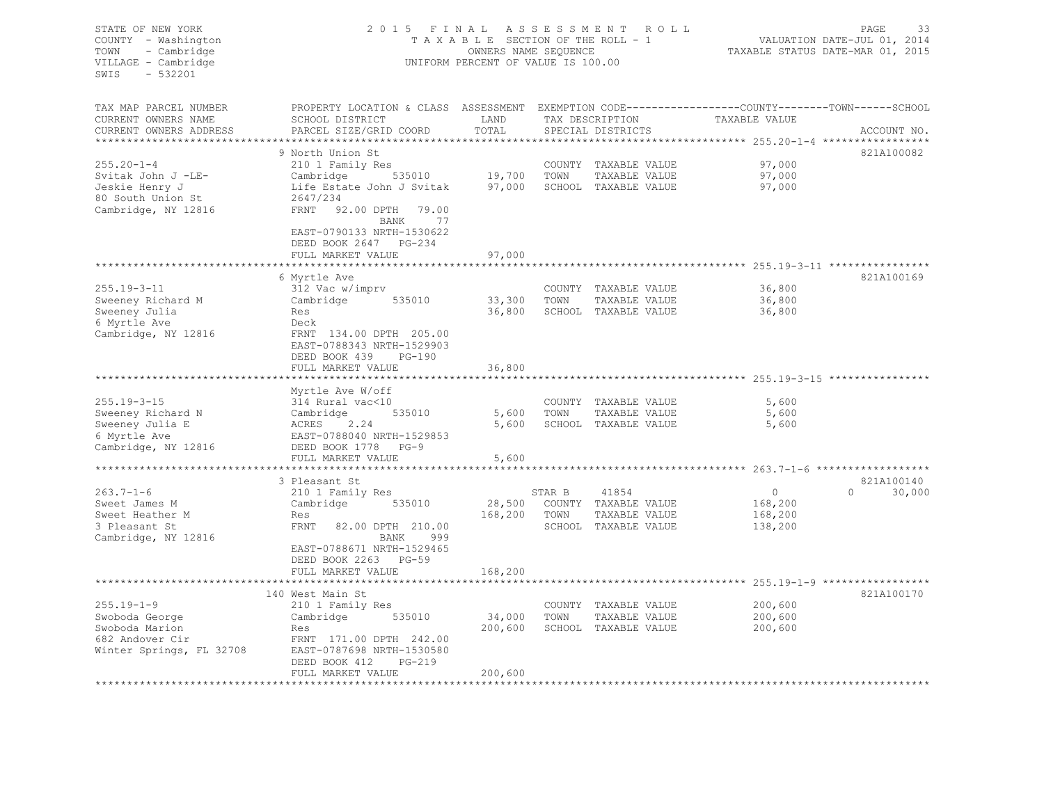STATE OF NEW YORK
COUNTY - Washington
TOWN - Cambridge
VILLAGE - Cambridge
SWIS - 532201

2015 FINAL ASSESSMENT ROLL
TAXABLE SECTION OF THE ROLL - 1
OWNERS NAME SEQUENCE
UNIFORM PERCENT OF VALUE IS 100.00

VALUATION DATE-JUL 01, 2014
TAXABLE STATUS DATE-MAR 01, 2015

| TAX MAP PARCEL NUMBER / CURRENT OWNERS NAME / CURRENT OWNERS ADDRESS | PROPERTY LOCATION & CLASS / SCHOOL DISTRICT / PARCEL SIZE/GRID COORD | ASSESSMENT LAND | TOTAL | EXEMPTION CODE / TAX DESCRIPTION / SPECIAL DISTRICTS | COUNTY / TOWN TAXABLE VALUE | SCHOOL | ACCOUNT NO. |
|---|---|---|---|---|---|---|---|
| 255.20-1-4 | 9 North Union St | | | | | | 821A100082 |
| 255.20-1-4 | 210 1 Family Res | | | COUNTY TAXABLE VALUE | 97,000 | | |
| Svitak John J -LE- | Cambridge 535010 | 19,700 | | TOWN TAXABLE VALUE | 97,000 | | |
| Jeskie Henry J | Life Estate John J Svitak | | 97,000 | SCHOOL TAXABLE VALUE | 97,000 | | |
| 80 South Union St | 2647/234 | | | | | | |
| Cambridge, NY 12816 | FRNT 92.00 DPTH 79.00 | | | | | | |
| | BANK 77 | | | | | | |
| | EAST-0790133 NRTH-1530622 | | | | | | |
| | DEED BOOK 2647 PG-234 | | | | | | |
| | FULL MARKET VALUE | | 97,000 | | | | |
| 255.19-3-11 | 6 Myrtle Ave | | | | | | 821A100169 |
| 255.19-3-11 | 312 Vac w/imprv | | | COUNTY TAXABLE VALUE | 36,800 | | |
| Sweeney Richard M | Cambridge 535010 | 33,300 | | TOWN TAXABLE VALUE | 36,800 | | |
| Sweeney Julia | Res | | 36,800 | SCHOOL TAXABLE VALUE | 36,800 | | |
| 6 Myrtle Ave | Deck | | | | | | |
| Cambridge, NY 12816 | FRNT 134.00 DPTH 205.00 | | | | | | |
| | EAST-0788343 NRTH-1529903 | | | | | | |
| | DEED BOOK 439 PG-190 | | | | | | |
| | FULL MARKET VALUE | | 36,800 | | | | |
| 255.19-3-15 | Myrtle Ave W/off | | | | | | |
| 255.19-3-15 | 314 Rural vac<10 | | | COUNTY TAXABLE VALUE | 5,600 | | |
| Sweeney Richard N | Cambridge 535010 | 5,600 | | TOWN TAXABLE VALUE | 5,600 | | |
| Sweeney Julia E | ACRES 2.24 | | 5,600 | SCHOOL TAXABLE VALUE | 5,600 | | |
| 6 Myrtle Ave | EAST-0788040 NRTH-1529853 | | | | | | |
| Cambridge, NY 12816 | DEED BOOK 1778 PG-9 | | | | | | |
| | FULL MARKET VALUE | | 5,600 | | | | |
| 263.7-1-6 | 3 Pleasant St | | | | | | 821A100140 |
| 263.7-1-6 | 210 1 Family Res | | | STAR B 41854 | 0 | 0 | 30,000 |
| Sweet James M | Cambridge 535010 | 28,500 | | COUNTY TAXABLE VALUE | 168,200 | | |
| Sweet Heather M | Res | | 168,200 | TOWN TAXABLE VALUE | 168,200 | | |
| 3 Pleasant St | FRNT 82.00 DPTH 210.00 | | | SCHOOL TAXABLE VALUE | 138,200 | | |
| Cambridge, NY 12816 | BANK 999 | | | | | | |
| | EAST-0788671 NRTH-1529465 | | | | | | |
| | DEED BOOK 2263 PG-59 | | | | | | |
| | FULL MARKET VALUE | | 168,200 | | | | |
| 255.19-1-9 | 140 West Main St | | | | | | 821A100170 |
| 255.19-1-9 | 210 1 Family Res | | | COUNTY TAXABLE VALUE | 200,600 | | |
| Swoboda George | Cambridge 535010 | 34,000 | | TOWN TAXABLE VALUE | 200,600 | | |
| Swoboda Marion | Res | | 200,600 | SCHOOL TAXABLE VALUE | 200,600 | | |
| 682 Andover Cir | FRNT 171.00 DPTH 242.00 | | | | | | |
| Winter Springs, FL 32708 | EAST-0787698 NRTH-1530580 | | | | | | |
| | DEED BOOK 412 PG-219 | | | | | | |
| | FULL MARKET VALUE | | 200,600 | | | | |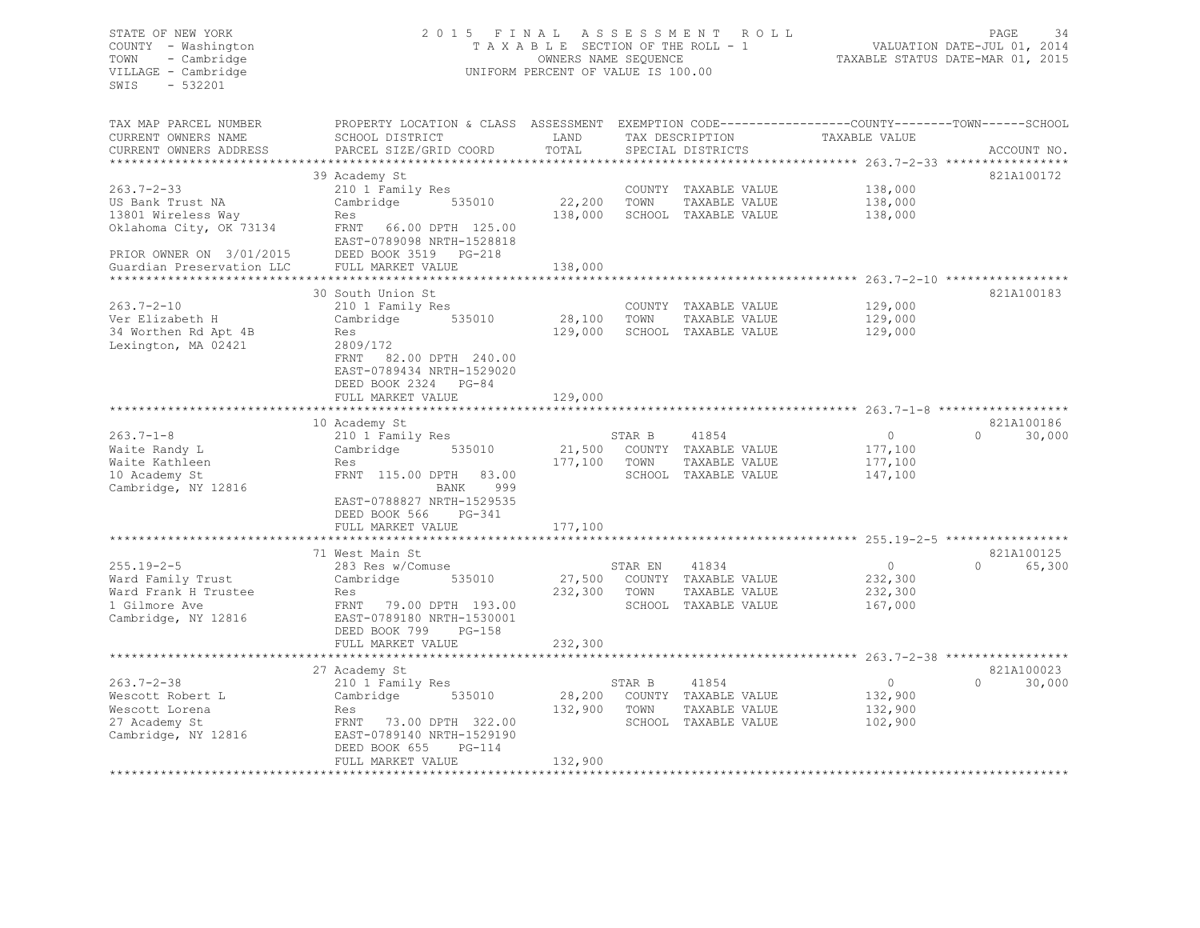STATE OF NEW YORK
COUNTY - Washington
TOWN - Cambridge
VILLAGE - Cambridge
SWIS - 532201

2015 FINAL ASSESSMENT ROLL
TAXABLE SECTION OF THE ROLL - 1
OWNERS NAME SEQUENCE
UNIFORM PERCENT OF VALUE IS 100.00

VALUATION DATE-JUL 01, 2014
TAXABLE STATUS DATE-MAR 01, 2015

| TAX MAP PARCEL NUMBER / CURRENT OWNERS NAME / CURRENT OWNERS ADDRESS | PROPERTY LOCATION & CLASS / SCHOOL DISTRICT / PARCEL SIZE/GRID COORD | ASSESSMENT LAND / TOTAL | EXEMPTION CODE / TAX DESCRIPTION / SPECIAL DISTRICTS | COUNTY TOWN TAXABLE VALUE | SCHOOL / ACCOUNT NO. |
|---|---|---|---|---|---|
| 263.7-2-33 | 39 Academy St | | | | 821A100172 |
| | 210 1 Family Res | | COUNTY TAXABLE VALUE | 138,000 | |
| US Bank Trust NA | Cambridge 535010 | 22,200 | TOWN TAXABLE VALUE | 138,000 | |
| 13801 Wireless Way | Res | 138,000 | SCHOOL TAXABLE VALUE | 138,000 | |
| Oklahoma City, OK 73134 | FRNT 66.00 DPTH 125.00 | | | | |
| | EAST-0789098 NRTH-1528818 | | | | |
| PRIOR OWNER ON 3/01/2015 | DEED BOOK 3519 PG-218 | | | | |
| Guardian Preservation LLC | FULL MARKET VALUE | 138,000 | | | |
| 263.7-2-10 | 30 South Union St | | | | 821A100183 |
| | 210 1 Family Res | | COUNTY TAXABLE VALUE | 129,000 | |
| Ver Elizabeth H | Cambridge 535010 | 28,100 | TOWN TAXABLE VALUE | 129,000 | |
| 34 Worthen Rd Apt 4B | Res | 129,000 | SCHOOL TAXABLE VALUE | 129,000 | |
| Lexington, MA 02421 | 2809/172 | | | | |
| | FRNT 82.00 DPTH 240.00 | | | | |
| | EAST-0789434 NRTH-1529020 | | | | |
| | DEED BOOK 2324 PG-84 | | | | |
| | FULL MARKET VALUE | 129,000 | | | |
| 263.7-1-8 | 10 Academy St | | | | 821A100186 |
| | 210 1 Family Res | | STAR B 41854 | 0 | 0 30,000 |
| Waite Randy L | Cambridge 535010 | 21,500 | COUNTY TAXABLE VALUE | 177,100 | |
| Waite Kathleen | Res | 177,100 | TOWN TAXABLE VALUE | 177,100 | |
| 10 Academy St | FRNT 115.00 DPTH 83.00 | | SCHOOL TAXABLE VALUE | 147,100 | |
| Cambridge, NY 12816 | BANK 999 | | | | |
| | EAST-0788827 NRTH-1529535 | | | | |
| | DEED BOOK 566 PG-341 | | | | |
| | FULL MARKET VALUE | 177,100 | | | |
| 255.19-2-5 | 71 West Main St | | | | 821A100125 |
| | 283 Res w/Comuse | | STAR EN 41834 | 0 | 0 65,300 |
| Ward Family Trust | Cambridge 535010 | 27,500 | COUNTY TAXABLE VALUE | 232,300 | |
| Ward Frank H Trustee | Res | 232,300 | TOWN TAXABLE VALUE | 232,300 | |
| 1 Gilmore Ave | FRNT 79.00 DPTH 193.00 | | SCHOOL TAXABLE VALUE | 167,000 | |
| Cambridge, NY 12816 | EAST-0789180 NRTH-1530001 | | | | |
| | DEED BOOK 799 PG-158 | | | | |
| | FULL MARKET VALUE | 232,300 | | | |
| 263.7-2-38 | 27 Academy St | | | | 821A100023 |
| | 210 1 Family Res | | STAR B 41854 | 0 | 0 30,000 |
| Wescott Robert L | Cambridge 535010 | 28,200 | COUNTY TAXABLE VALUE | 132,900 | |
| Wescott Lorena | Res | 132,900 | TOWN TAXABLE VALUE | 132,900 | |
| 27 Academy St | FRNT 73.00 DPTH 322.00 | | SCHOOL TAXABLE VALUE | 102,900 | |
| Cambridge, NY 12816 | EAST-0789140 NRTH-1529190 | | | | |
| | DEED BOOK 655 PG-114 | | | | |
| | FULL MARKET VALUE | 132,900 | | | |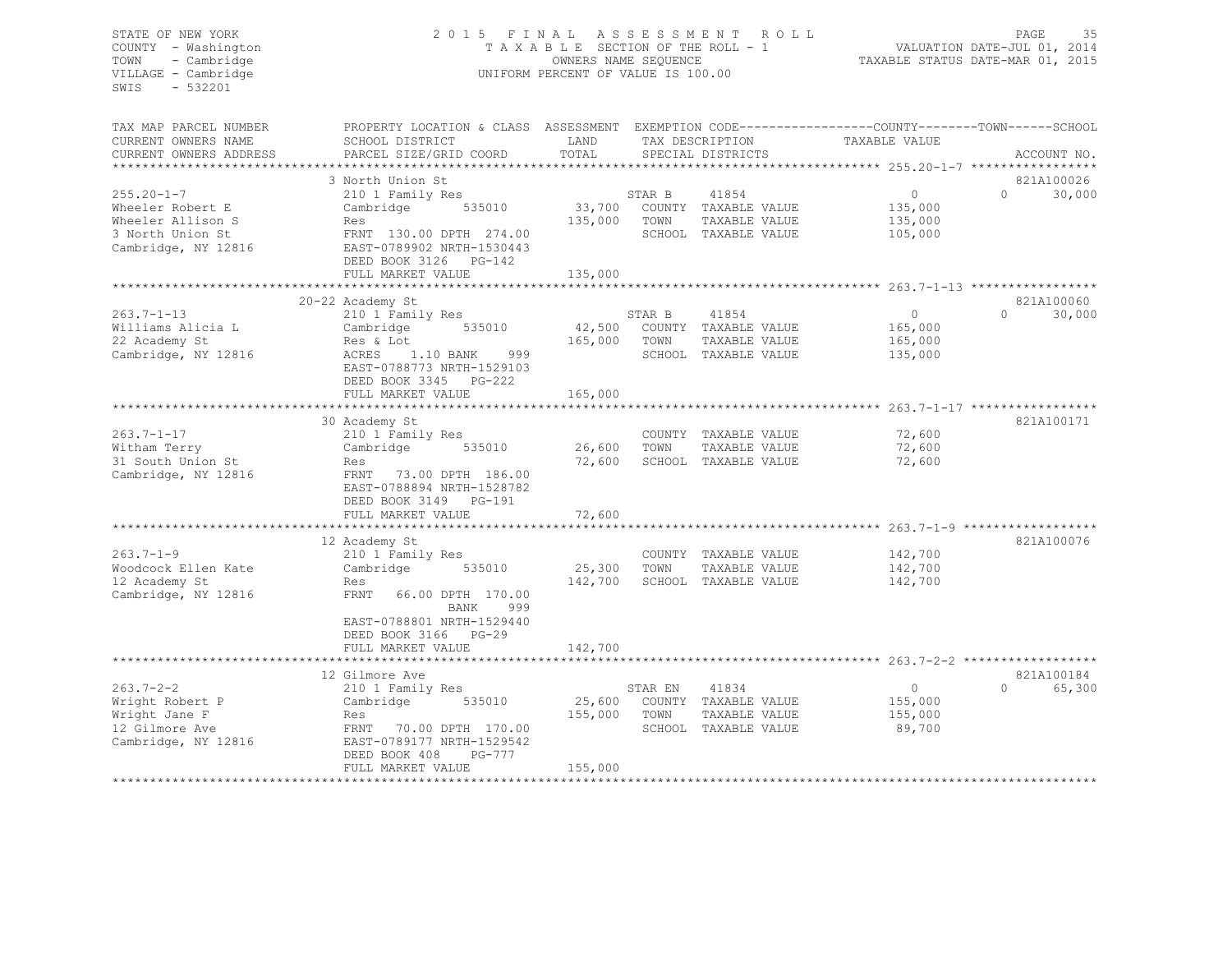STATE OF NEW YORK
COUNTY - Washington
TOWN - Cambridge
VILLAGE - Cambridge
SWIS - 532201

2015 FINAL ASSESSMENT ROLL
TAXABLE SECTION OF THE ROLL - 1
OWNERS NAME SEQUENCE
UNIFORM PERCENT OF VALUE IS 100.00

VALUATION DATE-JUL 01, 2014
TAXABLE STATUS DATE-MAR 01, 2015

| TAX MAP PARCEL NUMBER / CURRENT OWNERS NAME / CURRENT OWNERS ADDRESS | PROPERTY LOCATION & CLASS / SCHOOL DISTRICT / PARCEL SIZE/GRID COORD | ASSESSMENT LAND / TOTAL | EXEMPTION CODE / TAX DESCRIPTION / SPECIAL DISTRICTS | COUNTY / TOWN TAXABLE VALUE | SCHOOL / ACCOUNT NO. |
|---|---|---|---|---|---|
| | 3 North Union St | | | | 821A100026 |
| 255.20-1-7 | 210 1 Family Res | | STAR B 41854 | 0 | 0 30,000 |
| Wheeler Robert E | Cambridge 535010 | 33,700 | COUNTY TAXABLE VALUE | 135,000 | |
| Wheeler Allison S | Res | 135,000 | TOWN TAXABLE VALUE | 135,000 | |
| 3 North Union St | FRNT 130.00 DPTH 274.00 | | SCHOOL TAXABLE VALUE | 105,000 | |
| Cambridge, NY 12816 | EAST-0789902 NRTH-1530443 | | | | |
| | DEED BOOK 3126 PG-142 | | | | |
| | FULL MARKET VALUE | 135,000 | | | |
| | 20-22 Academy St | | | | 821A100060 |
| 263.7-1-13 | 210 1 Family Res | | STAR B 41854 | 0 | 0 30,000 |
| Williams Alicia L | Cambridge 535010 | 42,500 | COUNTY TAXABLE VALUE | 165,000 | |
| 22 Academy St | Res & Lot | 165,000 | TOWN TAXABLE VALUE | 165,000 | |
| Cambridge, NY 12816 | ACRES 1.10 BANK 999 | | SCHOOL TAXABLE VALUE | 135,000 | |
| | EAST-0788773 NRTH-1529103 | | | | |
| | DEED BOOK 3345 PG-222 | | | | |
| | FULL MARKET VALUE | 165,000 | | | |
| | 30 Academy St | | | | 821A100171 |
| 263.7-1-17 | 210 1 Family Res | | COUNTY TAXABLE VALUE | 72,600 | |
| Witham Terry | Cambridge 535010 | 26,600 | TOWN TAXABLE VALUE | 72,600 | |
| 31 South Union St | Res | 72,600 | SCHOOL TAXABLE VALUE | 72,600 | |
| Cambridge, NY 12816 | FRNT 73.00 DPTH 186.00 | | | | |
| | EAST-0788894 NRTH-1528782 | | | | |
| | DEED BOOK 3149 PG-191 | | | | |
| | FULL MARKET VALUE | 72,600 | | | |
| | 12 Academy St | | | | 821A100076 |
| 263.7-1-9 | 210 1 Family Res | | COUNTY TAXABLE VALUE | 142,700 | |
| Woodcock Ellen Kate | Cambridge 535010 | 25,300 | TOWN TAXABLE VALUE | 142,700 | |
| 12 Academy St | Res | 142,700 | SCHOOL TAXABLE VALUE | 142,700 | |
| Cambridge, NY 12816 | FRNT 66.00 DPTH 170.00 | | | | |
| | BANK 999 | | | | |
| | EAST-0788801 NRTH-1529440 | | | | |
| | DEED BOOK 3166 PG-29 | | | | |
| | FULL MARKET VALUE | 142,700 | | | |
| | 12 Gilmore Ave | | | | 821A100184 |
| 263.7-2-2 | 210 1 Family Res | | STAR EN 41834 | 0 | 0 65,300 |
| Wright Robert P | Cambridge 535010 | 25,600 | COUNTY TAXABLE VALUE | 155,000 | |
| Wright Jane F | Res | 155,000 | TOWN TAXABLE VALUE | 155,000 | |
| 12 Gilmore Ave | FRNT 70.00 DPTH 170.00 | | SCHOOL TAXABLE VALUE | 89,700 | |
| Cambridge, NY 12816 | EAST-0789177 NRTH-1529542 | | | | |
| | DEED BOOK 408 PG-777 | | | | |
| | FULL MARKET VALUE | 155,000 | | | |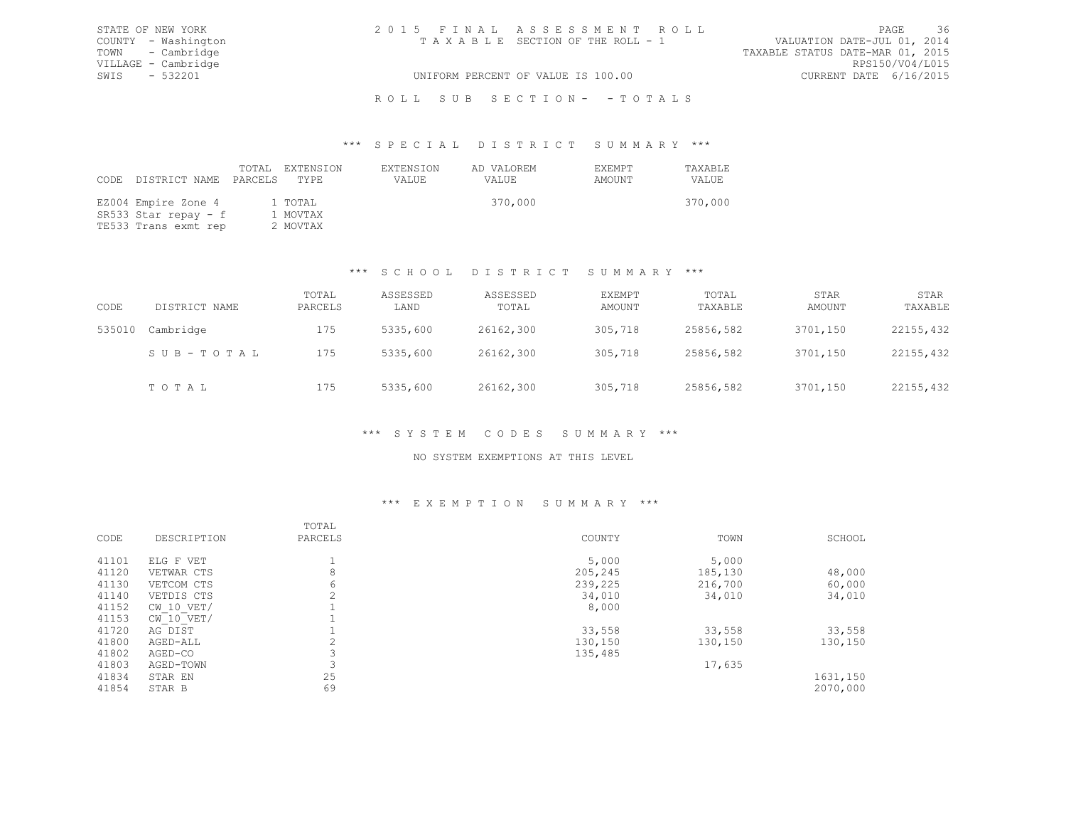STATE OF NEW YORK
COUNTY - Washington
TOWN - Cambridge
VILLAGE - Cambridge
SWIS - 532201

2015 FINAL ASSESSMENT ROLL
TAXABLE SECTION OF THE ROLL - 1

UNIFORM PERCENT OF VALUE IS 100.00

VALUATION DATE-JUL 01, 2014
TAXABLE STATUS DATE-MAR 01, 2015
RPS150/V04/L015
CURRENT DATE 6/16/2015

ROLL SUB SECTION- - TOTALS

*** SPECIAL DISTRICT SUMMARY ***

| CODE DISTRICT NAME | TOTAL PARCELS | EXTENSION TYPE | EXTENSION VALUE | AD VALOREM VALUE | EXEMPT AMOUNT | TAXABLE VALUE |
|---|---|---|---|---|---|---|
| EZ004 Empire Zone 4 | 1 | TOTAL | | 370,000 | | 370,000 |
| SR533 Star repay - f | 1 | MOVTAX | | | | |
| TE533 Trans exmt rep | 2 | MOVTAX | | | | |

*** SCHOOL DISTRICT SUMMARY ***

| CODE | DISTRICT NAME | TOTAL PARCELS | ASSESSED LAND | ASSESSED TOTAL | EXEMPT AMOUNT | TOTAL TAXABLE | STAR AMOUNT | STAR TAXABLE |
|---|---|---|---|---|---|---|---|---|
| 535010 | Cambridge | 175 | 5335,600 | 26162,300 | 305,718 | 25856,582 | 3701,150 | 22155,432 |
| | SUB-TOTAL | 175 | 5335,600 | 26162,300 | 305,718 | 25856,582 | 3701,150 | 22155,432 |
| | TOTAL | 175 | 5335,600 | 26162,300 | 305,718 | 25856,582 | 3701,150 | 22155,432 |

*** SYSTEM CODES SUMMARY ***

NO SYSTEM EXEMPTIONS AT THIS LEVEL

*** EXEMPTION SUMMARY ***

| CODE | DESCRIPTION | TOTAL PARCELS | COUNTY | TOWN | SCHOOL |
|---|---|---|---|---|---|
| 41101 | ELG F VET | 1 | 5,000 | 5,000 | |
| 41120 | VETWAR CTS | 8 | 205,245 | 185,130 | 48,000 |
| 41130 | VETCOM CTS | 6 | 239,225 | 216,700 | 60,000 |
| 41140 | VETDIS CTS | 2 | 34,010 | 34,010 | 34,010 |
| 41152 | CW_10_VET/ | 1 | 8,000 | | |
| 41153 | CW_10_VET/ | 1 | | | |
| 41720 | AG DIST | 1 | 33,558 | 33,558 | 33,558 |
| 41800 | AGED-ALL | 2 | 130,150 | 130,150 | 130,150 |
| 41802 | AGED-CO | 3 | 135,485 | | |
| 41803 | AGED-TOWN | 3 | | 17,635 | |
| 41834 | STAR EN | 25 | | | 1631,150 |
| 41854 | STAR B | 69 | | | 2070,000 |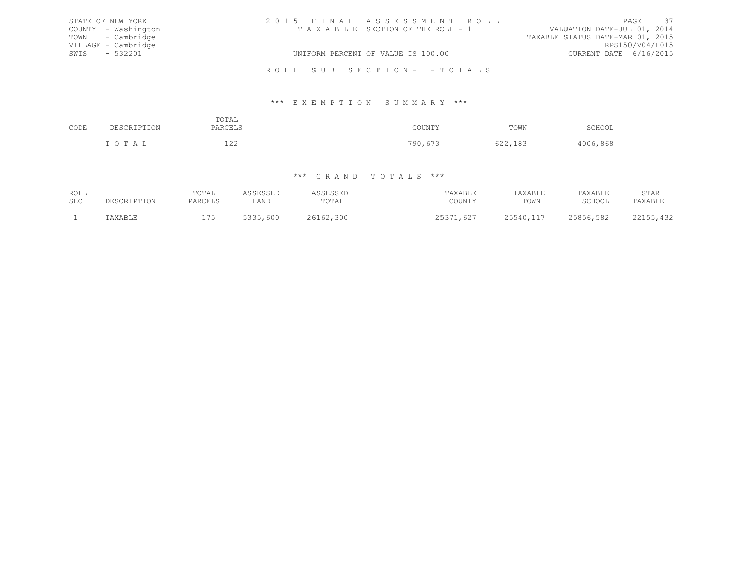STATE OF NEW YORK
COUNTY - Washington
TOWN - Cambridge
VILLAGE - Cambridge
SWIS - 532201

2015 FINAL ASSESSMENT ROLL
TAXABLE SECTION OF THE ROLL - 1
UNIFORM PERCENT OF VALUE IS 100.00

VALUATION DATE-JUL 01, 2014
TAXABLE STATUS DATE-MAR 01, 2015
RPS150/V04/L015
CURRENT DATE 6/16/2015

ROLL SUB SECTION- - TOTALS

## *** EXEMPTION SUMMARY ***

| CODE | DESCRIPTION | TOTAL PARCELS | COUNTY | TOWN | SCHOOL |
|---|---|---|---|---|---|
| | TOTAL | 122 | 790,673 | 622,183 | 4006,868 |

## *** GRAND TOTALS ***

| ROLL SEC | DESCRIPTION | TOTAL PARCELS | ASSESSED LAND | ASSESSED TOTAL | TAXABLE COUNTY | TAXABLE TOWN | TAXABLE SCHOOL | STAR TAXABLE |
|---|---|---|---|---|---|---|---|---|
| 1 | TAXABLE | 175 | 5335,600 | 26162,300 | 25371,627 | 25540,117 | 25856,582 | 22155,432 |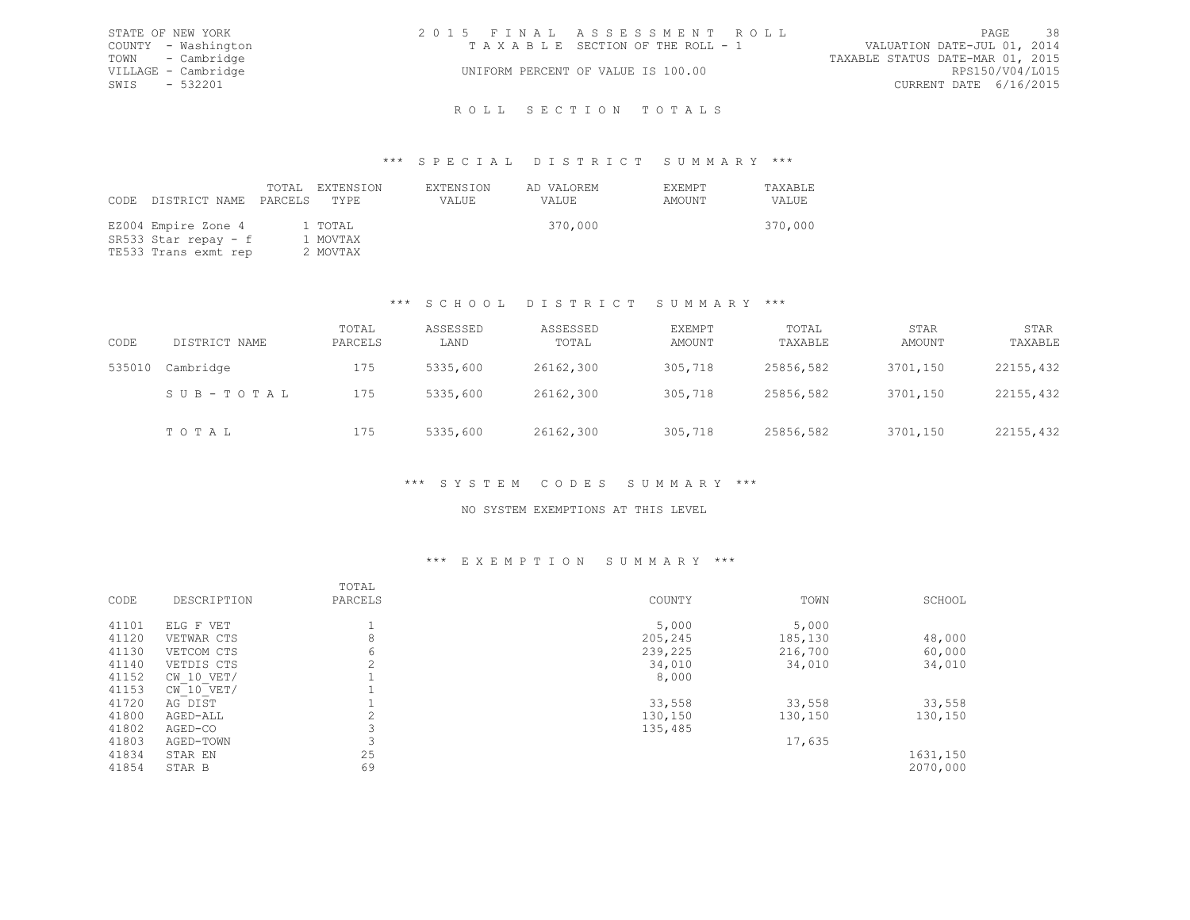STATE OF NEW YORK
COUNTY - Washington
TOWN - Cambridge
VILLAGE - Cambridge
SWIS - 532201

2015 FINAL ASSESSMENT ROLL
TAXABLE SECTION OF THE ROLL - 1
UNIFORM PERCENT OF VALUE IS 100.00

VALUATION DATE-JUL 01, 2014
TAXABLE STATUS DATE-MAR 01, 2015
RPS150/V04/L015
CURRENT DATE 6/16/2015

# ROLL SECTION TOTALS

## *** SPECIAL DISTRICT SUMMARY ***

| CODE | DISTRICT NAME | TOTAL PARCELS | EXTENSION TYPE | EXTENSION VALUE | AD VALOREM VALUE | EXEMPT AMOUNT | TAXABLE VALUE |
|---|---|---|---|---|---|---|---|
| EZ004 | Empire Zone 4 | 1 | TOTAL | | 370,000 | | 370,000 |
| SR533 | Star repay - f | 1 | MOVTAX | | | | |
| TE533 | Trans exmt rep | 2 | MOVTAX | | | | |

## *** SCHOOL DISTRICT SUMMARY ***

| CODE | DISTRICT NAME | TOTAL PARCELS | ASSESSED LAND | ASSESSED TOTAL | EXEMPT AMOUNT | TOTAL TAXABLE | STAR AMOUNT | STAR TAXABLE |
|---|---|---|---|---|---|---|---|---|
| 535010 | Cambridge | 175 | 5335,600 | 26162,300 | 305,718 | 25856,582 | 3701,150 | 22155,432 |
| | SUB-TOTAL | 175 | 5335,600 | 26162,300 | 305,718 | 25856,582 | 3701,150 | 22155,432 |
| | TOTAL | 175 | 5335,600 | 26162,300 | 305,718 | 25856,582 | 3701,150 | 22155,432 |

## *** SYSTEM CODES SUMMARY ***

NO SYSTEM EXEMPTIONS AT THIS LEVEL

## *** EXEMPTION SUMMARY ***

| CODE | DESCRIPTION | TOTAL PARCELS | COUNTY | TOWN | SCHOOL |
|---|---|---|---|---|---|
| 41101 | ELG F VET | 1 | 5,000 | 5,000 | |
| 41120 | VETWAR CTS | 8 | 205,245 | 185,130 | 48,000 |
| 41130 | VETCOM CTS | 6 | 239,225 | 216,700 | 60,000 |
| 41140 | VETDIS CTS | 2 | 34,010 | 34,010 | 34,010 |
| 41152 | CW_10_VET/ | 1 | 8,000 | | |
| 41153 | CW_10_VET/ | 1 | | | |
| 41720 | AG DIST | 1 | 33,558 | 33,558 | 33,558 |
| 41800 | AGED-ALL | 2 | 130,150 | 130,150 | 130,150 |
| 41802 | AGED-CO | 3 | 135,485 | | |
| 41803 | AGED-TOWN | 3 | | 17,635 | |
| 41834 | STAR EN | 25 | | | 1631,150 |
| 41854 | STAR B | 69 | | | 2070,000 |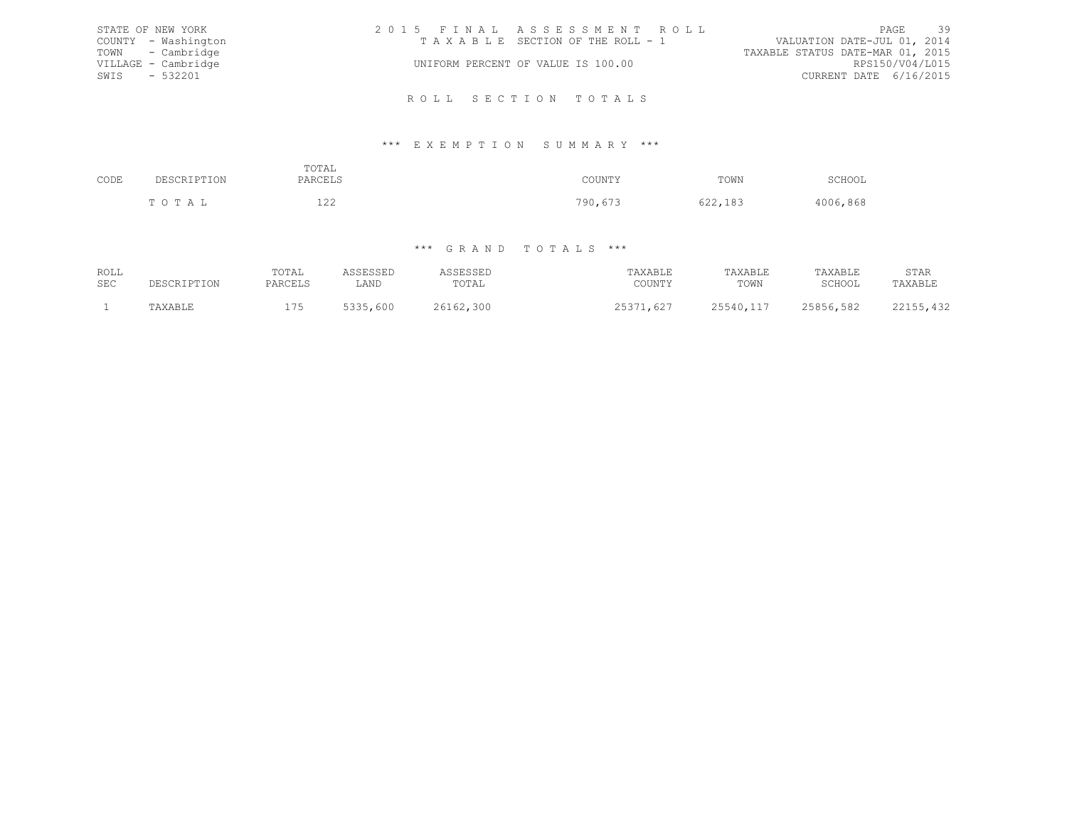STATE OF NEW YORK
COUNTY - Washington
TOWN - Cambridge
VILLAGE - Cambridge
SWIS - 532201

2015 FINAL ASSESSMENT ROLL
TAXABLE SECTION OF THE ROLL - 1
UNIFORM PERCENT OF VALUE IS 100.00

VALUATION DATE-JUL 01, 2014
TAXABLE STATUS DATE-MAR 01, 2015
RPS150/V04/L015
CURRENT DATE 6/16/2015

## ROLL SECTION TOTALS

### *** EXEMPTION SUMMARY ***

| CODE | DESCRIPTION | TOTAL PARCELS | COUNTY | TOWN | SCHOOL |
|---|---|---|---|---|---|
| | TOTAL | 122 | 790,673 | 622,183 | 4006,868 |

### *** GRAND TOTALS ***

| ROLL SEC | DESCRIPTION | TOTAL PARCELS | ASSESSED LAND | ASSESSED TOTAL | TAXABLE COUNTY | TAXABLE TOWN | TAXABLE SCHOOL | STAR TAXABLE |
|---|---|---|---|---|---|---|---|---|
| 1 | TAXABLE | 175 | 5335,600 | 26162,300 | 25371,627 | 25540,117 | 25856,582 | 22155,432 |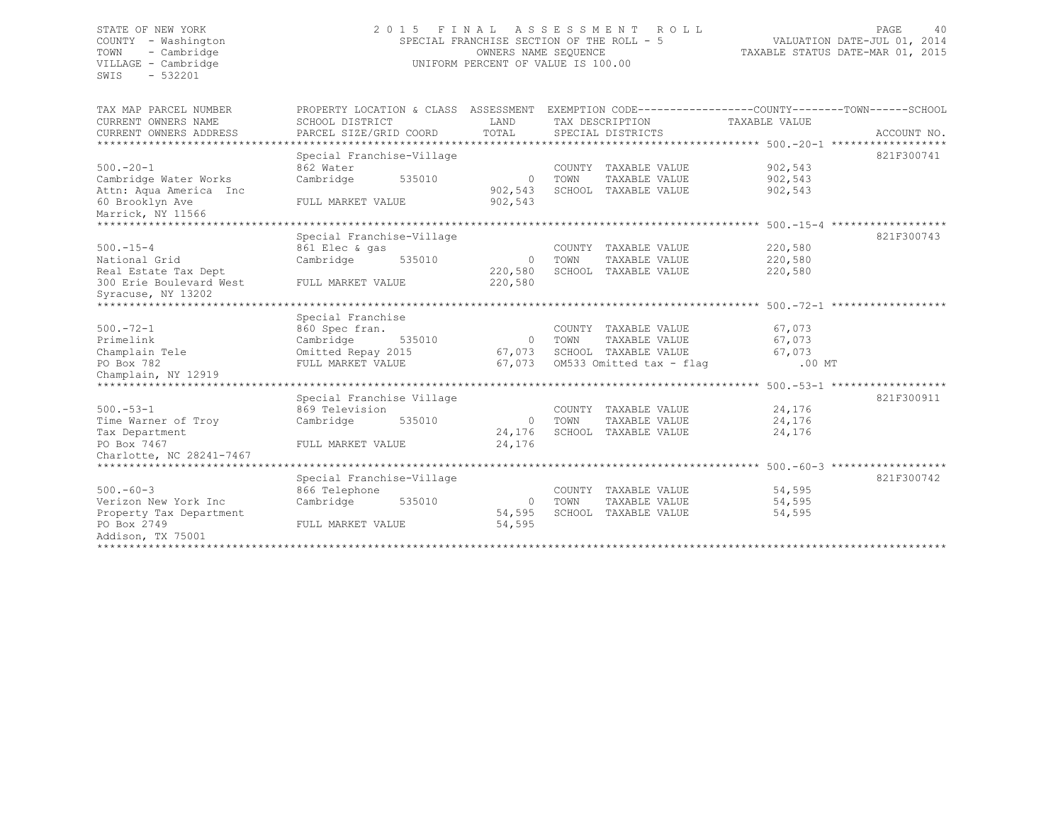STATE OF NEW YORK
COUNTY - Washington
TOWN - Cambridge
VILLAGE - Cambridge
SWIS - 532201

2 0 1 5 F I N A L A S S E S S M E N T R O L L
SPECIAL FRANCHISE SECTION OF THE ROLL - 5
OWNERS NAME SEQUENCE
UNIFORM PERCENT OF VALUE IS 100.00

VALUATION DATE-JUL 01, 2014
TAXABLE STATUS DATE-MAR 01, 2015

| TAX MAP PARCEL NUMBER / CURRENT OWNERS NAME / CURRENT OWNERS ADDRESS | PROPERTY LOCATION & CLASS / SCHOOL DISTRICT / PARCEL SIZE/GRID COORD | ASSESSMENT LAND / TOTAL | EXEMPTION CODE / TAX DESCRIPTION / SPECIAL DISTRICTS | COUNTY--------TOWN------SCHOOL TAXABLE VALUE | ACCOUNT NO. |
|---|---|---|---|---|---|
| 500.-20-1 | Special Franchise-Village | | | | 821F300741 |
| 500.-20-1 | 862 Water | | COUNTY TAXABLE VALUE | 902,543 | |
| Cambridge Water Works | Cambridge 535010 | 0 | TOWN TAXABLE VALUE | 902,543 | |
| Attn: Aqua America Inc | | 902,543 | SCHOOL TAXABLE VALUE | 902,543 | |
| 60 Brooklyn Ave | FULL MARKET VALUE | 902,543 | | | |
| Marrick, NY 11566 | | | | | |
| 500.-15-4 | Special Franchise-Village | | | | 821F300743 |
| 500.-15-4 | 861 Elec & gas | | COUNTY TAXABLE VALUE | 220,580 | |
| National Grid | Cambridge 535010 | 0 | TOWN TAXABLE VALUE | 220,580 | |
| Real Estate Tax Dept | | 220,580 | SCHOOL TAXABLE VALUE | 220,580 | |
| 300 Erie Boulevard West | FULL MARKET VALUE | 220,580 | | | |
| Syracuse, NY 13202 | | | | | |
| 500.-72-1 | Special Franchise | | | | |
| 500.-72-1 | 860 Spec fran. | | COUNTY TAXABLE VALUE | 67,073 | |
| Primelink | Cambridge 535010 | 0 | TOWN TAXABLE VALUE | 67,073 | |
| Champlain Tele | Omitted Repay 2015 | 67,073 | SCHOOL TAXABLE VALUE | 67,073 | |
| PO Box 782 | FULL MARKET VALUE | 67,073 | OM533 Omitted tax - flag | .00 MT | |
| Champlain, NY 12919 | | | | | |
| 500.-53-1 | Special Franchise Village | | | | 821F300911 |
| 500.-53-1 | 869 Television | | COUNTY TAXABLE VALUE | 24,176 | |
| Time Warner of Troy | Cambridge 535010 | 0 | TOWN TAXABLE VALUE | 24,176 | |
| Tax Department | | 24,176 | SCHOOL TAXABLE VALUE | 24,176 | |
| PO Box 7467 | FULL MARKET VALUE | 24,176 | | | |
| Charlotte, NC 28241-7467 | | | | | |
| 500.-60-3 | Special Franchise-Village | | | | 821F300742 |
| 500.-60-3 | 866 Telephone | | COUNTY TAXABLE VALUE | 54,595 | |
| Verizon New York Inc | Cambridge 535010 | 0 | TOWN TAXABLE VALUE | 54,595 | |
| Property Tax Department | | 54,595 | SCHOOL TAXABLE VALUE | 54,595 | |
| PO Box 2749 | FULL MARKET VALUE | 54,595 | | | |
| Addison, TX 75001 | | | | | |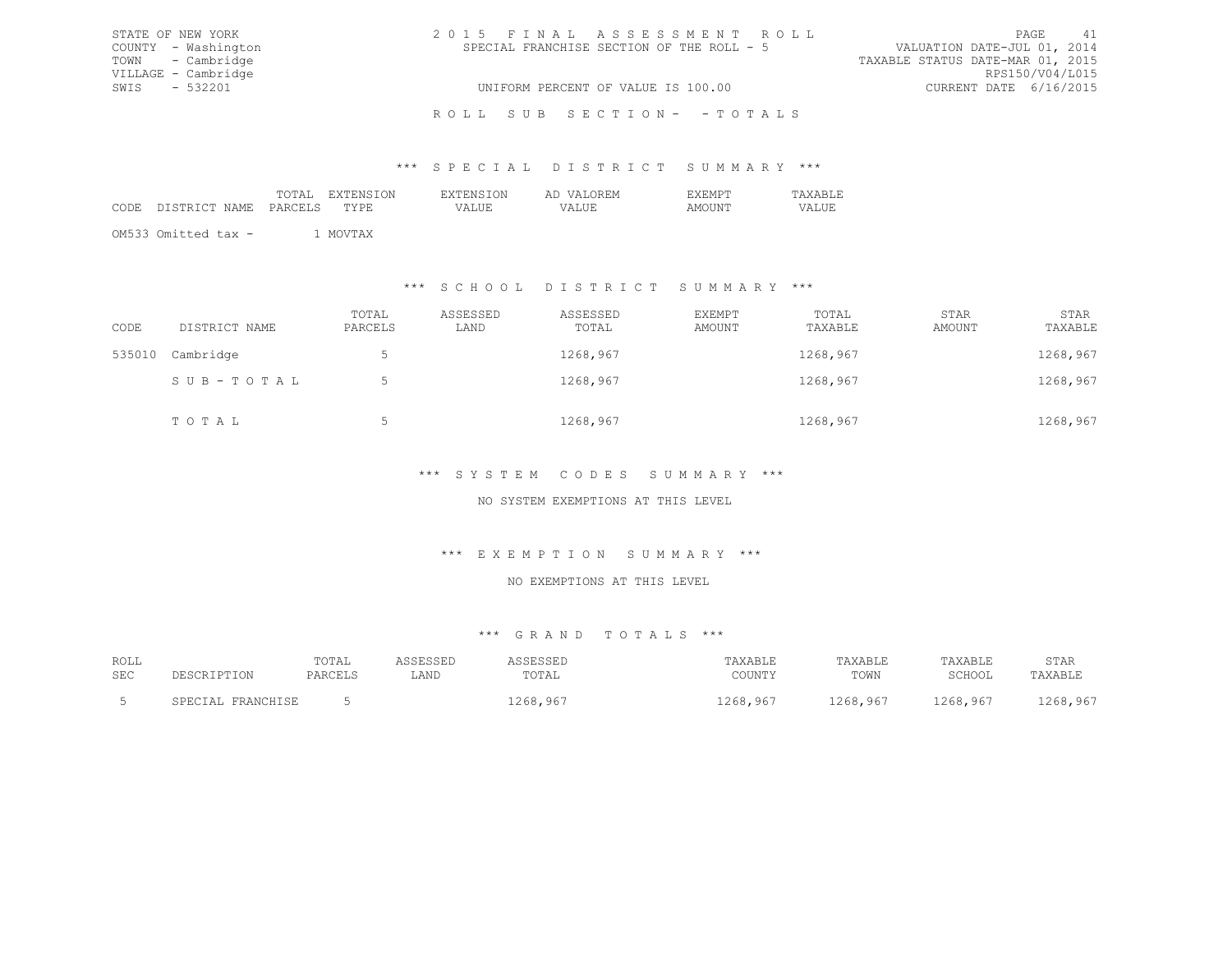STATE OF NEW YORK
COUNTY - Washington
TOWN - Cambridge
VILLAGE - Cambridge
SWIS - 532201

2015 FINAL ASSESSMENT ROLL
SPECIAL FRANCHISE SECTION OF THE ROLL - 5
UNIFORM PERCENT OF VALUE IS 100.00

VALUATION DATE-JUL 01, 2014
TAXABLE STATUS DATE-MAR 01, 2015
RPS150/V04/L015
CURRENT DATE 6/16/2015

ROLL SUB SECTION- - TOTALS

*** SPECIAL DISTRICT SUMMARY ***

| CODE | DISTRICT NAME | TOTAL PARCELS | EXTENSION TYPE | EXTENSION VALUE | AD VALOREM VALUE | EXEMPT AMOUNT | TAXABLE VALUE |
|---|---|---|---|---|---|---|---|
| OM533 | Omitted tax - | 1 | MOVTAX | | | | |

*** SCHOOL DISTRICT SUMMARY ***

| CODE | DISTRICT NAME | TOTAL PARCELS | ASSESSED LAND | ASSESSED TOTAL | EXEMPT AMOUNT | TOTAL TAXABLE | STAR AMOUNT | STAR TAXABLE |
|---|---|---|---|---|---|---|---|---|
| 535010 | Cambridge | 5 | | 1268,967 | | 1268,967 | | 1268,967 |
| | SUB-TOTAL | 5 | | 1268,967 | | 1268,967 | | 1268,967 |
| | TOTAL | 5 | | 1268,967 | | 1268,967 | | 1268,967 |

*** SYSTEM CODES SUMMARY ***

NO SYSTEM EXEMPTIONS AT THIS LEVEL

*** EXEMPTION SUMMARY ***

NO EXEMPTIONS AT THIS LEVEL

*** GRAND TOTALS ***

| ROLL SEC | DESCRIPTION | TOTAL PARCELS | ASSESSED LAND | ASSESSED TOTAL | TAXABLE COUNTY | TAXABLE TOWN | TAXABLE SCHOOL | STAR TAXABLE |
|---|---|---|---|---|---|---|---|---|
| 5 | SPECIAL FRANCHISE | 5 | | 1268,967 | 1268,967 | 1268,967 | 1268,967 | 1268,967 |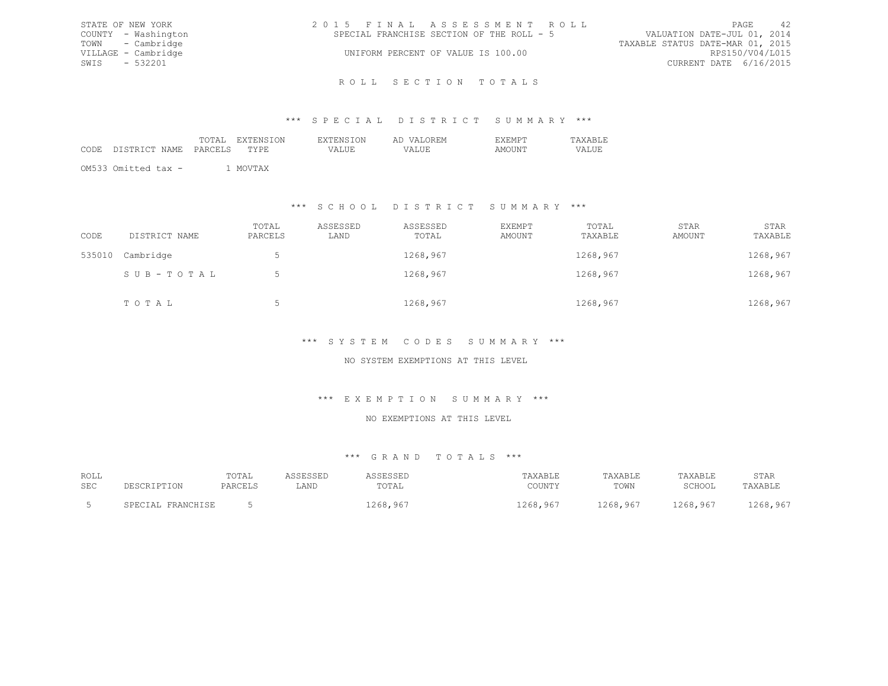STATE OF NEW YORK
COUNTY - Washington
TOWN - Cambridge
VILLAGE - Cambridge
SWIS - 532201

2 0 1 5 F I N A L A S S E S S M E N T R O L L
SPECIAL FRANCHISE SECTION OF THE ROLL - 5
UNIFORM PERCENT OF VALUE IS 100.00

VALUATION DATE-JUL 01, 2014
TAXABLE STATUS DATE-MAR 01, 2015
RPS150/V04/L015
CURRENT DATE 6/16/2015

R O L L S E C T I O N T O T A L S

*** S P E C I A L D I S T R I C T S U M M A R Y ***

| CODE | DISTRICT NAME | TOTAL PARCELS | EXTENSION TYPE | EXTENSION VALUE | AD VALOREM VALUE | EXEMPT AMOUNT | TAXABLE VALUE |
|---|---|---|---|---|---|---|---|
| OM533 | Omitted tax - | 1 | MOVTAX | | | | |

*** S C H O O L D I S T R I C T S U M M A R Y ***

| CODE | DISTRICT NAME | TOTAL PARCELS | ASSESSED LAND | ASSESSED TOTAL | EXEMPT AMOUNT | TOTAL TAXABLE | STAR AMOUNT | STAR TAXABLE |
|---|---|---|---|---|---|---|---|---|
| 535010 | Cambridge | 5 | | 1268,967 | | 1268,967 | | 1268,967 |
| | S U B - T O T A L | 5 | | 1268,967 | | 1268,967 | | 1268,967 |
| | T O T A L | 5 | | 1268,967 | | 1268,967 | | 1268,967 |

*** S Y S T E M C O D E S S U M M A R Y ***

NO SYSTEM EXEMPTIONS AT THIS LEVEL

*** E X E M P T I O N S U M M A R Y ***

NO EXEMPTIONS AT THIS LEVEL

*** G R A N D T O T A L S ***

| ROLL SEC | DESCRIPTION | TOTAL PARCELS | ASSESSED LAND | ASSESSED TOTAL | TAXABLE COUNTY | TAXABLE TOWN | TAXABLE SCHOOL | STAR TAXABLE |
|---|---|---|---|---|---|---|---|---|
| 5 | SPECIAL FRANCHISE | 5 | | 1268,967 | 1268,967 | 1268,967 | 1268,967 | 1268,967 |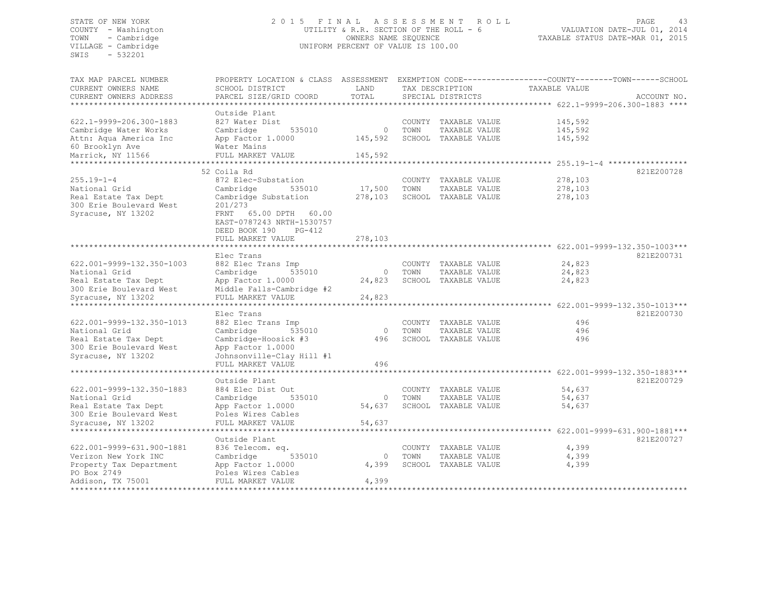STATE OF NEW YORK
COUNTY - Washington
TOWN - Cambridge
VILLAGE - Cambridge
SWIS - 532201

2 0 1 5 F I N A L A S S E S S M E N T R O L L
UTILITY & R.R. SECTION OF THE ROLL - 6
OWNERS NAME SEQUENCE
UNIFORM PERCENT OF VALUE IS 100.00

VALUATION DATE-JUL 01, 2014
TAXABLE STATUS DATE-MAR 01, 2015

| TAX MAP PARCEL NUMBER / CURRENT OWNERS NAME / CURRENT OWNERS ADDRESS | PROPERTY LOCATION & CLASS / SCHOOL DISTRICT / PARCEL SIZE/GRID COORD | ASSESSMENT LAND | TOTAL | EXEMPTION CODE / TAX DESCRIPTION / SPECIAL DISTRICTS | COUNTY--------TOWN------SCHOOL TAXABLE VALUE | ACCOUNT NO. |
|---|---|---|---|---|---|---|
| 622.1-9999-206.300-1883 | Outside Plant | | | | | |
| | 827 Water Dist | | | COUNTY TAXABLE VALUE | 145,592 | |
| Cambridge Water Works | Cambridge 535010 | 0 | | TOWN TAXABLE VALUE | 145,592 | |
| Attn: Aqua America Inc | App Factor 1.0000 | | 145,592 | SCHOOL TAXABLE VALUE | 145,592 | |
| 60 Brooklyn Ave | Water Mains | | | | | |
| Marrick, NY 11566 | FULL MARKET VALUE | | 145,592 | | | |
| 255.19-1-4 | 52 Coila Rd | | | | | 821E200728 |
| | 872 Elec-Substation | | | COUNTY TAXABLE VALUE | 278,103 | |
| National Grid | Cambridge 535010 | 17,500 | | TOWN TAXABLE VALUE | 278,103 | |
| Real Estate Tax Dept | Cambridge Substation | | 278,103 | SCHOOL TAXABLE VALUE | 278,103 | |
| 300 Erie Boulevard West | 201/273 | | | | | |
| Syracuse, NY 13202 | FRNT 65.00 DPTH 60.00 | | | | | |
| | EAST-0787243 NRTH-1530757 | | | | | |
| | DEED BOOK 190 PG-412 | | | | | |
| | FULL MARKET VALUE | | 278,103 | | | |
| 622.001-9999-132.350-1003 | Elec Trans | | | | | 821E200731 |
| | 882 Elec Trans Imp | | | COUNTY TAXABLE VALUE | 24,823 | |
| National Grid | Cambridge 535010 | 0 | | TOWN TAXABLE VALUE | 24,823 | |
| Real Estate Tax Dept | App Factor 1.0000 | | 24,823 | SCHOOL TAXABLE VALUE | 24,823 | |
| 300 Erie Boulevard West | Middle Falls-Cambridge #2 | | | | | |
| Syracuse, NY 13202 | FULL MARKET VALUE | | 24,823 | | | |
| 622.001-9999-132.350-1013 | Elec Trans | | | | | 821E200730 |
| | 882 Elec Trans Imp | | | COUNTY TAXABLE VALUE | 496 | |
| National Grid | Cambridge 535010 | 0 | | TOWN TAXABLE VALUE | 496 | |
| Real Estate Tax Dept | Cambridge-Hoosick #3 | | 496 | SCHOOL TAXABLE VALUE | 496 | |
| 300 Erie Boulevard West | App Factor 1.0000 | | | | | |
| Syracuse, NY 13202 | Johnsonville-Clay Hill #1 | | | | | |
| | FULL MARKET VALUE | | 496 | | | |
| 622.001-9999-132.350-1883 | Outside Plant | | | | | 821E200729 |
| | 884 Elec Dist Out | | | COUNTY TAXABLE VALUE | 54,637 | |
| National Grid | Cambridge 535010 | 0 | | TOWN TAXABLE VALUE | 54,637 | |
| Real Estate Tax Dept | App Factor 1.0000 | | 54,637 | SCHOOL TAXABLE VALUE | 54,637 | |
| 300 Erie Boulevard West | Poles Wires Cables | | | | | |
| Syracuse, NY 13202 | FULL MARKET VALUE | | 54,637 | | | |
| 622.001-9999-631.900-1881 | Outside Plant | | | | | 821E200727 |
| | 836 Telecom. eq. | | | COUNTY TAXABLE VALUE | 4,399 | |
| Verizon New York INC | Cambridge 535010 | 0 | | TOWN TAXABLE VALUE | 4,399 | |
| Property Tax Department | App Factor 1.0000 | | 4,399 | SCHOOL TAXABLE VALUE | 4,399 | |
| PO Box 2749 | Poles Wires Cables | | | | | |
| Addison, TX 75001 | FULL MARKET VALUE | | 4,399 | | | |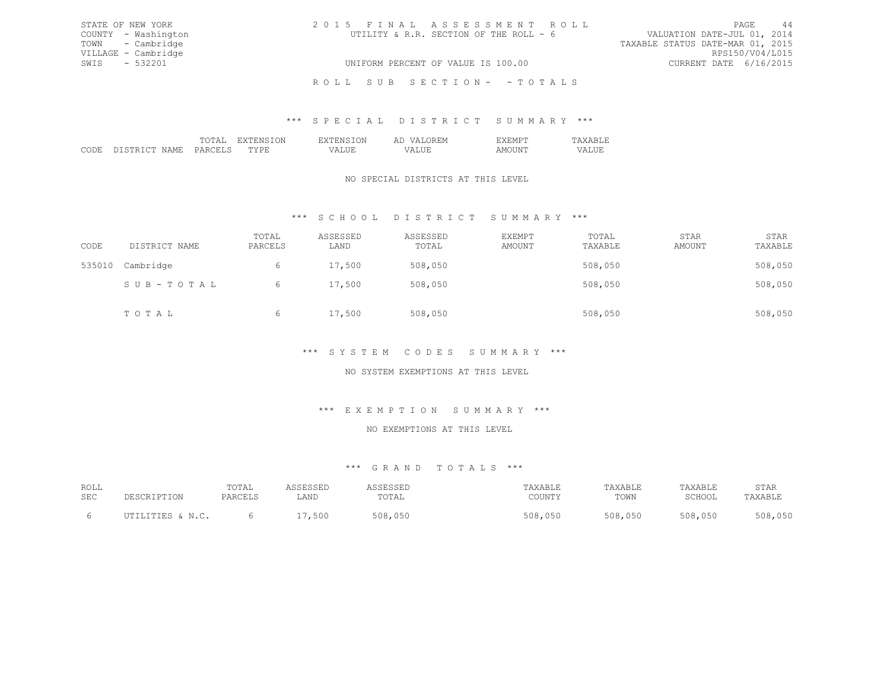STATE OF NEW YORK
COUNTY - Washington
TOWN - Cambridge
VILLAGE - Cambridge
SWIS - 532201

2 0 1 5 F I N A L A S S E S S M E N T R O L L
UTILITY & R.R. SECTION OF THE ROLL - 6
UNIFORM PERCENT OF VALUE IS 100.00

VALUATION DATE-JUL 01, 2014
TAXABLE STATUS DATE-MAR 01, 2015
RPS150/V04/L015
CURRENT DATE 6/16/2015

R O L L S U B S E C T I O N - - T O T A L S

## *** S P E C I A L D I S T R I C T S U M M A R Y ***

| CODE | DISTRICT NAME | TOTAL PARCELS | EXTENSION TYPE | EXTENSION VALUE | AD VALOREM VALUE | EXEMPT AMOUNT | TAXABLE VALUE |
|---|---|---|---|---|---|---|---|

NO SPECIAL DISTRICTS AT THIS LEVEL

## *** S C H O O L D I S T R I C T S U M M A R Y ***

| CODE | DISTRICT NAME | TOTAL PARCELS | ASSESSED LAND | ASSESSED TOTAL | EXEMPT AMOUNT | TOTAL TAXABLE | STAR AMOUNT | STAR TAXABLE |
|---|---|---|---|---|---|---|---|---|
| 535010 | Cambridge | 6 | 17,500 | 508,050 | | 508,050 | | 508,050 |
| | S U B - T O T A L | 6 | 17,500 | 508,050 | | 508,050 | | 508,050 |
| | T O T A L | 6 | 17,500 | 508,050 | | 508,050 | | 508,050 |

## *** S Y S T E M C O D E S S U M M A R Y ***

NO SYSTEM EXEMPTIONS AT THIS LEVEL

## *** E X E M P T I O N S U M M A R Y ***

NO EXEMPTIONS AT THIS LEVEL

## *** G R A N D T O T A L S ***

| ROLL SEC | DESCRIPTION | TOTAL PARCELS | ASSESSED LAND | ASSESSED TOTAL | TAXABLE COUNTY | TAXABLE TOWN | TAXABLE SCHOOL | STAR TAXABLE |
|---|---|---|---|---|---|---|---|---|
| 6 | UTILITIES & N.C. | 6 | 17,500 | 508,050 | 508,050 | 508,050 | 508,050 | 508,050 |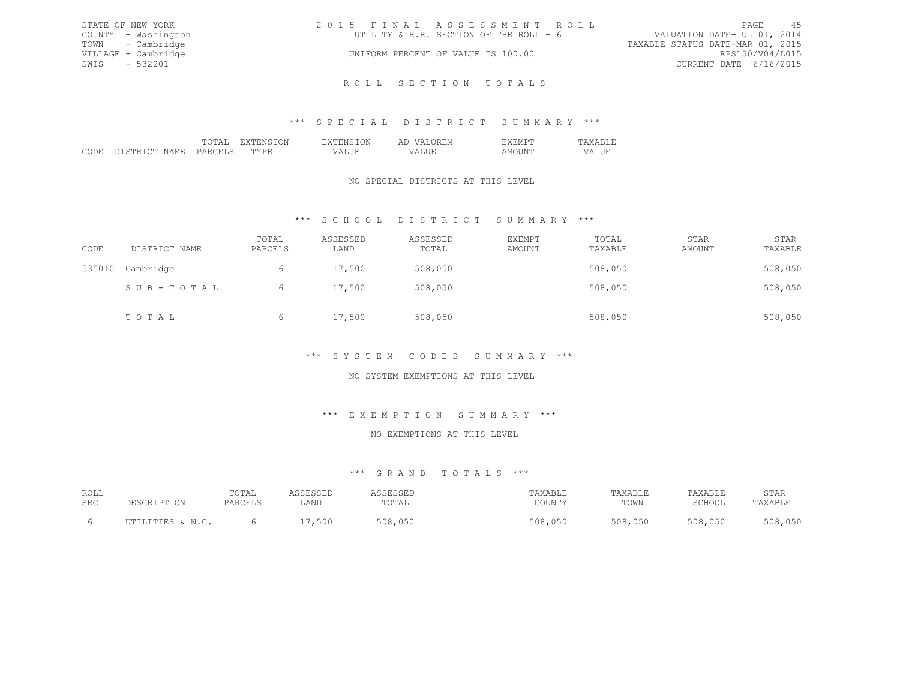STATE OF NEW YORK
COUNTY - Washington
TOWN - Cambridge
VILLAGE - Cambridge
SWIS - 532201

2 0 1 5 F I N A L A S S E S S M E N T R O L L
UTILITY & R.R. SECTION OF THE ROLL - 6

UNIFORM PERCENT OF VALUE IS 100.00

VALUATION DATE-JUL 01, 2014
TAXABLE STATUS DATE-MAR 01, 2015
RPS150/V04/L015
CURRENT DATE 6/16/2015

# R O L L S E C T I O N T O T A L S

## *** S P E C I A L D I S T R I C T S U M M A R Y ***

| CODE | DISTRICT NAME | TOTAL PARCELS | EXTENSION TYPE | EXTENSION VALUE | AD VALOREM VALUE | EXEMPT AMOUNT | TAXABLE VALUE |
|---|---|---|---|---|---|---|---|

NO SPECIAL DISTRICTS AT THIS LEVEL

## *** S C H O O L D I S T R I C T S U M M A R Y ***

| CODE | DISTRICT NAME | TOTAL PARCELS | ASSESSED LAND | ASSESSED TOTAL | EXEMPT AMOUNT | TOTAL TAXABLE | STAR AMOUNT | STAR TAXABLE |
|---|---|---|---|---|---|---|---|---|
| 535010 | Cambridge | 6 | 17,500 | 508,050 | | 508,050 | | 508,050 |
| | S U B - T O T A L | 6 | 17,500 | 508,050 | | 508,050 | | 508,050 |
| | T O T A L | 6 | 17,500 | 508,050 | | 508,050 | | 508,050 |

## *** S Y S T E M C O D E S S U M M A R Y ***

NO SYSTEM EXEMPTIONS AT THIS LEVEL

## *** E X E M P T I O N S U M M A R Y ***

NO EXEMPTIONS AT THIS LEVEL

## *** G R A N D T O T A L S ***

| ROLL SEC | DESCRIPTION | TOTAL PARCELS | ASSESSED LAND | ASSESSED TOTAL | TAXABLE COUNTY | TAXABLE TOWN | TAXABLE SCHOOL | STAR TAXABLE |
|---|---|---|---|---|---|---|---|---|
| 6 | UTILITIES & N.C. | 6 | 17,500 | 508,050 | 508,050 | 508,050 | 508,050 | 508,050 |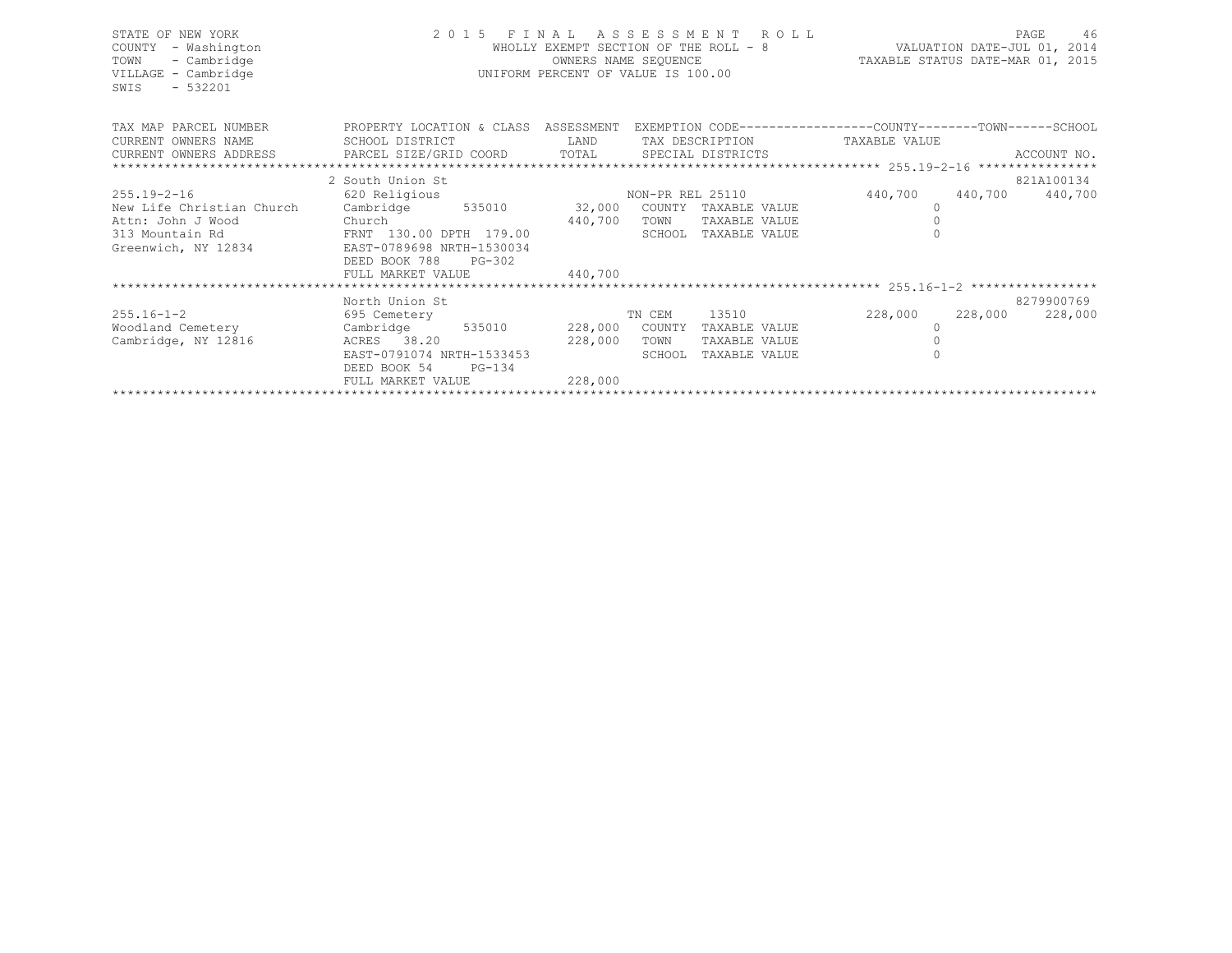STATE OF NEW YORK
COUNTY - Washington
TOWN - Cambridge
VILLAGE - Cambridge
SWIS - 532201

2 0 1 5 F I N A L A S S E S S M E N T R O L L
WHOLLY EXEMPT SECTION OF THE ROLL - 8
OWNERS NAME SEQUENCE
UNIFORM PERCENT OF VALUE IS 100.00

VALUATION DATE-JUL 01, 2014
TAXABLE STATUS DATE-MAR 01, 2015

| TAX MAP PARCEL NUMBER / CURRENT OWNERS NAME / CURRENT OWNERS ADDRESS | PROPERTY LOCATION & CLASS / SCHOOL DISTRICT / PARCEL SIZE/GRID COORD | ASSESSMENT LAND / TOTAL | EXEMPTION CODE / TAX DESCRIPTION / SPECIAL DISTRICTS | COUNTY TAXABLE VALUE | TOWN | SCHOOL / ACCOUNT NO. |
|---|---|---|---|---|---|---|
| 255.19-2-16 | 2 South Union St | | | | | 821A100134 |
| | 620 Religious | | NON-PR REL 25110 | 440,700 | 440,700 | 440,700 |
| New Life Christian Church | Cambridge 535010 | 32,000 | COUNTY TAXABLE VALUE | 0 | | |
| Attn: John J Wood | Church | 440,700 | TOWN TAXABLE VALUE | 0 | | |
| 313 Mountain Rd | FRNT 130.00 DPTH 179.00 | | SCHOOL TAXABLE VALUE | 0 | | |
| Greenwich, NY 12834 | EAST-0789698 NRTH-1530034 | | | | | |
| | DEED BOOK 788 PG-302 | | | | | |
| | FULL MARKET VALUE | 440,700 | | | | |
| 255.16-1-2 | North Union St | | | | | 8279900769 |
| | 695 Cemetery | | TN CEM 13510 | 228,000 | 228,000 | 228,000 |
| Woodland Cemetery | Cambridge 535010 | 228,000 | COUNTY TAXABLE VALUE | 0 | | |
| Cambridge, NY 12816 | ACRES 38.20 | 228,000 | TOWN TAXABLE VALUE | 0 | | |
| | EAST-0791074 NRTH-1533453 | | SCHOOL TAXABLE VALUE | 0 | | |
| | DEED BOOK 54 PG-134 | | | | | |
| | FULL MARKET VALUE | 228,000 | | | | |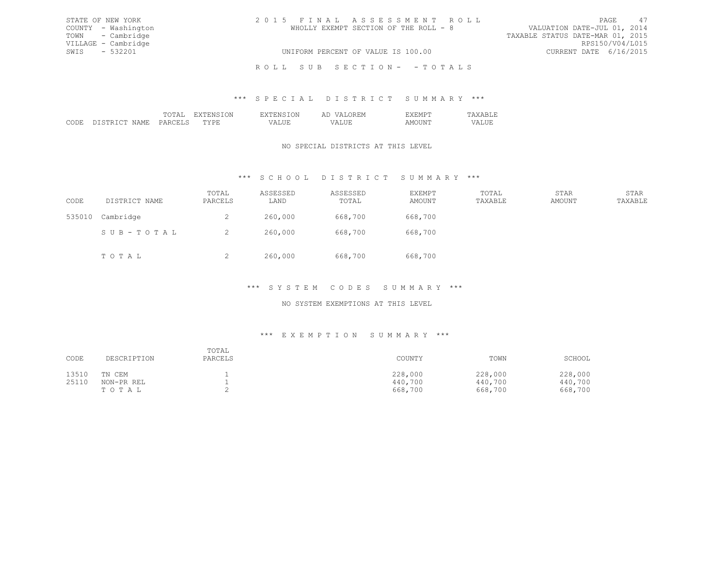STATE OF NEW YORK
COUNTY - Washington
TOWN - Cambridge
VILLAGE - Cambridge
SWIS - 532201

2015 FINAL ASSESSMENT ROLL
WHOLLY EXEMPT SECTION OF THE ROLL - 8
UNIFORM PERCENT OF VALUE IS 100.00

VALUATION DATE-JUL 01, 2014
TAXABLE STATUS DATE-MAR 01, 2015
RPS150/V04/L015
CURRENT DATE 6/16/2015

ROLL SUB SECTION- - TOTALS

### *** SPECIAL DISTRICT SUMMARY ***

| CODE | DISTRICT NAME | TOTAL PARCELS | EXTENSION TYPE | EXTENSION VALUE | AD VALOREM VALUE | EXEMPT AMOUNT | TAXABLE VALUE |
|---|---|---|---|---|---|---|---|

NO SPECIAL DISTRICTS AT THIS LEVEL

### *** SCHOOL DISTRICT SUMMARY ***

| CODE | DISTRICT NAME | TOTAL PARCELS | ASSESSED LAND | ASSESSED TOTAL | EXEMPT AMOUNT | TOTAL TAXABLE | STAR AMOUNT | STAR TAXABLE |
|---|---|---|---|---|---|---|---|---|
| 535010 | Cambridge | 2 | 260,000 | 668,700 | 668,700 | | | |
| | SUB-TOTAL | 2 | 260,000 | 668,700 | 668,700 | | | |
| | TOTAL | 2 | 260,000 | 668,700 | 668,700 | | | |

### *** SYSTEM CODES SUMMARY ***

NO SYSTEM EXEMPTIONS AT THIS LEVEL

### *** EXEMPTION SUMMARY ***

| CODE | DESCRIPTION | TOTAL PARCELS | COUNTY | TOWN | SCHOOL |
|---|---|---|---|---|---|
| 13510 | TN CEM | 1 | 228,000 | 228,000 | 228,000 |
| 25110 | NON-PR REL | 1 | 440,700 | 440,700 | 440,700 |
| | TOTAL | 2 | 668,700 | 668,700 | 668,700 |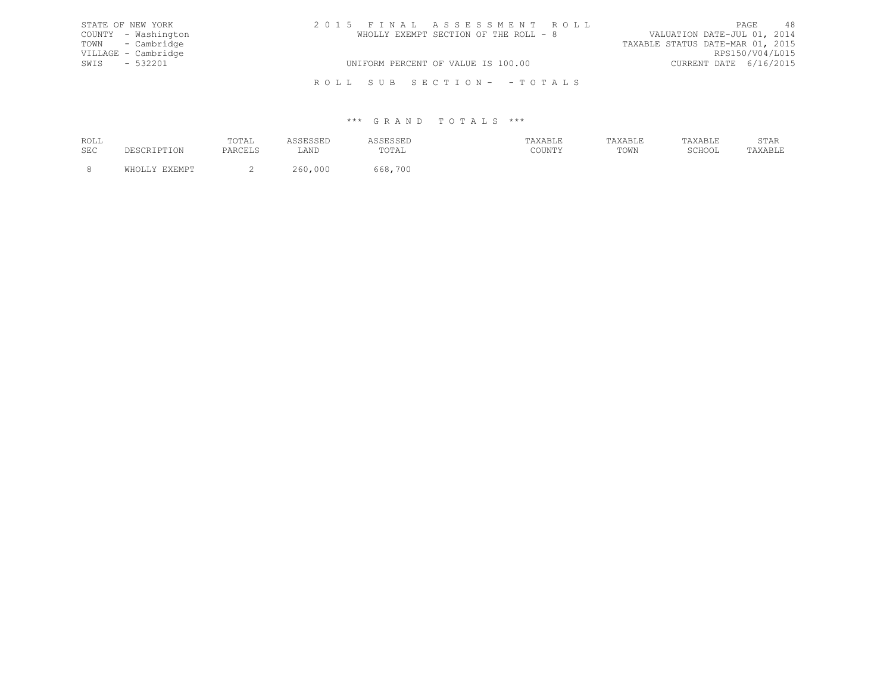STATE OF NEW YORK
COUNTY - Washington
TOWN - Cambridge
VILLAGE - Cambridge
SWIS - 532201

2 0 1 5 F I N A L A S S E S S M E N T R O L L
WHOLLY EXEMPT SECTION OF THE ROLL - 8

UNIFORM PERCENT OF VALUE IS 100.00

VALUATION DATE-JUL 01, 2014
TAXABLE STATUS DATE-MAR 01, 2015
RPS150/V04/L015
CURRENT DATE 6/16/2015

R O L L S U B S E C T I O N - - T O T A L S

\*\*\* G R A N D T O T A L S \*\*\*

| ROLL SEC | DESCRIPTION | TOTAL PARCELS | ASSESSED LAND | ASSESSED TOTAL | TAXABLE COUNTY | TAXABLE TOWN | TAXABLE SCHOOL | STAR TAXABLE |
|---|---|---|---|---|---|---|---|---|
| 8 | WHOLLY EXEMPT | 2 | 260,000 | 668,700 | | | | |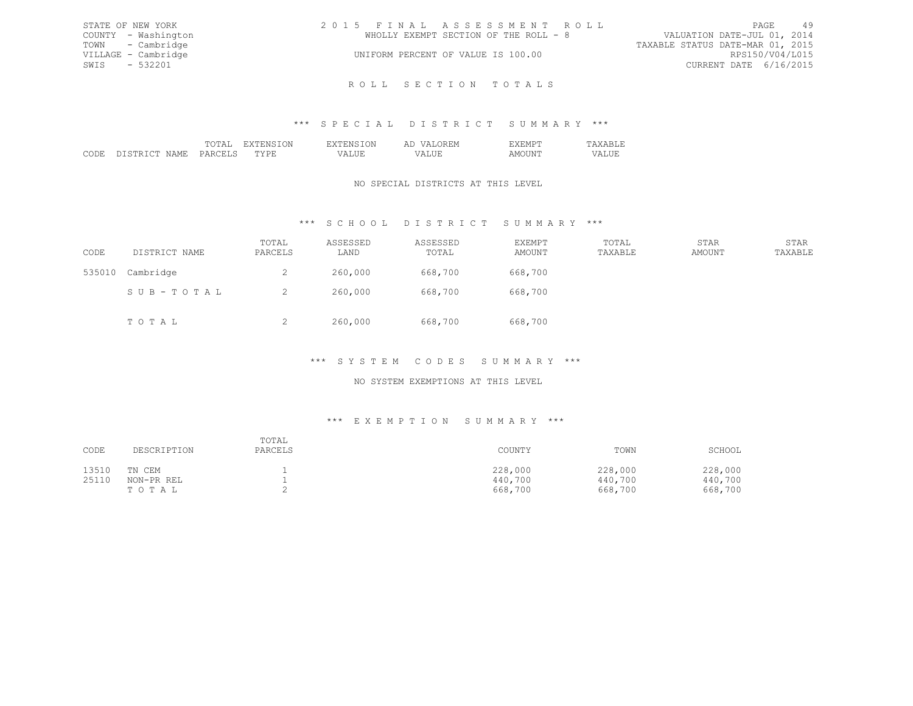STATE OF NEW YORK
COUNTY - Washington
TOWN - Cambridge
VILLAGE - Cambridge
SWIS - 532201

2015 FINAL ASSESSMENT ROLL
WHOLLY EXEMPT SECTION OF THE ROLL - 8
UNIFORM PERCENT OF VALUE IS 100.00

VALUATION DATE-JUL 01, 2014
TAXABLE STATUS DATE-MAR 01, 2015
RPS150/V04/L015
CURRENT DATE 6/16/2015

# ROLL SECTION TOTALS

## *** SPECIAL DISTRICT SUMMARY ***

| CODE | DISTRICT NAME | TOTAL PARCELS | EXTENSION TYPE | EXTENSION VALUE | AD VALOREM VALUE | EXEMPT AMOUNT | TAXABLE VALUE |
|---|---|---|---|---|---|---|---|

NO SPECIAL DISTRICTS AT THIS LEVEL

## *** SCHOOL DISTRICT SUMMARY ***

| CODE | DISTRICT NAME | TOTAL PARCELS | ASSESSED LAND | ASSESSED TOTAL | EXEMPT AMOUNT | TOTAL TAXABLE | STAR AMOUNT | STAR TAXABLE |
|---|---|---|---|---|---|---|---|---|
| 535010 | Cambridge | 2 | 260,000 | 668,700 | 668,700 | | | |
| | SUB-TOTAL | 2 | 260,000 | 668,700 | 668,700 | | | |
| | TOTAL | 2 | 260,000 | 668,700 | 668,700 | | | |

## *** SYSTEM CODES SUMMARY ***

NO SYSTEM EXEMPTIONS AT THIS LEVEL

## *** EXEMPTION SUMMARY ***

| CODE | DESCRIPTION | TOTAL PARCELS | COUNTY | TOWN | SCHOOL |
|---|---|---|---|---|---|
| 13510 | TN CEM | 1 | 228,000 | 228,000 | 228,000 |
| 25110 | NON-PR REL | 1 | 440,700 | 440,700 | 440,700 |
| | TOTAL | 2 | 668,700 | 668,700 | 668,700 |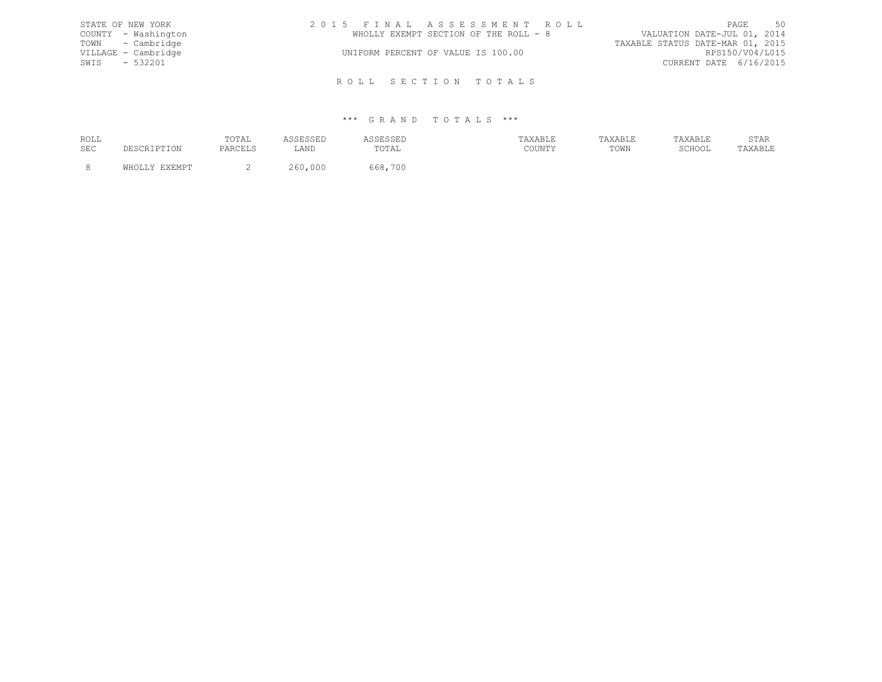STATE OF NEW YORK
COUNTY - Washington
TOWN - Cambridge
VILLAGE - Cambridge
SWIS - 532201

2 0 1 5 F I N A L A S S E S S M E N T R O L L
WHOLLY EXEMPT SECTION OF THE ROLL - 8
UNIFORM PERCENT OF VALUE IS 100.00

VALUATION DATE-JUL 01, 2014
TAXABLE STATUS DATE-MAR 01, 2015
RPS150/V04/L015
CURRENT DATE 6/16/2015

## R O L L S E C T I O N T O T A L S

### *** G R A N D T O T A L S ***

| ROLL SEC | DESCRIPTION | TOTAL PARCELS | ASSESSED LAND | ASSESSED TOTAL | TAXABLE COUNTY | TAXABLE TOWN | TAXABLE SCHOOL | STAR TAXABLE |
|---|---|---|---|---|---|---|---|---|
| 8 | WHOLLY EXEMPT | 2 | 260,000 | 668,700 | | | | |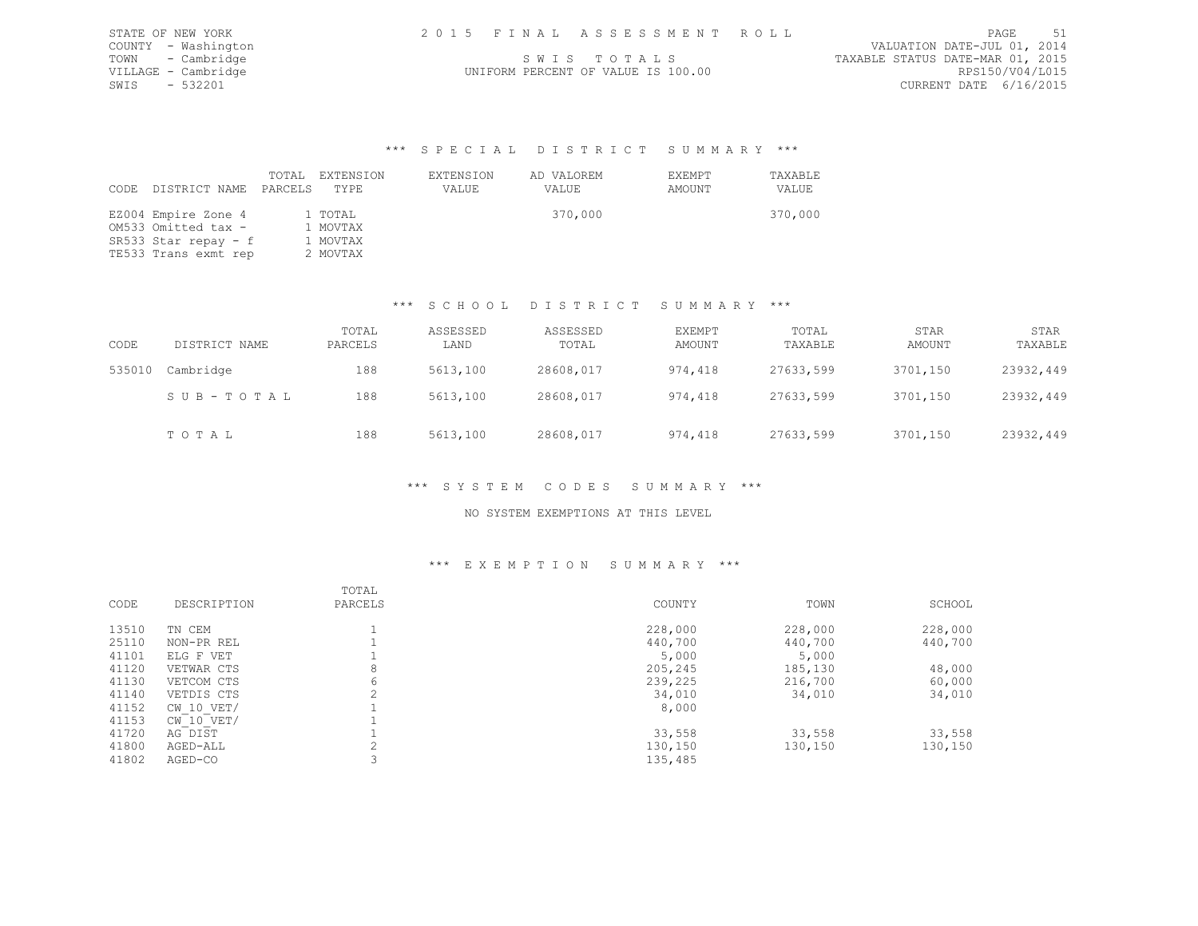STATE OF NEW YORK
COUNTY - Washington
TOWN - Cambridge
VILLAGE - Cambridge
SWIS - 532201

2 0 1 5 F I N A L A S S E S S M E N T R O L L

S W I S T O T A L S

UNIFORM PERCENT OF VALUE IS 100.00

VALUATION DATE-JUL 01, 2014
TAXABLE STATUS DATE-MAR 01, 2015
RPS150/V04/L015
CURRENT DATE 6/16/2015

### *** S P E C I A L D I S T R I C T S U M M A R Y ***

| CODE | DISTRICT NAME | TOTAL PARCELS | EXTENSION TYPE | EXTENSION VALUE | AD VALOREM VALUE | EXEMPT AMOUNT | TAXABLE VALUE |
|---|---|---|---|---|---|---|---|
| EZ004 | Empire Zone 4 | 1 | TOTAL | | 370,000 | | 370,000 |
| OM533 | Omitted tax - | 1 | MOVTAX | | | | |
| SR533 | Star repay - f | 1 | MOVTAX | | | | |
| TE533 | Trans exmt rep | 2 | MOVTAX | | | | |

### *** S C H O O L D I S T R I C T S U M M A R Y ***

| CODE | DISTRICT NAME | TOTAL PARCELS | ASSESSED LAND | ASSESSED TOTAL | EXEMPT AMOUNT | TOTAL TAXABLE | STAR AMOUNT | STAR TAXABLE |
|---|---|---|---|---|---|---|---|---|
| 535010 | Cambridge | 188 | 5613,100 | 28608,017 | 974,418 | 27633,599 | 3701,150 | 23932,449 |
| | S U B - T O T A L | 188 | 5613,100 | 28608,017 | 974,418 | 27633,599 | 3701,150 | 23932,449 |
| | T O T A L | 188 | 5613,100 | 28608,017 | 974,418 | 27633,599 | 3701,150 | 23932,449 |

### *** S Y S T E M C O D E S S U M M A R Y ***

NO SYSTEM EXEMPTIONS AT THIS LEVEL

### *** E X E M P T I O N S U M M A R Y ***

| CODE | DESCRIPTION | TOTAL PARCELS | COUNTY | TOWN | SCHOOL |
|---|---|---|---|---|---|
| 13510 | TN CEM | 1 | 228,000 | 228,000 | 228,000 |
| 25110 | NON-PR REL | 1 | 440,700 | 440,700 | 440,700 |
| 41101 | ELG F VET | 1 | 5,000 | 5,000 | |
| 41120 | VETWAR CTS | 8 | 205,245 | 185,130 | 48,000 |
| 41130 | VETCOM CTS | 6 | 239,225 | 216,700 | 60,000 |
| 41140 | VETDIS CTS | 2 | 34,010 | 34,010 | 34,010 |
| 41152 | CW_10_VET/ | 1 | 8,000 | | |
| 41153 | CW_10_VET/ | 1 | | | |
| 41720 | AG DIST | 1 | 33,558 | 33,558 | 33,558 |
| 41800 | AGED-ALL | 2 | 130,150 | 130,150 | 130,150 |
| 41802 | AGED-CO | 3 | 135,485 | | |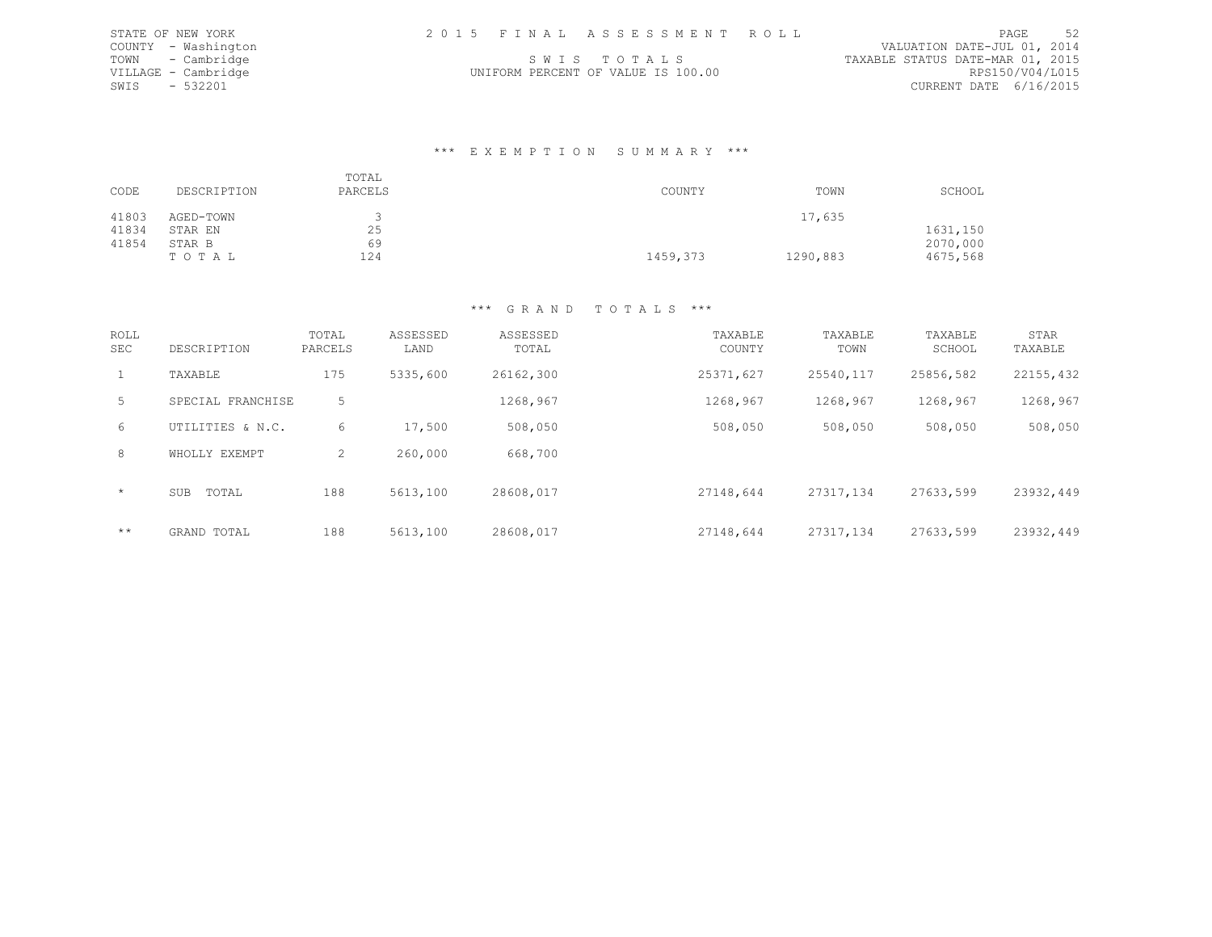STATE OF NEW YORK
COUNTY - Washington
TOWN - Cambridge
VILLAGE - Cambridge
SWIS - 532201

2 0 1 5 F I N A L A S S E S S M E N T R O L L

S W I S T O T A L S

UNIFORM PERCENT OF VALUE IS 100.00

VALUATION DATE-JUL 01, 2014
TAXABLE STATUS DATE-MAR 01, 2015
RPS150/V04/L015
CURRENT DATE 6/16/2015

## *** E X E M P T I O N S U M M A R Y ***

| CODE | DESCRIPTION | TOTAL PARCELS | COUNTY | TOWN | SCHOOL |
|---|---|---|---|---|---|
| 41803 | AGED-TOWN | 3 | | 17,635 | |
| 41834 | STAR EN | 25 | | | 1631,150 |
| 41854 | STAR B | 69 | | | 2070,000 |
| | T O T A L | 124 | 1459,373 | 1290,883 | 4675,568 |

## *** G R A N D T O T A L S ***

| ROLL SEC | DESCRIPTION | TOTAL PARCELS | ASSESSED LAND | ASSESSED TOTAL | TAXABLE COUNTY | TAXABLE TOWN | TAXABLE SCHOOL | STAR TAXABLE |
|---|---|---|---|---|---|---|---|---|
| 1 | TAXABLE | 175 | 5335,600 | 26162,300 | 25371,627 | 25540,117 | 25856,582 | 22155,432 |
| 5 | SPECIAL FRANCHISE | 5 | | 1268,967 | 1268,967 | 1268,967 | 1268,967 | 1268,967 |
| 6 | UTILITIES & N.C. | 6 | 17,500 | 508,050 | 508,050 | 508,050 | 508,050 | 508,050 |
| 8 | WHOLLY EXEMPT | 2 | 260,000 | 668,700 | | | | |
| * | SUB TOTAL | 188 | 5613,100 | 28608,017 | 27148,644 | 27317,134 | 27633,599 | 23932,449 |
| ** | GRAND TOTAL | 188 | 5613,100 | 28608,017 | 27148,644 | 27317,134 | 27633,599 | 23932,449 |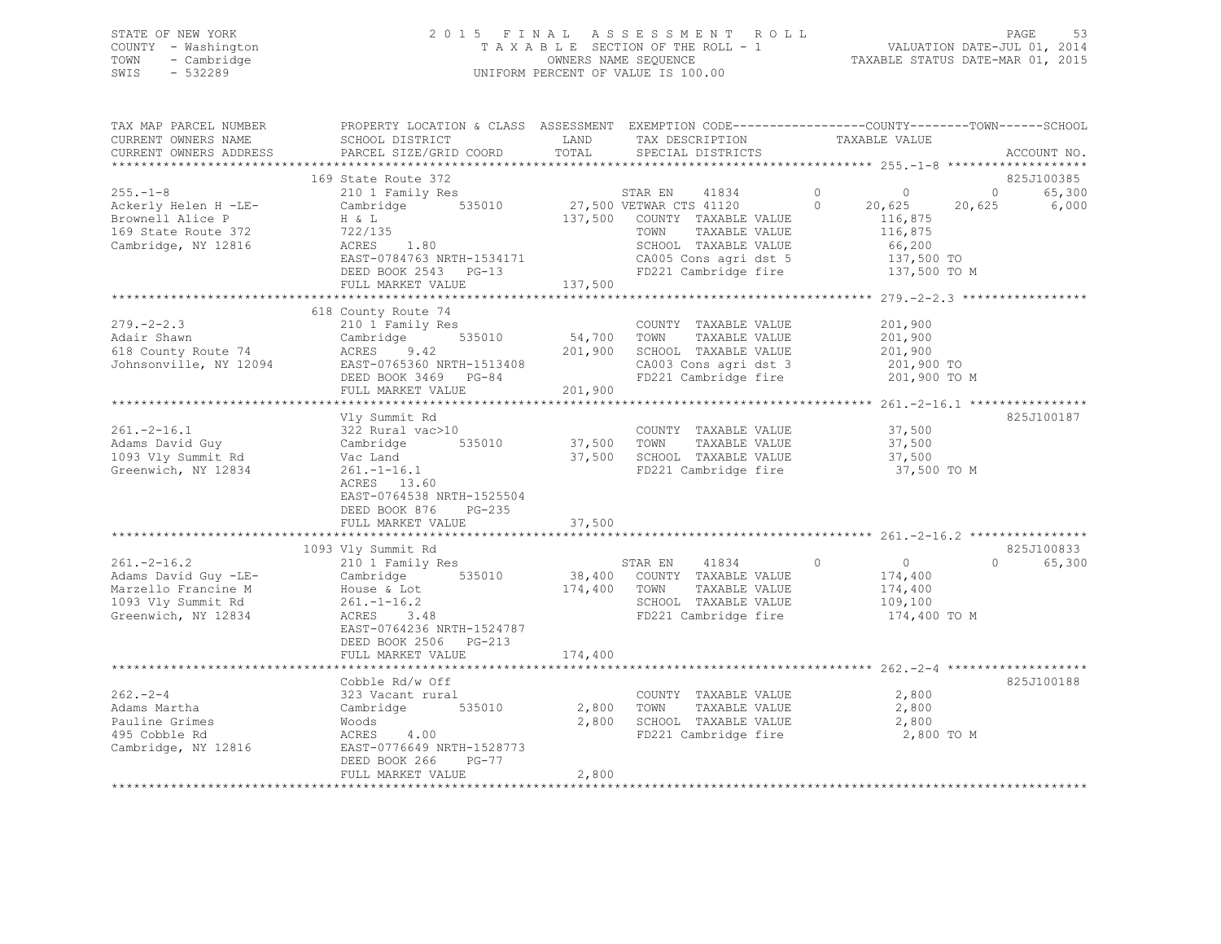STATE OF NEW YORK
COUNTY - Washington
TOWN - Cambridge
SWIS - 532289

# 2015 FINAL ASSESSMENT ROLL

TAXABLE SECTION OF THE ROLL - 1
OWNERS NAME SEQUENCE
UNIFORM PERCENT OF VALUE IS 100.00

VALUATION DATE-JUL 01, 2014
TAXABLE STATUS DATE-MAR 01, 2015

| TAX MAP PARCEL NUMBER / CURRENT OWNERS NAME / CURRENT OWNERS ADDRESS | PROPERTY LOCATION & CLASS / SCHOOL DISTRICT / PARCEL SIZE/GRID COORD | ASSESSMENT LAND / TOTAL | EXEMPTION CODE / TAX DESCRIPTION / SPECIAL DISTRICTS | COUNTY TAXABLE VALUE | TOWN | SCHOOL | ACCOUNT NO. |
|---|---|---|---|---|---|---|---|
| 255.-1-8 | 169 State Route 372 | | | | | | 825J100385 |
| Ackerly Helen H -LE- | 210 1 Family Res | | STAR EN 41834 0 | 0 | 0 | 65,300 | |
| Brownell Alice P | Cambridge 535010 | 27,500 | VETWAR CTS 41120 0 | 20,625 | 20,625 | 6,000 | |
| 169 State Route 372 | H & L | 137,500 | COUNTY TAXABLE VALUE | 116,875 | | | |
| Cambridge, NY 12816 | 722/135 | | TOWN TAXABLE VALUE | 116,875 | | | |
| | ACRES 1.80 | | SCHOOL TAXABLE VALUE | 66,200 | | | |
| | EAST-0784763 NRTH-1534171 | | CA005 Cons agri dst 5 | 137,500 TO | | | |
| | DEED BOOK 2543 PG-13 | | FD221 Cambridge fire | 137,500 TO M | | | |
| | FULL MARKET VALUE | 137,500 | | | | | |
| 279.-2-2.3 | 618 County Route 74 | | | | | | |
| Adair Shawn | 210 1 Family Res | | COUNTY TAXABLE VALUE | 201,900 | | | |
| 618 County Route 74 | Cambridge 535010 | 54,700 | TOWN TAXABLE VALUE | 201,900 | | | |
| Johnsonville, NY 12094 | ACRES 9.42 | 201,900 | SCHOOL TAXABLE VALUE | 201,900 | | | |
| | EAST-0765360 NRTH-1513408 | | CA003 Cons agri dst 3 | 201,900 TO | | | |
| | DEED BOOK 3469 PG-84 | | FD221 Cambridge fire | 201,900 TO M | | | |
| | FULL MARKET VALUE | 201,900 | | | | | |
| 261.-2-16.1 | Vly Summit Rd | | | | | | 825J100187 |
| Adams David Guy | 322 Rural vac>10 | | COUNTY TAXABLE VALUE | 37,500 | | | |
| 1093 Vly Summit Rd | Cambridge 535010 | 37,500 | TOWN TAXABLE VALUE | 37,500 | | | |
| Greenwich, NY 12834 | Vac Land | 37,500 | SCHOOL TAXABLE VALUE | 37,500 | | | |
| | 261.-1-16.1 | | FD221 Cambridge fire | 37,500 TO M | | | |
| | ACRES 13.60 | | | | | | |
| | EAST-0764538 NRTH-1525504 | | | | | | |
| | DEED BOOK 876 PG-235 | | | | | | |
| | FULL MARKET VALUE | 37,500 | | | | | |
| 261.-2-16.2 | 1093 Vly Summit Rd | | | | | | 825J100833 |
| Adams David Guy -LE- | 210 1 Family Res | | STAR EN 41834 0 | 0 | 0 | 65,300 | |
| Marzello Francine M | Cambridge 535010 | 38,400 | COUNTY TAXABLE VALUE | 174,400 | | | |
| 1093 Vly Summit Rd | House & Lot | 174,400 | TOWN TAXABLE VALUE | 174,400 | | | |
| Greenwich, NY 12834 | 261.-1-16.2 | | SCHOOL TAXABLE VALUE | 109,100 | | | |
| | ACRES 3.48 | | FD221 Cambridge fire | 174,400 TO M | | | |
| | EAST-0764236 NRTH-1524787 | | | | | | |
| | DEED BOOK 2506 PG-213 | | | | | | |
| | FULL MARKET VALUE | 174,400 | | | | | |
| 262.-2-4 | Cobble Rd/w Off | | | | | | 825J100188 |
| Adams Martha | 323 Vacant rural | | COUNTY TAXABLE VALUE | 2,800 | | | |
| Pauline Grimes | Cambridge 535010 | 2,800 | TOWN TAXABLE VALUE | 2,800 | | | |
| 495 Cobble Rd | Woods | 2,800 | SCHOOL TAXABLE VALUE | 2,800 | | | |
| Cambridge, NY 12816 | ACRES 4.00 | | FD221 Cambridge fire | 2,800 TO M | | | |
| | EAST-0776649 NRTH-1528773 | | | | | | |
| | DEED BOOK 266 PG-77 | | | | | | |
| | FULL MARKET VALUE | 2,800 | | | | | |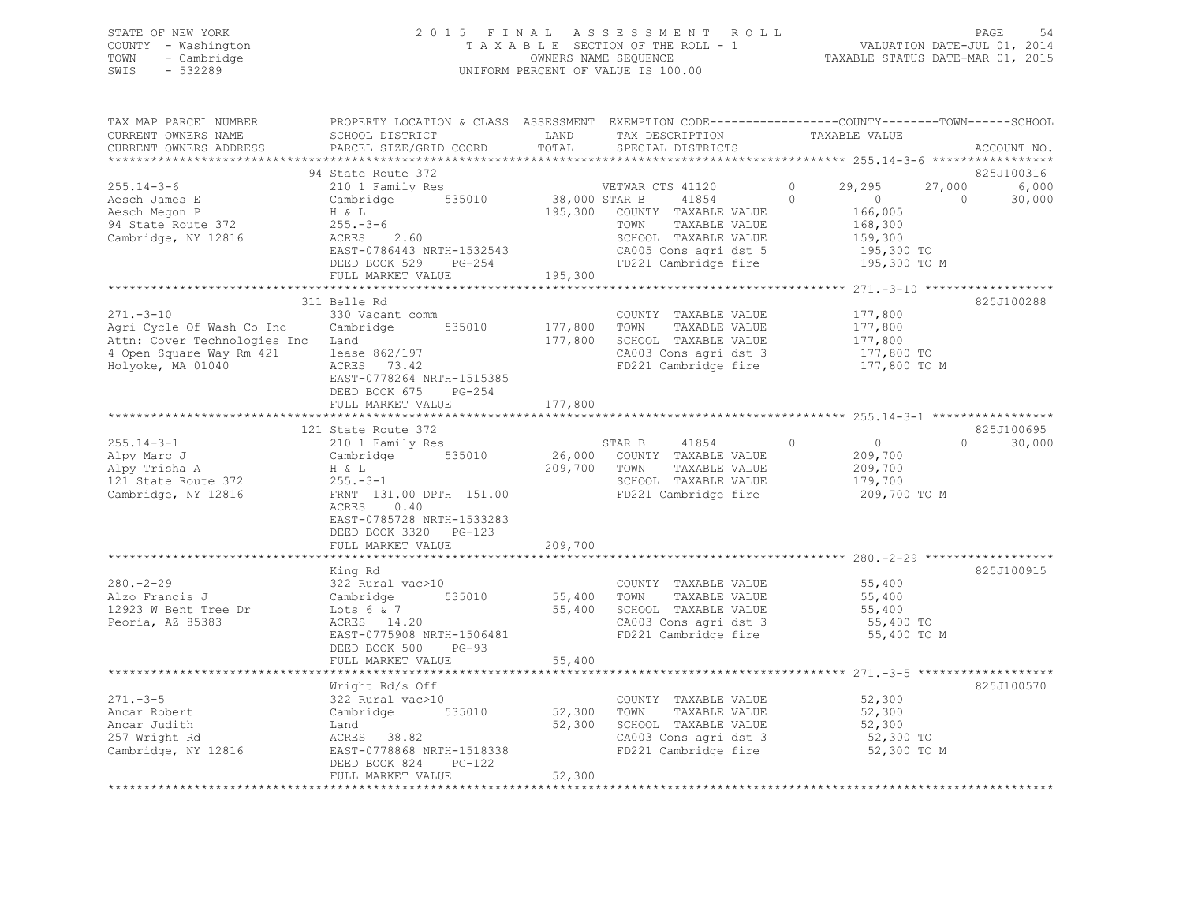STATE OF NEW YORK
COUNTY - Washington
TOWN - Cambridge
SWIS - 532289

2 0 1 5 F I N A L A S S E S S M E N T R O L L
T A X A B L E SECTION OF THE ROLL - 1
OWNERS NAME SEQUENCE
UNIFORM PERCENT OF VALUE IS 100.00

VALUATION DATE-JUL 01, 2014
TAXABLE STATUS DATE-MAR 01, 2015

```
TAX MAP PARCEL NUMBER          PROPERTY LOCATION & CLASS  ASSESSMENT  EXEMPTION CODE------------------COUNTY--------TOWN------SCHOOL
CURRENT OWNERS NAME            SCHOOL DISTRICT              LAND      TAX DESCRIPTION            TAXABLE VALUE
CURRENT OWNERS ADDRESS         PARCEL SIZE/GRID COORD       TOTAL     SPECIAL DISTRICTS                                          ACCOUNT NO.
******************************************************************************************************* 255.14-3-6 *****************
                               94 State Route 372                                                                          825J100316
255.14-3-6                     210 1 Family Res                       VETWAR CTS 41120        0         29,295       27,000        6,000
Aesch James E                  Cambridge        535010       38,000 STAR B      41854        0              0            0       30,000
Aesch Megon P                  H & L                        195,300   COUNTY  TAXABLE VALUE             166,005
94 State Route 372             255.-3-6                               TOWN    TAXABLE VALUE             168,300
Cambridge, NY 12816            ACRES     2.60                         SCHOOL  TAXABLE VALUE             159,300
                               EAST-0786443 NRTH-1532543              CA005 Cons agri dst 5              195,300 TO
                               DEED BOOK 529     PG-254               FD221 Cambridge fire               195,300 TO M
                               FULL MARKET VALUE            195,300
******************************************************************************************************* 271.-3-10 ******************
                               311 Belle Rd                                                                                825J100288
271.-3-10                      330 Vacant comm                        COUNTY  TAXABLE VALUE             177,800
Agri Cycle Of Wash Co Inc      Cambridge        535010      177,800   TOWN    TAXABLE VALUE             177,800
Attn: Cover Technologies Inc   Land                         177,800   SCHOOL  TAXABLE VALUE             177,800
4 Open Square Way Rm 421       lease 862/197                          CA003 Cons agri dst 3              177,800 TO
Holyoke, MA 01040              ACRES    73.42                         FD221 Cambridge fire               177,800 TO M
                               EAST-0778264 NRTH-1515385
                               DEED BOOK 675     PG-254
                               FULL MARKET VALUE            177,800
******************************************************************************************************* 255.14-3-1 *****************
                               121 State Route 372                                                                         825J100695
255.14-3-1                     210 1 Family Res                       STAR B      41854        0              0            0       30,000
Alpy Marc J                    Cambridge        535010       26,000   COUNTY  TAXABLE VALUE             209,700
Alpy Trisha A                  H & L                        209,700   TOWN    TAXABLE VALUE             209,700
121 State Route 372            255.-3-1                               SCHOOL  TAXABLE VALUE             179,700
Cambridge, NY 12816            FRNT 131.00 DPTH 151.00                FD221 Cambridge fire               209,700 TO M
                               ACRES     0.40
                               EAST-0785728 NRTH-1533283
                               DEED BOOK 3320    PG-123
                               FULL MARKET VALUE            209,700
******************************************************************************************************* 280.-2-29 ******************
                               King Rd                                                                                     825J100915
280.-2-29                      322 Rural vac>10                       COUNTY  TAXABLE VALUE              55,400
Alzo Francis J                 Cambridge        535010       55,400   TOWN    TAXABLE VALUE              55,400
12923 W Bent Tree Dr           Lots 6 & 7                    55,400   SCHOOL  TAXABLE VALUE              55,400
Peoria, AZ 85383               ACRES    14.20                         CA003 Cons agri dst 3               55,400 TO
                               EAST-0775908 NRTH-1506481              FD221 Cambridge fire                55,400 TO M
                               DEED BOOK 500     PG-93
                               FULL MARKET VALUE             55,400
******************************************************************************************************* 271.-3-5 *******************
                               Wright Rd/s Off                                                                             825J100570
271.-3-5                       322 Rural vac>10                       COUNTY  TAXABLE VALUE              52,300
Ancar Robert                   Cambridge        535010       52,300   TOWN    TAXABLE VALUE              52,300
Ancar Judith                   Land                          52,300   SCHOOL  TAXABLE VALUE              52,300
257 Wright Rd                  ACRES    38.82                         CA003 Cons agri dst 3               52,300 TO
Cambridge, NY 12816            EAST-0778868 NRTH-1518338              FD221 Cambridge fire                52,300 TO M
                               DEED BOOK 824     PG-122
                               FULL MARKET VALUE             52,300
************************************************************************************************************************************
```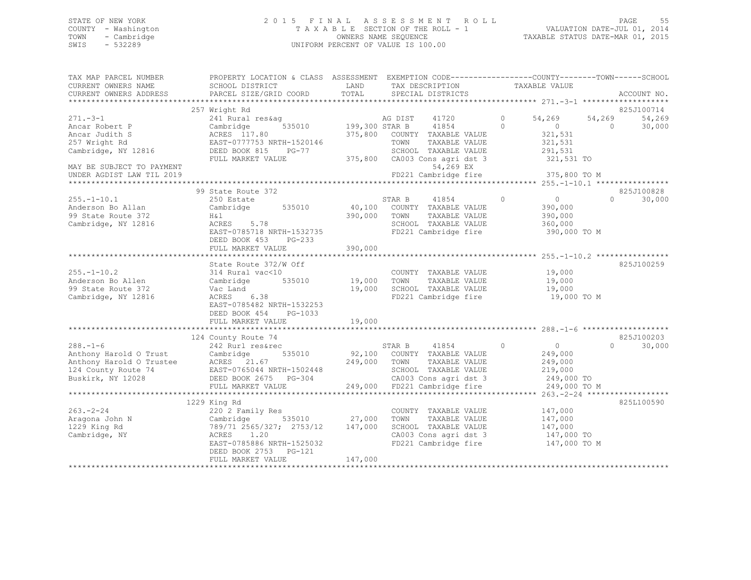STATE OF NEW YORK
COUNTY - Washington
TOWN - Cambridge
SWIS - 532289

# 2015 FINAL ASSESSMENT ROLL

TAXABLE SECTION OF THE ROLL - 1
OWNERS NAME SEQUENCE
UNIFORM PERCENT OF VALUE IS 100.00

VALUATION DATE-JUL 01, 2014
TAXABLE STATUS DATE-MAR 01, 2015

```
TAX MAP PARCEL NUMBER          PROPERTY LOCATION & CLASS  ASSESSMENT  EXEMPTION CODE------------------COUNTY--------TOWN------SCHOOL
CURRENT OWNERS NAME            SCHOOL DISTRICT               LAND      TAX DESCRIPTION            TAXABLE VALUE
CURRENT OWNERS ADDRESS         PARCEL SIZE/GRID COORD        TOTAL     SPECIAL DISTRICTS                                       ACCOUNT NO.
*********************************************************************************************** 271.-3-1 *******************
                          257 Wright Rd                                                                                825J100714
271.-3-1                       241 Rural res&ag                   AG DIST    41720          0     54,269     54,269     54,269
Ancar Robert P                 Cambridge        535010    199,300 STAR B     41854          0          0          0     30,000
Ancar Judith S                 ACRES  117.80              375,800   COUNTY  TAXABLE VALUE        321,531
257 Wright Rd                  EAST-0777753 NRTH-1520146            TOWN    TAXABLE VALUE        321,531
Cambridge, NY 12816            DEED BOOK 815    PG-77               SCHOOL  TAXABLE VALUE        291,531
                               FULL MARKET VALUE          375,800   CA003 Cons agri dst 3         321,531 TO
MAY BE SUBJECT TO PAYMENT                                                54,269 EX
UNDER AGDIST LAW TIL 2019                                           FD221 Cambridge fire          375,800 TO M
*********************************************************************************************** 255.-1-10.1 ****************
                          99 State Route 372                                                                           825J100828
255.-1-10.1                    250 Estate                         STAR B     41854          0          0          0     30,000
Anderson Bo Allan              Cambridge        535010     40,100   COUNTY  TAXABLE VALUE        390,000
99 State Route 372             H&l                        390,000   TOWN    TAXABLE VALUE        390,000
Cambridge, NY 12816            ACRES    5.78                        SCHOOL  TAXABLE VALUE        360,000
                               EAST-0785718 NRTH-1532735            FD221 Cambridge fire          390,000 TO M
                               DEED BOOK 453    PG-233
                               FULL MARKET VALUE          390,000
*********************************************************************************************** 255.-1-10.2 ****************
                          State Route 372/W Off                                                                        825J100259
255.-1-10.2                    314 Rural vac<10                     COUNTY  TAXABLE VALUE         19,000
Anderson Bo Allen              Cambridge        535010     19,000   TOWN    TAXABLE VALUE         19,000
99 State Route 372             Vac Land                    19,000   SCHOOL  TAXABLE VALUE         19,000
Cambridge, NY 12816            ACRES    6.38                        FD221 Cambridge fire           19,000 TO M
                               EAST-0785482 NRTH-1532253
                               DEED BOOK 454    PG-1033
                               FULL MARKET VALUE           19,000
*********************************************************************************************** 288.-1-6 *******************
                          124 County Route 74                                                                          825J100203
288.-1-6                       242 Rurl res&rec                   STAR B     41854          0          0          0     30,000
Anthony Harold O Trust         Cambridge        535010     92,100   COUNTY  TAXABLE VALUE        249,000
Anthony Harold O Trustee       ACRES   21.67              249,000   TOWN    TAXABLE VALUE        249,000
124 County Route 74            EAST-0765044 NRTH-1502448            SCHOOL  TAXABLE VALUE        219,000
Buskirk, NY 12028              DEED BOOK 2675   PG-304              CA003 Cons agri dst 3         249,000 TO
                               FULL MARKET VALUE          249,000   FD221 Cambridge fire          249,000 TO M
*********************************************************************************************** 263.-2-24 ******************
                          1229 King Rd                                                                                 825L100590
263.-2-24                      220 2 Family Res                     COUNTY  TAXABLE VALUE        147,000
Aragona John N                 Cambridge        535010     27,000   TOWN    TAXABLE VALUE        147,000
1229 King Rd                   789/71 2565/327; 2753/12   147,000   SCHOOL  TAXABLE VALUE        147,000
Cambridge, NY                  ACRES    1.20                        CA003 Cons agri dst 3         147,000 TO
                               EAST-0785886 NRTH-1525032            FD221 Cambridge fire          147,000 TO M
                               DEED BOOK 2753   PG-121
                               FULL MARKET VALUE          147,000
******************************************************************************************************************************
```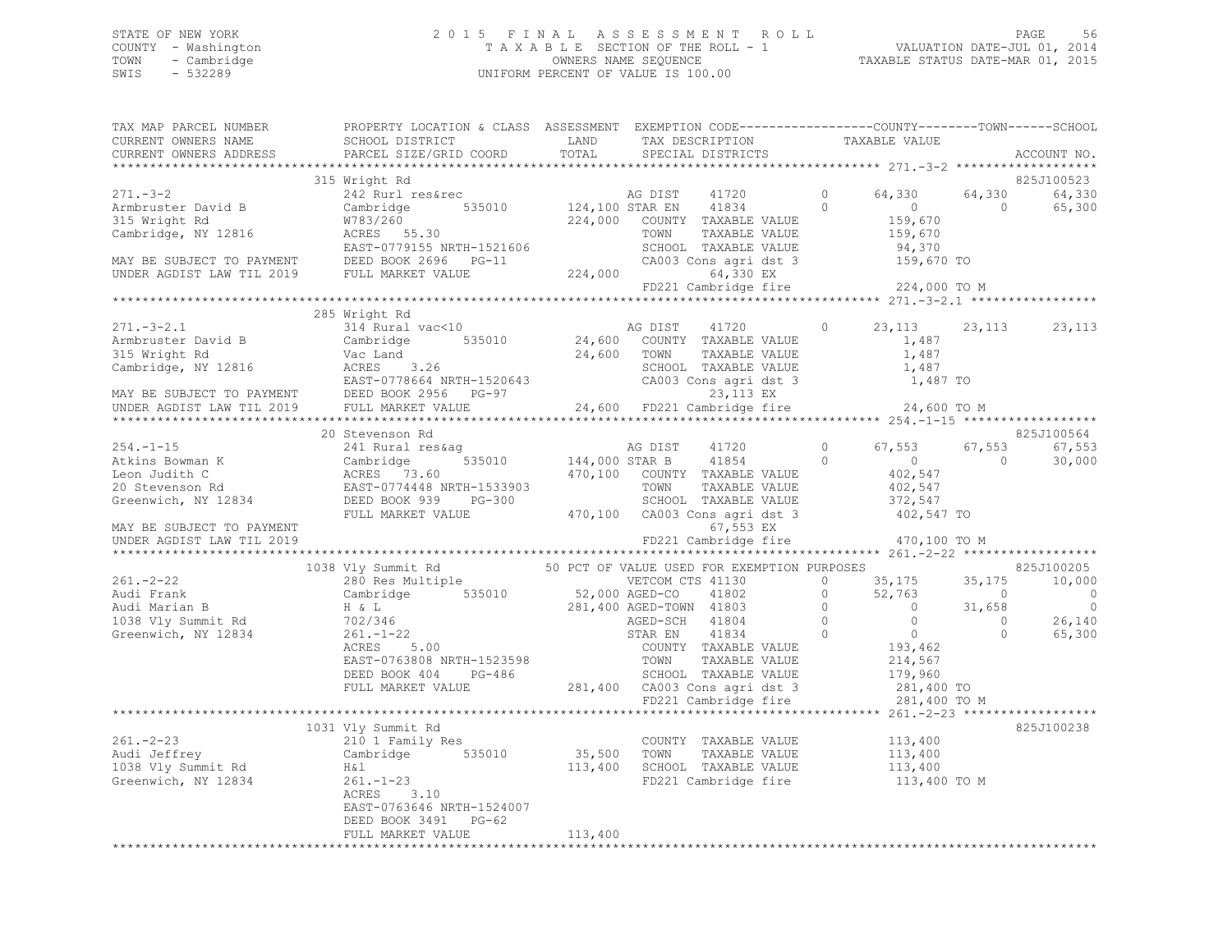STATE OF NEW YORK
COUNTY - Washington
TOWN - Cambridge
SWIS - 532289

# 2015 FINAL ASSESSMENT ROLL

TAXABLE SECTION OF THE ROLL - 1
OWNERS NAME SEQUENCE
UNIFORM PERCENT OF VALUE IS 100.00

VALUATION DATE-JUL 01, 2014
TAXABLE STATUS DATE-MAR 01, 2015

```
TAX MAP PARCEL NUMBER       PROPERTY LOCATION & CLASS  ASSESSMENT  EXEMPTION CODE------------------COUNTY--------TOWN------SCHOOL
CURRENT OWNERS NAME         SCHOOL DISTRICT            LAND        TAX DESCRIPTION              TAXABLE VALUE
CURRENT OWNERS ADDRESS      PARCEL SIZE/GRID COORD     TOTAL       SPECIAL DISTRICTS                                          ACCOUNT NO.
******************************************************************************************************* 271.-3-2 *******************
                            315 Wright Rd                                                                                 825J100523
271.-3-2                    242 Rurl res&rec                AG DIST     41720        0      64,330      64,330      64,330
Armbruster David B          Cambridge       535010  124,100 STAR EN     41834        0           0           0      65,300
315 Wright Rd               W783/260                224,000   COUNTY  TAXABLE VALUE            159,670
Cambridge, NY 12816         ACRES  55.30                      TOWN    TAXABLE VALUE            159,670
                            EAST-0779155 NRTH-1521606         SCHOOL  TAXABLE VALUE             94,370
MAY BE SUBJECT TO PAYMENT   DEED BOOK 2696  PG-11             CA003 Cons agri dst 3            159,670 TO
UNDER AGDIST LAW TIL 2019   FULL MARKET VALUE       224,000          64,330 EX
                                                              FD221 Cambridge fire             224,000 TO M
******************************************************************************************************* 271.-3-2.1 *****************
                            285 Wright Rd
271.-3-2.1                  314 Rural vac<10                AG DIST     41720        0      23,113      23,113      23,113
Armbruster David B          Cambridge       535010   24,600   COUNTY  TAXABLE VALUE              1,487
315 Wright Rd               Vac Land                 24,600   TOWN    TAXABLE VALUE              1,487
Cambridge, NY 12816         ACRES   3.26                      SCHOOL  TAXABLE VALUE              1,487
                            EAST-0778664 NRTH-1520643         CA003 Cons agri dst 3              1,487 TO
MAY BE SUBJECT TO PAYMENT   DEED BOOK 2956  PG-97                    23,113 EX
UNDER AGDIST LAW TIL 2019   FULL MARKET VALUE        24,600   FD221 Cambridge fire              24,600 TO M
******************************************************************************************************* 254.-1-15 ******************
                            20 Stevenson Rd                                                                               825J100564
254.-1-15                   241 Rural res&ag                AG DIST     41720        0      67,553      67,553      67,553
Atkins Bowman K             Cambridge       535010  144,000 STAR B      41854        0           0           0      30,000
Leon Judith C               ACRES  73.60            470,100   COUNTY  TAXABLE VALUE            402,547
20 Stevenson Rd             EAST-0774448 NRTH-1533903         TOWN    TAXABLE VALUE            402,547
Greenwich, NY 12834         DEED BOOK 939   PG-300            SCHOOL  TAXABLE VALUE            372,547
                            FULL MARKET VALUE       470,100   CA003 Cons agri dst 3            402,547 TO
MAY BE SUBJECT TO PAYMENT                                            67,553 EX
UNDER AGDIST LAW TIL 2019                                     FD221 Cambridge fire             470,100 TO M
******************************************************************************************************* 261.-2-22 ******************
                            1038 Vly Summit Rd          50 PCT OF VALUE USED FOR EXEMPTION PURPOSES                       825J100205
261.-2-22                   280 Res Multiple                VETCOM CTS 41130         0      35,175      35,175      10,000
Audi Frank                  Cambridge       535010   52,000 AGED-CO     41802        0      52,763           0           0
Audi Marian B               H & L                   281,400 AGED-TOWN  41803         0           0      31,658           0
1038 Vly Summit Rd          702/346                         AGED-SCH    41804        0           0           0      26,140
Greenwich, NY 12834         261.-1-22                       STAR EN     41834        0           0           0      65,300
                            ACRES   5.00                      COUNTY  TAXABLE VALUE            193,462
                            EAST-0763808 NRTH-1523598         TOWN    TAXABLE VALUE            214,567
                            DEED BOOK 404   PG-486            SCHOOL  TAXABLE VALUE            179,960
                            FULL MARKET VALUE       281,400   CA003 Cons agri dst 3            281,400 TO
                                                              FD221 Cambridge fire             281,400 TO M
******************************************************************************************************* 261.-2-23 ******************
                            1031 Vly Summit Rd                                                                            825J100238
261.-2-23                   210 1 Family Res                  COUNTY  TAXABLE VALUE            113,400
Audi Jeffrey                Cambridge       535010   35,500   TOWN    TAXABLE VALUE            113,400
1038 Vly Summit Rd          H&l                     113,400   SCHOOL  TAXABLE VALUE            113,400
Greenwich, NY 12834         261.-1-23                         FD221 Cambridge fire             113,400 TO M
                            ACRES   3.10
                            EAST-0763646 NRTH-1524007
                            DEED BOOK 3491  PG-62
                            FULL MARKET VALUE       113,400
************************************************************************************************************************************
```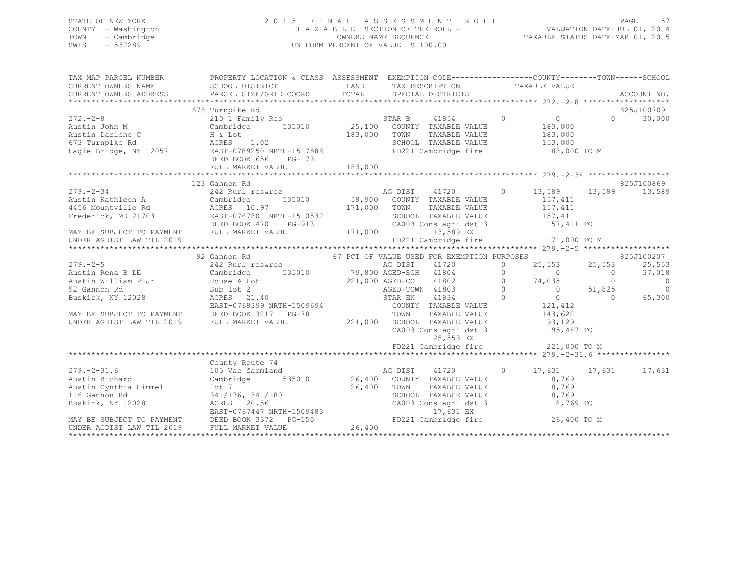STATE OF NEW YORK
COUNTY - Washington
TOWN - Cambridge
SWIS - 532289

# 2015 FINAL ASSESSMENT ROLL
TAXABLE SECTION OF THE ROLL - 1
OWNERS NAME SEQUENCE
UNIFORM PERCENT OF VALUE IS 100.00

VALUATION DATE-JUL 01, 2014
TAXABLE STATUS DATE-MAR 01, 2015

```
TAX MAP PARCEL NUMBER        PROPERTY LOCATION & CLASS  ASSESSMENT  EXEMPTION CODE-----------------COUNTY--------TOWN------SCHOOL
CURRENT OWNERS NAME          SCHOOL DISTRICT              LAND       TAX DESCRIPTION            TAXABLE VALUE
CURRENT OWNERS ADDRESS       PARCEL SIZE/GRID COORD       TOTAL      SPECIAL DISTRICTS                                    ACCOUNT NO.
******************************************************************************************************* 272.-2-8 *******************
                             673 Turnpike Rd                                                                               825J100709
272.-2-8                     210 1 Family Res                        STAR B     41854       0          0            0        30,000
Austin John M                Cambridge       535010       25,100     COUNTY  TAXABLE VALUE          183,000
Austin Darlene C             H & Lot                     183,000     TOWN    TAXABLE VALUE          183,000
673 Turnpike Rd              ACRES     1.02                          SCHOOL  TAXABLE VALUE          153,000
Eagle Bridge, NY 12057       EAST-0789250 NRTH-1517588               FD221 Cambridge fire            183,000 TO M
                             DEED BOOK 656     PG-173
                             FULL MARKET VALUE           183,000
******************************************************************************************************* 279.-2-34 ******************
                             123 Gannon Rd                                                                                 825J100869
279.-2-34                    242 Rurl res&rec                        AG DIST    41720       0     13,589       13,589       13,589
Austin Kathleen A            Cambridge       535010       58,900     COUNTY  TAXABLE VALUE          157,411
4456 Mountville Rd           ACRES    10.97              171,000     TOWN    TAXABLE VALUE          157,411
Frederick, MD 21703          EAST-0767801 NRTH-1510532               SCHOOL  TAXABLE VALUE          157,411
                             DEED BOOK 470     PG-913                CA003 Cons agri dst 3           157,411 TO
MAY BE SUBJECT TO PAYMENT    FULL MARKET VALUE           171,000           13,589 EX
UNDER AGDIST LAW TIL 2019                                            FD221 Cambridge fire            171,000 TO M
******************************************************************************************************* 279.-2-5 *******************
                             92 Gannon Rd                      67 PCT OF VALUE USED FOR EXEMPTION PURPOSES                 825J100207
279.-2-5                     242 Rurl res&rec                        AG DIST    41720       0     25,553       25,553       25,553
Austin Rena B LE             Cambridge       535010       79,800 AGED-SCH   41804       0          0            0        37,018
Austin William P Jr          House & Lot                 221,000 AGED-CO    41802       0     74,035            0            0
92 Gannon Rd                 Sub lot 2                               AGED-TOWN  41803       0          0       51,825            0
Buskirk, NY 12028            ACRES    21.40                          STAR EN    41834       0          0            0        65,300
                             EAST-0768399 NRTH-1509694               COUNTY  TAXABLE VALUE          121,412
MAY BE SUBJECT TO PAYMENT    DEED BOOK 3217    PG-78                 TOWN    TAXABLE VALUE          143,622
UNDER AGDIST LAW TIL 2019    FULL MARKET VALUE           221,000     SCHOOL  TAXABLE VALUE           93,129
                                                                     CA003 Cons agri dst 3           195,447 TO
                                                                           25,553 EX
                                                                     FD221 Cambridge fire            221,000 TO M
******************************************************************************************************* 279.-2-31.6 ****************
                             County Route 74
279.-2-31.6                  105 Vac farmland                        AG DIST    41720       0     17,631       17,631       17,631
Austin Richard               Cambridge       535010       26,400     COUNTY  TAXABLE VALUE            8,769
Austin Cynthia Himmel        lot 7                        26,400     TOWN    TAXABLE VALUE            8,769
116 Gannon Rd                341/176, 341/180                        SCHOOL  TAXABLE VALUE            8,769
Buskirk, NY 12028            ACRES    20.56                          CA003 Cons agri dst 3             8,769 TO
                             EAST-0767447 NRTH-1509483                     17,631 EX
MAY BE SUBJECT TO PAYMENT    DEED BOOK 3372    PG-150                FD221 Cambridge fire             26,400 TO M
UNDER AGDIST LAW TIL 2019    FULL MARKET VALUE            26,400
************************************************************************************************************************************
```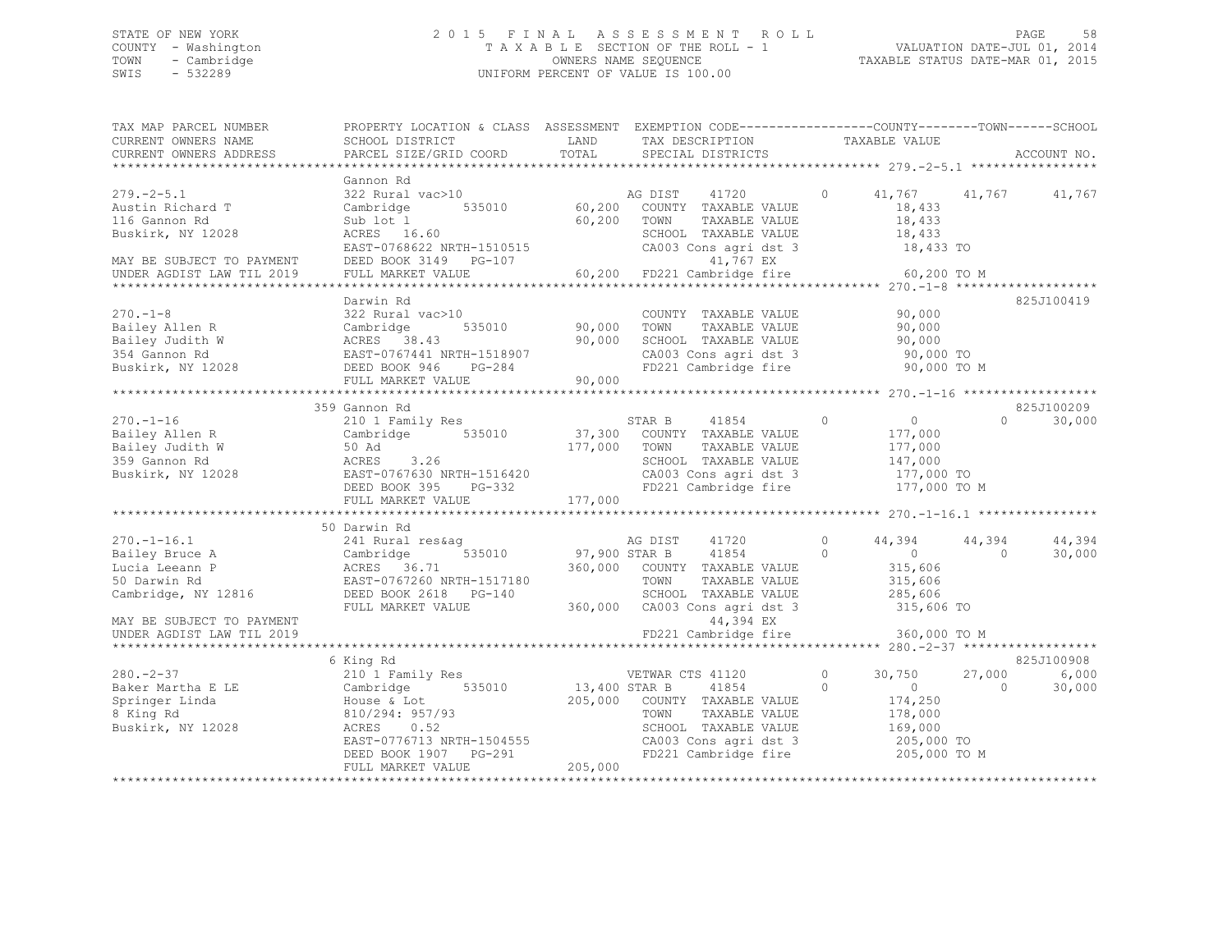STATE OF NEW YORK
COUNTY - Washington
TOWN - Cambridge
SWIS - 532289

2015 FINAL ASSESSMENT ROLL
TAXABLE SECTION OF THE ROLL - 1
OWNERS NAME SEQUENCE
UNIFORM PERCENT OF VALUE IS 100.00

VALUATION DATE-JUL 01, 2014
TAXABLE STATUS DATE-MAR 01, 2015

| TAX MAP PARCEL NUMBER / CURRENT OWNERS NAME / CURRENT OWNERS ADDRESS | PROPERTY LOCATION & CLASS / SCHOOL DISTRICT / PARCEL SIZE/GRID COORD | ASSESSMENT LAND / TOTAL | EXEMPTION CODE / TAX DESCRIPTION / SPECIAL DISTRICTS | | COUNTY TAXABLE VALUE | TOWN | SCHOOL | ACCOUNT NO. |
|---|---|---|---|---|---|---|---|---|
| **279.-2-5.1** | Gannon Rd | | | | | | | |
| 279.-2-5.1 | 322 Rural vac>10 | | AG DIST 41720 | 0 | 41,767 | 41,767 | 41,767 | |
| Austin Richard T | Cambridge 535010 | 60,200 | COUNTY TAXABLE VALUE | | 18,433 | | | |
| 116 Gannon Rd | Sub lot 1 | 60,200 | TOWN TAXABLE VALUE | | 18,433 | | | |
| Buskirk, NY 12028 | ACRES 16.60 | | SCHOOL TAXABLE VALUE | | 18,433 | | | |
| | EAST-0768622 NRTH-1510515 | | CA003 Cons agri dst 3 | | 18,433 TO | | | |
| MAY BE SUBJECT TO PAYMENT | DEED BOOK 3149 PG-107 | | 41,767 EX | | | | | |
| UNDER AGDIST LAW TIL 2019 | FULL MARKET VALUE | 60,200 | FD221 Cambridge fire | | 60,200 TO M | | | |
| **270.-1-8** | Darwin Rd | | | | | | | 825J100419 |
| 270.-1-8 | 322 Rural vac>10 | | COUNTY TAXABLE VALUE | | 90,000 | | | |
| Bailey Allen R | Cambridge 535010 | 90,000 | TOWN TAXABLE VALUE | | 90,000 | | | |
| Bailey Judith W | ACRES 38.43 | 90,000 | SCHOOL TAXABLE VALUE | | 90,000 | | | |
| 354 Gannon Rd | EAST-0767441 NRTH-1518907 | | CA003 Cons agri dst 3 | | 90,000 TO | | | |
| Buskirk, NY 12028 | DEED BOOK 946 PG-284 | | FD221 Cambridge fire | | 90,000 TO M | | | |
| | FULL MARKET VALUE | 90,000 | | | | | | |
| **270.-1-16** | 359 Gannon Rd | | | | | | | 825J100209 |
| 270.-1-16 | 210 1 Family Res | | STAR B 41854 | 0 | 0 | 0 | 30,000 | |
| Bailey Allen R | Cambridge 535010 | 37,300 | COUNTY TAXABLE VALUE | | 177,000 | | | |
| Bailey Judith W | 50 Ad | 177,000 | TOWN TAXABLE VALUE | | 177,000 | | | |
| 359 Gannon Rd | ACRES 3.26 | | SCHOOL TAXABLE VALUE | | 147,000 | | | |
| Buskirk, NY 12028 | EAST-0767630 NRTH-1516420 | | CA003 Cons agri dst 3 | | 177,000 TO | | | |
| | DEED BOOK 395 PG-332 | | FD221 Cambridge fire | | 177,000 TO M | | | |
| | FULL MARKET VALUE | 177,000 | | | | | | |
| **270.-1-16.1** | 50 Darwin Rd | | | | | | | |
| 270.-1-16.1 | 241 Rural res&ag | | AG DIST 41720 | 0 | 44,394 | 44,394 | 44,394 | |
| Bailey Bruce A | Cambridge 535010 | 97,900 | STAR B 41854 | 0 | 0 | 0 | 30,000 | |
| Lucia Leeann P | ACRES 36.71 | 360,000 | COUNTY TAXABLE VALUE | | 315,606 | | | |
| 50 Darwin Rd | EAST-0767260 NRTH-1517180 | | TOWN TAXABLE VALUE | | 315,606 | | | |
| Cambridge, NY 12816 | DEED BOOK 2618 PG-140 | | SCHOOL TAXABLE VALUE | | 285,606 | | | |
| | FULL MARKET VALUE | 360,000 | CA003 Cons agri dst 3 | | 315,606 TO | | | |
| MAY BE SUBJECT TO PAYMENT | | | 44,394 EX | | | | | |
| UNDER AGDIST LAW TIL 2019 | | | FD221 Cambridge fire | | 360,000 TO M | | | |
| **280.-2-37** | 6 King Rd | | | | | | | 825J100908 |
| 280.-2-37 | 210 1 Family Res | | VETWAR CTS 41120 | 0 | 30,750 | 27,000 | 6,000 | |
| Baker Martha E LE | Cambridge 535010 | 13,400 | STAR B 41854 | 0 | 0 | 0 | 30,000 | |
| Springer Linda | House & Lot | 205,000 | COUNTY TAXABLE VALUE | | 174,250 | | | |
| 8 King Rd | 810/294: 957/93 | | TOWN TAXABLE VALUE | | 178,000 | | | |
| Buskirk, NY 12028 | ACRES 0.52 | | SCHOOL TAXABLE VALUE | | 169,000 | | | |
| | EAST-0776713 NRTH-1504555 | | CA003 Cons agri dst 3 | | 205,000 TO | | | |
| | DEED BOOK 1907 PG-291 | | FD221 Cambridge fire | | 205,000 TO M | | | |
| | FULL MARKET VALUE | 205,000 | | | | | | |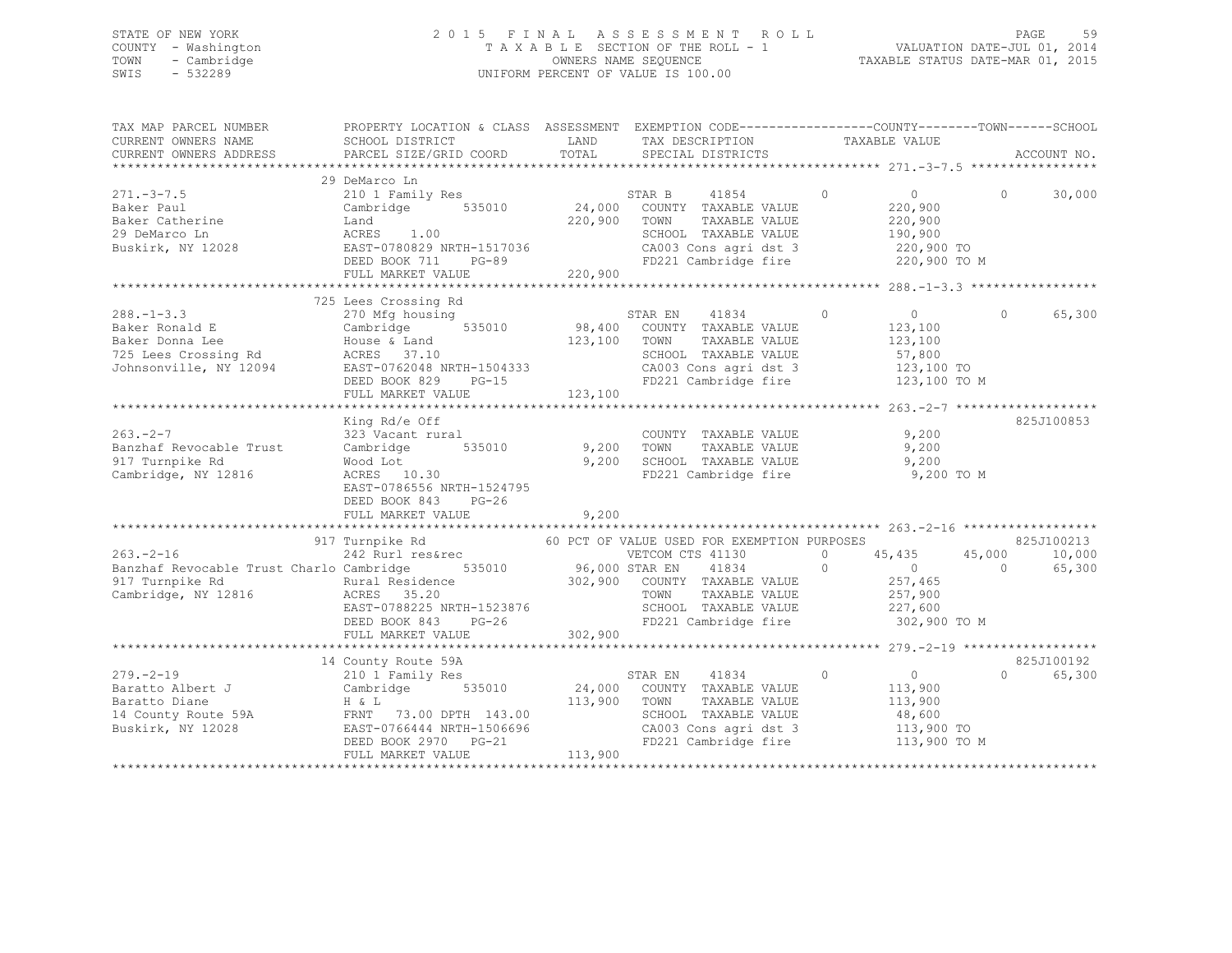STATE OF NEW YORK
COUNTY - Washington
TOWN - Cambridge
SWIS - 532289

2015 FINAL ASSESSMENT ROLL
TAXABLE SECTION OF THE ROLL - 1
OWNERS NAME SEQUENCE
UNIFORM PERCENT OF VALUE IS 100.00

VALUATION DATE-JUL 01, 2014
TAXABLE STATUS DATE-MAR 01, 2015

```
TAX MAP PARCEL NUMBER          PROPERTY LOCATION & CLASS  ASSESSMENT  EXEMPTION CODE------------------COUNTY--------TOWN------SCHOOL
CURRENT OWNERS NAME            SCHOOL DISTRICT               LAND      TAX DESCRIPTION            TAXABLE VALUE
CURRENT OWNERS ADDRESS         PARCEL SIZE/GRID COORD        TOTAL     SPECIAL DISTRICTS                                     ACCOUNT NO.
******************************************************************************************************* 271.-3-7.5 *****************
                               29 DeMarco Ln
271.-3-7.5                     210 1 Family Res                    STAR B       41854           0           0           0      30,000
Baker Paul                     Cambridge         535010     24,000   COUNTY  TAXABLE VALUE          220,900
Baker Catherine                Land                        220,900   TOWN    TAXABLE VALUE          220,900
29 DeMarco Ln                  ACRES     1.00                        SCHOOL  TAXABLE VALUE          190,900
Buskirk, NY 12028              EAST-0780829 NRTH-1517036             CA003 Cons agri dst 3          220,900 TO
                               DEED BOOK 711     PG-89               FD221 Cambridge fire           220,900 TO M
                               FULL MARKET VALUE           220,900
******************************************************************************************************* 288.-1-3.3 *****************
                               725 Lees Crossing Rd
288.-1-3.3                     270 Mfg housing                     STAR EN      41834           0           0           0      65,300
Baker Ronald E                 Cambridge         535010     98,400   COUNTY  TAXABLE VALUE          123,100
Baker Donna Lee                House & Land                123,100   TOWN    TAXABLE VALUE          123,100
725 Lees Crossing Rd           ACRES    37.10                        SCHOOL  TAXABLE VALUE           57,800
Johnsonville, NY 12094         EAST-0762048 NRTH-1504333             CA003 Cons agri dst 3          123,100 TO
                               DEED BOOK 829     PG-15               FD221 Cambridge fire           123,100 TO M
                               FULL MARKET VALUE           123,100
******************************************************************************************************* 263.-2-7 *******************
                               King Rd/e Off                                                                          825J100853
263.-2-7                       323 Vacant rural                      COUNTY  TAXABLE VALUE            9,200
Banzhaf Revocable Trust        Cambridge         535010      9,200   TOWN    TAXABLE VALUE            9,200
917 Turnpike Rd                Wood Lot                      9,200   SCHOOL  TAXABLE VALUE            9,200
Cambridge, NY 12816            ACRES    10.30                        FD221 Cambridge fire             9,200 TO M
                               EAST-0786556 NRTH-1524795
                               DEED BOOK 843     PG-26
                               FULL MARKET VALUE             9,200
******************************************************************************************************* 263.-2-16 ******************
                               917 Turnpike Rd                                                                        825J100213
263.-2-16                      242 Rurl res&rec        60 PCT OF VALUE USED FOR EXEMPTION PURPOSES
                                                                   VETCOM CTS 41130             0      45,435      45,000      10,000
Banzhaf Revocable Trust Charlo Cambridge         535010     96,000 STAR EN      41834           0           0           0      65,300
917 Turnpike Rd                Rural Residence             302,900   COUNTY  TAXABLE VALUE          257,465
Cambridge, NY 12816            ACRES    35.20                        TOWN    TAXABLE VALUE          257,900
                               EAST-0788225 NRTH-1523876             SCHOOL  TAXABLE VALUE          227,600
                               DEED BOOK 843     PG-26               FD221 Cambridge fire           302,900 TO M
                               FULL MARKET VALUE           302,900
******************************************************************************************************* 279.-2-19 ******************
                               14 County Route 59A                                                                    825J100192
279.-2-19                      210 1 Family Res                    STAR EN      41834           0           0           0      65,300
Baratto Albert J               Cambridge         535010     24,000   COUNTY  TAXABLE VALUE          113,900
Baratto Diane                  H & L                       113,900   TOWN    TAXABLE VALUE          113,900
14 County Route 59A            FRNT    73.00 DPTH 143.00             SCHOOL  TAXABLE VALUE           48,600
Buskirk, NY 12028              EAST-0766444 NRTH-1506696             CA003 Cons agri dst 3          113,900 TO
                               DEED BOOK 2970    PG-21               FD221 Cambridge fire           113,900 TO M
                               FULL MARKET VALUE           113,900
************************************************************************************************************************************
```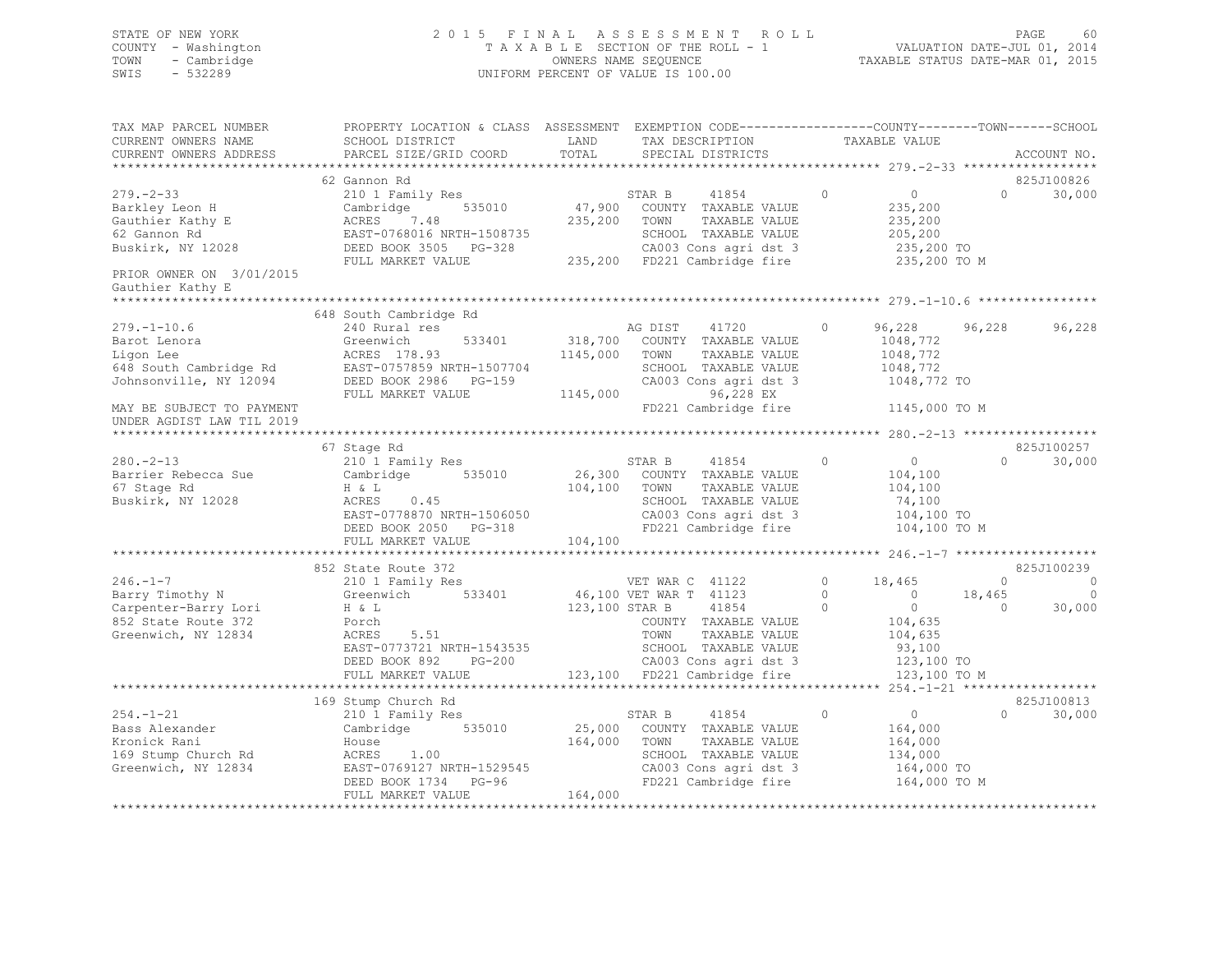STATE OF NEW YORK
COUNTY - Washington
TOWN - Cambridge
SWIS - 532289

2015 FINAL ASSESSMENT ROLL
TAXABLE SECTION OF THE ROLL - 1
OWNERS NAME SEQUENCE
UNIFORM PERCENT OF VALUE IS 100.00

VALUATION DATE-JUL 01, 2014
TAXABLE STATUS DATE-MAR 01, 2015

```
TAX MAP PARCEL NUMBER          PROPERTY LOCATION & CLASS  ASSESSMENT  EXEMPTION CODE-----------------COUNTY--------TOWN------SCHOOL
CURRENT OWNERS NAME            SCHOOL DISTRICT               LAND      TAX DESCRIPTION            TAXABLE VALUE
CURRENT OWNERS ADDRESS         PARCEL SIZE/GRID COORD       TOTAL      SPECIAL DISTRICTS                                     ACCOUNT NO.
******************************************************************************************************* 279.-2-33 ******************
                               62 Gannon Rd                                                                                 825J100826
279.-2-33                      210 1 Family Res                    STAR B      41854         0          0            0        30,000
Barkley Leon H                 Cambridge       535010     47,900   COUNTY  TAXABLE VALUE          235,200
Gauthier Kathy E               ACRES    7.48             235,200   TOWN    TAXABLE VALUE          235,200
62 Gannon Rd                   EAST-0768016 NRTH-1508735           SCHOOL  TAXABLE VALUE          205,200
Buskirk, NY 12028              DEED BOOK 3505   PG-328             CA003 Cons agri dst 3           235,200 TO
                               FULL MARKET VALUE         235,200   FD221 Cambridge fire            235,200 TO M
PRIOR OWNER ON 3/01/2015
Gauthier Kathy E
******************************************************************************************************* 279.-1-10.6 ****************
                               648 South Cambridge Rd
279.-1-10.6                    240 Rural res                       AG DIST     41720         0     96,228       96,228        96,228
Barot Lenora                   Greenwich       533401    318,700   COUNTY  TAXABLE VALUE         1048,772
Ligon Lee                      ACRES  178.93            1145,000   TOWN    TAXABLE VALUE         1048,772
648 South Cambridge Rd         EAST-0757859 NRTH-1507704           SCHOOL  TAXABLE VALUE         1048,772
Johnsonville, NY 12094         DEED BOOK 2986   PG-159             CA003 Cons agri dst 3          1048,772 TO
                               FULL MARKET VALUE        1145,000              96,228 EX
MAY BE SUBJECT TO PAYMENT                                          FD221 Cambridge fire           1145,000 TO M
UNDER AGDIST LAW TIL 2019
******************************************************************************************************* 280.-2-13 ******************
                               67 Stage Rd                                                                                  825J100257
280.-2-13                      210 1 Family Res                    STAR B      41854         0          0            0        30,000
Barrier Rebecca Sue            Cambridge       535010     26,300   COUNTY  TAXABLE VALUE          104,100
67 Stage Rd                    H & L                     104,100   TOWN    TAXABLE VALUE          104,100
Buskirk, NY 12028              ACRES    0.45                       SCHOOL  TAXABLE VALUE           74,100
                               EAST-0778870 NRTH-1506050           CA003 Cons agri dst 3           104,100 TO
                               DEED BOOK 2050   PG-318             FD221 Cambridge fire            104,100 TO M
                               FULL MARKET VALUE         104,100
******************************************************************************************************* 246.-1-7 *******************
                               852 State Route 372                                                                          825J100239
246.-1-7                       210 1 Family Res                    VET WAR C   41122         0     18,465            0             0
Barry Timothy N                Greenwich       533401     46,100   VET WAR T   41123         0          0       18,465             0
Carpenter-Barry Lori           H & L                     123,100   STAR B      41854         0          0            0        30,000
852 State Route 372            Porch                               COUNTY  TAXABLE VALUE          104,635
Greenwich, NY 12834            ACRES    5.51                       TOWN    TAXABLE VALUE          104,635
                               EAST-0773721 NRTH-1543535           SCHOOL  TAXABLE VALUE           93,100
                               DEED BOOK 892    PG-200             CA003 Cons agri dst 3           123,100 TO
                               FULL MARKET VALUE         123,100   FD221 Cambridge fire            123,100 TO M
******************************************************************************************************* 254.-1-21 ******************
                               169 Stump Church Rd                                                                          825J100813
254.-1-21                      210 1 Family Res                    STAR B      41854         0          0            0        30,000
Bass Alexander                 Cambridge       535010     25,000   COUNTY  TAXABLE VALUE          164,000
Kronick Rani                   House                     164,000   TOWN    TAXABLE VALUE          164,000
169 Stump Church Rd            ACRES    1.00                       SCHOOL  TAXABLE VALUE          134,000
Greenwich, NY 12834            EAST-0769127 NRTH-1529545           CA003 Cons agri dst 3           164,000 TO
                               DEED BOOK 1734   PG-96              FD221 Cambridge fire            164,000 TO M
                               FULL MARKET VALUE         164,000
************************************************************************************************************************************
```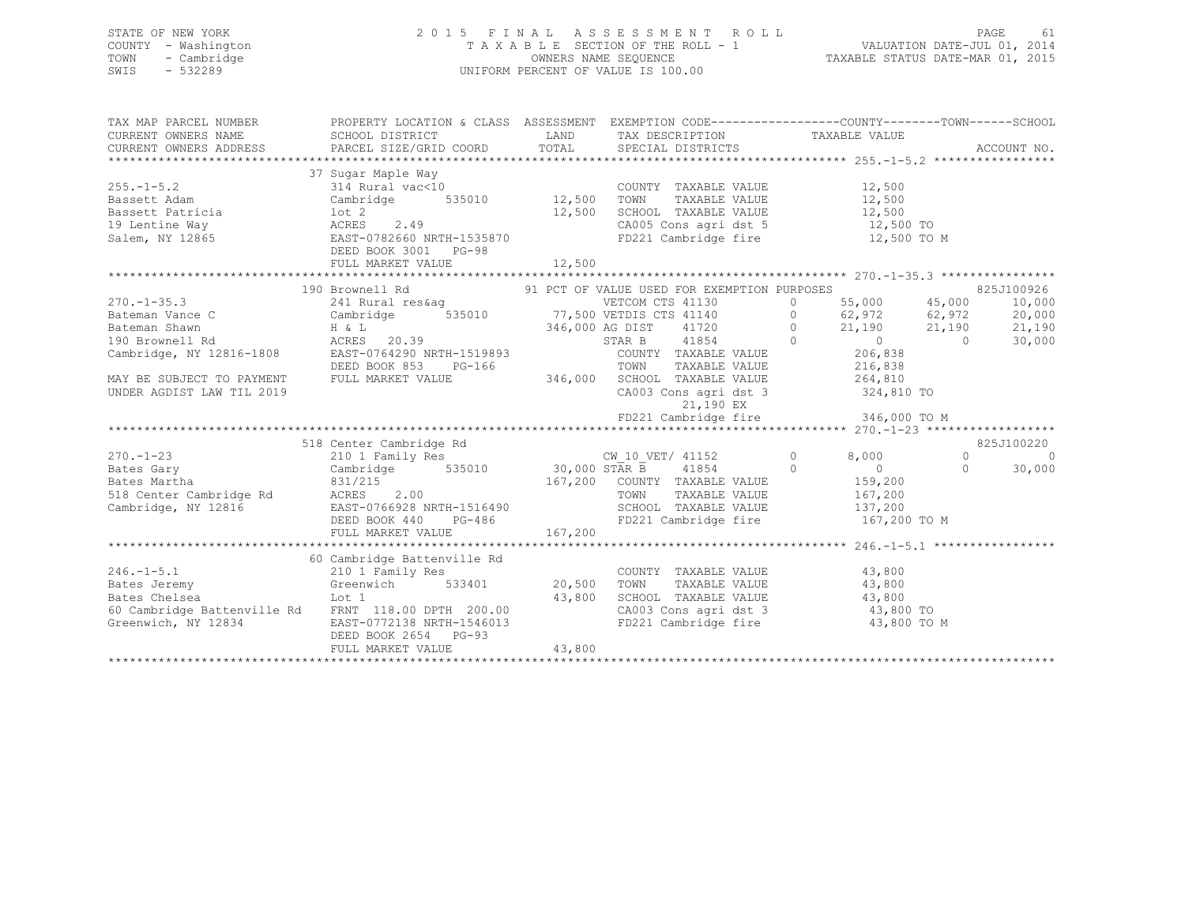STATE OF NEW YORK
COUNTY - Washington
TOWN - Cambridge
SWIS - 532289

2 0 1 5 F I N A L A S S E S S M E N T R O L L
T A X A B L E SECTION OF THE ROLL - 1
OWNERS NAME SEQUENCE
UNIFORM PERCENT OF VALUE IS 100.00

VALUATION DATE-JUL 01, 2014
TAXABLE STATUS DATE-MAR 01, 2015

```
TAX MAP PARCEL NUMBER          PROPERTY LOCATION & CLASS  ASSESSMENT  EXEMPTION CODE------------------COUNTY--------TOWN------SCHOOL
CURRENT OWNERS NAME            SCHOOL DISTRICT              LAND       TAX DESCRIPTION             TAXABLE VALUE
CURRENT OWNERS ADDRESS         PARCEL SIZE/GRID COORD       TOTAL      SPECIAL DISTRICTS                                    ACCOUNT NO.
******************************************************************************************************* 255.-1-5.2 *****************
                               37 Sugar Maple Way
255.-1-5.2                     314 Rural vac<10                        COUNTY  TAXABLE VALUE           12,500
Bassett Adam                   Cambridge      535010       12,500      TOWN    TAXABLE VALUE           12,500
Bassett Patricia               lot 2                       12,500      SCHOOL  TAXABLE VALUE           12,500
19 Lentine Way                 ACRES    2.49                           CA005 Cons agri dst 5            12,500 TO
Salem, NY 12865                EAST-0782660 NRTH-1535870               FD221 Cambridge fire             12,500 TO M
                               DEED BOOK 3001   PG-98
                               FULL MARKET VALUE           12,500
******************************************************************************************************* 270.-1-35.3 ****************
                               190 Brownell Rd              91 PCT OF VALUE USED FOR EXEMPTION PURPOSES                     825J100926
270.-1-35.3                    241 Rural res&ag                        VETCOM CTS 41130         0     55,000      45,000      10,000
Bateman Vance C                Cambridge      535010       77,500 VETDIS CTS 41140          0     62,972      62,972      20,000
Bateman Shawn                  H & L                      346,000 AG DIST     41720         0     21,190      21,190      21,190
190 Brownell Rd                ACRES   20.39                       STAR B      41854         0          0           0      30,000
Cambridge, NY 12816-1808       EAST-0764290 NRTH-1519893            COUNTY  TAXABLE VALUE          206,838
                               DEED BOOK 853    PG-166              TOWN    TAXABLE VALUE          216,838
MAY BE SUBJECT TO PAYMENT      FULL MARKET VALUE          346,000   SCHOOL  TAXABLE VALUE          264,810
UNDER AGDIST LAW TIL 2019                                           CA003 Cons agri dst 3           324,810 TO
                                                                          21,190 EX
                                                                    FD221 Cambridge fire            346,000 TO M
******************************************************************************************************* 270.-1-23 ******************
                               518 Center Cambridge Rd                                                                825J100220
270.-1-23                      210 1 Family Res                        CW_10_VET/ 41152         0      8,000           0           0
Bates Gary                     Cambridge      535010       30,000 STAR B      41854         0          0           0      30,000
Bates Martha                   831/215                    167,200   COUNTY  TAXABLE VALUE          159,200
518 Center Cambridge Rd        ACRES    2.00                        TOWN    TAXABLE VALUE          167,200
Cambridge, NY 12816            EAST-0766928 NRTH-1516490            SCHOOL  TAXABLE VALUE          137,200
                               DEED BOOK 440    PG-486              FD221 Cambridge fire            167,200 TO M
                               FULL MARKET VALUE          167,200
******************************************************************************************************* 246.-1-5.1 *****************
                               60 Cambridge Battenville Rd
246.-1-5.1                     210 1 Family Res                        COUNTY  TAXABLE VALUE           43,800
Bates Jeremy                   Greenwich      533401       20,500      TOWN    TAXABLE VALUE           43,800
Bates Chelsea                  Lot 1                       43,800      SCHOOL  TAXABLE VALUE           43,800
60 Cambridge Battenville Rd    FRNT 118.00 DPTH 200.00                 CA003 Cons agri dst 3            43,800 TO
Greenwich, NY 12834            EAST-0772138 NRTH-1546013               FD221 Cambridge fire             43,800 TO M
                               DEED BOOK 2654   PG-93
                               FULL MARKET VALUE           43,800
************************************************************************************************************************************
```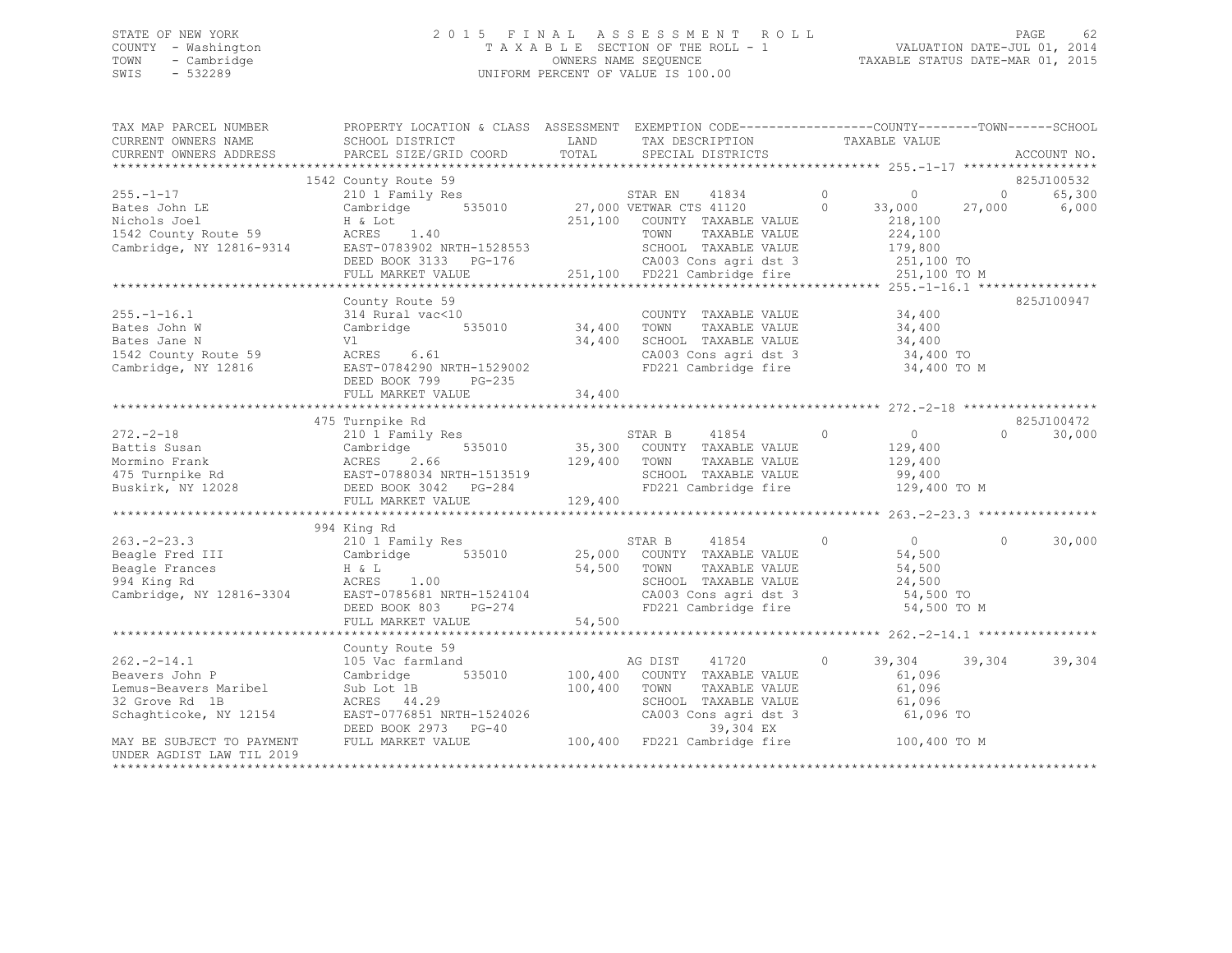STATE OF NEW YORK
COUNTY - Washington
TOWN - Cambridge
SWIS - 532289

# 2015 FINAL ASSESSMENT ROLL

TAXABLE SECTION OF THE ROLL - 1
OWNERS NAME SEQUENCE
UNIFORM PERCENT OF VALUE IS 100.00

VALUATION DATE-JUL 01, 2014
TAXABLE STATUS DATE-MAR 01, 2015

| TAX MAP PARCEL NUMBER / CURRENT OWNERS NAME / CURRENT OWNERS ADDRESS | PROPERTY LOCATION & CLASS / SCHOOL DISTRICT / PARCEL SIZE/GRID COORD | ASSESSMENT LAND / TOTAL | EXEMPTION CODE / TAX DESCRIPTION / SPECIAL DISTRICTS | COUNTY TAXABLE VALUE | TOWN | SCHOOL | ACCOUNT NO. |
|---|---|---|---|---|---|---|---|
| 255.-1-17 | 1542 County Route 59 | | | | | | 825J100532 |
| | 210 1 Family Res | | STAR EN 41834 0 | 0 | 0 | 65,300 | |
| Bates John LE | Cambridge 535010 | 27,000 | VETWAR CTS 41120 0 | 33,000 | 27,000 | 6,000 | |
| Nichols Joel | H & Lot | 251,100 | COUNTY TAXABLE VALUE | 218,100 | | | |
| 1542 County Route 59 | ACRES 1.40 | | TOWN TAXABLE VALUE | 224,100 | | | |
| Cambridge, NY 12816-9314 | EAST-0783902 NRTH-1528553 | | SCHOOL TAXABLE VALUE | 179,800 | | | |
| | DEED BOOK 3133 PG-176 | | CA003 Cons agri dst 3 | 251,100 TO | | | |
| | FULL MARKET VALUE | 251,100 | FD221 Cambridge fire | 251,100 TO M | | | |
| 255.-1-16.1 | County Route 59 | | | | | | 825J100947 |
| | 314 Rural vac<10 | | COUNTY TAXABLE VALUE | 34,400 | | | |
| Bates John W | Cambridge 535010 | 34,400 | TOWN TAXABLE VALUE | 34,400 | | | |
| Bates Jane N | Vl | 34,400 | SCHOOL TAXABLE VALUE | 34,400 | | | |
| 1542 County Route 59 | ACRES 6.61 | | CA003 Cons agri dst 3 | 34,400 TO | | | |
| Cambridge, NY 12816 | EAST-0784290 NRTH-1529002 | | FD221 Cambridge fire | 34,400 TO M | | | |
| | DEED BOOK 799 PG-235 | | | | | | |
| | FULL MARKET VALUE | 34,400 | | | | | |
| 272.-2-18 | 475 Turnpike Rd | | | | | | 825J100472 |
| | 210 1 Family Res | | STAR B 41854 0 | 0 | 0 | 30,000 | |
| Battis Susan | Cambridge 535010 | 35,300 | COUNTY TAXABLE VALUE | 129,400 | | | |
| Mormino Frank | ACRES 2.66 | 129,400 | TOWN TAXABLE VALUE | 129,400 | | | |
| 475 Turnpike Rd | EAST-0788034 NRTH-1513519 | | SCHOOL TAXABLE VALUE | 99,400 | | | |
| Buskirk, NY 12028 | DEED BOOK 3042 PG-284 | | FD221 Cambridge fire | 129,400 TO M | | | |
| | FULL MARKET VALUE | 129,400 | | | | | |
| 263.-2-23.3 | 994 King Rd | | | | | | |
| | 210 1 Family Res | | STAR B 41854 0 | 0 | 0 | 30,000 | |
| Beagle Fred III | Cambridge 535010 | 25,000 | COUNTY TAXABLE VALUE | 54,500 | | | |
| Beagle Frances | H & L | 54,500 | TOWN TAXABLE VALUE | 54,500 | | | |
| 994 King Rd | ACRES 1.00 | | SCHOOL TAXABLE VALUE | 24,500 | | | |
| Cambridge, NY 12816-3304 | EAST-0785681 NRTH-1524104 | | CA003 Cons agri dst 3 | 54,500 TO | | | |
| | DEED BOOK 803 PG-274 | | FD221 Cambridge fire | 54,500 TO M | | | |
| | FULL MARKET VALUE | 54,500 | | | | | |
| 262.-2-14.1 | County Route 59 | | | | | | |
| | 105 Vac farmland | | AG DIST 41720 0 | 39,304 | 39,304 | 39,304 | |
| Beavers John P | Cambridge 535010 | 100,400 | COUNTY TAXABLE VALUE | 61,096 | | | |
| Lemus-Beavers Maribel | Sub Lot 1B | 100,400 | TOWN TAXABLE VALUE | 61,096 | | | |
| 32 Grove Rd 1B | ACRES 44.29 | | SCHOOL TAXABLE VALUE | 61,096 | | | |
| Schaghticoke, NY 12154 | EAST-0776851 NRTH-1524026 | | CA003 Cons agri dst 3 | 61,096 TO | | | |
| | DEED BOOK 2973 PG-40 | | 39,304 EX | | | | |
| MAY BE SUBJECT TO PAYMENT | FULL MARKET VALUE | 100,400 | FD221 Cambridge fire | 100,400 TO M | | | |
| UNDER AGDIST LAW TIL 2019 | | | | | | | |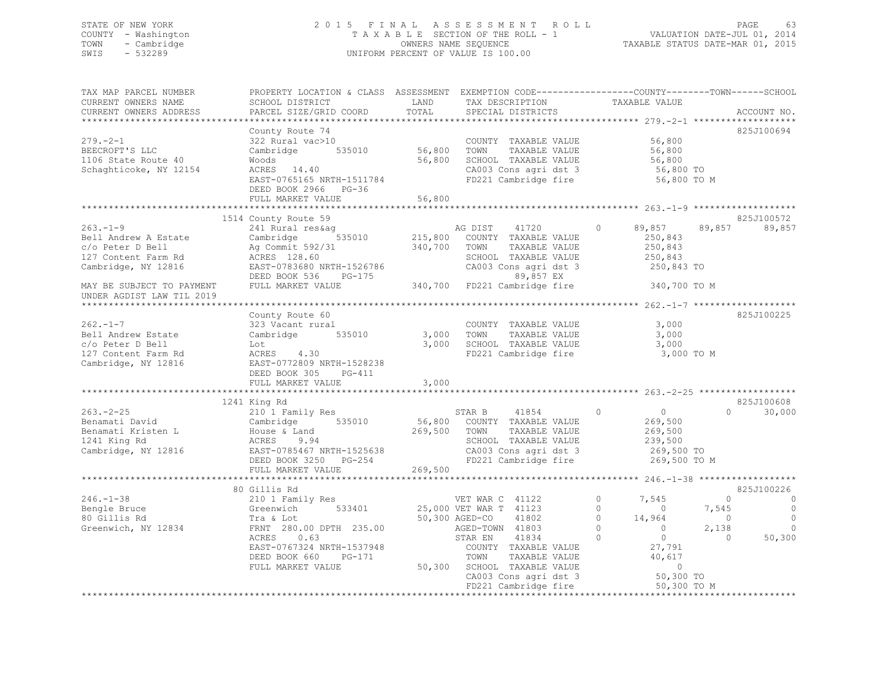STATE OF NEW YORK
COUNTY - Washington
TOWN - Cambridge
SWIS - 532289

2 0 1 5 F I N A L A S S E S S M E N T R O L L
T A X A B L E SECTION OF THE ROLL - 1
OWNERS NAME SEQUENCE
UNIFORM PERCENT OF VALUE IS 100.00

VALUATION DATE-JUL 01, 2014
TAXABLE STATUS DATE-MAR 01, 2015

```
TAX MAP PARCEL NUMBER     PROPERTY LOCATION & CLASS  ASSESSMENT  EXEMPTION CODE------------------COUNTY--------TOWN------SCHOOL
CURRENT OWNERS NAME       SCHOOL DISTRICT               LAND      TAX DESCRIPTION            TAXABLE VALUE
CURRENT OWNERS ADDRESS    PARCEL SIZE/GRID COORD        TOTAL     SPECIAL DISTRICTS                                    ACCOUNT NO.
******************************************************************************************************* 279.-2-1 *******************
                          County Route 74                                                                             825J100694
279.-2-1                  322 Rural vac>10                          COUNTY  TAXABLE VALUE           56,800
BEECROFT'S LLC            Cambridge      535010       56,800        TOWN    TAXABLE VALUE           56,800
1106 State Route 40       Woods                       56,800        SCHOOL  TAXABLE VALUE           56,800
Schaghticoke, NY 12154    ACRES  14.40                              CA003 Cons agri dst 3            56,800 TO
                          EAST-0765165 NRTH-1511784                 FD221 Cambridge fire             56,800 TO M
                          DEED BOOK 2966   PG-36
                          FULL MARKET VALUE           56,800
******************************************************************************************************* 263.-1-9 *******************
                          1514 County Route 59                                                                        825J100572
263.-1-9                  241 Rural res&ag                          AG DIST     41720         0      89,857      89,857      89,857
Bell Andrew A Estate      Cambridge      535010      215,800        COUNTY  TAXABLE VALUE          250,843
c/o Peter D Bell          Ag Commit 592/31           340,700        TOWN    TAXABLE VALUE          250,843
127 Content Farm Rd       ACRES 128.60                              SCHOOL  TAXABLE VALUE          250,843
Cambridge, NY 12816       EAST-0783680 NRTH-1526786                 CA003 Cons agri dst 3           250,843 TO
                          DEED BOOK 536    PG-175                        89,857 EX
MAY BE SUBJECT TO PAYMENT FULL MARKET VALUE          340,700        FD221 Cambridge fire            340,700 TO M
UNDER AGDIST LAW TIL 2019
******************************************************************************************************* 262.-1-7 *******************
                          County Route 60                                                                             825J100225
262.-1-7                  323 Vacant rural                          COUNTY  TAXABLE VALUE            3,000
Bell Andrew Estate        Cambridge      535010        3,000        TOWN    TAXABLE VALUE            3,000
c/o Peter D Bell          Lot                          3,000        SCHOOL  TAXABLE VALUE            3,000
127 Content Farm Rd       ACRES   4.30                              FD221 Cambridge fire              3,000 TO M
Cambridge, NY 12816       EAST-0772809 NRTH-1528238
                          DEED BOOK 305    PG-411
                          FULL MARKET VALUE            3,000
******************************************************************************************************* 263.-2-25 ******************
                          1241 King Rd                                                                                825J100608
263.-2-25                 210 1 Family Res                          STAR B      41854         0           0           0      30,000
Benamati David            Cambridge      535010       56,800        COUNTY  TAXABLE VALUE          269,500
Benamati Kristen L        House & Land               269,500        TOWN    TAXABLE VALUE          269,500
1241 King Rd              ACRES   9.94                              SCHOOL  TAXABLE VALUE          239,500
Cambridge, NY 12816       EAST-0785467 NRTH-1525638                 CA003 Cons agri dst 3           269,500 TO
                          DEED BOOK 3250   PG-254                   FD221 Cambridge fire            269,500 TO M
                          FULL MARKET VALUE          269,500
******************************************************************************************************* 246.-1-38 ******************
                          80 Gillis Rd                                                                                825J100226
246.-1-38                 210 1 Family Res                          VET WAR C   41122         0       7,545           0           0
Bengle Bruce              Greenwich      533401       25,000        VET WAR T   41123         0           0       7,545           0
80 Gillis Rd              Tra & Lot                   50,300        AGED-CO     41802         0      14,964           0           0
Greenwich, NY 12834       FRNT 280.00 DPTH 235.00                   AGED-TOWN   41803         0           0       2,138           0
                          ACRES   0.63                              STAR EN     41834         0           0           0      50,300
                          EAST-0767324 NRTH-1537948                 COUNTY  TAXABLE VALUE           27,791
                          DEED BOOK 660    PG-171                   TOWN    TAXABLE VALUE           40,617
                          FULL MARKET VALUE           50,300        SCHOOL  TAXABLE VALUE                0
                                                                    CA003 Cons agri dst 3            50,300 TO
                                                                    FD221 Cambridge fire             50,300 TO M
************************************************************************************************************************************
```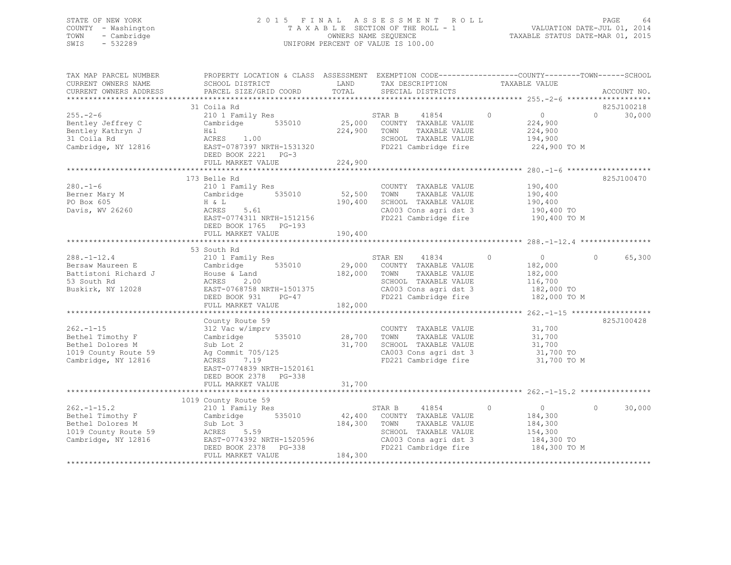STATE OF NEW YORK
COUNTY - Washington
TOWN - Cambridge
SWIS - 532289

2 0 1 5 F I N A L A S S E S S M E N T R O L L
T A X A B L E SECTION OF THE ROLL - 1
OWNERS NAME SEQUENCE
UNIFORM PERCENT OF VALUE IS 100.00

VALUATION DATE-JUL 01, 2014
TAXABLE STATUS DATE-MAR 01, 2015

| TAX MAP PARCEL NUMBER / CURRENT OWNERS NAME / CURRENT OWNERS ADDRESS | PROPERTY LOCATION & CLASS / SCHOOL DISTRICT / PARCEL SIZE/GRID COORD | ASSESSMENT LAND | TOTAL | EXEMPTION CODE / TAX DESCRIPTION / SPECIAL DISTRICTS | COUNTY | TOWN | SCHOOL | TAXABLE VALUE | ACCOUNT NO. |
|---|---|---|---|---|---|---|---|---|---|
| **255.-2-6** | 31 Coila Rd | | | | | | | | 825J100218 |
| Bentley Jeffrey C | 210 1 Family Res | | | STAR B 41854 | 0 | 0 | 30,000 | | |
| Bentley Kathryn J | Cambridge 535010 | 25,000 | | COUNTY TAXABLE VALUE | | | | 224,900 | |
| 31 Coila Rd | H&l | | 224,900 | TOWN TAXABLE VALUE | | | | 224,900 | |
| Cambridge, NY 12816 | ACRES 1.00 | | | SCHOOL TAXABLE VALUE | | | | 194,900 | |
| | EAST-0787397 NRTH-1531320 | | | FD221 Cambridge fire | | | | 224,900 TO M | |
| | DEED BOOK 2221 PG-3 | | | | | | | | |
| | FULL MARKET VALUE | | 224,900 | | | | | | |
| **280.-1-6** | 173 Belle Rd | | | | | | | | 825J100470 |
| Berner Mary M | 210 1 Family Res | | | COUNTY TAXABLE VALUE | | | | 190,400 | |
| PO Box 605 | Cambridge 535010 | 52,500 | | TOWN TAXABLE VALUE | | | | 190,400 | |
| Davis, WV 26260 | H & L | | 190,400 | SCHOOL TAXABLE VALUE | | | | 190,400 | |
| | ACRES 5.61 | | | CA003 Cons agri dst 3 | | | | 190,400 TO | |
| | EAST-0774311 NRTH-1512156 | | | FD221 Cambridge fire | | | | 190,400 TO M | |
| | DEED BOOK 1765 PG-193 | | | | | | | | |
| | FULL MARKET VALUE | | 190,400 | | | | | | |
| **288.-1-12.4** | 53 South Rd | | | | | | | | |
| Bersaw Maureen E | 210 1 Family Res | | | STAR EN 41834 | 0 | 0 | 65,300 | | |
| Battistoni Richard J | Cambridge 535010 | 29,000 | | COUNTY TAXABLE VALUE | | | | 182,000 | |
| 53 South Rd | House & Land | | 182,000 | TOWN TAXABLE VALUE | | | | 182,000 | |
| Buskirk, NY 12028 | ACRES 2.00 | | | SCHOOL TAXABLE VALUE | | | | 116,700 | |
| | EAST-0768758 NRTH-1501375 | | | CA003 Cons agri dst 3 | | | | 182,000 TO | |
| | DEED BOOK 931 PG-47 | | | FD221 Cambridge fire | | | | 182,000 TO M | |
| | FULL MARKET VALUE | | 182,000 | | | | | | |
| **262.-1-15** | County Route 59 | | | | | | | | 825J100428 |
| Bethel Timothy F | 312 Vac w/imprv | | | COUNTY TAXABLE VALUE | | | | 31,700 | |
| Bethel Dolores M | Cambridge 535010 | 28,700 | | TOWN TAXABLE VALUE | | | | 31,700 | |
| 1019 County Route 59 | Sub Lot 2 | | 31,700 | SCHOOL TAXABLE VALUE | | | | 31,700 | |
| Cambridge, NY 12816 | Ag Commit 705/125 | | | CA003 Cons agri dst 3 | | | | 31,700 TO | |
| | ACRES 7.19 | | | FD221 Cambridge fire | | | | 31,700 TO M | |
| | EAST-0774839 NRTH-1520161 | | | | | | | | |
| | DEED BOOK 2378 PG-338 | | | | | | | | |
| | FULL MARKET VALUE | | 31,700 | | | | | | |
| **262.-1-15.2** | 1019 County Route 59 | | | | | | | | |
| Bethel Timothy F | 210 1 Family Res | | | STAR B 41854 | 0 | 0 | 30,000 | | |
| Bethel Dolores M | Cambridge 535010 | 42,400 | | COUNTY TAXABLE VALUE | | | | 184,300 | |
| 1019 County Route 59 | Sub Lot 3 | | 184,300 | TOWN TAXABLE VALUE | | | | 184,300 | |
| Cambridge, NY 12816 | ACRES 5.59 | | | SCHOOL TAXABLE VALUE | | | | 154,300 | |
| | EAST-0774392 NRTH-1520596 | | | CA003 Cons agri dst 3 | | | | 184,300 TO | |
| | DEED BOOK 2378 PG-338 | | | FD221 Cambridge fire | | | | 184,300 TO M | |
| | FULL MARKET VALUE | | 184,300 | | | | | | |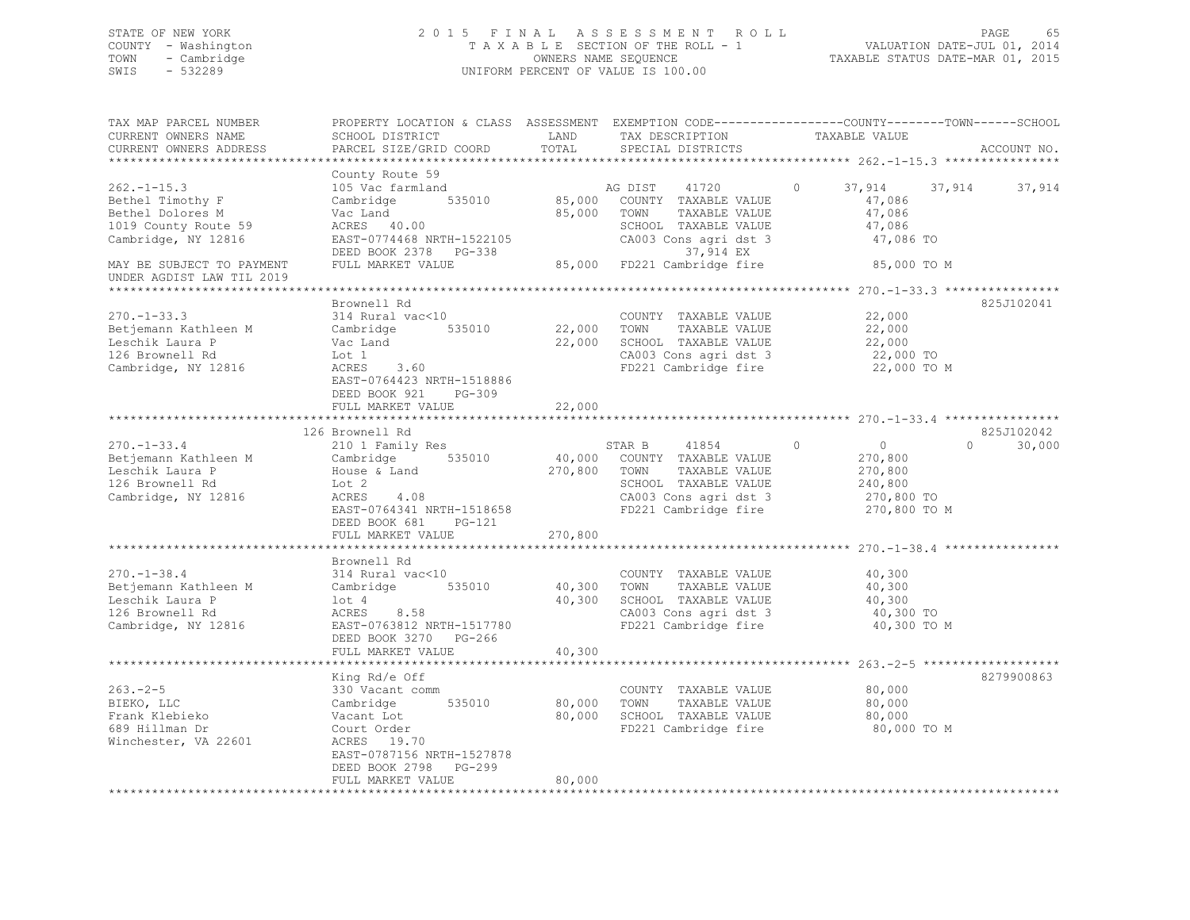STATE OF NEW YORK
COUNTY - Washington
TOWN - Cambridge
SWIS - 532289

2015 FINAL ASSESSMENT ROLL
TAXABLE SECTION OF THE ROLL - 1
OWNERS NAME SEQUENCE
UNIFORM PERCENT OF VALUE IS 100.00

VALUATION DATE-JUL 01, 2014
TAXABLE STATUS DATE-MAR 01, 2015

| TAX MAP PARCEL NUMBER / CURRENT OWNERS NAME / CURRENT OWNERS ADDRESS | PROPERTY LOCATION & CLASS / SCHOOL DISTRICT / PARCEL SIZE/GRID COORD | ASSESSMENT LAND / TOTAL | EXEMPTION CODE / TAX DESCRIPTION / SPECIAL DISTRICTS | COUNTY | TOWN | SCHOOL / ACCOUNT NO. |
|---|---|---|---|---|---|---|
| **262.-1-15.3** | County Route 59 | | | | | |
| 262.-1-15.3 | 105 Vac farmland | | AG DIST 41720 0 | 37,914 | 37,914 | 37,914 |
| Bethel Timothy F | Cambridge 535010 | 85,000 | COUNTY TAXABLE VALUE | 47,086 | | |
| Bethel Dolores M | Vac Land | 85,000 | TOWN TAXABLE VALUE | | 47,086 | |
| 1019 County Route 59 | ACRES 40.00 | | SCHOOL TAXABLE VALUE | | | 47,086 |
| Cambridge, NY 12816 | EAST-0774468 NRTH-1522105 | | CA003 Cons agri dst 3 | 47,086 TO | | |
| | DEED BOOK 2378 PG-338 | | 37,914 EX | | | |
| MAY BE SUBJECT TO PAYMENT UNDER AGDIST LAW TIL 2019 | FULL MARKET VALUE | 85,000 | FD221 Cambridge fire | 85,000 TO M | | |
| **270.-1-33.3** | Brownell Rd | | | | | 825J102041 |
| 270.-1-33.3 | 314 Rural vac<10 | | COUNTY TAXABLE VALUE | 22,000 | | |
| Betjemann Kathleen M | Cambridge 535010 | 22,000 | TOWN TAXABLE VALUE | | 22,000 | |
| Leschik Laura P | Vac Land | 22,000 | SCHOOL TAXABLE VALUE | | | 22,000 |
| 126 Brownell Rd | Lot 1 | | CA003 Cons agri dst 3 | 22,000 TO | | |
| Cambridge, NY 12816 | ACRES 3.60 | | FD221 Cambridge fire | 22,000 TO M | | |
| | EAST-0764423 NRTH-1518886 | | | | | |
| | DEED BOOK 921 PG-309 | | | | | |
| | FULL MARKET VALUE | 22,000 | | | | |
| **270.-1-33.4** | 126 Brownell Rd | | | | | 825J102042 |
| 270.-1-33.4 | 210 1 Family Res | | STAR B 41854 0 | 0 | 0 | 30,000 |
| Betjemann Kathleen M | Cambridge 535010 | 40,000 | COUNTY TAXABLE VALUE | 270,800 | | |
| Leschik Laura P | House & Land | 270,800 | TOWN TAXABLE VALUE | | 270,800 | |
| 126 Brownell Rd | Lot 2 | | SCHOOL TAXABLE VALUE | | | 240,800 |
| Cambridge, NY 12816 | ACRES 4.08 | | CA003 Cons agri dst 3 | 270,800 TO | | |
| | EAST-0764341 NRTH-1518658 | | FD221 Cambridge fire | 270,800 TO M | | |
| | DEED BOOK 681 PG-121 | | | | | |
| | FULL MARKET VALUE | 270,800 | | | | |
| **270.-1-38.4** | Brownell Rd | | | | | |
| 270.-1-38.4 | 314 Rural vac<10 | | COUNTY TAXABLE VALUE | 40,300 | | |
| Betjemann Kathleen M | Cambridge 535010 | 40,300 | TOWN TAXABLE VALUE | | 40,300 | |
| Leschik Laura P | lot 4 | 40,300 | SCHOOL TAXABLE VALUE | | | 40,300 |
| 126 Brownell Rd | ACRES 8.58 | | CA003 Cons agri dst 3 | 40,300 TO | | |
| Cambridge, NY 12816 | EAST-0763812 NRTH-1517780 | | FD221 Cambridge fire | 40,300 TO M | | |
| | DEED BOOK 3270 PG-266 | | | | | |
| | FULL MARKET VALUE | 40,300 | | | | |
| **263.-2-5** | King Rd/e Off | | | | | 8279900863 |
| 263.-2-5 | 330 Vacant comm | | COUNTY TAXABLE VALUE | 80,000 | | |
| BIEKO, LLC | Cambridge 535010 | 80,000 | TOWN TAXABLE VALUE | | 80,000 | |
| Frank Klebieko | Vacant Lot | 80,000 | SCHOOL TAXABLE VALUE | | | 80,000 |
| 689 Hillman Dr | Court Order | | FD221 Cambridge fire | 80,000 TO M | | |
| Winchester, VA 22601 | ACRES 19.70 | | | | | |
| | EAST-0787156 NRTH-1527878 | | | | | |
| | DEED BOOK 2798 PG-299 | | | | | |
| | FULL MARKET VALUE | 80,000 | | | | |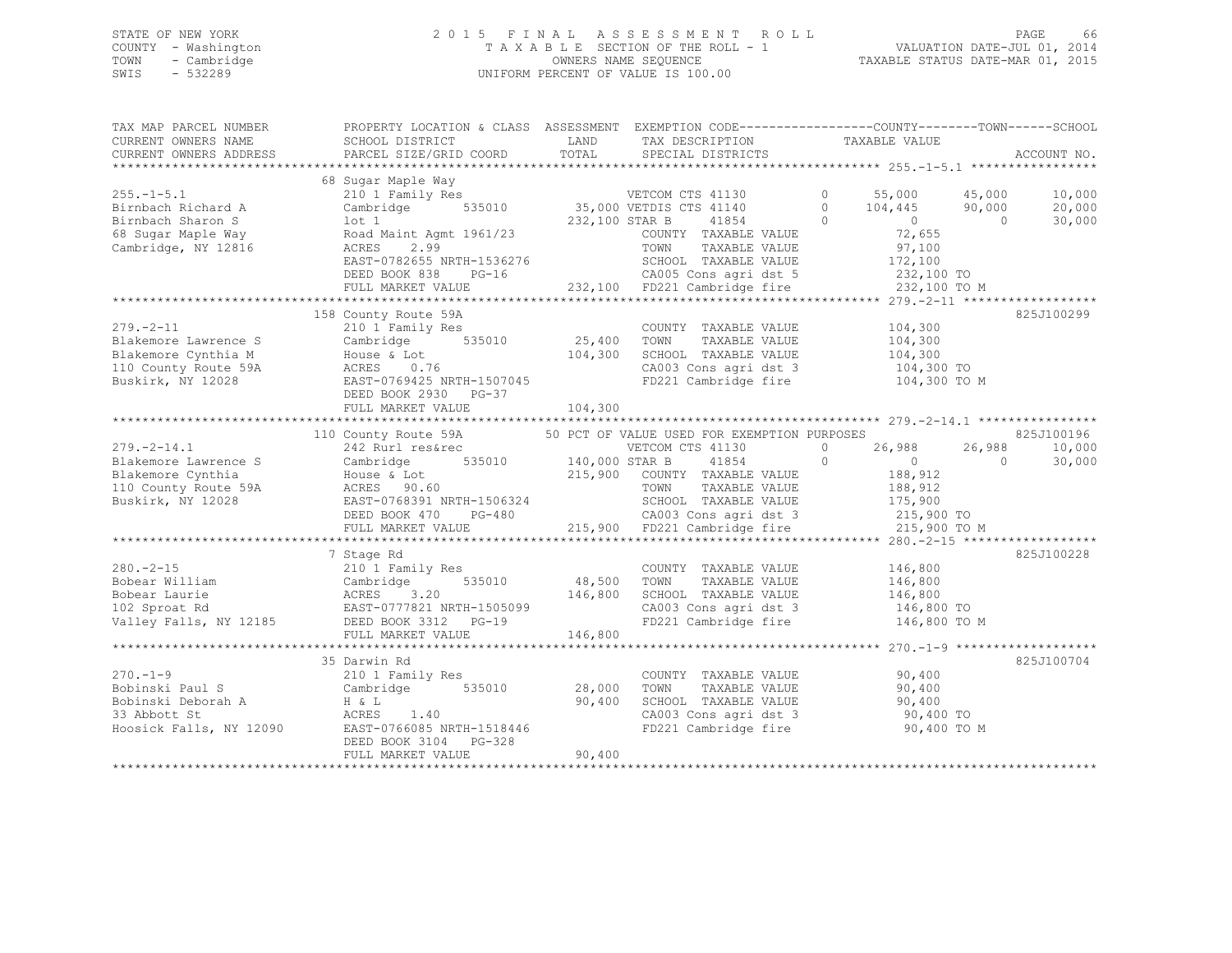STATE OF NEW YORK
COUNTY - Washington
TOWN - Cambridge
SWIS - 532289

2015 FINAL ASSESSMENT ROLL
TAXABLE SECTION OF THE ROLL - 1
OWNERS NAME SEQUENCE
UNIFORM PERCENT OF VALUE IS 100.00

VALUATION DATE-JUL 01, 2014
TAXABLE STATUS DATE-MAR 01, 2015

```
TAX MAP PARCEL NUMBER     PROPERTY LOCATION & CLASS  ASSESSMENT  EXEMPTION CODE------------------COUNTY--------TOWN------SCHOOL
CURRENT OWNERS NAME       SCHOOL DISTRICT               LAND      TAX DESCRIPTION            TAXABLE VALUE
CURRENT OWNERS ADDRESS    PARCEL SIZE/GRID COORD        TOTAL     SPECIAL DISTRICTS                                       ACCOUNT NO.
******************************************************************************************************* 255.-1-5.1 *****************
                          68 Sugar Maple Way
255.-1-5.1                210 1 Family Res                    VETCOM CTS 41130        0     55,000     45,000     10,000
Birnbach Richard A        Cambridge     535010    35,000 VETDIS CTS 41140        0    104,445     90,000     20,000
Birnbach Sharon S         lot 1                      232,100 STAR B      41854        0          0          0     30,000
68 Sugar Maple Way        Road Maint Agmt 1961/23            COUNTY  TAXABLE VALUE              72,655
Cambridge, NY 12816       ACRES      2.99                    TOWN    TAXABLE VALUE              97,100
                          EAST-0782655 NRTH-1536276          SCHOOL  TAXABLE VALUE             172,100
                          DEED BOOK 838     PG-16            CA005 Cons agri dst 5             232,100 TO
                          FULL MARKET VALUE          232,100 FD221 Cambridge fire              232,100 TO M
******************************************************************************************************* 279.-2-11 ******************
                          158 County Route 59A                                                                       825J100299
279.-2-11                 210 1 Family Res                   COUNTY  TAXABLE VALUE             104,300
Blakemore Lawrence S      Cambridge     535010    25,400     TOWN    TAXABLE VALUE             104,300
Blakemore Cynthia M       House & Lot                104,300 SCHOOL  TAXABLE VALUE             104,300
110 County Route 59A      ACRES      0.76                    CA003 Cons agri dst 3             104,300 TO
Buskirk, NY 12028         EAST-0769425 NRTH-1507045          FD221 Cambridge fire              104,300 TO M
                          DEED BOOK 2930    PG-37
                          FULL MARKET VALUE          104,300
******************************************************************************************************* 279.-2-14.1 ****************
                          110 County Route 59A       50 PCT OF VALUE USED FOR EXEMPTION PURPOSES                     825J100196
279.-2-14.1               242 Rurl res&rec                   VETCOM CTS 41130        0     26,988     26,988     10,000
Blakemore Lawrence S      Cambridge     535010   140,000 STAR B      41854        0          0          0     30,000
Blakemore Cynthia         House & Lot                215,900 COUNTY  TAXABLE VALUE             188,912
110 County Route 59A      ACRES     90.60                    TOWN    TAXABLE VALUE             188,912
Buskirk, NY 12028         EAST-0768391 NRTH-1506324          SCHOOL  TAXABLE VALUE             175,900
                          DEED BOOK 470     PG-480           CA003 Cons agri dst 3             215,900 TO
                          FULL MARKET VALUE          215,900 FD221 Cambridge fire              215,900 TO M
******************************************************************************************************* 280.-2-15 ******************
                          7 Stage Rd                                                                                 825J100228
280.-2-15                 210 1 Family Res                   COUNTY  TAXABLE VALUE             146,800
Bobear William            Cambridge     535010    48,500     TOWN    TAXABLE VALUE             146,800
Bobear Laurie             ACRES      3.20            146,800 SCHOOL  TAXABLE VALUE             146,800
102 Sproat Rd             EAST-0777821 NRTH-1505099          CA003 Cons agri dst 3             146,800 TO
Valley Falls, NY 12185    DEED BOOK 3312    PG-19            FD221 Cambridge fire              146,800 TO M
                          FULL MARKET VALUE          146,800
******************************************************************************************************* 270.-1-9 *******************
                          35 Darwin Rd                                                                               825J100704
270.-1-9                  210 1 Family Res                   COUNTY  TAXABLE VALUE              90,400
Bobinski Paul S           Cambridge     535010    28,000     TOWN    TAXABLE VALUE              90,400
Bobinski Deborah A        H & L                       90,400 SCHOOL  TAXABLE VALUE              90,400
33 Abbott St              ACRES      1.40                    CA003 Cons agri dst 3              90,400 TO
Hoosick Falls, NY 12090   EAST-0766085 NRTH-1518446          FD221 Cambridge fire               90,400 TO M
                          DEED BOOK 3104    PG-328
                          FULL MARKET VALUE           90,400
************************************************************************************************************************************
```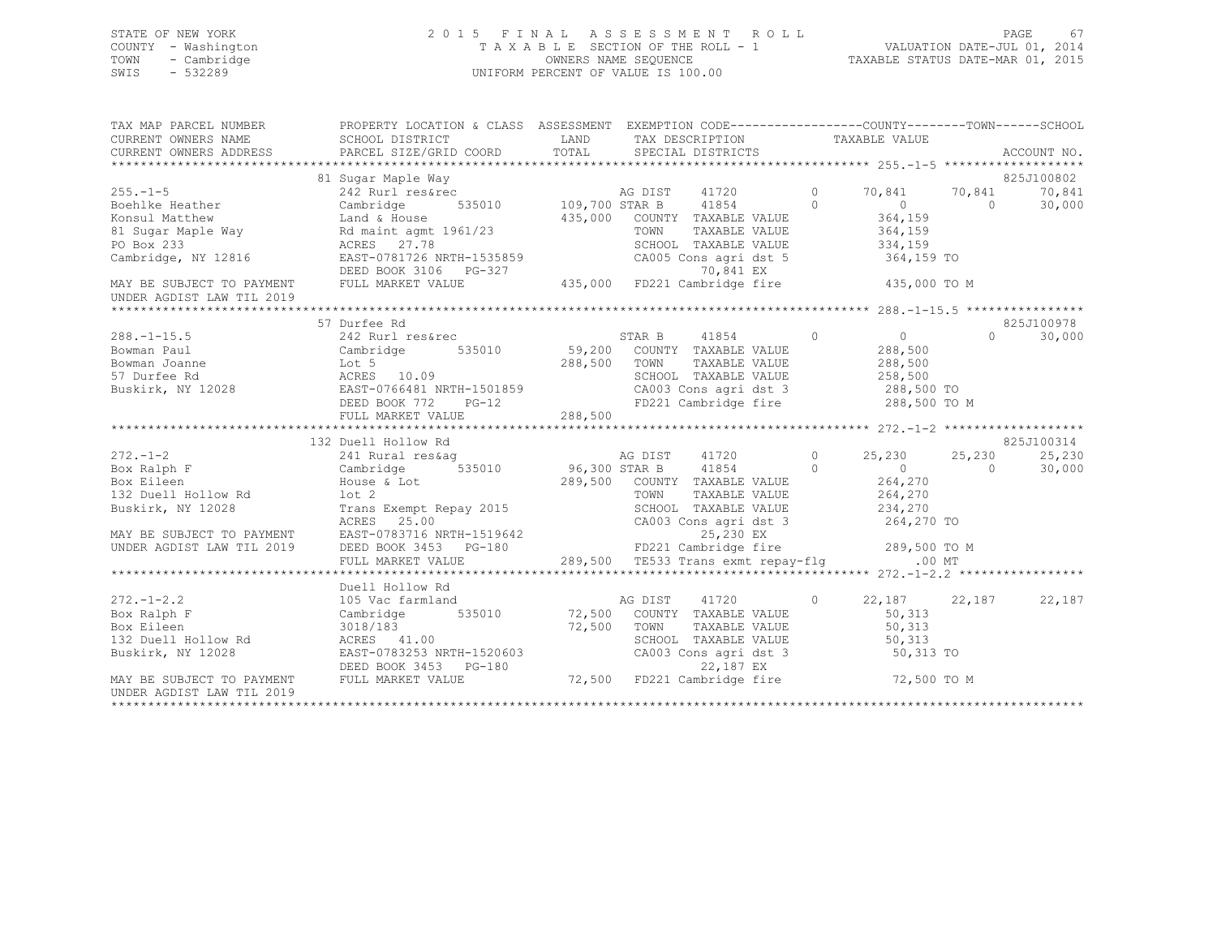STATE OF NEW YORK
COUNTY - Washington
TOWN - Cambridge
SWIS - 532289

# 2015 FINAL ASSESSMENT ROLL

TAXABLE SECTION OF THE ROLL - 1
OWNERS NAME SEQUENCE
UNIFORM PERCENT OF VALUE IS 100.00

VALUATION DATE-JUL 01, 2014
TAXABLE STATUS DATE-MAR 01, 2015

```
TAX MAP PARCEL NUMBER          PROPERTY LOCATION & CLASS  ASSESSMENT  EXEMPTION CODE-----------------COUNTY--------TOWN------SCHOOL
CURRENT OWNERS NAME            SCHOOL DISTRICT             LAND       TAX DESCRIPTION            TAXABLE VALUE
CURRENT OWNERS ADDRESS         PARCEL SIZE/GRID COORD      TOTAL      SPECIAL DISTRICTS                                    ACCOUNT NO.
******************************************************************************************************* 255.-1-5 *******************
                               81 Sugar Maple Way                                                                          825J100802
255.-1-5                       242 Rurl res&rec                  AG DIST    41720        0      70,841     70,841      70,841
Boehlke Heather                Cambridge        535010  109,700 STAR B     41854        0           0          0       30,000
Konsul Matthew                 Land & House              435,000   COUNTY  TAXABLE VALUE           364,159
81 Sugar Maple Way             Rd maint agmt 1961/23               TOWN    TAXABLE VALUE           364,159
PO Box 233                     ACRES  27.78                        SCHOOL  TAXABLE VALUE           334,159
Cambridge, NY 12816            EAST-0781726 NRTH-1535859           CA005 Cons agri dst 5            364,159 TO
                               DEED BOOK 3106   PG-327                   70,841 EX
MAY BE SUBJECT TO PAYMENT      FULL MARKET VALUE         435,000   FD221 Cambridge fire             435,000 TO M
UNDER AGDIST LAW TIL 2019
******************************************************************************************************* 288.-1-15.5 ****************
                               57 Durfee Rd                                                                                825J100978
288.-1-15.5                    242 Rurl res&rec                  STAR B     41854        0           0          0       30,000
Bowman Paul                    Cambridge        535010   59,200   COUNTY  TAXABLE VALUE           288,500
Bowman Joanne                  Lot 5                     288,500   TOWN    TAXABLE VALUE           288,500
57 Durfee Rd                   ACRES  10.09                        SCHOOL  TAXABLE VALUE           258,500
Buskirk, NY 12028              EAST-0766481 NRTH-1501859           CA003 Cons agri dst 3            288,500 TO
                               DEED BOOK 772    PG-12              FD221 Cambridge fire             288,500 TO M
                               FULL MARKET VALUE         288,500
******************************************************************************************************* 272.-1-2 *******************
                               132 Duell Hollow Rd                                                                         825J100314
272.-1-2                       241 Rural res&ag                  AG DIST    41720        0      25,230     25,230      25,230
Box Ralph F                    Cambridge        535010   96,300 STAR B     41854        0           0          0       30,000
Box Eileen                     House & Lot               289,500   COUNTY  TAXABLE VALUE           264,270
132 Duell Hollow Rd            lot 2                               TOWN    TAXABLE VALUE           264,270
Buskirk, NY 12028              Trans Exempt Repay 2015             SCHOOL  TAXABLE VALUE           234,270
                               ACRES  25.00                        CA003 Cons agri dst 3            264,270 TO
MAY BE SUBJECT TO PAYMENT      EAST-0783716 NRTH-1519642                 25,230 EX
UNDER AGDIST LAW TIL 2019      DEED BOOK 3453   PG-180             FD221 Cambridge fire             289,500 TO M
                               FULL MARKET VALUE         289,500   TE533 Trans exmt repay-flg            .00 MT
******************************************************************************************************* 272.-1-2.2 *****************
                               Duell Hollow Rd
272.-1-2.2                     105 Vac farmland                  AG DIST    41720        0      22,187     22,187      22,187
Box Ralph F                    Cambridge        535010   72,500   COUNTY  TAXABLE VALUE            50,313
Box Eileen                     3018/183                   72,500   TOWN    TAXABLE VALUE            50,313
132 Duell Hollow Rd            ACRES  41.00                        SCHOOL  TAXABLE VALUE            50,313
Buskirk, NY 12028              EAST-0783253 NRTH-1520603           CA003 Cons agri dst 3             50,313 TO
                               DEED BOOK 3453   PG-180                   22,187 EX
MAY BE SUBJECT TO PAYMENT      FULL MARKET VALUE          72,500   FD221 Cambridge fire              72,500 TO M
UNDER AGDIST LAW TIL 2019
************************************************************************************************************************************
```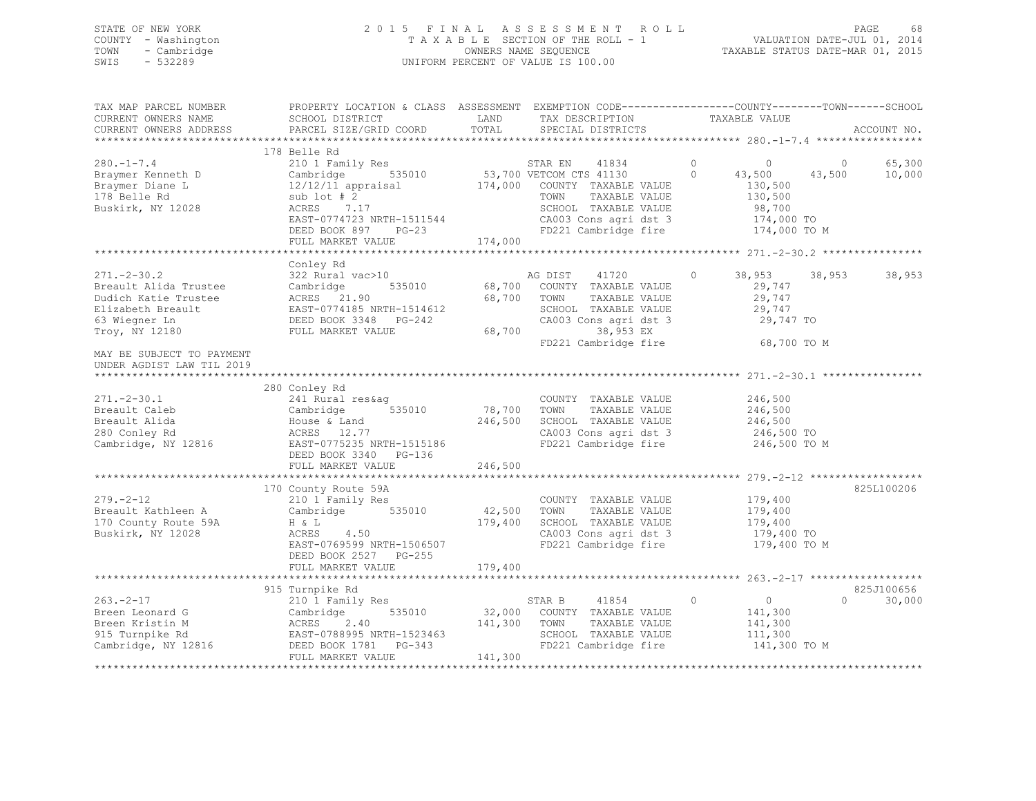STATE OF NEW YORK
COUNTY - Washington
TOWN - Cambridge
SWIS - 532289

2015 FINAL ASSESSMENT ROLL
TAXABLE SECTION OF THE ROLL - 1
OWNERS NAME SEQUENCE
UNIFORM PERCENT OF VALUE IS 100.00

VALUATION DATE-JUL 01, 2014
TAXABLE STATUS DATE-MAR 01, 2015

```
TAX MAP PARCEL NUMBER          PROPERTY LOCATION & CLASS  ASSESSMENT  EXEMPTION CODE-----------------COUNTY--------TOWN------SCHOOL
CURRENT OWNERS NAME            SCHOOL DISTRICT             LAND       TAX DESCRIPTION               TAXABLE VALUE
CURRENT OWNERS ADDRESS         PARCEL SIZE/GRID COORD      TOTAL      SPECIAL DISTRICTS                                        ACCOUNT NO.
********************************************************************************************** 280.-1-7.4 *****************
                               178 Belle Rd
280.-1-7.4                     210 1 Family Res                       STAR EN      41834        0          0           0       65,300
Braymer Kenneth D              Cambridge       535010     53,700 VETCOM CTS 41130        0     43,500      43,500       10,000
Braymer Diane L                12/12/11 appraisal        174,000   COUNTY  TAXABLE VALUE          130,500
178 Belle Rd                   sub lot # 2                         TOWN    TAXABLE VALUE          130,500
Buskirk, NY 12028              ACRES     7.17                      SCHOOL  TAXABLE VALUE           98,700
                               EAST-0774723 NRTH-1511544           CA003 Cons agri dst 3          174,000 TO
                               DEED BOOK 897    PG-23              FD221 Cambridge fire           174,000 TO M
                               FULL MARKET VALUE         174,000
********************************************************************************************** 271.-2-30.2 ****************
                               Conley Rd
271.-2-30.2                    322 Rural vac>10                       AG DIST      41720        0     38,953      38,953       38,953
Breault Alida Trustee          Cambridge       535010     68,700   COUNTY  TAXABLE VALUE           29,747
Dudich Katie Trustee           ACRES    21.90             68,700   TOWN    TAXABLE VALUE           29,747
Elizabeth Breault              EAST-0774185 NRTH-1514612           SCHOOL  TAXABLE VALUE           29,747
63 Wiegner Ln                  DEED BOOK 3348   PG-242             CA003 Cons agri dst 3           29,747 TO
Troy, NY 12180                 FULL MARKET VALUE          68,700        38,953 EX
                                                                   FD221 Cambridge fire            68,700 TO M
MAY BE SUBJECT TO PAYMENT
UNDER AGDIST LAW TIL 2019
********************************************************************************************** 271.-2-30.1 ****************
                               280 Conley Rd
271.-2-30.1                    241 Rural res&ag                       COUNTY  TAXABLE VALUE          246,500
Breault Caleb                  Cambridge       535010     78,700   TOWN    TAXABLE VALUE          246,500
Breault Alida                  House & Land              246,500   SCHOOL  TAXABLE VALUE          246,500
280 Conley Rd                  ACRES    12.77                      CA003 Cons agri dst 3          246,500 TO
Cambridge, NY 12816            EAST-0775235 NRTH-1515186           FD221 Cambridge fire           246,500 TO M
                               DEED BOOK 3340   PG-136
                               FULL MARKET VALUE         246,500
********************************************************************************************** 279.-2-12 ******************
                               170 County Route 59A                                                                 825L100206
279.-2-12                      210 1 Family Res                       COUNTY  TAXABLE VALUE          179,400
Breault Kathleen A             Cambridge       535010     42,500   TOWN    TAXABLE VALUE          179,400
170 County Route 59A           H & L                     179,400   SCHOOL  TAXABLE VALUE          179,400
Buskirk, NY 12028              ACRES     4.50                      CA003 Cons agri dst 3          179,400 TO
                               EAST-0769599 NRTH-1506507           FD221 Cambridge fire           179,400 TO M
                               DEED BOOK 2527   PG-255
                               FULL MARKET VALUE         179,400
********************************************************************************************** 263.-2-17 ******************
                               915 Turnpike Rd                                                                      825J100656
263.-2-17                      210 1 Family Res                       STAR B       41854        0          0           0       30,000
Breen Leonard G                Cambridge       535010     32,000   COUNTY  TAXABLE VALUE          141,300
Breen Kristin M                ACRES     2.40            141,300   TOWN    TAXABLE VALUE          141,300
915 Turnpike Rd                EAST-0788995 NRTH-1523463           SCHOOL  TAXABLE VALUE          111,300
Cambridge, NY 12816            DEED BOOK 1781   PG-343             FD221 Cambridge fire           141,300 TO M
                               FULL MARKET VALUE         141,300
*****************************************************************************************************************************
```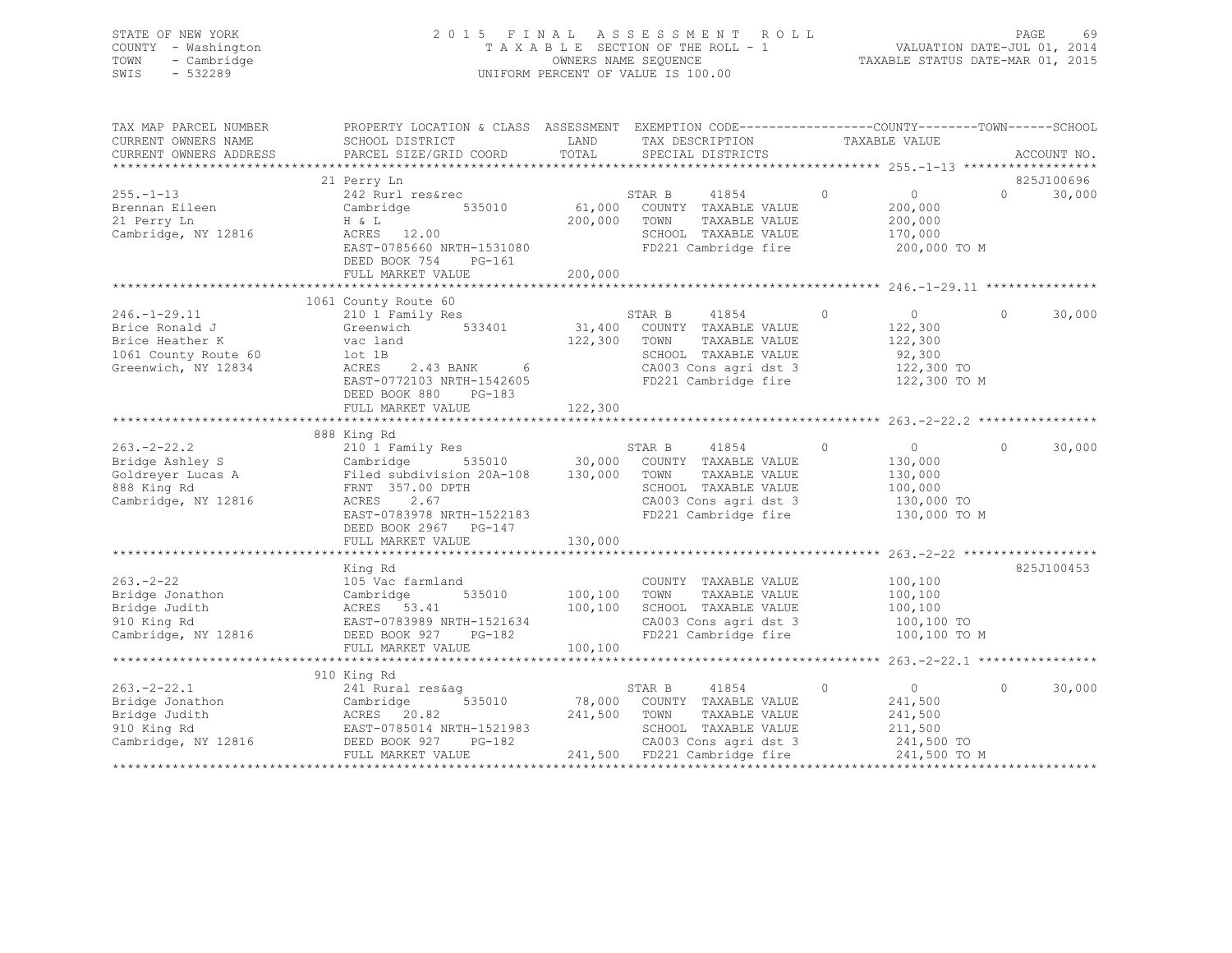STATE OF NEW YORK
COUNTY - Washington
TOWN - Cambridge
SWIS - 532289

2 0 1 5 F I N A L A S S E S S M E N T R O L L
T A X A B L E SECTION OF THE ROLL - 1
OWNERS NAME SEQUENCE
UNIFORM PERCENT OF VALUE IS 100.00

VALUATION DATE-JUL 01, 2014
TAXABLE STATUS DATE-MAR 01, 2015

```
TAX MAP PARCEL NUMBER          PROPERTY LOCATION & CLASS  ASSESSMENT  EXEMPTION CODE------------------COUNTY--------TOWN------SCHOOL
CURRENT OWNERS NAME            SCHOOL DISTRICT            LAND        TAX DESCRIPTION            TAXABLE VALUE
CURRENT OWNERS ADDRESS         PARCEL SIZE/GRID COORD     TOTAL       SPECIAL DISTRICTS                                     ACCOUNT NO.
******************************************************************************************************* 255.-1-13 ******************
                               21 Perry Ln                                                                                 825J100696
255.-1-13                      242 Rurl res&rec                       STAR B       41854         0          0          0     30,000
Brennan Eileen                 Cambridge       535010       61,000    COUNTY  TAXABLE VALUE           200,000
21 Perry Ln                    H & L                       200,000    TOWN    TAXABLE VALUE           200,000
Cambridge, NY 12816            ACRES   12.00                          SCHOOL  TAXABLE VALUE           170,000
                               EAST-0785660 NRTH-1531080              FD221 Cambridge fire            200,000 TO M
                               DEED BOOK 754     PG-161
                               FULL MARKET VALUE           200,000
******************************************************************************************************* 246.-1-29.11 ***************
                               1061 County Route 60
246.-1-29.11                   210 1 Family Res                       STAR B       41854         0          0          0     30,000
Brice Ronald J                 Greenwich       533401       31,400    COUNTY  TAXABLE VALUE           122,300
Brice Heather K                vac land                    122,300    TOWN    TAXABLE VALUE           122,300
1061 County Route 60           lot 1B                                 SCHOOL  TAXABLE VALUE            92,300
Greenwich, NY 12834            ACRES    2.43 BANK     6               CA003 Cons agri dst 3           122,300 TO
                               EAST-0772103 NRTH-1542605              FD221 Cambridge fire            122,300 TO M
                               DEED BOOK 880     PG-183
                               FULL MARKET VALUE           122,300
******************************************************************************************************* 263.-2-22.2 ****************
                               888 King Rd
263.-2-22.2                    210 1 Family Res                       STAR B       41854         0          0          0     30,000
Bridge Ashley S                Cambridge       535010       30,000    COUNTY  TAXABLE VALUE           130,000
Goldreyer Lucas A              Filed subdivision 20A-108   130,000    TOWN    TAXABLE VALUE           130,000
888 King Rd                    FRNT  357.00 DPTH                      SCHOOL  TAXABLE VALUE           100,000
Cambridge, NY 12816            ACRES    2.67                          CA003 Cons agri dst 3           130,000 TO
                               EAST-0783978 NRTH-1522183              FD221 Cambridge fire            130,000 TO M
                               DEED BOOK 2967    PG-147
                               FULL MARKET VALUE           130,000
******************************************************************************************************* 263.-2-22 ******************
                               King Rd                                                                                     825J100453
263.-2-22                      105 Vac farmland                       COUNTY  TAXABLE VALUE           100,100
Bridge Jonathon                Cambridge       535010      100,100    TOWN    TAXABLE VALUE           100,100
Bridge Judith                  ACRES   53.41               100,100    SCHOOL  TAXABLE VALUE           100,100
910 King Rd                    EAST-0783989 NRTH-1521634              CA003 Cons agri dst 3           100,100 TO
Cambridge, NY 12816            DEED BOOK 927     PG-182               FD221 Cambridge fire            100,100 TO M
                               FULL MARKET VALUE           100,100
******************************************************************************************************* 263.-2-22.1 ****************
                               910 King Rd
263.-2-22.1                    241 Rural res&ag                       STAR B       41854         0          0          0     30,000
Bridge Jonathon                Cambridge       535010       78,000    COUNTY  TAXABLE VALUE           241,500
Bridge Judith                  ACRES   20.82               241,500    TOWN    TAXABLE VALUE           241,500
910 King Rd                    EAST-0785014 NRTH-1521983              SCHOOL  TAXABLE VALUE           211,500
Cambridge, NY 12816            DEED BOOK 927     PG-182               CA003 Cons agri dst 3           241,500 TO
                               FULL MARKET VALUE           241,500    FD221 Cambridge fire            241,500 TO M
************************************************************************************************************************************
```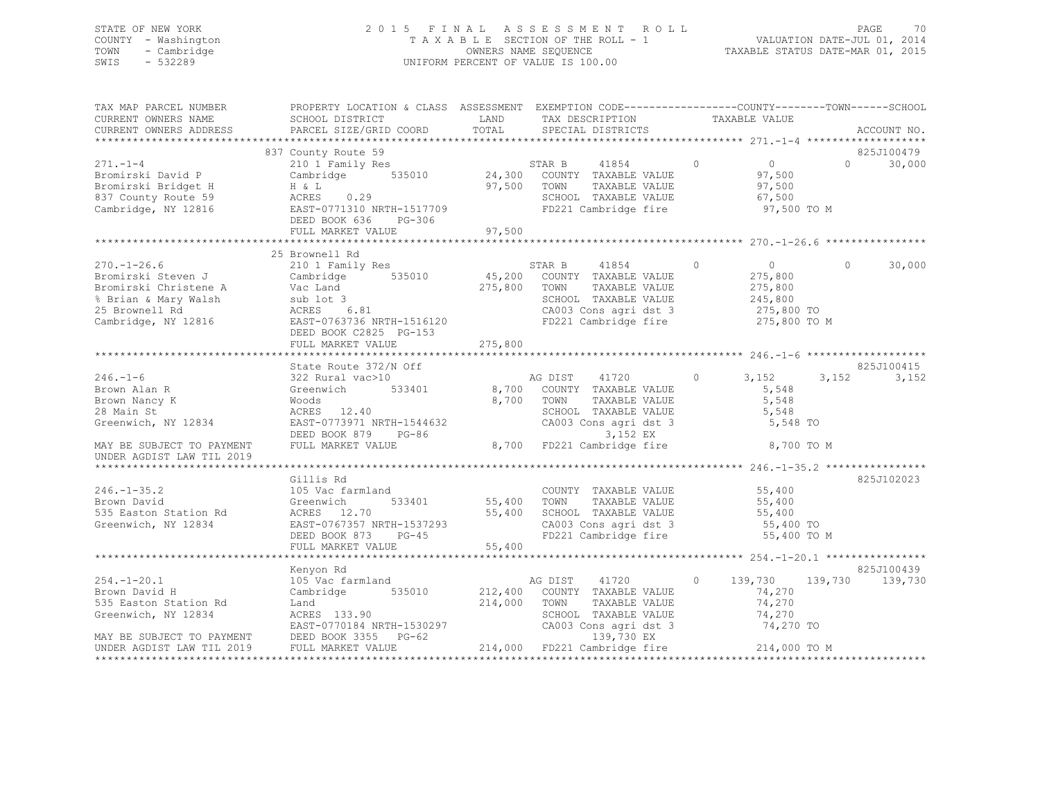STATE OF NEW YORK
COUNTY - Washington
TOWN - Cambridge
SWIS - 532289

2015 FINAL ASSESSMENT ROLL
TAXABLE SECTION OF THE ROLL - 1
OWNERS NAME SEQUENCE
UNIFORM PERCENT OF VALUE IS 100.00

VALUATION DATE-JUL 01, 2014
TAXABLE STATUS DATE-MAR 01, 2015

```
TAX MAP PARCEL NUMBER          PROPERTY LOCATION & CLASS  ASSESSMENT  EXEMPTION CODE-----------------COUNTY--------TOWN------SCHOOL
CURRENT OWNERS NAME            SCHOOL DISTRICT            LAND        TAX DESCRIPTION              TAXABLE VALUE
CURRENT OWNERS ADDRESS         PARCEL SIZE/GRID COORD     TOTAL       SPECIAL DISTRICTS                                    ACCOUNT NO.
******************************************************************************************************* 271.-1-4 *******************
                               837 County Route 59                                                                         825J100479
271.-1-4                       210 1 Family Res                       STAR B      41854         0          0         0      30,000
Bromirski David P              Cambridge        535010     24,300   COUNTY  TAXABLE VALUE           97,500
Bromirski Bridget H            H & L                       97,500   TOWN    TAXABLE VALUE           97,500
837 County Route 59            ACRES    0.29                        SCHOOL  TAXABLE VALUE           67,500
Cambridge, NY 12816            EAST-0771310 NRTH-1517709            FD221 Cambridge fire             97,500 TO M
                               DEED BOOK 636    PG-306
                               FULL MARKET VALUE            97,500
******************************************************************************************************* 270.-1-26.6 ****************
                               25 Brownell Rd
270.-1-26.6                    210 1 Family Res                       STAR B      41854         0          0         0      30,000
Bromirski Steven J             Cambridge        535010     45,200   COUNTY  TAXABLE VALUE          275,800
Bromirski Christene A          Vac Land                   275,800   TOWN    TAXABLE VALUE          275,800
% Brian & Mary Walsh           sub lot 3                            SCHOOL  TAXABLE VALUE          245,800
25 Brownell Rd                 ACRES    6.81                        CA003 Cons agri dst 3           275,800 TO
Cambridge, NY 12816            EAST-0763736 NRTH-1516120            FD221 Cambridge fire            275,800 TO M
                               DEED BOOK C2825  PG-153
                               FULL MARKET VALUE           275,800
******************************************************************************************************* 246.-1-6 *******************
                               State Route 372/N Off                                                                       825J100415
246.-1-6                       322 Rural vac>10                       AG DIST     41720         0      3,152     3,152       3,152
Brown Alan R                   Greenwich        533401      8,700   COUNTY  TAXABLE VALUE            5,548
Brown Nancy K                  Woods                        8,700   TOWN    TAXABLE VALUE            5,548
28 Main St                     ACRES   12.40                        SCHOOL  TAXABLE VALUE            5,548
Greenwich, NY 12834            EAST-0773971 NRTH-1544632            CA003 Cons agri dst 3             5,548 TO
                               DEED BOOK 879    PG-86                         3,152 EX
MAY BE SUBJECT TO PAYMENT      FULL MARKET VALUE             8,700  FD221 Cambridge fire              8,700 TO M
UNDER AGDIST LAW TIL 2019
******************************************************************************************************* 246.-1-35.2 ****************
                               Gillis Rd                                                                                   825J102023
246.-1-35.2                    105 Vac farmland                       COUNTY  TAXABLE VALUE           55,400
Brown David                    Greenwich        533401     55,400   TOWN    TAXABLE VALUE           55,400
535 Easton Station Rd          ACRES   12.70               55,400   SCHOOL  TAXABLE VALUE           55,400
Greenwich, NY 12834            EAST-0767357 NRTH-1537293            CA003 Cons agri dst 3            55,400 TO
                               DEED BOOK 873    PG-45               FD221 Cambridge fire             55,400 TO M
                               FULL MARKET VALUE            55,400
******************************************************************************************************* 254.-1-20.1 ****************
                               Kenyon Rd                                                                                   825J100439
254.-1-20.1                    105 Vac farmland                       AG DIST     41720         0    139,730   139,730     139,730
Brown David H                  Cambridge        535010    212,400   COUNTY  TAXABLE VALUE           74,270
535 Easton Station Rd          Land                       214,000   TOWN    TAXABLE VALUE           74,270
Greenwich, NY 12834            ACRES  133.90                        SCHOOL  TAXABLE VALUE           74,270
                               EAST-0770184 NRTH-1530297            CA003 Cons agri dst 3            74,270 TO
MAY BE SUBJECT TO PAYMENT      DEED BOOK 3355   PG-62                       139,730 EX
UNDER AGDIST LAW TIL 2019      FULL MARKET VALUE           214,000  FD221 Cambridge fire            214,000 TO M
************************************************************************************************************************************
```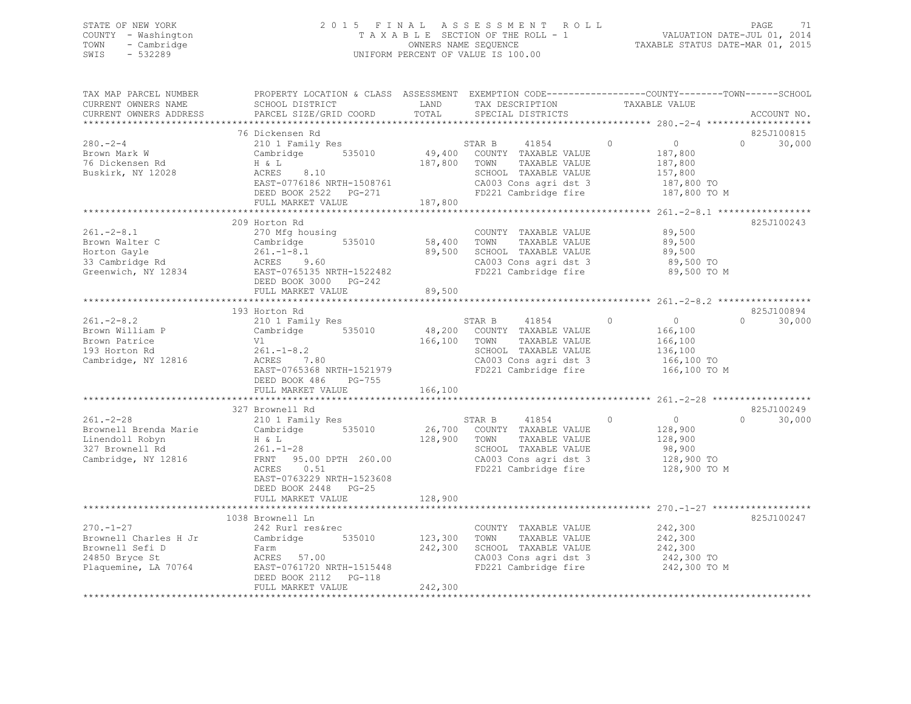STATE OF NEW YORK
COUNTY - Washington
TOWN - Cambridge
SWIS - 532289

2015 FINAL ASSESSMENT ROLL
TAXABLE SECTION OF THE ROLL - 1
OWNERS NAME SEQUENCE
UNIFORM PERCENT OF VALUE IS 100.00

VALUATION DATE-JUL 01, 2014
TAXABLE STATUS DATE-MAR 01, 2015

```
TAX MAP PARCEL NUMBER      PROPERTY LOCATION & CLASS  ASSESSMENT  EXEMPTION CODE------------------COUNTY--------TOWN------SCHOOL
CURRENT OWNERS NAME        SCHOOL DISTRICT               LAND      TAX DESCRIPTION            TAXABLE VALUE
CURRENT OWNERS ADDRESS     PARCEL SIZE/GRID COORD        TOTAL     SPECIAL DISTRICTS                                       ACCOUNT NO.
************************************************************************************************ 280.-2-4 ********************
                           76 Dickensen Rd                                                                               825J100815
280.-2-4                   210 1 Family Res                        STAR B     41854        0          0            0       30,000
Brown Mark W               Cambridge        535010      49,400     COUNTY  TAXABLE VALUE         187,800
76 Dickensen Rd            H & L                       187,800     TOWN    TAXABLE VALUE         187,800
Buskirk, NY 12028          ACRES    8.10                           SCHOOL  TAXABLE VALUE         157,800
                           EAST-0776186 NRTH-1508761               CA003 Cons agri dst 3          187,800 TO
                           DEED BOOK 2522   PG-271                 FD221 Cambridge fire           187,800 TO M
                           FULL MARKET VALUE           187,800
************************************************************************************************ 261.-2-8.1 ******************
                           209 Horton Rd                                                                                 825J100243
261.-2-8.1                 270 Mfg housing                         COUNTY  TAXABLE VALUE          89,500
Brown Walter C             Cambridge        535010      58,400     TOWN    TAXABLE VALUE          89,500
Horton Gayle               261.-1-8.1                   89,500     SCHOOL  TAXABLE VALUE          89,500
33 Cambridge Rd            ACRES    9.60                           CA003 Cons agri dst 3           89,500 TO
Greenwich, NY 12834        EAST-0765135 NRTH-1522482               FD221 Cambridge fire            89,500 TO M
                           DEED BOOK 3000   PG-242
                           FULL MARKET VALUE            89,500
************************************************************************************************ 261.-2-8.2 ******************
                           193 Horton Rd                                                                                 825J100894
261.-2-8.2                 210 1 Family Res                        STAR B     41854        0          0            0       30,000
Brown William P            Cambridge        535010      48,200     COUNTY  TAXABLE VALUE         166,100
Brown Patrice              Vl                          166,100     TOWN    TAXABLE VALUE         166,100
193 Horton Rd              261.-1-8.2                              SCHOOL  TAXABLE VALUE         136,100
Cambridge, NY 12816        ACRES    7.80                           CA003 Cons agri dst 3          166,100 TO
                           EAST-0765368 NRTH-1521979               FD221 Cambridge fire           166,100 TO M
                           DEED BOOK 486    PG-755
                           FULL MARKET VALUE           166,100
************************************************************************************************ 261.-2-28 *******************
                           327 Brownell Rd                                                                               825J100249
261.-2-28                  210 1 Family Res                        STAR B     41854        0          0            0       30,000
Brownell Brenda Marie      Cambridge        535010      26,700     COUNTY  TAXABLE VALUE         128,900
Linendoll Robyn            H & L                       128,900     TOWN    TAXABLE VALUE         128,900
327 Brownell Rd            261.-1-28                               SCHOOL  TAXABLE VALUE          98,900
Cambridge, NY 12816        FRNT   95.00 DPTH 260.00                CA003 Cons agri dst 3          128,900 TO
                           ACRES    0.51                           FD221 Cambridge fire           128,900 TO M
                           EAST-0763229 NRTH-1523608
                           DEED BOOK 2448   PG-25
                           FULL MARKET VALUE           128,900
************************************************************************************************ 270.-1-27 *******************
                           1038 Brownell Ln                                                                              825J100247
270.-1-27                  242 Rurl res&rec                        COUNTY  TAXABLE VALUE         242,300
Brownell Charles H Jr      Cambridge        535010     123,300     TOWN    TAXABLE VALUE         242,300
Brownell Sefi D            Farm                        242,300     SCHOOL  TAXABLE VALUE         242,300
24850 Bryce St             ACRES   57.00                           CA003 Cons agri dst 3          242,300 TO
Plaquemine, LA 70764       EAST-0761720 NRTH-1515448               FD221 Cambridge fire           242,300 TO M
                           DEED BOOK 2112   PG-118
                           FULL MARKET VALUE           242,300
*******************************************************************************************************************************
```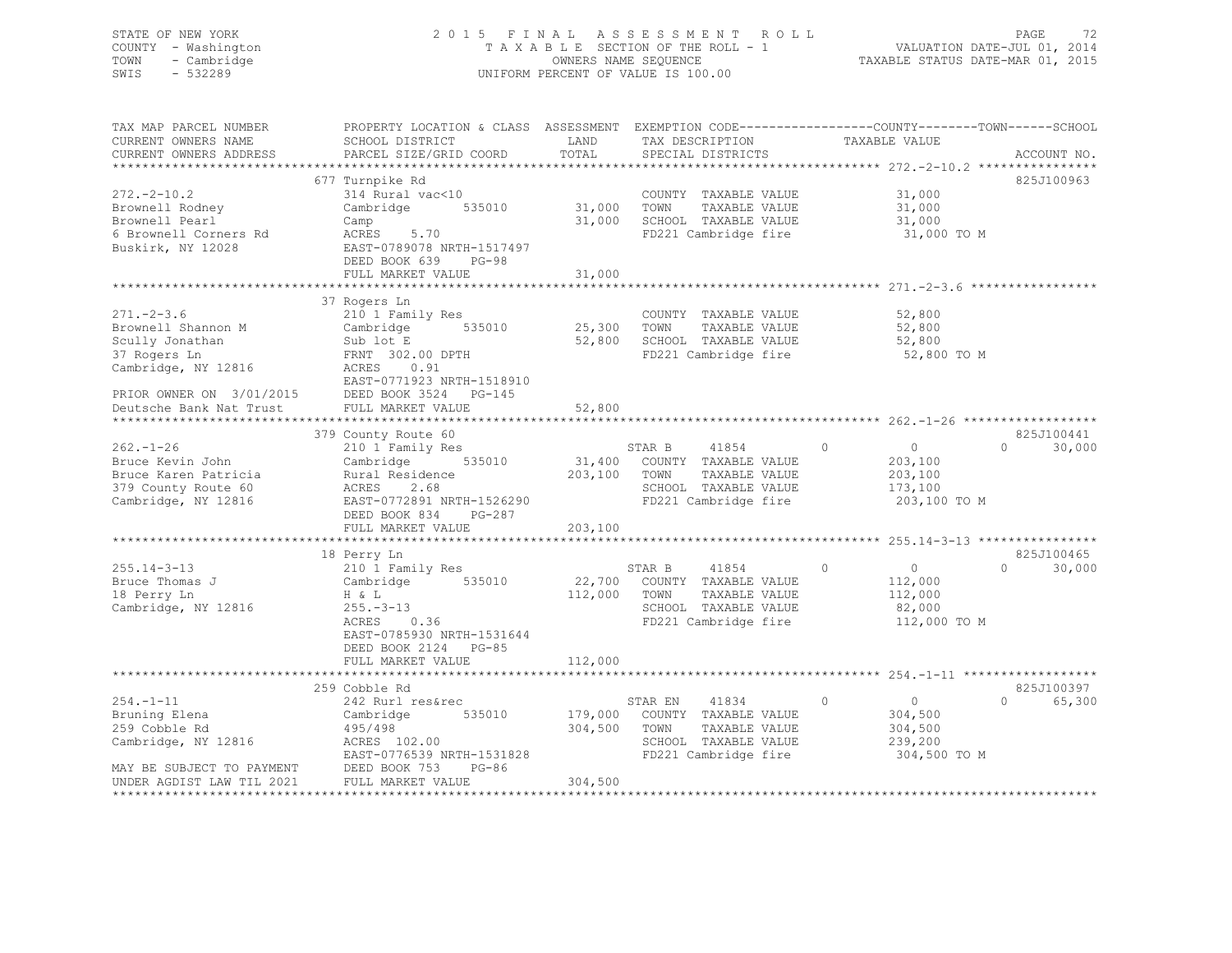STATE OF NEW YORK
COUNTY - Washington
TOWN - Cambridge
SWIS - 532289

2015 FINAL ASSESSMENT ROLL
TAXABLE SECTION OF THE ROLL - 1
OWNERS NAME SEQUENCE
UNIFORM PERCENT OF VALUE IS 100.00

VALUATION DATE-JUL 01, 2014
TAXABLE STATUS DATE-MAR 01, 2015

```
TAX MAP PARCEL NUMBER          PROPERTY LOCATION & CLASS  ASSESSMENT  EXEMPTION CODE------------------COUNTY--------TOWN------SCHOOL
CURRENT OWNERS NAME            SCHOOL DISTRICT               LAND      TAX DESCRIPTION            TAXABLE VALUE
CURRENT OWNERS ADDRESS         PARCEL SIZE/GRID COORD        TOTAL     SPECIAL DISTRICTS                                     ACCOUNT NO.
******************************************************************************************************* 272.-2-10.2 ****************
                               677 Turnpike Rd                                                                               825J100963
272.-2-10.2                    314 Rural vac<10                        COUNTY  TAXABLE VALUE             31,000
Brownell Rodney                Cambridge      535010         31,000    TOWN    TAXABLE VALUE             31,000
Brownell Pearl                 Camp                          31,000    SCHOOL  TAXABLE VALUE             31,000
6 Brownell Corners Rd          ACRES    5.70                           FD221 Cambridge fire               31,000 TO M
Buskirk, NY 12028              EAST-0789078 NRTH-1517497
                               DEED BOOK 639     PG-98
                               FULL MARKET VALUE             31,000
******************************************************************************************************* 271.-2-3.6 *****************
                               37 Rogers Ln
271.-2-3.6                     210 1 Family Res                        COUNTY  TAXABLE VALUE             52,800
Brownell Shannon M             Cambridge      535010         25,300    TOWN    TAXABLE VALUE             52,800
Scully Jonathan                Sub lot E                     52,800    SCHOOL  TAXABLE VALUE             52,800
37 Rogers Ln                   FRNT  302.00 DPTH                       FD221 Cambridge fire               52,800 TO M
Cambridge, NY 12816            ACRES    0.91
                               EAST-0771923 NRTH-1518910
PRIOR OWNER ON 3/01/2015       DEED BOOK 3524    PG-145
Deutsche Bank Nat Trust        FULL MARKET VALUE             52,800
******************************************************************************************************* 262.-1-26 ******************
                               379 County Route 60                                                                           825J100441
262.-1-26                      210 1 Family Res                        STAR B      41854         0            0          0     30,000
Bruce Kevin John               Cambridge      535010         31,400    COUNTY  TAXABLE VALUE            203,100
Bruce Karen Patricia           Rural Residence              203,100    TOWN    TAXABLE VALUE            203,100
379 County Route 60            ACRES    2.68                           SCHOOL  TAXABLE VALUE            173,100
Cambridge, NY 12816            EAST-0772891 NRTH-1526290               FD221 Cambridge fire              203,100 TO M
                               DEED BOOK 834     PG-287
                               FULL MARKET VALUE            203,100
******************************************************************************************************* 255.14-3-13 ****************
                               18 Perry Ln                                                                                   825J100465
255.14-3-13                    210 1 Family Res                        STAR B      41854         0            0          0     30,000
Bruce Thomas J                 Cambridge      535010         22,700    COUNTY  TAXABLE VALUE            112,000
18 Perry Ln                    H & L                        112,000    TOWN    TAXABLE VALUE            112,000
Cambridge, NY 12816            255.-3-13                               SCHOOL  TAXABLE VALUE             82,000
                               ACRES    0.36                           FD221 Cambridge fire              112,000 TO M
                               EAST-0785930 NRTH-1531644
                               DEED BOOK 2124    PG-85
                               FULL MARKET VALUE            112,000
******************************************************************************************************* 254.-1-11 ******************
                               259 Cobble Rd                                                                                 825J100397
254.-1-11                      242 Rurl res&rec                        STAR EN     41834         0            0          0     65,300
Bruning Elena                  Cambridge      535010        179,000    COUNTY  TAXABLE VALUE            304,500
259 Cobble Rd                  495/498                      304,500    TOWN    TAXABLE VALUE            304,500
Cambridge, NY 12816            ACRES  102.00                           SCHOOL  TAXABLE VALUE            239,200
                               EAST-0776539 NRTH-1531828               FD221 Cambridge fire              304,500 TO M
MAY BE SUBJECT TO PAYMENT      DEED BOOK 753     PG-86
UNDER AGDIST LAW TIL 2021      FULL MARKET VALUE            304,500
************************************************************************************************************************************
```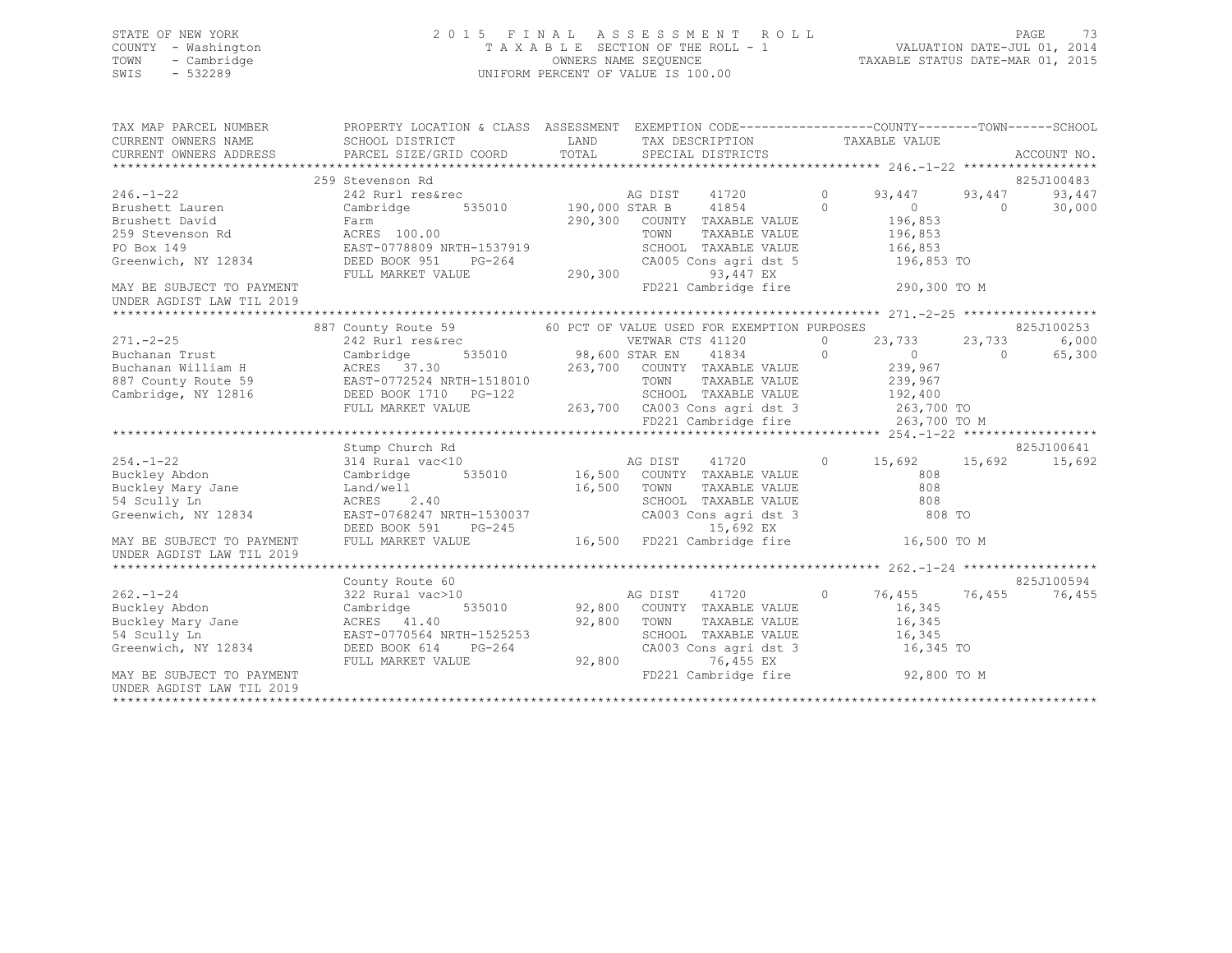STATE OF NEW YORK
COUNTY - Washington
TOWN - Cambridge
SWIS - 532289

2 0 1 5 F I N A L A S S E S S M E N T R O L L
T A X A B L E SECTION OF THE ROLL - 1
OWNERS NAME SEQUENCE
UNIFORM PERCENT OF VALUE IS 100.00

VALUATION DATE-JUL 01, 2014
TAXABLE STATUS DATE-MAR 01, 2015

```
TAX MAP PARCEL NUMBER          PROPERTY LOCATION & CLASS  ASSESSMENT  EXEMPTION CODE------------------COUNTY--------TOWN------SCHOOL
CURRENT OWNERS NAME            SCHOOL DISTRICT              LAND      TAX DESCRIPTION              TAXABLE VALUE
CURRENT OWNERS ADDRESS         PARCEL SIZE/GRID COORD       TOTAL     SPECIAL DISTRICTS                                          ACCOUNT NO.
*********************************************************************************************************** 246.-1-22 ******************
                               259 Stevenson Rd                                                                                825J100483
246.-1-22                      242 Rurl res&rec                       AG DIST     41720         0     93,447      93,447      93,447
Brushett Lauren                Cambridge      535010     190,000 STAR B      41854         0          0           0      30,000
Brushett David                 Farm                      290,300   COUNTY  TAXABLE VALUE             196,853
259 Stevenson Rd               ACRES 100.00                         TOWN    TAXABLE VALUE             196,853
PO Box 149                     EAST-0778809 NRTH-1537919            SCHOOL  TAXABLE VALUE             166,853
Greenwich, NY 12834            DEED BOOK 951    PG-264              CA005 Cons agri dst 5             196,853 TO
                               FULL MARKET VALUE         290,300          93,447 EX
MAY BE SUBJECT TO PAYMENT                                           FD221 Cambridge fire             290,300 TO M
UNDER AGDIST LAW TIL 2019
*********************************************************************************************************** 271.-2-25 ******************
                               887 County Route 59              60 PCT OF VALUE USED FOR EXEMPTION PURPOSES                    825J100253
271.-2-25                      242 Rurl res&rec                       VETWAR CTS 41120          0     23,733      23,733       6,000
Buchanan Trust                 Cambridge      535010      98,600 STAR EN     41834         0          0           0      65,300
Buchanan William H             ACRES  37.30              263,700   COUNTY  TAXABLE VALUE             239,967
887 County Route 59            EAST-0772524 NRTH-1518010            TOWN    TAXABLE VALUE             239,967
Cambridge, NY 12816            DEED BOOK 1710   PG-122              SCHOOL  TAXABLE VALUE             192,400
                               FULL MARKET VALUE         263,700   CA003 Cons agri dst 3             263,700 TO
                                                                    FD221 Cambridge fire             263,700 TO M
*********************************************************************************************************** 254.-1-22 ******************
                               Stump Church Rd                                                                                 825J100641
254.-1-22                      314 Rural vac<10                       AG DIST     41720         0     15,692      15,692      15,692
Buckley Abdon                  Cambridge      535010      16,500   COUNTY  TAXABLE VALUE                 808
Buckley Mary Jane              Land/well                  16,500   TOWN    TAXABLE VALUE                 808
54 Scully Ln                   ACRES   2.40                         SCHOOL  TAXABLE VALUE                 808
Greenwich, NY 12834            EAST-0768247 NRTH-1530037            CA003 Cons agri dst 3                 808 TO
                               DEED BOOK 591    PG-245                    15,692 EX
MAY BE SUBJECT TO PAYMENT      FULL MARKET VALUE          16,500   FD221 Cambridge fire              16,500 TO M
UNDER AGDIST LAW TIL 2019
*********************************************************************************************************** 262.-1-24 ******************
                               County Route 60                                                                                 825J100594
262.-1-24                      322 Rural vac>10                       AG DIST     41720         0     76,455      76,455      76,455
Buckley Abdon                  Cambridge      535010      92,800   COUNTY  TAXABLE VALUE              16,345
Buckley Mary Jane              ACRES  41.40               92,800   TOWN    TAXABLE VALUE              16,345
54 Scully Ln                   EAST-0770564 NRTH-1525253            SCHOOL  TAXABLE VALUE              16,345
Greenwich, NY 12834            DEED BOOK 614    PG-264              CA003 Cons agri dst 3              16,345 TO
                               FULL MARKET VALUE          92,800          76,455 EX
MAY BE SUBJECT TO PAYMENT                                           FD221 Cambridge fire              92,800 TO M
UNDER AGDIST LAW TIL 2019
************************************************************************************************************************************
```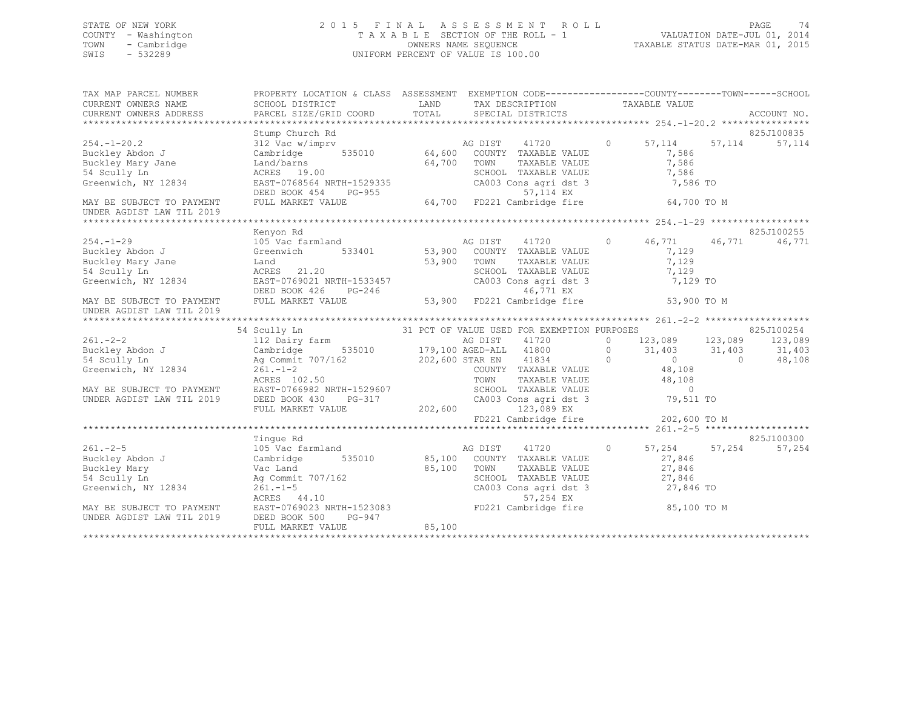STATE OF NEW YORK
COUNTY - Washington
TOWN - Cambridge
SWIS - 532289

2015 FINAL ASSESSMENT ROLL
TAXABLE SECTION OF THE ROLL - 1
OWNERS NAME SEQUENCE
UNIFORM PERCENT OF VALUE IS 100.00

VALUATION DATE-JUL 01, 2014
TAXABLE STATUS DATE-MAR 01, 2015

```
TAX MAP PARCEL NUMBER      PROPERTY LOCATION & CLASS  ASSESSMENT  EXEMPTION CODE------------------COUNTY--------TOWN------SCHOOL
CURRENT OWNERS NAME        SCHOOL DISTRICT              LAND      TAX DESCRIPTION             TAXABLE VALUE
CURRENT OWNERS ADDRESS     PARCEL SIZE/GRID COORD       TOTAL     SPECIAL DISTRICTS                                        ACCOUNT NO.
******************************************************************************************************* 254.-1-20.2 ****************
                           Stump Church Rd                                                                              825J100835
254.-1-20.2                312 Vac w/imprv                        AG DIST      41720          0        57,114      57,114      57,114
Buckley Abdon J            Cambridge        535010      64,600    COUNTY  TAXABLE VALUE                  7,586
Buckley Mary Jane          Land/barns                   64,700    TOWN    TAXABLE VALUE                  7,586
54 Scully Ln               ACRES  19.00                           SCHOOL  TAXABLE VALUE                  7,586
Greenwich, NY 12834        EAST-0768564 NRTH-1529335              CA003 Cons agri dst 3                  7,586 TO
                           DEED BOOK 454    PG-955                      57,114 EX
MAY BE SUBJECT TO PAYMENT  FULL MARKET VALUE            64,700    FD221 Cambridge fire                  64,700 TO M
UNDER AGDIST LAW TIL 2019
******************************************************************************************************* 254.-1-29 ******************
                           Kenyon Rd                                                                                    825J100255
254.-1-29                  105 Vac farmland                       AG DIST      41720          0        46,771      46,771      46,771
Buckley Abdon J            Greenwich        533401      53,900    COUNTY  TAXABLE VALUE                  7,129
Buckley Mary Jane          Land                         53,900    TOWN    TAXABLE VALUE                  7,129
54 Scully Ln               ACRES  21.20                           SCHOOL  TAXABLE VALUE                  7,129
Greenwich, NY 12834        EAST-0769021 NRTH-1533457              CA003 Cons agri dst 3                  7,129 TO
                           DEED BOOK 426    PG-246                      46,771 EX
MAY BE SUBJECT TO PAYMENT  FULL MARKET VALUE            53,900    FD221 Cambridge fire                  53,900 TO M
UNDER AGDIST LAW TIL 2019
******************************************************************************************************* 261.-2-2 *******************
                           54 Scully Ln                 31 PCT OF VALUE USED FOR EXEMPTION PURPOSES                     825J100254
261.-2-2                   112 Dairy farm                         AG DIST      41720          0       123,089     123,089     123,089
Buckley Abdon J            Cambridge        535010     179,100    AGED-ALL     41800          0        31,403      31,403      31,403
54 Scully Ln               Ag Commit 707/162           202,600    STAR EN      41834          0             0           0      48,108
Greenwich, NY 12834        261.-1-2                               COUNTY  TAXABLE VALUE                 48,108
                           ACRES 102.50                           TOWN    TAXABLE VALUE                 48,108
MAY BE SUBJECT TO PAYMENT  EAST-0766982 NRTH-1529607              SCHOOL  TAXABLE VALUE                      0
UNDER AGDIST LAW TIL 2019  DEED BOOK 430    PG-317                CA003 Cons agri dst 3                 79,511 TO
                           FULL MARKET VALUE           202,600          123,089 EX
                                                                  FD221 Cambridge fire                 202,600 TO M
******************************************************************************************************* 261.-2-5 *******************
                           Tingue Rd                                                                                    825J100300
261.-2-5                   105 Vac farmland                       AG DIST      41720          0        57,254      57,254      57,254
Buckley Abdon J            Cambridge        535010      85,100    COUNTY  TAXABLE VALUE                 27,846
Buckley Mary               Vac Land                     85,100    TOWN    TAXABLE VALUE                 27,846
54 Scully Ln               Ag Commit 707/162                      SCHOOL  TAXABLE VALUE                 27,846
Greenwich, NY 12834        261.-1-5                               CA003 Cons agri dst 3                 27,846 TO
                           ACRES  44.10                                 57,254 EX
MAY BE SUBJECT TO PAYMENT  EAST-0769023 NRTH-1523083              FD221 Cambridge fire                  85,100 TO M
UNDER AGDIST LAW TIL 2019  DEED BOOK 500    PG-947
                           FULL MARKET VALUE            85,100
************************************************************************************************************************************
```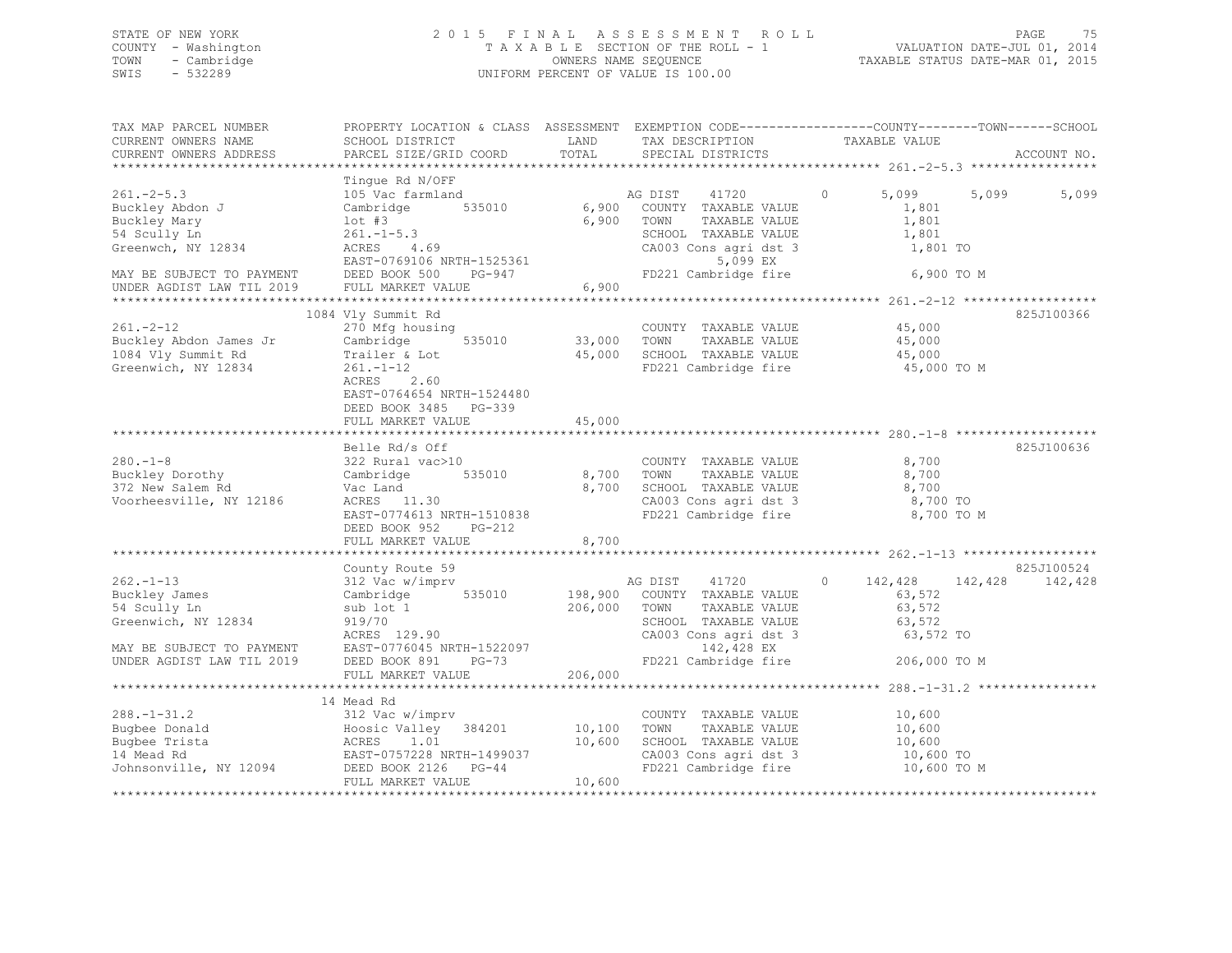STATE OF NEW YORK
COUNTY - Washington
TOWN - Cambridge
SWIS - 532289

2015 FINAL ASSESSMENT ROLL
TAXABLE SECTION OF THE ROLL - 1
OWNERS NAME SEQUENCE
UNIFORM PERCENT OF VALUE IS 100.00

VALUATION DATE-JUL 01, 2014
TAXABLE STATUS DATE-MAR 01, 2015

```
TAX MAP PARCEL NUMBER          PROPERTY LOCATION & CLASS  ASSESSMENT  EXEMPTION CODE------------------COUNTY--------TOWN------SCHOOL
CURRENT OWNERS NAME            SCHOOL DISTRICT               LAND      TAX DESCRIPTION            TAXABLE VALUE
CURRENT OWNERS ADDRESS         PARCEL SIZE/GRID COORD        TOTAL     SPECIAL DISTRICTS                                      ACCOUNT NO.
******************************************************************************************************* 261.-2-5.3 *****************
                               Tingue Rd N/OFF
261.-2-5.3                     105 Vac farmland                  AG DIST    41720          0        5,099      5,099       5,099
Buckley Abdon J                Cambridge         535010      6,900   COUNTY  TAXABLE VALUE              1,801
Buckley Mary                   lot #3                        6,900   TOWN    TAXABLE VALUE              1,801
54 Scully Ln                   261.-1-5.3                            SCHOOL  TAXABLE VALUE              1,801
Greenwch, NY 12834             ACRES    4.69                         CA003 Cons agri dst 3              1,801 TO
                               EAST-0769106 NRTH-1525361                  5,099 EX
MAY BE SUBJECT TO PAYMENT      DEED BOOK 500     PG-947              FD221 Cambridge fire               6,900 TO M
UNDER AGDIST LAW TIL 2019      FULL MARKET VALUE             6,900
******************************************************************************************************* 261.-2-12 ******************
                               1084 Vly Summit Rd                                                                          825J100366
261.-2-12                      270 Mfg housing                       COUNTY  TAXABLE VALUE             45,000
Buckley Abdon James Jr         Cambridge         535010     33,000   TOWN    TAXABLE VALUE             45,000
1084 Vly Summit Rd             Trailer & Lot                45,000   SCHOOL  TAXABLE VALUE             45,000
Greenwich, NY 12834            261.-1-12                             FD221 Cambridge fire              45,000 TO M
                               ACRES    2.60
                               EAST-0764654 NRTH-1524480
                               DEED BOOK 3485    PG-339
                               FULL MARKET VALUE            45,000
******************************************************************************************************* 280.-1-8 *******************
                               Belle Rd/s Off                                                                              825J100636
280.-1-8                       322 Rural vac>10                      COUNTY  TAXABLE VALUE              8,700
Buckley Dorothy                Cambridge         535010      8,700   TOWN    TAXABLE VALUE              8,700
372 New Salem Rd               Vac Land                      8,700   SCHOOL  TAXABLE VALUE              8,700
Voorheesville, NY 12186        ACRES   11.30                         CA003 Cons agri dst 3              8,700 TO
                               EAST-0774613 NRTH-1510838             FD221 Cambridge fire               8,700 TO M
                               DEED BOOK 952     PG-212
                               FULL MARKET VALUE             8,700
******************************************************************************************************* 262.-1-13 ******************
                               County Route 59                                                                             825J100524
262.-1-13                      312 Vac w/imprv                   AG DIST    41720          0      142,428    142,428     142,428
Buckley James                  Cambridge         535010    198,900   COUNTY  TAXABLE VALUE             63,572
54 Scully Ln                   sub lot 1                   206,000   TOWN    TAXABLE VALUE             63,572
Greenwich, NY 12834            919/70                                SCHOOL  TAXABLE VALUE             63,572
                               ACRES  129.90                         CA003 Cons agri dst 3             63,572 TO
MAY BE SUBJECT TO PAYMENT      EAST-0776045 NRTH-1522097                142,428 EX
UNDER AGDIST LAW TIL 2019      DEED BOOK 891     PG-73               FD221 Cambridge fire             206,000 TO M
                               FULL MARKET VALUE           206,000
******************************************************************************************************* 288.-1-31.2 ****************
                               14 Mead Rd
288.-1-31.2                    312 Vac w/imprv                       COUNTY  TAXABLE VALUE             10,600
Bugbee Donald                  Hoosic Valley     384201     10,100   TOWN    TAXABLE VALUE             10,600
Bugbee Trista                  ACRES    1.01                10,600   SCHOOL  TAXABLE VALUE             10,600
14 Mead Rd                     EAST-0757228 NRTH-1499037             CA003 Cons agri dst 3             10,600 TO
Johnsonville, NY 12094         DEED BOOK 2126    PG-44               FD221 Cambridge fire              10,600 TO M
                               FULL MARKET VALUE            10,600
************************************************************************************************************************************
```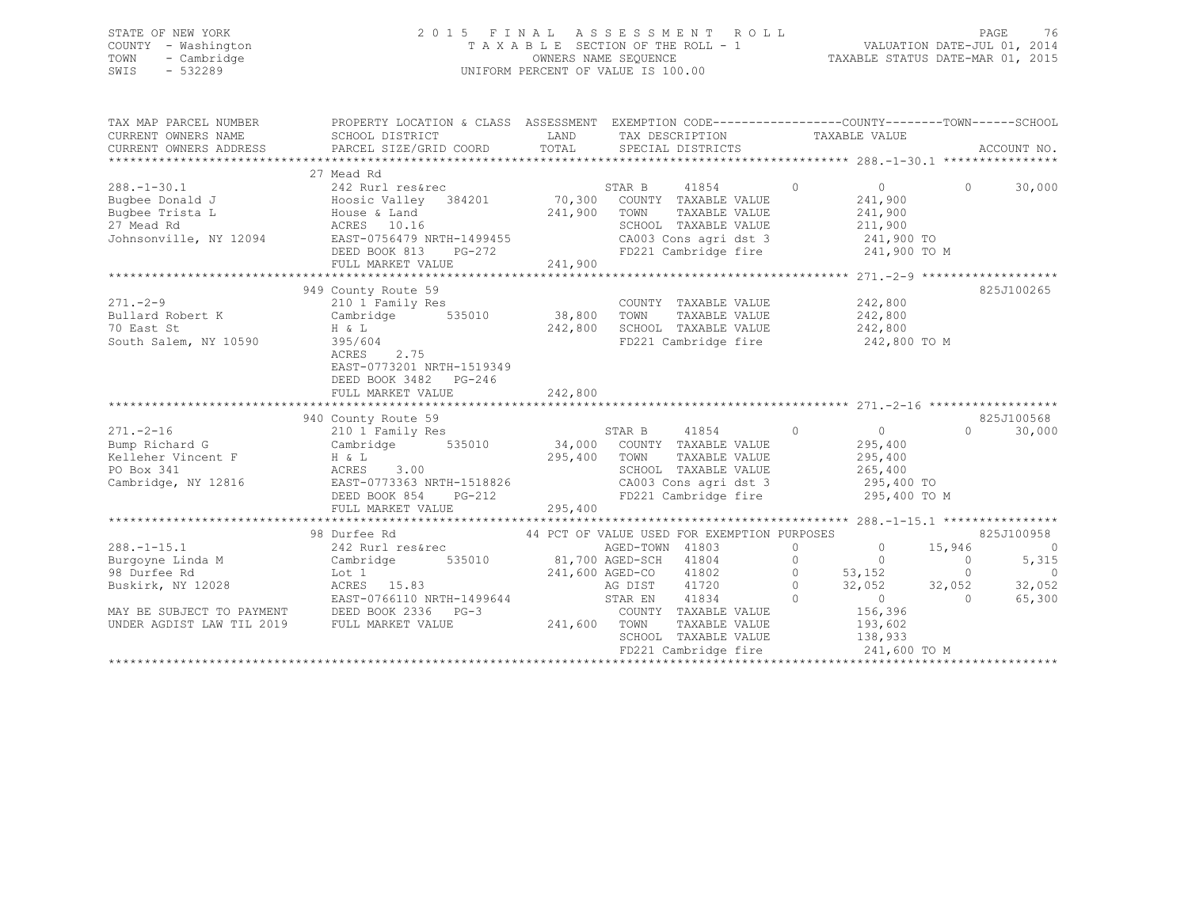STATE OF NEW YORK
COUNTY - Washington
TOWN - Cambridge
SWIS - 532289

2 0 1 5 F I N A L A S S E S S M E N T R O L L
T A X A B L E SECTION OF THE ROLL - 1
OWNERS NAME SEQUENCE
UNIFORM PERCENT OF VALUE IS 100.00

VALUATION DATE-JUL 01, 2014
TAXABLE STATUS DATE-MAR 01, 2015

```
TAX MAP PARCEL NUMBER      PROPERTY LOCATION & CLASS  ASSESSMENT  EXEMPTION CODE-----------------COUNTY--------TOWN------SCHOOL
CURRENT OWNERS NAME        SCHOOL DISTRICT               LAND      TAX DESCRIPTION            TAXABLE VALUE
CURRENT OWNERS ADDRESS     PARCEL SIZE/GRID COORD       TOTAL      SPECIAL DISTRICTS                                      ACCOUNT NO.
******************************************************************************************************* 288.-1-30.1 ****************
                           27 Mead Rd
288.-1-30.1                242 Rurl res&rec                         STAR B       41854        0           0            0     30,000
Bugbee Donald J            Hoosic Valley  384201         70,300     COUNTY  TAXABLE VALUE           241,900
Bugbee Trista L            House & Land                 241,900     TOWN    TAXABLE VALUE           241,900
27 Mead Rd                 ACRES   10.16                            SCHOOL  TAXABLE VALUE           211,900
Johnsonville, NY 12094     EAST-0756479 NRTH-1499455                CA003 Cons agri dst 3            241,900 TO
                           DEED BOOK 813     PG-272                 FD221 Cambridge fire             241,900 TO M
                           FULL MARKET VALUE            241,900
******************************************************************************************************* 271.-2-9 *******************
                           949 County Route 59                                                                    825J100265
271.-2-9                   210 1 Family Res                         COUNTY  TAXABLE VALUE           242,800
Bullard Robert K           Cambridge      535010         38,800     TOWN    TAXABLE VALUE           242,800
70 East St                 H & L                        242,800     SCHOOL  TAXABLE VALUE           242,800
South Salem, NY 10590      395/604                                  FD221 Cambridge fire             242,800 TO M
                           ACRES    2.75
                           EAST-0773201 NRTH-1519349
                           DEED BOOK 3482    PG-246
                           FULL MARKET VALUE            242,800
******************************************************************************************************* 271.-2-16 ******************
                           940 County Route 59                                                                    825J100568
271.-2-16                  210 1 Family Res                         STAR B       41854        0           0            0     30,000
Bump Richard G             Cambridge      535010         34,000     COUNTY  TAXABLE VALUE           295,400
Kelleher Vincent F         H & L                        295,400     TOWN    TAXABLE VALUE           295,400
PO Box 341                 ACRES    3.00                            SCHOOL  TAXABLE VALUE           265,400
Cambridge, NY 12816        EAST-0773363 NRTH-1518826                CA003 Cons agri dst 3            295,400 TO
                           DEED BOOK 854     PG-212                 FD221 Cambridge fire             295,400 TO M
                           FULL MARKET VALUE            295,400
******************************************************************************************************* 288.-1-15.1 ****************
                           98 Durfee Rd                    44 PCT OF VALUE USED FOR EXEMPTION PURPOSES                   825J100958
288.-1-15.1                242 Rurl res&rec                         AGED-TOWN  41803          0           0       15,946          0
Burgoyne Linda M           Cambridge      535010         81,700 AGED-SCH   41804          0           0            0      5,315
98 Durfee Rd               Lot 1                        241,600 AGED-CO    41802          0      53,152            0          0
Buskirk, NY 12028          ACRES   15.83                        AG DIST    41720          0      32,052       32,052     32,052
                           EAST-0766110 NRTH-1499644                STAR EN    41834          0           0            0     65,300
MAY BE SUBJECT TO PAYMENT  DEED BOOK 2336    PG-3                   COUNTY  TAXABLE VALUE           156,396
UNDER AGDIST LAW TIL 2019  FULL MARKET VALUE            241,600     TOWN    TAXABLE VALUE           193,602
                                                                    SCHOOL  TAXABLE VALUE           138,933
                                                                    FD221 Cambridge fire             241,600 TO M
************************************************************************************************************************************
```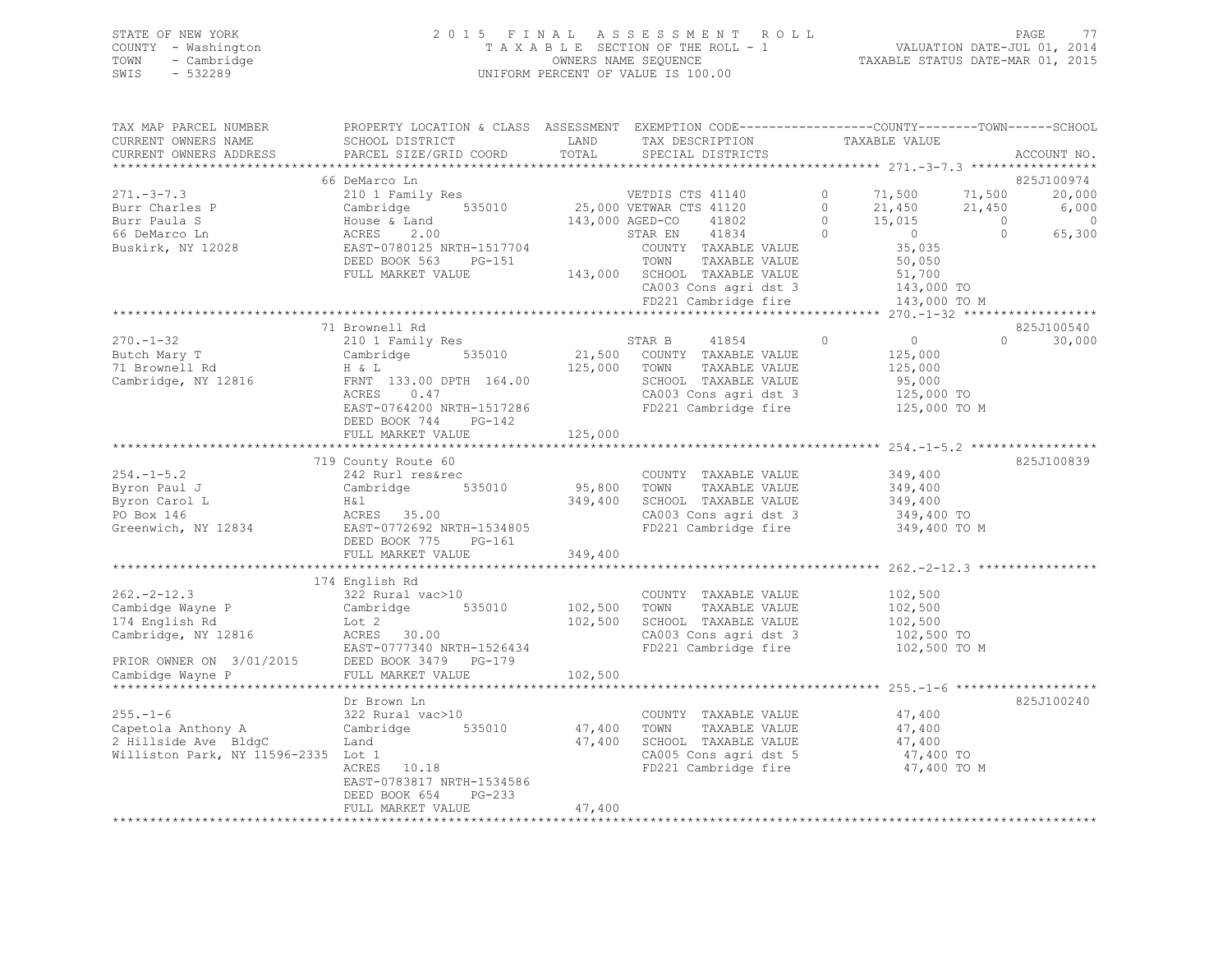STATE OF NEW YORK
COUNTY - Washington
TOWN - Cambridge
SWIS - 532289

2 0 1 5 F I N A L A S S E S S M E N T R O L L
T A X A B L E SECTION OF THE ROLL - 1
OWNERS NAME SEQUENCE
UNIFORM PERCENT OF VALUE IS 100.00

VALUATION DATE-JUL 01, 2014
TAXABLE STATUS DATE-MAR 01, 2015

```
TAX MAP PARCEL NUMBER          PROPERTY LOCATION & CLASS  ASSESSMENT  EXEMPTION CODE------------------COUNTY--------TOWN------SCHOOL
CURRENT OWNERS NAME            SCHOOL DISTRICT               LAND      TAX DESCRIPTION            TAXABLE VALUE
CURRENT OWNERS ADDRESS         PARCEL SIZE/GRID COORD        TOTAL     SPECIAL DISTRICTS                                    ACCOUNT NO.
*********************************************************************************************** 271.-3-7.3 *****************
                               66 DeMarco Ln                                                                               825J100974
271.-3-7.3                     210 1 Family Res                   VETDIS CTS 41140        0     71,500     71,500     20,000
Burr Charles P                 Cambridge          535010    25,000 VETWAR CTS 41120       0     21,450     21,450      6,000
Burr Paula S                   House & Land                143,000 AGED-CO    41802       0     15,015          0          0
66 DeMarco Ln                  ACRES     2.00                      STAR EN    41834       0          0          0     65,300
Buskirk, NY 12028              EAST-0780125 NRTH-1517704           COUNTY  TAXABLE VALUE           35,035
                               DEED BOOK 563     PG-151            TOWN    TAXABLE VALUE           50,050
                               FULL MARKET VALUE           143,000 SCHOOL  TAXABLE VALUE           51,700
                                                                   CA003 Cons agri dst 3          143,000 TO
                                                                   FD221 Cambridge fire           143,000 TO M
*********************************************************************************************** 270.-1-32 ******************
                               71 Brownell Rd                                                                              825J100540
270.-1-32                      210 1 Family Res                    STAR B     41854       0          0          0     30,000
Butch Mary T                   Cambridge          535010    21,500 COUNTY  TAXABLE VALUE          125,000
71 Brownell Rd                 H & L                       125,000 TOWN    TAXABLE VALUE          125,000
Cambridge, NY 12816            FRNT 133.00 DPTH 164.00             SCHOOL  TAXABLE VALUE           95,000
                               ACRES     0.47                      CA003 Cons agri dst 3          125,000 TO
                               EAST-0764200 NRTH-1517286           FD221 Cambridge fire           125,000 TO M
                               DEED BOOK 744     PG-142
                               FULL MARKET VALUE           125,000
*********************************************************************************************** 254.-1-5.2 *****************
                               719 County Route 60                                                                         825J100839
254.-1-5.2                     242 Rurl res&rec                    COUNTY  TAXABLE VALUE          349,400
Byron Paul J                   Cambridge          535010    95,800 TOWN    TAXABLE VALUE          349,400
Byron Carol L                  H&l                         349,400 SCHOOL  TAXABLE VALUE          349,400
PO Box 146                     ACRES    35.00                      CA003 Cons agri dst 3          349,400 TO
Greenwich, NY 12834            EAST-0772692 NRTH-1534805           FD221 Cambridge fire           349,400 TO M
                               DEED BOOK 775     PG-161
                               FULL MARKET VALUE           349,400
*********************************************************************************************** 262.-2-12.3 ****************
                               174 English Rd
262.-2-12.3                    322 Rural vac>10                    COUNTY  TAXABLE VALUE          102,500
Cambidge Wayne P               Cambridge          535010   102,500 TOWN    TAXABLE VALUE          102,500
174 English Rd                 Lot 2                       102,500 SCHOOL  TAXABLE VALUE          102,500
Cambridge, NY 12816            ACRES    30.00                      CA003 Cons agri dst 3          102,500 TO
                               EAST-0777340 NRTH-1526434           FD221 Cambridge fire           102,500 TO M
PRIOR OWNER ON 3/01/2015       DEED BOOK 3479    PG-179
Cambidge Wayne P               FULL MARKET VALUE           102,500
*********************************************************************************************** 255.-1-6 *******************
                               Dr Brown Ln                                                                                 825J100240
255.-1-6                       322 Rural vac>10                    COUNTY  TAXABLE VALUE           47,400
Capetola Anthony A             Cambridge          535010    47,400 TOWN    TAXABLE VALUE           47,400
2 Hillside Ave  BldgC          Land                         47,400 SCHOOL  TAXABLE VALUE           47,400
Williston Park, NY 11596-2335  Lot 1                               CA005 Cons agri dst 5           47,400 TO
                               ACRES    10.18                      FD221 Cambridge fire            47,400 TO M
                               EAST-0783817 NRTH-1534586
                               DEED BOOK 654     PG-233
                               FULL MARKET VALUE            47,400
************************************************************************************************************************************
```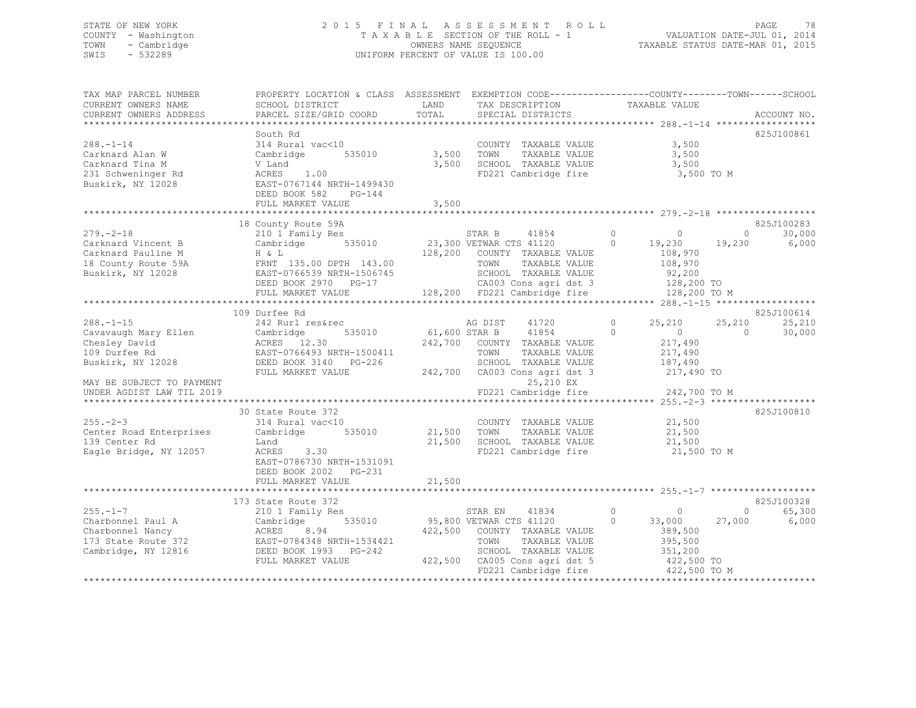STATE OF NEW YORK
COUNTY - Washington
TOWN - Cambridge
SWIS - 532289

2015 FINAL ASSESSMENT ROLL
TAXABLE SECTION OF THE ROLL - 1
OWNERS NAME SEQUENCE
UNIFORM PERCENT OF VALUE IS 100.00

VALUATION DATE-JUL 01, 2014
TAXABLE STATUS DATE-MAR 01, 2015

| TAX MAP PARCEL NUMBER / CURRENT OWNERS NAME / CURRENT OWNERS ADDRESS | PROPERTY LOCATION & CLASS / SCHOOL DISTRICT / PARCEL SIZE/GRID COORD | ASSESSMENT LAND / TOTAL | EXEMPTION CODE / TAX DESCRIPTION / SPECIAL DISTRICTS | COUNTY TAXABLE VALUE | TOWN | SCHOOL | ACCOUNT NO. |
|---|---|---|---|---|---|---|---|
| **288.-1-14** | South Rd | | | | | | 825J100861 |
| 288.-1-14 | 314 Rural vac<10 | | COUNTY TAXABLE VALUE | 3,500 | | | |
| Carknard Alan W | Cambridge 535010 | 3,500 | TOWN TAXABLE VALUE | 3,500 | | | |
| Carknard Tina M | V Land | 3,500 | SCHOOL TAXABLE VALUE | 3,500 | | | |
| 231 Schweninger Rd | ACRES 1.00 | | FD221 Cambridge fire | 3,500 TO M | | | |
| Buskirk, NY 12028 | EAST-0767144 NRTH-1499430 | | | | | | |
| | DEED BOOK 582 PG-144 | | | | | | |
| | FULL MARKET VALUE | 3,500 | | | | | |
| **279.-2-18** | 18 County Route 59A | | | | | | 825J100283 |
| 279.-2-18 | 210 1 Family Res | | STAR B 41854 0 | 0 | 0 | 30,000 | |
| Carknard Vincent B | Cambridge 535010 | 23,300 | VETWAR CTS 41120 0 | 19,230 | 19,230 | 6,000 | |
| Carknard Pauline M | H & L | 128,200 | COUNTY TAXABLE VALUE | 108,970 | | | |
| 18 County Route 59A | FRNT 135.00 DPTH 143.00 | | TOWN TAXABLE VALUE | 108,970 | | | |
| Buskirk, NY 12028 | EAST-0766539 NRTH-1506745 | | SCHOOL TAXABLE VALUE | 92,200 | | | |
| | DEED BOOK 2970 PG-17 | | CA003 Cons agri dst 3 | 128,200 TO | | | |
| | FULL MARKET VALUE | 128,200 | FD221 Cambridge fire | 128,200 TO M | | | |
| **288.-1-15** | 109 Durfee Rd | | | | | | 825J100614 |
| 288.-1-15 | 242 Rurl res&rec | | AG DIST 41720 0 | 25,210 | 25,210 | 25,210 | |
| Cavavaugh Mary Ellen | Cambridge 535010 | 61,600 | STAR B 41854 0 | 0 | 0 | 30,000 | |
| Chesley David | ACRES 12.30 | 242,700 | COUNTY TAXABLE VALUE | 217,490 | | | |
| 109 Durfee Rd | EAST-0766493 NRTH-1500411 | | TOWN TAXABLE VALUE | 217,490 | | | |
| Buskirk, NY 12028 | DEED BOOK 3140 PG-226 | | SCHOOL TAXABLE VALUE | 187,490 | | | |
| | FULL MARKET VALUE | 242,700 | CA003 Cons agri dst 3 | 217,490 TO | | | |
| MAY BE SUBJECT TO PAYMENT | | | 25,210 EX | | | | |
| UNDER AGDIST LAW TIL 2019 | | | FD221 Cambridge fire | 242,700 TO M | | | |
| **255.-2-3** | 30 State Route 372 | | | | | | 825J100810 |
| 255.-2-3 | 314 Rural vac<10 | | COUNTY TAXABLE VALUE | 21,500 | | | |
| Center Road Enterprises | Cambridge 535010 | 21,500 | TOWN TAXABLE VALUE | 21,500 | | | |
| 139 Center Rd | Land | 21,500 | SCHOOL TAXABLE VALUE | 21,500 | | | |
| Eagle Bridge, NY 12057 | ACRES 3.30 | | FD221 Cambridge fire | 21,500 TO M | | | |
| | EAST-0786730 NRTH-1531091 | | | | | | |
| | DEED BOOK 2002 PG-231 | | | | | | |
| | FULL MARKET VALUE | 21,500 | | | | | |
| **255.-1-7** | 173 State Route 372 | | | | | | 825J100328 |
| 255.-1-7 | 210 1 Family Res | | STAR EN 41834 0 | 0 | 0 | 65,300 | |
| Charbonnel Paul A | Cambridge 535010 | 95,800 | VETWAR CTS 41120 0 | 33,000 | 27,000 | 6,000 | |
| Charbonnel Nancy | ACRES 8.94 | 422,500 | COUNTY TAXABLE VALUE | 389,500 | | | |
| 173 State Route 372 | EAST-0784348 NRTH-1534421 | | TOWN TAXABLE VALUE | 395,500 | | | |
| Cambridge, NY 12816 | DEED BOOK 1993 PG-242 | | SCHOOL TAXABLE VALUE | 351,200 | | | |
| | FULL MARKET VALUE | 422,500 | CA005 Cons agri dst 5 | 422,500 TO | | | |
| | | | FD221 Cambridge fire | 422,500 TO M | | | |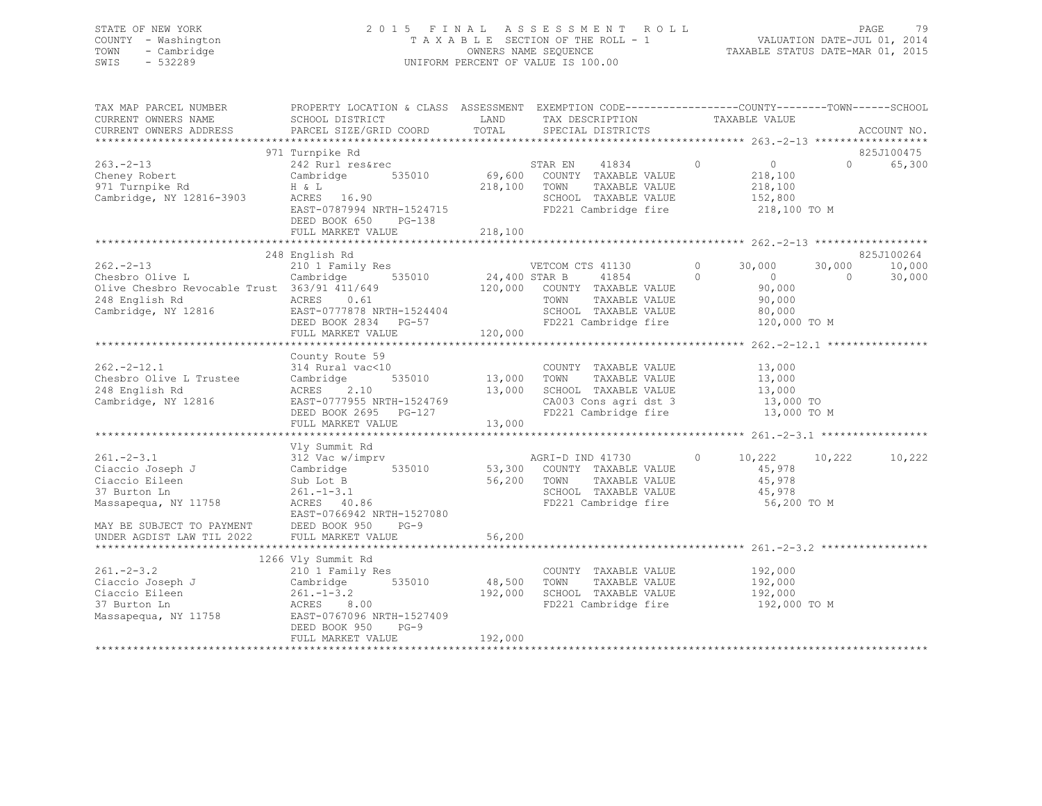STATE OF NEW YORK
COUNTY - Washington
TOWN - Cambridge
SWIS - 532289

2 0 1 5 F I N A L A S S E S S M E N T R O L L
T A X A B L E SECTION OF THE ROLL - 1
OWNERS NAME SEQUENCE
UNIFORM PERCENT OF VALUE IS 100.00

VALUATION DATE-JUL 01, 2014
TAXABLE STATUS DATE-MAR 01, 2015

```
TAX MAP PARCEL NUMBER          PROPERTY LOCATION & CLASS  ASSESSMENT  EXEMPTION CODE------------------COUNTY--------TOWN------SCHOOL
CURRENT OWNERS NAME            SCHOOL DISTRICT              LAND      TAX DESCRIPTION              TAXABLE VALUE
CURRENT OWNERS ADDRESS         PARCEL SIZE/GRID COORD       TOTAL     SPECIAL DISTRICTS                                    ACCOUNT NO.
*********************************************************************************************** 263.-2-13 ******************
                               971 Turnpike Rd                                                                          825J100475
263.-2-13                      242 Rurl res&rec                  STAR EN    41834        0          0            0       65,300
Cheney Robert                  Cambridge       535010   69,600   COUNTY  TAXABLE VALUE            218,100
971 Turnpike Rd                H & L                   218,100   TOWN    TAXABLE VALUE            218,100
Cambridge, NY 12816-3903       ACRES  16.90                      SCHOOL  TAXABLE VALUE            152,800
                               EAST-0787994 NRTH-1524715         FD221 Cambridge fire             218,100 TO M
                               DEED BOOK 650    PG-138
                               FULL MARKET VALUE       218,100
*********************************************************************************************** 262.-2-13 ******************
                               248 English Rd                                                                           825J100264
262.-2-13                      210 1 Family Res                  VETCOM CTS 41130        0     30,000       30,000       10,000
Chesbro Olive L                Cambridge       535010   24,400 STAR B      41854        0          0            0       30,000
Olive Chesbro Revocable Trust  363/91 411/649          120,000   COUNTY  TAXABLE VALUE             90,000
248 English Rd                 ACRES   0.61                      TOWN    TAXABLE VALUE             90,000
Cambridge, NY 12816            EAST-0777878 NRTH-1524404         SCHOOL  TAXABLE VALUE             80,000
                               DEED BOOK 2834   PG-57            FD221 Cambridge fire             120,000 TO M
                               FULL MARKET VALUE       120,000
*********************************************************************************************** 262.-2-12.1 ****************
                               County Route 59
262.-2-12.1                    314 Rural vac<10                  COUNTY  TAXABLE VALUE             13,000
Chesbro Olive L Trustee        Cambridge       535010   13,000   TOWN    TAXABLE VALUE             13,000
248 English Rd                 ACRES   2.10             13,000   SCHOOL  TAXABLE VALUE             13,000
Cambridge, NY 12816            EAST-0777955 NRTH-1524769         CA003 Cons agri dst 3             13,000 TO
                               DEED BOOK 2695   PG-127           FD221 Cambridge fire              13,000 TO M
                               FULL MARKET VALUE        13,000
*********************************************************************************************** 261.-2-3.1 *****************
                               Vly Summit Rd
261.-2-3.1                     312 Vac w/imprv                   AGRI-D IND 41730        0     10,222       10,222       10,222
Ciaccio Joseph J               Cambridge       535010   53,300   COUNTY  TAXABLE VALUE             45,978
Ciaccio Eileen                 Sub Lot B                56,200   TOWN    TAXABLE VALUE             45,978
37 Burton Ln                   261.-1-3.1                        SCHOOL  TAXABLE VALUE             45,978
Massapequa, NY 11758           ACRES  40.86                      FD221 Cambridge fire              56,200 TO M
                               EAST-0766942 NRTH-1527080
MAY BE SUBJECT TO PAYMENT      DEED BOOK 950    PG-9
UNDER AGDIST LAW TIL 2022      FULL MARKET VALUE        56,200
*********************************************************************************************** 261.-2-3.2 *****************
                               1266 Vly Summit Rd
261.-2-3.2                     210 1 Family Res                  COUNTY  TAXABLE VALUE            192,000
Ciaccio Joseph J               Cambridge       535010   48,500   TOWN    TAXABLE VALUE            192,000
Ciaccio Eileen                 261.-1-3.2              192,000   SCHOOL  TAXABLE VALUE            192,000
37 Burton Ln                   ACRES   8.00                      FD221 Cambridge fire             192,000 TO M
Massapequa, NY 11758           EAST-0767096 NRTH-1527409
                               DEED BOOK 950    PG-9
                               FULL MARKET VALUE       192,000
******************************************************************************************************************************
```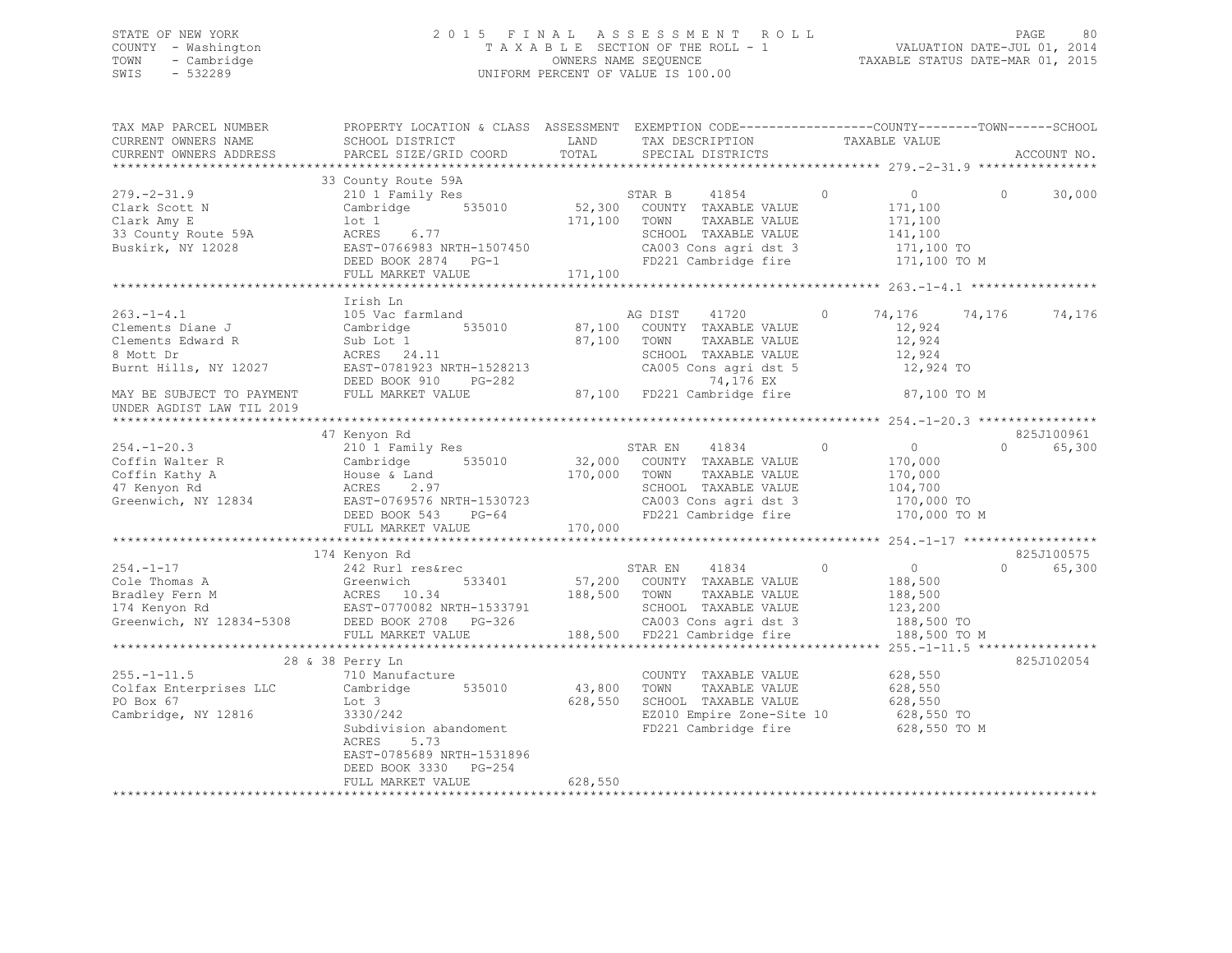STATE OF NEW YORK
COUNTY - Washington
TOWN - Cambridge
SWIS - 532289

# 2015 FINAL ASSESSMENT ROLL

TAXABLE SECTION OF THE ROLL - 1
OWNERS NAME SEQUENCE
UNIFORM PERCENT OF VALUE IS 100.00

VALUATION DATE-JUL 01, 2014
TAXABLE STATUS DATE-MAR 01, 2015

| TAX MAP PARCEL NUMBER / CURRENT OWNERS NAME / CURRENT OWNERS ADDRESS | PROPERTY LOCATION & CLASS / SCHOOL DISTRICT / PARCEL SIZE/GRID COORD | ASSESSMENT LAND | TOTAL | EXEMPTION CODE / TAX DESCRIPTION / SPECIAL DISTRICTS | COUNTY TAXABLE VALUE | TOWN | SCHOOL | ACCOUNT NO. |
|---|---|---|---|---|---|---|---|---|
| 279.-2-31.9 | 33 County Route 59A | | | | | | | |
| 279.-2-31.9 | 210 1 Family Res | | | STAR B 41854 0 | 0 | 0 | 30,000 | |
| Clark Scott N | Cambridge 535010 | 52,300 | | COUNTY TAXABLE VALUE | 171,100 | | | |
| Clark Amy E | lot 1 | | 171,100 | TOWN TAXABLE VALUE | 171,100 | | | |
| 33 County Route 59A | ACRES 6.77 | | | SCHOOL TAXABLE VALUE | 141,100 | | | |
| Buskirk, NY 12028 | EAST-0766983 NRTH-1507450 | | | CA003 Cons agri dst 3 | 171,100 TO | | | |
| | DEED BOOK 2874 PG-1 | | | FD221 Cambridge fire | 171,100 TO M | | | |
| | FULL MARKET VALUE | | 171,100 | | | | | |
| 263.-1-4.1 | Irish Ln | | | | | | | |
| 263.-1-4.1 | 105 Vac farmland | | | AG DIST 41720 0 | 74,176 | 74,176 | 74,176 | |
| Clements Diane J | Cambridge 535010 | 87,100 | | COUNTY TAXABLE VALUE | 12,924 | | | |
| Clements Edward R | Sub Lot 1 | | 87,100 | TOWN TAXABLE VALUE | 12,924 | | | |
| 8 Mott Dr | ACRES 24.11 | | | SCHOOL TAXABLE VALUE | 12,924 | | | |
| Burnt Hills, NY 12027 | EAST-0781923 NRTH-1528213 | | | CA005 Cons agri dst 5 | 12,924 TO | | | |
| | DEED BOOK 910 PG-282 | | | 74,176 EX | | | | |
| MAY BE SUBJECT TO PAYMENT UNDER AGDIST LAW TIL 2019 | FULL MARKET VALUE | | 87,100 | FD221 Cambridge fire | 87,100 TO M | | | |
| 254.-1-20.3 | 47 Kenyon Rd | | | | | | | 825J100961 |
| 254.-1-20.3 | 210 1 Family Res | | | STAR EN 41834 0 | 0 | 0 | 65,300 | |
| Coffin Walter R | Cambridge 535010 | 32,000 | | COUNTY TAXABLE VALUE | 170,000 | | | |
| Coffin Kathy A | House & Land | | 170,000 | TOWN TAXABLE VALUE | 170,000 | | | |
| 47 Kenyon Rd | ACRES 2.97 | | | SCHOOL TAXABLE VALUE | 104,700 | | | |
| Greenwich, NY 12834 | EAST-0769576 NRTH-1530723 | | | CA003 Cons agri dst 3 | 170,000 TO | | | |
| | DEED BOOK 543 PG-64 | | | FD221 Cambridge fire | 170,000 TO M | | | |
| | FULL MARKET VALUE | | 170,000 | | | | | |
| 254.-1-17 | 174 Kenyon Rd | | | | | | | 825J100575 |
| 254.-1-17 | 242 Rurl res&rec | | | STAR EN 41834 0 | 0 | 0 | 65,300 | |
| Cole Thomas A | Greenwich 533401 | 57,200 | | COUNTY TAXABLE VALUE | 188,500 | | | |
| Bradley Fern M | ACRES 10.34 | | 188,500 | TOWN TAXABLE VALUE | 188,500 | | | |
| 174 Kenyon Rd | EAST-0770082 NRTH-1533791 | | | SCHOOL TAXABLE VALUE | 123,200 | | | |
| Greenwich, NY 12834-5308 | DEED BOOK 2708 PG-326 | | | CA003 Cons agri dst 3 | 188,500 TO | | | |
| | FULL MARKET VALUE | | 188,500 | FD221 Cambridge fire | 188,500 TO M | | | |
| 255.-1-11.5 | 28 & 38 Perry Ln | | | | | | | 825J102054 |
| 255.-1-11.5 | 710 Manufacture | | | COUNTY TAXABLE VALUE | 628,550 | | | |
| Colfax Enterprises LLC | Cambridge 535010 | 43,800 | | TOWN TAXABLE VALUE | 628,550 | | | |
| PO Box 67 | Lot 3 | | 628,550 | SCHOOL TAXABLE VALUE | 628,550 | | | |
| Cambridge, NY 12816 | 3330/242 | | | EZ010 Empire Zone-Site 10 | 628,550 TO | | | |
| | Subdivision abandoment | | | FD221 Cambridge fire | 628,550 TO M | | | |
| | ACRES 5.73 | | | | | | | |
| | EAST-0785689 NRTH-1531896 | | | | | | | |
| | DEED BOOK 3330 PG-254 | | | | | | | |
| | FULL MARKET VALUE | | 628,550 | | | | | |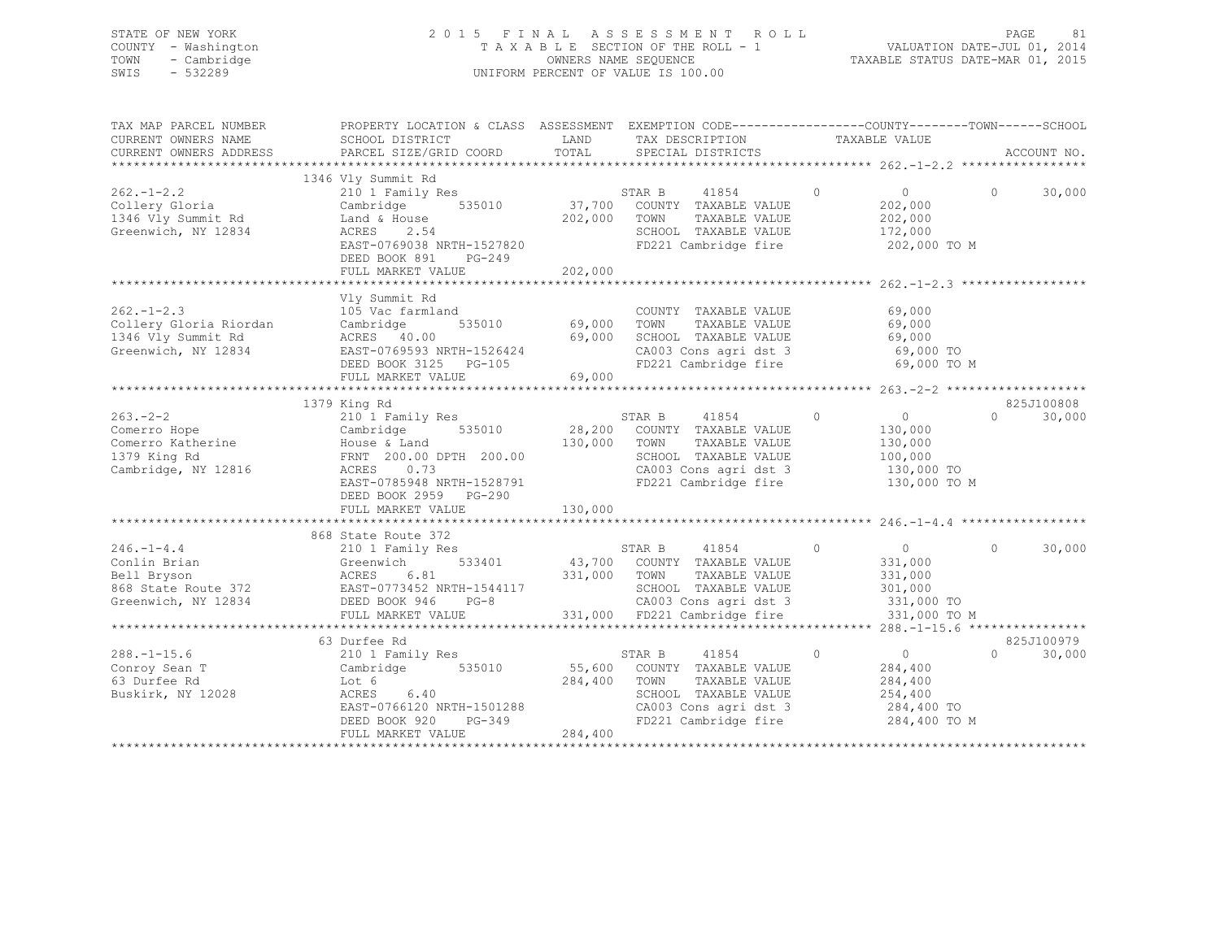STATE OF NEW YORK
COUNTY - Washington
TOWN - Cambridge
SWIS - 532289

# 2015 FINAL ASSESSMENT ROLL

TAXABLE SECTION OF THE ROLL - 1
OWNERS NAME SEQUENCE
UNIFORM PERCENT OF VALUE IS 100.00

VALUATION DATE-JUL 01, 2014
TAXABLE STATUS DATE-MAR 01, 2015

```
TAX MAP PARCEL NUMBER          PROPERTY LOCATION & CLASS  ASSESSMENT  EXEMPTION CODE------------------COUNTY--------TOWN------SCHOOL
CURRENT OWNERS NAME            SCHOOL DISTRICT               LAND      TAX DESCRIPTION            TAXABLE VALUE
CURRENT OWNERS ADDRESS         PARCEL SIZE/GRID COORD        TOTAL     SPECIAL DISTRICTS                                     ACCOUNT NO.
******************************************************************************************************* 262.-1-2.2 *****************
                               1346 Vly Summit Rd
262.-1-2.2                     210 1 Family Res                         STAR B     41854         0          0          0      30,000
Collery Gloria                 Cambridge        535010        37,700    COUNTY  TAXABLE VALUE          202,000
1346 Vly Summit Rd             Land & House                  202,000    TOWN    TAXABLE VALUE          202,000
Greenwich, NY 12834            ACRES    2.54                            SCHOOL  TAXABLE VALUE          172,000
                               EAST-0769038 NRTH-1527820                FD221 Cambridge fire           202,000 TO M
                               DEED BOOK 891    PG-249
                               FULL MARKET VALUE             202,000
******************************************************************************************************* 262.-1-2.3 *****************
                               Vly Summit Rd
262.-1-2.3                     105 Vac farmland                         COUNTY  TAXABLE VALUE           69,000
Collery Gloria Riordan         Cambridge        535010        69,000    TOWN    TAXABLE VALUE           69,000
1346 Vly Summit Rd             ACRES   40.00                  69,000    SCHOOL  TAXABLE VALUE           69,000
Greenwich, NY 12834            EAST-0769593 NRTH-1526424                CA003 Cons agri dst 3           69,000 TO
                               DEED BOOK 3125   PG-105                  FD221 Cambridge fire            69,000 TO M
                               FULL MARKET VALUE              69,000
******************************************************************************************************* 263.-2-2 *******************
                               1379 King Rd                                                                          825J100808
263.-2-2                       210 1 Family Res                         STAR B     41854         0          0          0      30,000
Comerro Hope                   Cambridge        535010        28,200    COUNTY  TAXABLE VALUE          130,000
Comerro Katherine              House & Land                  130,000    TOWN    TAXABLE VALUE          130,000
1379 King Rd                   FRNT 200.00 DPTH 200.00                  SCHOOL  TAXABLE VALUE          100,000
Cambridge, NY 12816            ACRES    0.73                            CA003 Cons agri dst 3          130,000 TO
                               EAST-0785948 NRTH-1528791                FD221 Cambridge fire           130,000 TO M
                               DEED BOOK 2959   PG-290
                               FULL MARKET VALUE             130,000
******************************************************************************************************* 246.-1-4.4 *****************
                               868 State Route 372
246.-1-4.4                     210 1 Family Res                         STAR B     41854         0          0          0      30,000
Conlin Brian                   Greenwich        533401        43,700    COUNTY  TAXABLE VALUE          331,000
Bell Bryson                    ACRES    6.81                 331,000    TOWN    TAXABLE VALUE          331,000
868 State Route 372            EAST-0773452 NRTH-1544117                SCHOOL  TAXABLE VALUE          301,000
Greenwich, NY 12834            DEED BOOK 946    PG-8                    CA003 Cons agri dst 3          331,000 TO
                               FULL MARKET VALUE             331,000    FD221 Cambridge fire           331,000 TO M
******************************************************************************************************* 288.-1-15.6 ****************
                               63 Durfee Rd                                                                          825J100979
288.-1-15.6                    210 1 Family Res                         STAR B     41854         0          0          0      30,000
Conroy Sean T                  Cambridge        535010        55,600    COUNTY  TAXABLE VALUE          284,400
63 Durfee Rd                   Lot 6                         284,400    TOWN    TAXABLE VALUE          284,400
Buskirk, NY 12028              ACRES    6.40                            SCHOOL  TAXABLE VALUE          254,400
                               EAST-0766120 NRTH-1501288                CA003 Cons agri dst 3          284,400 TO
                               DEED BOOK 920    PG-349                  FD221 Cambridge fire           284,400 TO M
                               FULL MARKET VALUE             284,400
************************************************************************************************************************************
```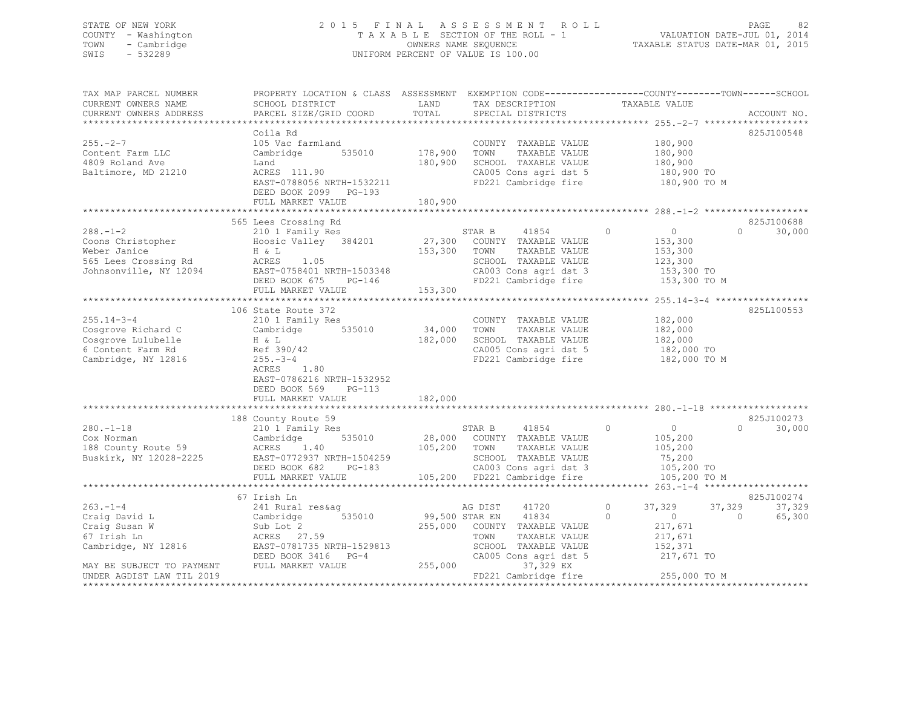STATE OF NEW YORK
COUNTY - Washington
TOWN - Cambridge
SWIS - 532289

2015 FINAL ASSESSMENT ROLL
TAXABLE SECTION OF THE ROLL - 1
OWNERS NAME SEQUENCE
UNIFORM PERCENT OF VALUE IS 100.00

VALUATION DATE-JUL 01, 2014
TAXABLE STATUS DATE-MAR 01, 2015

| TAX MAP PARCEL NUMBER / CURRENT OWNERS NAME / CURRENT OWNERS ADDRESS | PROPERTY LOCATION & CLASS / SCHOOL DISTRICT / PARCEL SIZE/GRID COORD | ASSESSMENT LAND / TOTAL | EXEMPTION CODE / TAX DESCRIPTION / SPECIAL DISTRICTS | COUNTY | TOWN | SCHOOL / ACCOUNT NO. |
|---|---|---|---|---|---|---|
| 255.-2-7 | Coila Rd | | | | | 825J100548 |
| | 105 Vac farmland | | COUNTY TAXABLE VALUE | 180,900 | | |
| Content Farm LLC | Cambridge 535010 | 178,900 | TOWN TAXABLE VALUE | 180,900 | | |
| 4809 Roland Ave | Land | 180,900 | SCHOOL TAXABLE VALUE | 180,900 | | |
| Baltimore, MD 21210 | ACRES 111.90 | | CA005 Cons agri dst 5 | 180,900 TO | | |
| | EAST-0788056 NRTH-1532211 | | FD221 Cambridge fire | 180,900 TO M | | |
| | DEED BOOK 2099 PG-193 | | | | | |
| | FULL MARKET VALUE | 180,900 | | | | |
| 288.-1-2 | 565 Lees Crossing Rd | | | | | 825J100688 |
| | 210 1 Family Res | | STAR B 41854 | 0 | 0 | 0 30,000 |
| Coons Christopher | Hoosic Valley 384201 | 27,300 | COUNTY TAXABLE VALUE | 153,300 | | |
| Weber Janice | H & L | 153,300 | TOWN TAXABLE VALUE | 153,300 | | |
| 565 Lees Crossing Rd | ACRES 1.05 | | SCHOOL TAXABLE VALUE | 123,300 | | |
| Johnsonville, NY 12094 | EAST-0758401 NRTH-1503348 | | CA003 Cons agri dst 3 | 153,300 TO | | |
| | DEED BOOK 675 PG-146 | | FD221 Cambridge fire | 153,300 TO M | | |
| | FULL MARKET VALUE | 153,300 | | | | |
| 255.14-3-4 | 106 State Route 372 | | | | | 825L100553 |
| | 210 1 Family Res | | COUNTY TAXABLE VALUE | 182,000 | | |
| Cosgrove Richard C | Cambridge 535010 | 34,000 | TOWN TAXABLE VALUE | 182,000 | | |
| Cosgrove Lulubelle | H & L | 182,000 | SCHOOL TAXABLE VALUE | 182,000 | | |
| 6 Content Farm Rd | Ref 390/42 | | CA005 Cons agri dst 5 | 182,000 TO | | |
| Cambridge, NY 12816 | 255.-3-4 | | FD221 Cambridge fire | 182,000 TO M | | |
| | ACRES 1.80 | | | | | |
| | EAST-0786216 NRTH-1532952 | | | | | |
| | DEED BOOK 569 PG-113 | | | | | |
| | FULL MARKET VALUE | 182,000 | | | | |
| 280.-1-18 | 188 County Route 59 | | | | | 825J100273 |
| | 210 1 Family Res | | STAR B 41854 | 0 | 0 | 0 30,000 |
| Cox Norman | Cambridge 535010 | 28,000 | COUNTY TAXABLE VALUE | 105,200 | | |
| 188 County Route 59 | ACRES 1.40 | 105,200 | TOWN TAXABLE VALUE | 105,200 | | |
| Buskirk, NY 12028-2225 | EAST-0772937 NRTH-1504259 | | SCHOOL TAXABLE VALUE | 75,200 | | |
| | DEED BOOK 682 PG-183 | | CA003 Cons agri dst 3 | 105,200 TO | | |
| | FULL MARKET VALUE | 105,200 | FD221 Cambridge fire | 105,200 TO M | | |
| 263.-1-4 | 67 Irish Ln | | | | | 825J100274 |
| | 241 Rural res&ag | | AG DIST 41720 | 0 37,329 | 37,329 | 37,329 |
| Craig David L | Cambridge 535010 | 99,500 | STAR EN 41834 | 0 0 | 0 | 65,300 |
| Craig Susan W | Sub Lot 2 | 255,000 | COUNTY TAXABLE VALUE | 217,671 | | |
| 67 Irish Ln | ACRES 27.59 | | TOWN TAXABLE VALUE | 217,671 | | |
| Cambridge, NY 12816 | EAST-0781735 NRTH-1529813 | | SCHOOL TAXABLE VALUE | 152,371 | | |
| | DEED BOOK 3416 PG-4 | | CA005 Cons agri dst 5 | 217,671 TO | | |
| MAY BE SUBJECT TO PAYMENT | FULL MARKET VALUE | 255,000 | 37,329 EX | | | |
| UNDER AGDIST LAW TIL 2019 | | | FD221 Cambridge fire | 255,000 TO M | | |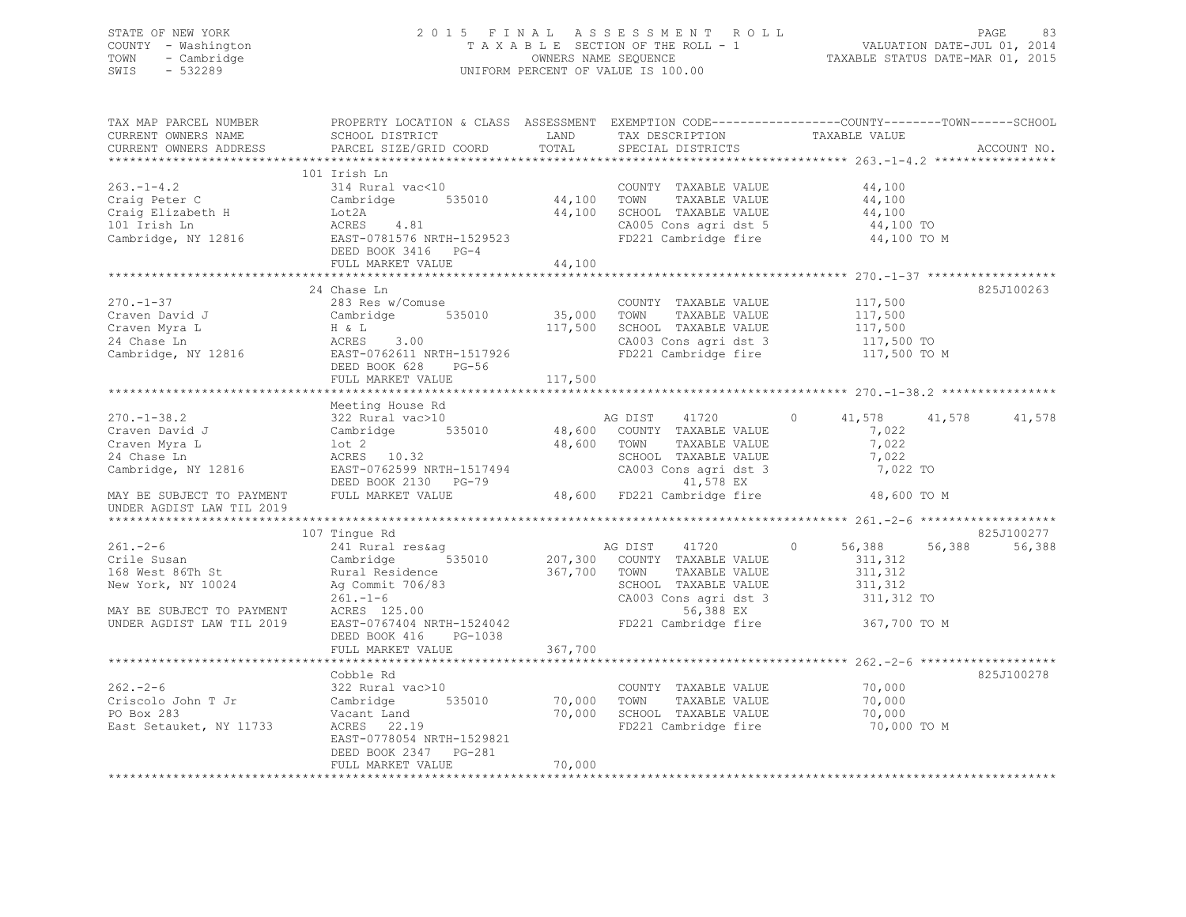STATE OF NEW YORK  
COUNTY - Washington  
TOWN - Cambridge  
SWIS - 532289

2 0 1 5  F I N A L  A S S E S S M E N T  R O L L  
T A X A B L E  SECTION OF THE ROLL - 1  
OWNERS NAME SEQUENCE  
UNIFORM PERCENT OF VALUE IS 100.00

VALUATION DATE-JUL 01, 2014  
TAXABLE STATUS DATE-MAR 01, 2015

```
TAX MAP PARCEL NUMBER          PROPERTY LOCATION & CLASS  ASSESSMENT  EXEMPTION CODE------------------COUNTY--------TOWN------SCHOOL
CURRENT OWNERS NAME            SCHOOL DISTRICT               LAND      TAX DESCRIPTION              TAXABLE VALUE
CURRENT OWNERS ADDRESS         PARCEL SIZE/GRID COORD        TOTAL     SPECIAL DISTRICTS                                     ACCOUNT NO.
******************************************************************************************************* 263.-1-4.2 *****************
                               101 Irish Ln
263.-1-4.2                     314 Rural vac<10                         COUNTY  TAXABLE VALUE              44,100
Craig Peter C                  Cambridge        535010       44,100    TOWN    TAXABLE VALUE              44,100
Craig Elizabeth H              Lot2A                         44,100    SCHOOL  TAXABLE VALUE              44,100
101 Irish Ln                   ACRES     4.81                           CA005 Cons agri dst 5               44,100 TO
Cambridge, NY 12816            EAST-0781576 NRTH-1529523                FD221 Cambridge fire                44,100 TO M
                               DEED BOOK 3416    PG-4
                               FULL MARKET VALUE             44,100
******************************************************************************************************* 270.-1-37 ******************
                               24 Chase Ln                                                                               825J100263
270.-1-37                      283 Res w/Comuse                         COUNTY  TAXABLE VALUE             117,500
Craven David J                 Cambridge        535010       35,000    TOWN    TAXABLE VALUE             117,500
Craven Myra L                  H & L                        117,500    SCHOOL  TAXABLE VALUE             117,500
24 Chase Ln                    ACRES     3.00                           CA003 Cons agri dst 3              117,500 TO
Cambridge, NY 12816            EAST-0762611 NRTH-1517926                FD221 Cambridge fire               117,500 TO M
                               DEED BOOK 628     PG-56
                               FULL MARKET VALUE            117,500
******************************************************************************************************* 270.-1-38.2 ****************
                               Meeting House Rd
270.-1-38.2                    322 Rural vac>10                         AG DIST     41720        0        41,578     41,578     41,578
Craven David J                 Cambridge        535010       48,600    COUNTY  TAXABLE VALUE               7,022
Craven Myra L                  lot 2                         48,600    TOWN    TAXABLE VALUE               7,022
24 Chase Ln                    ACRES    10.32                           SCHOOL  TAXABLE VALUE               7,022
Cambridge, NY 12816            EAST-0762599 NRTH-1517494                CA003 Cons agri dst 3                7,022 TO
                               DEED BOOK 2130    PG-79                        41,578 EX
MAY BE SUBJECT TO PAYMENT      FULL MARKET VALUE             48,600    FD221 Cambridge fire                48,600 TO M
UNDER AGDIST LAW TIL 2019
******************************************************************************************************* 261.-2-6 *******************
                               107 Tingue Rd                                                                             825J100277
261.-2-6                       241 Rural res&ag                         AG DIST     41720        0        56,388     56,388     56,388
Crile Susan                    Cambridge        535010      207,300    COUNTY  TAXABLE VALUE             311,312
168 West 86Th St               Rural Residence              367,700    TOWN    TAXABLE VALUE             311,312
New York, NY 10024             Ag Commit 706/83                         SCHOOL  TAXABLE VALUE             311,312
                               261.-1-6                                 CA003 Cons agri dst 3              311,312 TO
MAY BE SUBJECT TO PAYMENT      ACRES   125.00                                 56,388 EX
UNDER AGDIST LAW TIL 2019      EAST-0767404 NRTH-1524042                FD221 Cambridge fire               367,700 TO M
                               DEED BOOK 416     PG-1038
                               FULL MARKET VALUE            367,700
******************************************************************************************************* 262.-2-6 *******************
                               Cobble Rd                                                                                 825J100278
262.-2-6                       322 Rural vac>10                         COUNTY  TAXABLE VALUE              70,000
Criscolo John T Jr             Cambridge        535010       70,000    TOWN    TAXABLE VALUE              70,000
PO Box 283                     Vacant Land                   70,000    SCHOOL  TAXABLE VALUE              70,000
East Setauket, NY 11733        ACRES    22.19                           FD221 Cambridge fire                70,000 TO M
                               EAST-0778054 NRTH-1529821
                               DEED BOOK 2347    PG-281
                               FULL MARKET VALUE             70,000
************************************************************************************************************************************
```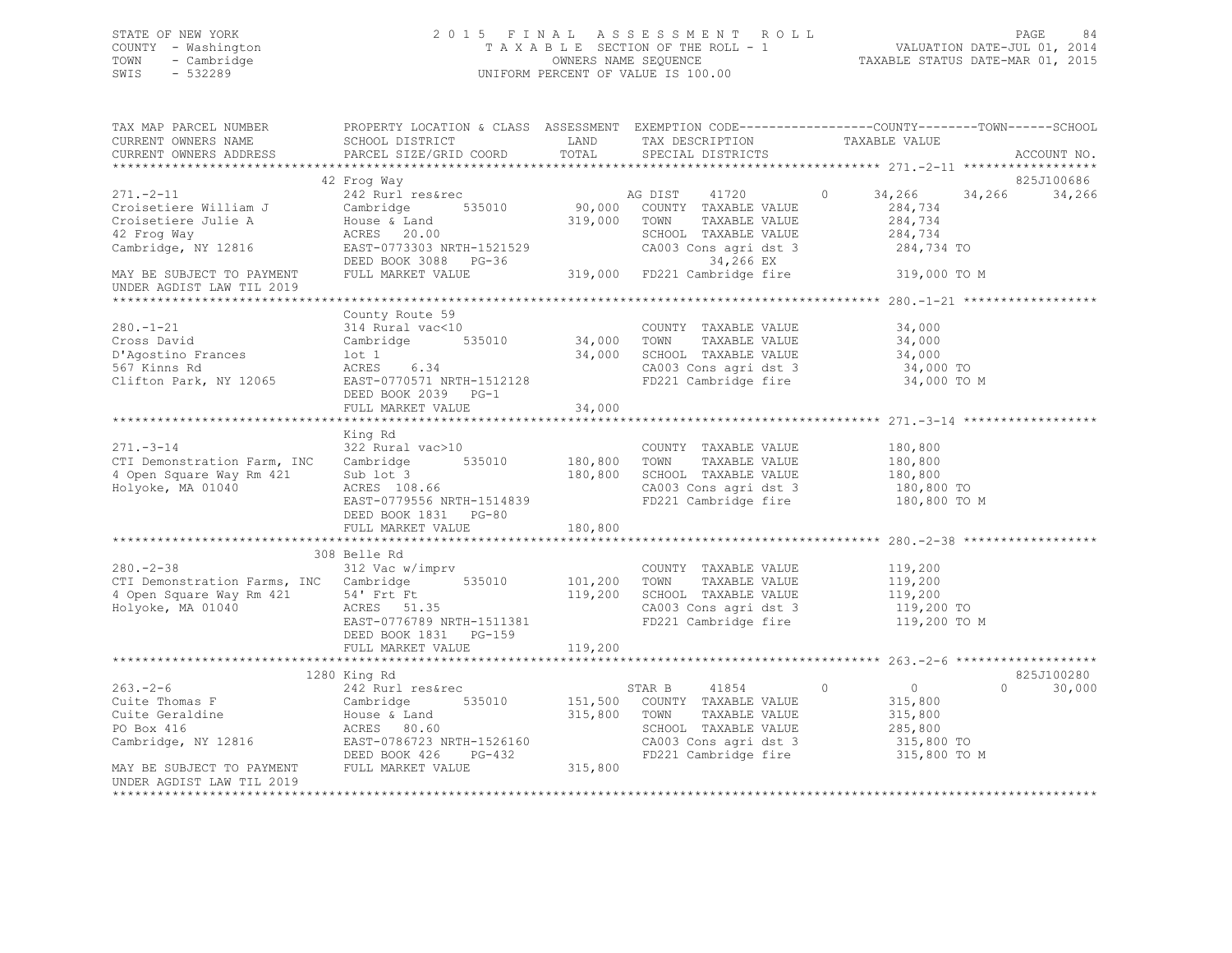STATE OF NEW YORK
COUNTY - Washington
TOWN - Cambridge
SWIS - 532289

2 0 1 5 F I N A L A S S E S S M E N T R O L L
T A X A B L E SECTION OF THE ROLL - 1
OWNERS NAME SEQUENCE
UNIFORM PERCENT OF VALUE IS 100.00

VALUATION DATE-JUL 01, 2014
TAXABLE STATUS DATE-MAR 01, 2015

```
TAX MAP PARCEL NUMBER          PROPERTY LOCATION & CLASS  ASSESSMENT  EXEMPTION CODE------------------COUNTY--------TOWN------SCHOOL
CURRENT OWNERS NAME            SCHOOL DISTRICT               LAND      TAX DESCRIPTION               TAXABLE VALUE
CURRENT OWNERS ADDRESS         PARCEL SIZE/GRID COORD        TOTAL     SPECIAL DISTRICTS                                    ACCOUNT NO.
******************************************************************************************************* 271.-2-11 ******************
                               42 Frog Way                                                                                825J100686
271.-2-11                      242 Rurl res&rec                         AG DIST     41720          0     34,266     34,266     34,266
Croisetiere William J          Cambridge        535010       90,000   COUNTY  TAXABLE VALUE             284,734
Croisetiere Julie A            House & Land                 319,000   TOWN    TAXABLE VALUE             284,734
42 Frog Way                    ACRES   20.00                          SCHOOL  TAXABLE VALUE             284,734
Cambridge, NY 12816            EAST-0773303 NRTH-1521529              CA003 Cons agri dst 3              284,734 TO
                               DEED BOOK 3088   PG-36                      34,266 EX
MAY BE SUBJECT TO PAYMENT      FULL MARKET VALUE            319,000   FD221 Cambridge fire               319,000 TO M
UNDER AGDIST LAW TIL 2019
******************************************************************************************************* 280.-1-21 ******************
                               County Route 59
280.-1-21                      314 Rural vac<10                       COUNTY  TAXABLE VALUE              34,000
Cross David                    Cambridge        535010       34,000   TOWN    TAXABLE VALUE              34,000
D'Agostino Frances             lot 1                         34,000   SCHOOL  TAXABLE VALUE              34,000
567 Kinns Rd                   ACRES    6.34                          CA003 Cons agri dst 3               34,000 TO
Clifton Park, NY 12065         EAST-0770571 NRTH-1512128              FD221 Cambridge fire                34,000 TO M
                               DEED BOOK 2039   PG-1
                               FULL MARKET VALUE             34,000
******************************************************************************************************* 271.-3-14 ******************
                               King Rd
271.-3-14                      322 Rural vac>10                       COUNTY  TAXABLE VALUE             180,800
CTI Demonstration Farm, INC    Cambridge        535010      180,800   TOWN    TAXABLE VALUE             180,800
4 Open Square Way Rm 421       Sub lot 3                    180,800   SCHOOL  TAXABLE VALUE             180,800
Holyoke, MA 01040              ACRES  108.66                          CA003 Cons agri dst 3              180,800 TO
                               EAST-0779556 NRTH-1514839              FD221 Cambridge fire               180,800 TO M
                               DEED BOOK 1831   PG-80
                               FULL MARKET VALUE            180,800
******************************************************************************************************* 280.-2-38 ******************
                               308 Belle Rd
280.-2-38                      312 Vac w/imprv                        COUNTY  TAXABLE VALUE             119,200
CTI Demonstration Farms, INC   Cambridge        535010      101,200   TOWN    TAXABLE VALUE             119,200
4 Open Square Way Rm 421       54' Frt Ft                   119,200   SCHOOL  TAXABLE VALUE             119,200
Holyoke, MA 01040              ACRES   51.35                          CA003 Cons agri dst 3              119,200 TO
                               EAST-0776789 NRTH-1511381              FD221 Cambridge fire               119,200 TO M
                               DEED BOOK 1831   PG-159
                               FULL MARKET VALUE            119,200
******************************************************************************************************* 263.-2-6 *******************
                               1280 King Rd                                                                               825J100280
263.-2-6                       242 Rurl res&rec                         STAR B      41854          0          0          0     30,000
Cuite Thomas F                 Cambridge        535010      151,500   COUNTY  TAXABLE VALUE             315,800
Cuite Geraldine                House & Land                 315,800   TOWN    TAXABLE VALUE             315,800
PO Box 416                     ACRES   80.60                          SCHOOL  TAXABLE VALUE             285,800
Cambridge, NY 12816            EAST-0786723 NRTH-1526160              CA003 Cons agri dst 3              315,800 TO
                               DEED BOOK 426    PG-432                FD221 Cambridge fire               315,800 TO M
MAY BE SUBJECT TO PAYMENT      FULL MARKET VALUE            315,800
UNDER AGDIST LAW TIL 2019
************************************************************************************************************************************
```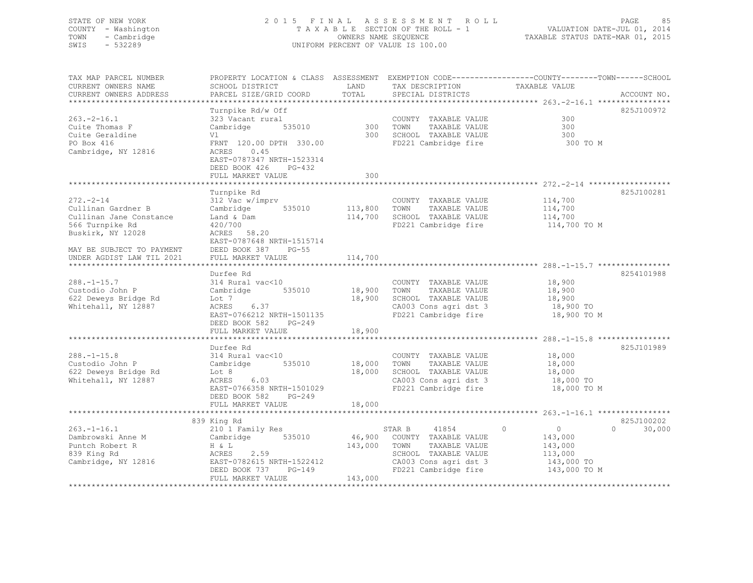STATE OF NEW YORK
COUNTY - Washington
TOWN - Cambridge
SWIS - 532289

2015 FINAL ASSESSMENT ROLL
TAXABLE SECTION OF THE ROLL - 1
OWNERS NAME SEQUENCE
UNIFORM PERCENT OF VALUE IS 100.00

VALUATION DATE-JUL 01, 2014
TAXABLE STATUS DATE-MAR 01, 2015

| TAX MAP PARCEL NUMBER<br>CURRENT OWNERS NAME<br>CURRENT OWNERS ADDRESS | PROPERTY LOCATION & CLASS<br>SCHOOL DISTRICT<br>PARCEL SIZE/GRID COORD | ASSESSMENT<br>LAND<br>TOTAL | EXEMPTION CODE<br>TAX DESCRIPTION<br>SPECIAL DISTRICTS | COUNTY / TOWN / SCHOOL<br>TAXABLE VALUE | ACCOUNT NO. |
|---|---|---|---|---|---|
| **263.-2-16.1** | Turnpike Rd/w Off | | | | 825J100972 |
| 263.-2-16.1 | 323 Vacant rural | | COUNTY TAXABLE VALUE | 300 | |
| Cuite Thomas F | Cambridge 535010 | 300 | TOWN TAXABLE VALUE | 300 | |
| Cuite Geraldine | Vl | 300 | SCHOOL TAXABLE VALUE | 300 | |
| PO Box 416 | FRNT 120.00 DPTH 330.00 | | FD221 Cambridge fire | 300 TO M | |
| Cambridge, NY 12816 | ACRES 0.45 | | | | |
| | EAST-0787347 NRTH-1523314 | | | | |
| | DEED BOOK 426 PG-432 | | | | |
| | FULL MARKET VALUE | 300 | | | |
| **272.-2-14** | Turnpike Rd | | | | 825J100281 |
| 272.-2-14 | 312 Vac w/imprv | | COUNTY TAXABLE VALUE | 114,700 | |
| Cullinan Gardner B | Cambridge 535010 | 113,800 | TOWN TAXABLE VALUE | 114,700 | |
| Cullinan Jane Constance | Land & Dam | 114,700 | SCHOOL TAXABLE VALUE | 114,700 | |
| 566 Turnpike Rd | 420/700 | | FD221 Cambridge fire | 114,700 TO M | |
| Buskirk, NY 12028 | ACRES 58.20 | | | | |
| | EAST-0787648 NRTH-1515714 | | | | |
| MAY BE SUBJECT TO PAYMENT | DEED BOOK 387 PG-55 | | | | |
| UNDER AGDIST LAW TIL 2021 | FULL MARKET VALUE | 114,700 | | | |
| **288.-1-15.7** | Durfee Rd | | | | 8254101988 |
| 288.-1-15.7 | 314 Rural vac<10 | | COUNTY TAXABLE VALUE | 18,900 | |
| Custodio John P | Cambridge 535010 | 18,900 | TOWN TAXABLE VALUE | 18,900 | |
| 622 Deweys Bridge Rd | Lot 7 | 18,900 | SCHOOL TAXABLE VALUE | 18,900 | |
| Whitehall, NY 12887 | ACRES 6.37 | | CA003 Cons agri dst 3 | 18,900 TO | |
| | EAST-0766212 NRTH-1501135 | | FD221 Cambridge fire | 18,900 TO M | |
| | DEED BOOK 582 PG-249 | | | | |
| | FULL MARKET VALUE | 18,900 | | | |
| **288.-1-15.8** | Durfee Rd | | | | 825J101989 |
| 288.-1-15.8 | 314 Rural vac<10 | | COUNTY TAXABLE VALUE | 18,000 | |
| Custodio John P | Cambridge 535010 | 18,000 | TOWN TAXABLE VALUE | 18,000 | |
| 622 Deweys Bridge Rd | Lot 8 | 18,000 | SCHOOL TAXABLE VALUE | 18,000 | |
| Whitehall, NY 12887 | ACRES 6.03 | | CA003 Cons agri dst 3 | 18,000 TO | |
| | EAST-0766358 NRTH-1501029 | | FD221 Cambridge fire | 18,000 TO M | |
| | DEED BOOK 582 PG-249 | | | | |
| | FULL MARKET VALUE | 18,000 | | | |
| **263.-1-16.1** | 839 King Rd | | | | 825J100202 |
| 263.-1-16.1 | 210 1 Family Res | | STAR B 41854 | 0 / 0 / 30,000 | |
| Dambrowski Anne M | Cambridge 535010 | 46,900 | COUNTY TAXABLE VALUE | 143,000 | |
| Puntch Robert R | H & L | 143,000 | TOWN TAXABLE VALUE | 143,000 | |
| 839 King Rd | ACRES 2.59 | | SCHOOL TAXABLE VALUE | 113,000 | |
| Cambridge, NY 12816 | EAST-0782615 NRTH-1522412 | | CA003 Cons agri dst 3 | 143,000 TO | |
| | DEED BOOK 737 PG-149 | | FD221 Cambridge fire | 143,000 TO M | |
| | FULL MARKET VALUE | 143,000 | | | |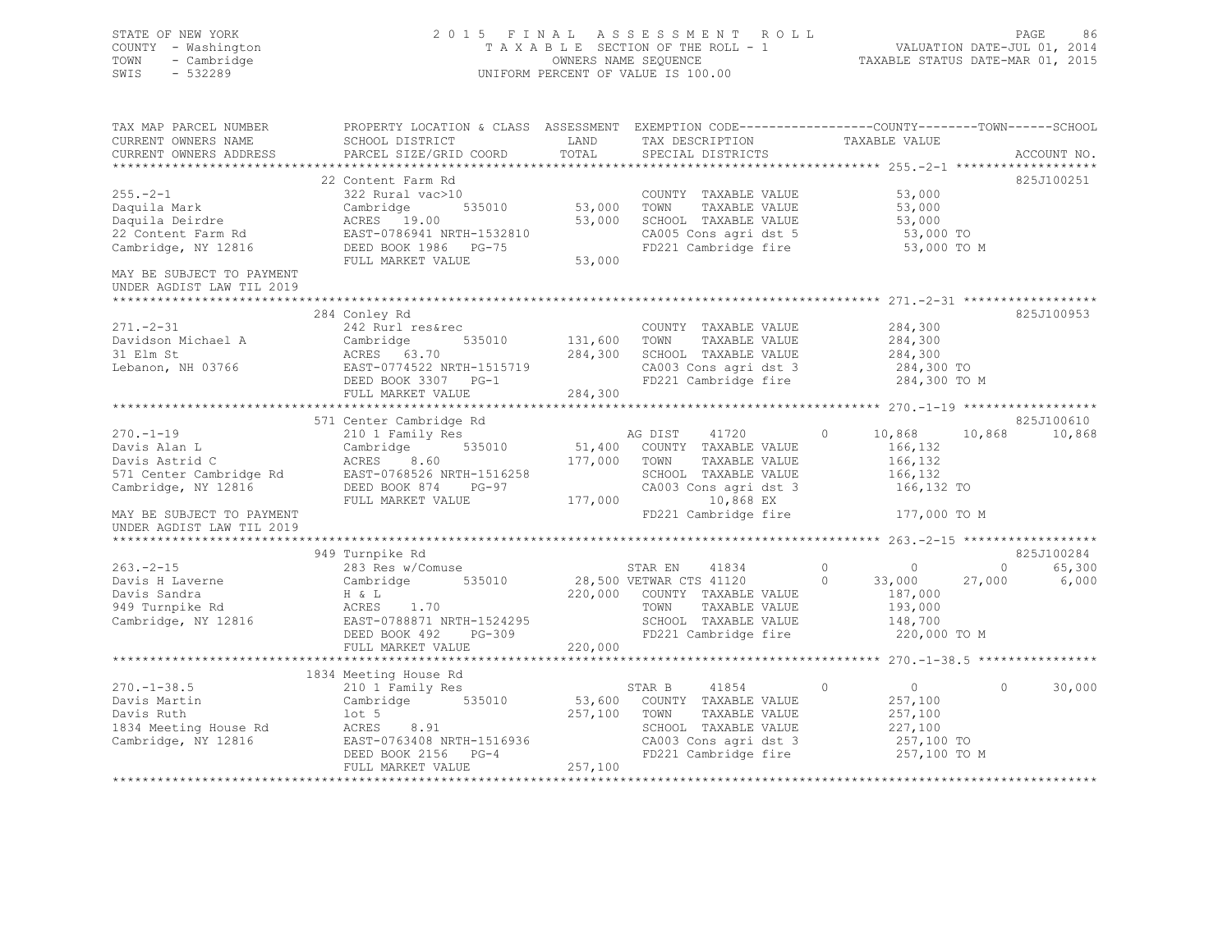STATE OF NEW YORK
COUNTY - Washington
TOWN - Cambridge
SWIS - 532289

2015 FINAL ASSESSMENT ROLL
TAXABLE SECTION OF THE ROLL - 1
OWNERS NAME SEQUENCE
UNIFORM PERCENT OF VALUE IS 100.00

VALUATION DATE-JUL 01, 2014
TAXABLE STATUS DATE-MAR 01, 2015

```
TAX MAP PARCEL NUMBER      PROPERTY LOCATION & CLASS  ASSESSMENT  EXEMPTION CODE------------------COUNTY--------TOWN------SCHOOL
CURRENT OWNERS NAME        SCHOOL DISTRICT               LAND      TAX DESCRIPTION            TAXABLE VALUE
CURRENT OWNERS ADDRESS     PARCEL SIZE/GRID COORD        TOTAL     SPECIAL DISTRICTS                                        ACCOUNT NO.
******************************************************************************************************* 255.-2-1 *******************
                           22 Content Farm Rd                                                                               825J100251
255.-2-1                   322 Rural vac>10                        COUNTY  TAXABLE VALUE            53,000
Daquila Mark               Cambridge       535010      53,000     TOWN    TAXABLE VALUE            53,000
Daquila Deirdre            ACRES  19.00                 53,000     SCHOOL  TAXABLE VALUE            53,000
22 Content Farm Rd         EAST-0786941 NRTH-1532810               CA005 Cons agri dst 5             53,000 TO
Cambridge, NY 12816        DEED BOOK 1986   PG-75                  FD221 Cambridge fire              53,000 TO M
                           FULL MARKET VALUE            53,000
MAY BE SUBJECT TO PAYMENT
UNDER AGDIST LAW TIL 2019
******************************************************************************************************* 271.-2-31 ******************
                           284 Conley Rd                                                                                    825J100953
271.-2-31                  242 Rurl res&rec                        COUNTY  TAXABLE VALUE           284,300
Davidson Michael A         Cambridge       535010     131,600     TOWN    TAXABLE VALUE           284,300
31 Elm St                  ACRES  63.70                284,300     SCHOOL  TAXABLE VALUE           284,300
Lebanon, NH 03766          EAST-0774522 NRTH-1515719               CA003 Cons agri dst 3            284,300 TO
                           DEED BOOK 3307   PG-1                   FD221 Cambridge fire             284,300 TO M
                           FULL MARKET VALUE           284,300
******************************************************************************************************* 270.-1-19 ******************
                           571 Center Cambridge Rd                                                                          825J100610
270.-1-19                  210 1 Family Res                        AG DIST     41720         0      10,868     10,868     10,868
Davis Alan L               Cambridge       535010      51,400     COUNTY  TAXABLE VALUE           166,132
Davis Astrid C             ACRES   8.60                177,000     TOWN    TAXABLE VALUE           166,132
571 Center Cambridge Rd    EAST-0768526 NRTH-1516258               SCHOOL  TAXABLE VALUE           166,132
Cambridge, NY 12816        DEED BOOK 874    PG-97                  CA003 Cons agri dst 3            166,132 TO
                           FULL MARKET VALUE           177,000             10,868 EX
MAY BE SUBJECT TO PAYMENT                                          FD221 Cambridge fire             177,000 TO M
UNDER AGDIST LAW TIL 2019
******************************************************************************************************* 263.-2-15 ******************
                           949 Turnpike Rd                                                                                  825J100284
263.-2-15                  283 Res w/Comuse                        STAR EN     41834         0           0          0     65,300
Davis H Laverne            Cambridge       535010      28,500 VETWAR CTS 41120           0      33,000     27,000      6,000
Davis Sandra               H & L                       220,000     COUNTY  TAXABLE VALUE           187,000
949 Turnpike Rd            ACRES   1.70                            TOWN    TAXABLE VALUE           193,000
Cambridge, NY 12816        EAST-0788871 NRTH-1524295               SCHOOL  TAXABLE VALUE           148,700
                           DEED BOOK 492    PG-309                 FD221 Cambridge fire             220,000 TO M
                           FULL MARKET VALUE           220,000
******************************************************************************************************* 270.-1-38.5 ****************
                           1834 Meeting House Rd
270.-1-38.5                210 1 Family Res                        STAR B      41854         0           0          0     30,000
Davis Martin               Cambridge       535010      53,600     COUNTY  TAXABLE VALUE           257,100
Davis Ruth                 lot 5                       257,100     TOWN    TAXABLE VALUE           257,100
1834 Meeting House Rd      ACRES   8.91                            SCHOOL  TAXABLE VALUE           227,100
Cambridge, NY 12816        EAST-0763408 NRTH-1516936               CA003 Cons agri dst 3            257,100 TO
                           DEED BOOK 2156   PG-4                   FD221 Cambridge fire             257,100 TO M
                           FULL MARKET VALUE           257,100
************************************************************************************************************************************
```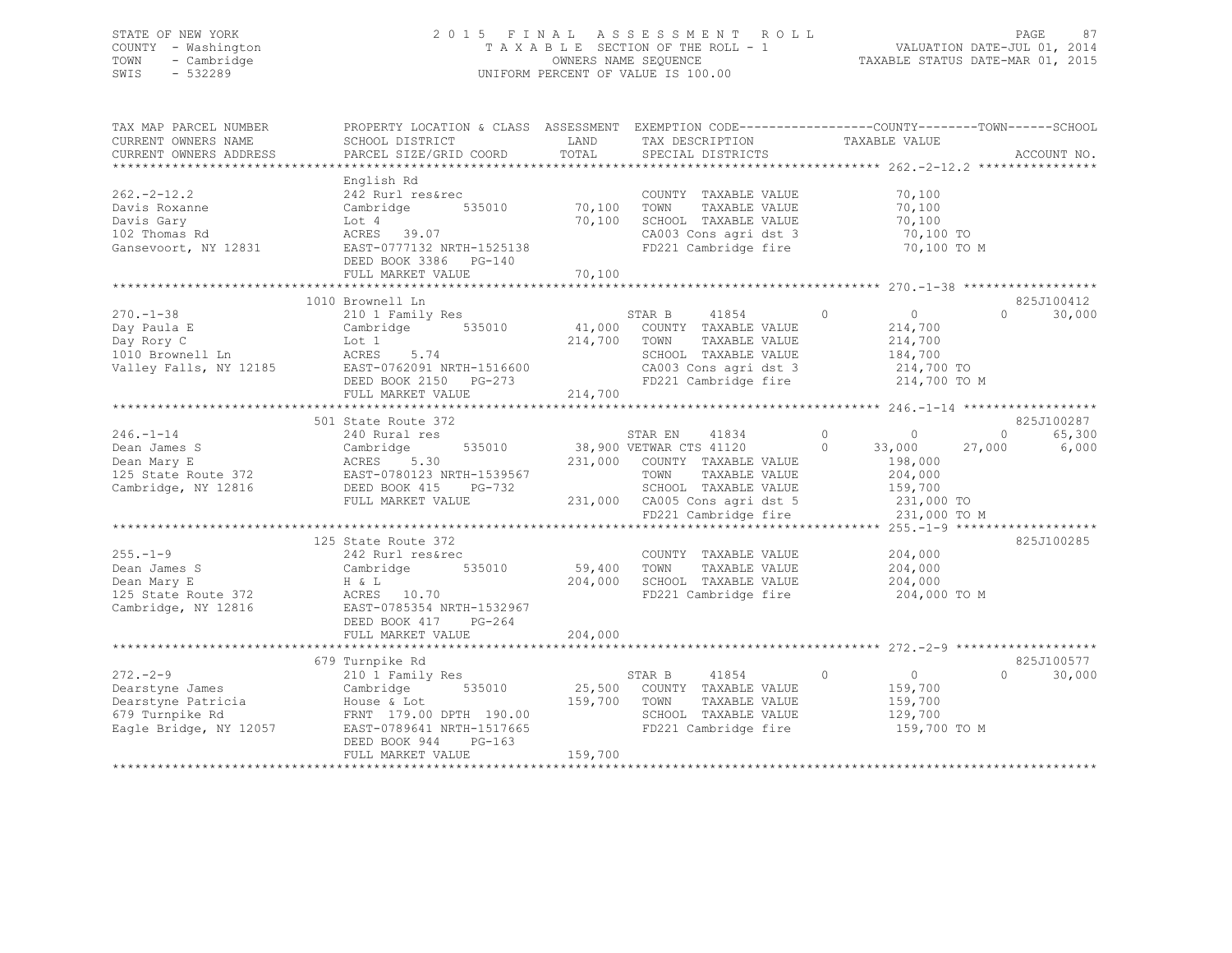STATE OF NEW YORK
COUNTY - Washington
TOWN - Cambridge
SWIS - 532289

# 2015 FINAL ASSESSMENT ROLL

TAXABLE SECTION OF THE ROLL - 1
OWNERS NAME SEQUENCE
UNIFORM PERCENT OF VALUE IS 100.00

VALUATION DATE-JUL 01, 2014
TAXABLE STATUS DATE-MAR 01, 2015

```
TAX MAP PARCEL NUMBER          PROPERTY LOCATION & CLASS  ASSESSMENT  EXEMPTION CODE------------------COUNTY--------TOWN------SCHOOL
CURRENT OWNERS NAME            SCHOOL DISTRICT               LAND      TAX DESCRIPTION             TAXABLE VALUE
CURRENT OWNERS ADDRESS         PARCEL SIZE/GRID COORD        TOTAL     SPECIAL DISTRICTS                                         ACCOUNT NO.
************************************************************************************************ 262.-2-12.2 ****************
                               English Rd
262.-2-12.2                    242 Rurl res&rec                        COUNTY  TAXABLE VALUE             70,100
Davis Roxanne                  Cambridge        535010       70,100    TOWN    TAXABLE VALUE             70,100
Davis Gary                     Lot 4                         70,100    SCHOOL  TAXABLE VALUE             70,100
102 Thomas Rd                  ACRES   39.07                           CA003 Cons agri dst 3              70,100 TO
Gansevoort, NY 12831           EAST-0777132 NRTH-1525138               FD221 Cambridge fire               70,100 TO M
                               DEED BOOK 3386   PG-140
                               FULL MARKET VALUE             70,100
************************************************************************************************ 270.-1-38 ******************
                               1010 Brownell Ln                                                                          825J100412
270.-1-38                      210 1 Family Res                        STAR B      41854        0            0            0     30,000
Day Paula E                    Cambridge        535010       41,000    COUNTY  TAXABLE VALUE            214,700
Day Rory C                     Lot 1                        214,700    TOWN    TAXABLE VALUE            214,700
1010 Brownell Ln               ACRES    5.74                           SCHOOL  TAXABLE VALUE            184,700
Valley Falls, NY 12185         EAST-0762091 NRTH-1516600               CA003 Cons agri dst 3             214,700 TO
                               DEED BOOK 2150   PG-273                 FD221 Cambridge fire              214,700 TO M
                               FULL MARKET VALUE            214,700
************************************************************************************************ 246.-1-14 ******************
                               501 State Route 372                                                                       825J100287
246.-1-14                      240 Rural res                           STAR EN     41834        0            0            0     65,300
Dean James S                   Cambridge        535010       38,900 VETWAR CTS 41120            0       33,000       27,000      6,000
Dean Mary E                    ACRES    5.30                231,000    COUNTY  TAXABLE VALUE            198,000
125 State Route 372            EAST-0780123 NRTH-1539567               TOWN    TAXABLE VALUE            204,000
Cambridge, NY 12816            DEED BOOK 415    PG-732                 SCHOOL  TAXABLE VALUE            159,700
                               FULL MARKET VALUE            231,000    CA005 Cons agri dst 5             231,000 TO
                                                                       FD221 Cambridge fire              231,000 TO M
************************************************************************************************ 255.-1-9 *******************
                               125 State Route 372                                                                       825J100285
255.-1-9                       242 Rurl res&rec                        COUNTY  TAXABLE VALUE            204,000
Dean James S                   Cambridge        535010       59,400    TOWN    TAXABLE VALUE            204,000
Dean Mary E                    H & L                        204,000    SCHOOL  TAXABLE VALUE            204,000
125 State Route 372            ACRES   10.70                           FD221 Cambridge fire              204,000 TO M
Cambridge, NY 12816            EAST-0785354 NRTH-1532967
                               DEED BOOK 417    PG-264
                               FULL MARKET VALUE            204,000
************************************************************************************************ 272.-2-9 *******************
                               679 Turnpike Rd                                                                           825J100577
272.-2-9                       210 1 Family Res                        STAR B      41854        0            0            0     30,000
Dearstyne James                Cambridge        535010       25,500    COUNTY  TAXABLE VALUE            159,700
Dearstyne Patricia             House & Lot                  159,700    TOWN    TAXABLE VALUE            159,700
679 Turnpike Rd                FRNT 179.00 DPTH 190.00                 SCHOOL  TAXABLE VALUE            129,700
Eagle Bridge, NY 12057         EAST-0789641 NRTH-1517665               FD221 Cambridge fire              159,700 TO M
                               DEED BOOK 944    PG-163
                               FULL MARKET VALUE            159,700
************************************************************************************************************************************
```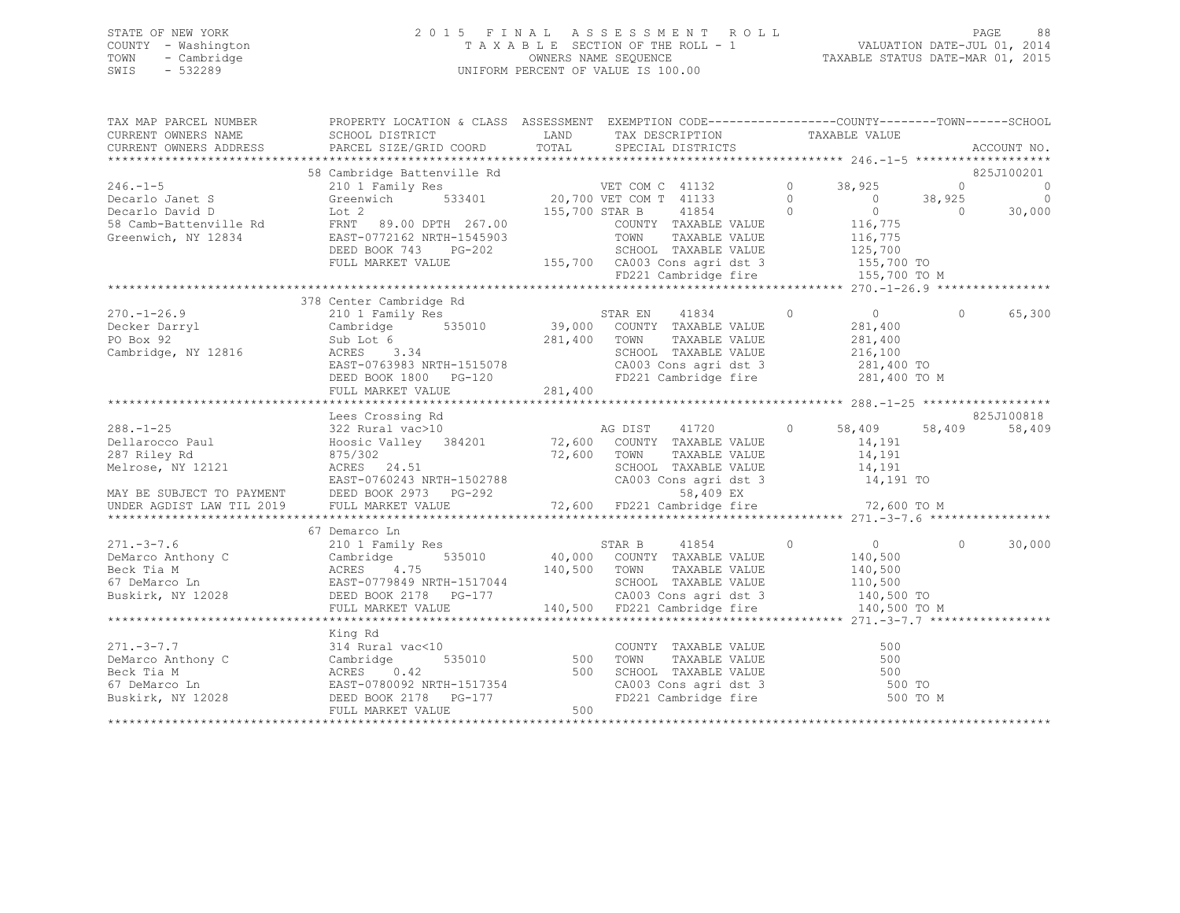STATE OF NEW YORK
COUNTY - Washington
TOWN - Cambridge
SWIS - 532289

2 0 1 5 F I N A L A S S E S S M E N T R O L L
T A X A B L E SECTION OF THE ROLL - 1
OWNERS NAME SEQUENCE
UNIFORM PERCENT OF VALUE IS 100.00

VALUATION DATE-JUL 01, 2014
TAXABLE STATUS DATE-MAR 01, 2015

| TAX MAP PARCEL NUMBER / CURRENT OWNERS NAME / CURRENT OWNERS ADDRESS | PROPERTY LOCATION & CLASS / SCHOOL DISTRICT / PARCEL SIZE/GRID COORD | ASSESSMENT LAND / TOTAL | EXEMPTION CODE / TAX DESCRIPTION / SPECIAL DISTRICTS | COUNTY TAXABLE VALUE | TOWN | SCHOOL / ACCOUNT NO. |
|---|---|---|---|---|---|---|
| 246.-1-5 | 58 Cambridge Battenville Rd | | | | | 825J100201 |
| | 210 1 Family Res | | VET COM C 41132 0 | 38,925 | 0 | 0 |
| Decarlo Janet S | Greenwich 533401 | 20,700 | VET COM T 41133 0 | 0 | 38,925 | 0 |
| Decarlo David D | Lot 2 | 155,700 | STAR B 41854 0 | 0 | 0 | 30,000 |
| 58 Camb-Battenville Rd | FRNT 89.00 DPTH 267.00 | | COUNTY TAXABLE VALUE | 116,775 | | |
| Greenwich, NY 12834 | EAST-0772162 NRTH-1545903 | | TOWN TAXABLE VALUE | 116,775 | | |
| | DEED BOOK 743 PG-202 | | SCHOOL TAXABLE VALUE | 125,700 | | |
| | FULL MARKET VALUE | 155,700 | CA003 Cons agri dst 3 | 155,700 TO | | |
| | | | FD221 Cambridge fire | 155,700 TO M | | |
| 270.-1-26.9 | 378 Center Cambridge Rd | | | | | |
| | 210 1 Family Res | | STAR EN 41834 0 | 0 | 0 | 65,300 |
| Decker Darryl | Cambridge 535010 | 39,000 | COUNTY TAXABLE VALUE | 281,400 | | |
| PO Box 92 | Sub Lot 6 | 281,400 | TOWN TAXABLE VALUE | 281,400 | | |
| Cambridge, NY 12816 | ACRES 3.34 | | SCHOOL TAXABLE VALUE | 216,100 | | |
| | EAST-0763983 NRTH-1515078 | | CA003 Cons agri dst 3 | 281,400 TO | | |
| | DEED BOOK 1800 PG-120 | | FD221 Cambridge fire | 281,400 TO M | | |
| | FULL MARKET VALUE | 281,400 | | | | |
| 288.-1-25 | Lees Crossing Rd | | | | | 825J100818 |
| | 322 Rural vac>10 | | AG DIST 41720 0 | 58,409 | 58,409 | 58,409 |
| Dellarocco Paul | Hoosic Valley 384201 | 72,600 | COUNTY TAXABLE VALUE | 14,191 | | |
| 287 Riley Rd | 875/302 | 72,600 | TOWN TAXABLE VALUE | 14,191 | | |
| Melrose, NY 12121 | ACRES 24.51 | | SCHOOL TAXABLE VALUE | 14,191 | | |
| | EAST-0760243 NRTH-1502788 | | CA003 Cons agri dst 3 | 14,191 TO | | |
| MAY BE SUBJECT TO PAYMENT | DEED BOOK 2973 PG-292 | | 58,409 EX | | | |
| UNDER AGDIST LAW TIL 2019 | FULL MARKET VALUE | 72,600 | FD221 Cambridge fire | 72,600 TO M | | |
| 271.-3-7.6 | 67 Demarco Ln | | | | | |
| | 210 1 Family Res | | STAR B 41854 0 | 0 | 0 | 30,000 |
| DeMarco Anthony C | Cambridge 535010 | 40,000 | COUNTY TAXABLE VALUE | 140,500 | | |
| Beck Tia M | ACRES 4.75 | 140,500 | TOWN TAXABLE VALUE | 140,500 | | |
| 67 DeMarco Ln | EAST-0779849 NRTH-1517044 | | SCHOOL TAXABLE VALUE | 110,500 | | |
| Buskirk, NY 12028 | DEED BOOK 2178 PG-177 | | CA003 Cons agri dst 3 | 140,500 TO | | |
| | FULL MARKET VALUE | 140,500 | FD221 Cambridge fire | 140,500 TO M | | |
| 271.-3-7.7 | King Rd | | | | | |
| | 314 Rural vac<10 | | COUNTY TAXABLE VALUE | 500 | | |
| DeMarco Anthony C | Cambridge 535010 | 500 | TOWN TAXABLE VALUE | 500 | | |
| Beck Tia M | ACRES 0.42 | 500 | SCHOOL TAXABLE VALUE | 500 | | |
| 67 DeMarco Ln | EAST-0780092 NRTH-1517354 | | CA003 Cons agri dst 3 | 500 TO | | |
| Buskirk, NY 12028 | DEED BOOK 2178 PG-177 | | FD221 Cambridge fire | 500 TO M | | |
| | FULL MARKET VALUE | 500 | | | | |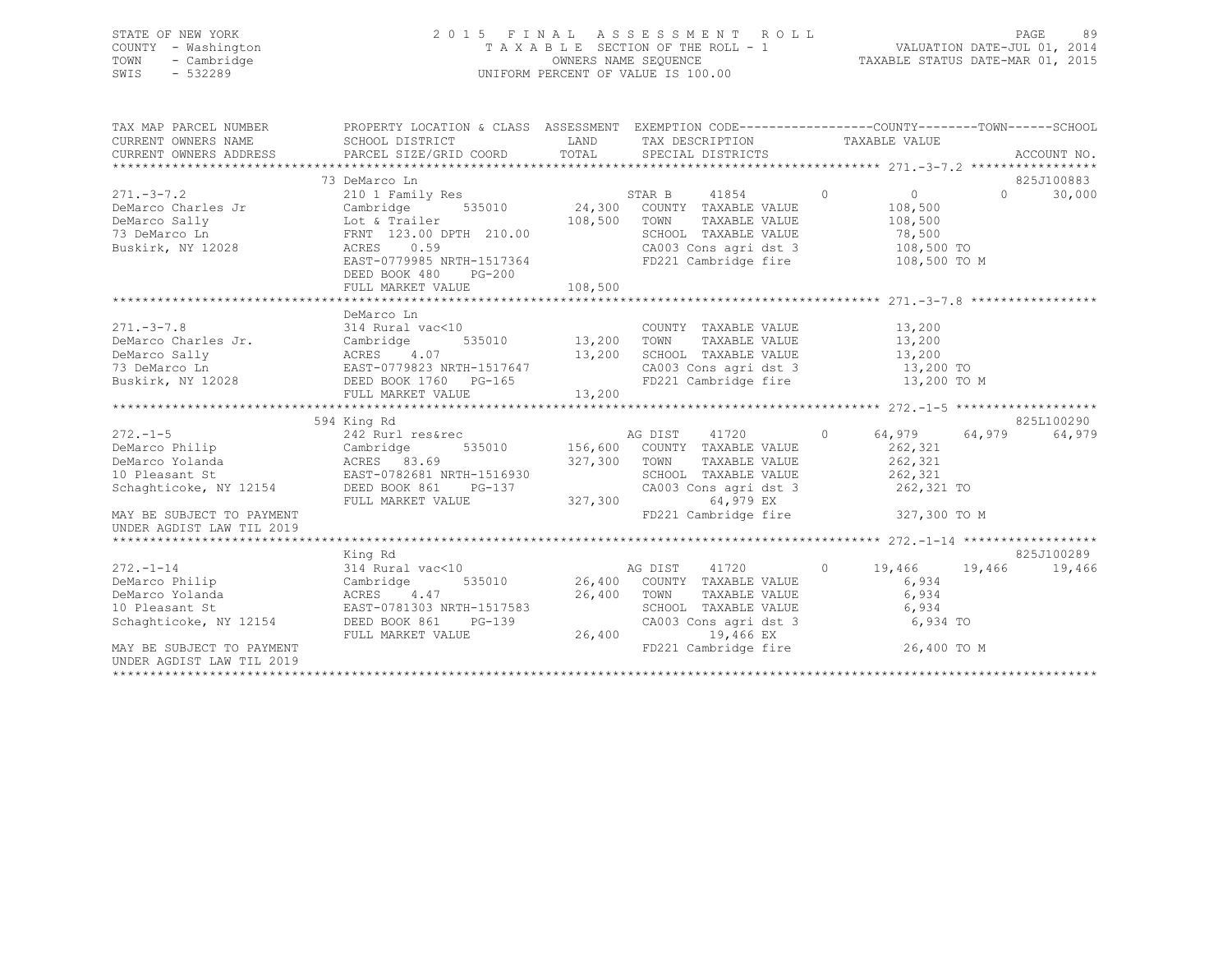STATE OF NEW YORK
COUNTY - Washington
TOWN - Cambridge
SWIS - 532289

2015 FINAL ASSESSMENT ROLL
TAXABLE SECTION OF THE ROLL - 1
OWNERS NAME SEQUENCE
UNIFORM PERCENT OF VALUE IS 100.00

VALUATION DATE-JUL 01, 2014
TAXABLE STATUS DATE-MAR 01, 2015

```
TAX MAP PARCEL NUMBER          PROPERTY LOCATION & CLASS  ASSESSMENT  EXEMPTION CODE------------------COUNTY--------TOWN------SCHOOL
CURRENT OWNERS NAME            SCHOOL DISTRICT               LAND      TAX DESCRIPTION              TAXABLE VALUE
CURRENT OWNERS ADDRESS         PARCEL SIZE/GRID COORD        TOTAL     SPECIAL DISTRICTS                                           ACCOUNT NO.
******************************************************************************************************* 271.-3-7.2 *****************
                               73 DeMarco Ln                                                                                    825J100883
271.-3-7.2                     210 1 Family Res                      STAR B    41854            0          0           0       30,000
DeMarco Charles Jr             Cambridge        535010      24,300   COUNTY  TAXABLE VALUE             108,500
DeMarco Sally                  Lot & Trailer               108,500   TOWN    TAXABLE VALUE             108,500
73 DeMarco Ln                  FRNT 123.00 DPTH 210.00               SCHOOL  TAXABLE VALUE              78,500
Buskirk, NY 12028              ACRES    0.59                         CA003 Cons agri dst 3             108,500 TO
                               EAST-0779985 NRTH-1517364             FD221 Cambridge fire              108,500 TO M
                               DEED BOOK 480    PG-200
                               FULL MARKET VALUE           108,500
******************************************************************************************************* 271.-3-7.8 *****************
                               DeMarco Ln
271.-3-7.8                     314 Rural vac<10                      COUNTY  TAXABLE VALUE              13,200
DeMarco Charles Jr.            Cambridge        535010      13,200   TOWN    TAXABLE VALUE              13,200
DeMarco Sally                  ACRES    4.07                13,200   SCHOOL  TAXABLE VALUE              13,200
73 DeMarco Ln                  EAST-0779823 NRTH-1517647             CA003 Cons agri dst 3              13,200 TO
Buskirk, NY 12028              DEED BOOK 1760   PG-165               FD221 Cambridge fire               13,200 TO M
                               FULL MARKET VALUE            13,200
******************************************************************************************************* 272.-1-5 *******************
                               594 King Rd                                                                                      825L100290
272.-1-5                       242 Rurl res&rec                      AG DIST   41720            0     64,979      64,979      64,979
DeMarco Philip                 Cambridge        535010     156,600   COUNTY  TAXABLE VALUE             262,321
DeMarco Yolanda                ACRES   83.69               327,300   TOWN    TAXABLE VALUE             262,321
10 Pleasant St                 EAST-0782681 NRTH-1516930             SCHOOL  TAXABLE VALUE             262,321
Schaghticoke, NY 12154         DEED BOOK 861    PG-137               CA003 Cons agri dst 3             262,321 TO
                               FULL MARKET VALUE           327,300          64,979 EX
MAY BE SUBJECT TO PAYMENT                                            FD221 Cambridge fire              327,300 TO M
UNDER AGDIST LAW TIL 2019
******************************************************************************************************* 272.-1-14 ******************
                               King Rd                                                                                          825J100289
272.-1-14                      314 Rural vac<10                      AG DIST   41720            0     19,466      19,466      19,466
DeMarco Philip                 Cambridge        535010      26,400   COUNTY  TAXABLE VALUE               6,934
DeMarco Yolanda                ACRES    4.47                26,400   TOWN    TAXABLE VALUE               6,934
10 Pleasant St                 EAST-0781303 NRTH-1517583             SCHOOL  TAXABLE VALUE               6,934
Schaghticoke, NY 12154         DEED BOOK 861    PG-139               CA003 Cons agri dst 3               6,934 TO
                               FULL MARKET VALUE            26,400          19,466 EX
MAY BE SUBJECT TO PAYMENT                                            FD221 Cambridge fire               26,400 TO M
UNDER AGDIST LAW TIL 2019
************************************************************************************************************************************
```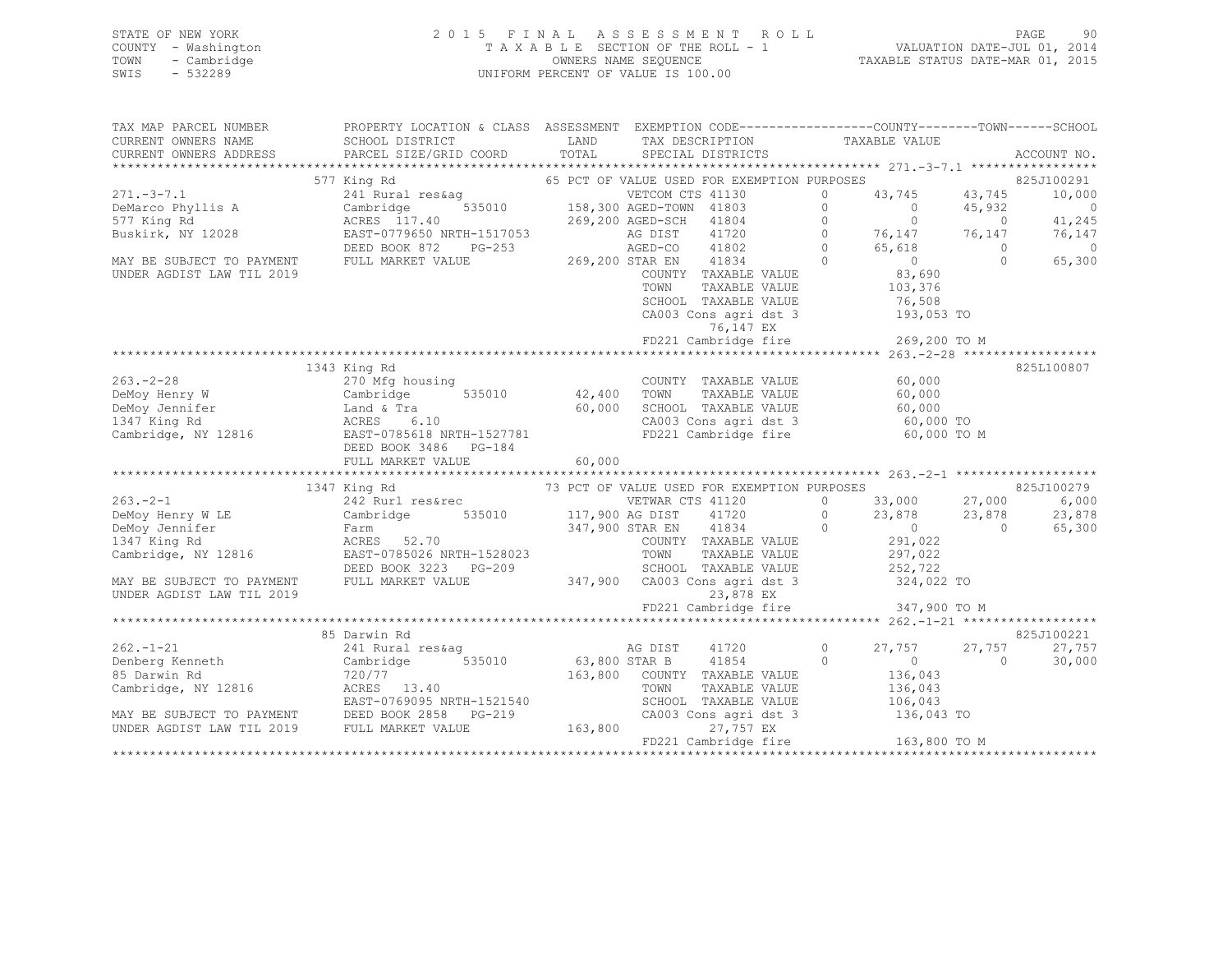STATE OF NEW YORK
COUNTY - Washington
TOWN - Cambridge
SWIS - 532289

2 0 1 5 F I N A L A S S E S S M E N T R O L L
T A X A B L E SECTION OF THE ROLL - 1
OWNERS NAME SEQUENCE
UNIFORM PERCENT OF VALUE IS 100.00

VALUATION DATE-JUL 01, 2014
TAXABLE STATUS DATE-MAR 01, 2015

| TAX MAP PARCEL NUMBER / CURRENT OWNERS NAME / CURRENT OWNERS ADDRESS | PROPERTY LOCATION & CLASS / SCHOOL DISTRICT / PARCEL SIZE/GRID COORD | ASSESSMENT LAND / TOTAL | EXEMPTION CODE / TAX DESCRIPTION / SPECIAL DISTRICTS | | COUNTY TAXABLE VALUE | TOWN | SCHOOL / ACCOUNT NO. |
|---|---|---|---|---|---|---|---|
| **271.-3-7.1** | 577 King Rd | | 65 PCT OF VALUE USED FOR EXEMPTION PURPOSES | | | | 825J100291 |
| 271.-3-7.1 | 241 Rural res&ag | | VETCOM CTS 41130 | 0 | 43,745 | 43,745 | 10,000 |
| DeMarco Phyllis A | Cambridge 535010 | 158,300 | AGED-TOWN 41803 | 0 | 0 | 45,932 | 0 |
| 577 King Rd | ACRES 117.40 | 269,200 | AGED-SCH 41804 | 0 | 0 | 0 | 41,245 |
| Buskirk, NY 12028 | EAST-0779650 NRTH-1517053 | | AG DIST 41720 | 0 | 76,147 | 76,147 | 76,147 |
| | DEED BOOK 872 PG-253 | | AGED-CO 41802 | 0 | 65,618 | 0 | 0 |
| MAY BE SUBJECT TO PAYMENT | FULL MARKET VALUE | 269,200 | STAR EN 41834 | 0 | 0 | 0 | 65,300 |
| UNDER AGDIST LAW TIL 2019 | | | COUNTY TAXABLE VALUE | | 83,690 | | |
| | | | TOWN TAXABLE VALUE | | 103,376 | | |
| | | | SCHOOL TAXABLE VALUE | | 76,508 | | |
| | | | CA003 Cons agri dst 3 | | 193,053 TO | | |
| | | | 76,147 EX | | | | |
| | | | FD221 Cambridge fire | | 269,200 TO M | | |
| **263.-2-28** | 1343 King Rd | | | | | | 825L100807 |
| 263.-2-28 | 270 Mfg housing | | COUNTY TAXABLE VALUE | | 60,000 | | |
| DeMoy Henry W | Cambridge 535010 | 42,400 | TOWN TAXABLE VALUE | | 60,000 | | |
| DeMoy Jennifer | Land & Tra | 60,000 | SCHOOL TAXABLE VALUE | | 60,000 | | |
| 1347 King Rd | ACRES 6.10 | | CA003 Cons agri dst 3 | | 60,000 TO | | |
| Cambridge, NY 12816 | EAST-0785618 NRTH-1527781 | | FD221 Cambridge fire | | 60,000 TO M | | |
| | DEED BOOK 3486 PG-184 | | | | | | |
| | FULL MARKET VALUE | 60,000 | | | | | |
| **263.-2-1** | 1347 King Rd | | 73 PCT OF VALUE USED FOR EXEMPTION PURPOSES | | | | 825J100279 |
| 263.-2-1 | 242 Rurl res&rec | | VETWAR CTS 41120 | 0 | 33,000 | 27,000 | 6,000 |
| DeMoy Henry W LE | Cambridge 535010 | 117,900 | AG DIST 41720 | 0 | 23,878 | 23,878 | 23,878 |
| DeMoy Jennifer | Farm | 347,900 | STAR EN 41834 | 0 | 0 | 0 | 65,300 |
| 1347 King Rd | ACRES 52.70 | | COUNTY TAXABLE VALUE | | 291,022 | | |
| Cambridge, NY 12816 | EAST-0785026 NRTH-1528023 | | TOWN TAXABLE VALUE | | 297,022 | | |
| | DEED BOOK 3223 PG-209 | | SCHOOL TAXABLE VALUE | | 252,722 | | |
| MAY BE SUBJECT TO PAYMENT | FULL MARKET VALUE | 347,900 | CA003 Cons agri dst 3 | | 324,022 TO | | |
| UNDER AGDIST LAW TIL 2019 | | | 23,878 EX | | | | |
| | | | FD221 Cambridge fire | | 347,900 TO M | | |
| **262.-1-21** | 85 Darwin Rd | | | | | | 825J100221 |
| 262.-1-21 | 241 Rural res&ag | | AG DIST 41720 | 0 | 27,757 | 27,757 | 27,757 |
| Denberg Kenneth | Cambridge 535010 | 63,800 | STAR B 41854 | 0 | 0 | 0 | 30,000 |
| 85 Darwin Rd | 720/77 | 163,800 | COUNTY TAXABLE VALUE | | 136,043 | | |
| Cambridge, NY 12816 | ACRES 13.40 | | TOWN TAXABLE VALUE | | 136,043 | | |
| | EAST-0769095 NRTH-1521540 | | SCHOOL TAXABLE VALUE | | 106,043 | | |
| MAY BE SUBJECT TO PAYMENT | DEED BOOK 2858 PG-219 | | CA003 Cons agri dst 3 | | 136,043 TO | | |
| UNDER AGDIST LAW TIL 2019 | FULL MARKET VALUE | 163,800 | 27,757 EX | | | | |
| | | | FD221 Cambridge fire | | 163,800 TO M | | |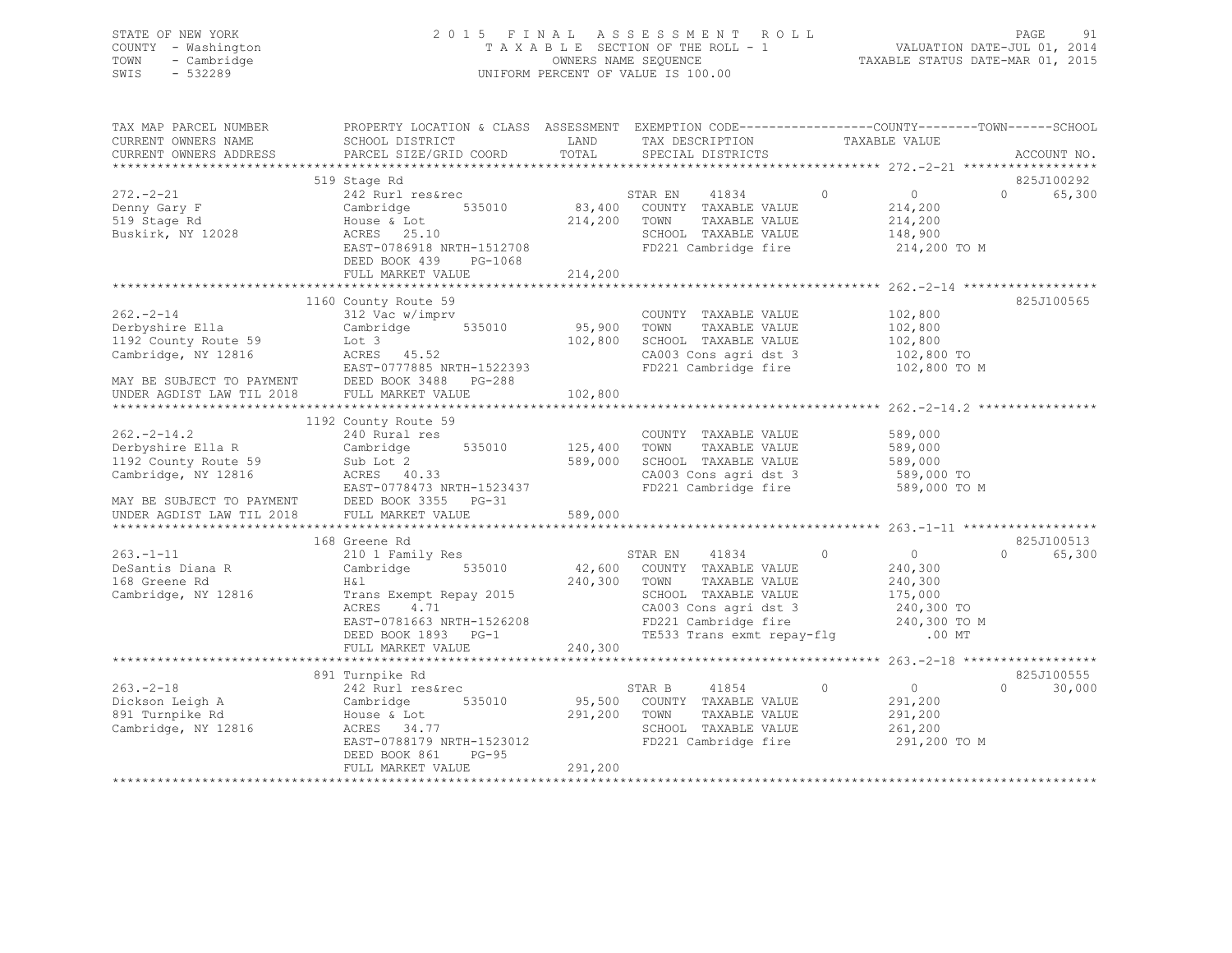STATE OF NEW YORK
COUNTY - Washington
TOWN - Cambridge
SWIS - 532289

2015 FINAL ASSESSMENT ROLL
TAXABLE SECTION OF THE ROLL - 1
OWNERS NAME SEQUENCE
UNIFORM PERCENT OF VALUE IS 100.00

VALUATION DATE-JUL 01, 2014
TAXABLE STATUS DATE-MAR 01, 2015

```
TAX MAP PARCEL NUMBER          PROPERTY LOCATION & CLASS  ASSESSMENT  EXEMPTION CODE-----------------COUNTY--------TOWN------SCHOOL
CURRENT OWNERS NAME            SCHOOL DISTRICT               LAND      TAX DESCRIPTION            TAXABLE VALUE
CURRENT OWNERS ADDRESS         PARCEL SIZE/GRID COORD       TOTAL      SPECIAL DISTRICTS                                  ACCOUNT NO.
******************************************************************************************************* 272.-2-21 ******************
                               519 Stage Rd                                                                             825J100292
272.-2-21                      242 Rurl res&rec                        STAR EN    41834          0           0           0      65,300
Denny Gary F                   Cambridge         535010      83,400    COUNTY  TAXABLE VALUE             214,200
519 Stage Rd                   House & Lot                  214,200    TOWN    TAXABLE VALUE             214,200
Buskirk, NY 12028              ACRES    25.10                          SCHOOL  TAXABLE VALUE             148,900
                               EAST-0786918 NRTH-1512708               FD221 Cambridge fire               214,200 TO M
                               DEED BOOK 439     PG-1068
                               FULL MARKET VALUE            214,200
******************************************************************************************************* 262.-2-14 ******************
                               1160 County Route 59                                                                     825J100565
262.-2-14                      312 Vac w/imprv                         COUNTY  TAXABLE VALUE             102,800
Derbyshire Ella                Cambridge         535010      95,900    TOWN    TAXABLE VALUE             102,800
1192 County Route 59           Lot 3                        102,800    SCHOOL  TAXABLE VALUE             102,800
Cambridge, NY 12816            ACRES    45.52                          CA003 Cons agri dst 3              102,800 TO
                               EAST-0777885 NRTH-1522393               FD221 Cambridge fire               102,800 TO M
MAY BE SUBJECT TO PAYMENT      DEED BOOK 3488    PG-288
UNDER AGDIST LAW TIL 2018      FULL MARKET VALUE            102,800
******************************************************************************************************* 262.-2-14.2 ****************
                               1192 County Route 59
262.-2-14.2                    240 Rural res                           COUNTY  TAXABLE VALUE             589,000
Derbyshire Ella R              Cambridge         535010     125,400    TOWN    TAXABLE VALUE             589,000
1192 County Route 59           Sub Lot 2                    589,000    SCHOOL  TAXABLE VALUE             589,000
Cambridge, NY 12816            ACRES    40.33                          CA003 Cons agri dst 3              589,000 TO
                               EAST-0778473 NRTH-1523437               FD221 Cambridge fire               589,000 TO M
MAY BE SUBJECT TO PAYMENT      DEED BOOK 3355    PG-31
UNDER AGDIST LAW TIL 2018      FULL MARKET VALUE            589,000
******************************************************************************************************* 263.-1-11 ******************
                               168 Greene Rd                                                                            825J100513
263.-1-11                      210 1 Family Res                        STAR EN    41834          0           0           0      65,300
DeSantis Diana R               Cambridge         535010      42,600    COUNTY  TAXABLE VALUE             240,300
168 Greene Rd                  H&l                          240,300    TOWN    TAXABLE VALUE             240,300
Cambridge, NY 12816            Trans Exempt Repay 2015                 SCHOOL  TAXABLE VALUE             175,000
                               ACRES     4.71                          CA003 Cons agri dst 3              240,300 TO
                               EAST-0781663 NRTH-1526208               FD221 Cambridge fire               240,300 TO M
                               DEED BOOK 1893    PG-1                  TE533 Trans exmt repay-flg              .00 MT
                               FULL MARKET VALUE            240,300
******************************************************************************************************* 263.-2-18 ******************
                               891 Turnpike Rd                                                                          825J100555
263.-2-18                      242 Rurl res&rec                        STAR B     41854          0           0           0      30,000
Dickson Leigh A                Cambridge         535010      95,500    COUNTY  TAXABLE VALUE             291,200
891 Turnpike Rd                House & Lot                  291,200    TOWN    TAXABLE VALUE             291,200
Cambridge, NY 12816            ACRES    34.77                          SCHOOL  TAXABLE VALUE             261,200
                               EAST-0788179 NRTH-1523012               FD221 Cambridge fire               291,200 TO M
                               DEED BOOK 861     PG-95
                               FULL MARKET VALUE            291,200
************************************************************************************************************************************
```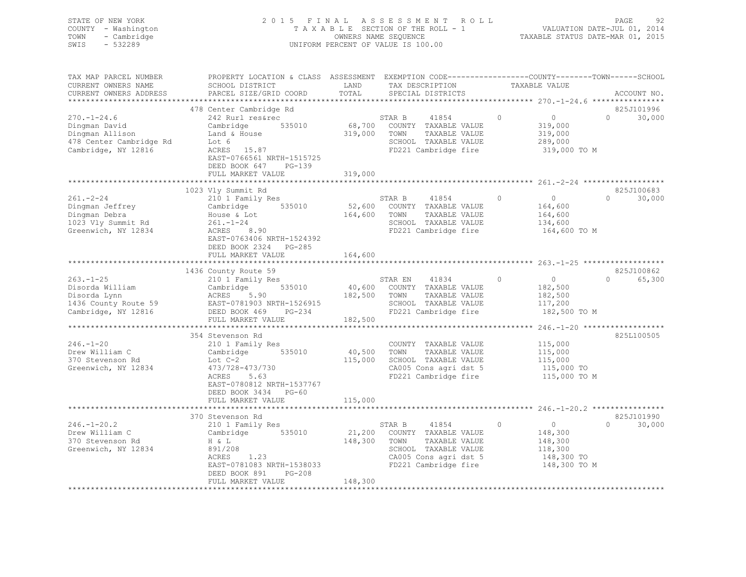STATE OF NEW YORK — 2015 FINAL ASSESSMENT ROLL
COUNTY - Washington — TAXABLE SECTION OF THE ROLL - 1 — VALUATION DATE-JUL 01, 2014
TOWN - Cambridge — OWNERS NAME SEQUENCE — TAXABLE STATUS DATE-MAR 01, 2015
SWIS - 532289 — UNIFORM PERCENT OF VALUE IS 100.00

| TAX MAP PARCEL NUMBER / CURRENT OWNERS NAME / CURRENT OWNERS ADDRESS | PROPERTY LOCATION & CLASS / SCHOOL DISTRICT / PARCEL SIZE/GRID COORD | ASSESSMENT LAND / TOTAL | EXEMPTION CODE / TAX DESCRIPTION / SPECIAL DISTRICTS | COUNTY | TOWN | SCHOOL / TAXABLE VALUE | ACCOUNT NO. |
|---|---|---|---|---|---|---|---|
| 270.-1-24.6 | 478 Center Cambridge Rd | | | | | | 825J101996 |
| | 242 Rurl res&rec | | STAR B 41854 | 0 | 0 | 0 30,000 | |
| Dingman David | Cambridge 535010 | 68,700 | COUNTY TAXABLE VALUE | 319,000 | | | |
| Dingman Allison | Land & House | 319,000 | TOWN TAXABLE VALUE | 319,000 | | | |
| 478 Center Cambridge Rd | Lot 6 | | SCHOOL TAXABLE VALUE | 289,000 | | | |
| Cambridge, NY 12816 | ACRES 15.87 | | FD221 Cambridge fire | 319,000 TO M | | | |
| | EAST-0766561 NRTH-1515725 | | | | | | |
| | DEED BOOK 647 PG-139 | | | | | | |
| | FULL MARKET VALUE | 319,000 | | | | | |
| 261.-2-24 | 1023 Vly Summit Rd | | | | | | 825J100683 |
| | 210 1 Family Res | | STAR B 41854 | 0 | 0 | 0 30,000 | |
| Dingman Jeffrey | Cambridge 535010 | 52,600 | COUNTY TAXABLE VALUE | 164,600 | | | |
| Dingman Debra | House & Lot | 164,600 | TOWN TAXABLE VALUE | 164,600 | | | |
| 1023 Vly Summit Rd | 261.-1-24 | | SCHOOL TAXABLE VALUE | 134,600 | | | |
| Greenwich, NY 12834 | ACRES 8.90 | | FD221 Cambridge fire | 164,600 TO M | | | |
| | EAST-0763406 NRTH-1524392 | | | | | | |
| | DEED BOOK 2324 PG-285 | | | | | | |
| | FULL MARKET VALUE | 164,600 | | | | | |
| 263.-1-25 | 1436 County Route 59 | | | | | | 825J100862 |
| | 210 1 Family Res | | STAR EN 41834 | 0 | 0 | 0 65,300 | |
| Disorda William | Cambridge 535010 | 40,600 | COUNTY TAXABLE VALUE | 182,500 | | | |
| Disorda Lynn | ACRES 5.90 | 182,500 | TOWN TAXABLE VALUE | 182,500 | | | |
| 1436 County Route 59 | EAST-0781903 NRTH-1526915 | | SCHOOL TAXABLE VALUE | 117,200 | | | |
| Cambridge, NY 12816 | DEED BOOK 469 PG-234 | | FD221 Cambridge fire | 182,500 TO M | | | |
| | FULL MARKET VALUE | 182,500 | | | | | |
| 246.-1-20 | 354 Stevenson Rd | | | | | | 825L100505 |
| | 210 1 Family Res | | COUNTY TAXABLE VALUE | 115,000 | | | |
| Drew William C | Cambridge 535010 | 40,500 | TOWN TAXABLE VALUE | 115,000 | | | |
| 370 Stevenson Rd | Lot C-2 | 115,000 | SCHOOL TAXABLE VALUE | 115,000 | | | |
| Greenwich, NY 12834 | 473/728-473/730 | | CA005 Cons agri dst 5 | 115,000 TO | | | |
| | ACRES 5.63 | | FD221 Cambridge fire | 115,000 TO M | | | |
| | EAST-0780812 NRTH-1537767 | | | | | | |
| | DEED BOOK 3434 PG-60 | | | | | | |
| | FULL MARKET VALUE | 115,000 | | | | | |
| 246.-1-20.2 | 370 Stevenson Rd | | | | | | 825J101990 |
| | 210 1 Family Res | | STAR B 41854 | 0 | 0 | 0 30,000 | |
| Drew William C | Cambridge 535010 | 21,200 | COUNTY TAXABLE VALUE | 148,300 | | | |
| 370 Stevenson Rd | H & L | 148,300 | TOWN TAXABLE VALUE | 148,300 | | | |
| Greenwich, NY 12834 | 891/208 | | SCHOOL TAXABLE VALUE | 118,300 | | | |
| | ACRES 1.23 | | CA005 Cons agri dst 5 | 148,300 TO | | | |
| | EAST-0781083 NRTH-1538033 | | FD221 Cambridge fire | 148,300 TO M | | | |
| | DEED BOOK 891 PG-208 | | | | | | |
| | FULL MARKET VALUE | 148,300 | | | | | |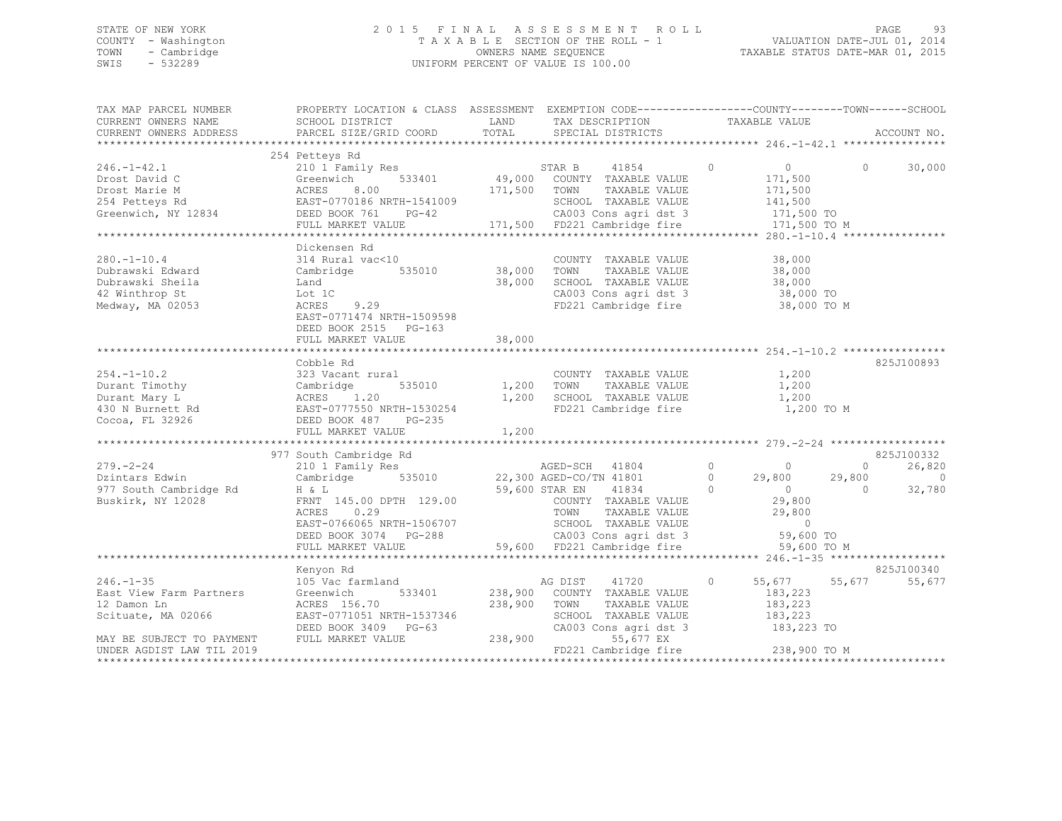STATE OF NEW YORK
COUNTY - Washington
TOWN - Cambridge
SWIS - 532289

# 2015 FINAL ASSESSMENT ROLL
TAXABLE SECTION OF THE ROLL - 1
OWNERS NAME SEQUENCE
UNIFORM PERCENT OF VALUE IS 100.00

VALUATION DATE-JUL 01, 2014
TAXABLE STATUS DATE-MAR 01, 2015

```
TAX MAP PARCEL NUMBER          PROPERTY LOCATION & CLASS  ASSESSMENT  EXEMPTION CODE-----------------COUNTY--------TOWN------SCHOOL
CURRENT OWNERS NAME            SCHOOL DISTRICT               LAND      TAX DESCRIPTION              TAXABLE VALUE
CURRENT OWNERS ADDRESS         PARCEL SIZE/GRID COORD       TOTAL      SPECIAL DISTRICTS                                        ACCOUNT NO.
*********************************************************************************************************** 246.-1-42.1 ****************
                               254 Petteys Rd
246.-1-42.1                    210 1 Family Res                     STAR B     41854          0             0            0      30,000
Drost David C                  Greenwich       533401       49,000   COUNTY  TAXABLE VALUE          171,500
Drost Marie M                  ACRES    8.00               171,500   TOWN    TAXABLE VALUE          171,500
254 Petteys Rd                 EAST-0770186 NRTH-1541009             SCHOOL  TAXABLE VALUE          141,500
Greenwich, NY 12834            DEED BOOK 761    PG-42                CA003 Cons agri dst 3          171,500 TO
                               FULL MARKET VALUE           171,500   FD221 Cambridge fire           171,500 TO M
*********************************************************************************************************** 280.-1-10.4 ****************
                               Dickensen Rd
280.-1-10.4                    314 Rural vac<10                      COUNTY  TAXABLE VALUE           38,000
Dubrawski Edward               Cambridge       535010       38,000   TOWN    TAXABLE VALUE           38,000
Dubrawski Sheila               Land                         38,000   SCHOOL  TAXABLE VALUE           38,000
42 Winthrop St                 Lot 1C                                CA003 Cons agri dst 3           38,000 TO
Medway, MA 02053               ACRES    9.29                         FD221 Cambridge fire            38,000 TO M
                               EAST-0771474 NRTH-1509598
                               DEED BOOK 2515   PG-163
                               FULL MARKET VALUE            38,000
*********************************************************************************************************** 254.-1-10.2 ****************
                               Cobble Rd                                                                                825J100893
254.-1-10.2                    323 Vacant rural                      COUNTY  TAXABLE VALUE            1,200
Durant Timothy                 Cambridge       535010        1,200   TOWN    TAXABLE VALUE            1,200
Durant Mary L                  ACRES    1.20                 1,200   SCHOOL  TAXABLE VALUE            1,200
430 N Burnett Rd               EAST-0777550 NRTH-1530254             FD221 Cambridge fire             1,200 TO M
Cocoa, FL 32926                DEED BOOK 487    PG-235
                               FULL MARKET VALUE             1,200
*********************************************************************************************************** 279.-2-24 ******************
                               977 South Cambridge Rd                                                                   825J100332
279.-2-24                      210 1 Family Res                     AGED-SCH   41804          0             0            0      26,820
Dzintars Edwin                 Cambridge       535010       22,300 AGED-CO/TN 41801          0        29,800       29,800           0
977 South Cambridge Rd         H & L                        59,600 STAR EN    41834          0             0            0      32,780
Buskirk, NY 12028              FRNT 145.00 DPTH 129.00               COUNTY  TAXABLE VALUE           29,800
                               ACRES    0.29                         TOWN    TAXABLE VALUE           29,800
                               EAST-0766065 NRTH-1506707             SCHOOL  TAXABLE VALUE                0
                               DEED BOOK 3074   PG-288               CA003 Cons agri dst 3           59,600 TO
                               FULL MARKET VALUE            59,600   FD221 Cambridge fire            59,600 TO M
*********************************************************************************************************** 246.-1-35 ******************
                               Kenyon Rd                                                                                825J100340
246.-1-35                      105 Vac farmland                     AG DIST    41720          0        55,677       55,677      55,677
East View Farm Partners        Greenwich       533401      238,900   COUNTY  TAXABLE VALUE          183,223
12 Damon Ln                    ACRES  156.70               238,900   TOWN    TAXABLE VALUE          183,223
Scituate, MA 02066             EAST-0771051 NRTH-1537346             SCHOOL  TAXABLE VALUE          183,223
                               DEED BOOK 3409   PG-63                CA003 Cons agri dst 3          183,223 TO
MAY BE SUBJECT TO PAYMENT      FULL MARKET VALUE           238,900             55,677 EX
UNDER AGDIST LAW TIL 2019                                            FD221 Cambridge fire           238,900 TO M
****************************************************************************************************************************************
```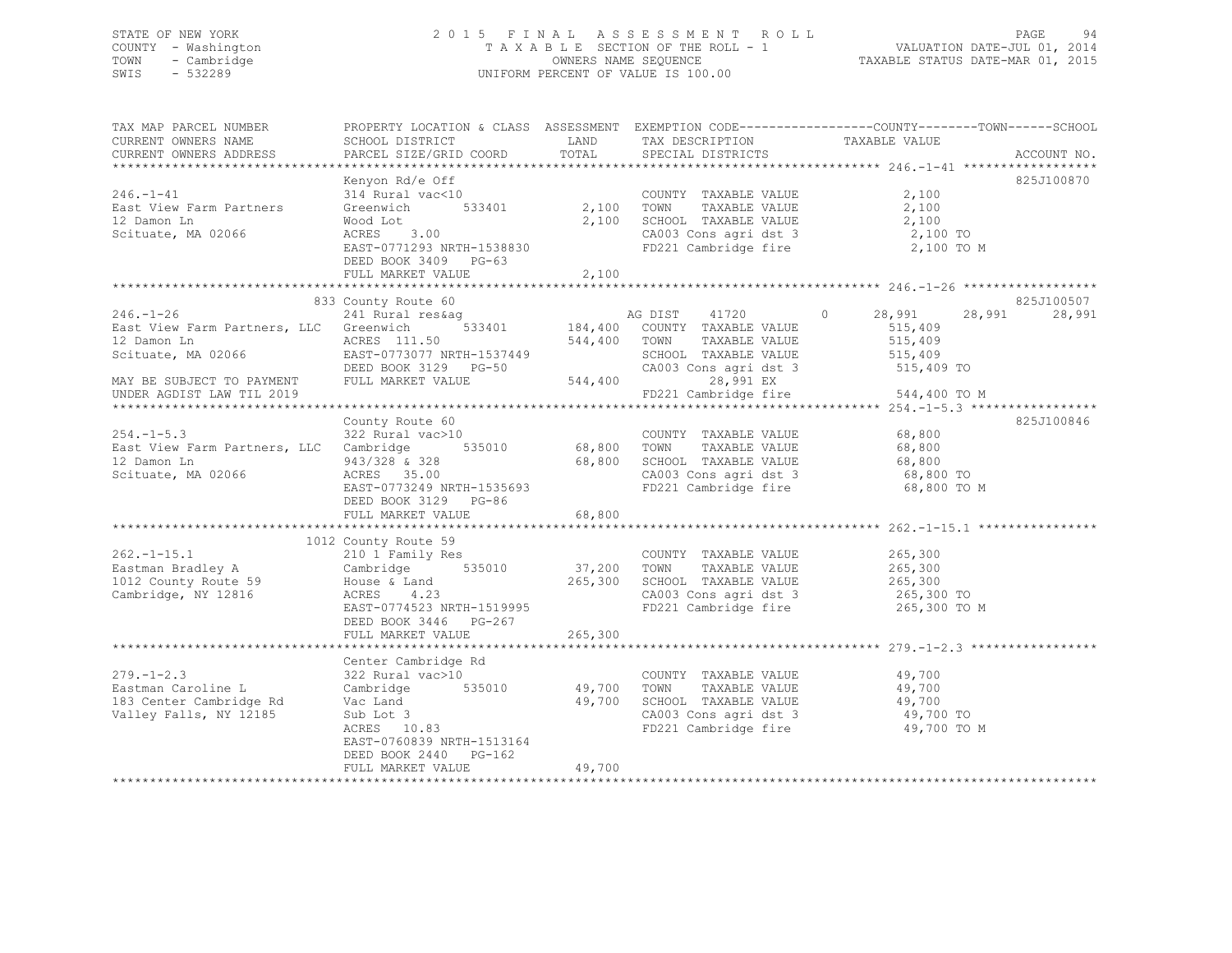STATE OF NEW YORK
COUNTY - Washington
TOWN - Cambridge
SWIS - 532289

2 0 1 5 F I N A L A S S E S S M E N T R O L L
T A X A B L E SECTION OF THE ROLL - 1
OWNERS NAME SEQUENCE
UNIFORM PERCENT OF VALUE IS 100.00

VALUATION DATE-JUL 01, 2014
TAXABLE STATUS DATE-MAR 01, 2015

| TAX MAP PARCEL NUMBER / CURRENT OWNERS NAME / CURRENT OWNERS ADDRESS | PROPERTY LOCATION & CLASS / SCHOOL DISTRICT / PARCEL SIZE/GRID COORD | ASSESSMENT LAND / TOTAL | EXEMPTION CODE / TAX DESCRIPTION / SPECIAL DISTRICTS | COUNTY | TOWN | SCHOOL / ACCOUNT NO. |
|---|---|---|---|---|---|---|
| 246.-1-41 | Kenyon Rd/e Off | | | | | 825J100870 |
| | 314 Rural vac<10 | | COUNTY TAXABLE VALUE | 2,100 | | |
| East View Farm Partners | Greenwich 533401 | 2,100 | TOWN TAXABLE VALUE | | 2,100 | |
| 12 Damon Ln | Wood Lot | 2,100 | SCHOOL TAXABLE VALUE | | | 2,100 |
| Scituate, MA 02066 | ACRES 3.00 | | CA003 Cons agri dst 3 | 2,100 TO | | |
| | EAST-0771293 NRTH-1538830 | | FD221 Cambridge fire | 2,100 TO M | | |
| | DEED BOOK 3409 PG-63 | | | | | |
| | FULL MARKET VALUE | 2,100 | | | | |
| 246.-1-26 | 833 County Route 60 | | | | | 825J100507 |
| | 241 Rural res&ag | | AG DIST 41720 0 | 28,991 | 28,991 | 28,991 |
| East View Farm Partners, LLC | Greenwich 533401 | 184,400 | COUNTY TAXABLE VALUE | 515,409 | | |
| 12 Damon Ln | ACRES 111.50 | 544,400 | TOWN TAXABLE VALUE | | 515,409 | |
| Scituate, MA 02066 | EAST-0773077 NRTH-1537449 | | SCHOOL TAXABLE VALUE | | | 515,409 |
| | DEED BOOK 3129 PG-50 | | CA003 Cons agri dst 3 | 515,409 TO | | |
| MAY BE SUBJECT TO PAYMENT | FULL MARKET VALUE | 544,400 | 28,991 EX | | | |
| UNDER AGDIST LAW TIL 2019 | | | FD221 Cambridge fire | 544,400 TO M | | |
| 254.-1-5.3 | County Route 60 | | | | | 825J100846 |
| | 322 Rural vac>10 | | COUNTY TAXABLE VALUE | 68,800 | | |
| East View Farm Partners, LLC | Cambridge 535010 | 68,800 | TOWN TAXABLE VALUE | | 68,800 | |
| 12 Damon Ln | 943/328 & 328 | 68,800 | SCHOOL TAXABLE VALUE | | | 68,800 |
| Scituate, MA 02066 | ACRES 35.00 | | CA003 Cons agri dst 3 | 68,800 TO | | |
| | EAST-0773249 NRTH-1535693 | | FD221 Cambridge fire | 68,800 TO M | | |
| | DEED BOOK 3129 PG-86 | | | | | |
| | FULL MARKET VALUE | 68,800 | | | | |
| 262.-1-15.1 | 1012 County Route 59 | | | | | |
| | 210 1 Family Res | | COUNTY TAXABLE VALUE | 265,300 | | |
| Eastman Bradley A | Cambridge 535010 | 37,200 | TOWN TAXABLE VALUE | | 265,300 | |
| 1012 County Route 59 | House & Land | 265,300 | SCHOOL TAXABLE VALUE | | | 265,300 |
| Cambridge, NY 12816 | ACRES 4.23 | | CA003 Cons agri dst 3 | 265,300 TO | | |
| | EAST-0774523 NRTH-1519995 | | FD221 Cambridge fire | 265,300 TO M | | |
| | DEED BOOK 3446 PG-267 | | | | | |
| | FULL MARKET VALUE | 265,300 | | | | |
| 279.-1-2.3 | Center Cambridge Rd | | | | | |
| | 322 Rural vac>10 | | COUNTY TAXABLE VALUE | 49,700 | | |
| Eastman Caroline L | Cambridge 535010 | 49,700 | TOWN TAXABLE VALUE | | 49,700 | |
| 183 Center Cambridge Rd | Vac Land | 49,700 | SCHOOL TAXABLE VALUE | | | 49,700 |
| Valley Falls, NY 12185 | Sub Lot 3 | | CA003 Cons agri dst 3 | 49,700 TO | | |
| | ACRES 10.83 | | FD221 Cambridge fire | 49,700 TO M | | |
| | EAST-0760839 NRTH-1513164 | | | | | |
| | DEED BOOK 2440 PG-162 | | | | | |
| | FULL MARKET VALUE | 49,700 | | | | |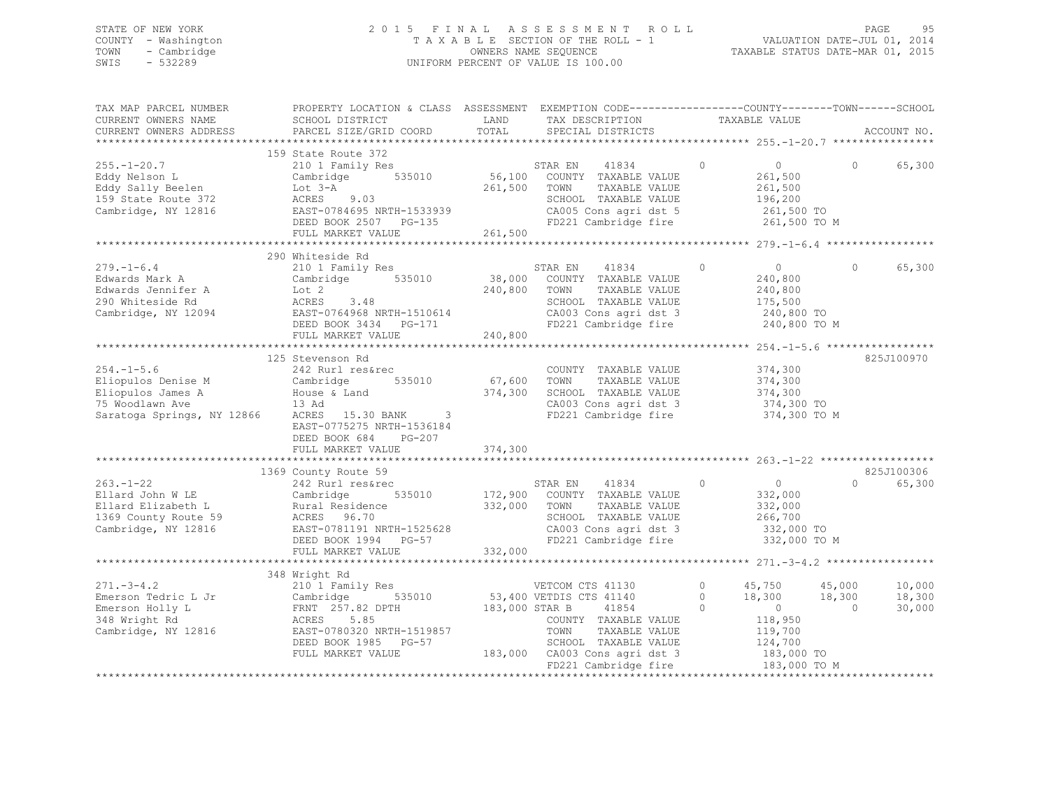STATE OF NEW YORK
COUNTY - Washington
TOWN - Cambridge
SWIS - 532289

2 0 1 5 F I N A L A S S E S S M E N T R O L L
T A X A B L E SECTION OF THE ROLL - 1
OWNERS NAME SEQUENCE
UNIFORM PERCENT OF VALUE IS 100.00

VALUATION DATE-JUL 01, 2014
TAXABLE STATUS DATE-MAR 01, 2015

```
TAX MAP PARCEL NUMBER          PROPERTY LOCATION & CLASS  ASSESSMENT  EXEMPTION CODE-----------------COUNTY--------TOWN------SCHOOL
CURRENT OWNERS NAME            SCHOOL DISTRICT              LAND      TAX DESCRIPTION              TAXABLE VALUE
CURRENT OWNERS ADDRESS         PARCEL SIZE/GRID COORD       TOTAL     SPECIAL DISTRICTS                                        ACCOUNT NO.
******************************************************************************************************* 255.-1-20.7 ****************
                          159 State Route 372
255.-1-20.7                    210 1 Family Res                    STAR EN     41834        0          0           0      65,300
Eddy Nelson L                  Cambridge        535010      56,100   COUNTY  TAXABLE VALUE          261,500
Eddy Sally Beelen              Lot 3-A                     261,500   TOWN    TAXABLE VALUE          261,500
159 State Route 372            ACRES    9.03                         SCHOOL  TAXABLE VALUE          196,200
Cambridge, NY 12816            EAST-0784695 NRTH-1533939             CA005 Cons agri dst 5           261,500 TO
                               DEED BOOK 2507   PG-135               FD221 Cambridge fire            261,500 TO M
                               FULL MARKET VALUE           261,500
******************************************************************************************************* 279.-1-6.4 *****************
                          290 Whiteside Rd
279.-1-6.4                     210 1 Family Res                    STAR EN     41834        0          0           0      65,300
Edwards Mark A                 Cambridge        535010      38,000   COUNTY  TAXABLE VALUE          240,800
Edwards Jennifer A             Lot 2                       240,800   TOWN    TAXABLE VALUE          240,800
290 Whiteside Rd               ACRES    3.48                         SCHOOL  TAXABLE VALUE          175,500
Cambridge, NY 12094            EAST-0764968 NRTH-1510614             CA003 Cons agri dst 3           240,800 TO
                               DEED BOOK 3434   PG-171               FD221 Cambridge fire            240,800 TO M
                               FULL MARKET VALUE           240,800
******************************************************************************************************* 254.-1-5.6 *****************
                          125 Stevenson Rd                                                                             825J100970
254.-1-5.6                     242 Rurl res&rec                      COUNTY  TAXABLE VALUE          374,300
Eliopulos Denise M             Cambridge        535010      67,600   TOWN    TAXABLE VALUE          374,300
Eliopulos James A              House & Land                374,300   SCHOOL  TAXABLE VALUE          374,300
75 Woodlawn Ave                13 Ad                                 CA003 Cons agri dst 3           374,300 TO
Saratoga Springs, NY 12866     ACRES   15.30 BANK     3              FD221 Cambridge fire            374,300 TO M
                               EAST-0775275 NRTH-1536184
                               DEED BOOK 684    PG-207
                               FULL MARKET VALUE           374,300
******************************************************************************************************* 263.-1-22 ******************
                          1369 County Route 59                                                                         825J100306
263.-1-22                      242 Rurl res&rec                    STAR EN     41834        0          0           0      65,300
Ellard John W LE               Cambridge        535010     172,900   COUNTY  TAXABLE VALUE          332,000
Ellard Elizabeth L             Rural Residence             332,000   TOWN    TAXABLE VALUE          332,000
1369 County Route 59           ACRES   96.70                         SCHOOL  TAXABLE VALUE          266,700
Cambridge, NY 12816            EAST-0781191 NRTH-1525628             CA003 Cons agri dst 3           332,000 TO
                               DEED BOOK 1994   PG-57                FD221 Cambridge fire            332,000 TO M
                               FULL MARKET VALUE           332,000
******************************************************************************************************* 271.-3-4.2 *****************
                          348 Wright Rd
271.-3-4.2                     210 1 Family Res                    VETCOM CTS 41130         0     45,750      45,000      10,000
Emerson Tedric L Jr            Cambridge        535010      53,400 VETDIS CTS 41140         0     18,300      18,300      18,300
Emerson Holly L                FRNT 257.82 DPTH           183,000 STAR B      41854         0          0           0      30,000
348 Wright Rd                  ACRES    5.85                         COUNTY  TAXABLE VALUE          118,950
Cambridge, NY 12816            EAST-0780320 NRTH-1519857             TOWN    TAXABLE VALUE          119,700
                               DEED BOOK 1985   PG-57                SCHOOL  TAXABLE VALUE          124,700
                               FULL MARKET VALUE           183,000   CA003 Cons agri dst 3           183,000 TO
                                                                     FD221 Cambridge fire            183,000 TO M
************************************************************************************************************************************
```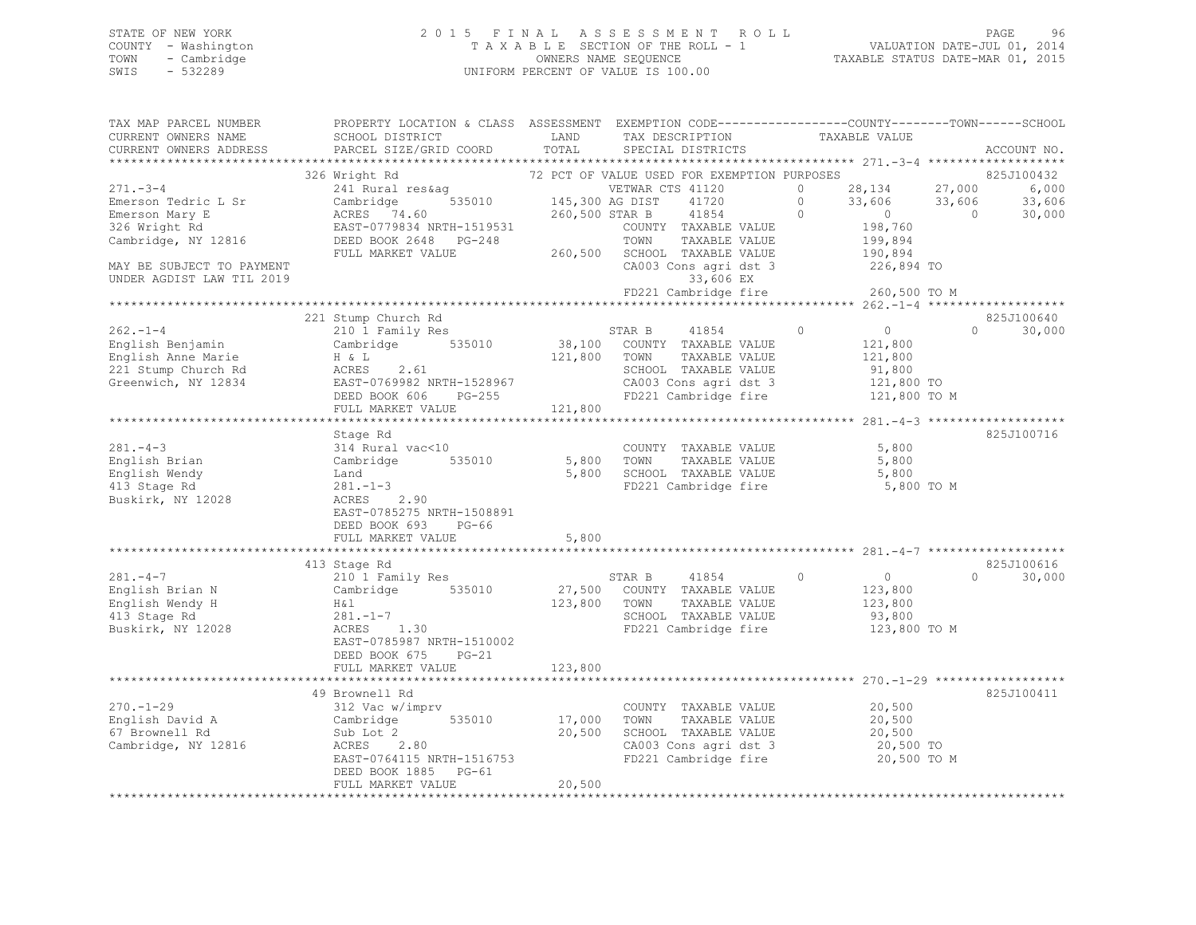STATE OF NEW YORK — 2015 FINAL ASSESSMENT ROLL
COUNTY - Washington — TAXABLE SECTION OF THE ROLL - 1 — VALUATION DATE-JUL 01, 2014
TOWN - Cambridge — OWNERS NAME SEQUENCE — TAXABLE STATUS DATE-MAR 01, 2015
SWIS - 532289 — UNIFORM PERCENT OF VALUE IS 100.00

| TAX MAP PARCEL NUMBER / CURRENT OWNERS NAME / CURRENT OWNERS ADDRESS | PROPERTY LOCATION & CLASS / SCHOOL DISTRICT / PARCEL SIZE/GRID COORD | ASSESSMENT LAND / TOTAL | EXEMPTION CODE / TAX DESCRIPTION / SPECIAL DISTRICTS | | COUNTY TAXABLE VALUE | TOWN | SCHOOL | ACCOUNT NO. |
|---|---|---|---|---|---|---|---|---|
| **271.-3-4** | 326 Wright Rd | | 72 PCT OF VALUE USED FOR EXEMPTION PURPOSES | | | | | 825J100432 |
| 271.-3-4 | 241 Rural res&ag | | VETWAR CTS 41120 | 0 | 28,134 | 27,000 | 6,000 | |
| Emerson Tedric L Sr | Cambridge 535010 | 145,300 | AG DIST 41720 | 0 | 33,606 | 33,606 | 33,606 | |
| Emerson Mary E | ACRES 74.60 | 260,500 | STAR B 41854 | 0 | 0 | 0 | 30,000 | |
| 326 Wright Rd | EAST-0779834 NRTH-1519531 | | COUNTY TAXABLE VALUE | | 198,760 | | | |
| Cambridge, NY 12816 | DEED BOOK 2648 PG-248 | | TOWN TAXABLE VALUE | | 199,894 | | | |
| | FULL MARKET VALUE | 260,500 | SCHOOL TAXABLE VALUE | | 190,894 | | | |
| MAY BE SUBJECT TO PAYMENT | | | CA003 Cons agri dst 3 | | 226,894 TO | | | |
| UNDER AGDIST LAW TIL 2019 | | | 33,606 EX | | | | | |
| | | | FD221 Cambridge fire | | 260,500 TO M | | | |
| **262.-1-4** | 221 Stump Church Rd | | | | | | | 825J100640 |
| 262.-1-4 | 210 1 Family Res | | STAR B 41854 | 0 | 0 | 0 | 30,000 | |
| English Benjamin | Cambridge 535010 | 38,100 | COUNTY TAXABLE VALUE | | 121,800 | | | |
| English Anne Marie | H & L | 121,800 | TOWN TAXABLE VALUE | | 121,800 | | | |
| 221 Stump Church Rd | ACRES 2.61 | | SCHOOL TAXABLE VALUE | | 91,800 | | | |
| Greenwich, NY 12834 | EAST-0769982 NRTH-1528967 | | CA003 Cons agri dst 3 | | 121,800 TO | | | |
| | DEED BOOK 606 PG-255 | | FD221 Cambridge fire | | 121,800 TO M | | | |
| | FULL MARKET VALUE | 121,800 | | | | | | |
| **281.-4-3** | Stage Rd | | | | | | | 825J100716 |
| 281.-4-3 | 314 Rural vac<10 | | COUNTY TAXABLE VALUE | | 5,800 | | | |
| English Brian | Cambridge 535010 | 5,800 | TOWN TAXABLE VALUE | | 5,800 | | | |
| English Wendy | Land | 5,800 | SCHOOL TAXABLE VALUE | | 5,800 | | | |
| 413 Stage Rd | 281.-1-3 | | FD221 Cambridge fire | | 5,800 TO M | | | |
| Buskirk, NY 12028 | ACRES 2.90 | | | | | | | |
| | EAST-0785275 NRTH-1508891 | | | | | | | |
| | DEED BOOK 693 PG-66 | | | | | | | |
| | FULL MARKET VALUE | 5,800 | | | | | | |
| **281.-4-7** | 413 Stage Rd | | | | | | | 825J100616 |
| 281.-4-7 | 210 1 Family Res | | STAR B 41854 | 0 | 0 | 0 | 30,000 | |
| English Brian N | Cambridge 535010 | 27,500 | COUNTY TAXABLE VALUE | | 123,800 | | | |
| English Wendy H | H&l | 123,800 | TOWN TAXABLE VALUE | | 123,800 | | | |
| 413 Stage Rd | 281.-1-7 | | SCHOOL TAXABLE VALUE | | 93,800 | | | |
| Buskirk, NY 12028 | ACRES 1.30 | | FD221 Cambridge fire | | 123,800 TO M | | | |
| | EAST-0785987 NRTH-1510002 | | | | | | | |
| | DEED BOOK 675 PG-21 | | | | | | | |
| | FULL MARKET VALUE | 123,800 | | | | | | |
| **270.-1-29** | 49 Brownell Rd | | | | | | | 825J100411 |
| 270.-1-29 | 312 Vac w/imprv | | COUNTY TAXABLE VALUE | | 20,500 | | | |
| English David A | Cambridge 535010 | 17,000 | TOWN TAXABLE VALUE | | 20,500 | | | |
| 67 Brownell Rd | Sub Lot 2 | 20,500 | SCHOOL TAXABLE VALUE | | 20,500 | | | |
| Cambridge, NY 12816 | ACRES 2.80 | | CA003 Cons agri dst 3 | | 20,500 TO | | | |
| | EAST-0764115 NRTH-1516753 | | FD221 Cambridge fire | | 20,500 TO M | | | |
| | DEED BOOK 1885 PG-61 | | | | | | | |
| | FULL MARKET VALUE | 20,500 | | | | | | |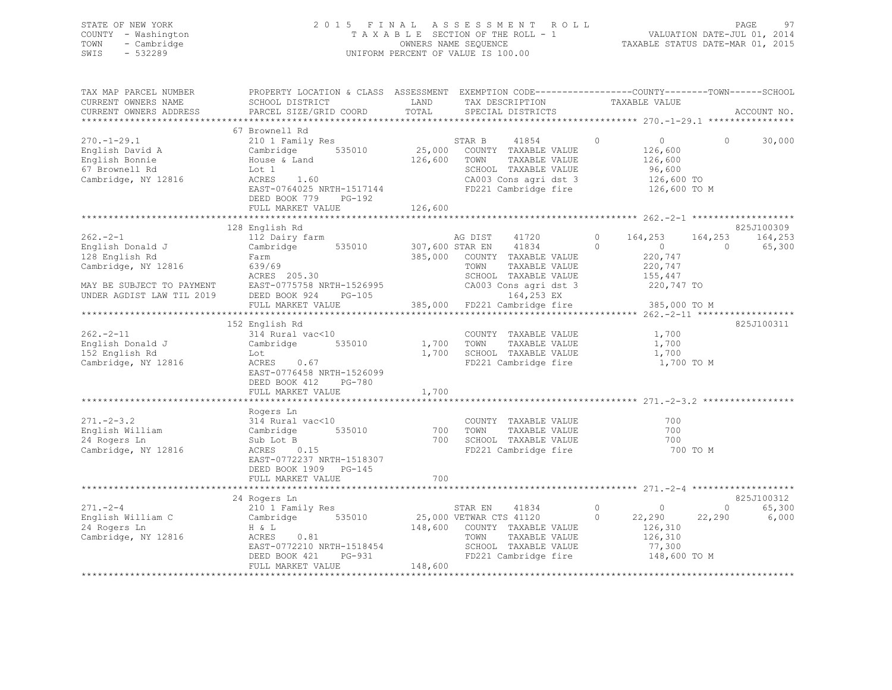STATE OF NEW YORK | COUNTY - Washington | TOWN - Cambridge | SWIS - 532289

# 2015 FINAL ASSESSMENT ROLL

TAXABLE SECTION OF THE ROLL - 1 | OWNERS NAME SEQUENCE | UNIFORM PERCENT OF VALUE IS 100.00

VALUATION DATE-JUL 01, 2014 | TAXABLE STATUS DATE-MAR 01, 2015

```
TAX MAP PARCEL NUMBER          PROPERTY LOCATION & CLASS  ASSESSMENT  EXEMPTION CODE------------------COUNTY--------TOWN------SCHOOL
CURRENT OWNERS NAME            SCHOOL DISTRICT               LAND      TAX DESCRIPTION            TAXABLE VALUE
CURRENT OWNERS ADDRESS         PARCEL SIZE/GRID COORD        TOTAL     SPECIAL DISTRICTS                                    ACCOUNT NO.
******************************************************************************************************* 270.-1-29.1 ****************
                               67 Brownell Rd
270.-1-29.1                    210 1 Family Res                        STAR B     41854          0          0          0     30,000
English David A                Cambridge        535010       25,000    COUNTY  TAXABLE VALUE             126,600
English Bonnie                 House & Land                 126,600    TOWN    TAXABLE VALUE             126,600
67 Brownell Rd                 Lot 1                                   SCHOOL  TAXABLE VALUE              96,600
Cambridge, NY 12816            ACRES     1.60                          CA003 Cons agri dst 3              126,600 TO
                               EAST-0764025 NRTH-1517144               FD221 Cambridge fire               126,600 TO M
                               DEED BOOK 779     PG-192
                               FULL MARKET VALUE            126,600
******************************************************************************************************* 262.-2-1 *******************
                               128 English Rd                                                                          825J100309
262.-2-1                       112 Dairy farm                          AG DIST    41720          0    164,253    164,253    164,253
English Donald J               Cambridge        535010      307,600 STAR EN    41834          0          0          0     65,300
128 English Rd                 Farm                         385,000    COUNTY  TAXABLE VALUE             220,747
Cambridge, NY 12816            639/69                                  TOWN    TAXABLE VALUE             220,747
                               ACRES   205.30                          SCHOOL  TAXABLE VALUE             155,447
MAY BE SUBJECT TO PAYMENT      EAST-0775758 NRTH-1526995               CA003 Cons agri dst 3              220,747 TO
UNDER AGDIST LAW TIL 2019      DEED BOOK 924     PG-105                       164,253 EX
                               FULL MARKET VALUE            385,000    FD221 Cambridge fire               385,000 TO M
******************************************************************************************************* 262.-2-11 ******************
                               152 English Rd                                                                          825J100311
262.-2-11                      314 Rural vac<10                        COUNTY  TAXABLE VALUE               1,700
English Donald J               Cambridge        535010        1,700    TOWN    TAXABLE VALUE               1,700
152 English Rd                 Lot                            1,700    SCHOOL  TAXABLE VALUE               1,700
Cambridge, NY 12816            ACRES     0.67                          FD221 Cambridge fire                 1,700 TO M
                               EAST-0776458 NRTH-1526099
                               DEED BOOK 412     PG-780
                               FULL MARKET VALUE              1,700
******************************************************************************************************* 271.-2-3.2 *****************
                               Rogers Ln
271.-2-3.2                     314 Rural vac<10                        COUNTY  TAXABLE VALUE                 700
English William                Cambridge        535010          700    TOWN    TAXABLE VALUE                 700
24 Rogers Ln                   Sub Lot B                        700    SCHOOL  TAXABLE VALUE                 700
Cambridge, NY 12816            ACRES     0.15                          FD221 Cambridge fire                   700 TO M
                               EAST-0772237 NRTH-1518307
                               DEED BOOK 1909    PG-145
                               FULL MARKET VALUE                700
******************************************************************************************************* 271.-2-4 *******************
                               24 Rogers Ln                                                                            825J100312
271.-2-4                       210 1 Family Res                        STAR EN    41834          0          0          0     65,300
English William C              Cambridge        535010       25,000 VETWAR CTS 41120          0     22,290     22,290      6,000
24 Rogers Ln                   H & L                        148,600    COUNTY  TAXABLE VALUE             126,310
Cambridge, NY 12816            ACRES     0.81                          TOWN    TAXABLE VALUE             126,310
                               EAST-0772210 NRTH-1518454               SCHOOL  TAXABLE VALUE              77,300
                               DEED BOOK 421     PG-931                FD221 Cambridge fire               148,600 TO M
                               FULL MARKET VALUE            148,600
************************************************************************************************************************************
```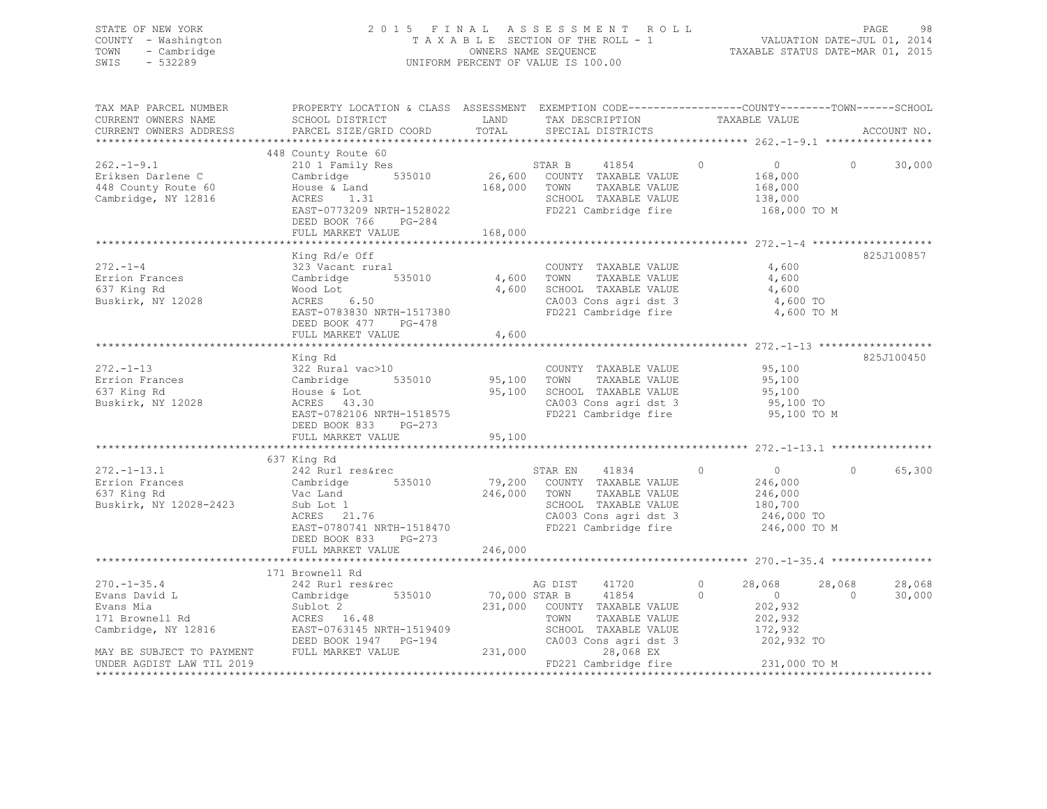STATE OF NEW YORK
COUNTY - Washington
TOWN - Cambridge
SWIS - 532289

2015 FINAL ASSESSMENT ROLL
TAXABLE SECTION OF THE ROLL - 1
OWNERS NAME SEQUENCE
UNIFORM PERCENT OF VALUE IS 100.00

VALUATION DATE-JUL 01, 2014
TAXABLE STATUS DATE-MAR 01, 2015

```
TAX MAP PARCEL NUMBER     PROPERTY LOCATION & CLASS  ASSESSMENT  EXEMPTION CODE------------------COUNTY--------TOWN------SCHOOL
CURRENT OWNERS NAME       SCHOOL DISTRICT               LAND      TAX DESCRIPTION            TAXABLE VALUE
CURRENT OWNERS ADDRESS    PARCEL SIZE/GRID COORD       TOTAL      SPECIAL DISTRICTS                                      ACCOUNT NO.
******************************************************************************************************* 262.-1-9.1 *****************
                          448 County Route 60
262.-1-9.1                210 1 Family Res                     STAR B    41854        0          0           0       30,000
Eriksen Darlene C         Cambridge       535010      26,600   COUNTY  TAXABLE VALUE           168,000
448 County Route 60       House & Land               168,000   TOWN    TAXABLE VALUE           168,000
Cambridge, NY 12816       ACRES    1.31                        SCHOOL  TAXABLE VALUE           138,000
                          EAST-0773209 NRTH-1528022            FD221 Cambridge fire             168,000 TO M
                          DEED BOOK 766    PG-284
                          FULL MARKET VALUE          168,000
******************************************************************************************************* 272.-1-4 *******************
                          King Rd/e Off                                                                          825J100857
272.-1-4                  323 Vacant rural                     COUNTY  TAXABLE VALUE             4,600
Errion Frances            Cambridge       535010       4,600   TOWN    TAXABLE VALUE             4,600
637 King Rd               Wood Lot                     4,600   SCHOOL  TAXABLE VALUE             4,600
Buskirk, NY 12028         ACRES    6.50                        CA003 Cons agri dst 3              4,600 TO
                          EAST-0783830 NRTH-1517380            FD221 Cambridge fire               4,600 TO M
                          DEED BOOK 477    PG-478
                          FULL MARKET VALUE            4,600
******************************************************************************************************* 272.-1-13 ******************
                          King Rd                                                                                825J100450
272.-1-13                 322 Rural vac>10                     COUNTY  TAXABLE VALUE            95,100
Errion Frances            Cambridge       535010      95,100   TOWN    TAXABLE VALUE            95,100
637 King Rd               House & Lot                 95,100   SCHOOL  TAXABLE VALUE            95,100
Buskirk, NY 12028         ACRES   43.30                        CA003 Cons agri dst 3             95,100 TO
                          EAST-0782106 NRTH-1518575            FD221 Cambridge fire              95,100 TO M
                          DEED BOOK 833    PG-273
                          FULL MARKET VALUE           95,100
******************************************************************************************************* 272.-1-13.1 ****************
                          637 King Rd
272.-1-13.1               242 Rurl res&rec                     STAR EN   41834        0          0           0       65,300
Errion Frances            Cambridge       535010      79,200   COUNTY  TAXABLE VALUE           246,000
637 King Rd               Vac Land                   246,000   TOWN    TAXABLE VALUE           246,000
Buskirk, NY 12028-2423    Sub Lot 1                            SCHOOL  TAXABLE VALUE           180,700
                          ACRES   21.76                        CA003 Cons agri dst 3            246,000 TO
                          EAST-0780741 NRTH-1518470            FD221 Cambridge fire             246,000 TO M
                          DEED BOOK 833    PG-273
                          FULL MARKET VALUE          246,000
******************************************************************************************************* 270.-1-35.4 ****************
                          171 Brownell Rd
270.-1-35.4               242 Rurl res&rec                     AG DIST   41720        0     28,068      28,068       28,068
Evans David L             Cambridge       535010      70,000 STAR B    41854        0          0           0       30,000
Evans Mia                 Sublot 2                   231,000   COUNTY  TAXABLE VALUE           202,932
171 Brownell Rd           ACRES   16.48                        TOWN    TAXABLE VALUE           202,932
Cambridge, NY 12816       EAST-0763145 NRTH-1519409            SCHOOL  TAXABLE VALUE           172,932
                          DEED BOOK 1947   PG-194              CA003 Cons agri dst 3            202,932 TO
MAY BE SUBJECT TO PAYMENT FULL MARKET VALUE          231,000            28,068 EX
UNDER AGDIST LAW TIL 2019                                      FD221 Cambridge fire             231,000 TO M
************************************************************************************************************************************
```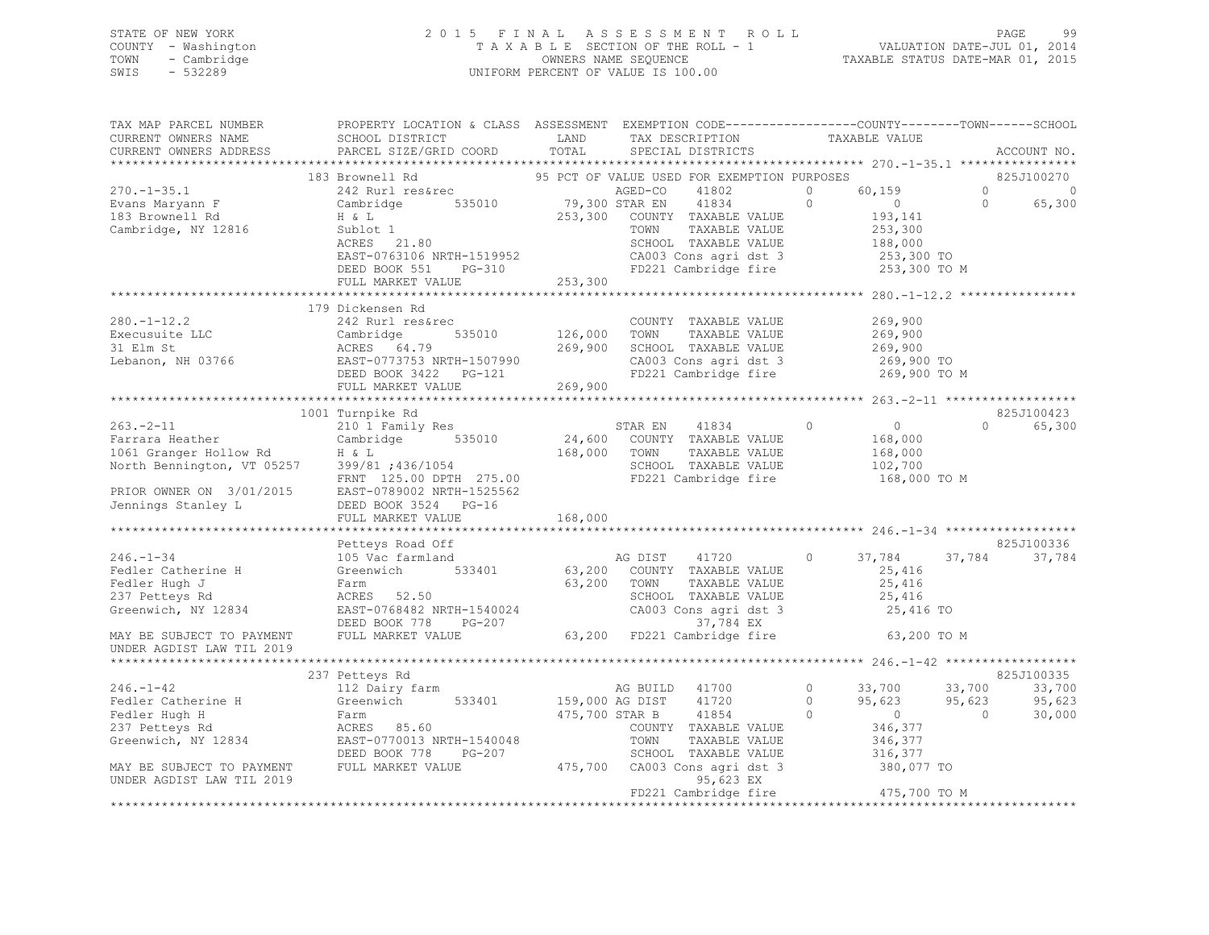STATE OF NEW YORK
COUNTY - Washington
TOWN - Cambridge
SWIS - 532289

# 2015 FINAL ASSESSMENT ROLL
TAXABLE SECTION OF THE ROLL - 1
OWNERS NAME SEQUENCE
UNIFORM PERCENT OF VALUE IS 100.00

VALUATION DATE-JUL 01, 2014
TAXABLE STATUS DATE-MAR 01, 2015

```
TAX MAP PARCEL NUMBER          PROPERTY LOCATION & CLASS  ASSESSMENT  EXEMPTION CODE------------------COUNTY--------TOWN------SCHOOL
CURRENT OWNERS NAME            SCHOOL DISTRICT             LAND       TAX DESCRIPTION              TAXABLE VALUE
CURRENT OWNERS ADDRESS         PARCEL SIZE/GRID COORD      TOTAL      SPECIAL DISTRICTS                                      ACCOUNT NO.
*********************************************************************************************** 270.-1-35.1 ****************
                    183 Brownell Rd                    95 PCT OF VALUE USED FOR EXEMPTION PURPOSES                      825J100270
270.-1-35.1                    242 Rurl res&rec                  AGED-CO    41802         0      60,159             0              0
Evans Maryann F                Cambridge       535010      79,300 STAR EN    41834         0           0             0         65,300
183 Brownell Rd                H & L                      253,300    COUNTY  TAXABLE VALUE           193,141
Cambridge, NY 12816            Sublot 1                               TOWN    TAXABLE VALUE           253,300
                               ACRES  21.80                           SCHOOL  TAXABLE VALUE           188,000
                               EAST-0763106 NRTH-1519952              CA003 Cons agri dst 3           253,300 TO
                               DEED BOOK 551    PG-310                FD221 Cambridge fire            253,300 TO M
                               FULL MARKET VALUE          253,300
******************************************************************************************* 280.-1-12.2 ****************
                    179 Dickensen Rd
280.-1-12.2                    242 Rurl res&rec                       COUNTY  TAXABLE VALUE           269,900
Execusuite LLC                 Cambridge       535010     126,000    TOWN    TAXABLE VALUE           269,900
31 Elm St                      ACRES  64.79               269,900    SCHOOL  TAXABLE VALUE           269,900
Lebanon, NH 03766              EAST-0773753 NRTH-1507990              CA003 Cons agri dst 3           269,900 TO
                               DEED BOOK 3422   PG-121                FD221 Cambridge fire            269,900 TO M
                               FULL MARKET VALUE          269,900
******************************************************************************************* 263.-2-11 ******************
                    1001 Turnpike Rd                                                                             825J100423
263.-2-11                      210 1 Family Res                  STAR EN    41834         0           0             0         65,300
Farrara Heather                Cambridge       535010      24,600    COUNTY  TAXABLE VALUE           168,000
1061 Granger Hollow Rd         H & L                      168,000    TOWN    TAXABLE VALUE           168,000
North Bennington, VT 05257     399/81 ;436/1054                       SCHOOL  TAXABLE VALUE           102,700
                               FRNT 125.00 DPTH 275.00                FD221 Cambridge fire            168,000 TO M
PRIOR OWNER ON 3/01/2015       EAST-0789002 NRTH-1525562
Jennings Stanley L             DEED BOOK 3524   PG-16
                               FULL MARKET VALUE          168,000
******************************************************************************************* 246.-1-34 ******************
                    Petteys Road Off                                                                             825J100336
246.-1-34                      105 Vac farmland                  AG DIST    41720         0      37,784        37,784         37,784
Fedler Catherine H             Greenwich       533401      63,200    COUNTY  TAXABLE VALUE            25,416
Fedler Hugh J                  Farm                        63,200    TOWN    TAXABLE VALUE            25,416
237 Petteys Rd                 ACRES  52.50                           SCHOOL  TAXABLE VALUE            25,416
Greenwich, NY 12834            EAST-0768482 NRTH-1540024              CA003 Cons agri dst 3            25,416 TO
                               DEED BOOK 778    PG-207                      37,784 EX
MAY BE SUBJECT TO PAYMENT      FULL MARKET VALUE           63,200    FD221 Cambridge fire             63,200 TO M
UNDER AGDIST LAW TIL 2019
******************************************************************************************* 246.-1-42 ******************
                    237 Petteys Rd                                                                               825J100335
246.-1-42                      112 Dairy farm                    AG BUILD   41700         0      33,700        33,700         33,700
Fedler Catherine H             Greenwich       533401     159,000 AG DIST    41720         0      95,623        95,623         95,623
Fedler Hugh H                  Farm                       475,700 STAR B     41854         0           0             0         30,000
237 Petteys Rd                 ACRES  85.60                           COUNTY  TAXABLE VALUE           346,377
Greenwich, NY 12834            EAST-0770013 NRTH-1540048              TOWN    TAXABLE VALUE           346,377
                               DEED BOOK 778    PG-207                SCHOOL  TAXABLE VALUE           316,377
MAY BE SUBJECT TO PAYMENT      FULL MARKET VALUE          475,700    CA003 Cons agri dst 3           380,077 TO
UNDER AGDIST LAW TIL 2019                                                   95,623 EX
                                                                      FD221 Cambridge fire            475,700 TO M
****************************************************************************************************************************
```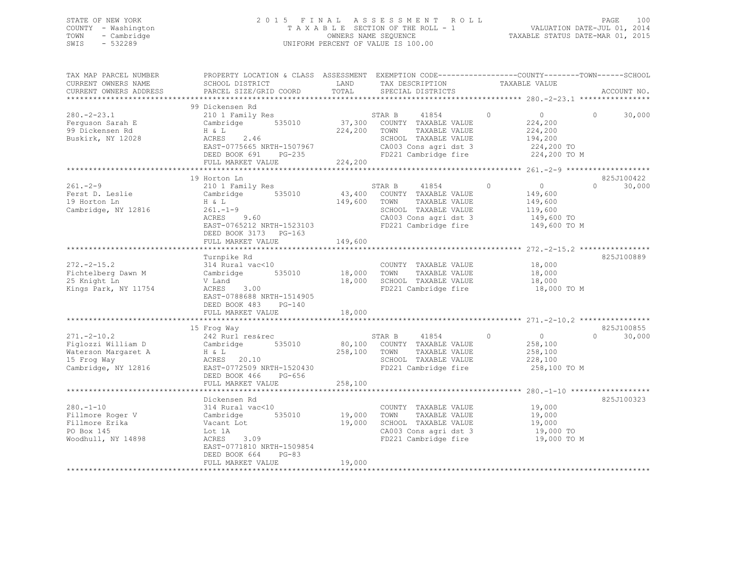STATE OF NEW YORK
COUNTY - Washington
TOWN - Cambridge
SWIS - 532289

2015 FINAL ASSESSMENT ROLL
TAXABLE SECTION OF THE ROLL - 1
OWNERS NAME SEQUENCE
UNIFORM PERCENT OF VALUE IS 100.00

VALUATION DATE-JUL 01, 2014
TAXABLE STATUS DATE-MAR 01, 2015

| TAX MAP PARCEL NUMBER / CURRENT OWNERS NAME / CURRENT OWNERS ADDRESS | PROPERTY LOCATION & CLASS / SCHOOL DISTRICT / PARCEL SIZE/GRID COORD | ASSESSMENT LAND / TOTAL | EXEMPTION CODE / TAX DESCRIPTION / SPECIAL DISTRICTS | COUNTY | TOWN | SCHOOL | ACCOUNT NO. |
|---|---|---|---|---|---|---|---|
| 280.-2-23.1 | 99 Dickensen Rd | | | | | | |
| 280.-2-23.1 | 210 1 Family Res | | STAR B 41854 | 0 | 0 | 0 30,000 | |
| Ferguson Sarah E | Cambridge 535010 | 37,300 | COUNTY TAXABLE VALUE | 224,200 | | | |
| 99 Dickensen Rd | H & L | 224,200 | TOWN TAXABLE VALUE | 224,200 | | | |
| Buskirk, NY 12028 | ACRES 2.46 | | SCHOOL TAXABLE VALUE | 194,200 | | | |
| | EAST-0775665 NRTH-1507967 | | CA003 Cons agri dst 3 | 224,200 TO | | | |
| | DEED BOOK 691 PG-235 | | FD221 Cambridge fire | 224,200 TO M | | | |
| | FULL MARKET VALUE | 224,200 | | | | | |
| 261.-2-9 | 19 Horton Ln | | | | | | 825J100422 |
| 261.-2-9 | 210 1 Family Res | | STAR B 41854 | 0 | 0 | 0 30,000 | |
| Ferst D. Leslie | Cambridge 535010 | 43,400 | COUNTY TAXABLE VALUE | 149,600 | | | |
| 19 Horton Ln | H & L | 149,600 | TOWN TAXABLE VALUE | 149,600 | | | |
| Cambridge, NY 12816 | 261.-1-9 | | SCHOOL TAXABLE VALUE | 119,600 | | | |
| | ACRES 9.60 | | CA003 Cons agri dst 3 | 149,600 TO | | | |
| | EAST-0765212 NRTH-1523103 | | FD221 Cambridge fire | 149,600 TO M | | | |
| | DEED BOOK 3173 PG-163 | | | | | | |
| | FULL MARKET VALUE | 149,600 | | | | | |
| 272.-2-15.2 | Turnpike Rd | | | | | | 825J100889 |
| 272.-2-15.2 | 314 Rural vac<10 | | COUNTY TAXABLE VALUE | 18,000 | | | |
| Fichtelberg Dawn M | Cambridge 535010 | 18,000 | TOWN TAXABLE VALUE | 18,000 | | | |
| 25 Knight Ln | V Land | 18,000 | SCHOOL TAXABLE VALUE | 18,000 | | | |
| Kings Park, NY 11754 | ACRES 3.00 | | FD221 Cambridge fire | 18,000 TO M | | | |
| | EAST-0788688 NRTH-1514905 | | | | | | |
| | DEED BOOK 483 PG-140 | | | | | | |
| | FULL MARKET VALUE | 18,000 | | | | | |
| 271.-2-10.2 | 15 Frog Way | | | | | | 825J100855 |
| 271.-2-10.2 | 242 Rurl res&rec | | STAR B 41854 | 0 | 0 | 0 30,000 | |
| Figlozzi William D | Cambridge 535010 | 80,100 | COUNTY TAXABLE VALUE | 258,100 | | | |
| Waterson Margaret A | H & L | 258,100 | TOWN TAXABLE VALUE | 258,100 | | | |
| 15 Frog Way | ACRES 20.10 | | SCHOOL TAXABLE VALUE | 228,100 | | | |
| Cambridge, NY 12816 | EAST-0772509 NRTH-1520430 | | FD221 Cambridge fire | 258,100 TO M | | | |
| | DEED BOOK 466 PG-656 | | | | | | |
| | FULL MARKET VALUE | 258,100 | | | | | |
| 280.-1-10 | Dickensen Rd | | | | | | 825J100323 |
| 280.-1-10 | 314 Rural vac<10 | | COUNTY TAXABLE VALUE | 19,000 | | | |
| Fillmore Roger V | Cambridge 535010 | 19,000 | TOWN TAXABLE VALUE | 19,000 | | | |
| Fillmore Erika | Vacant Lot | 19,000 | SCHOOL TAXABLE VALUE | 19,000 | | | |
| PO Box 145 | Lot 1A | | CA003 Cons agri dst 3 | 19,000 TO | | | |
| Woodhull, NY 14898 | ACRES 3.09 | | FD221 Cambridge fire | 19,000 TO M | | | |
| | EAST-0771810 NRTH-1509854 | | | | | | |
| | DEED BOOK 664 PG-83 | | | | | | |
| | FULL MARKET VALUE | 19,000 | | | | | |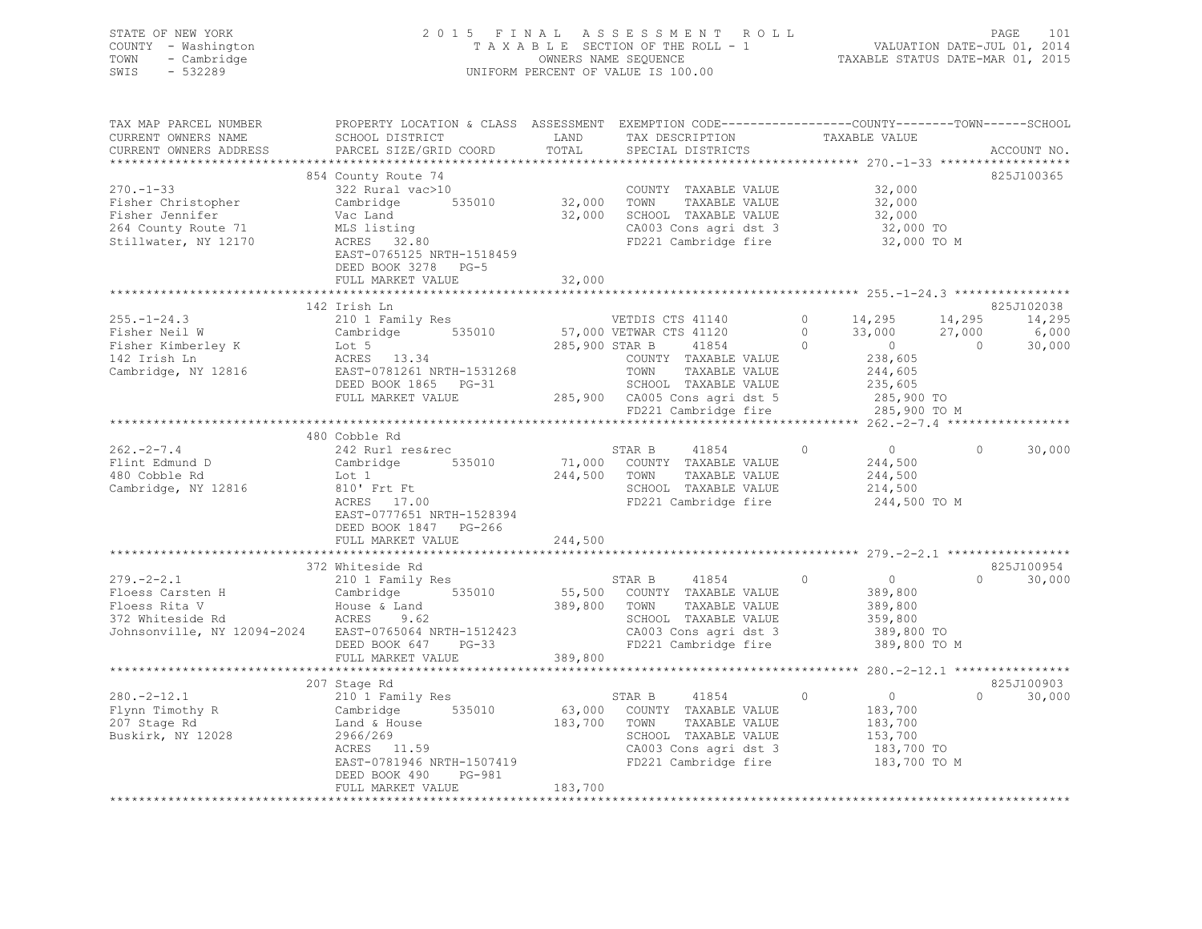STATE OF NEW YORK
COUNTY - Washington
TOWN - Cambridge
SWIS - 532289

2 0 1 5 F I N A L A S S E S S M E N T R O L L
T A X A B L E SECTION OF THE ROLL - 1
OWNERS NAME SEQUENCE
UNIFORM PERCENT OF VALUE IS 100.00

VALUATION DATE-JUL 01, 2014
TAXABLE STATUS DATE-MAR 01, 2015

```
TAX MAP PARCEL NUMBER          PROPERTY LOCATION & CLASS  ASSESSMENT  EXEMPTION CODE------------------COUNTY--------TOWN------SCHOOL
CURRENT OWNERS NAME            SCHOOL DISTRICT              LAND      TAX DESCRIPTION             TAXABLE VALUE
CURRENT OWNERS ADDRESS         PARCEL SIZE/GRID COORD       TOTAL     SPECIAL DISTRICTS                                        ACCOUNT NO.
*********************************************************************************************** 270.-1-33 ******************
                               854 County Route 74                                                                         825J100365
270.-1-33                      322 Rural vac>10                       COUNTY  TAXABLE VALUE            32,000
Fisher Christopher             Cambridge      535010       32,000     TOWN    TAXABLE VALUE            32,000
Fisher Jennifer                Vac Land                    32,000     SCHOOL  TAXABLE VALUE            32,000
264 County Route 71            MLS listing                            CA003 Cons agri dst 3             32,000 TO
Stillwater, NY 12170           ACRES   32.80                          FD221 Cambridge fire              32,000 TO M
                               EAST-0765125 NRTH-1518459
                               DEED BOOK 3278   PG-5
                               FULL MARKET VALUE           32,000
*********************************************************************************************** 255.-1-24.3 ****************
                               142 Irish Ln                                                                                825J102038
255.-1-24.3                    210 1 Family Res                       VETDIS CTS 41140        0    14,295     14,295     14,295
Fisher Neil W                  Cambridge      535010       57,000 VETWAR CTS 41120        0    33,000     27,000      6,000
Fisher Kimberley K             Lot 5                      285,900 STAR B      41854        0         0          0     30,000
142 Irish Ln                   ACRES   13.34                          COUNTY  TAXABLE VALUE           238,605
Cambridge, NY 12816            EAST-0781261 NRTH-1531268              TOWN    TAXABLE VALUE           244,605
                               DEED BOOK 1865   PG-31                 SCHOOL  TAXABLE VALUE           235,605
                               FULL MARKET VALUE          285,900     CA005 Cons agri dst 5            285,900 TO
                                                                      FD221 Cambridge fire             285,900 TO M
*********************************************************************************************** 262.-2-7.4 *****************
                               480 Cobble Rd
262.-2-7.4                     242 Rurl res&rec                       STAR B      41854        0         0          0     30,000
Flint Edmund D                 Cambridge      535010       71,000     COUNTY  TAXABLE VALUE           244,500
480 Cobble Rd                  Lot 1                      244,500     TOWN    TAXABLE VALUE           244,500
Cambridge, NY 12816            810' Frt Ft                            SCHOOL  TAXABLE VALUE           214,500
                               ACRES   17.00                          FD221 Cambridge fire             244,500 TO M
                               EAST-0777651 NRTH-1528394
                               DEED BOOK 1847   PG-266
                               FULL MARKET VALUE          244,500
*********************************************************************************************** 279.-2-2.1 *****************
                               372 Whiteside Rd                                                                            825J100954
279.-2-2.1                     210 1 Family Res                       STAR B      41854        0         0          0     30,000
Floess Carsten H               Cambridge      535010       55,500     COUNTY  TAXABLE VALUE           389,800
Floess Rita V                  House & Land               389,800     TOWN    TAXABLE VALUE           389,800
372 Whiteside Rd               ACRES    9.62                          SCHOOL  TAXABLE VALUE           359,800
Johnsonville, NY 12094-2024    EAST-0765064 NRTH-1512423              CA003 Cons agri dst 3            389,800 TO
                               DEED BOOK 647    PG-33                 FD221 Cambridge fire             389,800 TO M
                               FULL MARKET VALUE          389,800
*********************************************************************************************** 280.-2-12.1 ****************
                               207 Stage Rd                                                                                825J100903
280.-2-12.1                    210 1 Family Res                       STAR B      41854        0         0          0     30,000
Flynn Timothy R                Cambridge      535010       63,000     COUNTY  TAXABLE VALUE           183,700
207 Stage Rd                   Land & House               183,700     TOWN    TAXABLE VALUE           183,700
Buskirk, NY 12028              2966/269                               SCHOOL  TAXABLE VALUE           153,700
                               ACRES   11.59                          CA003 Cons agri dst 3            183,700 TO
                               EAST-0781946 NRTH-1507419              FD221 Cambridge fire             183,700 TO M
                               DEED BOOK 490    PG-981
                               FULL MARKET VALUE          183,700
******************************************************************************************************************************
```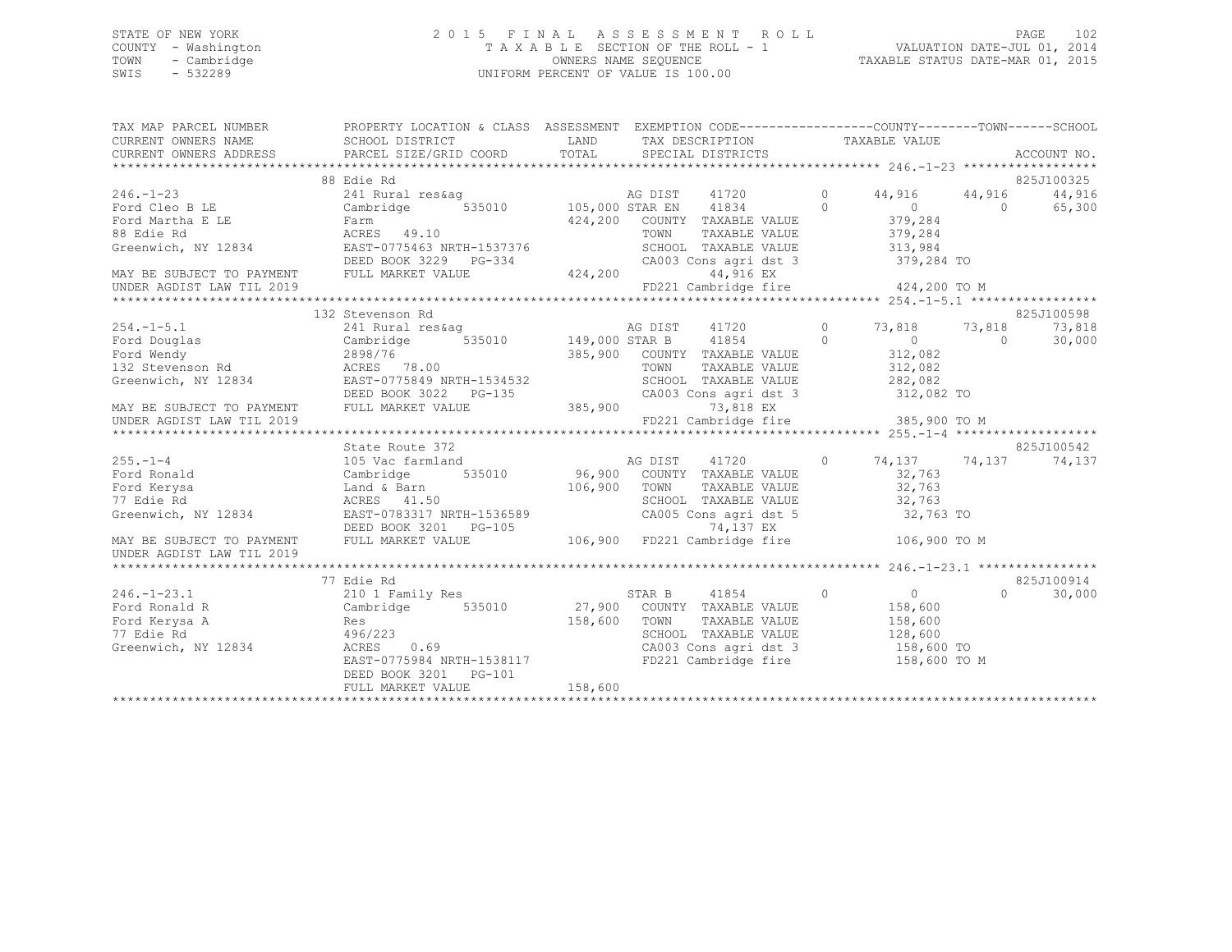STATE OF NEW YORK
COUNTY - Washington
TOWN - Cambridge
SWIS - 532289

# 2015 FINAL ASSESSMENT ROLL

TAXABLE SECTION OF THE ROLL - 1
OWNERS NAME SEQUENCE
UNIFORM PERCENT OF VALUE IS 100.00

VALUATION DATE-JUL 01, 2014
TAXABLE STATUS DATE-MAR 01, 2015

```
TAX MAP PARCEL NUMBER          PROPERTY LOCATION & CLASS  ASSESSMENT  EXEMPTION CODE-----------------COUNTY--------TOWN------SCHOOL
CURRENT OWNERS NAME            SCHOOL DISTRICT              LAND       TAX DESCRIPTION             TAXABLE VALUE
CURRENT OWNERS ADDRESS         PARCEL SIZE/GRID COORD      TOTAL       SPECIAL DISTRICTS                                     ACCOUNT NO.
*********************************************************************************************** 246.-1-23 ******************
                               88 Edie Rd                                                                            825J100325
246.-1-23                      241 Rural res&ag                      AG DIST     41720        0      44,916      44,916      44,916
Ford Cleo B LE                 Cambridge       535010    105,000 STAR EN     41834        0           0           0      65,300
Ford Martha E LE               Farm                        424,200   COUNTY  TAXABLE VALUE           379,284
88 Edie Rd                     ACRES    49.10                        TOWN    TAXABLE VALUE           379,284
Greenwich, NY 12834            EAST-0775463 NRTH-1537376             SCHOOL  TAXABLE VALUE           313,984
                               DEED BOOK 3229   PG-334               CA003 Cons agri dst 3          379,284 TO
MAY BE SUBJECT TO PAYMENT      FULL MARKET VALUE           424,200          44,916 EX
UNDER AGDIST LAW TIL 2019                                            FD221 Cambridge fire           424,200 TO M
*********************************************************************************************** 254.-1-5.1 *****************
                               132 Stevenson Rd                                                                      825J100598
254.-1-5.1                     241 Rural res&ag                      AG DIST     41720        0      73,818      73,818      73,818
Ford Douglas                   Cambridge       535010    149,000 STAR B      41854        0           0           0      30,000
Ford Wendy                     2898/76                     385,900   COUNTY  TAXABLE VALUE           312,082
132 Stevenson Rd               ACRES    78.00                        TOWN    TAXABLE VALUE           312,082
Greenwich, NY 12834            EAST-0775849 NRTH-1534532             SCHOOL  TAXABLE VALUE           282,082
                               DEED BOOK 3022   PG-135               CA003 Cons agri dst 3          312,082 TO
MAY BE SUBJECT TO PAYMENT      FULL MARKET VALUE           385,900          73,818 EX
UNDER AGDIST LAW TIL 2019                                            FD221 Cambridge fire           385,900 TO M
*********************************************************************************************** 255.-1-4 *******************
                               State Route 372                                                                       825J100542
255.-1-4                       105 Vac farmland                      AG DIST     41720        0      74,137      74,137      74,137
Ford Ronald                    Cambridge       535010     96,900   COUNTY  TAXABLE VALUE            32,763
Ford Kerysa                    Land & Barn                 106,900   TOWN    TAXABLE VALUE            32,763
77 Edie Rd                     ACRES    41.50                        SCHOOL  TAXABLE VALUE            32,763
Greenwich, NY 12834            EAST-0783317 NRTH-1536589             CA005 Cons agri dst 5           32,763 TO
                               DEED BOOK 3201   PG-105                      74,137 EX
MAY BE SUBJECT TO PAYMENT      FULL MARKET VALUE           106,900   FD221 Cambridge fire           106,900 TO M
UNDER AGDIST LAW TIL 2019
*********************************************************************************************** 246.-1-23.1 ****************
                               77 Edie Rd                                                                            825J100914
246.-1-23.1                    210 1 Family Res                      STAR B      41854        0           0           0      30,000
Ford Ronald R                  Cambridge       535010     27,900   COUNTY  TAXABLE VALUE           158,600
Ford Kerysa A                  Res                         158,600   TOWN    TAXABLE VALUE           158,600
77 Edie Rd                     496/223                               SCHOOL  TAXABLE VALUE           128,600
Greenwich, NY 12834            ACRES     0.69                        CA003 Cons agri dst 3          158,600 TO
                               EAST-0775984 NRTH-1538117             FD221 Cambridge fire           158,600 TO M
                               DEED BOOK 3201   PG-101
                               FULL MARKET VALUE           158,600
********************************************************************************************************************************
```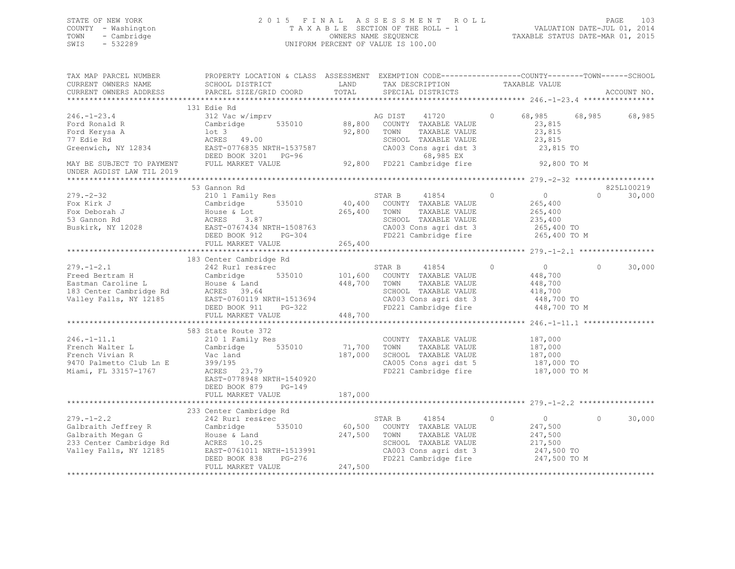STATE OF NEW YORK
COUNTY - Washington
TOWN - Cambridge
SWIS - 532289

2015 FINAL ASSESSMENT ROLL
TAXABLE SECTION OF THE ROLL - 1
OWNERS NAME SEQUENCE
UNIFORM PERCENT OF VALUE IS 100.00

VALUATION DATE-JUL 01, 2014
TAXABLE STATUS DATE-MAR 01, 2015

```
TAX MAP PARCEL NUMBER          PROPERTY LOCATION & CLASS  ASSESSMENT  EXEMPTION CODE------------------COUNTY--------TOWN------SCHOOL
CURRENT OWNERS NAME            SCHOOL DISTRICT               LAND      TAX DESCRIPTION              TAXABLE VALUE
CURRENT OWNERS ADDRESS         PARCEL SIZE/GRID COORD        TOTAL     SPECIAL DISTRICTS                                       ACCOUNT NO.
************************************************************************************************ 246.-1-23.4 ****************
                               131 Edie Rd
246.-1-23.4                    312 Vac w/imprv                   AG DIST     41720        0      68,985    68,985    68,985
Ford Ronald R                  Cambridge       535010    88,800   COUNTY  TAXABLE VALUE          23,815
Ford Kerysa A                  lot 3                     92,800   TOWN    TAXABLE VALUE          23,815
77 Edie Rd                     ACRES  49.00                       SCHOOL  TAXABLE VALUE          23,815
Greenwich, NY 12834            EAST-0776835 NRTH-1537587          CA003 Cons agri dst 3          23,815 TO
                               DEED BOOK 3201   PG-96                   68,985 EX
MAY BE SUBJECT TO PAYMENT      FULL MARKET VALUE          92,800  FD221 Cambridge fire           92,800 TO M
UNDER AGDIST LAW TIL 2019
************************************************************************************************ 279.-2-32 ******************
                               53 Gannon Rd                                                                         825L100219
279.-2-32                      210 1 Family Res                   STAR B      41854        0           0         0    30,000
Fox Kirk J                     Cambridge       535010    40,400   COUNTY  TAXABLE VALUE         265,400
Fox Deborah J                  House & Lot              265,400   TOWN    TAXABLE VALUE         265,400
53 Gannon Rd                   ACRES   3.87                       SCHOOL  TAXABLE VALUE         235,400
Buskirk, NY 12028              EAST-0767434 NRTH-1508763          CA003 Cons agri dst 3         265,400 TO
                               DEED BOOK 912    PG-304            FD221 Cambridge fire          265,400 TO M
                               FULL MARKET VALUE         265,400
************************************************************************************************ 279.-1-2.1 *****************
                               183 Center Cambridge Rd
279.-1-2.1                     242 Rurl res&rec                   STAR B      41854        0           0         0    30,000
Freed Bertram H                Cambridge       535010   101,600   COUNTY  TAXABLE VALUE         448,700
Eastman Caroline L             House & Land             448,700   TOWN    TAXABLE VALUE         448,700
183 Center Cambridge Rd        ACRES  39.64                       SCHOOL  TAXABLE VALUE         418,700
Valley Falls, NY 12185         EAST-0760119 NRTH-1513694          CA003 Cons agri dst 3         448,700 TO
                               DEED BOOK 911    PG-322            FD221 Cambridge fire          448,700 TO M
                               FULL MARKET VALUE         448,700
************************************************************************************************ 246.-1-11.1 ****************
                               583 State Route 372
246.-1-11.1                    210 1 Family Res                   COUNTY  TAXABLE VALUE         187,000
French Walter L                Cambridge       535010    71,700   TOWN    TAXABLE VALUE         187,000
French Vivian R                Vac land                 187,000   SCHOOL  TAXABLE VALUE         187,000
9470 Palmetto Club Ln E        399/195                            CA005 Cons agri dst 5         187,000 TO
Miami, FL 33157-1767           ACRES  23.79                       FD221 Cambridge fire          187,000 TO M
                               EAST-0778948 NRTH-1540920
                               DEED BOOK 879    PG-149
                               FULL MARKET VALUE         187,000
************************************************************************************************ 279.-1-2.2 *****************
                               233 Center Cambridge Rd
279.-1-2.2                     242 Rurl res&rec                   STAR B      41854        0           0         0    30,000
Galbraith Jeffrey R            Cambridge       535010    60,500   COUNTY  TAXABLE VALUE         247,500
Galbraith Megan G              House & Land             247,500   TOWN    TAXABLE VALUE         247,500
233 Center Cambridge Rd        ACRES  10.25                       SCHOOL  TAXABLE VALUE         217,500
Valley Falls, NY 12185         EAST-0761011 NRTH-1513991          CA003 Cons agri dst 3         247,500 TO
                               DEED BOOK 838    PG-276            FD221 Cambridge fire          247,500 TO M
                               FULL MARKET VALUE         247,500
******************************************************************************************************************************
```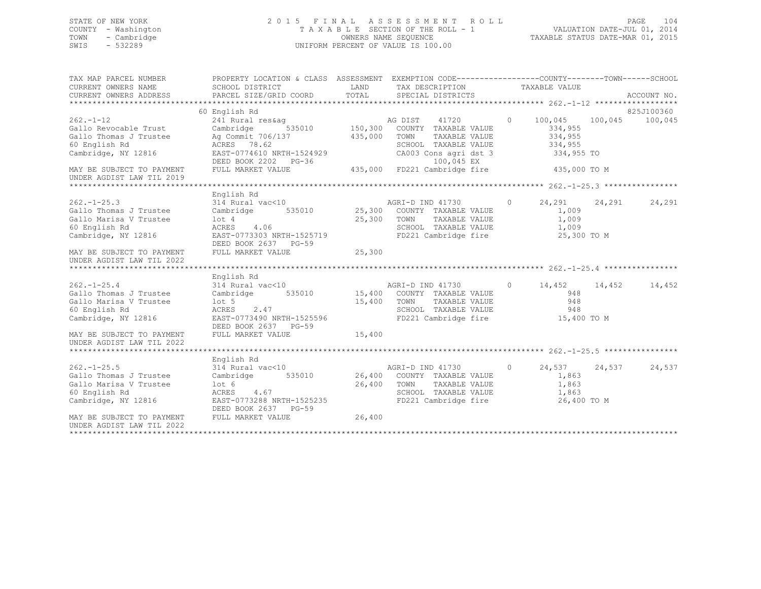STATE OF NEW YORK
COUNTY - Washington
TOWN - Cambridge
SWIS - 532289

2 0 1 5 F I N A L A S S E S S M E N T R O L L
T A X A B L E SECTION OF THE ROLL - 1
OWNERS NAME SEQUENCE
UNIFORM PERCENT OF VALUE IS 100.00

VALUATION DATE-JUL 01, 2014
TAXABLE STATUS DATE-MAR 01, 2015

| TAX MAP PARCEL NUMBER / CURRENT OWNERS NAME / CURRENT OWNERS ADDRESS | PROPERTY LOCATION & CLASS / SCHOOL DISTRICT / PARCEL SIZE/GRID COORD | ASSESSMENT LAND / TOTAL | EXEMPTION CODE / TAX DESCRIPTION / SPECIAL DISTRICTS | COUNTY TAXABLE VALUE | TOWN | SCHOOL / ACCOUNT NO. |
|---|---|---|---|---|---|---|
| 262.-1-12 | 60 English Rd | | | | | 825J100360 |
| 262.-1-12 | 241 Rural res&ag | | AG DIST 41720 0 | 100,045 | 100,045 | 100,045 |
| Gallo Revocable Trust | Cambridge 535010 | 150,300 | COUNTY TAXABLE VALUE | 334,955 | | |
| Gallo Thomas J Trustee | Ag Commit 706/137 | 435,000 | TOWN TAXABLE VALUE | 334,955 | | |
| 60 English Rd | ACRES 78.62 | | SCHOOL TAXABLE VALUE | 334,955 | | |
| Cambridge, NY 12816 | EAST-0774610 NRTH-1524929 | | CA003 Cons agri dst 3 | 334,955 TO | | |
| | DEED BOOK 2202 PG-36 | | 100,045 EX | | | |
| MAY BE SUBJECT TO PAYMENT UNDER AGDIST LAW TIL 2019 | FULL MARKET VALUE | 435,000 | FD221 Cambridge fire | 435,000 TO M | | |
| 262.-1-25.3 | English Rd | | | | | |
| 262.-1-25.3 | 314 Rural vac<10 | | AGRI-D IND 41730 0 | 24,291 | 24,291 | 24,291 |
| Gallo Thomas J Trustee | Cambridge 535010 | 25,300 | COUNTY TAXABLE VALUE | 1,009 | | |
| Gallo Marisa V Trustee | lot 4 | 25,300 | TOWN TAXABLE VALUE | 1,009 | | |
| 60 English Rd | ACRES 4.06 | | SCHOOL TAXABLE VALUE | 1,009 | | |
| Cambridge, NY 12816 | EAST-0773303 NRTH-1525719 | | FD221 Cambridge fire | 25,300 TO M | | |
| | DEED BOOK 2637 PG-59 | | | | | |
| MAY BE SUBJECT TO PAYMENT UNDER AGDIST LAW TIL 2022 | FULL MARKET VALUE | 25,300 | | | | |
| 262.-1-25.4 | English Rd | | | | | |
| 262.-1-25.4 | 314 Rural vac<10 | | AGRI-D IND 41730 0 | 14,452 | 14,452 | 14,452 |
| Gallo Thomas J Trustee | Cambridge 535010 | 15,400 | COUNTY TAXABLE VALUE | 948 | | |
| Gallo Marisa V Trustee | lot 5 | 15,400 | TOWN TAXABLE VALUE | 948 | | |
| 60 English Rd | ACRES 2.47 | | SCHOOL TAXABLE VALUE | 948 | | |
| Cambridge, NY 12816 | EAST-0773490 NRTH-1525596 | | FD221 Cambridge fire | 15,400 TO M | | |
| | DEED BOOK 2637 PG-59 | | | | | |
| MAY BE SUBJECT TO PAYMENT UNDER AGDIST LAW TIL 2022 | FULL MARKET VALUE | 15,400 | | | | |
| 262.-1-25.5 | English Rd | | | | | |
| 262.-1-25.5 | 314 Rural vac<10 | | AGRI-D IND 41730 0 | 24,537 | 24,537 | 24,537 |
| Gallo Thomas J Trustee | Cambridge 535010 | 26,400 | COUNTY TAXABLE VALUE | 1,863 | | |
| Gallo Marisa V Trustee | lot 6 | 26,400 | TOWN TAXABLE VALUE | 1,863 | | |
| 60 English Rd | ACRES 4.67 | | SCHOOL TAXABLE VALUE | 1,863 | | |
| Cambridge, NY 12816 | EAST-0773288 NRTH-1525235 | | FD221 Cambridge fire | 26,400 TO M | | |
| | DEED BOOK 2637 PG-59 | | | | | |
| MAY BE SUBJECT TO PAYMENT UNDER AGDIST LAW TIL 2022 | FULL MARKET VALUE | 26,400 | | | | |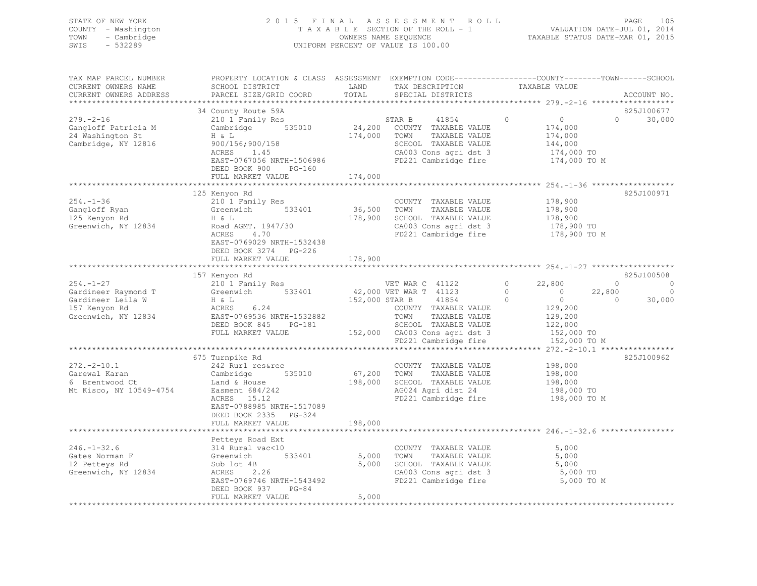STATE OF NEW YORK
COUNTY - Washington
TOWN - Cambridge
SWIS - 532289

2015 FINAL ASSESSMENT ROLL
TAXABLE SECTION OF THE ROLL - 1
OWNERS NAME SEQUENCE
UNIFORM PERCENT OF VALUE IS 100.00

VALUATION DATE-JUL 01, 2014
TAXABLE STATUS DATE-MAR 01, 2015

| TAX MAP PARCEL NUMBER / CURRENT OWNERS NAME / CURRENT OWNERS ADDRESS | PROPERTY LOCATION & CLASS / SCHOOL DISTRICT / PARCEL SIZE/GRID COORD | ASSESSMENT LAND / TOTAL | EXEMPTION CODE / TAX DESCRIPTION / SPECIAL DISTRICTS | COUNTY TAXABLE VALUE | TOWN | SCHOOL | ACCOUNT NO. |
|---|---|---|---|---|---|---|---|
| **279.-2-16** | 34 County Route 59A | | | | | | 825J100677 |
| 279.-2-16 | 210 1 Family Res | | STAR B 41854 0 | 0 | 0 | 30,000 | |
| Gangloff Patricia M | Cambridge 535010 | 24,200 | COUNTY TAXABLE VALUE | 174,000 | | | |
| 24 Washington St | H & L | 174,000 | TOWN TAXABLE VALUE | 174,000 | | | |
| Cambridge, NY 12816 | 900/156;900/158 | | SCHOOL TAXABLE VALUE | 144,000 | | | |
| | ACRES 1.45 | | CA003 Cons agri dst 3 | 174,000 TO | | | |
| | EAST-0767056 NRTH-1506986 | | FD221 Cambridge fire | 174,000 TO M | | | |
| | DEED BOOK 900 PG-160 | | | | | | |
| | FULL MARKET VALUE | 174,000 | | | | | |
| **254.-1-36** | 125 Kenyon Rd | | | | | | 825J100971 |
| 254.-1-36 | 210 1 Family Res | | COUNTY TAXABLE VALUE | 178,900 | | | |
| Gangloff Ryan | Greenwich 533401 | 36,500 | TOWN TAXABLE VALUE | 178,900 | | | |
| 125 Kenyon Rd | H & L | 178,900 | SCHOOL TAXABLE VALUE | 178,900 | | | |
| Greenwich, NY 12834 | Road AGMT. 1947/30 | | CA003 Cons agri dst 3 | 178,900 TO | | | |
| | ACRES 4.70 | | FD221 Cambridge fire | 178,900 TO M | | | |
| | EAST-0769029 NRTH-1532438 | | | | | | |
| | DEED BOOK 3274 PG-226 | | | | | | |
| | FULL MARKET VALUE | 178,900 | | | | | |
| **254.-1-27** | 157 Kenyon Rd | | | | | | 825J100508 |
| 254.-1-27 | 210 1 Family Res | | VET WAR C 41122 0 | 22,800 | 0 | 0 | |
| Gardineer Raymond T | Greenwich 533401 | 42,000 | VET WAR T 41123 0 | 0 | 22,800 | 0 | |
| Gardineer Leila W | H & L | 152,000 | STAR B 41854 0 | 0 | 0 | 30,000 | |
| 157 Kenyon Rd | ACRES 6.24 | | COUNTY TAXABLE VALUE | 129,200 | | | |
| Greenwich, NY 12834 | EAST-0769536 NRTH-1532882 | | TOWN TAXABLE VALUE | 129,200 | | | |
| | DEED BOOK 845 PG-181 | | SCHOOL TAXABLE VALUE | 122,000 | | | |
| | FULL MARKET VALUE | 152,000 | CA003 Cons agri dst 3 | 152,000 TO | | | |
| | | | FD221 Cambridge fire | 152,000 TO M | | | |
| **272.-2-10.1** | 675 Turnpike Rd | | | | | | 825J100962 |
| 272.-2-10.1 | 242 Rurl res&rec | | COUNTY TAXABLE VALUE | 198,000 | | | |
| Garewal Karan | Cambridge 535010 | 67,200 | TOWN TAXABLE VALUE | 198,000 | | | |
| 6 Brentwood Ct | Land & House | 198,000 | SCHOOL TAXABLE VALUE | 198,000 | | | |
| Mt Kisco, NY 10549-4754 | Easment 684/242 | | AG024 Agri dist 24 | 198,000 TO | | | |
| | ACRES 15.12 | | FD221 Cambridge fire | 198,000 TO M | | | |
| | EAST-0788985 NRTH-1517089 | | | | | | |
| | DEED BOOK 2335 PG-324 | | | | | | |
| | FULL MARKET VALUE | 198,000 | | | | | |
| **246.-1-32.6** | Petteys Road Ext | | | | | | |
| 246.-1-32.6 | 314 Rural vac<10 | | COUNTY TAXABLE VALUE | 5,000 | | | |
| Gates Norman F | Greenwich 533401 | 5,000 | TOWN TAXABLE VALUE | 5,000 | | | |
| 12 Petteys Rd | Sub lot 4B | 5,000 | SCHOOL TAXABLE VALUE | 5,000 | | | |
| Greenwich, NY 12834 | ACRES 2.26 | | CA003 Cons agri dst 3 | 5,000 TO | | | |
| | EAST-0769746 NRTH-1543492 | | FD221 Cambridge fire | 5,000 TO M | | | |
| | DEED BOOK 937 PG-84 | | | | | | |
| | FULL MARKET VALUE | 5,000 | | | | | |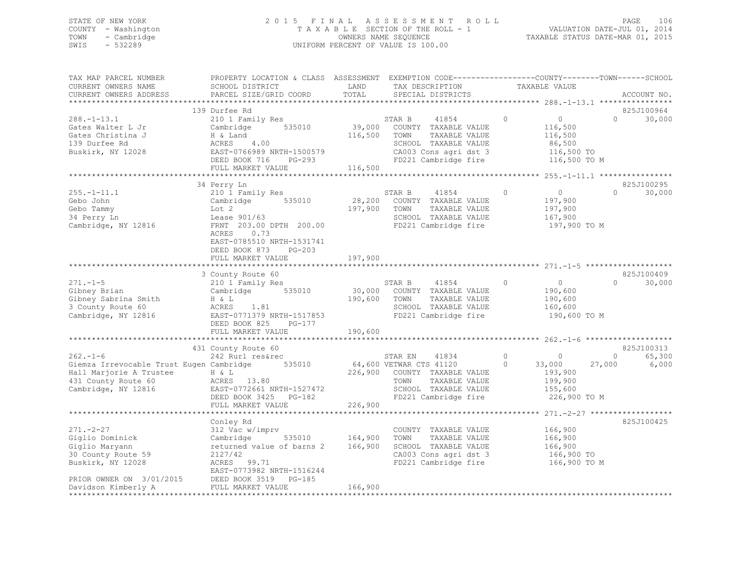STATE OF NEW YORK
COUNTY - Washington
TOWN - Cambridge
SWIS - 532289

# 2015 FINAL ASSESSMENT ROLL

TAXABLE SECTION OF THE ROLL - 1
OWNERS NAME SEQUENCE
UNIFORM PERCENT OF VALUE IS 100.00

VALUATION DATE-JUL 01, 2014
TAXABLE STATUS DATE-MAR 01, 2015

```
TAX MAP PARCEL NUMBER          PROPERTY LOCATION & CLASS  ASSESSMENT  EXEMPTION CODE------------------COUNTY--------TOWN------SCHOOL
CURRENT OWNERS NAME            SCHOOL DISTRICT               LAND       TAX DESCRIPTION            TAXABLE VALUE
CURRENT OWNERS ADDRESS         PARCEL SIZE/GRID COORD        TOTAL      SPECIAL DISTRICTS                                    ACCOUNT NO.
******************************************************************************************************* 288.-1-13.1 ****************
                               139 Durfee Rd                                                                                825J100964
288.-1-13.1                    210 1 Family Res                         STAR B    41854         0            0         0     30,000
Gates Walter L Jr              Cambridge        535010      39,000   COUNTY  TAXABLE VALUE            116,500
Gates Christina J              H & Land                    116,500   TOWN    TAXABLE VALUE            116,500
139 Durfee Rd                  ACRES    4.00                          SCHOOL  TAXABLE VALUE             86,500
Buskirk, NY 12028              EAST-0766989 NRTH-1500579              CA003 Cons agri dst 3            116,500 TO
                               DEED BOOK 716     PG-293               FD221 Cambridge fire             116,500 TO M
                               FULL MARKET VALUE           116,500
******************************************************************************************************* 255.-1-11.1 ****************
                               34 Perry Ln                                                                                  825J100295
255.-1-11.1                    210 1 Family Res                         STAR B    41854         0            0         0     30,000
Gebo John                      Cambridge        535010      28,200   COUNTY  TAXABLE VALUE            197,900
Gebo Tammy                     Lot 2                       197,900   TOWN    TAXABLE VALUE            197,900
34 Perry Ln                    Lease 901/63                           SCHOOL  TAXABLE VALUE            167,900
Cambridge, NY 12816            FRNT 203.00 DPTH 200.00                FD221 Cambridge fire             197,900 TO M
                               ACRES    0.73
                               EAST-0785510 NRTH-1531741
                               DEED BOOK 873     PG-203
                               FULL MARKET VALUE           197,900
******************************************************************************************************* 271.-1-5 *******************
                               3 County Route 60                                                                            825J100409
271.-1-5                       210 1 Family Res                         STAR B    41854         0            0         0     30,000
Gibney Brian                   Cambridge        535010      30,000   COUNTY  TAXABLE VALUE            190,600
Gibney Sabrina Smith           H & L                       190,600   TOWN    TAXABLE VALUE            190,600
3 County Route 60              ACRES    1.81                          SCHOOL  TAXABLE VALUE            160,600
Cambridge, NY 12816            EAST-0771379 NRTH-1517853              FD221 Cambridge fire             190,600 TO M
                               DEED BOOK 825     PG-177
                               FULL MARKET VALUE           190,600
******************************************************************************************************* 262.-1-6 *******************
                               431 County Route 60                                                                          825J100313
262.-1-6                       242 Rurl res&rec                         STAR EN   41834         0            0         0     65,300
Giemza Irrevocable Trust Eugen Cambridge        535010      64,600 VETWAR CTS 41120         0       33,000    27,000      6,000
Hall Marjorie A Trustee        H & L                       226,900   COUNTY  TAXABLE VALUE            193,900
431 County Route 60            ACRES   13.80                          TOWN    TAXABLE VALUE            199,900
Cambridge, NY 12816            EAST-0772661 NRTH-1527472              SCHOOL  TAXABLE VALUE            155,600
                               DEED BOOK 3425    PG-182               FD221 Cambridge fire             226,900 TO M
                               FULL MARKET VALUE           226,900
******************************************************************************************************* 271.-2-27 ******************
                               Conley Rd                                                                                    825J100425
271.-2-27                      312 Vac w/imprv                          COUNTY  TAXABLE VALUE            166,900
Giglio Dominick                Cambridge        535010     164,900   TOWN    TAXABLE VALUE            166,900
Giglio Maryann                 returned value of barns 2   166,900   SCHOOL  TAXABLE VALUE            166,900
30 County Route 59             2127/42                                CA003 Cons agri dst 3            166,900 TO
Buskirk, NY 12028              ACRES   99.71                          FD221 Cambridge fire             166,900 TO M
                               EAST-0773982 NRTH-1516244
PRIOR OWNER ON 3/01/2015       DEED BOOK 3519    PG-185
Davidson Kimberly A            FULL MARKET VALUE           166,900
************************************************************************************************************************************
```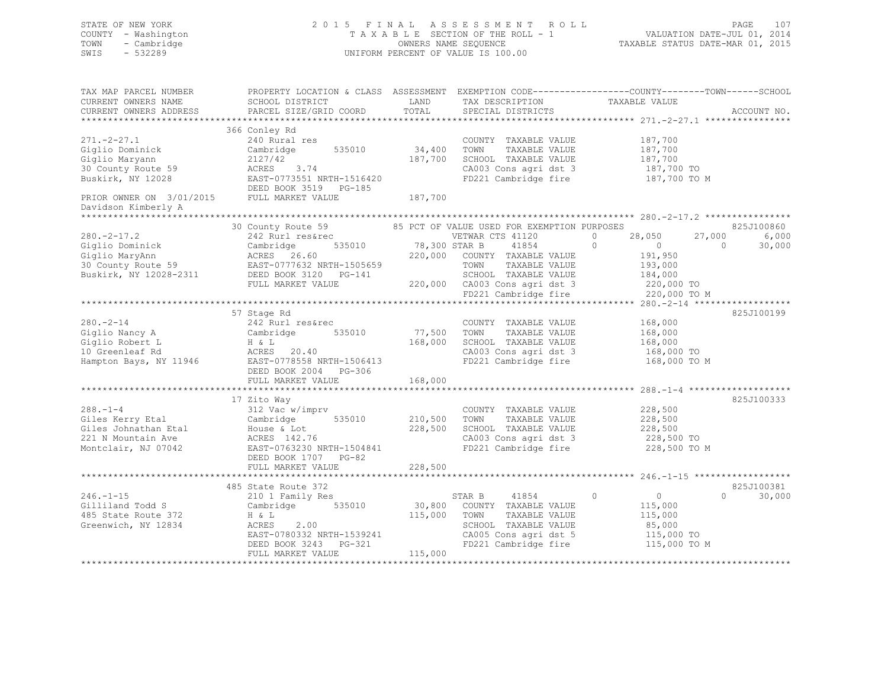STATE OF NEW YORK
COUNTY - Washington
TOWN - Cambridge
SWIS - 532289

2 0 1 5 F I N A L A S S E S S M E N T R O L L
T A X A B L E SECTION OF THE ROLL - 1
OWNERS NAME SEQUENCE
UNIFORM PERCENT OF VALUE IS 100.00

VALUATION DATE-JUL 01, 2014
TAXABLE STATUS DATE-MAR 01, 2015

```
TAX MAP PARCEL NUMBER          PROPERTY LOCATION & CLASS  ASSESSMENT  EXEMPTION CODE------------------COUNTY--------TOWN------SCHOOL
CURRENT OWNERS NAME            SCHOOL DISTRICT               LAND      TAX DESCRIPTION            TAXABLE VALUE
CURRENT OWNERS ADDRESS         PARCEL SIZE/GRID COORD       TOTAL      SPECIAL DISTRICTS                                   ACCOUNT NO.
*********************************************************************************************** 271.-2-27.1 ****************
                               366 Conley Rd
271.-2-27.1                    240 Rural res                           COUNTY  TAXABLE VALUE           187,700
Giglio Dominick                Cambridge       535010       34,400     TOWN    TAXABLE VALUE           187,700
Giglio Maryann                 2127/42                     187,700     SCHOOL  TAXABLE VALUE           187,700
30 County Route 59             ACRES     3.74                          CA003 Cons agri dst 3            187,700 TO
Buskirk, NY 12028              EAST-0773551 NRTH-1516420               FD221 Cambridge fire             187,700 TO M
                               DEED BOOK 3519   PG-185
PRIOR OWNER ON 3/01/2015       FULL MARKET VALUE           187,700
Davidson Kimberly A
*********************************************************************************************** 280.-2-17.2 ****************
                               30 County Route 59            85 PCT OF VALUE USED FOR EXEMPTION PURPOSES                  825J100860
280.-2-17.2                    242 Rurl res&rec                   VETWAR CTS 41120       0       28,050      27,000       6,000
Giglio Dominick                Cambridge       535010       78,300 STAR B      41854       0            0           0      30,000
Giglio MaryAnn                 ACRES    26.60              220,000    COUNTY  TAXABLE VALUE           191,950
30 County Route 59             EAST-0777632 NRTH-1505659               TOWN    TAXABLE VALUE           193,000
Buskirk, NY 12028-2311         DEED BOOK 3120   PG-141                 SCHOOL  TAXABLE VALUE           184,000
                               FULL MARKET VALUE           220,000     CA003 Cons agri dst 3            220,000 TO
                                                                       FD221 Cambridge fire             220,000 TO M
*********************************************************************************************** 280.-2-14 ******************
                               57 Stage Rd                                                                          825J100199
280.-2-14                      242 Rurl res&rec                        COUNTY  TAXABLE VALUE           168,000
Giglio Nancy A                 Cambridge       535010       77,500     TOWN    TAXABLE VALUE           168,000
Giglio Robert L                H & L                       168,000     SCHOOL  TAXABLE VALUE           168,000
10 Greenleaf Rd                ACRES    20.40                          CA003 Cons agri dst 3            168,000 TO
Hampton Bays, NY 11946         EAST-0778558 NRTH-1506413               FD221 Cambridge fire             168,000 TO M
                               DEED BOOK 2004   PG-306
                               FULL MARKET VALUE           168,000
*********************************************************************************************** 288.-1-4 *******************
                               17 Zito Way                                                                          825J100333
288.-1-4                       312 Vac w/imprv                         COUNTY  TAXABLE VALUE           228,500
Giles Kerry Etal               Cambridge       535010      210,500     TOWN    TAXABLE VALUE           228,500
Giles Johnathan Etal           House & Lot                 228,500     SCHOOL  TAXABLE VALUE           228,500
221 N Mountain Ave             ACRES   142.76                          CA003 Cons agri dst 3            228,500 TO
Montclair, NJ 07042            EAST-0763230 NRTH-1504841               FD221 Cambridge fire             228,500 TO M
                               DEED BOOK 1707   PG-82
                               FULL MARKET VALUE           228,500
*********************************************************************************************** 246.-1-15 ******************
                               485 State Route 372                                                                  825J100381
246.-1-15                      210 1 Family Res                   STAR B      41854       0            0           0      30,000
Gilliland Todd S               Cambridge       535010       30,800     COUNTY  TAXABLE VALUE           115,000
485 State Route 372            H & L                       115,000     TOWN    TAXABLE VALUE           115,000
Greenwich, NY 12834            ACRES     2.00                          SCHOOL  TAXABLE VALUE            85,000
                               EAST-0780332 NRTH-1539241               CA005 Cons agri dst 5            115,000 TO
                               DEED BOOK 3243   PG-321                 FD221 Cambridge fire             115,000 TO M
                               FULL MARKET VALUE           115,000
****************************************************************************************************************************
```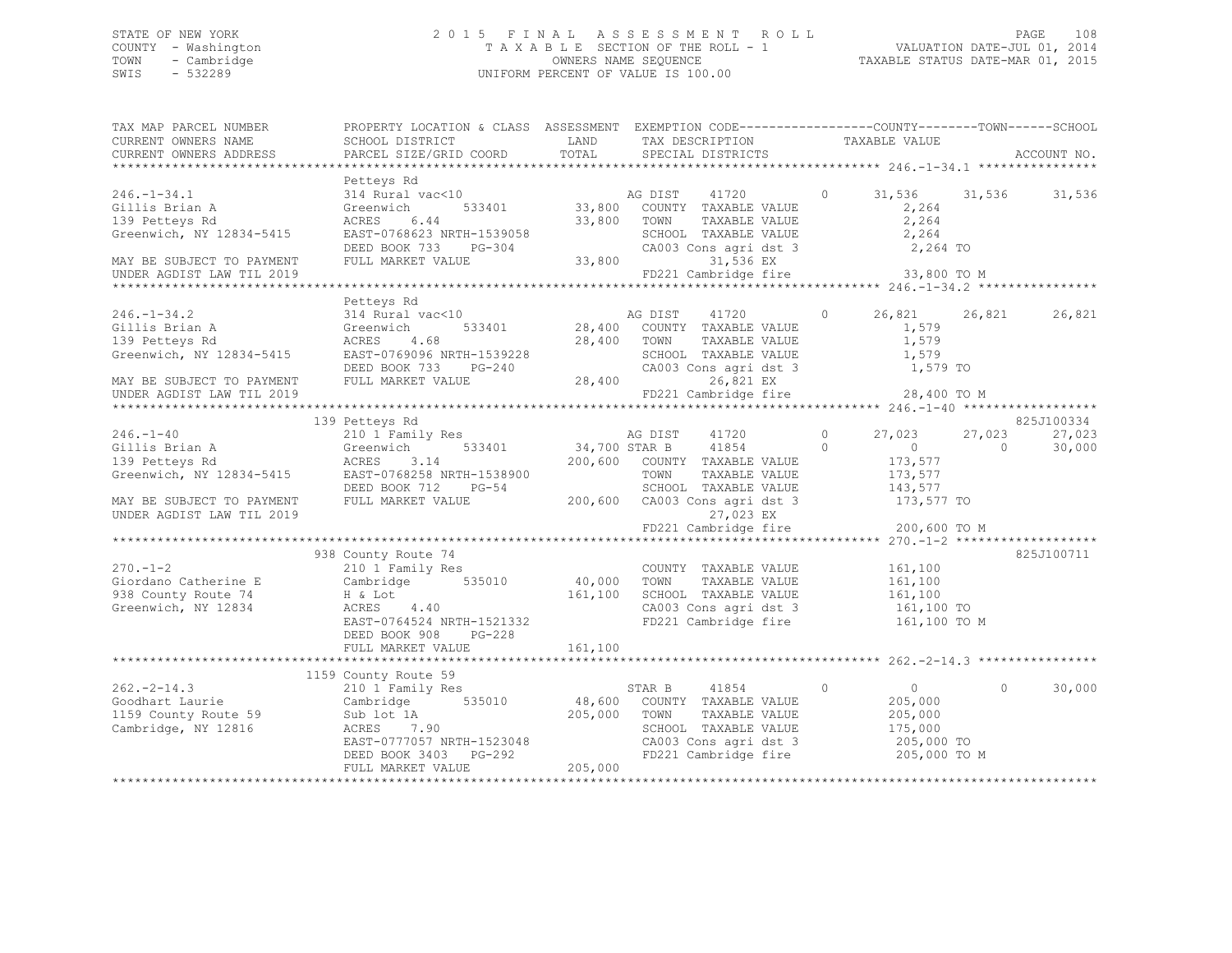STATE OF NEW YORK
COUNTY - Washington
TOWN - Cambridge
SWIS - 532289

# 2015 FINAL ASSESSMENT ROLL
TAXABLE SECTION OF THE ROLL - 1
OWNERS NAME SEQUENCE
UNIFORM PERCENT OF VALUE IS 100.00

VALUATION DATE-JUL 01, 2014
TAXABLE STATUS DATE-MAR 01, 2015

```
TAX MAP PARCEL NUMBER          PROPERTY LOCATION & CLASS  ASSESSMENT  EXEMPTION CODE-----------------COUNTY--------TOWN------SCHOOL
CURRENT OWNERS NAME            SCHOOL DISTRICT               LAND      TAX DESCRIPTION            TAXABLE VALUE
CURRENT OWNERS ADDRESS         PARCEL SIZE/GRID COORD        TOTAL     SPECIAL DISTRICTS                                      ACCOUNT NO.
****************************************************************************************************** 246.-1-34.1 ****************
                               Petteys Rd
246.-1-34.1                    314 Rural vac<10                   AG DIST    41720         0     31,536     31,536     31,536
Gillis Brian A                 Greenwich      533401      33,800   COUNTY  TAXABLE VALUE             2,264
139 Petteys Rd                 ACRES    6.44              33,800   TOWN    TAXABLE VALUE             2,264
Greenwich, NY 12834-5415       EAST-0768623 NRTH-1539058           SCHOOL  TAXABLE VALUE             2,264
                               DEED BOOK 733    PG-304             CA003 Cons agri dst 3             2,264 TO
MAY BE SUBJECT TO PAYMENT      FULL MARKET VALUE          33,800           31,536 EX
UNDER AGDIST LAW TIL 2019                                          FD221 Cambridge fire             33,800 TO M
****************************************************************************************************** 246.-1-34.2 ****************
                               Petteys Rd
246.-1-34.2                    314 Rural vac<10                   AG DIST    41720         0     26,821     26,821     26,821
Gillis Brian A                 Greenwich      533401      28,400   COUNTY  TAXABLE VALUE             1,579
139 Petteys Rd                 ACRES    4.68              28,400   TOWN    TAXABLE VALUE             1,579
Greenwich, NY 12834-5415       EAST-0769096 NRTH-1539228           SCHOOL  TAXABLE VALUE             1,579
                               DEED BOOK 733    PG-240             CA003 Cons agri dst 3             1,579 TO
MAY BE SUBJECT TO PAYMENT      FULL MARKET VALUE          28,400           26,821 EX
UNDER AGDIST LAW TIL 2019                                          FD221 Cambridge fire             28,400 TO M
****************************************************************************************************** 246.-1-40 ******************
                               139 Petteys Rd                                                                        825J100334
246.-1-40                      210 1 Family Res                   AG DIST    41720         0     27,023     27,023     27,023
Gillis Brian A                 Greenwich      533401      34,700  STAR B     41854         0          0          0     30,000
139 Petteys Rd                 ACRES    3.14             200,600   COUNTY  TAXABLE VALUE           173,577
Greenwich, NY 12834-5415       EAST-0768258 NRTH-1538900           TOWN    TAXABLE VALUE           173,577
                               DEED BOOK 712    PG-54              SCHOOL  TAXABLE VALUE           143,577
MAY BE SUBJECT TO PAYMENT      FULL MARKET VALUE         200,600   CA003 Cons agri dst 3           173,577 TO
UNDER AGDIST LAW TIL 2019                                                  27,023 EX
                                                                   FD221 Cambridge fire            200,600 TO M
****************************************************************************************************** 270.-1-2 *******************
                               938 County Route 74                                                                   825J100711
270.-1-2                       210 1 Family Res                    COUNTY  TAXABLE VALUE           161,100
Giordano Catherine E           Cambridge      535010      40,000   TOWN    TAXABLE VALUE           161,100
938 County Route 74            H & Lot                   161,100   SCHOOL  TAXABLE VALUE           161,100
Greenwich, NY 12834            ACRES    4.40                       CA003 Cons agri dst 3           161,100 TO
                               EAST-0764524 NRTH-1521332           FD221 Cambridge fire            161,100 TO M
                               DEED BOOK 908    PG-228
                               FULL MARKET VALUE         161,100
****************************************************************************************************** 262.-2-14.3 ****************
                               1159 County Route 59
262.-2-14.3                    210 1 Family Res                   STAR B     41854         0          0          0     30,000
Goodhart Laurie                Cambridge      535010      48,600   COUNTY  TAXABLE VALUE           205,000
1159 County Route 59           Sub lot 1A                205,000   TOWN    TAXABLE VALUE           205,000
Cambridge, NY 12816            ACRES    7.90                       SCHOOL  TAXABLE VALUE           175,000
                               EAST-0777057 NRTH-1523048           CA003 Cons agri dst 3           205,000 TO
                               DEED BOOK 3403   PG-292             FD221 Cambridge fire            205,000 TO M
                               FULL MARKET VALUE         205,000
************************************************************************************************************************************
```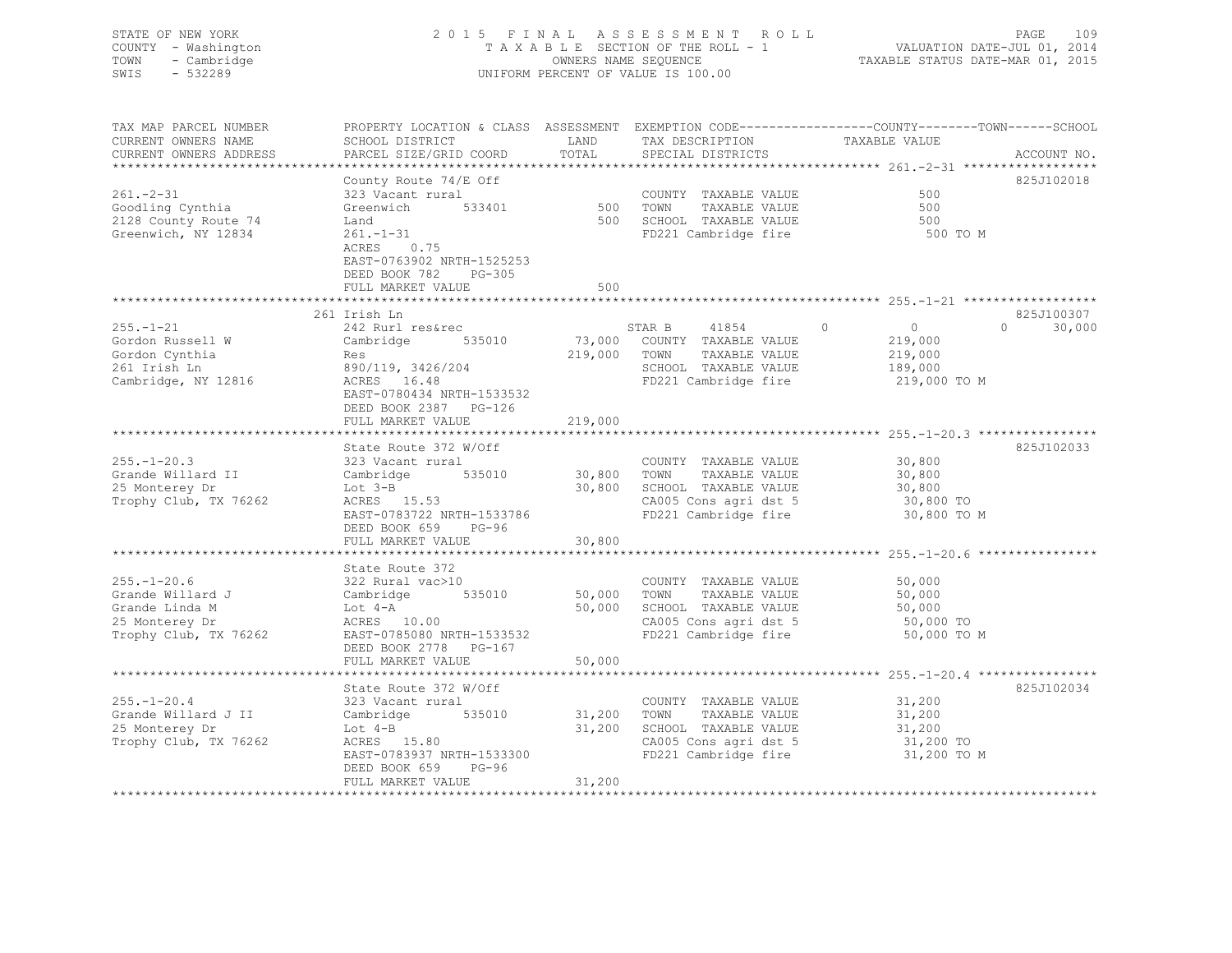STATE OF NEW YORK — 2015 FINAL ASSESSMENT ROLL — VALUATION DATE-JUL 01, 2014
COUNTY - Washington — TAXABLE SECTION OF THE ROLL - 1 — TAXABLE STATUS DATE-MAR 01, 2015
TOWN - Cambridge — OWNERS NAME SEQUENCE
SWIS - 532289 — UNIFORM PERCENT OF VALUE IS 100.00

| TAX MAP PARCEL NUMBER / CURRENT OWNERS NAME / CURRENT OWNERS ADDRESS | PROPERTY LOCATION & CLASS / SCHOOL DISTRICT / PARCEL SIZE/GRID COORD | ASSESSMENT LAND / TOTAL | EXEMPTION CODE / TAX DESCRIPTION / SPECIAL DISTRICTS | COUNTY / TOWN / SCHOOL TAXABLE VALUE | ACCOUNT NO. |
|---|---|---|---|---|---|
| **261.-2-31** | County Route 74/E Off | | | | 825J102018 |
| Goodling Cynthia | 323 Vacant rural | | COUNTY TAXABLE VALUE | 500 | |
| 2128 County Route 74 | Greenwich 533401 | 500 | TOWN TAXABLE VALUE | 500 | |
| Greenwich, NY 12834 | Land | 500 | SCHOOL TAXABLE VALUE | 500 | |
| | 261.-1-31 | | FD221 Cambridge fire | 500 TO M | |
| | ACRES 0.75 | | | | |
| | EAST-0763902 NRTH-1525253 | | | | |
| | DEED BOOK 782 PG-305 | | | | |
| | FULL MARKET VALUE | 500 | | | |
| **255.-1-21** | 261 Irish Ln | | | | 825J100307 |
| Gordon Russell W | 242 Rurl res&rec | | STAR B 41854 | 0 / 0 / 30,000 | |
| Gordon Cynthia | Cambridge 535010 | 73,000 | COUNTY TAXABLE VALUE | 219,000 | |
| 261 Irish Ln | Res | 219,000 | TOWN TAXABLE VALUE | 219,000 | |
| Cambridge, NY 12816 | 890/119, 3426/204 | | SCHOOL TAXABLE VALUE | 189,000 | |
| | ACRES 16.48 | | FD221 Cambridge fire | 219,000 TO M | |
| | EAST-0780434 NRTH-1533532 | | | | |
| | DEED BOOK 2387 PG-126 | | | | |
| | FULL MARKET VALUE | 219,000 | | | |
| **255.-1-20.3** | State Route 372 W/Off | | | | 825J102033 |
| Grande Willard II | 323 Vacant rural | | COUNTY TAXABLE VALUE | 30,800 | |
| 25 Monterey Dr | Cambridge 535010 | 30,800 | TOWN TAXABLE VALUE | 30,800 | |
| Trophy Club, TX 76262 | Lot 3-B | 30,800 | SCHOOL TAXABLE VALUE | 30,800 | |
| | ACRES 15.53 | | CA005 Cons agri dst 5 | 30,800 TO | |
| | EAST-0783722 NRTH-1533786 | | FD221 Cambridge fire | 30,800 TO M | |
| | DEED BOOK 659 PG-96 | | | | |
| | FULL MARKET VALUE | 30,800 | | | |
| **255.-1-20.6** | State Route 372 | | | | |
| Grande Willard J | 322 Rural vac>10 | | COUNTY TAXABLE VALUE | 50,000 | |
| Grande Linda M | Cambridge 535010 | 50,000 | TOWN TAXABLE VALUE | 50,000 | |
| 25 Monterey Dr | Lot 4-A | 50,000 | SCHOOL TAXABLE VALUE | 50,000 | |
| Trophy Club, TX 76262 | ACRES 10.00 | | CA005 Cons agri dst 5 | 50,000 TO | |
| | EAST-0785080 NRTH-1533532 | | FD221 Cambridge fire | 50,000 TO M | |
| | DEED BOOK 2778 PG-167 | | | | |
| | FULL MARKET VALUE | 50,000 | | | |
| **255.-1-20.4** | State Route 372 W/Off | | | | 825J102034 |
| Grande Willard J II | 323 Vacant rural | | COUNTY TAXABLE VALUE | 31,200 | |
| 25 Monterey Dr | Cambridge 535010 | 31,200 | TOWN TAXABLE VALUE | 31,200 | |
| Trophy Club, TX 76262 | Lot 4-B | 31,200 | SCHOOL TAXABLE VALUE | 31,200 | |
| | ACRES 15.80 | | CA005 Cons agri dst 5 | 31,200 TO | |
| | EAST-0783937 NRTH-1533300 | | FD221 Cambridge fire | 31,200 TO M | |
| | DEED BOOK 659 PG-96 | | | | |
| | FULL MARKET VALUE | 31,200 | | | |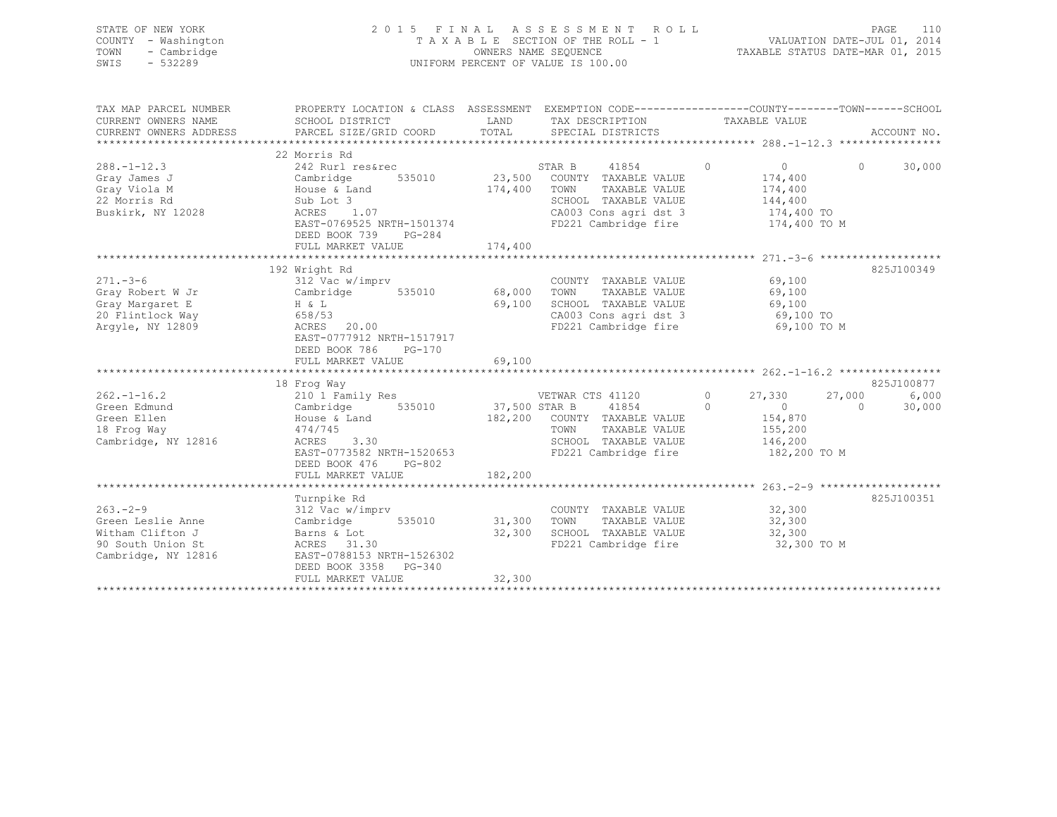STATE OF NEW YORK
COUNTY - Washington
TOWN - Cambridge
SWIS - 532289

2015 FINAL ASSESSMENT ROLL
TAXABLE SECTION OF THE ROLL - 1
OWNERS NAME SEQUENCE
UNIFORM PERCENT OF VALUE IS 100.00

VALUATION DATE-JUL 01, 2014
TAXABLE STATUS DATE-MAR 01, 2015

| TAX MAP PARCEL NUMBER / CURRENT OWNERS NAME / CURRENT OWNERS ADDRESS | PROPERTY LOCATION & CLASS / SCHOOL DISTRICT / PARCEL SIZE/GRID COORD | ASSESSMENT LAND / TOTAL | EXEMPTION CODE / TAX DESCRIPTION / SPECIAL DISTRICTS | COUNTY TAXABLE VALUE | TOWN | SCHOOL | ACCOUNT NO. |
|---|---|---|---|---|---|---|---|
| 288.-1-12.3 | 22 Morris Rd | | | | | | |
| 288.-1-12.3 | 242 Rurl res&rec | | STAR B 41854 0 | 0 | 0 | 30,000 | |
| Gray James J | Cambridge 535010 | 23,500 | COUNTY TAXABLE VALUE | 174,400 | | | |
| Gray Viola M | House & Land | 174,400 | TOWN TAXABLE VALUE | 174,400 | | | |
| 22 Morris Rd | Sub Lot 3 | | SCHOOL TAXABLE VALUE | 144,400 | | | |
| Buskirk, NY 12028 | ACRES 1.07 | | CA003 Cons agri dst 3 | 174,400 TO | | | |
| | EAST-0769525 NRTH-1501374 | | FD221 Cambridge fire | 174,400 TO M | | | |
| | DEED BOOK 739 PG-284 | | | | | | |
| | FULL MARKET VALUE | 174,400 | | | | | |
| 271.-3-6 | 192 Wright Rd | | | | | | 825J100349 |
| 271.-3-6 | 312 Vac w/imprv | | COUNTY TAXABLE VALUE | 69,100 | | | |
| Gray Robert W Jr | Cambridge 535010 | 68,000 | TOWN TAXABLE VALUE | 69,100 | | | |
| Gray Margaret E | H & L | 69,100 | SCHOOL TAXABLE VALUE | 69,100 | | | |
| 20 Flintlock Way | 658/53 | | CA003 Cons agri dst 3 | 69,100 TO | | | |
| Argyle, NY 12809 | ACRES 20.00 | | FD221 Cambridge fire | 69,100 TO M | | | |
| | EAST-0777912 NRTH-1517917 | | | | | | |
| | DEED BOOK 786 PG-170 | | | | | | |
| | FULL MARKET VALUE | 69,100 | | | | | |
| 262.-1-16.2 | 18 Frog Way | | | | | | 825J100877 |
| 262.-1-16.2 | 210 1 Family Res | | VETWAR CTS 41120 0 | 27,330 | 27,000 | 6,000 | |
| Green Edmund | Cambridge 535010 | 37,500 | STAR B 41854 0 | 0 | 0 | 30,000 | |
| Green Ellen | House & Land | 182,200 | COUNTY TAXABLE VALUE | 154,870 | | | |
| 18 Frog Way | 474/745 | | TOWN TAXABLE VALUE | 155,200 | | | |
| Cambridge, NY 12816 | ACRES 3.30 | | SCHOOL TAXABLE VALUE | 146,200 | | | |
| | EAST-0773582 NRTH-1520653 | | FD221 Cambridge fire | 182,200 TO M | | | |
| | DEED BOOK 476 PG-802 | | | | | | |
| | FULL MARKET VALUE | 182,200 | | | | | |
| 263.-2-9 | Turnpike Rd | | | | | | 825J100351 |
| 263.-2-9 | 312 Vac w/imprv | | COUNTY TAXABLE VALUE | 32,300 | | | |
| Green Leslie Anne | Cambridge 535010 | 31,300 | TOWN TAXABLE VALUE | 32,300 | | | |
| Witham Clifton J | Barns & Lot | 32,300 | SCHOOL TAXABLE VALUE | 32,300 | | | |
| 90 South Union St | ACRES 31.30 | | FD221 Cambridge fire | 32,300 TO M | | | |
| Cambridge, NY 12816 | EAST-0788153 NRTH-1526302 | | | | | | |
| | DEED BOOK 3358 PG-340 | | | | | | |
| | FULL MARKET VALUE | 32,300 | | | | | |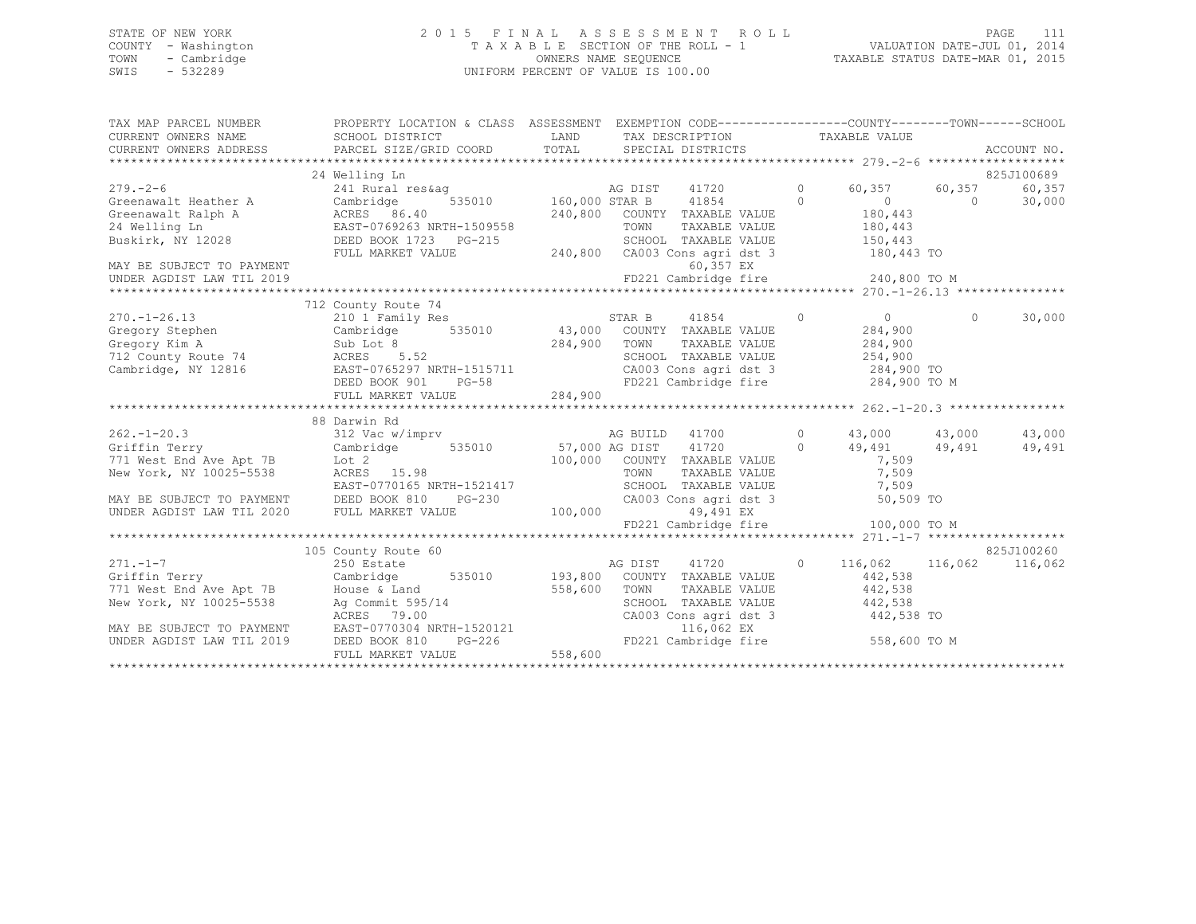STATE OF NEW YORK
COUNTY - Washington
TOWN - Cambridge
SWIS - 532289

2015 FINAL ASSESSMENT ROLL
TAXABLE SECTION OF THE ROLL - 1
OWNERS NAME SEQUENCE
UNIFORM PERCENT OF VALUE IS 100.00

VALUATION DATE-JUL 01, 2014
TAXABLE STATUS DATE-MAR 01, 2015

```
TAX MAP PARCEL NUMBER          PROPERTY LOCATION & CLASS  ASSESSMENT  EXEMPTION CODE-----------------COUNTY--------TOWN------SCHOOL
CURRENT OWNERS NAME            SCHOOL DISTRICT              LAND       TAX DESCRIPTION             TAXABLE VALUE
CURRENT OWNERS ADDRESS         PARCEL SIZE/GRID COORD       TOTAL      SPECIAL DISTRICTS                                       ACCOUNT NO.
************************************************************************************************** 279.-2-6 *******************
                               24 Welling Ln                                                                              825J100689
279.-2-6                       241 Rural res&ag                AG DIST    41720         0      60,357     60,357     60,357
Greenawalt Heather A           Cambridge        535010  160,000 STAR B     41854         0           0          0     30,000
Greenawalt Ralph A             ACRES  86.40              240,800   COUNTY  TAXABLE VALUE           180,443
24 Welling Ln                  EAST-0769263 NRTH-1509558           TOWN    TAXABLE VALUE           180,443
Buskirk, NY 12028              DEED BOOK 1723   PG-215             SCHOOL  TAXABLE VALUE           150,443
                               FULL MARKET VALUE         240,800   CA003 Cons agri dst 3           180,443 TO
MAY BE SUBJECT TO PAYMENT                                                60,357 EX
UNDER AGDIST LAW TIL 2019                                          FD221 Cambridge fire            240,800 TO M
************************************************************************************************** 270.-1-26.13 ***************
                               712 County Route 74
270.-1-26.13                   210 1 Family Res                STAR B     41854         0           0          0     30,000
Gregory Stephen                Cambridge        535010   43,000   COUNTY  TAXABLE VALUE           284,900
Gregory Kim A                  Sub Lot 8                 284,900   TOWN    TAXABLE VALUE           284,900
712 County Route 74            ACRES   5.52                        SCHOOL  TAXABLE VALUE           254,900
Cambridge, NY 12816            EAST-0765297 NRTH-1515711           CA003 Cons agri dst 3           284,900 TO
                               DEED BOOK 901    PG-58              FD221 Cambridge fire            284,900 TO M
                               FULL MARKET VALUE         284,900
************************************************************************************************** 262.-1-20.3 ****************
                               88 Darwin Rd
262.-1-20.3                    312 Vac w/imprv                 AG BUILD   41700         0      43,000     43,000     43,000
Griffin Terry                  Cambridge        535010   57,000 AG DIST    41720         0      49,491     49,491     49,491
771 West End Ave Apt 7B        Lot 2                     100,000   COUNTY  TAXABLE VALUE             7,509
New York, NY 10025-5538        ACRES  15.98                        TOWN    TAXABLE VALUE             7,509
                               EAST-0770165 NRTH-1521417           SCHOOL  TAXABLE VALUE             7,509
MAY BE SUBJECT TO PAYMENT      DEED BOOK 810    PG-230             CA003 Cons agri dst 3            50,509 TO
UNDER AGDIST LAW TIL 2020      FULL MARKET VALUE         100,000         49,491 EX
                                                                   FD221 Cambridge fire            100,000 TO M
************************************************************************************************** 271.-1-7 *******************
                               105 County Route 60                                                                        825J100260
271.-1-7                       250 Estate                      AG DIST    41720         0     116,062    116,062    116,062
Griffin Terry                  Cambridge        535010  193,800   COUNTY  TAXABLE VALUE           442,538
771 West End Ave Apt 7B        House & Land              558,600   TOWN    TAXABLE VALUE           442,538
New York, NY 10025-5538        Ag Commit 595/14                    SCHOOL  TAXABLE VALUE           442,538
                               ACRES  79.00                        CA003 Cons agri dst 3           442,538 TO
MAY BE SUBJECT TO PAYMENT      EAST-0770304 NRTH-1520121                116,062 EX
UNDER AGDIST LAW TIL 2019      DEED BOOK 810    PG-226             FD221 Cambridge fire            558,600 TO M
                               FULL MARKET VALUE         558,600
********************************************************************************************************************************
```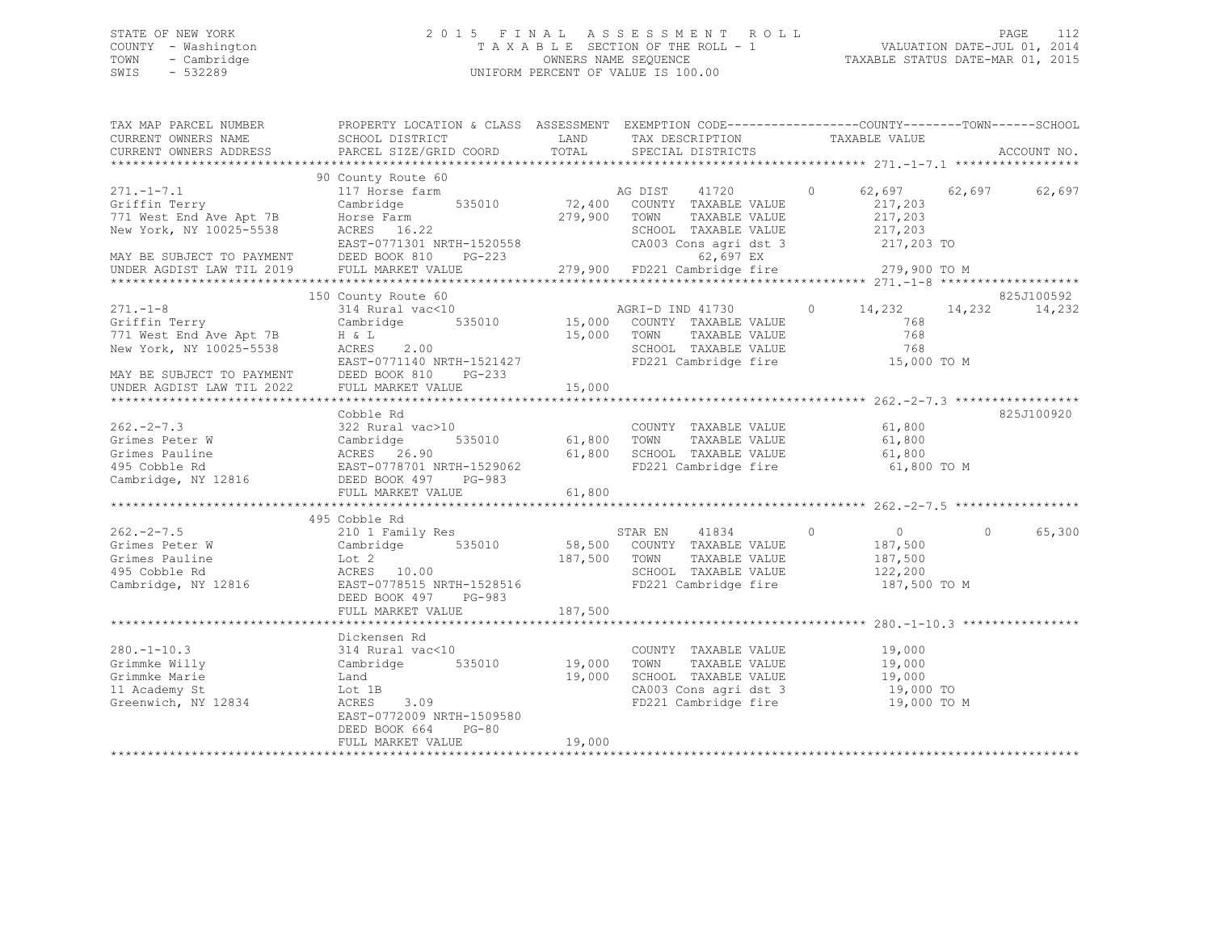STATE OF NEW YORK
COUNTY - Washington
TOWN - Cambridge
SWIS - 532289

# 2015 FINAL ASSESSMENT ROLL

TAXABLE SECTION OF THE ROLL - 1
OWNERS NAME SEQUENCE
UNIFORM PERCENT OF VALUE IS 100.00

VALUATION DATE-JUL 01, 2014
TAXABLE STATUS DATE-MAR 01, 2015

```
TAX MAP PARCEL NUMBER          PROPERTY LOCATION & CLASS  ASSESSMENT  EXEMPTION CODE------------------COUNTY--------TOWN------SCHOOL
CURRENT OWNERS NAME            SCHOOL DISTRICT              LAND      TAX DESCRIPTION              TAXABLE VALUE
CURRENT OWNERS ADDRESS         PARCEL SIZE/GRID COORD       TOTAL     SPECIAL DISTRICTS                                      ACCOUNT NO.
*********************************************************************************************** 271.-1-7.1 *****************
                               90 County Route 60
271.-1-7.1                     117 Horse farm                      AG DIST    41720          0     62,697     62,697     62,697
Griffin Terry                  Cambridge       535010      72,400  COUNTY  TAXABLE VALUE          217,203
771 West End Ave Apt 7B        Horse Farm                 279,900  TOWN    TAXABLE VALUE          217,203
New York, NY 10025-5538        ACRES   16.22                       SCHOOL  TAXABLE VALUE          217,203
                               EAST-0771301 NRTH-1520558           CA003 Cons agri dst 3           217,203 TO
MAY BE SUBJECT TO PAYMENT      DEED BOOK 810     PG-223                      62,697 EX
UNDER AGDIST LAW TIL 2019      FULL MARKET VALUE          279,900  FD221 Cambridge fire            279,900 TO M
*********************************************************************************************** 271.-1-8 *******************
                               150 County Route 60                                                                825J100592
271.-1-8                       314 Rural vac<10                    AGRI-D IND 41730          0     14,232     14,232     14,232
Griffin Terry                  Cambridge       535010      15,000  COUNTY  TAXABLE VALUE              768
771 West End Ave Apt 7B        H & L                       15,000  TOWN    TAXABLE VALUE              768
New York, NY 10025-5538        ACRES    2.00                       SCHOOL  TAXABLE VALUE              768
                               EAST-0771140 NRTH-1521427           FD221 Cambridge fire             15,000 TO M
MAY BE SUBJECT TO PAYMENT      DEED BOOK 810     PG-233
UNDER AGDIST LAW TIL 2022      FULL MARKET VALUE           15,000
*********************************************************************************************** 262.-2-7.3 *****************
                               Cobble Rd                                                                          825J100920
262.-2-7.3                     322 Rural vac>10                    COUNTY  TAXABLE VALUE           61,800
Grimes Peter W                 Cambridge       535010      61,800  TOWN    TAXABLE VALUE           61,800
Grimes Pauline                 ACRES   26.90               61,800  SCHOOL  TAXABLE VALUE           61,800
495 Cobble Rd                  EAST-0778701 NRTH-1529062           FD221 Cambridge fire             61,800 TO M
Cambridge, NY 12816            DEED BOOK 497     PG-983
                               FULL MARKET VALUE           61,800
*********************************************************************************************** 262.-2-7.5 *****************
                               495 Cobble Rd
262.-2-7.5                     210 1 Family Res                    STAR EN    41834          0          0          0     65,300
Grimes Peter W                 Cambridge       535010      58,500  COUNTY  TAXABLE VALUE          187,500
Grimes Pauline                 Lot 2                      187,500  TOWN    TAXABLE VALUE          187,500
495 Cobble Rd                  ACRES   10.00                       SCHOOL  TAXABLE VALUE          122,200
Cambridge, NY 12816            EAST-0778515 NRTH-1528516           FD221 Cambridge fire            187,500 TO M
                               DEED BOOK 497     PG-983
                               FULL MARKET VALUE          187,500
*********************************************************************************************** 280.-1-10.3 ****************
                               Dickensen Rd
280.-1-10.3                    314 Rural vac<10                    COUNTY  TAXABLE VALUE           19,000
Grimmke Willy                  Cambridge       535010      19,000  TOWN    TAXABLE VALUE           19,000
Grimmke Marie                  Land                        19,000  SCHOOL  TAXABLE VALUE           19,000
11 Academy St                  Lot 1B                              CA003 Cons agri dst 3            19,000 TO
Greenwich, NY 12834            ACRES    3.09                       FD221 Cambridge fire             19,000 TO M
                               EAST-0772009 NRTH-1509580
                               DEED BOOK 664     PG-80
                               FULL MARKET VALUE           19,000
******************************************************************************************************************************
```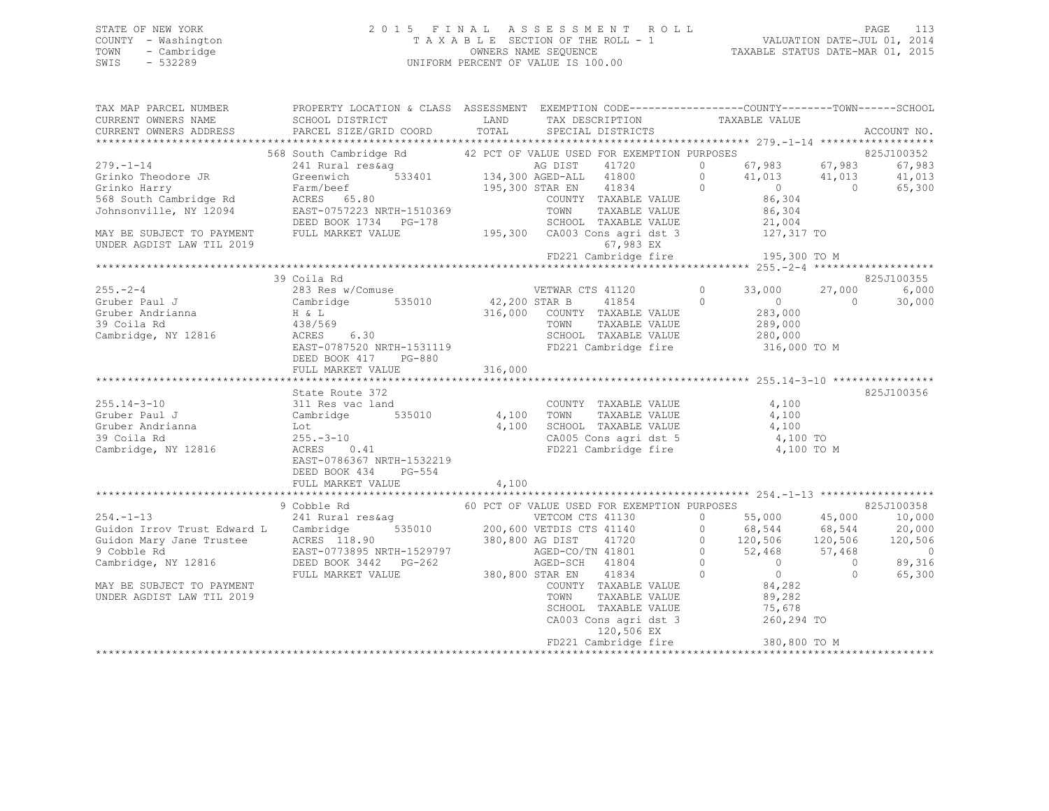STATE OF NEW YORK 2015 FINAL ASSESSMENT ROLL
COUNTY - Washington TAXABLE SECTION OF THE ROLL - 1 VALUATION DATE-JUL 01, 2014
TOWN - Cambridge OWNERS NAME SEQUENCE TAXABLE STATUS DATE-MAR 01, 2015
SWIS - 532289 UNIFORM PERCENT OF VALUE IS 100.00

```
TAX MAP PARCEL NUMBER          PROPERTY LOCATION & CLASS  ASSESSMENT  EXEMPTION CODE-----------------COUNTY--------TOWN------SCHOOL
CURRENT OWNERS NAME            SCHOOL DISTRICT               LAND      TAX DESCRIPTION             TAXABLE VALUE
CURRENT OWNERS ADDRESS         PARCEL SIZE/GRID COORD        TOTAL     SPECIAL DISTRICTS                                    ACCOUNT NO.
******************************************************************************************************* 279.-1-14 ******************
                           568 South Cambridge Rd          42 PCT OF VALUE USED FOR EXEMPTION PURPOSES                      825J100352
279.-1-14                      241 Rural res&ag                  AG DIST     41720        0      67,983     67,983     67,983
Grinko Theodore JR             Greenwich      533401     134,300 AGED-ALL    41800        0      41,013     41,013     41,013
Grinko Harry                   Farm/beef                 195,300 STAR EN     41834        0           0          0     65,300
568 South Cambridge Rd         ACRES  65.80                        COUNTY  TAXABLE VALUE              86,304
Johnsonville, NY 12094         EAST-0757223 NRTH-1510369           TOWN    TAXABLE VALUE              86,304
                               DEED BOOK 1734   PG-178             SCHOOL  TAXABLE VALUE              21,004
MAY BE SUBJECT TO PAYMENT      FULL MARKET VALUE         195,300   CA003 Cons agri dst 3             127,317 TO
UNDER AGDIST LAW TIL 2019                                                 67,983 EX
                                                                   FD221 Cambridge fire              195,300 TO M
******************************************************************************************************* 255.-2-4 *******************
                           39 Coila Rd                                                                              825J100355
255.-2-4                       283 Res w/Comuse                  VETWAR CTS 41120         0      33,000     27,000      6,000
Gruber Paul J                  Cambridge      535010      42,200 STAR B      41854        0           0          0     30,000
Gruber Andrianna               H & L                     316,000   COUNTY  TAXABLE VALUE             283,000
39 Coila Rd                    438/569                             TOWN    TAXABLE VALUE             289,000
Cambridge, NY 12816            ACRES   6.30                        SCHOOL  TAXABLE VALUE             280,000
                               EAST-0787520 NRTH-1531119           FD221 Cambridge fire              316,000 TO M
                               DEED BOOK 417    PG-880
                               FULL MARKET VALUE         316,000
******************************************************************************************************* 255.14-3-10 ****************
                           State Route 372                                                                          825J100356
255.14-3-10                    311 Res vac land                    COUNTY  TAXABLE VALUE               4,100
Gruber Paul J                  Cambridge      535010       4,100   TOWN    TAXABLE VALUE               4,100
Gruber Andrianna               Lot                         4,100   SCHOOL  TAXABLE VALUE               4,100
39 Coila Rd                    255.-3-10                           CA005 Cons agri dst 5               4,100 TO
Cambridge, NY 12816            ACRES   0.41                        FD221 Cambridge fire                4,100 TO M
                               EAST-0786367 NRTH-1532219
                               DEED BOOK 434    PG-554
                               FULL MARKET VALUE           4,100
******************************************************************************************************* 254.-1-13 ******************
                           9 Cobble Rd                     60 PCT OF VALUE USED FOR EXEMPTION PURPOSES                      825J100358
254.-1-13                      241 Rural res&ag                  VETCOM CTS 41130         0      55,000     45,000     10,000
Guidon Irrov Trust Edward L    Cambridge      535010     200,600 VETDIS CTS 41140         0      68,544     68,544     20,000
Guidon Mary Jane Trustee       ACRES 118.90              380,800 AG DIST     41720        0     120,506    120,506    120,506
9 Cobble Rd                    EAST-0773895 NRTH-1529797           AGED-CO/TN 41801       0      52,468     57,468          0
Cambridge, NY 12816            DEED BOOK 3442   PG-262             AGED-SCH    41804      0           0          0     89,316
                               FULL MARKET VALUE         380,800 STAR EN     41834        0           0          0     65,300
MAY BE SUBJECT TO PAYMENT                                          COUNTY  TAXABLE VALUE              84,282
UNDER AGDIST LAW TIL 2019                                          TOWN    TAXABLE VALUE              89,282
                                                                   SCHOOL  TAXABLE VALUE              75,678
                                                                   CA003 Cons agri dst 3             260,294 TO
                                                                          120,506 EX
                                                                   FD221 Cambridge fire              380,800 TO M
************************************************************************************************************************************
```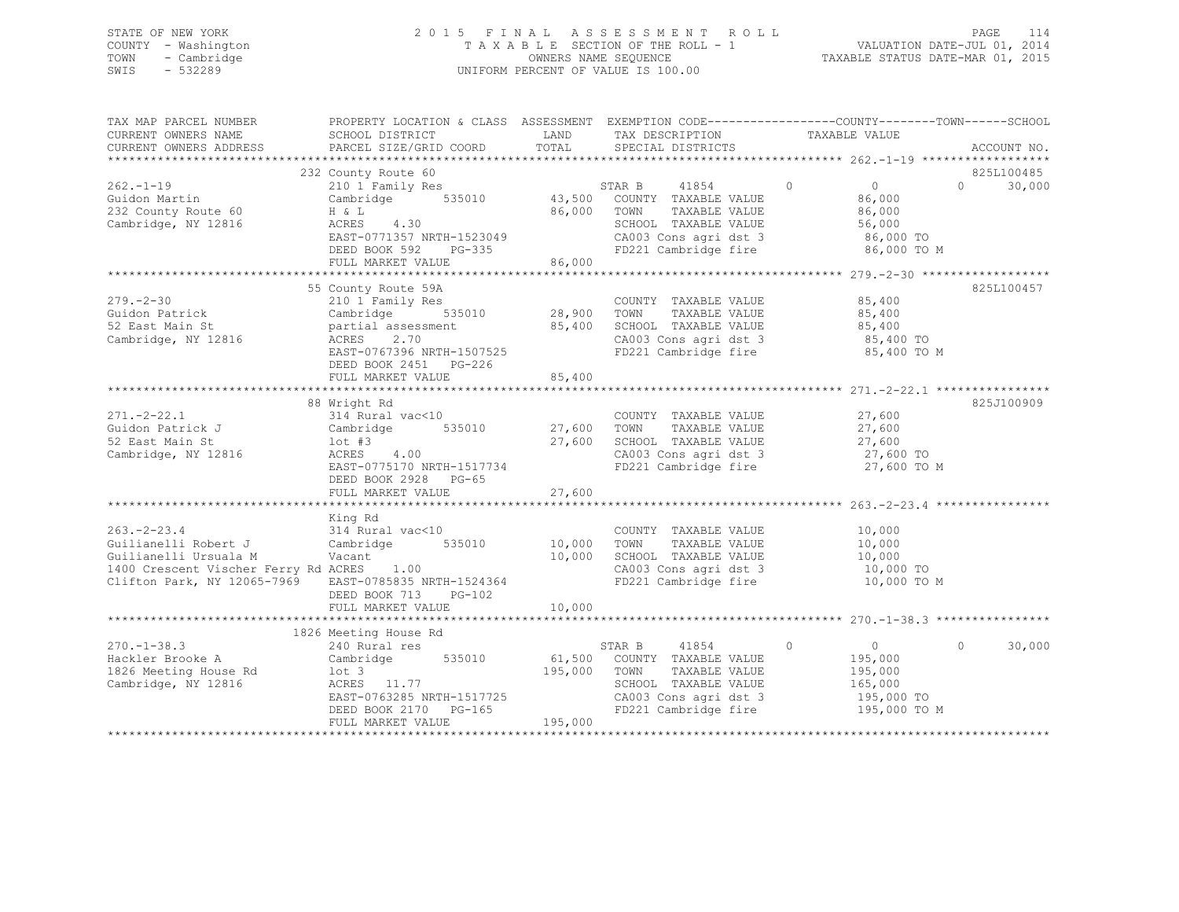STATE OF NEW YORK
COUNTY - Washington
TOWN - Cambridge
SWIS - 532289

2015 FINAL ASSESSMENT ROLL
TAXABLE SECTION OF THE ROLL - 1
OWNERS NAME SEQUENCE
UNIFORM PERCENT OF VALUE IS 100.00

VALUATION DATE-JUL 01, 2014
TAXABLE STATUS DATE-MAR 01, 2015

| TAX MAP PARCEL NUMBER / CURRENT OWNERS NAME / CURRENT OWNERS ADDRESS | PROPERTY LOCATION & CLASS / SCHOOL DISTRICT / PARCEL SIZE/GRID COORD | ASSESSMENT LAND / TOTAL | EXEMPTION CODE / TAX DESCRIPTION / SPECIAL DISTRICTS | COUNTY | TOWN | SCHOOL | TAXABLE VALUE | ACCOUNT NO. |
|---|---|---|---|---|---|---|---|---|
| 262.-1-19 | 232 County Route 60 | | | | | | | 825L100485 |
| | 210 1 Family Res | | STAR B 41854 | 0 | 0 | 30,000 | | |
| Guidon Martin | Cambridge 535010 | 43,500 | COUNTY TAXABLE VALUE | | | | 86,000 | |
| 232 County Route 60 | H & L | 86,000 | TOWN TAXABLE VALUE | | | | 86,000 | |
| Cambridge, NY 12816 | ACRES 4.30 | | SCHOOL TAXABLE VALUE | | | | 56,000 | |
| | EAST-0771357 NRTH-1523049 | | CA003 Cons agri dst 3 | | | | 86,000 TO | |
| | DEED BOOK 592 PG-335 | | FD221 Cambridge fire | | | | 86,000 TO M | |
| | FULL MARKET VALUE | 86,000 | | | | | | |
| 279.-2-30 | 55 County Route 59A | | | | | | | 825L100457 |
| | 210 1 Family Res | | COUNTY TAXABLE VALUE | | | | 85,400 | |
| Guidon Patrick | Cambridge 535010 | 28,900 | TOWN TAXABLE VALUE | | | | 85,400 | |
| 52 East Main St | partial assessment | 85,400 | SCHOOL TAXABLE VALUE | | | | 85,400 | |
| Cambridge, NY 12816 | ACRES 2.70 | | CA003 Cons agri dst 3 | | | | 85,400 TO | |
| | EAST-0767396 NRTH-1507525 | | FD221 Cambridge fire | | | | 85,400 TO M | |
| | DEED BOOK 2451 PG-226 | | | | | | | |
| | FULL MARKET VALUE | 85,400 | | | | | | |
| 271.-2-22.1 | 88 Wright Rd | | | | | | | 825J100909 |
| | 314 Rural vac<10 | | COUNTY TAXABLE VALUE | | | | 27,600 | |
| Guidon Patrick J | Cambridge 535010 | 27,600 | TOWN TAXABLE VALUE | | | | 27,600 | |
| 52 East Main St | lot #3 | 27,600 | SCHOOL TAXABLE VALUE | | | | 27,600 | |
| Cambridge, NY 12816 | ACRES 4.00 | | CA003 Cons agri dst 3 | | | | 27,600 TO | |
| | EAST-0775170 NRTH-1517734 | | FD221 Cambridge fire | | | | 27,600 TO M | |
| | DEED BOOK 2928 PG-65 | | | | | | | |
| | FULL MARKET VALUE | 27,600 | | | | | | |
| 263.-2-23.4 | King Rd | | | | | | | |
| | 314 Rural vac<10 | | COUNTY TAXABLE VALUE | | | | 10,000 | |
| Guilianelli Robert J | Cambridge 535010 | 10,000 | TOWN TAXABLE VALUE | | | | 10,000 | |
| Guilianelli Ursuala M | Vacant | 10,000 | SCHOOL TAXABLE VALUE | | | | 10,000 | |
| 1400 Crescent Vischer Ferry Rd | ACRES 1.00 | | CA003 Cons agri dst 3 | | | | 10,000 TO | |
| Clifton Park, NY 12065-7969 | EAST-0785835 NRTH-1524364 | | FD221 Cambridge fire | | | | 10,000 TO M | |
| | DEED BOOK 713 PG-102 | | | | | | | |
| | FULL MARKET VALUE | 10,000 | | | | | | |
| 270.-1-38.3 | 1826 Meeting House Rd | | | | | | | |
| | 240 Rural res | | STAR B 41854 | 0 | 0 | 30,000 | | |
| Hackler Brooke A | Cambridge 535010 | 61,500 | COUNTY TAXABLE VALUE | | | | 195,000 | |
| 1826 Meeting House Rd | lot 3 | 195,000 | TOWN TAXABLE VALUE | | | | 195,000 | |
| Cambridge, NY 12816 | ACRES 11.77 | | SCHOOL TAXABLE VALUE | | | | 165,000 | |
| | EAST-0763285 NRTH-1517725 | | CA003 Cons agri dst 3 | | | | 195,000 TO | |
| | DEED BOOK 2170 PG-165 | | FD221 Cambridge fire | | | | 195,000 TO M | |
| | FULL MARKET VALUE | 195,000 | | | | | | |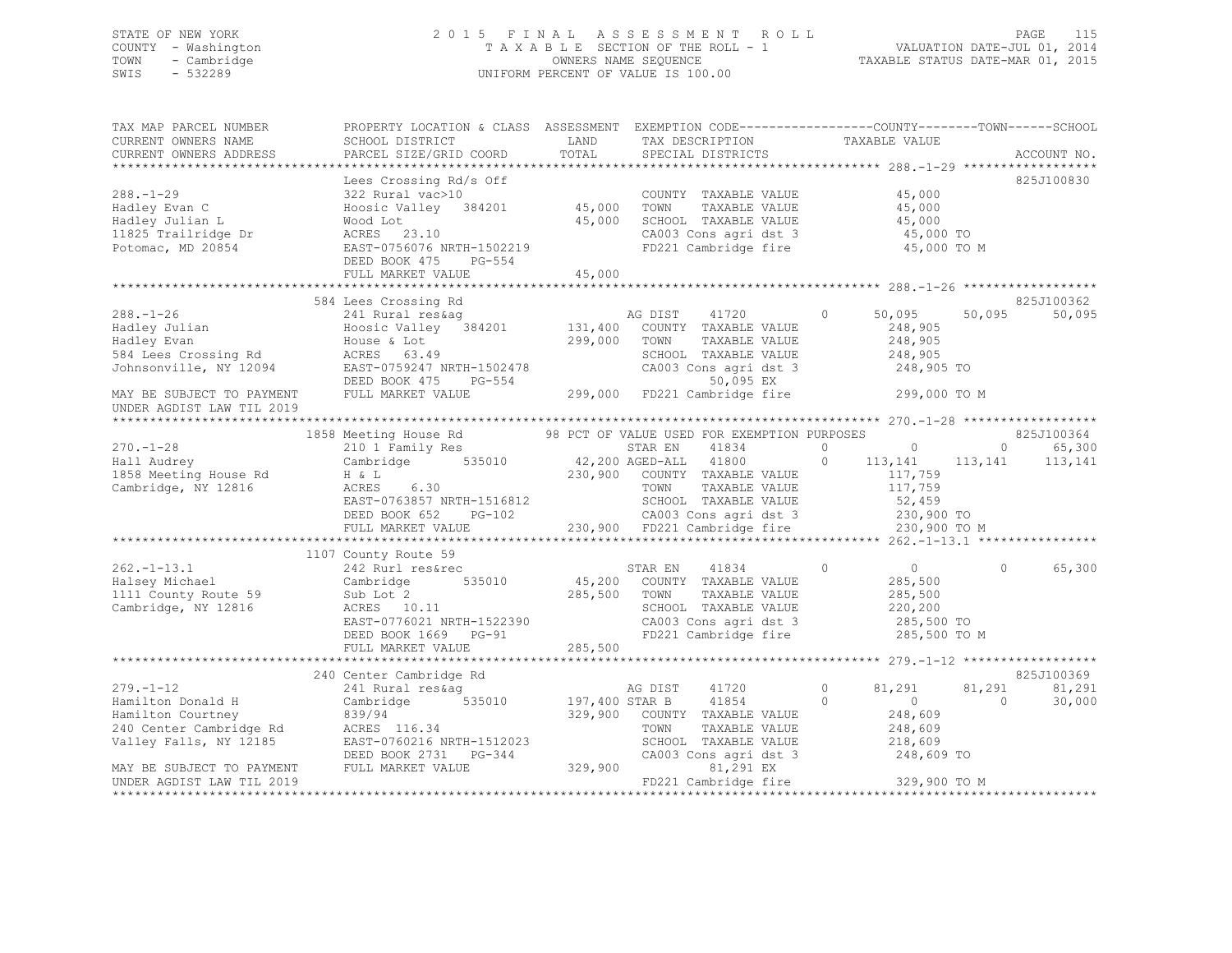STATE OF NEW YORK
COUNTY - Washington
TOWN - Cambridge
SWIS - 532289

# 2015 FINAL ASSESSMENT ROLL
TAXABLE SECTION OF THE ROLL - 1
OWNERS NAME SEQUENCE
UNIFORM PERCENT OF VALUE IS 100.00

VALUATION DATE-JUL 01, 2014
TAXABLE STATUS DATE-MAR 01, 2015

```
TAX MAP PARCEL NUMBER          PROPERTY LOCATION & CLASS  ASSESSMENT  EXEMPTION CODE-----------------COUNTY--------TOWN------SCHOOL
CURRENT OWNERS NAME            SCHOOL DISTRICT               LAND      TAX DESCRIPTION            TAXABLE VALUE
CURRENT OWNERS ADDRESS         PARCEL SIZE/GRID COORD        TOTAL     SPECIAL DISTRICTS                                      ACCOUNT NO.
************************************************************************************************ 288.-1-29 ******************
                               Lees Crossing Rd/s Off                                                                      825J100830
288.-1-29                      322 Rural vac>10                         COUNTY  TAXABLE VALUE          45,000
Hadley Evan C                  Hoosic Valley  384201       45,000       TOWN    TAXABLE VALUE          45,000
Hadley Julian L                Wood Lot                    45,000       SCHOOL  TAXABLE VALUE          45,000
11825 Trailridge Dr            ACRES  23.10                             CA003 Cons agri dst 3           45,000 TO
Potomac, MD 20854              EAST-0756076 NRTH-1502219                FD221 Cambridge fire            45,000 TO M
                               DEED BOOK 475    PG-554
                               FULL MARKET VALUE           45,000
************************************************************************************************ 288.-1-26 ******************
                               584 Lees Crossing Rd                                                                        825J100362
288.-1-26                      241 Rural res&ag                       AG DIST     41720         0      50,095     50,095     50,095
Hadley Julian                  Hoosic Valley  384201      131,400     COUNTY  TAXABLE VALUE          248,905
Hadley Evan                    House & Lot                299,000     TOWN    TAXABLE VALUE          248,905
584 Lees Crossing Rd           ACRES  63.49                           SCHOOL  TAXABLE VALUE          248,905
Johnsonville, NY 12094         EAST-0759247 NRTH-1502478              CA003 Cons agri dst 3           248,905 TO
                               DEED BOOK 475    PG-554                      50,095 EX
MAY BE SUBJECT TO PAYMENT      FULL MARKET VALUE          299,000     FD221 Cambridge fire            299,000 TO M
UNDER AGDIST LAW TIL 2019
************************************************************************************************ 270.-1-28 ******************
                               1858 Meeting House Rd          98 PCT OF VALUE USED FOR EXEMPTION PURPOSES                 825J100364
270.-1-28                      210 1 Family Res                       STAR EN     41834         0           0          0     65,300
Hall Audrey                    Cambridge      535010       42,200 AGED-ALL    41800         0     113,141    113,141    113,141
1858 Meeting House Rd          H & L                      230,900     COUNTY  TAXABLE VALUE          117,759
Cambridge, NY 12816            ACRES   6.30                           TOWN    TAXABLE VALUE          117,759
                               EAST-0763857 NRTH-1516812              SCHOOL  TAXABLE VALUE           52,459
                               DEED BOOK 652    PG-102                CA003 Cons agri dst 3           230,900 TO
                               FULL MARKET VALUE          230,900     FD221 Cambridge fire            230,900 TO M
************************************************************************************************ 262.-1-13.1 ****************
                               1107 County Route 59
262.-1-13.1                    242 Rurl res&rec                       STAR EN     41834         0           0          0     65,300
Halsey Michael                 Cambridge      535010       45,200     COUNTY  TAXABLE VALUE          285,500
1111 County Route 59           Sub Lot 2                  285,500     TOWN    TAXABLE VALUE          285,500
Cambridge, NY 12816            ACRES  10.11                           SCHOOL  TAXABLE VALUE          220,200
                               EAST-0776021 NRTH-1522390              CA003 Cons agri dst 3           285,500 TO
                               DEED BOOK 1669   PG-91                 FD221 Cambridge fire            285,500 TO M
                               FULL MARKET VALUE          285,500
************************************************************************************************ 279.-1-12 ******************
                               240 Center Cambridge Rd                                                                     825J100369
279.-1-12                      241 Rural res&ag                       AG DIST     41720         0      81,291     81,291     81,291
Hamilton Donald H              Cambridge      535010      197,400 STAR B      41854         0           0          0     30,000
Hamilton Courtney              839/94                     329,900     COUNTY  TAXABLE VALUE          248,609
240 Center Cambridge Rd        ACRES 116.34                           TOWN    TAXABLE VALUE          248,609
Valley Falls, NY 12185         EAST-0760216 NRTH-1512023              SCHOOL  TAXABLE VALUE          218,609
                               DEED BOOK 2731   PG-344                CA003 Cons agri dst 3           248,609 TO
MAY BE SUBJECT TO PAYMENT      FULL MARKET VALUE          329,900             81,291 EX
UNDER AGDIST LAW TIL 2019                                             FD221 Cambridge fire            329,900 TO M
******************************************************************************************************************************
```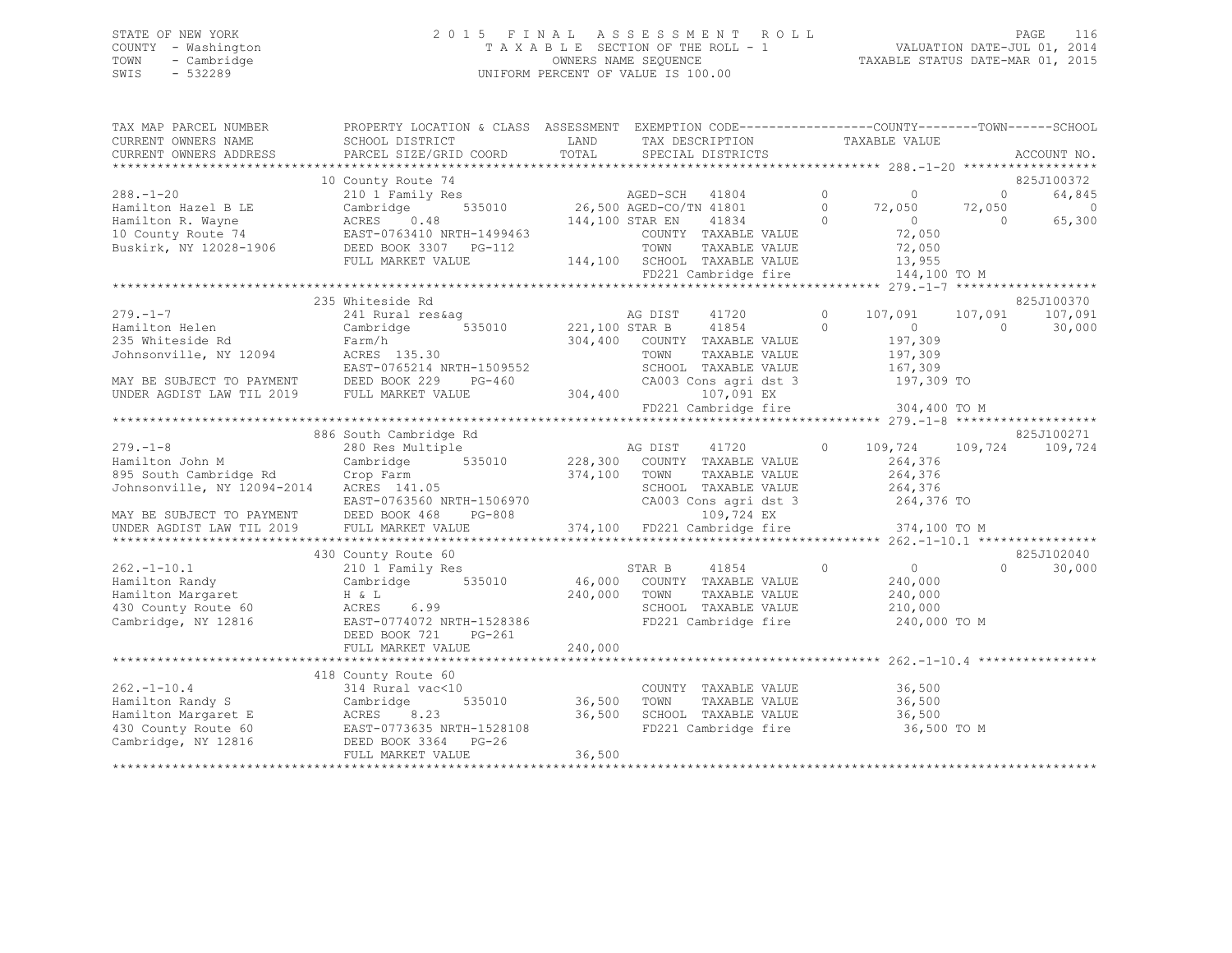STATE OF NEW YORK
COUNTY - Washington
TOWN - Cambridge
SWIS - 532289

2 0 1 5 F I N A L A S S E S S M E N T R O L L
T A X A B L E SECTION OF THE ROLL - 1
OWNERS NAME SEQUENCE
UNIFORM PERCENT OF VALUE IS 100.00

VALUATION DATE-JUL 01, 2014
TAXABLE STATUS DATE-MAR 01, 2015

```
TAX MAP PARCEL NUMBER        PROPERTY LOCATION & CLASS  ASSESSMENT  EXEMPTION CODE------------------COUNTY--------TOWN------SCHOOL
CURRENT OWNERS NAME          SCHOOL DISTRICT              LAND      TAX DESCRIPTION             TAXABLE VALUE
CURRENT OWNERS ADDRESS       PARCEL SIZE/GRID COORD       TOTAL     SPECIAL DISTRICTS                                    ACCOUNT NO.
*********************************************************************************************** 288.-1-20 ******************
                             10 County Route 74                                                                        825J100372
288.-1-20                    210 1 Family Res                     AGED-SCH   41804          0          0          0     64,845
Hamilton Hazel B LE          Cambridge        535010      26,500 AGED-CO/TN 41801          0     72,050     72,050          0
Hamilton R. Wayne            ACRES    0.48               144,100 STAR EN    41834          0          0          0     65,300
10 County Route 74           EAST-0763410 NRTH-1499463            COUNTY  TAXABLE VALUE            72,050
Buskirk, NY 12028-1906       DEED BOOK 3307   PG-112              TOWN    TAXABLE VALUE            72,050
                             FULL MARKET VALUE           144,100  SCHOOL  TAXABLE VALUE            13,955
                                                                  FD221 Cambridge fire            144,100 TO M
*********************************************************************************************** 279.-1-7 *******************
                             235 Whiteside Rd                                                                          825J100370
279.-1-7                     241 Rural res&ag                     AG DIST    41720          0    107,091    107,091    107,091
Hamilton Helen               Cambridge        535010     221,100 STAR B     41854          0          0          0     30,000
235 Whiteside Rd             Farm/h                      304,400  COUNTY  TAXABLE VALUE           197,309
Johnsonville, NY 12094       ACRES  135.30                        TOWN    TAXABLE VALUE           197,309
                             EAST-0765214 NRTH-1509552            SCHOOL  TAXABLE VALUE           167,309
MAY BE SUBJECT TO PAYMENT    DEED BOOK 229    PG-460              CA003 Cons agri dst 3           197,309 TO
UNDER AGDIST LAW TIL 2019    FULL MARKET VALUE           304,400        107,091 EX
                                                                  FD221 Cambridge fire            304,400 TO M
*********************************************************************************************** 279.-1-8 *******************
                             886 South Cambridge Rd                                                                    825J100271
279.-1-8                     280 Res Multiple                     AG DIST    41720          0    109,724    109,724    109,724
Hamilton John M              Cambridge        535010     228,300  COUNTY  TAXABLE VALUE           264,376
895 South Cambridge Rd       Crop Farm                   374,100  TOWN    TAXABLE VALUE           264,376
Johnsonville, NY 12094-2014  ACRES  141.05                        SCHOOL  TAXABLE VALUE           264,376
                             EAST-0763560 NRTH-1506970            CA003 Cons agri dst 3           264,376 TO
MAY BE SUBJECT TO PAYMENT    DEED BOOK 468    PG-808                    109,724 EX
UNDER AGDIST LAW TIL 2019    FULL MARKET VALUE           374,100  FD221 Cambridge fire            374,100 TO M
*********************************************************************************************** 262.-1-10.1 ****************
                             430 County Route 60                                                                       825J102040
262.-1-10.1                  210 1 Family Res                     STAR B     41854          0          0          0     30,000
Hamilton Randy               Cambridge        535010      46,000  COUNTY  TAXABLE VALUE           240,000
Hamilton Margaret            H & L                       240,000  TOWN    TAXABLE VALUE           240,000
430 County Route 60          ACRES    6.99                        SCHOOL  TAXABLE VALUE           210,000
Cambridge, NY 12816          EAST-0774072 NRTH-1528386            FD221 Cambridge fire            240,000 TO M
                             DEED BOOK 721    PG-261
                             FULL MARKET VALUE           240,000
*********************************************************************************************** 262.-1-10.4 ****************
                             418 County Route 60
262.-1-10.4                  314 Rural vac<10                     COUNTY  TAXABLE VALUE            36,500
Hamilton Randy S             Cambridge        535010      36,500  TOWN    TAXABLE VALUE            36,500
Hamilton Margaret E          ACRES    8.23                36,500  SCHOOL  TAXABLE VALUE            36,500
430 County Route 60          EAST-0773635 NRTH-1528108            FD221 Cambridge fire             36,500 TO M
Cambridge, NY 12816          DEED BOOK 3364   PG-26
                             FULL MARKET VALUE            36,500
******************************************************************************************************************************
```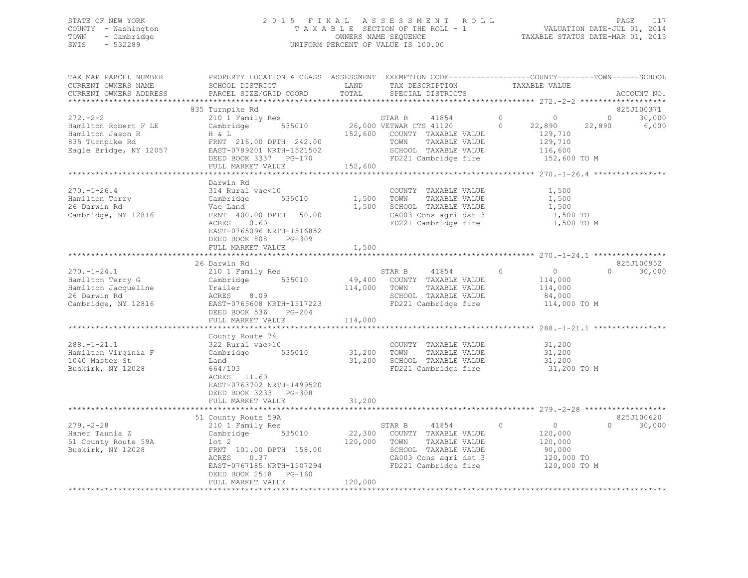STATE OF NEW YORK
COUNTY - Washington
TOWN - Cambridge
SWIS - 532289

2015 FINAL ASSESSMENT ROLL
TAXABLE SECTION OF THE ROLL - 1
OWNERS NAME SEQUENCE
UNIFORM PERCENT OF VALUE IS 100.00

VALUATION DATE-JUL 01, 2014
TAXABLE STATUS DATE-MAR 01, 2015

```
TAX MAP PARCEL NUMBER          PROPERTY LOCATION & CLASS  ASSESSMENT  EXEMPTION CODE------------------COUNTY--------TOWN------SCHOOL
CURRENT OWNERS NAME            SCHOOL DISTRICT               LAND      TAX DESCRIPTION              TAXABLE VALUE
CURRENT OWNERS ADDRESS         PARCEL SIZE/GRID COORD        TOTAL     SPECIAL DISTRICTS                                            ACCOUNT NO.
******************************************************************************************************* 272.-2-2 *******************
                               835 Turnpike Rd                                                                                      825J100371
272.-2-2                       210 1 Family Res                        STAR B      41854         0          0           0       30,000
Hamilton Robert F LE           Cambridge      535010          26,000 VETWAR CTS 41120           0     22,890      22,890        6,000
Hamilton Jason R               H & L                         152,600   COUNTY  TAXABLE VALUE            129,710
835 Turnpike Rd                FRNT 216.00 DPTH 242.00                 TOWN    TAXABLE VALUE            129,710
Eagle Bridge, NY 12057         EAST-0789201 NRTH-1521502               SCHOOL  TAXABLE VALUE            116,600
                               DEED BOOK 3337   PG-170                 FD221 Cambridge fire              152,600 TO M
                               FULL MARKET VALUE             152,600
******************************************************************************************************* 270.-1-26.4 ****************
                               Darwin Rd
270.-1-26.4                    314 Rural vac<10                        COUNTY  TAXABLE VALUE              1,500
Hamilton Terry                 Cambridge      535010           1,500   TOWN    TAXABLE VALUE              1,500
26 Darwin Rd                   Vac Land                        1,500   SCHOOL  TAXABLE VALUE              1,500
Cambridge, NY 12816            FRNT 400.00 DPTH  50.00                 CA003 Cons agri dst 3               1,500 TO
                               ACRES    0.60                           FD221 Cambridge fire                1,500 TO M
                               EAST-0765096 NRTH-1516852
                               DEED BOOK 808    PG-309
                               FULL MARKET VALUE               1,500
******************************************************************************************************* 270.-1-24.1 ****************
                               26 Darwin Rd                                                                                         825J100952
270.-1-24.1                    210 1 Family Res                        STAR B      41854         0          0           0       30,000
Hamilton Terry G               Cambridge      535010          49,400   COUNTY  TAXABLE VALUE            114,000
Hamilton Jacqueline            Trailer                       114,000   TOWN    TAXABLE VALUE            114,000
26 Darwin Rd                   ACRES    8.09                           SCHOOL  TAXABLE VALUE             84,000
Cambridge, NY 12816            EAST-0765608 NRTH-1517223               FD221 Cambridge fire              114,000 TO M
                               DEED BOOK 536    PG-204
                               FULL MARKET VALUE             114,000
******************************************************************************************************* 288.-1-21.1 ****************
                               County Route 74
288.-1-21.1                    322 Rural vac>10                        COUNTY  TAXABLE VALUE             31,200
Hamilton Virginia F            Cambridge      535010          31,200   TOWN    TAXABLE VALUE             31,200
1040 Master St                 Land                           31,200   SCHOOL  TAXABLE VALUE             31,200
Buskirk, NY 12028              664/103                                 FD221 Cambridge fire               31,200 TO M
                               ACRES   11.60
                               EAST-0763702 NRTH-1499520
                               DEED BOOK 3233   PG-308
                               FULL MARKET VALUE              31,200
******************************************************************************************************* 279.-2-28 ******************
                               51 County Route 59A                                                                                  825J100620
279.-2-28                      210 1 Family Res                        STAR B      41854         0          0           0       30,000
Haner Taunia Z                 Cambridge      535010          22,300   COUNTY  TAXABLE VALUE            120,000
51 County Route 59A            lot 2                         120,000   TOWN    TAXABLE VALUE            120,000
Buskirk, NY 12028              FRNT 101.00 DPTH 158.00                 SCHOOL  TAXABLE VALUE             90,000
                               ACRES    0.37                           CA003 Cons agri dst 3             120,000 TO
                               EAST-0767185 NRTH-1507294               FD221 Cambridge fire              120,000 TO M
                               DEED BOOK 2518   PG-160
                               FULL MARKET VALUE             120,000
************************************************************************************************************************************
```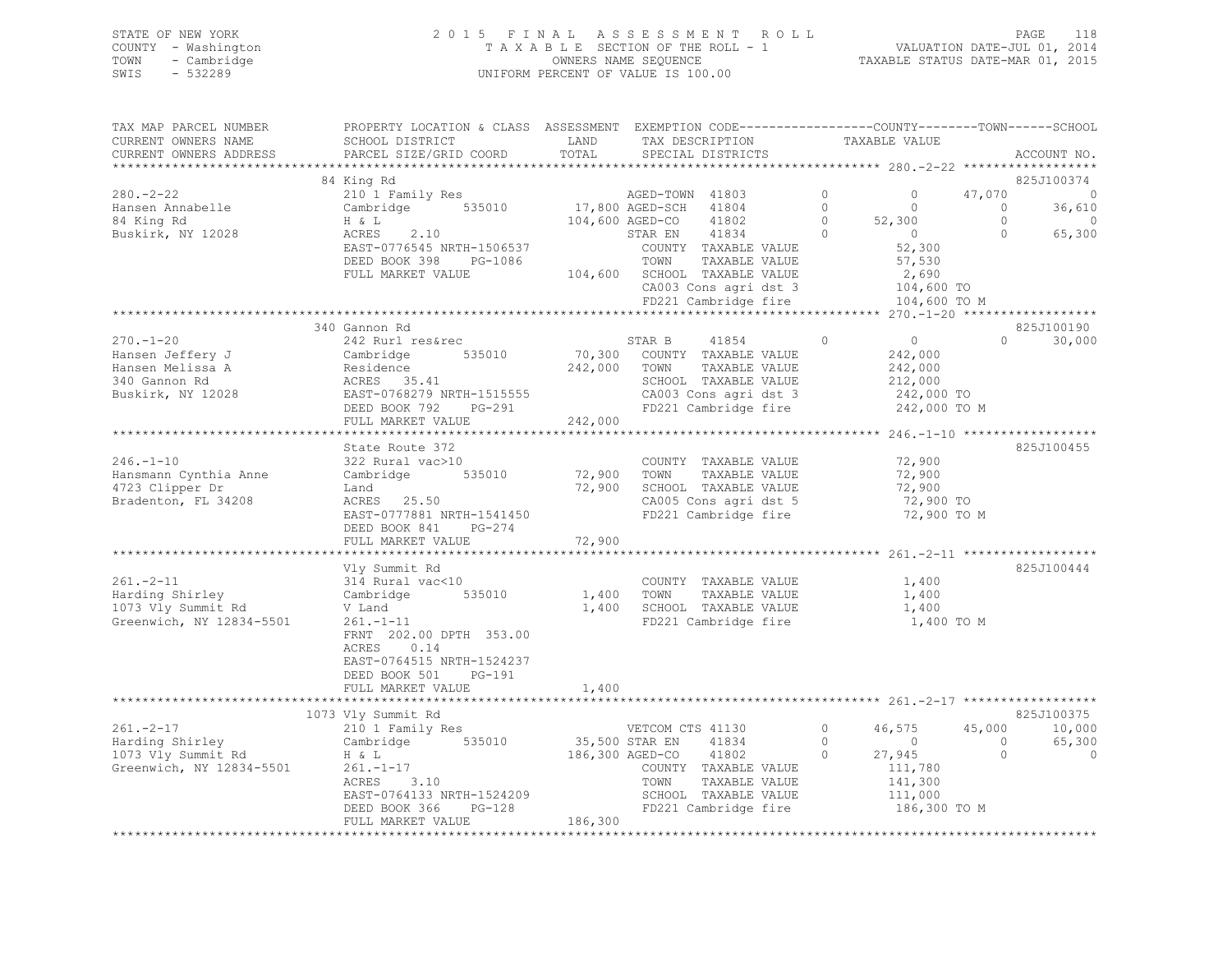STATE OF NEW YORK
COUNTY - Washington
TOWN - Cambridge
SWIS - 532289

2 0 1 5 F I N A L A S S E S S M E N T R O L L
T A X A B L E SECTION OF THE ROLL - 1
OWNERS NAME SEQUENCE
UNIFORM PERCENT OF VALUE IS 100.00

VALUATION DATE-JUL 01, 2014
TAXABLE STATUS DATE-MAR 01, 2015

```
TAX MAP PARCEL NUMBER          PROPERTY LOCATION & CLASS  ASSESSMENT  EXEMPTION CODE------------------COUNTY--------TOWN------SCHOOL
CURRENT OWNERS NAME            SCHOOL DISTRICT              LAND      TAX DESCRIPTION              TAXABLE VALUE
CURRENT OWNERS ADDRESS         PARCEL SIZE/GRID COORD       TOTAL     SPECIAL DISTRICTS                                          ACCOUNT NO.
*********************************************************************************************** 280.-2-22 ******************
                               84 King Rd                                                                                   825J100374
280.-2-22                      210 1 Family Res                       AGED-TOWN  41803        0           0      47,070          0
Hansen Annabelle               Cambridge        535010       17,800 AGED-SCH   41804        0           0           0     36,610
84 King Rd                     H & L                        104,600 AGED-CO    41802        0      52,300           0          0
Buskirk, NY 12028              ACRES     2.10                        STAR EN    41834        0           0           0     65,300
                               EAST-0776545 NRTH-1506537             COUNTY  TAXABLE VALUE              52,300
                               DEED BOOK 398     PG-1086             TOWN    TAXABLE VALUE              57,530
                               FULL MARKET VALUE            104,600  SCHOOL  TAXABLE VALUE               2,690
                                                                     CA003 Cons agri dst 3            104,600 TO
                                                                     FD221 Cambridge fire             104,600 TO M
*********************************************************************************************** 270.-1-20 ******************
                               340 Gannon Rd                                                                                825J100190
270.-1-20                      242 Rurl res&rec                       STAR B     41854        0           0           0     30,000
Hansen Jeffery J               Cambridge        535010       70,300  COUNTY  TAXABLE VALUE             242,000
Hansen Melissa A               Residence                    242,000  TOWN    TAXABLE VALUE             242,000
340 Gannon Rd                  ACRES    35.41                        SCHOOL  TAXABLE VALUE             212,000
Buskirk, NY 12028              EAST-0768279 NRTH-1515555             CA003 Cons agri dst 3            242,000 TO
                               DEED BOOK 792     PG-291              FD221 Cambridge fire             242,000 TO M
                               FULL MARKET VALUE            242,000
*********************************************************************************************** 246.-1-10 ******************
                               State Route 372                                                                              825J100455
246.-1-10                      322 Rural vac>10                       COUNTY  TAXABLE VALUE              72,900
Hansmann Cynthia Anne          Cambridge        535010       72,900  TOWN    TAXABLE VALUE              72,900
4723 Clipper Dr                Land                          72,900  SCHOOL  TAXABLE VALUE              72,900
Bradenton, FL 34208            ACRES    25.50                        CA005 Cons agri dst 5             72,900 TO
                               EAST-0777881 NRTH-1541450             FD221 Cambridge fire              72,900 TO M
                               DEED BOOK 841     PG-274
                               FULL MARKET VALUE             72,900
*********************************************************************************************** 261.-2-11 ******************
                               Vly Summit Rd                                                                                825J100444
261.-2-11                      314 Rural vac<10                       COUNTY  TAXABLE VALUE               1,400
Harding Shirley                Cambridge        535010        1,400  TOWN    TAXABLE VALUE               1,400
1073 Vly Summit Rd             V Land                         1,400  SCHOOL  TAXABLE VALUE               1,400
Greenwich, NY 12834-5501       261.-1-11                             FD221 Cambridge fire               1,400 TO M
                               FRNT 202.00 DPTH 353.00
                               ACRES     0.14
                               EAST-0764515 NRTH-1524237
                               DEED BOOK 501     PG-191
                               FULL MARKET VALUE              1,400
*********************************************************************************************** 261.-2-17 ******************
                               1073 Vly Summit Rd                                                                           825J100375
261.-2-17                      210 1 Family Res                       VETCOM CTS 41130        0      46,575      45,000     10,000
Harding Shirley                Cambridge        535010       35,500 STAR EN    41834        0           0           0     65,300
1073 Vly Summit Rd             H & L                        186,300 AGED-CO    41802        0      27,945           0          0
Greenwich, NY 12834-5501       261.-1-17                             COUNTY  TAXABLE VALUE             111,780
                               ACRES     3.10                        TOWN    TAXABLE VALUE             141,300
                               EAST-0764133 NRTH-1524209             SCHOOL  TAXABLE VALUE             111,000
                               DEED BOOK 366     PG-128              FD221 Cambridge fire             186,300 TO M
                               FULL MARKET VALUE            186,300
************************************************************************************************************************************
```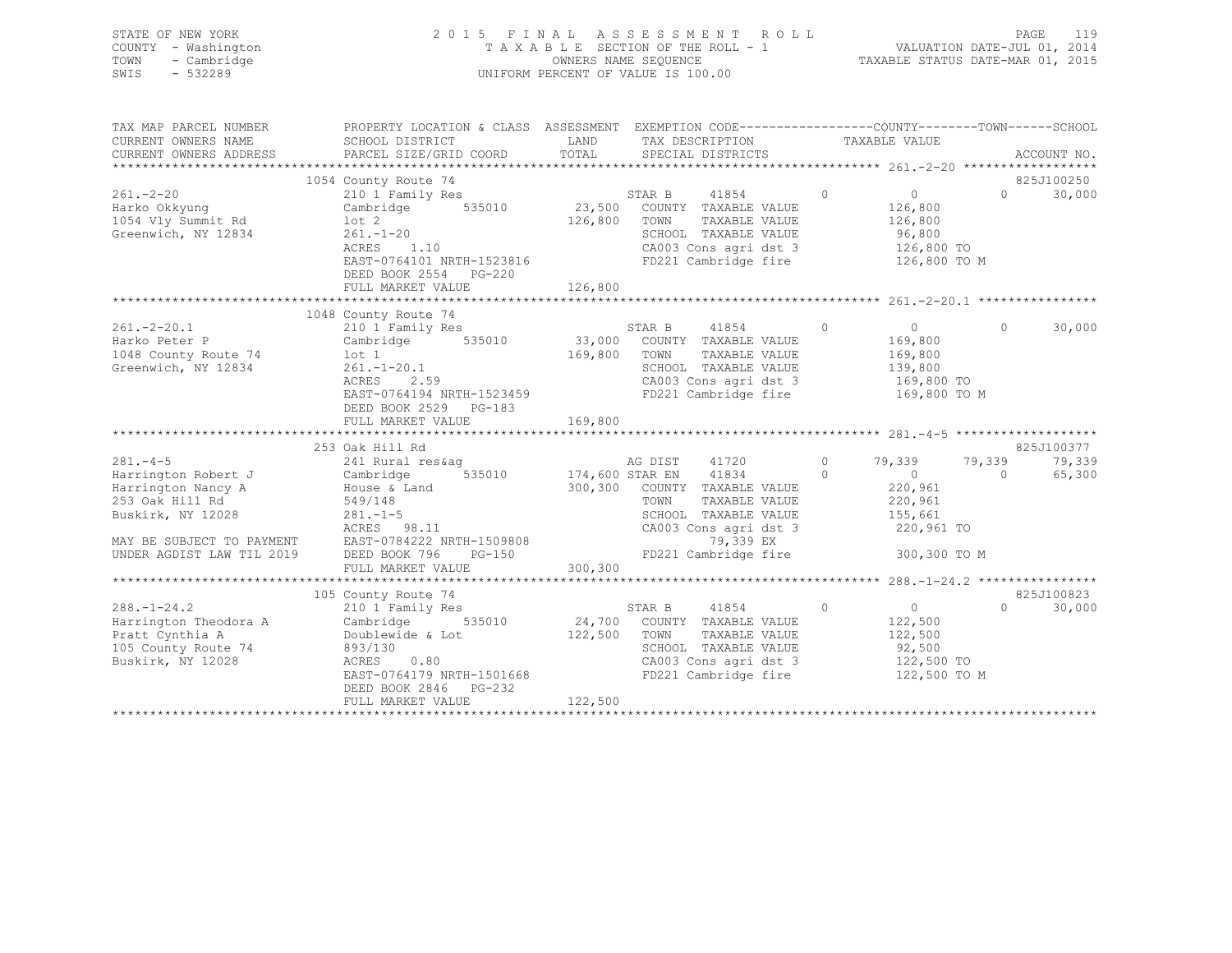STATE OF NEW YORK
COUNTY - Washington
TOWN - Cambridge
SWIS - 532289

2015 FINAL ASSESSMENT ROLL
TAXABLE SECTION OF THE ROLL - 1
OWNERS NAME SEQUENCE
UNIFORM PERCENT OF VALUE IS 100.00

VALUATION DATE-JUL 01, 2014
TAXABLE STATUS DATE-MAR 01, 2015

| TAX MAP PARCEL NUMBER / CURRENT OWNERS NAME / CURRENT OWNERS ADDRESS | PROPERTY LOCATION & CLASS / SCHOOL DISTRICT / PARCEL SIZE/GRID COORD | ASSESSMENT LAND | TOTAL | EXEMPTION CODE / TAX DESCRIPTION / SPECIAL DISTRICTS | COUNTY TAXABLE VALUE | TOWN | SCHOOL | ACCOUNT NO. |
|---|---|---|---|---|---|---|---|---|
| 261.-2-20 | 1054 County Route 74 | | | | | | | 825J100250 |
| 261.-2-20 | 210 1 Family Res | | | STAR B 41854 | 0 | 0 | 30,000 | |
| Harko Okkyung | Cambridge 535010 | 23,500 | | COUNTY TAXABLE VALUE | 126,800 | | | |
| 1054 Vly Summit Rd | lot 2 | | 126,800 | TOWN TAXABLE VALUE | 126,800 | | | |
| Greenwich, NY 12834 | 261.-1-20 | | | SCHOOL TAXABLE VALUE | 96,800 | | | |
| | ACRES 1.10 | | | CA003 Cons agri dst 3 | 126,800 TO | | | |
| | EAST-0764101 NRTH-1523816 | | | FD221 Cambridge fire | 126,800 TO M | | | |
| | DEED BOOK 2554 PG-220 | | | | | | | |
| | FULL MARKET VALUE | | 126,800 | | | | | |
| 261.-2-20.1 | 1048 County Route 74 | | | | | | | |
| 261.-2-20.1 | 210 1 Family Res | | | STAR B 41854 | 0 | 0 | 30,000 | |
| Harko Peter P | Cambridge 535010 | 33,000 | | COUNTY TAXABLE VALUE | 169,800 | | | |
| 1048 County Route 74 | lot 1 | | 169,800 | TOWN TAXABLE VALUE | 169,800 | | | |
| Greenwich, NY 12834 | 261.-1-20.1 | | | SCHOOL TAXABLE VALUE | 139,800 | | | |
| | ACRES 2.59 | | | CA003 Cons agri dst 3 | 169,800 TO | | | |
| | EAST-0764194 NRTH-1523459 | | | FD221 Cambridge fire | 169,800 TO M | | | |
| | DEED BOOK 2529 PG-183 | | | | | | | |
| | FULL MARKET VALUE | | 169,800 | | | | | |
| 281.-4-5 | 253 Oak Hill Rd | | | | | | | 825J100377 |
| 281.-4-5 | 241 Rural res&ag | | | AG DIST 41720 | 79,339 | 79,339 | 79,339 | |
| Harrington Robert J | Cambridge 535010 | 174,600 | | STAR EN 41834 | 0 | 0 | 65,300 | |
| Harrington Nancy A | House & Land | | 300,300 | COUNTY TAXABLE VALUE | 220,961 | | | |
| 253 Oak Hill Rd | 549/148 | | | TOWN TAXABLE VALUE | 220,961 | | | |
| Buskirk, NY 12028 | 281.-1-5 | | | SCHOOL TAXABLE VALUE | 155,661 | | | |
| | ACRES 98.11 | | | CA003 Cons agri dst 3 | 220,961 TO | | | |
| MAY BE SUBJECT TO PAYMENT | EAST-0784222 NRTH-1509808 | | | 79,339 EX | | | | |
| UNDER AGDIST LAW TIL 2019 | DEED BOOK 796 PG-150 | | | FD221 Cambridge fire | 300,300 TO M | | | |
| | FULL MARKET VALUE | | 300,300 | | | | | |
| 288.-1-24.2 | 105 County Route 74 | | | | | | | 825J100823 |
| 288.-1-24.2 | 210 1 Family Res | | | STAR B 41854 | 0 | 0 | 30,000 | |
| Harrington Theodora A | Cambridge 535010 | 24,700 | | COUNTY TAXABLE VALUE | 122,500 | | | |
| Pratt Cynthia A | Doublewide & Lot | | 122,500 | TOWN TAXABLE VALUE | 122,500 | | | |
| 105 County Route 74 | 893/130 | | | SCHOOL TAXABLE VALUE | 92,500 | | | |
| Buskirk, NY 12028 | ACRES 0.80 | | | CA003 Cons agri dst 3 | 122,500 TO | | | |
| | EAST-0764179 NRTH-1501668 | | | FD221 Cambridge fire | 122,500 TO M | | | |
| | DEED BOOK 2846 PG-232 | | | | | | | |
| | FULL MARKET VALUE | | 122,500 | | | | | |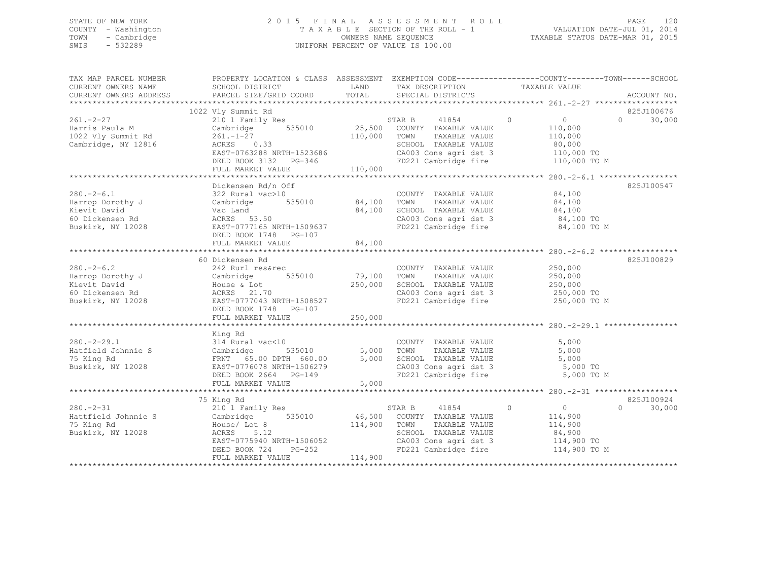STATE OF NEW YORK
COUNTY - Washington
TOWN - Cambridge
SWIS - 532289

# 2015 FINAL ASSESSMENT ROLL

TAXABLE SECTION OF THE ROLL - 1
OWNERS NAME SEQUENCE
UNIFORM PERCENT OF VALUE IS 100.00

VALUATION DATE-JUL 01, 2014
TAXABLE STATUS DATE-MAR 01, 2015

```
TAX MAP PARCEL NUMBER     PROPERTY LOCATION & CLASS  ASSESSMENT  EXEMPTION CODE-----------------COUNTY--------TOWN------SCHOOL
CURRENT OWNERS NAME       SCHOOL DISTRICT               LAND      TAX DESCRIPTION              TAXABLE VALUE
CURRENT OWNERS ADDRESS    PARCEL SIZE/GRID COORD        TOTAL     SPECIAL DISTRICTS                                        ACCOUNT NO.
****************************************************************************************************** 261.-2-27 ******************
                          1022 Vly Summit Rd                                                                               825J100676
261.-2-27                 210 1 Family Res                        STAR B      41854         0         0           0     30,000
Harris Paula M            Cambridge       535010        25,500    COUNTY  TAXABLE VALUE              110,000
1022 Vly Summit Rd        261.-1-27                    110,000    TOWN    TAXABLE VALUE              110,000
Cambridge, NY 12816       ACRES    0.33                           SCHOOL  TAXABLE VALUE               80,000
                          EAST-0763288 NRTH-1523686               CA003 Cons agri dst 3              110,000 TO
                          DEED BOOK 3132   PG-346                 FD221 Cambridge fire               110,000 TO M
                          FULL MARKET VALUE            110,000
****************************************************************************************************** 280.-2-6.1 *****************
                          Dickensen Rd/n Off                                                                               825J100547
280.-2-6.1                322 Rural vac>10                        COUNTY  TAXABLE VALUE               84,100
Harrop Dorothy J          Cambridge       535010        84,100    TOWN    TAXABLE VALUE               84,100
Kievit David              Vac Land                      84,100    SCHOOL  TAXABLE VALUE               84,100
60 Dickensen Rd           ACRES   53.50                           CA003 Cons agri dst 3               84,100 TO
Buskirk, NY 12028         EAST-0777165 NRTH-1509637               FD221 Cambridge fire                84,100 TO M
                          DEED BOOK 1748   PG-107
                          FULL MARKET VALUE             84,100
****************************************************************************************************** 280.-2-6.2 *****************
                          60 Dickensen Rd                                                                                  825J100829
280.-2-6.2                242 Rurl res&rec                        COUNTY  TAXABLE VALUE              250,000
Harrop Dorothy J          Cambridge       535010        79,100    TOWN    TAXABLE VALUE              250,000
Kievit David              House & Lot                  250,000    SCHOOL  TAXABLE VALUE              250,000
60 Dickensen Rd           ACRES   21.70                           CA003 Cons agri dst 3              250,000 TO
Buskirk, NY 12028         EAST-0777043 NRTH-1508527               FD221 Cambridge fire               250,000 TO M
                          DEED BOOK 1748   PG-107
                          FULL MARKET VALUE            250,000
****************************************************************************************************** 280.-2-29.1 ****************
                          King Rd
280.-2-29.1               314 Rural vac<10                        COUNTY  TAXABLE VALUE                5,000
Hatfield Johnnie S        Cambridge       535010         5,000    TOWN    TAXABLE VALUE                5,000
75 King Rd                FRNT   65.00 DPTH 660.00       5,000    SCHOOL  TAXABLE VALUE                5,000
Buskirk, NY 12028         EAST-0776078 NRTH-1506279               CA003 Cons agri dst 3                5,000 TO
                          DEED BOOK 2664   PG-149                 FD221 Cambridge fire                 5,000 TO M
                          FULL MARKET VALUE              5,000
****************************************************************************************************** 280.-2-31 ******************
                          75 King Rd                                                                                       825J100924
280.-2-31                 210 1 Family Res                        STAR B      41854         0         0           0     30,000
Hattfield Johnnie S       Cambridge       535010        46,500    COUNTY  TAXABLE VALUE              114,900
75 King Rd                House/ Lot 8                 114,900    TOWN    TAXABLE VALUE              114,900
Buskirk, NY 12028         ACRES    5.12                           SCHOOL  TAXABLE VALUE               84,900
                          EAST-0775940 NRTH-1506052               CA003 Cons agri dst 3              114,900 TO
                          DEED BOOK 724    PG-252                 FD221 Cambridge fire               114,900 TO M
                          FULL MARKET VALUE            114,900
************************************************************************************************************************************
```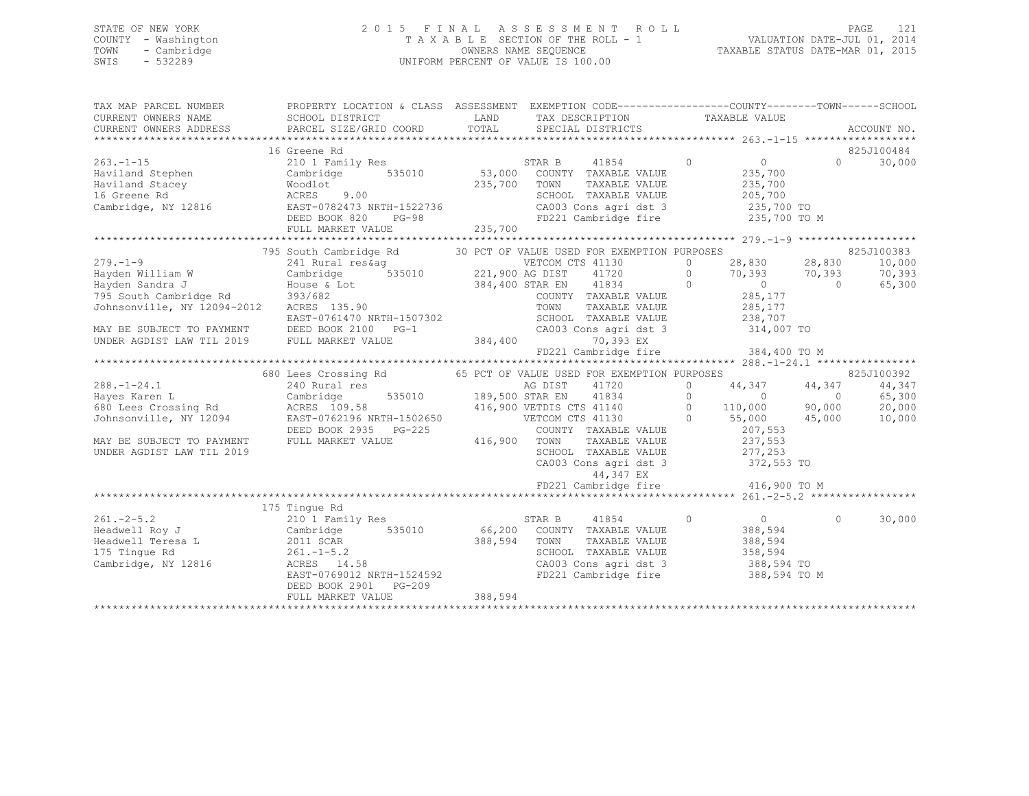STATE OF NEW YORK
COUNTY - Washington
TOWN - Cambridge
SWIS - 532289

2 0 1 5 F I N A L A S S E S S M E N T R O L L
T A X A B L E SECTION OF THE ROLL - 1
OWNERS NAME SEQUENCE
UNIFORM PERCENT OF VALUE IS 100.00

VALUATION DATE-JUL 01, 2014
TAXABLE STATUS DATE-MAR 01, 2015

```
TAX MAP PARCEL NUMBER          PROPERTY LOCATION & CLASS  ASSESSMENT  EXEMPTION CODE-----------------COUNTY--------TOWN------SCHOOL
CURRENT OWNERS NAME            SCHOOL DISTRICT               LAND      TAX DESCRIPTION            TAXABLE VALUE
CURRENT OWNERS ADDRESS         PARCEL SIZE/GRID COORD       TOTAL      SPECIAL DISTRICTS                                    ACCOUNT NO.
****************************************************************************************************** 263.-1-15 ******************
                               16 Greene Rd                                                                                 825J100484
263.-1-15                      210 1 Family Res                        STAR B      41854         0          0          0      30,000
Haviland Stephen               Cambridge       535010        53,000   COUNTY  TAXABLE VALUE              235,700
Haviland Stacey                Woodlot                      235,700   TOWN    TAXABLE VALUE              235,700
16 Greene Rd                   ACRES     9.00                          SCHOOL  TAXABLE VALUE              205,700
Cambridge, NY 12816            EAST-0782473 NRTH-1522736               CA003 Cons agri dst 3              235,700 TO
                               DEED BOOK 820     PG-98                 FD221 Cambridge fire               235,700 TO M
                               FULL MARKET VALUE            235,700
****************************************************************************************************** 279.-1-9 *******************
                               795 South Cambridge Rd     30 PCT OF VALUE USED FOR EXEMPTION PURPOSES                       825J100383
279.-1-9                       241 Rural res&ag                        VETCOM CTS 41130          0     28,830     28,830      10,000
Hayden William W               Cambridge       535010       221,900 AG DIST     41720          0     70,393     70,393      70,393
Hayden Sandra J                House & Lot                  384,400 STAR EN     41834          0          0          0      65,300
795 South Cambridge Rd         393/682                                 COUNTY  TAXABLE VALUE              285,177
Johnsonville, NY 12094-2012    ACRES  135.90                           TOWN    TAXABLE VALUE              285,177
                               EAST-0761470 NRTH-1507302               SCHOOL  TAXABLE VALUE              238,707
MAY BE SUBJECT TO PAYMENT      DEED BOOK 2100    PG-1                  CA003 Cons agri dst 3              314,007 TO
UNDER AGDIST LAW TIL 2019      FULL MARKET VALUE            384,400          70,393 EX
                                                                       FD221 Cambridge fire               384,400 TO M
****************************************************************************************************** 288.-1-24.1 ****************
                               680 Lees Crossing Rd       65 PCT OF VALUE USED FOR EXEMPTION PURPOSES                       825J100392
288.-1-24.1                    240 Rural res                           AG DIST     41720          0     44,347     44,347      44,347
Hayes Karen L                  Cambridge       535010       189,500 STAR EN     41834          0          0          0      65,300
680 Lees Crossing Rd           ACRES  109.58                416,900 VETDIS CTS 41140          0    110,000     90,000      20,000
Johnsonville, NY 12094         EAST-0762196 NRTH-1502650               VETCOM CTS 41130          0     55,000     45,000      10,000
                               DEED BOOK 2935    PG-225                COUNTY  TAXABLE VALUE              207,553
MAY BE SUBJECT TO PAYMENT      FULL MARKET VALUE            416,900   TOWN    TAXABLE VALUE              237,553
UNDER AGDIST LAW TIL 2019                                              SCHOOL  TAXABLE VALUE              277,253
                                                                       CA003 Cons agri dst 3              372,553 TO
                                                                             44,347 EX
                                                                       FD221 Cambridge fire               416,900 TO M
****************************************************************************************************** 261.-2-5.2 *****************
                               175 Tingue Rd
261.-2-5.2                     210 1 Family Res                        STAR B      41854         0          0          0      30,000
Headwell Roy J                 Cambridge       535010        66,200   COUNTY  TAXABLE VALUE              388,594
Headwell Teresa L              2011 SCAR                    388,594   TOWN    TAXABLE VALUE              388,594
175 Tingue Rd                  261.-1-5.2                              SCHOOL  TAXABLE VALUE              358,594
Cambridge, NY 12816            ACRES    14.58                          CA003 Cons agri dst 3              388,594 TO
                               EAST-0769012 NRTH-1524592               FD221 Cambridge fire               388,594 TO M
                               DEED BOOK 2901    PG-209
                               FULL MARKET VALUE            388,594
************************************************************************************************************************************
```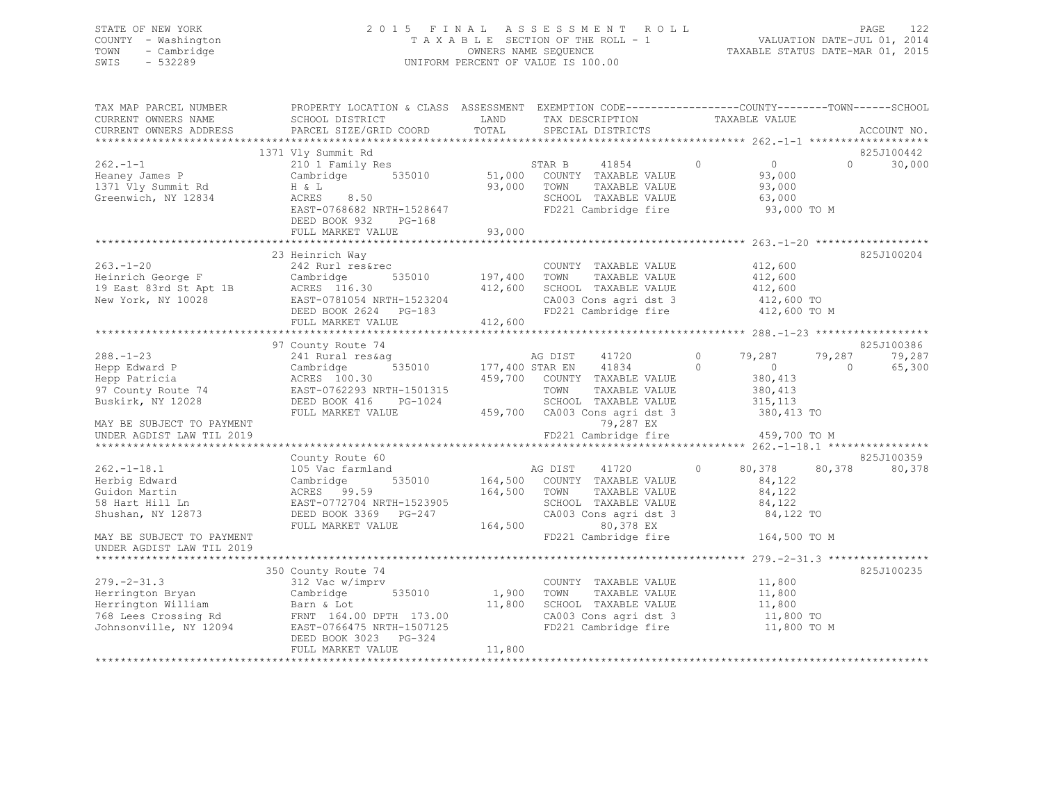STATE OF NEW YORK
COUNTY - Washington
TOWN - Cambridge
SWIS - 532289

# 2015 FINAL ASSESSMENT ROLL
TAXABLE SECTION OF THE ROLL - 1
OWNERS NAME SEQUENCE
UNIFORM PERCENT OF VALUE IS 100.00

VALUATION DATE-JUL 01, 2014
TAXABLE STATUS DATE-MAR 01, 2015

```
TAX MAP PARCEL NUMBER          PROPERTY LOCATION & CLASS  ASSESSMENT  EXEMPTION CODE------------------COUNTY--------TOWN------SCHOOL
CURRENT OWNERS NAME            SCHOOL DISTRICT               LAND      TAX DESCRIPTION              TAXABLE VALUE
CURRENT OWNERS ADDRESS         PARCEL SIZE/GRID COORD        TOTAL     SPECIAL DISTRICTS                                      ACCOUNT NO.
******************************************************************************************************* 262.-1-1 *******************
                               1371 Vly Summit Rd                                                                            825J100442
262.-1-1                       210 1 Family Res                        STAR B     41854          0          0            0      30,000
Heaney James P                 Cambridge        535010        51,000   COUNTY  TAXABLE VALUE            93,000
1371 Vly Summit Rd             H & L                          93,000   TOWN    TAXABLE VALUE            93,000
Greenwich, NY 12834            ACRES     8.50                          SCHOOL  TAXABLE VALUE            63,000
                               EAST-0768682 NRTH-1528647               FD221 Cambridge fire             93,000 TO M
                               DEED BOOK 932     PG-168
                               FULL MARKET VALUE              93,000
******************************************************************************************************* 263.-1-20 ******************
                               23 Heinrich Way                                                                               825J100204
263.-1-20                      242 Rurl res&rec                        COUNTY  TAXABLE VALUE           412,600
Heinrich George F              Cambridge        535010       197,400   TOWN    TAXABLE VALUE           412,600
19 East 83rd St Apt 1B         ACRES  116.30                 412,600   SCHOOL  TAXABLE VALUE           412,600
New York, NY 10028             EAST-0781054 NRTH-1523204               CA003 Cons agri dst 3            412,600 TO
                               DEED BOOK 2624    PG-183                FD221 Cambridge fire             412,600 TO M
                               FULL MARKET VALUE             412,600
******************************************************************************************************* 288.-1-23 ******************
                               97 County Route 74                                                                            825J100386
288.-1-23                      241 Rural res&ag                        AG DIST    41720          0     79,287       79,287      79,287
Hepp Edward P                  Cambridge        535010       177,400   STAR EN    41834          0          0            0      65,300
Hepp Patricia                  ACRES  100.30                 459,700   COUNTY  TAXABLE VALUE           380,413
97 County Route 74             EAST-0762293 NRTH-1501315               TOWN    TAXABLE VALUE           380,413
Buskirk, NY 12028              DEED BOOK 416     PG-1024               SCHOOL  TAXABLE VALUE           315,113
                               FULL MARKET VALUE             459,700   CA003 Cons agri dst 3            380,413 TO
MAY BE SUBJECT TO PAYMENT                                                      79,287 EX
UNDER AGDIST LAW TIL 2019                                              FD221 Cambridge fire             459,700 TO M
******************************************************************************************************* 262.-1-18.1 ****************
                               County Route 60                                                                               825J100359
262.-1-18.1                    105 Vac farmland                        AG DIST    41720          0     80,378       80,378      80,378
Herbig Edward                  Cambridge        535010       164,500   COUNTY  TAXABLE VALUE            84,122
Guidon Martin                  ACRES   99.59                 164,500   TOWN    TAXABLE VALUE            84,122
58 Hart Hill Ln                EAST-0772704 NRTH-1523905               SCHOOL  TAXABLE VALUE            84,122
Shushan, NY 12873              DEED BOOK 3369    PG-247                CA003 Cons agri dst 3             84,122 TO
                               FULL MARKET VALUE             164,500           80,378 EX
MAY BE SUBJECT TO PAYMENT                                              FD221 Cambridge fire             164,500 TO M
UNDER AGDIST LAW TIL 2019
******************************************************************************************************* 279.-2-31.3 ****************
                               350 County Route 74                                                                           825J100235
279.-2-31.3                    312 Vac w/imprv                         COUNTY  TAXABLE VALUE            11,800
Herrington Bryan               Cambridge        535010         1,900   TOWN    TAXABLE VALUE            11,800
Herrington William             Barn & Lot                     11,800   SCHOOL  TAXABLE VALUE            11,800
768 Lees Crossing Rd           FRNT 164.00 DPTH 173.00                 CA003 Cons agri dst 3             11,800 TO
Johnsonville, NY 12094         EAST-0766475 NRTH-1507125               FD221 Cambridge fire              11,800 TO M
                               DEED BOOK 3023    PG-324
                               FULL MARKET VALUE              11,800
************************************************************************************************************************************
```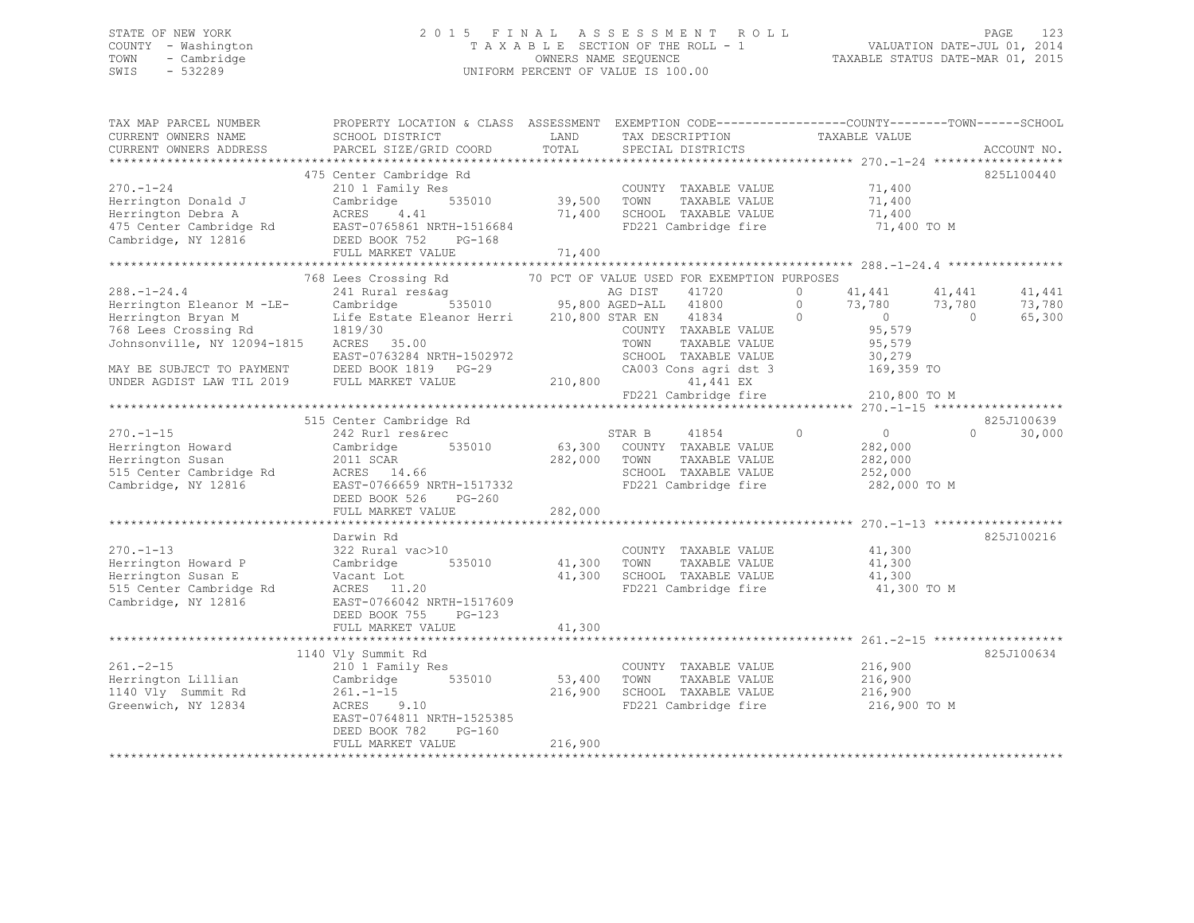STATE OF NEW YORK
COUNTY - Washington
TOWN - Cambridge
SWIS - 532289

2 0 1 5 F I N A L A S S E S S M E N T R O L L
T A X A B L E SECTION OF THE ROLL - 1
OWNERS NAME SEQUENCE
UNIFORM PERCENT OF VALUE IS 100.00

VALUATION DATE-JUL 01, 2014
TAXABLE STATUS DATE-MAR 01, 2015

```
TAX MAP PARCEL NUMBER          PROPERTY LOCATION & CLASS  ASSESSMENT  EXEMPTION CODE-----------------COUNTY--------TOWN------SCHOOL
CURRENT OWNERS NAME            SCHOOL DISTRICT               LAND      TAX DESCRIPTION            TAXABLE VALUE
CURRENT OWNERS ADDRESS         PARCEL SIZE/GRID COORD        TOTAL     SPECIAL DISTRICTS                                     ACCOUNT NO.
******************************************************************************************************* 270.-1-24 ******************
                               475 Center Cambridge Rd                                                                        825L100440
270.-1-24                      210 1 Family Res                        COUNTY  TAXABLE VALUE           71,400
Herrington Donald J            Cambridge        535010       39,500    TOWN    TAXABLE VALUE           71,400
Herrington Debra A             ACRES    4.41                 71,400    SCHOOL  TAXABLE VALUE           71,400
475 Center Cambridge Rd        EAST-0765861 NRTH-1516684               FD221 Cambridge fire             71,400 TO M
Cambridge, NY 12816            DEED BOOK 752    PG-168
                               FULL MARKET VALUE             71,400
******************************************************************************************************* 288.-1-24.4 ****************
                               768 Lees Crossing Rd            70 PCT OF VALUE USED FOR EXEMPTION PURPOSES
288.-1-24.4                    241 Rural res&ag                        AG DIST    41720         0      41,441      41,441      41,441
Herrington Eleanor M -LE-      Cambridge        535010       95,800 AGED-ALL  41800         0      73,780      73,780      73,780
Herrington Bryan M             Life Estate Eleanor Herri    210,800 STAR EN   41834         0           0           0      65,300
768 Lees Crossing Rd           1819/30                                 COUNTY  TAXABLE VALUE           95,579
Johnsonville, NY 12094-1815    ACRES   35.00                           TOWN    TAXABLE VALUE           95,579
                               EAST-0763284 NRTH-1502972               SCHOOL  TAXABLE VALUE           30,279
MAY BE SUBJECT TO PAYMENT      DEED BOOK 1819   PG-29                  CA003 Cons agri dst 3           169,359 TO
UNDER AGDIST LAW TIL 2019      FULL MARKET VALUE            210,800         41,441 EX
                                                                       FD221 Cambridge fire            210,800 TO M
******************************************************************************************************* 270.-1-15 ******************
                               515 Center Cambridge Rd                                                                        825J100639
270.-1-15                      242 Rurl res&rec                        STAR B     41854         0           0           0      30,000
Herrington Howard              Cambridge        535010       63,300    COUNTY  TAXABLE VALUE          282,000
Herrington Susan               2011 SCAR                    282,000    TOWN    TAXABLE VALUE          282,000
515 Center Cambridge Rd        ACRES   14.66                           SCHOOL  TAXABLE VALUE          252,000
Cambridge, NY 12816            EAST-0766659 NRTH-1517332               FD221 Cambridge fire            282,000 TO M
                               DEED BOOK 526    PG-260
                               FULL MARKET VALUE            282,000
******************************************************************************************************* 270.-1-13 ******************
                               Darwin Rd                                                                                      825J100216
270.-1-13                      322 Rural vac>10                        COUNTY  TAXABLE VALUE           41,300
Herrington Howard P            Cambridge        535010       41,300    TOWN    TAXABLE VALUE           41,300
Herrington Susan E             Vacant Lot                    41,300    SCHOOL  TAXABLE VALUE           41,300
515 Center Cambridge Rd        ACRES   11.20                           FD221 Cambridge fire             41,300 TO M
Cambridge, NY 12816            EAST-0766042 NRTH-1517609
                               DEED BOOK 755    PG-123
                               FULL MARKET VALUE             41,300
******************************************************************************************************* 261.-2-15 ******************
                               1140 Vly Summit Rd                                                                             825J100634
261.-2-15                      210 1 Family Res                        COUNTY  TAXABLE VALUE          216,900
Herrington Lillian             Cambridge        535010       53,400    TOWN    TAXABLE VALUE          216,900
1140 Vly  Summit Rd            261.-1-15                    216,900    SCHOOL  TAXABLE VALUE          216,900
Greenwich, NY 12834            ACRES    9.10                           FD221 Cambridge fire            216,900 TO M
                               EAST-0764811 NRTH-1525385
                               DEED BOOK 782    PG-160
                               FULL MARKET VALUE            216,900
************************************************************************************************************************************
```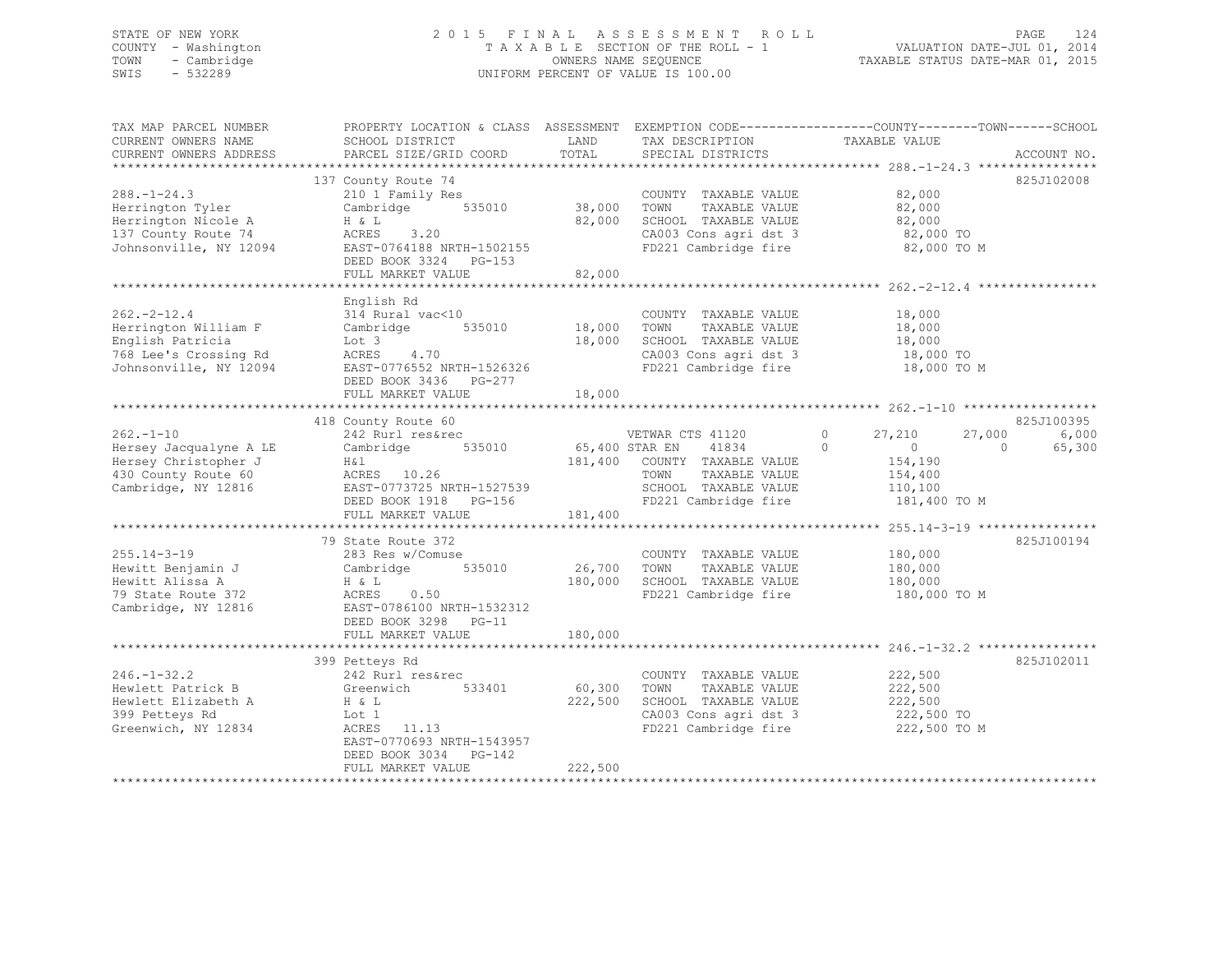STATE OF NEW YORK
COUNTY - Washington
TOWN - Cambridge
SWIS - 532289

2 0 1 5 F I N A L A S S E S S M E N T R O L L
T A X A B L E SECTION OF THE ROLL - 1
OWNERS NAME SEQUENCE
UNIFORM PERCENT OF VALUE IS 100.00

VALUATION DATE-JUL 01, 2014
TAXABLE STATUS DATE-MAR 01, 2015

```
TAX MAP PARCEL NUMBER          PROPERTY LOCATION & CLASS  ASSESSMENT  EXEMPTION CODE-----------------COUNTY--------TOWN------SCHOOL
CURRENT OWNERS NAME            SCHOOL DISTRICT               LAND     TAX DESCRIPTION              TAXABLE VALUE
CURRENT OWNERS ADDRESS         PARCEL SIZE/GRID COORD        TOTAL    SPECIAL DISTRICTS                                      ACCOUNT NO.
******************************************************************************************************* 288.-1-24.3 ****************
                           137 County Route 74                                                                               825J102008
288.-1-24.3                    210 1 Family Res                       COUNTY  TAXABLE VALUE             82,000
Herrington Tyler               Cambridge      535010        38,000    TOWN    TAXABLE VALUE             82,000
Herrington Nicole A            H & L                        82,000    SCHOOL  TAXABLE VALUE             82,000
137 County Route 74            ACRES    3.20                          CA003 Cons agri dst 3              82,000 TO
Johnsonville, NY 12094         EAST-0764188 NRTH-1502155              FD221 Cambridge fire               82,000 TO M
                               DEED BOOK 3324   PG-153
                               FULL MARKET VALUE            82,000
******************************************************************************************************* 262.-2-12.4 ****************
                               English Rd
262.-2-12.4                    314 Rural vac<10                       COUNTY  TAXABLE VALUE             18,000
Herrington William F           Cambridge      535010        18,000    TOWN    TAXABLE VALUE             18,000
English Patricia               Lot 3                        18,000    SCHOOL  TAXABLE VALUE             18,000
768 Lee's Crossing Rd          ACRES    4.70                          CA003 Cons agri dst 3              18,000 TO
Johnsonville, NY 12094         EAST-0776552 NRTH-1526326              FD221 Cambridge fire               18,000 TO M
                               DEED BOOK 3436   PG-277
                               FULL MARKET VALUE            18,000
******************************************************************************************************* 262.-1-10 ******************
                           418 County Route 60                                                                               825J100395
262.-1-10                      242 Rurl res&rec                       VETWAR CTS 41120         0      27,210      27,000       6,000
Hersey Jacqualyne A LE         Cambridge      535010        65,400 STAR EN     41834           0           0           0      65,300
Hersey Christopher J           H&l                         181,400    COUNTY  TAXABLE VALUE            154,190
430 County Route 60            ACRES   10.26                          TOWN    TAXABLE VALUE            154,400
Cambridge, NY 12816            EAST-0773725 NRTH-1527539              SCHOOL  TAXABLE VALUE            110,100
                               DEED BOOK 1918   PG-156                FD221 Cambridge fire              181,400 TO M
                               FULL MARKET VALUE           181,400
******************************************************************************************************* 255.14-3-19 ****************
                            79 State Route 372                                                                               825J100194
255.14-3-19                    283 Res w/Comuse                       COUNTY  TAXABLE VALUE            180,000
Hewitt Benjamin J              Cambridge      535010        26,700    TOWN    TAXABLE VALUE            180,000
Hewitt Alissa A                H & L                       180,000    SCHOOL  TAXABLE VALUE            180,000
79 State Route 372             ACRES    0.50                          FD221 Cambridge fire              180,000 TO M
Cambridge, NY 12816            EAST-0786100 NRTH-1532312
                               DEED BOOK 3298   PG-11
                               FULL MARKET VALUE           180,000
******************************************************************************************************* 246.-1-32.2 ****************
                           399 Petteys Rd                                                                                    825J102011
246.-1-32.2                    242 Rurl res&rec                       COUNTY  TAXABLE VALUE            222,500
Hewlett Patrick B              Greenwich      533401        60,300    TOWN    TAXABLE VALUE            222,500
Hewlett Elizabeth A            H & L                       222,500    SCHOOL  TAXABLE VALUE            222,500
399 Petteys Rd                 Lot 1                                  CA003 Cons agri dst 3             222,500 TO
Greenwich, NY 12834            ACRES   11.13                          FD221 Cambridge fire              222,500 TO M
                               EAST-0770693 NRTH-1543957
                               DEED BOOK 3034   PG-142
                               FULL MARKET VALUE           222,500
************************************************************************************************************************************
```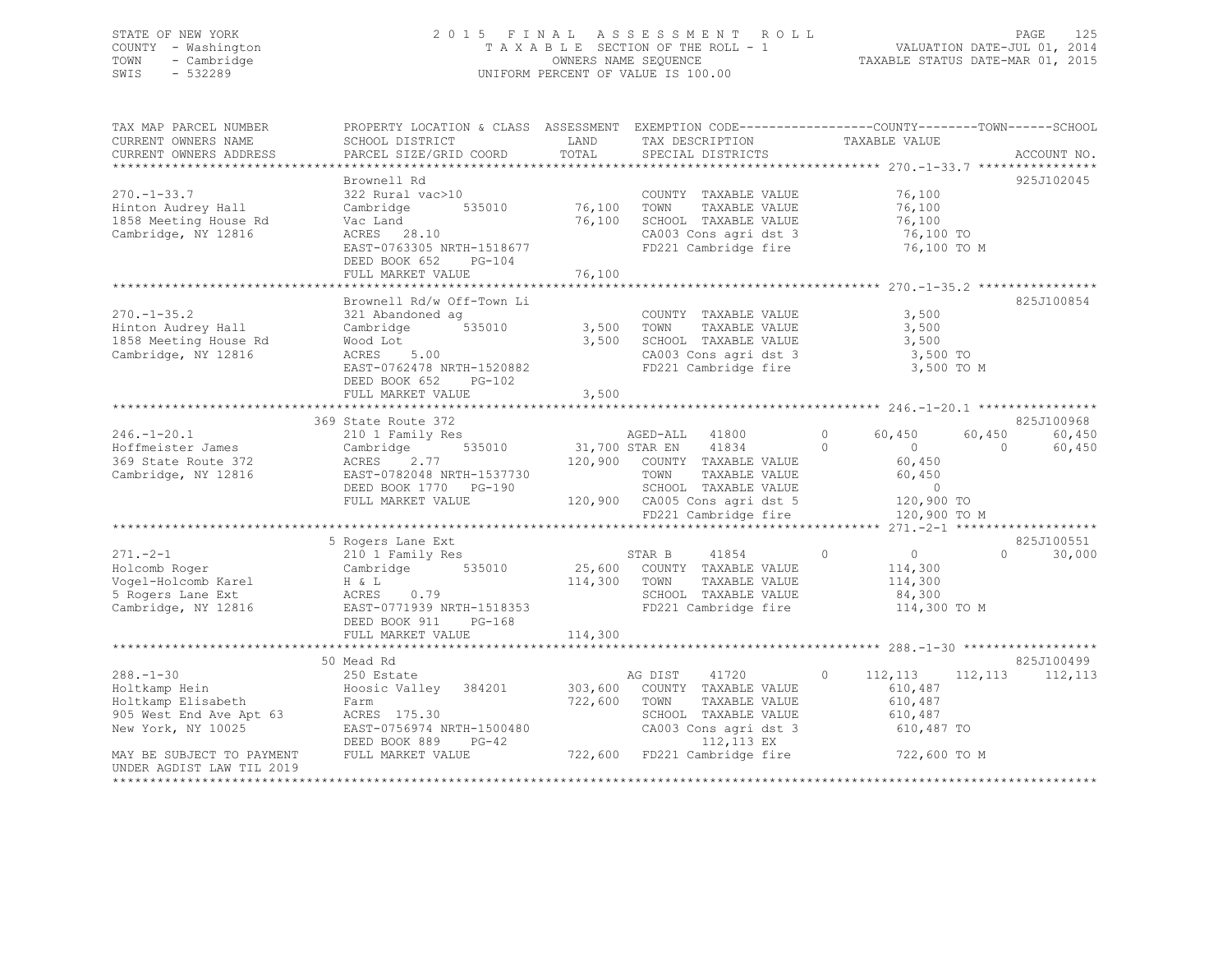STATE OF NEW YORK
COUNTY - Washington
TOWN - Cambridge
SWIS - 532289

2015 FINAL ASSESSMENT ROLL
TAXABLE SECTION OF THE ROLL - 1
OWNERS NAME SEQUENCE
UNIFORM PERCENT OF VALUE IS 100.00

VALUATION DATE-JUL 01, 2014
TAXABLE STATUS DATE-MAR 01, 2015

```
TAX MAP PARCEL NUMBER          PROPERTY LOCATION & CLASS  ASSESSMENT  EXEMPTION CODE-----------------COUNTY--------TOWN------SCHOOL
CURRENT OWNERS NAME            SCHOOL DISTRICT               LAND      TAX DESCRIPTION                TAXABLE VALUE
CURRENT OWNERS ADDRESS         PARCEL SIZE/GRID COORD        TOTAL     SPECIAL DISTRICTS                                    ACCOUNT NO.
******************************************************************************************************* 270.-1-33.7 ****************
                               Brownell Rd                                                                                 925J102045
270.-1-33.7                    322 Rural vac>10                        COUNTY  TAXABLE VALUE              76,100
Hinton Audrey Hall             Cambridge        535010      76,100     TOWN    TAXABLE VALUE              76,100
1858 Meeting House Rd          Vac Land                     76,100     SCHOOL  TAXABLE VALUE              76,100
Cambridge, NY 12816            ACRES   28.10                           CA003 Cons agri dst 3               76,100 TO
                               EAST-0763305 NRTH-1518677               FD221 Cambridge fire                76,100 TO M
                               DEED BOOK 652    PG-104
                               FULL MARKET VALUE            76,100
******************************************************************************************************* 270.-1-35.2 ****************
                               Brownell Rd/w Off-Town Li                                                                   825J100854
270.-1-35.2                    321 Abandoned ag                        COUNTY  TAXABLE VALUE               3,500
Hinton Audrey Hall             Cambridge        535010       3,500     TOWN    TAXABLE VALUE               3,500
1858 Meeting House Rd          Wood Lot                      3,500     SCHOOL  TAXABLE VALUE               3,500
Cambridge, NY 12816            ACRES    5.00                           CA003 Cons agri dst 3                3,500 TO
                               EAST-0762478 NRTH-1520882               FD221 Cambridge fire                 3,500 TO M
                               DEED BOOK 652    PG-102
                               FULL MARKET VALUE             3,500
******************************************************************************************************* 246.-1-20.1 ****************
                               369 State Route 372                                                                         825J100968
246.-1-20.1                    210 1 Family Res                        AGED-ALL   41800         0      60,450      60,450      60,450
Hoffmeister James              Cambridge        535010      31,700 STAR EN    41834         0           0           0      60,450
369 State Route 372            ACRES    2.77               120,900     COUNTY  TAXABLE VALUE              60,450
Cambridge, NY 12816            EAST-0782048 NRTH-1537730               TOWN    TAXABLE VALUE              60,450
                               DEED BOOK 1770   PG-190                 SCHOOL  TAXABLE VALUE                   0
                               FULL MARKET VALUE           120,900     CA005 Cons agri dst 5              120,900 TO
                                                                       FD221 Cambridge fire               120,900 TO M
******************************************************************************************************* 271.-2-1 *******************
                               5 Rogers Lane Ext                                                                           825J100551
271.-2-1                       210 1 Family Res                        STAR B     41854         0           0           0      30,000
Holcomb Roger                  Cambridge        535010      25,600     COUNTY  TAXABLE VALUE             114,300
Vogel-Holcomb Karel            H & L                       114,300     TOWN    TAXABLE VALUE             114,300
5 Rogers Lane Ext              ACRES    0.79                           SCHOOL  TAXABLE VALUE              84,300
Cambridge, NY 12816            EAST-0771939 NRTH-1518353               FD221 Cambridge fire               114,300 TO M
                               DEED BOOK 911    PG-168
                               FULL MARKET VALUE           114,300
******************************************************************************************************* 288.-1-30 ******************
                               50 Mead Rd                                                                                  825J100499
288.-1-30                      250 Estate                              AG DIST    41720         0     112,113     112,113     112,113
Holtkamp Hein                  Hoosic Valley    384201     303,600     COUNTY  TAXABLE VALUE             610,487
Holtkamp Elisabeth             Farm                        722,600     TOWN    TAXABLE VALUE             610,487
905 West End Ave Apt 63        ACRES  175.30                           SCHOOL  TAXABLE VALUE             610,487
New York, NY 10025             EAST-0756974 NRTH-1500480               CA003 Cons agri dst 3              610,487 TO
                               DEED BOOK 889    PG-42                         112,113 EX
MAY BE SUBJECT TO PAYMENT      FULL MARKET VALUE           722,600     FD221 Cambridge fire               722,600 TO M
UNDER AGDIST LAW TIL 2019
************************************************************************************************************************************
```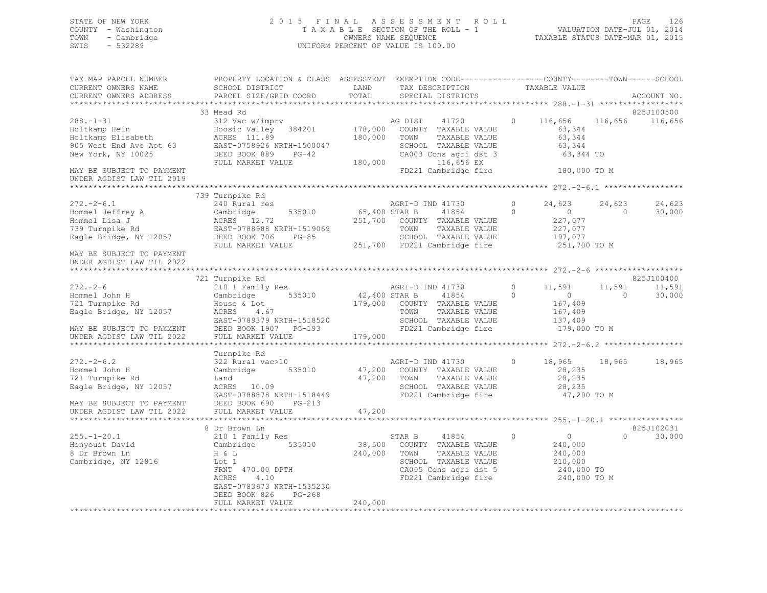STATE OF NEW YORK
COUNTY - Washington
TOWN - Cambridge
SWIS - 532289

2015 FINAL ASSESSMENT ROLL
TAXABLE SECTION OF THE ROLL - 1
OWNERS NAME SEQUENCE
UNIFORM PERCENT OF VALUE IS 100.00

VALUATION DATE-JUL 01, 2014
TAXABLE STATUS DATE-MAR 01, 2015

```
TAX MAP PARCEL NUMBER        PROPERTY LOCATION & CLASS  ASSESSMENT  EXEMPTION CODE------------------COUNTY--------TOWN------SCHOOL
CURRENT OWNERS NAME          SCHOOL DISTRICT              LAND      TAX DESCRIPTION              TAXABLE VALUE
CURRENT OWNERS ADDRESS       PARCEL SIZE/GRID COORD       TOTAL     SPECIAL DISTRICTS                                        ACCOUNT NO.
************************************************************************************************ 288.-1-31 ******************
                             33 Mead Rd                                                                                   825J100500
288.-1-31                    312 Vac w/imprv                        AG DIST     41720        0      116,656    116,656     116,656
Holtkamp Hein                Hoosic Valley   384201      178,000    COUNTY  TAXABLE VALUE             63,344
Holtkamp Elisabeth           ACRES  111.89               180,000    TOWN    TAXABLE VALUE             63,344
905 West End Ave Apt 63      EAST-0758926 NRTH-1500047              SCHOOL  TAXABLE VALUE             63,344
New York, NY 10025           DEED BOOK 889    PG-42                 CA003 Cons agri dst 3             63,344 TO
                             FULL MARKET VALUE           180,000          116,656 EX
MAY BE SUBJECT TO PAYMENT                                           FD221 Cambridge fire             180,000 TO M
UNDER AGDIST LAW TIL 2019
************************************************************************************************ 272.-2-6.1 *****************
                             739 Turnpike Rd
272.-2-6.1                   240 Rural res                          AGRI-D IND 41730         0       24,623     24,623      24,623
Hommel Jeffrey A             Cambridge       535010       65,400 STAR B      41854           0            0          0      30,000
Hommel Lisa J                ACRES   12.72               251,700    COUNTY  TAXABLE VALUE            227,077
739 Turnpike Rd              EAST-0788988 NRTH-1519069              TOWN    TAXABLE VALUE            227,077
Eagle Bridge, NY 12057       DEED BOOK 706    PG-85                 SCHOOL  TAXABLE VALUE            197,077
                             FULL MARKET VALUE           251,700    FD221 Cambridge fire             251,700 TO M
MAY BE SUBJECT TO PAYMENT
UNDER AGDIST LAW TIL 2022
************************************************************************************************ 272.-2-6 *******************
                             721 Turnpike Rd                                                                              825J100400
272.-2-6                     210 1 Family Res                       AGRI-D IND 41730         0       11,591     11,591      11,591
Hommel John H                Cambridge       535010       42,400 STAR B      41854           0            0          0      30,000
721 Turnpike Rd              House & Lot                 179,000    COUNTY  TAXABLE VALUE            167,409
Eagle Bridge, NY 12057       ACRES    4.67                          TOWN    TAXABLE VALUE            167,409
                             EAST-0789379 NRTH-1518520              SCHOOL  TAXABLE VALUE            137,409
MAY BE SUBJECT TO PAYMENT    DEED BOOK 1907   PG-193                FD221 Cambridge fire             179,000 TO M
UNDER AGDIST LAW TIL 2022    FULL MARKET VALUE           179,000
************************************************************************************************ 272.-2-6.2 *****************
                             Turnpike Rd
272.-2-6.2                   322 Rural vac>10                       AGRI-D IND 41730         0       18,965     18,965      18,965
Hommel John H                Cambridge       535010       47,200    COUNTY  TAXABLE VALUE             28,235
721 Turnpike Rd              Land                         47,200    TOWN    TAXABLE VALUE             28,235
Eagle Bridge, NY 12057       ACRES   10.09                          SCHOOL  TAXABLE VALUE             28,235
                             EAST-0788878 NRTH-1518449              FD221 Cambridge fire              47,200 TO M
MAY BE SUBJECT TO PAYMENT    DEED BOOK 690    PG-213
UNDER AGDIST LAW TIL 2022    FULL MARKET VALUE            47,200
************************************************************************************************ 255.-1-20.1 ****************
                             8 Dr Brown Ln                                                                                825J102031
255.-1-20.1                  210 1 Family Res                       STAR B      41854            0            0          0      30,000
Honyoust David               Cambridge       535010       38,500    COUNTY  TAXABLE VALUE            240,000
8 Dr Brown Ln                H & L                       240,000    TOWN    TAXABLE VALUE            240,000
Cambridge, NY 12816          Lot 1                                  SCHOOL  TAXABLE VALUE            210,000
                             FRNT 470.00 DPTH                       CA005 Cons agri dst 5            240,000 TO
                             ACRES    4.10                          FD221 Cambridge fire             240,000 TO M
                             EAST-0783673 NRTH-1535230
                             DEED BOOK 826    PG-268
                             FULL MARKET VALUE           240,000
******************************************************************************************************************************
```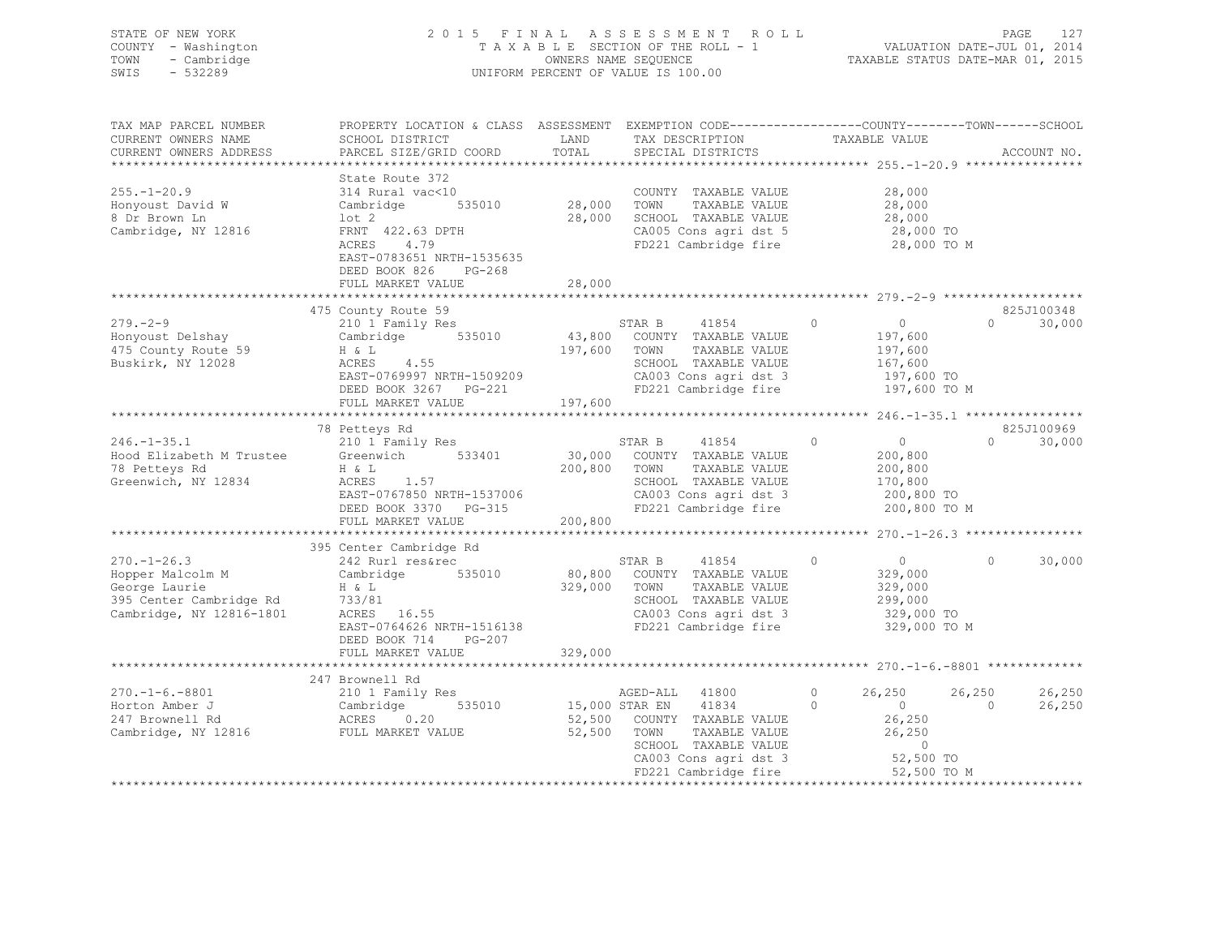STATE OF NEW YORK
COUNTY - Washington
TOWN - Cambridge
SWIS - 532289

2 0 1 5 F I N A L A S S E S S M E N T R O L L
T A X A B L E SECTION OF THE ROLL - 1
OWNERS NAME SEQUENCE
UNIFORM PERCENT OF VALUE IS 100.00

VALUATION DATE-JUL 01, 2014
TAXABLE STATUS DATE-MAR 01, 2015

```
TAX MAP PARCEL NUMBER          PROPERTY LOCATION & CLASS  ASSESSMENT  EXEMPTION CODE------------------COUNTY--------TOWN------SCHOOL
CURRENT OWNERS NAME            SCHOOL DISTRICT               LAND      TAX DESCRIPTION            TAXABLE VALUE
CURRENT OWNERS ADDRESS         PARCEL SIZE/GRID COORD        TOTAL     SPECIAL DISTRICTS                                    ACCOUNT NO.
******************************************************************************************************* 255.-1-20.9 ****************
                               State Route 372
255.-1-20.9                    314 Rural vac<10                         COUNTY  TAXABLE VALUE            28,000
Honyoust David W               Cambridge       535010        28,000     TOWN    TAXABLE VALUE            28,000
8 Dr Brown Ln                  lot 2                         28,000     SCHOOL  TAXABLE VALUE            28,000
Cambridge, NY 12816            FRNT 422.63 DPTH                         CA005 Cons agri dst 5            28,000 TO
                               ACRES    4.79                            FD221 Cambridge fire             28,000 TO M
                               EAST-0783651 NRTH-1535635
                               DEED BOOK 826    PG-268
                               FULL MARKET VALUE             28,000
******************************************************************************************************* 279.-2-9 *******************
                               475 County Route 59                                                                     825J100348
279.-2-9                       210 1 Family Res                         STAR B       41854      0          0            0     30,000
Honyoust Delshay               Cambridge       535010        43,800     COUNTY  TAXABLE VALUE           197,600
475 County Route 59            H & L                        197,600     TOWN    TAXABLE VALUE           197,600
Buskirk, NY 12028              ACRES    4.55                            SCHOOL  TAXABLE VALUE           167,600
                               EAST-0769997 NRTH-1509209                CA003 Cons agri dst 3           197,600 TO
                               DEED BOOK 3267   PG-221                  FD221 Cambridge fire            197,600 TO M
                               FULL MARKET VALUE            197,600
******************************************************************************************************* 246.-1-35.1 ****************
                               78 Petteys Rd                                                                           825J100969
246.-1-35.1                    210 1 Family Res                         STAR B       41854      0          0            0     30,000
Hood Elizabeth M Trustee       Greenwich       533401        30,000     COUNTY  TAXABLE VALUE           200,800
78 Petteys Rd                  H & L                        200,800     TOWN    TAXABLE VALUE           200,800
Greenwich, NY 12834            ACRES    1.57                            SCHOOL  TAXABLE VALUE           170,800
                               EAST-0767850 NRTH-1537006                CA003 Cons agri dst 3           200,800 TO
                               DEED BOOK 3370   PG-315                  FD221 Cambridge fire            200,800 TO M
                               FULL MARKET VALUE            200,800
******************************************************************************************************* 270.-1-26.3 ****************
                               395 Center Cambridge Rd
270.-1-26.3                    242 Rurl res&rec                         STAR B       41854      0          0            0     30,000
Hopper Malcolm M               Cambridge       535010        80,800     COUNTY  TAXABLE VALUE           329,000
George Laurie                  H & L                        329,000     TOWN    TAXABLE VALUE           329,000
395 Center Cambridge Rd        733/81                                   SCHOOL  TAXABLE VALUE           299,000
Cambridge, NY 12816-1801       ACRES   16.55                            CA003 Cons agri dst 3           329,000 TO
                               EAST-0764626 NRTH-1516138                FD221 Cambridge fire            329,000 TO M
                               DEED BOOK 714    PG-207
                               FULL MARKET VALUE            329,000
******************************************************************************************************* 270.-1-6.-8801 *************
                               247 Brownell Rd
270.-1-6.-8801                 210 1 Family Res                         AGED-ALL     41800      0     26,250       26,250     26,250
Horton Amber J                 Cambridge       535010        15,000 STAR EN      41834      0          0            0     26,250
247 Brownell Rd                ACRES    0.20                 52,500     COUNTY  TAXABLE VALUE            26,250
Cambridge, NY 12816            FULL MARKET VALUE             52,500     TOWN    TAXABLE VALUE            26,250
                                                                        SCHOOL  TAXABLE VALUE                 0
                                                                        CA003 Cons agri dst 3            52,500 TO
                                                                        FD221 Cambridge fire             52,500 TO M
************************************************************************************************************************************
```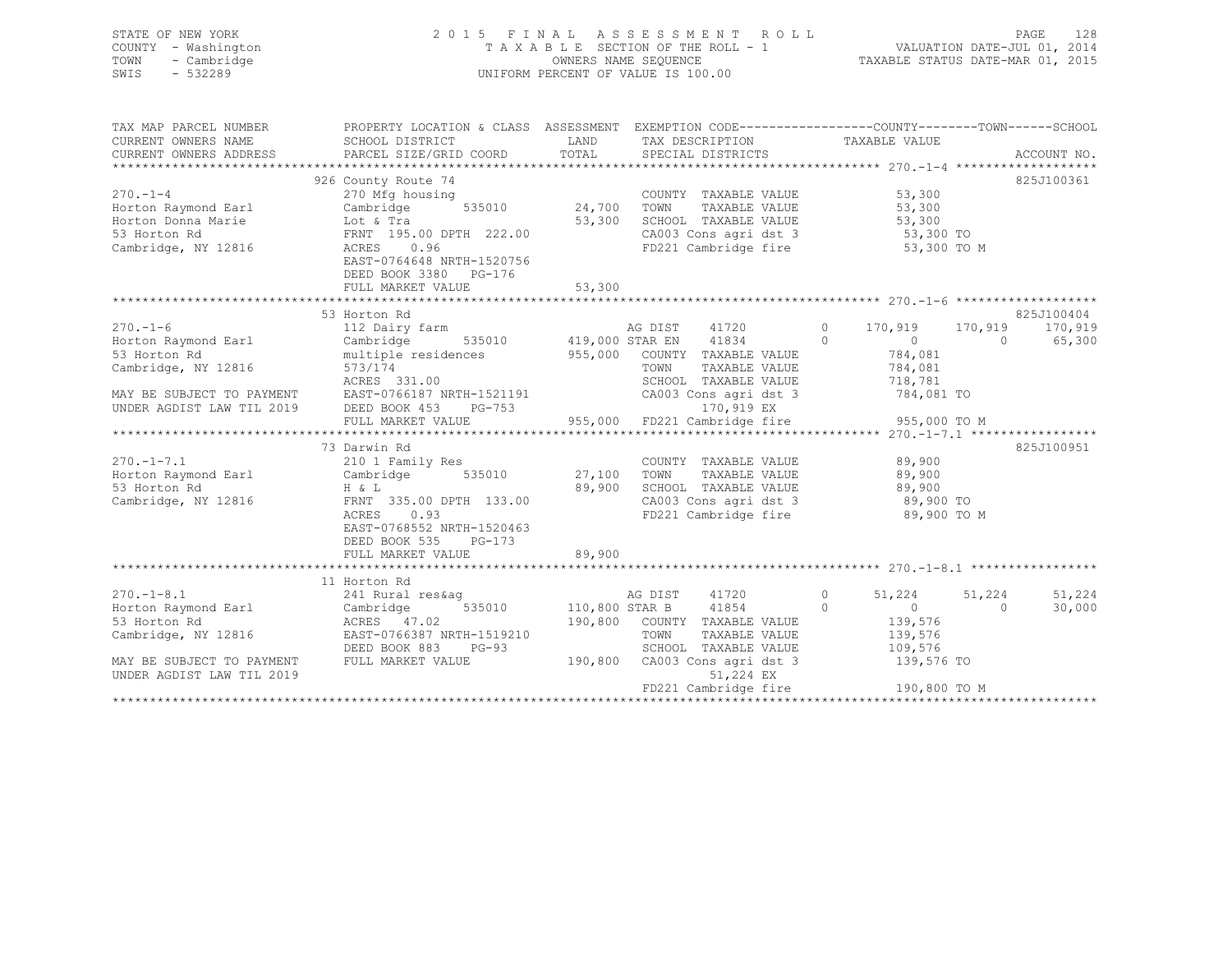STATE OF NEW YORK
COUNTY - Washington
TOWN - Cambridge
SWIS - 532289

2015 FINAL ASSESSMENT ROLL
TAXABLE SECTION OF THE ROLL - 1
OWNERS NAME SEQUENCE
UNIFORM PERCENT OF VALUE IS 100.00

VALUATION DATE-JUL 01, 2014
TAXABLE STATUS DATE-MAR 01, 2015

```
TAX MAP PARCEL NUMBER      PROPERTY LOCATION & CLASS  ASSESSMENT  EXEMPTION CODE-----------------COUNTY--------TOWN------SCHOOL
CURRENT OWNERS NAME        SCHOOL DISTRICT            LAND        TAX DESCRIPTION              TAXABLE VALUE
CURRENT OWNERS ADDRESS     PARCEL SIZE/GRID COORD     TOTAL       SPECIAL DISTRICTS                                  ACCOUNT NO.
******************************************************************************************************* 270.-1-4 *******************
                           926 County Route 74                                                                       825J100361
270.-1-4                   270 Mfg housing                        COUNTY  TAXABLE VALUE            53,300
Horton Raymond Earl        Cambridge       535010      24,700     TOWN    TAXABLE VALUE            53,300
Horton Donna Marie         Lot & Tra                   53,300     SCHOOL  TAXABLE VALUE            53,300
53 Horton Rd               FRNT 195.00 DPTH 222.00                CA003 Cons agri dst 3             53,300 TO
Cambridge, NY 12816        ACRES    0.96                          FD221 Cambridge fire              53,300 TO M
                           EAST-0764648 NRTH-1520756
                           DEED BOOK 3380   PG-176
                           FULL MARKET VALUE           53,300
******************************************************************************************************* 270.-1-6 *******************
                           53 Horton Rd                                                                              825J100404
270.-1-6                   112 Dairy farm                         AG DIST    41720        0     170,919     170,919     170,919
Horton Raymond Earl        Cambridge       535010     419,000 STAR EN    41834        0           0           0      65,300
53 Horton Rd               multiple residences        955,000     COUNTY  TAXABLE VALUE           784,081
Cambridge, NY 12816        573/174                                TOWN    TAXABLE VALUE           784,081
                           ACRES  331.00                          SCHOOL  TAXABLE VALUE           718,781
MAY BE SUBJECT TO PAYMENT  EAST-0766187 NRTH-1521191              CA003 Cons agri dst 3            784,081 TO
UNDER AGDIST LAW TIL 2019  DEED BOOK 453    PG-753                      170,919 EX
                           FULL MARKET VALUE          955,000     FD221 Cambridge fire             955,000 TO M
******************************************************************************************************* 270.-1-7.1 *****************
                           73 Darwin Rd                                                                              825J100951
270.-1-7.1                 210 1 Family Res                       COUNTY  TAXABLE VALUE            89,900
Horton Raymond Earl        Cambridge       535010      27,100     TOWN    TAXABLE VALUE            89,900
53 Horton Rd               H & L                       89,900     SCHOOL  TAXABLE VALUE            89,900
Cambridge, NY 12816        FRNT 335.00 DPTH 133.00                CA003 Cons agri dst 3             89,900 TO
                           ACRES    0.93                          FD221 Cambridge fire              89,900 TO M
                           EAST-0768552 NRTH-1520463
                           DEED BOOK 535    PG-173
                           FULL MARKET VALUE           89,900
******************************************************************************************************* 270.-1-8.1 *****************
                           11 Horton Rd
270.-1-8.1                 241 Rural res&ag                       AG DIST    41720        0      51,224      51,224      51,224
Horton Raymond Earl        Cambridge       535010     110,800 STAR B     41854        0           0           0      30,000
53 Horton Rd               ACRES   47.02              190,800     COUNTY  TAXABLE VALUE           139,576
Cambridge, NY 12816        EAST-0766387 NRTH-1519210              TOWN    TAXABLE VALUE           139,576
                           DEED BOOK 883    PG-93                 SCHOOL  TAXABLE VALUE           109,576
MAY BE SUBJECT TO PAYMENT  FULL MARKET VALUE          190,800     CA003 Cons agri dst 3            139,576 TO
UNDER AGDIST LAW TIL 2019                                               51,224 EX
                                                                  FD221 Cambridge fire             190,800 TO M
************************************************************************************************************************************
```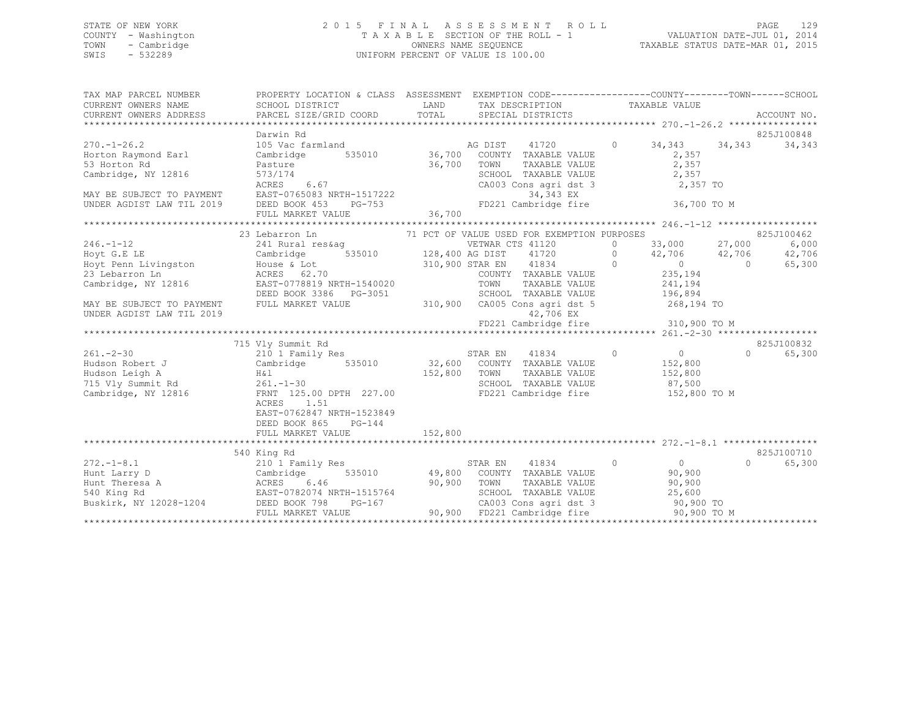STATE OF NEW YORK
COUNTY - Washington
TOWN - Cambridge
SWIS - 532289

2015 FINAL ASSESSMENT ROLL
TAXABLE SECTION OF THE ROLL - 1
OWNERS NAME SEQUENCE
UNIFORM PERCENT OF VALUE IS 100.00

VALUATION DATE-JUL 01, 2014
TAXABLE STATUS DATE-MAR 01, 2015

```
TAX MAP PARCEL NUMBER        PROPERTY LOCATION & CLASS  ASSESSMENT  EXEMPTION CODE------------------COUNTY--------TOWN------SCHOOL
CURRENT OWNERS NAME          SCHOOL DISTRICT              LAND      TAX DESCRIPTION              TAXABLE VALUE
CURRENT OWNERS ADDRESS       PARCEL SIZE/GRID COORD       TOTAL     SPECIAL DISTRICTS                                          ACCOUNT NO.
******************************************************************************************************* 270.-1-26.2 ****************
                             Darwin Rd                                                                                      825J100848
270.-1-26.2                  105 Vac farmland                      AG DIST     41720        0      34,343      34,343      34,343
Horton Raymond Earl          Cambridge       535010       36,700   COUNTY  TAXABLE VALUE              2,357
53 Horton Rd                 Pasture                      36,700   TOWN    TAXABLE VALUE              2,357
Cambridge, NY 12816          573/174                               SCHOOL  TAXABLE VALUE              2,357
                             ACRES    6.67                         CA003 Cons agri dst 3              2,357 TO
MAY BE SUBJECT TO PAYMENT    EAST-0765083 NRTH-1517222                   34,343 EX
UNDER AGDIST LAW TIL 2019    DEED BOOK 453    PG-753               FD221 Cambridge fire              36,700 TO M
                             FULL MARKET VALUE            36,700
******************************************************************************************************* 246.-1-12 ******************
                             23 Lebarron Ln                  71 PCT OF VALUE USED FOR EXEMPTION PURPOSES                    825J100462
246.-1-12                    241 Rural res&ag                      VETWAR CTS 41120         0      33,000      27,000       6,000
Hoyt G.E LE                  Cambridge       535010      128,400 AG DIST     41720         0      42,706      42,706      42,706
Hoyt Penn Livingston         House & Lot                 310,900 STAR EN     41834         0           0           0      65,300
23 Lebarron Ln               ACRES   62.70                         COUNTY  TAXABLE VALUE            235,194
Cambridge, NY 12816          EAST-0778819 NRTH-1540020             TOWN    TAXABLE VALUE            241,194
                             DEED BOOK 3386   PG-3051              SCHOOL  TAXABLE VALUE            196,894
MAY BE SUBJECT TO PAYMENT    FULL MARKET VALUE           310,900   CA005 Cons agri dst 5            268,194 TO
UNDER AGDIST LAW TIL 2019                                                42,706 EX
                                                                   FD221 Cambridge fire             310,900 TO M
******************************************************************************************************* 261.-2-30 ******************
                             715 Vly Summit Rd                                                                              825J100832
261.-2-30                    210 1 Family Res                      STAR EN     41834        0           0           0      65,300
Hudson Robert J              Cambridge       535010       32,600   COUNTY  TAXABLE VALUE            152,800
Hudson Leigh A               H&l                         152,800   TOWN    TAXABLE VALUE            152,800
715 Vly Summit Rd            261.-1-30                             SCHOOL  TAXABLE VALUE             87,500
Cambridge, NY 12816          FRNT 125.00 DPTH 227.00               FD221 Cambridge fire             152,800 TO M
                             ACRES    1.51
                             EAST-0762847 NRTH-1523849
                             DEED BOOK 865    PG-144
                             FULL MARKET VALUE           152,800
******************************************************************************************************* 272.-1-8.1 *****************
                             540 King Rd                                                                                    825J100710
272.-1-8.1                   210 1 Family Res                      STAR EN     41834        0           0           0      65,300
Hunt Larry D                 Cambridge       535010       49,800   COUNTY  TAXABLE VALUE             90,900
Hunt Theresa A               ACRES    6.46                90,900   TOWN    TAXABLE VALUE             90,900
540 King Rd                  EAST-0782074 NRTH-1515764             SCHOOL  TAXABLE VALUE             25,600
Buskirk, NY 12028-1204       DEED BOOK 798    PG-167               CA003 Cons agri dst 3             90,900 TO
                             FULL MARKET VALUE            90,900   FD221 Cambridge fire              90,900 TO M
************************************************************************************************************************************
```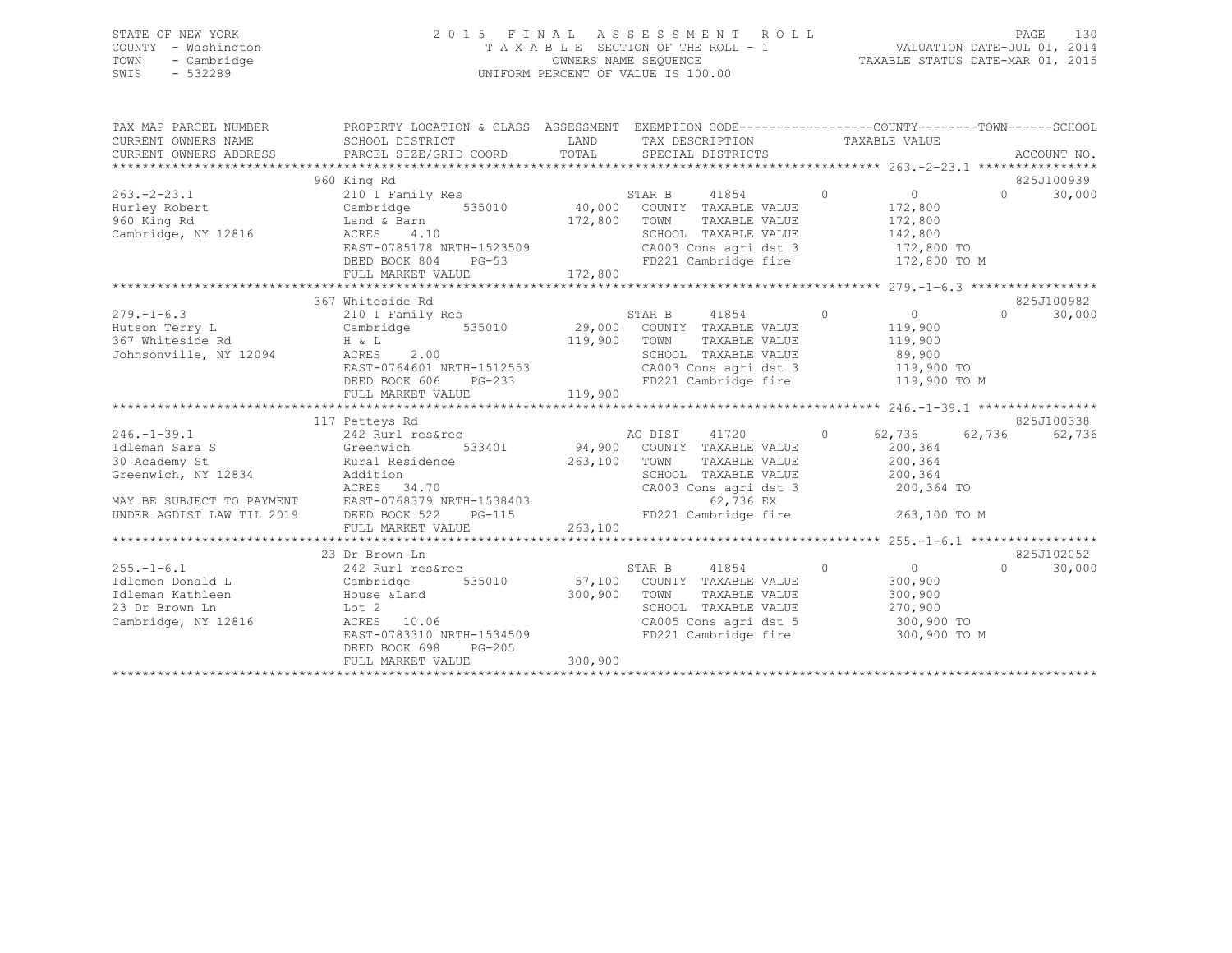STATE OF NEW YORK
COUNTY - Washington
TOWN - Cambridge
SWIS - 532289

# 2015 FINAL ASSESSMENT ROLL

TAXABLE SECTION OF THE ROLL - 1
OWNERS NAME SEQUENCE
UNIFORM PERCENT OF VALUE IS 100.00

VALUATION DATE-JUL 01, 2014
TAXABLE STATUS DATE-MAR 01, 2015

| TAX MAP PARCEL NUMBER / CURRENT OWNERS NAME / CURRENT OWNERS ADDRESS | PROPERTY LOCATION & CLASS / SCHOOL DISTRICT / PARCEL SIZE/GRID COORD | ASSESSMENT LAND / TOTAL | EXEMPTION CODE / TAX DESCRIPTION / SPECIAL DISTRICTS | COUNTY | TOWN | SCHOOL / ACCOUNT NO. |
|---|---|---|---|---|---|---|
| **263.-2-23.1** | 960 King Rd | | | | | 825J100939 |
| 263.-2-23.1 | 210 1 Family Res | | STAR B 41854 | 0 | 0 | 30,000 |
| Hurley Robert | Cambridge 535010 | 40,000 | COUNTY TAXABLE VALUE | 172,800 | | |
| 960 King Rd | Land & Barn | 172,800 | TOWN TAXABLE VALUE | | 172,800 | |
| Cambridge, NY 12816 | ACRES 4.10 | | SCHOOL TAXABLE VALUE | | | 142,800 |
| | EAST-0785178 NRTH-1523509 | | CA003 Cons agri dst 3 | 172,800 TO | | |
| | DEED BOOK 804 PG-53 | | FD221 Cambridge fire | 172,800 TO M | | |
| | FULL MARKET VALUE | 172,800 | | | | |
| **279.-1-6.3** | 367 Whiteside Rd | | | | | 825J100982 |
| 279.-1-6.3 | 210 1 Family Res | | STAR B 41854 | 0 | 0 | 30,000 |
| Hutson Terry L | Cambridge 535010 | 29,000 | COUNTY TAXABLE VALUE | 119,900 | | |
| 367 Whiteside Rd | H & L | 119,900 | TOWN TAXABLE VALUE | | 119,900 | |
| Johnsonville, NY 12094 | ACRES 2.00 | | SCHOOL TAXABLE VALUE | | | 89,900 |
| | EAST-0764601 NRTH-1512553 | | CA003 Cons agri dst 3 | 119,900 TO | | |
| | DEED BOOK 606 PG-233 | | FD221 Cambridge fire | 119,900 TO M | | |
| | FULL MARKET VALUE | 119,900 | | | | |
| **246.-1-39.1** | 117 Petteys Rd | | | | | 825J100338 |
| 246.-1-39.1 | 242 Rurl res&rec | | AG DIST 41720 | 62,736 | 62,736 | 62,736 |
| Idleman Sara S | Greenwich 533401 | 94,900 | COUNTY TAXABLE VALUE | 200,364 | | |
| 30 Academy St | Rural Residence | 263,100 | TOWN TAXABLE VALUE | | 200,364 | |
| Greenwich, NY 12834 | Addition | | SCHOOL TAXABLE VALUE | | | 200,364 |
| | ACRES 34.70 | | CA003 Cons agri dst 3 | 200,364 TO | | |
| MAY BE SUBJECT TO PAYMENT | EAST-0768379 NRTH-1538403 | | 62,736 EX | | | |
| UNDER AGDIST LAW TIL 2019 | DEED BOOK 522 PG-115 | | FD221 Cambridge fire | 263,100 TO M | | |
| | FULL MARKET VALUE | 263,100 | | | | |
| **255.-1-6.1** | 23 Dr Brown Ln | | | | | 825J102052 |
| 255.-1-6.1 | 242 Rurl res&rec | | STAR B 41854 | 0 | 0 | 30,000 |
| Idlemen Donald L | Cambridge 535010 | 57,100 | COUNTY TAXABLE VALUE | 300,900 | | |
| Idleman Kathleen | House &Land | 300,900 | TOWN TAXABLE VALUE | | 300,900 | |
| 23 Dr Brown Ln | Lot 2 | | SCHOOL TAXABLE VALUE | | | 270,900 |
| Cambridge, NY 12816 | ACRES 10.06 | | CA005 Cons agri dst 5 | 300,900 TO | | |
| | EAST-0783310 NRTH-1534509 | | FD221 Cambridge fire | 300,900 TO M | | |
| | DEED BOOK 698 PG-205 | | | | | |
| | FULL MARKET VALUE | 300,900 | | | | |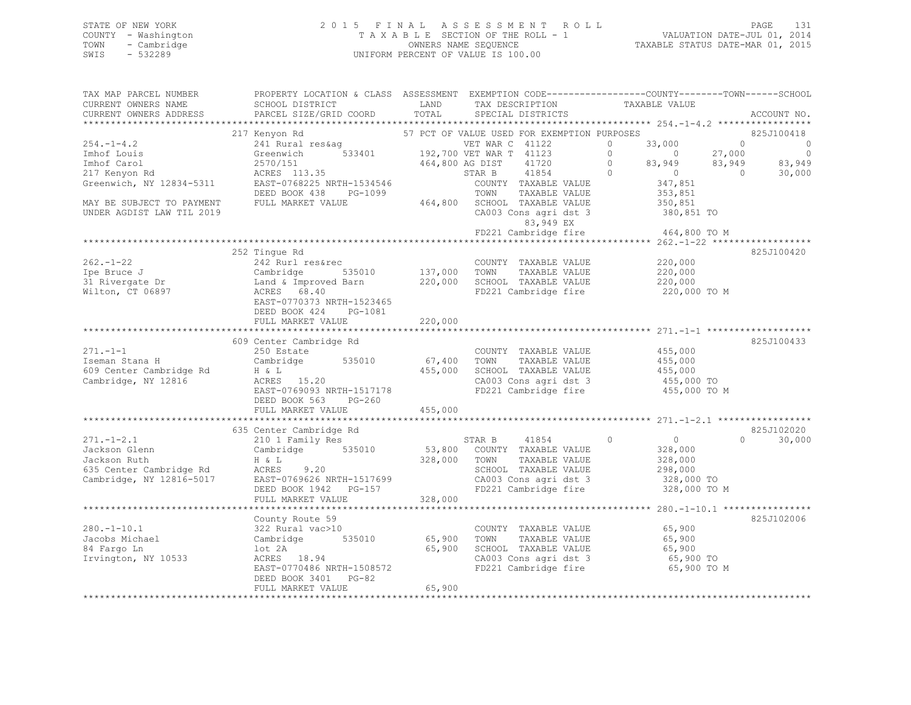STATE OF NEW YORK
COUNTY - Washington
TOWN - Cambridge
SWIS - 532289

2 0 1 5 F I N A L A S S E S S M E N T R O L L
T A X A B L E SECTION OF THE ROLL - 1
OWNERS NAME SEQUENCE
UNIFORM PERCENT OF VALUE IS 100.00

VALUATION DATE-JUL 01, 2014
TAXABLE STATUS DATE-MAR 01, 2015

```
TAX MAP PARCEL NUMBER          PROPERTY LOCATION & CLASS  ASSESSMENT  EXEMPTION CODE------------------COUNTY--------TOWN------SCHOOL
CURRENT OWNERS NAME            SCHOOL DISTRICT               LAND      TAX DESCRIPTION              TAXABLE VALUE
CURRENT OWNERS ADDRESS         PARCEL SIZE/GRID COORD        TOTAL     SPECIAL DISTRICTS                                    ACCOUNT NO.
******************************************************************************************************* 254.-1-4.2 *****************
                               217 Kenyon Rd                        57 PCT OF VALUE USED FOR EXEMPTION PURPOSES                825J100418
254.-1-4.2                     241 Rural res&ag                     VET WAR C 41122          0       33,000          0             0
Imhof Louis                    Greenwich       533401      192,700 VET WAR T 41123          0            0     27,000             0
Imhof Carol                    2570/151                    464,800 AG DIST    41720          0       83,949     83,949        83,949
217 Kenyon Rd                  ACRES 113.35                         STAR B     41854          0            0          0        30,000
Greenwich, NY 12834-5311       EAST-0768225 NRTH-1534546            COUNTY  TAXABLE VALUE             347,851
                               DEED BOOK 438    PG-1099             TOWN    TAXABLE VALUE             353,851
MAY BE SUBJECT TO PAYMENT      FULL MARKET VALUE           464,800  SCHOOL  TAXABLE VALUE             350,851
UNDER AGDIST LAW TIL 2019                                           CA003 Cons agri dst 3              380,851 TO
                                                                          83,949 EX
                                                                    FD221 Cambridge fire               464,800 TO M
******************************************************************************************************* 262.-1-22 ******************
                               252 Tingue Rd                                                                         825J100420
262.-1-22                      242 Rurl res&rec                     COUNTY  TAXABLE VALUE             220,000
Ipe Bruce J                    Cambridge       535010      137,000  TOWN    TAXABLE VALUE             220,000
31 Rivergate Dr                Land & Improved Barn        220,000  SCHOOL  TAXABLE VALUE             220,000
Wilton, CT 06897               ACRES  68.40                         FD221 Cambridge fire               220,000 TO M
                               EAST-0770373 NRTH-1523465
                               DEED BOOK 424    PG-1081
                               FULL MARKET VALUE           220,000
******************************************************************************************************* 271.-1-1 *******************
                               609 Center Cambridge Rd                                                               825J100433
271.-1-1                       250 Estate                           COUNTY  TAXABLE VALUE             455,000
Iseman Stana H                 Cambridge       535010       67,400  TOWN    TAXABLE VALUE             455,000
609 Center Cambridge Rd        H & L                       455,000  SCHOOL  TAXABLE VALUE             455,000
Cambridge, NY 12816            ACRES  15.20                         CA003 Cons agri dst 3              455,000 TO
                               EAST-0769093 NRTH-1517178            FD221 Cambridge fire               455,000 TO M
                               DEED BOOK 563    PG-260
                               FULL MARKET VALUE           455,000
******************************************************************************************************* 271.-1-2.1 *****************
                               635 Center Cambridge Rd                                                               825J102020
271.-1-2.1                     210 1 Family Res                     STAR B     41854          0            0          0        30,000
Jackson Glenn                  Cambridge       535010       53,800  COUNTY  TAXABLE VALUE             328,000
Jackson Ruth                   H & L                       328,000  TOWN    TAXABLE VALUE             328,000
635 Center Cambridge Rd        ACRES   9.20                         SCHOOL  TAXABLE VALUE             298,000
Cambridge, NY 12816-5017       EAST-0769626 NRTH-1517699            CA003 Cons agri dst 3              328,000 TO
                               DEED BOOK 1942   PG-157              FD221 Cambridge fire               328,000 TO M
                               FULL MARKET VALUE           328,000
******************************************************************************************************* 280.-1-10.1 ****************
                               County Route 59                                                                       825J102006
280.-1-10.1                    322 Rural vac>10                     COUNTY  TAXABLE VALUE              65,900
Jacobs Michael                 Cambridge       535010       65,900  TOWN    TAXABLE VALUE              65,900
84 Fargo Ln                    lot 2A                       65,900  SCHOOL  TAXABLE VALUE              65,900
Irvington, NY 10533            ACRES  18.94                         CA003 Cons agri dst 3               65,900 TO
                               EAST-0770486 NRTH-1508572            FD221 Cambridge fire                65,900 TO M
                               DEED BOOK 3401   PG-82
                               FULL MARKET VALUE            65,900
************************************************************************************************************************************
```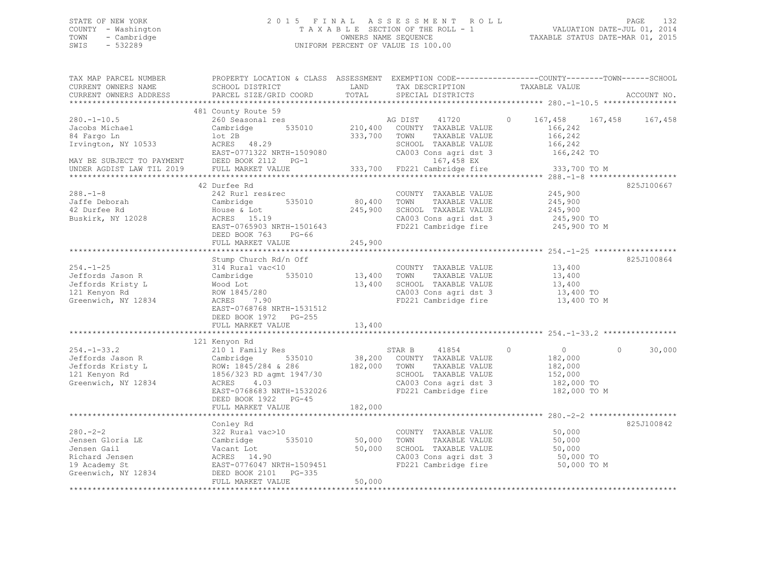STATE OF NEW YORK
COUNTY - Washington
TOWN - Cambridge
SWIS - 532289

2 0 1 5 F I N A L A S S E S S M E N T R O L L
T A X A B L E SECTION OF THE ROLL - 1
OWNERS NAME SEQUENCE
UNIFORM PERCENT OF VALUE IS 100.00

VALUATION DATE-JUL 01, 2014
TAXABLE STATUS DATE-MAR 01, 2015

```
TAX MAP PARCEL NUMBER          PROPERTY LOCATION & CLASS  ASSESSMENT  EXEMPTION CODE------------------COUNTY--------TOWN------SCHOOL
CURRENT OWNERS NAME            SCHOOL DISTRICT             LAND       TAX DESCRIPTION              TAXABLE VALUE
CURRENT OWNERS ADDRESS         PARCEL SIZE/GRID COORD      TOTAL      SPECIAL DISTRICTS                                      ACCOUNT NO.
*********************************************************************************************** 280.-1-10.5 ****************
                               481 County Route 59
280.-1-10.5                    260 Seasonal res                       AG DIST     41720        0     167,458    167,458    167,458
Jacobs Michael                 Cambridge       535010      210,400    COUNTY  TAXABLE VALUE            166,242
84 Fargo Ln                    lot 2B                      333,700    TOWN    TAXABLE VALUE            166,242
Irvington, NY 10533            ACRES   48.29                          SCHOOL  TAXABLE VALUE            166,242
                               EAST-0771322 NRTH-1509080              CA003 Cons agri dst 3             166,242 TO
MAY BE SUBJECT TO PAYMENT      DEED BOOK 2112   PG-1                       167,458 EX
UNDER AGDIST LAW TIL 2019      FULL MARKET VALUE           333,700    FD221 Cambridge fire              333,700 TO M
*********************************************************************************************** 288.-1-8 *******************
                               42 Durfee Rd                                                                          825J100667
288.-1-8                       242 Rurl res&rec                       COUNTY  TAXABLE VALUE            245,900
Jaffe Deborah                  Cambridge       535010       80,400    TOWN    TAXABLE VALUE            245,900
42 Durfee Rd                   House & Lot                 245,900    SCHOOL  TAXABLE VALUE            245,900
Buskirk, NY 12028              ACRES   15.19                          CA003 Cons agri dst 3             245,900 TO
                               EAST-0765903 NRTH-1501643              FD221 Cambridge fire              245,900 TO M
                               DEED BOOK 763    PG-66
                               FULL MARKET VALUE           245,900
*********************************************************************************************** 254.-1-25 ******************
                               Stump Church Rd/n Off                                                                 825J100864
254.-1-25                      314 Rural vac<10                       COUNTY  TAXABLE VALUE             13,400
Jeffords Jason R               Cambridge       535010       13,400    TOWN    TAXABLE VALUE             13,400
Jeffords Kristy L              Wood Lot                     13,400    SCHOOL  TAXABLE VALUE             13,400
121 Kenyon Rd                  ROW 1845/280                           CA003 Cons agri dst 3              13,400 TO
Greenwich, NY 12834            ACRES    7.90                          FD221 Cambridge fire               13,400 TO M
                               EAST-0768768 NRTH-1531512
                               DEED BOOK 1972   PG-255
                               FULL MARKET VALUE            13,400
*********************************************************************************************** 254.-1-33.2 ****************
                               121 Kenyon Rd
254.-1-33.2                    210 1 Family Res                       STAR B      41854        0           0          0     30,000
Jeffords Jason R               Cambridge       535010       38,200    COUNTY  TAXABLE VALUE            182,000
Jeffords Kristy L              ROW: 1845/284 & 286         182,000    TOWN    TAXABLE VALUE            182,000
121 Kenyon Rd                  1856/323 RD agmt 1947/30               SCHOOL  TAXABLE VALUE            152,000
Greenwich, NY 12834            ACRES    4.03                          CA003 Cons agri dst 3             182,000 TO
                               EAST-0768683 NRTH-1532026              FD221 Cambridge fire              182,000 TO M
                               DEED BOOK 1922   PG-45
                               FULL MARKET VALUE           182,000
*********************************************************************************************** 280.-2-2 *******************
                               Conley Rd                                                                             825J100842
280.-2-2                       322 Rural vac>10                       COUNTY  TAXABLE VALUE             50,000
Jensen Gloria LE               Cambridge       535010       50,000    TOWN    TAXABLE VALUE             50,000
Jensen Gail                    Vacant Lot                   50,000    SCHOOL  TAXABLE VALUE             50,000
Richard Jensen                 ACRES   14.90                          CA003 Cons agri dst 3              50,000 TO
19 Academy St                  EAST-0776047 NRTH-1509451              FD221 Cambridge fire               50,000 TO M
Greenwich, NY 12834            DEED BOOK 2101   PG-335
                               FULL MARKET VALUE            50,000
****************************************************************************************************************************
```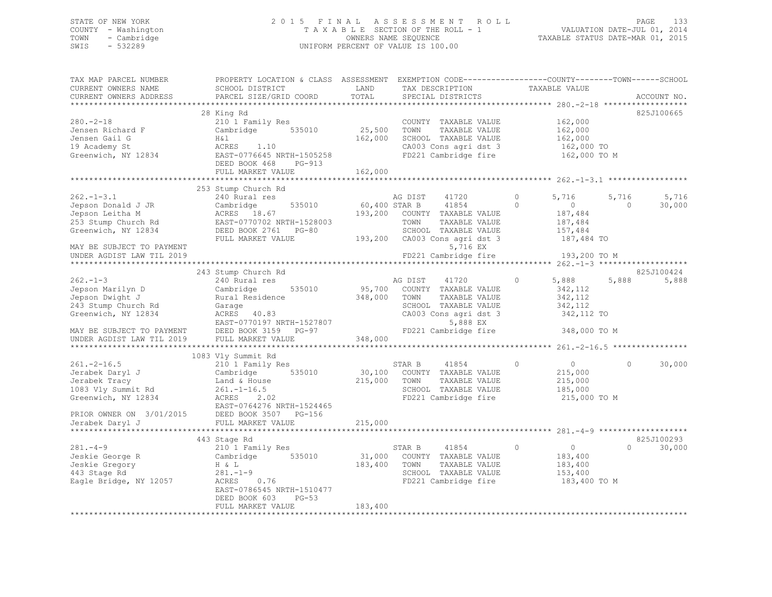STATE OF NEW YORK
COUNTY - Washington
TOWN - Cambridge
SWIS - 532289

2015 FINAL ASSESSMENT ROLL
TAXABLE SECTION OF THE ROLL - 1
OWNERS NAME SEQUENCE
UNIFORM PERCENT OF VALUE IS 100.00

VALUATION DATE-JUL 01, 2014
TAXABLE STATUS DATE-MAR 01, 2015

```
TAX MAP PARCEL NUMBER          PROPERTY LOCATION & CLASS  ASSESSMENT  EXEMPTION CODE------------------COUNTY--------TOWN------SCHOOL
CURRENT OWNERS NAME            SCHOOL DISTRICT               LAND      TAX DESCRIPTION             TAXABLE VALUE
CURRENT OWNERS ADDRESS         PARCEL SIZE/GRID COORD        TOTAL     SPECIAL DISTRICTS                                       ACCOUNT NO.
*********************************************************************************************************** 280.-2-18 ******************
                               28 King Rd                                                                                  825J100665
280.-2-18                      210 1 Family Res                        COUNTY  TAXABLE VALUE          162,000
Jensen Richard F               Cambridge        535010        25,500   TOWN    TAXABLE VALUE          162,000
Jensen Gail G                  H&l                           162,000   SCHOOL  TAXABLE VALUE          162,000
19 Academy St                  ACRES    1.10                           CA003 Cons agri dst 3           162,000 TO
Greenwich, NY 12834            EAST-0776645 NRTH-1505258               FD221 Cambridge fire            162,000 TO M
                               DEED BOOK 468    PG-913
                               FULL MARKET VALUE             162,000
*********************************************************************************************************** 262.-1-3.1 *****************
                               253 Stump Church Rd
262.-1-3.1                     240 Rural res                           AG DIST     41720          0      5,716      5,716       5,716
Jepson Donald J JR             Cambridge        535010        60,400 STAR B      41854          0          0          0      30,000
Jepson Leitha M                ACRES   18.67                 193,200   COUNTY  TAXABLE VALUE          187,484
253 Stump Church Rd            EAST-0770702 NRTH-1528003               TOWN    TAXABLE VALUE          187,484
Greenwich, NY 12834            DEED BOOK 2761   PG-80                  SCHOOL  TAXABLE VALUE          157,484
                               FULL MARKET VALUE             193,200   CA003 Cons agri dst 3           187,484 TO
MAY BE SUBJECT TO PAYMENT                                                         5,716 EX
UNDER AGDIST LAW TIL 2019                                              FD221 Cambridge fire            193,200 TO M
*********************************************************************************************************** 262.-1-3 *******************
                               243 Stump Church Rd                                                                         825J100424
262.-1-3                       240 Rural res                           AG DIST     41720          0      5,888      5,888       5,888
Jepson Marilyn D               Cambridge        535010        95,700   COUNTY  TAXABLE VALUE          342,112
Jepson Dwight J                Rural Residence               348,000   TOWN    TAXABLE VALUE          342,112
243 Stump Church Rd            Garage                                  SCHOOL  TAXABLE VALUE          342,112
Greenwich, NY 12834            ACRES   40.83                           CA003 Cons agri dst 3           342,112 TO
                               EAST-0770197 NRTH-1527807                          5,888 EX
MAY BE SUBJECT TO PAYMENT      DEED BOOK 3159   PG-97                  FD221 Cambridge fire            348,000 TO M
UNDER AGDIST LAW TIL 2019      FULL MARKET VALUE             348,000
*********************************************************************************************************** 261.-2-16.5 ****************
                               1083 Vly Summit Rd
261.-2-16.5                    210 1 Family Res                        STAR B      41854          0          0          0      30,000
Jerabek Daryl J                Cambridge        535010        30,100   COUNTY  TAXABLE VALUE          215,000
Jerabek Tracy                  Land & House                  215,000   TOWN    TAXABLE VALUE          215,000
1083 Vly Summit Rd             261.-1-16.5                             SCHOOL  TAXABLE VALUE          185,000
Greenwich, NY 12834            ACRES    2.02                           FD221 Cambridge fire            215,000 TO M
                               EAST-0764276 NRTH-1524465
PRIOR OWNER ON 3/01/2015       DEED BOOK 3507   PG-156
Jerabek Daryl J                FULL MARKET VALUE             215,000
*********************************************************************************************************** 281.-4-9 *******************
                               443 Stage Rd                                                                                825J100293
281.-4-9                       210 1 Family Res                        STAR B      41854          0          0          0      30,000
Jeskie George R                Cambridge        535010        31,000   COUNTY  TAXABLE VALUE          183,400
Jeskie Gregory                 H & L                         183,400   TOWN    TAXABLE VALUE          183,400
443 Stage Rd                   281.-1-9                                SCHOOL  TAXABLE VALUE          153,400
Eagle Bridge, NY 12057         ACRES    0.76                           FD221 Cambridge fire            183,400 TO M
                               EAST-0786545 NRTH-1510477
                               DEED BOOK 603    PG-53
                               FULL MARKET VALUE             183,400
****************************************************************************************************************************************
```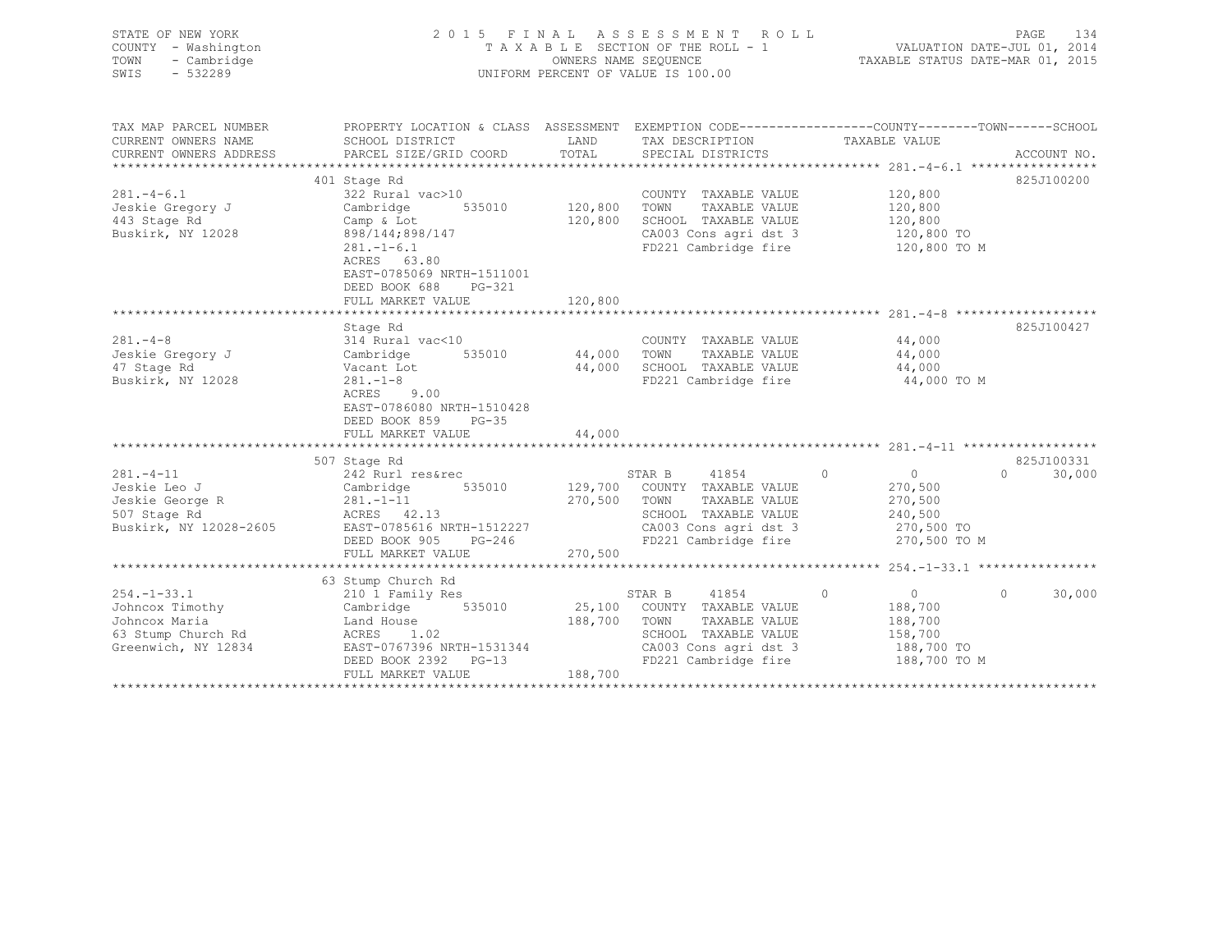STATE OF NEW YORK
COUNTY - Washington
TOWN - Cambridge
SWIS - 532289

2015 FINAL ASSESSMENT ROLL
TAXABLE SECTION OF THE ROLL - 1
OWNERS NAME SEQUENCE
UNIFORM PERCENT OF VALUE IS 100.00

VALUATION DATE-JUL 01, 2014
TAXABLE STATUS DATE-MAR 01, 2015

| TAX MAP PARCEL NUMBER / CURRENT OWNERS NAME / CURRENT OWNERS ADDRESS | PROPERTY LOCATION & CLASS / SCHOOL DISTRICT / PARCEL SIZE/GRID COORD | ASSESSMENT LAND / TOTAL | EXEMPTION CODE / TAX DESCRIPTION / SPECIAL DISTRICTS | COUNTY | TOWN | SCHOOL TAXABLE VALUE | ACCOUNT NO. |
|---|---|---|---|---|---|---|---|
| 281.-4-6.1 | 401 Stage Rd | | | | | | 825J100200 |
| Jeskie Gregory J | 322 Rural vac>10 | | COUNTY TAXABLE VALUE | 120,800 | | | |
| 443 Stage Rd | Cambridge 535010 | 120,800 | TOWN TAXABLE VALUE | | 120,800 | | |
| Buskirk, NY 12028 | Camp & Lot | 120,800 | SCHOOL TAXABLE VALUE | | | 120,800 | |
| | 898/144;898/147 | | CA003 Cons agri dst 3 | 120,800 TO | | | |
| | 281.-1-6.1 | | FD221 Cambridge fire | 120,800 TO M | | | |
| | ACRES 63.80 | | | | | | |
| | EAST-0785069 NRTH-1511001 | | | | | | |
| | DEED BOOK 688 PG-321 | | | | | | |
| | FULL MARKET VALUE | 120,800 | | | | | |
| 281.-4-8 | Stage Rd | | | | | | 825J100427 |
| Jeskie Gregory J | 314 Rural vac<10 | | COUNTY TAXABLE VALUE | 44,000 | | | |
| 47 Stage Rd | Cambridge 535010 | 44,000 | TOWN TAXABLE VALUE | | 44,000 | | |
| Buskirk, NY 12028 | Vacant Lot | 44,000 | SCHOOL TAXABLE VALUE | | | 44,000 | |
| | 281.-1-8 | | FD221 Cambridge fire | 44,000 TO M | | | |
| | ACRES 9.00 | | | | | | |
| | EAST-0786080 NRTH-1510428 | | | | | | |
| | DEED BOOK 859 PG-35 | | | | | | |
| | FULL MARKET VALUE | 44,000 | | | | | |
| 281.-4-11 | 507 Stage Rd | | | | | | 825J100331 |
| Jeskie Leo J | 242 Rurl res&rec | | STAR B 41854 | 0 | 0 | 30,000 | |
| Jeskie George R | Cambridge 535010 | 129,700 | COUNTY TAXABLE VALUE | 270,500 | | | |
| 507 Stage Rd | 281.-1-11 | 270,500 | TOWN TAXABLE VALUE | | 270,500 | | |
| Buskirk, NY 12028-2605 | ACRES 42.13 | | SCHOOL TAXABLE VALUE | | | 240,500 | |
| | EAST-0785616 NRTH-1512227 | | CA003 Cons agri dst 3 | 270,500 TO | | | |
| | DEED BOOK 905 PG-246 | | FD221 Cambridge fire | 270,500 TO M | | | |
| | FULL MARKET VALUE | 270,500 | | | | | |
| 254.-1-33.1 | 63 Stump Church Rd | | | | | | |
| Johncox Timothy | 210 1 Family Res | | STAR B 41854 | 0 | 0 | 30,000 | |
| Johncox Maria | Cambridge 535010 | 25,100 | COUNTY TAXABLE VALUE | 188,700 | | | |
| 63 Stump Church Rd | Land House | 188,700 | TOWN TAXABLE VALUE | | 188,700 | | |
| Greenwich, NY 12834 | ACRES 1.02 | | SCHOOL TAXABLE VALUE | | | 158,700 | |
| | EAST-0767396 NRTH-1531344 | | CA003 Cons agri dst 3 | 188,700 TO | | | |
| | DEED BOOK 2392 PG-13 | | FD221 Cambridge fire | 188,700 TO M | | | |
| | FULL MARKET VALUE | 188,700 | | | | | |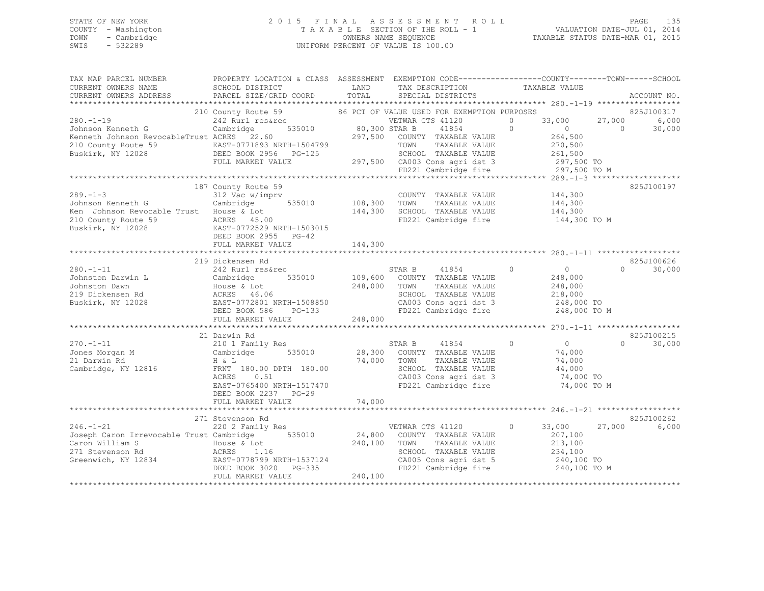STATE OF NEW YORK
COUNTY - Washington
TOWN - Cambridge
SWIS - 532289

2 0 1 5 F I N A L A S S E S S M E N T R O L L
T A X A B L E SECTION OF THE ROLL - 1
OWNERS NAME SEQUENCE
UNIFORM PERCENT OF VALUE IS 100.00

VALUATION DATE-JUL 01, 2014
TAXABLE STATUS DATE-MAR 01, 2015

```
TAX MAP PARCEL NUMBER          PROPERTY LOCATION & CLASS  ASSESSMENT  EXEMPTION CODE------------------COUNTY--------TOWN------SCHOOL
CURRENT OWNERS NAME            SCHOOL DISTRICT             LAND       TAX DESCRIPTION             TAXABLE VALUE
CURRENT OWNERS ADDRESS         PARCEL SIZE/GRID COORD      TOTAL      SPECIAL DISTRICTS                                          ACCOUNT NO.
******************************************************************************************************* 280.-1-19 ******************
                               210 County Route 59              86 PCT OF VALUE USED FOR EXEMPTION PURPOSES                      825J100317
280.-1-19                      242 Rurl res&rec                   VETWAR CTS 41120        0      33,000      27,000       6,000
Johnson Kenneth G              Cambridge        535010        80,300 STAR B      41854        0           0           0      30,000
Kenneth Johnson RevocableTrust ACRES  22.60               297,500   COUNTY  TAXABLE VALUE         264,500
210 County Route 59            EAST-0771893 NRTH-1504799            TOWN    TAXABLE VALUE         270,500
Buskirk, NY 12028              DEED BOOK 2956   PG-125              SCHOOL  TAXABLE VALUE         261,500
                               FULL MARKET VALUE          297,500   CA003 Cons agri dst 3          297,500 TO
                                                                    FD221 Cambridge fire           297,500 TO M
******************************************************************************************************* 289.-1-3 *******************
                               187 County Route 59                                                                       825J100197
289.-1-3                       312 Vac w/imprv                      COUNTY  TAXABLE VALUE         144,300
Johnson Kenneth G              Cambridge        535010       108,300   TOWN    TAXABLE VALUE         144,300
Ken  Johnson Revocable Trust   House & Lot                144,300   SCHOOL  TAXABLE VALUE         144,300
210 County Route 59            ACRES  45.00                         FD221 Cambridge fire           144,300 TO M
Buskirk, NY 12028              EAST-0772529 NRTH-1503015
                               DEED BOOK 2955   PG-42
                               FULL MARKET VALUE          144,300
******************************************************************************************************* 280.-1-11 ******************
                               219 Dickensen Rd                                                                          825J100626
280.-1-11                      242 Rurl res&rec                     STAR B      41854        0           0           0      30,000
Johnston Darwin L              Cambridge        535010       109,600   COUNTY  TAXABLE VALUE         248,000
Johnston Dawn                  House & Lot                248,000   TOWN    TAXABLE VALUE         248,000
219 Dickensen Rd               ACRES  46.06                         SCHOOL  TAXABLE VALUE         218,000
Buskirk, NY 12028              EAST-0772801 NRTH-1508850            CA003 Cons agri dst 3          248,000 TO
                               DEED BOOK 586    PG-133              FD221 Cambridge fire           248,000 TO M
                               FULL MARKET VALUE          248,000
******************************************************************************************************* 270.-1-11 ******************
                               21 Darwin Rd                                                                              825J100215
270.-1-11                      210 1 Family Res                     STAR B      41854        0           0           0      30,000
Jones Morgan M                 Cambridge        535010        28,300   COUNTY  TAXABLE VALUE          74,000
21 Darwin Rd                   H & L                       74,000   TOWN    TAXABLE VALUE          74,000
Cambridge, NY 12816            FRNT 180.00 DPTH 180.00              SCHOOL  TAXABLE VALUE          44,000
                               ACRES    0.51                        CA003 Cons agri dst 3           74,000 TO
                               EAST-0765400 NRTH-1517470            FD221 Cambridge fire            74,000 TO M
                               DEED BOOK 2237   PG-29
                               FULL MARKET VALUE           74,000
******************************************************************************************************* 246.-1-21 ******************
                               271 Stevenson Rd                                                                          825J100262
246.-1-21                      220 2 Family Res                     VETWAR CTS 41120        0      33,000      27,000       6,000
Joseph Caron Irrevocable Trust Cambridge        535010        24,800   COUNTY  TAXABLE VALUE         207,100
Caron William S                House & Lot                240,100   TOWN    TAXABLE VALUE         213,100
271 Stevenson Rd               ACRES   1.16                         SCHOOL  TAXABLE VALUE         234,100
Greenwich, NY 12834            EAST-0778799 NRTH-1537124            CA005 Cons agri dst 5          240,100 TO
                               DEED BOOK 3020   PG-335              FD221 Cambridge fire           240,100 TO M
                               FULL MARKET VALUE          240,100
************************************************************************************************************************************
```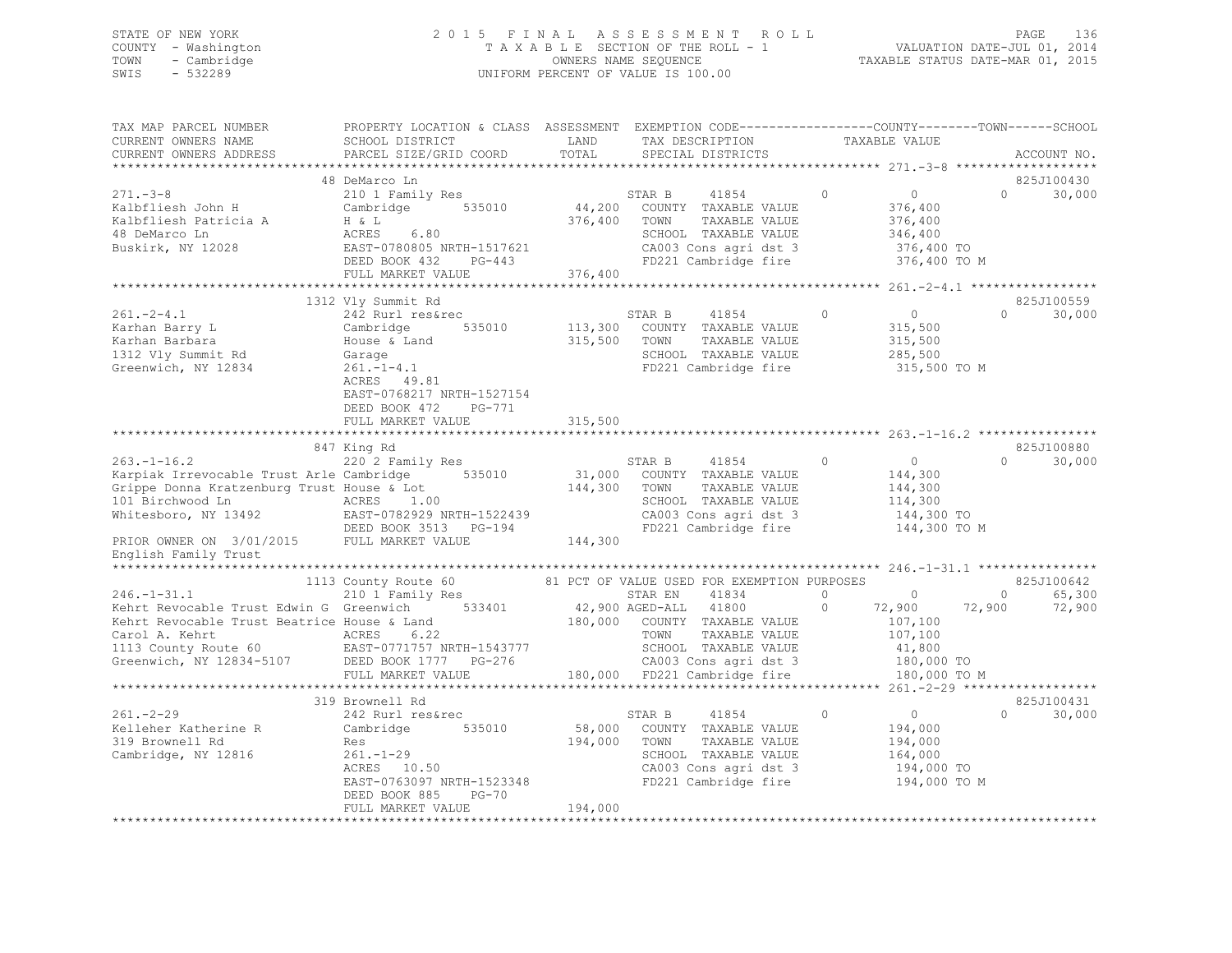STATE OF NEW YORK
COUNTY - Washington
TOWN - Cambridge
SWIS - 532289

2015 FINAL ASSESSMENT ROLL
TAXABLE SECTION OF THE ROLL - 1
OWNERS NAME SEQUENCE
UNIFORM PERCENT OF VALUE IS 100.00

VALUATION DATE-JUL 01, 2014
TAXABLE STATUS DATE-MAR 01, 2015

```
TAX MAP PARCEL NUMBER          PROPERTY LOCATION & CLASS  ASSESSMENT  EXEMPTION CODE-----------------COUNTY--------TOWN------SCHOOL
CURRENT OWNERS NAME            SCHOOL DISTRICT               LAND      TAX DESCRIPTION             TAXABLE VALUE
CURRENT OWNERS ADDRESS         PARCEL SIZE/GRID COORD        TOTAL     SPECIAL DISTRICTS                                    ACCOUNT NO.
******************************************************************************************************* 271.-3-8 *******************
                               48 DeMarco Ln                                                                                825J100430
271.-3-8                       210 1 Family Res                    STAR B      41854         0          0             0       30,000
Kalbfliesh John H              Cambridge       535010       44,200   COUNTY  TAXABLE VALUE             376,400
Kalbfliesh Patricia A          H & L                       376,400   TOWN    TAXABLE VALUE             376,400
48 DeMarco Ln                  ACRES    6.80                         SCHOOL  TAXABLE VALUE             346,400
Buskirk, NY 12028              EAST-0780805 NRTH-1517621             CA003 Cons agri dst 3             376,400 TO
                               DEED BOOK 432    PG-443               FD221 Cambridge fire              376,400 TO M
                               FULL MARKET VALUE           376,400
******************************************************************************************************* 261.-2-4.1 *****************
                               1312 Vly Summit Rd                                                                           825J100559
261.-2-4.1                     242 Rurl res&rec                    STAR B      41854         0          0             0       30,000
Karhan Barry L                 Cambridge       535010      113,300   COUNTY  TAXABLE VALUE             315,500
Karhan Barbara                 House & Land                315,500   TOWN    TAXABLE VALUE             315,500
1312 Vly Summit Rd             Garage                                SCHOOL  TAXABLE VALUE             285,500
Greenwich, NY 12834            261.-1-4.1                            FD221 Cambridge fire              315,500 TO M
                               ACRES   49.81
                               EAST-0768217 NRTH-1527154
                               DEED BOOK 472    PG-771
                               FULL MARKET VALUE           315,500
******************************************************************************************************* 263.-1-16.2 ****************
                               847 King Rd                                                                                  825J100880
263.-1-16.2                    220 2 Family Res                    STAR B      41854         0          0             0       30,000
Karpiak Irrevocable Trust Arle Cambridge       535010       31,000   COUNTY  TAXABLE VALUE             144,300
Grippe Donna Kratzenburg Trust House & Lot                 144,300   TOWN    TAXABLE VALUE             144,300
101 Birchwood Ln               ACRES    1.00                         SCHOOL  TAXABLE VALUE             114,300
Whitesboro, NY 13492           EAST-0782929 NRTH-1522439             CA003 Cons agri dst 3             144,300 TO
                               DEED BOOK 3513   PG-194               FD221 Cambridge fire              144,300 TO M
PRIOR OWNER ON 3/01/2015       FULL MARKET VALUE           144,300
English Family Trust
******************************************************************************************************* 246.-1-31.1 ****************
                               1113 County Route 60        81 PCT OF VALUE USED FOR EXEMPTION PURPOSES                      825J100642
246.-1-31.1                    210 1 Family Res                    STAR EN     41834         0          0             0       65,300
Kehrt Revocable Trust Edwin G  Greenwich       533401       42,900 AGED-ALL    41800         0     72,900        72,900       72,900
Kehrt Revocable Trust Beatrice House & Land                180,000   COUNTY  TAXABLE VALUE             107,100
Carol A. Kehrt                 ACRES    6.22                         TOWN    TAXABLE VALUE             107,100
1113 County Route 60           EAST-0771757 NRTH-1543777             SCHOOL  TAXABLE VALUE              41,800
Greenwich, NY 12834-5107       DEED BOOK 1777   PG-276               CA003 Cons agri dst 3             180,000 TO
                               FULL MARKET VALUE           180,000   FD221 Cambridge fire              180,000 TO M
******************************************************************************************************* 261.-2-29 ******************
                               319 Brownell Rd                                                                              825J100431
261.-2-29                      242 Rurl res&rec                    STAR B      41854         0          0             0       30,000
Kelleher Katherine R           Cambridge       535010       58,000   COUNTY  TAXABLE VALUE             194,000
319 Brownell Rd                Res                         194,000   TOWN    TAXABLE VALUE             194,000
Cambridge, NY 12816            261.-1-29                             SCHOOL  TAXABLE VALUE             164,000
                               ACRES   10.50                         CA003 Cons agri dst 3             194,000 TO
                               EAST-0763097 NRTH-1523348             FD221 Cambridge fire              194,000 TO M
                               DEED BOOK 885    PG-70
                               FULL MARKET VALUE           194,000
************************************************************************************************************************************
```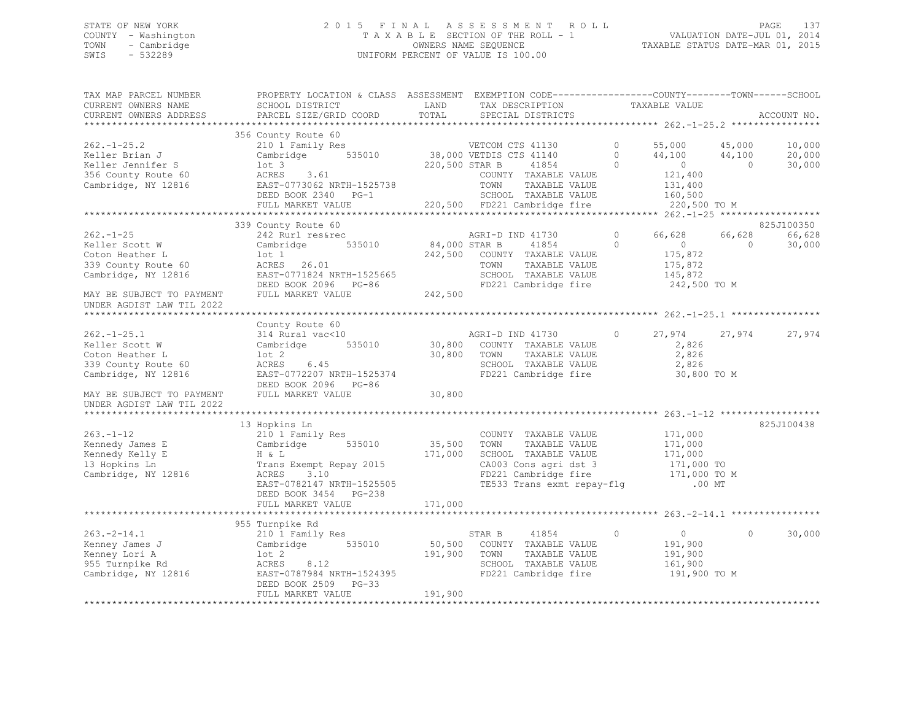STATE OF NEW YORK
COUNTY - Washington
TOWN - Cambridge
SWIS - 532289

2 0 1 5 F I N A L A S S E S S M E N T R O L L
T A X A B L E SECTION OF THE ROLL - 1
OWNERS NAME SEQUENCE
UNIFORM PERCENT OF VALUE IS 100.00

VALUATION DATE-JUL 01, 2014
TAXABLE STATUS DATE-MAR 01, 2015

```
TAX MAP PARCEL NUMBER          PROPERTY LOCATION & CLASS  ASSESSMENT  EXEMPTION CODE-----------------COUNTY--------TOWN------SCHOOL
CURRENT OWNERS NAME            SCHOOL DISTRICT              LAND      TAX DESCRIPTION              TAXABLE VALUE
CURRENT OWNERS ADDRESS         PARCEL SIZE/GRID COORD       TOTAL     SPECIAL DISTRICTS                                         ACCOUNT NO.
******************************************************************************************************* 262.-1-25.2 ****************
                               356 County Route 60
262.-1-25.2                    210 1 Family Res                      VETCOM CTS 41130          0      55,000      45,000      10,000
Keller Brian J                 Cambridge        535010     38,000 VETDIS CTS 41140          0      44,100      44,100      20,000
Keller Jennifer S              lot 3                      220,500 STAR B       41854        0           0           0      30,000
356 County Route 60            ACRES     3.61                        COUNTY  TAXABLE VALUE           121,400
Cambridge, NY 12816            EAST-0773062 NRTH-1525738             TOWN    TAXABLE VALUE           131,400
                               DEED BOOK 2340   PG-1                 SCHOOL  TAXABLE VALUE           160,500
                               FULL MARKET VALUE          220,500    FD221 Cambridge fire            220,500 TO M
******************************************************************************************************* 262.-1-25 ******************
                               339 County Route 60                                                                   825J100350
262.-1-25                      242 Rurl res&rec                      AGRI-D IND 41730          0      66,628      66,628      66,628
Keller Scott W                 Cambridge        535010     84,000 STAR B       41854        0           0           0      30,000
Coton Heather L                lot 1                      242,500    COUNTY  TAXABLE VALUE           175,872
339 County Route 60            ACRES    26.01                        TOWN    TAXABLE VALUE           175,872
Cambridge, NY 12816            EAST-0771824 NRTH-1525665             SCHOOL  TAXABLE VALUE           145,872
                               DEED BOOK 2096   PG-86                FD221 Cambridge fire            242,500 TO M
MAY BE SUBJECT TO PAYMENT      FULL MARKET VALUE          242,500
UNDER AGDIST LAW TIL 2022
******************************************************************************************************* 262.-1-25.1 ****************
                               County Route 60
262.-1-25.1                    314 Rural vac<10                      AGRI-D IND 41730          0      27,974      27,974      27,974
Keller Scott W                 Cambridge        535010     30,800    COUNTY  TAXABLE VALUE             2,826
Coton Heather L                lot 2                       30,800    TOWN    TAXABLE VALUE             2,826
339 County Route 60            ACRES     6.45                        SCHOOL  TAXABLE VALUE             2,826
Cambridge, NY 12816            EAST-0772207 NRTH-1525374             FD221 Cambridge fire             30,800 TO M
                               DEED BOOK 2096   PG-86
MAY BE SUBJECT TO PAYMENT      FULL MARKET VALUE           30,800
UNDER AGDIST LAW TIL 2022
******************************************************************************************************* 263.-1-12 ******************
                               13 Hopkins Ln                                                                         825J100438
263.-1-12                      210 1 Family Res                      COUNTY  TAXABLE VALUE           171,000
Kennedy James E                Cambridge        535010     35,500    TOWN    TAXABLE VALUE           171,000
Kennedy Kelly E                H & L                      171,000    SCHOOL  TAXABLE VALUE           171,000
13 Hopkins Ln                  Trans Exempt Repay 2015               CA003 Cons agri dst 3           171,000 TO
Cambridge, NY 12816            ACRES     3.10                        FD221 Cambridge fire            171,000 TO M
                               EAST-0782147 NRTH-1525505             TE533 Trans exmt repay-flg          .00 MT
                               DEED BOOK 3454   PG-238
                               FULL MARKET VALUE          171,000
******************************************************************************************************* 263.-2-14.1 ****************
                               955 Turnpike Rd
263.-2-14.1                    210 1 Family Res                      STAR B       41854        0           0           0      30,000
Kenney James J                 Cambridge        535010     50,500    COUNTY  TAXABLE VALUE           191,900
Kenney Lori A                  lot 2                      191,900    TOWN    TAXABLE VALUE           191,900
955 Turnpike Rd                ACRES     8.12                        SCHOOL  TAXABLE VALUE           161,900
Cambridge, NY 12816            EAST-0787984 NRTH-1524395             FD221 Cambridge fire            191,900 TO M
                               DEED BOOK 2509   PG-33
                               FULL MARKET VALUE          191,900
************************************************************************************************************************************
```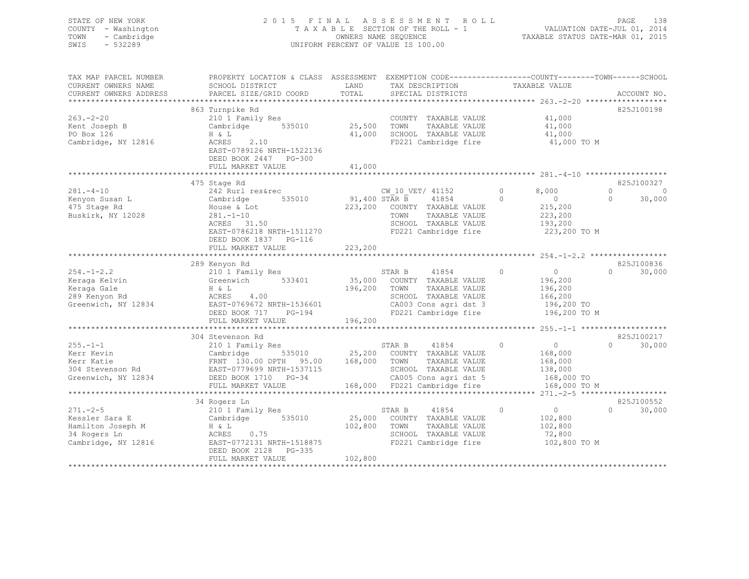STATE OF NEW YORK
COUNTY - Washington
TOWN - Cambridge
SWIS - 532289

2 0 1 5 F I N A L A S S E S S M E N T R O L L
T A X A B L E SECTION OF THE ROLL - 1
OWNERS NAME SEQUENCE
UNIFORM PERCENT OF VALUE IS 100.00

VALUATION DATE-JUL 01, 2014
TAXABLE STATUS DATE-MAR 01, 2015

```
TAX MAP PARCEL NUMBER          PROPERTY LOCATION & CLASS  ASSESSMENT  EXEMPTION CODE------------------COUNTY--------TOWN------SCHOOL
CURRENT OWNERS NAME            SCHOOL DISTRICT              LAND      TAX DESCRIPTION              TAXABLE VALUE
CURRENT OWNERS ADDRESS         PARCEL SIZE/GRID COORD       TOTAL     SPECIAL DISTRICTS                                    ACCOUNT NO.
******************************************************************************************************* 263.-2-20 ******************
                               863 Turnpike Rd                                                                             825J100198
263.-2-20                      210 1 Family Res                        COUNTY  TAXABLE VALUE            41,000
Kent Joseph B                  Cambridge      535010       25,500      TOWN    TAXABLE VALUE            41,000
PO Box 126                     H & L                       41,000      SCHOOL  TAXABLE VALUE            41,000
Cambridge, NY 12816            ACRES    2.10                           FD221 Cambridge fire              41,000 TO M
                               EAST-0789126 NRTH-1522136
                               DEED BOOK 2447   PG-300
                               FULL MARKET VALUE           41,000
******************************************************************************************************* 281.-4-10 ******************
                               475 Stage Rd                                                                                825J100327
281.-4-10                      242 Rurl res&rec                        CW_10_VET/ 41152          0         8,000          0           0
Kenyon Susan L                 Cambridge      535010       91,400 STAR B      41854              0             0          0      30,000
475 Stage Rd                   House & Lot                223,200      COUNTY  TAXABLE VALUE           215,200
Buskirk, NY 12028              281.-1-10                               TOWN    TAXABLE VALUE           223,200
                               ACRES   31.50                           SCHOOL  TAXABLE VALUE           193,200
                               EAST-0786218 NRTH-1511270               FD221 Cambridge fire             223,200 TO M
                               DEED BOOK 1837   PG-116
                               FULL MARKET VALUE          223,200
******************************************************************************************************* 254.-1-2.2 *****************
                               289 Kenyon Rd                                                                               825J100836
254.-1-2.2                     210 1 Family Res                        STAR B      41854         0             0          0      30,000
Keraga Kelvin                  Greenwich      533401       35,000      COUNTY  TAXABLE VALUE           196,200
Keraga Gale                    H & L                      196,200      TOWN    TAXABLE VALUE           196,200
289 Kenyon Rd                  ACRES    4.00                           SCHOOL  TAXABLE VALUE           166,200
Greenwich, NY 12834            EAST-0769672 NRTH-1536601               CA003 Cons agri dst 3            196,200 TO
                               DEED BOOK 717    PG-194                 FD221 Cambridge fire             196,200 TO M
                               FULL MARKET VALUE          196,200
******************************************************************************************************* 255.-1-1 *******************
                               304 Stevenson Rd                                                                            825J100217
255.-1-1                       210 1 Family Res                        STAR B      41854         0             0          0      30,000
Kerr Kevin                     Cambridge      535010       25,200      COUNTY  TAXABLE VALUE           168,000
Kerr Katie                     FRNT 130.00 DPTH  95.00    168,000      TOWN    TAXABLE VALUE           168,000
304 Stevenson Rd               EAST-0779699 NRTH-1537115               SCHOOL  TAXABLE VALUE           138,000
Greenwich, NY 12834            DEED BOOK 1710   PG-34                  CA005 Cons agri dst 5            168,000 TO
                               FULL MARKET VALUE          168,000      FD221 Cambridge fire             168,000 TO M
******************************************************************************************************* 271.-2-5 *******************
                               34 Rogers Ln                                                                                825J100552
271.-2-5                       210 1 Family Res                        STAR B      41854         0             0          0      30,000
Kessler Sara E                 Cambridge      535010       25,000      COUNTY  TAXABLE VALUE           102,800
Hamilton Joseph M              H & L                      102,800      TOWN    TAXABLE VALUE           102,800
34 Rogers Ln                   ACRES    0.75                           SCHOOL  TAXABLE VALUE            72,800
Cambridge, NY 12816            EAST-0772131 NRTH-1518875               FD221 Cambridge fire             102,800 TO M
                               DEED BOOK 2128   PG-335
                               FULL MARKET VALUE          102,800
************************************************************************************************************************************
```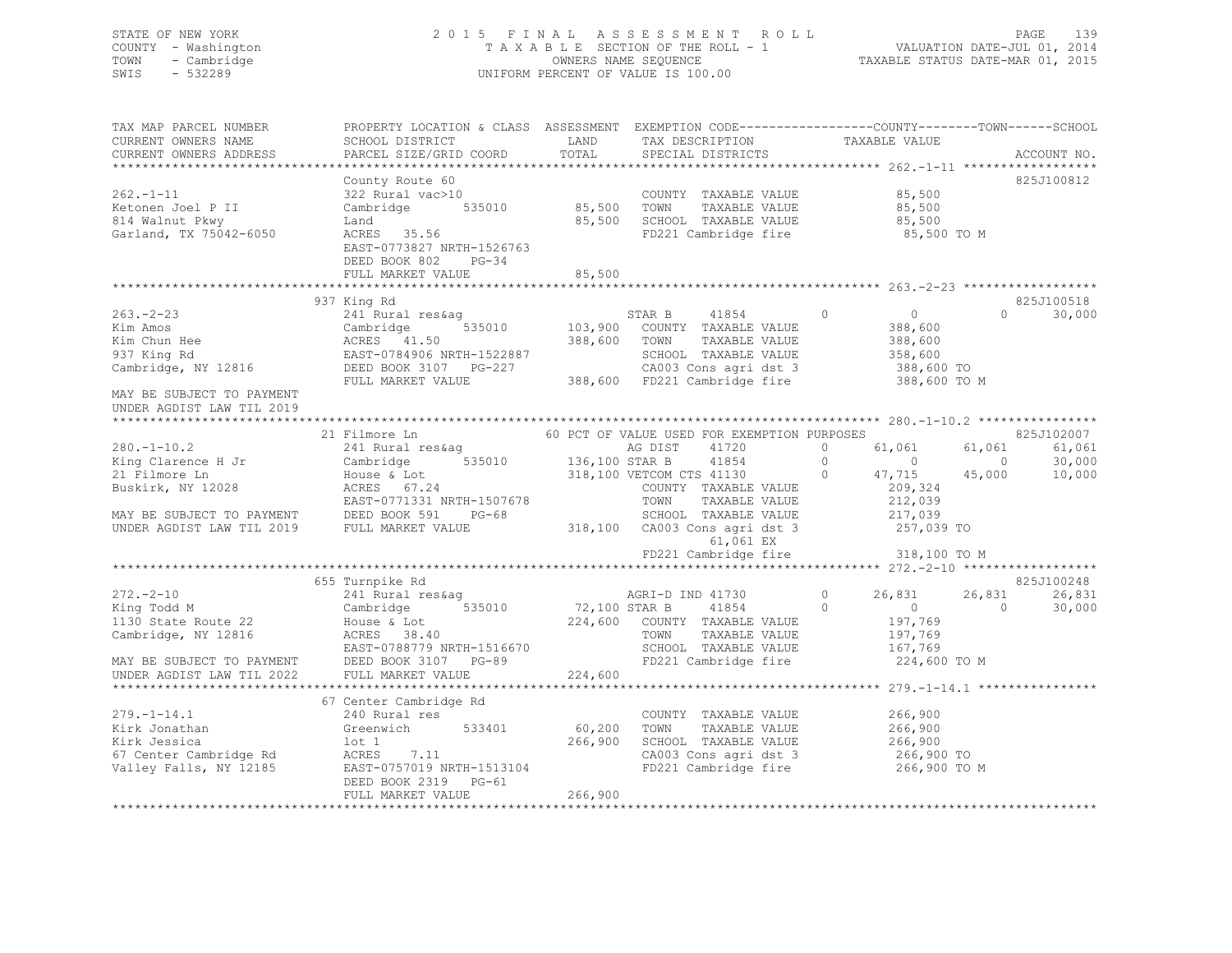STATE OF NEW YORK
COUNTY - Washington
TOWN - Cambridge
SWIS - 532289

2015 FINAL ASSESSMENT ROLL
TAXABLE SECTION OF THE ROLL - 1
OWNERS NAME SEQUENCE
UNIFORM PERCENT OF VALUE IS 100.00

VALUATION DATE-JUL 01, 2014
TAXABLE STATUS DATE-MAR 01, 2015

```
TAX MAP PARCEL NUMBER          PROPERTY LOCATION & CLASS  ASSESSMENT  EXEMPTION CODE-----------------COUNTY--------TOWN------SCHOOL
CURRENT OWNERS NAME            SCHOOL DISTRICT              LAND      TAX DESCRIPTION            TAXABLE VALUE
CURRENT OWNERS ADDRESS         PARCEL SIZE/GRID COORD       TOTAL     SPECIAL DISTRICTS                                      ACCOUNT NO.
******************************************************************************************************* 262.-1-11 ******************
                               County Route 60                                                                            825J100812
262.-1-11                      322 Rural vac>10                       COUNTY  TAXABLE VALUE           85,500
Ketonen Joel P II              Cambridge       535010      85,500     TOWN    TAXABLE VALUE           85,500
814 Walnut Pkwy                Land                        85,500     SCHOOL  TAXABLE VALUE           85,500
Garland, TX 75042-6050         ACRES  35.56                           FD221 Cambridge fire             85,500 TO M
                               EAST-0773827 NRTH-1526763
                               DEED BOOK 802     PG-34
                               FULL MARKET VALUE           85,500
******************************************************************************************************* 263.-2-23 ******************
                               937 King Rd                                                                                825J100518
263.-2-23                      241 Rural res&ag                       STAR B      41854        0          0           0        30,000
Kim Amos                       Cambridge       535010     103,900     COUNTY  TAXABLE VALUE          388,600
Kim Chun Hee                   ACRES  41.50               388,600     TOWN    TAXABLE VALUE          388,600
937 King Rd                    EAST-0784906 NRTH-1522887              SCHOOL  TAXABLE VALUE          358,600
Cambridge, NY 12816            DEED BOOK 3107   PG-227                CA003 Cons agri dst 3           388,600 TO
                               FULL MARKET VALUE          388,600     FD221 Cambridge fire            388,600 TO M
MAY BE SUBJECT TO PAYMENT
UNDER AGDIST LAW TIL 2019
******************************************************************************************************* 280.-1-10.2 ****************
                               21 Filmore Ln                  60 PCT OF VALUE USED FOR EXEMPTION PURPOSES                 825J102007
280.-1-10.2                    241 Rural res&ag                       AG DIST     41720        0     61,061      61,061        61,061
King Clarence H Jr             Cambridge       535010     136,100 STAR B      41854        0          0           0        30,000
21 Filmore Ln                  House & Lot                318,100 VETCOM CTS 41130         0     47,715      45,000        10,000
Buskirk, NY 12028              ACRES  67.24                           COUNTY  TAXABLE VALUE          209,324
                               EAST-0771331 NRTH-1507678              TOWN    TAXABLE VALUE          212,039
MAY BE SUBJECT TO PAYMENT      DEED BOOK 591     PG-68                SCHOOL  TAXABLE VALUE          217,039
UNDER AGDIST LAW TIL 2019      FULL MARKET VALUE          318,100     CA003 Cons agri dst 3           257,039 TO
                                                                            61,061 EX
                                                                      FD221 Cambridge fire            318,100 TO M
******************************************************************************************************* 272.-2-10 ******************
                               655 Turnpike Rd                                                                            825J100248
272.-2-10                      241 Rural res&ag                       AGRI-D IND 41730         0     26,831      26,831        26,831
King Todd M                    Cambridge       535010      72,100 STAR B      41854        0          0           0        30,000
1130 State Route 22            House & Lot                224,600     COUNTY  TAXABLE VALUE          197,769
Cambridge, NY 12816            ACRES  38.40                           TOWN    TAXABLE VALUE          197,769
                               EAST-0788779 NRTH-1516670              SCHOOL  TAXABLE VALUE          167,769
MAY BE SUBJECT TO PAYMENT      DEED BOOK 3107   PG-89                 FD221 Cambridge fire            224,600 TO M
UNDER AGDIST LAW TIL 2022      FULL MARKET VALUE          224,600
******************************************************************************************************* 279.-1-14.1 ****************
                               67 Center Cambridge Rd
279.-1-14.1                    240 Rural res                          COUNTY  TAXABLE VALUE          266,900
Kirk Jonathan                  Greenwich       533401      60,200     TOWN    TAXABLE VALUE          266,900
Kirk Jessica                   lot 1                      266,900     SCHOOL  TAXABLE VALUE          266,900
67 Center Cambridge Rd         ACRES   7.11                           CA003 Cons agri dst 3           266,900 TO
Valley Falls, NY 12185         EAST-0757019 NRTH-1513104              FD221 Cambridge fire            266,900 TO M
                               DEED BOOK 2319   PG-61
                               FULL MARKET VALUE          266,900
************************************************************************************************************************************
```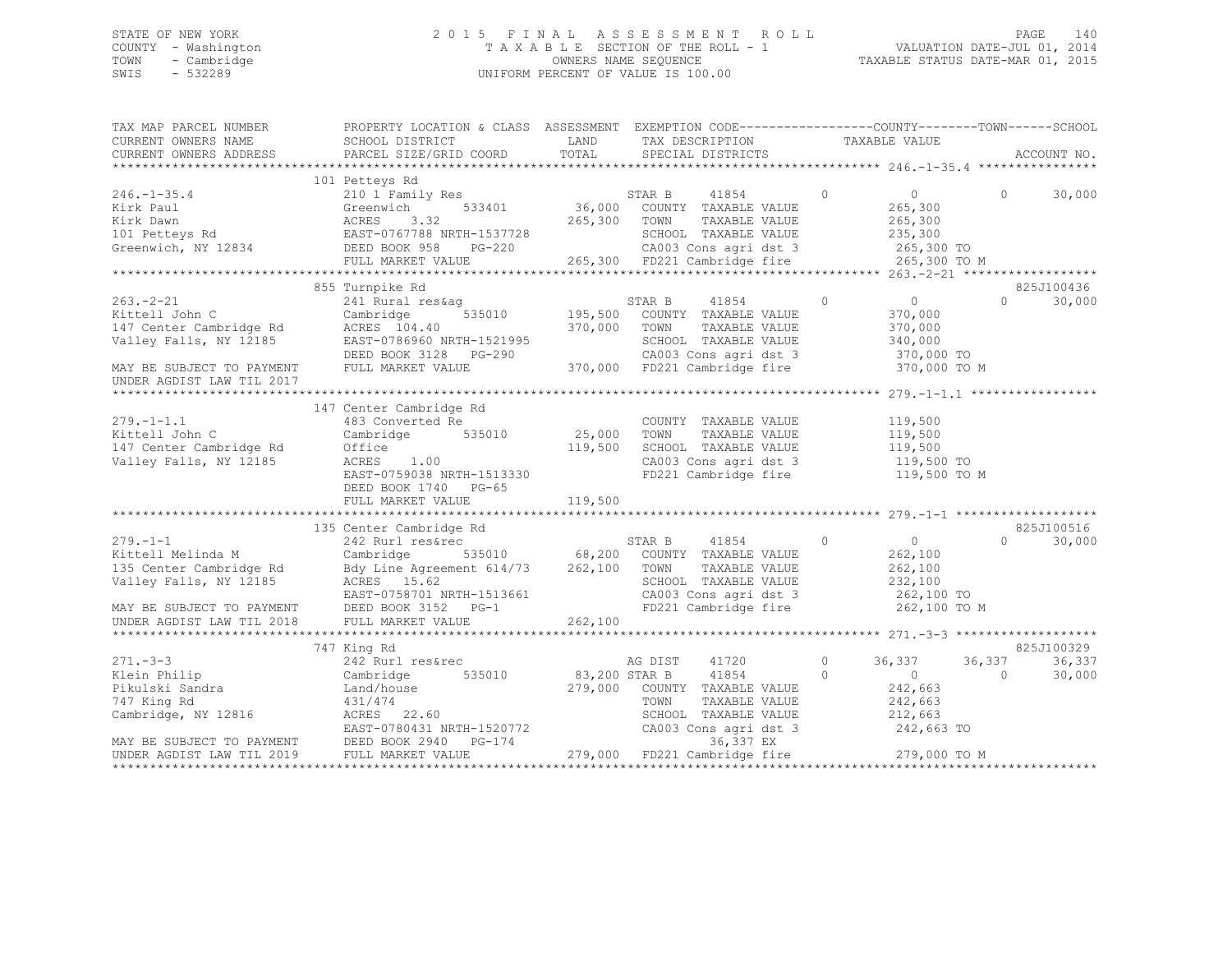STATE OF NEW YORK
COUNTY - Washington
TOWN - Cambridge
SWIS - 532289

2015 FINAL ASSESSMENT ROLL
TAXABLE SECTION OF THE ROLL - 1
OWNERS NAME SEQUENCE
UNIFORM PERCENT OF VALUE IS 100.00

VALUATION DATE-JUL 01, 2014
TAXABLE STATUS DATE-MAR 01, 2015

```
TAX MAP PARCEL NUMBER          PROPERTY LOCATION & CLASS  ASSESSMENT  EXEMPTION CODE-----------------COUNTY--------TOWN------SCHOOL
CURRENT OWNERS NAME            SCHOOL DISTRICT               LAND      TAX DESCRIPTION            TAXABLE VALUE
CURRENT OWNERS ADDRESS         PARCEL SIZE/GRID COORD        TOTAL     SPECIAL DISTRICTS                                    ACCOUNT NO.
******************************************************************************************************* 246.-1-35.4 ****************
                               101 Petteys Rd
246.-1-35.4                    210 1 Family Res                    STAR B     41854        0           0            0       30,000
Kirk Paul                      Greenwich        533401     36,000  COUNTY  TAXABLE VALUE             265,300
Kirk Dawn                      ACRES    3.32              265,300  TOWN    TAXABLE VALUE             265,300
101 Petteys Rd                 EAST-0767788 NRTH-1537728           SCHOOL  TAXABLE VALUE             235,300
Greenwich, NY 12834            DEED BOOK 958    PG-220             CA003 Cons agri dst 3             265,300 TO
                               FULL MARKET VALUE          265,300  FD221 Cambridge fire              265,300 TO M
******************************************************************************************************* 263.-2-21 ******************
                               855 Turnpike Rd                                                                       825J100436
263.-2-21                      241 Rural res&ag                    STAR B     41854        0           0            0       30,000
Kittell John C                 Cambridge        535010    195,500  COUNTY  TAXABLE VALUE             370,000
147 Center Cambridge Rd        ACRES  104.40              370,000  TOWN    TAXABLE VALUE             370,000
Valley Falls, NY 12185         EAST-0786960 NRTH-1521995           SCHOOL  TAXABLE VALUE             340,000
                               DEED BOOK 3128   PG-290             CA003 Cons agri dst 3             370,000 TO
MAY BE SUBJECT TO PAYMENT      FULL MARKET VALUE          370,000  FD221 Cambridge fire              370,000 TO M
UNDER AGDIST LAW TIL 2017
******************************************************************************************************* 279.-1-1.1 *****************
                               147 Center Cambridge Rd
279.-1-1.1                     483 Converted Re                    COUNTY  TAXABLE VALUE             119,500
Kittell John C                 Cambridge        535010     25,000  TOWN    TAXABLE VALUE             119,500
147 Center Cambridge Rd        Office                     119,500  SCHOOL  TAXABLE VALUE             119,500
Valley Falls, NY 12185         ACRES    1.00                       CA003 Cons agri dst 3             119,500 TO
                               EAST-0759038 NRTH-1513330           FD221 Cambridge fire              119,500 TO M
                               DEED BOOK 1740   PG-65
                               FULL MARKET VALUE          119,500
******************************************************************************************************* 279.-1-1 *******************
                               135 Center Cambridge Rd                                                               825J100516
279.-1-1                       242 Rurl res&rec                    STAR B     41854        0           0            0       30,000
Kittell Melinda M              Cambridge        535010     68,200  COUNTY  TAXABLE VALUE             262,100
135 Center Cambridge Rd        Bdy Line Agreement 614/73  262,100  TOWN    TAXABLE VALUE             262,100
Valley Falls, NY 12185         ACRES   15.62                       SCHOOL  TAXABLE VALUE             232,100
                               EAST-0758701 NRTH-1513661           CA003 Cons agri dst 3             262,100 TO
MAY BE SUBJECT TO PAYMENT      DEED BOOK 3152   PG-1               FD221 Cambridge fire              262,100 TO M
UNDER AGDIST LAW TIL 2018      FULL MARKET VALUE          262,100
******************************************************************************************************* 271.-3-3 *******************
                               747 King Rd                                                                           825J100329
271.-3-3                       242 Rurl res&rec                    AG DIST    41720        0      36,337       36,337       36,337
Klein Philip                   Cambridge        535010     83,200  STAR B     41854        0           0            0       30,000
Pikulski Sandra                Land/house                 279,000  COUNTY  TAXABLE VALUE             242,663
747 King Rd                    431/474                             TOWN    TAXABLE VALUE             242,663
Cambridge, NY 12816            ACRES   22.60                       SCHOOL  TAXABLE VALUE             212,663
                               EAST-0780431 NRTH-1520772           CA003 Cons agri dst 3             242,663 TO
MAY BE SUBJECT TO PAYMENT      DEED BOOK 2940   PG-174                          36,337 EX
UNDER AGDIST LAW TIL 2019      FULL MARKET VALUE          279,000  FD221 Cambridge fire              279,000 TO M
************************************************************************************************************************************
```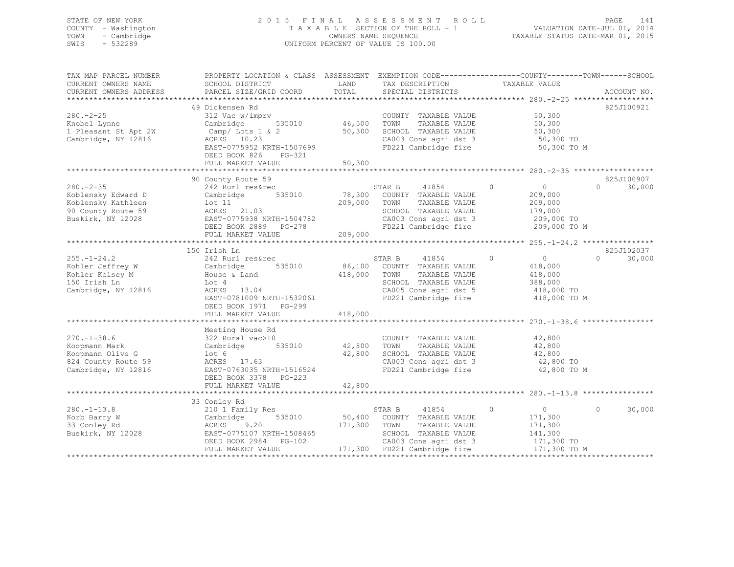STATE OF NEW YORK
COUNTY - Washington
TOWN - Cambridge
SWIS - 532289

2015 FINAL ASSESSMENT ROLL
TAXABLE SECTION OF THE ROLL - 1
OWNERS NAME SEQUENCE
UNIFORM PERCENT OF VALUE IS 100.00

VALUATION DATE-JUL 01, 2014
TAXABLE STATUS DATE-MAR 01, 2015

| TAX MAP PARCEL NUMBER / CURRENT OWNERS NAME / CURRENT OWNERS ADDRESS | PROPERTY LOCATION & CLASS / SCHOOL DISTRICT / PARCEL SIZE/GRID COORD | ASSESSMENT LAND / TOTAL | EXEMPTION CODE / TAX DESCRIPTION / SPECIAL DISTRICTS | COUNTY | TOWN | SCHOOL TAXABLE VALUE | ACCOUNT NO. |
|---|---|---|---|---|---|---|---|
| 280.-2-25 | 49 Dickensen Rd | | | | | | 825J100921 |
| 280.-2-25 | 312 Vac w/imprv | | COUNTY TAXABLE VALUE | 50,300 | | | |
| Knobel Lynne | Cambridge 535010 | 46,500 | TOWN TAXABLE VALUE | | 50,300 | | |
| 1 Pleasant St Apt 2W | Camp/ Lots 1 & 2 | 50,300 | SCHOOL TAXABLE VALUE | | | 50,300 | |
| Cambridge, NY 12816 | ACRES 10.23 | | CA003 Cons agri dst 3 | 50,300 TO | | | |
| | EAST-0775952 NRTH-1507699 | | FD221 Cambridge fire | 50,300 TO M | | | |
| | DEED BOOK 826 PG-321 | | | | | | |
| | FULL MARKET VALUE | 50,300 | | | | | |
| 280.-2-35 | 90 County Route 59 | | | | | | 825J100907 |
| 280.-2-35 | 242 Rurl res&rec | | STAR B 41854 | 0 | 0 | 30,000 | |
| Koblensky Edward D | Cambridge 535010 | 78,300 | COUNTY TAXABLE VALUE | 209,000 | | | |
| Koblensky Kathleen | lot 11 | 209,000 | TOWN TAXABLE VALUE | | 209,000 | | |
| 90 County Route 59 | ACRES 21.03 | | SCHOOL TAXABLE VALUE | | | 179,000 | |
| Buskirk, NY 12028 | EAST-0775938 NRTH-1504782 | | CA003 Cons agri dst 3 | 209,000 TO | | | |
| | DEED BOOK 2889 PG-278 | | FD221 Cambridge fire | 209,000 TO M | | | |
| | FULL MARKET VALUE | 209,000 | | | | | |
| 255.-1-24.2 | 150 Irish Ln | | | | | | 825J102037 |
| 255.-1-24.2 | 242 Rurl res&rec | | STAR B 41854 | 0 | 0 | 30,000 | |
| Kohler Jeffrey W | Cambridge 535010 | 86,100 | COUNTY TAXABLE VALUE | 418,000 | | | |
| Kohler Kelsey M | House & Land | 418,000 | TOWN TAXABLE VALUE | | 418,000 | | |
| 150 Irish Ln | Lot 4 | | SCHOOL TAXABLE VALUE | | | 388,000 | |
| Cambridge, NY 12816 | ACRES 13.04 | | CA005 Cons agri dst 5 | 418,000 TO | | | |
| | EAST-0781009 NRTH-1532061 | | FD221 Cambridge fire | 418,000 TO M | | | |
| | DEED BOOK 1971 PG-299 | | | | | | |
| | FULL MARKET VALUE | 418,000 | | | | | |
| 270.-1-38.6 | Meeting House Rd | | | | | | |
| 270.-1-38.6 | 322 Rural vac>10 | | COUNTY TAXABLE VALUE | 42,800 | | | |
| Koopmann Mark | Cambridge 535010 | 42,800 | TOWN TAXABLE VALUE | | 42,800 | | |
| Koopmann Olive G | lot 6 | 42,800 | SCHOOL TAXABLE VALUE | | | 42,800 | |
| 824 County Route 59 | ACRES 17.63 | | CA003 Cons agri dst 3 | 42,800 TO | | | |
| Cambridge, NY 12816 | EAST-0763035 NRTH-1516524 | | FD221 Cambridge fire | 42,800 TO M | | | |
| | DEED BOOK 3378 PG-223 | | | | | | |
| | FULL MARKET VALUE | 42,800 | | | | | |
| 280.-1-13.8 | 33 Conley Rd | | | | | | |
| 280.-1-13.8 | 210 1 Family Res | | STAR B 41854 | 0 | 0 | 30,000 | |
| Korb Barry W | Cambridge 535010 | 50,400 | COUNTY TAXABLE VALUE | 171,300 | | | |
| 33 Conley Rd | ACRES 9.20 | 171,300 | TOWN TAXABLE VALUE | | 171,300 | | |
| Buskirk, NY 12028 | EAST-0775107 NRTH-1508465 | | SCHOOL TAXABLE VALUE | | | 141,300 | |
| | DEED BOOK 2984 PG-102 | | CA003 Cons agri dst 3 | 171,300 TO | | | |
| | FULL MARKET VALUE | 171,300 | FD221 Cambridge fire | 171,300 TO M | | | |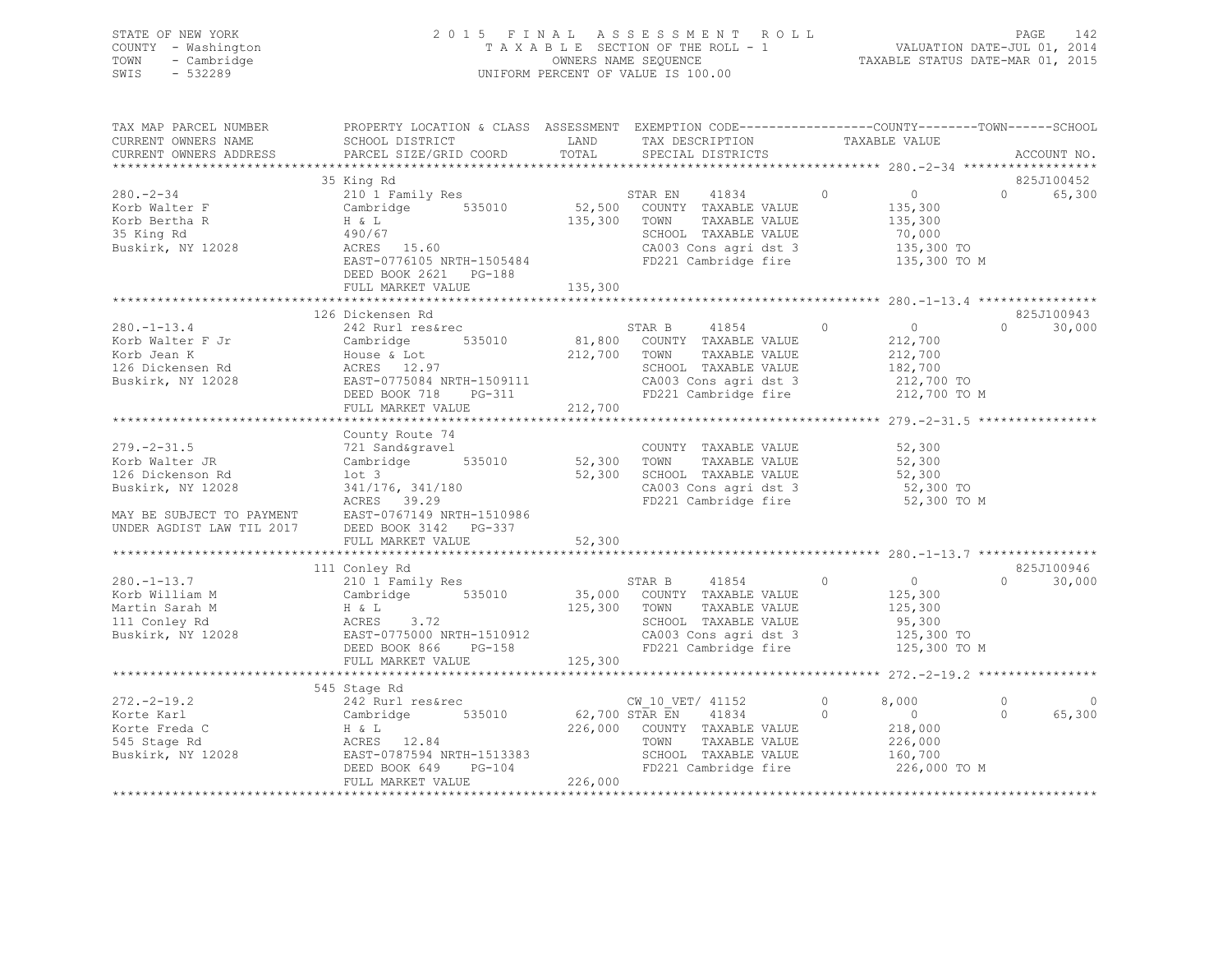STATE OF NEW YORK
COUNTY - Washington
TOWN - Cambridge
SWIS - 532289

2015 FINAL ASSESSMENT ROLL
TAXABLE SECTION OF THE ROLL - 1
OWNERS NAME SEQUENCE
UNIFORM PERCENT OF VALUE IS 100.00

VALUATION DATE-JUL 01, 2014
TAXABLE STATUS DATE-MAR 01, 2015

| TAX MAP PARCEL NUMBER / CURRENT OWNERS NAME / CURRENT OWNERS ADDRESS | PROPERTY LOCATION & CLASS / SCHOOL DISTRICT / PARCEL SIZE/GRID COORD | ASSESSMENT LAND / TOTAL | EXEMPTION CODE / TAX DESCRIPTION / SPECIAL DISTRICTS | COUNTY | TOWN | SCHOOL TAXABLE VALUE / ACCOUNT NO. |
|---|---|---|---|---|---|---|
| 280.-2-34 | 35 King Rd | | | | | 825J100452 |
| 280.-2-34 | 210 1 Family Res | | STAR EN 41834 | 0 | 0 | 0 / 65,300 |
| Korb Walter F | Cambridge 535010 | 52,500 | COUNTY TAXABLE VALUE | 135,300 | | |
| Korb Bertha R | H & L | 135,300 | TOWN TAXABLE VALUE | | 135,300 | |
| 35 King Rd | 490/67 | | SCHOOL TAXABLE VALUE | | | 70,000 |
| Buskirk, NY 12028 | ACRES 15.60 | | CA003 Cons agri dst 3 | 135,300 TO | | |
| | EAST-0776105 NRTH-1505484 | | FD221 Cambridge fire | 135,300 TO M | | |
| | DEED BOOK 2621 PG-188 | | | | | |
| | FULL MARKET VALUE | 135,300 | | | | |
| 280.-1-13.4 | 126 Dickensen Rd | | | | | 825J100943 |
| 280.-1-13.4 | 242 Rurl res&rec | | STAR B 41854 | 0 | 0 | 0 / 30,000 |
| Korb Walter F Jr | Cambridge 535010 | 81,800 | COUNTY TAXABLE VALUE | 212,700 | | |
| Korb Jean K | House & Lot | 212,700 | TOWN TAXABLE VALUE | | 212,700 | |
| 126 Dickensen Rd | ACRES 12.97 | | SCHOOL TAXABLE VALUE | | | 182,700 |
| Buskirk, NY 12028 | EAST-0775084 NRTH-1509111 | | CA003 Cons agri dst 3 | 212,700 TO | | |
| | DEED BOOK 718 PG-311 | | FD221 Cambridge fire | 212,700 TO M | | |
| | FULL MARKET VALUE | 212,700 | | | | |
| 279.-2-31.5 | County Route 74 | | | | | |
| 279.-2-31.5 | 721 Sand&gravel | | COUNTY TAXABLE VALUE | 52,300 | | |
| Korb Walter JR | Cambridge 535010 | 52,300 | TOWN TAXABLE VALUE | | 52,300 | |
| 126 Dickenson Rd | lot 3 | 52,300 | SCHOOL TAXABLE VALUE | | | 52,300 |
| Buskirk, NY 12028 | 341/176, 341/180 | | CA003 Cons agri dst 3 | 52,300 TO | | |
| | ACRES 39.29 | | FD221 Cambridge fire | 52,300 TO M | | |
| MAY BE SUBJECT TO PAYMENT | EAST-0767149 NRTH-1510986 | | | | | |
| UNDER AGDIST LAW TIL 2017 | DEED BOOK 3142 PG-337 | | | | | |
| | FULL MARKET VALUE | 52,300 | | | | |
| 280.-1-13.7 | 111 Conley Rd | | | | | 825J100946 |
| 280.-1-13.7 | 210 1 Family Res | | STAR B 41854 | 0 | 0 | 0 / 30,000 |
| Korb William M | Cambridge 535010 | 35,000 | COUNTY TAXABLE VALUE | 125,300 | | |
| Martin Sarah M | H & L | 125,300 | TOWN TAXABLE VALUE | | 125,300 | |
| 111 Conley Rd | ACRES 3.72 | | SCHOOL TAXABLE VALUE | | | 95,300 |
| Buskirk, NY 12028 | EAST-0775000 NRTH-1510912 | | CA003 Cons agri dst 3 | 125,300 TO | | |
| | DEED BOOK 866 PG-158 | | FD221 Cambridge fire | 125,300 TO M | | |
| | FULL MARKET VALUE | 125,300 | | | | |
| 272.-2-19.2 | 545 Stage Rd | | | | | |
| 272.-2-19.2 | 242 Rurl res&rec | | CW_10_VET/ 41152 | 0 | 8,000 | 0 / 0 |
| Korte Karl | Cambridge 535010 | 62,700 | STAR EN 41834 | 0 | 0 | 0 / 65,300 |
| Korte Freda C | H & L | 226,000 | COUNTY TAXABLE VALUE | 218,000 | | |
| 545 Stage Rd | ACRES 12.84 | | TOWN TAXABLE VALUE | | 226,000 | |
| Buskirk, NY 12028 | EAST-0787594 NRTH-1513383 | | SCHOOL TAXABLE VALUE | | | 160,700 |
| | DEED BOOK 649 PG-104 | | FD221 Cambridge fire | 226,000 TO M | | |
| | FULL MARKET VALUE | 226,000 | | | | |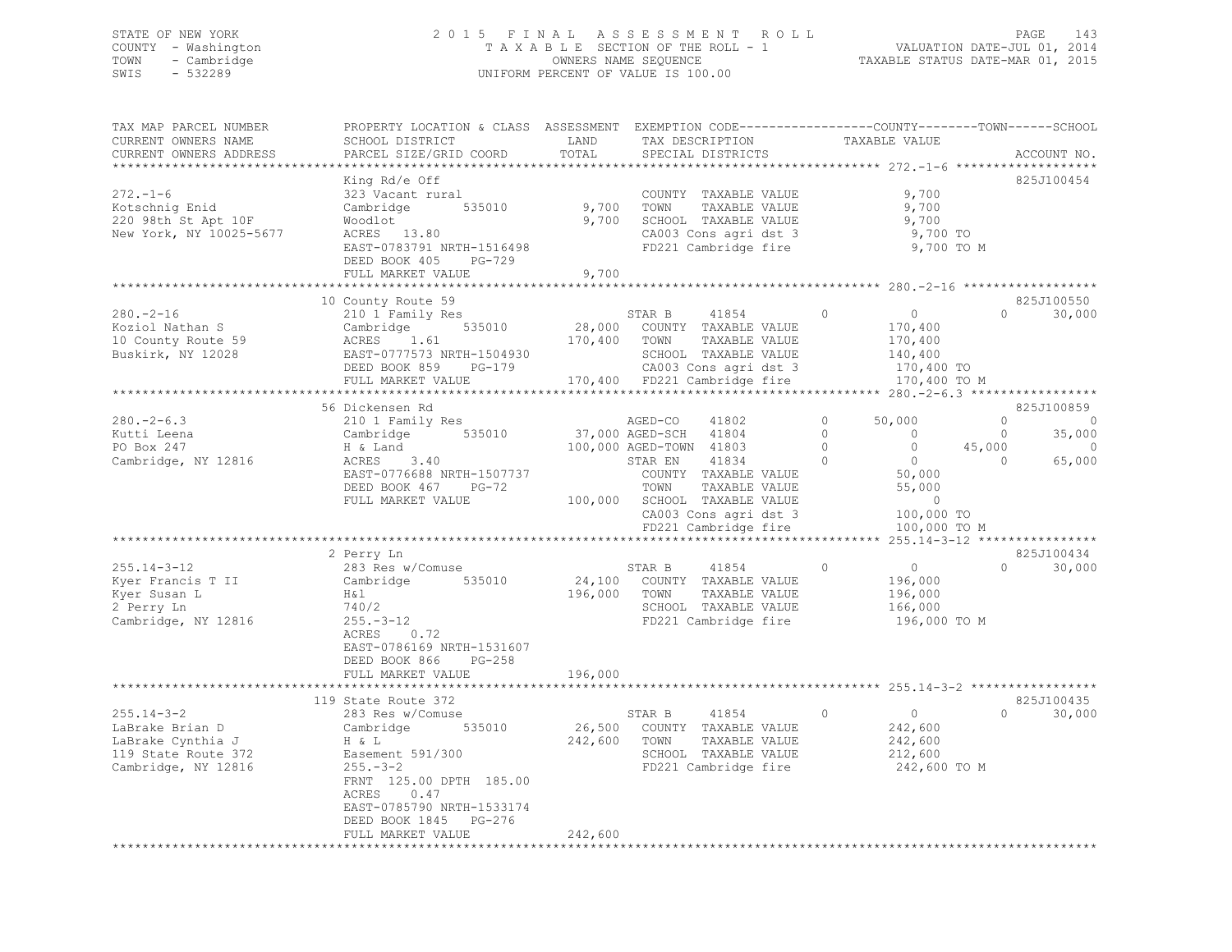STATE OF NEW YORK
COUNTY - Washington
TOWN - Cambridge
SWIS - 532289

2 0 1 5 F I N A L A S S E S S M E N T R O L L
T A X A B L E SECTION OF THE ROLL - 1
OWNERS NAME SEQUENCE
UNIFORM PERCENT OF VALUE IS 100.00

VALUATION DATE-JUL 01, 2014
TAXABLE STATUS DATE-MAR 01, 2015

```
TAX MAP PARCEL NUMBER     PROPERTY LOCATION & CLASS  ASSESSMENT  EXEMPTION CODE------------------COUNTY--------TOWN------SCHOOL
CURRENT OWNERS NAME       SCHOOL DISTRICT               LAND      TAX DESCRIPTION            TAXABLE VALUE
CURRENT OWNERS ADDRESS    PARCEL SIZE/GRID COORD        TOTAL     SPECIAL DISTRICTS                                    ACCOUNT NO.
******************************************************************************************************* 272.-1-6 *******************
                          King Rd/e Off                                                                                825J100454
272.-1-6                  323 Vacant rural                         COUNTY  TAXABLE VALUE           9,700
Kotschnig Enid            Cambridge         535010       9,700     TOWN    TAXABLE VALUE           9,700
220 98th St Apt 10F       Woodlot                        9,700     SCHOOL  TAXABLE VALUE           9,700
New York, NY 10025-5677   ACRES   13.80                            CA003 Cons agri dst 3           9,700 TO
                          EAST-0783791 NRTH-1516498                FD221 Cambridge fire            9,700 TO M
                          DEED BOOK 405    PG-729
                          FULL MARKET VALUE              9,700
******************************************************************************************************* 280.-2-16 ******************
                          10 County Route 59                                                                           825J100550
280.-2-16                 210 1 Family Res                         STAR B     41854        0           0           0      30,000
Koziol Nathan S           Cambridge         535010      28,000     COUNTY  TAXABLE VALUE         170,400
10 County Route 59        ACRES    1.61                170,400     TOWN    TAXABLE VALUE         170,400
Buskirk, NY 12028         EAST-0777573 NRTH-1504930                SCHOOL  TAXABLE VALUE         140,400
                          DEED BOOK 859    PG-179                  CA003 Cons agri dst 3         170,400 TO
                          FULL MARKET VALUE            170,400     FD221 Cambridge fire          170,400 TO M
******************************************************************************************************* 280.-2-6.3 *****************
                          56 Dickensen Rd                                                                              825J100859
280.-2-6.3                210 1 Family Res                         AGED-CO    41802        0      50,000           0           0
Kutti Leena               Cambridge         535010      37,000     AGED-SCH   41804        0           0           0      35,000
PO Box 247                H & Land                     100,000     AGED-TOWN  41803        0           0      45,000           0
Cambridge, NY 12816       ACRES    3.40                            STAR EN    41834        0           0           0      65,000
                          EAST-0776688 NRTH-1507737                COUNTY  TAXABLE VALUE          50,000
                          DEED BOOK 467    PG-72                   TOWN    TAXABLE VALUE          55,000
                          FULL MARKET VALUE            100,000     SCHOOL  TAXABLE VALUE               0
                                                                   CA003 Cons agri dst 3         100,000 TO
                                                                   FD221 Cambridge fire          100,000 TO M
******************************************************************************************************* 255.14-3-12 ****************
                          2 Perry Ln                                                                                   825J100434
255.14-3-12               283 Res w/Comuse                         STAR B     41854        0           0           0      30,000
Kyer Francis T II         Cambridge         535010      24,100     COUNTY  TAXABLE VALUE         196,000
Kyer Susan L              H&l                          196,000     TOWN    TAXABLE VALUE         196,000
2 Perry Ln                740/2                                    SCHOOL  TAXABLE VALUE         166,000
Cambridge, NY 12816       255.-3-12                                FD221 Cambridge fire          196,000 TO M
                          ACRES    0.72
                          EAST-0786169 NRTH-1531607
                          DEED BOOK 866    PG-258
                          FULL MARKET VALUE            196,000
******************************************************************************************************* 255.14-3-2 *****************
                          119 State Route 372                                                                          825J100435
255.14-3-2                283 Res w/Comuse                         STAR B     41854        0           0           0      30,000
LaBrake Brian D           Cambridge         535010      26,500     COUNTY  TAXABLE VALUE         242,600
LaBrake Cynthia J         H & L                        242,600     TOWN    TAXABLE VALUE         242,600
119 State Route 372       Easement 591/300                         SCHOOL  TAXABLE VALUE         212,600
Cambridge, NY 12816       255.-3-2                                 FD221 Cambridge fire          242,600 TO M
                          FRNT 125.00 DPTH 185.00
                          ACRES    0.47
                          EAST-0785790 NRTH-1533174
                          DEED BOOK 1845   PG-276
                          FULL MARKET VALUE            242,600
************************************************************************************************************************************
```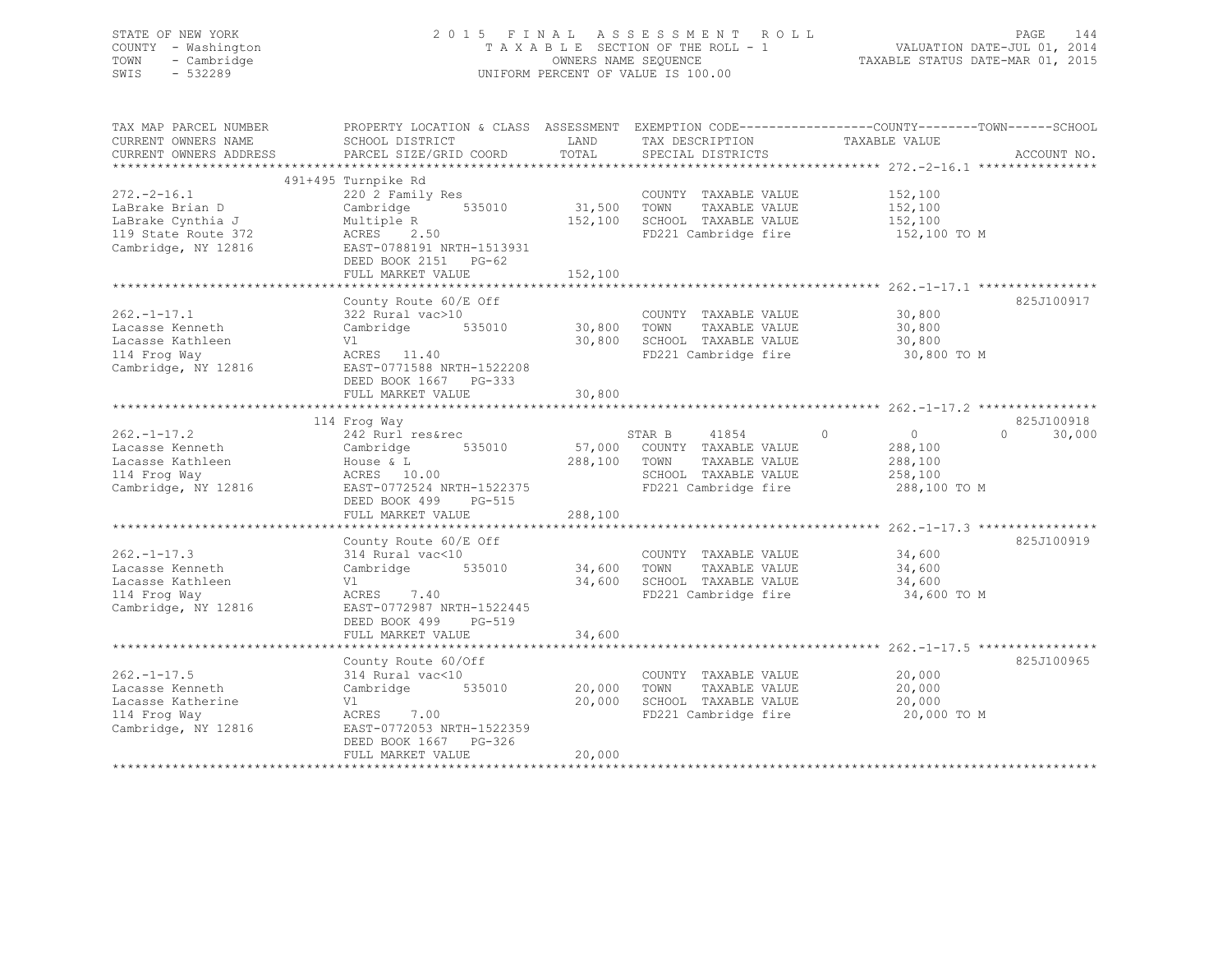STATE OF NEW YORK
COUNTY - Washington
TOWN - Cambridge
SWIS - 532289

2015 FINAL ASSESSMENT ROLL
TAXABLE SECTION OF THE ROLL - 1
OWNERS NAME SEQUENCE
UNIFORM PERCENT OF VALUE IS 100.00

VALUATION DATE-JUL 01, 2014
TAXABLE STATUS DATE-MAR 01, 2015

| TAX MAP PARCEL NUMBER / CURRENT OWNERS NAME / CURRENT OWNERS ADDRESS | PROPERTY LOCATION & CLASS / SCHOOL DISTRICT / PARCEL SIZE/GRID COORD | ASSESSMENT LAND / TOTAL | EXEMPTION CODE / TAX DESCRIPTION / SPECIAL DISTRICTS | COUNTY / TAXABLE VALUE | TOWN | SCHOOL | ACCOUNT NO. |
|---|---|---|---|---|---|---|---|
| 272.-2-16.1 | 491+495 Turnpike Rd | | | | | | |
| LaBrake Brian D | 220 2 Family Res | | COUNTY TAXABLE VALUE | 152,100 | | | |
| LaBrake Cynthia J | Cambridge 535010 | 31,500 | TOWN TAXABLE VALUE | 152,100 | | | |
| 119 State Route 372 | Multiple R | 152,100 | SCHOOL TAXABLE VALUE | 152,100 | | | |
| Cambridge, NY 12816 | ACRES 2.50 | | FD221 Cambridge fire | 152,100 TO M | | | |
| | EAST-0788191 NRTH-1513931 | | | | | | |
| | DEED BOOK 2151 PG-62 | | | | | | |
| | FULL MARKET VALUE | 152,100 | | | | | |
| 262.-1-17.1 | County Route 60/E Off | | | | | | 825J100917 |
| Lacasse Kenneth | 322 Rural vac>10 | | COUNTY TAXABLE VALUE | 30,800 | | | |
| Lacasse Kathleen | Cambridge 535010 | 30,800 | TOWN TAXABLE VALUE | 30,800 | | | |
| 114 Frog Way | Vl | 30,800 | SCHOOL TAXABLE VALUE | 30,800 | | | |
| Cambridge, NY 12816 | ACRES 11.40 | | FD221 Cambridge fire | 30,800 TO M | | | |
| | EAST-0771588 NRTH-1522208 | | | | | | |
| | DEED BOOK 1667 PG-333 | | | | | | |
| | FULL MARKET VALUE | 30,800 | | | | | |
| 262.-1-17.2 | 114 Frog Way | | | | | | 825J100918 |
| Lacasse Kenneth | 242 Rurl res&rec | | STAR B 41854 | 0 | 0 | 0 | 30,000 |
| Lacasse Kathleen | Cambridge 535010 | 57,000 | COUNTY TAXABLE VALUE | 288,100 | | | |
| 114 Frog Way | House & L | 288,100 | TOWN TAXABLE VALUE | 288,100 | | | |
| Cambridge, NY 12816 | ACRES 10.00 | | SCHOOL TAXABLE VALUE | 258,100 | | | |
| | EAST-0772524 NRTH-1522375 | | FD221 Cambridge fire | 288,100 TO M | | | |
| | DEED BOOK 499 PG-515 | | | | | | |
| | FULL MARKET VALUE | 288,100 | | | | | |
| 262.-1-17.3 | County Route 60/E Off | | | | | | 825J100919 |
| Lacasse Kenneth | 314 Rural vac<10 | | COUNTY TAXABLE VALUE | 34,600 | | | |
| Lacasse Kathleen | Cambridge 535010 | 34,600 | TOWN TAXABLE VALUE | 34,600 | | | |
| 114 Frog Way | Vl | 34,600 | SCHOOL TAXABLE VALUE | 34,600 | | | |
| Cambridge, NY 12816 | ACRES 7.40 | | FD221 Cambridge fire | 34,600 TO M | | | |
| | EAST-0772987 NRTH-1522445 | | | | | | |
| | DEED BOOK 499 PG-519 | | | | | | |
| | FULL MARKET VALUE | 34,600 | | | | | |
| 262.-1-17.5 | County Route 60/Off | | | | | | 825J100965 |
| Lacasse Kenneth | 314 Rural vac<10 | | COUNTY TAXABLE VALUE | 20,000 | | | |
| Lacasse Katherine | Cambridge 535010 | 20,000 | TOWN TAXABLE VALUE | 20,000 | | | |
| 114 Frog Way | Vl | 20,000 | SCHOOL TAXABLE VALUE | 20,000 | | | |
| Cambridge, NY 12816 | ACRES 7.00 | | FD221 Cambridge fire | 20,000 TO M | | | |
| | EAST-0772053 NRTH-1522359 | | | | | | |
| | DEED BOOK 1667 PG-326 | | | | | | |
| | FULL MARKET VALUE | 20,000 | | | | | |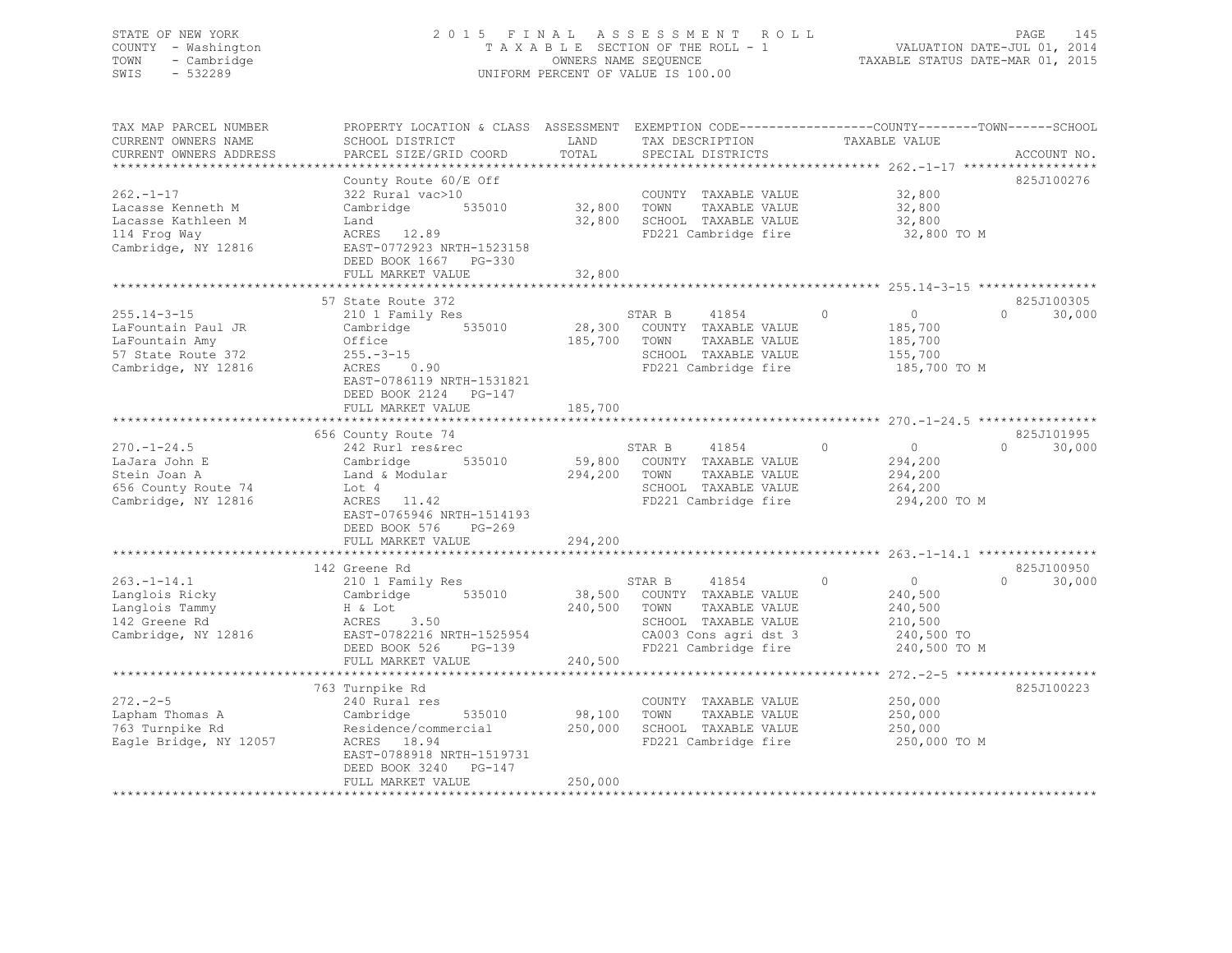STATE OF NEW YORK
COUNTY - Washington
TOWN - Cambridge
SWIS - 532289

2015 FINAL ASSESSMENT ROLL
TAXABLE SECTION OF THE ROLL - 1
OWNERS NAME SEQUENCE
UNIFORM PERCENT OF VALUE IS 100.00

VALUATION DATE-JUL 01, 2014
TAXABLE STATUS DATE-MAR 01, 2015

```
TAX MAP PARCEL NUMBER          PROPERTY LOCATION & CLASS  ASSESSMENT  EXEMPTION CODE-----------------COUNTY--------TOWN------SCHOOL
CURRENT OWNERS NAME            SCHOOL DISTRICT             LAND        TAX DESCRIPTION            TAXABLE VALUE
CURRENT OWNERS ADDRESS         PARCEL SIZE/GRID COORD      TOTAL       SPECIAL DISTRICTS                                    ACCOUNT NO.
****************************************************************************************************** 262.-1-17 ******************
                               County Route 60/E Off                                                                        825J100276
262.-1-17                      322 Rural vac>10                        COUNTY  TAXABLE VALUE          32,800
Lacasse Kenneth M              Cambridge       535010      32,800      TOWN    TAXABLE VALUE          32,800
Lacasse Kathleen M             Land                        32,800      SCHOOL  TAXABLE VALUE          32,800
114 Frog Way                   ACRES  12.89                            FD221 Cambridge fire            32,800 TO M
Cambridge, NY 12816            EAST-0772923 NRTH-1523158
                               DEED BOOK 1667   PG-330
                               FULL MARKET VALUE           32,800
****************************************************************************************************** 255.14-3-15 ****************
                               57 State Route 372                                                                           825J100305
255.14-3-15                    210 1 Family Res                        STAR B      41854        0          0            0     30,000
LaFountain Paul JR             Cambridge       535010      28,300      COUNTY  TAXABLE VALUE         185,700
LaFountain Amy                 Office                     185,700      TOWN    TAXABLE VALUE         185,700
57 State Route 372             255.-3-15                               SCHOOL  TAXABLE VALUE         155,700
Cambridge, NY 12816            ACRES   0.90                            FD221 Cambridge fire           185,700 TO M
                               EAST-0786119 NRTH-1531821
                               DEED BOOK 2124   PG-147
                               FULL MARKET VALUE          185,700
****************************************************************************************************** 270.-1-24.5 ****************
                               656 County Route 74                                                                          825J101995
270.-1-24.5                    242 Rurl res&rec                        STAR B      41854        0          0            0     30,000
LaJara John E                  Cambridge       535010      59,800      COUNTY  TAXABLE VALUE         294,200
Stein Joan A                   Land & Modular             294,200      TOWN    TAXABLE VALUE         294,200
656 County Route 74            Lot 4                                   SCHOOL  TAXABLE VALUE         264,200
Cambridge, NY 12816            ACRES  11.42                            FD221 Cambridge fire           294,200 TO M
                               EAST-0765946 NRTH-1514193
                               DEED BOOK 576    PG-269
                               FULL MARKET VALUE          294,200
****************************************************************************************************** 263.-1-14.1 ****************
                               142 Greene Rd                                                                                825J100950
263.-1-14.1                    210 1 Family Res                        STAR B      41854        0          0            0     30,000
Langlois Ricky                 Cambridge       535010      38,500      COUNTY  TAXABLE VALUE         240,500
Langlois Tammy                 H & Lot                    240,500      TOWN    TAXABLE VALUE         240,500
142 Greene Rd                  ACRES   3.50                            SCHOOL  TAXABLE VALUE         210,500
Cambridge, NY 12816            EAST-0782216 NRTH-1525954               CA003 Cons agri dst 3          240,500 TO
                               DEED BOOK 526    PG-139                 FD221 Cambridge fire           240,500 TO M
                               FULL MARKET VALUE          240,500
****************************************************************************************************** 272.-2-5 *******************
                               763 Turnpike Rd                                                                              825J100223
272.-2-5                       240 Rural res                           COUNTY  TAXABLE VALUE         250,000
Lapham Thomas A                Cambridge       535010      98,100      TOWN    TAXABLE VALUE         250,000
763 Turnpike Rd                Residence/commercial       250,000      SCHOOL  TAXABLE VALUE         250,000
Eagle Bridge, NY 12057         ACRES  18.94                            FD221 Cambridge fire           250,000 TO M
                               EAST-0788918 NRTH-1519731
                               DEED BOOK 3240   PG-147
                               FULL MARKET VALUE          250,000
************************************************************************************************************************************
```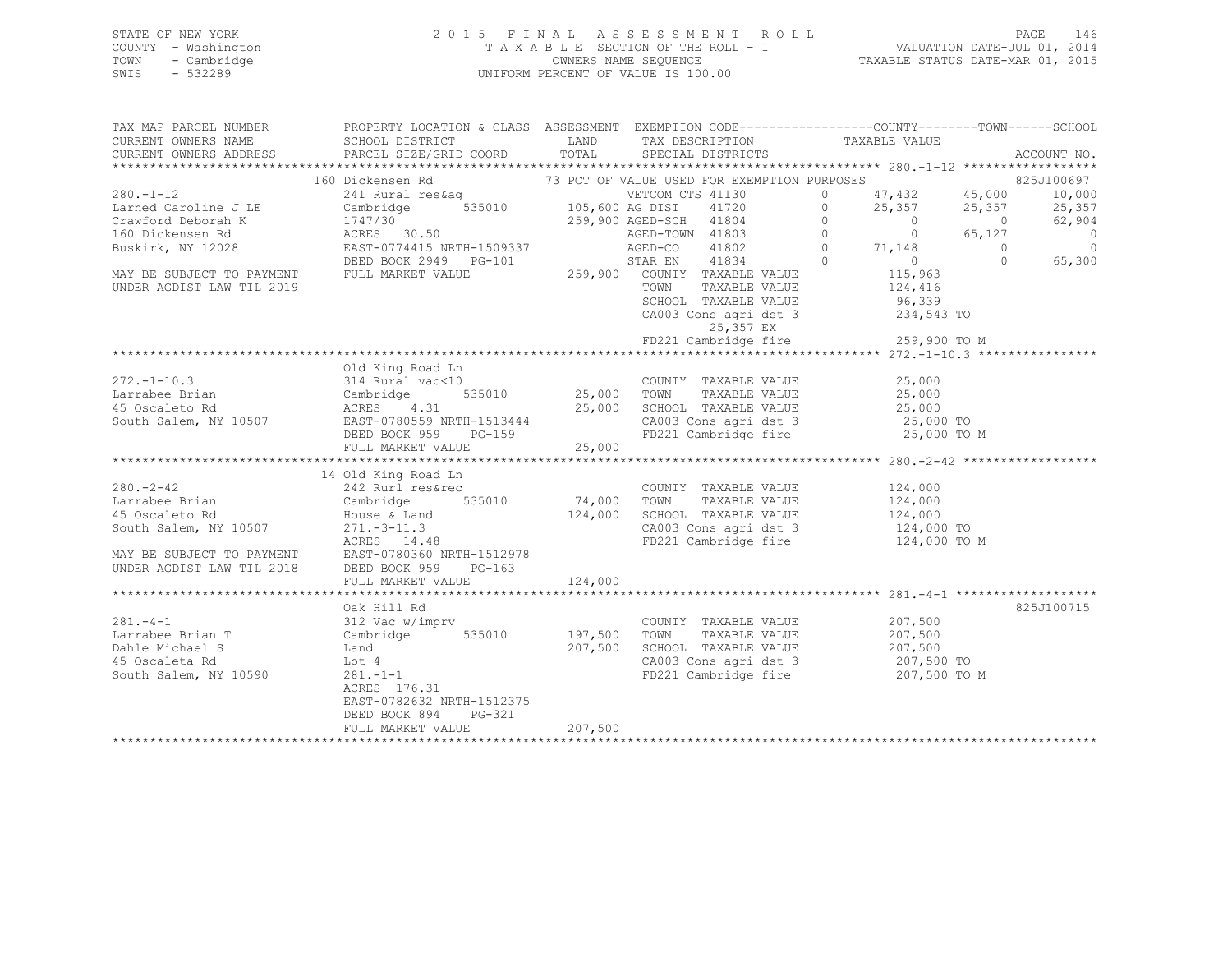STATE OF NEW YORK
COUNTY - Washington
TOWN - Cambridge
SWIS - 532289

# 2015 FINAL ASSESSMENT ROLL

TAXABLE SECTION OF THE ROLL - 1
OWNERS NAME SEQUENCE
UNIFORM PERCENT OF VALUE IS 100.00

VALUATION DATE-JUL 01, 2014
TAXABLE STATUS DATE-MAR 01, 2015

```
TAX MAP PARCEL NUMBER      PROPERTY LOCATION & CLASS  ASSESSMENT  EXEMPTION CODE-----------------COUNTY--------TOWN------SCHOOL
CURRENT OWNERS NAME        SCHOOL DISTRICT              LAND       TAX DESCRIPTION             TAXABLE VALUE
CURRENT OWNERS ADDRESS     PARCEL SIZE/GRID COORD       TOTAL      SPECIAL DISTRICTS                                        ACCOUNT NO.
*************************************************************************************************** 280.-1-12 ******************
                   160 Dickensen Rd                 73 PCT OF VALUE USED FOR EXEMPTION PURPOSES                            825J100697
280.-1-12                  241 Rural res&ag                VETCOM CTS 41130      0      47,432       45,000       10,000
Larned Caroline J LE       Cambridge       535010   105,600 AG DIST    41720      0      25,357       25,357       25,357
Crawford Deborah K         1747/30                  259,900 AGED-SCH   41804      0           0            0       62,904
160 Dickensen Rd           ACRES  30.50                    AGED-TOWN  41803      0           0       65,127            0
Buskirk, NY 12028          EAST-0774415 NRTH-1509337       AGED-CO    41802      0      71,148            0            0
                           DEED BOOK 2949   PG-101         STAR EN    41834      0           0            0       65,300
MAY BE SUBJECT TO PAYMENT  FULL MARKET VALUE        259,900  COUNTY  TAXABLE VALUE          115,963
UNDER AGDIST LAW TIL 2019                                    TOWN    TAXABLE VALUE          124,416
                                                             SCHOOL  TAXABLE VALUE           96,339
                                                             CA003 Cons agri dst 3          234,543 TO
                                                                      25,357 EX
                                                             FD221 Cambridge fire           259,900 TO M
*************************************************************************************************** 272.-1-10.3 ****************
                           Old King Road Ln
272.-1-10.3                314 Rural vac<10                  COUNTY  TAXABLE VALUE           25,000
Larrabee Brian             Cambridge       535010    25,000  TOWN    TAXABLE VALUE           25,000
45 Oscaleto Rd             ACRES   4.31               25,000  SCHOOL  TAXABLE VALUE           25,000
South Salem, NY 10507      EAST-0780559 NRTH-1513444         CA003 Cons agri dst 3           25,000 TO
                           DEED BOOK 959    PG-159           FD221 Cambridge fire            25,000 TO M
                           FULL MARKET VALUE          25,000
*************************************************************************************************** 280.-2-42 ******************
                        14 Old King Road Ln
280.-2-42                  242 Rurl res&rec                  COUNTY  TAXABLE VALUE          124,000
Larrabee Brian             Cambridge       535010    74,000  TOWN    TAXABLE VALUE          124,000
45 Oscaleto Rd             House & Land              124,000  SCHOOL  TAXABLE VALUE          124,000
South Salem, NY 10507      271.-3-11.3                       CA003 Cons agri dst 3          124,000 TO
                           ACRES  14.48                      FD221 Cambridge fire           124,000 TO M
MAY BE SUBJECT TO PAYMENT  EAST-0780360 NRTH-1512978
UNDER AGDIST LAW TIL 2018  DEED BOOK 959    PG-163
                           FULL MARKET VALUE         124,000
*************************************************************************************************** 281.-4-1 *******************
                           Oak Hill Rd                                                                             825J100715
281.-4-1                   312 Vac w/imprv                   COUNTY  TAXABLE VALUE          207,500
Larrabee Brian T           Cambridge       535010   197,500  TOWN    TAXABLE VALUE          207,500
Dahle Michael S            Land                      207,500  SCHOOL  TAXABLE VALUE          207,500
45 Oscaleta Rd             Lot 4                             CA003 Cons agri dst 3          207,500 TO
South Salem, NY 10590      281.-1-1                          FD221 Cambridge fire           207,500 TO M
                           ACRES 176.31
                           EAST-0782632 NRTH-1512375
                           DEED BOOK 894    PG-321
                           FULL MARKET VALUE         207,500
********************************************************************************************************************************
```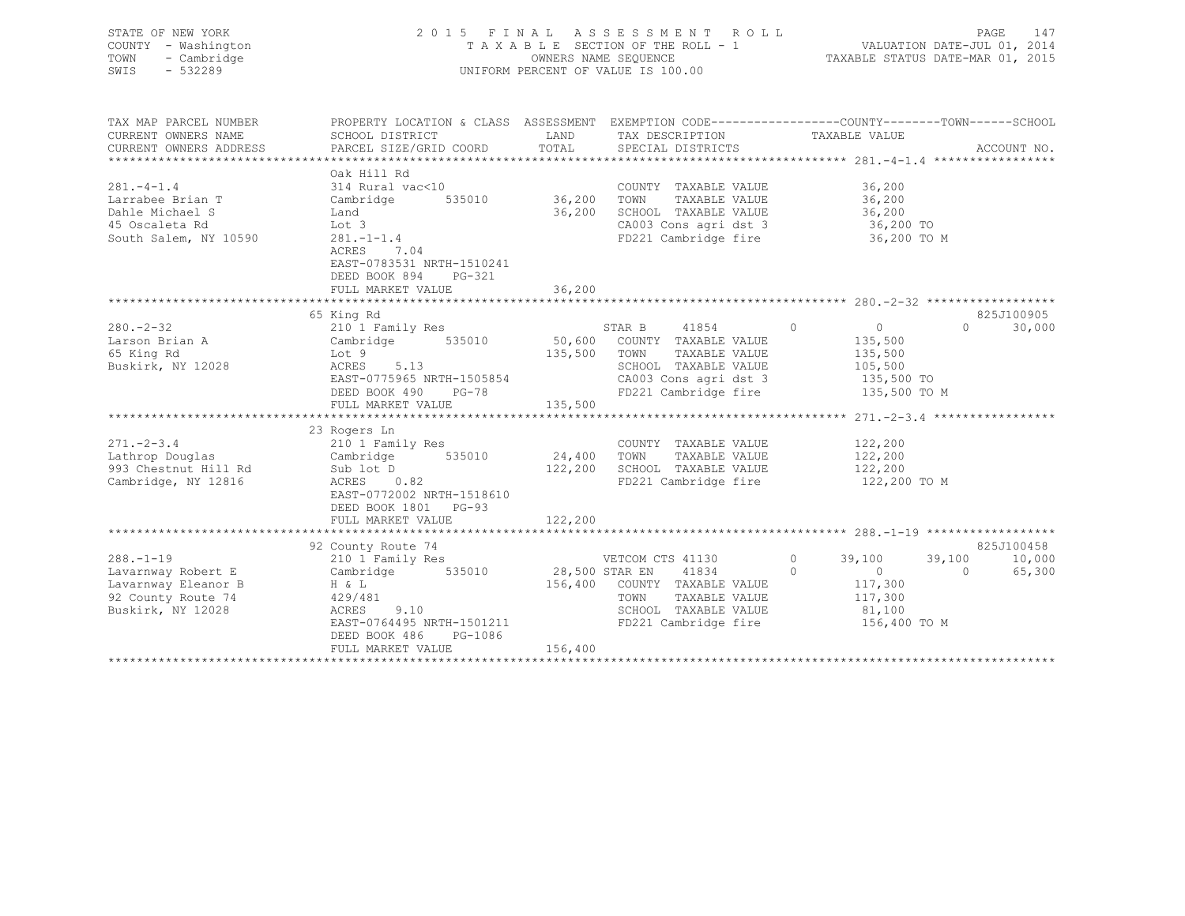STATE OF NEW YORK
COUNTY - Washington
TOWN - Cambridge
SWIS - 532289

2015 FINAL ASSESSMENT ROLL
TAXABLE SECTION OF THE ROLL - 1
OWNERS NAME SEQUENCE
UNIFORM PERCENT OF VALUE IS 100.00

VALUATION DATE-JUL 01, 2014
TAXABLE STATUS DATE-MAR 01, 2015

| TAX MAP PARCEL NUMBER / CURRENT OWNERS NAME / CURRENT OWNERS ADDRESS | PROPERTY LOCATION & CLASS / SCHOOL DISTRICT / PARCEL SIZE/GRID COORD | ASSESSMENT LAND / TOTAL | EXEMPTION CODE / TAX DESCRIPTION / SPECIAL DISTRICTS | COUNTY TAXABLE VALUE | TOWN | SCHOOL | ACCOUNT NO. |
|---|---|---|---|---|---|---|---|
| **281.-4-1.4** | Oak Hill Rd | | | | | | |
| 281.-4-1.4 | 314 Rural vac<10 | | COUNTY TAXABLE VALUE | 36,200 | | | |
| Larrabee Brian T | Cambridge 535010 | 36,200 | TOWN TAXABLE VALUE | 36,200 | | | |
| Dahle Michael S | Land | 36,200 | SCHOOL TAXABLE VALUE | 36,200 | | | |
| 45 Oscaleta Rd | Lot 3 | | CA003 Cons agri dst 3 | 36,200 TO | | | |
| South Salem, NY 10590 | 281.-1-1.4 | | FD221 Cambridge fire | 36,200 TO M | | | |
| | ACRES 7.04 | | | | | | |
| | EAST-0783531 NRTH-1510241 | | | | | | |
| | DEED BOOK 894 PG-321 | | | | | | |
| | FULL MARKET VALUE | 36,200 | | | | | |
| **280.-2-32** | 65 King Rd | | | | | | 825J100905 |
| 280.-2-32 | 210 1 Family Res | | STAR B 41854 0 | 0 | 0 | 30,000 | |
| Larson Brian A | Cambridge 535010 | 50,600 | COUNTY TAXABLE VALUE | 135,500 | | | |
| 65 King Rd | Lot 9 | 135,500 | TOWN TAXABLE VALUE | 135,500 | | | |
| Buskirk, NY 12028 | ACRES 5.13 | | SCHOOL TAXABLE VALUE | 105,500 | | | |
| | EAST-0775965 NRTH-1505854 | | CA003 Cons agri dst 3 | 135,500 TO | | | |
| | DEED BOOK 490 PG-78 | | FD221 Cambridge fire | 135,500 TO M | | | |
| | FULL MARKET VALUE | 135,500 | | | | | |
| **271.-2-3.4** | 23 Rogers Ln | | | | | | |
| 271.-2-3.4 | 210 1 Family Res | | COUNTY TAXABLE VALUE | 122,200 | | | |
| Lathrop Douglas | Cambridge 535010 | 24,400 | TOWN TAXABLE VALUE | 122,200 | | | |
| 993 Chestnut Hill Rd | Sub lot D | 122,200 | SCHOOL TAXABLE VALUE | 122,200 | | | |
| Cambridge, NY 12816 | ACRES 0.82 | | FD221 Cambridge fire | 122,200 TO M | | | |
| | EAST-0772002 NRTH-1518610 | | | | | | |
| | DEED BOOK 1801 PG-93 | | | | | | |
| | FULL MARKET VALUE | 122,200 | | | | | |
| **288.-1-19** | 92 County Route 74 | | | | | | 825J100458 |
| 288.-1-19 | 210 1 Family Res | | VETCOM CTS 41130 0 | 39,100 | 39,100 | 10,000 | |
| Lavarnway Robert E | Cambridge 535010 | 28,500 | STAR EN 41834 0 | 0 | 0 | 65,300 | |
| Lavarnway Eleanor B | H & L | 156,400 | COUNTY TAXABLE VALUE | 117,300 | | | |
| 92 County Route 74 | 429/481 | | TOWN TAXABLE VALUE | 117,300 | | | |
| Buskirk, NY 12028 | ACRES 9.10 | | SCHOOL TAXABLE VALUE | 81,100 | | | |
| | EAST-0764495 NRTH-1501211 | | FD221 Cambridge fire | 156,400 TO M | | | |
| | DEED BOOK 486 PG-1086 | | | | | | |
| | FULL MARKET VALUE | 156,400 | | | | | |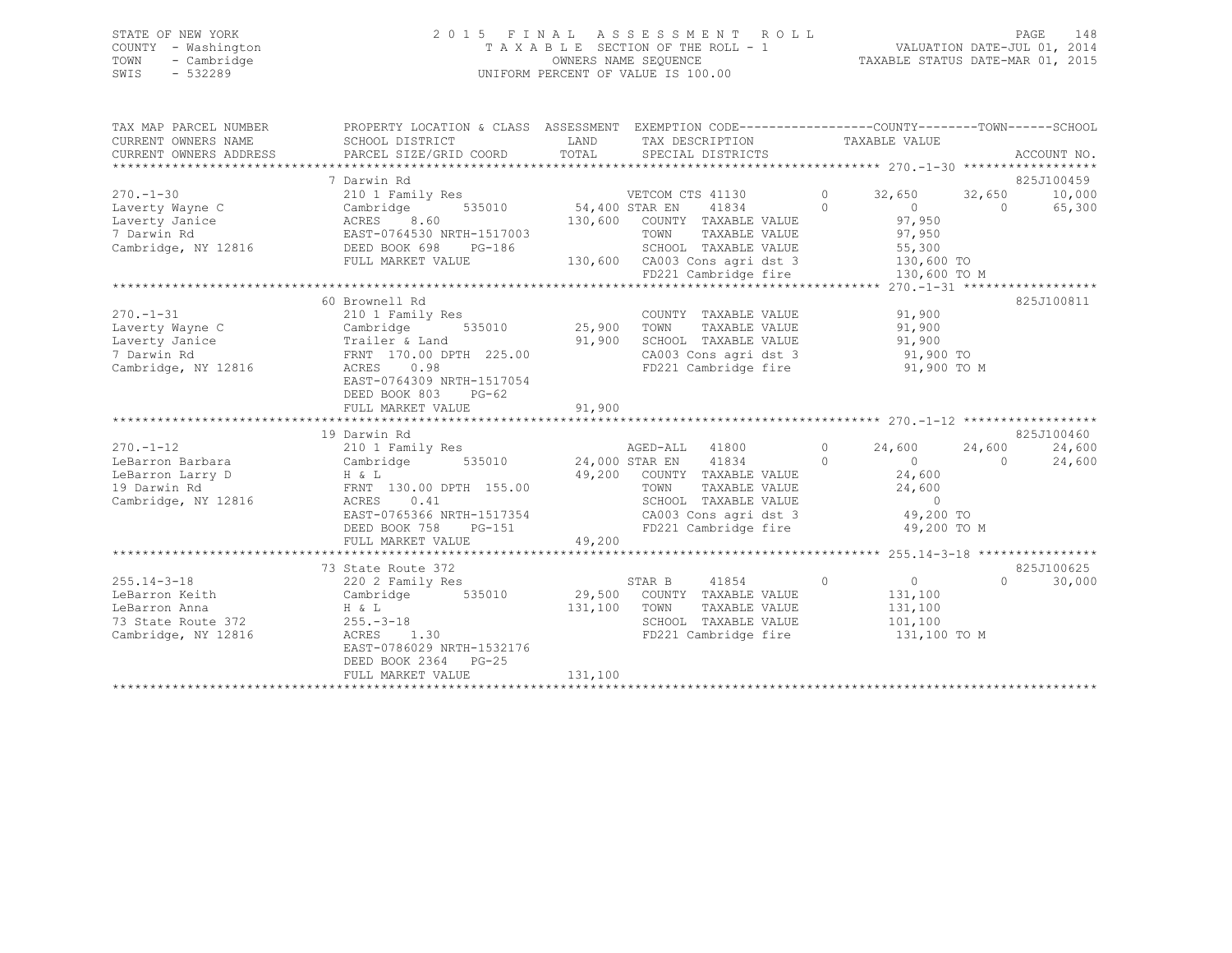STATE OF NEW YORK
COUNTY - Washington
TOWN - Cambridge
SWIS - 532289

2015 FINAL ASSESSMENT ROLL
TAXABLE SECTION OF THE ROLL - 1
OWNERS NAME SEQUENCE
UNIFORM PERCENT OF VALUE IS 100.00

VALUATION DATE-JUL 01, 2014
TAXABLE STATUS DATE-MAR 01, 2015

| TAX MAP PARCEL NUMBER / CURRENT OWNERS NAME / CURRENT OWNERS ADDRESS | PROPERTY LOCATION & CLASS / SCHOOL DISTRICT / PARCEL SIZE/GRID COORD | ASSESSMENT LAND / TOTAL | EXEMPTION CODE / TAX DESCRIPTION / SPECIAL DISTRICTS | | COUNTY TAXABLE VALUE | TOWN | SCHOOL | ACCOUNT NO. |
|---|---|---|---|---|---|---|---|---|
| 270.-1-30 | 7 Darwin Rd | | | | | | | 825J100459 |
| | 210 1 Family Res | | VETCOM CTS 41130 | 0 | 32,650 | 32,650 | 10,000 | |
| Laverty Wayne C | Cambridge 535010 | 54,400 | STAR EN 41834 | 0 | 0 | 0 | 65,300 | |
| Laverty Janice | ACRES 8.60 | 130,600 | COUNTY TAXABLE VALUE | | 97,950 | | | |
| 7 Darwin Rd | EAST-0764530 NRTH-1517003 | | TOWN TAXABLE VALUE | | 97,950 | | | |
| Cambridge, NY 12816 | DEED BOOK 698 PG-186 | | SCHOOL TAXABLE VALUE | | 55,300 | | | |
| | FULL MARKET VALUE | 130,600 | CA003 Cons agri dst 3 | | 130,600 TO | | | |
| | | | FD221 Cambridge fire | | 130,600 TO M | | | |
| 270.-1-31 | 60 Brownell Rd | | | | | | | 825J100811 |
| | 210 1 Family Res | | COUNTY TAXABLE VALUE | | 91,900 | | | |
| Laverty Wayne C | Cambridge 535010 | 25,900 | TOWN TAXABLE VALUE | | 91,900 | | | |
| Laverty Janice | Trailer & Land | 91,900 | SCHOOL TAXABLE VALUE | | 91,900 | | | |
| 7 Darwin Rd | FRNT 170.00 DPTH 225.00 | | CA003 Cons agri dst 3 | | 91,900 TO | | | |
| Cambridge, NY 12816 | ACRES 0.98 | | FD221 Cambridge fire | | 91,900 TO M | | | |
| | EAST-0764309 NRTH-1517054 | | | | | | | |
| | DEED BOOK 803 PG-62 | | | | | | | |
| | FULL MARKET VALUE | 91,900 | | | | | | |
| 270.-1-12 | 19 Darwin Rd | | | | | | | 825J100460 |
| | 210 1 Family Res | | AGED-ALL 41800 | 0 | 24,600 | 24,600 | 24,600 | |
| LeBarron Barbara | Cambridge 535010 | 24,000 | STAR EN 41834 | 0 | 0 | 0 | 24,600 | |
| LeBarron Larry D | H & L | 49,200 | COUNTY TAXABLE VALUE | | 24,600 | | | |
| 19 Darwin Rd | FRNT 130.00 DPTH 155.00 | | TOWN TAXABLE VALUE | | 24,600 | | | |
| Cambridge, NY 12816 | ACRES 0.41 | | SCHOOL TAXABLE VALUE | | 0 | | | |
| | EAST-0765366 NRTH-1517354 | | CA003 Cons agri dst 3 | | 49,200 TO | | | |
| | DEED BOOK 758 PG-151 | | FD221 Cambridge fire | | 49,200 TO M | | | |
| | FULL MARKET VALUE | 49,200 | | | | | | |
| 255.14-3-18 | 73 State Route 372 | | | | | | | 825J100625 |
| | 220 2 Family Res | | STAR B 41854 | 0 | 0 | 0 | 30,000 | |
| LeBarron Keith | Cambridge 535010 | 29,500 | COUNTY TAXABLE VALUE | | 131,100 | | | |
| LeBarron Anna | H & L | 131,100 | TOWN TAXABLE VALUE | | 131,100 | | | |
| 73 State Route 372 | 255.-3-18 | | SCHOOL TAXABLE VALUE | | 101,100 | | | |
| Cambridge, NY 12816 | ACRES 1.30 | | FD221 Cambridge fire | | 131,100 TO M | | | |
| | EAST-0786029 NRTH-1532176 | | | | | | | |
| | DEED BOOK 2364 PG-25 | | | | | | | |
| | FULL MARKET VALUE | 131,100 | | | | | | |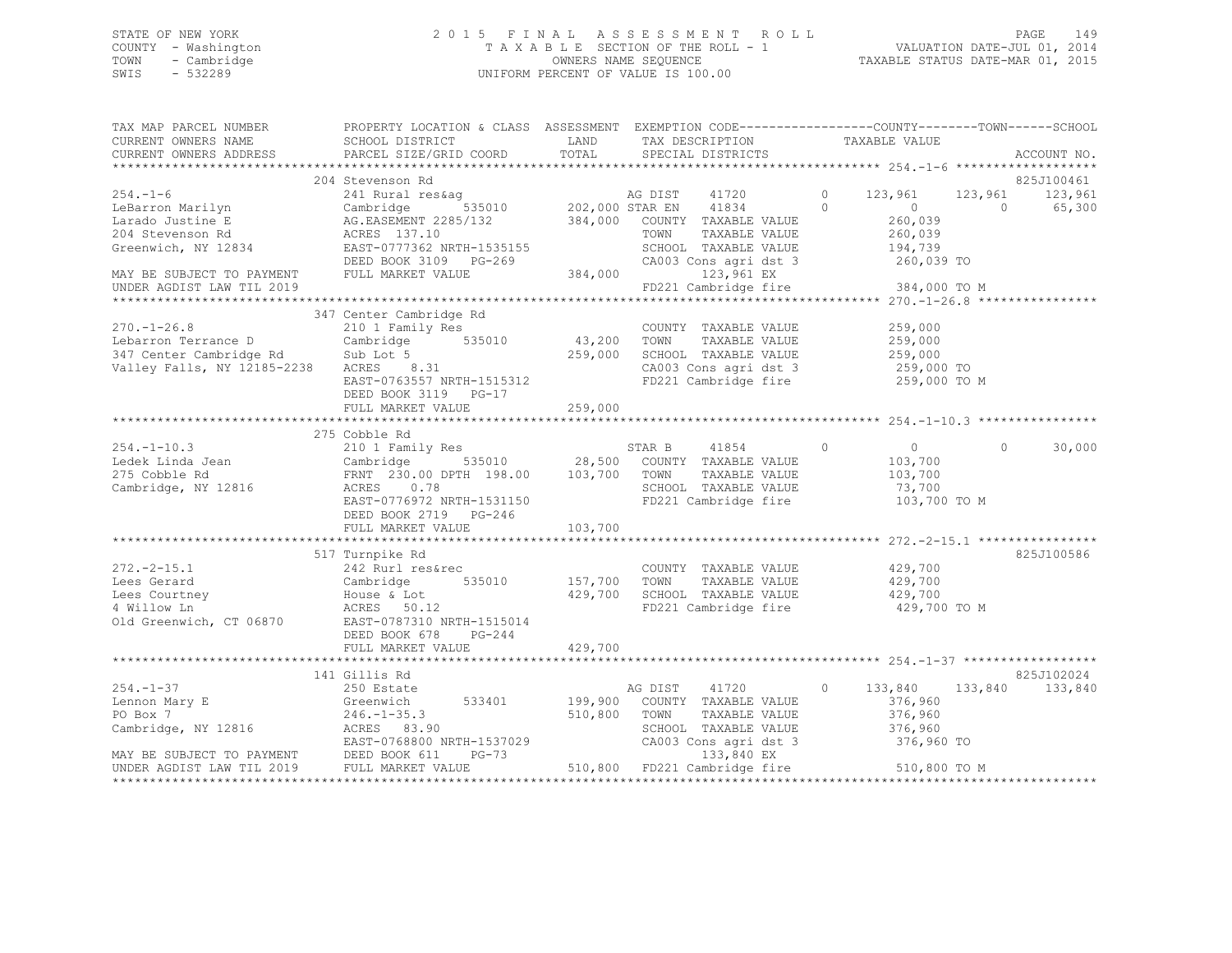STATE OF NEW YORK
COUNTY - Washington
TOWN - Cambridge
SWIS - 532289

2015 FINAL ASSESSMENT ROLL
TAXABLE SECTION OF THE ROLL - 1
OWNERS NAME SEQUENCE
UNIFORM PERCENT OF VALUE IS 100.00

VALUATION DATE-JUL 01, 2014
TAXABLE STATUS DATE-MAR 01, 2015

```
TAX MAP PARCEL NUMBER          PROPERTY LOCATION & CLASS  ASSESSMENT  EXEMPTION CODE------------------COUNTY--------TOWN------SCHOOL
CURRENT OWNERS NAME            SCHOOL DISTRICT               LAND      TAX DESCRIPTION              TAXABLE VALUE
CURRENT OWNERS ADDRESS         PARCEL SIZE/GRID COORD        TOTAL     SPECIAL DISTRICTS                                            ACCOUNT NO.
*********************************************************************************************************** 254.-1-6 *******************
                               204 Stevenson Rd                                                                                  825J100461
254.-1-6                       241 Rural res&ag                          AG DIST     41720         0    123,961     123,961     123,961
LeBarron Marilyn               Cambridge        535010      202,000 STAR EN     41834         0          0           0      65,300
Larado Justine E               AG.EASEMENT 2285/132         384,000    COUNTY  TAXABLE VALUE            260,039
204 Stevenson Rd               ACRES  137.10                           TOWN    TAXABLE VALUE            260,039
Greenwich, NY 12834            EAST-0777362 NRTH-1535155               SCHOOL  TAXABLE VALUE            194,739
                               DEED BOOK 3109   PG-269                 CA003 Cons agri dst 3            260,039 TO
MAY BE SUBJECT TO PAYMENT      FULL MARKET VALUE            384,000          123,961 EX
UNDER AGDIST LAW TIL 2019                                              FD221 Cambridge fire             384,000 TO M
*********************************************************************************************************** 270.-1-26.8 ****************
                               347 Center Cambridge Rd
270.-1-26.8                    210 1 Family Res                        COUNTY  TAXABLE VALUE            259,000
Lebarron Terrance D            Cambridge        535010       43,200    TOWN    TAXABLE VALUE            259,000
347 Center Cambridge Rd        Sub Lot 5                    259,000    SCHOOL  TAXABLE VALUE            259,000
Valley Falls, NY 12185-2238    ACRES    8.31                           CA003 Cons agri dst 3            259,000 TO
                               EAST-0763557 NRTH-1515312               FD221 Cambridge fire             259,000 TO M
                               DEED BOOK 3119   PG-17
                               FULL MARKET VALUE            259,000
*********************************************************************************************************** 254.-1-10.3 ****************
                               275 Cobble Rd
254.-1-10.3                    210 1 Family Res                        STAR B      41854         0          0           0      30,000
Ledek Linda Jean               Cambridge        535010       28,500    COUNTY  TAXABLE VALUE            103,700
275 Cobble Rd                  FRNT  230.00 DPTH  198.00    103,700    TOWN    TAXABLE VALUE            103,700
Cambridge, NY 12816            ACRES    0.78                           SCHOOL  TAXABLE VALUE             73,700
                               EAST-0776972 NRTH-1531150               FD221 Cambridge fire             103,700 TO M
                               DEED BOOK 2719   PG-246
                               FULL MARKET VALUE            103,700
*********************************************************************************************************** 272.-2-15.1 ****************
                               517 Turnpike Rd                                                                                   825J100586
272.-2-15.1                    242 Rurl res&rec                        COUNTY  TAXABLE VALUE            429,700
Lees Gerard                    Cambridge        535010      157,700    TOWN    TAXABLE VALUE            429,700
Lees Courtney                  House & Lot                  429,700    SCHOOL  TAXABLE VALUE            429,700
4 Willow Ln                    ACRES   50.12                           FD221 Cambridge fire             429,700 TO M
Old Greenwich, CT 06870        EAST-0787310 NRTH-1515014
                               DEED BOOK 678    PG-244
                               FULL MARKET VALUE            429,700
*********************************************************************************************************** 254.-1-37 ******************
                               141 Gillis Rd                                                                                     825J102024
254.-1-37                      250 Estate                              AG DIST     41720         0    133,840     133,840     133,840
Lennon Mary E                  Greenwich        533401      199,900    COUNTY  TAXABLE VALUE            376,960
PO Box 7                       246.-1-35.3                  510,800    TOWN    TAXABLE VALUE            376,960
Cambridge, NY 12816            ACRES   83.90                           SCHOOL  TAXABLE VALUE            376,960
                               EAST-0768800 NRTH-1537029               CA003 Cons agri dst 3            376,960 TO
MAY BE SUBJECT TO PAYMENT      DEED BOOK 611    PG-73                        133,840 EX
UNDER AGDIST LAW TIL 2019      FULL MARKET VALUE            510,800    FD221 Cambridge fire             510,800 TO M
****************************************************************************************************************************************
```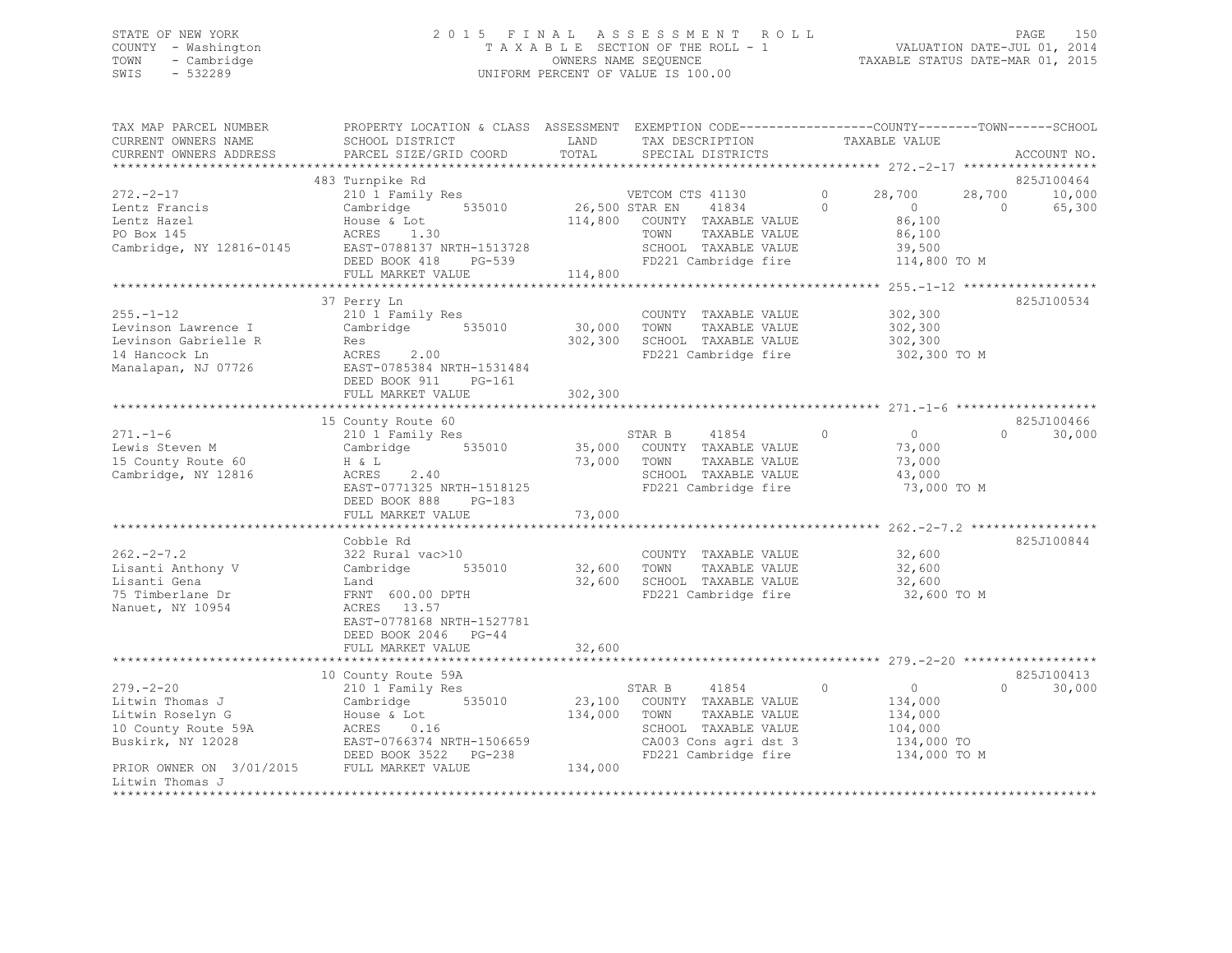STATE OF NEW YORK
COUNTY - Washington
TOWN - Cambridge
SWIS - 532289

2 0 1 5 F I N A L A S S E S S M E N T R O L L
T A X A B L E SECTION OF THE ROLL - 1
OWNERS NAME SEQUENCE
UNIFORM PERCENT OF VALUE IS 100.00

VALUATION DATE-JUL 01, 2014
TAXABLE STATUS DATE-MAR 01, 2015

```
TAX MAP PARCEL NUMBER          PROPERTY LOCATION & CLASS  ASSESSMENT  EXEMPTION CODE------------------COUNTY--------TOWN------SCHOOL
CURRENT OWNERS NAME            SCHOOL DISTRICT              LAND      TAX DESCRIPTION              TAXABLE VALUE
CURRENT OWNERS ADDRESS         PARCEL SIZE/GRID COORD       TOTAL     SPECIAL DISTRICTS                                    ACCOUNT NO.
*********************************************************************************************** 272.-2-17 ******************
                               483 Turnpike Rd                                                                           825J100464
272.-2-17                      210 1 Family Res                       VETCOM CTS 41130        0       28,700     28,700     10,000
Lentz Francis                  Cambridge      535010      26,500 STAR EN     41834            0            0          0     65,300
Lentz Hazel                    House & Lot               114,800    COUNTY  TAXABLE VALUE              86,100
PO Box 145                     ACRES    1.30                         TOWN    TAXABLE VALUE              86,100
Cambridge, NY 12816-0145       EAST-0788137 NRTH-1513728            SCHOOL  TAXABLE VALUE              39,500
                               DEED BOOK 418    PG-539               FD221 Cambridge fire              114,800 TO M
                               FULL MARKET VALUE         114,800
*********************************************************************************************** 255.-1-12 ******************
                               37 Perry Ln                                                                               825J100534
255.-1-12                      210 1 Family Res                      COUNTY  TAXABLE VALUE             302,300
Levinson Lawrence I            Cambridge      535010      30,000    TOWN    TAXABLE VALUE             302,300
Levinson Gabrielle R           Res                       302,300    SCHOOL  TAXABLE VALUE             302,300
14 Hancock Ln                  ACRES    2.00                         FD221 Cambridge fire              302,300 TO M
Manalapan, NJ 07726            EAST-0785384 NRTH-1531484
                               DEED BOOK 911    PG-161
                               FULL MARKET VALUE         302,300
*********************************************************************************************** 271.-1-6 *******************
                               15 County Route 60                                                                        825J100466
271.-1-6                       210 1 Family Res                      STAR B     41854         0            0          0     30,000
Lewis Steven M                 Cambridge      535010      35,000    COUNTY  TAXABLE VALUE              73,000
15 County Route 60             H & L                      73,000    TOWN    TAXABLE VALUE              73,000
Cambridge, NY 12816            ACRES    2.40                         SCHOOL  TAXABLE VALUE              43,000
                               EAST-0771325 NRTH-1518125            FD221 Cambridge fire               73,000 TO M
                               DEED BOOK 888    PG-183
                               FULL MARKET VALUE          73,000
*********************************************************************************************** 262.-2-7.2 *****************
                               Cobble Rd                                                                                 825J100844
262.-2-7.2                     322 Rural vac>10                      COUNTY  TAXABLE VALUE              32,600
Lisanti Anthony V              Cambridge      535010      32,600    TOWN    TAXABLE VALUE              32,600
Lisanti Gena                   Land                       32,600    SCHOOL  TAXABLE VALUE              32,600
75 Timberlane Dr               FRNT  600.00 DPTH                     FD221 Cambridge fire               32,600 TO M
Nanuet, NY 10954               ACRES   13.57
                               EAST-0778168 NRTH-1527781
                               DEED BOOK 2046   PG-44
                               FULL MARKET VALUE          32,600
*********************************************************************************************** 279.-2-20 ******************
                               10 County Route 59A                                                                       825J100413
279.-2-20                      210 1 Family Res                      STAR B     41854         0            0          0     30,000
Litwin Thomas J                Cambridge      535010      23,100    COUNTY  TAXABLE VALUE             134,000
Litwin Roselyn G               House & Lot               134,000    TOWN    TAXABLE VALUE             134,000
10 County Route 59A            ACRES    0.16                         SCHOOL  TAXABLE VALUE             104,000
Buskirk, NY 12028              EAST-0766374 NRTH-1506659            CA003 Cons agri dst 3              134,000 TO
                               DEED BOOK 3522   PG-238               FD221 Cambridge fire              134,000 TO M
PRIOR OWNER ON 3/01/2015       FULL MARKET VALUE         134,000
Litwin Thomas J
******************************************************************************************************************************
```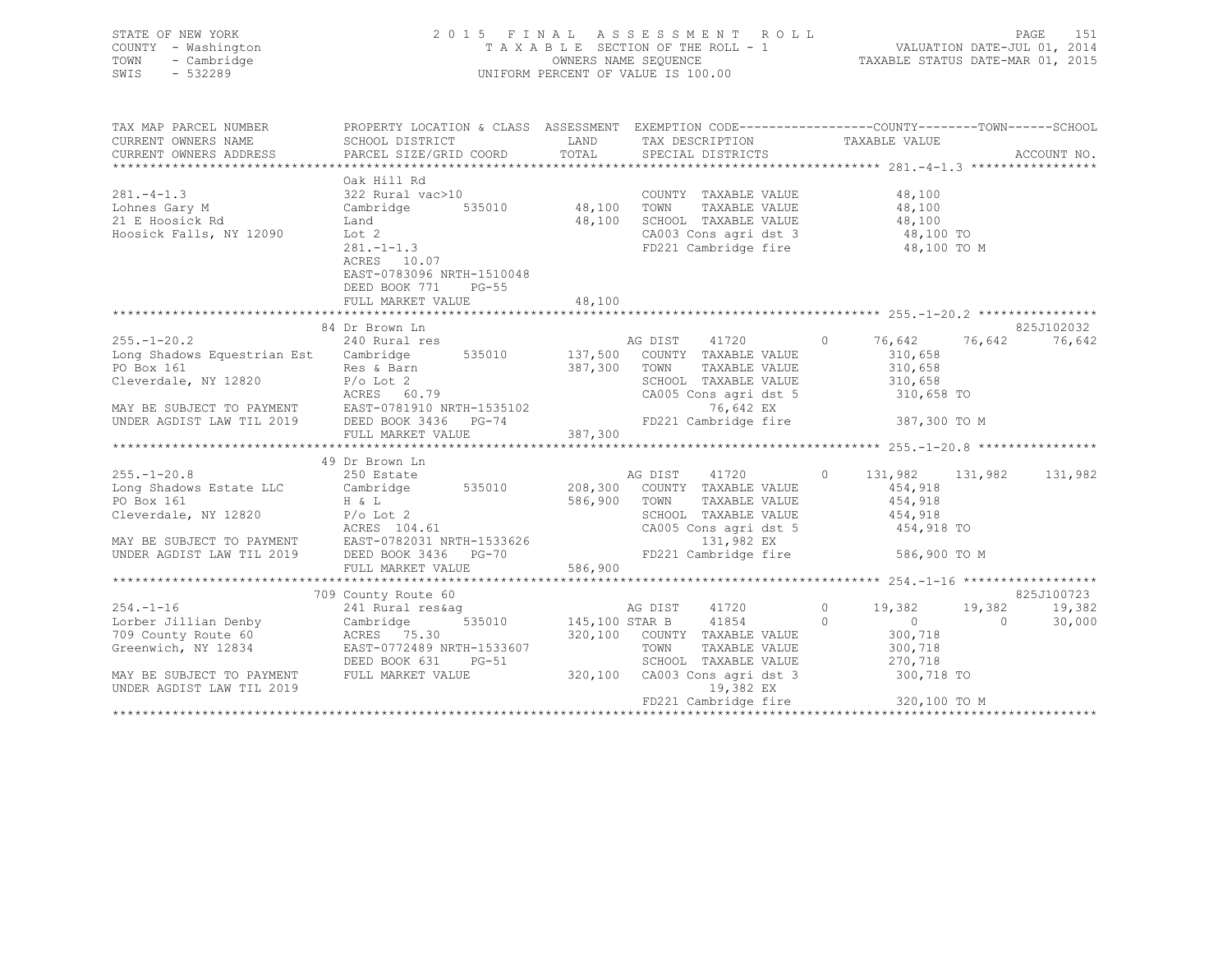STATE OF NEW YORK
COUNTY - Washington
TOWN - Cambridge
SWIS - 532289

2015 FINAL ASSESSMENT ROLL
TAXABLE SECTION OF THE ROLL - 1
OWNERS NAME SEQUENCE
UNIFORM PERCENT OF VALUE IS 100.00

VALUATION DATE-JUL 01, 2014
TAXABLE STATUS DATE-MAR 01, 2015

```
TAX MAP PARCEL NUMBER          PROPERTY LOCATION & CLASS  ASSESSMENT  EXEMPTION CODE-----------------COUNTY--------TOWN------SCHOOL
CURRENT OWNERS NAME            SCHOOL DISTRICT             LAND       TAX DESCRIPTION            TAXABLE VALUE
CURRENT OWNERS ADDRESS         PARCEL SIZE/GRID COORD      TOTAL      SPECIAL DISTRICTS                                    ACCOUNT NO.
******************************************************************************************************* 281.-4-1.3 *****************
                               Oak Hill Rd
281.-4-1.3                     322 Rural vac>10                       COUNTY  TAXABLE VALUE          48,100
Lohnes Gary M                  Cambridge       535010      48,100     TOWN    TAXABLE VALUE          48,100
21 E Hoosick Rd                Land                        48,100     SCHOOL  TAXABLE VALUE          48,100
Hoosick Falls, NY 12090        Lot 2                                  CA003 Cons agri dst 3           48,100 TO
                               281.-1-1.3                             FD221 Cambridge fire            48,100 TO M
                               ACRES  10.07
                               EAST-0783096 NRTH-1510048
                               DEED BOOK 771    PG-55
                               FULL MARKET VALUE           48,100
******************************************************************************************************* 255.-1-20.2 ****************
                               84 Dr Brown Ln                                                                          825J102032
255.-1-20.2                    240 Rural res                          AG DIST    41720          0     76,642     76,642     76,642
Long Shadows Equestrian Est    Cambridge       535010     137,500     COUNTY  TAXABLE VALUE         310,658
PO Box 161                     Res & Barn                 387,300     TOWN    TAXABLE VALUE         310,658
Cleverdale, NY 12820           P/o Lot 2                              SCHOOL  TAXABLE VALUE         310,658
                               ACRES  60.79                           CA005 Cons agri dst 5          310,658 TO
MAY BE SUBJECT TO PAYMENT      EAST-0781910 NRTH-1535102                      76,642 EX
UNDER AGDIST LAW TIL 2019      DEED BOOK 3436   PG-74                 FD221 Cambridge fire           387,300 TO M
                               FULL MARKET VALUE          387,300
******************************************************************************************************* 255.-1-20.8 ****************
                               49 Dr Brown Ln
255.-1-20.8                    250 Estate                             AG DIST    41720          0    131,982    131,982    131,982
Long Shadows Estate LLC        Cambridge       535010     208,300     COUNTY  TAXABLE VALUE         454,918
PO Box 161                     H & L                      586,900     TOWN    TAXABLE VALUE         454,918
Cleverdale, NY 12820           P/o Lot 2                              SCHOOL  TAXABLE VALUE         454,918
                               ACRES 104.61                           CA005 Cons agri dst 5          454,918 TO
MAY BE SUBJECT TO PAYMENT      EAST-0782031 NRTH-1533626                     131,982 EX
UNDER AGDIST LAW TIL 2019      DEED BOOK 3436   PG-70                 FD221 Cambridge fire           586,900 TO M
                               FULL MARKET VALUE          586,900
******************************************************************************************************* 254.-1-16 ******************
                               709 County Route 60                                                                     825J100723
254.-1-16                      241 Rural res&ag                       AG DIST    41720          0     19,382     19,382     19,382
Lorber Jillian Denby           Cambridge       535010     145,100 STAR B         41854          0          0          0     30,000
709 County Route 60            ACRES  75.30               320,100     COUNTY  TAXABLE VALUE         300,718
Greenwich, NY 12834            EAST-0772489 NRTH-1533607              TOWN    TAXABLE VALUE         300,718
                               DEED BOOK 631    PG-51                 SCHOOL  TAXABLE VALUE         270,718
MAY BE SUBJECT TO PAYMENT      FULL MARKET VALUE          320,100     CA003 Cons agri dst 3          300,718 TO
UNDER AGDIST LAW TIL 2019                                                     19,382 EX
                                                                      FD221 Cambridge fire           320,100 TO M
************************************************************************************************************************************
```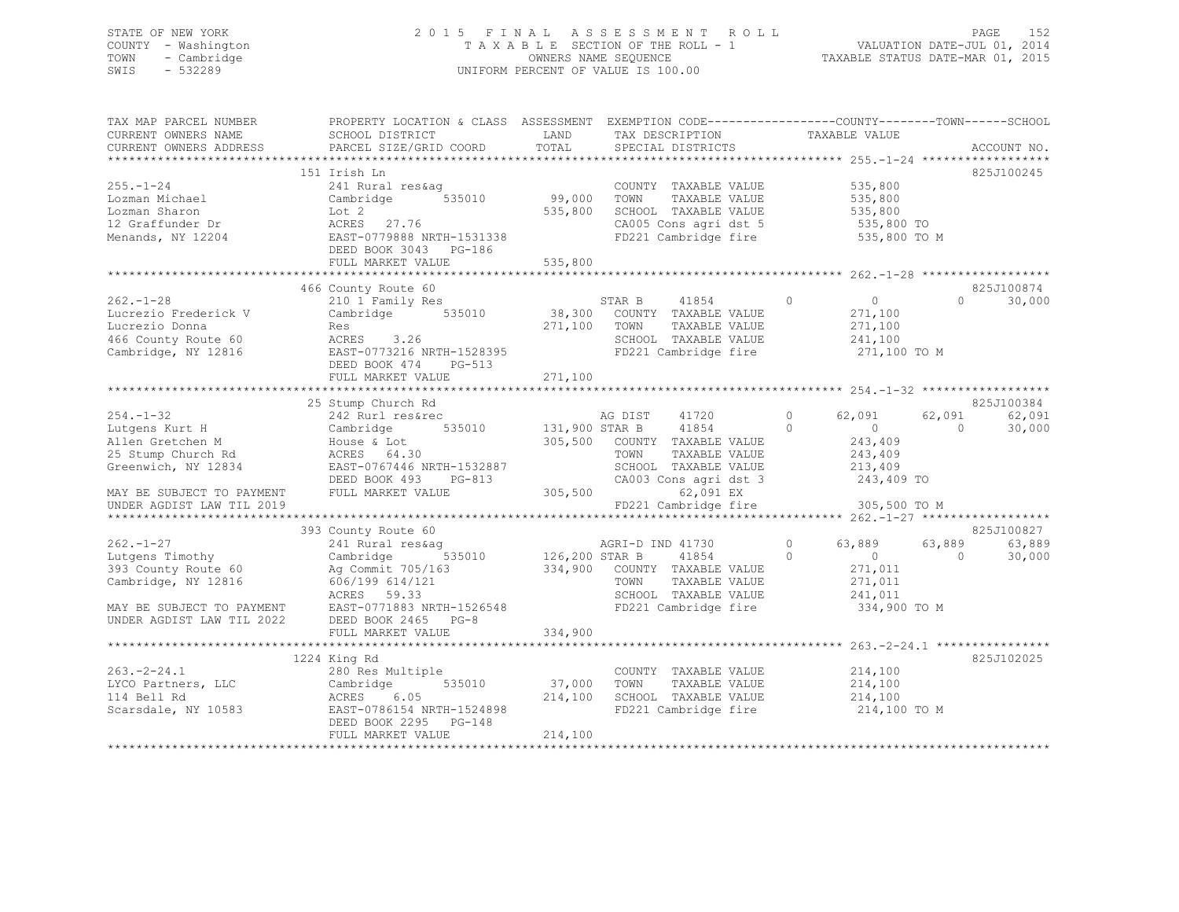STATE OF NEW YORK
COUNTY - Washington
TOWN - Cambridge
SWIS - 532289

2015 FINAL ASSESSMENT ROLL
TAXABLE SECTION OF THE ROLL - 1
OWNERS NAME SEQUENCE
UNIFORM PERCENT OF VALUE IS 100.00

VALUATION DATE-JUL 01, 2014
TAXABLE STATUS DATE-MAR 01, 2015

```
TAX MAP PARCEL NUMBER        PROPERTY LOCATION & CLASS  ASSESSMENT  EXEMPTION CODE------------------COUNTY--------TOWN------SCHOOL
CURRENT OWNERS NAME          SCHOOL DISTRICT              LAND      TAX DESCRIPTION             TAXABLE VALUE
CURRENT OWNERS ADDRESS       PARCEL SIZE/GRID COORD       TOTAL     SPECIAL DISTRICTS                                    ACCOUNT NO.
******************************************************************************************************* 255.-1-24 ******************
                             151 Irish Ln                                                                              825J100245
255.-1-24                    241 Rural res&ag                        COUNTY  TAXABLE VALUE          535,800
Lozman Michael               Cambridge        535010       99,000    TOWN    TAXABLE VALUE          535,800
Lozman Sharon                Lot 2                        535,800    SCHOOL  TAXABLE VALUE          535,800
12 Graffunder Dr             ACRES   27.76                           CA005 Cons agri dst 5          535,800 TO
Menands, NY 12204            EAST-0779888 NRTH-1531338               FD221 Cambridge fire           535,800 TO M
                             DEED BOOK 3043   PG-186
                             FULL MARKET VALUE            535,800
******************************************************************************************************* 262.-1-28 ******************
                             466 County Route 60                                                                       825J100874
262.-1-28                    210 1 Family Res                        STAR B     41854        0           0          0       30,000
Lucrezio Frederick V         Cambridge        535010       38,300    COUNTY  TAXABLE VALUE          271,100
Lucrezio Donna               Res                          271,100    TOWN    TAXABLE VALUE          271,100
466 County Route 60          ACRES    3.26                           SCHOOL  TAXABLE VALUE          241,100
Cambridge, NY 12816          EAST-0773216 NRTH-1528395               FD221 Cambridge fire           271,100 TO M
                             DEED BOOK 474    PG-513
                             FULL MARKET VALUE            271,100
******************************************************************************************************* 254.-1-32 ******************
                             25 Stump Church Rd                                                                        825J100384
254.-1-32                    242 Rurl res&rec                        AG DIST    41720        0      62,091     62,091       62,091
Lutgens Kurt H               Cambridge        535010      131,900 STAR B     41854        0           0          0       30,000
Allen Gretchen M             House & Lot                  305,500    COUNTY  TAXABLE VALUE          243,409
25 Stump Church Rd           ACRES   64.30                           TOWN    TAXABLE VALUE          243,409
Greenwich, NY 12834          EAST-0767446 NRTH-1532887               SCHOOL  TAXABLE VALUE          213,409
                             DEED BOOK 493    PG-813                 CA003 Cons agri dst 3          243,409 TO
MAY BE SUBJECT TO PAYMENT    FULL MARKET VALUE            305,500           62,091 EX
UNDER AGDIST LAW TIL 2019                                            FD221 Cambridge fire           305,500 TO M
******************************************************************************************************* 262.-1-27 ******************
                             393 County Route 60                                                                       825J100827
262.-1-27                    241 Rural res&ag                        AGRI-D IND 41730        0      63,889     63,889       63,889
Lutgens Timothy              Cambridge        535010      126,200 STAR B     41854        0           0          0       30,000
393 County Route 60          Ag Commit 705/163            334,900    COUNTY  TAXABLE VALUE          271,011
Cambridge, NY 12816          606/199 614/121                         TOWN    TAXABLE VALUE          271,011
                             ACRES   59.33                           SCHOOL  TAXABLE VALUE          241,011
MAY BE SUBJECT TO PAYMENT    EAST-0771883 NRTH-1526548               FD221 Cambridge fire           334,900 TO M
UNDER AGDIST LAW TIL 2022    DEED BOOK 2465   PG-8
                             FULL MARKET VALUE            334,900
******************************************************************************************************* 263.-2-24.1 ****************
                             1224 King Rd                                                                              825J102025
263.-2-24.1                  280 Res Multiple                        COUNTY  TAXABLE VALUE          214,100
LYCO Partners, LLC           Cambridge        535010       37,000    TOWN    TAXABLE VALUE          214,100
114 Bell Rd                  ACRES    6.05                214,100    SCHOOL  TAXABLE VALUE          214,100
Scarsdale, NY 10583          EAST-0786154 NRTH-1524898               FD221 Cambridge fire           214,100 TO M
                             DEED BOOK 2295   PG-148
                             FULL MARKET VALUE            214,100
************************************************************************************************************************************
```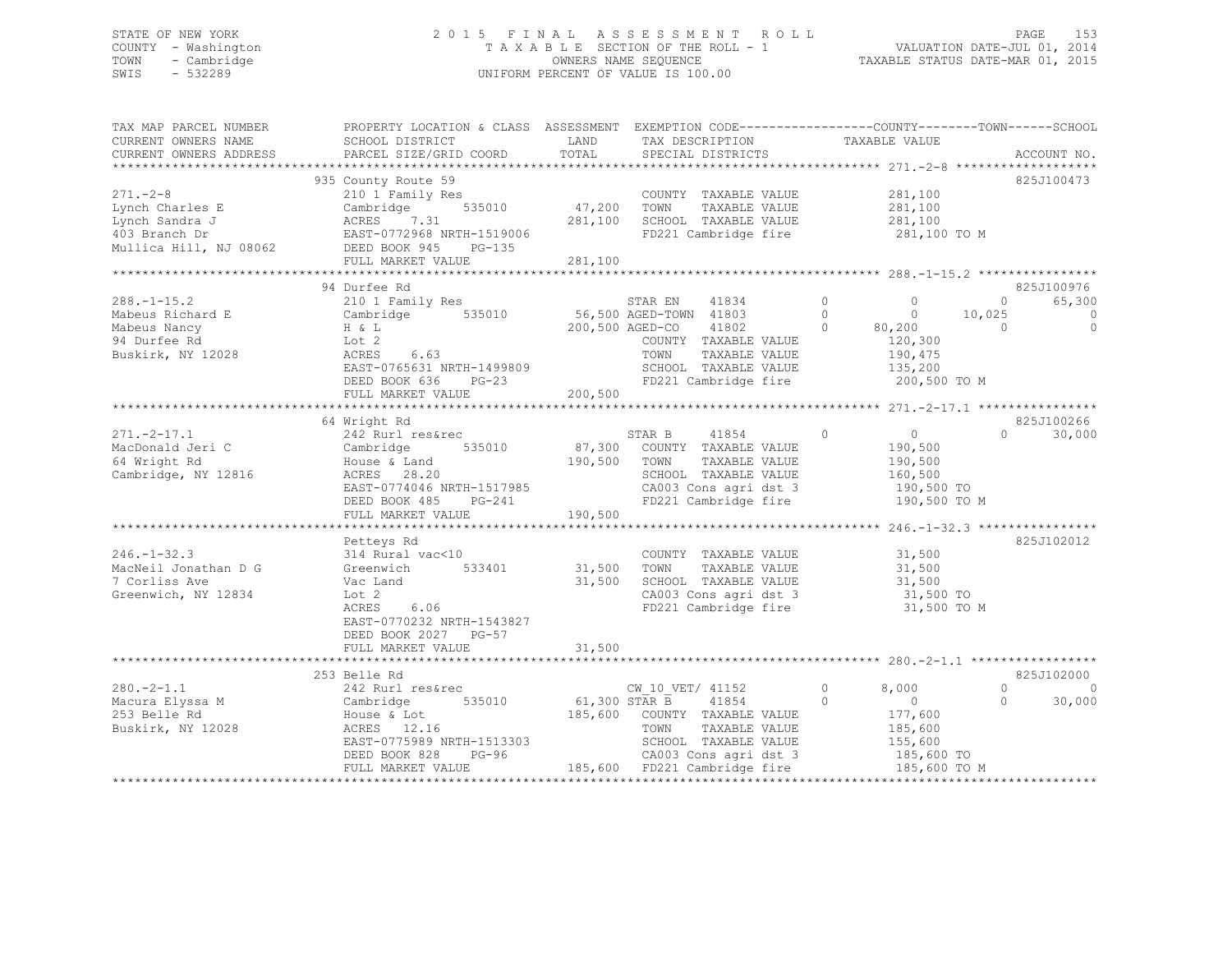STATE OF NEW YORK
COUNTY - Washington
TOWN - Cambridge
SWIS - 532289

2 0 1 5 F I N A L A S S E S S M E N T R O L L
T A X A B L E SECTION OF THE ROLL - 1
OWNERS NAME SEQUENCE
UNIFORM PERCENT OF VALUE IS 100.00

VALUATION DATE-JUL 01, 2014
TAXABLE STATUS DATE-MAR 01, 2015

```
TAX MAP PARCEL NUMBER     PROPERTY LOCATION & CLASS  ASSESSMENT  EXEMPTION CODE------------------COUNTY--------TOWN------SCHOOL
CURRENT OWNERS NAME       SCHOOL DISTRICT               LAND      TAX DESCRIPTION             TAXABLE VALUE
CURRENT OWNERS ADDRESS    PARCEL SIZE/GRID COORD        TOTAL     SPECIAL DISTRICTS                                    ACCOUNT NO.
******************************************************************************************* 271.-2-8 *******************
                          935 County Route 59                                                                     825J100473
271.-2-8                  210 1 Family Res                        COUNTY  TAXABLE VALUE          281,100
Lynch Charles E           Cambridge        535010       47,200    TOWN    TAXABLE VALUE          281,100
Lynch Sandra J            ACRES    7.31                281,100    SCHOOL  TAXABLE VALUE          281,100
403 Branch Dr             EAST-0772968 NRTH-1519006               FD221 Cambridge fire            281,100 TO M
Mullica Hill, NJ 08062    DEED BOOK 945    PG-135
                          FULL MARKET VALUE            281,100
******************************************************************************************* 288.-1-15.2 ****************
                          94 Durfee Rd                                                                            825J100976
288.-1-15.2               210 1 Family Res                   STAR EN      41834       0            0           0      65,300
Mabeus Richard E          Cambridge        535010       56,500 AGED-TOWN  41803       0            0      10,025           0
Mabeus Nancy              H & L                        200,500 AGED-CO    41802       0       80,200           0           0
94 Durfee Rd              Lot 2                                   COUNTY  TAXABLE VALUE          120,300
Buskirk, NY 12028         ACRES    6.63                           TOWN    TAXABLE VALUE          190,475
                          EAST-0765631 NRTH-1499809               SCHOOL  TAXABLE VALUE          135,200
                          DEED BOOK 636    PG-23                  FD221 Cambridge fire            200,500 TO M
                          FULL MARKET VALUE            200,500
******************************************************************************************* 271.-2-17.1 ****************
                          64 Wright Rd                                                                            825J100266
271.-2-17.1               242 Rurl res&rec                   STAR B       41854       0            0           0      30,000
MacDonald Jeri C          Cambridge        535010       87,300    COUNTY  TAXABLE VALUE          190,500
64 Wright Rd              House & Land                 190,500    TOWN    TAXABLE VALUE          190,500
Cambridge, NY 12816       ACRES   28.20                           SCHOOL  TAXABLE VALUE          160,500
                          EAST-0774046 NRTH-1517985               CA003 Cons agri dst 3           190,500 TO
                          DEED BOOK 485    PG-241                 FD221 Cambridge fire            190,500 TO M
                          FULL MARKET VALUE            190,500
******************************************************************************************* 246.-1-32.3 ****************
                          Petteys Rd                                                                              825J102012
246.-1-32.3               314 Rural vac<10                        COUNTY  TAXABLE VALUE           31,500
MacNeil Jonathan D G      Greenwich        533401       31,500    TOWN    TAXABLE VALUE           31,500
7 Corliss Ave             Vac Land                      31,500    SCHOOL  TAXABLE VALUE           31,500
Greenwich, NY 12834       Lot 2                                   CA003 Cons agri dst 3            31,500 TO
                          ACRES    6.06                           FD221 Cambridge fire             31,500 TO M
                          EAST-0770232 NRTH-1543827
                          DEED BOOK 2027   PG-57
                          FULL MARKET VALUE             31,500
******************************************************************************************* 280.-2-1.1 *****************
                          253 Belle Rd                                                                            825J102000
280.-2-1.1                242 Rurl res&rec                   CW_10_VET/   41152       0        8,000           0           0
Macura Elyssa M           Cambridge        535010       61,300 STAR B     41854       0            0           0      30,000
253 Belle Rd              House & Lot                  185,600    COUNTY  TAXABLE VALUE          177,600
Buskirk, NY 12028         ACRES   12.16                           TOWN    TAXABLE VALUE          185,600
                          EAST-0775989 NRTH-1513303               SCHOOL  TAXABLE VALUE          155,600
                          DEED BOOK 828    PG-96                  CA003 Cons agri dst 3           185,600 TO
                          FULL MARKET VALUE            185,600    FD221 Cambridge fire            185,600 TO M
**************************************************************************************************************************
```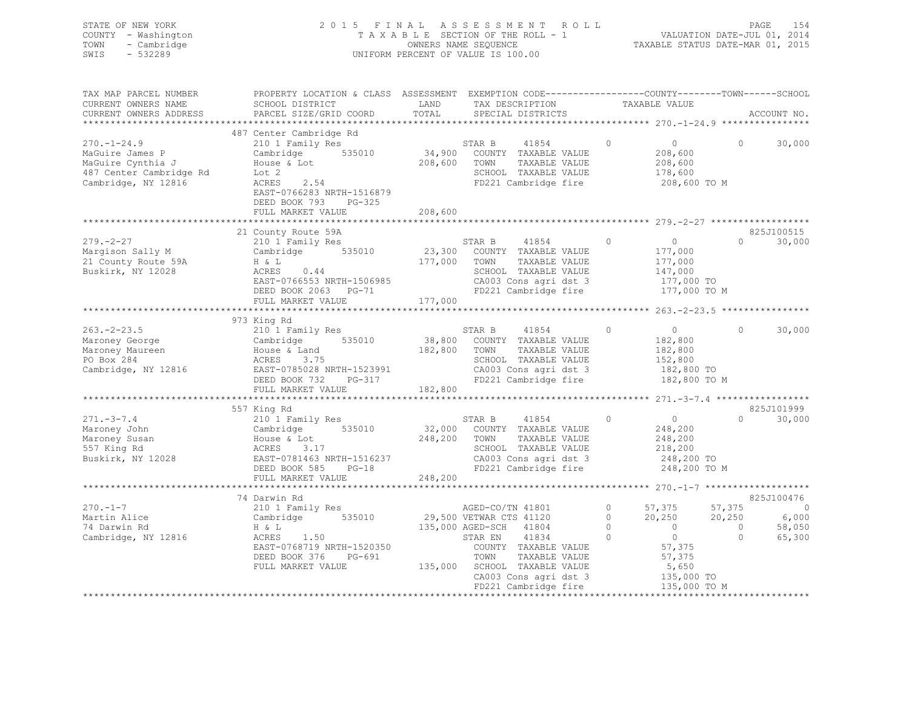STATE OF NEW YORK
COUNTY - Washington
TOWN - Cambridge
SWIS - 532289

2 0 1 5 F I N A L A S S E S S M E N T R O L L
T A X A B L E SECTION OF THE ROLL - 1
OWNERS NAME SEQUENCE
UNIFORM PERCENT OF VALUE IS 100.00

VALUATION DATE-JUL 01, 2014
TAXABLE STATUS DATE-MAR 01, 2015

| TAX MAP PARCEL NUMBER / CURRENT OWNERS NAME / CURRENT OWNERS ADDRESS | PROPERTY LOCATION & CLASS / SCHOOL DISTRICT / PARCEL SIZE/GRID COORD | ASSESSMENT LAND / TOTAL | EXEMPTION CODE / TAX DESCRIPTION / SPECIAL DISTRICTS | COUNTY TAXABLE VALUE | TOWN | SCHOOL / ACCOUNT NO. |
|---|---|---|---|---|---|---|
| **270.-1-24.9** | 487 Center Cambridge Rd | | | | | |
| 270.-1-24.9 | 210 1 Family Res | | STAR B 41854 0 | 0 | 0 | 30,000 |
| MaGuire James P | Cambridge 535010 | 34,900 | COUNTY TAXABLE VALUE | 208,600 | | |
| MaGuire Cynthia J | House & Lot | 208,600 | TOWN TAXABLE VALUE | 208,600 | | |
| 487 Center Cambridge Rd | Lot 2 | | SCHOOL TAXABLE VALUE | 178,600 | | |
| Cambridge, NY 12816 | ACRES 2.54 | | FD221 Cambridge fire | 208,600 TO M | | |
| | EAST-0766283 NRTH-1516879 | | | | | |
| | DEED BOOK 793 PG-325 | | | | | |
| | FULL MARKET VALUE | 208,600 | | | | |
| **279.-2-27** | 21 County Route 59A | | | | | 825J100515 |
| 279.-2-27 | 210 1 Family Res | | STAR B 41854 0 | 0 | 0 | 30,000 |
| Margison Sally M | Cambridge 535010 | 23,300 | COUNTY TAXABLE VALUE | 177,000 | | |
| 21 County Route 59A | H & L | 177,000 | TOWN TAXABLE VALUE | 177,000 | | |
| Buskirk, NY 12028 | ACRES 0.44 | | SCHOOL TAXABLE VALUE | 147,000 | | |
| | EAST-0766553 NRTH-1506985 | | CA003 Cons agri dst 3 | 177,000 TO | | |
| | DEED BOOK 2063 PG-71 | | FD221 Cambridge fire | 177,000 TO M | | |
| | FULL MARKET VALUE | 177,000 | | | | |
| **263.-2-23.5** | 973 King Rd | | | | | |
| 263.-2-23.5 | 210 1 Family Res | | STAR B 41854 0 | 0 | 0 | 30,000 |
| Maroney George | Cambridge 535010 | 38,800 | COUNTY TAXABLE VALUE | 182,800 | | |
| Maroney Maureen | House & Land | 182,800 | TOWN TAXABLE VALUE | 182,800 | | |
| PO Box 284 | ACRES 3.75 | | SCHOOL TAXABLE VALUE | 152,800 | | |
| Cambridge, NY 12816 | EAST-0785028 NRTH-1523991 | | CA003 Cons agri dst 3 | 182,800 TO | | |
| | DEED BOOK 732 PG-317 | | FD221 Cambridge fire | 182,800 TO M | | |
| | FULL MARKET VALUE | 182,800 | | | | |
| **271.-3-7.4** | 557 King Rd | | | | | 825J101999 |
| 271.-3-7.4 | 210 1 Family Res | | STAR B 41854 0 | 0 | 0 | 30,000 |
| Maroney John | Cambridge 535010 | 32,000 | COUNTY TAXABLE VALUE | 248,200 | | |
| Maroney Susan | House & Lot | 248,200 | TOWN TAXABLE VALUE | 248,200 | | |
| 557 King Rd | ACRES 3.17 | | SCHOOL TAXABLE VALUE | 218,200 | | |
| Buskirk, NY 12028 | EAST-0781463 NRTH-1516237 | | CA003 Cons agri dst 3 | 248,200 TO | | |
| | DEED BOOK 585 PG-18 | | FD221 Cambridge fire | 248,200 TO M | | |
| | FULL MARKET VALUE | 248,200 | | | | |
| **270.-1-7** | 74 Darwin Rd | | | | | 825J100476 |
| 270.-1-7 | 210 1 Family Res | | AGED-CO/TN 41801 0 | 57,375 | 57,375 | 0 |
| Martin Alice | Cambridge 535010 | 29,500 | VETWAR CTS 41120 0 | 20,250 | 20,250 | 6,000 |
| 74 Darwin Rd | H & L | 135,000 | AGED-SCH 41804 0 | 0 | 0 | 58,050 |
| Cambridge, NY 12816 | ACRES 1.50 | | STAR EN 41834 0 | 0 | 0 | 65,300 |
| | EAST-0768719 NRTH-1520350 | | COUNTY TAXABLE VALUE | 57,375 | | |
| | DEED BOOK 376 PG-691 | | TOWN TAXABLE VALUE | 57,375 | | |
| | FULL MARKET VALUE | 135,000 | SCHOOL TAXABLE VALUE | 5,650 | | |
| | | | CA003 Cons agri dst 3 | 135,000 TO | | |
| | | | FD221 Cambridge fire | 135,000 TO M | | |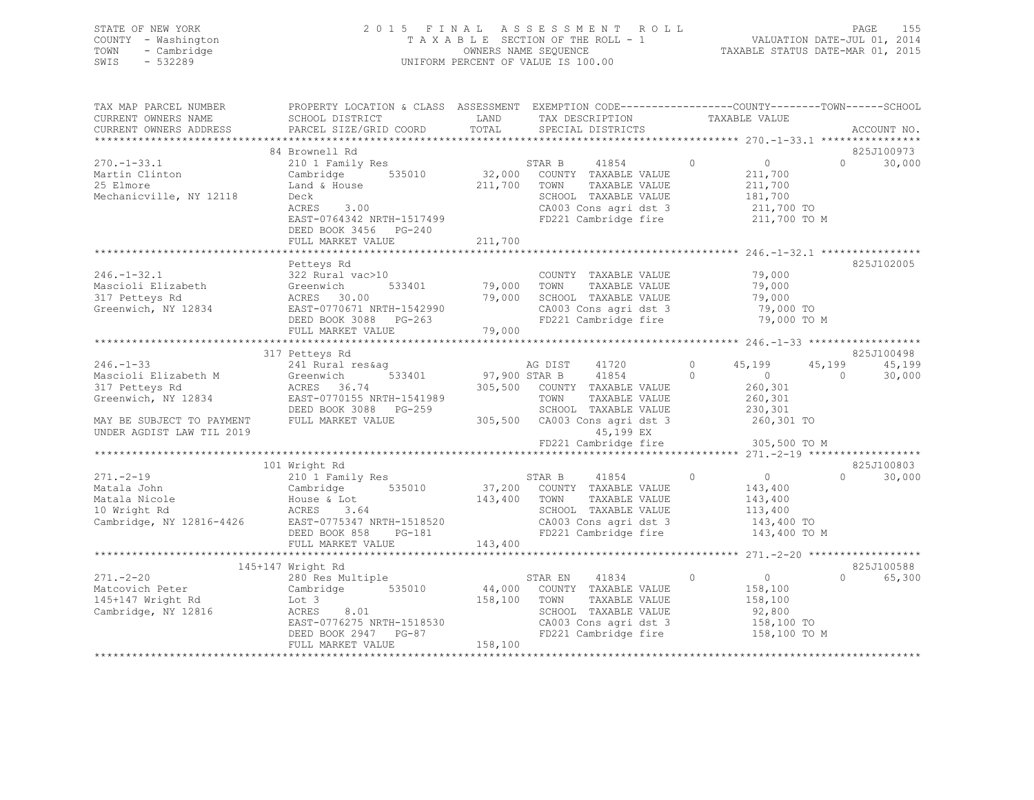STATE OF NEW YORK
COUNTY - Washington
TOWN - Cambridge
SWIS - 532289

2015 FINAL ASSESSMENT ROLL
TAXABLE SECTION OF THE ROLL - 1
OWNERS NAME SEQUENCE
UNIFORM PERCENT OF VALUE IS 100.00

VALUATION DATE-JUL 01, 2014
TAXABLE STATUS DATE-MAR 01, 2015

```
TAX MAP PARCEL NUMBER     PROPERTY LOCATION & CLASS  ASSESSMENT  EXEMPTION CODE-----------------COUNTY--------TOWN------SCHOOL
CURRENT OWNERS NAME       SCHOOL DISTRICT              LAND      TAX DESCRIPTION             TAXABLE VALUE
CURRENT OWNERS ADDRESS    PARCEL SIZE/GRID COORD       TOTAL     SPECIAL DISTRICTS                                   ACCOUNT NO.
******************************************************************************************* 270.-1-33.1 ****************
                          84 Brownell Rd                                                                          825J100973
270.-1-33.1               210 1 Family Res                       STAR B    41854         0          0           0     30,000
Martin Clinton            Cambridge      535010        32,000    COUNTY  TAXABLE VALUE            211,700
25 Elmore                 Land & House                211,700    TOWN    TAXABLE VALUE            211,700
Mechanicville, NY 12118   Deck                                   SCHOOL  TAXABLE VALUE            181,700
                          ACRES     3.00                         CA003 Cons agri dst 3            211,700 TO
                          EAST-0764342 NRTH-1517499              FD221 Cambridge fire             211,700 TO M
                          DEED BOOK 3456   PG-240
                          FULL MARKET VALUE           211,700
******************************************************************************************* 246.-1-32.1 ****************
                          Petteys Rd                                                                              825J102005
246.-1-32.1               322 Rural vac>10                       COUNTY  TAXABLE VALUE             79,000
Mascioli Elizabeth        Greenwich      533401        79,000    TOWN    TAXABLE VALUE             79,000
317 Petteys Rd            ACRES    30.00               79,000    SCHOOL  TAXABLE VALUE             79,000
Greenwich, NY 12834       EAST-0770671 NRTH-1542990              CA003 Cons agri dst 3             79,000 TO
                          DEED BOOK 3088   PG-263                FD221 Cambridge fire              79,000 TO M
                          FULL MARKET VALUE            79,000
******************************************************************************************* 246.-1-33 ******************
                          317 Petteys Rd                                                                          825J100498
246.-1-33                 241 Rural res&ag                       AG DIST   41720         0     45,199      45,199     45,199
Mascioli Elizabeth M      Greenwich      533401        97,900 STAR B    41854         0          0           0     30,000
317 Petteys Rd            ACRES    36.74              305,500    COUNTY  TAXABLE VALUE            260,301
Greenwich, NY 12834       EAST-0770155 NRTH-1541989              TOWN    TAXABLE VALUE            260,301
                          DEED BOOK 3088   PG-259                SCHOOL  TAXABLE VALUE            230,301
MAY BE SUBJECT TO PAYMENT FULL MARKET VALUE           305,500    CA003 Cons agri dst 3            260,301 TO
UNDER AGDIST LAW TIL 2019                                              45,199 EX
                                                                 FD221 Cambridge fire             305,500 TO M
******************************************************************************************* 271.-2-19 ******************
                          101 Wright Rd                                                                           825J100803
271.-2-19                 210 1 Family Res                       STAR B    41854         0          0           0     30,000
Matala John               Cambridge      535010        37,200    COUNTY  TAXABLE VALUE            143,400
Matala Nicole             House & Lot                 143,400    TOWN    TAXABLE VALUE            143,400
10 Wright Rd              ACRES     3.64                         SCHOOL  TAXABLE VALUE            113,400
Cambridge, NY 12816-4426  EAST-0775347 NRTH-1518520              CA003 Cons agri dst 3            143,400 TO
                          DEED BOOK 858    PG-181                FD221 Cambridge fire             143,400 TO M
                          FULL MARKET VALUE           143,400
******************************************************************************************* 271.-2-20 ******************
                          145+147 Wright Rd                                                                       825J100588
271.-2-20                 280 Res Multiple                       STAR EN   41834         0          0           0     65,300
Matcovich Peter           Cambridge      535010        44,000    COUNTY  TAXABLE VALUE            158,100
145+147 Wright Rd         Lot 3                       158,100    TOWN    TAXABLE VALUE            158,100
Cambridge, NY 12816       ACRES     8.01                         SCHOOL  TAXABLE VALUE             92,800
                          EAST-0776275 NRTH-1518530              CA003 Cons agri dst 3            158,100 TO
                          DEED BOOK 2947   PG-87                 FD221 Cambridge fire             158,100 TO M
                          FULL MARKET VALUE           158,100
************************************************************************************************************************
```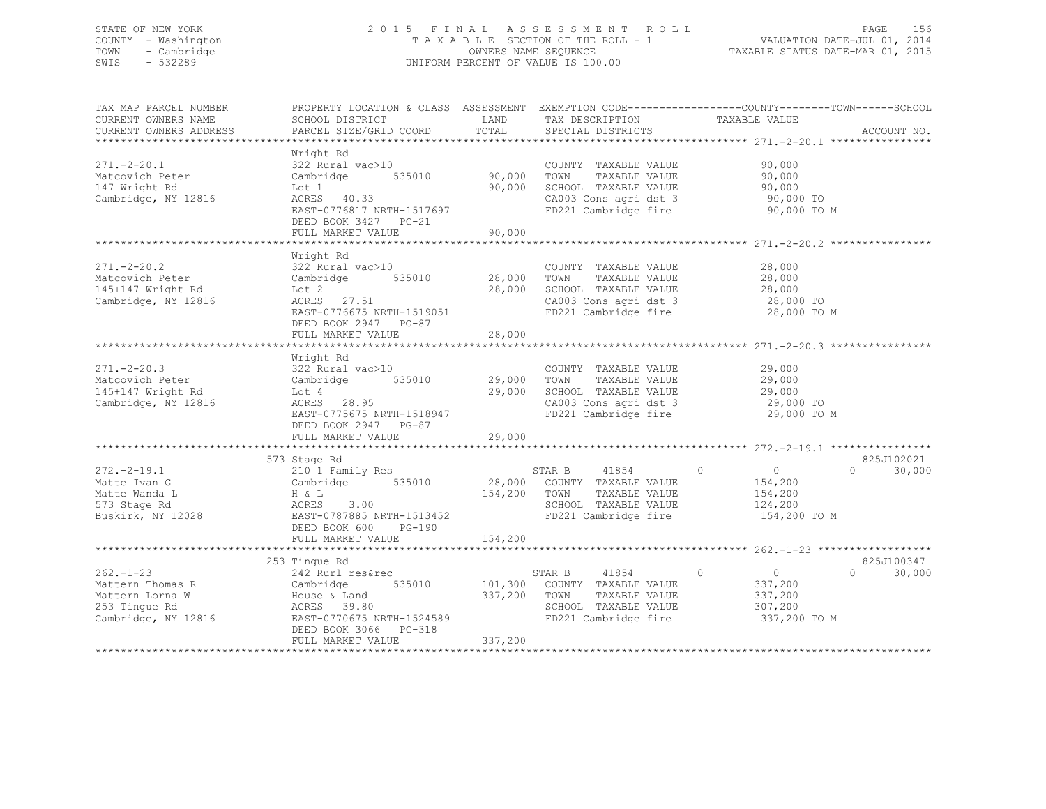STATE OF NEW YORK
COUNTY - Washington
TOWN - Cambridge
SWIS - 532289

2015 FINAL ASSESSMENT ROLL
TAXABLE SECTION OF THE ROLL - 1
OWNERS NAME SEQUENCE
UNIFORM PERCENT OF VALUE IS 100.00

VALUATION DATE-JUL 01, 2014
TAXABLE STATUS DATE-MAR 01, 2015

| TAX MAP PARCEL NUMBER / CURRENT OWNERS NAME / CURRENT OWNERS ADDRESS | PROPERTY LOCATION & CLASS / SCHOOL DISTRICT / PARCEL SIZE/GRID COORD | ASSESSMENT LAND / TOTAL | EXEMPTION CODE / TAX DESCRIPTION / SPECIAL DISTRICTS | COUNTY / TOWN / SCHOOL TAXABLE VALUE | ACCOUNT NO. |
|---|---|---|---|---|---|
| 271.-2-20.1 | Wright Rd | | | | |
| Matcovich Peter | 322 Rural vac>10 | | COUNTY TAXABLE VALUE | 90,000 | |
| 147 Wright Rd | Cambridge 535010 | 90,000 | TOWN TAXABLE VALUE | 90,000 | |
| Cambridge, NY 12816 | Lot 1 | 90,000 | SCHOOL TAXABLE VALUE | 90,000 | |
| | ACRES 40.33 | | CA003 Cons agri dst 3 | 90,000 TO | |
| | EAST-0776817 NRTH-1517697 | | FD221 Cambridge fire | 90,000 TO M | |
| | DEED BOOK 3427 PG-21 | | | | |
| | FULL MARKET VALUE | 90,000 | | | |
| 271.-2-20.2 | Wright Rd | | | | |
| Matcovich Peter | 322 Rural vac>10 | | COUNTY TAXABLE VALUE | 28,000 | |
| 145+147 Wright Rd | Cambridge 535010 | 28,000 | TOWN TAXABLE VALUE | 28,000 | |
| Cambridge, NY 12816 | Lot 2 | 28,000 | SCHOOL TAXABLE VALUE | 28,000 | |
| | ACRES 27.51 | | CA003 Cons agri dst 3 | 28,000 TO | |
| | EAST-0776675 NRTH-1519051 | | FD221 Cambridge fire | 28,000 TO M | |
| | DEED BOOK 2947 PG-87 | | | | |
| | FULL MARKET VALUE | 28,000 | | | |
| 271.-2-20.3 | Wright Rd | | | | |
| Matcovich Peter | 322 Rural vac>10 | | COUNTY TAXABLE VALUE | 29,000 | |
| 145+147 Wright Rd | Cambridge 535010 | 29,000 | TOWN TAXABLE VALUE | 29,000 | |
| Cambridge, NY 12816 | Lot 4 | 29,000 | SCHOOL TAXABLE VALUE | 29,000 | |
| | ACRES 28.95 | | CA003 Cons agri dst 3 | 29,000 TO | |
| | EAST-0775675 NRTH-1518947 | | FD221 Cambridge fire | 29,000 TO M | |
| | DEED BOOK 2947 PG-87 | | | | |
| | FULL MARKET VALUE | 29,000 | | | |
| 272.-2-19.1 | 573 Stage Rd | | | | 825J102021 |
| Matte Ivan G | 210 1 Family Res | | STAR B 41854 | 0 0 30,000 | |
| Matte Wanda L | Cambridge 535010 | 28,000 | COUNTY TAXABLE VALUE | 154,200 | |
| 573 Stage Rd | H & L | 154,200 | TOWN TAXABLE VALUE | 154,200 | |
| Buskirk, NY 12028 | ACRES 3.00 | | SCHOOL TAXABLE VALUE | 124,200 | |
| | EAST-0787885 NRTH-1513452 | | FD221 Cambridge fire | 154,200 TO M | |
| | DEED BOOK 600 PG-190 | | | | |
| | FULL MARKET VALUE | 154,200 | | | |
| 262.-1-23 | 253 Tingue Rd | | | | 825J100347 |
| Mattern Thomas R | 242 Rurl res&rec | | STAR B 41854 | 0 0 30,000 | |
| Mattern Lorna W | Cambridge 535010 | 101,300 | COUNTY TAXABLE VALUE | 337,200 | |
| 253 Tingue Rd | House & Land | 337,200 | TOWN TAXABLE VALUE | 337,200 | |
| Cambridge, NY 12816 | ACRES 39.80 | | SCHOOL TAXABLE VALUE | 307,200 | |
| | EAST-0770675 NRTH-1524589 | | FD221 Cambridge fire | 337,200 TO M | |
| | DEED BOOK 3066 PG-318 | | | | |
| | FULL MARKET VALUE | 337,200 | | | |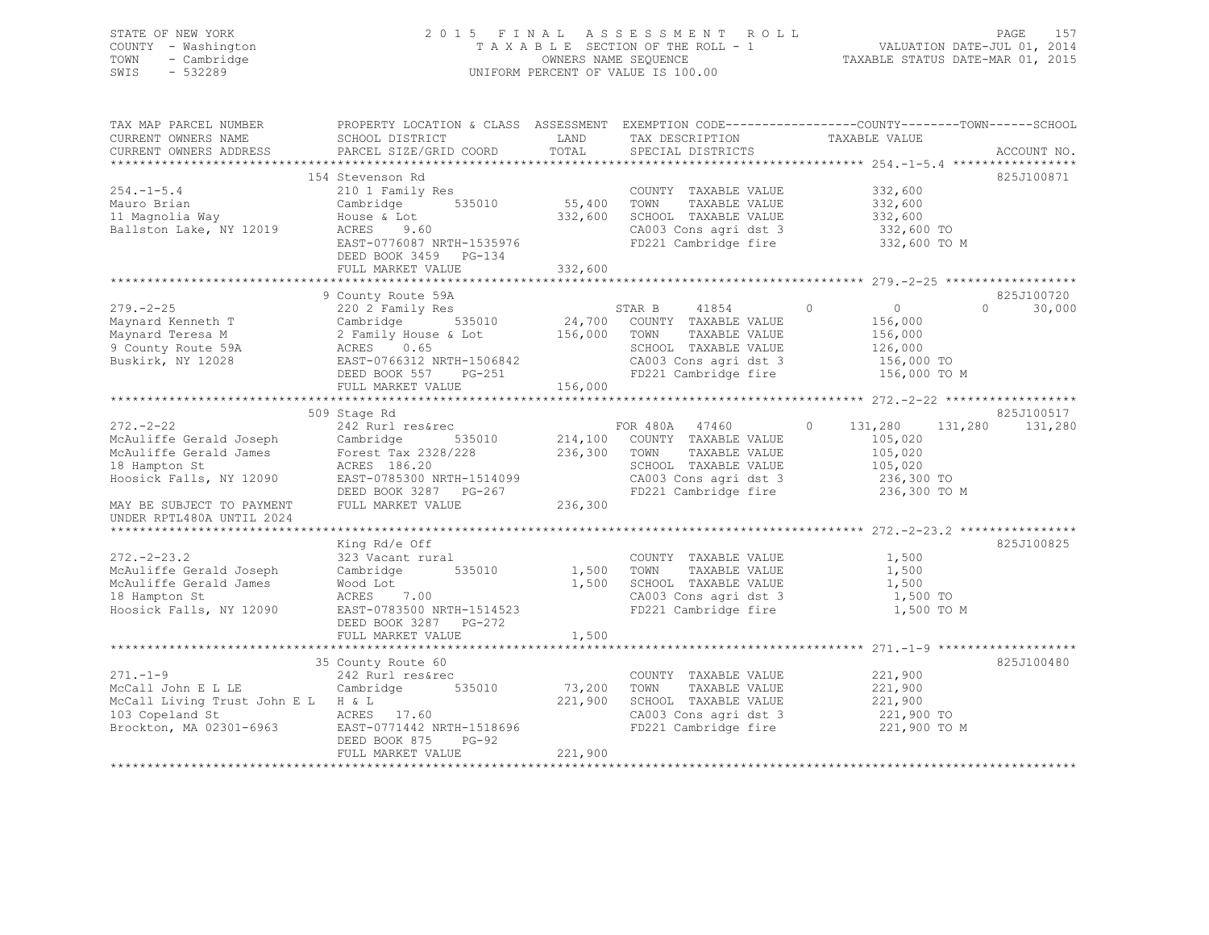STATE OF NEW YORK
COUNTY - Washington
TOWN - Cambridge
SWIS - 532289

2015 FINAL ASSESSMENT ROLL
TAXABLE SECTION OF THE ROLL - 1
OWNERS NAME SEQUENCE
UNIFORM PERCENT OF VALUE IS 100.00

VALUATION DATE-JUL 01, 2014
TAXABLE STATUS DATE-MAR 01, 2015

| TAX MAP PARCEL NUMBER / CURRENT OWNERS NAME / CURRENT OWNERS ADDRESS | PROPERTY LOCATION & CLASS / SCHOOL DISTRICT / PARCEL SIZE/GRID COORD | ASSESSMENT LAND / TOTAL | EXEMPTION CODE / TAX DESCRIPTION / SPECIAL DISTRICTS | COUNTY TAXABLE VALUE | TOWN | SCHOOL | ACCOUNT NO. |
|---|---|---|---|---|---|---|---|
| 254.-1-5.4 | 154 Stevenson Rd | | | | | | 825J100871 |
| | 210 1 Family Res | | COUNTY TAXABLE VALUE | 332,600 | | | |
| Mauro Brian | Cambridge 535010 | 55,400 | TOWN TAXABLE VALUE | 332,600 | | | |
| 11 Magnolia Way | House & Lot | 332,600 | SCHOOL TAXABLE VALUE | 332,600 | | | |
| Ballston Lake, NY 12019 | ACRES 9.60 | | CA003 Cons agri dst 3 | 332,600 TO | | | |
| | EAST-0776087 NRTH-1535976 | | FD221 Cambridge fire | 332,600 TO M | | | |
| | DEED BOOK 3459 PG-134 | | | | | | |
| | FULL MARKET VALUE | 332,600 | | | | | |
| 279.-2-25 | 9 County Route 59A | | | | | | 825J100720 |
| | 220 2 Family Res | | STAR B 41854 | 0 | 0 | 30,000 | |
| Maynard Kenneth T | Cambridge 535010 | 24,700 | COUNTY TAXABLE VALUE | 156,000 | | | |
| Maynard Teresa M | 2 Family House & Lot | 156,000 | TOWN TAXABLE VALUE | 156,000 | | | |
| 9 County Route 59A | ACRES 0.65 | | SCHOOL TAXABLE VALUE | 126,000 | | | |
| Buskirk, NY 12028 | EAST-0766312 NRTH-1506842 | | CA003 Cons agri dst 3 | 156,000 TO | | | |
| | DEED BOOK 557 PG-251 | | FD221 Cambridge fire | 156,000 TO M | | | |
| | FULL MARKET VALUE | 156,000 | | | | | |
| 272.-2-22 | 509 Stage Rd | | | | | | 825J100517 |
| | 242 Rurl res&rec | | FOR 480A 47460 | 131,280 | 131,280 | 131,280 | |
| McAuliffe Gerald Joseph | Cambridge 535010 | 214,100 | COUNTY TAXABLE VALUE | 105,020 | | | |
| McAuliffe Gerald James | Forest Tax 2328/228 | 236,300 | TOWN TAXABLE VALUE | 105,020 | | | |
| 18 Hampton St | ACRES 186.20 | | SCHOOL TAXABLE VALUE | 105,020 | | | |
| Hoosick Falls, NY 12090 | EAST-0785300 NRTH-1514099 | | CA003 Cons agri dst 3 | 236,300 TO | | | |
| | DEED BOOK 3287 PG-267 | | FD221 Cambridge fire | 236,300 TO M | | | |
| MAY BE SUBJECT TO PAYMENT UNDER RPTL480A UNTIL 2024 | FULL MARKET VALUE | 236,300 | | | | | |
| 272.-2-23.2 | King Rd/e Off | | | | | | 825J100825 |
| | 323 Vacant rural | | COUNTY TAXABLE VALUE | 1,500 | | | |
| McAuliffe Gerald Joseph | Cambridge 535010 | 1,500 | TOWN TAXABLE VALUE | 1,500 | | | |
| McAuliffe Gerald James | Wood Lot | 1,500 | SCHOOL TAXABLE VALUE | 1,500 | | | |
| 18 Hampton St | ACRES 7.00 | | CA003 Cons agri dst 3 | 1,500 TO | | | |
| Hoosick Falls, NY 12090 | EAST-0783500 NRTH-1514523 | | FD221 Cambridge fire | 1,500 TO M | | | |
| | DEED BOOK 3287 PG-272 | | | | | | |
| | FULL MARKET VALUE | 1,500 | | | | | |
| 271.-1-9 | 35 County Route 60 | | | | | | 825J100480 |
| | 242 Rurl res&rec | | COUNTY TAXABLE VALUE | 221,900 | | | |
| McCall John E L LE | Cambridge 535010 | 73,200 | TOWN TAXABLE VALUE | 221,900 | | | |
| McCall Living Trust John E L | H & L | 221,900 | SCHOOL TAXABLE VALUE | 221,900 | | | |
| 103 Copeland St | ACRES 17.60 | | CA003 Cons agri dst 3 | 221,900 TO | | | |
| Brockton, MA 02301-6963 | EAST-0771442 NRTH-1518696 | | FD221 Cambridge fire | 221,900 TO M | | | |
| | DEED BOOK 875 PG-92 | | | | | | |
| | FULL MARKET VALUE | 221,900 | | | | | |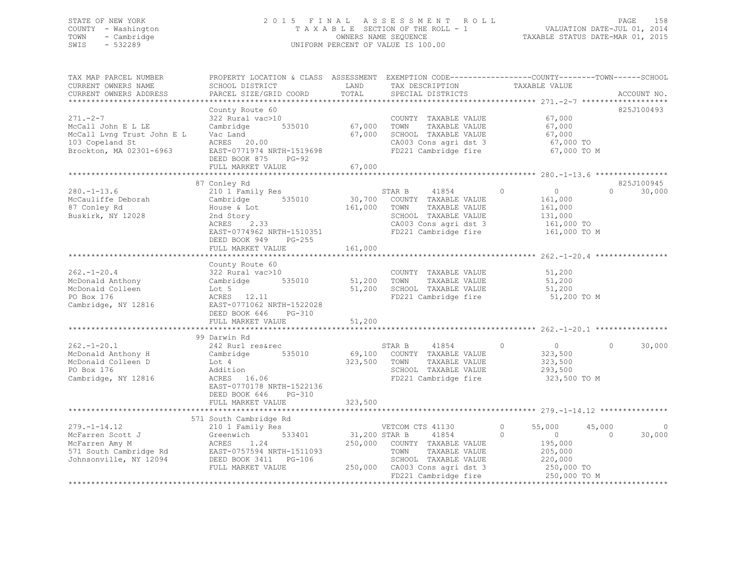STATE OF NEW YORK
COUNTY - Washington
TOWN - Cambridge
SWIS - 532289

2 0 1 5 F I N A L A S S E S S M E N T R O L L
T A X A B L E SECTION OF THE ROLL - 1
OWNERS NAME SEQUENCE
UNIFORM PERCENT OF VALUE IS 100.00

VALUATION DATE-JUL 01, 2014
TAXABLE STATUS DATE-MAR 01, 2015

| TAX MAP PARCEL NUMBER / CURRENT OWNERS NAME / CURRENT OWNERS ADDRESS | PROPERTY LOCATION & CLASS / SCHOOL DISTRICT / PARCEL SIZE/GRID COORD | ASSESSMENT LAND / TOTAL | EXEMPTION CODE / TAX DESCRIPTION / SPECIAL DISTRICTS | COUNTY TAXABLE VALUE | TOWN | SCHOOL / ACCOUNT NO. |
|---|---|---|---|---|---|---|
| **271.-2-7** | County Route 60 | | | | | 825J100493 |
| McCall John E L LE | 322 Rural vac>10 | | COUNTY TAXABLE VALUE | 67,000 | | |
| McCall Lvng Trust John E L | Cambridge 535010 | 67,000 | TOWN TAXABLE VALUE | 67,000 | | |
| 103 Copeland St | Vac Land | 67,000 | SCHOOL TAXABLE VALUE | 67,000 | | |
| Brockton, MA 02301-6963 | ACRES 20.00 | | CA003 Cons agri dst 3 | 67,000 TO | | |
| | EAST-0771974 NRTH-1519698 | | FD221 Cambridge fire | 67,000 TO M | | |
| | DEED BOOK 875 PG-92 | | | | | |
| | FULL MARKET VALUE | 67,000 | | | | |
| **280.-1-13.6** | 87 Conley Rd | | | | | 825J100945 |
| McCauliffe Deborah | 210 1 Family Res | | STAR B 41854 0 | 0 | 0 | 30,000 |
| 87 Conley Rd | Cambridge 535010 | 30,700 | COUNTY TAXABLE VALUE | 161,000 | | |
| Buskirk, NY 12028 | House & Lot | 161,000 | TOWN TAXABLE VALUE | 161,000 | | |
| | 2nd Story | | SCHOOL TAXABLE VALUE | 131,000 | | |
| | ACRES 2.33 | | CA003 Cons agri dst 3 | 161,000 TO | | |
| | EAST-0774962 NRTH-1510351 | | FD221 Cambridge fire | 161,000 TO M | | |
| | DEED BOOK 949 PG-255 | | | | | |
| | FULL MARKET VALUE | 161,000 | | | | |
| **262.-1-20.4** | County Route 60 | | | | | |
| McDonald Anthony | 322 Rural vac>10 | | COUNTY TAXABLE VALUE | 51,200 | | |
| McDonald Colleen | Cambridge 535010 | 51,200 | TOWN TAXABLE VALUE | 51,200 | | |
| PO Box 176 | Lot 5 | 51,200 | SCHOOL TAXABLE VALUE | 51,200 | | |
| Cambridge, NY 12816 | ACRES 12.11 | | FD221 Cambridge fire | 51,200 TO M | | |
| | EAST-0771062 NRTH-1522028 | | | | | |
| | DEED BOOK 646 PG-310 | | | | | |
| | FULL MARKET VALUE | 51,200 | | | | |
| **262.-1-20.1** | 99 Darwin Rd | | | | | |
| McDonald Anthony H | 242 Rurl res&rec | | STAR B 41854 0 | 0 | 0 | 30,000 |
| McDonald Colleen D | Cambridge 535010 | 69,100 | COUNTY TAXABLE VALUE | 323,500 | | |
| PO Box 176 | Lot 4 | 323,500 | TOWN TAXABLE VALUE | 323,500 | | |
| Cambridge, NY 12816 | Addition | | SCHOOL TAXABLE VALUE | 293,500 | | |
| | ACRES 16.06 | | FD221 Cambridge fire | 323,500 TO M | | |
| | EAST-0770178 NRTH-1522136 | | | | | |
| | DEED BOOK 646 PG-310 | | | | | |
| | FULL MARKET VALUE | 323,500 | | | | |
| **279.-1-14.12** | 571 South Cambridge Rd | | | | | |
| McFarren Scott J | 210 1 Family Res | | VETCOM CTS 41130 0 | 55,000 | 45,000 | 0 |
| McFarren Amy M | Greenwich 533401 | 31,200 | STAR B 41854 0 | 0 | 0 | 30,000 |
| 571 South Cambridge Rd | ACRES 1.24 | 250,000 | COUNTY TAXABLE VALUE | 195,000 | | |
| Johnsonville, NY 12094 | EAST-0757594 NRTH-1511093 | | TOWN TAXABLE VALUE | 205,000 | | |
| | DEED BOOK 3411 PG-106 | | SCHOOL TAXABLE VALUE | 220,000 | | |
| | FULL MARKET VALUE | 250,000 | CA003 Cons agri dst 3 | 250,000 TO | | |
| | | | FD221 Cambridge fire | 250,000 TO M | | |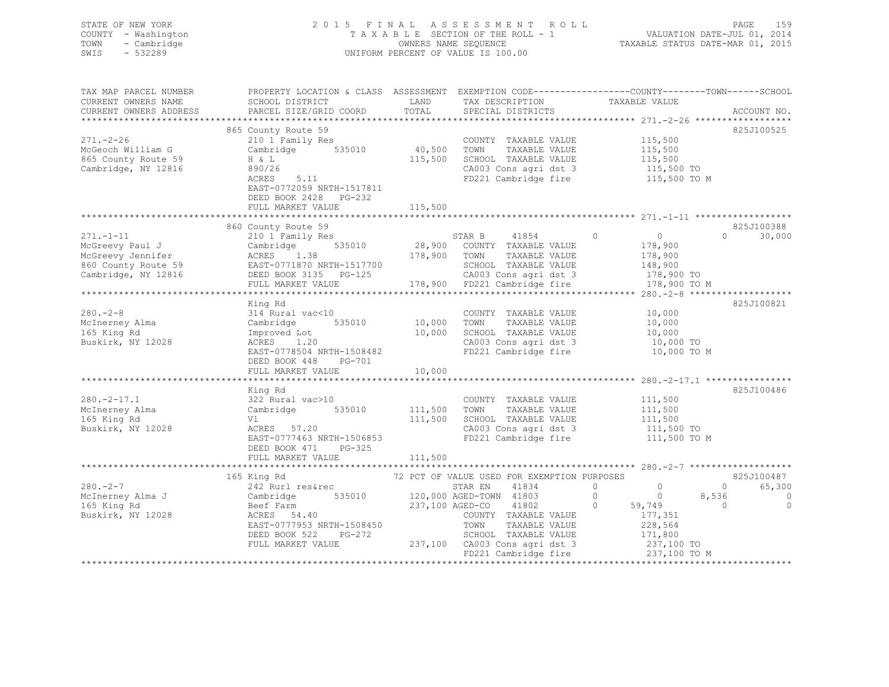STATE OF NEW YORK
COUNTY - Washington
TOWN - Cambridge
SWIS - 532289

# 2015 FINAL ASSESSMENT ROLL
TAXABLE SECTION OF THE ROLL - 1
OWNERS NAME SEQUENCE
UNIFORM PERCENT OF VALUE IS 100.00

VALUATION DATE-JUL 01, 2014
TAXABLE STATUS DATE-MAR 01, 2015

```
TAX MAP PARCEL NUMBER     PROPERTY LOCATION & CLASS  ASSESSMENT  EXEMPTION CODE------------------COUNTY--------TOWN------SCHOOL
CURRENT OWNERS NAME       SCHOOL DISTRICT               LAND      TAX DESCRIPTION              TAXABLE VALUE
CURRENT OWNERS ADDRESS    PARCEL SIZE/GRID COORD        TOTAL     SPECIAL DISTRICTS                                          ACCOUNT NO.
******************************************************************************************************* 271.-2-26 ******************
                          865 County Route 59                                                                                825J100525
271.-2-26                 210 1 Family Res                        COUNTY  TAXABLE VALUE           115,500
McGeoch William G         Cambridge        535010       40,500    TOWN    TAXABLE VALUE           115,500
865 County Route 59       H & L                        115,500    SCHOOL  TAXABLE VALUE           115,500
Cambridge, NY 12816       890/26                                  CA003 Cons agri dst 3            115,500 TO
                          ACRES     5.11                          FD221 Cambridge fire             115,500 TO M
                          EAST-0772059 NRTH-1517811
                          DEED BOOK 2428   PG-232
                          FULL MARKET VALUE            115,500
******************************************************************************************************* 271.-1-11 ******************
                          860 County Route 59                                                                                825J100388
271.-1-11                 210 1 Family Res                        STAR B      41854           0          0             0      30,000
McGreevy Paul J           Cambridge        535010       28,900    COUNTY  TAXABLE VALUE           178,900
McGreevy Jennifer         ACRES     1.38               178,900    TOWN    TAXABLE VALUE           178,900
860 County Route 59       EAST-0771870 NRTH-1517700               SCHOOL  TAXABLE VALUE           148,900
Cambridge, NY 12816       DEED BOOK 3135   PG-125                 CA003 Cons agri dst 3            178,900 TO
                          FULL MARKET VALUE            178,900    FD221 Cambridge fire             178,900 TO M
******************************************************************************************************* 280.-2-8 *******************
                          King Rd                                                                                            825J100821
280.-2-8                  314 Rural vac<10                        COUNTY  TAXABLE VALUE            10,000
McInerney Alma            Cambridge        535010       10,000    TOWN    TAXABLE VALUE            10,000
165 King Rd               Improved Lot                  10,000    SCHOOL  TAXABLE VALUE            10,000
Buskirk, NY 12028         ACRES     1.20                          CA003 Cons agri dst 3             10,000 TO
                          EAST-0778504 NRTH-1508482               FD221 Cambridge fire              10,000 TO M
                          DEED BOOK 448    PG-701
                          FULL MARKET VALUE             10,000
******************************************************************************************************* 280.-2-17.1 ****************
                          King Rd                                                                                            825J100486
280.-2-17.1               322 Rural vac>10                        COUNTY  TAXABLE VALUE           111,500
McInerney Alma            Cambridge        535010      111,500    TOWN    TAXABLE VALUE           111,500
165 King Rd               Vl                           111,500    SCHOOL  TAXABLE VALUE           111,500
Buskirk, NY 12028         ACRES    57.20                          CA003 Cons agri dst 3            111,500 TO
                          EAST-0777463 NRTH-1506853               FD221 Cambridge fire             111,500 TO M
                          DEED BOOK 471    PG-325
                          FULL MARKET VALUE            111,500
******************************************************************************************************* 280.-2-7 *******************
                          165 King Rd                     72 PCT OF VALUE USED FOR EXEMPTION PURPOSES                        825J100487
280.-2-7                  242 Rurl res&rec                        STAR EN     41834           0          0             0      65,300
McInerney Alma J          Cambridge        535010      120,000 AGED-TOWN  41803               0          0         8,536           0
165 King Rd               Beef Farm                    237,100 AGED-CO    41802               0     59,749             0           0
Buskirk, NY 12028         ACRES    54.40                          COUNTY  TAXABLE VALUE           177,351
                          EAST-0777953 NRTH-1508450               TOWN    TAXABLE VALUE           228,564
                          DEED BOOK 522    PG-272                 SCHOOL  TAXABLE VALUE           171,800
                          FULL MARKET VALUE            237,100    CA003 Cons agri dst 3            237,100 TO
                                                                  FD221 Cambridge fire             237,100 TO M
************************************************************************************************************************************
```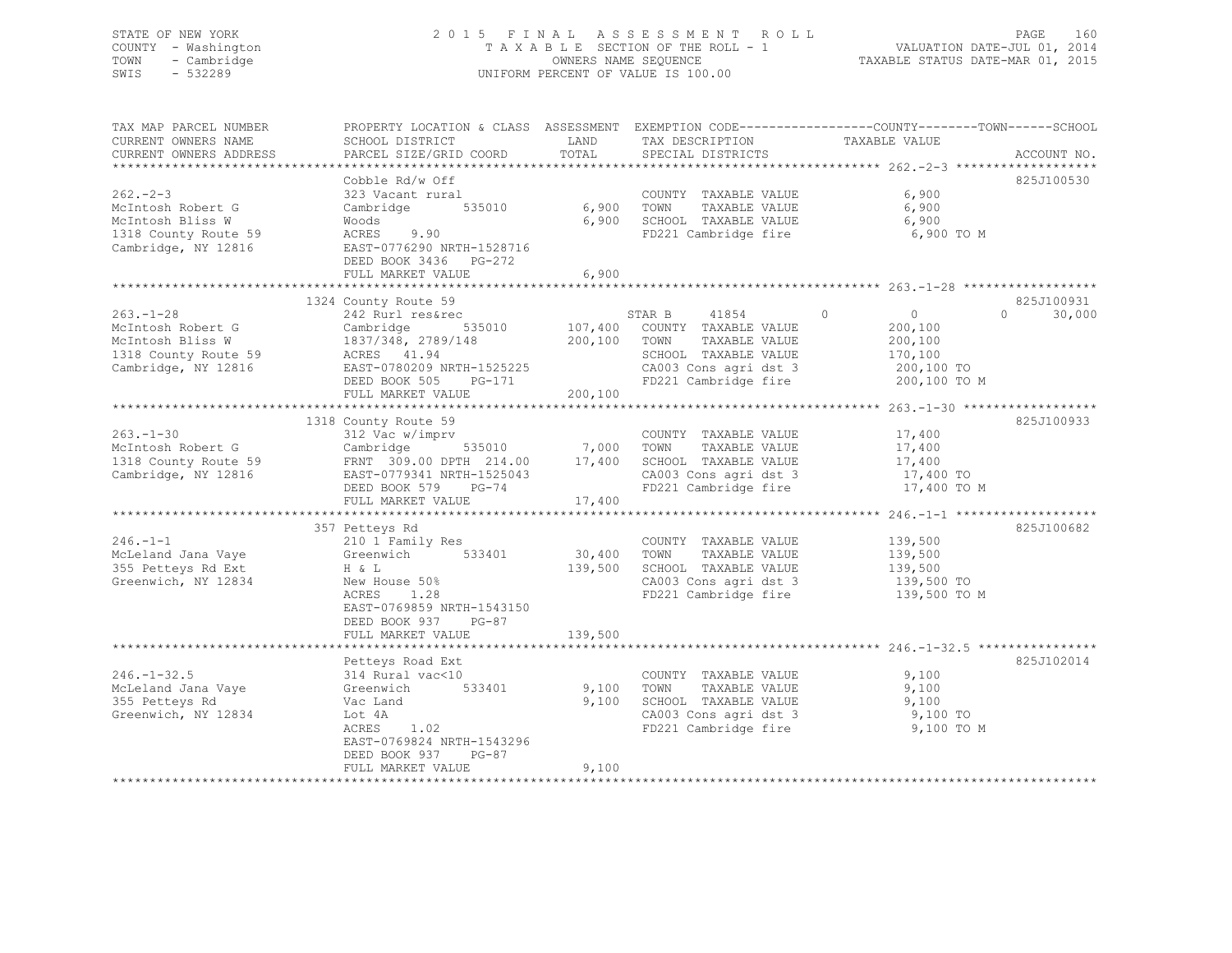STATE OF NEW YORK
COUNTY - Washington
TOWN - Cambridge
SWIS - 532289

# 2015 FINAL ASSESSMENT ROLL

TAXABLE SECTION OF THE ROLL - 1
OWNERS NAME SEQUENCE
UNIFORM PERCENT OF VALUE IS 100.00

VALUATION DATE-JUL 01, 2014
TAXABLE STATUS DATE-MAR 01, 2015

| TAX MAP PARCEL NUMBER / CURRENT OWNERS NAME / CURRENT OWNERS ADDRESS | PROPERTY LOCATION & CLASS / SCHOOL DISTRICT / PARCEL SIZE/GRID COORD | ASSESSMENT LAND | TOTAL | EXEMPTION CODE / TAX DESCRIPTION / SPECIAL DISTRICTS | COUNTY | TOWN | SCHOOL / TAXABLE VALUE | ACCOUNT NO. |
|---|---|---|---|---|---|---|---|---|
| **262.-2-3** | Cobble Rd/w Off | | | | | | | 825J100530 |
| 262.-2-3 | 323 Vacant rural | | | COUNTY TAXABLE VALUE | | | 6,900 | |
| McIntosh Robert G | Cambridge 535010 | 6,900 | | TOWN TAXABLE VALUE | | | 6,900 | |
| McIntosh Bliss W | Woods | | 6,900 | SCHOOL TAXABLE VALUE | | | 6,900 | |
| 1318 County Route 59 | ACRES 9.90 | | | FD221 Cambridge fire | | | 6,900 TO M | |
| Cambridge, NY 12816 | EAST-0776290 NRTH-1528716 | | | | | | | |
| | DEED BOOK 3436 PG-272 | | | | | | | |
| | FULL MARKET VALUE | | 6,900 | | | | | |
| **263.-1-28** | 1324 County Route 59 | | | | | | | 825J100931 |
| 263.-1-28 | 242 Rurl res&rec | | | STAR B 41854 | 0 | 0 | 0 / 30,000 | |
| McIntosh Robert G | Cambridge 535010 | 107,400 | | COUNTY TAXABLE VALUE | | | 200,100 | |
| McIntosh Bliss W | 1837/348, 2789/148 | | 200,100 | TOWN TAXABLE VALUE | | | 200,100 | |
| 1318 County Route 59 | ACRES 41.94 | | | SCHOOL TAXABLE VALUE | | | 170,100 | |
| Cambridge, NY 12816 | EAST-0780209 NRTH-1525225 | | | CA003 Cons agri dst 3 | | | 200,100 TO | |
| | DEED BOOK 505 PG-171 | | | FD221 Cambridge fire | | | 200,100 TO M | |
| | FULL MARKET VALUE | | 200,100 | | | | | |
| **263.-1-30** | 1318 County Route 59 | | | | | | | 825J100933 |
| 263.-1-30 | 312 Vac w/imprv | | | COUNTY TAXABLE VALUE | | | 17,400 | |
| McIntosh Robert G | Cambridge 535010 | 7,000 | | TOWN TAXABLE VALUE | | | 17,400 | |
| 1318 County Route 59 | FRNT 309.00 DPTH 214.00 | | 17,400 | SCHOOL TAXABLE VALUE | | | 17,400 | |
| Cambridge, NY 12816 | EAST-0779341 NRTH-1525043 | | | CA003 Cons agri dst 3 | | | 17,400 TO | |
| | DEED BOOK 579 PG-74 | | | FD221 Cambridge fire | | | 17,400 TO M | |
| | FULL MARKET VALUE | | 17,400 | | | | | |
| **246.-1-1** | 357 Petteys Rd | | | | | | | 825J100682 |
| 246.-1-1 | 210 1 Family Res | | | COUNTY TAXABLE VALUE | | | 139,500 | |
| McLeland Jana Vaye | Greenwich 533401 | 30,400 | | TOWN TAXABLE VALUE | | | 139,500 | |
| 355 Petteys Rd Ext | H & L | | 139,500 | SCHOOL TAXABLE VALUE | | | 139,500 | |
| Greenwich, NY 12834 | New House 50% | | | CA003 Cons agri dst 3 | | | 139,500 TO | |
| | ACRES 1.28 | | | FD221 Cambridge fire | | | 139,500 TO M | |
| | EAST-0769859 NRTH-1543150 | | | | | | | |
| | DEED BOOK 937 PG-87 | | | | | | | |
| | FULL MARKET VALUE | | 139,500 | | | | | |
| **246.-1-32.5** | Petteys Road Ext | | | | | | | 825J102014 |
| 246.-1-32.5 | 314 Rural vac<10 | | | COUNTY TAXABLE VALUE | | | 9,100 | |
| McLeland Jana Vaye | Greenwich 533401 | 9,100 | | TOWN TAXABLE VALUE | | | 9,100 | |
| 355 Petteys Rd | Vac Land | | 9,100 | SCHOOL TAXABLE VALUE | | | 9,100 | |
| Greenwich, NY 12834 | Lot 4A | | | CA003 Cons agri dst 3 | | | 9,100 TO | |
| | ACRES 1.02 | | | FD221 Cambridge fire | | | 9,100 TO M | |
| | EAST-0769824 NRTH-1543296 | | | | | | | |
| | DEED BOOK 937 PG-87 | | | | | | | |
| | FULL MARKET VALUE | | 9,100 | | | | | |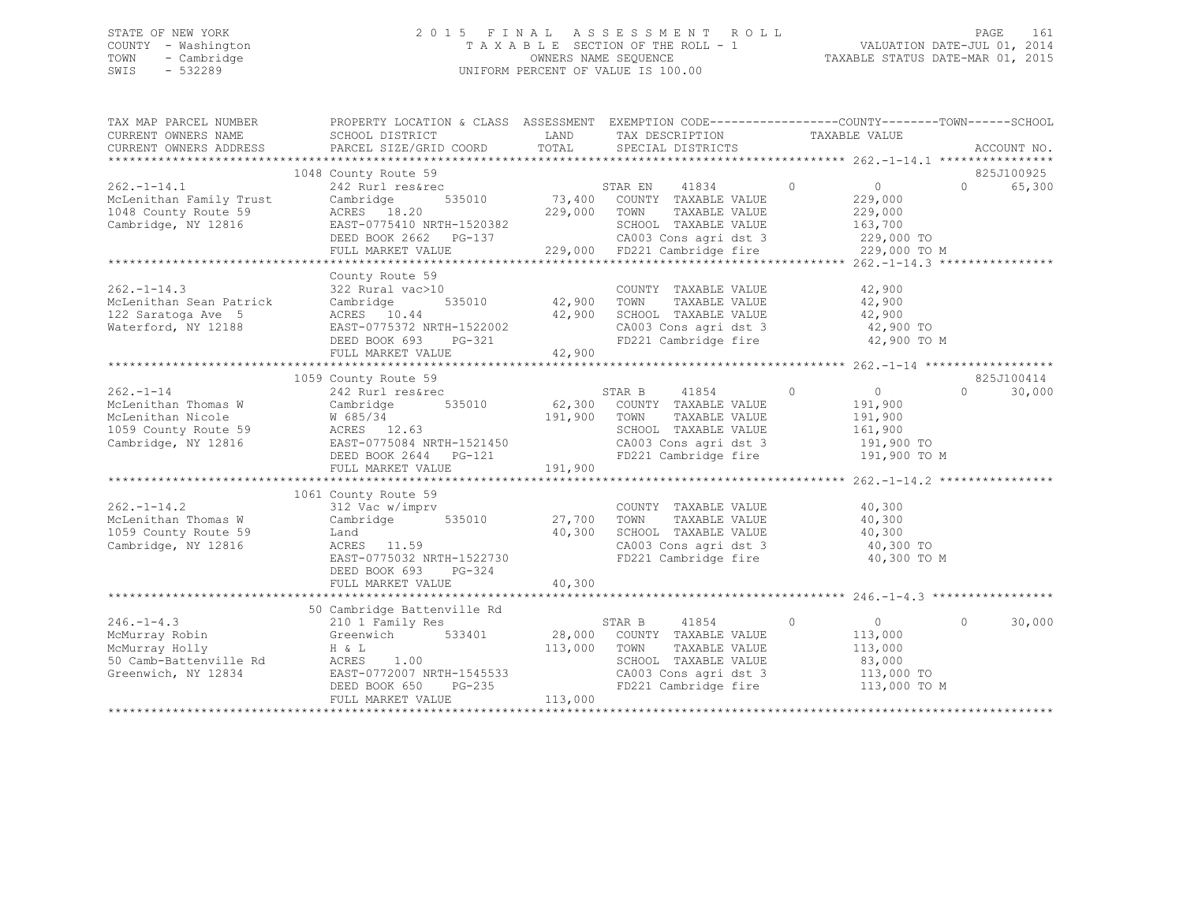STATE OF NEW YORK
COUNTY - Washington
TOWN - Cambridge
SWIS - 532289

# 2015 FINAL ASSESSMENT ROLL
TAXABLE SECTION OF THE ROLL - 1
OWNERS NAME SEQUENCE
UNIFORM PERCENT OF VALUE IS 100.00

VALUATION DATE-JUL 01, 2014
TAXABLE STATUS DATE-MAR 01, 2015

```
TAX MAP PARCEL NUMBER          PROPERTY LOCATION & CLASS  ASSESSMENT  EXEMPTION CODE-----------------COUNTY--------TOWN------SCHOOL
CURRENT OWNERS NAME            SCHOOL DISTRICT              LAND      TAX DESCRIPTION              TAXABLE VALUE
CURRENT OWNERS ADDRESS         PARCEL SIZE/GRID COORD       TOTAL     SPECIAL DISTRICTS                                        ACCOUNT NO.
******************************************************************************************************* 262.-1-14.1 ****************
                               1048 County Route 59                                                                         825J100925
262.-1-14.1                    242 Rurl res&rec                       STAR EN    41834          0           0           0       65,300
McLenithan Family Trust        Cambridge     535010       73,400      COUNTY  TAXABLE VALUE             229,000
1048 County Route 59           ACRES  18.20              229,000      TOWN    TAXABLE VALUE             229,000
Cambridge, NY 12816            EAST-0775410 NRTH-1520382              SCHOOL  TAXABLE VALUE             163,700
                               DEED BOOK 2662   PG-137                CA003 Cons agri dst 3             229,000 TO
                               FULL MARKET VALUE         229,000      FD221 Cambridge fire              229,000 TO M
******************************************************************************************************* 262.-1-14.3 ****************
                               County Route 59
262.-1-14.3                    322 Rural vac>10                       COUNTY  TAXABLE VALUE              42,900
McLenithan Sean Patrick        Cambridge     535010       42,900      TOWN    TAXABLE VALUE              42,900
122 Saratoga Ave  5            ACRES  10.44               42,900      SCHOOL  TAXABLE VALUE              42,900
Waterford, NY 12188            EAST-0775372 NRTH-1522002              CA003 Cons agri dst 3              42,900 TO
                               DEED BOOK 693    PG-321                FD221 Cambridge fire               42,900 TO M
                               FULL MARKET VALUE          42,900
******************************************************************************************************* 262.-1-14 ******************
                               1059 County Route 59                                                                         825J100414
262.-1-14                      242 Rurl res&rec                       STAR B     41854          0           0           0       30,000
McLenithan Thomas W            Cambridge     535010       62,300      COUNTY  TAXABLE VALUE             191,900
McLenithan Nicole              W 685/34                  191,900      TOWN    TAXABLE VALUE             191,900
1059 County Route 59           ACRES  12.63                           SCHOOL  TAXABLE VALUE             161,900
Cambridge, NY 12816            EAST-0775084 NRTH-1521450              CA003 Cons agri dst 3             191,900 TO
                               DEED BOOK 2644   PG-121                FD221 Cambridge fire              191,900 TO M
                               FULL MARKET VALUE         191,900
******************************************************************************************************* 262.-1-14.2 ****************
                               1061 County Route 59
262.-1-14.2                    312 Vac w/imprv                        COUNTY  TAXABLE VALUE              40,300
McLenithan Thomas W            Cambridge     535010       27,700      TOWN    TAXABLE VALUE              40,300
1059 County Route 59           Land                       40,300      SCHOOL  TAXABLE VALUE              40,300
Cambridge, NY 12816            ACRES  11.59                           CA003 Cons agri dst 3              40,300 TO
                               EAST-0775032 NRTH-1522730              FD221 Cambridge fire               40,300 TO M
                               DEED BOOK 693    PG-324
                               FULL MARKET VALUE          40,300
******************************************************************************************************* 246.-1-4.3 *****************
                               50 Cambridge Battenville Rd
246.-1-4.3                     210 1 Family Res                       STAR B     41854          0           0           0       30,000
McMurray Robin                 Greenwich     533401       28,000      COUNTY  TAXABLE VALUE             113,000
McMurray Holly                 H & L                     113,000      TOWN    TAXABLE VALUE             113,000
50 Camb-Battenville Rd         ACRES   1.00                           SCHOOL  TAXABLE VALUE              83,000
Greenwich, NY 12834            EAST-0772007 NRTH-1545533              CA003 Cons agri dst 3             113,000 TO
                               DEED BOOK 650    PG-235                FD221 Cambridge fire              113,000 TO M
                               FULL MARKET VALUE         113,000
************************************************************************************************************************************
```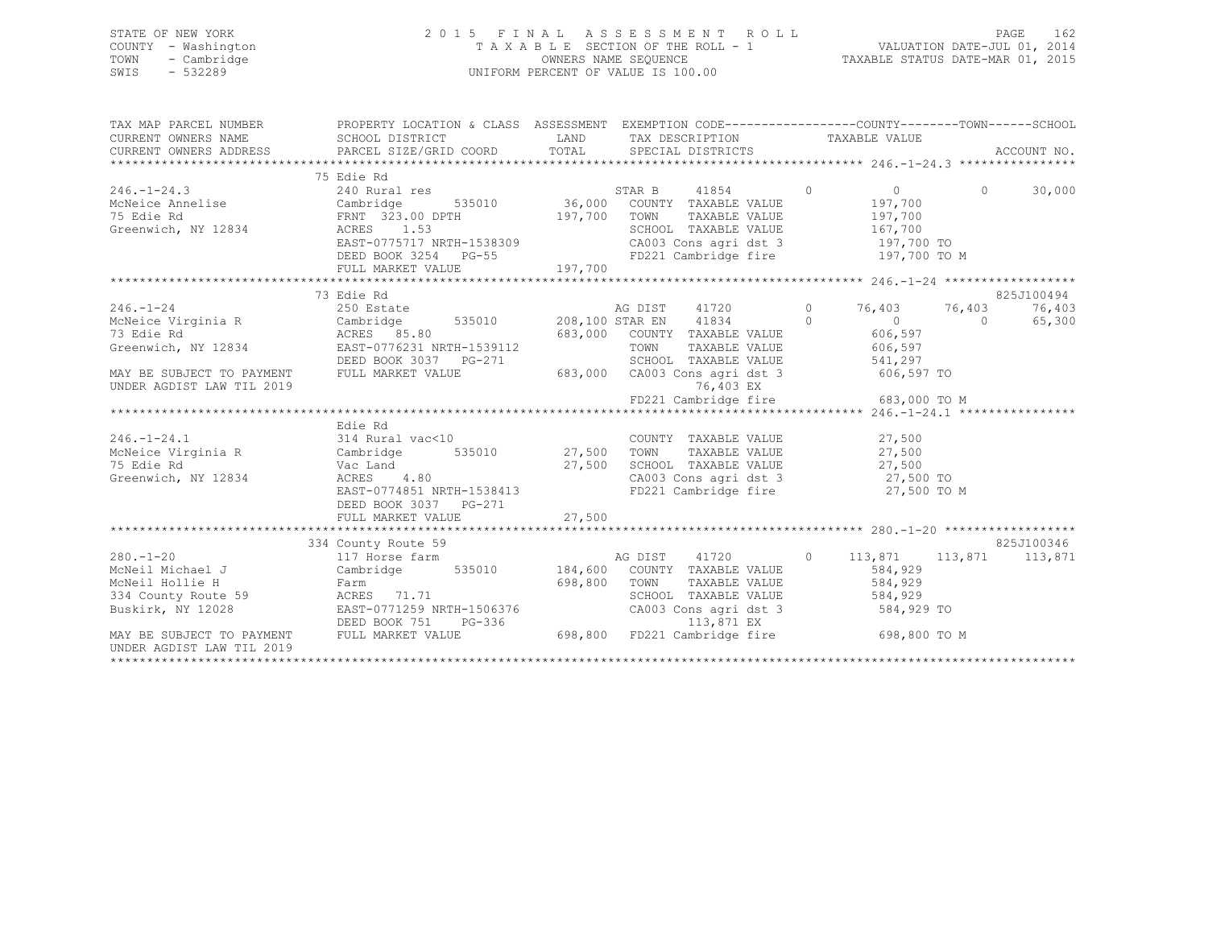STATE OF NEW YORK
COUNTY - Washington
TOWN - Cambridge
SWIS - 532289

2 0 1 5 F I N A L A S S E S S M E N T R O L L
T A X A B L E SECTION OF THE ROLL - 1
OWNERS NAME SEQUENCE
UNIFORM PERCENT OF VALUE IS 100.00

VALUATION DATE-JUL 01, 2014
TAXABLE STATUS DATE-MAR 01, 2015

```
TAX MAP PARCEL NUMBER        PROPERTY LOCATION & CLASS  ASSESSMENT  EXEMPTION CODE------------------COUNTY--------TOWN------SCHOOL
CURRENT OWNERS NAME          SCHOOL DISTRICT              LAND      TAX DESCRIPTION              TAXABLE VALUE
CURRENT OWNERS ADDRESS       PARCEL SIZE/GRID COORD       TOTAL     SPECIAL DISTRICTS                                       ACCOUNT NO.
******************************************************************************************************* 246.-1-24.3 ****************
                             75 Edie Rd
246.-1-24.3                  240 Rural res                          STAR B    41854          0         0           0        30,000
McNeice Annelise             Cambridge      535010       36,000     COUNTY  TAXABLE VALUE          197,700
75 Edie Rd                   FRNT 323.00 DPTH            197,700    TOWN    TAXABLE VALUE          197,700
Greenwich, NY 12834          ACRES   1.53                           SCHOOL  TAXABLE VALUE          167,700
                             EAST-0775717 NRTH-1538309              CA003 Cons agri dst 3           197,700 TO
                             DEED BOOK 3254   PG-55                 FD221 Cambridge fire            197,700 TO M
                             FULL MARKET VALUE           197,700
******************************************************************************************************* 246.-1-24 ******************
                             73 Edie Rd                                                                                825J100494
246.-1-24                    250 Estate                             AG DIST   41720          0    76,403      76,403       76,403
McNeice Virginia R           Cambridge      535010      208,100 STAR EN   41834          0         0           0        65,300
73 Edie Rd                   ACRES  85.80                683,000    COUNTY  TAXABLE VALUE          606,597
Greenwich, NY 12834          EAST-0776231 NRTH-1539112              TOWN    TAXABLE VALUE          606,597
                             DEED BOOK 3037   PG-271                SCHOOL  TAXABLE VALUE          541,297
MAY BE SUBJECT TO PAYMENT    FULL MARKET VALUE           683,000    CA003 Cons agri dst 3           606,597 TO
UNDER AGDIST LAW TIL 2019                                                     76,403 EX
                                                                    FD221 Cambridge fire            683,000 TO M
******************************************************************************************************* 246.-1-24.1 ****************
                             Edie Rd
246.-1-24.1                  314 Rural vac<10                       COUNTY  TAXABLE VALUE           27,500
McNeice Virginia R           Cambridge      535010       27,500     TOWN    TAXABLE VALUE           27,500
75 Edie Rd                   Vac Land                    27,500     SCHOOL  TAXABLE VALUE           27,500
Greenwich, NY 12834          ACRES   4.80                           CA003 Cons agri dst 3            27,500 TO
                             EAST-0774851 NRTH-1538413              FD221 Cambridge fire             27,500 TO M
                             DEED BOOK 3037   PG-271
                             FULL MARKET VALUE            27,500
******************************************************************************************************* 280.-1-20 ******************
                             334 County Route 59                                                                       825J100346
280.-1-20                    117 Horse farm                         AG DIST   41720          0   113,871     113,871      113,871
McNeil Michael J             Cambridge      535010      184,600     COUNTY  TAXABLE VALUE          584,929
McNeil Hollie H              Farm                        698,800    TOWN    TAXABLE VALUE          584,929
334 County Route 59          ACRES  71.71                           SCHOOL  TAXABLE VALUE          584,929
Buskirk, NY 12028            EAST-0771259 NRTH-1506376              CA003 Cons agri dst 3           584,929 TO
                             DEED BOOK 751    PG-336                          113,871 EX
MAY BE SUBJECT TO PAYMENT    FULL MARKET VALUE           698,800    FD221 Cambridge fire            698,800 TO M
UNDER AGDIST LAW TIL 2019
************************************************************************************************************************************
```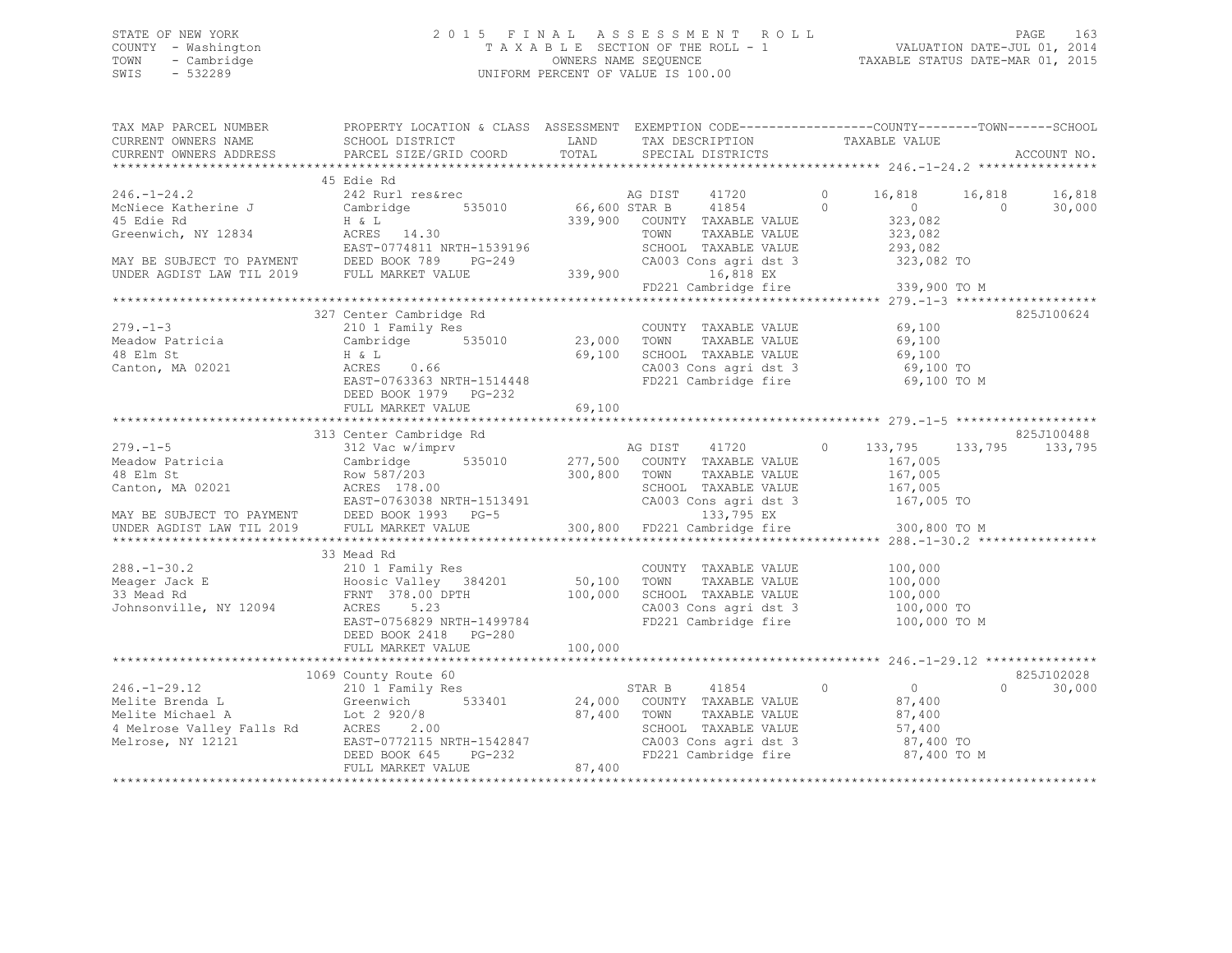STATE OF NEW YORK
COUNTY - Washington
TOWN - Cambridge
SWIS - 532289

2015 FINAL ASSESSMENT ROLL
TAXABLE SECTION OF THE ROLL - 1
OWNERS NAME SEQUENCE
UNIFORM PERCENT OF VALUE IS 100.00

VALUATION DATE-JUL 01, 2014
TAXABLE STATUS DATE-MAR 01, 2015

```
TAX MAP PARCEL NUMBER          PROPERTY LOCATION & CLASS  ASSESSMENT  EXEMPTION CODE------------------COUNTY--------TOWN------SCHOOL
CURRENT OWNERS NAME            SCHOOL DISTRICT             LAND        TAX DESCRIPTION             TAXABLE VALUE
CURRENT OWNERS ADDRESS         PARCEL SIZE/GRID COORD      TOTAL       SPECIAL DISTRICTS                                          ACCOUNT NO.
******************************************************************************************************* 246.-1-24.2 ****************
                               45 Edie Rd
246.-1-24.2                    242 Rurl res&rec                  AG DIST    41720       0      16,818     16,818     16,818
McNiece Katherine J            Cambridge       535010    66,600 STAR B     41854       0           0          0     30,000
45 Edie Rd                     H & L                    339,900   COUNTY  TAXABLE VALUE          323,082
Greenwich, NY 12834            ACRES  14.30                       TOWN    TAXABLE VALUE          323,082
                               EAST-0774811 NRTH-1539196          SCHOOL  TAXABLE VALUE          293,082
MAY BE SUBJECT TO PAYMENT      DEED BOOK 789    PG-249            CA003 Cons agri dst 3          323,082 TO
UNDER AGDIST LAW TIL 2019      FULL MARKET VALUE        339,900        16,818 EX
                                                                  FD221 Cambridge fire           339,900 TO M
******************************************************************************************************* 279.-1-3 *******************
                               327 Center Cambridge Rd                                                                  825J100624
279.-1-3                       210 1 Family Res                   COUNTY  TAXABLE VALUE           69,100
Meadow Patricia                Cambridge       535010    23,000   TOWN    TAXABLE VALUE           69,100
48 Elm St                      H & L                     69,100   SCHOOL  TAXABLE VALUE           69,100
Canton, MA 02021               ACRES   0.66                       CA003 Cons agri dst 3           69,100 TO
                               EAST-0763363 NRTH-1514448          FD221 Cambridge fire            69,100 TO M
                               DEED BOOK 1979   PG-232
                               FULL MARKET VALUE         69,100
******************************************************************************************************* 279.-1-5 *******************
                               313 Center Cambridge Rd                                                                  825J100488
279.-1-5                       312 Vac w/imprv                    AG DIST    41720       0     133,795    133,795    133,795
Meadow Patricia                Cambridge       535010   277,500   COUNTY  TAXABLE VALUE          167,005
48 Elm St                      Row 587/203              300,800   TOWN    TAXABLE VALUE          167,005
Canton, MA 02021               ACRES 178.00                       SCHOOL  TAXABLE VALUE          167,005
                               EAST-0763038 NRTH-1513491          CA003 Cons agri dst 3          167,005 TO
MAY BE SUBJECT TO PAYMENT      DEED BOOK 1993   PG-5                  133,795 EX
UNDER AGDIST LAW TIL 2019      FULL MARKET VALUE        300,800   FD221 Cambridge fire           300,800 TO M
******************************************************************************************************* 288.-1-30.2 ****************
                               33 Mead Rd
288.-1-30.2                    210 1 Family Res                   COUNTY  TAXABLE VALUE          100,000
Meager Jack E                  Hoosic Valley  384201     50,100   TOWN    TAXABLE VALUE          100,000
33 Mead Rd                     FRNT 378.00 DPTH         100,000   SCHOOL  TAXABLE VALUE          100,000
Johnsonville, NY 12094         ACRES   5.23                       CA003 Cons agri dst 3          100,000 TO
                               EAST-0756829 NRTH-1499784          FD221 Cambridge fire           100,000 TO M
                               DEED BOOK 2418   PG-280
                               FULL MARKET VALUE        100,000
******************************************************************************************************* 246.-1-29.12 ***************
                               1069 County Route 60                                                                     825J102028
246.-1-29.12                   210 1 Family Res                   STAR B     41854       0           0          0     30,000
Melite Brenda L                Greenwich       533401    24,000   COUNTY  TAXABLE VALUE           87,400
Melite Michael A               Lot 2 920/8               87,400   TOWN    TAXABLE VALUE           87,400
4 Melrose Valley Falls Rd      ACRES   2.00                       SCHOOL  TAXABLE VALUE           57,400
Melrose, NY 12121              EAST-0772115 NRTH-1542847          CA003 Cons agri dst 3           87,400 TO
                               DEED BOOK 645    PG-232            FD221 Cambridge fire            87,400 TO M
                               FULL MARKET VALUE         87,400
************************************************************************************************************************************
```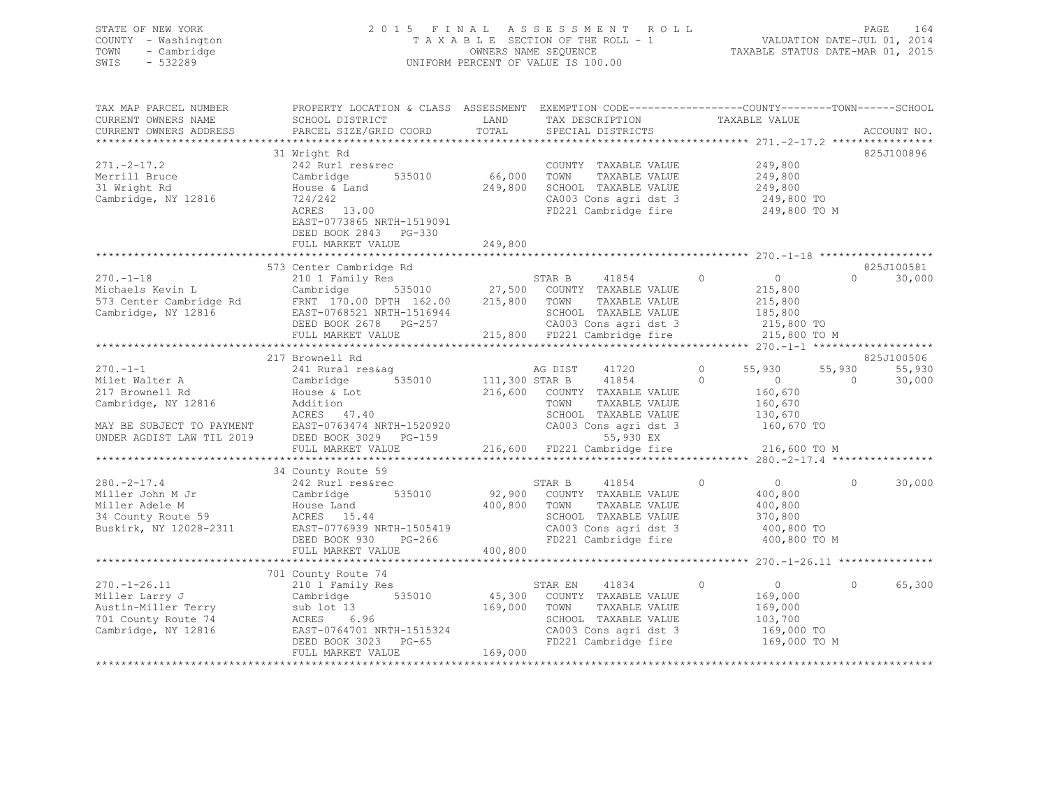STATE OF NEW YORK | 2015 FINAL ASSESSMENT ROLL | VALUATION DATE-JUL 01, 2014
COUNTY - Washington | TAXABLE SECTION OF THE ROLL - 1 | TAXABLE STATUS DATE-MAR 01, 2015
TOWN - Cambridge | OWNERS NAME SEQUENCE
SWIS - 532289 | UNIFORM PERCENT OF VALUE IS 100.00

| TAX MAP PARCEL NUMBER / CURRENT OWNERS NAME / CURRENT OWNERS ADDRESS | PROPERTY LOCATION & CLASS / SCHOOL DISTRICT / PARCEL SIZE/GRID COORD | ASSESSMENT LAND | TOTAL | EXEMPTION CODE / TAX DESCRIPTION / SPECIAL DISTRICTS | COUNTY TAXABLE VALUE | TOWN | SCHOOL | ACCOUNT NO. |
|---|---|---|---|---|---|---|---|---|
| **271.-2-17.2** | 31 Wright Rd | | | | | | | 825J100896 |
| Merrill Bruce | 242 Rurl res&rec | | | COUNTY TAXABLE VALUE | 249,800 | | | |
| 31 Wright Rd | Cambridge 535010 | 66,000 | | TOWN TAXABLE VALUE | 249,800 | | | |
| Cambridge, NY 12816 | House & Land | | 249,800 | SCHOOL TAXABLE VALUE | 249,800 | | | |
| | 724/242 | | | CA003 Cons agri dst 3 | 249,800 TO | | | |
| | ACRES 13.00 | | | FD221 Cambridge fire | 249,800 TO M | | | |
| | EAST-0773865 NRTH-1519091 | | | | | | | |
| | DEED BOOK 2843 PG-330 | | | | | | | |
| | FULL MARKET VALUE | | 249,800 | | | | | |
| **270.-1-18** | 573 Center Cambridge Rd | | | | | | | 825J100581 |
| Michaels Kevin L | 210 1 Family Res | | | STAR B 41854 0 | 0 | 0 | 30,000 | |
| 573 Center Cambridge Rd | Cambridge 535010 | 27,500 | | COUNTY TAXABLE VALUE | 215,800 | | | |
| Cambridge, NY 12816 | FRNT 170.00 DPTH 162.00 | | 215,800 | TOWN TAXABLE VALUE | 215,800 | | | |
| | EAST-0768521 NRTH-1516944 | | | SCHOOL TAXABLE VALUE | 185,800 | | | |
| | DEED BOOK 2678 PG-257 | | | CA003 Cons agri dst 3 | 215,800 TO | | | |
| | FULL MARKET VALUE | | 215,800 | FD221 Cambridge fire | 215,800 TO M | | | |
| **270.-1-1** | 217 Brownell Rd | | | | | | | 825J100506 |
| Milet Walter A | 241 Rural res&ag | | | AG DIST 41720 0 | 55,930 | 55,930 | 55,930 | |
| 217 Brownell Rd | Cambridge 535010 | 111,300 | | STAR B 41854 0 | 0 | 0 | 30,000 | |
| Cambridge, NY 12816 | House & Lot | | 216,600 | COUNTY TAXABLE VALUE | 160,670 | | | |
| | Addition | | | TOWN TAXABLE VALUE | 160,670 | | | |
| | ACRES 47.40 | | | SCHOOL TAXABLE VALUE | 130,670 | | | |
| MAY BE SUBJECT TO PAYMENT | EAST-0763474 NRTH-1520920 | | | CA003 Cons agri dst 3 | 160,670 TO | | | |
| UNDER AGDIST LAW TIL 2019 | DEED BOOK 3029 PG-159 | | | 55,930 EX | | | | |
| | FULL MARKET VALUE | | 216,600 | FD221 Cambridge fire | 216,600 TO M | | | |
| **280.-2-17.4** | 34 County Route 59 | | | | | | | |
| Miller John M Jr | 242 Rurl res&rec | | | STAR B 41854 0 | 0 | 0 | 30,000 | |
| Miller Adele M | Cambridge 535010 | 92,900 | | COUNTY TAXABLE VALUE | 400,800 | | | |
| 34 County Route 59 | House Land | | 400,800 | TOWN TAXABLE VALUE | 400,800 | | | |
| Buskirk, NY 12028-2311 | ACRES 15.44 | | | SCHOOL TAXABLE VALUE | 370,800 | | | |
| | EAST-0776939 NRTH-1505419 | | | CA003 Cons agri dst 3 | 400,800 TO | | | |
| | DEED BOOK 930 PG-266 | | | FD221 Cambridge fire | 400,800 TO M | | | |
| | FULL MARKET VALUE | | 400,800 | | | | | |
| **270.-1-26.11** | 701 County Route 74 | | | | | | | |
| Miller Larry J | 210 1 Family Res | | | STAR EN 41834 0 | 0 | 0 | 65,300 | |
| Austin-Miller Terry | Cambridge 535010 | 45,300 | | COUNTY TAXABLE VALUE | 169,000 | | | |
| 701 County Route 74 | sub lot 13 | | 169,000 | TOWN TAXABLE VALUE | 169,000 | | | |
| Cambridge, NY 12816 | ACRES 6.96 | | | SCHOOL TAXABLE VALUE | 103,700 | | | |
| | EAST-0764701 NRTH-1515324 | | | CA003 Cons agri dst 3 | 169,000 TO | | | |
| | DEED BOOK 3023 PG-65 | | | FD221 Cambridge fire | 169,000 TO M | | | |
| | FULL MARKET VALUE | | 169,000 | | | | | |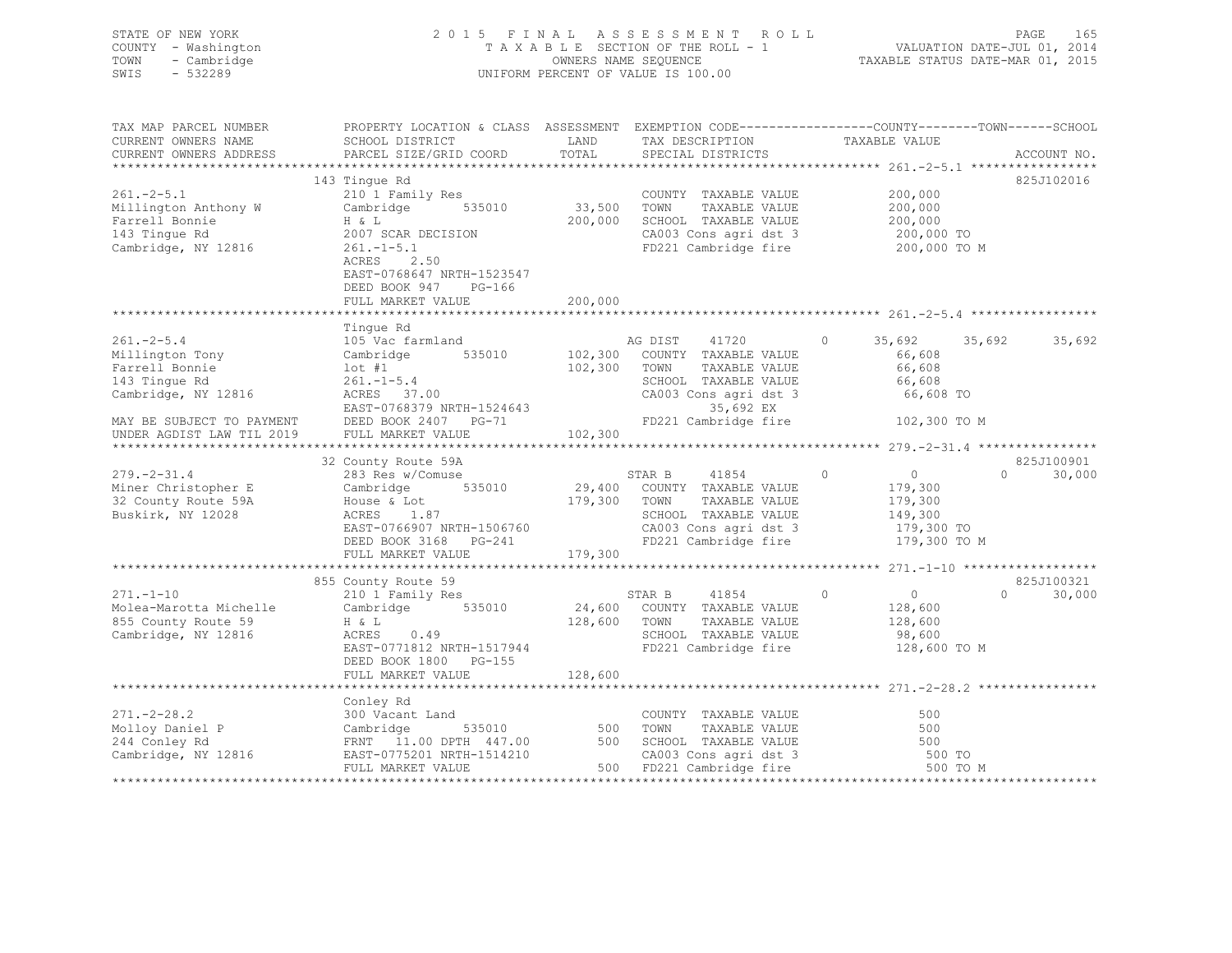STATE OF NEW YORK  
COUNTY - Washington  
TOWN - Cambridge  
SWIS - 532289

2015 FINAL ASSESSMENT ROLL  
TAXABLE SECTION OF THE ROLL - 1  
OWNERS NAME SEQUENCE  
UNIFORM PERCENT OF VALUE IS 100.00

VALUATION DATE-JUL 01, 2014  
TAXABLE STATUS DATE-MAR 01, 2015

```
TAX MAP PARCEL NUMBER          PROPERTY LOCATION & CLASS  ASSESSMENT  EXEMPTION CODE-----------------COUNTY--------TOWN------SCHOOL
CURRENT OWNERS NAME            SCHOOL DISTRICT               LAND      TAX DESCRIPTION                  TAXABLE VALUE
CURRENT OWNERS ADDRESS         PARCEL SIZE/GRID COORD        TOTAL     SPECIAL DISTRICTS                                        ACCOUNT NO.
******************************************************************************************************* 261.-2-5.1 *****************
                               143 Tingue Rd                                                                                 825J102016
261.-2-5.1                     210 1 Family Res                        COUNTY  TAXABLE VALUE             200,000
Millington Anthony W           Cambridge       535010        33,500    TOWN    TAXABLE VALUE             200,000
Farrell Bonnie                 H & L                        200,000    SCHOOL  TAXABLE VALUE             200,000
143 Tingue Rd                  2007 SCAR DECISION                      CA003 Cons agri dst 3              200,000 TO
Cambridge, NY 12816            261.-1-5.1                              FD221 Cambridge fire               200,000 TO M
                               ACRES    2.50
                               EAST-0768647 NRTH-1523547
                               DEED BOOK 947    PG-166
                               FULL MARKET VALUE            200,000
******************************************************************************************************* 261.-2-5.4 *****************
                               Tingue Rd
261.-2-5.4                     105 Vac farmland                        AG DIST      41720        0        35,692     35,692     35,692
Millington Tony                Cambridge       535010       102,300    COUNTY  TAXABLE VALUE              66,608
Farrell Bonnie                 lot #1                       102,300    TOWN    TAXABLE VALUE              66,608
143 Tingue Rd                  261.-1-5.4                              SCHOOL  TAXABLE VALUE              66,608
Cambridge, NY 12816            ACRES   37.00                           CA003 Cons agri dst 3               66,608 TO
                               EAST-0768379 NRTH-1524643                    35,692 EX
MAY BE SUBJECT TO PAYMENT      DEED BOOK 2407   PG-71                  FD221 Cambridge fire               102,300 TO M
UNDER AGDIST LAW TIL 2019      FULL MARKET VALUE            102,300
******************************************************************************************************* 279.-2-31.4 ****************
                               32 County Route 59A                                                                           825J100901
279.-2-31.4                    283 Res w/Comuse                        STAR B       41854        0             0          0     30,000
Miner Christopher E            Cambridge       535010        29,400    COUNTY  TAXABLE VALUE             179,300
32 County Route 59A            House & Lot                  179,300    TOWN    TAXABLE VALUE             179,300
Buskirk, NY 12028              ACRES    1.87                           SCHOOL  TAXABLE VALUE             149,300
                               EAST-0766907 NRTH-1506760               CA003 Cons agri dst 3              179,300 TO
                               DEED BOOK 3168   PG-241                 FD221 Cambridge fire               179,300 TO M
                               FULL MARKET VALUE            179,300
******************************************************************************************************* 271.-1-10 ******************
                               855 County Route 59                                                                           825J100321
271.-1-10                      210 1 Family Res                        STAR B       41854        0             0          0     30,000
Molea-Marotta Michelle         Cambridge       535010        24,600    COUNTY  TAXABLE VALUE             128,600
855 County Route 59            H & L                        128,600    TOWN    TAXABLE VALUE             128,600
Cambridge, NY 12816            ACRES    0.49                           SCHOOL  TAXABLE VALUE              98,600
                               EAST-0771812 NRTH-1517944               FD221 Cambridge fire               128,600 TO M
                               DEED BOOK 1800   PG-155
                               FULL MARKET VALUE            128,600
******************************************************************************************************* 271.-2-28.2 ****************
                               Conley Rd
271.-2-28.2                    300 Vacant Land                         COUNTY  TAXABLE VALUE                 500
Molloy Daniel P                Cambridge       535010           500    TOWN    TAXABLE VALUE                 500
244 Conley Rd                  FRNT   11.00 DPTH 447.00         500    SCHOOL  TAXABLE VALUE                 500
Cambridge, NY 12816            EAST-0775201 NRTH-1514210               CA003 Cons agri dst 3                  500 TO
                               FULL MARKET VALUE                500    FD221 Cambridge fire                   500 TO M
************************************************************************************************************************************
```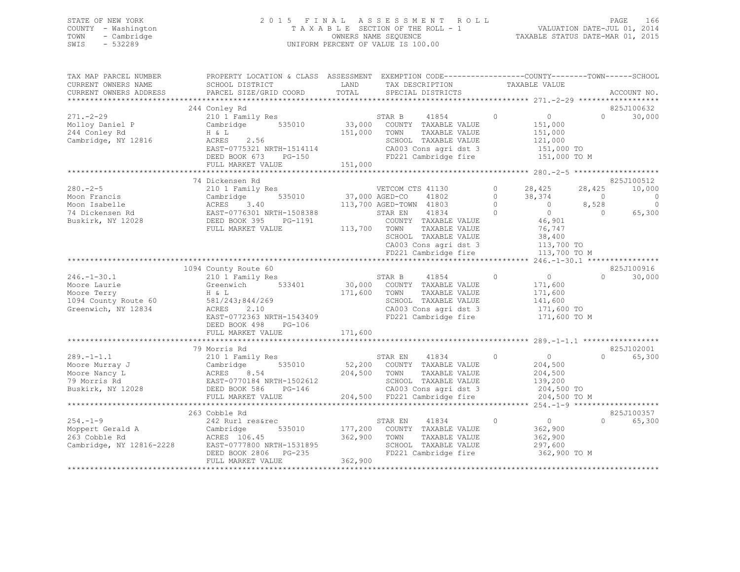STATE OF NEW YORK
COUNTY - Washington
TOWN - Cambridge
SWIS - 532289

# 2015 FINAL ASSESSMENT ROLL

TAXABLE SECTION OF THE ROLL - 1
OWNERS NAME SEQUENCE
UNIFORM PERCENT OF VALUE IS 100.00

VALUATION DATE-JUL 01, 2014
TAXABLE STATUS DATE-MAR 01, 2015

```
TAX MAP PARCEL NUMBER      PROPERTY LOCATION & CLASS  ASSESSMENT  EXEMPTION CODE-----------------COUNTY--------TOWN------SCHOOL
CURRENT OWNERS NAME        SCHOOL DISTRICT             LAND        TAX DESCRIPTION              TAXABLE VALUE
CURRENT OWNERS ADDRESS     PARCEL SIZE/GRID COORD      TOTAL       SPECIAL DISTRICTS                                  ACCOUNT NO.
******************************************************************************************** 271.-2-29 ******************
                           244 Conley Rd                                                                               825J100632
271.-2-29                  210 1 Family Res                    STAR B       41854        0          0           0      30,000
Molloy Daniel P            Cambridge       535010      33,000  COUNTY  TAXABLE VALUE        151,000
244 Conley Rd              H & L                      151,000  TOWN    TAXABLE VALUE        151,000
Cambridge, NY 12816        ACRES     2.56                      SCHOOL  TAXABLE VALUE        121,000
                           EAST-0775321 NRTH-1514114           CA003 Cons agri dst 3         151,000 TO
                           DEED BOOK 673    PG-150             FD221 Cambridge fire          151,000 TO M
                           FULL MARKET VALUE          151,000
******************************************************************************************** 280.-2-5 *******************
                           74 Dickensen Rd                                                                             825J100512
280.-2-5                   210 1 Family Res                    VETCOM CTS 41130          0     28,425      28,425     10,000
Moon Francis               Cambridge       535010      37,000 AGED-CO     41802          0     38,374           0          0
Moon Isabelle              ACRES     3.40             113,700 AGED-TOWN   41803          0          0       8,528          0
74 Dickensen Rd            EAST-0776301 NRTH-1508388           STAR EN      41834         0          0           0     65,300
Buskirk, NY 12028          DEED BOOK 395    PG-1191            COUNTY  TAXABLE VALUE         46,901
                           FULL MARKET VALUE          113,700  TOWN    TAXABLE VALUE         76,747
                                                               SCHOOL  TAXABLE VALUE         38,400
                                                               CA003 Cons agri dst 3         113,700 TO
                                                               FD221 Cambridge fire          113,700 TO M
******************************************************************************************** 246.-1-30.1 ****************
                           1094 County Route 60                                                                        825J100916
246.-1-30.1                210 1 Family Res                    STAR B       41854        0          0           0      30,000
Moore Laurie               Greenwich       533401      30,000  COUNTY  TAXABLE VALUE        171,600
Moore Terry                H & L                      171,600  TOWN    TAXABLE VALUE        171,600
1094 County Route 60       581/243;844/269                     SCHOOL  TAXABLE VALUE        141,600
Greenwich, NY 12834        ACRES     2.10                      CA003 Cons agri dst 3         171,600 TO
                           EAST-0772363 NRTH-1543409           FD221 Cambridge fire          171,600 TO M
                           DEED BOOK 498    PG-106
                           FULL MARKET VALUE          171,600
******************************************************************************************** 289.-1-1.1 *****************
                           79 Morris Rd                                                                                825J102001
289.-1-1.1                 210 1 Family Res                    STAR EN      41834        0          0           0      65,300
Moore Murray J             Cambridge       535010      52,200  COUNTY  TAXABLE VALUE        204,500
Moore Nancy L              ACRES     8.54             204,500  TOWN    TAXABLE VALUE        204,500
79 Morris Rd               EAST-0770184 NRTH-1502612           SCHOOL  TAXABLE VALUE        139,200
Buskirk, NY 12028          DEED BOOK 586    PG-146             CA003 Cons agri dst 3         204,500 TO
                           FULL MARKET VALUE          204,500  FD221 Cambridge fire          204,500 TO M
******************************************************************************************** 254.-1-9 *******************
                           263 Cobble Rd                                                                               825J100357
254.-1-9                   242 Rurl res&rec                    STAR EN      41834        0          0           0      65,300
Moppert Gerald A           Cambridge       535010     177,200  COUNTY  TAXABLE VALUE        362,900
263 Cobble Rd              ACRES   106.45             362,900  TOWN    TAXABLE VALUE        362,900
Cambridge, NY 12816-2228   EAST-0777800 NRTH-1531895           SCHOOL  TAXABLE VALUE        297,600
                           DEED BOOK 2806   PG-235             FD221 Cambridge fire          362,900 TO M
                           FULL MARKET VALUE          362,900
****************************************************************************************************************************
```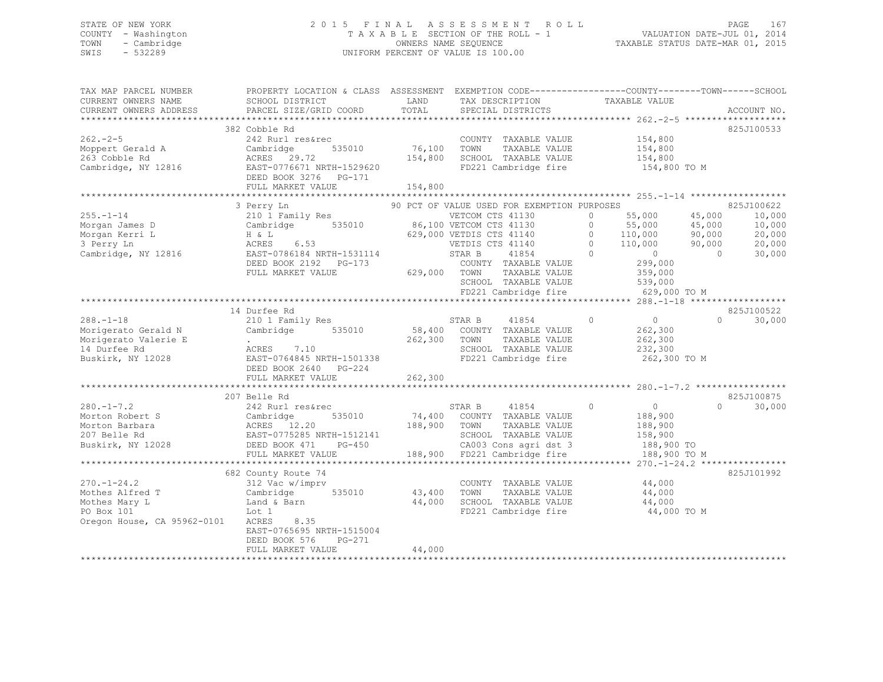STATE OF NEW YORK
COUNTY - Washington
TOWN - Cambridge
SWIS - 532289

2015 FINAL ASSESSMENT ROLL
TAXABLE SECTION OF THE ROLL - 1
OWNERS NAME SEQUENCE
UNIFORM PERCENT OF VALUE IS 100.00

VALUATION DATE-JUL 01, 2014
TAXABLE STATUS DATE-MAR 01, 2015

| TAX MAP PARCEL NUMBER / CURRENT OWNERS NAME / CURRENT OWNERS ADDRESS | PROPERTY LOCATION & CLASS / SCHOOL DISTRICT / PARCEL SIZE/GRID COORD | ASSESSMENT LAND / TOTAL | EXEMPTION CODE / TAX DESCRIPTION / SPECIAL DISTRICTS | COUNTY TAXABLE VALUE | TOWN | SCHOOL | ACCOUNT NO. |
|---|---|---|---|---|---|---|---|
| **262.-2-5** | 382 Cobble Rd | | | | | | 825J100533 |
| Moppert Gerald A | 242 Rurl res&rec | | COUNTY TAXABLE VALUE | 154,800 | | | |
| 263 Cobble Rd | Cambridge 535010 | 76,100 | TOWN TAXABLE VALUE | 154,800 | | | |
| Cambridge, NY 12816 | ACRES 29.72 | 154,800 | SCHOOL TAXABLE VALUE | 154,800 | | | |
| | EAST-0776671 NRTH-1529620 | | FD221 Cambridge fire | 154,800 TO M | | | |
| | DEED BOOK 3276 PG-171 | | | | | | |
| | FULL MARKET VALUE | 154,800 | | | | | |
| **255.-1-14** | 3 Perry Ln | | 90 PCT OF VALUE USED FOR EXEMPTION PURPOSES | | | | 825J100622 |
| Morgan James D | 210 1 Family Res | | VETCOM CTS 41130 0 | 55,000 | 45,000 | 10,000 | |
| Morgan Kerri L | Cambridge 535010 | 86,100 | VETCOM CTS 41130 0 | 55,000 | 45,000 | 10,000 | |
| 3 Perry Ln | H & L | 629,000 | VETDIS CTS 41140 0 | 110,000 | 90,000 | 20,000 | |
| Cambridge, NY 12816 | ACRES 6.53 | | VETDIS CTS 41140 0 | 110,000 | 90,000 | 20,000 | |
| | EAST-0786184 NRTH-1531114 | | STAR B 41854 0 | 0 | 0 | 30,000 | |
| | DEED BOOK 2192 PG-173 | | COUNTY TAXABLE VALUE | 299,000 | | | |
| | FULL MARKET VALUE | 629,000 | TOWN TAXABLE VALUE | 359,000 | | | |
| | | | SCHOOL TAXABLE VALUE | 539,000 | | | |
| | | | FD221 Cambridge fire | 629,000 TO M | | | |
| **288.-1-18** | 14 Durfee Rd | | | | | | 825J100522 |
| Morigerato Gerald N | 210 1 Family Res | | STAR B 41854 0 | 0 | 0 | 30,000 | |
| Morigerato Valerie E | Cambridge 535010 | 58,400 | COUNTY TAXABLE VALUE | 262,300 | | | |
| 14 Durfee Rd | . | 262,300 | TOWN TAXABLE VALUE | 262,300 | | | |
| Buskirk, NY 12028 | ACRES 7.10 | | SCHOOL TAXABLE VALUE | 232,300 | | | |
| | EAST-0764845 NRTH-1501338 | | FD221 Cambridge fire | 262,300 TO M | | | |
| | DEED BOOK 2640 PG-224 | | | | | | |
| | FULL MARKET VALUE | 262,300 | | | | | |
| **280.-1-7.2** | 207 Belle Rd | | | | | | 825J100875 |
| Morton Robert S | 242 Rurl res&rec | | STAR B 41854 0 | 0 | 0 | 30,000 | |
| Morton Barbara | Cambridge 535010 | 74,400 | COUNTY TAXABLE VALUE | 188,900 | | | |
| 207 Belle Rd | ACRES 12.20 | 188,900 | TOWN TAXABLE VALUE | 188,900 | | | |
| Buskirk, NY 12028 | EAST-0775285 NRTH-1512141 | | SCHOOL TAXABLE VALUE | 158,900 | | | |
| | DEED BOOK 471 PG-450 | | CA003 Cons agri dst 3 | 188,900 TO | | | |
| | FULL MARKET VALUE | 188,900 | FD221 Cambridge fire | 188,900 TO M | | | |
| **270.-1-24.2** | 682 County Route 74 | | | | | | 825J101992 |
| Mothes Alfred T | 312 Vac w/imprv | | COUNTY TAXABLE VALUE | 44,000 | | | |
| Mothes Mary L | Cambridge 535010 | 43,400 | TOWN TAXABLE VALUE | 44,000 | | | |
| PO Box 101 | Land & Barn | 44,000 | SCHOOL TAXABLE VALUE | 44,000 | | | |
| Oregon House, CA 95962-0101 | Lot 1 | | FD221 Cambridge fire | 44,000 TO M | | | |
| | ACRES 8.35 | | | | | | |
| | EAST-0765695 NRTH-1515004 | | | | | | |
| | DEED BOOK 576 PG-271 | | | | | | |
| | FULL MARKET VALUE | 44,000 | | | | | |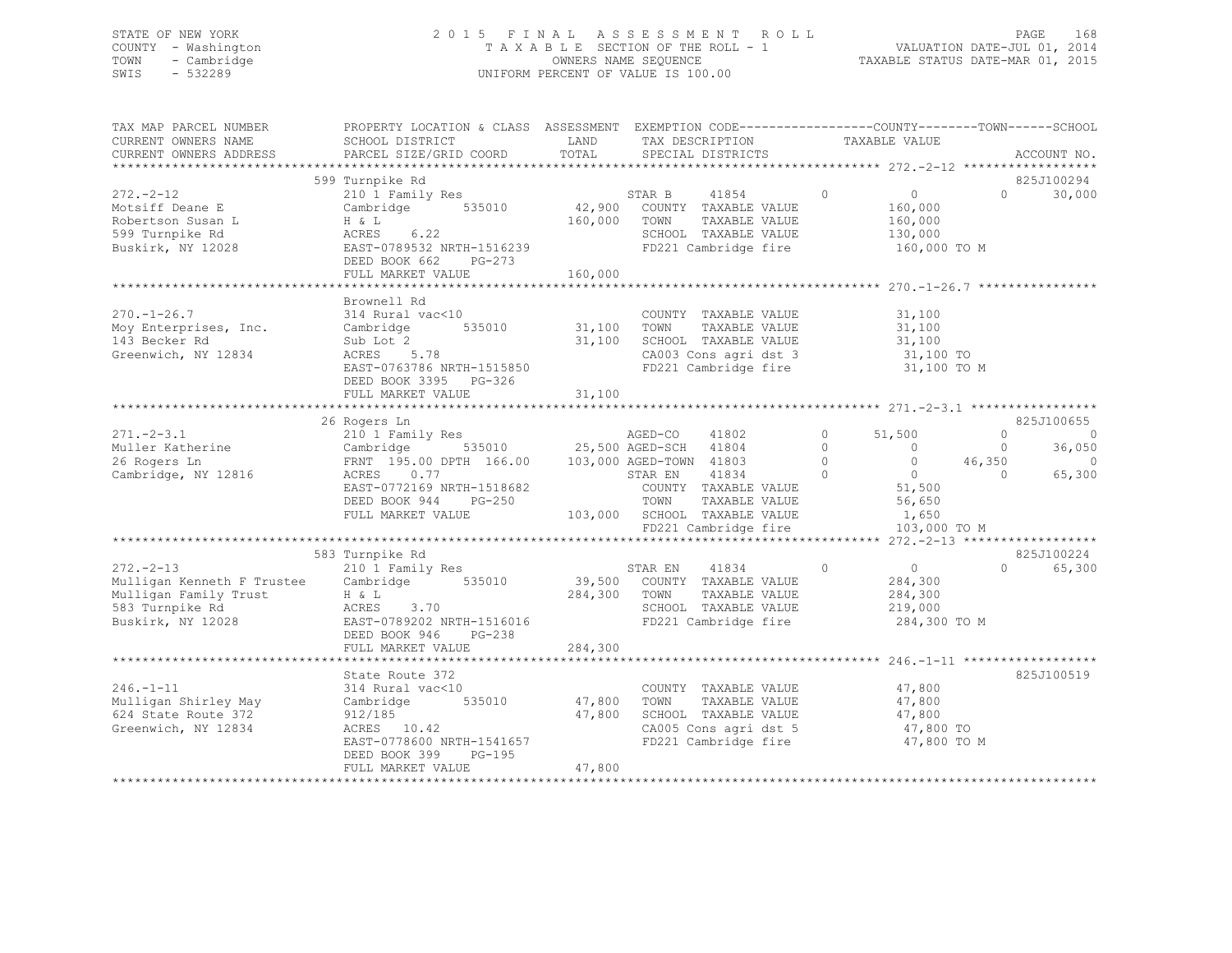STATE OF NEW YORK
COUNTY - Washington
TOWN - Cambridge
SWIS - 532289

2015 FINAL ASSESSMENT ROLL
TAXABLE SECTION OF THE ROLL - 1
OWNERS NAME SEQUENCE
UNIFORM PERCENT OF VALUE IS 100.00

VALUATION DATE-JUL 01, 2014
TAXABLE STATUS DATE-MAR 01, 2015

```
TAX MAP PARCEL NUMBER          PROPERTY LOCATION & CLASS  ASSESSMENT  EXEMPTION CODE------------------COUNTY--------TOWN------SCHOOL
CURRENT OWNERS NAME            SCHOOL DISTRICT               LAND     TAX DESCRIPTION              TAXABLE VALUE
CURRENT OWNERS ADDRESS         PARCEL SIZE/GRID COORD        TOTAL    SPECIAL DISTRICTS                                        ACCOUNT NO.
******************************************************************************************************* 272.-2-12 ******************
                               599 Turnpike Rd                                                                              825J100294
272.-2-12                      210 1 Family Res                        STAR B      41854         0           0            0      30,000
Motsiff Deane E                Cambridge        535010       42,900    COUNTY  TAXABLE VALUE           160,000
Robertson Susan L              H & L                        160,000    TOWN    TAXABLE VALUE           160,000
599 Turnpike Rd                ACRES     6.22                          SCHOOL  TAXABLE VALUE           130,000
Buskirk, NY 12028              EAST-0789532 NRTH-1516239               FD221 Cambridge fire            160,000 TO M
                               DEED BOOK 662     PG-273
                               FULL MARKET VALUE            160,000
******************************************************************************************************* 270.-1-26.7 ****************
                               Brownell Rd
270.-1-26.7                    314 Rural vac<10                        COUNTY  TAXABLE VALUE            31,100
Moy Enterprises, Inc.          Cambridge        535010       31,100    TOWN    TAXABLE VALUE            31,100
143 Becker Rd                  Sub Lot 2                     31,100    SCHOOL  TAXABLE VALUE            31,100
Greenwich, NY 12834            ACRES     5.78                          CA003 Cons agri dst 3             31,100 TO
                               EAST-0763786 NRTH-1515850               FD221 Cambridge fire              31,100 TO M
                               DEED BOOK 3395    PG-326
                               FULL MARKET VALUE             31,100
******************************************************************************************************* 271.-2-3.1 *****************
                               26 Rogers Ln                                                                                 825J100655
271.-2-3.1                     210 1 Family Res                        AGED-CO     41802         0      51,500            0           0
Muller Katherine               Cambridge        535010       25,500 AGED-SCH    41804         0           0            0      36,050
26 Rogers Ln                   FRNT 195.00 DPTH 166.00      103,000 AGED-TOWN   41803         0           0       46,350           0
Cambridge, NY 12816            ACRES     0.77                          STAR EN     41834         0           0            0      65,300
                               EAST-0772169 NRTH-1518682               COUNTY  TAXABLE VALUE            51,500
                               DEED BOOK 944     PG-250                TOWN    TAXABLE VALUE            56,650
                               FULL MARKET VALUE            103,000    SCHOOL  TAXABLE VALUE             1,650
                                                                       FD221 Cambridge fire            103,000 TO M
******************************************************************************************************* 272.-2-13 ******************
                               583 Turnpike Rd                                                                              825J100224
272.-2-13                      210 1 Family Res                        STAR EN     41834         0           0            0      65,300
Mulligan Kenneth F Trustee     Cambridge        535010       39,500    COUNTY  TAXABLE VALUE           284,300
Mulligan Family Trust          H & L                        284,300    TOWN    TAXABLE VALUE           284,300
583 Turnpike Rd                ACRES     3.70                          SCHOOL  TAXABLE VALUE           219,000
Buskirk, NY 12028              EAST-0789202 NRTH-1516016               FD221 Cambridge fire            284,300 TO M
                               DEED BOOK 946     PG-238
                               FULL MARKET VALUE            284,300
******************************************************************************************************* 246.-1-11 ******************
                               State Route 372                                                                              825J100519
246.-1-11                      314 Rural vac<10                        COUNTY  TAXABLE VALUE            47,800
Mulligan Shirley May           Cambridge        535010       47,800    TOWN    TAXABLE VALUE            47,800
624 State Route 372            912/185                       47,800    SCHOOL  TAXABLE VALUE            47,800
Greenwich, NY 12834            ACRES    10.42                          CA005 Cons agri dst 5             47,800 TO
                               EAST-0778600 NRTH-1541657               FD221 Cambridge fire              47,800 TO M
                               DEED BOOK 399     PG-195
                               FULL MARKET VALUE             47,800
************************************************************************************************************************************
```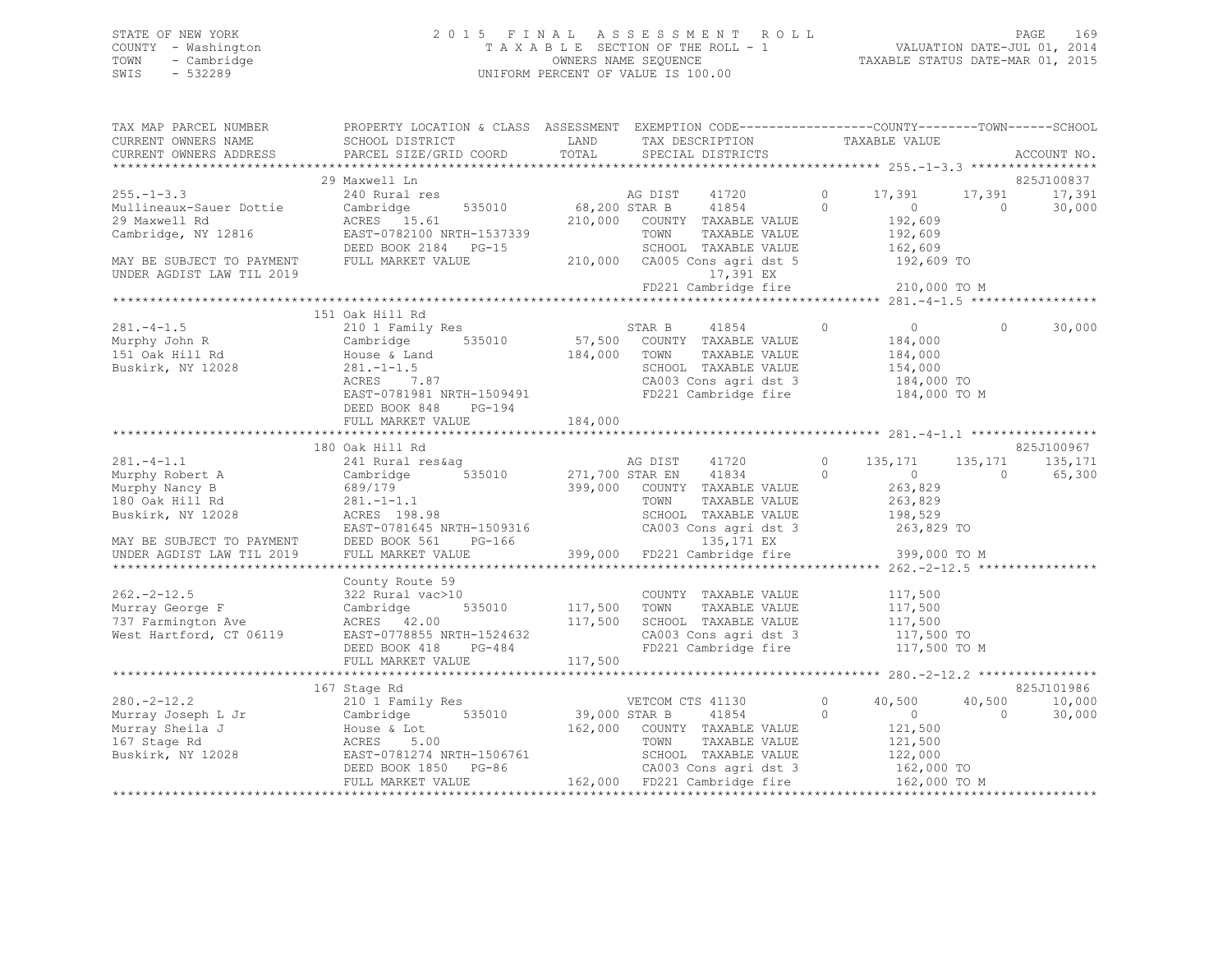STATE OF NEW YORK  
COUNTY - Washington  
TOWN - Cambridge  
SWIS - 532289

2 0 1 5 F I N A L A S S E S S M E N T R O L L  
T A X A B L E SECTION OF THE ROLL - 1  
OWNERS NAME SEQUENCE  
UNIFORM PERCENT OF VALUE IS 100.00

VALUATION DATE-JUL 01, 2014  
TAXABLE STATUS DATE-MAR 01, 2015

```
TAX MAP PARCEL NUMBER       PROPERTY LOCATION & CLASS  ASSESSMENT  EXEMPTION CODE------------------COUNTY--------TOWN------SCHOOL
CURRENT OWNERS NAME         SCHOOL DISTRICT               LAND      TAX DESCRIPTION            TAXABLE VALUE
CURRENT OWNERS ADDRESS      PARCEL SIZE/GRID COORD        TOTAL     SPECIAL DISTRICTS                                      ACCOUNT NO.
******************************************************************************************************* 255.-1-3.3 *****************
                            29 Maxwell Ln                                                                                825J100837
255.-1-3.3                  240 Rural res                          AG DIST     41720          0      17,391     17,391     17,391
Mullineaux-Sauer Dottie     Cambridge       535010      68,200 STAR B      41854          0           0          0     30,000
29 Maxwell Rd               ACRES  15.61               210,000   COUNTY  TAXABLE VALUE           192,609
Cambridge, NY 12816         EAST-0782100 NRTH-1537339             TOWN    TAXABLE VALUE           192,609
                            DEED BOOK 2184   PG-15                SCHOOL  TAXABLE VALUE           162,609
MAY BE SUBJECT TO PAYMENT   FULL MARKET VALUE          210,000   CA005 Cons agri dst 5            192,609 TO
UNDER AGDIST LAW TIL 2019                                            17,391 EX
                                                                  FD221 Cambridge fire             210,000 TO M
******************************************************************************************************* 281.-4-1.5 *****************
                            151 Oak Hill Rd
281.-4-1.5                  210 1 Family Res                      STAR B      41854          0           0          0     30,000
Murphy John R               Cambridge       535010      57,500   COUNTY  TAXABLE VALUE           184,000
151 Oak Hill Rd             House & Land               184,000   TOWN    TAXABLE VALUE           184,000
Buskirk, NY 12028           281.-1-1.5                            SCHOOL  TAXABLE VALUE           154,000
                            ACRES   7.87                          CA003 Cons agri dst 3            184,000 TO
                            EAST-0781981 NRTH-1509491             FD221 Cambridge fire             184,000 TO M
                            DEED BOOK 848    PG-194
                            FULL MARKET VALUE          184,000
******************************************************************************************************* 281.-4-1.1 *****************
                            180 Oak Hill Rd                                                                              825J100967
281.-4-1.1                  241 Rural res&ag                      AG DIST     41720          0     135,171    135,171    135,171
Murphy Robert A             Cambridge       535010     271,700 STAR EN     41834          0           0          0     65,300
Murphy Nancy B              689/179                    399,000   COUNTY  TAXABLE VALUE           263,829
180 Oak Hill Rd             281.-1-1.1                            TOWN    TAXABLE VALUE           263,829
Buskirk, NY 12028           ACRES 198.98                          SCHOOL  TAXABLE VALUE           198,529
                            EAST-0781645 NRTH-1509316             CA003 Cons agri dst 3            263,829 TO
MAY BE SUBJECT TO PAYMENT   DEED BOOK 561    PG-166                  135,171 EX
UNDER AGDIST LAW TIL 2019   FULL MARKET VALUE          399,000   FD221 Cambridge fire             399,000 TO M
******************************************************************************************************* 262.-2-12.5 ****************
                            County Route 59
262.-2-12.5                 322 Rural vac>10                      COUNTY  TAXABLE VALUE           117,500
Murray George F             Cambridge       535010     117,500   TOWN    TAXABLE VALUE           117,500
737 Farmington Ave          ACRES  42.00               117,500   SCHOOL  TAXABLE VALUE           117,500
West Hartford, CT 06119     EAST-0778855 NRTH-1524632             CA003 Cons agri dst 3            117,500 TO
                            DEED BOOK 418    PG-484               FD221 Cambridge fire             117,500 TO M
                            FULL MARKET VALUE          117,500
******************************************************************************************************* 280.-2-12.2 ****************
                            167 Stage Rd                                                                                 825J101986
280.-2-12.2                 210 1 Family Res                      VETCOM CTS 41130          0      40,500     40,500     10,000
Murray Joseph L Jr          Cambridge       535010      39,000 STAR B      41854          0           0          0     30,000
Murray Sheila J             House & Lot                162,000   COUNTY  TAXABLE VALUE           121,500
167 Stage Rd                ACRES   5.00                          TOWN    TAXABLE VALUE           121,500
Buskirk, NY 12028           EAST-0781274 NRTH-1506761             SCHOOL  TAXABLE VALUE           122,000
                            DEED BOOK 1850   PG-86                CA003 Cons agri dst 3            162,000 TO
                            FULL MARKET VALUE          162,000   FD221 Cambridge fire             162,000 TO M
************************************************************************************************************************************
```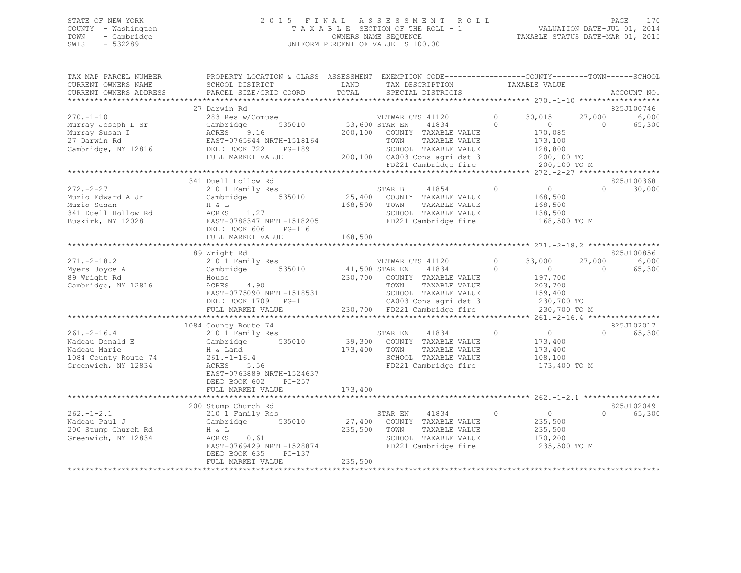STATE OF NEW YORK
COUNTY - Washington
TOWN - Cambridge
SWIS - 532289

# 2015 FINAL ASSESSMENT ROLL
TAXABLE SECTION OF THE ROLL - 1
OWNERS NAME SEQUENCE
UNIFORM PERCENT OF VALUE IS 100.00

VALUATION DATE-JUL 01, 2014
TAXABLE STATUS DATE-MAR 01, 2015

```
TAX MAP PARCEL NUMBER          PROPERTY LOCATION & CLASS  ASSESSMENT  EXEMPTION CODE-----------------COUNTY--------TOWN------SCHOOL
CURRENT OWNERS NAME            SCHOOL DISTRICT             LAND       TAX DESCRIPTION             TAXABLE VALUE
CURRENT OWNERS ADDRESS         PARCEL SIZE/GRID COORD      TOTAL      SPECIAL DISTRICTS                                          ACCOUNT NO.
******************************************************************************************************* 270.-1-10 ******************
                               27 Darwin Rd                                                                                  825J100746
270.-1-10                      283 Res w/Comuse                   VETWAR CTS 41120        0       30,015      27,000        6,000
Murray Joseph L Sr             Cambridge       535010      53,600 STAR EN     41834       0            0           0       65,300
Murray Susan I                 ACRES    9.16              200,100  COUNTY  TAXABLE VALUE          170,085
27 Darwin Rd                   EAST-0765644 NRTH-1518164           TOWN    TAXABLE VALUE          173,100
Cambridge, NY 12816            DEED BOOK 722    PG-189             SCHOOL  TAXABLE VALUE          128,800
                               FULL MARKET VALUE          200,100  CA003 Cons agri dst 3          200,100 TO
                                                                   FD221 Cambridge fire           200,100 TO M
******************************************************************************************************* 272.-2-27 ******************
                               341 Duell Hollow Rd                                                                           825J100368
272.-2-27                      210 1 Family Res                   STAR B      41854       0            0           0       30,000
Muzio Edward A Jr              Cambridge       535010      25,400  COUNTY  TAXABLE VALUE          168,500
Muzio Susan                    H & L                      168,500  TOWN    TAXABLE VALUE          168,500
341 Duell Hollow Rd            ACRES    1.27                       SCHOOL  TAXABLE VALUE          138,500
Buskirk, NY 12028              EAST-0788347 NRTH-1518205           FD221 Cambridge fire           168,500 TO M
                               DEED BOOK 606    PG-116
                               FULL MARKET VALUE          168,500
******************************************************************************************************* 271.-2-18.2 ****************
                               89 Wright Rd                                                                                  825J100856
271.-2-18.2                    210 1 Family Res                   VETWAR CTS 41120        0       33,000      27,000        6,000
Myers Joyce A                  Cambridge       535010      41,500 STAR EN     41834       0            0           0       65,300
89 Wright Rd                   House                      230,700  COUNTY  TAXABLE VALUE          197,700
Cambridge, NY 12816            ACRES    4.90                       TOWN    TAXABLE VALUE          203,700
                               EAST-0775090 NRTH-1518531           SCHOOL  TAXABLE VALUE          159,400
                               DEED BOOK 1709   PG-1               CA003 Cons agri dst 3          230,700 TO
                               FULL MARKET VALUE          230,700  FD221 Cambridge fire           230,700 TO M
******************************************************************************************************* 261.-2-16.4 ****************
                               1084 County Route 74                                                                          825J102017
261.-2-16.4                    210 1 Family Res                   STAR EN     41834       0            0           0       65,300
Nadeau Donald E                Cambridge       535010      39,300  COUNTY  TAXABLE VALUE          173,400
Nadeau Marie                   H & Land                   173,400  TOWN    TAXABLE VALUE          173,400
1084 County Route 74           261.-1-16.4                         SCHOOL  TAXABLE VALUE          108,100
Greenwich, NY 12834            ACRES    5.56                       FD221 Cambridge fire           173,400 TO M
                               EAST-0763889 NRTH-1524637
                               DEED BOOK 602    PG-257
                               FULL MARKET VALUE          173,400
******************************************************************************************************* 262.-1-2.1 *****************
                               200 Stump Church Rd                                                                           825J102049
262.-1-2.1                     210 1 Family Res                   STAR EN     41834       0            0           0       65,300
Nadeau Paul J                  Cambridge       535010      27,400  COUNTY  TAXABLE VALUE          235,500
200 Stump Church Rd            H & L                      235,500  TOWN    TAXABLE VALUE          235,500
Greenwich, NY 12834            ACRES    0.61                       SCHOOL  TAXABLE VALUE          170,200
                               EAST-0769429 NRTH-1528874           FD221 Cambridge fire           235,500 TO M
                               DEED BOOK 635    PG-137
                               FULL MARKET VALUE          235,500
************************************************************************************************************************************
```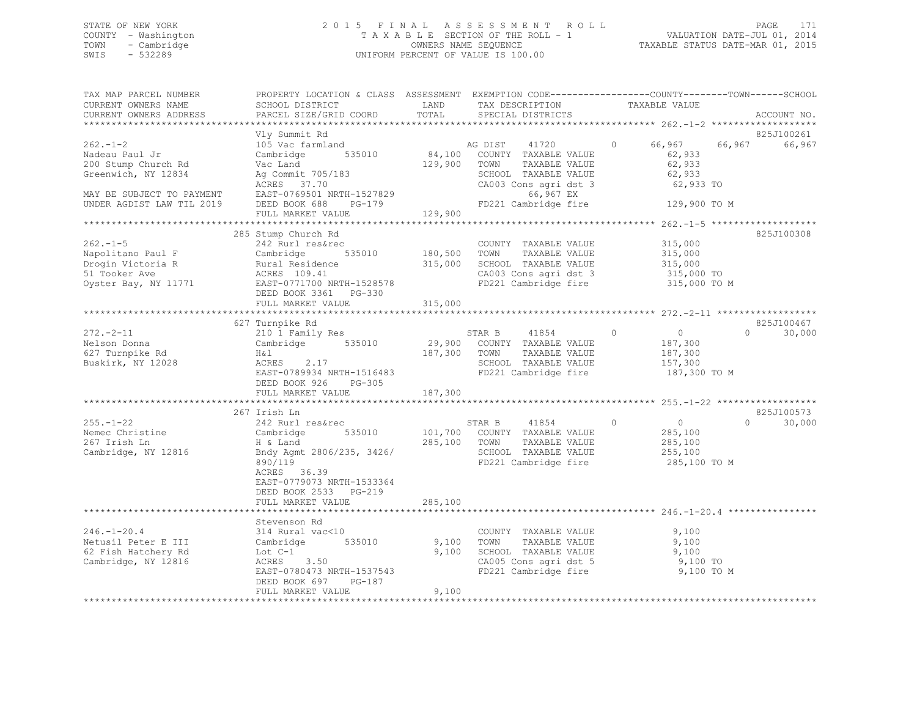STATE OF NEW YORK
COUNTY - Washington
TOWN - Cambridge
SWIS - 532289

2 0 1 5 F I N A L A S S E S S M E N T R O L L
T A X A B L E SECTION OF THE ROLL - 1
OWNERS NAME SEQUENCE
UNIFORM PERCENT OF VALUE IS 100.00

VALUATION DATE-JUL 01, 2014
TAXABLE STATUS DATE-MAR 01, 2015

```
TAX MAP PARCEL NUMBER          PROPERTY LOCATION & CLASS  ASSESSMENT  EXEMPTION CODE------------------COUNTY--------TOWN------SCHOOL
CURRENT OWNERS NAME            SCHOOL DISTRICT               LAND      TAX DESCRIPTION            TAXABLE VALUE
CURRENT OWNERS ADDRESS         PARCEL SIZE/GRID COORD        TOTAL     SPECIAL DISTRICTS                                       ACCOUNT NO.
******************************************************************************************************* 262.-1-2 *******************
                               Vly Summit Rd                                                                                825J100261
262.-1-2                       105 Vac farmland                   AG DIST     41720         0     66,967     66,967     66,967
Nadeau Paul Jr                 Cambridge        535010       84,100   COUNTY  TAXABLE VALUE            62,933
200 Stump Church Rd            Vac Land                     129,900   TOWN    TAXABLE VALUE            62,933
Greenwich, NY 12834            Ag Commit 705/183                      SCHOOL  TAXABLE VALUE            62,933
                               ACRES   37.70                          CA003 Cons agri dst 3            62,933 TO
MAY BE SUBJECT TO PAYMENT      EAST-0769501 NRTH-1527829                      66,967 EX
UNDER AGDIST LAW TIL 2019      DEED BOOK 688    PG-179                FD221 Cambridge fire            129,900 TO M
                               FULL MARKET VALUE            129,900
******************************************************************************************************* 262.-1-5 *******************
                               285 Stump Church Rd                                                                          825J100308
262.-1-5                       242 Rurl res&rec                       COUNTY  TAXABLE VALUE           315,000
Napolitano Paul F              Cambridge        535010      180,500   TOWN    TAXABLE VALUE           315,000
Drogin Victoria R              Rural Residence              315,000   SCHOOL  TAXABLE VALUE           315,000
51 Tooker Ave                  ACRES  109.41                          CA003 Cons agri dst 3           315,000 TO
Oyster Bay, NY 11771           EAST-0771700 NRTH-1528578              FD221 Cambridge fire            315,000 TO M
                               DEED BOOK 3361   PG-330
                               FULL MARKET VALUE            315,000
******************************************************************************************************* 272.-2-11 ******************
                               627 Turnpike Rd                                                                              825J100467
272.-2-11                      210 1 Family Res                   STAR B      41854         0          0          0     30,000
Nelson Donna                   Cambridge        535010       29,900   COUNTY  TAXABLE VALUE           187,300
627 Turnpike Rd                H&l                          187,300   TOWN    TAXABLE VALUE           187,300
Buskirk, NY 12028              ACRES    2.17                          SCHOOL  TAXABLE VALUE           157,300
                               EAST-0789934 NRTH-1516483              FD221 Cambridge fire            187,300 TO M
                               DEED BOOK 926    PG-305
                               FULL MARKET VALUE            187,300
******************************************************************************************************* 255.-1-22 ******************
                               267 Irish Ln                                                                                 825J100573
255.-1-22                      242 Rurl res&rec                   STAR B      41854         0          0          0     30,000
Nemec Christine                Cambridge        535010      101,700   COUNTY  TAXABLE VALUE           285,100
267 Irish Ln                   H & Land                     285,100   TOWN    TAXABLE VALUE           285,100
Cambridge, NY 12816            Bndy Agmt 2806/235, 3426/              SCHOOL  TAXABLE VALUE           255,100
                               890/119                                FD221 Cambridge fire            285,100 TO M
                               ACRES   36.39
                               EAST-0779073 NRTH-1533364
                               DEED BOOK 2533   PG-219
                               FULL MARKET VALUE            285,100
******************************************************************************************************* 246.-1-20.4 ****************
                               Stevenson Rd
246.-1-20.4                    314 Rural vac<10                       COUNTY  TAXABLE VALUE             9,100
Netusil Peter E III            Cambridge        535010        9,100   TOWN    TAXABLE VALUE             9,100
62 Fish Hatchery Rd            Lot C-1                        9,100   SCHOOL  TAXABLE VALUE             9,100
Cambridge, NY 12816            ACRES    3.50                          CA005 Cons agri dst 5             9,100 TO
                               EAST-0780473 NRTH-1537543              FD221 Cambridge fire              9,100 TO M
                               DEED BOOK 697    PG-187
                               FULL MARKET VALUE              9,100
************************************************************************************************************************************
```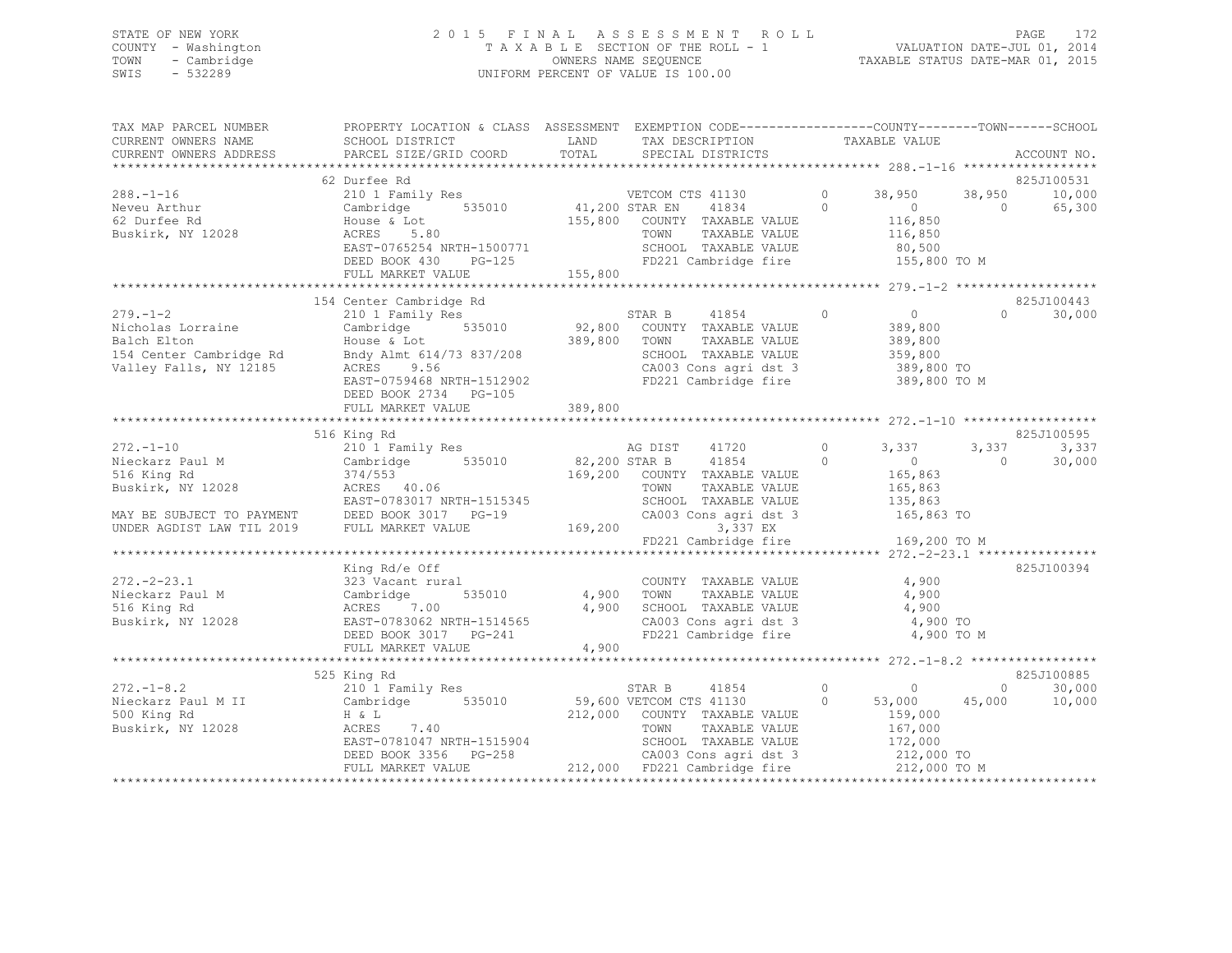STATE OF NEW YORK
COUNTY - Washington
TOWN - Cambridge
SWIS - 532289

2015 FINAL ASSESSMENT ROLL
TAXABLE SECTION OF THE ROLL - 1
OWNERS NAME SEQUENCE
UNIFORM PERCENT OF VALUE IS 100.00

VALUATION DATE-JUL 01, 2014
TAXABLE STATUS DATE-MAR 01, 2015

```
TAX MAP PARCEL NUMBER      PROPERTY LOCATION & CLASS  ASSESSMENT  EXEMPTION CODE-----------------COUNTY--------TOWN------SCHOOL
CURRENT OWNERS NAME        SCHOOL DISTRICT               LAND      TAX DESCRIPTION              TAXABLE VALUE
CURRENT OWNERS ADDRESS     PARCEL SIZE/GRID COORD        TOTAL     SPECIAL DISTRICTS                                          ACCOUNT NO.
******************************************************************************************************* 288.-1-16 ******************
                           62 Durfee Rd                                                                                    825J100531
288.-1-16                  210 1 Family Res                    VETCOM CTS 41130        0      38,950     38,950     10,000
Neveu Arthur               Cambridge      535010      41,200 STAR EN     41834        0           0          0     65,300
62 Durfee Rd               House & Lot               155,800    COUNTY  TAXABLE VALUE         116,850
Buskirk, NY 12028          ACRES     5.80                        TOWN    TAXABLE VALUE         116,850
                           EAST-0765254 NRTH-1500771             SCHOOL  TAXABLE VALUE          80,500
                           DEED BOOK 430     PG-125              FD221 Cambridge fire          155,800 TO M
                           FULL MARKET VALUE         155,800
******************************************************************************************************* 279.-1-2 *******************
                           154 Center Cambridge Rd                                                                         825J100443
279.-1-2                   210 1 Family Res                    STAR B      41854        0           0          0     30,000
Nicholas Lorraine          Cambridge      535010      92,800    COUNTY  TAXABLE VALUE         389,800
Balch Elton                House & Lot               389,800    TOWN    TAXABLE VALUE         389,800
154 Center Cambridge Rd    Bndy Almt 614/73 837/208             SCHOOL  TAXABLE VALUE         359,800
Valley Falls, NY 12185     ACRES     9.56                        CA003 Cons agri dst 3         389,800 TO
                           EAST-0759468 NRTH-1512902             FD221 Cambridge fire          389,800 TO M
                           DEED BOOK 2734    PG-105
                           FULL MARKET VALUE         389,800
******************************************************************************************************* 272.-1-10 ******************
                           516 King Rd                                                                                     825J100595
272.-1-10                  210 1 Family Res                    AG DIST     41720        0       3,337      3,337      3,337
Nieckarz Paul M            Cambridge      535010      82,200 STAR B      41854        0           0          0     30,000
516 King Rd                374/553                   169,200    COUNTY  TAXABLE VALUE         165,863
Buskirk, NY 12028          ACRES    40.06                        TOWN    TAXABLE VALUE         165,863
                           EAST-0783017 NRTH-1515345             SCHOOL  TAXABLE VALUE         135,863
MAY BE SUBJECT TO PAYMENT  DEED BOOK 3017    PG-19               CA003 Cons agri dst 3         165,863 TO
UNDER AGDIST LAW TIL 2019  FULL MARKET VALUE         169,200              3,337 EX
                                                                 FD221 Cambridge fire          169,200 TO M
******************************************************************************************************* 272.-2-23.1 ****************
                           King Rd/e Off                                                                                   825J100394
272.-2-23.1                323 Vacant rural                     COUNTY  TAXABLE VALUE           4,900
Nieckarz Paul M            Cambridge      535010       4,900    TOWN    TAXABLE VALUE           4,900
516 King Rd                ACRES     7.00                4,900    SCHOOL  TAXABLE VALUE           4,900
Buskirk, NY 12028          EAST-0783062 NRTH-1514565             CA003 Cons agri dst 3           4,900 TO
                           DEED BOOK 3017    PG-241              FD221 Cambridge fire            4,900 TO M
                           FULL MARKET VALUE           4,900
******************************************************************************************************* 272.-1-8.2 *****************
                           525 King Rd                                                                                     825J100885
272.-1-8.2                 210 1 Family Res                    STAR B      41854        0           0          0     30,000
Nieckarz Paul M II         Cambridge      535010      59,600 VETCOM CTS 41130        0      53,000     45,000     10,000
500 King Rd                H & L                     212,000    COUNTY  TAXABLE VALUE         159,000
Buskirk, NY 12028          ACRES     7.40                        TOWN    TAXABLE VALUE         167,000
                           EAST-0781047 NRTH-1515904             SCHOOL  TAXABLE VALUE         172,000
                           DEED BOOK 3356    PG-258              CA003 Cons agri dst 3         212,000 TO
                           FULL MARKET VALUE         212,000    FD221 Cambridge fire          212,000 TO M
************************************************************************************************************************************
```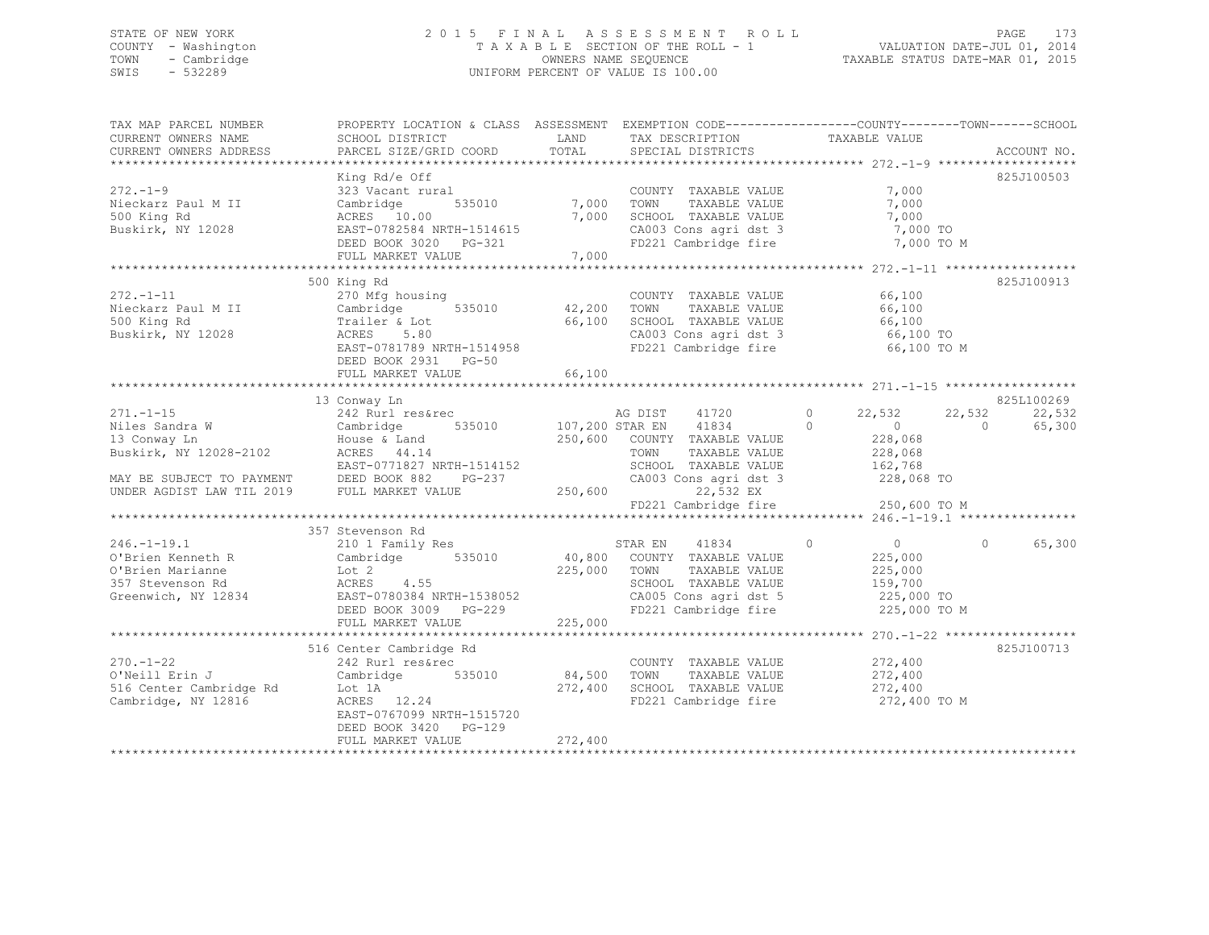STATE OF NEW YORK
COUNTY - Washington
TOWN - Cambridge
SWIS - 532289

2015 FINAL ASSESSMENT ROLL
TAXABLE SECTION OF THE ROLL - 1
OWNERS NAME SEQUENCE
UNIFORM PERCENT OF VALUE IS 100.00

VALUATION DATE-JUL 01, 2014
TAXABLE STATUS DATE-MAR 01, 2015

```
TAX MAP PARCEL NUMBER        PROPERTY LOCATION & CLASS  ASSESSMENT  EXEMPTION CODE-----------------COUNTY--------TOWN------SCHOOL
CURRENT OWNERS NAME          SCHOOL DISTRICT               LAND      TAX DESCRIPTION             TAXABLE VALUE
CURRENT OWNERS ADDRESS       PARCEL SIZE/GRID COORD       TOTAL      SPECIAL DISTRICTS                                      ACCOUNT NO.
******************************************************************************************************* 272.-1-9 *******************
                             King Rd/e Off                                                                            825J100503
272.-1-9                     323 Vacant rural                        COUNTY  TAXABLE VALUE            7,000
Nieckarz Paul M II           Cambridge       535010        7,000     TOWN    TAXABLE VALUE            7,000
500 King Rd                  ACRES  10.00                  7,000     SCHOOL  TAXABLE VALUE            7,000
Buskirk, NY 12028            EAST-0782584 NRTH-1514615               CA003 Cons agri dst 3            7,000 TO
                             DEED BOOK 3020   PG-321                 FD221 Cambridge fire             7,000 TO M
                             FULL MARKET VALUE             7,000
******************************************************************************************************* 272.-1-11 ******************
                             500 King Rd                                                                              825J100913
272.-1-11                    270 Mfg housing                         COUNTY  TAXABLE VALUE           66,100
Nieckarz Paul M II           Cambridge       535010       42,200     TOWN    TAXABLE VALUE           66,100
500 King Rd                  Trailer & Lot                66,100     SCHOOL  TAXABLE VALUE           66,100
Buskirk, NY 12028            ACRES   5.80                            CA003 Cons agri dst 3           66,100 TO
                             EAST-0781789 NRTH-1514958               FD221 Cambridge fire            66,100 TO M
                             DEED BOOK 2931   PG-50
                             FULL MARKET VALUE            66,100
******************************************************************************************************* 271.-1-15 ******************
                             13 Conway Ln                                                                             825L100269
271.-1-15                    242 Rurl res&rec                        AG DIST     41720       0       22,532      22,532      22,532
Niles Sandra W               Cambridge       535010      107,200 STAR EN     41834       0            0           0      65,300
13 Conway Ln                 House & Land                250,600     COUNTY  TAXABLE VALUE          228,068
Buskirk, NY 12028-2102       ACRES  44.14                            TOWN    TAXABLE VALUE          228,068
                             EAST-0771827 NRTH-1514152               SCHOOL  TAXABLE VALUE          162,768
MAY BE SUBJECT TO PAYMENT    DEED BOOK 882    PG-237                 CA003 Cons agri dst 3          228,068 TO
UNDER AGDIST LAW TIL 2019    FULL MARKET VALUE           250,600          22,532 EX
                                                                     FD221 Cambridge fire           250,600 TO M
******************************************************************************************************* 246.-1-19.1 ****************
                             357 Stevenson Rd
246.-1-19.1                  210 1 Family Res                        STAR EN     41834       0            0           0      65,300
O'Brien Kenneth R            Cambridge       535010       40,800     COUNTY  TAXABLE VALUE          225,000
O'Brien Marianne             Lot 2                       225,000     TOWN    TAXABLE VALUE          225,000
357 Stevenson Rd             ACRES   4.55                            SCHOOL  TAXABLE VALUE          159,700
Greenwich, NY 12834          EAST-0780384 NRTH-1538052               CA005 Cons agri dst 5          225,000 TO
                             DEED BOOK 3009   PG-229                 FD221 Cambridge fire           225,000 TO M
                             FULL MARKET VALUE           225,000
******************************************************************************************************* 270.-1-22 ******************
                             516 Center Cambridge Rd                                                                  825J100713
270.-1-22                    242 Rurl res&rec                        COUNTY  TAXABLE VALUE          272,400
O'Neill Erin J               Cambridge       535010       84,500     TOWN    TAXABLE VALUE          272,400
516 Center Cambridge Rd      Lot 1A                      272,400     SCHOOL  TAXABLE VALUE          272,400
Cambridge, NY 12816          ACRES  12.24                            FD221 Cambridge fire           272,400 TO M
                             EAST-0767099 NRTH-1515720
                             DEED BOOK 3420   PG-129
                             FULL MARKET VALUE           272,400
************************************************************************************************************************************
```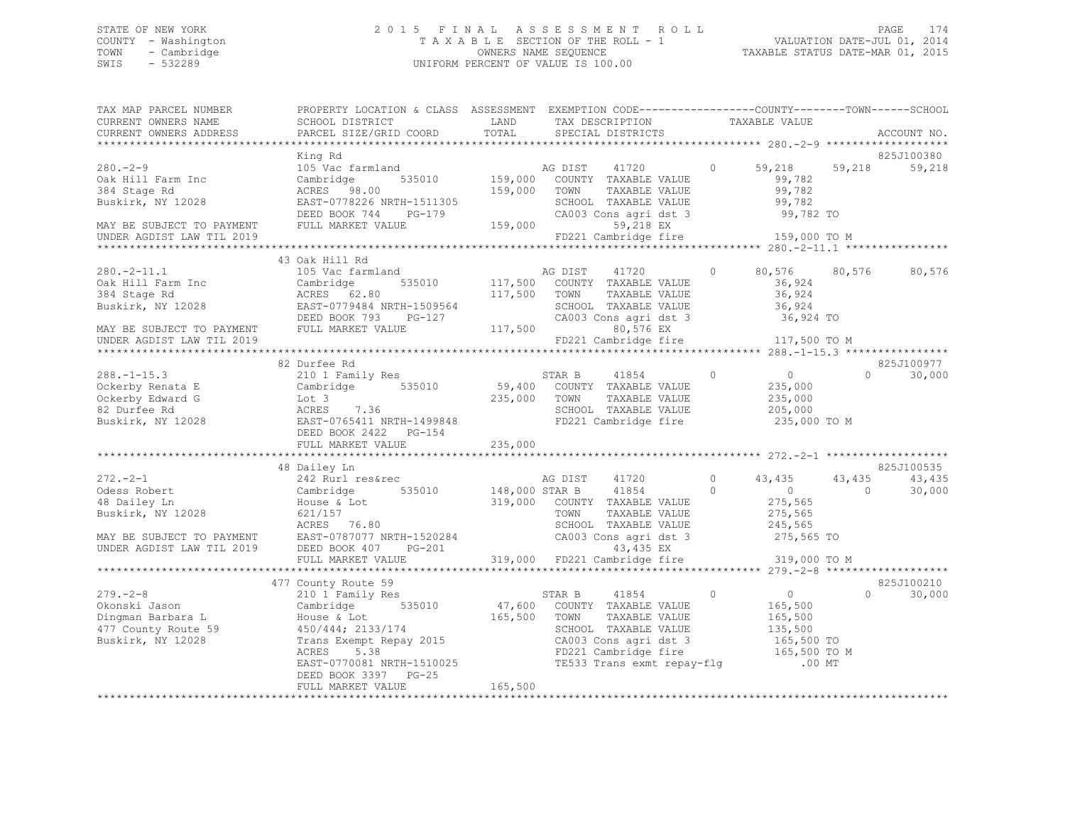STATE OF NEW YORK
COUNTY - Washington
TOWN - Cambridge
SWIS - 532289

# 2015 FINAL ASSESSMENT ROLL

TAXABLE SECTION OF THE ROLL - 1
OWNERS NAME SEQUENCE
UNIFORM PERCENT OF VALUE IS 100.00

VALUATION DATE-JUL 01, 2014
TAXABLE STATUS DATE-MAR 01, 2015

```
TAX MAP PARCEL NUMBER          PROPERTY LOCATION & CLASS  ASSESSMENT  EXEMPTION CODE-----------------COUNTY--------TOWN------SCHOOL
CURRENT OWNERS NAME            SCHOOL DISTRICT              LAND      TAX DESCRIPTION              TAXABLE VALUE
CURRENT OWNERS ADDRESS         PARCEL SIZE/GRID COORD       TOTAL     SPECIAL DISTRICTS                                      ACCOUNT NO.
************************************************************************************************** 280.-2-9 *******************
                               King Rd                                                                                  825J100380
280.-2-9                       105 Vac farmland                       AG DIST     41720         0       59,218      59,218      59,218
Oak Hill Farm Inc              Cambridge       535010      159,000    COUNTY  TAXABLE VALUE              99,782
384 Stage Rd                   ACRES  98.00                159,000    TOWN    TAXABLE VALUE              99,782
Buskirk, NY 12028              EAST-0778226 NRTH-1511305              SCHOOL  TAXABLE VALUE              99,782
                               DEED BOOK 744    PG-179                CA003 Cons agri dst 3              99,782 TO
MAY BE SUBJECT TO PAYMENT      FULL MARKET VALUE           159,000         59,218 EX
UNDER AGDIST LAW TIL 2019                                             FD221 Cambridge fire              159,000 TO M
************************************************************************************************** 280.-2-11.1 ****************
                               43 Oak Hill Rd
280.-2-11.1                    105 Vac farmland                       AG DIST     41720         0       80,576      80,576      80,576
Oak Hill Farm Inc              Cambridge       535010      117,500    COUNTY  TAXABLE VALUE              36,924
384 Stage Rd                   ACRES  62.80                117,500    TOWN    TAXABLE VALUE              36,924
Buskirk, NY 12028              EAST-0779484 NRTH-1509564              SCHOOL  TAXABLE VALUE              36,924
                               DEED BOOK 793    PG-127                CA003 Cons agri dst 3              36,924 TO
MAY BE SUBJECT TO PAYMENT      FULL MARKET VALUE           117,500         80,576 EX
UNDER AGDIST LAW TIL 2019                                             FD221 Cambridge fire              117,500 TO M
************************************************************************************************** 288.-1-15.3 ****************
                               82 Durfee Rd                                                                             825J100977
288.-1-15.3                    210 1 Family Res                       STAR B      41854         0            0           0      30,000
Ockerby Renata E               Cambridge       535010       59,400    COUNTY  TAXABLE VALUE             235,000
Ockerby Edward G               Lot 3                       235,000    TOWN    TAXABLE VALUE             235,000
82 Durfee Rd                   ACRES   7.36                           SCHOOL  TAXABLE VALUE             205,000
Buskirk, NY 12028              EAST-0765411 NRTH-1499848              FD221 Cambridge fire              235,000 TO M
                               DEED BOOK 2422   PG-154
                               FULL MARKET VALUE           235,000
************************************************************************************************** 272.-2-1 *******************
                               48 Dailey Ln                                                                             825J100535
272.-2-1                       242 Rurl res&rec                       AG DIST     41720         0       43,435      43,435      43,435
Odess Robert                   Cambridge       535010      148,000 STAR B     41854         0            0           0      30,000
48 Dailey Ln                   House & Lot                 319,000    COUNTY  TAXABLE VALUE             275,565
Buskirk, NY 12028              621/157                                TOWN    TAXABLE VALUE             275,565
                               ACRES  76.80                           SCHOOL  TAXABLE VALUE             245,565
MAY BE SUBJECT TO PAYMENT      EAST-0787077 NRTH-1520284              CA003 Cons agri dst 3             275,565 TO
UNDER AGDIST LAW TIL 2019      DEED BOOK 407    PG-201                     43,435 EX
                               FULL MARKET VALUE           319,000    FD221 Cambridge fire              319,000 TO M
************************************************************************************************** 279.-2-8 *******************
                               477 County Route 59                                                                      825J100210
279.-2-8                       210 1 Family Res                       STAR B      41854         0            0           0      30,000
Okonski Jason                  Cambridge       535010       47,600    COUNTY  TAXABLE VALUE             165,500
Dingman Barbara L              House & Lot                 165,500    TOWN    TAXABLE VALUE             165,500
477 County Route 59            450/444; 2133/174                      SCHOOL  TAXABLE VALUE             135,500
Buskirk, NY 12028              Trans Exempt Repay 2015                CA003 Cons agri dst 3             165,500 TO
                               ACRES   5.38                           FD221 Cambridge fire              165,500 TO M
                               EAST-0770081 NRTH-1510025              TE533 Trans exmt repay-flg            .00 MT
                               DEED BOOK 3397   PG-25
                               FULL MARKET VALUE           165,500
********************************************************************************************************************************
```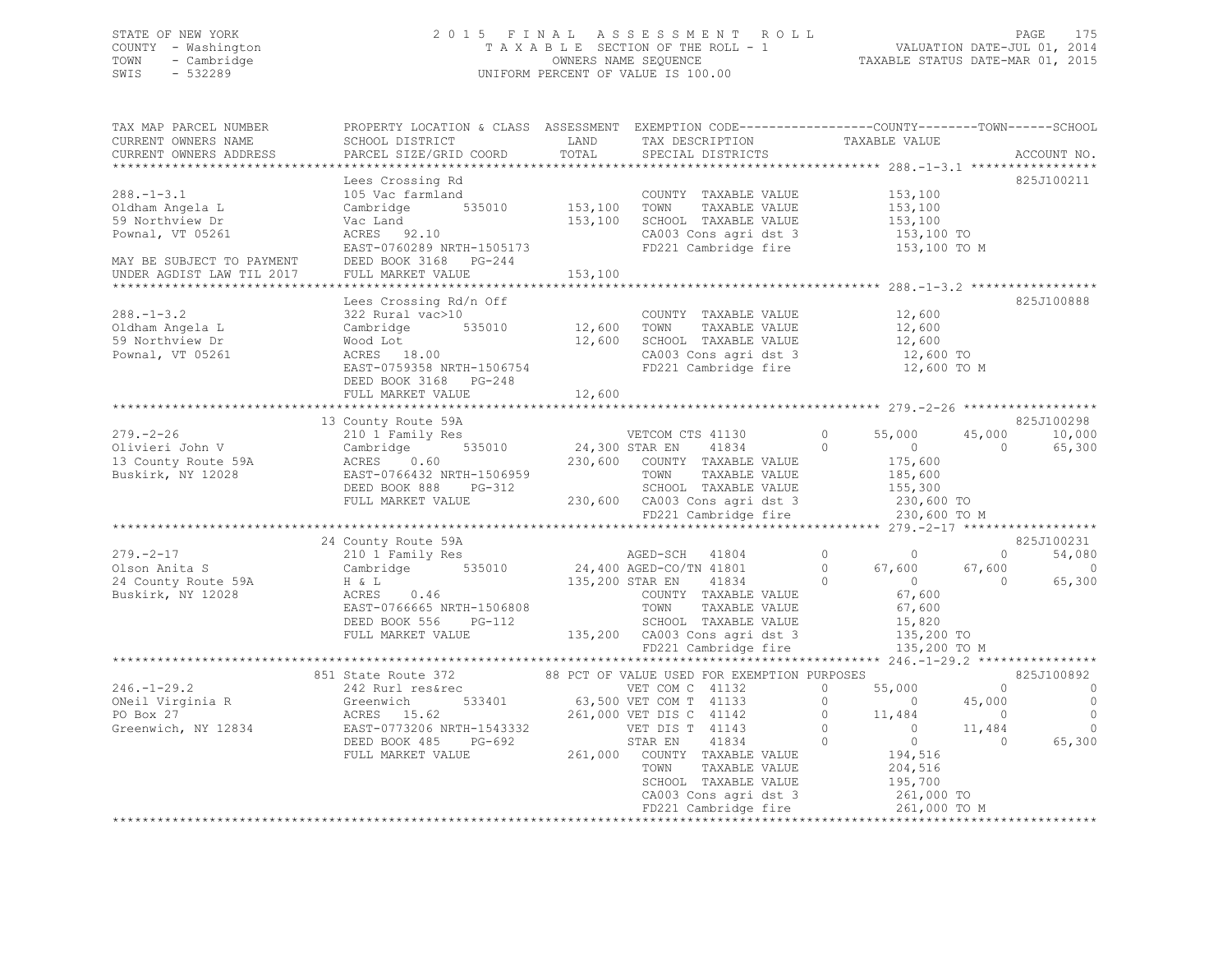STATE OF NEW YORK
COUNTY - Washington
TOWN - Cambridge
SWIS - 532289

2015 FINAL ASSESSMENT ROLL
TAXABLE SECTION OF THE ROLL - 1
OWNERS NAME SEQUENCE
UNIFORM PERCENT OF VALUE IS 100.00

VALUATION DATE-JUL 01, 2014
TAXABLE STATUS DATE-MAR 01, 2015

```
TAX MAP PARCEL NUMBER        PROPERTY LOCATION & CLASS  ASSESSMENT  EXEMPTION CODE------------------COUNTY--------TOWN------SCHOOL
CURRENT OWNERS NAME          SCHOOL DISTRICT               LAND      TAX DESCRIPTION            TAXABLE VALUE
CURRENT OWNERS ADDRESS       PARCEL SIZE/GRID COORD        TOTAL     SPECIAL DISTRICTS                                  ACCOUNT NO.
******************************************************************************************************* 288.-1-3.1 *****************
                             Lees Crossing Rd                                                                          825J100211
288.-1-3.1                   105 Vac farmland                        COUNTY  TAXABLE VALUE          153,100
Oldham Angela L              Cambridge        535010       153,100   TOWN    TAXABLE VALUE          153,100
59 Northview Dr              Vac Land                      153,100   SCHOOL  TAXABLE VALUE          153,100
Pownal, VT 05261             ACRES   92.10                           CA003 Cons agri dst 3           153,100 TO
                             EAST-0760289 NRTH-1505173               FD221 Cambridge fire            153,100 TO M
MAY BE SUBJECT TO PAYMENT    DEED BOOK 3168   PG-244
UNDER AGDIST LAW TIL 2017    FULL MARKET VALUE             153,100
******************************************************************************************************* 288.-1-3.2 *****************
                             Lees Crossing Rd/n Off                                                                    825J100888
288.-1-3.2                   322 Rural vac>10                        COUNTY  TAXABLE VALUE           12,600
Oldham Angela L              Cambridge        535010        12,600   TOWN    TAXABLE VALUE           12,600
59 Northview Dr              Wood Lot                       12,600   SCHOOL  TAXABLE VALUE           12,600
Pownal, VT 05261             ACRES   18.00                           CA003 Cons agri dst 3            12,600 TO
                             EAST-0759358 NRTH-1506754               FD221 Cambridge fire             12,600 TO M
                             DEED BOOK 3168   PG-248
                             FULL MARKET VALUE              12,600
******************************************************************************************************* 279.-2-26 ******************
                             13 County Route 59A                                                                       825J100298
279.-2-26                    210 1 Family Res                        VETCOM CTS 41130        0       55,000      45,000      10,000
Olivieri John V              Cambridge        535010        24,300 STAR EN     41834        0            0           0      65,300
13 County Route 59A          ACRES    0.60                 230,600   COUNTY  TAXABLE VALUE          175,600
Buskirk, NY 12028            EAST-0766432 NRTH-1506959               TOWN    TAXABLE VALUE          185,600
                             DEED BOOK 888    PG-312                 SCHOOL  TAXABLE VALUE          155,300
                             FULL MARKET VALUE             230,600   CA003 Cons agri dst 3           230,600 TO
                                                                     FD221 Cambridge fire            230,600 TO M
******************************************************************************************************* 279.-2-17 ******************
                             24 County Route 59A                                                                       825J100231
279.-2-17                    210 1 Family Res                        AGED-SCH    41804        0            0           0      54,080
Olson Anita S                Cambridge        535010        24,400 AGED-CO/TN 41801        0       67,600      67,600           0
24 County Route 59A          H & L                         135,200 STAR EN     41834        0            0           0      65,300
Buskirk, NY 12028            ACRES    0.46                           COUNTY  TAXABLE VALUE           67,600
                             EAST-0766665 NRTH-1506808               TOWN    TAXABLE VALUE           67,600
                             DEED BOOK 556    PG-112                 SCHOOL  TAXABLE VALUE           15,820
                             FULL MARKET VALUE             135,200   CA003 Cons agri dst 3           135,200 TO
                                                                     FD221 Cambridge fire            135,200 TO M
******************************************************************************************************* 246.-1-29.2 ****************
                             851 State Route 372           88 PCT OF VALUE USED FOR EXEMPTION PURPOSES                 825J100892
246.-1-29.2                  242 Rurl res&rec                        VET COM C   41132        0       55,000           0           0
ONeil Virginia R             Greenwich        533401        63,500 VET COM T   41133        0            0      45,000           0
PO Box 27                    ACRES   15.62                 261,000 VET DIS C   41142        0       11,484           0           0
Greenwich, NY 12834          EAST-0773206 NRTH-1543332               VET DIS T   41143        0            0      11,484           0
                             DEED BOOK 485    PG-692                 STAR EN     41834        0            0           0      65,300
                             FULL MARKET VALUE             261,000   COUNTY  TAXABLE VALUE          194,516
                                                                     TOWN    TAXABLE VALUE          204,516
                                                                     SCHOOL  TAXABLE VALUE          195,700
                                                                     CA003 Cons agri dst 3           261,000 TO
                                                                     FD221 Cambridge fire            261,000 TO M
************************************************************************************************************************************
```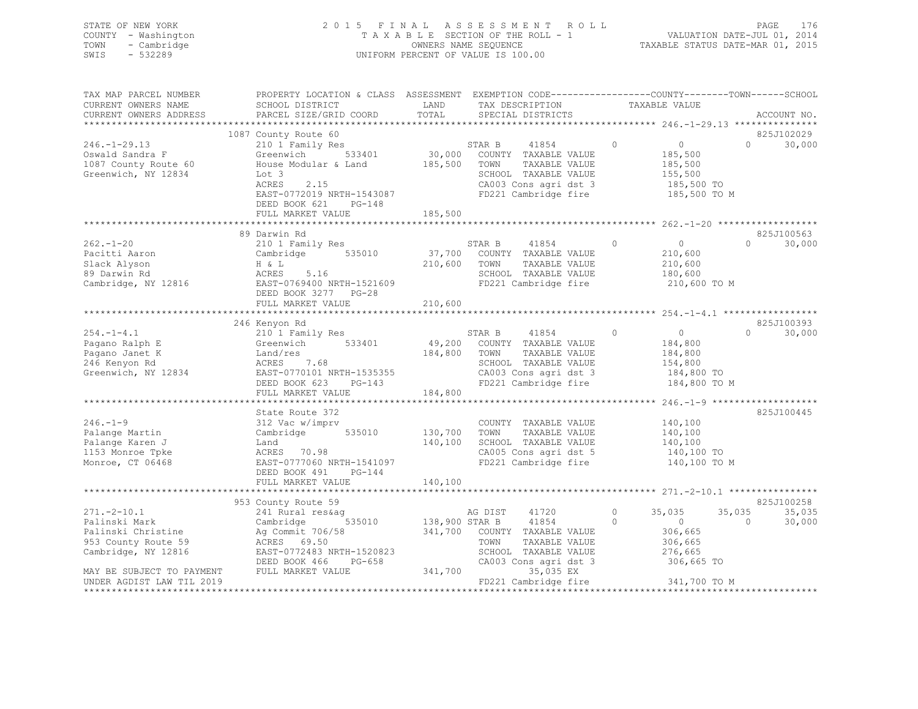STATE OF NEW YORK
COUNTY - Washington
TOWN - Cambridge
SWIS - 532289

2 0 1 5 F I N A L A S S E S S M E N T R O L L
T A X A B L E SECTION OF THE ROLL - 1
OWNERS NAME SEQUENCE
UNIFORM PERCENT OF VALUE IS 100.00

VALUATION DATE-JUL 01, 2014
TAXABLE STATUS DATE-MAR 01, 2015

```
TAX MAP PARCEL NUMBER          PROPERTY LOCATION & CLASS  ASSESSMENT  EXEMPTION CODE------------------COUNTY--------TOWN------SCHOOL
CURRENT OWNERS NAME            SCHOOL DISTRICT              LAND       TAX DESCRIPTION             TAXABLE VALUE
CURRENT OWNERS ADDRESS         PARCEL SIZE/GRID COORD       TOTAL      SPECIAL DISTRICTS                                     ACCOUNT NO.
******************************************************************************************************* 246.-1-29.13 ***************
                               1087 County Route 60                                                                          825J102029
246.-1-29.13                   210 1 Family Res                        STAR B      41854          0          0          0      30,000
Oswald Sandra F                Greenwich        533401       30,000    COUNTY  TAXABLE VALUE             185,500
1087 County Route 60           House Modular & Land         185,500    TOWN    TAXABLE VALUE             185,500
Greenwich, NY 12834            Lot 3                                   SCHOOL  TAXABLE VALUE             155,500
                               ACRES    2.15                           CA003 Cons agri dst 3             185,500 TO
                               EAST-0772019 NRTH-1543087               FD221 Cambridge fire              185,500 TO M
                               DEED BOOK 621    PG-148
                               FULL MARKET VALUE            185,500
******************************************************************************************************* 262.-1-20 ******************
                               89 Darwin Rd                                                                                  825J100563
262.-1-20                      210 1 Family Res                        STAR B      41854          0          0          0      30,000
Pacitti Aaron                  Cambridge        535010       37,700    COUNTY  TAXABLE VALUE             210,600
Slack Alyson                   H & L                        210,600    TOWN    TAXABLE VALUE             210,600
89 Darwin Rd                   ACRES    5.16                           SCHOOL  TAXABLE VALUE             180,600
Cambridge, NY 12816            EAST-0769400 NRTH-1521609               FD221 Cambridge fire              210,600 TO M
                               DEED BOOK 3277   PG-28
                               FULL MARKET VALUE            210,600
******************************************************************************************************* 254.-1-4.1 *****************
                               246 Kenyon Rd                                                                                 825J100393
254.-1-4.1                     210 1 Family Res                        STAR B      41854          0          0          0      30,000
Pagano Ralph E                 Greenwich        533401       49,200    COUNTY  TAXABLE VALUE             184,800
Pagano Janet K                 Land/res                     184,800    TOWN    TAXABLE VALUE             184,800
246 Kenyon Rd                  ACRES    7.68                           SCHOOL  TAXABLE VALUE             154,800
Greenwich, NY 12834            EAST-0770101 NRTH-1535355               CA003 Cons agri dst 3             184,800 TO
                               DEED BOOK 623    PG-143                 FD221 Cambridge fire              184,800 TO M
                               FULL MARKET VALUE            184,800
******************************************************************************************************* 246.-1-9 *******************
                               State Route 372                                                                               825J100445
246.-1-9                       312 Vac w/imprv                         COUNTY  TAXABLE VALUE             140,100
Palange Martin                 Cambridge        535010      130,700    TOWN    TAXABLE VALUE             140,100
Palange Karen J                Land                         140,100    SCHOOL  TAXABLE VALUE             140,100
1153 Monroe Tpke               ACRES   70.98                           CA005 Cons agri dst 5             140,100 TO
Monroe, CT 06468               EAST-0777060 NRTH-1541097               FD221 Cambridge fire              140,100 TO M
                               DEED BOOK 491    PG-144
                               FULL MARKET VALUE            140,100
******************************************************************************************************* 271.-2-10.1 ****************
                               953 County Route 59                                                                           825J100258
271.-2-10.1                    241 Rural res&ag                        AG DIST     41720          0     35,035     35,035      35,035
Palinski Mark                  Cambridge        535010      138,900    STAR B      41854          0          0          0      30,000
Palinski Christine             Ag Commit 706/58             341,700    COUNTY  TAXABLE VALUE             306,665
953 County Route 59            ACRES   69.50                           TOWN    TAXABLE VALUE             306,665
Cambridge, NY 12816            EAST-0772483 NRTH-1520823               SCHOOL  TAXABLE VALUE             276,665
                               DEED BOOK 466    PG-658                 CA003 Cons agri dst 3             306,665 TO
MAY BE SUBJECT TO PAYMENT      FULL MARKET VALUE            341,700         35,035 EX
UNDER AGDIST LAW TIL 2019                                              FD221 Cambridge fire              341,700 TO M
************************************************************************************************************************************
```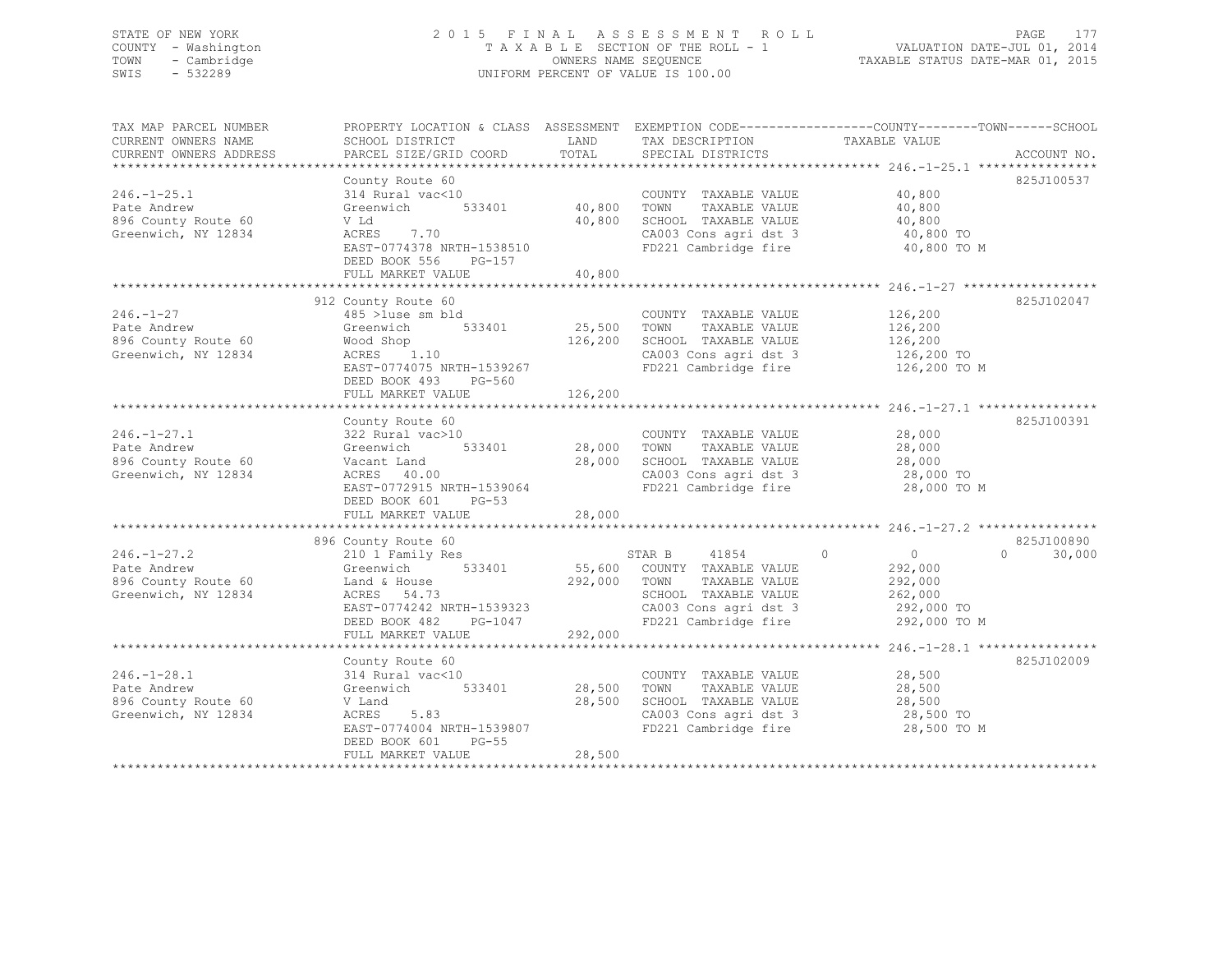STATE OF NEW YORK
COUNTY - Washington
TOWN - Cambridge
SWIS - 532289

2015 FINAL ASSESSMENT ROLL
TAXABLE SECTION OF THE ROLL - 1
OWNERS NAME SEQUENCE
UNIFORM PERCENT OF VALUE IS 100.00

VALUATION DATE-JUL 01, 2014
TAXABLE STATUS DATE-MAR 01, 2015

| TAX MAP PARCEL NUMBER / CURRENT OWNERS NAME / CURRENT OWNERS ADDRESS | PROPERTY LOCATION & CLASS / SCHOOL DISTRICT / PARCEL SIZE/GRID COORD | ASSESSMENT LAND | TOTAL | EXEMPTION CODE / TAX DESCRIPTION / SPECIAL DISTRICTS | COUNTY / TOWN / SCHOOL TAXABLE VALUE | ACCOUNT NO. |
|---|---|---|---|---|---|---|
| 246.-1-25.1 | County Route 60 | | | | | 825J100537 |
| 246.-1-25.1 | 314 Rural vac<10 | | | COUNTY TAXABLE VALUE | 40,800 | |
| Pate Andrew | Greenwich 533401 | 40,800 | | TOWN TAXABLE VALUE | 40,800 | |
| 896 County Route 60 | V Ld | | 40,800 | SCHOOL TAXABLE VALUE | 40,800 | |
| Greenwich, NY 12834 | ACRES 7.70 | | | CA003 Cons agri dst 3 | 40,800 TO | |
| | EAST-0774378 NRTH-1538510 | | | FD221 Cambridge fire | 40,800 TO M | |
| | DEED BOOK 556 PG-157 | | | | | |
| | FULL MARKET VALUE | | 40,800 | | | |
| 246.-1-27 | 912 County Route 60 | | | | | 825J102047 |
| 246.-1-27 | 485 >1use sm bld | | | COUNTY TAXABLE VALUE | 126,200 | |
| Pate Andrew | Greenwich 533401 | 25,500 | | TOWN TAXABLE VALUE | 126,200 | |
| 896 County Route 60 | Wood Shop | | 126,200 | SCHOOL TAXABLE VALUE | 126,200 | |
| Greenwich, NY 12834 | ACRES 1.10 | | | CA003 Cons agri dst 3 | 126,200 TO | |
| | EAST-0774075 NRTH-1539267 | | | FD221 Cambridge fire | 126,200 TO M | |
| | DEED BOOK 493 PG-560 | | | | | |
| | FULL MARKET VALUE | | 126,200 | | | |
| 246.-1-27.1 | County Route 60 | | | | | 825J100391 |
| 246.-1-27.1 | 322 Rural vac>10 | | | COUNTY TAXABLE VALUE | 28,000 | |
| Pate Andrew | Greenwich 533401 | 28,000 | | TOWN TAXABLE VALUE | 28,000 | |
| 896 County Route 60 | Vacant Land | | 28,000 | SCHOOL TAXABLE VALUE | 28,000 | |
| Greenwich, NY 12834 | ACRES 40.00 | | | CA003 Cons agri dst 3 | 28,000 TO | |
| | EAST-0772915 NRTH-1539064 | | | FD221 Cambridge fire | 28,000 TO M | |
| | DEED BOOK 601 PG-53 | | | | | |
| | FULL MARKET VALUE | | 28,000 | | | |
| 246.-1-27.2 | 896 County Route 60 | | | | | 825J100890 |
| 246.-1-27.2 | 210 1 Family Res | | | STAR B 41854 | 0 0 0 30,000 | |
| Pate Andrew | Greenwich 533401 | 55,600 | | COUNTY TAXABLE VALUE | 292,000 | |
| 896 County Route 60 | Land & House | | 292,000 | TOWN TAXABLE VALUE | 292,000 | |
| Greenwich, NY 12834 | ACRES 54.73 | | | SCHOOL TAXABLE VALUE | 262,000 | |
| | EAST-0774242 NRTH-1539323 | | | CA003 Cons agri dst 3 | 292,000 TO | |
| | DEED BOOK 482 PG-1047 | | | FD221 Cambridge fire | 292,000 TO M | |
| | FULL MARKET VALUE | | 292,000 | | | |
| 246.-1-28.1 | County Route 60 | | | | | 825J102009 |
| 246.-1-28.1 | 314 Rural vac<10 | | | COUNTY TAXABLE VALUE | 28,500 | |
| Pate Andrew | Greenwich 533401 | 28,500 | | TOWN TAXABLE VALUE | 28,500 | |
| 896 County Route 60 | V Land | | 28,500 | SCHOOL TAXABLE VALUE | 28,500 | |
| Greenwich, NY 12834 | ACRES 5.83 | | | CA003 Cons agri dst 3 | 28,500 TO | |
| | EAST-0774004 NRTH-1539807 | | | FD221 Cambridge fire | 28,500 TO M | |
| | DEED BOOK 601 PG-55 | | | | | |
| | FULL MARKET VALUE | | 28,500 | | | |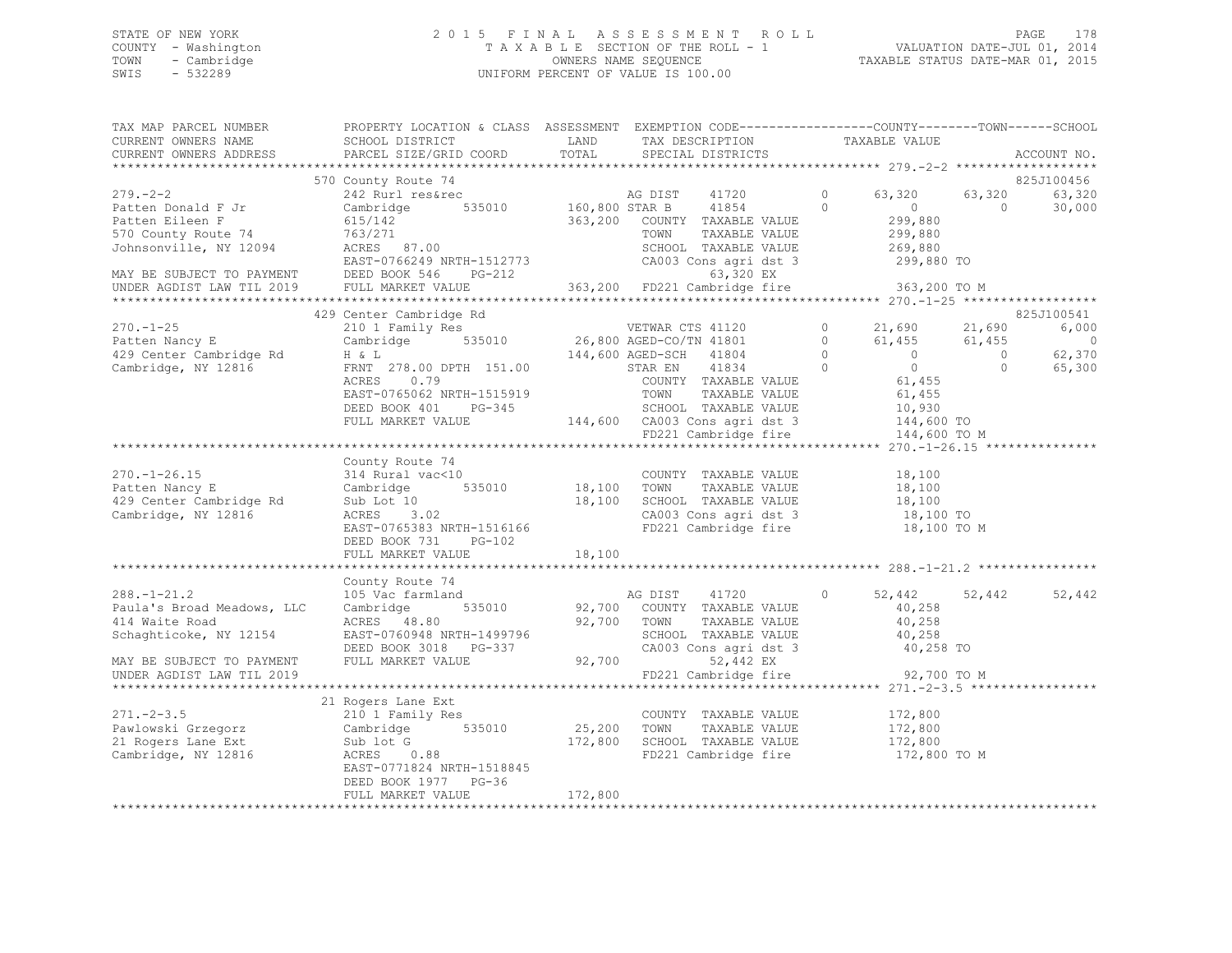STATE OF NEW YORK
COUNTY - Washington
TOWN - Cambridge
SWIS - 532289

# 2015 FINAL ASSESSMENT ROLL
TAXABLE SECTION OF THE ROLL - 1
OWNERS NAME SEQUENCE
UNIFORM PERCENT OF VALUE IS 100.00

VALUATION DATE-JUL 01, 2014
TAXABLE STATUS DATE-MAR 01, 2015

```
TAX MAP PARCEL NUMBER          PROPERTY LOCATION & CLASS  ASSESSMENT  EXEMPTION CODE------------------COUNTY--------TOWN------SCHOOL
CURRENT OWNERS NAME            SCHOOL DISTRICT               LAND      TAX DESCRIPTION              TAXABLE VALUE
CURRENT OWNERS ADDRESS         PARCEL SIZE/GRID COORD        TOTAL     SPECIAL DISTRICTS                                        ACCOUNT NO.
******************************************************************************************************* 279.-2-2 *******************
                         570 County Route 74                                                                                   825J100456
279.-2-2                       242 Rurl res&rec                        AG DIST     41720        0       63,320       63,320      63,320
Patten Donald F Jr             Cambridge       535010     160,800 STAR B       41854        0            0            0      30,000
Patten Eileen F                615/142                    363,200   COUNTY  TAXABLE VALUE             299,880
570 County Route 74            763/271                               TOWN    TAXABLE VALUE             299,880
Johnsonville, NY 12094         ACRES  87.00                          SCHOOL  TAXABLE VALUE             269,880
                               EAST-0766249 NRTH-1512773             CA003 Cons agri dst 3              299,880 TO
MAY BE SUBJECT TO PAYMENT      DEED BOOK 546    PG-212                    63,320 EX
UNDER AGDIST LAW TIL 2019      FULL MARKET VALUE          363,200   FD221 Cambridge fire               363,200 TO M
******************************************************************************************************* 270.-1-25 ******************
                         429 Center Cambridge Rd                                                                               825J100541
270.-1-25                      210 1 Family Res                        VETWAR CTS 41120        0       21,690       21,690       6,000
Patten Nancy E                 Cambridge       535010      26,800 AGED-CO/TN 41801        0       61,455       61,455           0
429 Center Cambridge Rd        H & L                      144,600 AGED-SCH   41804        0            0            0      62,370
Cambridge, NY 12816            FRNT 278.00 DPTH 151.00                STAR EN    41834        0            0            0      65,300
                               ACRES    0.79                         COUNTY  TAXABLE VALUE              61,455
                               EAST-0765062 NRTH-1515919             TOWN    TAXABLE VALUE              61,455
                               DEED BOOK 401    PG-345               SCHOOL  TAXABLE VALUE              10,930
                               FULL MARKET VALUE          144,600   CA003 Cons agri dst 3              144,600 TO
                                                                     FD221 Cambridge fire               144,600 TO M
******************************************************************************************************* 270.-1-26.15 ***************
                               County Route 74
270.-1-26.15                   314 Rural vac<10                      COUNTY  TAXABLE VALUE              18,100
Patten Nancy E                 Cambridge       535010      18,100   TOWN    TAXABLE VALUE              18,100
429 Center Cambridge Rd        Sub Lot 10                  18,100   SCHOOL  TAXABLE VALUE              18,100
Cambridge, NY 12816            ACRES    3.02                         CA003 Cons agri dst 3               18,100 TO
                               EAST-0765383 NRTH-1516166             FD221 Cambridge fire                18,100 TO M
                               DEED BOOK 731    PG-102
                               FULL MARKET VALUE           18,100
******************************************************************************************************* 288.-1-21.2 ****************
                               County Route 74
288.-1-21.2                    105 Vac farmland                        AG DIST     41720        0       52,442       52,442      52,442
Paula's Broad Meadows, LLC     Cambridge       535010      92,700   COUNTY  TAXABLE VALUE              40,258
414 Waite Road                 ACRES  48.80                92,700   TOWN    TAXABLE VALUE              40,258
Schaghticoke, NY 12154         EAST-0760948 NRTH-1499796             SCHOOL  TAXABLE VALUE              40,258
                               DEED BOOK 3018   PG-337               CA003 Cons agri dst 3               40,258 TO
MAY BE SUBJECT TO PAYMENT      FULL MARKET VALUE           92,700             52,442 EX
UNDER AGDIST LAW TIL 2019                                            FD221 Cambridge fire                92,700 TO M
******************************************************************************************************* 271.-2-3.5 *****************
                         21 Rogers Lane Ext
271.-2-3.5                     210 1 Family Res                      COUNTY  TAXABLE VALUE             172,800
Pawlowski Grzegorz             Cambridge       535010      25,200   TOWN    TAXABLE VALUE             172,800
21 Rogers Lane Ext             Sub lot G                  172,800   SCHOOL  TAXABLE VALUE             172,800
Cambridge, NY 12816            ACRES    0.88                         FD221 Cambridge fire               172,800 TO M
                               EAST-0771824 NRTH-1518845
                               DEED BOOK 1977   PG-36
                               FULL MARKET VALUE          172,800
************************************************************************************************************************************
```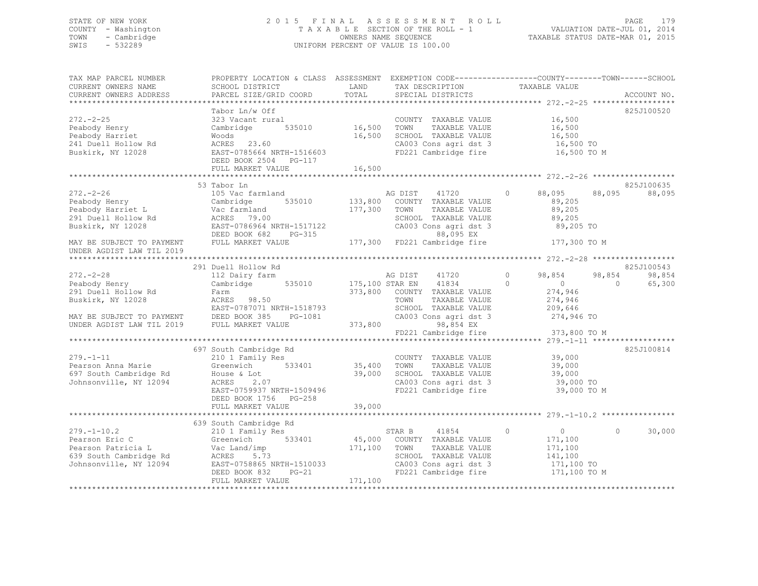STATE OF NEW YORK
COUNTY - Washington
TOWN - Cambridge
SWIS - 532289

# 2015 FINAL ASSESSMENT ROLL
TAXABLE SECTION OF THE ROLL - 1
OWNERS NAME SEQUENCE
UNIFORM PERCENT OF VALUE IS 100.00

VALUATION DATE-JUL 01, 2014
TAXABLE STATUS DATE-MAR 01, 2015

```
TAX MAP PARCEL NUMBER          PROPERTY LOCATION & CLASS  ASSESSMENT  EXEMPTION CODE------------------COUNTY--------TOWN------SCHOOL
CURRENT OWNERS NAME            SCHOOL DISTRICT               LAND      TAX DESCRIPTION            TAXABLE VALUE
CURRENT OWNERS ADDRESS         PARCEL SIZE/GRID COORD        TOTAL     SPECIAL DISTRICTS                                  ACCOUNT NO.
******************************************************************************************************* 272.-2-25 ******************
                               Tabor Ln/w Off                                                                             825J100520
272.-2-25                      323 Vacant rural                        COUNTY  TAXABLE VALUE            16,500
Peabody Henry                  Cambridge        535010       16,500    TOWN    TAXABLE VALUE            16,500
Peabody Harriet                Woods                         16,500    SCHOOL  TAXABLE VALUE            16,500
241 Duell Hollow Rd            ACRES   23.60                           CA003 Cons agri dst 3             16,500 TO
Buskirk, NY 12028              EAST-0785664 NRTH-1516603               FD221 Cambridge fire              16,500 TO M
                               DEED BOOK 2504   PG-117
                               FULL MARKET VALUE             16,500
******************************************************************************************************* 272.-2-26 ******************
                               53 Tabor Ln                                                                                825J100635
272.-2-26                      105 Vac farmland                        AG DIST     41720        0       88,095     88,095     88,095
Peabody Henry                  Cambridge        535010      133,800    COUNTY  TAXABLE VALUE            89,205
Peabody Harriet L              Vac farmland                 177,300    TOWN    TAXABLE VALUE            89,205
291 Duell Hollow Rd            ACRES   79.00                           SCHOOL  TAXABLE VALUE            89,205
Buskirk, NY 12028              EAST-0786964 NRTH-1517122               CA003 Cons agri dst 3             89,205 TO
                               DEED BOOK 682    PG-315                       88,095 EX
MAY BE SUBJECT TO PAYMENT      FULL MARKET VALUE            177,300    FD221 Cambridge fire             177,300 TO M
UNDER AGDIST LAW TIL 2019
******************************************************************************************************* 272.-2-28 ******************
                               291 Duell Hollow Rd                                                                        825J100543
272.-2-28                      112 Dairy farm                          AG DIST     41720        0       98,854     98,854     98,854
Peabody Henry                  Cambridge        535010      175,100 STAR EN    41834        0            0          0     65,300
291 Duell Hollow Rd            Farm                         373,800    COUNTY  TAXABLE VALUE           274,946
Buskirk, NY 12028              ACRES   98.50                           TOWN    TAXABLE VALUE           274,946
                               EAST-0787071 NRTH-1518793               SCHOOL  TAXABLE VALUE           209,646
MAY BE SUBJECT TO PAYMENT      DEED BOOK 385    PG-1081                CA003 Cons agri dst 3            274,946 TO
UNDER AGDIST LAW TIL 2019      FULL MARKET VALUE            373,800          98,854 EX
                                                                       FD221 Cambridge fire             373,800 TO M
******************************************************************************************************* 279.-1-11 ******************
                               697 South Cambridge Rd                                                                     825J100814
279.-1-11                      210 1 Family Res                        COUNTY  TAXABLE VALUE            39,000
Pearson Anna Marie             Greenwich        533401       35,400    TOWN    TAXABLE VALUE            39,000
697 South Cambridge Rd         House & Lot                   39,000    SCHOOL  TAXABLE VALUE            39,000
Johnsonville, NY 12094         ACRES    2.07                           CA003 Cons agri dst 3             39,000 TO
                               EAST-0759937 NRTH-1509496               FD221 Cambridge fire              39,000 TO M
                               DEED BOOK 1756   PG-258
                               FULL MARKET VALUE             39,000
******************************************************************************************************* 279.-1-10.2 ****************
                               639 South Cambridge Rd
279.-1-10.2                    210 1 Family Res                        STAR B      41854        0            0          0     30,000
Pearson Eric C                 Greenwich        533401       45,000    COUNTY  TAXABLE VALUE           171,100
Pearson Patricia L             Vac Land/imp                 171,100    TOWN    TAXABLE VALUE           171,100
639 South Cambridge Rd         ACRES    5.73                           SCHOOL  TAXABLE VALUE           141,100
Johnsonville, NY 12094         EAST-0758865 NRTH-1510033               CA003 Cons agri dst 3            171,100 TO
                               DEED BOOK 832    PG-21                  FD221 Cambridge fire             171,100 TO M
                               FULL MARKET VALUE            171,100
************************************************************************************************************************************
```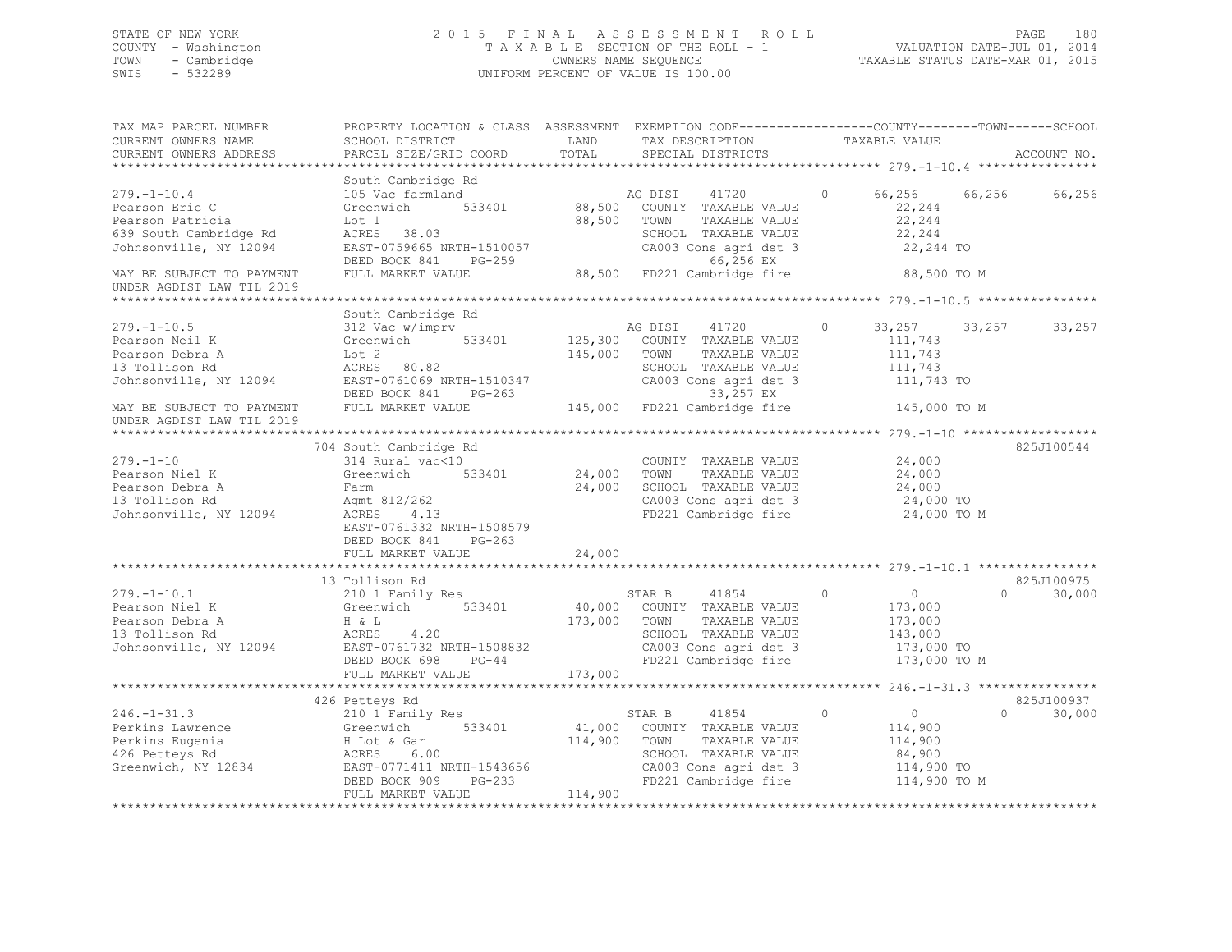STATE OF NEW YORK
COUNTY - Washington
TOWN - Cambridge
SWIS - 532289

2015 FINAL ASSESSMENT ROLL
TAXABLE SECTION OF THE ROLL - 1
OWNERS NAME SEQUENCE
UNIFORM PERCENT OF VALUE IS 100.00

VALUATION DATE-JUL 01, 2014
TAXABLE STATUS DATE-MAR 01, 2015

```
TAX MAP PARCEL NUMBER          PROPERTY LOCATION & CLASS  ASSESSMENT  EXEMPTION CODE------------------COUNTY--------TOWN------SCHOOL
CURRENT OWNERS NAME            SCHOOL DISTRICT               LAND      TAX DESCRIPTION            TAXABLE VALUE
CURRENT OWNERS ADDRESS         PARCEL SIZE/GRID COORD        TOTAL     SPECIAL DISTRICTS                                    ACCOUNT NO.
******************************************************************************************************* 279.-1-10.4 ****************
                               South Cambridge Rd
279.-1-10.4                    105 Vac farmland                         AG DIST    41720         0     66,256    66,256    66,256
Pearson Eric C                 Greenwich      533401        88,500     COUNTY  TAXABLE VALUE             22,244
Pearson Patricia               Lot 1                         88,500     TOWN    TAXABLE VALUE             22,244
639 South Cambridge Rd         ACRES   38.03                            SCHOOL  TAXABLE VALUE             22,244
Johnsonville, NY 12094         EAST-0759665 NRTH-1510057                CA003 Cons agri dst 3              22,244 TO
                               DEED BOOK 841    PG-259                        66,256 EX
MAY BE SUBJECT TO PAYMENT      FULL MARKET VALUE             88,500     FD221 Cambridge fire              88,500 TO M
UNDER AGDIST LAW TIL 2019
******************************************************************************************************* 279.-1-10.5 ****************
                               South Cambridge Rd
279.-1-10.5                    312 Vac w/imprv                          AG DIST    41720         0     33,257    33,257    33,257
Pearson Neil K                 Greenwich      533401       125,300     COUNTY  TAXABLE VALUE            111,743
Pearson Debra A                Lot 2                        145,000     TOWN    TAXABLE VALUE            111,743
13 Tollison Rd                 ACRES   80.82                            SCHOOL  TAXABLE VALUE            111,743
Johnsonville, NY 12094         EAST-0761069 NRTH-1510347                CA003 Cons agri dst 3             111,743 TO
                               DEED BOOK 841    PG-263                        33,257 EX
MAY BE SUBJECT TO PAYMENT      FULL MARKET VALUE            145,000     FD221 Cambridge fire             145,000 TO M
UNDER AGDIST LAW TIL 2019
******************************************************************************************************* 279.-1-10 ******************
                           704 South Cambridge Rd                                                                         825J100544
279.-1-10                      314 Rural vac<10                         COUNTY  TAXABLE VALUE             24,000
Pearson Niel K                 Greenwich      533401        24,000     TOWN    TAXABLE VALUE             24,000
Pearson Debra A                Farm                          24,000     SCHOOL  TAXABLE VALUE             24,000
13 Tollison Rd                 Agmt 812/262                             CA003 Cons agri dst 3              24,000 TO
Johnsonville, NY 12094         ACRES    4.13                            FD221 Cambridge fire              24,000 TO M
                               EAST-0761332 NRTH-1508579
                               DEED BOOK 841    PG-263
                               FULL MARKET VALUE             24,000
******************************************************************************************************* 279.-1-10.1 ****************
                            13 Tollison Rd                                                                                825J100975
279.-1-10.1                    210 1 Family Res                         STAR B     41854         0          0         0    30,000
Pearson Niel K                 Greenwich      533401        40,000     COUNTY  TAXABLE VALUE            173,000
Pearson Debra A                H & L                        173,000     TOWN    TAXABLE VALUE            173,000
13 Tollison Rd                 ACRES    4.20                            SCHOOL  TAXABLE VALUE            143,000
Johnsonville, NY 12094         EAST-0761732 NRTH-1508832                CA003 Cons agri dst 3             173,000 TO
                               DEED BOOK 698    PG-44                   FD221 Cambridge fire             173,000 TO M
                               FULL MARKET VALUE            173,000
******************************************************************************************************* 246.-1-31.3 ****************
                           426 Petteys Rd                                                                                 825J100937
246.-1-31.3                    210 1 Family Res                         STAR B     41854         0          0         0    30,000
Perkins Lawrence               Greenwich      533401        41,000     COUNTY  TAXABLE VALUE            114,900
Perkins Eugenia                H Lot & Gar                  114,900     TOWN    TAXABLE VALUE            114,900
426 Petteys Rd                 ACRES    6.00                            SCHOOL  TAXABLE VALUE             84,900
Greenwich, NY 12834            EAST-0771411 NRTH-1543656                CA003 Cons agri dst 3             114,900 TO
                               DEED BOOK 909    PG-233                  FD221 Cambridge fire             114,900 TO M
                               FULL MARKET VALUE            114,900
************************************************************************************************************************************
```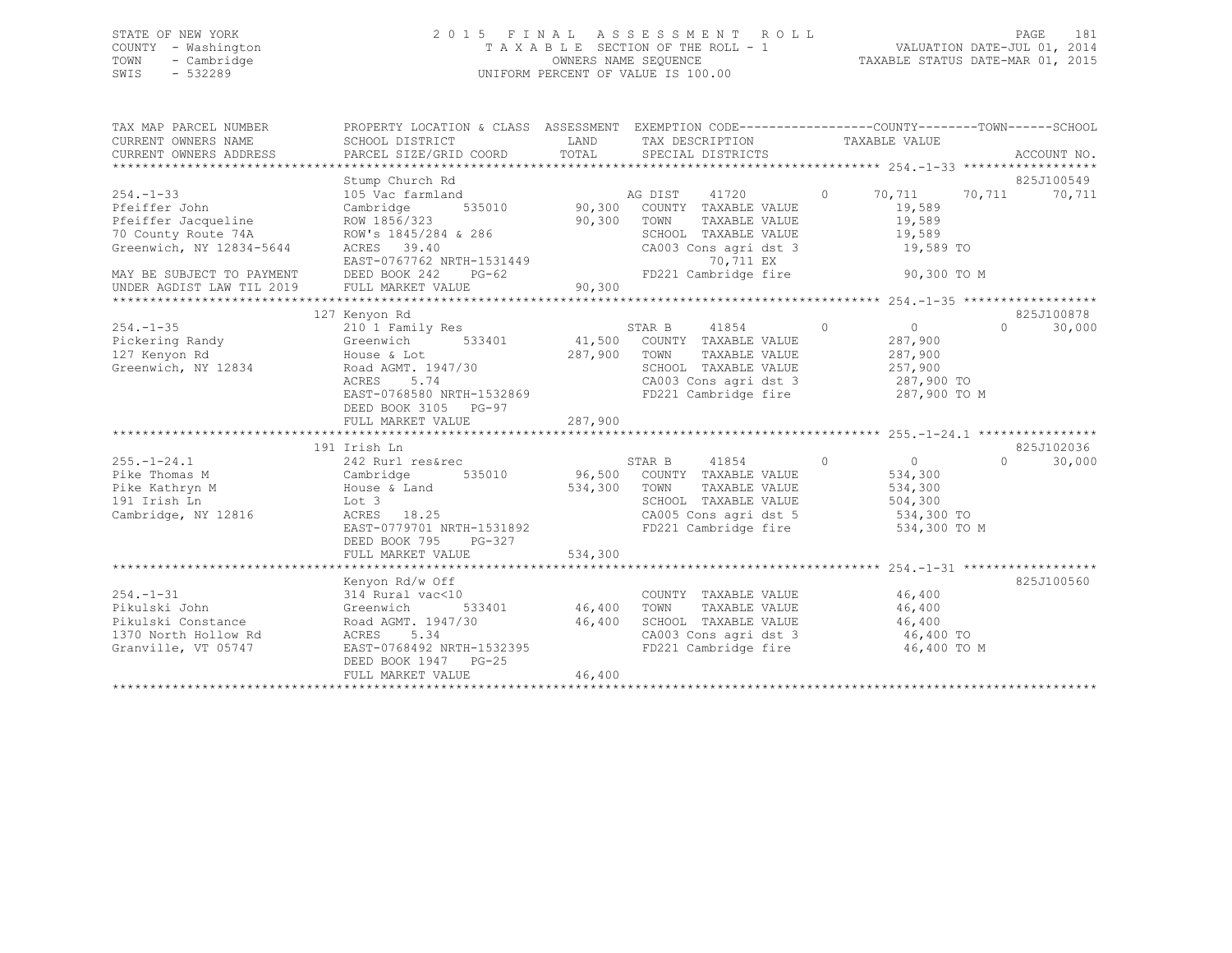STATE OF NEW YORK
COUNTY - Washington
TOWN - Cambridge
SWIS - 532289

2 0 1 5 F I N A L A S S E S S M E N T R O L L
T A X A B L E SECTION OF THE ROLL - 1
OWNERS NAME SEQUENCE
UNIFORM PERCENT OF VALUE IS 100.00

VALUATION DATE-JUL 01, 2014
TAXABLE STATUS DATE-MAR 01, 2015

```
TAX MAP PARCEL NUMBER      PROPERTY LOCATION & CLASS  ASSESSMENT  EXEMPTION CODE------------------COUNTY--------TOWN------SCHOOL
CURRENT OWNERS NAME        SCHOOL DISTRICT             LAND       TAX DESCRIPTION              TAXABLE VALUE
CURRENT OWNERS ADDRESS     PARCEL SIZE/GRID COORD      TOTAL      SPECIAL DISTRICTS                                        ACCOUNT NO.
******************************************************************************************************* 254.-1-33 ******************
                           Stump Church Rd                                                                                 825J100549
254.-1-33                  105 Vac farmland                       AG DIST     41720        0       70,711       70,711       70,711
Pfeiffer John              Cambridge        535010     90,300     COUNTY  TAXABLE VALUE              19,589
Pfeiffer Jacqueline        ROW 1856/323                90,300     TOWN    TAXABLE VALUE              19,589
70 County Route 74A        ROW's 1845/284 & 286                   SCHOOL  TAXABLE VALUE              19,589
Greenwich, NY 12834-5644   ACRES  39.40                           CA003 Cons agri dst 3               19,589 TO
                           EAST-0767762 NRTH-1531449                     70,711 EX
MAY BE SUBJECT TO PAYMENT  DEED BOOK 242    PG-62                 FD221 Cambridge fire                90,300 TO M
UNDER AGDIST LAW TIL 2019  FULL MARKET VALUE           90,300
******************************************************************************************************* 254.-1-35 ******************
                           127 Kenyon Rd                                                                                   825J100878
254.-1-35                  210 1 Family Res                       STAR B      41854        0            0            0       30,000
Pickering Randy            Greenwich        533401     41,500     COUNTY  TAXABLE VALUE             287,900
127 Kenyon Rd              House & Lot                287,900     TOWN    TAXABLE VALUE             287,900
Greenwich, NY 12834        Road AGMT. 1947/30                     SCHOOL  TAXABLE VALUE             257,900
                           ACRES   5.74                           CA003 Cons agri dst 3              287,900 TO
                           EAST-0768580 NRTH-1532869              FD221 Cambridge fire               287,900 TO M
                           DEED BOOK 3105   PG-97
                           FULL MARKET VALUE          287,900
******************************************************************************************************* 255.-1-24.1 ****************
                           191 Irish Ln                                                                                    825J102036
255.-1-24.1                242 Rurl res&rec                       STAR B      41854        0            0            0       30,000
Pike Thomas M              Cambridge        535010     96,500     COUNTY  TAXABLE VALUE             534,300
Pike Kathryn M             House & Land               534,300     TOWN    TAXABLE VALUE             534,300
191 Irish Ln               Lot 3                                  SCHOOL  TAXABLE VALUE             504,300
Cambridge, NY 12816        ACRES  18.25                           CA005 Cons agri dst 5              534,300 TO
                           EAST-0779701 NRTH-1531892              FD221 Cambridge fire               534,300 TO M
                           DEED BOOK 795    PG-327
                           FULL MARKET VALUE          534,300
******************************************************************************************************* 254.-1-31 ******************
                           Kenyon Rd/w Off                                                                                 825J100560
254.-1-31                  314 Rural vac<10                       COUNTY  TAXABLE VALUE              46,400
Pikulski John              Greenwich        533401     46,400     TOWN    TAXABLE VALUE              46,400
Pikulski Constance         Road AGMT. 1947/30          46,400     SCHOOL  TAXABLE VALUE              46,400
1370 North Hollow Rd       ACRES   5.34                           CA003 Cons agri dst 3               46,400 TO
Granville, VT 05747        EAST-0768492 NRTH-1532395              FD221 Cambridge fire                46,400 TO M
                           DEED BOOK 1947   PG-25
                           FULL MARKET VALUE           46,400
************************************************************************************************************************************
```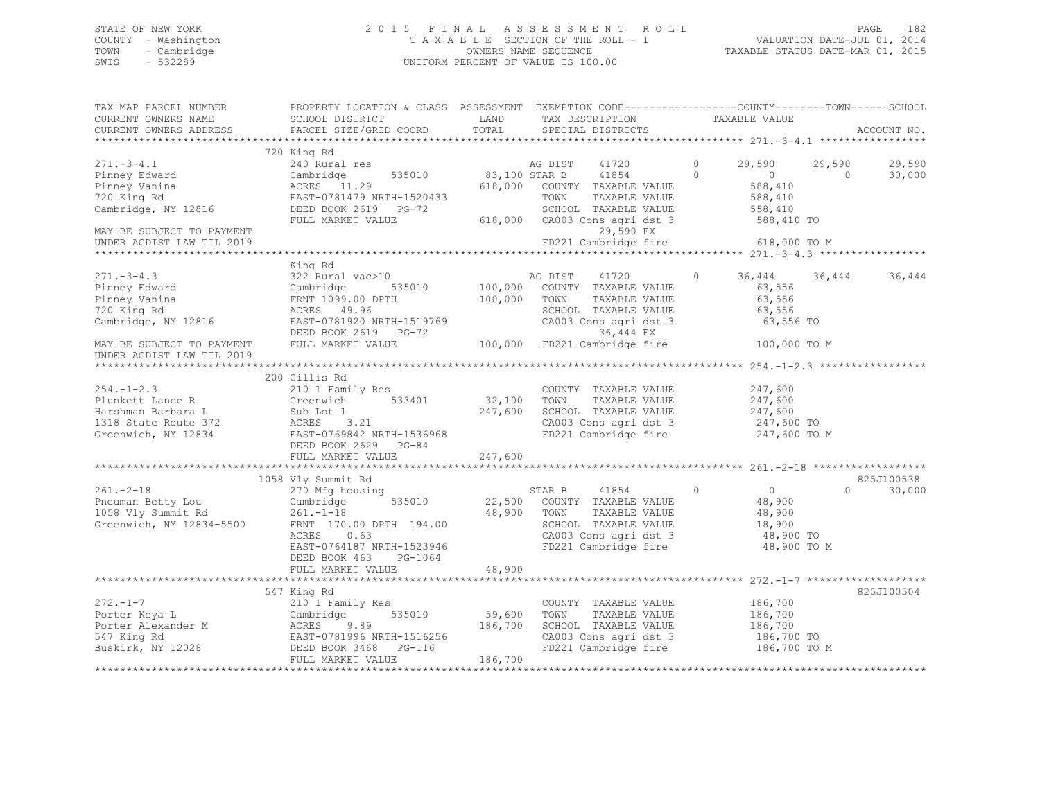STATE OF NEW YORK
COUNTY - Washington
TOWN - Cambridge
SWIS - 532289

2015 FINAL ASSESSMENT ROLL
TAXABLE SECTION OF THE ROLL - 1
OWNERS NAME SEQUENCE
UNIFORM PERCENT OF VALUE IS 100.00

VALUATION DATE-JUL 01, 2014
TAXABLE STATUS DATE-MAR 01, 2015

```
TAX MAP PARCEL NUMBER          PROPERTY LOCATION & CLASS  ASSESSMENT  EXEMPTION CODE------------------COUNTY--------TOWN------SCHOOL
CURRENT OWNERS NAME            SCHOOL DISTRICT            LAND        TAX DESCRIPTION            TAXABLE VALUE
CURRENT OWNERS ADDRESS         PARCEL SIZE/GRID COORD     TOTAL       SPECIAL DISTRICTS                                      ACCOUNT NO.
******************************************************************************************************* 271.-3-4.1 *****************
                               720 King Rd
271.-3-4.1                     240 Rural res                          AG DIST    41720          0     29,590      29,590      29,590
Pinney Edward                  Cambridge        535010     83,100 STAR B     41854          0          0           0      30,000
Pinney Vanina                  ACRES  11.29               618,000   COUNTY  TAXABLE VALUE            588,410
720 King Rd                    EAST-0781479 NRTH-1520433              TOWN    TAXABLE VALUE            588,410
Cambridge, NY 12816            DEED BOOK 2619   PG-72                 SCHOOL  TAXABLE VALUE            558,410
                               FULL MARKET VALUE          618,000   CA003 Cons agri dst 3            588,410 TO
MAY BE SUBJECT TO PAYMENT                                                 29,590 EX
UNDER AGDIST LAW TIL 2019                                             FD221 Cambridge fire             618,000 TO M
******************************************************************************************************* 271.-3-4.3 *****************
                               King Rd
271.-3-4.3                     322 Rural vac>10                       AG DIST    41720          0     36,444      36,444      36,444
Pinney Edward                  Cambridge        535010    100,000   COUNTY  TAXABLE VALUE             63,556
Pinney Vanina                  FRNT 1099.00 DPTH          100,000   TOWN    TAXABLE VALUE             63,556
720 King Rd                    ACRES  49.96                           SCHOOL  TAXABLE VALUE             63,556
Cambridge, NY 12816            EAST-0781920 NRTH-1519769              CA003 Cons agri dst 3             63,556 TO
                               DEED BOOK 2619   PG-72                     36,444 EX
MAY BE SUBJECT TO PAYMENT      FULL MARKET VALUE          100,000   FD221 Cambridge fire             100,000 TO M
UNDER AGDIST LAW TIL 2019
******************************************************************************************************* 254.-1-2.3 *****************
                               200 Gillis Rd
254.-1-2.3                     210 1 Family Res                       COUNTY  TAXABLE VALUE            247,600
Plunkett Lance R               Greenwich        533401     32,100   TOWN    TAXABLE VALUE            247,600
Harshman Barbara L             Sub Lot 1                  247,600   SCHOOL  TAXABLE VALUE            247,600
1318 State Route 372           ACRES   3.21                           CA003 Cons agri dst 3            247,600 TO
Greenwich, NY 12834            EAST-0769842 NRTH-1536968              FD221 Cambridge fire             247,600 TO M
                               DEED BOOK 2629   PG-84
                               FULL MARKET VALUE          247,600
******************************************************************************************************* 261.-2-18 ******************
                               1058 Vly Summit Rd                                                                        825J100538
261.-2-18                      270 Mfg housing                        STAR B     41854          0          0           0      30,000
Pneuman Betty Lou              Cambridge        535010     22,500   COUNTY  TAXABLE VALUE             48,900
1058 Vly Summit Rd             261.-1-18                   48,900   TOWN    TAXABLE VALUE             48,900
Greenwich, NY 12834-5500       FRNT 170.00 DPTH 194.00                SCHOOL  TAXABLE VALUE             18,900
                               ACRES   0.63                           CA003 Cons agri dst 3             48,900 TO
                               EAST-0764187 NRTH-1523946              FD221 Cambridge fire              48,900 TO M
                               DEED BOOK 463    PG-1064
                               FULL MARKET VALUE           48,900
******************************************************************************************************* 272.-1-7 *******************
                               547 King Rd                                                                               825J100504
272.-1-7                       210 1 Family Res                       COUNTY  TAXABLE VALUE            186,700
Porter Keya L                  Cambridge        535010     59,600   TOWN    TAXABLE VALUE            186,700
Porter Alexander M             ACRES   9.89               186,700   SCHOOL  TAXABLE VALUE            186,700
547 King Rd                    EAST-0781996 NRTH-1516256              CA003 Cons agri dst 3            186,700 TO
Buskirk, NY 12028              DEED BOOK 3468   PG-116                FD221 Cambridge fire             186,700 TO M
                               FULL MARKET VALUE          186,700
************************************************************************************************************************************
```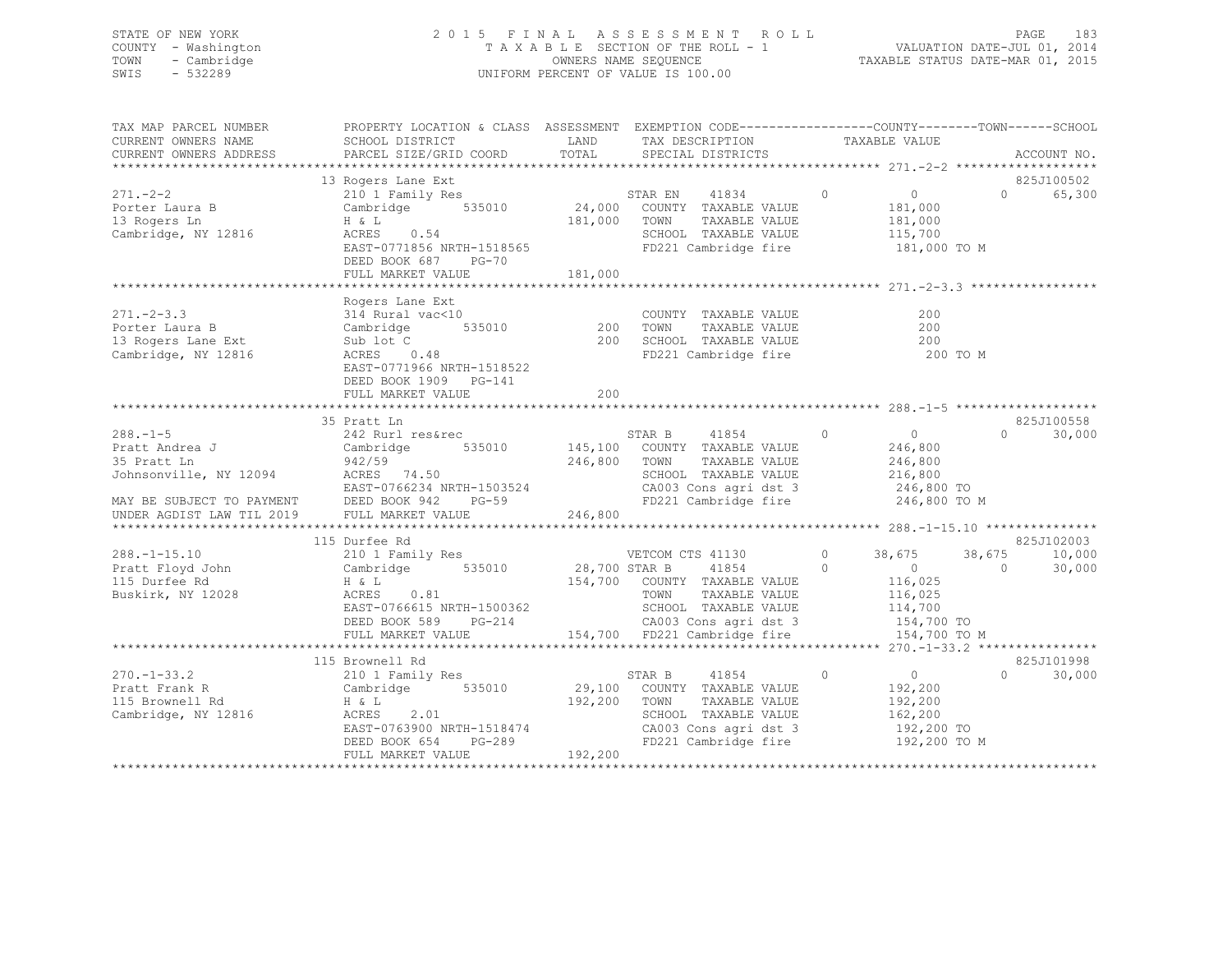STATE OF NEW YORK
COUNTY - Washington
TOWN - Cambridge
SWIS - 532289

2015 FINAL ASSESSMENT ROLL
TAXABLE SECTION OF THE ROLL - 1
OWNERS NAME SEQUENCE
UNIFORM PERCENT OF VALUE IS 100.00

VALUATION DATE-JUL 01, 2014
TAXABLE STATUS DATE-MAR 01, 2015

| TAX MAP PARCEL NUMBER / CURRENT OWNERS NAME / CURRENT OWNERS ADDRESS | PROPERTY LOCATION & CLASS / SCHOOL DISTRICT / PARCEL SIZE/GRID COORD | ASSESSMENT LAND / TOTAL | EXEMPTION CODE / TAX DESCRIPTION / SPECIAL DISTRICTS | COUNTY TAXABLE VALUE | TOWN | SCHOOL | ACCOUNT NO. |
|---|---|---|---|---|---|---|---|
| **271.-2-2** | 13 Rogers Lane Ext | | | | | | 825J100502 |
| 271.-2-2 | 210 1 Family Res | | STAR EN 41834 0 | 0 | 0 | 65,300 | |
| Porter Laura B | Cambridge 535010 | 24,000 | COUNTY TAXABLE VALUE | 181,000 | | | |
| 13 Rogers Ln | H & L | 181,000 | TOWN TAXABLE VALUE | 181,000 | | | |
| Cambridge, NY 12816 | ACRES 0.54 | | SCHOOL TAXABLE VALUE | 115,700 | | | |
| | EAST-0771856 NRTH-1518565 | | FD221 Cambridge fire | 181,000 TO M | | | |
| | DEED BOOK 687 PG-70 | | | | | | |
| | FULL MARKET VALUE | 181,000 | | | | | |
| **271.-2-3.3** | Rogers Lane Ext | | | | | | |
| 271.-2-3.3 | 314 Rural vac<10 | | COUNTY TAXABLE VALUE | 200 | | | |
| Porter Laura B | Cambridge 535010 | 200 | TOWN TAXABLE VALUE | 200 | | | |
| 13 Rogers Lane Ext | Sub lot C | 200 | SCHOOL TAXABLE VALUE | 200 | | | |
| Cambridge, NY 12816 | ACRES 0.48 | | FD221 Cambridge fire | 200 TO M | | | |
| | EAST-0771966 NRTH-1518522 | | | | | | |
| | DEED BOOK 1909 PG-141 | | | | | | |
| | FULL MARKET VALUE | 200 | | | | | |
| **288.-1-5** | 35 Pratt Ln | | | | | | 825J100558 |
| 288.-1-5 | 242 Rurl res&rec | | STAR B 41854 0 | 0 | 0 | 30,000 | |
| Pratt Andrea J | Cambridge 535010 | 145,100 | COUNTY TAXABLE VALUE | 246,800 | | | |
| 35 Pratt Ln | 942/59 | 246,800 | TOWN TAXABLE VALUE | 246,800 | | | |
| Johnsonville, NY 12094 | ACRES 74.50 | | SCHOOL TAXABLE VALUE | 216,800 | | | |
| | EAST-0766234 NRTH-1503524 | | CA003 Cons agri dst 3 | 246,800 TO | | | |
| MAY BE SUBJECT TO PAYMENT | DEED BOOK 942 PG-59 | | FD221 Cambridge fire | 246,800 TO M | | | |
| UNDER AGDIST LAW TIL 2019 | FULL MARKET VALUE | 246,800 | | | | | |
| **288.-1-15.10** | 115 Durfee Rd | | | | | | 825J102003 |
| 288.-1-15.10 | 210 1 Family Res | | VETCOM CTS 41130 0 | 38,675 | 38,675 | 10,000 | |
| Pratt Floyd John | Cambridge 535010 | 28,700 | STAR B 41854 0 | 0 | 0 | 30,000 | |
| 115 Durfee Rd | H & L | 154,700 | COUNTY TAXABLE VALUE | 116,025 | | | |
| Buskirk, NY 12028 | ACRES 0.81 | | TOWN TAXABLE VALUE | 116,025 | | | |
| | EAST-0766615 NRTH-1500362 | | SCHOOL TAXABLE VALUE | 114,700 | | | |
| | DEED BOOK 589 PG-214 | | CA003 Cons agri dst 3 | 154,700 TO | | | |
| | FULL MARKET VALUE | 154,700 | FD221 Cambridge fire | 154,700 TO M | | | |
| **270.-1-33.2** | 115 Brownell Rd | | | | | | 825J101998 |
| 270.-1-33.2 | 210 1 Family Res | | STAR B 41854 0 | 0 | 0 | 30,000 | |
| Pratt Frank R | Cambridge 535010 | 29,100 | COUNTY TAXABLE VALUE | 192,200 | | | |
| 115 Brownell Rd | H & L | 192,200 | TOWN TAXABLE VALUE | 192,200 | | | |
| Cambridge, NY 12816 | ACRES 2.01 | | SCHOOL TAXABLE VALUE | 162,200 | | | |
| | EAST-0763900 NRTH-1518474 | | CA003 Cons agri dst 3 | 192,200 TO | | | |
| | DEED BOOK 654 PG-289 | | FD221 Cambridge fire | 192,200 TO M | | | |
| | FULL MARKET VALUE | 192,200 | | | | | |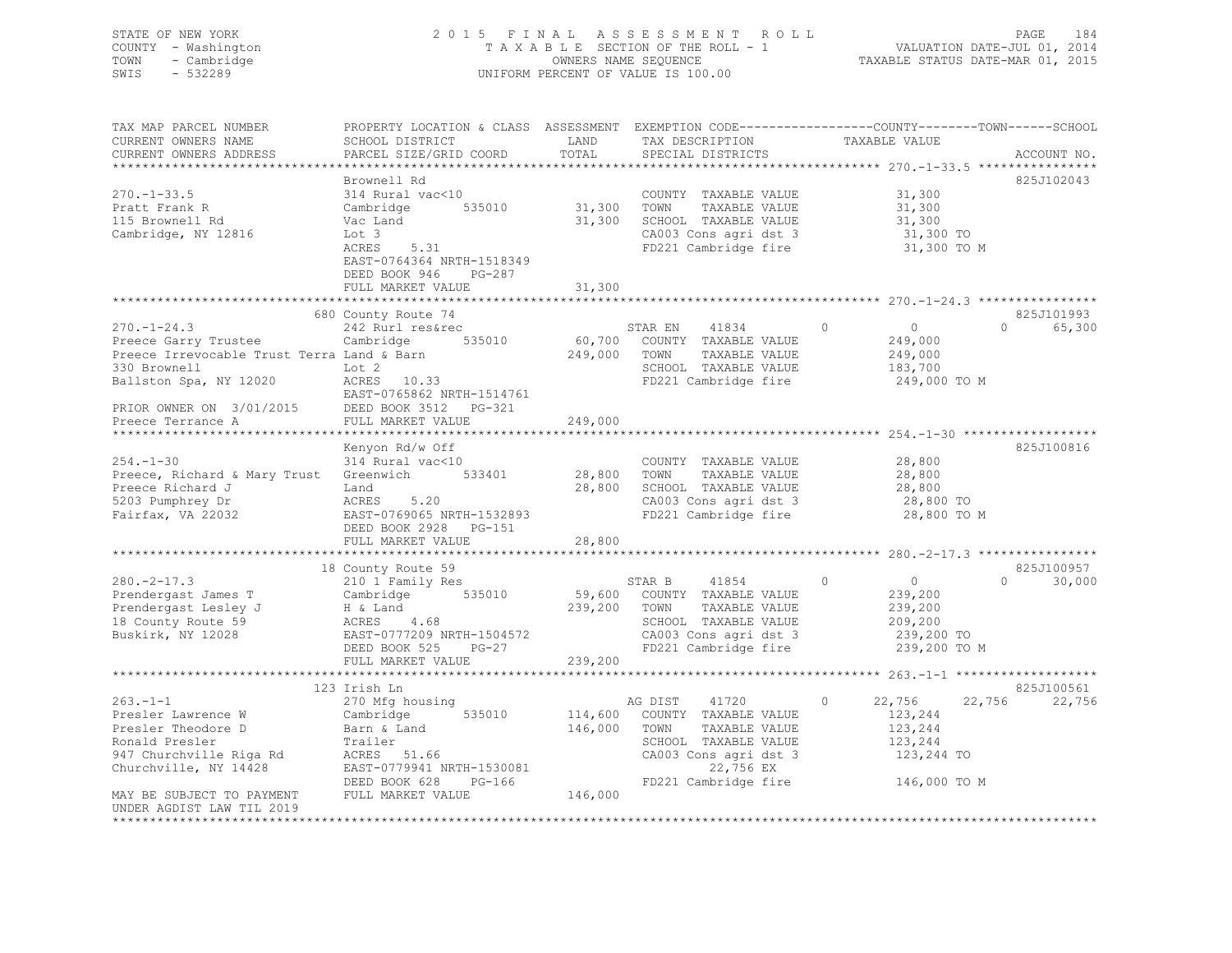STATE OF NEW YORK
COUNTY - Washington
TOWN - Cambridge
SWIS - 532289

2015 FINAL ASSESSMENT ROLL
TAXABLE SECTION OF THE ROLL - 1
OWNERS NAME SEQUENCE
UNIFORM PERCENT OF VALUE IS 100.00

VALUATION DATE-JUL 01, 2014
TAXABLE STATUS DATE-MAR 01, 2015

| TAX MAP PARCEL NUMBER / CURRENT OWNERS NAME / CURRENT OWNERS ADDRESS | PROPERTY LOCATION & CLASS / SCHOOL DISTRICT / PARCEL SIZE/GRID COORD | ASSESSMENT LAND / TOTAL | EXEMPTION CODE / TAX DESCRIPTION / SPECIAL DISTRICTS | COUNTY | TOWN | SCHOOL | ACCOUNT NO. |
|---|---|---|---|---|---|---|---|
| **270.-1-33.5** | Brownell Rd | | | | | | 825J102043 |
| 270.-1-33.5 | 314 Rural vac<10 | | COUNTY TAXABLE VALUE | 31,300 | | | |
| Pratt Frank R | Cambridge 535010 | 31,300 | TOWN TAXABLE VALUE | | 31,300 | | |
| 115 Brownell Rd | Vac Land | 31,300 | SCHOOL TAXABLE VALUE | | | 31,300 | |
| Cambridge, NY 12816 | Lot 3 | | CA003 Cons agri dst 3 | 31,300 TO | | | |
| | ACRES 5.31 | | FD221 Cambridge fire | 31,300 TO M | | | |
| | EAST-0764364 NRTH-1518349 | | | | | | |
| | DEED BOOK 946 PG-287 | | | | | | |
| | FULL MARKET VALUE | 31,300 | | | | | |
| **270.-1-24.3** | 680 County Route 74 | | | | | | 825J101993 |
| 270.-1-24.3 | 242 Rurl res&rec | | STAR EN 41834 | 0 | 0 | 65,300 | |
| Preece Garry Trustee | Cambridge 535010 | 60,700 | COUNTY TAXABLE VALUE | 249,000 | | | |
| Preece Irrevocable Trust Terra | Land & Barn | 249,000 | TOWN TAXABLE VALUE | | 249,000 | | |
| 330 Brownell | Lot 2 | | SCHOOL TAXABLE VALUE | | | 183,700 | |
| Ballston Spa, NY 12020 | ACRES 10.33 | | FD221 Cambridge fire | 249,000 TO M | | | |
| | EAST-0765862 NRTH-1514761 | | | | | | |
| PRIOR OWNER ON 3/01/2015 | DEED BOOK 3512 PG-321 | | | | | | |
| Preece Terrance A | FULL MARKET VALUE | 249,000 | | | | | |
| **254.-1-30** | Kenyon Rd/w Off | | | | | | 825J100816 |
| 254.-1-30 | 314 Rural vac<10 | | COUNTY TAXABLE VALUE | 28,800 | | | |
| Preece, Richard & Mary Trust | Greenwich 533401 | 28,800 | TOWN TAXABLE VALUE | | 28,800 | | |
| Preece Richard J | Land | 28,800 | SCHOOL TAXABLE VALUE | | | 28,800 | |
| 5203 Pumphrey Dr | ACRES 5.20 | | CA003 Cons agri dst 3 | 28,800 TO | | | |
| Fairfax, VA 22032 | EAST-0769065 NRTH-1532893 | | FD221 Cambridge fire | 28,800 TO M | | | |
| | DEED BOOK 2928 PG-151 | | | | | | |
| | FULL MARKET VALUE | 28,800 | | | | | |
| **280.-2-17.3** | 18 County Route 59 | | | | | | 825J100957 |
| 280.-2-17.3 | 210 1 Family Res | | STAR B 41854 | 0 | 0 | 30,000 | |
| Prendergast James T | Cambridge 535010 | 59,600 | COUNTY TAXABLE VALUE | 239,200 | | | |
| Prendergast Lesley J | H & Land | 239,200 | TOWN TAXABLE VALUE | | 239,200 | | |
| 18 County Route 59 | ACRES 4.68 | | SCHOOL TAXABLE VALUE | | | 209,200 | |
| Buskirk, NY 12028 | EAST-0777209 NRTH-1504572 | | CA003 Cons agri dst 3 | 239,200 TO | | | |
| | DEED BOOK 525 PG-27 | | FD221 Cambridge fire | 239,200 TO M | | | |
| | FULL MARKET VALUE | 239,200 | | | | | |
| **263.-1-1** | 123 Irish Ln | | | | | | 825J100561 |
| 263.-1-1 | 270 Mfg housing | | AG DIST 41720 | 22,756 | 22,756 | 22,756 | |
| Presler Lawrence W | Cambridge 535010 | 114,600 | COUNTY TAXABLE VALUE | 123,244 | | | |
| Presler Theodore D | Barn & Land | 146,000 | TOWN TAXABLE VALUE | | 123,244 | | |
| Ronald Presler | Trailer | | SCHOOL TAXABLE VALUE | | | 123,244 | |
| 947 Churchville Riga Rd | ACRES 51.66 | | CA003 Cons agri dst 3 | 123,244 TO | | | |
| Churchville, NY 14428 | EAST-0779941 NRTH-1530081 | | 22,756 EX | | | | |
| | DEED BOOK 628 PG-166 | | FD221 Cambridge fire | 146,000 TO M | | | |
| MAY BE SUBJECT TO PAYMENT UNDER AGDIST LAW TIL 2019 | FULL MARKET VALUE | 146,000 | | | | | |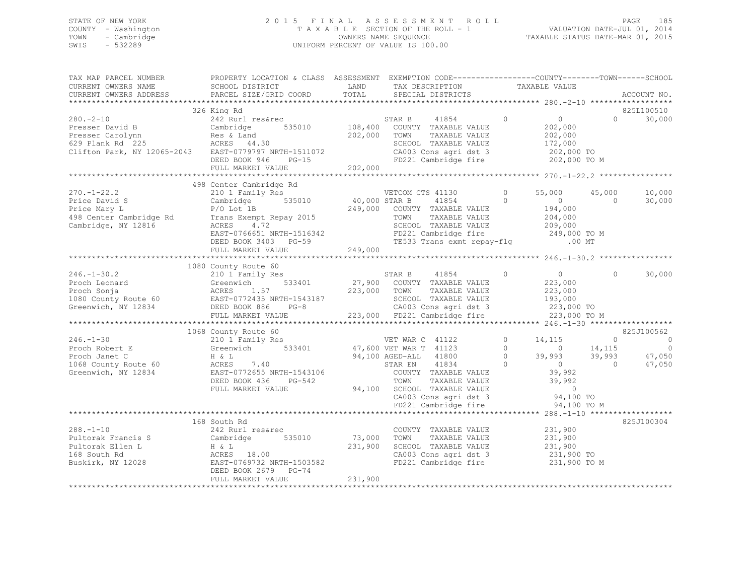STATE OF NEW YORK
COUNTY - Washington
TOWN - Cambridge
SWIS - 532289

# 2015 FINAL ASSESSMENT ROLL
TAXABLE SECTION OF THE ROLL - 1
OWNERS NAME SEQUENCE
UNIFORM PERCENT OF VALUE IS 100.00

VALUATION DATE-JUL 01, 2014
TAXABLE STATUS DATE-MAR 01, 2015

```
TAX MAP PARCEL NUMBER        PROPERTY LOCATION & CLASS  ASSESSMENT  EXEMPTION CODE------------------COUNTY--------TOWN------SCHOOL
CURRENT OWNERS NAME          SCHOOL DISTRICT              LAND       TAX DESCRIPTION              TAXABLE VALUE
CURRENT OWNERS ADDRESS       PARCEL SIZE/GRID COORD       TOTAL      SPECIAL DISTRICTS                                        ACCOUNT NO.
*********************************************************************************************** 280.-2-10 ******************
                             326 King Rd                                                                                  825L100510
280.-2-10                    242 Rurl res&rec                        STAR B     41854        0          0          0      30,000
Presser David B              Cambridge      535010     108,400      COUNTY  TAXABLE VALUE             202,000
Presser Carolynn             Res & Land                 202,000      TOWN    TAXABLE VALUE             202,000
629 Plank Rd  225            ACRES  44.30                            SCHOOL  TAXABLE VALUE             172,000
Clifton Park, NY 12065-2043  EAST-0779797 NRTH-1511072               CA003 Cons agri dst 3             202,000 TO
                             DEED BOOK 946     PG-15                 FD221 Cambridge fire              202,000 TO M
                             FULL MARKET VALUE          202,000
*********************************************************************************************** 270.-1-22.2 ****************
                             498 Center Cambridge Rd
270.-1-22.2                  210 1 Family Res                        VETCOM CTS 41130        0     55,000     45,000      10,000
Price David S                Cambridge      535010      40,000 STAR B     41854        0          0          0      30,000
Price Mary L                 P/O Lot 1B                 249,000      COUNTY  TAXABLE VALUE             194,000
498 Center Cambridge Rd      Trans Exempt Repay 2015                 TOWN    TAXABLE VALUE             204,000
Cambridge, NY 12816          ACRES   4.72                            SCHOOL  TAXABLE VALUE             209,000
                             EAST-0766651 NRTH-1516342               FD221 Cambridge fire              249,000 TO M
                             DEED BOOK 3403    PG-59                 TE533 Trans exmt repay-flg            .00 MT
                             FULL MARKET VALUE          249,000
*********************************************************************************************** 246.-1-30.2 ****************
                             1080 County Route 60
246.-1-30.2                  210 1 Family Res                        STAR B     41854        0          0          0      30,000
Proch Leonard                Greenwich      533401      27,900      COUNTY  TAXABLE VALUE             223,000
Proch Sonja                  ACRES   1.57               223,000      TOWN    TAXABLE VALUE             223,000
1080 County Route 60         EAST-0772435 NRTH-1543187               SCHOOL  TAXABLE VALUE             193,000
Greenwich, NY 12834          DEED BOOK 886     PG-8                  CA003 Cons agri dst 3             223,000 TO
                             FULL MARKET VALUE          223,000      FD221 Cambridge fire              223,000 TO M
*********************************************************************************************** 246.-1-30 ******************
                             1068 County Route 60                                                                         825J100562
246.-1-30                    210 1 Family Res                        VET WAR C  41122        0     14,115          0           0
Proch Robert E               Greenwich      533401      47,600 VET WAR T  41123        0          0     14,115           0
Proch Janet C                H & L                       94,100 AGED-ALL   41800        0     39,993     39,993      47,050
1068 County Route 60         ACRES   7.40                            STAR EN    41834        0          0          0      47,050
Greenwich, NY 12834          EAST-0772655 NRTH-1543106               COUNTY  TAXABLE VALUE              39,992
                             DEED BOOK 436     PG-542                TOWN    TAXABLE VALUE              39,992
                             FULL MARKET VALUE           94,100      SCHOOL  TAXABLE VALUE                   0
                                                                     CA003 Cons agri dst 3              94,100 TO
                                                                     FD221 Cambridge fire               94,100 TO M
*********************************************************************************************** 288.-1-10 ******************
                             168 South Rd                                                                                 825J100304
288.-1-10                    242 Rurl res&rec                        COUNTY  TAXABLE VALUE             231,900
Pultorak Francis S           Cambridge      535010      73,000      TOWN    TAXABLE VALUE             231,900
Pultorak Ellen L             H & L                      231,900      SCHOOL  TAXABLE VALUE             231,900
168 South Rd                 ACRES  18.00                            CA003 Cons agri dst 3             231,900 TO
Buskirk, NY 12028            EAST-0769732 NRTH-1503582               FD221 Cambridge fire              231,900 TO M
                             DEED BOOK 2679    PG-74
                             FULL MARKET VALUE          231,900
****************************************************************************************************************************
```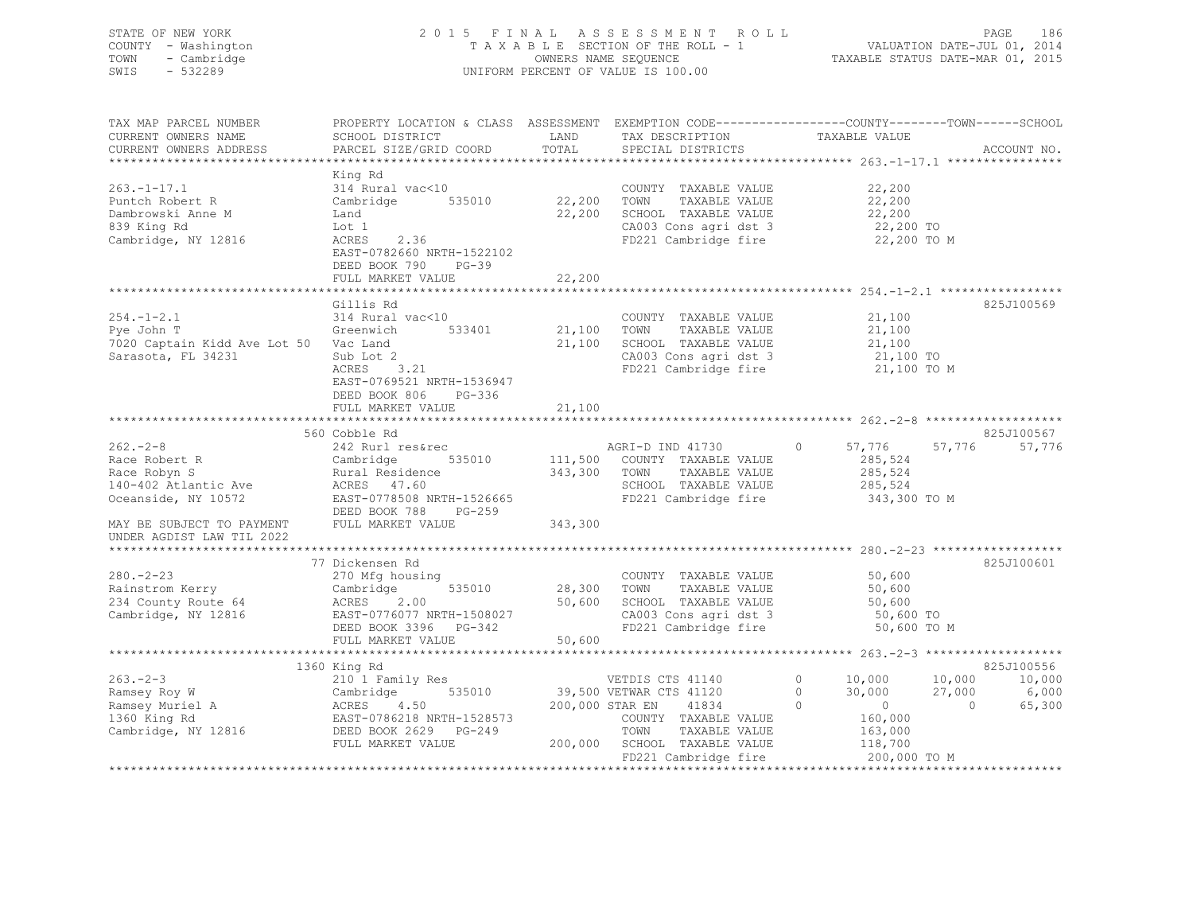STATE OF NEW YORK | 2 0 1 5 F I N A L A S S E S S M E N T R O L L | PAGE 186
COUNTY - Washington | T A X A B L E SECTION OF THE ROLL - 1 | VALUATION DATE-JUL 01, 2014
TOWN - Cambridge | OWNERS NAME SEQUENCE | TAXABLE STATUS DATE-MAR 01, 2015
SWIS - 532289 | UNIFORM PERCENT OF VALUE IS 100.00

```
TAX MAP PARCEL NUMBER          PROPERTY LOCATION & CLASS  ASSESSMENT  EXEMPTION CODE-----------------COUNTY--------TOWN------SCHOOL
CURRENT OWNERS NAME            SCHOOL DISTRICT               LAND      TAX DESCRIPTION              TAXABLE VALUE
CURRENT OWNERS ADDRESS         PARCEL SIZE/GRID COORD        TOTAL     SPECIAL DISTRICTS                                  ACCOUNT NO.
******************************************************************************************************* 263.-1-17.1 ****************
                               King Rd
263.-1-17.1                    314 Rural vac<10                         COUNTY  TAXABLE VALUE           22,200
Puntch Robert R                Cambridge       535010       22,200      TOWN    TAXABLE VALUE           22,200
Dambrowski Anne M              Land                         22,200      SCHOOL  TAXABLE VALUE           22,200
839 King Rd                    Lot 1                                    CA003 Cons agri dst 3            22,200 TO
Cambridge, NY 12816            ACRES     2.36                           FD221 Cambridge fire             22,200 TO M
                               EAST-0782660 NRTH-1522102
                               DEED BOOK 790     PG-39
                               FULL MARKET VALUE            22,200
******************************************************************************************************* 254.-1-2.1 *****************
                               Gillis Rd                                                                            825J100569
254.-1-2.1                     314 Rural vac<10                         COUNTY  TAXABLE VALUE           21,100
Pye John T                     Greenwich       533401       21,100      TOWN    TAXABLE VALUE           21,100
7020 Captain Kidd Ave Lot 50   Vac Land                     21,100      SCHOOL  TAXABLE VALUE           21,100
Sarasota, FL 34231             Sub Lot 2                                CA003 Cons agri dst 3            21,100 TO
                               ACRES     3.21                           FD221 Cambridge fire             21,100 TO M
                               EAST-0769521 NRTH-1536947
                               DEED BOOK 806     PG-336
                               FULL MARKET VALUE            21,100
******************************************************************************************************* 262.-2-8 *******************
                               560 Cobble Rd                                                                        825J100567
262.-2-8                       242 Rurl res&rec                         AGRI-D IND 41730         0      57,776      57,776      57,776
Race Robert R                  Cambridge       535010      111,500      COUNTY  TAXABLE VALUE          285,524
Race Robyn S                   Rural Residence             343,300      TOWN    TAXABLE VALUE          285,524
140-402 Atlantic Ave           ACRES    47.60                           SCHOOL  TAXABLE VALUE          285,524
Oceanside, NY 10572            EAST-0778508 NRTH-1526665                FD221 Cambridge fire            343,300 TO M
                               DEED BOOK 788     PG-259
MAY BE SUBJECT TO PAYMENT      FULL MARKET VALUE           343,300
UNDER AGDIST LAW TIL 2022
******************************************************************************************************* 280.-2-23 ******************
                               77 Dickensen Rd                                                                      825J100601
280.-2-23                      270 Mfg housing                          COUNTY  TAXABLE VALUE           50,600
Rainstrom Kerry                Cambridge       535010       28,300      TOWN    TAXABLE VALUE           50,600
234 County Route 64            ACRES     2.00               50,600      SCHOOL  TAXABLE VALUE           50,600
Cambridge, NY 12816            EAST-0776077 NRTH-1508027                CA003 Cons agri dst 3            50,600 TO
                               DEED BOOK 3396    PG-342                 FD221 Cambridge fire             50,600 TO M
                               FULL MARKET VALUE            50,600
******************************************************************************************************* 263.-2-3 *******************
                               1360 King Rd                                                                         825J100556
263.-2-3                       210 1 Family Res                         VETDIS CTS 41140         0      10,000      10,000      10,000
Ramsey Roy W                   Cambridge       535010       39,500 VETWAR CTS 41120              0      30,000      27,000       6,000
Ramsey Muriel A                ACRES     4.50              200,000 STAR EN      41834            0           0           0      65,300
1360 King Rd                   EAST-0786218 NRTH-1528573                COUNTY  TAXABLE VALUE          160,000
Cambridge, NY 12816            DEED BOOK 2629    PG-249                 TOWN    TAXABLE VALUE          163,000
                               FULL MARKET VALUE           200,000      SCHOOL  TAXABLE VALUE          118,700
                                                                        FD221 Cambridge fire            200,000 TO M
************************************************************************************************************************************
```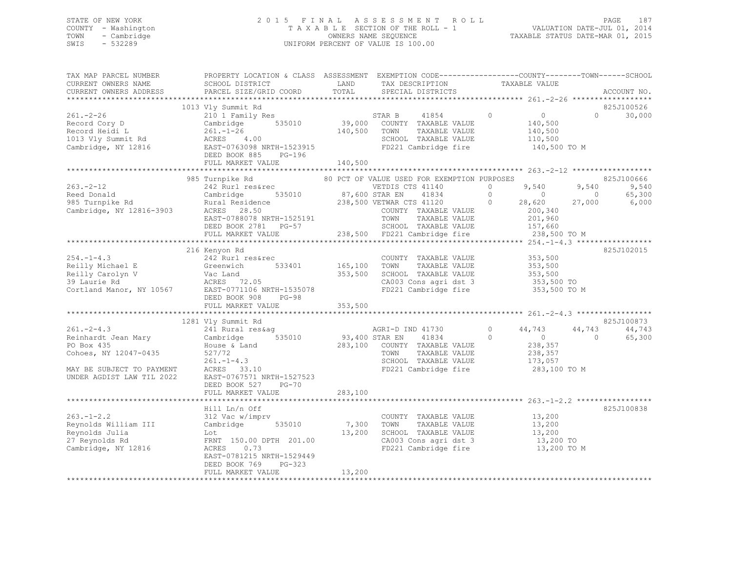STATE OF NEW YORK
COUNTY - Washington
TOWN - Cambridge
SWIS - 532289

2015 FINAL ASSESSMENT ROLL
TAXABLE SECTION OF THE ROLL - 1
OWNERS NAME SEQUENCE
UNIFORM PERCENT OF VALUE IS 100.00

VALUATION DATE-JUL 01, 2014
TAXABLE STATUS DATE-MAR 01, 2015

```
TAX MAP PARCEL NUMBER          PROPERTY LOCATION & CLASS  ASSESSMENT  EXEMPTION CODE-----------------COUNTY--------TOWN------SCHOOL
CURRENT OWNERS NAME            SCHOOL DISTRICT               LAND      TAX DESCRIPTION              TAXABLE VALUE
CURRENT OWNERS ADDRESS         PARCEL SIZE/GRID COORD        TOTAL     SPECIAL DISTRICTS                                          ACCOUNT NO.
****************************************************************************************************** 261.-2-26 ******************
                               1013 Vly Summit Rd                                                                                825J100526
261.-2-26                      210 1 Family Res                         STAR B     41854        0          0            0      30,000
Record Cory D                  Cambridge        535010        39,000    COUNTY  TAXABLE VALUE             140,500
Record Heidi L                 261.-1-26                     140,500    TOWN    TAXABLE VALUE             140,500
1013 Vly Summit Rd             ACRES    4.00                            SCHOOL  TAXABLE VALUE             110,500
Cambridge, NY 12816            EAST-0763098 NRTH-1523915                FD221 Cambridge fire              140,500 TO M
                               DEED BOOK 885    PG-196
                               FULL MARKET VALUE             140,500
****************************************************************************************************** 263.-2-12 ******************
                               985 Turnpike Rd             80 PCT OF VALUE USED FOR EXEMPTION PURPOSES                           825J100666
263.-2-12                      242 Rurl res&rec                         VETDIS CTS 41140        0      9,540        9,540       9,540
Reed Donald                    Cambridge        535010        87,600 STAR EN    41834        0          0            0      65,300
985 Turnpike Rd                Rural Residence               238,500 VETWAR CTS 41120        0     28,620       27,000       6,000
Cambridge, NY 12816-3903       ACRES   28.50                            COUNTY  TAXABLE VALUE             200,340
                               EAST-0788078 NRTH-1525191                TOWN    TAXABLE VALUE             201,960
                               DEED BOOK 2781   PG-57                   SCHOOL  TAXABLE VALUE             157,660
                               FULL MARKET VALUE             238,500    FD221 Cambridge fire              238,500 TO M
****************************************************************************************************** 254.-1-4.3 *****************
                               216 Kenyon Rd                                                                                     825J102015
254.-1-4.3                     242 Rurl res&rec                         COUNTY  TAXABLE VALUE             353,500
Reilly Michael E               Greenwich        533401       165,100    TOWN    TAXABLE VALUE             353,500
Reilly Carolyn V               Vac Land                      353,500    SCHOOL  TAXABLE VALUE             353,500
39 Laurie Rd                   ACRES   72.05                            CA003 Cons agri dst 3             353,500 TO
Cortland Manor, NY 10567       EAST-0771106 NRTH-1535078                FD221 Cambridge fire              353,500 TO M
                               DEED BOOK 908    PG-98
                               FULL MARKET VALUE             353,500
****************************************************************************************************** 261.-2-4.3 *****************
                               1281 Vly Summit Rd                                                                                825J100873
261.-2-4.3                     241 Rural res&ag                         AGRI-D IND 41730        0     44,743       44,743      44,743
Reinhardt Jean Mary            Cambridge        535010        93,400 STAR EN    41834        0          0            0      65,300
PO Box 435                     House & Land                  283,100    COUNTY  TAXABLE VALUE             238,357
Cohoes, NY 12047-0435          527/72                                   TOWN    TAXABLE VALUE             238,357
                               261.-1-4.3                               SCHOOL  TAXABLE VALUE             173,057
MAY BE SUBJECT TO PAYMENT      ACRES   33.10                            FD221 Cambridge fire              283,100 TO M
UNDER AGDIST LAW TIL 2022      EAST-0767571 NRTH-1527523
                               DEED BOOK 527    PG-70
                               FULL MARKET VALUE             283,100
****************************************************************************************************** 263.-1-2.2 *****************
                               Hill Ln/n Off                                                                                     825J100838
263.-1-2.2                     312 Vac w/imprv                          COUNTY  TAXABLE VALUE              13,200
Reynolds William III           Cambridge        535010         7,300    TOWN    TAXABLE VALUE              13,200
Reynolds Julia                 Lot                            13,200    SCHOOL  TAXABLE VALUE              13,200
27 Reynolds Rd                 FRNT 150.00 DPTH 201.00                  CA003 Cons agri dst 3              13,200 TO
Cambridge, NY 12816            ACRES    0.73                            FD221 Cambridge fire               13,200 TO M
                               EAST-0781215 NRTH-1529449
                               DEED BOOK 769    PG-323
                               FULL MARKET VALUE              13,200
************************************************************************************************************************************
```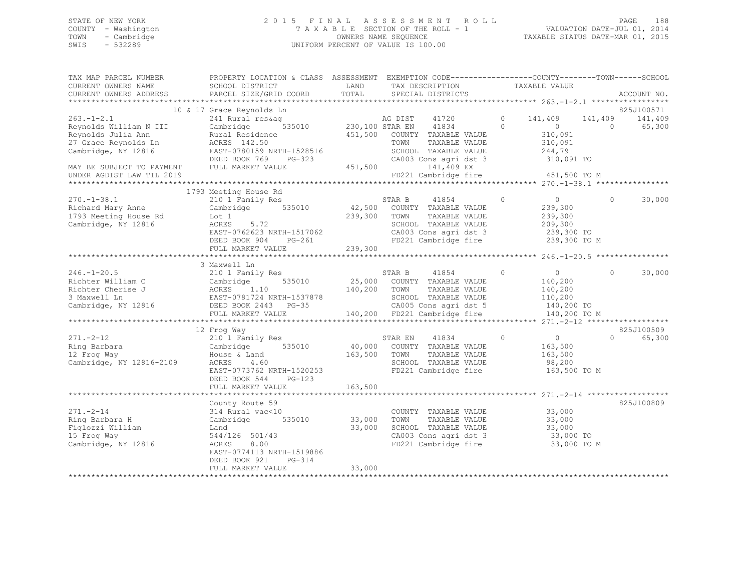STATE OF NEW YORK
COUNTY - Washington
TOWN - Cambridge
SWIS - 532289

2015 FINAL ASSESSMENT ROLL
TAXABLE SECTION OF THE ROLL - 1
OWNERS NAME SEQUENCE
UNIFORM PERCENT OF VALUE IS 100.00

VALUATION DATE-JUL 01, 2014
TAXABLE STATUS DATE-MAR 01, 2015

```
TAX MAP PARCEL NUMBER          PROPERTY LOCATION & CLASS  ASSESSMENT  EXEMPTION CODE-----------------COUNTY--------TOWN------SCHOOL
CURRENT OWNERS NAME            SCHOOL DISTRICT               LAND      TAX DESCRIPTION              TAXABLE VALUE
CURRENT OWNERS ADDRESS         PARCEL SIZE/GRID COORD        TOTAL     SPECIAL DISTRICTS                                        ACCOUNT NO.
*********************************************************************************************** 263.-1-2.1 *****************
                          10 & 17 Grace Reynolds Ln                                                                        825J100571
263.-1-2.1                     241 Rural res&ag                  AG DIST    41720        0     141,409    141,409    141,409
Reynolds William N III         Cambridge      535010     230,100 STAR EN    41834        0           0          0     65,300
Reynolds Julia Ann             Rural Residence           451,500    COUNTY  TAXABLE VALUE         310,091
27 Grace Reynolds Ln           ACRES  142.50                        TOWN    TAXABLE VALUE         310,091
Cambridge, NY 12816            EAST-0780159 NRTH-1528516            SCHOOL  TAXABLE VALUE         244,791
                               DEED BOOK 769    PG-323              CA003 Cons agri dst 3          310,091 TO
MAY BE SUBJECT TO PAYMENT      FULL MARKET VALUE         451,500          141,409 EX
UNDER AGDIST LAW TIL 2019                                           FD221 Cambridge fire           451,500 TO M
*********************************************************************************************** 270.-1-38.1 ****************
                          1793 Meeting House Rd
270.-1-38.1                    210 1 Family Res                  STAR B     41854        0           0          0     30,000
Richard Mary Anne              Cambridge      535010      42,500    COUNTY  TAXABLE VALUE         239,300
1793 Meeting House Rd          Lot 1                     239,300    TOWN    TAXABLE VALUE         239,300
Cambridge, NY 12816            ACRES    5.72                        SCHOOL  TAXABLE VALUE         209,300
                               EAST-0762623 NRTH-1517062            CA003 Cons agri dst 3          239,300 TO
                               DEED BOOK 904    PG-261              FD221 Cambridge fire           239,300 TO M
                               FULL MARKET VALUE         239,300
*********************************************************************************************** 246.-1-20.5 ****************
                          3 Maxwell Ln
246.-1-20.5                    210 1 Family Res                  STAR B     41854        0           0          0     30,000
Richter William C              Cambridge      535010      25,000    COUNTY  TAXABLE VALUE         140,200
Richter Cherise J              ACRES    1.10             140,200    TOWN    TAXABLE VALUE         140,200
3 Maxwell Ln                   EAST-0781724 NRTH-1537878            SCHOOL  TAXABLE VALUE         110,200
Cambridge, NY 12816            DEED BOOK 2443   PG-35               CA005 Cons agri dst 5          140,200 TO
                               FULL MARKET VALUE         140,200    FD221 Cambridge fire           140,200 TO M
*********************************************************************************************** 271.-2-12 ******************
                          12 Frog Way                                                                              825J100509
271.-2-12                      210 1 Family Res                  STAR EN    41834        0           0          0     65,300
Ring Barbara                   Cambridge      535010      40,000    COUNTY  TAXABLE VALUE         163,500
12 Frog Way                    House & Land              163,500    TOWN    TAXABLE VALUE         163,500
Cambridge, NY 12816-2109       ACRES    4.60                        SCHOOL  TAXABLE VALUE          98,200
                               EAST-0773762 NRTH-1520253            FD221 Cambridge fire           163,500 TO M
                               DEED BOOK 544    PG-123
                               FULL MARKET VALUE         163,500
*********************************************************************************************** 271.-2-14 ******************
                          County Route 59                                                                          825J100809
271.-2-14                      314 Rural vac<10                     COUNTY  TAXABLE VALUE          33,000
Ring Barbara H                 Cambridge      535010      33,000    TOWN    TAXABLE VALUE          33,000
Figlozzi William               Land                       33,000    SCHOOL  TAXABLE VALUE          33,000
15 Frog Way                    544/126  501/43                      CA003 Cons agri dst 3           33,000 TO
Cambridge, NY 12816            ACRES    8.00                        FD221 Cambridge fire            33,000 TO M
                               EAST-0774113 NRTH-1519886
                               DEED BOOK 921    PG-314
                               FULL MARKET VALUE          33,000
*****************************************************************************************************************************
```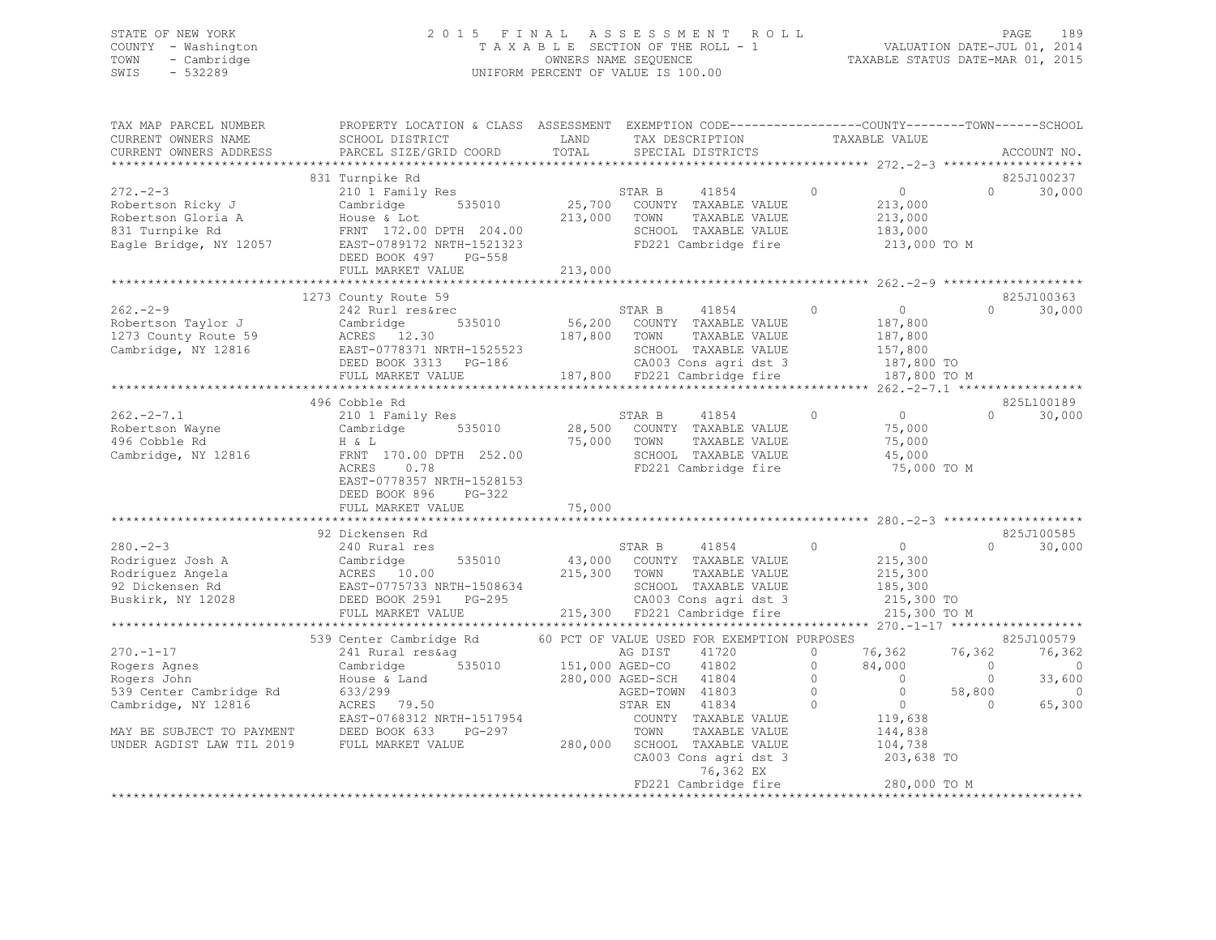STATE OF NEW YORK
COUNTY - Washington
TOWN - Cambridge
SWIS - 532289

2015 FINAL ASSESSMENT ROLL
TAXABLE SECTION OF THE ROLL - 1
OWNERS NAME SEQUENCE
UNIFORM PERCENT OF VALUE IS 100.00

VALUATION DATE-JUL 01, 2014
TAXABLE STATUS DATE-MAR 01, 2015

```
TAX MAP PARCEL NUMBER      PROPERTY LOCATION & CLASS  ASSESSMENT  EXEMPTION CODE-----------------COUNTY--------TOWN------SCHOOL
CURRENT OWNERS NAME        SCHOOL DISTRICT              LAND      TAX DESCRIPTION             TAXABLE VALUE
CURRENT OWNERS ADDRESS     PARCEL SIZE/GRID COORD       TOTAL     SPECIAL DISTRICTS                                  ACCOUNT NO.
******************************************************************************************* 272.-2-3 *******************
                           831 Turnpike Rd                                                                            825J100237
272.-2-3                   210 1 Family Res                        STAR B     41854         0          0          0     30,000
Robertson Ricky J          Cambridge      535010       25,700     COUNTY  TAXABLE VALUE         213,000
Robertson Gloria A         House & Lot                 213,000    TOWN    TAXABLE VALUE         213,000
831 Turnpike Rd            FRNT 172.00 DPTH 204.00                SCHOOL  TAXABLE VALUE         183,000
Eagle Bridge, NY 12057     EAST-0789172 NRTH-1521323              FD221 Cambridge fire          213,000 TO M
                           DEED BOOK 497    PG-558
                           FULL MARKET VALUE           213,000
******************************************************************************************* 262.-2-9 *******************
                           1273 County Route 59                                                                       825J100363
262.-2-9                   242 Rurl res&rec                        STAR B     41854         0          0          0     30,000
Robertson Taylor J         Cambridge      535010       56,200     COUNTY  TAXABLE VALUE         187,800
1273 County Route 59       ACRES  12.30                187,800    TOWN    TAXABLE VALUE         187,800
Cambridge, NY 12816        EAST-0778371 NRTH-1525523              SCHOOL  TAXABLE VALUE         157,800
                           DEED BOOK 3313   PG-186                CA003 Cons agri dst 3         187,800 TO
                           FULL MARKET VALUE           187,800    FD221 Cambridge fire          187,800 TO M
******************************************************************************************* 262.-2-7.1 *****************
                           496 Cobble Rd                                                                              825L100189
262.-2-7.1                 210 1 Family Res                        STAR B     41854         0          0          0     30,000
Robertson Wayne            Cambridge      535010       28,500     COUNTY  TAXABLE VALUE          75,000
496 Cobble Rd              H & L                        75,000    TOWN    TAXABLE VALUE          75,000
Cambridge, NY 12816        FRNT 170.00 DPTH 252.00                SCHOOL  TAXABLE VALUE          45,000
                           ACRES    0.78                          FD221 Cambridge fire           75,000 TO M
                           EAST-0778357 NRTH-1528153
                           DEED BOOK 896    PG-322
                           FULL MARKET VALUE            75,000
******************************************************************************************* 280.-2-3 *******************
                           92 Dickensen Rd                                                                            825J100585
280.-2-3                   240 Rural res                           STAR B     41854         0          0          0     30,000
Rodriguez Josh A           Cambridge      535010       43,000     COUNTY  TAXABLE VALUE         215,300
Rodriguez Angela           ACRES  10.00                215,300    TOWN    TAXABLE VALUE         215,300
92 Dickensen Rd            EAST-0775733 NRTH-1508634              SCHOOL  TAXABLE VALUE         185,300
Buskirk, NY 12028          DEED BOOK 2591   PG-295                CA003 Cons agri dst 3         215,300 TO
                           FULL MARKET VALUE           215,300    FD221 Cambridge fire          215,300 TO M
******************************************************************************************* 270.-1-17 ******************
                           539 Center Cambridge Rd     60 PCT OF VALUE USED FOR EXEMPTION PURPOSES                    825J100579
270.-1-17                  241 Rural res&ag                        AG DIST    41720         0     76,362     76,362     76,362
Rogers Agnes               Cambridge      535010      151,000 AGED-CO     41802         0     84,000          0          0
Rogers John                House & Land               280,000 AGED-SCH    41804         0          0          0     33,600
539 Center Cambridge Rd    633/299                                 AGED-TOWN  41803         0          0     58,800          0
Cambridge, NY 12816        ACRES  79.50                            STAR EN    41834         0          0          0     65,300
                           EAST-0768312 NRTH-1517954              COUNTY  TAXABLE VALUE         119,638
MAY BE SUBJECT TO PAYMENT  DEED BOOK 633    PG-297                TOWN    TAXABLE VALUE         144,838
UNDER AGDIST LAW TIL 2019  FULL MARKET VALUE           280,000    SCHOOL  TAXABLE VALUE         104,738
                                                                  CA003 Cons agri dst 3         203,638 TO
                                                                        76,362 EX
                                                                  FD221 Cambridge fire          280,000 TO M
************************************************************************************************************************
```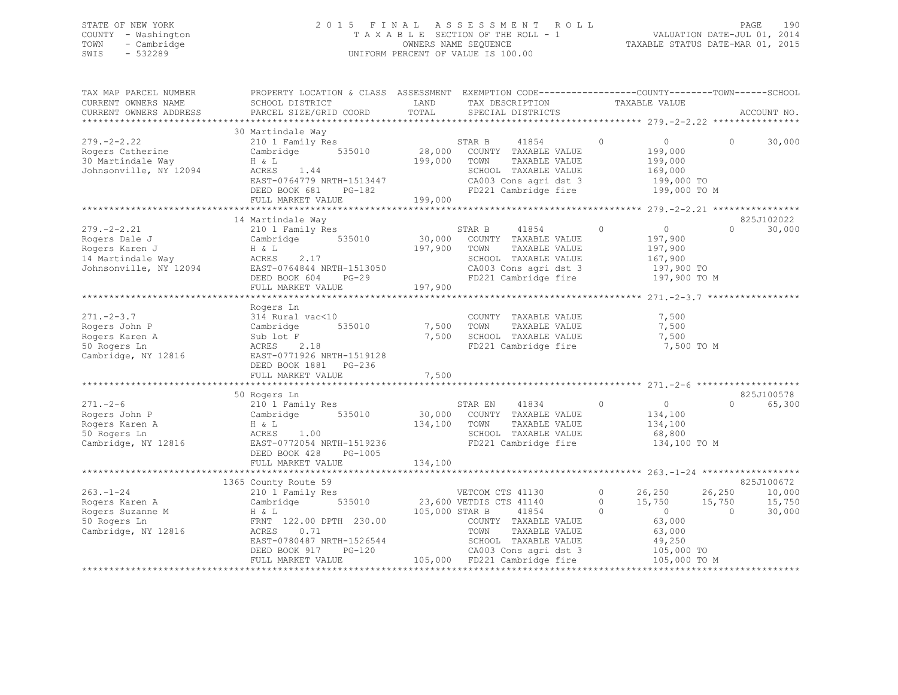STATE OF NEW YORK — COUNTY - Washington — TOWN - Cambridge — SWIS - 532289

2015 FINAL ASSESSMENT ROLL — TAXABLE SECTION OF THE ROLL - 1 — OWNERS NAME SEQUENCE — UNIFORM PERCENT OF VALUE IS 100.00

VALUATION DATE-JUL 01, 2014 — TAXABLE STATUS DATE-MAR 01, 2015

| TAX MAP PARCEL NUMBER / CURRENT OWNERS NAME / CURRENT OWNERS ADDRESS | PROPERTY LOCATION & CLASS / SCHOOL DISTRICT / PARCEL SIZE/GRID COORD | ASSESSMENT LAND / TOTAL | EXEMPTION CODE / TAX DESCRIPTION / SPECIAL DISTRICTS | COUNTY TAXABLE VALUE | TOWN | SCHOOL | ACCOUNT NO. |
|---|---|---|---|---|---|---|---|
| **279.-2-2.22** | 30 Martindale Way | | | | | | |
| | 210 1 Family Res | | STAR B 41854 0 | 0 | 0 | 30,000 | |
| Rogers Catherine | Cambridge 535010 | 28,000 | COUNTY TAXABLE VALUE | 199,000 | | | |
| 30 Martindale Way | H & L | 199,000 | TOWN TAXABLE VALUE | 199,000 | | | |
| Johnsonville, NY 12094 | ACRES 1.44 | | SCHOOL TAXABLE VALUE | 169,000 | | | |
| | EAST-0764779 NRTH-1513447 | | CA003 Cons agri dst 3 | 199,000 TO | | | |
| | DEED BOOK 681 PG-182 | | FD221 Cambridge fire | 199,000 TO M | | | |
| | FULL MARKET VALUE | 199,000 | | | | | |
| **279.-2-2.21** | 14 Martindale Way | | | | | | 825J102022 |
| | 210 1 Family Res | | STAR B 41854 0 | 0 | 0 | 30,000 | |
| Rogers Dale J | Cambridge 535010 | 30,000 | COUNTY TAXABLE VALUE | 197,900 | | | |
| Rogers Karen J | H & L | 197,900 | TOWN TAXABLE VALUE | 197,900 | | | |
| 14 Martindale Way | ACRES 2.17 | | SCHOOL TAXABLE VALUE | 167,900 | | | |
| Johnsonville, NY 12094 | EAST-0764844 NRTH-1513050 | | CA003 Cons agri dst 3 | 197,900 TO | | | |
| | DEED BOOK 604 PG-29 | | FD221 Cambridge fire | 197,900 TO M | | | |
| | FULL MARKET VALUE | 197,900 | | | | | |
| **271.-2-3.7** | Rogers Ln | | | | | | |
| | 314 Rural vac<10 | | COUNTY TAXABLE VALUE | 7,500 | | | |
| Rogers John P | Cambridge 535010 | 7,500 | TOWN TAXABLE VALUE | 7,500 | | | |
| Rogers Karen A | Sub lot F | 7,500 | SCHOOL TAXABLE VALUE | 7,500 | | | |
| 50 Rogers Ln | ACRES 2.18 | | FD221 Cambridge fire | 7,500 TO M | | | |
| Cambridge, NY 12816 | EAST-0771926 NRTH-1519128 | | | | | | |
| | DEED BOOK 1881 PG-236 | | | | | | |
| | FULL MARKET VALUE | 7,500 | | | | | |
| **271.-2-6** | 50 Rogers Ln | | | | | | 825J100578 |
| | 210 1 Family Res | | STAR EN 41834 0 | 0 | 0 | 65,300 | |
| Rogers John P | Cambridge 535010 | 30,000 | COUNTY TAXABLE VALUE | 134,100 | | | |
| Rogers Karen A | H & L | 134,100 | TOWN TAXABLE VALUE | 134,100 | | | |
| 50 Rogers Ln | ACRES 1.00 | | SCHOOL TAXABLE VALUE | 68,800 | | | |
| Cambridge, NY 12816 | EAST-0772054 NRTH-1519236 | | FD221 Cambridge fire | 134,100 TO M | | | |
| | DEED BOOK 428 PG-1005 | | | | | | |
| | FULL MARKET VALUE | 134,100 | | | | | |
| **263.-1-24** | 1365 County Route 59 | | | | | | 825J100672 |
| | 210 1 Family Res | | VETCOM CTS 41130 0 | 26,250 | 26,250 | 10,000 | |
| Rogers Karen A | Cambridge 535010 | 23,600 | VETDIS CTS 41140 0 | 15,750 | 15,750 | 15,750 | |
| Rogers Suzanne M | H & L | 105,000 | STAR B 41854 0 | 0 | 0 | 30,000 | |
| 50 Rogers Ln | FRNT 122.00 DPTH 230.00 | | COUNTY TAXABLE VALUE | 63,000 | | | |
| Cambridge, NY 12816 | ACRES 0.71 | | TOWN TAXABLE VALUE | 63,000 | | | |
| | EAST-0780487 NRTH-1526544 | | SCHOOL TAXABLE VALUE | 49,250 | | | |
| | DEED BOOK 917 PG-120 | | CA003 Cons agri dst 3 | 105,000 TO | | | |
| | FULL MARKET VALUE | 105,000 | FD221 Cambridge fire | 105,000 TO M | | | |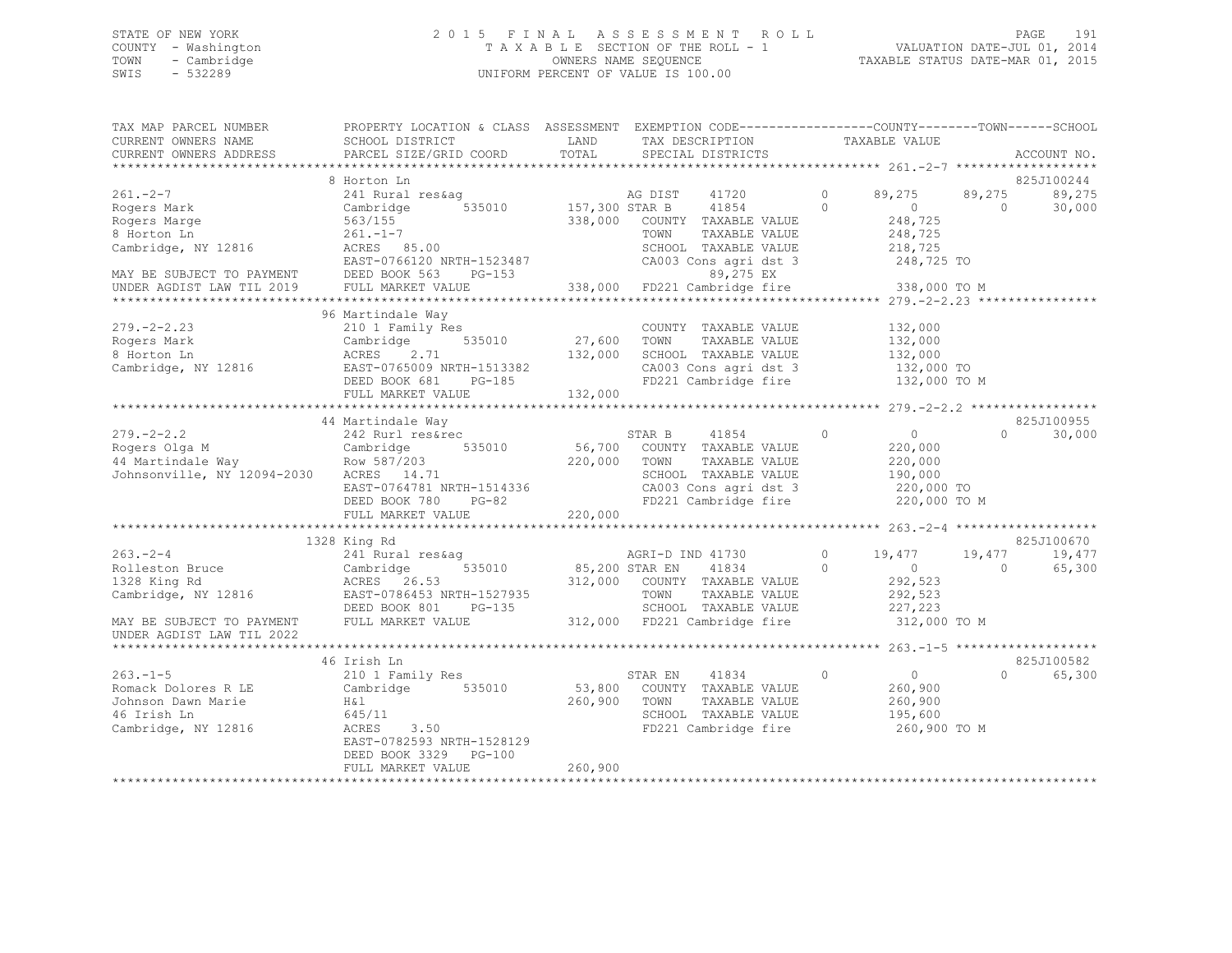STATE OF NEW YORK
COUNTY - Washington
TOWN - Cambridge
SWIS - 532289

2015 FINAL ASSESSMENT ROLL
TAXABLE SECTION OF THE ROLL - 1
OWNERS NAME SEQUENCE
UNIFORM PERCENT OF VALUE IS 100.00

VALUATION DATE-JUL 01, 2014
TAXABLE STATUS DATE-MAR 01, 2015

```
TAX MAP PARCEL NUMBER          PROPERTY LOCATION & CLASS  ASSESSMENT  EXEMPTION CODE------------------COUNTY--------TOWN------SCHOOL
CURRENT OWNERS NAME            SCHOOL DISTRICT             LAND        TAX DESCRIPTION              TAXABLE VALUE
CURRENT OWNERS ADDRESS         PARCEL SIZE/GRID COORD      TOTAL       SPECIAL DISTRICTS                                          ACCOUNT NO.
******************************************************************************************************* 261.-2-7 *******************
                               8 Horton Ln                                                                                     825J100244
261.-2-7                       241 Rural res&ag                         AG DIST     41720        0       89,275      89,275      89,275
Rogers Mark                    Cambridge       535010      157,300 STAR B      41854        0            0           0      30,000
Rogers Marge                   563/155                     338,000    COUNTY  TAXABLE VALUE              248,725
8 Horton Ln                    261.-1-7                               TOWN    TAXABLE VALUE              248,725
Cambridge, NY 12816            ACRES  85.00                           SCHOOL  TAXABLE VALUE              218,725
                               EAST-0766120 NRTH-1523487              CA003 Cons agri dst 3              248,725 TO
MAY BE SUBJECT TO PAYMENT      DEED BOOK 563    PG-153                          89,275 EX
UNDER AGDIST LAW TIL 2019      FULL MARKET VALUE           338,000    FD221 Cambridge fire               338,000 TO M
******************************************************************************************************* 279.-2-2.23 ****************
                               96 Martindale Way
279.-2-2.23                    210 1 Family Res                       COUNTY  TAXABLE VALUE              132,000
Rogers Mark                    Cambridge       535010       27,600    TOWN    TAXABLE VALUE              132,000
8 Horton Ln                    ACRES   2.71                132,000    SCHOOL  TAXABLE VALUE              132,000
Cambridge, NY 12816            EAST-0765009 NRTH-1513382              CA003 Cons agri dst 3              132,000 TO
                               DEED BOOK 681    PG-185                FD221 Cambridge fire               132,000 TO M
                               FULL MARKET VALUE           132,000
******************************************************************************************************* 279.-2-2.2 *****************
                               44 Martindale Way                                                                               825J100955
279.-2-2.2                     242 Rurl res&rec                       STAR B      41854        0            0           0      30,000
Rogers Olga M                  Cambridge       535010       56,700    COUNTY  TAXABLE VALUE              220,000
44 Martindale Way              Row 587/203                 220,000    TOWN    TAXABLE VALUE              220,000
Johnsonville, NY 12094-2030    ACRES  14.71                           SCHOOL  TAXABLE VALUE              190,000
                               EAST-0764781 NRTH-1514336              CA003 Cons agri dst 3              220,000 TO
                               DEED BOOK 780    PG-82                 FD221 Cambridge fire               220,000 TO M
                               FULL MARKET VALUE           220,000
******************************************************************************************************* 263.-2-4 *******************
                               1328 King Rd                                                                                    825J100670
263.-2-4                       241 Rural res&ag                       AGRI-D IND 41730         0       19,477      19,477      19,477
Rolleston Bruce                Cambridge       535010       85,200 STAR EN     41834        0            0           0      65,300
1328 King Rd                   ACRES  26.53                312,000    COUNTY  TAXABLE VALUE              292,523
Cambridge, NY 12816            EAST-0786453 NRTH-1527935              TOWN    TAXABLE VALUE              292,523
                               DEED BOOK 801    PG-135                SCHOOL  TAXABLE VALUE              227,223
MAY BE SUBJECT TO PAYMENT      FULL MARKET VALUE           312,000    FD221 Cambridge fire               312,000 TO M
UNDER AGDIST LAW TIL 2022
******************************************************************************************************* 263.-1-5 *******************
                               46 Irish Ln                                                                                     825J100582
263.-1-5                       210 1 Family Res                       STAR EN     41834        0            0           0      65,300
Romack Dolores R LE            Cambridge       535010       53,800    COUNTY  TAXABLE VALUE              260,900
Johnson Dawn Marie             H&l                         260,900    TOWN    TAXABLE VALUE              260,900
46 Irish Ln                    645/11                                 SCHOOL  TAXABLE VALUE              195,600
Cambridge, NY 12816            ACRES   3.50                           FD221 Cambridge fire               260,900 TO M
                               EAST-0782593 NRTH-1528129
                               DEED BOOK 3329   PG-100
                               FULL MARKET VALUE           260,900
************************************************************************************************************************************
```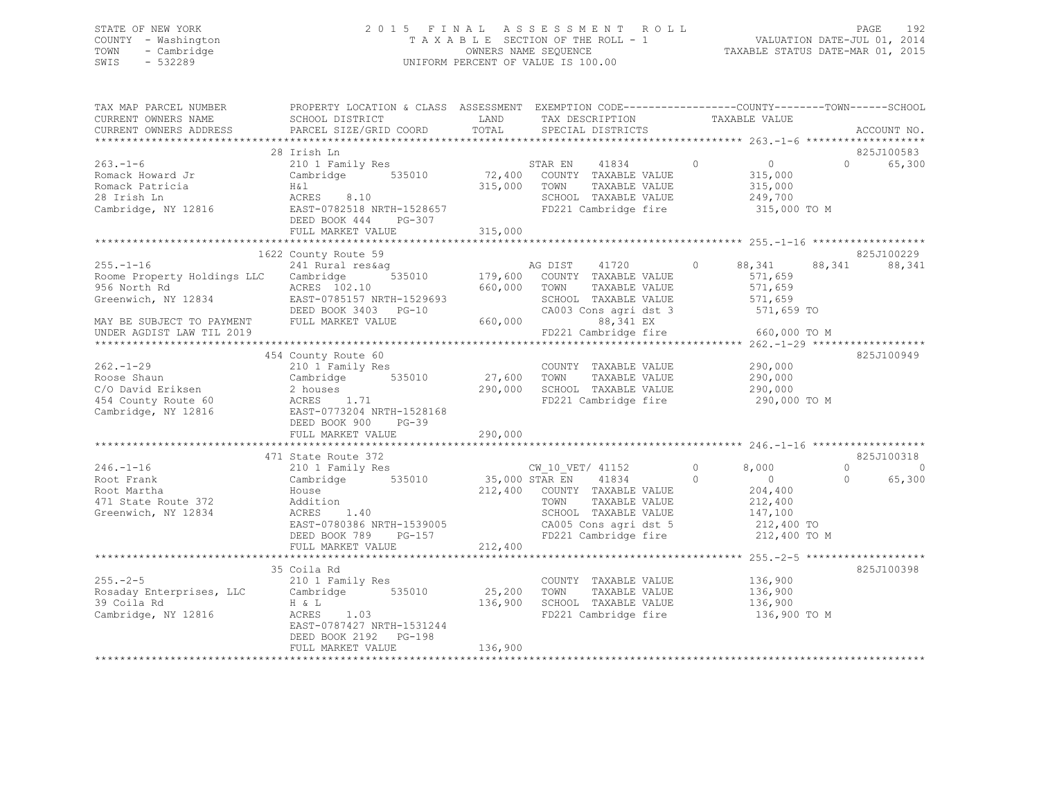STATE OF NEW YORK
COUNTY - Washington
TOWN - Cambridge
SWIS - 532289

2015 FINAL ASSESSMENT ROLL
TAXABLE SECTION OF THE ROLL - 1
OWNERS NAME SEQUENCE
UNIFORM PERCENT OF VALUE IS 100.00

VALUATION DATE-JUL 01, 2014
TAXABLE STATUS DATE-MAR 01, 2015

```
TAX MAP PARCEL NUMBER          PROPERTY LOCATION & CLASS  ASSESSMENT  EXEMPTION CODE-----------------COUNTY--------TOWN------SCHOOL
CURRENT OWNERS NAME            SCHOOL DISTRICT             LAND       TAX DESCRIPTION              TAXABLE VALUE
CURRENT OWNERS ADDRESS         PARCEL SIZE/GRID COORD      TOTAL      SPECIAL DISTRICTS                                          ACCOUNT NO.
******************************************************************************************************* 263.-1-6 *******************
                               28 Irish Ln                                                                                  825J100583
263.-1-6                       210 1 Family Res                       STAR EN    41834       0         0             0        65,300
Romack Howard Jr               Cambridge        535010      72,400    COUNTY  TAXABLE VALUE          315,000
Romack Patricia                H&l                         315,000    TOWN    TAXABLE VALUE          315,000
28 Irish Ln                    ACRES    8.10                          SCHOOL  TAXABLE VALUE          249,700
Cambridge, NY 12816            EAST-0782518 NRTH-1528657              FD221 Cambridge fire           315,000 TO M
                               DEED BOOK 444    PG-307
                               FULL MARKET VALUE           315,000
******************************************************************************************************* 255.-1-16 ******************
                               1622 County Route 59                                                                         825J100229
255.-1-16                      241 Rural res&ag                       AG DIST    41720       0    88,341        88,341      88,341
Roome Property Holdings LLC    Cambridge        535010     179,600    COUNTY  TAXABLE VALUE          571,659
956 North Rd                   ACRES  102.10               660,000    TOWN    TAXABLE VALUE          571,659
Greenwich, NY 12834            EAST-0785157 NRTH-1529693              SCHOOL  TAXABLE VALUE          571,659
                               DEED BOOK 3403   PG-10                 CA003 Cons agri dst 3          571,659 TO
MAY BE SUBJECT TO PAYMENT      FULL MARKET VALUE           660,000          88,341 EX
UNDER AGDIST LAW TIL 2019                                             FD221 Cambridge fire           660,000 TO M
******************************************************************************************************* 262.-1-29 ******************
                               454 County Route 60                                                                          825J100949
262.-1-29                      210 1 Family Res                       COUNTY  TAXABLE VALUE          290,000
Roose Shaun                    Cambridge        535010      27,600    TOWN    TAXABLE VALUE          290,000
C/O David Eriksen              2 houses                    290,000    SCHOOL  TAXABLE VALUE          290,000
454 County Route 60            ACRES    1.71                          FD221 Cambridge fire           290,000 TO M
Cambridge, NY 12816            EAST-0773204 NRTH-1528168
                               DEED BOOK 900    PG-39
                               FULL MARKET VALUE           290,000
******************************************************************************************************* 246.-1-16 ******************
                               471 State Route 372                                                                          825J100318
246.-1-16                      210 1 Family Res                       CW_10_VET/ 41152       0     8,000             0           0
Root Frank                     Cambridge        535010      35,000 STAR EN    41834       0         0             0      65,300
Root Martha                    House                       212,400    COUNTY  TAXABLE VALUE          204,400
471 State Route 372            Addition                               TOWN    TAXABLE VALUE          212,400
Greenwich, NY 12834            ACRES    1.40                          SCHOOL  TAXABLE VALUE          147,100
                               EAST-0780386 NRTH-1539005              CA005 Cons agri dst 5          212,400 TO
                               DEED BOOK 789    PG-157                FD221 Cambridge fire           212,400 TO M
                               FULL MARKET VALUE           212,400
******************************************************************************************************* 255.-2-5 *******************
                               35 Coila Rd                                                                                  825J100398
255.-2-5                       210 1 Family Res                       COUNTY  TAXABLE VALUE          136,900
Rosaday Enterprises, LLC       Cambridge        535010      25,200    TOWN    TAXABLE VALUE          136,900
39 Coila Rd                    H & L                       136,900    SCHOOL  TAXABLE VALUE          136,900
Cambridge, NY 12816            ACRES    1.03                          FD221 Cambridge fire           136,900 TO M
                               EAST-0787427 NRTH-1531244
                               DEED BOOK 2192   PG-198
                               FULL MARKET VALUE           136,900
************************************************************************************************************************************
```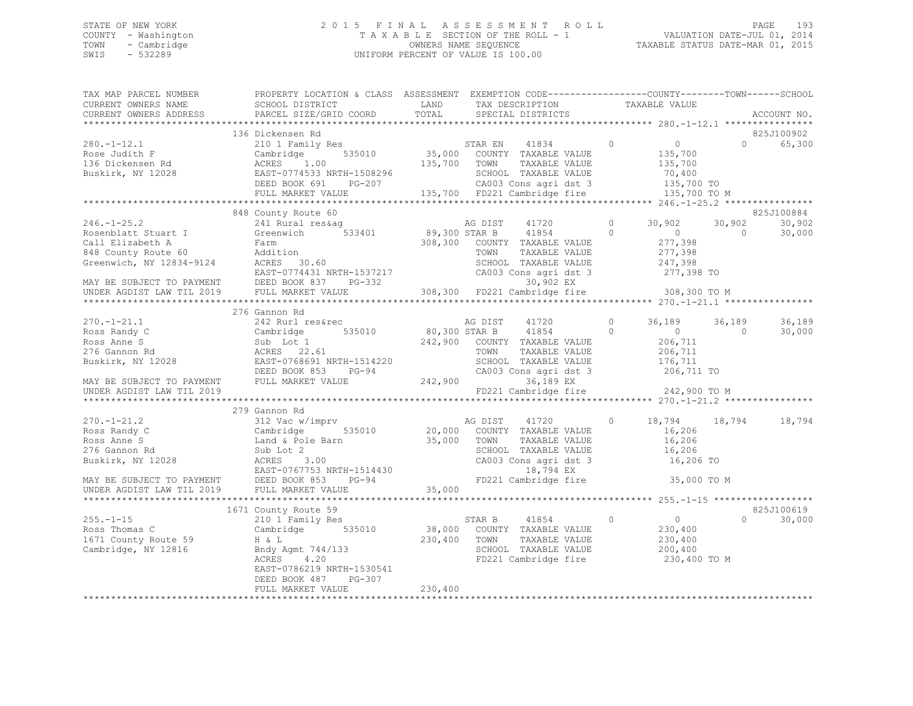STATE OF NEW YORK
COUNTY - Washington
TOWN - Cambridge
SWIS - 532289

2015 FINAL ASSESSMENT ROLL
TAXABLE SECTION OF THE ROLL - 1
OWNERS NAME SEQUENCE
UNIFORM PERCENT OF VALUE IS 100.00

VALUATION DATE-JUL 01, 2014
TAXABLE STATUS DATE-MAR 01, 2015

| TAX MAP PARCEL NUMBER / CURRENT OWNERS NAME / CURRENT OWNERS ADDRESS | PROPERTY LOCATION & CLASS / SCHOOL DISTRICT / PARCEL SIZE/GRID COORD | ASSESSMENT LAND / TOTAL | EXEMPTION CODE / TAX DESCRIPTION / SPECIAL DISTRICTS | | COUNTY TAXABLE VALUE | TOWN | SCHOOL / ACCOUNT NO. |
|---|---|---|---|---|---|---|---|
| **280.-1-12.1** | 136 Dickensen Rd | | | | | | 825J100902 |
| 280.-1-12.1 | 210 1 Family Res | | STAR EN 41834 | 0 | 0 | 0 | 65,300 |
| Rose Judith F | Cambridge 535010 | 35,000 | COUNTY TAXABLE VALUE | | 135,700 | | |
| 136 Dickensen Rd | ACRES 1.00 | 135,700 | TOWN TAXABLE VALUE | | 135,700 | | |
| Buskirk, NY 12028 | EAST-0774533 NRTH-1508296 | | SCHOOL TAXABLE VALUE | | 70,400 | | |
| | DEED BOOK 691 PG-207 | | CA003 Cons agri dst 3 | | 135,700 TO | | |
| | FULL MARKET VALUE | 135,700 | FD221 Cambridge fire | | 135,700 TO M | | |
| **246.-1-25.2** | 848 County Route 60 | | | | | | 825J100884 |
| 246.-1-25.2 | 241 Rural res&ag | | AG DIST 41720 | 0 | 30,902 | 30,902 | 30,902 |
| Rosenblatt Stuart I | Greenwich 533401 | 89,300 | STAR B 41854 | 0 | 0 | 0 | 30,000 |
| Call Elizabeth A | Farm | 308,300 | COUNTY TAXABLE VALUE | | 277,398 | | |
| 848 County Route 60 | Addition | | TOWN TAXABLE VALUE | | 277,398 | | |
| Greenwich, NY 12834-9124 | ACRES 30.60 | | SCHOOL TAXABLE VALUE | | 247,398 | | |
| | EAST-0774431 NRTH-1537217 | | CA003 Cons agri dst 3 | | 277,398 TO | | |
| MAY BE SUBJECT TO PAYMENT | DEED BOOK 837 PG-332 | | 30,902 EX | | | | |
| UNDER AGDIST LAW TIL 2019 | FULL MARKET VALUE | 308,300 | FD221 Cambridge fire | | 308,300 TO M | | |
| **270.-1-21.1** | 276 Gannon Rd | | | | | | |
| 270.-1-21.1 | 242 Rurl res&rec | | AG DIST 41720 | 0 | 36,189 | 36,189 | 36,189 |
| Ross Randy C | Cambridge 535010 | 80,300 | STAR B 41854 | 0 | 0 | 0 | 30,000 |
| Ross Anne S | Sub Lot 1 | 242,900 | COUNTY TAXABLE VALUE | | 206,711 | | |
| 276 Gannon Rd | ACRES 22.61 | | TOWN TAXABLE VALUE | | 206,711 | | |
| Buskirk, NY 12028 | EAST-0768691 NRTH-1514220 | | SCHOOL TAXABLE VALUE | | 176,711 | | |
| | DEED BOOK 853 PG-94 | | CA003 Cons agri dst 3 | | 206,711 TO | | |
| MAY BE SUBJECT TO PAYMENT | FULL MARKET VALUE | 242,900 | 36,189 EX | | | | |
| UNDER AGDIST LAW TIL 2019 | | | FD221 Cambridge fire | | 242,900 TO M | | |
| **270.-1-21.2** | 279 Gannon Rd | | | | | | |
| 270.-1-21.2 | 312 Vac w/imprv | | AG DIST 41720 | 0 | 18,794 | 18,794 | 18,794 |
| Ross Randy C | Cambridge 535010 | 20,000 | COUNTY TAXABLE VALUE | | 16,206 | | |
| Ross Anne S | Land & Pole Barn | 35,000 | TOWN TAXABLE VALUE | | 16,206 | | |
| 276 Gannon Rd | Sub Lot 2 | | SCHOOL TAXABLE VALUE | | 16,206 | | |
| Buskirk, NY 12028 | ACRES 3.00 | | CA003 Cons agri dst 3 | | 16,206 TO | | |
| | EAST-0767753 NRTH-1514430 | | 18,794 EX | | | | |
| MAY BE SUBJECT TO PAYMENT | DEED BOOK 853 PG-94 | | FD221 Cambridge fire | | 35,000 TO M | | |
| UNDER AGDIST LAW TIL 2019 | FULL MARKET VALUE | 35,000 | | | | | |
| **255.-1-15** | 1671 County Route 59 | | | | | | 825J100619 |
| 255.-1-15 | 210 1 Family Res | | STAR B 41854 | 0 | 0 | 0 | 30,000 |
| Ross Thomas C | Cambridge 535010 | 38,000 | COUNTY TAXABLE VALUE | | 230,400 | | |
| 1671 County Route 59 | H & L | 230,400 | TOWN TAXABLE VALUE | | 230,400 | | |
| Cambridge, NY 12816 | Bndy Agmt 744/133 | | SCHOOL TAXABLE VALUE | | 200,400 | | |
| | ACRES 4.20 | | FD221 Cambridge fire | | 230,400 TO M | | |
| | EAST-0786219 NRTH-1530541 | | | | | | |
| | DEED BOOK 487 PG-307 | | | | | | |
| | FULL MARKET VALUE | 230,400 | | | | | |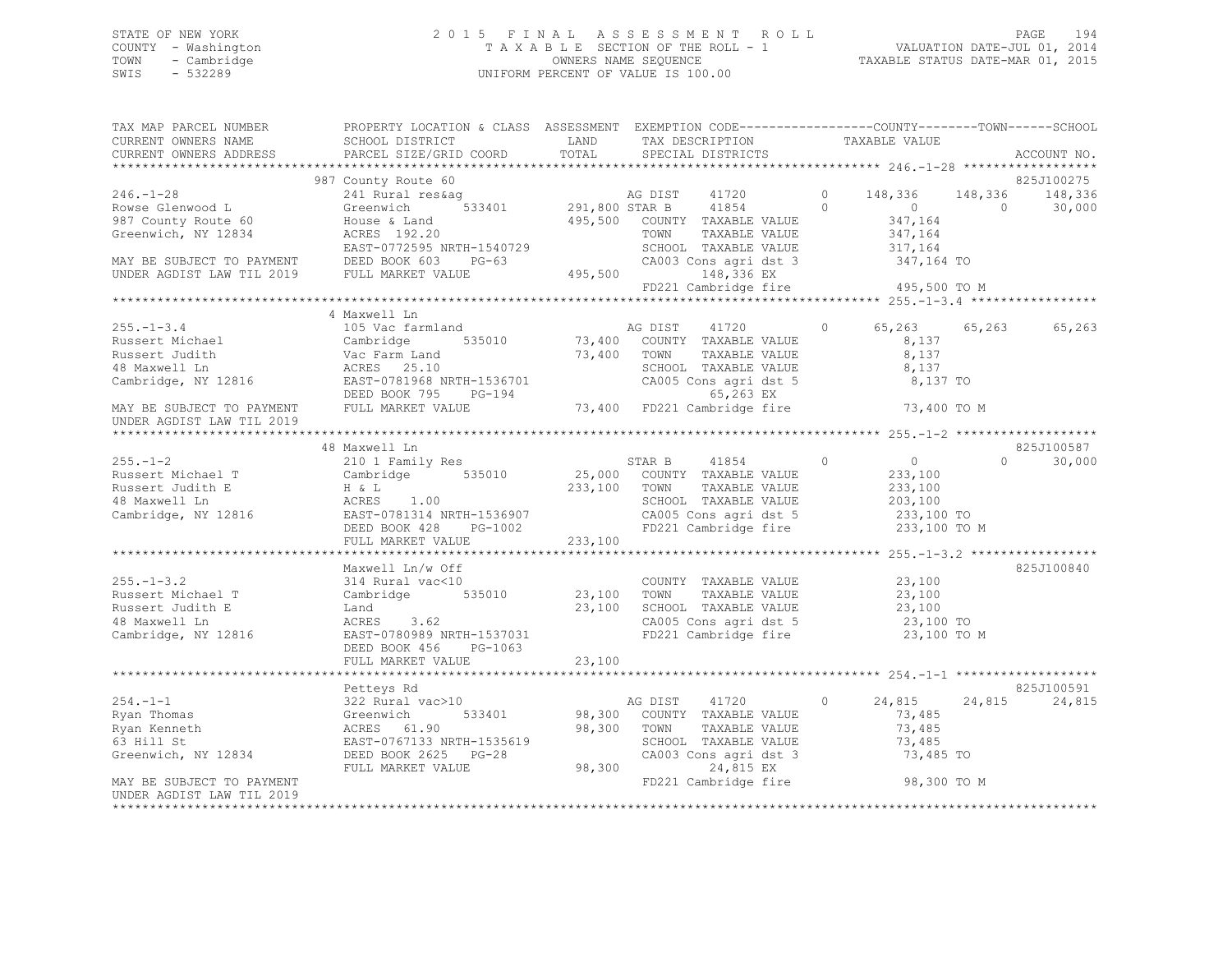STATE OF NEW YORK
COUNTY - Washington
TOWN - Cambridge
SWIS - 532289

2015 FINAL ASSESSMENT ROLL
TAXABLE SECTION OF THE ROLL - 1
OWNERS NAME SEQUENCE
UNIFORM PERCENT OF VALUE IS 100.00

VALUATION DATE-JUL 01, 2014
TAXABLE STATUS DATE-MAR 01, 2015

```
TAX MAP PARCEL NUMBER          PROPERTY LOCATION & CLASS  ASSESSMENT  EXEMPTION CODE------------------COUNTY--------TOWN------SCHOOL
CURRENT OWNERS NAME            SCHOOL DISTRICT               LAND      TAX DESCRIPTION             TAXABLE VALUE
CURRENT OWNERS ADDRESS         PARCEL SIZE/GRID COORD        TOTAL     SPECIAL DISTRICTS                                          ACCOUNT NO.
******************************************************************************************************* 246.-1-28 ******************
                               987 County Route 60                                                                                825J100275
246.-1-28                      241 Rural res&ag                         AG DIST     41720        0     148,336     148,336     148,336
Rowse Glenwood L               Greenwich       533401      291,800 STAR B      41854        0           0           0      30,000
987 County Route 60            House & Land                 495,500    COUNTY  TAXABLE VALUE             347,164
Greenwich, NY 12834            ACRES 192.20                            TOWN    TAXABLE VALUE             347,164
                               EAST-0772595 NRTH-1540729               SCHOOL  TAXABLE VALUE             317,164
MAY BE SUBJECT TO PAYMENT      DEED BOOK 603    PG-63                  CA003 Cons agri dst 3             347,164 TO
UNDER AGDIST LAW TIL 2019      FULL MARKET VALUE            495,500         148,336 EX
                                                                       FD221 Cambridge fire              495,500 TO M
******************************************************************************************************* 255.-1-3.4 *****************
                               4 Maxwell Ln
255.-1-3.4                     105 Vac farmland                         AG DIST     41720        0      65,263      65,263      65,263
Russert Michael                Cambridge       535010       73,400   COUNTY  TAXABLE VALUE               8,137
Russert Judith                 Vac Farm Land                 73,400   TOWN    TAXABLE VALUE               8,137
48 Maxwell Ln                  ACRES  25.10                            SCHOOL  TAXABLE VALUE               8,137
Cambridge, NY 12816            EAST-0781968 NRTH-1536701               CA005 Cons agri dst 5               8,137 TO
                               DEED BOOK 795    PG-194                       65,263 EX
MAY BE SUBJECT TO PAYMENT      FULL MARKET VALUE             73,400   FD221 Cambridge fire               73,400 TO M
UNDER AGDIST LAW TIL 2019
******************************************************************************************************* 255.-1-2 *******************
                               48 Maxwell Ln                                                                                      825J100587
255.-1-2                       210 1 Family Res                         STAR B      41854        0           0           0      30,000
Russert Michael T              Cambridge       535010       25,000   COUNTY  TAXABLE VALUE             233,100
Russert Judith E               H & L                        233,100   TOWN    TAXABLE VALUE             233,100
48 Maxwell Ln                  ACRES   1.00                            SCHOOL  TAXABLE VALUE             203,100
Cambridge, NY 12816            EAST-0781314 NRTH-1536907               CA005 Cons agri dst 5             233,100 TO
                               DEED BOOK 428    PG-1002                FD221 Cambridge fire              233,100 TO M
                               FULL MARKET VALUE            233,100
******************************************************************************************************* 255.-1-3.2 *****************
                               Maxwell Ln/w Off                                                                                   825J100840
255.-1-3.2                     314 Rural vac<10                         COUNTY  TAXABLE VALUE              23,100
Russert Michael T              Cambridge       535010       23,100   TOWN    TAXABLE VALUE              23,100
Russert Judith E               Land                          23,100   SCHOOL  TAXABLE VALUE              23,100
48 Maxwell Ln                  ACRES   3.62                            CA005 Cons agri dst 5              23,100 TO
Cambridge, NY 12816            EAST-0780989 NRTH-1537031               FD221 Cambridge fire               23,100 TO M
                               DEED BOOK 456    PG-1063
                               FULL MARKET VALUE             23,100
******************************************************************************************************* 254.-1-1 *******************
                               Petteys Rd                                                                                         825J100591
254.-1-1                       322 Rural vac>10                         AG DIST     41720        0      24,815      24,815      24,815
Ryan Thomas                    Greenwich       533401       98,300   COUNTY  TAXABLE VALUE              73,485
Ryan Kenneth                   ACRES  61.90                  98,300   TOWN    TAXABLE VALUE              73,485
63 Hill St                     EAST-0767133 NRTH-1535619               SCHOOL  TAXABLE VALUE              73,485
Greenwich, NY 12834            DEED BOOK 2625   PG-28                  CA003 Cons agri dst 3              73,485 TO
                               FULL MARKET VALUE             98,300          24,815 EX
MAY BE SUBJECT TO PAYMENT                                              FD221 Cambridge fire               98,300 TO M
UNDER AGDIST LAW TIL 2019
************************************************************************************************************************************
```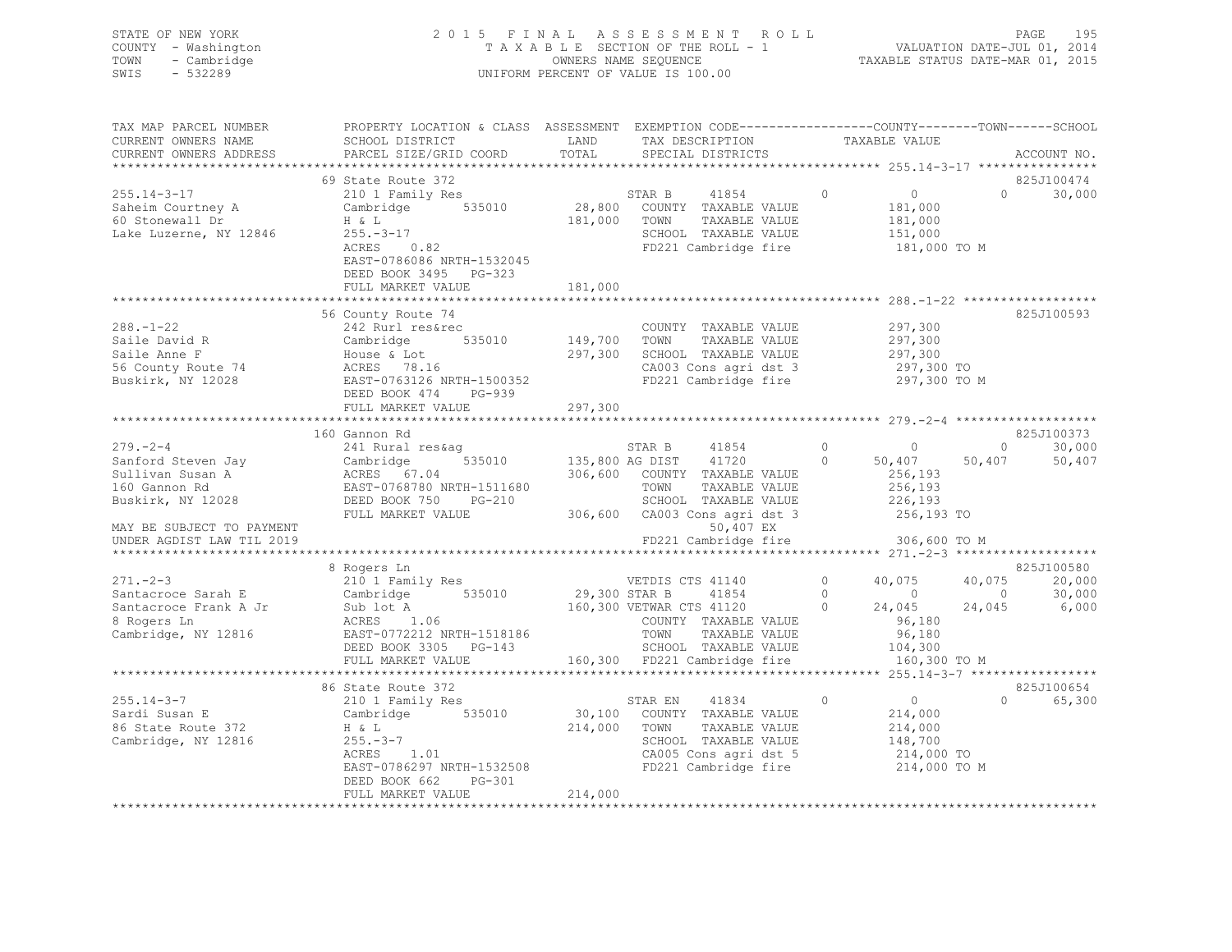STATE OF NEW YORK
COUNTY - Washington
TOWN - Cambridge
SWIS - 532289

2015 FINAL ASSESSMENT ROLL
TAXABLE SECTION OF THE ROLL - 1
OWNERS NAME SEQUENCE
UNIFORM PERCENT OF VALUE IS 100.00

VALUATION DATE-JUL 01, 2014
TAXABLE STATUS DATE-MAR 01, 2015

```
TAX MAP PARCEL NUMBER      PROPERTY LOCATION & CLASS  ASSESSMENT  EXEMPTION CODE-----------------COUNTY--------TOWN------SCHOOL
CURRENT OWNERS NAME        SCHOOL DISTRICT              LAND      TAX DESCRIPTION            TAXABLE VALUE
CURRENT OWNERS ADDRESS     PARCEL SIZE/GRID COORD       TOTAL     SPECIAL DISTRICTS                                      ACCOUNT NO.
******************************************************************************************************* 255.14-3-17 ****************
                          69 State Route 372                                                                          825J100474
255.14-3-17                210 1 Family Res                       STAR B      41854         0          0          0      30,000
Saheim Courtney A          Cambridge       535010       28,800    COUNTY  TAXABLE VALUE            181,000
60 Stonewall Dr            H & L                       181,000    TOWN    TAXABLE VALUE            181,000
Lake Luzerne, NY 12846     255.-3-17                              SCHOOL  TAXABLE VALUE            151,000
                           ACRES     0.82                         FD221 Cambridge fire             181,000 TO M
                           EAST-0786086 NRTH-1532045
                           DEED BOOK 3495   PG-323
                           FULL MARKET VALUE           181,000
******************************************************************************************************* 288.-1-22 ******************
                          56 County Route 74                                                                          825J100593
288.-1-22                  242 Rurl res&rec                       COUNTY  TAXABLE VALUE            297,300
Saile David R              Cambridge       535010      149,700    TOWN    TAXABLE VALUE            297,300
Saile Anne F               House & Lot                 297,300    SCHOOL  TAXABLE VALUE            297,300
56 County Route 74         ACRES    78.16                         CA003 Cons agri dst 3            297,300 TO
Buskirk, NY 12028          EAST-0763126 NRTH-1500352              FD221 Cambridge fire             297,300 TO M
                           DEED BOOK 474    PG-939
                           FULL MARKET VALUE           297,300
******************************************************************************************************* 279.-2-4 *******************
                          160 Gannon Rd                                                                               825J100373
279.-2-4                   241 Rural res&ag                       STAR B      41854         0          0          0      30,000
Sanford Steven Jay         Cambridge       535010      135,800 AG DIST     41720         0     50,407     50,407      50,407
Sullivan Susan A           ACRES    67.04              306,600    COUNTY  TAXABLE VALUE            256,193
160 Gannon Rd              EAST-0768780 NRTH-1511680              TOWN    TAXABLE VALUE            256,193
Buskirk, NY 12028          DEED BOOK 750    PG-210                SCHOOL  TAXABLE VALUE            226,193
                           FULL MARKET VALUE           306,600    CA003 Cons agri dst 3            256,193 TO
MAY BE SUBJECT TO PAYMENT                                                  50,407 EX
UNDER AGDIST LAW TIL 2019                                         FD221 Cambridge fire             306,600 TO M
******************************************************************************************************* 271.-2-3 *******************
                          8 Rogers Ln                                                                                 825J100580
271.-2-3                   210 1 Family Res                       VETDIS CTS 41140          0     40,075     40,075      20,000
Santacroce Sarah E         Cambridge       535010       29,300 STAR B      41854         0          0          0      30,000
Santacroce Frank A Jr      Sub lot A                   160,300 VETWAR CTS 41120          0     24,045     24,045       6,000
8 Rogers Ln                ACRES     1.06                         COUNTY  TAXABLE VALUE             96,180
Cambridge, NY 12816        EAST-0772212 NRTH-1518186              TOWN    TAXABLE VALUE             96,180
                           DEED BOOK 3305   PG-143                SCHOOL  TAXABLE VALUE            104,300
                           FULL MARKET VALUE           160,300    FD221 Cambridge fire             160,300 TO M
******************************************************************************************************* 255.14-3-7 *****************
                          86 State Route 372                                                                          825J100654
255.14-3-7                 210 1 Family Res                       STAR EN     41834         0          0          0      65,300
Sardi Susan E              Cambridge       535010       30,100    COUNTY  TAXABLE VALUE            214,000
86 State Route 372         H & L                       214,000    TOWN    TAXABLE VALUE            214,000
Cambridge, NY 12816        255.-3-7                               SCHOOL  TAXABLE VALUE            148,700
                           ACRES     1.01                         CA005 Cons agri dst 5            214,000 TO
                           EAST-0786297 NRTH-1532508              FD221 Cambridge fire             214,000 TO M
                           DEED BOOK 662    PG-301
                           FULL MARKET VALUE           214,000
************************************************************************************************************************************
```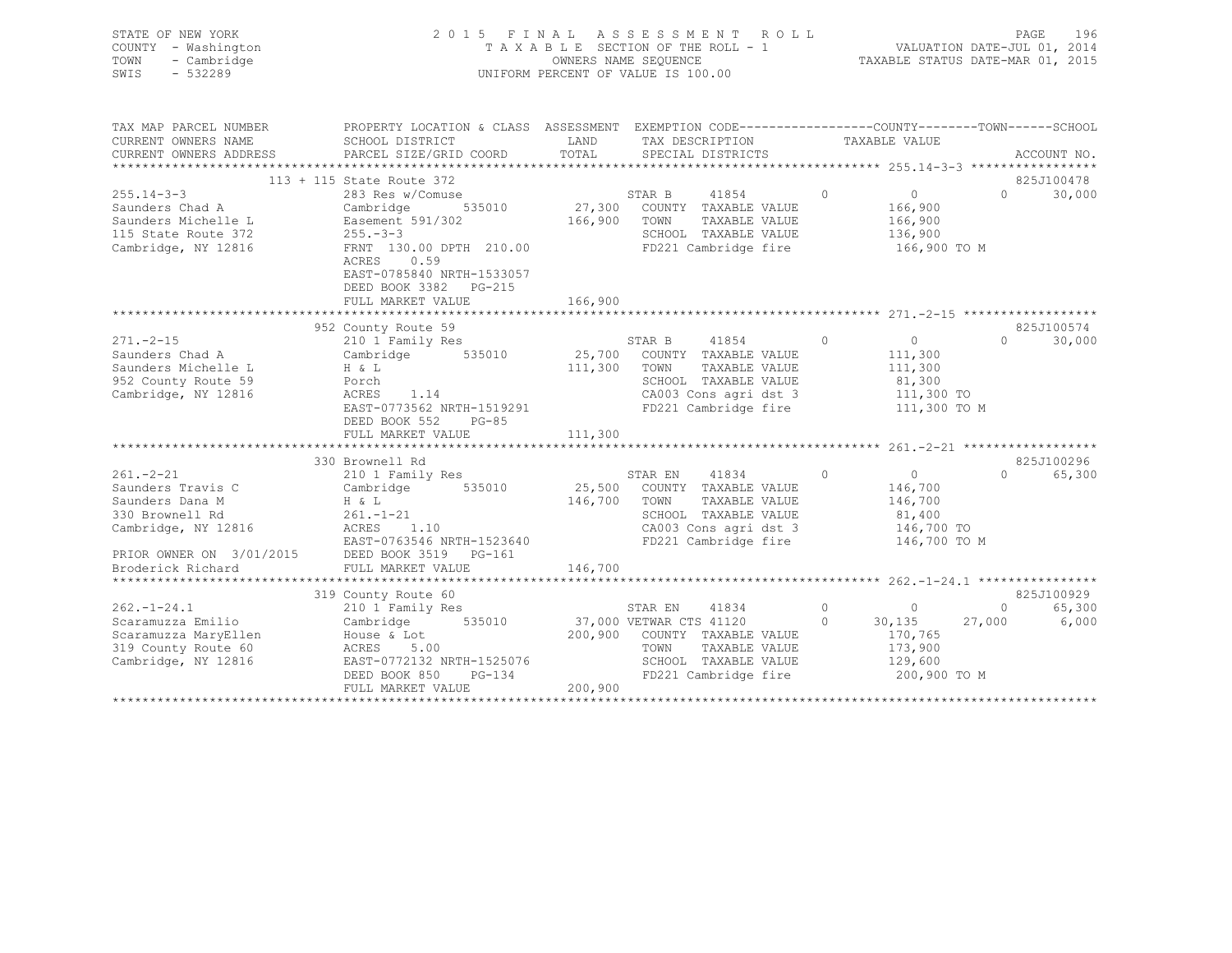STATE OF NEW YORK
COUNTY - Washington
TOWN - Cambridge
SWIS - 532289

2015 FINAL ASSESSMENT ROLL
TAXABLE SECTION OF THE ROLL - 1
OWNERS NAME SEQUENCE
UNIFORM PERCENT OF VALUE IS 100.00

VALUATION DATE-JUL 01, 2014
TAXABLE STATUS DATE-MAR 01, 2015

```
TAX MAP PARCEL NUMBER      PROPERTY LOCATION & CLASS  ASSESSMENT  EXEMPTION CODE-----------------COUNTY--------TOWN------SCHOOL
CURRENT OWNERS NAME        SCHOOL DISTRICT               LAND      TAX DESCRIPTION            TAXABLE VALUE
CURRENT OWNERS ADDRESS     PARCEL SIZE/GRID COORD        TOTAL     SPECIAL DISTRICTS                                      ACCOUNT NO.
******************************************************************************************************* 255.14-3-3 *****************
                 113 + 115 State Route 372                                                                                825J100478
255.14-3-3                 283 Res w/Comuse                        STAR B     41854          0           0           0      30,000
Saunders Chad A            Cambridge        535010        27,300   COUNTY  TAXABLE VALUE            166,900
Saunders Michelle L        Easement 591/302              166,900   TOWN    TAXABLE VALUE            166,900
115 State Route 372        255.-3-3                                SCHOOL  TAXABLE VALUE            136,900
Cambridge, NY 12816        FRNT 130.00 DPTH 210.00                 FD221 Cambridge fire             166,900 TO M
                           ACRES     0.59
                           EAST-0785840 NRTH-1533057
                           DEED BOOK 3382   PG-215
                           FULL MARKET VALUE             166,900
******************************************************************************************************* 271.-2-15 ******************
                 952 County Route 59                                                                                      825J100574
271.-2-15                  210 1 Family Res                        STAR B     41854          0           0           0      30,000
Saunders Chad A            Cambridge        535010        25,700   COUNTY  TAXABLE VALUE            111,300
Saunders Michelle L        H & L                         111,300   TOWN    TAXABLE VALUE            111,300
952 County Route 59        Porch                                   SCHOOL  TAXABLE VALUE             81,300
Cambridge, NY 12816        ACRES     1.14                          CA003 Cons agri dst 3            111,300 TO
                           EAST-0773562 NRTH-1519291               FD221 Cambridge fire             111,300 TO M
                           DEED BOOK 552    PG-85
                           FULL MARKET VALUE             111,300
******************************************************************************************************* 261.-2-21 ******************
                 330 Brownell Rd                                                                                          825J100296
261.-2-21                  210 1 Family Res                        STAR EN    41834          0           0           0      65,300
Saunders Travis C          Cambridge        535010        25,500   COUNTY  TAXABLE VALUE            146,700
Saunders Dana M            H & L                         146,700   TOWN    TAXABLE VALUE            146,700
330 Brownell Rd            261.-1-21                               SCHOOL  TAXABLE VALUE             81,400
Cambridge, NY 12816        ACRES     1.10                          CA003 Cons agri dst 3            146,700 TO
                           EAST-0763546 NRTH-1523640               FD221 Cambridge fire             146,700 TO M
PRIOR OWNER ON 3/01/2015   DEED BOOK 3519   PG-161
Broderick Richard          FULL MARKET VALUE             146,700
******************************************************************************************************* 262.-1-24.1 ****************
                 319 County Route 60                                                                                      825J100929
262.-1-24.1                210 1 Family Res                        STAR EN    41834          0           0           0      65,300
Scaramuzza Emilio          Cambridge        535010        37,000   VETWAR CTS 41120          0      30,135      27,000       6,000
Scaramuzza MaryEllen       House & Lot                   200,900   COUNTY  TAXABLE VALUE            170,765
319 County Route 60        ACRES     5.00                          TOWN    TAXABLE VALUE            173,900
Cambridge, NY 12816        EAST-0772132 NRTH-1525076               SCHOOL  TAXABLE VALUE            129,600
                           DEED BOOK 850    PG-134                 FD221 Cambridge fire             200,900 TO M
                           FULL MARKET VALUE             200,900
************************************************************************************************************************************
```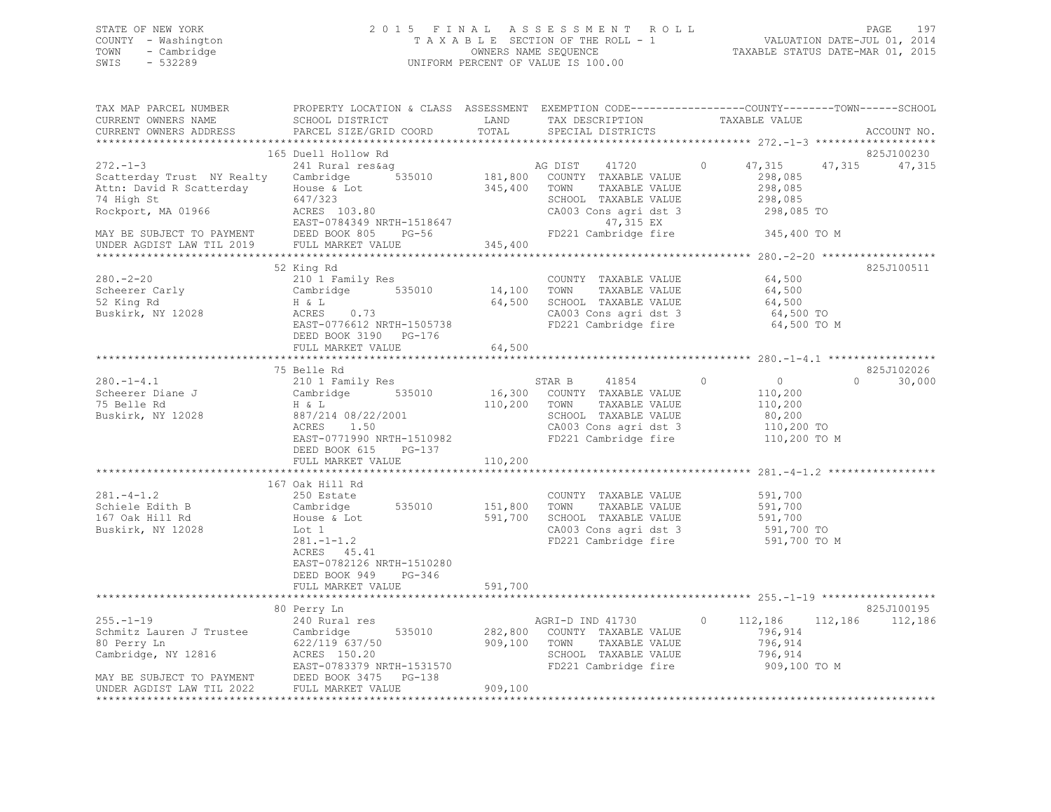STATE OF NEW YORK
COUNTY - Washington
TOWN - Cambridge
SWIS - 532289

2015 FINAL ASSESSMENT ROLL
TAXABLE SECTION OF THE ROLL - 1
OWNERS NAME SEQUENCE
UNIFORM PERCENT OF VALUE IS 100.00

VALUATION DATE-JUL 01, 2014
TAXABLE STATUS DATE-MAR 01, 2015

```
TAX MAP PARCEL NUMBER          PROPERTY LOCATION & CLASS  ASSESSMENT  EXEMPTION CODE------------------COUNTY--------TOWN------SCHOOL
CURRENT OWNERS NAME            SCHOOL DISTRICT               LAND      TAX DESCRIPTION            TAXABLE VALUE
CURRENT OWNERS ADDRESS         PARCEL SIZE/GRID COORD        TOTAL     SPECIAL DISTRICTS                                     ACCOUNT NO.
******************************************************************************************************* 272.-1-3 *******************
                               165 Duell Hollow Rd                                                                       825J100230
272.-1-3                       241 Rural res&ag                    AG DIST     41720          0     47,315      47,315      47,315
Scatterday Trust  NY Realty    Cambridge         535010    181,800  COUNTY  TAXABLE VALUE          298,085
Attn: David R Scatterday       House & Lot                 345,400  TOWN    TAXABLE VALUE          298,085
74 High St                     647/323                              SCHOOL  TAXABLE VALUE          298,085
Rockport, MA 01966             ACRES  103.80                        CA003 Cons agri dst 3           298,085 TO
                               EAST-0784349 NRTH-1518647                   47,315 EX
MAY BE SUBJECT TO PAYMENT      DEED BOOK 805     PG-56              FD221 Cambridge fire            345,400 TO M
UNDER AGDIST LAW TIL 2019      FULL MARKET VALUE           345,400
******************************************************************************************************* 280.-2-20 ******************
                               52 King Rd                                                                                825J100511
280.-2-20                      210 1 Family Res                     COUNTY  TAXABLE VALUE           64,500
Scheerer Carly                 Cambridge         535010     14,100  TOWN    TAXABLE VALUE           64,500
52 King Rd                     H & L                        64,500  SCHOOL  TAXABLE VALUE           64,500
Buskirk, NY 12028              ACRES    0.73                        CA003 Cons agri dst 3            64,500 TO
                               EAST-0776612 NRTH-1505738            FD221 Cambridge fire             64,500 TO M
                               DEED BOOK 3190    PG-176
                               FULL MARKET VALUE            64,500
******************************************************************************************************* 280.-1-4.1 *****************
                               75 Belle Rd                                                                               825J102026
280.-1-4.1                     210 1 Family Res                     STAR B      41854          0          0           0      30,000
Scheerer Diane J               Cambridge         535010     16,300  COUNTY  TAXABLE VALUE          110,200
75 Belle Rd                    H & L                       110,200  TOWN    TAXABLE VALUE          110,200
Buskirk, NY 12028              887/214 08/22/2001                   SCHOOL  TAXABLE VALUE           80,200
                               ACRES    1.50                        CA003 Cons agri dst 3           110,200 TO
                               EAST-0771990 NRTH-1510982            FD221 Cambridge fire            110,200 TO M
                               DEED BOOK 615     PG-137
                               FULL MARKET VALUE           110,200
******************************************************************************************************* 281.-4-1.2 *****************
                               167 Oak Hill Rd
281.-4-1.2                     250 Estate                           COUNTY  TAXABLE VALUE          591,700
Schiele Edith B                Cambridge         535010    151,800  TOWN    TAXABLE VALUE          591,700
167 Oak Hill Rd                House & Lot                 591,700  SCHOOL  TAXABLE VALUE          591,700
Buskirk, NY 12028              Lot 1                                CA003 Cons agri dst 3           591,700 TO
                               281.-1-1.2                           FD221 Cambridge fire            591,700 TO M
                               ACRES   45.41
                               EAST-0782126 NRTH-1510280
                               DEED BOOK 949     PG-346
                               FULL MARKET VALUE           591,700
******************************************************************************************************* 255.-1-19 ******************
                               80 Perry Ln                                                                               825J100195
255.-1-19                      240 Rural res                        AGRI-D IND 41730          0    112,186     112,186     112,186
Schmitz Lauren J Trustee       Cambridge         535010    282,800  COUNTY  TAXABLE VALUE          796,914
80 Perry Ln                    622/119 637/50              909,100  TOWN    TAXABLE VALUE          796,914
Cambridge, NY 12816            ACRES  150.20                        SCHOOL  TAXABLE VALUE          796,914
                               EAST-0783379 NRTH-1531570            FD221 Cambridge fire            909,100 TO M
MAY BE SUBJECT TO PAYMENT      DEED BOOK 3475    PG-138
UNDER AGDIST LAW TIL 2022      FULL MARKET VALUE           909,100
************************************************************************************************************************************
```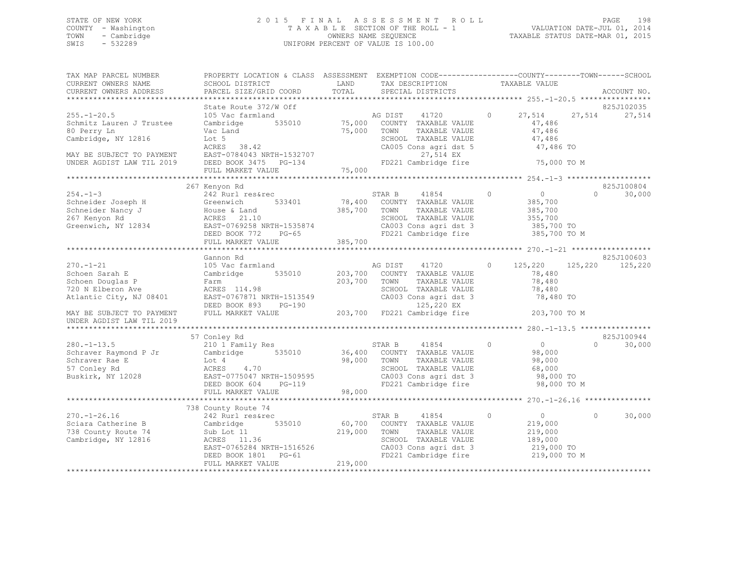STATE OF NEW YORK
COUNTY - Washington
TOWN - Cambridge
SWIS - 532289

# 2015 FINAL ASSESSMENT ROLL

TAXABLE SECTION OF THE ROLL - 1
OWNERS NAME SEQUENCE
UNIFORM PERCENT OF VALUE IS 100.00

VALUATION DATE-JUL 01, 2014
TAXABLE STATUS DATE-MAR 01, 2015

| TAX MAP PARCEL NUMBER / CURRENT OWNERS NAME / CURRENT OWNERS ADDRESS | PROPERTY LOCATION & CLASS / SCHOOL DISTRICT / PARCEL SIZE/GRID COORD | ASSESSMENT LAND / TOTAL | EXEMPTION CODE / TAX DESCRIPTION / SPECIAL DISTRICTS | COUNTY | TOWN | SCHOOL | ACCOUNT NO. |
|---|---|---|---|---|---|---|---|
| **255.-1-20.5** | State Route 372/W Off | | | | | | 825J102035 |
| 255.-1-20.5 | 105 Vac farmland | | AG DIST 41720 0 | 27,514 | 27,514 | 27,514 | |
| Schmitz Lauren J Trustee | Cambridge 535010 | 75,000 | COUNTY TAXABLE VALUE | 47,486 | | | |
| 80 Perry Ln | Vac Land | 75,000 | TOWN TAXABLE VALUE | | 47,486 | | |
| Cambridge, NY 12816 | Lot 5 | | SCHOOL TAXABLE VALUE | | | 47,486 | |
| | ACRES 38.42 | | CA005 Cons agri dst 5 | 47,486 TO | | | |
| MAY BE SUBJECT TO PAYMENT | EAST-0784043 NRTH-1532707 | | 27,514 EX | | | | |
| UNDER AGDIST LAW TIL 2019 | DEED BOOK 3475 PG-134 | | FD221 Cambridge fire | 75,000 TO M | | | |
| | FULL MARKET VALUE | 75,000 | | | | | |
| **254.-1-3** | 267 Kenyon Rd | | | | | | 825J100804 |
| 254.-1-3 | 242 Rurl res&rec | | STAR B 41854 0 | 0 | 0 | 30,000 | |
| Schneider Joseph H | Greenwich 533401 | 78,400 | COUNTY TAXABLE VALUE | 385,700 | | | |
| Schneider Nancy J | House & Land | 385,700 | TOWN TAXABLE VALUE | | 385,700 | | |
| 267 Kenyon Rd | ACRES 21.10 | | SCHOOL TAXABLE VALUE | | | 355,700 | |
| Greenwich, NY 12834 | EAST-0769258 NRTH-1535874 | | CA003 Cons agri dst 3 | 385,700 TO | | | |
| | DEED BOOK 772 PG-65 | | FD221 Cambridge fire | 385,700 TO M | | | |
| | FULL MARKET VALUE | 385,700 | | | | | |
| **270.-1-21** | Gannon Rd | | | | | | 825J100603 |
| 270.-1-21 | 105 Vac farmland | | AG DIST 41720 0 | 125,220 | 125,220 | 125,220 | |
| Schoen Sarah E | Cambridge 535010 | 203,700 | COUNTY TAXABLE VALUE | 78,480 | | | |
| Schoen Douglas P | Farm | 203,700 | TOWN TAXABLE VALUE | | 78,480 | | |
| 720 N Elberon Ave | ACRES 114.98 | | SCHOOL TAXABLE VALUE | | | 78,480 | |
| Atlantic City, NJ 08401 | EAST-0767871 NRTH-1513549 | | CA003 Cons agri dst 3 | 78,480 TO | | | |
| | DEED BOOK 893 PG-190 | | 125,220 EX | | | | |
| MAY BE SUBJECT TO PAYMENT | FULL MARKET VALUE | 203,700 | FD221 Cambridge fire | 203,700 TO M | | | |
| UNDER AGDIST LAW TIL 2019 | | | | | | | |
| **280.-1-13.5** | 57 Conley Rd | | | | | | 825J100944 |
| 280.-1-13.5 | 210 1 Family Res | | STAR B 41854 0 | 0 | 0 | 30,000 | |
| Schraver Raymond P Jr | Cambridge 535010 | 36,400 | COUNTY TAXABLE VALUE | 98,000 | | | |
| Schraver Rae E | Lot 4 | 98,000 | TOWN TAXABLE VALUE | | 98,000 | | |
| 57 Conley Rd | ACRES 4.70 | | SCHOOL TAXABLE VALUE | | | 68,000 | |
| Buskirk, NY 12028 | EAST-0775047 NRTH-1509595 | | CA003 Cons agri dst 3 | 98,000 TO | | | |
| | DEED BOOK 604 PG-119 | | FD221 Cambridge fire | 98,000 TO M | | | |
| | FULL MARKET VALUE | 98,000 | | | | | |
| **270.-1-26.16** | 738 County Route 74 | | | | | | |
| 270.-1-26.16 | 242 Rurl res&rec | | STAR B 41854 0 | 0 | 0 | 30,000 | |
| Sciara Catherine B | Cambridge 535010 | 60,700 | COUNTY TAXABLE VALUE | 219,000 | | | |
| 738 County Route 74 | Sub Lot 11 | 219,000 | TOWN TAXABLE VALUE | | 219,000 | | |
| Cambridge, NY 12816 | ACRES 11.36 | | SCHOOL TAXABLE VALUE | | | 189,000 | |
| | EAST-0765284 NRTH-1516526 | | CA003 Cons agri dst 3 | 219,000 TO | | | |
| | DEED BOOK 1801 PG-61 | | FD221 Cambridge fire | 219,000 TO M | | | |
| | FULL MARKET VALUE | 219,000 | | | | | |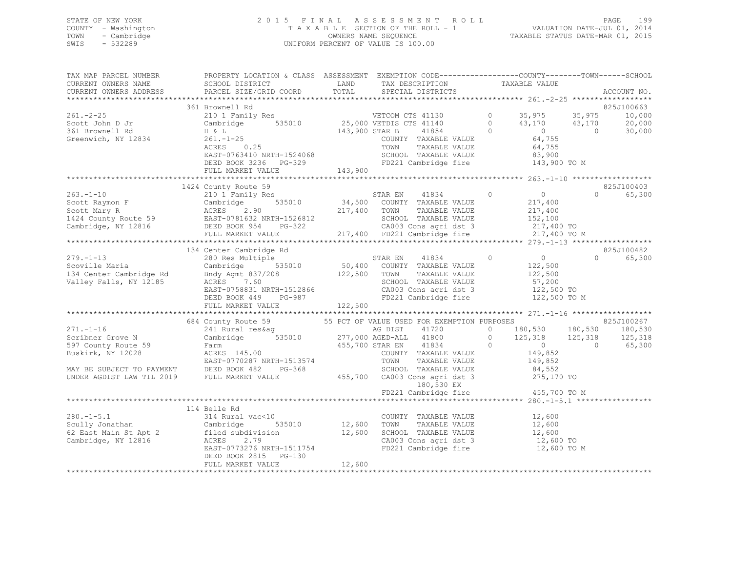STATE OF NEW YORK
COUNTY - Washington
TOWN - Cambridge
SWIS - 532289

2 0 1 5 F I N A L A S S E S S M E N T R O L L
T A X A B L E SECTION OF THE ROLL - 1
OWNERS NAME SEQUENCE
UNIFORM PERCENT OF VALUE IS 100.00

VALUATION DATE-JUL 01, 2014
TAXABLE STATUS DATE-MAR 01, 2015

```
TAX MAP PARCEL NUMBER          PROPERTY LOCATION & CLASS  ASSESSMENT  EXEMPTION CODE------------------COUNTY--------TOWN------SCHOOL
CURRENT OWNERS NAME            SCHOOL DISTRICT               LAND      TAX DESCRIPTION              TAXABLE VALUE
CURRENT OWNERS ADDRESS         PARCEL SIZE/GRID COORD        TOTAL     SPECIAL DISTRICTS                                          ACCOUNT NO.
******************************************************************************************************* 261.-2-25 ******************
                               361 Brownell Rd                                                                             825J100663
261.-2-25                      210 1 Family Res                    VETCOM CTS 41130        0     35,975     35,975      10,000
Scott John D Jr                Cambridge        535010     25,000 VETDIS CTS 41140        0     43,170     43,170      20,000
361 Brownell Rd                H & L                      143,900 STAR B     41854        0          0          0      30,000
Greenwich, NY 12834            261.-1-25                           COUNTY  TAXABLE VALUE          64,755
                               ACRES     0.25                      TOWN    TAXABLE VALUE          64,755
                               EAST-0763410 NRTH-1524068           SCHOOL  TAXABLE VALUE          83,900
                               DEED BOOK 3236   PG-329             FD221 Cambridge fire          143,900 TO M
                               FULL MARKET VALUE          143,900
******************************************************************************************************* 263.-1-10 ******************
                               1424 County Route 59                                                                        825J100403
263.-1-10                      210 1 Family Res                    STAR EN    41834        0          0          0      65,300
Scott Raymon F                 Cambridge        535010     34,500  COUNTY  TAXABLE VALUE         217,400
Scott Mary R                   ACRES     2.90             217,400  TOWN    TAXABLE VALUE         217,400
1424 County Route 59           EAST-0781632 NRTH-1526812           SCHOOL  TAXABLE VALUE         152,100
Cambridge, NY 12816            DEED BOOK 954    PG-322             CA003 Cons agri dst 3         217,400 TO
                               FULL MARKET VALUE          217,400  FD221 Cambridge fire          217,400 TO M
******************************************************************************************************* 279.-1-13 ******************
                               134 Center Cambridge Rd                                                                     825J100482
279.-1-13                      280 Res Multiple                    STAR EN    41834        0          0          0      65,300
Scoville Maria                 Cambridge        535010     50,400  COUNTY  TAXABLE VALUE         122,500
134 Center Cambridge Rd        Bndy Agmt 837/208          122,500  TOWN    TAXABLE VALUE         122,500
Valley Falls, NY 12185         ACRES     7.60                      SCHOOL  TAXABLE VALUE          57,200
                               EAST-0758831 NRTH-1512866           CA003 Cons agri dst 3         122,500 TO
                               DEED BOOK 449    PG-987             FD221 Cambridge fire          122,500 TO M
                               FULL MARKET VALUE          122,500
******************************************************************************************************* 271.-1-16 ******************
                               684 County Route 59         55 PCT OF VALUE USED FOR EXEMPTION PURPOSES                     825J100267
271.-1-16                      241 Rural res&ag                    AG DIST    41720        0    180,530    180,530     180,530
Scribner Grove N               Cambridge        535010    277,000 AGED-ALL   41800        0    125,318    125,318     125,318
597 County Route 59            Farm                       455,700 STAR EN    41834        0          0          0      65,300
Buskirk, NY 12028              ACRES   145.00                      COUNTY  TAXABLE VALUE         149,852
                               EAST-0770287 NRTH-1513574           TOWN    TAXABLE VALUE         149,852
MAY BE SUBJECT TO PAYMENT      DEED BOOK 482    PG-368             SCHOOL  TAXABLE VALUE          84,552
UNDER AGDIST LAW TIL 2019      FULL MARKET VALUE          455,700  CA003 Cons agri dst 3         275,170 TO
                                                                      180,530 EX
                                                                   FD221 Cambridge fire          455,700 TO M
******************************************************************************************************* 280.-1-5.1 *****************
                               114 Belle Rd
280.-1-5.1                     314 Rural vac<10                    COUNTY  TAXABLE VALUE          12,600
Scully Jonathan                Cambridge        535010     12,600  TOWN    TAXABLE VALUE          12,600
62 East Main St Apt 2          filed subdivision           12,600  SCHOOL  TAXABLE VALUE          12,600
Cambridge, NY 12816            ACRES     2.79                      CA003 Cons agri dst 3          12,600 TO
                               EAST-0773276 NRTH-1511754           FD221 Cambridge fire           12,600 TO M
                               DEED BOOK 2815   PG-130
                               FULL MARKET VALUE           12,600
************************************************************************************************************************************
```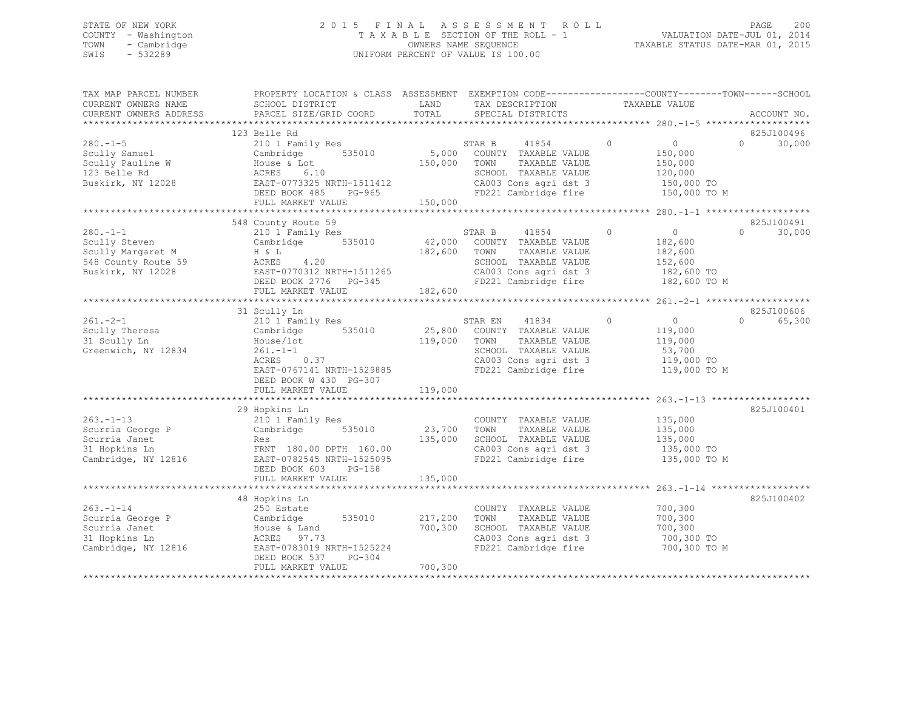STATE OF NEW YORK
COUNTY - Washington
TOWN - Cambridge
SWIS - 532289

2 0 1 5 F I N A L A S S E S S M E N T R O L L
T A X A B L E SECTION OF THE ROLL - 1
OWNERS NAME SEQUENCE
UNIFORM PERCENT OF VALUE IS 100.00

VALUATION DATE-JUL 01, 2014
TAXABLE STATUS DATE-MAR 01, 2015

| TAX MAP PARCEL NUMBER / CURRENT OWNERS NAME / CURRENT OWNERS ADDRESS | PROPERTY LOCATION & CLASS / SCHOOL DISTRICT / PARCEL SIZE/GRID COORD | ASSESSMENT LAND / TOTAL | EXEMPTION CODE / TAX DESCRIPTION / SPECIAL DISTRICTS | COUNTY | TOWN | SCHOOL / TAXABLE VALUE | ACCOUNT NO. |
|---|---|---|---|---|---|---|---|
| **280.-1-5** | 123 Belle Rd | | | | | | 825J100496 |
| 280.-1-5 | 210 1 Family Res | | STAR B 41854 | 0 | 0 | 30,000 | |
| Scully Samuel | Cambridge 535010 | 5,000 | COUNTY TAXABLE VALUE | | | 150,000 | |
| Scully Pauline W | House & Lot | 150,000 | TOWN TAXABLE VALUE | | | 150,000 | |
| 123 Belle Rd | ACRES 6.10 | | SCHOOL TAXABLE VALUE | | | 120,000 | |
| Buskirk, NY 12028 | EAST-0773325 NRTH-1511412 | | CA003 Cons agri dst 3 | | | 150,000 TO | |
| | DEED BOOK 485 PG-965 | | FD221 Cambridge fire | | | 150,000 TO M | |
| | FULL MARKET VALUE | 150,000 | | | | | |
| **280.-1-1** | 548 County Route 59 | | | | | | 825J100491 |
| 280.-1-1 | 210 1 Family Res | | STAR B 41854 | 0 | 0 | 30,000 | |
| Scully Steven | Cambridge 535010 | 42,000 | COUNTY TAXABLE VALUE | | | 182,600 | |
| Scully Margaret M | H & L | 182,600 | TOWN TAXABLE VALUE | | | 182,600 | |
| 548 County Route 59 | ACRES 4.20 | | SCHOOL TAXABLE VALUE | | | 152,600 | |
| Buskirk, NY 12028 | EAST-0770312 NRTH-1511265 | | CA003 Cons agri dst 3 | | | 182,600 TO | |
| | DEED BOOK 2776 PG-345 | | FD221 Cambridge fire | | | 182,600 TO M | |
| | FULL MARKET VALUE | 182,600 | | | | | |
| **261.-2-1** | 31 Scully Ln | | | | | | 825J100606 |
| 261.-2-1 | 210 1 Family Res | | STAR EN 41834 | 0 | 0 | 65,300 | |
| Scully Theresa | Cambridge 535010 | 25,800 | COUNTY TAXABLE VALUE | | | 119,000 | |
| 31 Scully Ln | House/lot | 119,000 | TOWN TAXABLE VALUE | | | 119,000 | |
| Greenwich, NY 12834 | 261.-1-1 | | SCHOOL TAXABLE VALUE | | | 53,700 | |
| | ACRES 0.37 | | CA003 Cons agri dst 3 | | | 119,000 TO | |
| | EAST-0767141 NRTH-1529885 | | FD221 Cambridge fire | | | 119,000 TO M | |
| | DEED BOOK W 430 PG-307 | | | | | | |
| | FULL MARKET VALUE | 119,000 | | | | | |
| **263.-1-13** | 29 Hopkins Ln | | | | | | 825J100401 |
| 263.-1-13 | 210 1 Family Res | | COUNTY TAXABLE VALUE | | | 135,000 | |
| Scurria George P | Cambridge 535010 | 23,700 | TOWN TAXABLE VALUE | | | 135,000 | |
| Scurria Janet | Res | 135,000 | SCHOOL TAXABLE VALUE | | | 135,000 | |
| 31 Hopkins Ln | FRNT 180.00 DPTH 160.00 | | CA003 Cons agri dst 3 | | | 135,000 TO | |
| Cambridge, NY 12816 | EAST-0782545 NRTH-1525095 | | FD221 Cambridge fire | | | 135,000 TO M | |
| | DEED BOOK 603 PG-158 | | | | | | |
| | FULL MARKET VALUE | 135,000 | | | | | |
| **263.-1-14** | 48 Hopkins Ln | | | | | | 825J100402 |
| 263.-1-14 | 250 Estate | | COUNTY TAXABLE VALUE | | | 700,300 | |
| Scurria George P | Cambridge 535010 | 217,200 | TOWN TAXABLE VALUE | | | 700,300 | |
| Scurria Janet | House & Land | 700,300 | SCHOOL TAXABLE VALUE | | | 700,300 | |
| 31 Hopkins Ln | ACRES 97.73 | | CA003 Cons agri dst 3 | | | 700,300 TO | |
| Cambridge, NY 12816 | EAST-0783019 NRTH-1525224 | | FD221 Cambridge fire | | | 700,300 TO M | |
| | DEED BOOK 537 PG-304 | | | | | | |
| | FULL MARKET VALUE | 700,300 | | | | | |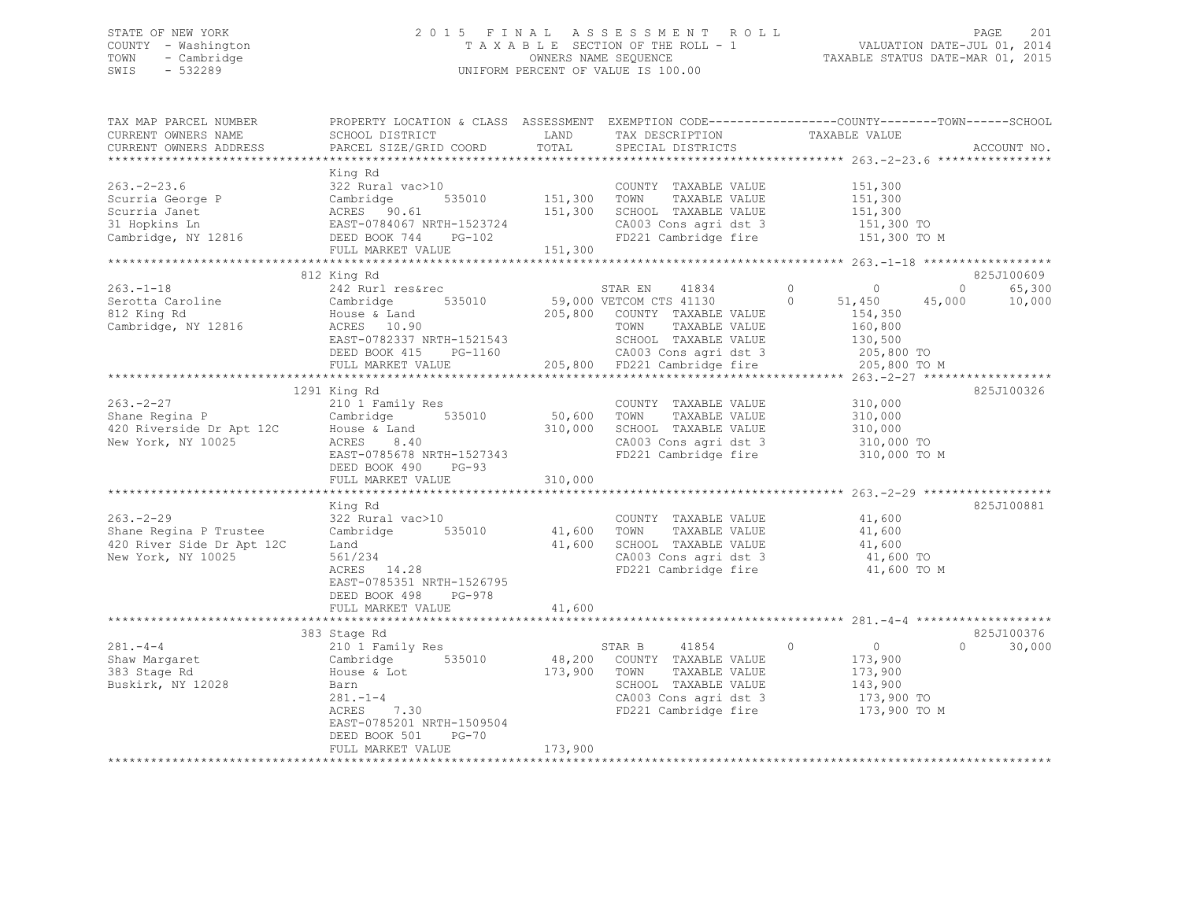STATE OF NEW YORK
COUNTY - Washington
TOWN - Cambridge
SWIS - 532289

# 2015 FINAL ASSESSMENT ROLL
TAXABLE SECTION OF THE ROLL - 1
OWNERS NAME SEQUENCE
UNIFORM PERCENT OF VALUE IS 100.00

VALUATION DATE-JUL 01, 2014
TAXABLE STATUS DATE-MAR 01, 2015

```
TAX MAP PARCEL NUMBER        PROPERTY LOCATION & CLASS  ASSESSMENT  EXEMPTION CODE------------------COUNTY--------TOWN------SCHOOL
CURRENT OWNERS NAME          SCHOOL DISTRICT             LAND       TAX DESCRIPTION              TAXABLE VALUE
CURRENT OWNERS ADDRESS       PARCEL SIZE/GRID COORD      TOTAL      SPECIAL DISTRICTS                                     ACCOUNT NO.
******************************************************************************************************* 263.-2-23.6 ****************
                             King Rd
263.-2-23.6                  322 Rural vac>10                       COUNTY  TAXABLE VALUE             151,300
Scurria George P             Cambridge     535010      151,300     TOWN    TAXABLE VALUE             151,300
Scurria Janet                ACRES  90.61              151,300     SCHOOL  TAXABLE VALUE             151,300
31 Hopkins Ln                EAST-0784067 NRTH-1523724              CA003 Cons agri dst 3             151,300 TO
Cambridge, NY 12816          DEED BOOK 744    PG-102                FD221 Cambridge fire              151,300 TO M
                             FULL MARKET VALUE         151,300
******************************************************************************************************* 263.-1-18 ******************
                             812 King Rd                                                                              825J100609
263.-1-18                    242 Rurl res&rec                       STAR EN     41834         0          0         0      65,300
Serotta Caroline             Cambridge     535010       59,000 VETCOM CTS 41130               0     51,450    45,000      10,000
812 King Rd                  House & Land              205,800     COUNTY  TAXABLE VALUE             154,350
Cambridge, NY 12816          ACRES  10.90                           TOWN    TAXABLE VALUE             160,800
                             EAST-0782337 NRTH-1521543              SCHOOL  TAXABLE VALUE             130,500
                             DEED BOOK 415    PG-1160               CA003 Cons agri dst 3             205,800 TO
                             FULL MARKET VALUE         205,800     FD221 Cambridge fire              205,800 TO M
******************************************************************************************************* 263.-2-27 ******************
                             1291 King Rd                                                                             825J100326
263.-2-27                    210 1 Family Res                       COUNTY  TAXABLE VALUE             310,000
Shane Regina P               Cambridge     535010       50,600     TOWN    TAXABLE VALUE             310,000
420 Riverside Dr Apt 12C     House & Land              310,000     SCHOOL  TAXABLE VALUE             310,000
New York, NY 10025           ACRES   8.40                           CA003 Cons agri dst 3             310,000 TO
                             EAST-0785678 NRTH-1527343              FD221 Cambridge fire              310,000 TO M
                             DEED BOOK 490    PG-93
                             FULL MARKET VALUE         310,000
******************************************************************************************************* 263.-2-29 ******************
                             King Rd                                                                                  825J100881
263.-2-29                    322 Rural vac>10                       COUNTY  TAXABLE VALUE              41,600
Shane Regina P Trustee       Cambridge     535010       41,600     TOWN    TAXABLE VALUE              41,600
420 River Side Dr Apt 12C    Land                       41,600     SCHOOL  TAXABLE VALUE              41,600
New York, NY 10025           561/234                                CA003 Cons agri dst 3              41,600 TO
                             ACRES  14.28                           FD221 Cambridge fire               41,600 TO M
                             EAST-0785351 NRTH-1526795
                             DEED BOOK 498    PG-978
                             FULL MARKET VALUE          41,600
******************************************************************************************************* 281.-4-4 *******************
                             383 Stage Rd                                                                             825J100376
281.-4-4                     210 1 Family Res                       STAR B      41854         0          0         0      30,000
Shaw Margaret                Cambridge     535010       48,200     COUNTY  TAXABLE VALUE             173,900
383 Stage Rd                 House & Lot               173,900     TOWN    TAXABLE VALUE             173,900
Buskirk, NY 12028            Barn                                   SCHOOL  TAXABLE VALUE             143,900
                             281.-1-4                               CA003 Cons agri dst 3             173,900 TO
                             ACRES   7.30                           FD221 Cambridge fire              173,900 TO M
                             EAST-0785201 NRTH-1509504
                             DEED BOOK 501    PG-70
                             FULL MARKET VALUE         173,900
************************************************************************************************************************************
```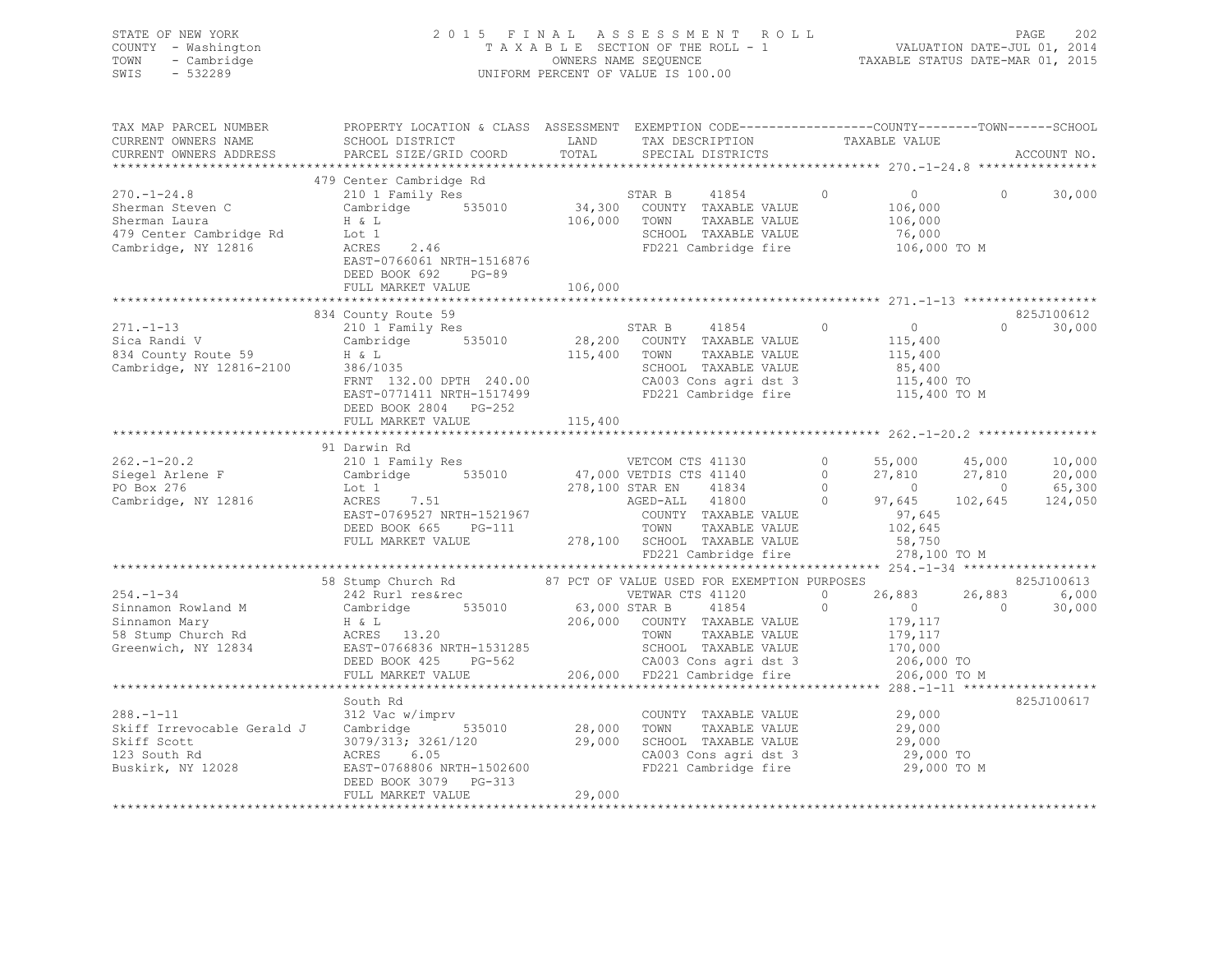STATE OF NEW YORK
COUNTY - Washington
TOWN - Cambridge
SWIS - 532289

2015 FINAL ASSESSMENT ROLL
TAXABLE SECTION OF THE ROLL - 1
OWNERS NAME SEQUENCE
UNIFORM PERCENT OF VALUE IS 100.00

VALUATION DATE-JUL 01, 2014
TAXABLE STATUS DATE-MAR 01, 2015

```
TAX MAP PARCEL NUMBER          PROPERTY LOCATION & CLASS  ASSESSMENT  EXEMPTION CODE-----------------COUNTY--------TOWN------SCHOOL
CURRENT OWNERS NAME            SCHOOL DISTRICT             LAND       TAX DESCRIPTION               TAXABLE VALUE
CURRENT OWNERS ADDRESS         PARCEL SIZE/GRID COORD      TOTAL      SPECIAL DISTRICTS                                      ACCOUNT NO.
******************************************************************************************************* 270.-1-24.8 ****************
                               479 Center Cambridge Rd
270.-1-24.8                    210 1 Family Res                        STAR B      41854         0          0           0      30,000
Sherman Steven C               Cambridge        535010      34,300   COUNTY  TAXABLE VALUE              106,000
Sherman Laura                  H & L                        106,000   TOWN    TAXABLE VALUE              106,000
479 Center Cambridge Rd        Lot 1                                  SCHOOL  TAXABLE VALUE               76,000
Cambridge, NY 12816            ACRES    2.46                          FD221 Cambridge fire               106,000 TO M
                               EAST-0766061 NRTH-1516876
                               DEED BOOK 692    PG-89
                               FULL MARKET VALUE            106,000
******************************************************************************************************* 271.-1-13 ******************
                               834 County Route 59                                                                    825J100612
271.-1-13                      210 1 Family Res                        STAR B      41854         0          0           0      30,000
Sica Randi V                   Cambridge        535010      28,200   COUNTY  TAXABLE VALUE              115,400
834 County Route 59            H & L                        115,400   TOWN    TAXABLE VALUE              115,400
Cambridge, NY 12816-2100       386/1035                               SCHOOL  TAXABLE VALUE               85,400
                               FRNT 132.00 DPTH 240.00                CA003 Cons agri dst 3              115,400 TO
                               EAST-0771411 NRTH-1517499              FD221 Cambridge fire               115,400 TO M
                               DEED BOOK 2804   PG-252
                               FULL MARKET VALUE            115,400
******************************************************************************************************* 262.-1-20.2 ****************
                               91 Darwin Rd
262.-1-20.2                    210 1 Family Res                      VETCOM CTS 41130        0      55,000      45,000      10,000
Siegel Arlene F                Cambridge        535010    47,000 VETDIS CTS 41140        0      27,810      27,810      20,000
PO Box 276                     Lot 1                       278,100 STAR EN     41834        0           0           0      65,300
Cambridge, NY 12816            ACRES    7.51                         AGED-ALL    41800        0      97,645     102,645     124,050
                               EAST-0769527 NRTH-1521967              COUNTY  TAXABLE VALUE               97,645
                               DEED BOOK 665    PG-111                TOWN    TAXABLE VALUE              102,645
                               FULL MARKET VALUE            278,100   SCHOOL  TAXABLE VALUE               58,750
                                                                      FD221 Cambridge fire               278,100 TO M
******************************************************************************************************* 254.-1-34 ******************
                               58 Stump Church Rd          87 PCT OF VALUE USED FOR EXEMPTION PURPOSES                825J100613
254.-1-34                      242 Rurl res&rec                       VETWAR CTS 41120        0      26,883      26,883       6,000
Sinnamon Rowland M             Cambridge        535010      63,000 STAR B      41854         0           0           0      30,000
Sinnamon Mary                  H & L                        206,000   COUNTY  TAXABLE VALUE              179,117
58 Stump Church Rd             ACRES   13.20                          TOWN    TAXABLE VALUE              179,117
Greenwich, NY 12834            EAST-0766836 NRTH-1531285              SCHOOL  TAXABLE VALUE              170,000
                               DEED BOOK 425    PG-562                CA003 Cons agri dst 3              206,000 TO
                               FULL MARKET VALUE            206,000   FD221 Cambridge fire               206,000 TO M
******************************************************************************************************* 288.-1-11 ******************
                               South Rd                                                                               825J100617
288.-1-11                      312 Vac w/imprv                        COUNTY  TAXABLE VALUE               29,000
Skiff Irrevocable Gerald J     Cambridge        535010      28,000   TOWN    TAXABLE VALUE               29,000
Skiff Scott                    3079/313; 3261/120           29,000   SCHOOL  TAXABLE VALUE               29,000
123 South Rd                   ACRES    6.05                          CA003 Cons agri dst 3               29,000 TO
Buskirk, NY 12028              EAST-0768806 NRTH-1502600              FD221 Cambridge fire                29,000 TO M
                               DEED BOOK 3079   PG-313
                               FULL MARKET VALUE             29,000
************************************************************************************************************************************
```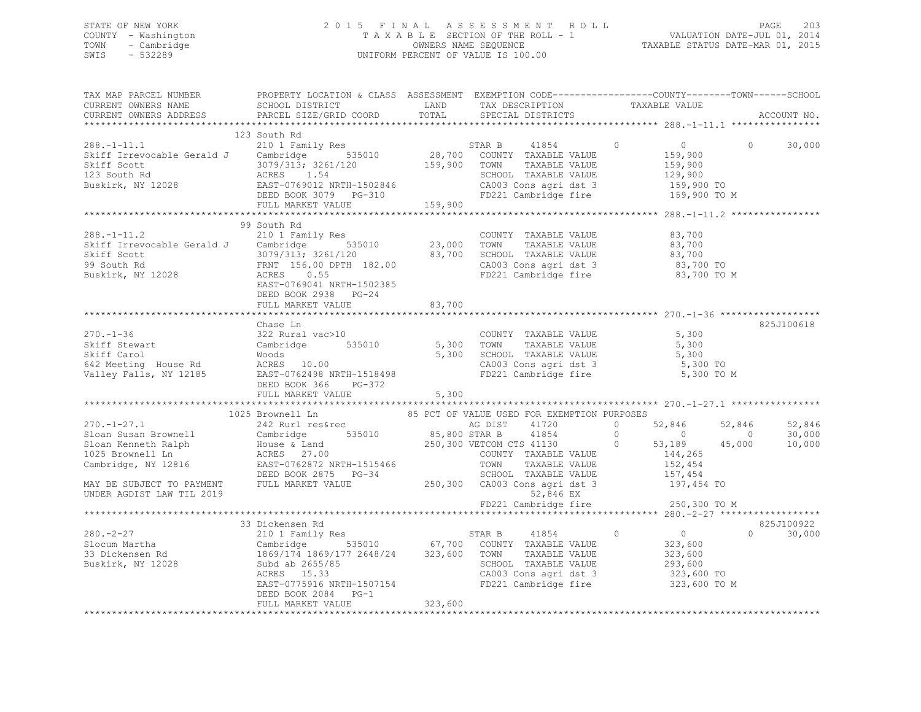STATE OF NEW YORK | 2015 FINAL ASSESSMENT ROLL | PAGE 203
COUNTY - Washington | TAXABLE SECTION OF THE ROLL - 1 | VALUATION DATE-JUL 01, 2014
TOWN - Cambridge | OWNERS NAME SEQUENCE | TAXABLE STATUS DATE-MAR 01, 2015
SWIS - 532289 | UNIFORM PERCENT OF VALUE IS 100.00

```
TAX MAP PARCEL NUMBER          PROPERTY LOCATION & CLASS  ASSESSMENT  EXEMPTION CODE-----------------COUNTY--------TOWN------SCHOOL
CURRENT OWNERS NAME            SCHOOL DISTRICT               LAND      TAX DESCRIPTION            TAXABLE VALUE
CURRENT OWNERS ADDRESS         PARCEL SIZE/GRID COORD        TOTAL     SPECIAL DISTRICTS                                    ACCOUNT NO.
*********************************************************************************************** 288.-1-11.1 ****************
                               123 South Rd
288.-1-11.1                    210 1 Family Res                        STAR B     41854        0            0           0      30,000
Skiff Irrevocable Gerald J     Cambridge       535010        28,700    COUNTY  TAXABLE VALUE           159,900
Skiff Scott                    3079/313; 3261/120           159,900    TOWN    TAXABLE VALUE           159,900
123 South Rd                   ACRES     1.54                          SCHOOL  TAXABLE VALUE           129,900
Buskirk, NY 12028              EAST-0769012 NRTH-1502846               CA003 Cons agri dst 3           159,900 TO
                               DEED BOOK 3079   PG-310                 FD221 Cambridge fire            159,900 TO M
                               FULL MARKET VALUE            159,900
*********************************************************************************************** 288.-1-11.2 ****************
                               99 South Rd
288.-1-11.2                    210 1 Family Res                        COUNTY  TAXABLE VALUE            83,700
Skiff Irrevocable Gerald J     Cambridge       535010        23,000    TOWN    TAXABLE VALUE            83,700
Skiff Scott                    3079/313; 3261/120            83,700    SCHOOL  TAXABLE VALUE            83,700
99 South Rd                    FRNT 156.00 DPTH 182.00                 CA003 Cons agri dst 3            83,700 TO
Buskirk, NY 12028              ACRES     0.55                          FD221 Cambridge fire             83,700 TO M
                               EAST-0769041 NRTH-1502385
                               DEED BOOK 2938   PG-24
                               FULL MARKET VALUE             83,700
*********************************************************************************************** 270.-1-36 ******************
                               Chase Ln                                                                              825J100618
270.-1-36                      322 Rural vac>10                        COUNTY  TAXABLE VALUE             5,300
Skiff Stewart                  Cambridge       535010         5,300    TOWN    TAXABLE VALUE             5,300
Skiff Carol                    Woods                          5,300    SCHOOL  TAXABLE VALUE             5,300
642 Meeting House Rd           ACRES    10.00                          CA003 Cons agri dst 3             5,300 TO
Valley Falls, NY 12185         EAST-0762498 NRTH-1518498               FD221 Cambridge fire              5,300 TO M
                               DEED BOOK 366    PG-372
                               FULL MARKET VALUE              5,300
*********************************************************************************************** 270.-1-27.1 ****************
                               1025 Brownell Ln              85 PCT OF VALUE USED FOR EXEMPTION PURPOSES
270.-1-27.1                    242 Rurl res&rec                        AG DIST    41720        0       52,846      52,846      52,846
Sloan Susan Brownell           Cambridge       535010        85,800 STAR B       41854        0            0           0      30,000
Sloan Kenneth Ralph            House & Land                 250,300 VETCOM CTS 41130        0       53,189      45,000      10,000
1025 Brownell Ln               ACRES    27.00                          COUNTY  TAXABLE VALUE           144,265
Cambridge, NY 12816            EAST-0762872 NRTH-1515466               TOWN    TAXABLE VALUE           152,454
                               DEED BOOK 2875   PG-34                  SCHOOL  TAXABLE VALUE           157,454
MAY BE SUBJECT TO PAYMENT      FULL MARKET VALUE            250,300    CA003 Cons agri dst 3           197,454 TO
UNDER AGDIST LAW TIL 2019                                                   52,846 EX
                                                                       FD221 Cambridge fire            250,300 TO M
*********************************************************************************************** 280.-2-27 ******************
                               33 Dickensen Rd                                                                       825J100922
280.-2-27                      210 1 Family Res                        STAR B     41854        0            0           0      30,000
Slocum Martha                  Cambridge       535010        67,700    COUNTY  TAXABLE VALUE           323,600
33 Dickensen Rd                1869/174 1869/177 2648/24    323,600    TOWN    TAXABLE VALUE           323,600
Buskirk, NY 12028              Subd ab 2655/85                         SCHOOL  TAXABLE VALUE           293,600
                               ACRES    15.33                          CA003 Cons agri dst 3           323,600 TO
                               EAST-0775916 NRTH-1507154               FD221 Cambridge fire            323,600 TO M
                               DEED BOOK 2084   PG-1
                               FULL MARKET VALUE            323,600
******************************************************************************************************************************
```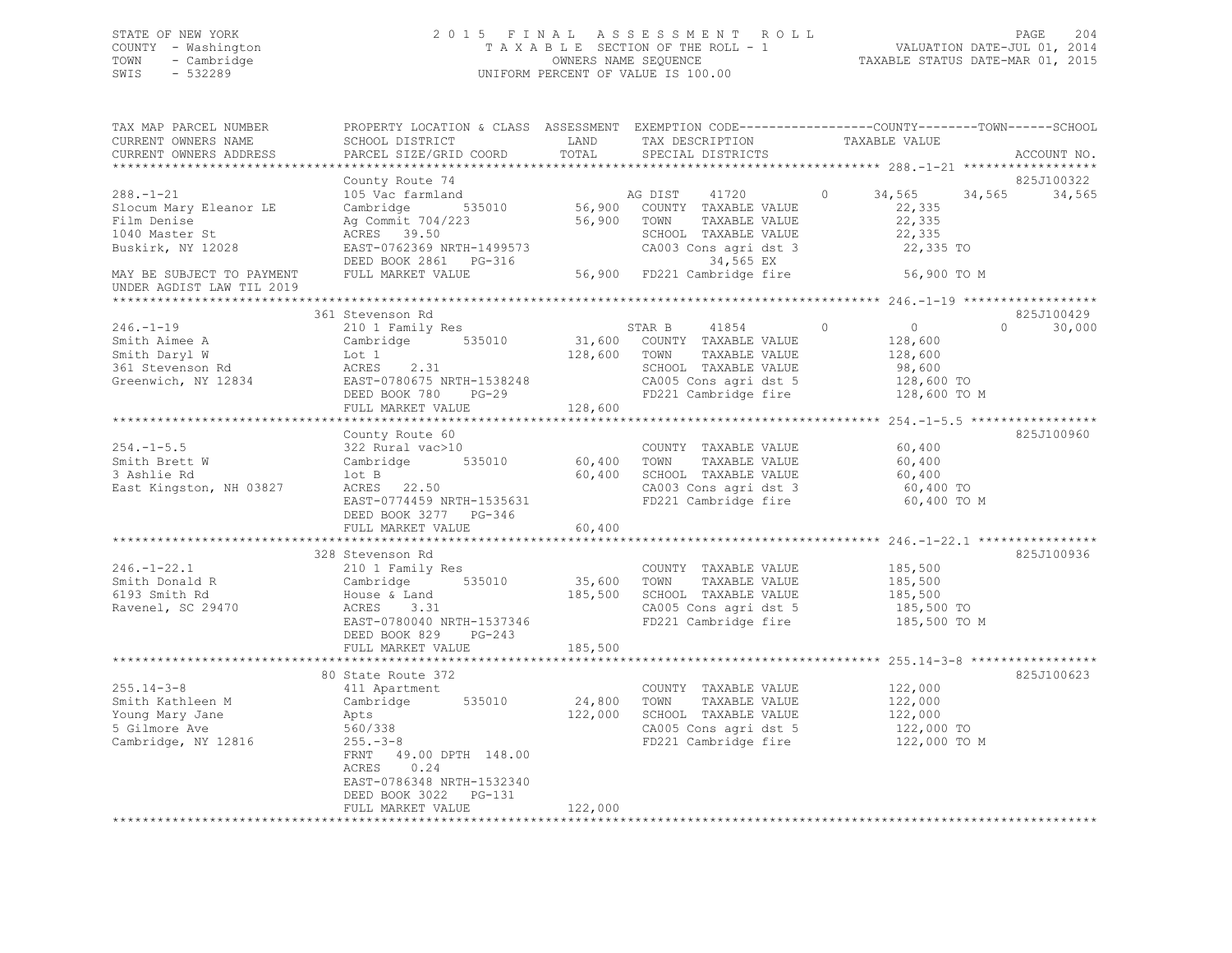STATE OF NEW YORK 2015 FINAL ASSESSMENT ROLL
COUNTY - Washington TAXABLE SECTION OF THE ROLL - 1 VALUATION DATE-JUL 01, 2014
TOWN - Cambridge OWNERS NAME SEQUENCE TAXABLE STATUS DATE-MAR 01, 2015
SWIS - 532289 UNIFORM PERCENT OF VALUE IS 100.00

| TAX MAP PARCEL NUMBER / CURRENT OWNERS NAME / CURRENT OWNERS ADDRESS | PROPERTY LOCATION & CLASS / SCHOOL DISTRICT / PARCEL SIZE/GRID COORD | ASSESSMENT LAND | TOTAL | EXEMPTION CODE / TAX DESCRIPTION / SPECIAL DISTRICTS | COUNTY TAXABLE VALUE | TOWN | SCHOOL | ACCOUNT NO. |
|---|---|---|---|---|---|---|---|---|
| 288.-1-21 | County Route 74 | | | | | | | 825J100322 |
| 288.-1-21 | 105 Vac farmland | | | AG DIST 41720 0 | 34,565 | 34,565 | 34,565 | |
| Slocum Mary Eleanor LE | Cambridge 535010 | 56,900 | | COUNTY TAXABLE VALUE | 22,335 | | | |
| Film Denise | Ag Commit 704/223 | | 56,900 | TOWN TAXABLE VALUE | 22,335 | | | |
| 1040 Master St | ACRES 39.50 | | | SCHOOL TAXABLE VALUE | 22,335 | | | |
| Buskirk, NY 12028 | EAST-0762369 NRTH-1499573 | | | CA003 Cons agri dst 3 | 22,335 TO | | | |
| | DEED BOOK 2861 PG-316 | | | 34,565 EX | | | | |
| MAY BE SUBJECT TO PAYMENT UNDER AGDIST LAW TIL 2019 | FULL MARKET VALUE | | 56,900 | FD221 Cambridge fire | 56,900 TO M | | | |
| 246.-1-19 | 361 Stevenson Rd | | | | | | | 825J100429 |
| 246.-1-19 | 210 1 Family Res | | | STAR B 41854 0 | 0 | 0 | 30,000 | |
| Smith Aimee A | Cambridge 535010 | 31,600 | | COUNTY TAXABLE VALUE | 128,600 | | | |
| Smith Daryl W | Lot 1 | | 128,600 | TOWN TAXABLE VALUE | 128,600 | | | |
| 361 Stevenson Rd | ACRES 2.31 | | | SCHOOL TAXABLE VALUE | 98,600 | | | |
| Greenwich, NY 12834 | EAST-0780675 NRTH-1538248 | | | CA005 Cons agri dst 5 | 128,600 TO | | | |
| | DEED BOOK 780 PG-29 | | | FD221 Cambridge fire | 128,600 TO M | | | |
| | FULL MARKET VALUE | | 128,600 | | | | | |
| 254.-1-5.5 | County Route 60 | | | | | | | 825J100960 |
| 254.-1-5.5 | 322 Rural vac>10 | | | COUNTY TAXABLE VALUE | 60,400 | | | |
| Smith Brett W | Cambridge 535010 | 60,400 | | TOWN TAXABLE VALUE | 60,400 | | | |
| 3 Ashlie Rd | lot B | | 60,400 | SCHOOL TAXABLE VALUE | 60,400 | | | |
| East Kingston, NH 03827 | ACRES 22.50 | | | CA003 Cons agri dst 3 | 60,400 TO | | | |
| | EAST-0774459 NRTH-1535631 | | | FD221 Cambridge fire | 60,400 TO M | | | |
| | DEED BOOK 3277 PG-346 | | | | | | | |
| | FULL MARKET VALUE | | 60,400 | | | | | |
| 246.-1-22.1 | 328 Stevenson Rd | | | | | | | 825J100936 |
| 246.-1-22.1 | 210 1 Family Res | | | COUNTY TAXABLE VALUE | 185,500 | | | |
| Smith Donald R | Cambridge 535010 | 35,600 | | TOWN TAXABLE VALUE | 185,500 | | | |
| 6193 Smith Rd | House & Land | | 185,500 | SCHOOL TAXABLE VALUE | 185,500 | | | |
| Ravenel, SC 29470 | ACRES 3.31 | | | CA005 Cons agri dst 5 | 185,500 TO | | | |
| | EAST-0780040 NRTH-1537346 | | | FD221 Cambridge fire | 185,500 TO M | | | |
| | DEED BOOK 829 PG-243 | | | | | | | |
| | FULL MARKET VALUE | | 185,500 | | | | | |
| 255.14-3-8 | 80 State Route 372 | | | | | | | 825J100623 |
| 255.14-3-8 | 411 Apartment | | | COUNTY TAXABLE VALUE | 122,000 | | | |
| Smith Kathleen M | Cambridge 535010 | 24,800 | | TOWN TAXABLE VALUE | 122,000 | | | |
| Young Mary Jane | Apts | | 122,000 | SCHOOL TAXABLE VALUE | 122,000 | | | |
| 5 Gilmore Ave | 560/338 | | | CA005 Cons agri dst 5 | 122,000 TO | | | |
| Cambridge, NY 12816 | 255.-3-8 | | | FD221 Cambridge fire | 122,000 TO M | | | |
| | FRNT 49.00 DPTH 148.00 | | | | | | | |
| | ACRES 0.24 | | | | | | | |
| | EAST-0786348 NRTH-1532340 | | | | | | | |
| | DEED BOOK 3022 PG-131 | | | | | | | |
| | FULL MARKET VALUE | | 122,000 | | | | | |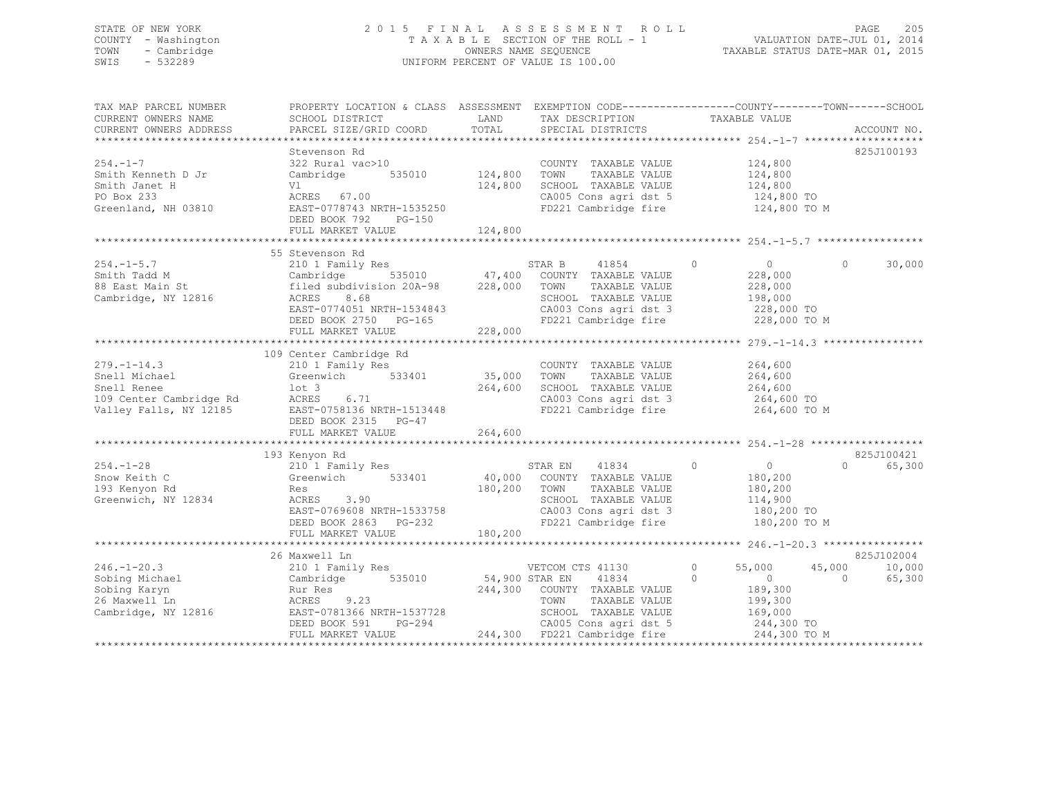STATE OF NEW YORK
COUNTY - Washington
TOWN - Cambridge
SWIS - 532289

2015 FINAL ASSESSMENT ROLL
TAXABLE SECTION OF THE ROLL - 1
OWNERS NAME SEQUENCE
UNIFORM PERCENT OF VALUE IS 100.00

VALUATION DATE-JUL 01, 2014
TAXABLE STATUS DATE-MAR 01, 2015

```
TAX MAP PARCEL NUMBER      PROPERTY LOCATION & CLASS  ASSESSMENT  EXEMPTION CODE-----------------COUNTY--------TOWN------SCHOOL
CURRENT OWNERS NAME        SCHOOL DISTRICT             LAND        TAX DESCRIPTION              TAXABLE VALUE
CURRENT OWNERS ADDRESS     PARCEL SIZE/GRID COORD      TOTAL       SPECIAL DISTRICTS                                      ACCOUNT NO.
******************************************************************************************************* 254.-1-7 *******************
                           Stevenson Rd                                                                                825J100193
254.-1-7                   322 Rural vac>10                        COUNTY  TAXABLE VALUE         124,800
Smith Kenneth D Jr         Cambridge        535010     124,800     TOWN    TAXABLE VALUE         124,800
Smith Janet H              Vl                          124,800     SCHOOL  TAXABLE VALUE         124,800
PO Box 233                 ACRES   67.00                           CA005 Cons agri dst 5          124,800 TO
Greenland, NH 03810        EAST-0778743 NRTH-1535250               FD221 Cambridge fire           124,800 TO M
                           DEED BOOK 792    PG-150
                           FULL MARKET VALUE           124,800
******************************************************************************************************* 254.-1-5.7 *****************
                           55 Stevenson Rd
254.-1-5.7                 210 1 Family Res                        STAR B      41854       0           0            0       30,000
Smith Tadd M               Cambridge        535010      47,400     COUNTY  TAXABLE VALUE         228,000
88 East Main St            filed subdivision 20A-98    228,000     TOWN    TAXABLE VALUE         228,000
Cambridge, NY 12816        ACRES    8.68                           SCHOOL  TAXABLE VALUE         198,000
                           EAST-0774051 NRTH-1534843               CA003 Cons agri dst 3          228,000 TO
                           DEED BOOK 2750   PG-165                 FD221 Cambridge fire           228,000 TO M
                           FULL MARKET VALUE           228,000
******************************************************************************************************* 279.-1-14.3 ****************
                           109 Center Cambridge Rd
279.-1-14.3                210 1 Family Res                        COUNTY  TAXABLE VALUE         264,600
Snell Michael              Greenwich        533401      35,000     TOWN    TAXABLE VALUE         264,600
Snell Renee                lot 3                       264,600     SCHOOL  TAXABLE VALUE         264,600
109 Center Cambridge Rd    ACRES    6.71                           CA003 Cons agri dst 3          264,600 TO
Valley Falls, NY 12185     EAST-0758136 NRTH-1513448               FD221 Cambridge fire           264,600 TO M
                           DEED BOOK 2315   PG-47
                           FULL MARKET VALUE           264,600
******************************************************************************************************* 254.-1-28 ******************
                           193 Kenyon Rd                                                                               825J100421
254.-1-28                  210 1 Family Res                        STAR EN     41834       0           0            0       65,300
Snow Keith C               Greenwich        533401      40,000     COUNTY  TAXABLE VALUE         180,200
193 Kenyon Rd              Res                         180,200     TOWN    TAXABLE VALUE         180,200
Greenwich, NY 12834        ACRES    3.90                           SCHOOL  TAXABLE VALUE         114,900
                           EAST-0769608 NRTH-1533758               CA003 Cons agri dst 3          180,200 TO
                           DEED BOOK 2863   PG-232                 FD221 Cambridge fire           180,200 TO M
                           FULL MARKET VALUE           180,200
******************************************************************************************************* 246.-1-20.3 ****************
                           26 Maxwell Ln                                                                               825J102004
246.-1-20.3                210 1 Family Res                        VETCOM CTS 41130        0      55,000       45,000       10,000
Sobing Michael             Cambridge        535010      54,900     STAR EN     41834       0           0            0       65,300
Sobing Karyn               Rur Res                     244,300     COUNTY  TAXABLE VALUE         189,300
26 Maxwell Ln              ACRES    9.23                           TOWN    TAXABLE VALUE         199,300
Cambridge, NY 12816        EAST-0781366 NRTH-1537728               SCHOOL  TAXABLE VALUE         169,000
                           DEED BOOK 591    PG-294                 CA005 Cons agri dst 5          244,300 TO
                           FULL MARKET VALUE           244,300     FD221 Cambridge fire           244,300 TO M
************************************************************************************************************************************
```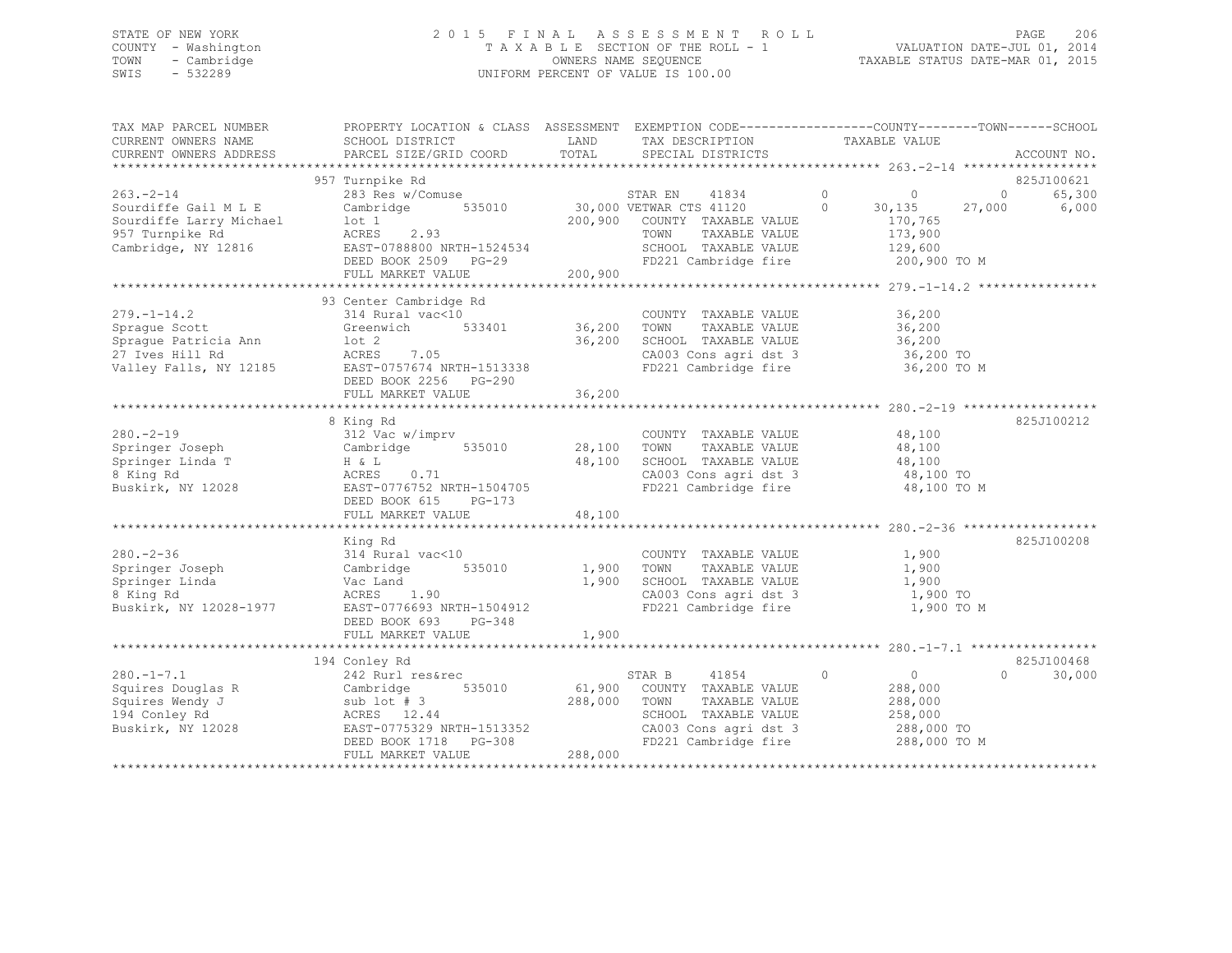STATE OF NEW YORK
COUNTY - Washington
TOWN - Cambridge
SWIS - 532289

2 0 1 5 F I N A L A S S E S S M E N T R O L L
T A X A B L E SECTION OF THE ROLL - 1
OWNERS NAME SEQUENCE
UNIFORM PERCENT OF VALUE IS 100.00

VALUATION DATE-JUL 01, 2014
TAXABLE STATUS DATE-MAR 01, 2015

```
TAX MAP PARCEL NUMBER     PROPERTY LOCATION & CLASS  ASSESSMENT  EXEMPTION CODE------------------COUNTY--------TOWN------SCHOOL
CURRENT OWNERS NAME       SCHOOL DISTRICT               LAND      TAX DESCRIPTION            TAXABLE VALUE
CURRENT OWNERS ADDRESS    PARCEL SIZE/GRID COORD        TOTAL     SPECIAL DISTRICTS                                        ACCOUNT NO.
******************************************************************************************************* 263.-2-14 ******************
                          957 Turnpike Rd                                                                                825J100621
263.-2-14                 283 Res w/Comuse                       STAR EN    41834         0          0          0       65,300
Sourdiffe Gail M L E      Cambridge      535010       30,000 VETWAR CTS 41120         0     30,135     27,000        6,000
Sourdiffe Larry Michael   lot 1                      200,900   COUNTY  TAXABLE VALUE          170,765
957 Turnpike Rd           ACRES    2.93                        TOWN    TAXABLE VALUE          173,900
Cambridge, NY 12816       EAST-0788800 NRTH-1524534            SCHOOL  TAXABLE VALUE          129,600
                          DEED BOOK 2509   PG-29               FD221 Cambridge fire            200,900 TO M
                          FULL MARKET VALUE           200,900
******************************************************************************************************* 279.-1-14.2 ****************
                          93 Center Cambridge Rd
279.-1-14.2               314 Rural vac<10                       COUNTY  TAXABLE VALUE           36,200
Sprague Scott             Greenwich      533401       36,200   TOWN    TAXABLE VALUE           36,200
Sprague Patricia Ann      lot 2                       36,200   SCHOOL  TAXABLE VALUE           36,200
27 Ives Hill Rd           ACRES    7.05                        CA003 Cons agri dst 3            36,200 TO
Valley Falls, NY 12185    EAST-0757674 NRTH-1513338            FD221 Cambridge fire             36,200 TO M
                          DEED BOOK 2256   PG-290
                          FULL MARKET VALUE            36,200
******************************************************************************************************* 280.-2-19 ******************
                          8 King Rd                                                                                      825J100212
280.-2-19                 312 Vac w/imprv                        COUNTY  TAXABLE VALUE           48,100
Springer Joseph           Cambridge      535010       28,100   TOWN    TAXABLE VALUE           48,100
Springer Linda T          H & L                       48,100   SCHOOL  TAXABLE VALUE           48,100
8 King Rd                 ACRES    0.71                        CA003 Cons agri dst 3            48,100 TO
Buskirk, NY 12028         EAST-0776752 NRTH-1504705            FD221 Cambridge fire             48,100 TO M
                          DEED BOOK 615    PG-173
                          FULL MARKET VALUE            48,100
******************************************************************************************************* 280.-2-36 ******************
                          King Rd                                                                                        825J100208
280.-2-36                 314 Rural vac<10                       COUNTY  TAXABLE VALUE            1,900
Springer Joseph           Cambridge      535010        1,900   TOWN    TAXABLE VALUE            1,900
Springer Linda            Vac Land                     1,900   SCHOOL  TAXABLE VALUE            1,900
8 King Rd                 ACRES    1.90                        CA003 Cons agri dst 3             1,900 TO
Buskirk, NY 12028-1977    EAST-0776693 NRTH-1504912            FD221 Cambridge fire              1,900 TO M
                          DEED BOOK 693    PG-348
                          FULL MARKET VALUE             1,900
******************************************************************************************************* 280.-1-7.1 *****************
                          194 Conley Rd                                                                                  825J100468
280.-1-7.1                242 Rurl res&rec                       STAR B     41854         0          0          0       30,000
Squires Douglas R         Cambridge      535010       61,900   COUNTY  TAXABLE VALUE          288,000
Squires Wendy J           sub lot # 3                288,000   TOWN    TAXABLE VALUE          288,000
194 Conley Rd             ACRES   12.44                        SCHOOL  TAXABLE VALUE          258,000
Buskirk, NY 12028         EAST-0775329 NRTH-1513352            CA003 Cons agri dst 3           288,000 TO
                          DEED BOOK 1718   PG-308              FD221 Cambridge fire            288,000 TO M
                          FULL MARKET VALUE           288,000
************************************************************************************************************************************
```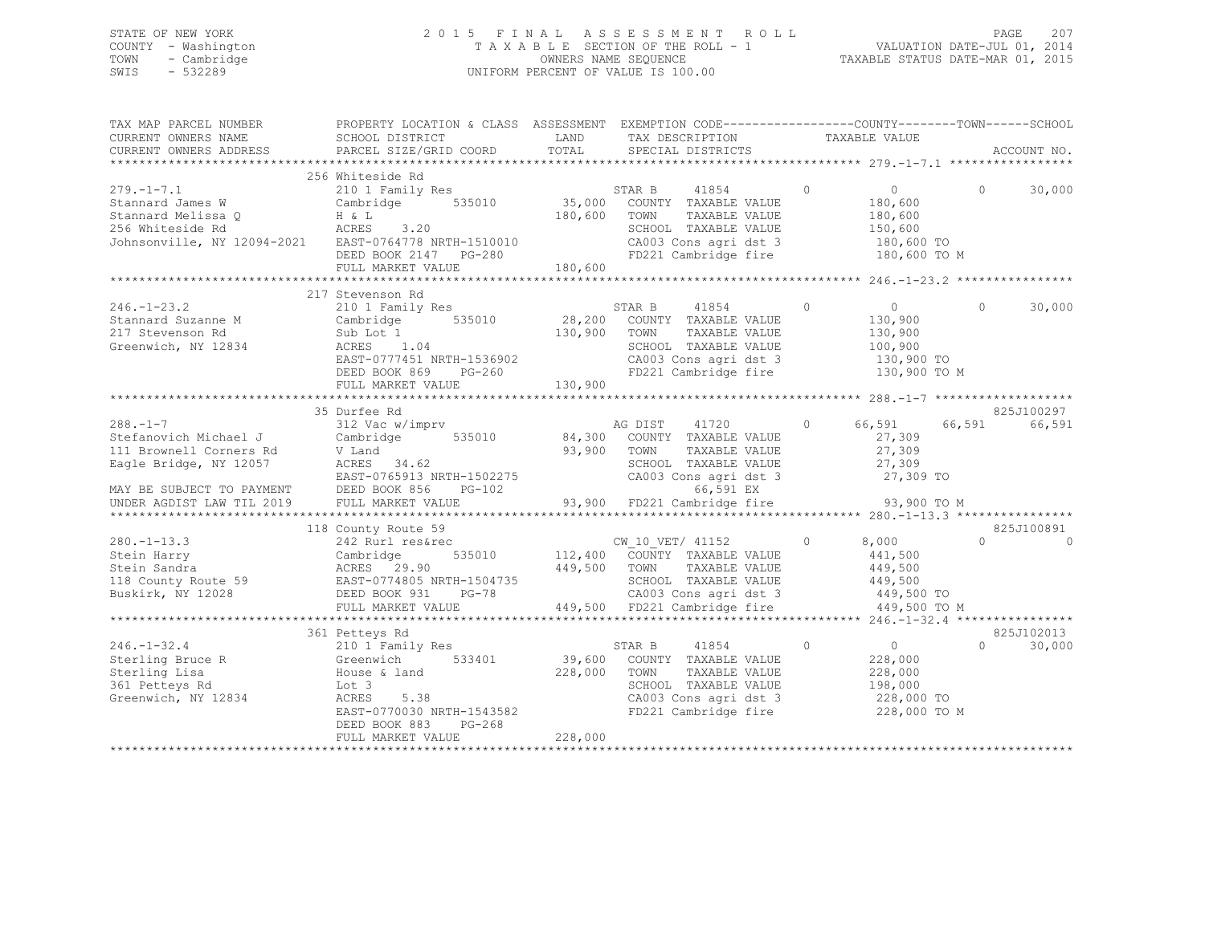STATE OF NEW YORK
COUNTY - Washington
TOWN - Cambridge
SWIS - 532289

2015 FINAL ASSESSMENT ROLL
TAXABLE SECTION OF THE ROLL - 1
OWNERS NAME SEQUENCE
UNIFORM PERCENT OF VALUE IS 100.00

VALUATION DATE-JUL 01, 2014
TAXABLE STATUS DATE-MAR 01, 2015

```
TAX MAP PARCEL NUMBER          PROPERTY LOCATION & CLASS  ASSESSMENT  EXEMPTION CODE-----------------COUNTY--------TOWN------SCHOOL
CURRENT OWNERS NAME            SCHOOL DISTRICT               LAND      TAX DESCRIPTION            TAXABLE VALUE
CURRENT OWNERS ADDRESS         PARCEL SIZE/GRID COORD        TOTAL     SPECIAL DISTRICTS                                    ACCOUNT NO.
******************************************************************************************************* 279.-1-7.1 *****************
                               256 Whiteside Rd
279.-1-7.1                     210 1 Family Res                    STAR B      41854        0          0            0       30,000
Stannard James W               Cambridge      535010        35,000   COUNTY  TAXABLE VALUE            180,600
Stannard Melissa Q             H & L                       180,600   TOWN    TAXABLE VALUE            180,600
256 Whiteside Rd               ACRES     3.20                        SCHOOL  TAXABLE VALUE            150,600
Johnsonville, NY 12094-2021    EAST-0764778 NRTH-1510010             CA003 Cons agri dst 3            180,600 TO
                               DEED BOOK 2147   PG-280               FD221 Cambridge fire             180,600 TO M
                               FULL MARKET VALUE           180,600
******************************************************************************************************* 246.-1-23.2 ****************
                               217 Stevenson Rd
246.-1-23.2                    210 1 Family Res                    STAR B      41854        0          0            0       30,000
Stannard Suzanne M             Cambridge      535010        28,200   COUNTY  TAXABLE VALUE            130,900
217 Stevenson Rd               Sub Lot 1                   130,900   TOWN    TAXABLE VALUE            130,900
Greenwich, NY 12834            ACRES     1.04                        SCHOOL  TAXABLE VALUE            100,900
                               EAST-0777451 NRTH-1536902             CA003 Cons agri dst 3            130,900 TO
                               DEED BOOK 869    PG-260               FD221 Cambridge fire             130,900 TO M
                               FULL MARKET VALUE           130,900
******************************************************************************************************* 288.-1-7 *******************
                               35 Durfee Rd                                                                             825J100297
288.-1-7                       312 Vac w/imprv                     AG DIST     41720        0     66,591       66,591       66,591
Stefanovich Michael J          Cambridge      535010        84,300   COUNTY  TAXABLE VALUE             27,309
111 Brownell Corners Rd        V Land                       93,900   TOWN    TAXABLE VALUE             27,309
Eagle Bridge, NY 12057         ACRES    34.62                        SCHOOL  TAXABLE VALUE             27,309
                               EAST-0765913 NRTH-1502275             CA003 Cons agri dst 3             27,309 TO
MAY BE SUBJECT TO PAYMENT      DEED BOOK 856    PG-102                     66,591 EX
UNDER AGDIST LAW TIL 2019      FULL MARKET VALUE            93,900   FD221 Cambridge fire              93,900 TO M
******************************************************************************************************* 280.-1-13.3 ****************
                               118 County Route 59                                                                      825J100891
280.-1-13.3                    242 Rurl res&rec                    CW_10_VET/ 41152         0      8,000            0            0
Stein Harry                    Cambridge      535010       112,400   COUNTY  TAXABLE VALUE            441,500
Stein Sandra                   ACRES    29.90              449,500   TOWN    TAXABLE VALUE            449,500
118 County Route 59            EAST-0774805 NRTH-1504735             SCHOOL  TAXABLE VALUE            449,500
Buskirk, NY 12028              DEED BOOK 931    PG-78                CA003 Cons agri dst 3            449,500 TO
                               FULL MARKET VALUE           449,500   FD221 Cambridge fire             449,500 TO M
******************************************************************************************************* 246.-1-32.4 ****************
                               361 Petteys Rd                                                                           825J102013
246.-1-32.4                    210 1 Family Res                    STAR B      41854        0          0            0       30,000
Sterling Bruce R               Greenwich      533401        39,600   COUNTY  TAXABLE VALUE            228,000
Sterling Lisa                  House & land                228,000   TOWN    TAXABLE VALUE            228,000
361 Petteys Rd                 Lot 3                                 SCHOOL  TAXABLE VALUE            198,000
Greenwich, NY 12834            ACRES     5.38                        CA003 Cons agri dst 3            228,000 TO
                               EAST-0770030 NRTH-1543582             FD221 Cambridge fire             228,000 TO M
                               DEED BOOK 883    PG-268
                               FULL MARKET VALUE           228,000
************************************************************************************************************************************
```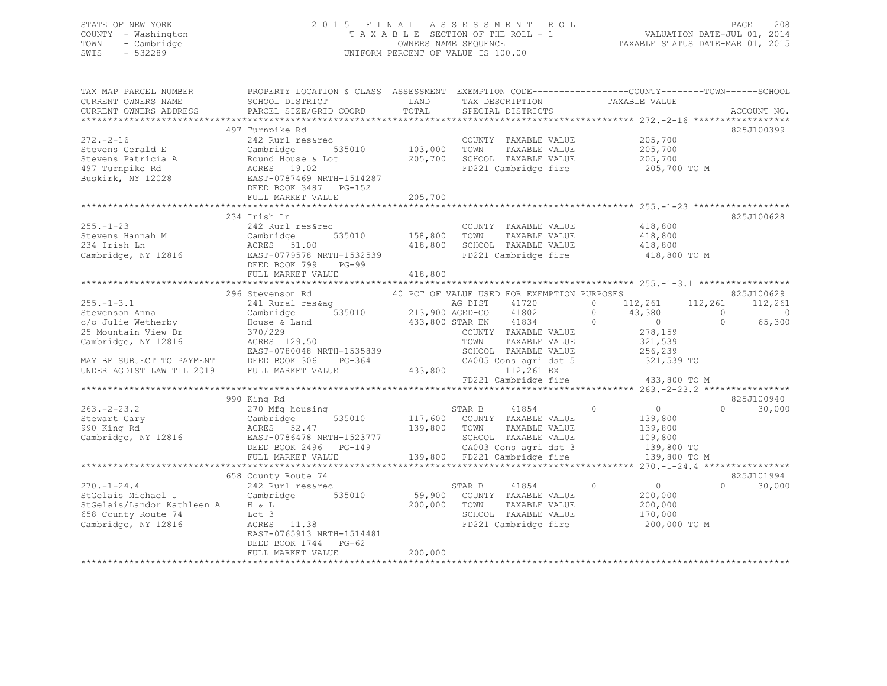STATE OF NEW YORK
COUNTY - Washington
TOWN - Cambridge
SWIS - 532289

2015 FINAL ASSESSMENT ROLL
TAXABLE SECTION OF THE ROLL - 1
OWNERS NAME SEQUENCE
UNIFORM PERCENT OF VALUE IS 100.00

VALUATION DATE-JUL 01, 2014
TAXABLE STATUS DATE-MAR 01, 2015

```
TAX MAP PARCEL NUMBER          PROPERTY LOCATION & CLASS  ASSESSMENT  EXEMPTION CODE-----------------COUNTY--------TOWN------SCHOOL
CURRENT OWNERS NAME            SCHOOL DISTRICT               LAND     TAX DESCRIPTION              TAXABLE VALUE
CURRENT OWNERS ADDRESS         PARCEL SIZE/GRID COORD        TOTAL    SPECIAL DISTRICTS                                        ACCOUNT NO.
******************************************************************************************************* 272.-2-16 ******************
                               497 Turnpike Rd                                                                             825J100399
272.-2-16                      242 Rurl res&rec                        COUNTY  TAXABLE VALUE             205,700
Stevens Gerald E               Cambridge        535010      103,000    TOWN    TAXABLE VALUE             205,700
Stevens Patricia A             Round House & Lot            205,700    SCHOOL  TAXABLE VALUE             205,700
497 Turnpike Rd                ACRES   19.02                           FD221 Cambridge fire               205,700 TO M
Buskirk, NY 12028              EAST-0787469 NRTH-1514287
                               DEED BOOK 3487   PG-152
                               FULL MARKET VALUE            205,700
******************************************************************************************************* 255.-1-23 ******************
                               234 Irish Ln                                                                                825J100628
255.-1-23                      242 Rurl res&rec                        COUNTY  TAXABLE VALUE             418,800
Stevens Hannah M               Cambridge        535010      158,800    TOWN    TAXABLE VALUE             418,800
234 Irish Ln                   ACRES   51.00                418,800    SCHOOL  TAXABLE VALUE             418,800
Cambridge, NY 12816            EAST-0779578 NRTH-1532539               FD221 Cambridge fire               418,800 TO M
                               DEED BOOK 799    PG-99
                               FULL MARKET VALUE            418,800
******************************************************************************************************* 255.-1-3.1 *****************
                               296 Stevenson Rd              40 PCT OF VALUE USED FOR EXEMPTION PURPOSES                   825J100629
255.-1-3.1                     241 Rural res&ag                        AG DIST     41720      0    112,261     112,261     112,261
Stevenson Anna                 Cambridge        535010      213,900 AGED-CO    41802      0     43,380           0           0
c/o Julie Wetherby             House & Land                 433,800 STAR EN    41834      0          0           0      65,300
25 Mountain View Dr            370/229                                 COUNTY  TAXABLE VALUE             278,159
Cambridge, NY 12816            ACRES  129.50                           TOWN    TAXABLE VALUE             321,539
                               EAST-0780048 NRTH-1535839               SCHOOL  TAXABLE VALUE             256,239
MAY BE SUBJECT TO PAYMENT      DEED BOOK 306    PG-364                 CA005 Cons agri dst 5              321,539 TO
UNDER AGDIST LAW TIL 2019      FULL MARKET VALUE            433,800          112,261 EX
                                                                       FD221 Cambridge fire               433,800 TO M
******************************************************************************************************* 263.-2-23.2 ****************
                               990 King Rd                                                                                 825J100940
263.-2-23.2                    270 Mfg housing                         STAR B      41854      0          0           0      30,000
Stewart Gary                   Cambridge        535010      117,600    COUNTY  TAXABLE VALUE             139,800
990 King Rd                    ACRES   52.47                139,800    TOWN    TAXABLE VALUE             139,800
Cambridge, NY 12816            EAST-0786478 NRTH-1523777               SCHOOL  TAXABLE VALUE             109,800
                               DEED BOOK 2496   PG-149                 CA003 Cons agri dst 3              139,800 TO
                               FULL MARKET VALUE            139,800    FD221 Cambridge fire               139,800 TO M
******************************************************************************************************* 270.-1-24.4 ****************
                               658 County Route 74                                                                         825J101994
270.-1-24.4                    242 Rurl res&rec                        STAR B      41854      0          0           0      30,000
StGelais Michael J             Cambridge        535010       59,900    COUNTY  TAXABLE VALUE             200,000
StGelais/Landor Kathleen A     H & L                        200,000    TOWN    TAXABLE VALUE             200,000
658 County Route 74            Lot 3                                   SCHOOL  TAXABLE VALUE             170,000
Cambridge, NY 12816            ACRES   11.38                           FD221 Cambridge fire               200,000 TO M
                               EAST-0765913 NRTH-1514481
                               DEED BOOK 1744   PG-62
                               FULL MARKET VALUE            200,000
************************************************************************************************************************************
```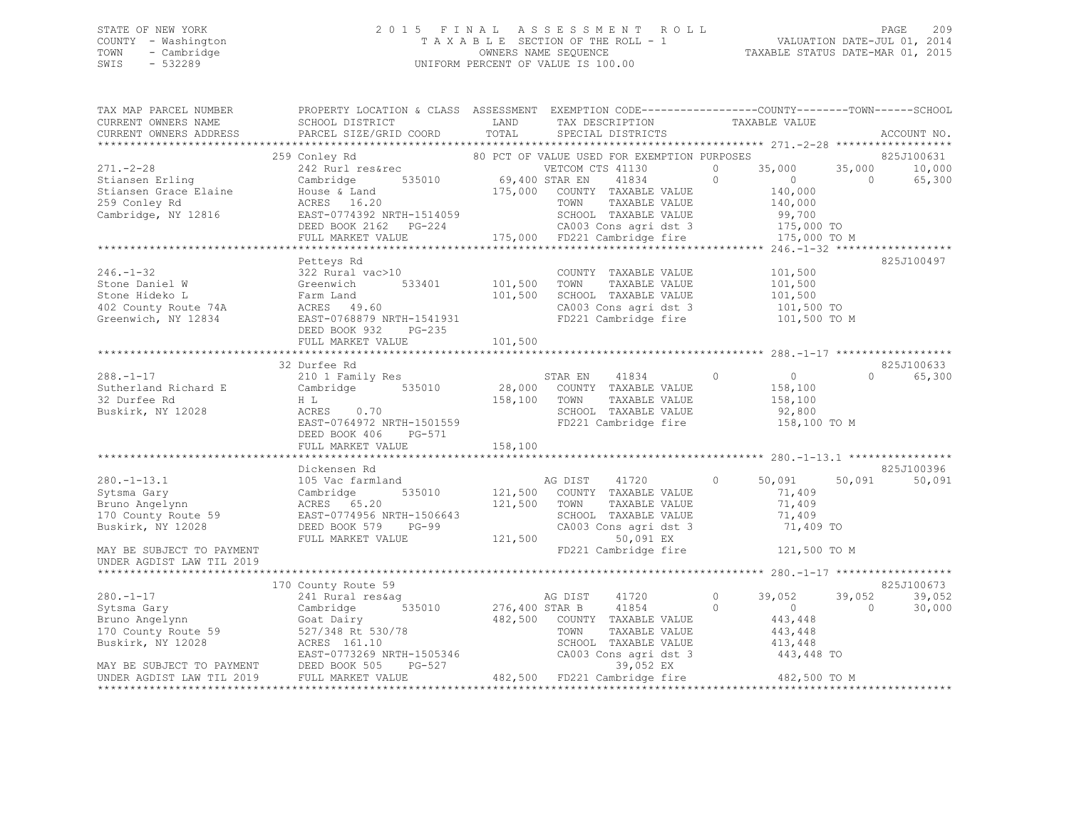STATE OF NEW YORK
COUNTY - Washington
TOWN - Cambridge
SWIS - 532289

# 2015 FINAL ASSESSMENT ROLL
TAXABLE SECTION OF THE ROLL - 1
OWNERS NAME SEQUENCE
UNIFORM PERCENT OF VALUE IS 100.00

VALUATION DATE-JUL 01, 2014
TAXABLE STATUS DATE-MAR 01, 2015

```
TAX MAP PARCEL NUMBER          PROPERTY LOCATION & CLASS  ASSESSMENT  EXEMPTION CODE------------------COUNTY--------TOWN------SCHOOL
CURRENT OWNERS NAME            SCHOOL DISTRICT              LAND      TAX DESCRIPTION              TAXABLE VALUE
CURRENT OWNERS ADDRESS         PARCEL SIZE/GRID COORD       TOTAL     SPECIAL DISTRICTS                                      ACCOUNT NO.
******************************************************************************************************* 271.-2-28 ******************
                               259 Conley Rd                  80 PCT OF VALUE USED FOR EXEMPTION PURPOSES                     825J100631
271.-2-28                      242 Rurl res&rec                     VETCOM CTS 41130          0       35,000      35,000      10,000
Stiansen Erling                Cambridge       535010     69,400 STAR EN     41834           0            0           0      65,300
Stiansen Grace Elaine          House & Land              175,000   COUNTY  TAXABLE VALUE              140,000
259 Conley Rd                  ACRES   16.20                       TOWN    TAXABLE VALUE              140,000
Cambridge, NY 12816            EAST-0774392 NRTH-1514059           SCHOOL  TAXABLE VALUE               99,700
                               DEED BOOK 2162   PG-224             CA003 Cons agri dst 3              175,000 TO
                               FULL MARKET VALUE         175,000   FD221 Cambridge fire               175,000 TO M
******************************************************************************************************* 246.-1-32 ******************
                               Petteys Rd                                                                              825J100497
246.-1-32                      322 Rural vac>10                    COUNTY  TAXABLE VALUE              101,500
Stone Daniel W                 Greenwich       533401    101,500   TOWN    TAXABLE VALUE              101,500
Stone Hideko L                 Farm Land                 101,500   SCHOOL  TAXABLE VALUE              101,500
402 County Route 74A           ACRES   49.60                       CA003 Cons agri dst 3              101,500 TO
Greenwich, NY 12834            EAST-0768879 NRTH-1541931           FD221 Cambridge fire               101,500 TO M
                               DEED BOOK 932    PG-235
                               FULL MARKET VALUE         101,500
******************************************************************************************************* 288.-1-17 ******************
                               32 Durfee Rd                                                                            825J100633
288.-1-17                      210 1 Family Res                    STAR EN     41834           0            0           0      65,300
Sutherland Richard E           Cambridge       535010     28,000   COUNTY  TAXABLE VALUE              158,100
32 Durfee Rd                   H L                       158,100   TOWN    TAXABLE VALUE              158,100
Buskirk, NY 12028              ACRES    0.70                       SCHOOL  TAXABLE VALUE               92,800
                               EAST-0764972 NRTH-1501559           FD221 Cambridge fire               158,100 TO M
                               DEED BOOK 406    PG-571
                               FULL MARKET VALUE         158,100
******************************************************************************************************* 280.-1-13.1 ****************
                               Dickensen Rd                                                                            825J100396
280.-1-13.1                    105 Vac farmland                    AG DIST     41720           0       50,091      50,091      50,091
Sytsma Gary                    Cambridge       535010    121,500   COUNTY  TAXABLE VALUE               71,409
Bruno Angelynn                 ACRES   65.20             121,500   TOWN    TAXABLE VALUE               71,409
170 County Route 59            EAST-0774956 NRTH-1506643           SCHOOL  TAXABLE VALUE               71,409
Buskirk, NY 12028              DEED BOOK 579    PG-99              CA003 Cons agri dst 3               71,409 TO
                               FULL MARKET VALUE         121,500            50,091 EX
MAY BE SUBJECT TO PAYMENT                                          FD221 Cambridge fire               121,500 TO M
UNDER AGDIST LAW TIL 2019
******************************************************************************************************* 280.-1-17 ******************
                               170 County Route 59                                                                     825J100673
280.-1-17                      241 Rural res&ag                    AG DIST     41720           0       39,052      39,052      39,052
Sytsma Gary                    Cambridge       535010    276,400 STAR B      41854           0            0           0      30,000
Bruno Angelynn                 Goat Dairy                482,500   COUNTY  TAXABLE VALUE              443,448
170 County Route 59            527/348 Rt 530/78                   TOWN    TAXABLE VALUE              443,448
Buskirk, NY 12028              ACRES  161.10                       SCHOOL  TAXABLE VALUE              413,448
                               EAST-0773269 NRTH-1505346           CA003 Cons agri dst 3              443,448 TO
MAY BE SUBJECT TO PAYMENT      DEED BOOK 505    PG-527                      39,052 EX
UNDER AGDIST LAW TIL 2019      FULL MARKET VALUE         482,500   FD221 Cambridge fire               482,500 TO M
************************************************************************************************************************************
```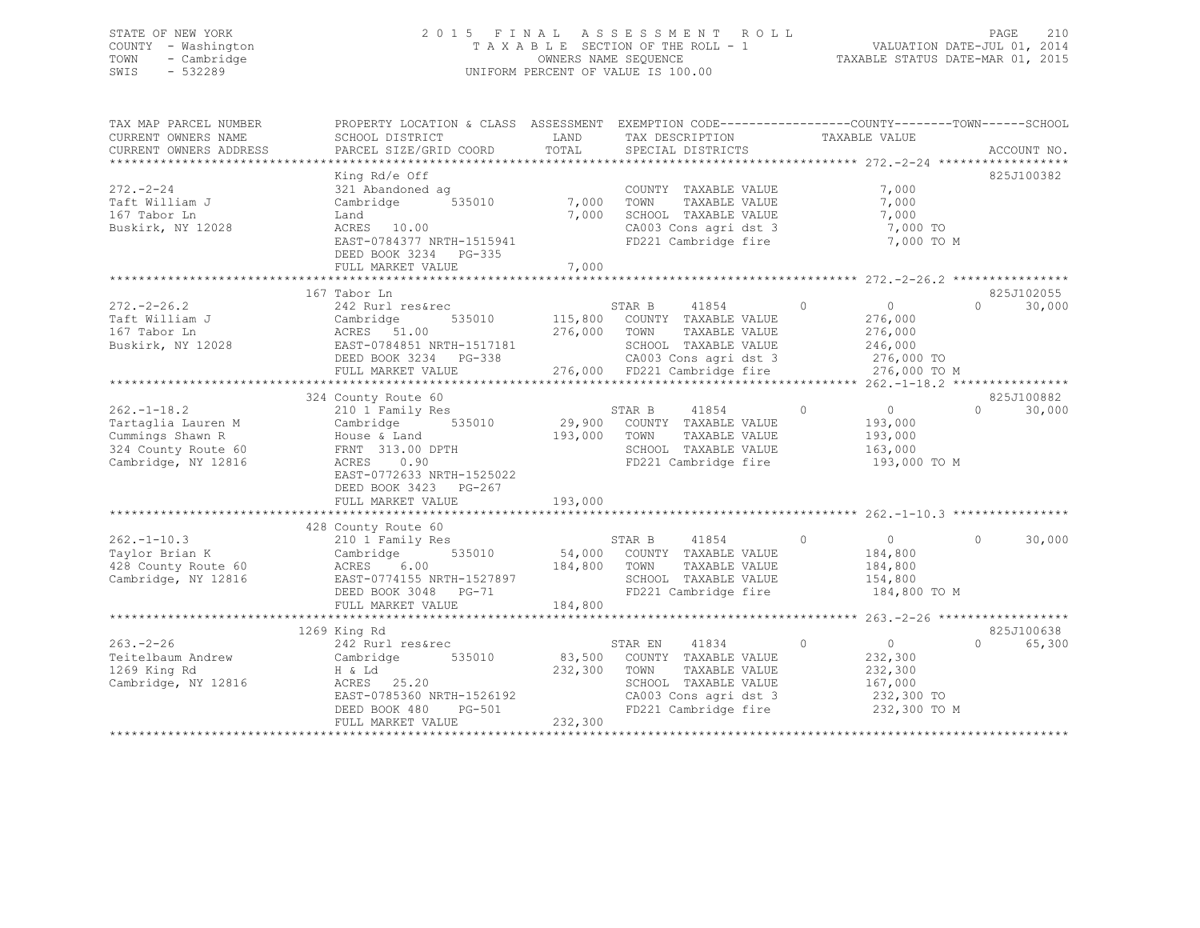STATE OF NEW YORK
COUNTY - Washington
TOWN - Cambridge
SWIS - 532289

# 2015 FINAL ASSESSMENT ROLL

TAXABLE SECTION OF THE ROLL - 1
OWNERS NAME SEQUENCE
UNIFORM PERCENT OF VALUE IS 100.00

VALUATION DATE-JUL 01, 2014
TAXABLE STATUS DATE-MAR 01, 2015

| TAX MAP PARCEL NUMBER / CURRENT OWNERS NAME / CURRENT OWNERS ADDRESS | PROPERTY LOCATION & CLASS / SCHOOL DISTRICT / PARCEL SIZE/GRID COORD | ASSESSMENT LAND | ASSESSMENT TOTAL | EXEMPTION CODE / TAX DESCRIPTION / SPECIAL DISTRICTS | COUNTY | TOWN | SCHOOL | ACCOUNT NO. |
|---|---|---|---|---|---|---|---|---|
| **272.-2-24** | King Rd/e Off | | | | | | | 825J100382 |
| Taft William J | 321 Abandoned ag | | | COUNTY TAXABLE VALUE | 7,000 | | | |
| 167 Tabor Ln | Cambridge 535010 | 7,000 | | TOWN TAXABLE VALUE | | 7,000 | | |
| Buskirk, NY 12028 | Land | | 7,000 | SCHOOL TAXABLE VALUE | | | 7,000 | |
| | ACRES 10.00 | | | CA003 Cons agri dst 3 | 7,000 TO | | | |
| | EAST-0784377 NRTH-1515941 | | | FD221 Cambridge fire | 7,000 TO M | | | |
| | DEED BOOK 3234 PG-335 | | | | | | | |
| | FULL MARKET VALUE | | 7,000 | | | | | |
| **272.-2-26.2** | 167 Tabor Ln | | | | | | | 825J102055 |
| Taft William J | 242 Rurl res&rec | | | STAR B 41854 | 0 | 0 | 30,000 | |
| 167 Tabor Ln | Cambridge 535010 | 115,800 | | COUNTY TAXABLE VALUE | 276,000 | | | |
| Buskirk, NY 12028 | ACRES 51.00 | | 276,000 | TOWN TAXABLE VALUE | | 276,000 | | |
| | EAST-0784851 NRTH-1517181 | | | SCHOOL TAXABLE VALUE | | | 246,000 | |
| | DEED BOOK 3234 PG-338 | | | CA003 Cons agri dst 3 | 276,000 TO | | | |
| | FULL MARKET VALUE | | 276,000 | FD221 Cambridge fire | 276,000 TO M | | | |
| **262.-1-18.2** | 324 County Route 60 | | | | | | | 825J100882 |
| Tartaglia Lauren M | 210 1 Family Res | | | STAR B 41854 | 0 | 0 | 30,000 | |
| Cummings Shawn R | Cambridge 535010 | 29,900 | | COUNTY TAXABLE VALUE | 193,000 | | | |
| 324 County Route 60 | House & Land | | 193,000 | TOWN TAXABLE VALUE | | 193,000 | | |
| Cambridge, NY 12816 | FRNT 313.00 DPTH | | | SCHOOL TAXABLE VALUE | | | 163,000 | |
| | ACRES 0.90 | | | FD221 Cambridge fire | 193,000 TO M | | | |
| | EAST-0772633 NRTH-1525022 | | | | | | | |
| | DEED BOOK 3423 PG-267 | | | | | | | |
| | FULL MARKET VALUE | | 193,000 | | | | | |
| **262.-1-10.3** | 428 County Route 60 | | | | | | | |
| Taylor Brian K | 210 1 Family Res | | | STAR B 41854 | 0 | 0 | 30,000 | |
| 428 County Route 60 | Cambridge 535010 | 54,000 | | COUNTY TAXABLE VALUE | 184,800 | | | |
| Cambridge, NY 12816 | ACRES 6.00 | | 184,800 | TOWN TAXABLE VALUE | | 184,800 | | |
| | EAST-0774155 NRTH-1527897 | | | SCHOOL TAXABLE VALUE | | | 154,800 | |
| | DEED BOOK 3048 PG-71 | | | FD221 Cambridge fire | 184,800 TO M | | | |
| | FULL MARKET VALUE | | 184,800 | | | | | |
| **263.-2-26** | 1269 King Rd | | | | | | | 825J100638 |
| Teitelbaum Andrew | 242 Rurl res&rec | | | STAR EN 41834 | 0 | 0 | 65,300 | |
| 1269 King Rd | Cambridge 535010 | 83,500 | | COUNTY TAXABLE VALUE | 232,300 | | | |
| Cambridge, NY 12816 | H & Ld | | 232,300 | TOWN TAXABLE VALUE | | 232,300 | | |
| | ACRES 25.20 | | | SCHOOL TAXABLE VALUE | | | 167,000 | |
| | EAST-0785360 NRTH-1526192 | | | CA003 Cons agri dst 3 | 232,300 TO | | | |
| | DEED BOOK 480 PG-501 | | | FD221 Cambridge fire | 232,300 TO M | | | |
| | FULL MARKET VALUE | | 232,300 | | | | | |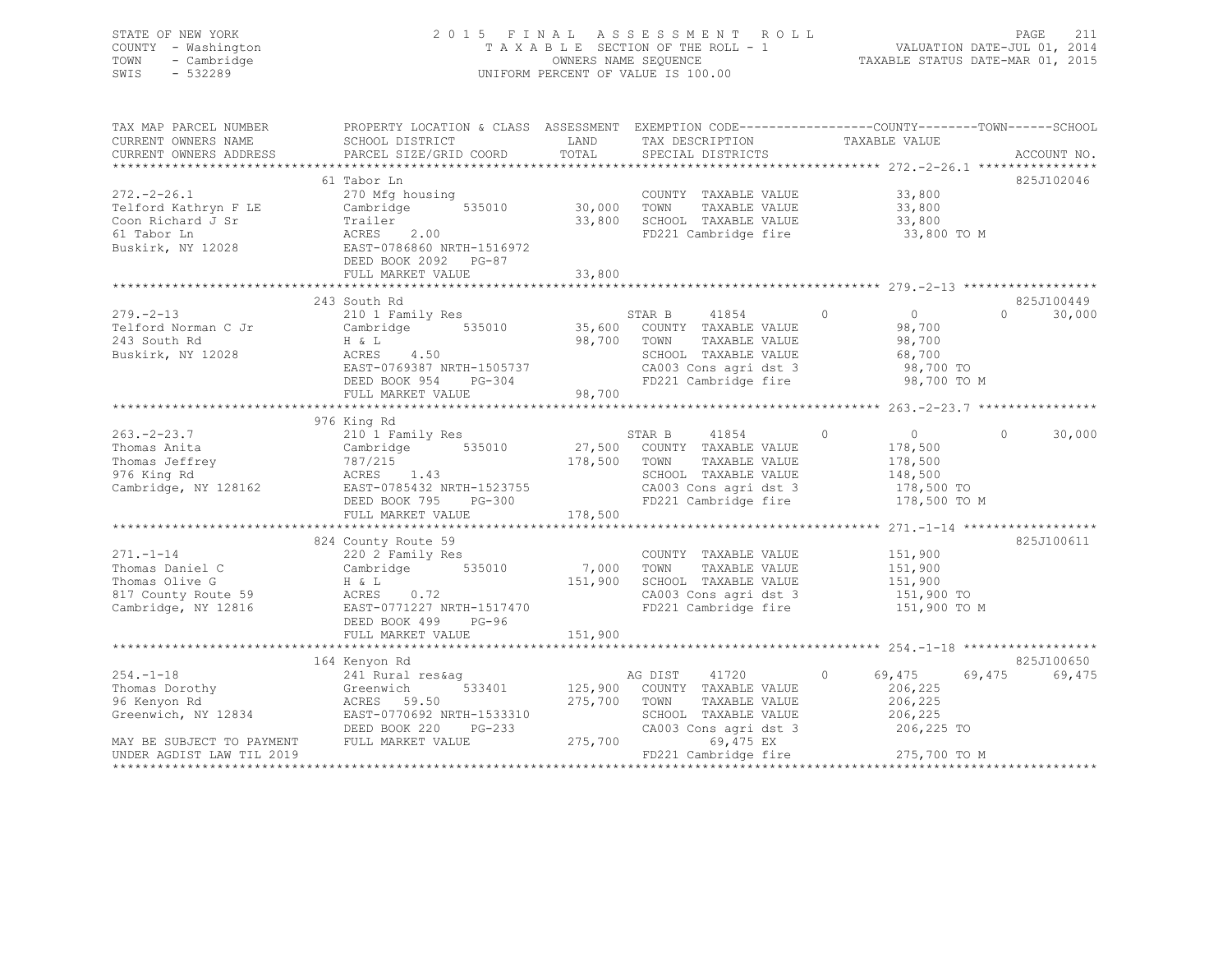STATE OF NEW YORK  
COUNTY - Washington  
TOWN - Cambridge  
SWIS - 532289

2 0 1 5 F I N A L A S S E S S M E N T R O L L  
T A X A B L E SECTION OF THE ROLL - 1  
OWNERS NAME SEQUENCE  
UNIFORM PERCENT OF VALUE IS 100.00

VALUATION DATE-JUL 01, 2014  
TAXABLE STATUS DATE-MAR 01, 2015

| TAX MAP PARCEL NUMBER / CURRENT OWNERS NAME / CURRENT OWNERS ADDRESS | PROPERTY LOCATION & CLASS / SCHOOL DISTRICT / PARCEL SIZE/GRID COORD | ASSESSMENT LAND / TOTAL | EXEMPTION CODE / TAX DESCRIPTION / SPECIAL DISTRICTS | COUNTY | TOWN | SCHOOL / TAXABLE VALUE | ACCOUNT NO. |
|---|---|---|---|---|---|---|---|
| **272.-2-26.1** | 61 Tabor Ln | | | | | | 825J102046 |
| 272.-2-26.1 | 270 Mfg housing | | COUNTY TAXABLE VALUE | 33,800 | | | |
| Telford Kathryn F LE | Cambridge 535010 | 30,000 | TOWN TAXABLE VALUE | | 33,800 | | |
| Coon Richard J Sr | Trailer | 33,800 | SCHOOL TAXABLE VALUE | | | 33,800 | |
| 61 Tabor Ln | ACRES 2.00 | | FD221 Cambridge fire | 33,800 TO M | | | |
| Buskirk, NY 12028 | EAST-0786860 NRTH-1516972 | | | | | | |
| | DEED BOOK 2092 PG-87 | | | | | | |
| | FULL MARKET VALUE | 33,800 | | | | | |
| **279.-2-13** | 243 South Rd | | | | | | 825J100449 |
| 279.-2-13 | 210 1 Family Res | | STAR B 41854 | 0 | 0 | 30,000 | |
| Telford Norman C Jr | Cambridge 535010 | 35,600 | COUNTY TAXABLE VALUE | 98,700 | | | |
| 243 South Rd | H & L | 98,700 | TOWN TAXABLE VALUE | | 98,700 | | |
| Buskirk, NY 12028 | ACRES 4.50 | | SCHOOL TAXABLE VALUE | | | 68,700 | |
| | EAST-0769387 NRTH-1505737 | | CA003 Cons agri dst 3 | 98,700 TO | | | |
| | DEED BOOK 954 PG-304 | | FD221 Cambridge fire | 98,700 TO M | | | |
| | FULL MARKET VALUE | 98,700 | | | | | |
| **263.-2-23.7** | 976 King Rd | | | | | | |
| 263.-2-23.7 | 210 1 Family Res | | STAR B 41854 | 0 | 0 | 30,000 | |
| Thomas Anita | Cambridge 535010 | 27,500 | COUNTY TAXABLE VALUE | 178,500 | | | |
| Thomas Jeffrey | 787/215 | 178,500 | TOWN TAXABLE VALUE | | 178,500 | | |
| 976 King Rd | ACRES 1.43 | | SCHOOL TAXABLE VALUE | | | 148,500 | |
| Cambridge, NY 128162 | EAST-0785432 NRTH-1523755 | | CA003 Cons agri dst 3 | 178,500 TO | | | |
| | DEED BOOK 795 PG-300 | | FD221 Cambridge fire | 178,500 TO M | | | |
| | FULL MARKET VALUE | 178,500 | | | | | |
| **271.-1-14** | 824 County Route 59 | | | | | | 825J100611 |
| 271.-1-14 | 220 2 Family Res | | COUNTY TAXABLE VALUE | 151,900 | | | |
| Thomas Daniel C | Cambridge 535010 | 7,000 | TOWN TAXABLE VALUE | | 151,900 | | |
| Thomas Olive G | H & L | 151,900 | SCHOOL TAXABLE VALUE | | | 151,900 | |
| 817 County Route 59 | ACRES 0.72 | | CA003 Cons agri dst 3 | 151,900 TO | | | |
| Cambridge, NY 12816 | EAST-0771227 NRTH-1517470 | | FD221 Cambridge fire | 151,900 TO M | | | |
| | DEED BOOK 499 PG-96 | | | | | | |
| | FULL MARKET VALUE | 151,900 | | | | | |
| **254.-1-18** | 164 Kenyon Rd | | | | | | 825J100650 |
| 254.-1-18 | 241 Rural res&ag | | AG DIST 41720 0 | 69,475 | 69,475 | 69,475 | |
| Thomas Dorothy | Greenwich 533401 | 125,900 | COUNTY TAXABLE VALUE | 206,225 | | | |
| 96 Kenyon Rd | ACRES 59.50 | 275,700 | TOWN TAXABLE VALUE | | 206,225 | | |
| Greenwich, NY 12834 | EAST-0770692 NRTH-1533310 | | SCHOOL TAXABLE VALUE | | | 206,225 | |
| | DEED BOOK 220 PG-233 | | CA003 Cons agri dst 3 | 206,225 TO | | | |
| MAY BE SUBJECT TO PAYMENT | FULL MARKET VALUE | 275,700 | 69,475 EX | | | | |
| UNDER AGDIST LAW TIL 2019 | | | FD221 Cambridge fire | 275,700 TO M | | | |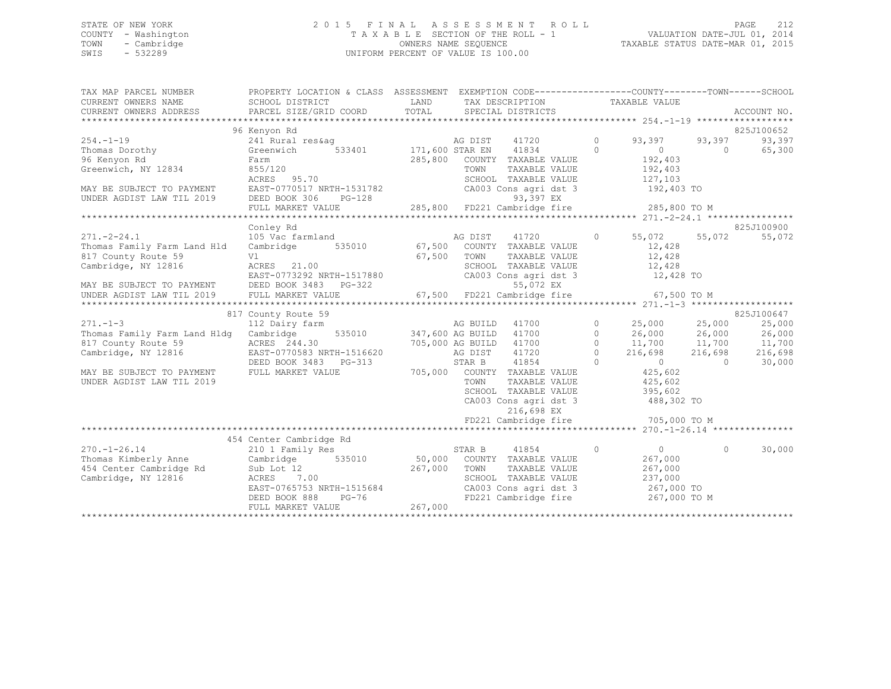STATE OF NEW YORK
COUNTY - Washington
TOWN - Cambridge
SWIS - 532289

2015 FINAL ASSESSMENT ROLL
TAXABLE SECTION OF THE ROLL - 1
OWNERS NAME SEQUENCE
UNIFORM PERCENT OF VALUE IS 100.00

VALUATION DATE-JUL 01, 2014
TAXABLE STATUS DATE-MAR 01, 2015

```
TAX MAP PARCEL NUMBER          PROPERTY LOCATION & CLASS  ASSESSMENT  EXEMPTION CODE------------------COUNTY--------TOWN------SCHOOL
CURRENT OWNERS NAME            SCHOOL DISTRICT              LAND       TAX DESCRIPTION              TAXABLE VALUE
CURRENT OWNERS ADDRESS         PARCEL SIZE/GRID COORD       TOTAL      SPECIAL DISTRICTS                                           ACCOUNT NO.
******************************************************************************************************* 254.-1-19 ******************
                               96 Kenyon Rd                                                                                   825J100652
254.-1-19                      241 Rural res&ag                      AG DIST    41720          0       93,397      93,397      93,397
Thomas Dorothy                 Greenwich       533401      171,600 STAR EN    41834          0            0           0      65,300
96 Kenyon Rd                   Farm                        285,800   COUNTY  TAXABLE VALUE             192,403
Greenwich, NY 12834            855/120                                TOWN    TAXABLE VALUE             192,403
                               ACRES  95.70                           SCHOOL  TAXABLE VALUE             127,103
MAY BE SUBJECT TO PAYMENT      EAST-0770517 NRTH-1531782              CA003 Cons agri dst 3              192,403 TO
UNDER AGDIST LAW TIL 2019      DEED BOOK 306    PG-128                        93,397 EX
                               FULL MARKET VALUE           285,800   FD221 Cambridge fire              285,800 TO M
******************************************************************************************************* 271.-2-24.1 ****************
                               Conley Rd                                                                                      825J100900
271.-2-24.1                    105 Vac farmland                      AG DIST    41720          0       55,072      55,072      55,072
Thomas Family Farm Land Hld    Cambridge       535010       67,500   COUNTY  TAXABLE VALUE              12,428
817 County Route 59            Vl                           67,500   TOWN    TAXABLE VALUE              12,428
Cambridge, NY 12816            ACRES  21.00                           SCHOOL  TAXABLE VALUE              12,428
                               EAST-0773292 NRTH-1517880              CA003 Cons agri dst 3               12,428 TO
MAY BE SUBJECT TO PAYMENT      DEED BOOK 3483   PG-322                        55,072 EX
UNDER AGDIST LAW TIL 2019      FULL MARKET VALUE            67,500   FD221 Cambridge fire               67,500 TO M
******************************************************************************************************* 271.-1-3 *******************
                               817 County Route 59                                                                            825J100647
271.-1-3                       112 Dairy farm                        AG BUILD   41700          0       25,000      25,000      25,000
Thomas Family Farm Land Hldg   Cambridge       535010      347,600 AG BUILD   41700          0       26,000      26,000      26,000
817 County Route 59            ACRES 244.30                705,000 AG BUILD   41700          0       11,700      11,700      11,700
Cambridge, NY 12816            EAST-0770583 NRTH-1516620              AG DIST    41720          0      216,698     216,698     216,698
                               DEED BOOK 3483   PG-313                STAR B     41854          0            0           0      30,000
MAY BE SUBJECT TO PAYMENT      FULL MARKET VALUE           705,000   COUNTY  TAXABLE VALUE             425,602
UNDER AGDIST LAW TIL 2019                                             TOWN    TAXABLE VALUE             425,602
                                                                      SCHOOL  TAXABLE VALUE             395,602
                                                                      CA003 Cons agri dst 3              488,302 TO
                                                                              216,698 EX
                                                                      FD221 Cambridge fire              705,000 TO M
******************************************************************************************************* 270.-1-26.14 ***************
                               454 Center Cambridge Rd
270.-1-26.14                   210 1 Family Res                      STAR B     41854          0            0           0      30,000
Thomas Kimberly Anne           Cambridge       535010       50,000   COUNTY  TAXABLE VALUE             267,000
454 Center Cambridge Rd        Sub Lot 12                  267,000   TOWN    TAXABLE VALUE             267,000
Cambridge, NY 12816            ACRES   7.00                           SCHOOL  TAXABLE VALUE             237,000
                               EAST-0765753 NRTH-1515684              CA003 Cons agri dst 3              267,000 TO
                               DEED BOOK 888    PG-76                 FD221 Cambridge fire              267,000 TO M
                               FULL MARKET VALUE           267,000
************************************************************************************************************************************
```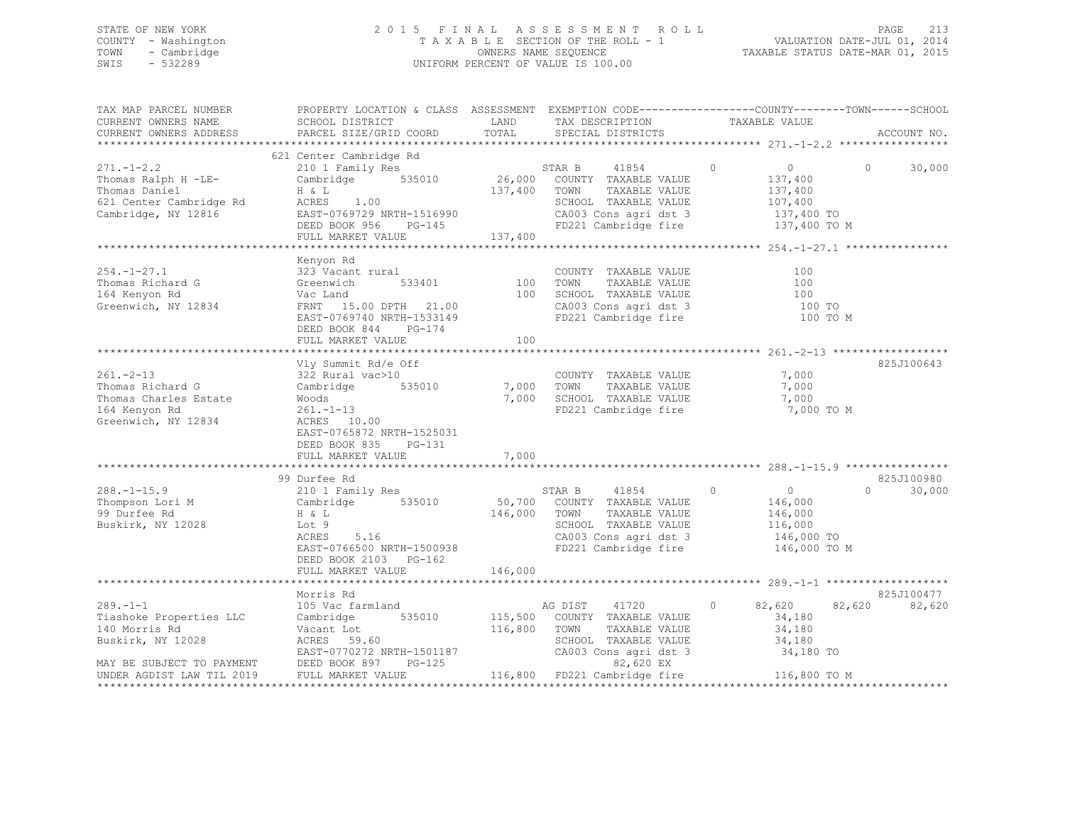STATE OF NEW YORK
COUNTY - Washington
TOWN - Cambridge
SWIS - 532289

2 0 1 5 F I N A L A S S E S S M E N T R O L L
T A X A B L E SECTION OF THE ROLL - 1
OWNERS NAME SEQUENCE
UNIFORM PERCENT OF VALUE IS 100.00

VALUATION DATE-JUL 01, 2014
TAXABLE STATUS DATE-MAR 01, 2015

```
TAX MAP PARCEL NUMBER          PROPERTY LOCATION & CLASS  ASSESSMENT  EXEMPTION CODE------------------COUNTY--------TOWN------SCHOOL
CURRENT OWNERS NAME            SCHOOL DISTRICT             LAND       TAX DESCRIPTION            TAXABLE VALUE
CURRENT OWNERS ADDRESS         PARCEL SIZE/GRID COORD      TOTAL      SPECIAL DISTRICTS                                       ACCOUNT NO.
*********************************************************************************************** 271.-1-2.2 *****************
                               621 Center Cambridge Rd
271.-1-2.2                     210 1 Family Res                       STAR B      41854       0          0           0      30,000
Thomas Ralph H -LE-            Cambridge       535010       26,000    COUNTY  TAXABLE VALUE          137,400
Thomas Daniel                  H & L                       137,400    TOWN    TAXABLE VALUE          137,400
621 Center Cambridge Rd        ACRES    1.00                          SCHOOL  TAXABLE VALUE          107,400
Cambridge, NY 12816            EAST-0769729 NRTH-1516990              CA003 Cons agri dst 3          137,400 TO
                               DEED BOOK 956    PG-145                FD221 Cambridge fire           137,400 TO M
                               FULL MARKET VALUE           137,400
*********************************************************************************************** 254.-1-27.1 ****************
                               Kenyon Rd
254.-1-27.1                    323 Vacant rural                       COUNTY  TAXABLE VALUE              100
Thomas Richard G               Greenwich       533401          100    TOWN    TAXABLE VALUE              100
164 Kenyon Rd                  Vac Land                        100    SCHOOL  TAXABLE VALUE              100
Greenwich, NY 12834            FRNT   15.00 DPTH   21.00              CA003 Cons agri dst 3              100 TO
                               EAST-0769740 NRTH-1533149              FD221 Cambridge fire               100 TO M
                               DEED BOOK 844    PG-174
                               FULL MARKET VALUE               100
*********************************************************************************************** 261.-2-13 ******************
                               Vly Summit Rd/e Off                                                              825J100643
261.-2-13                      322 Rural vac>10                       COUNTY  TAXABLE VALUE            7,000
Thomas Richard G               Cambridge       535010        7,000    TOWN    TAXABLE VALUE            7,000
Thomas Charles Estate          Woods                         7,000    SCHOOL  TAXABLE VALUE            7,000
164 Kenyon Rd                  261.-1-13                              FD221 Cambridge fire             7,000 TO M
Greenwich, NY 12834            ACRES   10.00
                               EAST-0765872 NRTH-1525031
                               DEED BOOK 835    PG-131
                               FULL MARKET VALUE             7,000
*********************************************************************************************** 288.-1-15.9 ****************
                               99 Durfee Rd                                                                     825J100980
288.-1-15.9                    210 1 Family Res                       STAR B      41854       0          0           0      30,000
Thompson Lori M                Cambridge       535010       50,700    COUNTY  TAXABLE VALUE          146,000
99 Durfee Rd                   H & L                       146,000    TOWN    TAXABLE VALUE          146,000
Buskirk, NY 12028              Lot 9                                  SCHOOL  TAXABLE VALUE          116,000
                               ACRES    5.16                          CA003 Cons agri dst 3          146,000 TO
                               EAST-0766500 NRTH-1500938              FD221 Cambridge fire           146,000 TO M
                               DEED BOOK 2103   PG-162
                               FULL MARKET VALUE           146,000
*********************************************************************************************** 289.-1-1 *******************
                               Morris Rd                                                                        825J100477
289.-1-1                       105 Vac farmland                       AG DIST     41720       0     82,620      82,620      82,620
Tiashoke Properties LLC        Cambridge       535010      115,500    COUNTY  TAXABLE VALUE           34,180
140 Morris Rd                  Vacant Lot                  116,800    TOWN    TAXABLE VALUE           34,180
Buskirk, NY 12028              ACRES   59.60                          SCHOOL  TAXABLE VALUE           34,180
                               EAST-0770272 NRTH-1501187              CA003 Cons agri dst 3           34,180 TO
MAY BE SUBJECT TO PAYMENT      DEED BOOK 897    PG-125                      82,620 EX
UNDER AGDIST LAW TIL 2019      FULL MARKET VALUE           116,800    FD221 Cambridge fire           116,800 TO M
****************************************************************************************************************************
```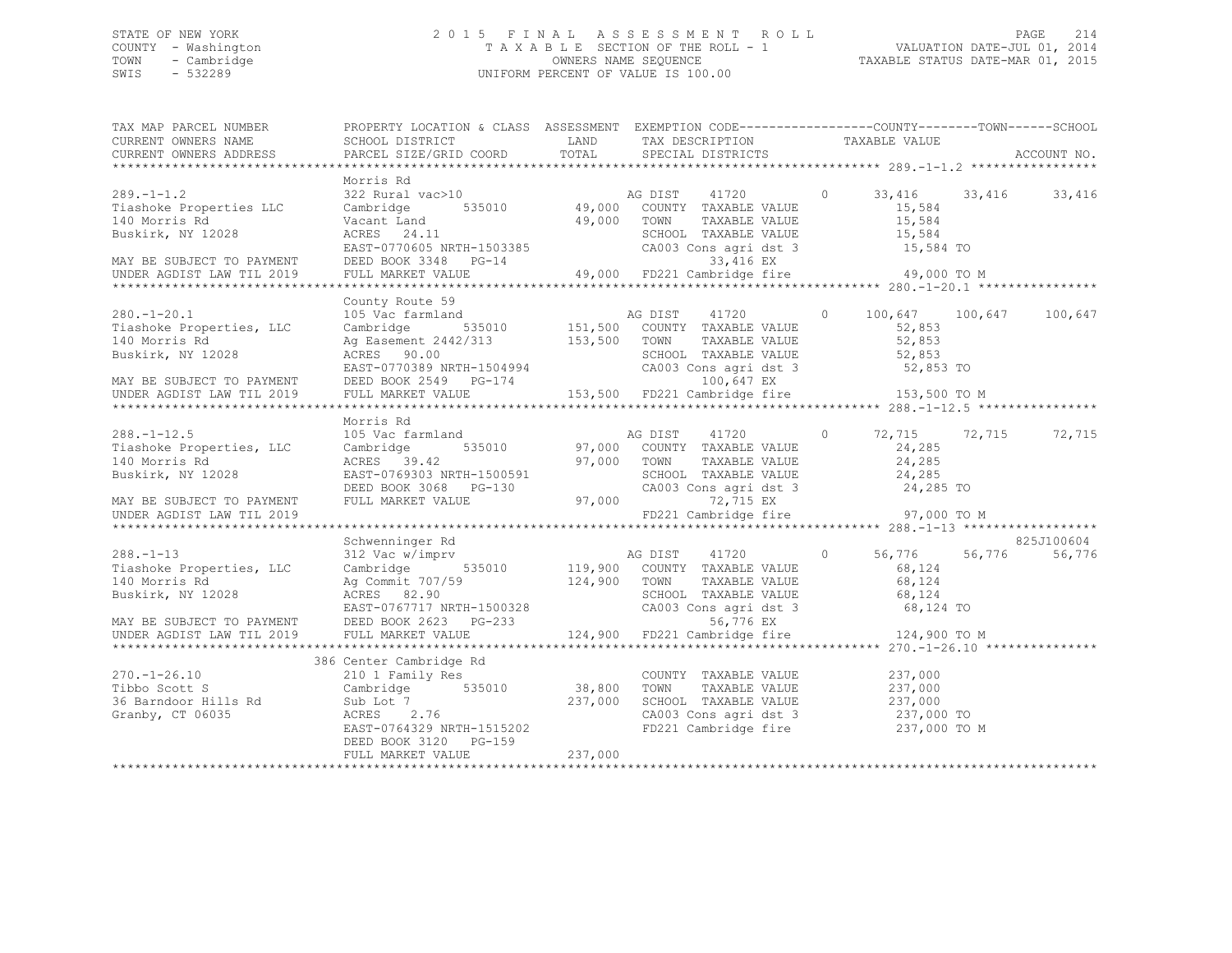STATE OF NEW YORK
COUNTY - Washington
TOWN - Cambridge
SWIS - 532289

2015 FINAL ASSESSMENT ROLL
TAXABLE SECTION OF THE ROLL - 1
OWNERS NAME SEQUENCE
UNIFORM PERCENT OF VALUE IS 100.00

VALUATION DATE-JUL 01, 2014
TAXABLE STATUS DATE-MAR 01, 2015

```
TAX MAP PARCEL NUMBER          PROPERTY LOCATION & CLASS  ASSESSMENT  EXEMPTION CODE-----------------COUNTY--------TOWN------SCHOOL
CURRENT OWNERS NAME            SCHOOL DISTRICT               LAND      TAX DESCRIPTION            TAXABLE VALUE
CURRENT OWNERS ADDRESS         PARCEL SIZE/GRID COORD        TOTAL     SPECIAL DISTRICTS                                      ACCOUNT NO.
******************************************************************************************************* 289.-1-1.2 *****************
                               Morris Rd
289.-1-1.2                     322 Rural vac>10                    AG DIST     41720        0       33,416     33,416     33,416
Tiashoke Properties LLC        Cambridge        535010    49,000   COUNTY  TAXABLE VALUE             15,584
140 Morris Rd                  Vacant Land                49,000   TOWN    TAXABLE VALUE             15,584
Buskirk, NY 12028              ACRES   24.11                       SCHOOL  TAXABLE VALUE             15,584
                               EAST-0770605 NRTH-1503385           CA003 Cons agri dst 3             15,584 TO
MAY BE SUBJECT TO PAYMENT      DEED BOOK 3348   PG-14                      33,416 EX
UNDER AGDIST LAW TIL 2019      FULL MARKET VALUE          49,000   FD221 Cambridge fire              49,000 TO M
******************************************************************************************************* 280.-1-20.1 ****************
                               County Route 59
280.-1-20.1                    105 Vac farmland                    AG DIST     41720        0      100,647    100,647    100,647
Tiashoke Properties, LLC       Cambridge        535010   151,500   COUNTY  TAXABLE VALUE             52,853
140 Morris Rd                  Ag Easement 2442/313      153,500   TOWN    TAXABLE VALUE             52,853
Buskirk, NY 12028              ACRES   90.00                       SCHOOL  TAXABLE VALUE             52,853
                               EAST-0770389 NRTH-1504994           CA003 Cons agri dst 3             52,853 TO
MAY BE SUBJECT TO PAYMENT      DEED BOOK 2549   PG-174                     100,647 EX
UNDER AGDIST LAW TIL 2019      FULL MARKET VALUE         153,500   FD221 Cambridge fire             153,500 TO M
******************************************************************************************************* 288.-1-12.5 ****************
                               Morris Rd
288.-1-12.5                    105 Vac farmland                    AG DIST     41720        0       72,715     72,715     72,715
Tiashoke Properties, LLC       Cambridge        535010    97,000   COUNTY  TAXABLE VALUE             24,285
140 Morris Rd                  ACRES   39.42              97,000   TOWN    TAXABLE VALUE             24,285
Buskirk, NY 12028              EAST-0769303 NRTH-1500591           SCHOOL  TAXABLE VALUE             24,285
                               DEED BOOK 3068   PG-130             CA003 Cons agri dst 3             24,285 TO
MAY BE SUBJECT TO PAYMENT      FULL MARKET VALUE          97,000           72,715 EX
UNDER AGDIST LAW TIL 2019                                          FD221 Cambridge fire              97,000 TO M
******************************************************************************************************* 288.-1-13 ******************
                               Schwenninger Rd                                                                        825J100604
288.-1-13                      312 Vac w/imprv                     AG DIST     41720        0       56,776     56,776     56,776
Tiashoke Properties, LLC       Cambridge        535010   119,900   COUNTY  TAXABLE VALUE             68,124
140 Morris Rd                  Ag Commit 707/59          124,900   TOWN    TAXABLE VALUE             68,124
Buskirk, NY 12028              ACRES   82.90                       SCHOOL  TAXABLE VALUE             68,124
                               EAST-0767717 NRTH-1500328           CA003 Cons agri dst 3             68,124 TO
MAY BE SUBJECT TO PAYMENT      DEED BOOK 2623   PG-233                     56,776 EX
UNDER AGDIST LAW TIL 2019      FULL MARKET VALUE         124,900   FD221 Cambridge fire             124,900 TO M
******************************************************************************************************* 270.-1-26.10 ***************
                               386 Center Cambridge Rd
270.-1-26.10                   210 1 Family Res                    COUNTY  TAXABLE VALUE            237,000
Tibbo Scott S                  Cambridge        535010    38,800   TOWN    TAXABLE VALUE            237,000
36 Barndoor Hills Rd           Sub Lot 7                 237,000   SCHOOL  TAXABLE VALUE            237,000
Granby, CT 06035               ACRES    2.76                       CA003 Cons agri dst 3            237,000 TO
                               EAST-0764329 NRTH-1515202           FD221 Cambridge fire             237,000 TO M
                               DEED BOOK 3120   PG-159
                               FULL MARKET VALUE         237,000
************************************************************************************************************************************
```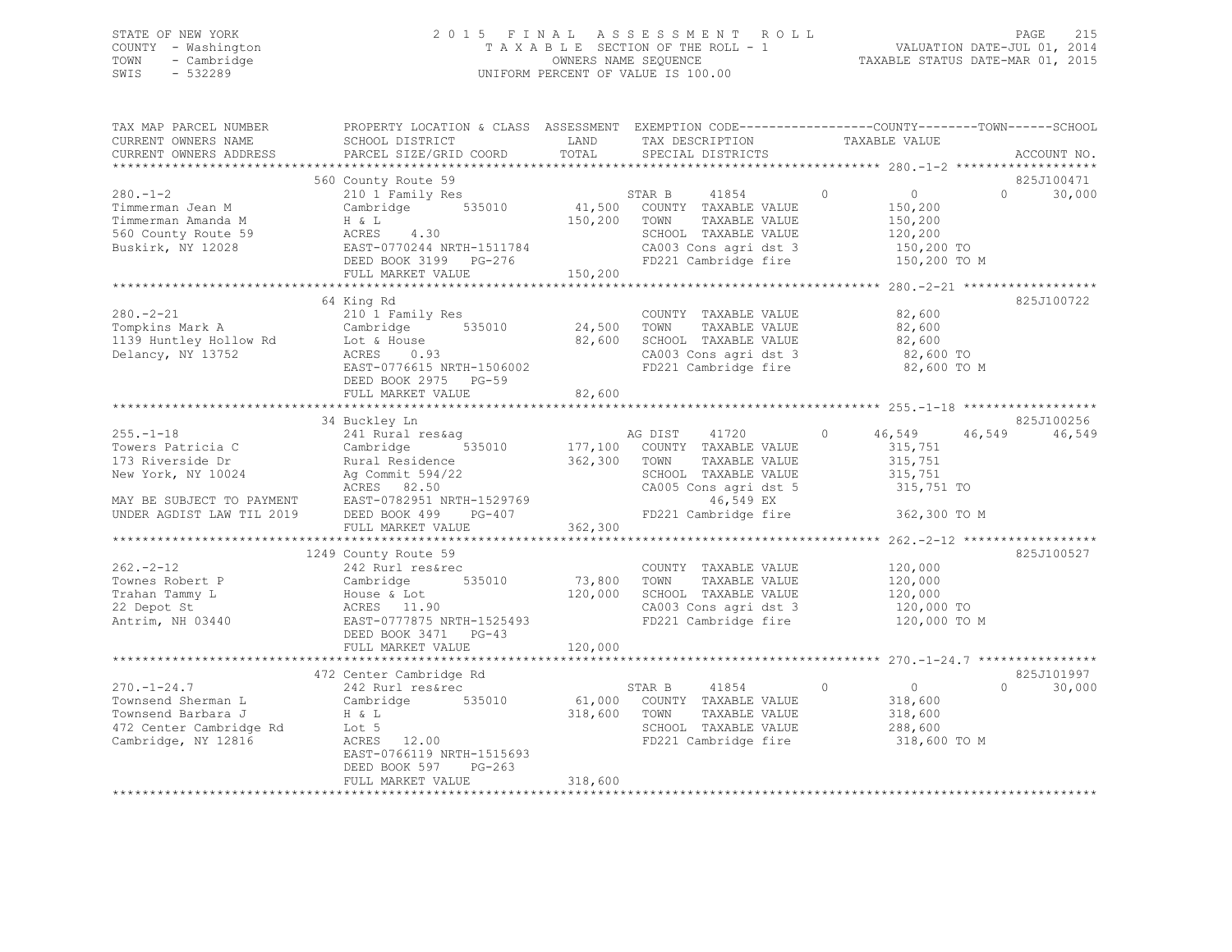STATE OF NEW YORK
COUNTY - Washington
TOWN - Cambridge
SWIS - 532289

2015 FINAL ASSESSMENT ROLL
TAXABLE SECTION OF THE ROLL - 1
OWNERS NAME SEQUENCE
UNIFORM PERCENT OF VALUE IS 100.00

VALUATION DATE-JUL 01, 2014
TAXABLE STATUS DATE-MAR 01, 2015

| TAX MAP PARCEL NUMBER / CURRENT OWNERS NAME / CURRENT OWNERS ADDRESS | PROPERTY LOCATION & CLASS / SCHOOL DISTRICT / PARCEL SIZE/GRID COORD | ASSESSMENT LAND / TOTAL | EXEMPTION CODE / TAX DESCRIPTION / SPECIAL DISTRICTS | COUNTY TAXABLE VALUE | TOWN | SCHOOL | ACCOUNT NO. |
|---|---|---|---|---|---|---|---|
| **280.-1-2** | 560 County Route 59 | | | | | | 825J100471 |
| Timmerman Jean M | 210 1 Family Res | | STAR B 41854 | 0 | 0 | 30,000 | |
| Timmerman Amanda M | Cambridge 535010 | 41,500 | COUNTY TAXABLE VALUE | 150,200 | | | |
| 560 County Route 59 | H & L | 150,200 | TOWN TAXABLE VALUE | 150,200 | | | |
| Buskirk, NY 12028 | ACRES 4.30 | | SCHOOL TAXABLE VALUE | 120,200 | | | |
| | EAST-0770244 NRTH-1511784 | | CA003 Cons agri dst 3 | 150,200 TO | | | |
| | DEED BOOK 3199 PG-276 | | FD221 Cambridge fire | 150,200 TO M | | | |
| | FULL MARKET VALUE | 150,200 | | | | | |
| **280.-2-21** | 64 King Rd | | | | | | 825J100722 |
| Tompkins Mark A | 210 1 Family Res | | COUNTY TAXABLE VALUE | 82,600 | | | |
| 1139 Huntley Hollow Rd | Cambridge 535010 | 24,500 | TOWN TAXABLE VALUE | 82,600 | | | |
| Delancy, NY 13752 | Lot & House | 82,600 | SCHOOL TAXABLE VALUE | 82,600 | | | |
| | ACRES 0.93 | | CA003 Cons agri dst 3 | 82,600 TO | | | |
| | EAST-0776615 NRTH-1506002 | | FD221 Cambridge fire | 82,600 TO M | | | |
| | DEED BOOK 2975 PG-59 | | | | | | |
| | FULL MARKET VALUE | 82,600 | | | | | |
| **255.-1-18** | 34 Buckley Ln | | | | | | 825J100256 |
| Towers Patricia C | 241 Rural res&ag | | AG DIST 41720 | 46,549 | 46,549 | 46,549 | |
| 173 Riverside Dr | Cambridge 535010 | 177,100 | COUNTY TAXABLE VALUE | 315,751 | | | |
| New York, NY 10024 | Rural Residence | 362,300 | TOWN TAXABLE VALUE | 315,751 | | | |
| | Ag Commit 594/22 | | SCHOOL TAXABLE VALUE | 315,751 | | | |
| | ACRES 82.50 | | CA005 Cons agri dst 5 | 315,751 TO | | | |
| MAY BE SUBJECT TO PAYMENT | EAST-0782951 NRTH-1529769 | | 46,549 EX | | | | |
| UNDER AGDIST LAW TIL 2019 | DEED BOOK 499 PG-407 | | FD221 Cambridge fire | 362,300 TO M | | | |
| | FULL MARKET VALUE | 362,300 | | | | | |
| **262.-2-12** | 1249 County Route 59 | | | | | | 825J100527 |
| Townes Robert P | 242 Rurl res&rec | | COUNTY TAXABLE VALUE | 120,000 | | | |
| Trahan Tammy L | Cambridge 535010 | 73,800 | TOWN TAXABLE VALUE | 120,000 | | | |
| 22 Depot St | House & Lot | 120,000 | SCHOOL TAXABLE VALUE | 120,000 | | | |
| Antrim, NH 03440 | ACRES 11.90 | | CA003 Cons agri dst 3 | 120,000 TO | | | |
| | EAST-0777875 NRTH-1525493 | | FD221 Cambridge fire | 120,000 TO M | | | |
| | DEED BOOK 3471 PG-43 | | | | | | |
| | FULL MARKET VALUE | 120,000 | | | | | |
| **270.-1-24.7** | 472 Center Cambridge Rd | | | | | | 825J101997 |
| Townsend Sherman L | 242 Rurl res&rec | | STAR B 41854 | 0 | 0 | 30,000 | |
| Townsend Barbara J | Cambridge 535010 | 61,000 | COUNTY TAXABLE VALUE | 318,600 | | | |
| 472 Center Cambridge Rd | H & L | 318,600 | TOWN TAXABLE VALUE | 318,600 | | | |
| Cambridge, NY 12816 | Lot 5 | | SCHOOL TAXABLE VALUE | 288,600 | | | |
| | ACRES 12.00 | | FD221 Cambridge fire | 318,600 TO M | | | |
| | EAST-0766119 NRTH-1515693 | | | | | | |
| | DEED BOOK 597 PG-263 | | | | | | |
| | FULL MARKET VALUE | 318,600 | | | | | |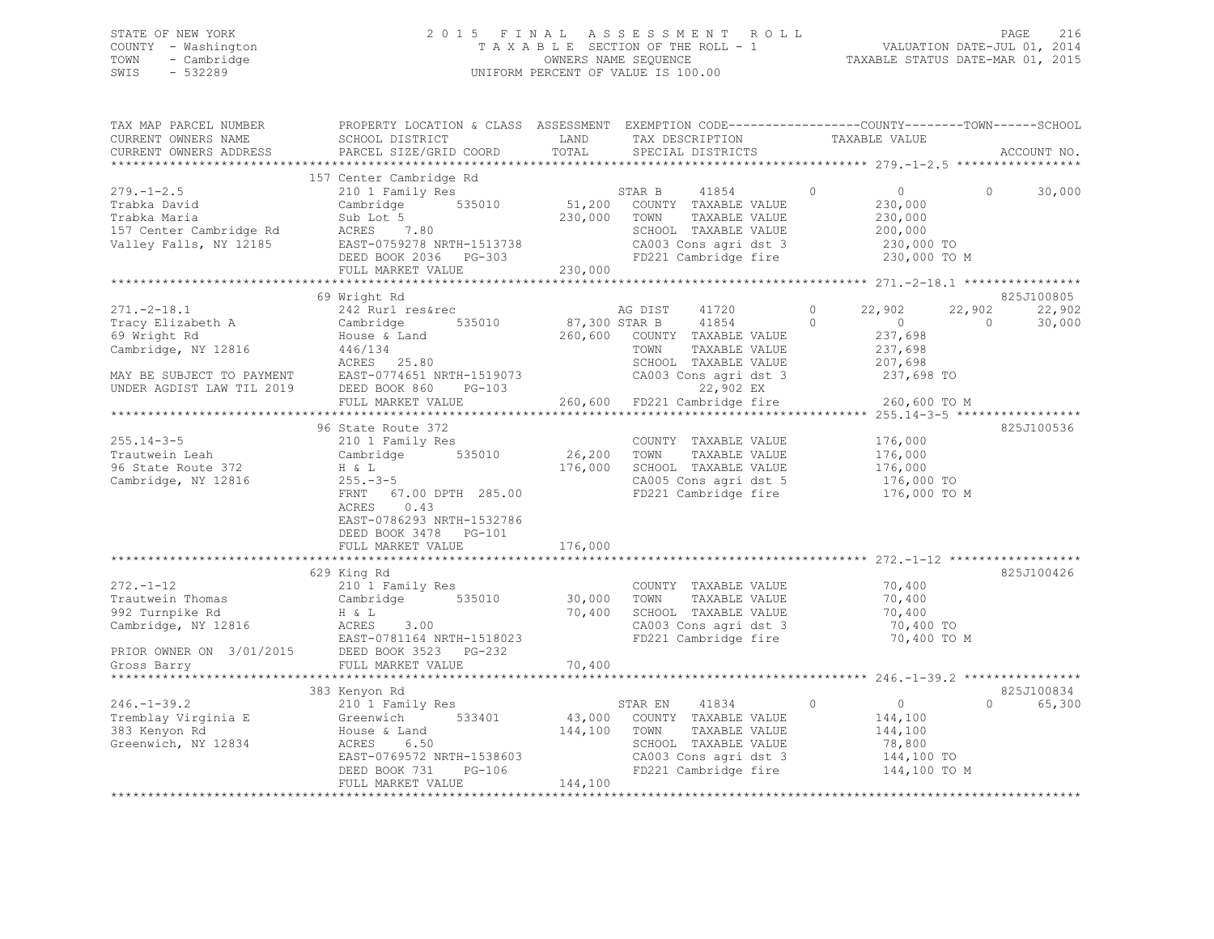STATE OF NEW YORK
COUNTY - Washington
TOWN - Cambridge
SWIS - 532289

2015 FINAL ASSESSMENT ROLL
TAXABLE SECTION OF THE ROLL - 1
OWNERS NAME SEQUENCE
UNIFORM PERCENT OF VALUE IS 100.00

VALUATION DATE-JUL 01, 2014
TAXABLE STATUS DATE-MAR 01, 2015

```
TAX MAP PARCEL NUMBER          PROPERTY LOCATION & CLASS  ASSESSMENT  EXEMPTION CODE------------------COUNTY--------TOWN------SCHOOL
CURRENT OWNERS NAME            SCHOOL DISTRICT               LAND      TAX DESCRIPTION            TAXABLE VALUE
CURRENT OWNERS ADDRESS         PARCEL SIZE/GRID COORD        TOTAL     SPECIAL DISTRICTS                                   ACCOUNT NO.
******************************************************************************************************* 279.-1-2.5 *****************
                               157 Center Cambridge Rd
279.-1-2.5                     210 1 Family Res                    STAR B      41854         0            0            0       30,000
Trabka David                   Cambridge         535010     51,200   COUNTY  TAXABLE VALUE            230,000
Trabka Maria                   Sub Lot 5                   230,000   TOWN    TAXABLE VALUE            230,000
157 Center Cambridge Rd        ACRES     7.80                        SCHOOL  TAXABLE VALUE            200,000
Valley Falls, NY 12185         EAST-0759278 NRTH-1513738             CA003 Cons agri dst 3            230,000 TO
                               DEED BOOK 2036   PG-303               FD221 Cambridge fire             230,000 TO M
                               FULL MARKET VALUE           230,000
******************************************************************************************************* 271.-2-18.1 ****************
                               69 Wright Rd                                                                            825J100805
271.-2-18.1                    242 Rurl res&rec                    AG DIST     41720         0       22,902       22,902       22,902
Tracy Elizabeth A              Cambridge         535010     87,300 STAR B      41854         0            0            0       30,000
69 Wright Rd                   House & Land                260,600   COUNTY  TAXABLE VALUE            237,698
Cambridge, NY 12816            446/134                               TOWN    TAXABLE VALUE            237,698
                               ACRES    25.80                        SCHOOL  TAXABLE VALUE            207,698
MAY BE SUBJECT TO PAYMENT      EAST-0774651 NRTH-1519073             CA003 Cons agri dst 3            237,698 TO
UNDER AGDIST LAW TIL 2019      DEED BOOK 860    PG-103                        22,902 EX
                               FULL MARKET VALUE           260,600   FD221 Cambridge fire             260,600 TO M
******************************************************************************************************* 255.14-3-5 *****************
                               96 State Route 372                                                                      825J100536
255.14-3-5                     210 1 Family Res                      COUNTY  TAXABLE VALUE            176,000
Trautwein Leah                 Cambridge         535010     26,200   TOWN    TAXABLE VALUE            176,000
96 State Route 372             H & L                       176,000   SCHOOL  TAXABLE VALUE            176,000
Cambridge, NY 12816            255.-3-5                              CA005 Cons agri dst 5            176,000 TO
                               FRNT    67.00 DPTH 285.00             FD221 Cambridge fire             176,000 TO M
                               ACRES     0.43
                               EAST-0786293 NRTH-1532786
                               DEED BOOK 3478   PG-101
                               FULL MARKET VALUE           176,000
******************************************************************************************************* 272.-1-12 ******************
                               629 King Rd                                                                             825J100426
272.-1-12                      210 1 Family Res                      COUNTY  TAXABLE VALUE             70,400
Trautwein Thomas               Cambridge         535010     30,000   TOWN    TAXABLE VALUE             70,400
992 Turnpike Rd                H & L                        70,400   SCHOOL  TAXABLE VALUE             70,400
Cambridge, NY 12816            ACRES     3.00                        CA003 Cons agri dst 3             70,400 TO
                               EAST-0781164 NRTH-1518023             FD221 Cambridge fire              70,400 TO M
PRIOR OWNER ON 3/01/2015       DEED BOOK 3523   PG-232
Gross Barry                    FULL MARKET VALUE            70,400
******************************************************************************************************* 246.-1-39.2 ****************
                               383 Kenyon Rd                                                                           825J100834
246.-1-39.2                    210 1 Family Res                    STAR EN     41834         0            0            0       65,300
Tremblay Virginia E            Greenwich         533401     43,000   COUNTY  TAXABLE VALUE            144,100
383 Kenyon Rd                  House & Land                144,100   TOWN    TAXABLE VALUE            144,100
Greenwich, NY 12834            ACRES     6.50                        SCHOOL  TAXABLE VALUE             78,800
                               EAST-0769572 NRTH-1538603             CA003 Cons agri dst 3            144,100 TO
                               DEED BOOK 731    PG-106               FD221 Cambridge fire             144,100 TO M
                               FULL MARKET VALUE           144,100
************************************************************************************************************************************
```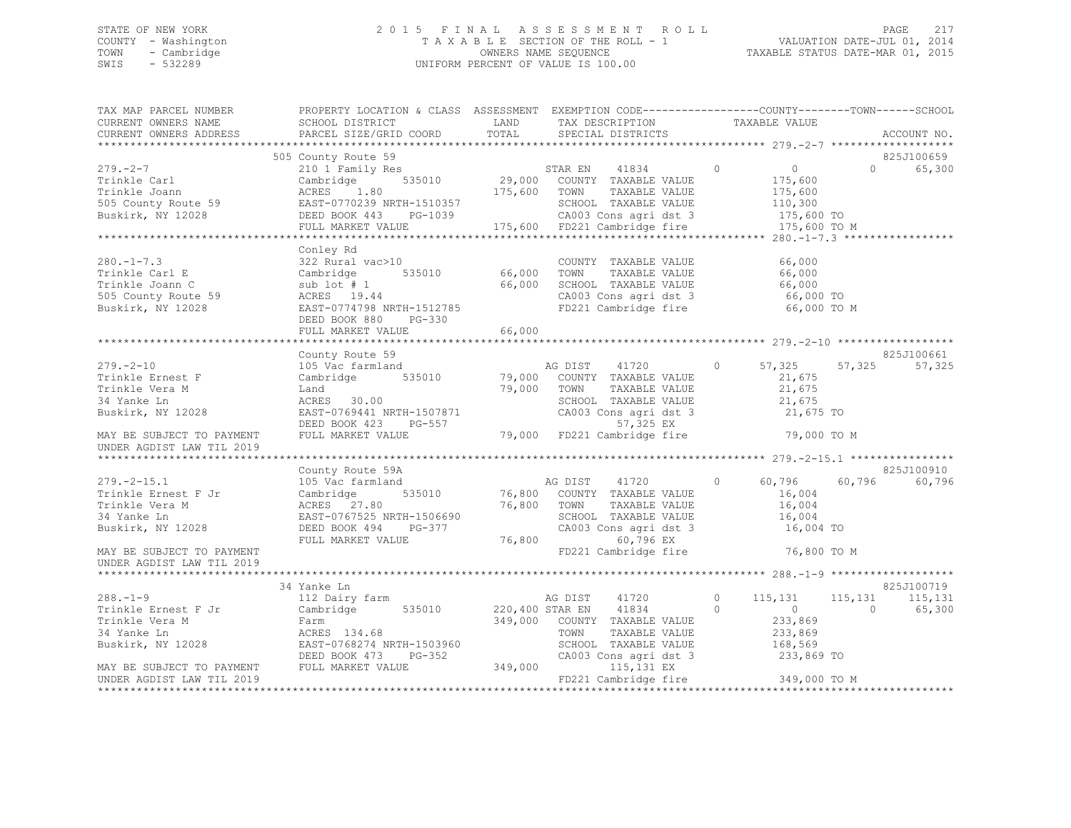STATE OF NEW YORK
COUNTY - Washington
TOWN - Cambridge
SWIS - 532289

2 0 1 5 F I N A L A S S E S S M E N T R O L L
T A X A B L E SECTION OF THE ROLL - 1
OWNERS NAME SEQUENCE
UNIFORM PERCENT OF VALUE IS 100.00

VALUATION DATE-JUL 01, 2014
TAXABLE STATUS DATE-MAR 01, 2015

```
TAX MAP PARCEL NUMBER          PROPERTY LOCATION & CLASS  ASSESSMENT  EXEMPTION CODE-----------------COUNTY--------TOWN------SCHOOL
CURRENT OWNERS NAME            SCHOOL DISTRICT               LAND      TAX DESCRIPTION               TAXABLE VALUE
CURRENT OWNERS ADDRESS         PARCEL SIZE/GRID COORD        TOTAL     SPECIAL DISTRICTS                                      ACCOUNT NO.
******************************************************************************************************* 279.-2-7 *******************
                               505 County Route 59                                                                             825J100659
279.-2-7                       210 1 Family Res                        STAR EN    41834         0           0             0        65,300
Trinkle Carl                   Cambridge        535010       29,000    COUNTY  TAXABLE VALUE            175,600
Trinkle Joann                  ACRES    1.80               175,600    TOWN    TAXABLE VALUE            175,600
505 County Route 59            EAST-0770239 NRTH-1510357               SCHOOL  TAXABLE VALUE            110,300
Buskirk, NY 12028              DEED BOOK 443    PG-1039                CA003 Cons agri dst 3             175,600 TO
                               FULL MARKET VALUE          175,600     FD221 Cambridge fire               175,600 TO M
******************************************************************************************************* 280.-1-7.3 *****************
                               Conley Rd
280.-1-7.3                     322 Rural vac>10                        COUNTY  TAXABLE VALUE             66,000
Trinkle Carl E                 Cambridge        535010       66,000    TOWN    TAXABLE VALUE             66,000
Trinkle Joann C                sub lot # 1                   66,000    SCHOOL  TAXABLE VALUE             66,000
505 County Route 59            ACRES   19.44                           CA003 Cons agri dst 3              66,000 TO
Buskirk, NY 12028              EAST-0774798 NRTH-1512785               FD221 Cambridge fire               66,000 TO M
                               DEED BOOK 880    PG-330
                               FULL MARKET VALUE           66,000
******************************************************************************************************* 279.-2-10 ******************
                               County Route 59                                                                                 825J100661
279.-2-10                      105 Vac farmland                        AG DIST    41720         0      57,325        57,325        57,325
Trinkle Ernest F               Cambridge        535010       79,000    COUNTY  TAXABLE VALUE             21,675
Trinkle Vera M                 Land                          79,000    TOWN    TAXABLE VALUE             21,675
34 Yanke Ln                    ACRES   30.00                           SCHOOL  TAXABLE VALUE             21,675
Buskirk, NY 12028              EAST-0769441 NRTH-1507871               CA003 Cons agri dst 3              21,675 TO
                               DEED BOOK 423    PG-557                       57,325 EX
MAY BE SUBJECT TO PAYMENT      FULL MARKET VALUE           79,000    FD221 Cambridge fire               79,000 TO M
UNDER AGDIST LAW TIL 2019
******************************************************************************************************* 279.-2-15.1 ****************
                               County Route 59A                                                                                825J100910
279.-2-15.1                    105 Vac farmland                        AG DIST    41720         0      60,796        60,796        60,796
Trinkle Ernest F Jr            Cambridge        535010       76,800    COUNTY  TAXABLE VALUE             16,004
Trinkle Vera M                 ACRES   27.80                 76,800    TOWN    TAXABLE VALUE             16,004
34 Yanke Ln                    EAST-0767525 NRTH-1506690               SCHOOL  TAXABLE VALUE             16,004
Buskirk, NY 12028              DEED BOOK 494    PG-377                 CA003 Cons agri dst 3              16,004 TO
                               FULL MARKET VALUE           76,800            60,796 EX
MAY BE SUBJECT TO PAYMENT                                              FD221 Cambridge fire               76,800 TO M
UNDER AGDIST LAW TIL 2019
******************************************************************************************************* 288.-1-9 *******************
                               34 Yanke Ln                                                                                     825J100719
288.-1-9                       112 Dairy farm                          AG DIST    41720         0     115,131       115,131       115,131
Trinkle Ernest F Jr            Cambridge        535010      220,400 STAR EN    41834         0           0             0        65,300
Trinkle Vera M                 Farm                         349,000    COUNTY  TAXABLE VALUE            233,869
34 Yanke Ln                    ACRES  134.68                           TOWN    TAXABLE VALUE            233,869
Buskirk, NY 12028              EAST-0768274 NRTH-1503960               SCHOOL  TAXABLE VALUE            168,569
                               DEED BOOK 473    PG-352                 CA003 Cons agri dst 3             233,869 TO
MAY BE SUBJECT TO PAYMENT      FULL MARKET VALUE          349,000           115,131 EX
UNDER AGDIST LAW TIL 2019                                              FD221 Cambridge fire              349,000 TO M
************************************************************************************************************************************
```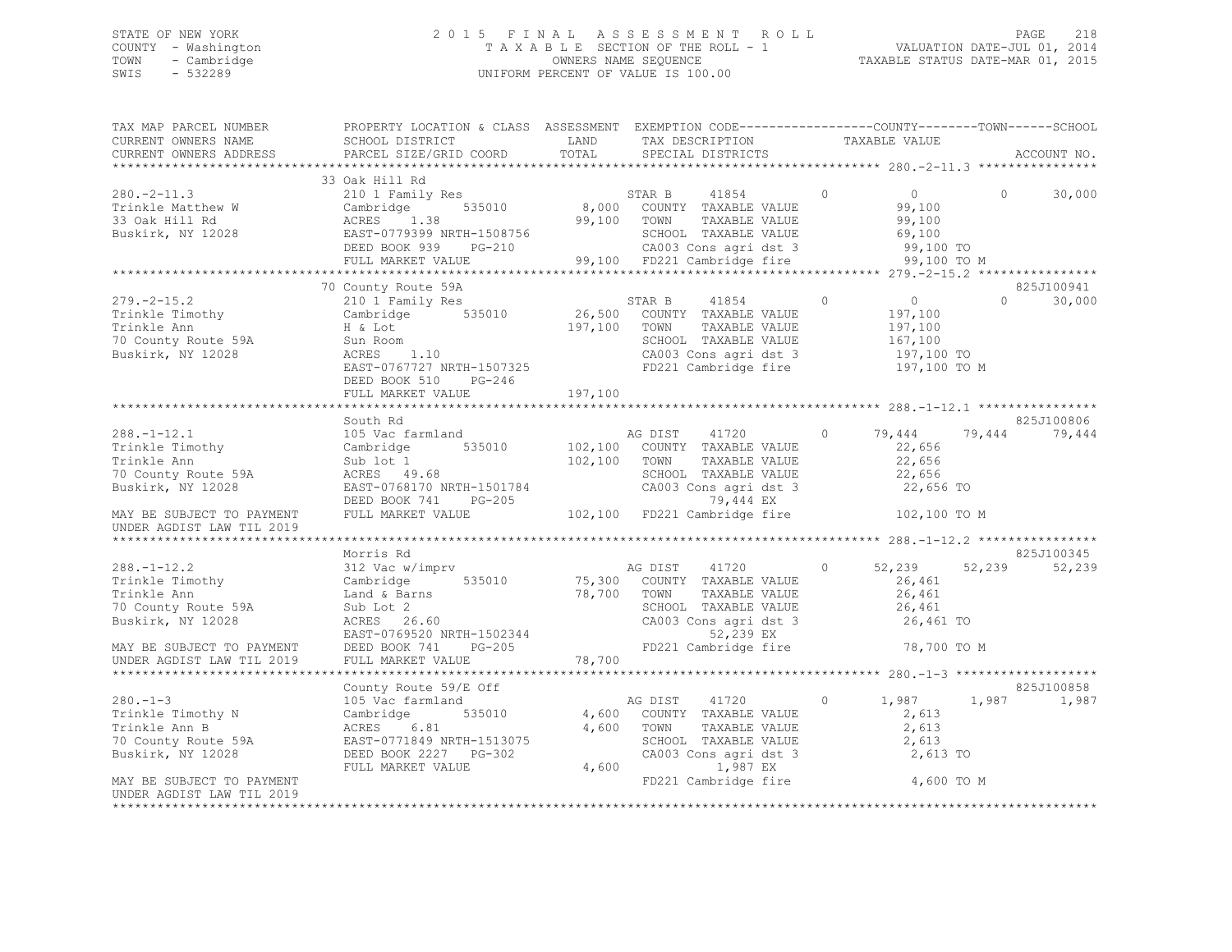STATE OF NEW YORK — 2015 FINAL ASSESSMENT ROLL
COUNTY - Washington — TAXABLE SECTION OF THE ROLL - 1 — VALUATION DATE-JUL 01, 2014
TOWN - Cambridge — OWNERS NAME SEQUENCE — TAXABLE STATUS DATE-MAR 01, 2015
SWIS - 532289 — UNIFORM PERCENT OF VALUE IS 100.00

| TAX MAP PARCEL NUMBER / CURRENT OWNERS NAME / CURRENT OWNERS ADDRESS | PROPERTY LOCATION & CLASS / SCHOOL DISTRICT / PARCEL SIZE/GRID COORD | ASSESSMENT LAND / TOTAL | EXEMPTION CODE / TAX DESCRIPTION / SPECIAL DISTRICTS | COUNTY TAXABLE VALUE | TOWN | SCHOOL | ACCOUNT NO. |
|---|---|---|---|---|---|---|---|
| 280.-2-11.3 | 33 Oak Hill Rd | | | | | | |
| Trinkle Matthew W | 210 1 Family Res | | STAR B 41854 0 | 0 | 0 | 30,000 | |
| 33 Oak Hill Rd | Cambridge 535010 | 8,000 | COUNTY TAXABLE VALUE | 99,100 | | | |
| Buskirk, NY 12028 | ACRES 1.38 | 99,100 | TOWN TAXABLE VALUE | 99,100 | | | |
| | EAST-0779399 NRTH-1508756 | | SCHOOL TAXABLE VALUE | 69,100 | | | |
| | DEED BOOK 939 PG-210 | | CA003 Cons agri dst 3 | 99,100 TO | | | |
| | FULL MARKET VALUE | 99,100 | FD221 Cambridge fire | 99,100 TO M | | | |
| 279.-2-15.2 | 70 County Route 59A | | | | | | 825J100941 |
| Trinkle Timothy | 210 1 Family Res | | STAR B 41854 0 | 0 | 0 | 30,000 | |
| Trinkle Ann | Cambridge 535010 | 26,500 | COUNTY TAXABLE VALUE | 197,100 | | | |
| 70 County Route 59A | H & Lot | 197,100 | TOWN TAXABLE VALUE | 197,100 | | | |
| Buskirk, NY 12028 | Sun Room | | SCHOOL TAXABLE VALUE | 167,100 | | | |
| | ACRES 1.10 | | CA003 Cons agri dst 3 | 197,100 TO | | | |
| | EAST-0767727 NRTH-1507325 | | FD221 Cambridge fire | 197,100 TO M | | | |
| | DEED BOOK 510 PG-246 | | | | | | |
| | FULL MARKET VALUE | 197,100 | | | | | |
| 288.-1-12.1 | South Rd | | | | | | 825J100806 |
| Trinkle Timothy | 105 Vac farmland | | AG DIST 41720 0 | 79,444 | 79,444 | 79,444 | |
| Trinkle Ann | Cambridge 535010 | 102,100 | COUNTY TAXABLE VALUE | 22,656 | | | |
| 70 County Route 59A | Sub lot 1 | 102,100 | TOWN TAXABLE VALUE | 22,656 | | | |
| Buskirk, NY 12028 | ACRES 49.68 | | SCHOOL TAXABLE VALUE | 22,656 | | | |
| | EAST-0768170 NRTH-1501784 | | CA003 Cons agri dst 3 | 22,656 TO | | | |
| | DEED BOOK 741 PG-205 | | 79,444 EX | | | | |
| MAY BE SUBJECT TO PAYMENT UNDER AGDIST LAW TIL 2019 | FULL MARKET VALUE | 102,100 | FD221 Cambridge fire | 102,100 TO M | | | |
| 288.-1-12.2 | Morris Rd | | | | | | 825J100345 |
| Trinkle Timothy | 312 Vac w/imprv | | AG DIST 41720 0 | 52,239 | 52,239 | 52,239 | |
| Trinkle Ann | Cambridge 535010 | 75,300 | COUNTY TAXABLE VALUE | 26,461 | | | |
| 70 County Route 59A | Land & Barns | 78,700 | TOWN TAXABLE VALUE | 26,461 | | | |
| Buskirk, NY 12028 | Sub Lot 2 | | SCHOOL TAXABLE VALUE | 26,461 | | | |
| | ACRES 26.60 | | CA003 Cons agri dst 3 | 26,461 TO | | | |
| | EAST-0769520 NRTH-1502344 | | 52,239 EX | | | | |
| MAY BE SUBJECT TO PAYMENT | DEED BOOK 741 PG-205 | | FD221 Cambridge fire | 78,700 TO M | | | |
| UNDER AGDIST LAW TIL 2019 | FULL MARKET VALUE | 78,700 | | | | | |
| 280.-1-3 | County Route 59/E Off | | | | | | 825J100858 |
| Trinkle Timothy N | 105 Vac farmland | | AG DIST 41720 0 | 1,987 | 1,987 | 1,987 | |
| Trinkle Ann B | Cambridge 535010 | 4,600 | COUNTY TAXABLE VALUE | 2,613 | | | |
| 70 County Route 59A | ACRES 6.81 | 4,600 | TOWN TAXABLE VALUE | 2,613 | | | |
| Buskirk, NY 12028 | EAST-0771849 NRTH-1513075 | | SCHOOL TAXABLE VALUE | 2,613 | | | |
| | DEED BOOK 2227 PG-302 | | CA003 Cons agri dst 3 | 2,613 TO | | | |
| | FULL MARKET VALUE | 4,600 | 1,987 EX | | | | |
| MAY BE SUBJECT TO PAYMENT UNDER AGDIST LAW TIL 2019 | | | FD221 Cambridge fire | 4,600 TO M | | | |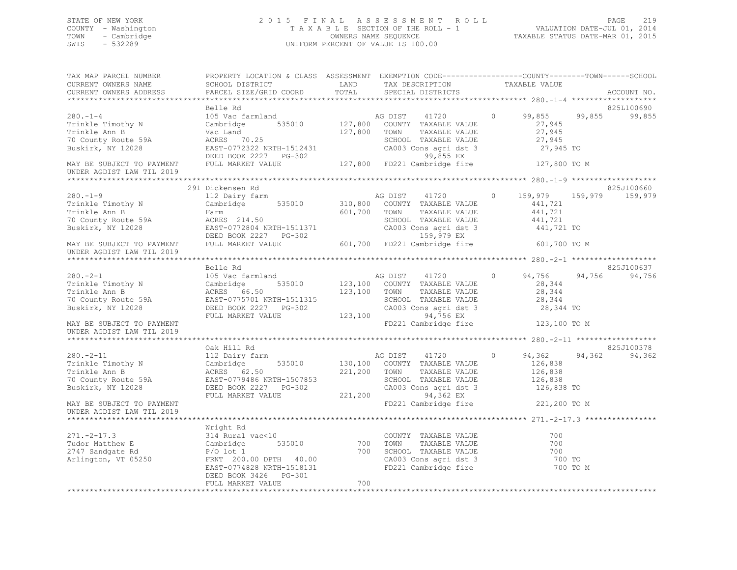STATE OF NEW YORK
COUNTY - Washington
TOWN - Cambridge
SWIS - 532289

2 0 1 5 F I N A L A S S E S S M E N T R O L L
T A X A B L E SECTION OF THE ROLL - 1
OWNERS NAME SEQUENCE
UNIFORM PERCENT OF VALUE IS 100.00

VALUATION DATE-JUL 01, 2014
TAXABLE STATUS DATE-MAR 01, 2015

```
TAX MAP PARCEL NUMBER          PROPERTY LOCATION & CLASS  ASSESSMENT  EXEMPTION CODE------------------COUNTY--------TOWN------SCHOOL
CURRENT OWNERS NAME            SCHOOL DISTRICT               LAND      TAX DESCRIPTION             TAXABLE VALUE
CURRENT OWNERS ADDRESS         PARCEL SIZE/GRID COORD        TOTAL     SPECIAL DISTRICTS                                     ACCOUNT NO.
******************************************************************************************************* 280.-1-4 *******************
                               Belle Rd                                                                                  825L100690
280.-1-4                       105 Vac farmland                        AG DIST      41720         0     99,855     99,855     99,855
Trinkle Timothy N              Cambridge        535010      127,800   COUNTY  TAXABLE VALUE              27,945
Trinkle Ann B                  Vac Land                     127,800   TOWN    TAXABLE VALUE              27,945
70 County Route 59A            ACRES  70.25                           SCHOOL  TAXABLE VALUE              27,945
Buskirk, NY 12028              EAST-0772322 NRTH-1512431              CA003 Cons agri dst 3               27,945 TO
                               DEED BOOK 2227   PG-302                       99,855 EX
MAY BE SUBJECT TO PAYMENT      FULL MARKET VALUE            127,800   FD221 Cambridge fire               127,800 TO M
UNDER AGDIST LAW TIL 2019
******************************************************************************************************* 280.-1-9 *******************
                               291 Dickensen Rd                                                                          825J100660
280.-1-9                       112 Dairy farm                          AG DIST      41720         0    159,979    159,979    159,979
Trinkle Timothy N              Cambridge        535010      310,800   COUNTY  TAXABLE VALUE             441,721
Trinkle Ann B                  Farm                         601,700   TOWN    TAXABLE VALUE             441,721
70 County Route 59A            ACRES 214.50                           SCHOOL  TAXABLE VALUE             441,721
Buskirk, NY 12028              EAST-0772804 NRTH-1511371              CA003 Cons agri dst 3              441,721 TO
                               DEED BOOK 2227   PG-302                      159,979 EX
MAY BE SUBJECT TO PAYMENT      FULL MARKET VALUE            601,700   FD221 Cambridge fire               601,700 TO M
UNDER AGDIST LAW TIL 2019
******************************************************************************************************* 280.-2-1 *******************
                               Belle Rd                                                                                  825J100637
280.-2-1                       105 Vac farmland                        AG DIST      41720         0     94,756     94,756     94,756
Trinkle Timothy N              Cambridge        535010      123,100   COUNTY  TAXABLE VALUE              28,344
Trinkle Ann B                  ACRES  66.50                 123,100   TOWN    TAXABLE VALUE              28,344
70 County Route 59A            EAST-0775701 NRTH-1511315              SCHOOL  TAXABLE VALUE              28,344
Buskirk, NY 12028              DEED BOOK 2227   PG-302                CA003 Cons agri dst 3               28,344 TO
                               FULL MARKET VALUE            123,100          94,756 EX
MAY BE SUBJECT TO PAYMENT                                             FD221 Cambridge fire               123,100 TO M
UNDER AGDIST LAW TIL 2019
******************************************************************************************************* 280.-2-11 ******************
                               Oak Hill Rd                                                                               825J100378
280.-2-11                      112 Dairy farm                          AG DIST      41720         0     94,362     94,362     94,362
Trinkle Timothy N              Cambridge        535010      130,100   COUNTY  TAXABLE VALUE             126,838
Trinkle Ann B                  ACRES  62.50                 221,200   TOWN    TAXABLE VALUE             126,838
70 County Route 59A            EAST-0779486 NRTH-1507853              SCHOOL  TAXABLE VALUE             126,838
Buskirk, NY 12028              DEED BOOK 2227   PG-302                CA003 Cons agri dst 3              126,838 TO
                               FULL MARKET VALUE            221,200          94,362 EX
MAY BE SUBJECT TO PAYMENT                                             FD221 Cambridge fire               221,200 TO M
UNDER AGDIST LAW TIL 2019
******************************************************************************************************* 271.-2-17.3 ****************
                               Wright Rd
271.-2-17.3                    314 Rural vac<10                        COUNTY  TAXABLE VALUE                 700
Tudor Matthew E                Cambridge        535010          700   TOWN    TAXABLE VALUE                 700
2747 Sandgate Rd               P/O lot 1                        700   SCHOOL  TAXABLE VALUE                 700
Arlington, VT 05250            FRNT 200.00 DPTH  40.00                CA003 Cons agri dst 3                  700 TO
                               EAST-0774828 NRTH-1518131              FD221 Cambridge fire                   700 TO M
                               DEED BOOK 3426   PG-301
                               FULL MARKET VALUE                700
************************************************************************************************************************************
```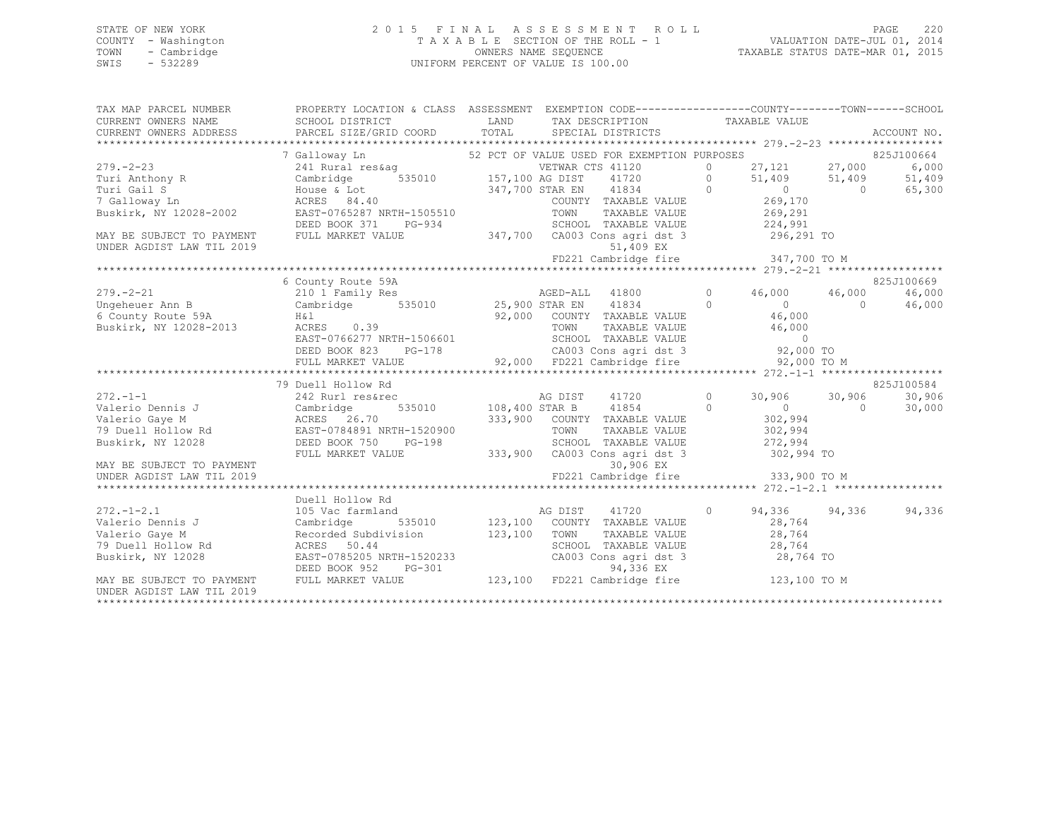STATE OF NEW YORK
COUNTY - Washington
TOWN - Cambridge
SWIS - 532289

2 0 1 5 F I N A L A S S E S S M E N T R O L L
T A X A B L E SECTION OF THE ROLL - 1
OWNERS NAME SEQUENCE
UNIFORM PERCENT OF VALUE IS 100.00

VALUATION DATE-JUL 01, 2014
TAXABLE STATUS DATE-MAR 01, 2015

```
TAX MAP PARCEL NUMBER      PROPERTY LOCATION & CLASS  ASSESSMENT  EXEMPTION CODE------------------COUNTY--------TOWN------SCHOOL
CURRENT OWNERS NAME        SCHOOL DISTRICT            LAND        TAX DESCRIPTION              TAXABLE VALUE
CURRENT OWNERS ADDRESS     PARCEL SIZE/GRID COORD     TOTAL       SPECIAL DISTRICTS                                     ACCOUNT NO.
******************************************************************************************************* 279.-2-23 ******************
                           7 Galloway Ln               52 PCT OF VALUE USED FOR EXEMPTION PURPOSES                      825J100664
279.-2-23                  241 Rural res&ag                    VETWAR CTS 41120      0     27,121    27,000      6,000
Turi Anthony R             Cambridge      535010      157,100 AG DIST     41720      0     51,409    51,409     51,409
Turi Gail S                House & Lot                347,700 STAR EN     41834      0          0         0     65,300
7 Galloway Ln              ACRES  84.40                        COUNTY  TAXABLE VALUE        269,170
Buskirk, NY 12028-2002     EAST-0765287 NRTH-1505510           TOWN    TAXABLE VALUE        269,291
                           DEED BOOK 371    PG-934             SCHOOL  TAXABLE VALUE        224,991
MAY BE SUBJECT TO PAYMENT  FULL MARKET VALUE          347,700  CA003 Cons agri dst 3         296,291 TO
UNDER AGDIST LAW TIL 2019                                              51,409 EX
                                                               FD221 Cambridge fire          347,700 TO M
******************************************************************************************************* 279.-2-21 ******************
                           6 County Route 59A                                                                       825J100669
279.-2-21                  210 1 Family Res                    AGED-ALL    41800      0     46,000    46,000     46,000
Ungeheuer Ann B            Cambridge      535010       25,900 STAR EN     41834      0          0         0     46,000
6 County Route 59A         H&l                         92,000  COUNTY  TAXABLE VALUE         46,000
Buskirk, NY 12028-2013     ACRES   0.39                        TOWN    TAXABLE VALUE         46,000
                           EAST-0766277 NRTH-1506601           SCHOOL  TAXABLE VALUE              0
                           DEED BOOK 823    PG-178             CA003 Cons agri dst 3          92,000 TO
                           FULL MARKET VALUE           92,000  FD221 Cambridge fire           92,000 TO M
******************************************************************************************************* 272.-1-1 *******************
                           79 Duell Hollow Rd                                                                       825J100584
272.-1-1                   242 Rurl res&rec                    AG DIST     41720      0     30,906    30,906     30,906
Valerio Dennis J           Cambridge      535010      108,400 STAR B      41854      0          0         0     30,000
Valerio Gaye M             ACRES  26.70               333,900  COUNTY  TAXABLE VALUE        302,994
79 Duell Hollow Rd         EAST-0784891 NRTH-1520900           TOWN    TAXABLE VALUE        302,994
Buskirk, NY 12028          DEED BOOK 750    PG-198             SCHOOL  TAXABLE VALUE        272,994
                           FULL MARKET VALUE          333,900  CA003 Cons agri dst 3         302,994 TO
MAY BE SUBJECT TO PAYMENT                                              30,906 EX
UNDER AGDIST LAW TIL 2019                                      FD221 Cambridge fire          333,900 TO M
******************************************************************************************************* 272.-1-2.1 *****************
                           Duell Hollow Rd
272.-1-2.1                 105 Vac farmland                    AG DIST     41720      0     94,336    94,336     94,336
Valerio Dennis J           Cambridge      535010      123,100  COUNTY  TAXABLE VALUE         28,764
Valerio Gaye M             Recorded Subdivision       123,100  TOWN    TAXABLE VALUE         28,764
79 Duell Hollow Rd         ACRES  50.44                        SCHOOL  TAXABLE VALUE         28,764
Buskirk, NY 12028          EAST-0785205 NRTH-1520233           CA003 Cons agri dst 3          28,764 TO
                           DEED BOOK 952    PG-301                     94,336 EX
MAY BE SUBJECT TO PAYMENT  FULL MARKET VALUE          123,100  FD221 Cambridge fire          123,100 TO M
UNDER AGDIST LAW TIL 2019
************************************************************************************************************************************
```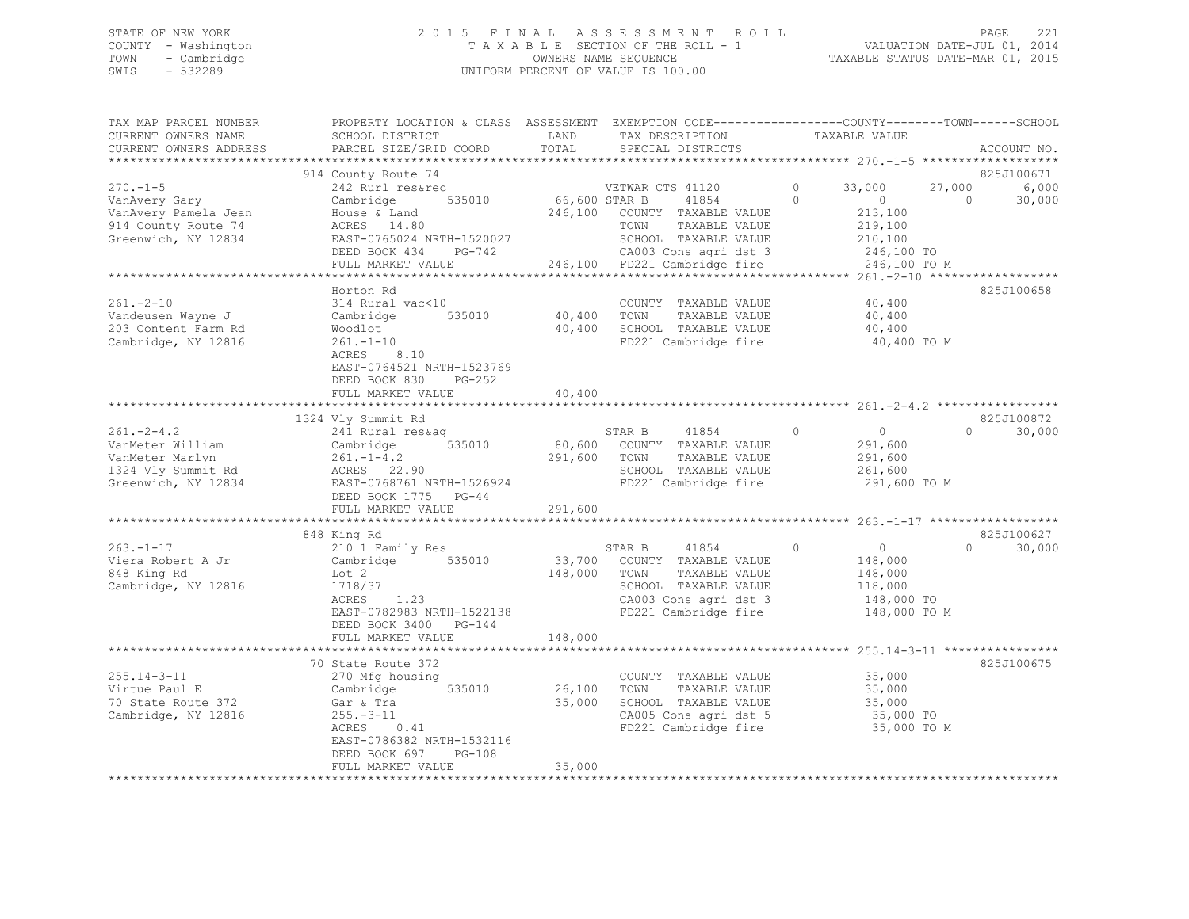STATE OF NEW YORK
COUNTY - Washington
TOWN - Cambridge
SWIS - 532289

2 0 1 5 F I N A L A S S E S S M E N T R O L L
T A X A B L E SECTION OF THE ROLL - 1
OWNERS NAME SEQUENCE
UNIFORM PERCENT OF VALUE IS 100.00

VALUATION DATE-JUL 01, 2014
TAXABLE STATUS DATE-MAR 01, 2015

```
TAX MAP PARCEL NUMBER     PROPERTY LOCATION & CLASS  ASSESSMENT  EXEMPTION CODE------------------COUNTY--------TOWN------SCHOOL
CURRENT OWNERS NAME       SCHOOL DISTRICT               LAND      TAX DESCRIPTION            TAXABLE VALUE
CURRENT OWNERS ADDRESS    PARCEL SIZE/GRID COORD        TOTAL     SPECIAL DISTRICTS                                      ACCOUNT NO.
******************************************************************************************************* 270.-1-5 *******************
                          914 County Route 74                                                                            825J100671
270.-1-5                  242 Rurl res&rec                        VETWAR CTS 41120       0      33,000     27,000         6,000
VanAvery Gary             Cambridge       535010      66,600 STAR B      41854           0           0          0        30,000
VanAvery Pamela Jean      House & Land               246,100   COUNTY  TAXABLE VALUE            213,100
914 County Route 74       ACRES   14.80                        TOWN    TAXABLE VALUE            219,100
Greenwich, NY 12834       EAST-0765024 NRTH-1520027            SCHOOL  TAXABLE VALUE            210,100
                          DEED BOOK 434    PG-742              CA003 Cons agri dst 3            246,100 TO
                          FULL MARKET VALUE          246,100   FD221 Cambridge fire             246,100 TO M
******************************************************************************************************* 261.-2-10 ******************
                          Horton Rd                                                                                      825J100658
261.-2-10                 314 Rural vac<10                       COUNTY  TAXABLE VALUE             40,400
Vandeusen Wayne J         Cambridge       535010      40,400     TOWN    TAXABLE VALUE             40,400
203 Content Farm Rd       Woodlot                     40,400     SCHOOL  TAXABLE VALUE             40,400
Cambridge, NY 12816       261.-1-10                              FD221 Cambridge fire              40,400 TO M
                          ACRES    8.10
                          EAST-0764521 NRTH-1523769
                          DEED BOOK 830    PG-252
                          FULL MARKET VALUE           40,400
******************************************************************************************************* 261.-2-4.2 *****************
                          1324 Vly Summit Rd                                                                             825J100872
261.-2-4.2                241 Rural res&ag                       STAR B      41854           0           0          0        30,000
VanMeter William          Cambridge       535010      80,600     COUNTY  TAXABLE VALUE            291,600
VanMeter Marlyn           261.-1-4.2                 291,600     TOWN    TAXABLE VALUE            291,600
1324 Vly Summit Rd        ACRES   22.90                          SCHOOL  TAXABLE VALUE            261,600
Greenwich, NY 12834       EAST-0768761 NRTH-1526924              FD221 Cambridge fire             291,600 TO M
                          DEED BOOK 1775   PG-44
                          FULL MARKET VALUE          291,600
******************************************************************************************************* 263.-1-17 ******************
                          848 King Rd                                                                                    825J100627
263.-1-17                 210 1 Family Res                       STAR B      41854           0           0          0        30,000
Viera Robert A Jr         Cambridge       535010      33,700     COUNTY  TAXABLE VALUE            148,000
848 King Rd               Lot 2                      148,000     TOWN    TAXABLE VALUE            148,000
Cambridge, NY 12816       1718/37                                SCHOOL  TAXABLE VALUE            118,000
                          ACRES    1.23                          CA003 Cons agri dst 3            148,000 TO
                          EAST-0782983 NRTH-1522138              FD221 Cambridge fire             148,000 TO M
                          DEED BOOK 3400   PG-144
                          FULL MARKET VALUE          148,000
******************************************************************************************************* 255.14-3-11 ****************
                          70 State Route 372                                                                             825J100675
255.14-3-11               270 Mfg housing                        COUNTY  TAXABLE VALUE             35,000
Virtue Paul E             Cambridge       535010      26,100     TOWN    TAXABLE VALUE             35,000
70 State Route 372        Gar & Tra                   35,000     SCHOOL  TAXABLE VALUE             35,000
Cambridge, NY 12816       255.-3-11                              CA005 Cons agri dst 5             35,000 TO
                          ACRES    0.41                          FD221 Cambridge fire              35,000 TO M
                          EAST-0786382 NRTH-1532116
                          DEED BOOK 697    PG-108
                          FULL MARKET VALUE           35,000
************************************************************************************************************************************
```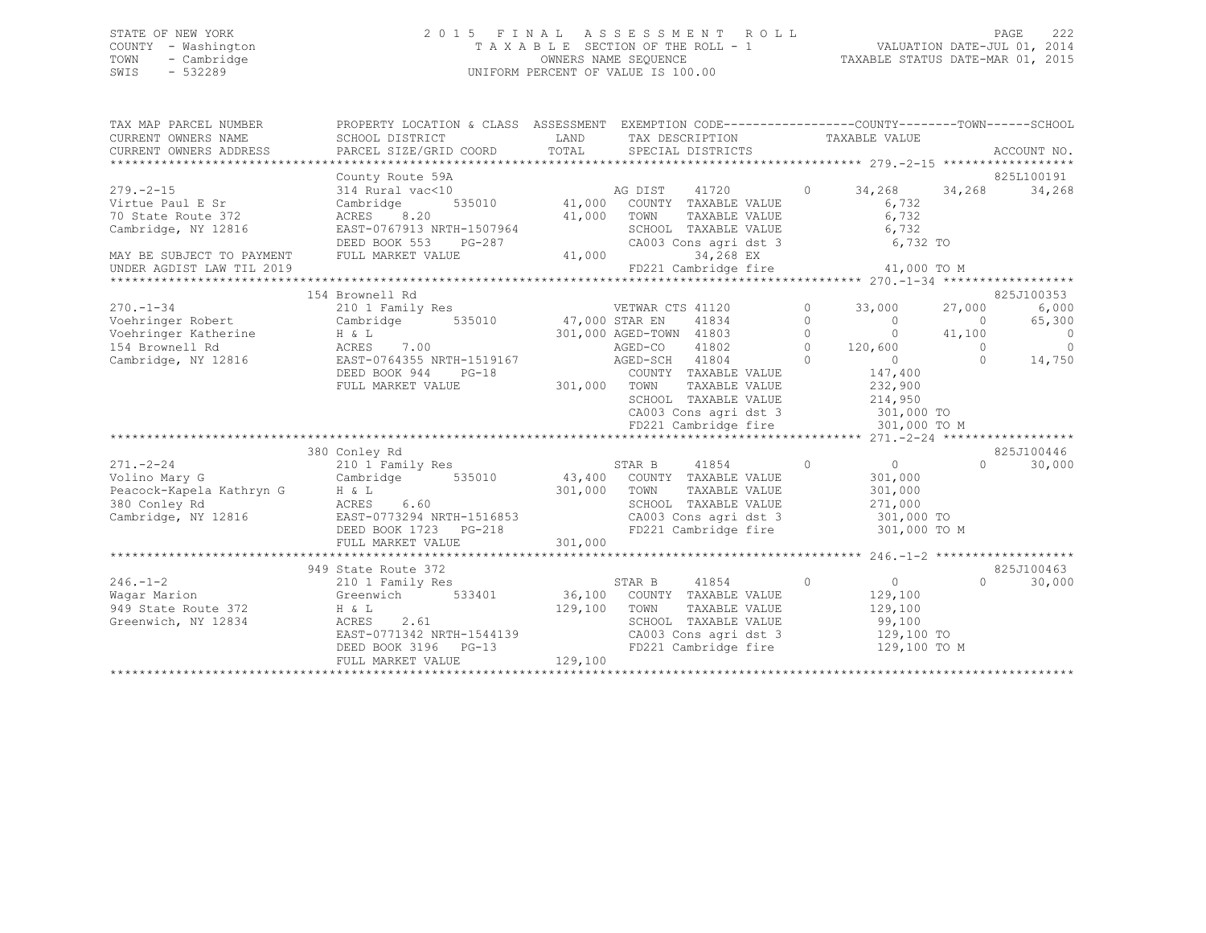STATE OF NEW YORK — 2015 FINAL ASSESSMENT ROLL
COUNTY - Washington — TAXABLE SECTION OF THE ROLL - 1 — VALUATION DATE-JUL 01, 2014
TOWN - Cambridge — OWNERS NAME SEQUENCE — TAXABLE STATUS DATE-MAR 01, 2015
SWIS - 532289 — UNIFORM PERCENT OF VALUE IS 100.00

```
TAX MAP PARCEL NUMBER      PROPERTY LOCATION & CLASS  ASSESSMENT  EXEMPTION CODE------------------COUNTY--------TOWN------SCHOOL
CURRENT OWNERS NAME        SCHOOL DISTRICT               LAND       TAX DESCRIPTION              TAXABLE VALUE
CURRENT OWNERS ADDRESS     PARCEL SIZE/GRID COORD        TOTAL      SPECIAL DISTRICTS                                        ACCOUNT NO.
******************************************************************************************************* 279.-2-15 ******************
                           County Route 59A                                                                                825L100191
279.-2-15                  314 Rural vac<10                         AG DIST     41720         0     34,268     34,268     34,268
Virtue Paul E Sr           Cambridge        535010      41,000   COUNTY  TAXABLE VALUE               6,732
70 State Route 372         ACRES    8.20                41,000   TOWN    TAXABLE VALUE               6,732
Cambridge, NY 12816        EAST-0767913 NRTH-1507964             SCHOOL  TAXABLE VALUE               6,732
                           DEED BOOK 553    PG-287               CA003 Cons agri dst 3               6,732 TO
MAY BE SUBJECT TO PAYMENT  FULL MARKET VALUE            41,000        34,268 EX
UNDER AGDIST LAW TIL 2019                                         FD221 Cambridge fire               41,000 TO M
******************************************************************************************************* 270.-1-34 ******************
                           154 Brownell Rd                                                                                 825J100353
270.-1-34                  210 1 Family Res                      VETWAR CTS 41120          0     33,000     27,000      6,000
Voehringer Robert          Cambridge        535010      47,000 STAR EN     41834           0          0          0     65,300
Voehringer Katherine       H & L                       301,000 AGED-TOWN  41803           0          0     41,100          0
154 Brownell Rd            ACRES    7.00                         AGED-CO    41802           0    120,600          0          0
Cambridge, NY 12816        EAST-0764355 NRTH-1519167             AGED-SCH   41804           0          0          0     14,750
                           DEED BOOK 944    PG-18                COUNTY  TAXABLE VALUE             147,400
                           FULL MARKET VALUE           301,000   TOWN    TAXABLE VALUE             232,900
                                                                 SCHOOL  TAXABLE VALUE             214,950
                                                                 CA003 Cons agri dst 3             301,000 TO
                                                                 FD221 Cambridge fire              301,000 TO M
******************************************************************************************************* 271.-2-24 ******************
                           380 Conley Rd                                                                                   825J100446
271.-2-24                  210 1 Family Res                      STAR B      41854          0          0          0     30,000
Volino Mary G              Cambridge        535010      43,400   COUNTY  TAXABLE VALUE             301,000
Peacock-Kapela Kathryn G   H & L                       301,000   TOWN    TAXABLE VALUE             301,000
380 Conley Rd              ACRES    6.60                         SCHOOL  TAXABLE VALUE             271,000
Cambridge, NY 12816        EAST-0773294 NRTH-1516853             CA003 Cons agri dst 3             301,000 TO
                           DEED BOOK 1723   PG-218               FD221 Cambridge fire              301,000 TO M
                           FULL MARKET VALUE           301,000
******************************************************************************************************* 246.-1-2 *******************
                           949 State Route 372                                                                             825J100463
246.-1-2                   210 1 Family Res                      STAR B      41854          0          0          0     30,000
Wagar Marion               Greenwich        533401      36,100   COUNTY  TAXABLE VALUE             129,100
949 State Route 372        H & L                       129,100   TOWN    TAXABLE VALUE             129,100
Greenwich, NY 12834        ACRES    2.61                         SCHOOL  TAXABLE VALUE              99,100
                           EAST-0771342 NRTH-1544139             CA003 Cons agri dst 3             129,100 TO
                           DEED BOOK 3196   PG-13                FD221 Cambridge fire              129,100 TO M
                           FULL MARKET VALUE           129,100
************************************************************************************************************************************
```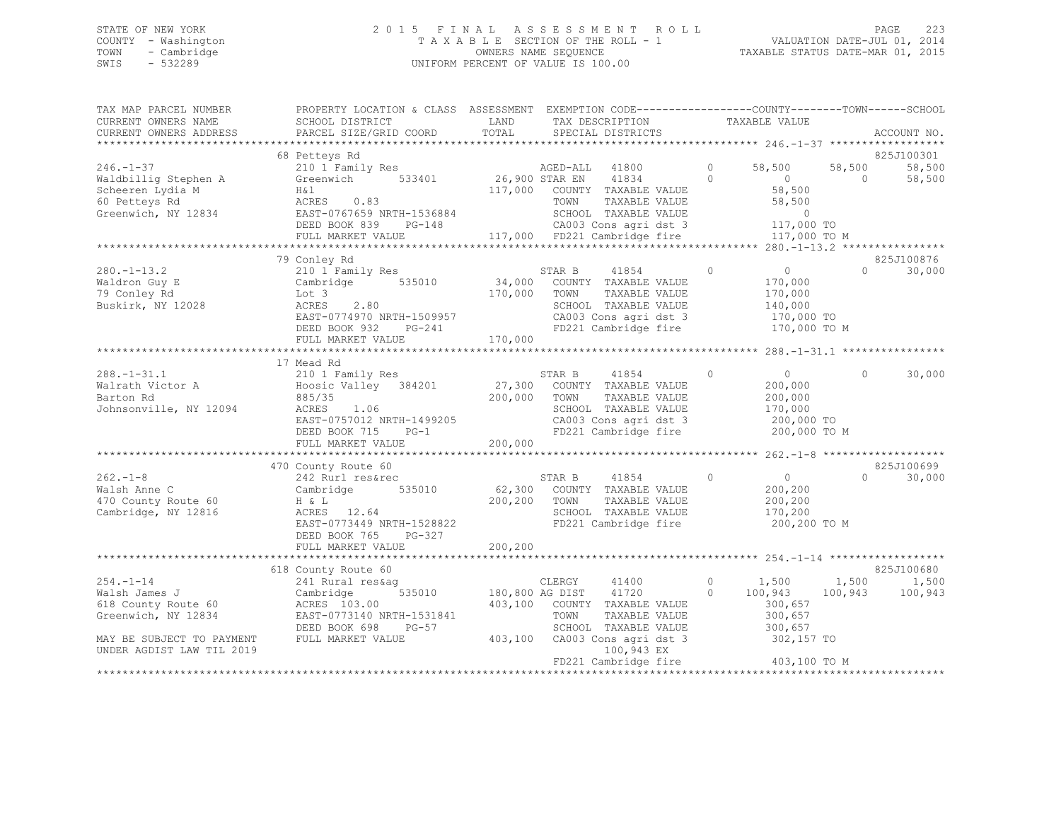STATE OF NEW YORK
COUNTY - Washington
TOWN - Cambridge
SWIS - 532289

2015 FINAL ASSESSMENT ROLL
TAXABLE SECTION OF THE ROLL - 1
OWNERS NAME SEQUENCE
UNIFORM PERCENT OF VALUE IS 100.00

VALUATION DATE-JUL 01, 2014
TAXABLE STATUS DATE-MAR 01, 2015

```
TAX MAP PARCEL NUMBER       PROPERTY LOCATION & CLASS  ASSESSMENT  EXEMPTION CODE-----------------COUNTY--------TOWN------SCHOOL
CURRENT OWNERS NAME         SCHOOL DISTRICT              LAND      TAX DESCRIPTION            TAXABLE VALUE
CURRENT OWNERS ADDRESS      PARCEL SIZE/GRID COORD       TOTAL     SPECIAL DISTRICTS                                    ACCOUNT NO.
******************************************************************************************************* 246.-1-37 ******************
                            68 Petteys Rd                                                                             825J100301
246.-1-37                   210 1 Family Res                      AGED-ALL   41800        0     58,500     58,500     58,500
Waldbillig Stephen A        Greenwich      533401       26,900 STAR EN    41834        0          0          0     58,500
Scheeren Lydia M            H&l                        117,000    COUNTY  TAXABLE VALUE           58,500
60 Petteys Rd               ACRES    0.83                          TOWN    TAXABLE VALUE           58,500
Greenwich, NY 12834         EAST-0767659 NRTH-1536884              SCHOOL  TAXABLE VALUE                0
                            DEED BOOK 839    PG-148                CA003 Cons agri dst 3          117,000 TO
                            FULL MARKET VALUE          117,000    FD221 Cambridge fire           117,000 TO M
******************************************************************************************************* 280.-1-13.2 ****************
                            79 Conley Rd                                                                              825J100876
280.-1-13.2                 210 1 Family Res                      STAR B     41854        0          0          0     30,000
Waldron Guy E               Cambridge      535010       34,000    COUNTY  TAXABLE VALUE          170,000
79 Conley Rd                Lot 3                      170,000    TOWN    TAXABLE VALUE          170,000
Buskirk, NY 12028           ACRES    2.80                          SCHOOL  TAXABLE VALUE          140,000
                            EAST-0774970 NRTH-1509957              CA003 Cons agri dst 3          170,000 TO
                            DEED BOOK 932    PG-241                FD221 Cambridge fire           170,000 TO M
                            FULL MARKET VALUE          170,000
******************************************************************************************************* 288.-1-31.1 ****************
                            17 Mead Rd
288.-1-31.1                 210 1 Family Res                      STAR B     41854        0          0          0     30,000
Walrath Victor A            Hoosic Valley  384201       27,300    COUNTY  TAXABLE VALUE          200,000
Barton Rd                   885/35                     200,000    TOWN    TAXABLE VALUE          200,000
Johnsonville, NY 12094      ACRES    1.06                          SCHOOL  TAXABLE VALUE          170,000
                            EAST-0757012 NRTH-1499205              CA003 Cons agri dst 3          200,000 TO
                            DEED BOOK 715    PG-1                  FD221 Cambridge fire           200,000 TO M
                            FULL MARKET VALUE          200,000
******************************************************************************************************* 262.-1-8 *******************
                            470 County Route 60                                                                       825J100699
262.-1-8                    242 Rurl res&rec                      STAR B     41854        0          0          0     30,000
Walsh Anne C                Cambridge      535010       62,300    COUNTY  TAXABLE VALUE          200,200
470 County Route 60         H & L                      200,200    TOWN    TAXABLE VALUE          200,200
Cambridge, NY 12816         ACRES   12.64                          SCHOOL  TAXABLE VALUE          170,200
                            EAST-0773449 NRTH-1528822              FD221 Cambridge fire           200,200 TO M
                            DEED BOOK 765    PG-327
                            FULL MARKET VALUE          200,200
******************************************************************************************************* 254.-1-14 ******************
                            618 County Route 60                                                                       825J100680
254.-1-14                   241 Rural res&ag                      CLERGY     41400        0      1,500      1,500      1,500
Walsh James J               Cambridge      535010      180,800 AG DIST    41720        0    100,943    100,943    100,943
618 County Route 60         ACRES  103.00              403,100    COUNTY  TAXABLE VALUE          300,657
Greenwich, NY 12834         EAST-0773140 NRTH-1531841              TOWN    TAXABLE VALUE          300,657
                            DEED BOOK 698    PG-57                 SCHOOL  TAXABLE VALUE          300,657
MAY BE SUBJECT TO PAYMENT   FULL MARKET VALUE          403,100    CA003 Cons agri dst 3          302,157 TO
UNDER AGDIST LAW TIL 2019                                                 100,943 EX
                                                                   FD221 Cambridge fire           403,100 TO M
************************************************************************************************************************************
```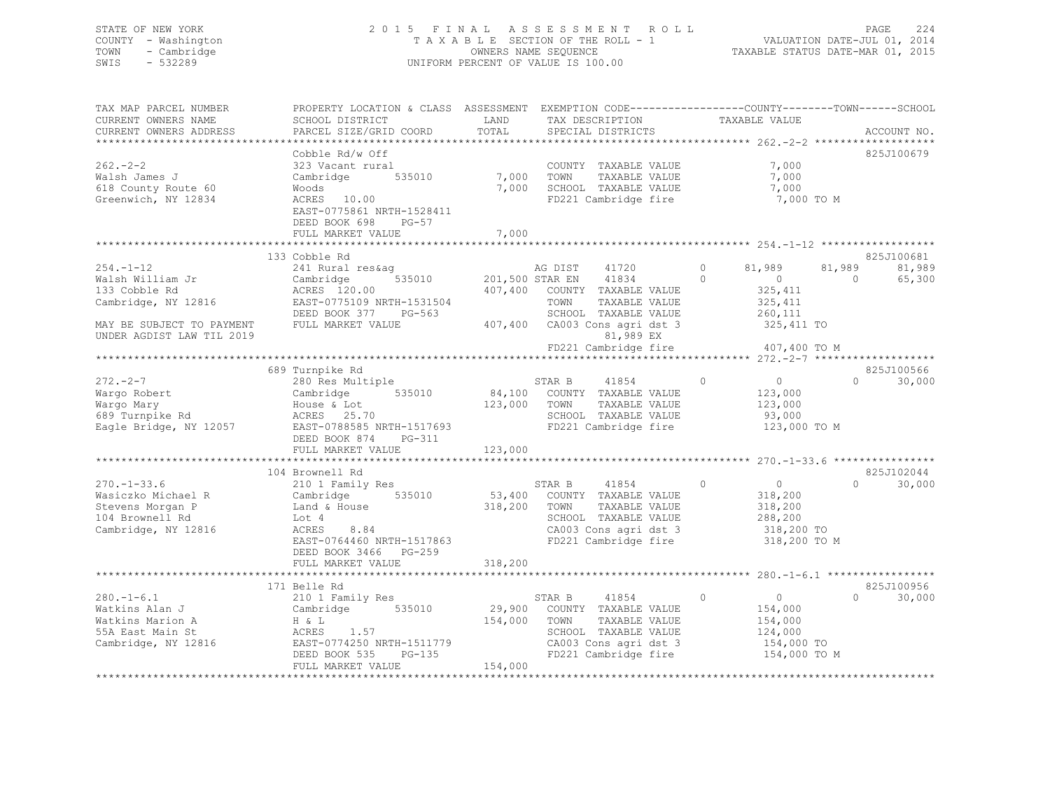STATE OF NEW YORK
COUNTY - Washington
TOWN - Cambridge
SWIS - 532289

2 0 1 5 F I N A L A S S E S S M E N T R O L L
T A X A B L E SECTION OF THE ROLL - 1
OWNERS NAME SEQUENCE
UNIFORM PERCENT OF VALUE IS 100.00

VALUATION DATE-JUL 01, 2014
TAXABLE STATUS DATE-MAR 01, 2015

```
TAX MAP PARCEL NUMBER     PROPERTY LOCATION & CLASS  ASSESSMENT  EXEMPTION CODE------------------COUNTY--------TOWN------SCHOOL
CURRENT OWNERS NAME       SCHOOL DISTRICT               LAND      TAX DESCRIPTION            TAXABLE VALUE
CURRENT OWNERS ADDRESS    PARCEL SIZE/GRID COORD        TOTAL     SPECIAL DISTRICTS                                      ACCOUNT NO.
******************************************************************************************************* 262.-2-2 *******************
                          Cobble Rd/w Off                                                                              825J100679
262.-2-2                  323 Vacant rural                        COUNTY  TAXABLE VALUE            7,000
Walsh James J             Cambridge      535010         7,000     TOWN    TAXABLE VALUE            7,000
618 County Route 60       Woods                         7,000     SCHOOL  TAXABLE VALUE            7,000
Greenwich, NY 12834       ACRES  10.00                            FD221 Cambridge fire              7,000 TO M
                          EAST-0775861 NRTH-1528411
                          DEED BOOK 698    PG-57
                          FULL MARKET VALUE             7,000
******************************************************************************************************* 254.-1-12 ******************
                          133 Cobble Rd                                                                                825J100681
254.-1-12                 241 Rural res&ag                        AG DIST    41720       0      81,989     81,989     81,989
Walsh William Jr          Cambridge      535010       201,500 STAR EN    41834       0           0          0     65,300
133 Cobble Rd             ACRES 120.00                407,400     COUNTY  TAXABLE VALUE          325,411
Cambridge, NY 12816       EAST-0775109 NRTH-1531504               TOWN    TAXABLE VALUE          325,411
                          DEED BOOK 377    PG-563                 SCHOOL  TAXABLE VALUE          260,111
MAY BE SUBJECT TO PAYMENT FULL MARKET VALUE           407,400     CA003 Cons agri dst 3          325,411 TO
UNDER AGDIST LAW TIL 2019                                              81,989 EX
                                                                  FD221 Cambridge fire           407,400 TO M
******************************************************************************************************* 272.-2-7 *******************
                          689 Turnpike Rd                                                                              825J100566
272.-2-7                  280 Res Multiple                        STAR B     41854       0           0          0     30,000
Wargo Robert              Cambridge      535010        84,100     COUNTY  TAXABLE VALUE          123,000
Wargo Mary                House & Lot                 123,000     TOWN    TAXABLE VALUE          123,000
689 Turnpike Rd           ACRES  25.70                            SCHOOL  TAXABLE VALUE           93,000
Eagle Bridge, NY 12057    EAST-0788585 NRTH-1517693               FD221 Cambridge fire           123,000 TO M
                          DEED BOOK 874    PG-311
                          FULL MARKET VALUE           123,000
******************************************************************************************************* 270.-1-33.6 ****************
                          104 Brownell Rd                                                                              825J102044
270.-1-33.6               210 1 Family Res                        STAR B     41854       0           0          0     30,000
Wasiczko Michael R        Cambridge      535010        53,400     COUNTY  TAXABLE VALUE          318,200
Stevens Morgan P          Land & House                318,200     TOWN    TAXABLE VALUE          318,200
104 Brownell Rd           Lot 4                                   SCHOOL  TAXABLE VALUE          288,200
Cambridge, NY 12816       ACRES   8.84                            CA003 Cons agri dst 3          318,200 TO
                          EAST-0764460 NRTH-1517863               FD221 Cambridge fire           318,200 TO M
                          DEED BOOK 3466   PG-259
                          FULL MARKET VALUE           318,200
******************************************************************************************************* 280.-1-6.1 *****************
                          171 Belle Rd                                                                                 825J100956
280.-1-6.1                210 1 Family Res                        STAR B     41854       0           0          0     30,000
Watkins Alan J            Cambridge      535010        29,900     COUNTY  TAXABLE VALUE          154,000
Watkins Marion A          H & L                       154,000     TOWN    TAXABLE VALUE          154,000
55A East Main St          ACRES   1.57                            SCHOOL  TAXABLE VALUE          124,000
Cambridge, NY 12816       EAST-0774250 NRTH-1511779               CA003 Cons agri dst 3          154,000 TO
                          DEED BOOK 535    PG-135                 FD221 Cambridge fire           154,000 TO M
                          FULL MARKET VALUE           154,000
************************************************************************************************************************************
```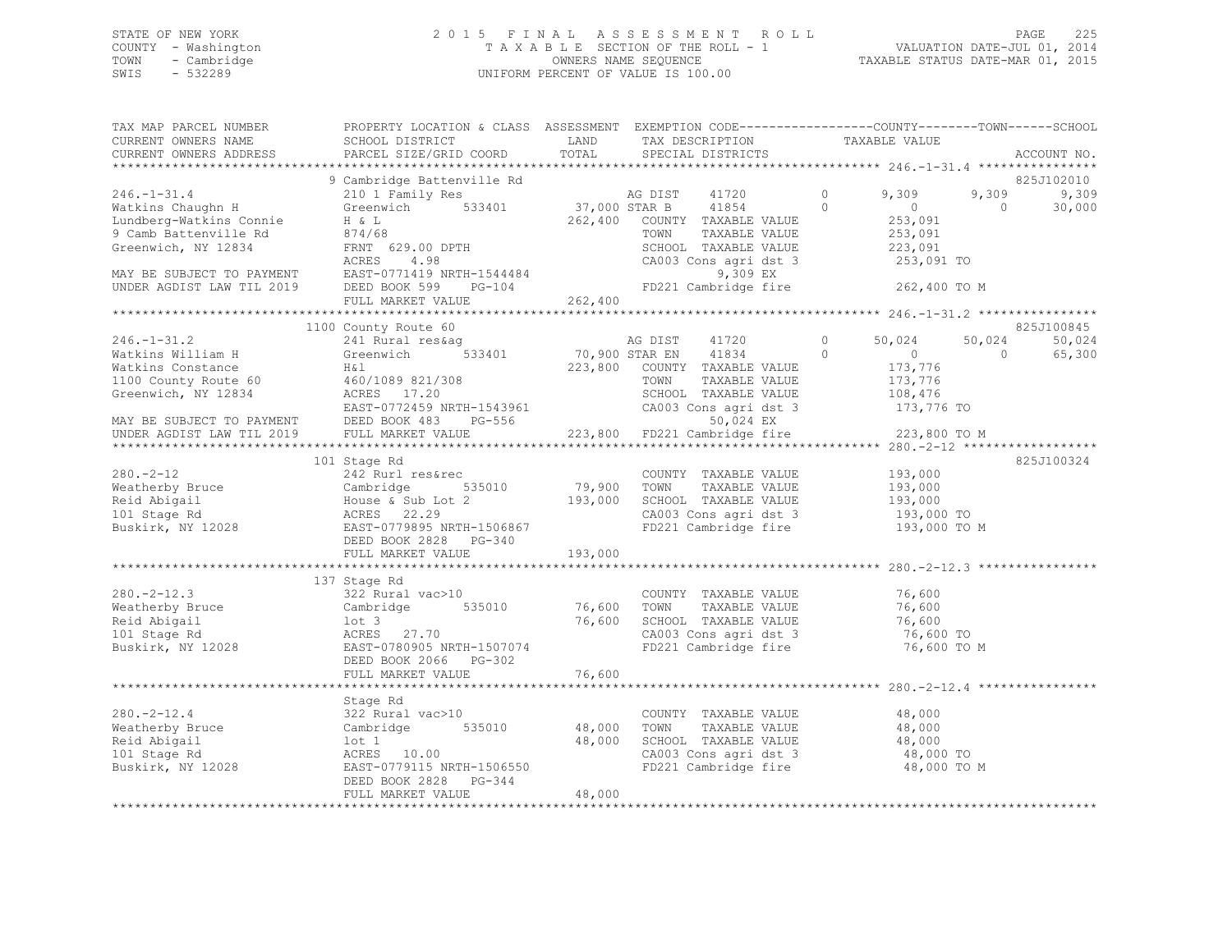STATE OF NEW YORK
COUNTY - Washington
TOWN - Cambridge
SWIS - 532289

2015 FINAL ASSESSMENT ROLL
TAXABLE SECTION OF THE ROLL - 1
OWNERS NAME SEQUENCE
UNIFORM PERCENT OF VALUE IS 100.00

VALUATION DATE-JUL 01, 2014
TAXABLE STATUS DATE-MAR 01, 2015

```
TAX MAP PARCEL NUMBER          PROPERTY LOCATION & CLASS  ASSESSMENT  EXEMPTION CODE------------------COUNTY--------TOWN------SCHOOL
CURRENT OWNERS NAME            SCHOOL DISTRICT               LAND      TAX DESCRIPTION              TAXABLE VALUE
CURRENT OWNERS ADDRESS         PARCEL SIZE/GRID COORD        TOTAL     SPECIAL DISTRICTS                                    ACCOUNT NO.
****************************************************************************************************** 246.-1-31.4 ****************
                               9 Cambridge Battenville Rd                                                                   825J102010
246.-1-31.4                    210 1 Family Res                        AG DIST     41720        0        9,309      9,309      9,309
Watkins Chaughn H              Greenwich      533401       37,000 STAR B      41854        0            0          0     30,000
Lundberg-Watkins Connie        H & L                       262,400    COUNTY  TAXABLE VALUE           253,091
9 Camb Battenville Rd          874/68                                 TOWN    TAXABLE VALUE           253,091
Greenwich, NY 12834            FRNT 629.00 DPTH                       SCHOOL  TAXABLE VALUE           223,091
                               ACRES    4.98                          CA003 Cons agri dst 3           253,091 TO
MAY BE SUBJECT TO PAYMENT      EAST-0771419 NRTH-1544484                      9,309 EX
UNDER AGDIST LAW TIL 2019      DEED BOOK 599    PG-104                FD221 Cambridge fire            262,400 TO M
                               FULL MARKET VALUE           262,400
****************************************************************************************************** 246.-1-31.2 ****************
                               1100 County Route 60                                                                         825J100845
246.-1-31.2                    241 Rural res&ag                       AG DIST     41720        0       50,024     50,024     50,024
Watkins William H              Greenwich      533401       70,900 STAR EN     41834        0            0          0     65,300
Watkins Constance              H&l                         223,800    COUNTY  TAXABLE VALUE           173,776
1100 County Route 60           460/1089 821/308                       TOWN    TAXABLE VALUE           173,776
Greenwich, NY 12834            ACRES   17.20                          SCHOOL  TAXABLE VALUE           108,476
                               EAST-0772459 NRTH-1543961              CA003 Cons agri dst 3           173,776 TO
MAY BE SUBJECT TO PAYMENT      DEED BOOK 483    PG-556                       50,024 EX
UNDER AGDIST LAW TIL 2019      FULL MARKET VALUE           223,800    FD221 Cambridge fire            223,800 TO M
****************************************************************************************************** 280.-2-12 ******************
                               101 Stage Rd                                                                                 825J100324
280.-2-12                      242 Rurl res&rec                       COUNTY  TAXABLE VALUE           193,000
Weatherby Bruce                Cambridge      535010       79,900     TOWN    TAXABLE VALUE           193,000
Reid Abigail                   House & Sub Lot 2           193,000    SCHOOL  TAXABLE VALUE           193,000
101 Stage Rd                   ACRES   22.29                          CA003 Cons agri dst 3           193,000 TO
Buskirk, NY 12028              EAST-0779895 NRTH-1506867              FD221 Cambridge fire            193,000 TO M
                               DEED BOOK 2828   PG-340
                               FULL MARKET VALUE           193,000
****************************************************************************************************** 280.-2-12.3 ****************
                               137 Stage Rd
280.-2-12.3                    322 Rural vac>10                       COUNTY  TAXABLE VALUE            76,600
Weatherby Bruce                Cambridge      535010       76,600     TOWN    TAXABLE VALUE            76,600
Reid Abigail                   lot 3                        76,600    SCHOOL  TAXABLE VALUE            76,600
101 Stage Rd                   ACRES   27.70                          CA003 Cons agri dst 3            76,600 TO
Buskirk, NY 12028              EAST-0780905 NRTH-1507074              FD221 Cambridge fire             76,600 TO M
                               DEED BOOK 2066   PG-302
                               FULL MARKET VALUE            76,600
****************************************************************************************************** 280.-2-12.4 ****************
                               Stage Rd
280.-2-12.4                    322 Rural vac>10                       COUNTY  TAXABLE VALUE            48,000
Weatherby Bruce                Cambridge      535010       48,000     TOWN    TAXABLE VALUE            48,000
Reid Abigail                   lot 1                        48,000    SCHOOL  TAXABLE VALUE            48,000
101 Stage Rd                   ACRES   10.00                          CA003 Cons agri dst 3            48,000 TO
Buskirk, NY 12028              EAST-0779115 NRTH-1506550              FD221 Cambridge fire             48,000 TO M
                               DEED BOOK 2828   PG-344
                               FULL MARKET VALUE            48,000
************************************************************************************************************************************
```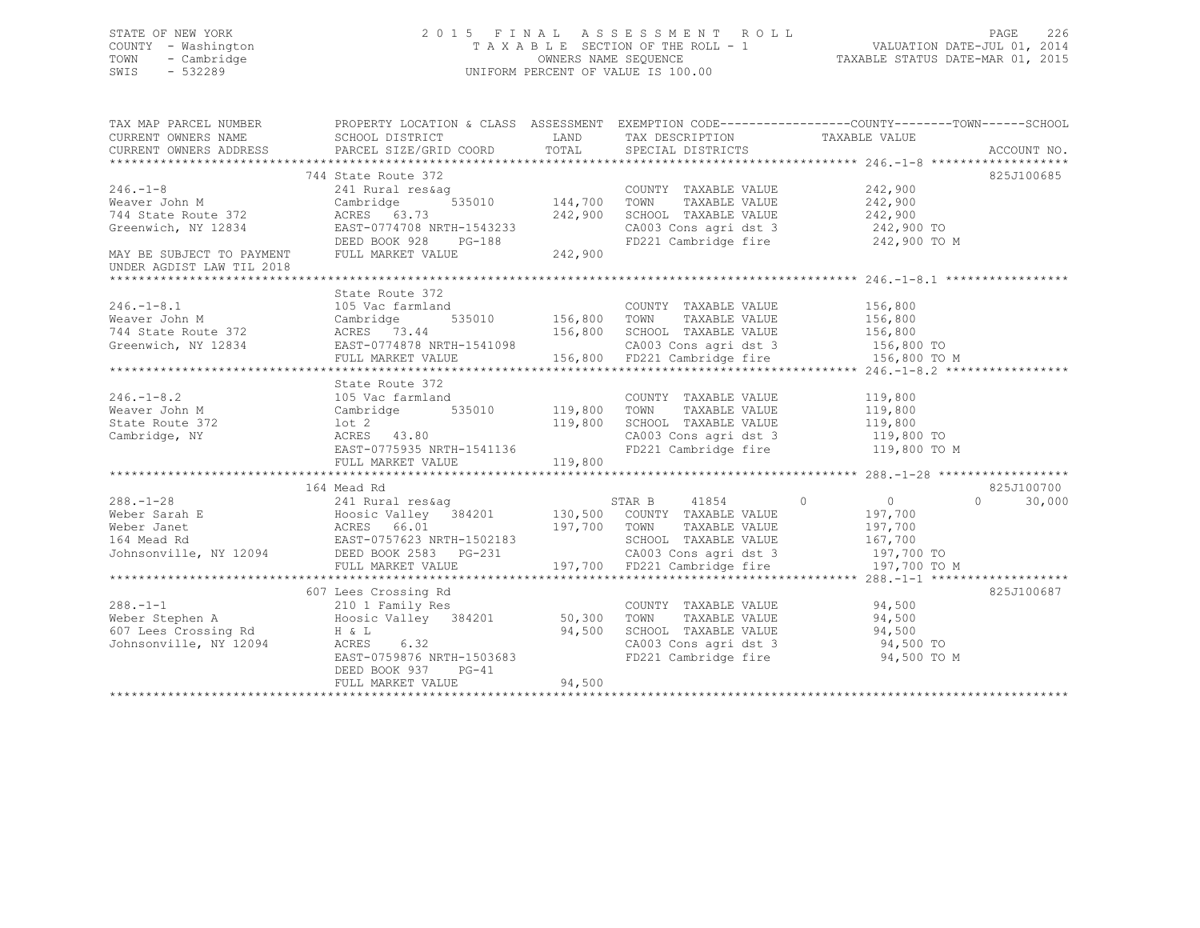STATE OF NEW YORK — 2015 FINAL ASSESSMENT ROLL — PAGE 226
COUNTY - Washington — TAXABLE SECTION OF THE ROLL - 1 — VALUATION DATE-JUL 01, 2014
TOWN - Cambridge — OWNERS NAME SEQUENCE — TAXABLE STATUS DATE-MAR 01, 2015
SWIS - 532289 — UNIFORM PERCENT OF VALUE IS 100.00

| TAX MAP PARCEL NUMBER / CURRENT OWNERS NAME / CURRENT OWNERS ADDRESS | PROPERTY LOCATION & CLASS / SCHOOL DISTRICT / PARCEL SIZE/GRID COORD | ASSESSMENT LAND | ASSESSMENT TOTAL | EXEMPTION CODE / TAX DESCRIPTION / SPECIAL DISTRICTS | COUNTY | TOWN | SCHOOL / TAXABLE VALUE | ACCOUNT NO. |
|---|---|---|---|---|---|---|---|---|
| **246.-1-8** | 744 State Route 372 | | | | | | | 825J100685 |
| Weaver John M | 241 Rural res&ag | | | COUNTY TAXABLE VALUE | 242,900 | | | |
| 744 State Route 372 | Cambridge 535010 | 144,700 | | TOWN TAXABLE VALUE | | 242,900 | | |
| Greenwich, NY 12834 | ACRES 63.73 | | 242,900 | SCHOOL TAXABLE VALUE | | | 242,900 | |
| | EAST-0774708 NRTH-1543233 | | | CA003 Cons agri dst 3 | | | 242,900 TO | |
| | DEED BOOK 928 PG-188 | | | FD221 Cambridge fire | | | 242,900 TO M | |
| MAY BE SUBJECT TO PAYMENT UNDER AGDIST LAW TIL 2018 | FULL MARKET VALUE | | 242,900 | | | | | |
| **246.-1-8.1** | State Route 372 | | | | | | | |
| Weaver John M | 105 Vac farmland | | | COUNTY TAXABLE VALUE | 156,800 | | | |
| 744 State Route 372 | Cambridge 535010 | 156,800 | | TOWN TAXABLE VALUE | | 156,800 | | |
| Greenwich, NY 12834 | ACRES 73.44 | | 156,800 | SCHOOL TAXABLE VALUE | | | 156,800 | |
| | EAST-0774878 NRTH-1541098 | | | CA003 Cons agri dst 3 | | | 156,800 TO | |
| | FULL MARKET VALUE | | 156,800 | FD221 Cambridge fire | | | 156,800 TO M | |
| **246.-1-8.2** | State Route 372 | | | | | | | |
| Weaver John M | 105 Vac farmland | | | COUNTY TAXABLE VALUE | 119,800 | | | |
| State Route 372 | Cambridge 535010 | 119,800 | | TOWN TAXABLE VALUE | | 119,800 | | |
| Cambridge, NY | lot 2 | | 119,800 | SCHOOL TAXABLE VALUE | | | 119,800 | |
| | ACRES 43.80 | | | CA003 Cons agri dst 3 | | | 119,800 TO | |
| | EAST-0775935 NRTH-1541136 | | | FD221 Cambridge fire | | | 119,800 TO M | |
| | FULL MARKET VALUE | | 119,800 | | | | | |
| **288.-1-28** | 164 Mead Rd | | | | | | | 825J100700 |
| Weber Sarah E | 241 Rural res&ag | | | STAR B 41854 | 0 | 0 | 30,000 | |
| Weber Janet | Hoosic Valley 384201 | 130,500 | | COUNTY TAXABLE VALUE | 197,700 | | | |
| 164 Mead Rd | ACRES 66.01 | | 197,700 | TOWN TAXABLE VALUE | | 197,700 | | |
| Johnsonville, NY 12094 | EAST-0757623 NRTH-1502183 | | | SCHOOL TAXABLE VALUE | | | 167,700 | |
| | DEED BOOK 2583 PG-231 | | | CA003 Cons agri dst 3 | | | 197,700 TO | |
| | FULL MARKET VALUE | | 197,700 | FD221 Cambridge fire | | | 197,700 TO M | |
| **288.-1-1** | 607 Lees Crossing Rd | | | | | | | 825J100687 |
| Weber Stephen A | 210 1 Family Res | | | COUNTY TAXABLE VALUE | 94,500 | | | |
| 607 Lees Crossing Rd | Hoosic Valley 384201 | 50,300 | | TOWN TAXABLE VALUE | | 94,500 | | |
| Johnsonville, NY 12094 | H & L | | 94,500 | SCHOOL TAXABLE VALUE | | | 94,500 | |
| | ACRES 6.32 | | | CA003 Cons agri dst 3 | | | 94,500 TO | |
| | EAST-0759876 NRTH-1503683 | | | FD221 Cambridge fire | | | 94,500 TO M | |
| | DEED BOOK 937 PG-41 | | | | | | | |
| | FULL MARKET VALUE | | 94,500 | | | | | |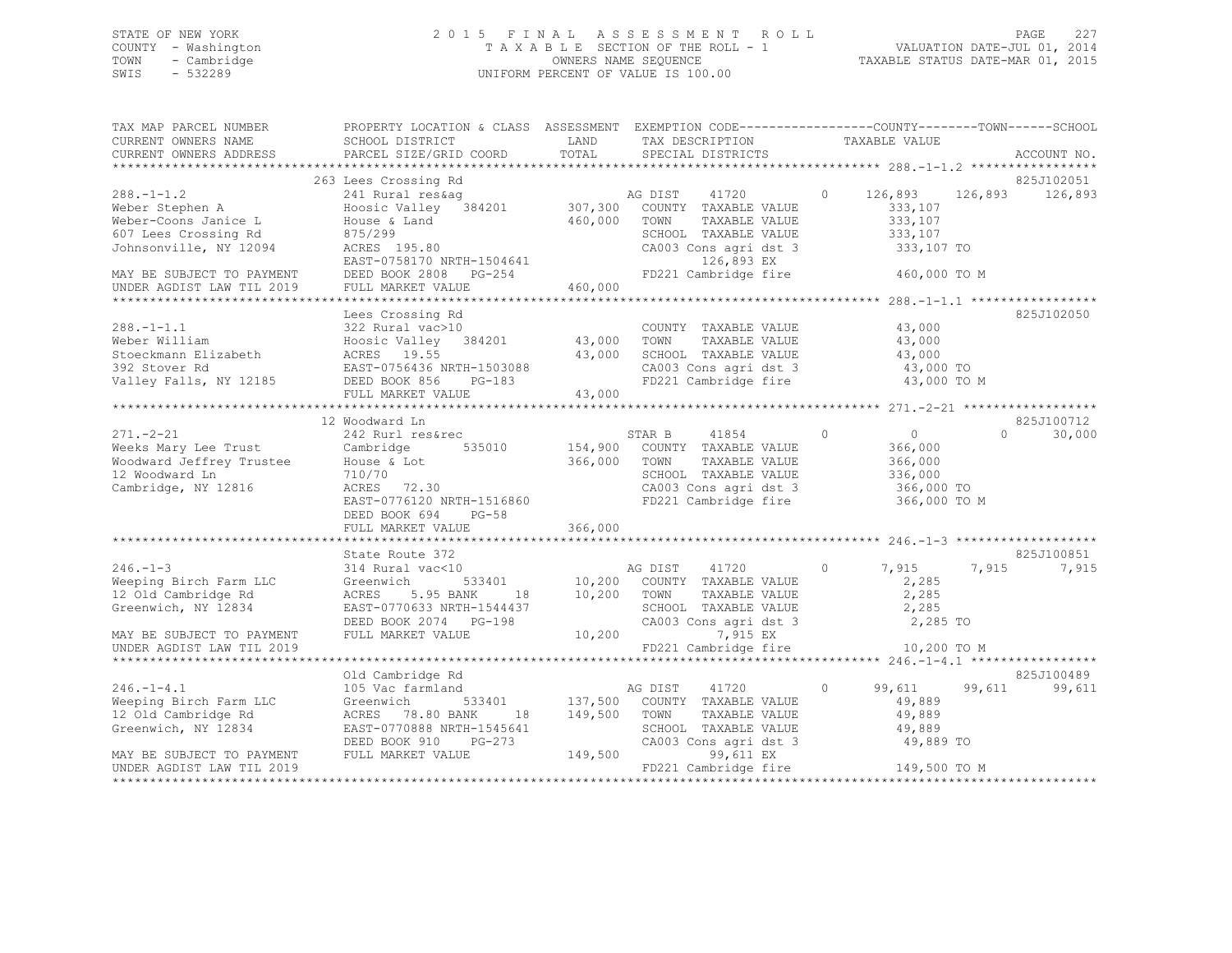STATE OF NEW YORK
COUNTY - Washington
TOWN - Cambridge
SWIS - 532289

2015 FINAL ASSESSMENT ROLL
TAXABLE SECTION OF THE ROLL - 1
OWNERS NAME SEQUENCE
UNIFORM PERCENT OF VALUE IS 100.00

VALUATION DATE-JUL 01, 2014
TAXABLE STATUS DATE-MAR 01, 2015

```
TAX MAP PARCEL NUMBER          PROPERTY LOCATION & CLASS  ASSESSMENT  EXEMPTION CODE-----------------COUNTY--------TOWN------SCHOOL
CURRENT OWNERS NAME            SCHOOL DISTRICT               LAND      TAX DESCRIPTION              TAXABLE VALUE
CURRENT OWNERS ADDRESS         PARCEL SIZE/GRID COORD        TOTAL     SPECIAL DISTRICTS                                     ACCOUNT NO.
******************************************************************************************************* 288.-1-1.2 *****************
                               263 Lees Crossing Rd                                                                          825J102051
288.-1-1.2                     241 Rural res&ag                     AG DIST    41720         0     126,893   126,893   126,893
Weber Stephen A                Hoosic Valley  384201      307,300   COUNTY  TAXABLE VALUE            333,107
Weber-Coons Janice L           House & Land               460,000   TOWN    TAXABLE VALUE            333,107
607 Lees Crossing Rd           875/299                              SCHOOL  TAXABLE VALUE            333,107
Johnsonville, NY 12094         ACRES 195.80                         CA003 Cons agri dst 3            333,107 TO
                               EAST-0758170 NRTH-1504641                   126,893 EX
MAY BE SUBJECT TO PAYMENT      DEED BOOK 2808   PG-254              FD221 Cambridge fire             460,000 TO M
UNDER AGDIST LAW TIL 2019      FULL MARKET VALUE          460,000
******************************************************************************************************* 288.-1-1.1 *****************
                               Lees Crossing Rd                                                                              825J102050
288.-1-1.1                     322 Rural vac>10                     COUNTY  TAXABLE VALUE             43,000
Weber William                  Hoosic Valley  384201       43,000   TOWN    TAXABLE VALUE             43,000
Stoeckmann Elizabeth           ACRES  19.55                 43,000  SCHOOL  TAXABLE VALUE             43,000
392 Stover Rd                  EAST-0756436 NRTH-1503088            CA003 Cons agri dst 3             43,000 TO
Valley Falls, NY 12185         DEED BOOK 856    PG-183              FD221 Cambridge fire              43,000 TO M
                               FULL MARKET VALUE           43,000
******************************************************************************************************* 271.-2-21 ******************
                               12 Woodward Ln                                                                                825J100712
271.-2-21                      242 Rurl res&rec                     STAR B     41854         0           0         0    30,000
Weeks Mary Lee Trust           Cambridge      535010      154,900   COUNTY  TAXABLE VALUE            366,000
Woodward Jeffrey Trustee       House & Lot                366,000   TOWN    TAXABLE VALUE            366,000
12 Woodward Ln                 710/70                               SCHOOL  TAXABLE VALUE            336,000
Cambridge, NY 12816            ACRES  72.30                         CA003 Cons agri dst 3            366,000 TO
                               EAST-0776120 NRTH-1516860            FD221 Cambridge fire             366,000 TO M
                               DEED BOOK 694    PG-58
                               FULL MARKET VALUE          366,000
******************************************************************************************************* 246.-1-3 *******************
                               State Route 372                                                                               825J100851
246.-1-3                       314 Rural vac<10                     AG DIST    41720         0       7,915     7,915     7,915
Weeping Birch Farm LLC         Greenwich      533401       10,200   COUNTY  TAXABLE VALUE              2,285
12 Old Cambridge Rd            ACRES   5.95 BANK    18     10,200   TOWN    TAXABLE VALUE              2,285
Greenwich, NY 12834            EAST-0770633 NRTH-1544437            SCHOOL  TAXABLE VALUE              2,285
                               DEED BOOK 2074   PG-198              CA003 Cons agri dst 3              2,285 TO
MAY BE SUBJECT TO PAYMENT      FULL MARKET VALUE           10,200          7,915 EX
UNDER AGDIST LAW TIL 2019                                           FD221 Cambridge fire              10,200 TO M
******************************************************************************************************* 246.-1-4.1 *****************
                               Old Cambridge Rd                                                                              825J100489
246.-1-4.1                     105 Vac farmland                     AG DIST    41720         0      99,611    99,611    99,611
Weeping Birch Farm LLC         Greenwich      533401      137,500   COUNTY  TAXABLE VALUE             49,889
12 Old Cambridge Rd            ACRES  78.80 BANK    18    149,500   TOWN    TAXABLE VALUE             49,889
Greenwich, NY 12834            EAST-0770888 NRTH-1545641            SCHOOL  TAXABLE VALUE             49,889
                               DEED BOOK 910    PG-273              CA003 Cons agri dst 3             49,889 TO
MAY BE SUBJECT TO PAYMENT      FULL MARKET VALUE          149,500         99,611 EX
UNDER AGDIST LAW TIL 2019                                           FD221 Cambridge fire             149,500 TO M
************************************************************************************************************************************
```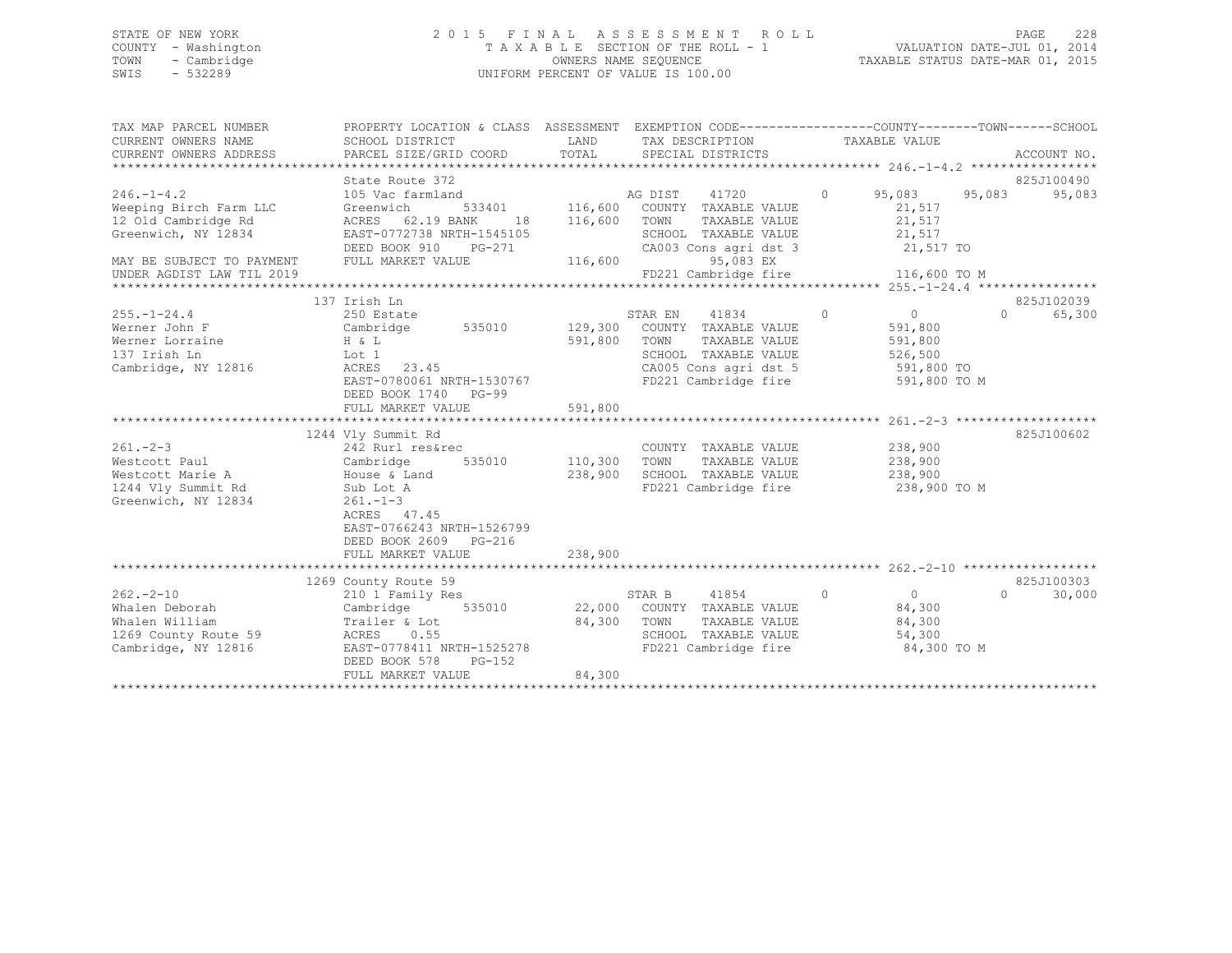STATE OF NEW YORK
COUNTY - Washington
TOWN - Cambridge
SWIS - 532289

2015 FINAL ASSESSMENT ROLL
TAXABLE SECTION OF THE ROLL - 1
OWNERS NAME SEQUENCE
UNIFORM PERCENT OF VALUE IS 100.00

VALUATION DATE-JUL 01, 2014
TAXABLE STATUS DATE-MAR 01, 2015

```
TAX MAP PARCEL NUMBER      PROPERTY LOCATION & CLASS  ASSESSMENT  EXEMPTION CODE-----------------COUNTY--------TOWN------SCHOOL
CURRENT OWNERS NAME        SCHOOL DISTRICT               LAND      TAX DESCRIPTION            TAXABLE VALUE
CURRENT OWNERS ADDRESS     PARCEL SIZE/GRID COORD        TOTAL     SPECIAL DISTRICTS                                    ACCOUNT NO.
******************************************************************************************************* 246.-1-4.2 *****************
                           State Route 372                                                                               825J100490
246.-1-4.2                 105 Vac farmland                        AG DIST    41720        0      95,083     95,083     95,083
Weeping Birch Farm LLC     Greenwich       533401      116,600   COUNTY  TAXABLE VALUE           21,517
12 Old Cambridge Rd        ACRES  62.19 BANK    18     116,600   TOWN    TAXABLE VALUE           21,517
Greenwich, NY 12834        EAST-0772738 NRTH-1545105              SCHOOL  TAXABLE VALUE           21,517
                           DEED BOOK 910    PG-271                 CA003 Cons agri dst 3           21,517 TO
MAY BE SUBJECT TO PAYMENT  FULL MARKET VALUE           116,600          95,083 EX
UNDER AGDIST LAW TIL 2019                                          FD221 Cambridge fire           116,600 TO M
******************************************************************************************************* 255.-1-24.4 ****************
                           137 Irish Ln                                                                                  825J102039
255.-1-24.4                250 Estate                              STAR EN    41834        0           0          0      65,300
Werner John F              Cambridge       535010      129,300   COUNTY  TAXABLE VALUE          591,800
Werner Lorraine            H & L                        591,800   TOWN    TAXABLE VALUE          591,800
137 Irish Ln               Lot 1                                   SCHOOL  TAXABLE VALUE          526,500
Cambridge, NY 12816        ACRES  23.45                            CA005 Cons agri dst 5          591,800 TO
                           EAST-0780061 NRTH-1530767              FD221 Cambridge fire           591,800 TO M
                           DEED BOOK 1740   PG-99
                           FULL MARKET VALUE           591,800
******************************************************************************************************* 261.-2-3 *******************
                           1244 Vly Summit Rd                                                                            825J100602
261.-2-3                   242 Rurl res&rec                        COUNTY  TAXABLE VALUE          238,900
Westcott Paul              Cambridge       535010      110,300   TOWN    TAXABLE VALUE          238,900
Westcott Marie A           House & Land                 238,900   SCHOOL  TAXABLE VALUE          238,900
1244 Vly Summit Rd         Sub Lot A                               FD221 Cambridge fire           238,900 TO M
Greenwich, NY 12834        261.-1-3
                           ACRES  47.45
                           EAST-0766243 NRTH-1526799
                           DEED BOOK 2609   PG-216
                           FULL MARKET VALUE           238,900
******************************************************************************************************* 262.-2-10 ******************
                           1269 County Route 59                                                                          825J100303
262.-2-10                  210 1 Family Res                        STAR B     41854        0           0          0      30,000
Whalen Deborah             Cambridge       535010       22,000   COUNTY  TAXABLE VALUE           84,300
Whalen William             Trailer & Lot                 84,300   TOWN    TAXABLE VALUE           84,300
1269 County Route 59       ACRES   0.55                            SCHOOL  TAXABLE VALUE           54,300
Cambridge, NY 12816        EAST-0778411 NRTH-1525278              FD221 Cambridge fire            84,300 TO M
                           DEED BOOK 578    PG-152
                           FULL MARKET VALUE            84,300
************************************************************************************************************************************
```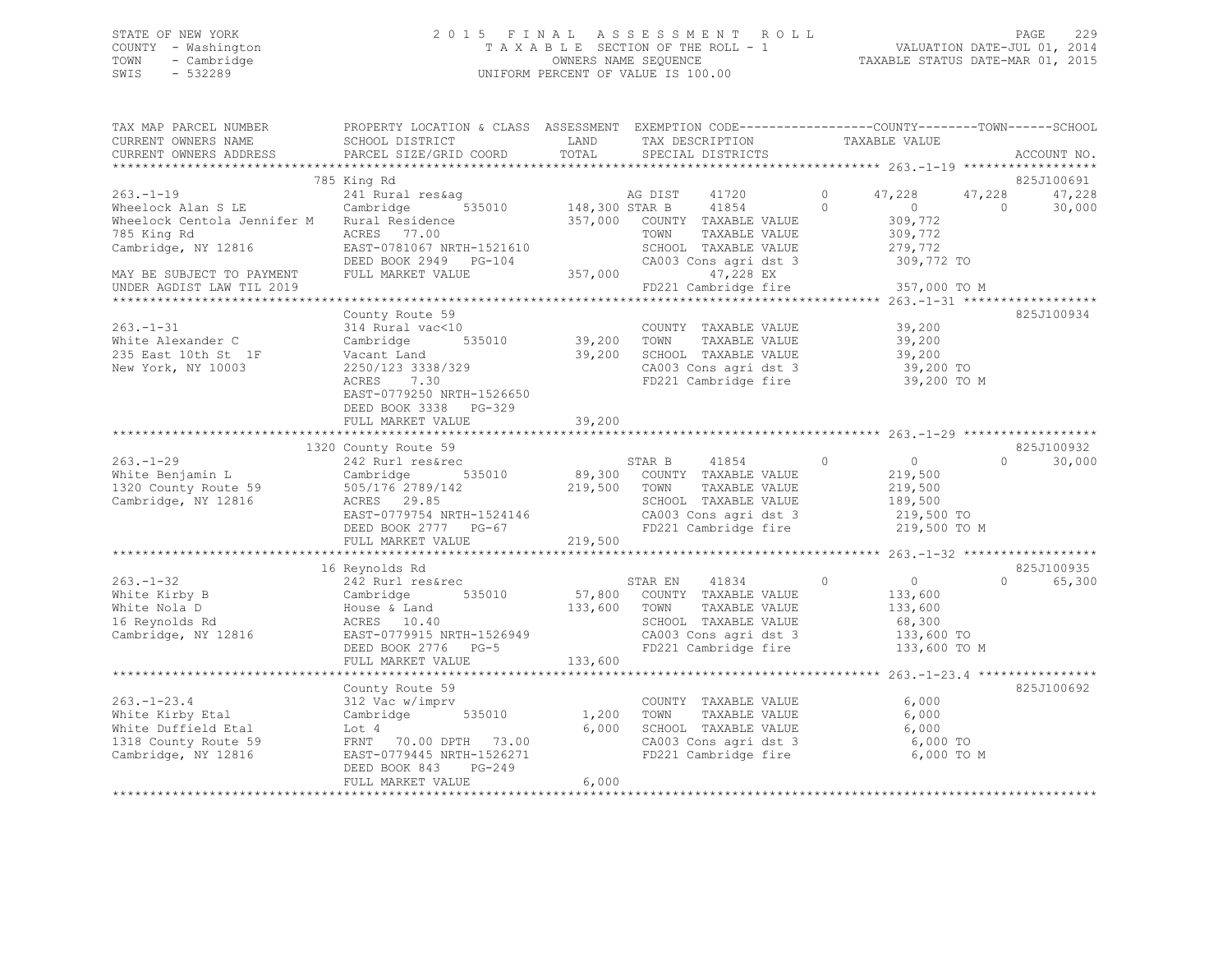STATE OF NEW YORK
COUNTY - Washington
TOWN - Cambridge
SWIS - 532289

2015 FINAL ASSESSMENT ROLL
TAXABLE SECTION OF THE ROLL - 1
OWNERS NAME SEQUENCE
UNIFORM PERCENT OF VALUE IS 100.00

VALUATION DATE-JUL 01, 2014
TAXABLE STATUS DATE-MAR 01, 2015

```
TAX MAP PARCEL NUMBER          PROPERTY LOCATION & CLASS  ASSESSMENT  EXEMPTION CODE-----------------COUNTY--------TOWN------SCHOOL
CURRENT OWNERS NAME            SCHOOL DISTRICT               LAND      TAX DESCRIPTION             TAXABLE VALUE
CURRENT OWNERS ADDRESS         PARCEL SIZE/GRID COORD        TOTAL     SPECIAL DISTRICTS                                    ACCOUNT NO.
*********************************************************************************************************** 263.-1-19 ******************
                               785 King Rd                                                                                  825J100691
263.-1-19                      241 Rural res&ag                     AG DIST    41720         0      47,228     47,228      47,228
Wheelock Alan S LE             Cambridge       535010    148,300 STAR B     41854         0           0          0      30,000
Wheelock Centola Jennifer M    Rural Residence           357,000  COUNTY  TAXABLE VALUE        309,772
785 King Rd                    ACRES   77.00                       TOWN    TAXABLE VALUE        309,772
Cambridge, NY 12816            EAST-0781067 NRTH-1521610           SCHOOL  TAXABLE VALUE        279,772
                               DEED BOOK 2949   PG-104             CA003 Cons agri dst 3         309,772 TO
MAY BE SUBJECT TO PAYMENT      FULL MARKET VALUE         357,000        47,228 EX
UNDER AGDIST LAW TIL 2019                                          FD221 Cambridge fire          357,000 TO M
*********************************************************************************************************** 263.-1-31 ******************
                               County Route 59                                                                              825J100934
263.-1-31                      314 Rural vac<10                    COUNTY  TAXABLE VALUE         39,200
White Alexander C              Cambridge       535010     39,200   TOWN    TAXABLE VALUE         39,200
235 East 10th St  1F           Vacant Land                39,200   SCHOOL  TAXABLE VALUE         39,200
New York, NY 10003             2250/123 3338/329                   CA003 Cons agri dst 3          39,200 TO
                               ACRES    7.30                       FD221 Cambridge fire           39,200 TO M
                               EAST-0779250 NRTH-1526650
                               DEED BOOK 3338   PG-329
                               FULL MARKET VALUE          39,200
*********************************************************************************************************** 263.-1-29 ******************
                               1320 County Route 59                                                                         825J100932
263.-1-29                      242 Rurl res&rec                     STAR B     41854         0           0          0      30,000
White Benjamin L               Cambridge       535010     89,300   COUNTY  TAXABLE VALUE        219,500
1320 County Route 59           505/176 2789/142          219,500   TOWN    TAXABLE VALUE        219,500
Cambridge, NY 12816            ACRES   29.85                       SCHOOL  TAXABLE VALUE        189,500
                               EAST-0779754 NRTH-1524146           CA003 Cons agri dst 3         219,500 TO
                               DEED BOOK 2777   PG-67              FD221 Cambridge fire          219,500 TO M
                               FULL MARKET VALUE         219,500
*********************************************************************************************************** 263.-1-32 ******************
                               16 Reynolds Rd                                                                               825J100935
263.-1-32                      242 Rurl res&rec                     STAR EN    41834         0           0          0      65,300
White Kirby B                  Cambridge       535010     57,800   COUNTY  TAXABLE VALUE        133,600
White Nola D                   House & Land              133,600   TOWN    TAXABLE VALUE        133,600
16 Reynolds Rd                 ACRES   10.40                       SCHOOL  TAXABLE VALUE         68,300
Cambridge, NY 12816            EAST-0779915 NRTH-1526949           CA003 Cons agri dst 3         133,600 TO
                               DEED BOOK 2776   PG-5               FD221 Cambridge fire          133,600 TO M
                               FULL MARKET VALUE         133,600
*********************************************************************************************************** 263.-1-23.4 ****************
                               County Route 59                                                                              825J100692
263.-1-23.4                    312 Vac w/imprv                     COUNTY  TAXABLE VALUE          6,000
White Kirby Etal               Cambridge       535010      1,200   TOWN    TAXABLE VALUE          6,000
White Duffield Etal            Lot 4                       6,000   SCHOOL  TAXABLE VALUE          6,000
1318 County Route 59           FRNT   70.00 DPTH   73.00           CA003 Cons agri dst 3           6,000 TO
Cambridge, NY 12816            EAST-0779445 NRTH-1526271           FD221 Cambridge fire            6,000 TO M
                               DEED BOOK 843    PG-249
                               FULL MARKET VALUE           6,000
************************************************************************************************************************************
```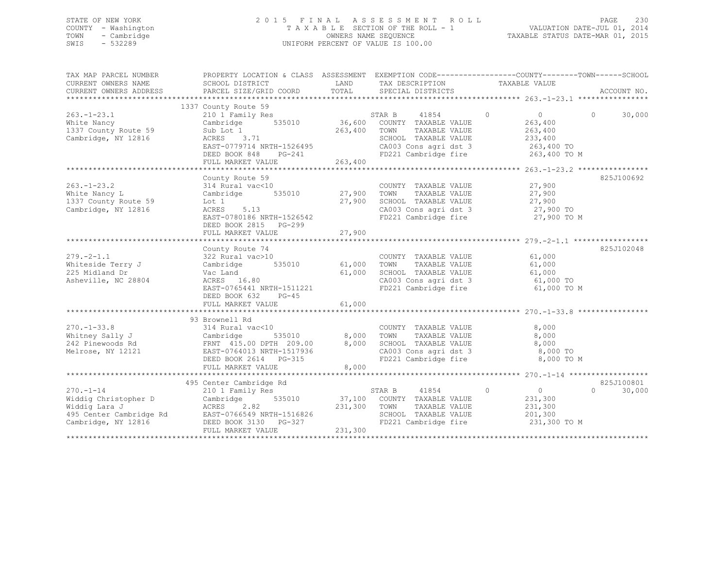STATE OF NEW YORK
COUNTY - Washington
TOWN - Cambridge
SWIS - 532289

# 2015 FINAL ASSESSMENT ROLL

TAXABLE SECTION OF THE ROLL - 1
OWNERS NAME SEQUENCE
UNIFORM PERCENT OF VALUE IS 100.00

VALUATION DATE-JUL 01, 2014
TAXABLE STATUS DATE-MAR 01, 2015

```
TAX MAP PARCEL NUMBER          PROPERTY LOCATION & CLASS  ASSESSMENT  EXEMPTION CODE------------------COUNTY--------TOWN------SCHOOL
CURRENT OWNERS NAME            SCHOOL DISTRICT               LAND      TAX DESCRIPTION              TAXABLE VALUE
CURRENT OWNERS ADDRESS         PARCEL SIZE/GRID COORD        TOTAL     SPECIAL DISTRICTS                                      ACCOUNT NO.
******************************************************************************************************* 263.-1-23.1 ****************
                               1337 County Route 59
263.-1-23.1                    210 1 Family Res                        STAR B      41854         0           0          0     30,000
White Nancy                    Cambridge        535010        36,600   COUNTY  TAXABLE VALUE           263,400
1337 County Route 59           Sub Lot 1                     263,400   TOWN    TAXABLE VALUE           263,400
Cambridge, NY 12816            ACRES    3.71                           SCHOOL  TAXABLE VALUE           233,400
                               EAST-0779714 NRTH-1526495               CA003 Cons agri dst 3            263,400 TO
                               DEED BOOK 848    PG-241                 FD221 Cambridge fire             263,400 TO M
                               FULL MARKET VALUE             263,400
******************************************************************************************************* 263.-1-23.2 ****************
                               County Route 59                                                                         825J100692
263.-1-23.2                    314 Rural vac<10                        COUNTY  TAXABLE VALUE            27,900
White Nancy L                  Cambridge        535010        27,900   TOWN    TAXABLE VALUE            27,900
1337 County Route 59           Lot 1                          27,900   SCHOOL  TAXABLE VALUE            27,900
Cambridge, NY 12816            ACRES    5.13                           CA003 Cons agri dst 3             27,900 TO
                               EAST-0780186 NRTH-1526542               FD221 Cambridge fire              27,900 TO M
                               DEED BOOK 2815   PG-299
                               FULL MARKET VALUE              27,900
******************************************************************************************************* 279.-2-1.1 *****************
                               County Route 74                                                                         825J102048
279.-2-1.1                     322 Rural vac>10                        COUNTY  TAXABLE VALUE            61,000
Whiteside Terry J              Cambridge        535010        61,000   TOWN    TAXABLE VALUE            61,000
225 Midland Dr                 Vac Land                       61,000   SCHOOL  TAXABLE VALUE            61,000
Asheville, NC 28804            ACRES   16.80                           CA003 Cons agri dst 3             61,000 TO
                               EAST-0765441 NRTH-1511221               FD221 Cambridge fire              61,000 TO M
                               DEED BOOK 632    PG-45
                               FULL MARKET VALUE              61,000
******************************************************************************************************* 270.-1-33.8 ****************
                               93 Brownell Rd
270.-1-33.8                    314 Rural vac<10                        COUNTY  TAXABLE VALUE             8,000
Whitney Sally J                Cambridge        535010         8,000   TOWN    TAXABLE VALUE             8,000
242 Pinewoods Rd               FRNT 415.00 DPTH 209.00         8,000   SCHOOL  TAXABLE VALUE             8,000
Melrose, NY 12121              EAST-0764013 NRTH-1517936               CA003 Cons agri dst 3              8,000 TO
                               DEED BOOK 2614   PG-315                 FD221 Cambridge fire               8,000 TO M
                               FULL MARKET VALUE               8,000
******************************************************************************************************* 270.-1-14 ******************
                               495 Center Cambridge Rd                                                                 825J100801
270.-1-14                      210 1 Family Res                        STAR B      41854         0           0          0     30,000
Widdig Christopher D           Cambridge        535010        37,100   COUNTY  TAXABLE VALUE           231,300
Widdig Lara J                  ACRES    2.82                 231,300   TOWN    TAXABLE VALUE           231,300
495 Center Cambridge Rd        EAST-0766549 NRTH-1516826               SCHOOL  TAXABLE VALUE           201,300
Cambridge, NY 12816            DEED BOOK 3130   PG-327                 FD221 Cambridge fire             231,300 TO M
                               FULL MARKET VALUE             231,300
************************************************************************************************************************************
```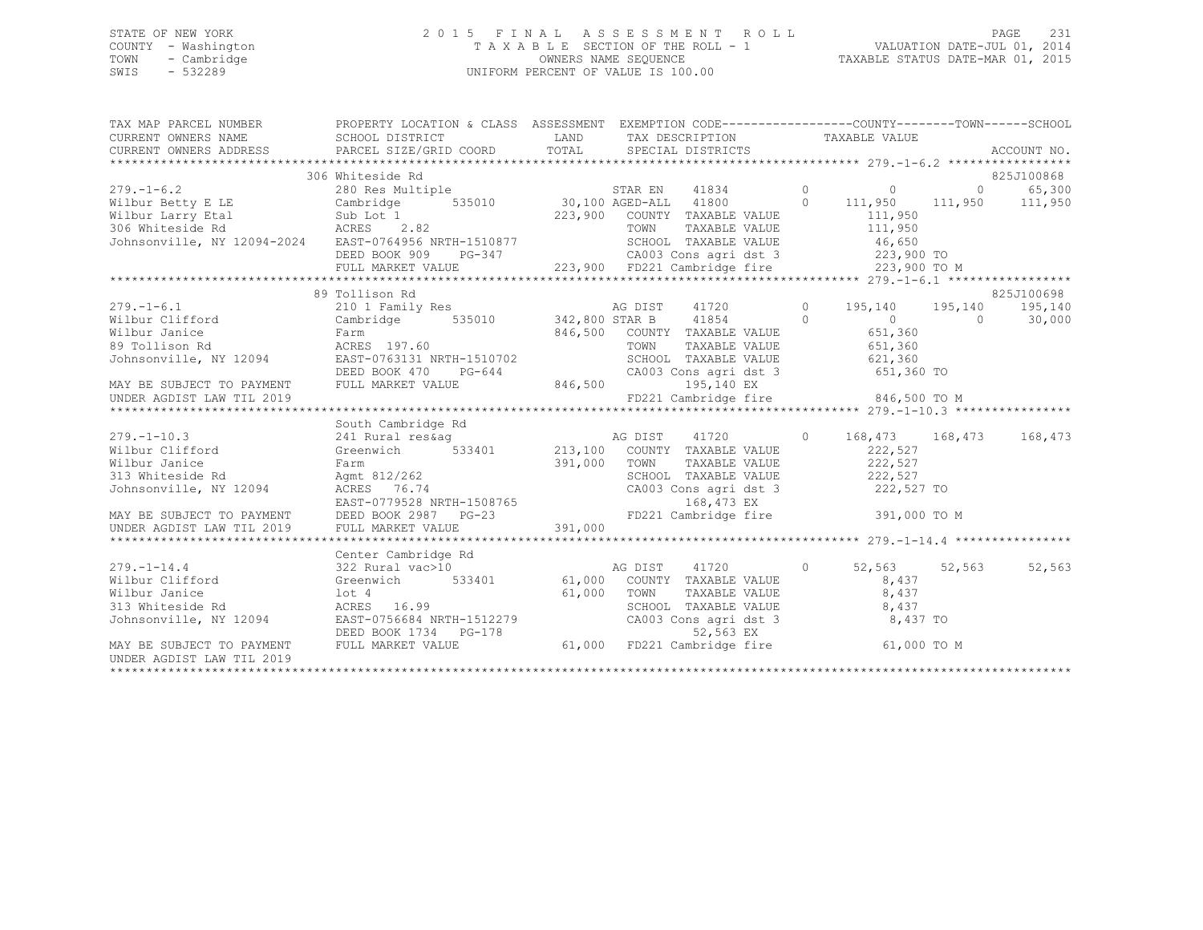STATE OF NEW YORK
COUNTY - Washington
TOWN - Cambridge
SWIS - 532289

# 2015 FINAL ASSESSMENT ROLL

TAXABLE SECTION OF THE ROLL - 1
OWNERS NAME SEQUENCE
UNIFORM PERCENT OF VALUE IS 100.00

VALUATION DATE-JUL 01, 2014
TAXABLE STATUS DATE-MAR 01, 2015

```
TAX MAP PARCEL NUMBER          PROPERTY LOCATION & CLASS  ASSESSMENT  EXEMPTION CODE------------------COUNTY--------TOWN------SCHOOL
CURRENT OWNERS NAME            SCHOOL DISTRICT             LAND       TAX DESCRIPTION             TAXABLE VALUE
CURRENT OWNERS ADDRESS         PARCEL SIZE/GRID COORD      TOTAL      SPECIAL DISTRICTS                                         ACCOUNT NO.
******************************************************************************************************* 279.-1-6.2 *****************
                               306 Whiteside Rd                                                                              825J100868
279.-1-6.2                     280 Res Multiple                      STAR EN     41834         0          0           0       65,300
Wilbur Betty E LE              Cambridge      535010     30,100 AGED-ALL    41800         0    111,950     111,950     111,950
Wilbur Larry Etal              Sub Lot 1                223,900   COUNTY  TAXABLE VALUE            111,950
306 Whiteside Rd               ACRES    2.82                      TOWN    TAXABLE VALUE            111,950
Johnsonville, NY 12094-2024    EAST-0764956 NRTH-1510877          SCHOOL  TAXABLE VALUE             46,650
                               DEED BOOK 909    PG-347            CA003 Cons agri dst 3            223,900 TO
                               FULL MARKET VALUE        223,900   FD221 Cambridge fire             223,900 TO M
******************************************************************************************************* 279.-1-6.1 *****************
                               89 Tollison Rd                                                                                825J100698
279.-1-6.1                     210 1 Family Res                      AG DIST     41720         0    195,140     195,140     195,140
Wilbur Clifford                Cambridge      535010    342,800 STAR B      41854         0          0           0        30,000
Wilbur Janice                  Farm                     846,500   COUNTY  TAXABLE VALUE            651,360
89 Tollison Rd                 ACRES  197.60                      TOWN    TAXABLE VALUE            651,360
Johnsonville, NY 12094         EAST-0763131 NRTH-1510702          SCHOOL  TAXABLE VALUE            621,360
                               DEED BOOK 470    PG-644            CA003 Cons agri dst 3            651,360 TO
MAY BE SUBJECT TO PAYMENT      FULL MARKET VALUE        846,500           195,140 EX
UNDER AGDIST LAW TIL 2019                                         FD221 Cambridge fire             846,500 TO M
******************************************************************************************************* 279.-1-10.3 ****************
                               South Cambridge Rd
279.-1-10.3                    241 Rural res&ag                      AG DIST     41720         0    168,473     168,473     168,473
Wilbur Clifford                Greenwich      533401    213,100   COUNTY  TAXABLE VALUE            222,527
Wilbur Janice                  Farm                     391,000   TOWN    TAXABLE VALUE            222,527
313 Whiteside Rd               Agmt 812/262                       SCHOOL  TAXABLE VALUE            222,527
Johnsonville, NY 12094         ACRES   76.74                      CA003 Cons agri dst 3            222,527 TO
                               EAST-0779528 NRTH-1508765                  168,473 EX
MAY BE SUBJECT TO PAYMENT      DEED BOOK 2987   PG-23             FD221 Cambridge fire             391,000 TO M
UNDER AGDIST LAW TIL 2019      FULL MARKET VALUE        391,000
******************************************************************************************************* 279.-1-14.4 ****************
                               Center Cambridge Rd
279.-1-14.4                    322 Rural vac>10                      AG DIST     41720         0     52,563      52,563      52,563
Wilbur Clifford                Greenwich      533401     61,000   COUNTY  TAXABLE VALUE              8,437
Wilbur Janice                  lot 4                     61,000   TOWN    TAXABLE VALUE              8,437
313 Whiteside Rd               ACRES   16.99                      SCHOOL  TAXABLE VALUE              8,437
Johnsonville, NY 12094         EAST-0756684 NRTH-1512279          CA003 Cons agri dst 3              8,437 TO
                               DEED BOOK 1734   PG-178                     52,563 EX
MAY BE SUBJECT TO PAYMENT      FULL MARKET VALUE         61,000   FD221 Cambridge fire              61,000 TO M
UNDER AGDIST LAW TIL 2019
************************************************************************************************************************************
```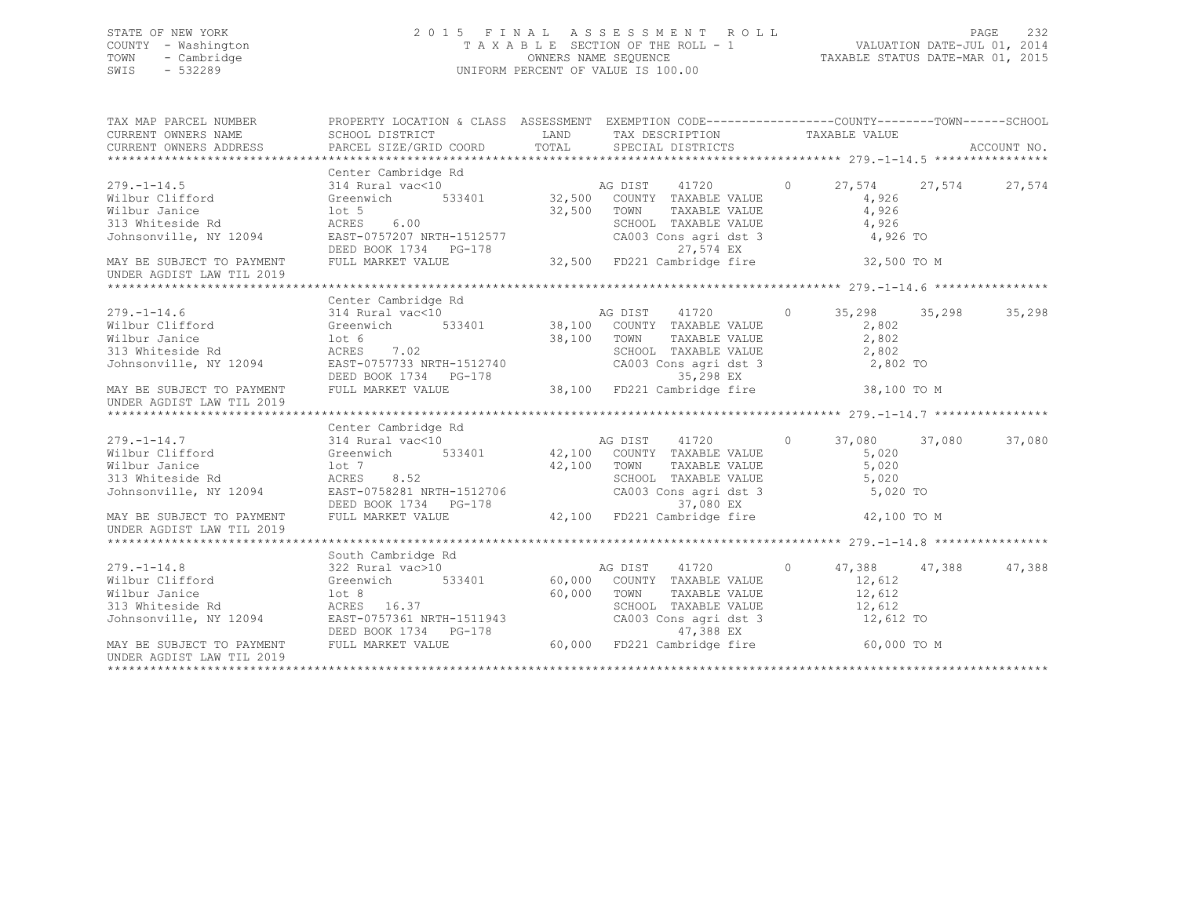STATE OF NEW YORK
COUNTY - Washington
TOWN - Cambridge
SWIS - 532289

2015 FINAL ASSESSMENT ROLL
TAXABLE SECTION OF THE ROLL - 1
OWNERS NAME SEQUENCE
UNIFORM PERCENT OF VALUE IS 100.00

VALUATION DATE-JUL 01, 2014
TAXABLE STATUS DATE-MAR 01, 2015

```
TAX MAP PARCEL NUMBER      PROPERTY LOCATION & CLASS  ASSESSMENT  EXEMPTION CODE-----------------COUNTY--------TOWN------SCHOOL
CURRENT OWNERS NAME        SCHOOL DISTRICT              LAND      TAX DESCRIPTION              TAXABLE VALUE
CURRENT OWNERS ADDRESS     PARCEL SIZE/GRID COORD       TOTAL     SPECIAL DISTRICTS                                       ACCOUNT NO.
******************************************************************************************************* 279.-1-14.5 ****************
                           Center Cambridge Rd
279.-1-14.5                314 Rural vac<10                    AG DIST     41720        0      27,574      27,574      27,574
Wilbur Clifford            Greenwich       533401       32,500  COUNTY  TAXABLE VALUE              4,926
Wilbur Janice              lot 5                        32,500  TOWN    TAXABLE VALUE              4,926
313 Whiteside Rd           ACRES    6.00                        SCHOOL  TAXABLE VALUE              4,926
Johnsonville, NY 12094     EAST-0757207 NRTH-1512577            CA003 Cons agri dst 3             4,926 TO
                           DEED BOOK 1734   PG-178                         27,574 EX
MAY BE SUBJECT TO PAYMENT  FULL MARKET VALUE            32,500  FD221 Cambridge fire             32,500 TO M
UNDER AGDIST LAW TIL 2019
******************************************************************************************************* 279.-1-14.6 ****************
                           Center Cambridge Rd
279.-1-14.6                314 Rural vac<10                    AG DIST     41720        0      35,298      35,298      35,298
Wilbur Clifford            Greenwich       533401       38,100  COUNTY  TAXABLE VALUE              2,802
Wilbur Janice              lot 6                        38,100  TOWN    TAXABLE VALUE              2,802
313 Whiteside Rd           ACRES    7.02                        SCHOOL  TAXABLE VALUE              2,802
Johnsonville, NY 12094     EAST-0757733 NRTH-1512740            CA003 Cons agri dst 3             2,802 TO
                           DEED BOOK 1734   PG-178                         35,298 EX
MAY BE SUBJECT TO PAYMENT  FULL MARKET VALUE            38,100  FD221 Cambridge fire             38,100 TO M
UNDER AGDIST LAW TIL 2019
******************************************************************************************************* 279.-1-14.7 ****************
                           Center Cambridge Rd
279.-1-14.7                314 Rural vac<10                    AG DIST     41720        0      37,080      37,080      37,080
Wilbur Clifford            Greenwich       533401       42,100  COUNTY  TAXABLE VALUE              5,020
Wilbur Janice              lot 7                        42,100  TOWN    TAXABLE VALUE              5,020
313 Whiteside Rd           ACRES    8.52                        SCHOOL  TAXABLE VALUE              5,020
Johnsonville, NY 12094     EAST-0758281 NRTH-1512706            CA003 Cons agri dst 3             5,020 TO
                           DEED BOOK 1734   PG-178                         37,080 EX
MAY BE SUBJECT TO PAYMENT  FULL MARKET VALUE            42,100  FD221 Cambridge fire             42,100 TO M
UNDER AGDIST LAW TIL 2019
******************************************************************************************************* 279.-1-14.8 ****************
                           South Cambridge Rd
279.-1-14.8                322 Rural vac>10                    AG DIST     41720        0      47,388      47,388      47,388
Wilbur Clifford            Greenwich       533401       60,000  COUNTY  TAXABLE VALUE             12,612
Wilbur Janice              lot 8                        60,000  TOWN    TAXABLE VALUE             12,612
313 Whiteside Rd           ACRES   16.37                        SCHOOL  TAXABLE VALUE             12,612
Johnsonville, NY 12094     EAST-0757361 NRTH-1511943            CA003 Cons agri dst 3            12,612 TO
                           DEED BOOK 1734   PG-178                         47,388 EX
MAY BE SUBJECT TO PAYMENT  FULL MARKET VALUE            60,000  FD221 Cambridge fire             60,000 TO M
UNDER AGDIST LAW TIL 2019
************************************************************************************************************************************
```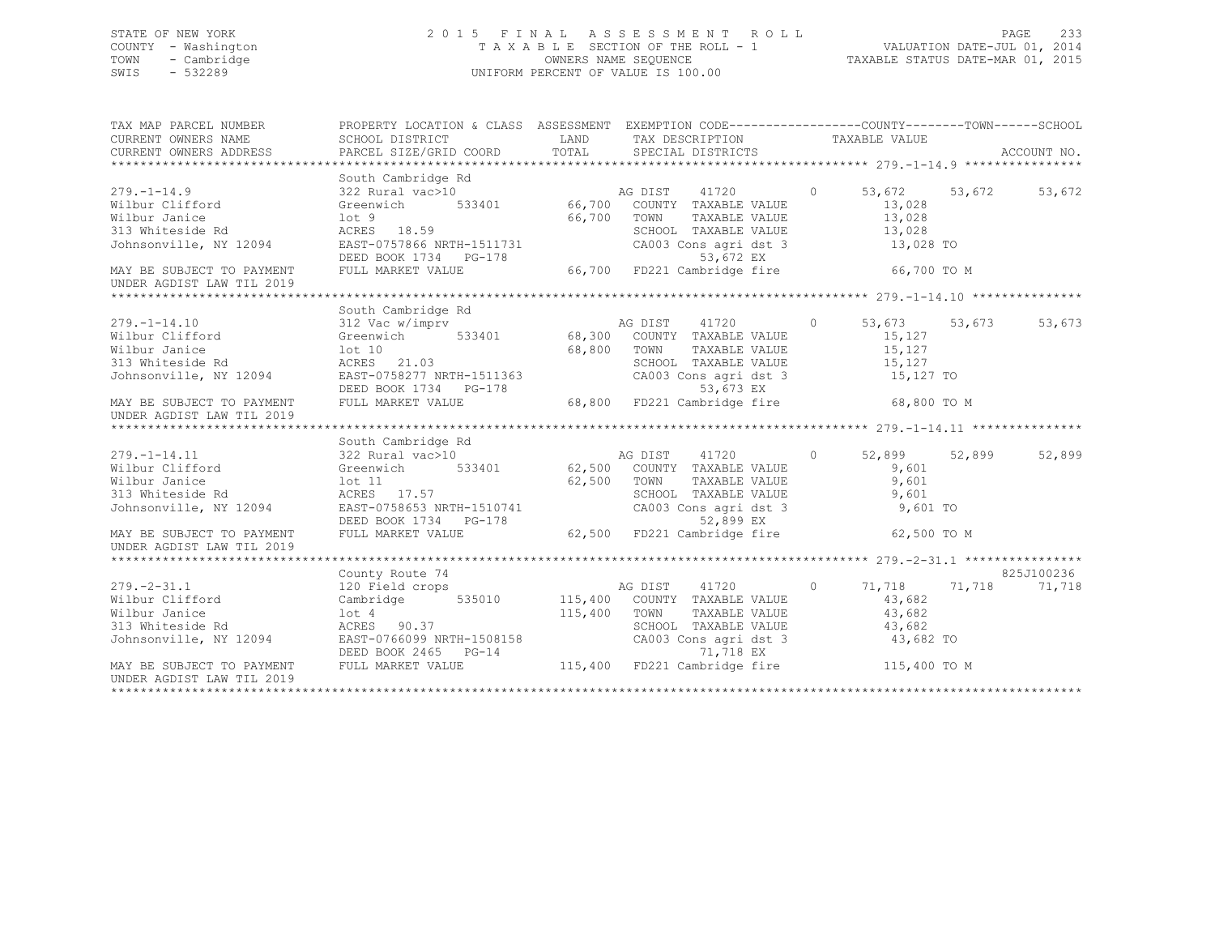STATE OF NEW YORK
COUNTY - Washington
TOWN - Cambridge
SWIS - 532289

2015 FINAL ASSESSMENT ROLL
TAXABLE SECTION OF THE ROLL - 1
OWNERS NAME SEQUENCE
UNIFORM PERCENT OF VALUE IS 100.00

VALUATION DATE-JUL 01, 2014
TAXABLE STATUS DATE-MAR 01, 2015

| TAX MAP PARCEL NUMBER / CURRENT OWNERS NAME / CURRENT OWNERS ADDRESS | PROPERTY LOCATION & CLASS / SCHOOL DISTRICT / PARCEL SIZE/GRID COORD | ASSESSMENT LAND / TOTAL | EXEMPTION CODE / TAX DESCRIPTION / SPECIAL DISTRICTS | COUNTY TAXABLE VALUE | TOWN | SCHOOL | ACCOUNT NO. |
|---|---|---|---|---|---|---|---|
| **279.-1-14.9** | South Cambridge Rd | | | | | | |
| 279.-1-14.9 | 322 Rural vac>10 | | AG DIST 41720 0 | 53,672 | 53,672 | 53,672 | |
| Wilbur Clifford | Greenwich 533401 | 66,700 | COUNTY TAXABLE VALUE | 13,028 | | | |
| Wilbur Janice | lot 9 | 66,700 | TOWN TAXABLE VALUE | 13,028 | | | |
| 313 Whiteside Rd | ACRES 18.59 | | SCHOOL TAXABLE VALUE | 13,028 | | | |
| Johnsonville, NY 12094 | EAST-0757866 NRTH-1511731 | | CA003 Cons agri dst 3 | 13,028 TO | | | |
| | DEED BOOK 1734 PG-178 | | 53,672 EX | | | | |
| MAY BE SUBJECT TO PAYMENT | FULL MARKET VALUE | 66,700 | FD221 Cambridge fire | 66,700 TO M | | | |
| UNDER AGDIST LAW TIL 2019 | | | | | | | |
| **279.-1-14.10** | South Cambridge Rd | | | | | | |
| 279.-1-14.10 | 312 Vac w/imprv | | AG DIST 41720 0 | 53,673 | 53,673 | 53,673 | |
| Wilbur Clifford | Greenwich 533401 | 68,300 | COUNTY TAXABLE VALUE | 15,127 | | | |
| Wilbur Janice | lot 10 | 68,800 | TOWN TAXABLE VALUE | 15,127 | | | |
| 313 Whiteside Rd | ACRES 21.03 | | SCHOOL TAXABLE VALUE | 15,127 | | | |
| Johnsonville, NY 12094 | EAST-0758277 NRTH-1511363 | | CA003 Cons agri dst 3 | 15,127 TO | | | |
| | DEED BOOK 1734 PG-178 | | 53,673 EX | | | | |
| MAY BE SUBJECT TO PAYMENT | FULL MARKET VALUE | 68,800 | FD221 Cambridge fire | 68,800 TO M | | | |
| UNDER AGDIST LAW TIL 2019 | | | | | | | |
| **279.-1-14.11** | South Cambridge Rd | | | | | | |
| 279.-1-14.11 | 322 Rural vac>10 | | AG DIST 41720 0 | 52,899 | 52,899 | 52,899 | |
| Wilbur Clifford | Greenwich 533401 | 62,500 | COUNTY TAXABLE VALUE | 9,601 | | | |
| Wilbur Janice | lot 11 | 62,500 | TOWN TAXABLE VALUE | 9,601 | | | |
| 313 Whiteside Rd | ACRES 17.57 | | SCHOOL TAXABLE VALUE | 9,601 | | | |
| Johnsonville, NY 12094 | EAST-0758653 NRTH-1510741 | | CA003 Cons agri dst 3 | 9,601 TO | | | |
| | DEED BOOK 1734 PG-178 | | 52,899 EX | | | | |
| MAY BE SUBJECT TO PAYMENT | FULL MARKET VALUE | 62,500 | FD221 Cambridge fire | 62,500 TO M | | | |
| UNDER AGDIST LAW TIL 2019 | | | | | | | |
| **279.-2-31.1** | County Route 74 | | | | | | 825J100236 |
| 279.-2-31.1 | 120 Field crops | | AG DIST 41720 0 | 71,718 | 71,718 | 71,718 | |
| Wilbur Clifford | Cambridge 535010 | 115,400 | COUNTY TAXABLE VALUE | 43,682 | | | |
| Wilbur Janice | lot 4 | 115,400 | TOWN TAXABLE VALUE | 43,682 | | | |
| 313 Whiteside Rd | ACRES 90.37 | | SCHOOL TAXABLE VALUE | 43,682 | | | |
| Johnsonville, NY 12094 | EAST-0766099 NRTH-1508158 | | CA003 Cons agri dst 3 | 43,682 TO | | | |
| | DEED BOOK 2465 PG-14 | | 71,718 EX | | | | |
| MAY BE SUBJECT TO PAYMENT | FULL MARKET VALUE | 115,400 | FD221 Cambridge fire | 115,400 TO M | | | |
| UNDER AGDIST LAW TIL 2019 | | | | | | | |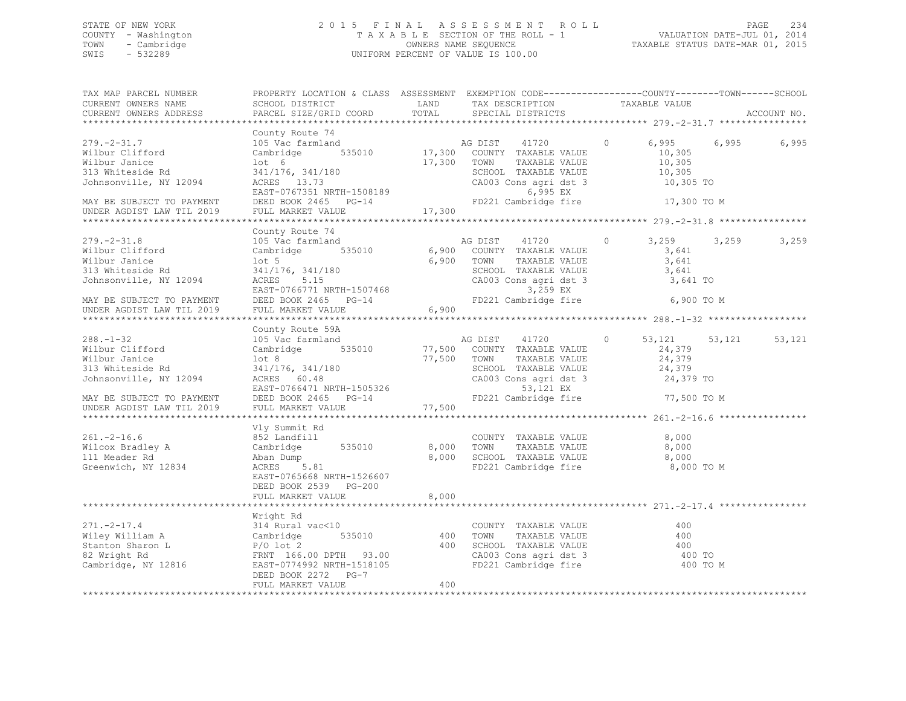STATE OF NEW YORK
COUNTY - Washington
TOWN - Cambridge
SWIS - 532289

# 2015 FINAL ASSESSMENT ROLL
TAXABLE SECTION OF THE ROLL - 1
OWNERS NAME SEQUENCE
UNIFORM PERCENT OF VALUE IS 100.00

VALUATION DATE-JUL 01, 2014
TAXABLE STATUS DATE-MAR 01, 2015

| TAX MAP PARCEL NUMBER / CURRENT OWNERS NAME / CURRENT OWNERS ADDRESS | PROPERTY LOCATION & CLASS / SCHOOL DISTRICT / PARCEL SIZE/GRID COORD | ASSESSMENT LAND / TOTAL | EXEMPTION CODE / TAX DESCRIPTION / SPECIAL DISTRICTS | COUNTY | TOWN | SCHOOL / TAXABLE VALUE / ACCOUNT NO. |
|---|---|---|---|---|---|---|
| **279.-2-31.7** | County Route 74 | | | | | |
| 279.-2-31.7 | 105 Vac farmland | | AG DIST 41720 0 | 6,995 | 6,995 | 6,995 |
| Wilbur Clifford | Cambridge 535010 | 17,300 | COUNTY TAXABLE VALUE | 10,305 | | |
| Wilbur Janice | lot 6 | 17,300 | TOWN TAXABLE VALUE | | 10,305 | |
| 313 Whiteside Rd | 341/176, 341/180 | | SCHOOL TAXABLE VALUE | | | 10,305 |
| Johnsonville, NY 12094 | ACRES 13.73 | | CA003 Cons agri dst 3 | 10,305 TO | | |
| | EAST-0767351 NRTH-1508189 | | 6,995 EX | | | |
| MAY BE SUBJECT TO PAYMENT | DEED BOOK 2465 PG-14 | | FD221 Cambridge fire | 17,300 TO M | | |
| UNDER AGDIST LAW TIL 2019 | FULL MARKET VALUE | 17,300 | | | | |
| **279.-2-31.8** | County Route 74 | | | | | |
| 279.-2-31.8 | 105 Vac farmland | | AG DIST 41720 0 | 3,259 | 3,259 | 3,259 |
| Wilbur Clifford | Cambridge 535010 | 6,900 | COUNTY TAXABLE VALUE | 3,641 | | |
| Wilbur Janice | lot 5 | 6,900 | TOWN TAXABLE VALUE | | 3,641 | |
| 313 Whiteside Rd | 341/176, 341/180 | | SCHOOL TAXABLE VALUE | | | 3,641 |
| Johnsonville, NY 12094 | ACRES 5.15 | | CA003 Cons agri dst 3 | 3,641 TO | | |
| | EAST-0766771 NRTH-1507468 | | 3,259 EX | | | |
| MAY BE SUBJECT TO PAYMENT | DEED BOOK 2465 PG-14 | | FD221 Cambridge fire | 6,900 TO M | | |
| UNDER AGDIST LAW TIL 2019 | FULL MARKET VALUE | 6,900 | | | | |
| **288.-1-32** | County Route 59A | | | | | |
| 288.-1-32 | 105 Vac farmland | | AG DIST 41720 0 | 53,121 | 53,121 | 53,121 |
| Wilbur Clifford | Cambridge 535010 | 77,500 | COUNTY TAXABLE VALUE | 24,379 | | |
| Wilbur Janice | lot 8 | 77,500 | TOWN TAXABLE VALUE | | 24,379 | |
| 313 Whiteside Rd | 341/176, 341/180 | | SCHOOL TAXABLE VALUE | | | 24,379 |
| Johnsonville, NY 12094 | ACRES 60.48 | | CA003 Cons agri dst 3 | 24,379 TO | | |
| | EAST-0766471 NRTH-1505326 | | 53,121 EX | | | |
| MAY BE SUBJECT TO PAYMENT | DEED BOOK 2465 PG-14 | | FD221 Cambridge fire | 77,500 TO M | | |
| UNDER AGDIST LAW TIL 2019 | FULL MARKET VALUE | 77,500 | | | | |
| **261.-2-16.6** | Vly Summit Rd | | | | | |
| 261.-2-16.6 | 852 Landfill | | COUNTY TAXABLE VALUE | 8,000 | | |
| Wilcox Bradley A | Cambridge 535010 | 8,000 | TOWN TAXABLE VALUE | | 8,000 | |
| 111 Meader Rd | Aban Dump | 8,000 | SCHOOL TAXABLE VALUE | | | 8,000 |
| Greenwich, NY 12834 | ACRES 5.81 | | FD221 Cambridge fire | 8,000 TO M | | |
| | EAST-0765668 NRTH-1526607 | | | | | |
| | DEED BOOK 2539 PG-200 | | | | | |
| | FULL MARKET VALUE | 8,000 | | | | |
| **271.-2-17.4** | Wright Rd | | | | | |
| 271.-2-17.4 | 314 Rural vac<10 | | COUNTY TAXABLE VALUE | 400 | | |
| Wiley William A | Cambridge 535010 | 400 | TOWN TAXABLE VALUE | | 400 | |
| Stanton Sharon L | P/O lot 2 | 400 | SCHOOL TAXABLE VALUE | | | 400 |
| 82 Wright Rd | FRNT 166.00 DPTH 93.00 | | CA003 Cons agri dst 3 | 400 TO | | |
| Cambridge, NY 12816 | EAST-0774992 NRTH-1518105 | | FD221 Cambridge fire | 400 TO M | | |
| | DEED BOOK 2272 PG-7 | | | | | |
| | FULL MARKET VALUE | 400 | | | | |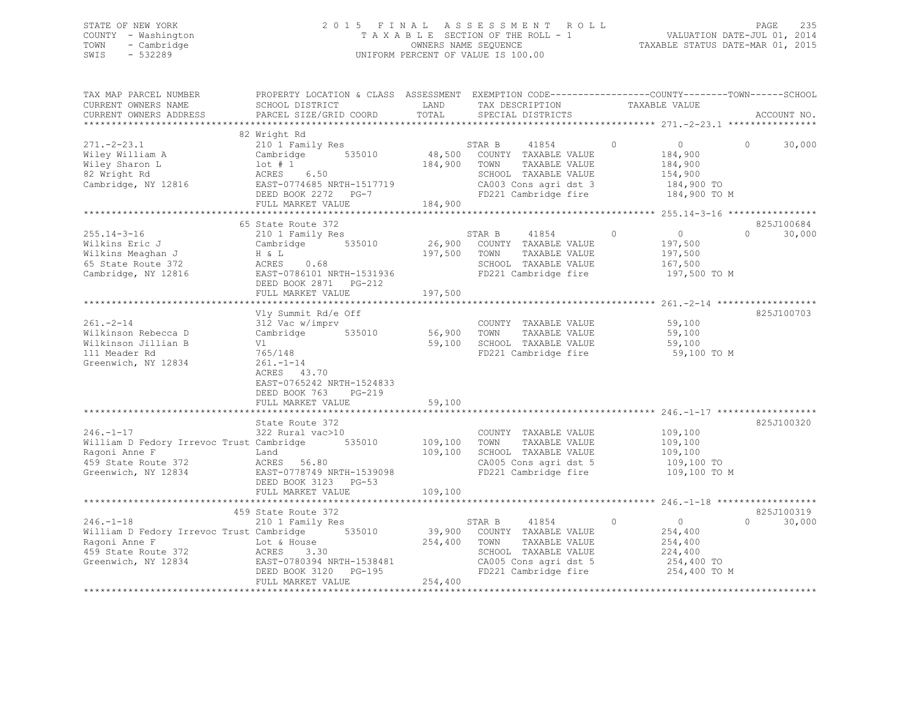STATE OF NEW YORK
COUNTY - Washington
TOWN - Cambridge
SWIS - 532289

2 0 1 5 F I N A L A S S E S S M E N T R O L L
T A X A B L E SECTION OF THE ROLL - 1
OWNERS NAME SEQUENCE
UNIFORM PERCENT OF VALUE IS 100.00

VALUATION DATE-JUL 01, 2014
TAXABLE STATUS DATE-MAR 01, 2015

| TAX MAP PARCEL NUMBER / CURRENT OWNERS NAME / CURRENT OWNERS ADDRESS | PROPERTY LOCATION & CLASS / SCHOOL DISTRICT / PARCEL SIZE/GRID COORD | ASSESSMENT LAND | TOTAL | EXEMPTION CODE / TAX DESCRIPTION / SPECIAL DISTRICTS | COUNTY | TOWN | SCHOOL / TAXABLE VALUE | ACCOUNT NO. |
|---|---|---|---|---|---|---|---|---|
| **271.-2-23.1** | 82 Wright Rd | | | | | | | |
| 271.-2-23.1 | 210 1 Family Res | | | STAR B 41854 | 0 | 0 | 0 30,000 | |
| Wiley William A | Cambridge 535010 | 48,500 | | COUNTY TAXABLE VALUE | 184,900 | | | |
| Wiley Sharon L | lot # 1 | | 184,900 | TOWN TAXABLE VALUE | | 184,900 | | |
| 82 Wright Rd | ACRES 6.50 | | | SCHOOL TAXABLE VALUE | | | 154,900 | |
| Cambridge, NY 12816 | EAST-0774685 NRTH-1517719 | | | CA003 Cons agri dst 3 | 184,900 TO | | | |
| | DEED BOOK 2272 PG-7 | | | FD221 Cambridge fire | 184,900 TO M | | | |
| | FULL MARKET VALUE | | 184,900 | | | | | |
| **255.14-3-16** | 65 State Route 372 | | | | | | | 825J100684 |
| 255.14-3-16 | 210 1 Family Res | | | STAR B 41854 | 0 | 0 | 0 30,000 | |
| Wilkins Eric J | Cambridge 535010 | 26,900 | | COUNTY TAXABLE VALUE | 197,500 | | | |
| Wilkins Meaghan J | H & L | | 197,500 | TOWN TAXABLE VALUE | | 197,500 | | |
| 65 State Route 372 | ACRES 0.68 | | | SCHOOL TAXABLE VALUE | | | 167,500 | |
| Cambridge, NY 12816 | EAST-0786101 NRTH-1531936 | | | FD221 Cambridge fire | 197,500 TO M | | | |
| | DEED BOOK 2871 PG-212 | | | | | | | |
| | FULL MARKET VALUE | | 197,500 | | | | | |
| **261.-2-14** | Vly Summit Rd/e Off | | | | | | | 825J100703 |
| 261.-2-14 | 312 Vac w/imprv | | | COUNTY TAXABLE VALUE | 59,100 | | | |
| Wilkinson Rebecca D | Cambridge 535010 | 56,900 | | TOWN TAXABLE VALUE | | 59,100 | | |
| Wilkinson Jillian B | Vl | | 59,100 | SCHOOL TAXABLE VALUE | | | 59,100 | |
| 111 Meader Rd | 765/148 | | | FD221 Cambridge fire | 59,100 TO M | | | |
| Greenwich, NY 12834 | 261.-1-14 | | | | | | | |
| | ACRES 43.70 | | | | | | | |
| | EAST-0765242 NRTH-1524833 | | | | | | | |
| | DEED BOOK 763 PG-219 | | | | | | | |
| | FULL MARKET VALUE | | 59,100 | | | | | |
| **246.-1-17** | State Route 372 | | | | | | | 825J100320 |
| 246.-1-17 | 322 Rural vac>10 | | | COUNTY TAXABLE VALUE | 109,100 | | | |
| William D Fedory Irrevoc Trust | Cambridge 535010 | 109,100 | | TOWN TAXABLE VALUE | | 109,100 | | |
| Ragoni Anne F | Land | | 109,100 | SCHOOL TAXABLE VALUE | | | 109,100 | |
| 459 State Route 372 | ACRES 56.80 | | | CA005 Cons agri dst 5 | 109,100 TO | | | |
| Greenwich, NY 12834 | EAST-0778749 NRTH-1539098 | | | FD221 Cambridge fire | 109,100 TO M | | | |
| | DEED BOOK 3123 PG-53 | | | | | | | |
| | FULL MARKET VALUE | | 109,100 | | | | | |
| **246.-1-18** | 459 State Route 372 | | | | | | | 825J100319 |
| 246.-1-18 | 210 1 Family Res | | | STAR B 41854 | 0 | 0 | 0 30,000 | |
| William D Fedory Irrevoc Trust | Cambridge 535010 | 39,900 | | COUNTY TAXABLE VALUE | 254,400 | | | |
| Ragoni Anne F | Lot & House | | 254,400 | TOWN TAXABLE VALUE | | 254,400 | | |
| 459 State Route 372 | ACRES 3.30 | | | SCHOOL TAXABLE VALUE | | | 224,400 | |
| Greenwich, NY 12834 | EAST-0780394 NRTH-1538481 | | | CA005 Cons agri dst 5 | 254,400 TO | | | |
| | DEED BOOK 3120 PG-195 | | | FD221 Cambridge fire | 254,400 TO M | | | |
| | FULL MARKET VALUE | | 254,400 | | | | | |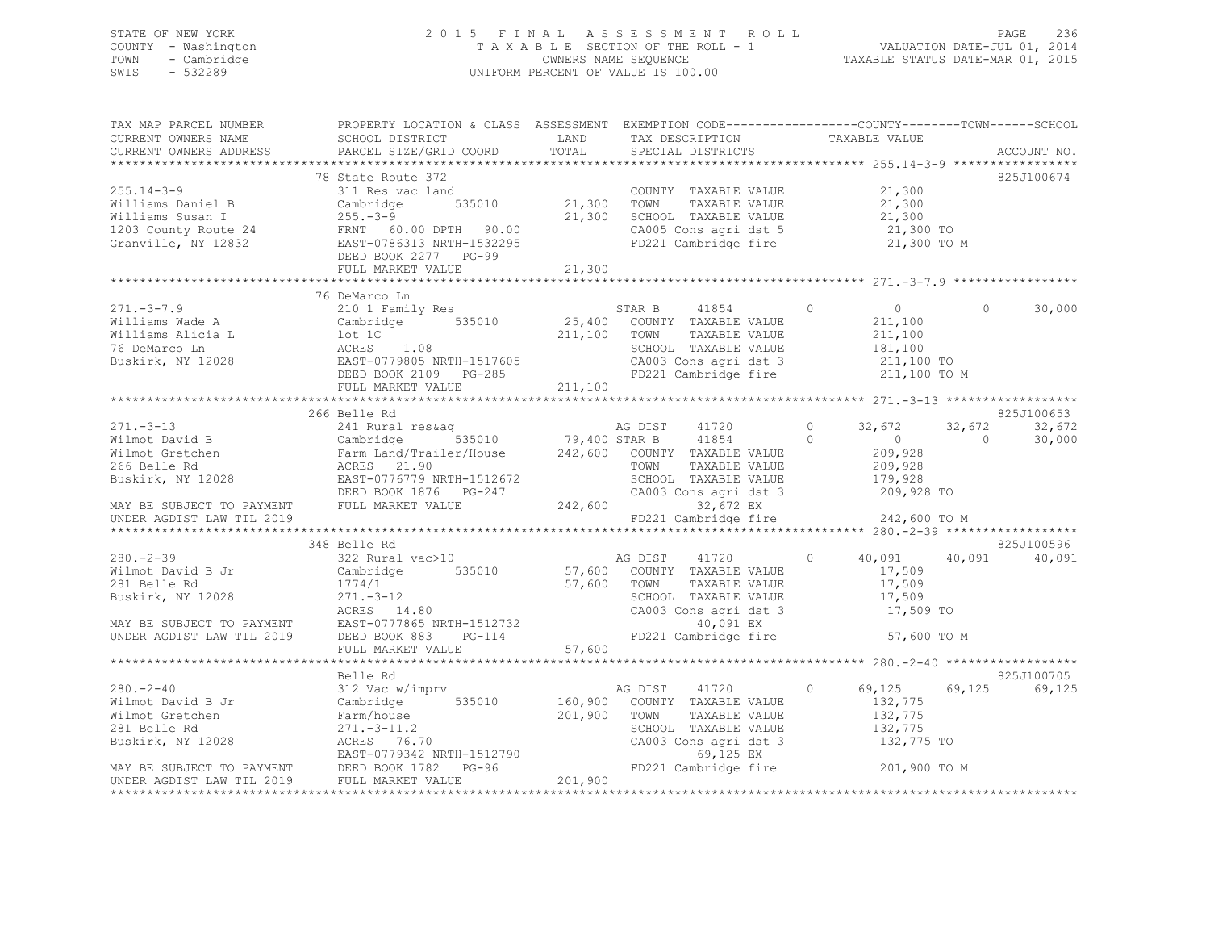STATE OF NEW YORK
COUNTY - Washington
TOWN - Cambridge
SWIS - 532289

2015 FINAL ASSESSMENT ROLL
TAXABLE SECTION OF THE ROLL - 1
OWNERS NAME SEQUENCE
UNIFORM PERCENT OF VALUE IS 100.00

VALUATION DATE-JUL 01, 2014
TAXABLE STATUS DATE-MAR 01, 2015

```
TAX MAP PARCEL NUMBER      PROPERTY LOCATION & CLASS  ASSESSMENT  EXEMPTION CODE-----------------COUNTY--------TOWN------SCHOOL
CURRENT OWNERS NAME        SCHOOL DISTRICT               LAND      TAX DESCRIPTION            TAXABLE VALUE
CURRENT OWNERS ADDRESS     PARCEL SIZE/GRID COORD       TOTAL      SPECIAL DISTRICTS                                    ACCOUNT NO.
******************************************************************************************************* 255.14-3-9 *****************
                           78 State Route 372                                                                        825J100674
255.14-3-9                 311 Res vac land                        COUNTY  TAXABLE VALUE          21,300
Williams Daniel B          Cambridge       535010       21,300     TOWN    TAXABLE VALUE          21,300
Williams Susan I           255.-3-9                     21,300     SCHOOL  TAXABLE VALUE          21,300
1203 County Route 24       FRNT   60.00 DPTH   90.00               CA005 Cons agri dst 5           21,300 TO
Granville, NY 12832        EAST-0786313 NRTH-1532295               FD221 Cambridge fire            21,300 TO M
                           DEED BOOK 2277   PG-99
                           FULL MARKET VALUE            21,300
******************************************************************************************************* 271.-3-7.9 *****************
                           76 DeMarco Ln
271.-3-7.9                 210 1 Family Res                        STAR B     41854        0            0          0     30,000
Williams Wade A            Cambridge       535010       25,400     COUNTY  TAXABLE VALUE         211,100
Williams Alicia L          lot 1C                      211,100     TOWN    TAXABLE VALUE         211,100
76 DeMarco Ln              ACRES    1.08                           SCHOOL  TAXABLE VALUE         181,100
Buskirk, NY 12028          EAST-0779805 NRTH-1517605               CA003 Cons agri dst 3          211,100 TO
                           DEED BOOK 2109   PG-285                 FD221 Cambridge fire           211,100 TO M
                           FULL MARKET VALUE           211,100
******************************************************************************************************* 271.-3-13 ******************
                           266 Belle Rd                                                                              825J100653
271.-3-13                  241 Rural res&ag                        AG DIST    41720        0       32,672     32,672     32,672
Wilmot David B             Cambridge       535010       79,400 STAR B     41854        0            0          0     30,000
Wilmot Gretchen            Farm Land/Trailer/House     242,600     COUNTY  TAXABLE VALUE         209,928
266 Belle Rd               ACRES   21.90                           TOWN    TAXABLE VALUE         209,928
Buskirk, NY 12028          EAST-0776779 NRTH-1512672               SCHOOL  TAXABLE VALUE         179,928
                           DEED BOOK 1876   PG-247                 CA003 Cons agri dst 3          209,928 TO
MAY BE SUBJECT TO PAYMENT  FULL MARKET VALUE           242,600          32,672 EX
UNDER AGDIST LAW TIL 2019                                          FD221 Cambridge fire           242,600 TO M
******************************************************************************************************* 280.-2-39 ******************
                           348 Belle Rd                                                                              825J100596
280.-2-39                  322 Rural vac>10                        AG DIST    41720        0       40,091     40,091     40,091
Wilmot David B Jr          Cambridge       535010       57,600     COUNTY  TAXABLE VALUE          17,509
281 Belle Rd               1774/1                       57,600     TOWN    TAXABLE VALUE          17,509
Buskirk, NY 12028          271.-3-12                               SCHOOL  TAXABLE VALUE          17,509
                           ACRES   14.80                           CA003 Cons agri dst 3           17,509 TO
MAY BE SUBJECT TO PAYMENT  EAST-0777865 NRTH-1512732                    40,091 EX
UNDER AGDIST LAW TIL 2019  DEED BOOK 883    PG-114                 FD221 Cambridge fire            57,600 TO M
                           FULL MARKET VALUE            57,600
******************************************************************************************************* 280.-2-40 ******************
                           Belle Rd                                                                                  825J100705
280.-2-40                  312 Vac w/imprv                         AG DIST    41720        0       69,125     69,125     69,125
Wilmot David B Jr          Cambridge       535010      160,900     COUNTY  TAXABLE VALUE         132,775
Wilmot Gretchen            Farm/house                  201,900     TOWN    TAXABLE VALUE         132,775
281 Belle Rd               271.-3-11.2                             SCHOOL  TAXABLE VALUE         132,775
Buskirk, NY 12028          ACRES   76.70                           CA003 Cons agri dst 3          132,775 TO
                           EAST-0779342 NRTH-1512790                    69,125 EX
MAY BE SUBJECT TO PAYMENT  DEED BOOK 1782   PG-96                  FD221 Cambridge fire           201,900 TO M
UNDER AGDIST LAW TIL 2019  FULL MARKET VALUE           201,900
************************************************************************************************************************************
```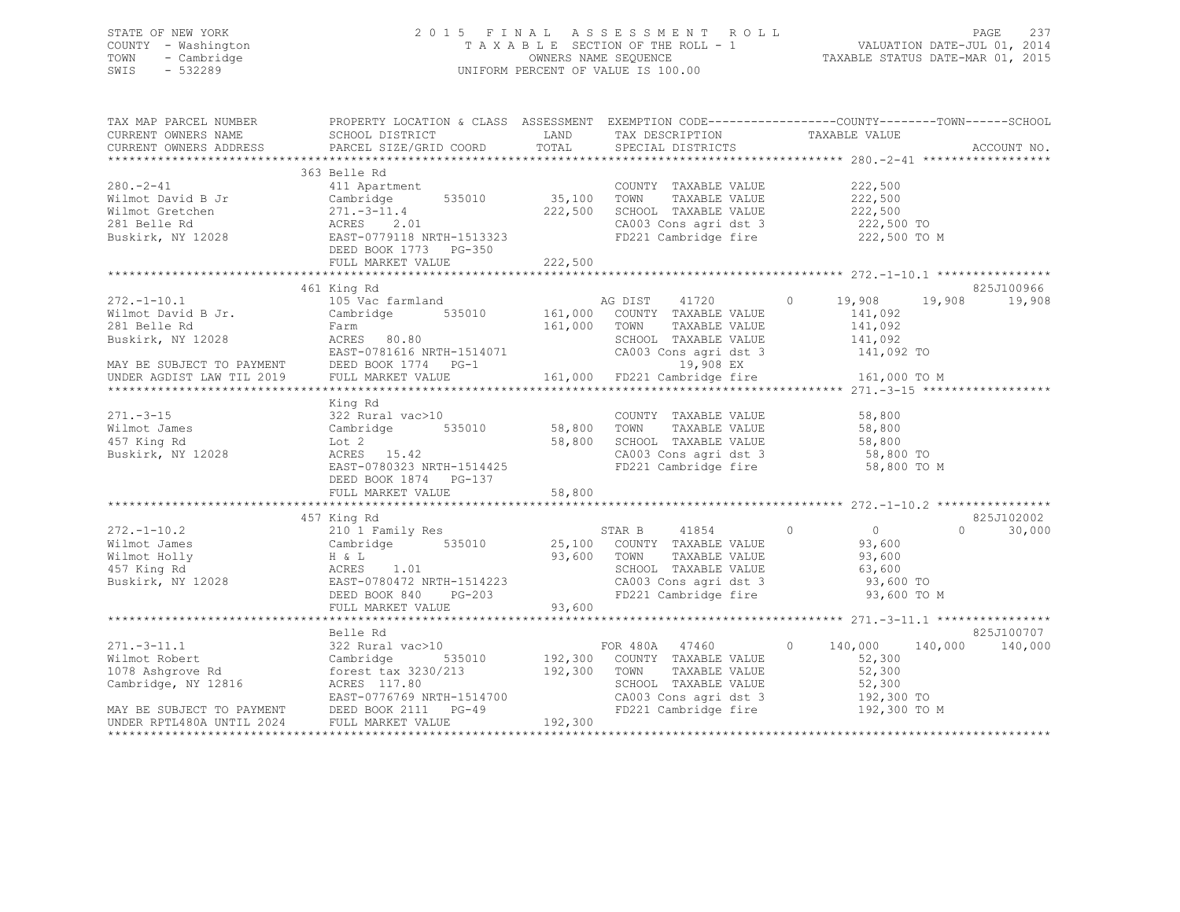STATE OF NEW YORK
COUNTY - Washington
TOWN - Cambridge
SWIS - 532289

2015 FINAL ASSESSMENT ROLL
TAXABLE SECTION OF THE ROLL - 1
OWNERS NAME SEQUENCE
UNIFORM PERCENT OF VALUE IS 100.00

VALUATION DATE-JUL 01, 2014
TAXABLE STATUS DATE-MAR 01, 2015

```
TAX MAP PARCEL NUMBER      PROPERTY LOCATION & CLASS  ASSESSMENT  EXEMPTION CODE------------------COUNTY--------TOWN------SCHOOL
CURRENT OWNERS NAME        SCHOOL DISTRICT              LAND      TAX DESCRIPTION              TAXABLE VALUE
CURRENT OWNERS ADDRESS     PARCEL SIZE/GRID COORD       TOTAL     SPECIAL DISTRICTS                                        ACCOUNT NO.
******************************************************************************************************* 280.-2-41 ******************
                           363 Belle Rd
280.-2-41                  411 Apartment                          COUNTY  TAXABLE VALUE            222,500
Wilmot David B Jr          Cambridge       535010       35,100    TOWN    TAXABLE VALUE            222,500
Wilmot Gretchen            271.-3-11.4                 222,500    SCHOOL  TAXABLE VALUE            222,500
281 Belle Rd               ACRES    2.01                          CA003 Cons agri dst 3             222,500 TO
Buskirk, NY 12028          EAST-0779118 NRTH-1513323              FD221 Cambridge fire              222,500 TO M
                           DEED BOOK 1773   PG-350
                           FULL MARKET VALUE           222,500
******************************************************************************************************* 272.-1-10.1 ****************
                           461 King Rd                                                                                825J100966
272.-1-10.1                105 Vac farmland                       AG DIST     41720        0       19,908    19,908     19,908
Wilmot David B Jr.         Cambridge       535010      161,000    COUNTY  TAXABLE VALUE            141,092
281 Belle Rd               Farm                        161,000    TOWN    TAXABLE VALUE            141,092
Buskirk, NY 12028          ACRES   80.80                          SCHOOL  TAXABLE VALUE            141,092
                           EAST-0781616 NRTH-1514071              CA003 Cons agri dst 3             141,092 TO
MAY BE SUBJECT TO PAYMENT  DEED BOOK 1774   PG-1                          19,908 EX
UNDER AGDIST LAW TIL 2019  FULL MARKET VALUE           161,000    FD221 Cambridge fire              161,000 TO M
******************************************************************************************************* 271.-3-15 ******************
                           King Rd
271.-3-15                  322 Rural vac>10                       COUNTY  TAXABLE VALUE             58,800
Wilmot James               Cambridge       535010       58,800    TOWN    TAXABLE VALUE             58,800
457 King Rd                Lot 2                        58,800    SCHOOL  TAXABLE VALUE             58,800
Buskirk, NY 12028          ACRES   15.42                          CA003 Cons agri dst 3              58,800 TO
                           EAST-0780323 NRTH-1514425              FD221 Cambridge fire               58,800 TO M
                           DEED BOOK 1874   PG-137
                           FULL MARKET VALUE            58,800
******************************************************************************************************* 272.-1-10.2 ****************
                           457 King Rd                                                                                825J102002
272.-1-10.2                210 1 Family Res                       STAR B      41854        0            0         0     30,000
Wilmot James               Cambridge       535010       25,100    COUNTY  TAXABLE VALUE             93,600
Wilmot Holly               H & L                        93,600    TOWN    TAXABLE VALUE             93,600
457 King Rd                ACRES    1.01                          SCHOOL  TAXABLE VALUE             63,600
Buskirk, NY 12028          EAST-0780472 NRTH-1514223              CA003 Cons agri dst 3              93,600 TO
                           DEED BOOK 840    PG-203                FD221 Cambridge fire               93,600 TO M
                           FULL MARKET VALUE            93,600
******************************************************************************************************* 271.-3-11.1 ****************
                           Belle Rd                                                                                   825J100707
271.-3-11.1                322 Rural vac>10                       FOR 480A    47460        0      140,000   140,000    140,000
Wilmot Robert              Cambridge       535010      192,300    COUNTY  TAXABLE VALUE             52,300
1078 Ashgrove Rd           forest tax 3230/213         192,300    TOWN    TAXABLE VALUE             52,300
Cambridge, NY 12816        ACRES  117.80                          SCHOOL  TAXABLE VALUE             52,300
                           EAST-0776769 NRTH-1514700              CA003 Cons agri dst 3             192,300 TO
MAY BE SUBJECT TO PAYMENT  DEED BOOK 2111   PG-49                 FD221 Cambridge fire              192,300 TO M
UNDER RPTL480A UNTIL 2024  FULL MARKET VALUE           192,300
************************************************************************************************************************************
```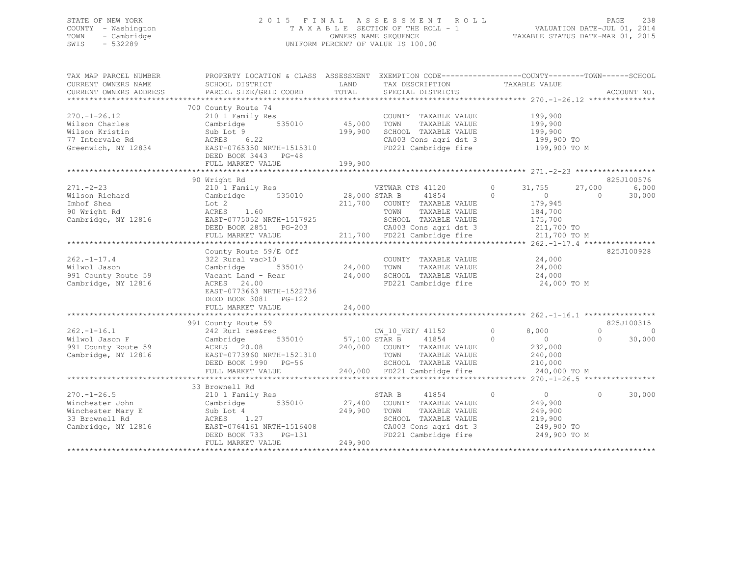STATE OF NEW YORK
COUNTY - Washington
TOWN - Cambridge
SWIS - 532289

# 2015 FINAL ASSESSMENT ROLL

TAXABLE SECTION OF THE ROLL - 1
OWNERS NAME SEQUENCE
UNIFORM PERCENT OF VALUE IS 100.00

VALUATION DATE-JUL 01, 2014
TAXABLE STATUS DATE-MAR 01, 2015

| TAX MAP PARCEL NUMBER / CURRENT OWNERS NAME / CURRENT OWNERS ADDRESS | PROPERTY LOCATION & CLASS / SCHOOL DISTRICT / PARCEL SIZE/GRID COORD | ASSESSMENT LAND / TOTAL | EXEMPTION CODE / TAX DESCRIPTION / SPECIAL DISTRICTS | COUNTY TAXABLE VALUE | TOWN | SCHOOL | ACCOUNT NO. |
|---|---|---|---|---|---|---|---|
| **270.-1-26.12** | 700 County Route 74 | | | | | | |
| 270.-1-26.12 | 210 1 Family Res | | COUNTY TAXABLE VALUE | 199,900 | | | |
| Wilson Charles | Cambridge 535010 | 45,000 | TOWN TAXABLE VALUE | 199,900 | | | |
| Wilson Kristin | Sub Lot 9 | 199,900 | SCHOOL TAXABLE VALUE | 199,900 | | | |
| 77 Intervale Rd | ACRES 6.22 | | CA003 Cons agri dst 3 | 199,900 TO | | | |
| Greenwich, NY 12834 | EAST-0765350 NRTH-1515310 | | FD221 Cambridge fire | 199,900 TO M | | | |
| | DEED BOOK 3443 PG-48 | | | | | | |
| | FULL MARKET VALUE | 199,900 | | | | | |
| **271.-2-23** | 90 Wright Rd | | | | | | 825J100576 |
| 271.-2-23 | 210 1 Family Res | | VETWAR CTS 41120 0 | 31,755 | 27,000 | 6,000 | |
| Wilson Richard | Cambridge 535010 | 28,000 | STAR B 41854 0 | 0 | 0 | 30,000 | |
| Imhof Shea | Lot 2 | 211,700 | COUNTY TAXABLE VALUE | 179,945 | | | |
| 90 Wright Rd | ACRES 1.60 | | TOWN TAXABLE VALUE | 184,700 | | | |
| Cambridge, NY 12816 | EAST-0775052 NRTH-1517925 | | SCHOOL TAXABLE VALUE | 175,700 | | | |
| | DEED BOOK 2851 PG-203 | | CA003 Cons agri dst 3 | 211,700 TO | | | |
| | FULL MARKET VALUE | 211,700 | FD221 Cambridge fire | 211,700 TO M | | | |
| **262.-1-17.4** | County Route 59/E Off | | | | | | 825J100928 |
| 262.-1-17.4 | 322 Rural vac>10 | | COUNTY TAXABLE VALUE | 24,000 | | | |
| Wilwol Jason | Cambridge 535010 | 24,000 | TOWN TAXABLE VALUE | 24,000 | | | |
| 991 County Route 59 | Vacant Land - Rear | 24,000 | SCHOOL TAXABLE VALUE | 24,000 | | | |
| Cambridge, NY 12816 | ACRES 24.00 | | FD221 Cambridge fire | 24,000 TO M | | | |
| | EAST-0773663 NRTH-1522736 | | | | | | |
| | DEED BOOK 3081 PG-122 | | | | | | |
| | FULL MARKET VALUE | 24,000 | | | | | |
| **262.-1-16.1** | 991 County Route 59 | | | | | | 825J100315 |
| 262.-1-16.1 | 242 Rurl res&rec | | CW_10_VET/ 41152 0 | 8,000 | 0 | 0 | |
| Wilwol Jason F | Cambridge 535010 | 57,100 | STAR B 41854 0 | 0 | 0 | 30,000 | |
| 991 County Route 59 | ACRES 20.08 | 240,000 | COUNTY TAXABLE VALUE | 232,000 | | | |
| Cambridge, NY 12816 | EAST-0773960 NRTH-1521310 | | TOWN TAXABLE VALUE | 240,000 | | | |
| | DEED BOOK 1990 PG-56 | | SCHOOL TAXABLE VALUE | 210,000 | | | |
| | FULL MARKET VALUE | 240,000 | FD221 Cambridge fire | 240,000 TO M | | | |
| **270.-1-26.5** | 33 Brownell Rd | | | | | | |
| 270.-1-26.5 | 210 1 Family Res | | STAR B 41854 0 | 0 | 0 | 30,000 | |
| Winchester John | Cambridge 535010 | 27,400 | COUNTY TAXABLE VALUE | 249,900 | | | |
| Winchester Mary E | Sub Lot 4 | 249,900 | TOWN TAXABLE VALUE | 249,900 | | | |
| 33 Brownell Rd | ACRES 1.27 | | SCHOOL TAXABLE VALUE | 219,900 | | | |
| Cambridge, NY 12816 | EAST-0764161 NRTH-1516408 | | CA003 Cons agri dst 3 | 249,900 TO | | | |
| | DEED BOOK 733 PG-131 | | FD221 Cambridge fire | 249,900 TO M | | | |
| | FULL MARKET VALUE | 249,900 | | | | | |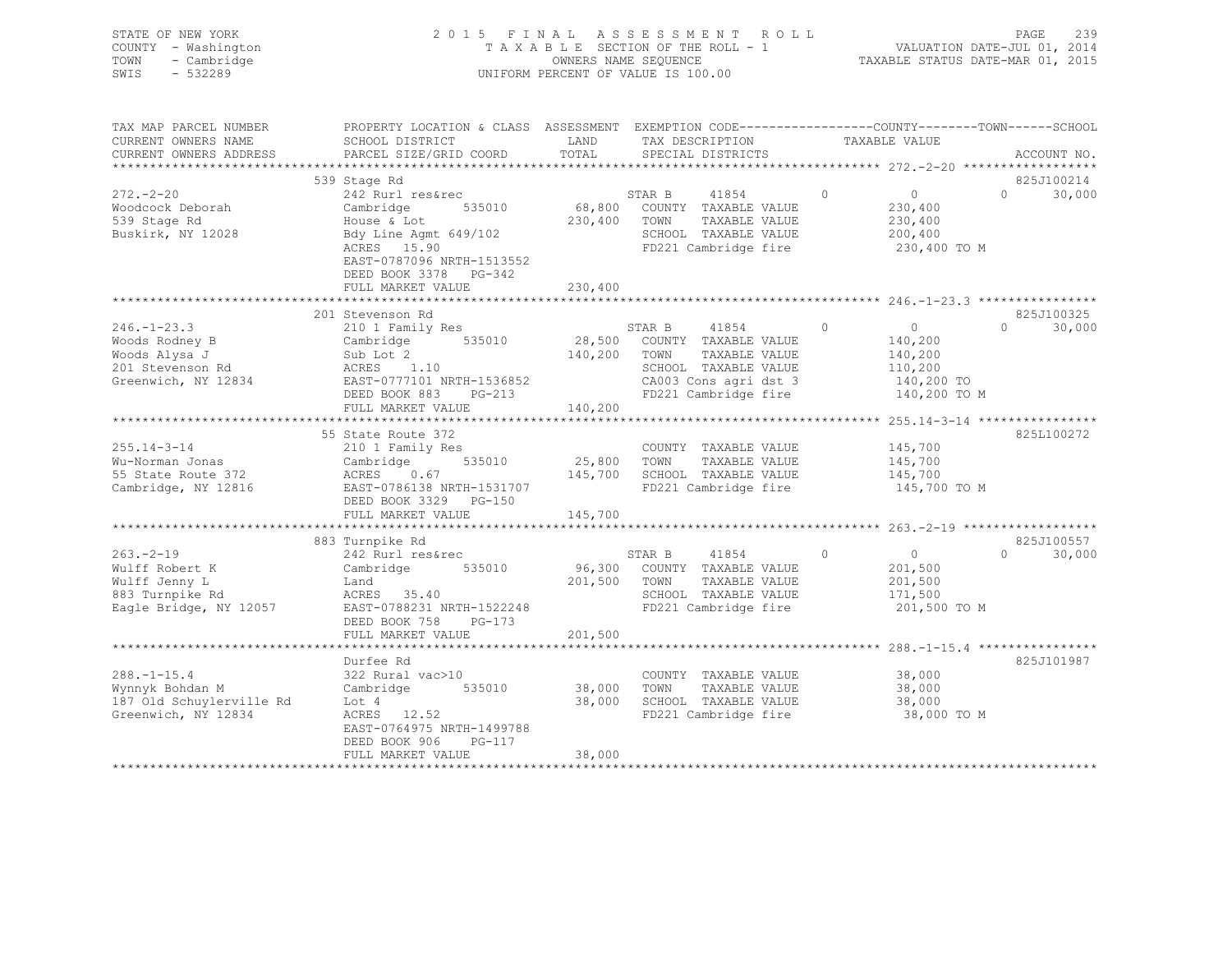STATE OF NEW YORK
COUNTY - Washington
TOWN - Cambridge
SWIS - 532289

2015 FINAL ASSESSMENT ROLL
TAXABLE SECTION OF THE ROLL - 1
OWNERS NAME SEQUENCE
UNIFORM PERCENT OF VALUE IS 100.00

VALUATION DATE-JUL 01, 2014
TAXABLE STATUS DATE-MAR 01, 2015

| TAX MAP PARCEL NUMBER / CURRENT OWNERS NAME / CURRENT OWNERS ADDRESS | PROPERTY LOCATION & CLASS / SCHOOL DISTRICT / PARCEL SIZE/GRID COORD | ASSESSMENT LAND / TOTAL | EXEMPTION CODE / TAX DESCRIPTION / SPECIAL DISTRICTS | COUNTY | TOWN | SCHOOL / TAXABLE VALUE | ACCOUNT NO. |
|---|---|---|---|---|---|---|---|
| **272.-2-20** | 539 Stage Rd | | | | | | 825J100214 |
| 272.-2-20 | 242 Rurl res&rec | | STAR B 41854 | 0 | 0 | 0 30,000 | |
| Woodcock Deborah | Cambridge 535010 | 68,800 | COUNTY TAXABLE VALUE | | | 230,400 | |
| 539 Stage Rd | House & Lot | 230,400 | TOWN TAXABLE VALUE | | | 230,400 | |
| Buskirk, NY 12028 | Bdy Line Agmt 649/102 | | SCHOOL TAXABLE VALUE | | | 200,400 | |
| | ACRES 15.90 | | FD221 Cambridge fire | | | 230,400 TO M | |
| | EAST-0787096 NRTH-1513552 | | | | | | |
| | DEED BOOK 3378 PG-342 | | | | | | |
| | FULL MARKET VALUE | 230,400 | | | | | |
| **246.-1-23.3** | 201 Stevenson Rd | | | | | | 825J100325 |
| 246.-1-23.3 | 210 1 Family Res | | STAR B 41854 | 0 | 0 | 0 30,000 | |
| Woods Rodney B | Cambridge 535010 | 28,500 | COUNTY TAXABLE VALUE | | | 140,200 | |
| Woods Alysa J | Sub Lot 2 | 140,200 | TOWN TAXABLE VALUE | | | 140,200 | |
| 201 Stevenson Rd | ACRES 1.10 | | SCHOOL TAXABLE VALUE | | | 110,200 | |
| Greenwich, NY 12834 | EAST-0777101 NRTH-1536852 | | CA003 Cons agri dst 3 | | | 140,200 TO | |
| | DEED BOOK 883 PG-213 | | FD221 Cambridge fire | | | 140,200 TO M | |
| | FULL MARKET VALUE | 140,200 | | | | | |
| **255.14-3-14** | 55 State Route 372 | | | | | | 825L100272 |
| 255.14-3-14 | 210 1 Family Res | | COUNTY TAXABLE VALUE | | | 145,700 | |
| Wu-Norman Jonas | Cambridge 535010 | 25,800 | TOWN TAXABLE VALUE | | | 145,700 | |
| 55 State Route 372 | ACRES 0.67 | 145,700 | SCHOOL TAXABLE VALUE | | | 145,700 | |
| Cambridge, NY 12816 | EAST-0786138 NRTH-1531707 | | FD221 Cambridge fire | | | 145,700 TO M | |
| | DEED BOOK 3329 PG-150 | | | | | | |
| | FULL MARKET VALUE | 145,700 | | | | | |
| **263.-2-19** | 883 Turnpike Rd | | | | | | 825J100557 |
| 263.-2-19 | 242 Rurl res&rec | | STAR B 41854 | 0 | 0 | 0 30,000 | |
| Wulff Robert K | Cambridge 535010 | 96,300 | COUNTY TAXABLE VALUE | | | 201,500 | |
| Wulff Jenny L | Land | 201,500 | TOWN TAXABLE VALUE | | | 201,500 | |
| 883 Turnpike Rd | ACRES 35.40 | | SCHOOL TAXABLE VALUE | | | 171,500 | |
| Eagle Bridge, NY 12057 | EAST-0788231 NRTH-1522248 | | FD221 Cambridge fire | | | 201,500 TO M | |
| | DEED BOOK 758 PG-173 | | | | | | |
| | FULL MARKET VALUE | 201,500 | | | | | |
| **288.-1-15.4** | Durfee Rd | | | | | | 825J101987 |
| 288.-1-15.4 | 322 Rural vac>10 | | COUNTY TAXABLE VALUE | | | 38,000 | |
| Wynnyk Bohdan M | Cambridge 535010 | 38,000 | TOWN TAXABLE VALUE | | | 38,000 | |
| 187 Old Schuylerville Rd | Lot 4 | 38,000 | SCHOOL TAXABLE VALUE | | | 38,000 | |
| Greenwich, NY 12834 | ACRES 12.52 | | FD221 Cambridge fire | | | 38,000 TO M | |
| | EAST-0764975 NRTH-1499788 | | | | | | |
| | DEED BOOK 906 PG-117 | | | | | | |
| | FULL MARKET VALUE | 38,000 | | | | | |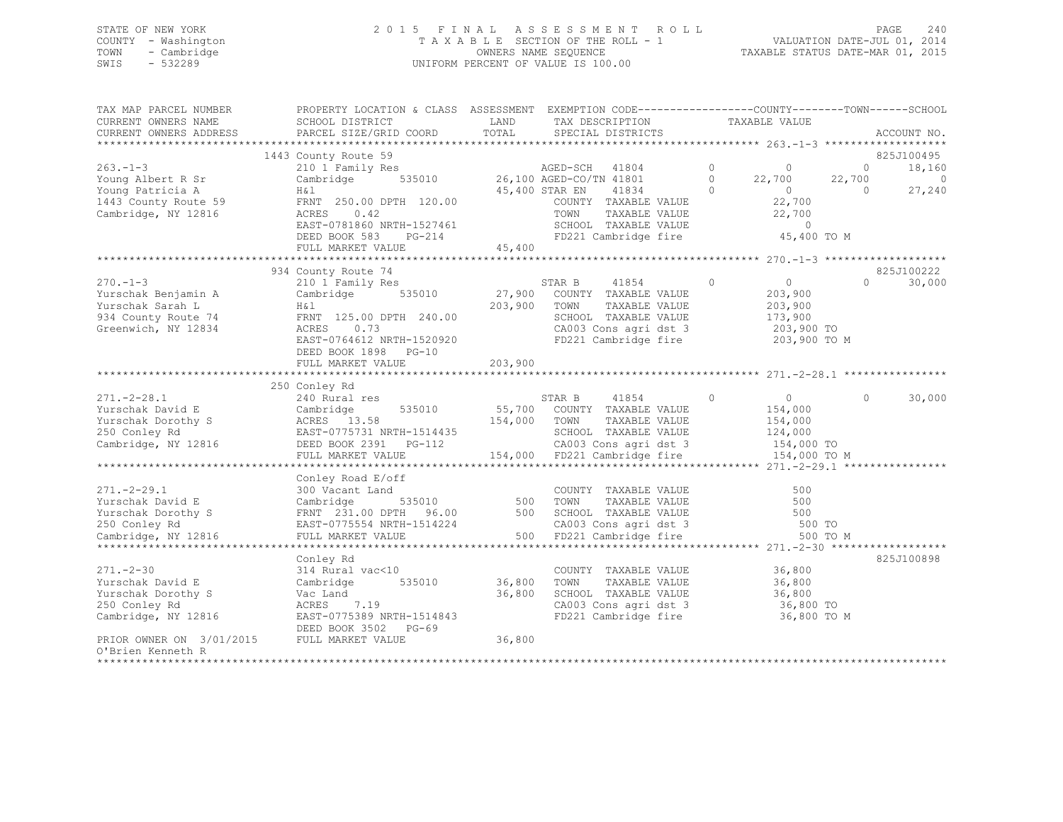STATE OF NEW YORK
COUNTY - Washington
TOWN - Cambridge
SWIS - 532289

# 2015 FINAL ASSESSMENT ROLL

TAXABLE SECTION OF THE ROLL - 1
OWNERS NAME SEQUENCE
UNIFORM PERCENT OF VALUE IS 100.00

VALUATION DATE-JUL 01, 2014
TAXABLE STATUS DATE-MAR 01, 2015

```
TAX MAP PARCEL NUMBER          PROPERTY LOCATION & CLASS  ASSESSMENT  EXEMPTION CODE------------------COUNTY--------TOWN------SCHOOL
CURRENT OWNERS NAME            SCHOOL DISTRICT              LAND      TAX DESCRIPTION            TAXABLE VALUE
CURRENT OWNERS ADDRESS         PARCEL SIZE/GRID COORD       TOTAL     SPECIAL DISTRICTS                                      ACCOUNT NO.
******************************************************************************************************* 263.-1-3 *******************
                             1443 County Route 59                                                                           825J100495
263.-1-3                     210 1 Family Res                        AGED-SCH   41804           0            0          0     18,160
Young Albert R Sr            Cambridge         535010       26,100 AGED-CO/TN 41801             0       22,700     22,700          0
Young Patricia A             H&l                            45,400 STAR EN    41834             0            0          0     27,240
1443 County Route 59         FRNT 250.00 DPTH 120.00                 COUNTY  TAXABLE VALUE             22,700
Cambridge, NY 12816          ACRES    0.42                           TOWN    TAXABLE VALUE             22,700
                             EAST-0781860 NRTH-1527461               SCHOOL  TAXABLE VALUE                  0
                             DEED BOOK 583    PG-214                 FD221 Cambridge fire              45,400 TO M
                             FULL MARKET VALUE              45,400
******************************************************************************************************* 270.-1-3 *******************
                             934 County Route 74                                                                            825J100222
270.-1-3                     210 1 Family Res                        STAR B     41854           0            0          0     30,000
Yurschak Benjamin A          Cambridge         535010       27,900   COUNTY  TAXABLE VALUE            203,900
Yurschak Sarah L             H&l                           203,900   TOWN    TAXABLE VALUE            203,900
934 County Route 74          FRNT 125.00 DPTH 240.00                 SCHOOL  TAXABLE VALUE            173,900
Greenwich, NY 12834          ACRES    0.73                           CA003 Cons agri dst 3            203,900 TO
                             EAST-0764612 NRTH-1520920               FD221 Cambridge fire             203,900 TO M
                             DEED BOOK 1898   PG-10
                             FULL MARKET VALUE             203,900
******************************************************************************************************* 271.-2-28.1 ****************
                             250 Conley Rd
271.-2-28.1                  240 Rural res                           STAR B     41854           0            0          0     30,000
Yurschak David E             Cambridge         535010       55,700   COUNTY  TAXABLE VALUE            154,000
Yurschak Dorothy S           ACRES   13.58                 154,000   TOWN    TAXABLE VALUE            154,000
250 Conley Rd                EAST-0775731 NRTH-1514435               SCHOOL  TAXABLE VALUE            124,000
Cambridge, NY 12816          DEED BOOK 2391   PG-112                 CA003 Cons agri dst 3            154,000 TO
                             FULL MARKET VALUE             154,000   FD221 Cambridge fire             154,000 TO M
******************************************************************************************************* 271.-2-29.1 ****************
                             Conley Road E/off
271.-2-29.1                  300 Vacant Land                         COUNTY  TAXABLE VALUE                500
Yurschak David E             Cambridge         535010          500   TOWN    TAXABLE VALUE                500
Yurschak Dorothy S           FRNT 231.00 DPTH  96.00           500   SCHOOL  TAXABLE VALUE                500
250 Conley Rd                EAST-0775554 NRTH-1514224               CA003 Cons agri dst 3                500 TO
Cambridge, NY 12816          FULL MARKET VALUE                 500   FD221 Cambridge fire                 500 TO M
******************************************************************************************************* 271.-2-30 ******************
                             Conley Rd                                                                                      825J100898
271.-2-30                    314 Rural vac<10                        COUNTY  TAXABLE VALUE             36,800
Yurschak David E             Cambridge         535010       36,800   TOWN    TAXABLE VALUE             36,800
Yurschak Dorothy S           Vac Land                       36,800   SCHOOL  TAXABLE VALUE             36,800
250 Conley Rd                ACRES    7.19                           CA003 Cons agri dst 3             36,800 TO
Cambridge, NY 12816          EAST-0775389 NRTH-1514843               FD221 Cambridge fire              36,800 TO M
                             DEED BOOK 3502   PG-69
PRIOR OWNER ON 3/01/2015     FULL MARKET VALUE              36,800
O'Brien Kenneth R
************************************************************************************************************************************
```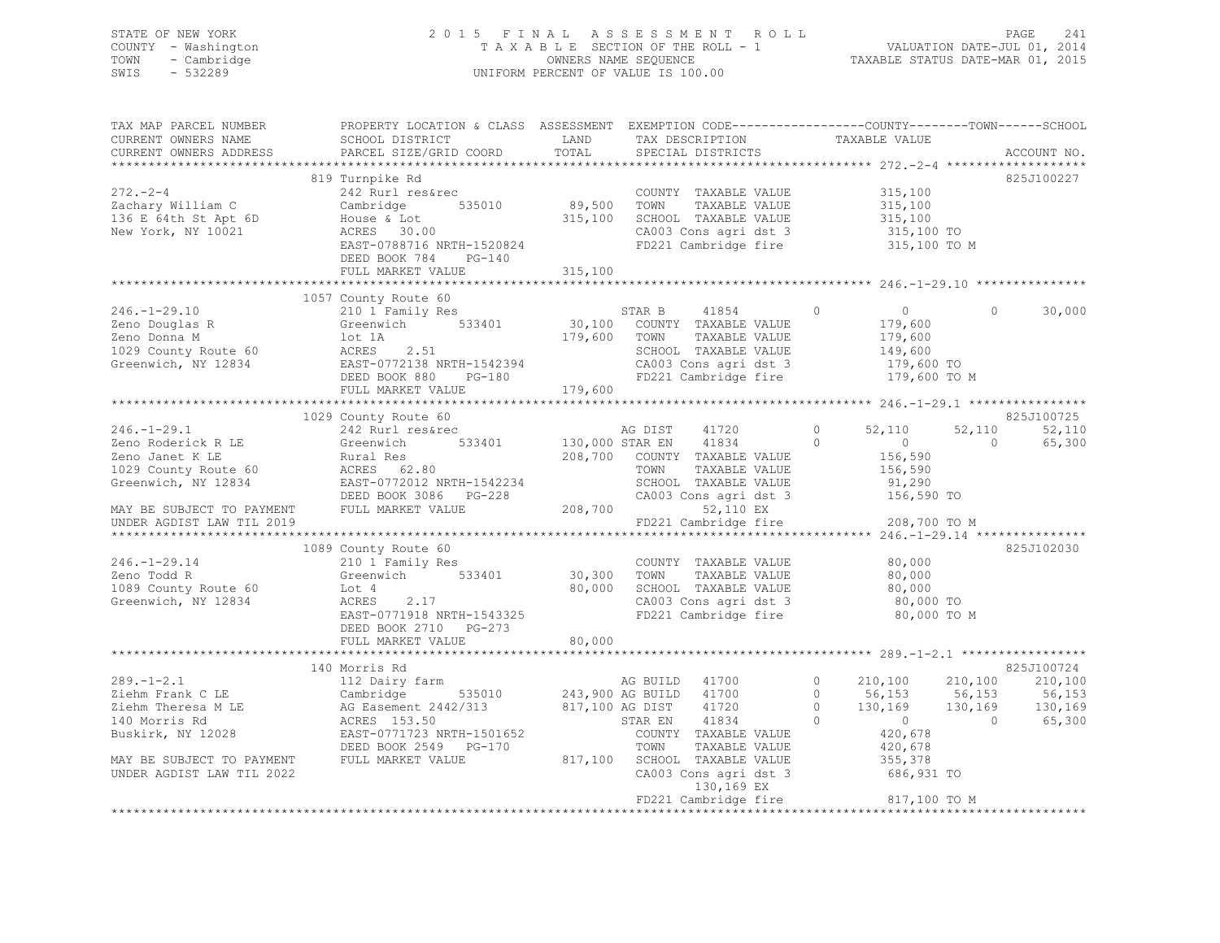STATE OF NEW YORK
COUNTY - Washington
TOWN - Cambridge
SWIS - 532289

2 0 1 5 F I N A L A S S E S S M E N T R O L L
T A X A B L E SECTION OF THE ROLL - 1
OWNERS NAME SEQUENCE
UNIFORM PERCENT OF VALUE IS 100.00

VALUATION DATE-JUL 01, 2014
TAXABLE STATUS DATE-MAR 01, 2015

```
TAX MAP PARCEL NUMBER          PROPERTY LOCATION & CLASS  ASSESSMENT  EXEMPTION CODE-----------------COUNTY--------TOWN------SCHOOL
CURRENT OWNERS NAME            SCHOOL DISTRICT              LAND      TAX DESCRIPTION             TAXABLE VALUE
CURRENT OWNERS ADDRESS         PARCEL SIZE/GRID COORD       TOTAL     SPECIAL DISTRICTS                                      ACCOUNT NO.
*********************************************************************************************************** 272.-2-4 *******************
                               819 Turnpike Rd                                                                            825J100227
272.-2-4                       242 Rurl res&rec                       COUNTY  TAXABLE VALUE            315,100
Zachary William C              Cambridge      535010        89,500    TOWN    TAXABLE VALUE            315,100
136 E 64th St Apt 6D           House & Lot                 315,100    SCHOOL  TAXABLE VALUE            315,100
New York, NY 10021             ACRES  30.00                           CA003 Cons agri dst 3             315,100 TO
                               EAST-0788716 NRTH-1520824              FD221 Cambridge fire              315,100 TO M
                               DEED BOOK 784    PG-140
                               FULL MARKET VALUE           315,100
*********************************************************************************************************** 246.-1-29.10 ***************
                               1057 County Route 60
246.-1-29.10                   210 1 Family Res                       STAR B      41854       0          0           0        30,000
Zeno Douglas R                 Greenwich      533401        30,100    COUNTY  TAXABLE VALUE            179,600
Zeno Donna M                   lot 1A                      179,600    TOWN    TAXABLE VALUE            179,600
1029 County Route 60           ACRES   2.51                           SCHOOL  TAXABLE VALUE            149,600
Greenwich, NY 12834            EAST-0772138 NRTH-1542394              CA003 Cons agri dst 3             179,600 TO
                               DEED BOOK 880    PG-180                FD221 Cambridge fire              179,600 TO M
                               FULL MARKET VALUE           179,600
*********************************************************************************************************** 246.-1-29.1 ****************
                               1029 County Route 60                                                                       825J100725
246.-1-29.1                    242 Rurl res&rec                       AG DIST     41720       0     52,110      52,110        52,110
Zeno Roderick R LE             Greenwich      533401       130,000 STAR EN    41834       0          0           0        65,300
Zeno Janet K LE                Rural Res                   208,700    COUNTY  TAXABLE VALUE            156,590
1029 County Route 60           ACRES  62.80                           TOWN    TAXABLE VALUE            156,590
Greenwich, NY 12834            EAST-0772012 NRTH-1542234              SCHOOL  TAXABLE VALUE             91,290
                               DEED BOOK 3086   PG-228                CA003 Cons agri dst 3             156,590 TO
MAY BE SUBJECT TO PAYMENT      FULL MARKET VALUE           208,700         52,110 EX
UNDER AGDIST LAW TIL 2019                                             FD221 Cambridge fire              208,700 TO M
*********************************************************************************************************** 246.-1-29.14 ***************
                               1089 County Route 60                                                                       825J102030
246.-1-29.14                   210 1 Family Res                       COUNTY  TAXABLE VALUE             80,000
Zeno Todd R                    Greenwich      533401        30,300    TOWN    TAXABLE VALUE             80,000
1089 County Route 60           Lot 4                        80,000    SCHOOL  TAXABLE VALUE             80,000
Greenwich, NY 12834            ACRES   2.17                           CA003 Cons agri dst 3              80,000 TO
                               EAST-0771918 NRTH-1543325              FD221 Cambridge fire               80,000 TO M
                               DEED BOOK 2710   PG-273
                               FULL MARKET VALUE            80,000
*********************************************************************************************************** 289.-1-2.1 *****************
                               140 Morris Rd                                                                              825J100724
289.-1-2.1                     112 Dairy farm                         AG BUILD    41700       0    210,100     210,100       210,100
Ziehm Frank C LE               Cambridge      535010       243,900 AG BUILD   41700       0     56,153      56,153        56,153
Ziehm Theresa M LE             AG Easement 2442/313        817,100 AG DIST    41720       0    130,169     130,169       130,169
140 Morris Rd                  ACRES 153.50                           STAR EN     41834       0          0           0        65,300
Buskirk, NY 12028              EAST-0771723 NRTH-1501652              COUNTY  TAXABLE VALUE            420,678
                               DEED BOOK 2549   PG-170                TOWN    TAXABLE VALUE            420,678
MAY BE SUBJECT TO PAYMENT      FULL MARKET VALUE           817,100    SCHOOL  TAXABLE VALUE            355,378
UNDER AGDIST LAW TIL 2022                                             CA003 Cons agri dst 3             686,931 TO
                                                                          130,169 EX
                                                                      FD221 Cambridge fire              817,100 TO M
****************************************************************************************************************************************
```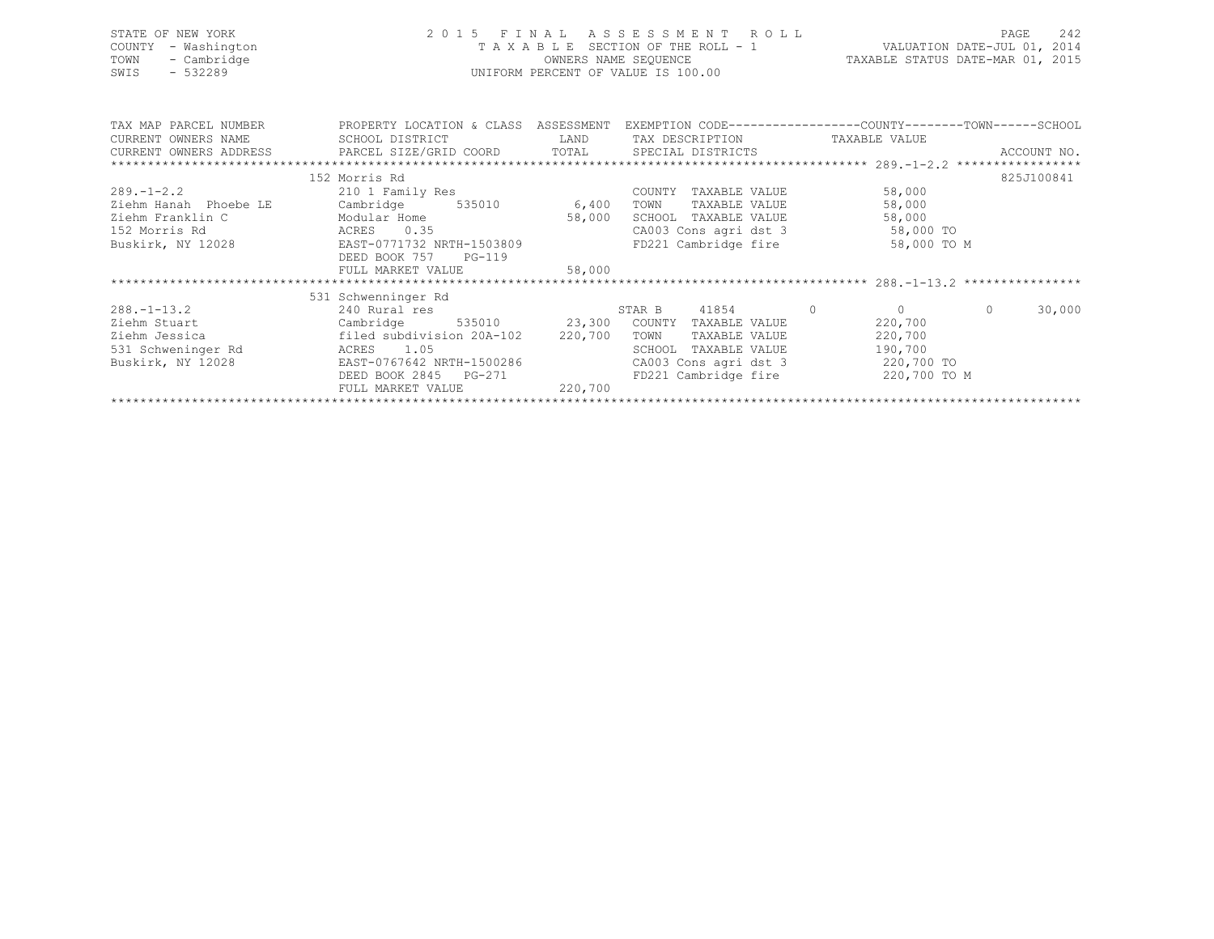STATE OF NEW YORK
COUNTY - Washington
TOWN - Cambridge
SWIS - 532289

2 0 1 5 F I N A L A S S E S S M E N T R O L L
T A X A B L E SECTION OF THE ROLL - 1
OWNERS NAME SEQUENCE
UNIFORM PERCENT OF VALUE IS 100.00

VALUATION DATE-JUL 01, 2014
TAXABLE STATUS DATE-MAR 01, 2015

| TAX MAP PARCEL NUMBER / CURRENT OWNERS NAME / CURRENT OWNERS ADDRESS | PROPERTY LOCATION & CLASS / SCHOOL DISTRICT / PARCEL SIZE/GRID COORD | ASSESSMENT LAND | TOTAL | EXEMPTION CODE / TAX DESCRIPTION / SPECIAL DISTRICTS | COUNTY | TOWN | SCHOOL / ACCOUNT NO. |
|---|---|---|---|---|---|---|---|
| **289.-1-2.2** | 152 Morris Rd | | | | | | 825J100841 |
| 289.-1-2.2 | 210 1 Family Res | | | COUNTY TAXABLE VALUE | 58,000 | | |
| Ziehm Hanah Phoebe LE | Cambridge 535010 | 6,400 | | TOWN TAXABLE VALUE | | 58,000 | |
| Ziehm Franklin C | Modular Home | | 58,000 | SCHOOL TAXABLE VALUE | | | 58,000 |
| 152 Morris Rd | ACRES 0.35 | | | CA003 Cons agri dst 3 | 58,000 TO | | |
| Buskirk, NY 12028 | EAST-0771732 NRTH-1503809 | | | FD221 Cambridge fire | 58,000 TO M | | |
| | DEED BOOK 757 PG-119 | | | | | | |
| | FULL MARKET VALUE | | 58,000 | | | | |
| **288.-1-13.2** | 531 Schwenninger Rd | | | | | | |
| 288.-1-13.2 | 240 Rural res | | | STAR B 41854 | 0 | 0 | 30,000 |
| Ziehm Stuart | Cambridge 535010 | 23,300 | | COUNTY TAXABLE VALUE | 220,700 | | |
| Ziehm Jessica | filed subdivision 20A-102 | | 220,700 | TOWN TAXABLE VALUE | | 220,700 | |
| 531 Schweninger Rd | ACRES 1.05 | | | SCHOOL TAXABLE VALUE | | | 190,700 |
| Buskirk, NY 12028 | EAST-0767642 NRTH-1500286 | | | CA003 Cons agri dst 3 | 220,700 TO | | |
| | DEED BOOK 2845 PG-271 | | | FD221 Cambridge fire | 220,700 TO M | | |
| | FULL MARKET VALUE | | 220,700 | | | | |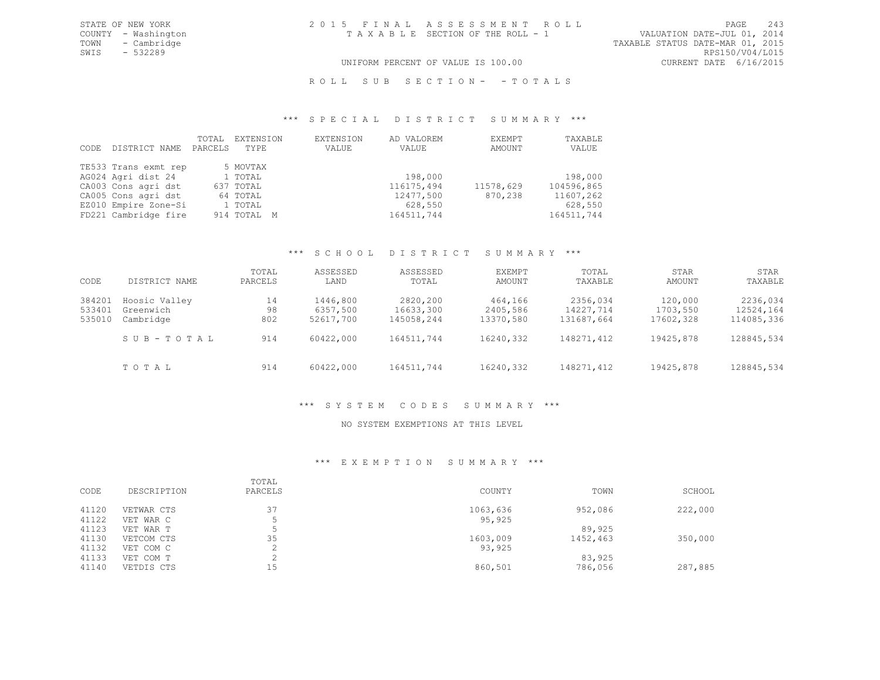STATE OF NEW YORK
COUNTY - Washington
TOWN - Cambridge
SWIS - 532289

2015 FINAL ASSESSMENT ROLL
TAXABLE SECTION OF THE ROLL - 1

VALUATION DATE-JUL 01, 2014
TAXABLE STATUS DATE-MAR 01, 2015
RPS150/V04/L015
CURRENT DATE 6/16/2015

UNIFORM PERCENT OF VALUE IS 100.00

ROLL SUB SECTION- - TOTALS

### *** SPECIAL DISTRICT SUMMARY ***

| CODE | DISTRICT NAME | TOTAL PARCELS | EXTENSION TYPE | EXTENSION VALUE | AD VALOREM VALUE | EXEMPT AMOUNT | TAXABLE VALUE |
|---|---|---|---|---|---|---|---|
| TE533 | Trans exmt rep | 5 | MOVTAX | | | | |
| AG024 | Agri dist 24 | 1 | TOTAL | | 198,000 | | 198,000 |
| CA003 | Cons agri dst | 637 | TOTAL | | 116175,494 | 11578,629 | 104596,865 |
| CA005 | Cons agri dst | 64 | TOTAL | | 12477,500 | 870,238 | 11607,262 |
| EZ010 | Empire Zone-Si | 1 | TOTAL | | 628,550 | | 628,550 |
| FD221 | Cambridge fire | 914 | TOTAL M | | 164511,744 | | 164511,744 |

### *** SCHOOL DISTRICT SUMMARY ***

| CODE | DISTRICT NAME | TOTAL PARCELS | ASSESSED LAND | ASSESSED TOTAL | EXEMPT AMOUNT | TOTAL TAXABLE | STAR AMOUNT | STAR TAXABLE |
|---|---|---|---|---|---|---|---|---|
| 384201 | Hoosic Valley | 14 | 1446,800 | 2820,200 | 464,166 | 2356,034 | 120,000 | 2236,034 |
| 533401 | Greenwich | 98 | 6357,500 | 16633,300 | 2405,586 | 14227,714 | 1703,550 | 12524,164 |
| 535010 | Cambridge | 802 | 52617,700 | 145058,244 | 13370,580 | 131687,664 | 17602,328 | 114085,336 |
| | SUB-TOTAL | 914 | 60422,000 | 164511,744 | 16240,332 | 148271,412 | 19425,878 | 128845,534 |
| | TOTAL | 914 | 60422,000 | 164511,744 | 16240,332 | 148271,412 | 19425,878 | 128845,534 |

### *** SYSTEM CODES SUMMARY ***

NO SYSTEM EXEMPTIONS AT THIS LEVEL

### *** EXEMPTION SUMMARY ***

| CODE | DESCRIPTION | TOTAL PARCELS | COUNTY | TOWN | SCHOOL |
|---|---|---|---|---|---|
| 41120 | VETWAR CTS | 37 | 1063,636 | 952,086 | 222,000 |
| 41122 | VET WAR C | 5 | 95,925 | | |
| 41123 | VET WAR T | 5 | | 89,925 | |
| 41130 | VETCOM CTS | 35 | 1603,009 | 1452,463 | 350,000 |
| 41132 | VET COM C | 2 | 93,925 | | |
| 41133 | VET COM T | 2 | | 83,925 | |
| 41140 | VETDIS CTS | 15 | 860,501 | 786,056 | 287,885 |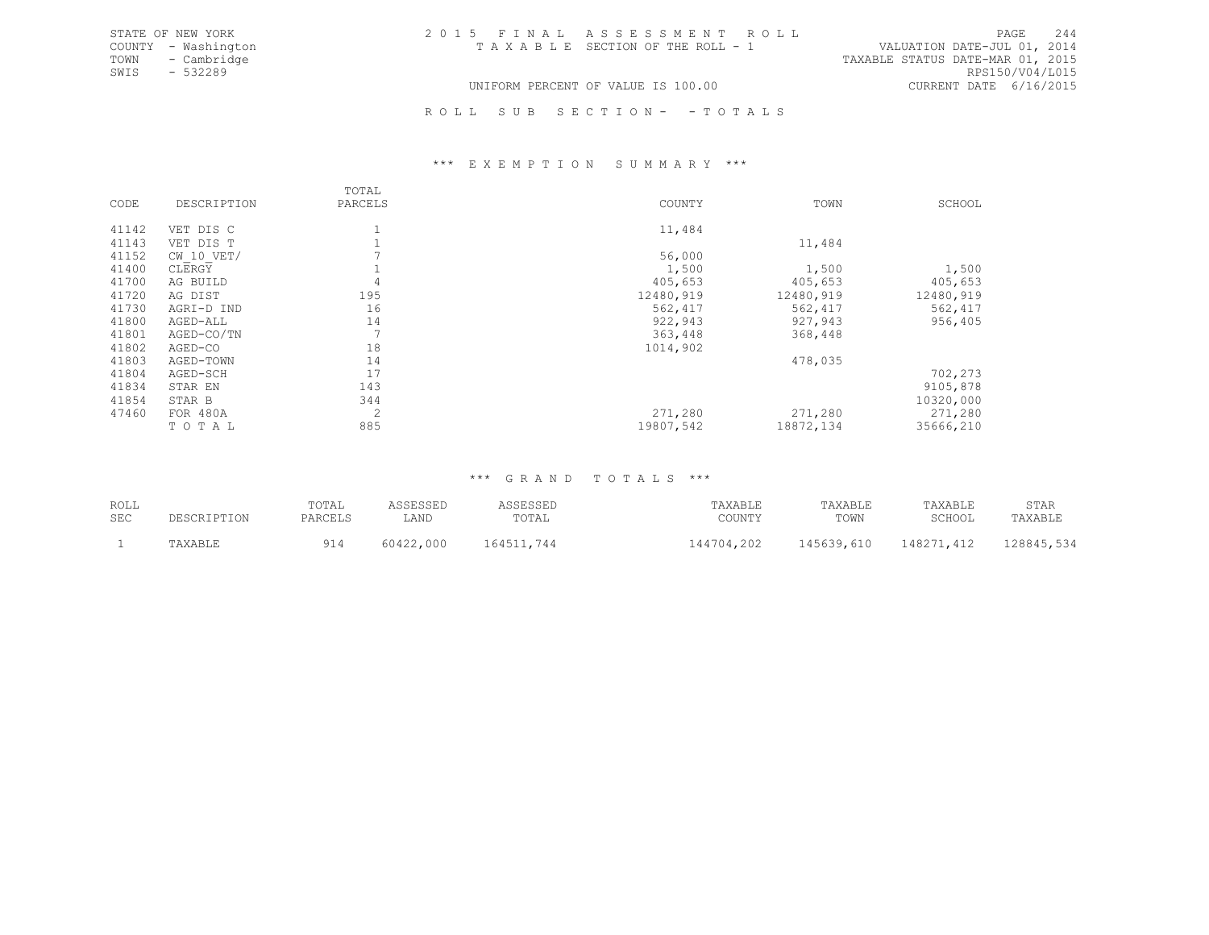STATE OF NEW YORK
COUNTY - Washington
TOWN - Cambridge
SWIS - 532289

2015 FINAL ASSESSMENT ROLL
TAXABLE SECTION OF THE ROLL - 1

VALUATION DATE-JUL 01, 2014
TAXABLE STATUS DATE-MAR 01, 2015
RPS150/V04/L015
CURRENT DATE 6/16/2015

UNIFORM PERCENT OF VALUE IS 100.00

ROLL SUB SECTION- - TOTALS

### *** EXEMPTION SUMMARY ***

| CODE | DESCRIPTION | TOTAL PARCELS | COUNTY | TOWN | SCHOOL |
|---|---|---|---|---|---|
| 41142 | VET DIS C | 1 | 11,484 | | |
| 41143 | VET DIS T | 1 | | 11,484 | |
| 41152 | CW_10_VET/ | 7 | 56,000 | | |
| 41400 | CLERGY | 1 | 1,500 | 1,500 | 1,500 |
| 41700 | AG BUILD | 4 | 405,653 | 405,653 | 405,653 |
| 41720 | AG DIST | 195 | 12480,919 | 12480,919 | 12480,919 |
| 41730 | AGRI-D IND | 16 | 562,417 | 562,417 | 562,417 |
| 41800 | AGED-ALL | 14 | 922,943 | 927,943 | 956,405 |
| 41801 | AGED-CO/TN | 7 | 363,448 | 368,448 | |
| 41802 | AGED-CO | 18 | 1014,902 | | |
| 41803 | AGED-TOWN | 14 | | 478,035 | |
| 41804 | AGED-SCH | 17 | | | 702,273 |
| 41834 | STAR EN | 143 | | | 9105,878 |
| 41854 | STAR B | 344 | | | 10320,000 |
| 47460 | FOR 480A | 2 | 271,280 | 271,280 | 271,280 |
| | TOTAL | 885 | 19807,542 | 18872,134 | 35666,210 |

### *** GRAND TOTALS ***

| ROLL SEC | DESCRIPTION | TOTAL PARCELS | ASSESSED LAND | ASSESSED TOTAL | TAXABLE COUNTY | TAXABLE TOWN | TAXABLE SCHOOL | STAR TAXABLE |
|---|---|---|---|---|---|---|---|---|
| 1 | TAXABLE | 914 | 60422,000 | 164511,744 | 144704,202 | 145639,610 | 148271,412 | 128845,534 |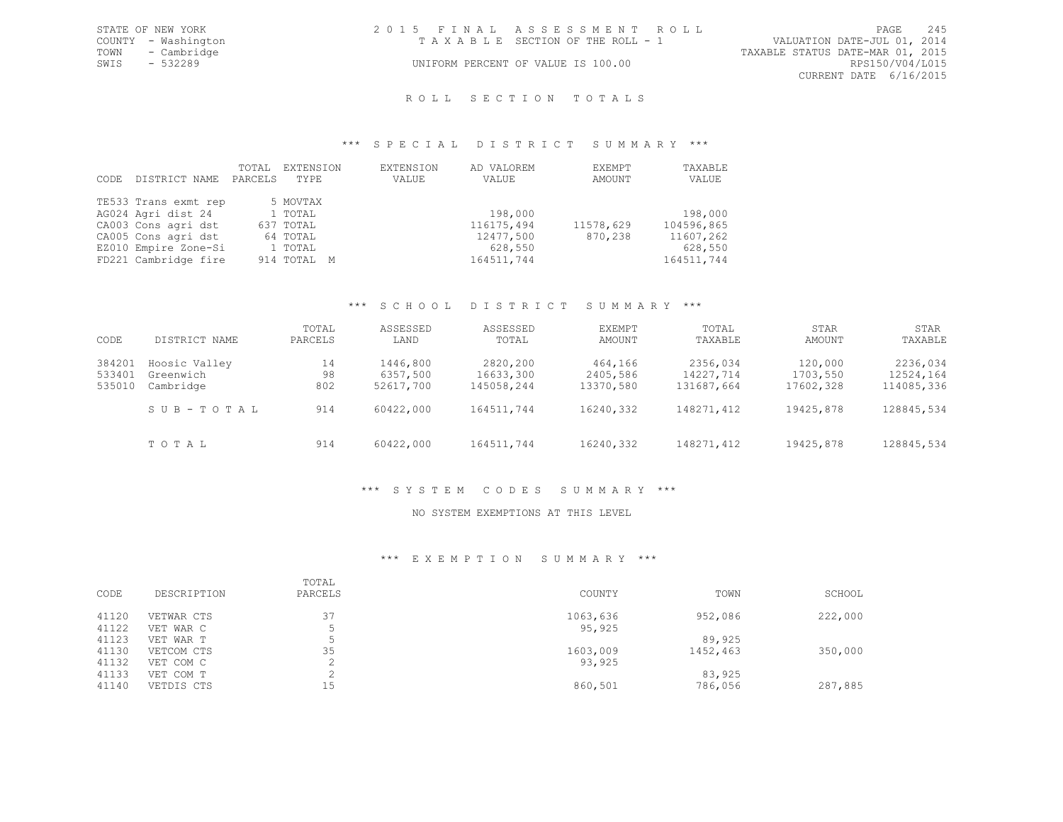STATE OF NEW YORK
COUNTY - Washington
TOWN - Cambridge
SWIS - 532289

2015 FINAL ASSESSMENT ROLL
TAXABLE SECTION OF THE ROLL - 1
UNIFORM PERCENT OF VALUE IS 100.00

VALUATION DATE-JUL 01, 2014
TAXABLE STATUS DATE-MAR 01, 2015
RPS150/V04/L015
CURRENT DATE 6/16/2015

## ROLL SECTION TOTALS

### *** SPECIAL DISTRICT SUMMARY ***

| CODE | DISTRICT NAME | TOTAL PARCELS | EXTENSION TYPE | EXTENSION VALUE | AD VALOREM VALUE | EXEMPT AMOUNT | TAXABLE VALUE |
|---|---|---|---|---|---|---|---|
| TE533 | Trans exmt rep | 5 | MOVTAX | | | | |
| AG024 | Agri dist 24 | 1 | TOTAL | | 198,000 | | 198,000 |
| CA003 | Cons agri dst | 637 | TOTAL | | 116175,494 | 11578,629 | 104596,865 |
| CA005 | Cons agri dst | 64 | TOTAL | | 12477,500 | 870,238 | 11607,262 |
| EZ010 | Empire Zone-Si | 1 | TOTAL | | 628,550 | | 628,550 |
| FD221 | Cambridge fire | 914 | TOTAL M | | 164511,744 | | 164511,744 |

### *** SCHOOL DISTRICT SUMMARY ***

| CODE | DISTRICT NAME | TOTAL PARCELS | ASSESSED LAND | ASSESSED TOTAL | EXEMPT AMOUNT | TOTAL TAXABLE | STAR AMOUNT | STAR TAXABLE |
|---|---|---|---|---|---|---|---|---|
| 384201 | Hoosic Valley | 14 | 1446,800 | 2820,200 | 464,166 | 2356,034 | 120,000 | 2236,034 |
| 533401 | Greenwich | 98 | 6357,500 | 16633,300 | 2405,586 | 14227,714 | 1703,550 | 12524,164 |
| 535010 | Cambridge | 802 | 52617,700 | 145058,244 | 13370,580 | 131687,664 | 17602,328 | 114085,336 |
| | SUB-TOTAL | 914 | 60422,000 | 164511,744 | 16240,332 | 148271,412 | 19425,878 | 128845,534 |
| | TOTAL | 914 | 60422,000 | 164511,744 | 16240,332 | 148271,412 | 19425,878 | 128845,534 |

### *** SYSTEM CODES SUMMARY ***

NO SYSTEM EXEMPTIONS AT THIS LEVEL

### *** EXEMPTION SUMMARY ***

| CODE | DESCRIPTION | TOTAL PARCELS | COUNTY | TOWN | SCHOOL |
|---|---|---|---|---|---|
| 41120 | VETWAR CTS | 37 | 1063,636 | 952,086 | 222,000 |
| 41122 | VET WAR C | 5 | 95,925 | | |
| 41123 | VET WAR T | 5 | | 89,925 | |
| 41130 | VETCOM CTS | 35 | 1603,009 | 1452,463 | 350,000 |
| 41132 | VET COM C | 2 | 93,925 | | |
| 41133 | VET COM T | 2 | | 83,925 | |
| 41140 | VETDIS CTS | 15 | 860,501 | 786,056 | 287,885 |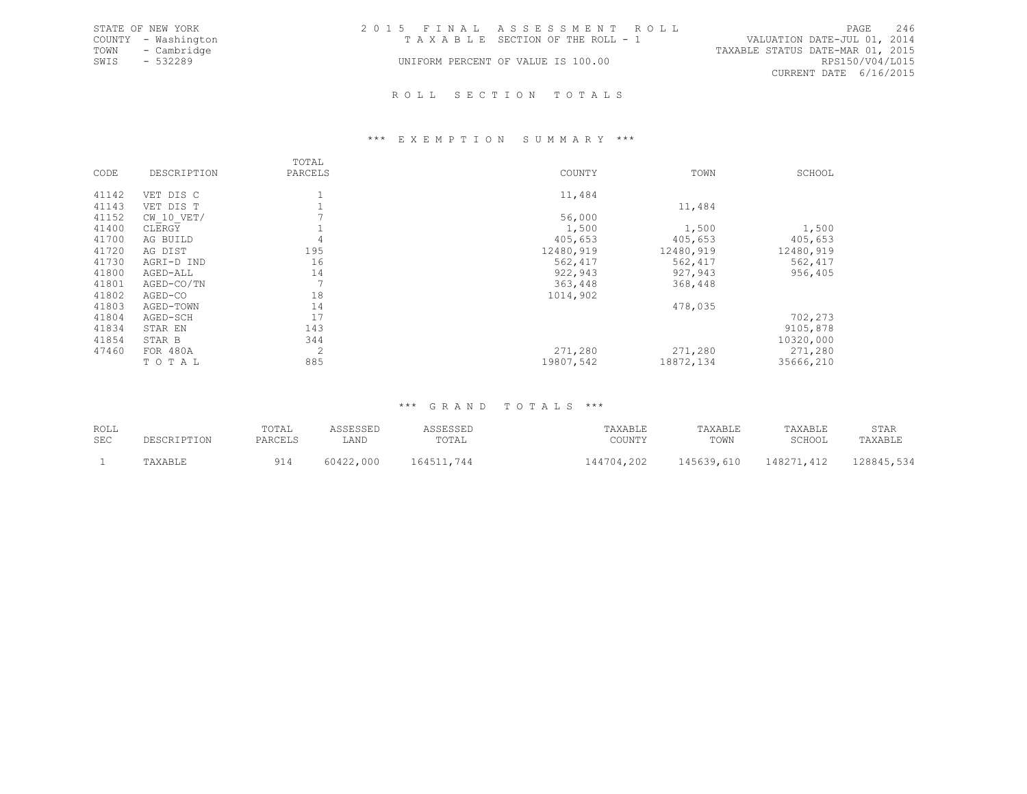STATE OF NEW YORK
COUNTY - Washington
TOWN - Cambridge
SWIS - 532289

2 0 1 5 F I N A L A S S E S S M E N T R O L L
T A X A B L E SECTION OF THE ROLL - 1
UNIFORM PERCENT OF VALUE IS 100.00

VALUATION DATE-JUL 01, 2014
TAXABLE STATUS DATE-MAR 01, 2015
RPS150/V04/L015
CURRENT DATE 6/16/2015

## R O L L S E C T I O N T O T A L S

### *** E X E M P T I O N S U M M A R Y ***

| CODE | DESCRIPTION | TOTAL PARCELS | COUNTY | TOWN | SCHOOL |
|---|---|---|---|---|---|
| 41142 | VET DIS C | 1 | 11,484 | | |
| 41143 | VET DIS T | 1 | | 11,484 | |
| 41152 | CW_10_VET/ | 7 | 56,000 | | |
| 41400 | CLERGY | 1 | 1,500 | 1,500 | 1,500 |
| 41700 | AG BUILD | 4 | 405,653 | 405,653 | 405,653 |
| 41720 | AG DIST | 195 | 12480,919 | 12480,919 | 12480,919 |
| 41730 | AGRI-D IND | 16 | 562,417 | 562,417 | 562,417 |
| 41800 | AGED-ALL | 14 | 922,943 | 927,943 | 956,405 |
| 41801 | AGED-CO/TN | 7 | 363,448 | 368,448 | |
| 41802 | AGED-CO | 18 | 1014,902 | | |
| 41803 | AGED-TOWN | 14 | | 478,035 | |
| 41804 | AGED-SCH | 17 | | | 702,273 |
| 41834 | STAR EN | 143 | | | 9105,878 |
| 41854 | STAR B | 344 | | | 10320,000 |
| 47460 | FOR 480A | 2 | 271,280 | 271,280 | 271,280 |
| | T O T A L | 885 | 19807,542 | 18872,134 | 35666,210 |

### *** G R A N D T O T A L S ***

| ROLL SEC | DESCRIPTION | TOTAL PARCELS | ASSESSED LAND | ASSESSED TOTAL | TAXABLE COUNTY | TAXABLE TOWN | TAXABLE SCHOOL | STAR TAXABLE |
|---|---|---|---|---|---|---|---|---|
| 1 | TAXABLE | 914 | 60422,000 | 164511,744 | 144704,202 | 145639,610 | 148271,412 | 128845,534 |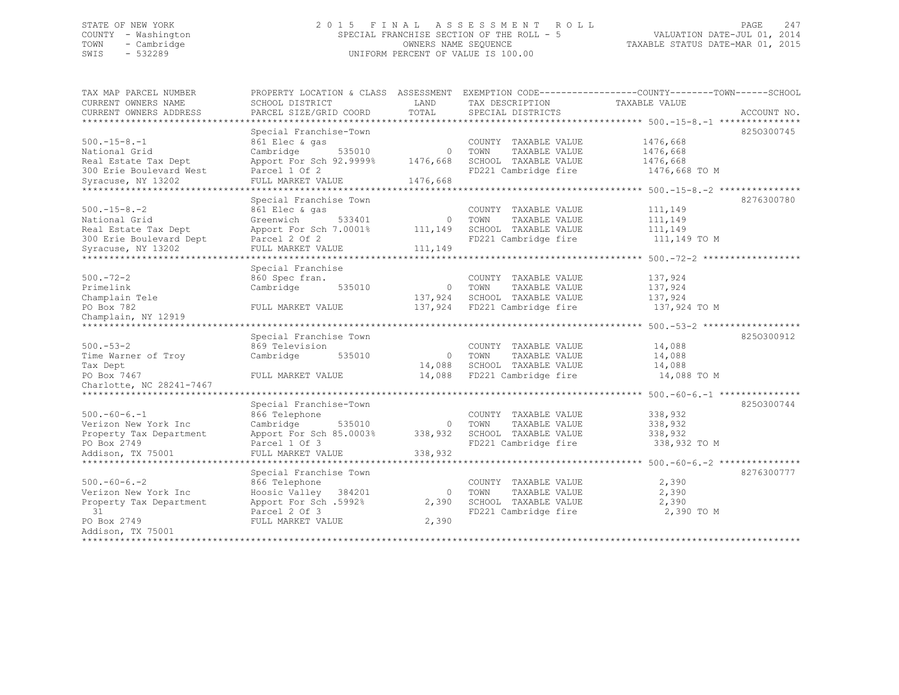STATE OF NEW YORK
COUNTY - Washington
TOWN - Cambridge
SWIS - 532289

2015 FINAL ASSESSMENT ROLL
SPECIAL FRANCHISE SECTION OF THE ROLL - 5
OWNERS NAME SEQUENCE
UNIFORM PERCENT OF VALUE IS 100.00

VALUATION DATE-JUL 01, 2014
TAXABLE STATUS DATE-MAR 01, 2015

| TAX MAP PARCEL NUMBER / CURRENT OWNERS NAME / CURRENT OWNERS ADDRESS | PROPERTY LOCATION & CLASS / SCHOOL DISTRICT / PARCEL SIZE/GRID COORD | ASSESSMENT LAND / TOTAL | EXEMPTION CODE / TAX DESCRIPTION / SPECIAL DISTRICTS | TAXABLE VALUE (COUNTY / TOWN / SCHOOL) | ACCOUNT NO. |
|---|---|---|---|---|---|
| 500.-15-8.-1 | Special Franchise-Town | | | | 8250300745 |
| National Grid | 861 Elec & gas | | COUNTY TAXABLE VALUE | 1476,668 | |
| Real Estate Tax Dept | Cambridge 535010 | 0 | TOWN TAXABLE VALUE | 1476,668 | |
| 300 Erie Boulevard West | Apport For Sch 92.9999% | 1476,668 | SCHOOL TAXABLE VALUE | 1476,668 | |
| Syracuse, NY 13202 | Parcel 1 Of 2 | | FD221 Cambridge fire | 1476,668 TO M | |
| | FULL MARKET VALUE | 1476,668 | | | |
| 500.-15-8.-2 | Special Franchise Town | | | | 8276300780 |
| National Grid | 861 Elec & gas | | COUNTY TAXABLE VALUE | 111,149 | |
| Real Estate Tax Dept | Greenwich 533401 | 0 | TOWN TAXABLE VALUE | 111,149 | |
| 300 Erie Boulevard Dept | Apport For Sch 7.0001% | 111,149 | SCHOOL TAXABLE VALUE | 111,149 | |
| Syracuse, NY 13202 | Parcel 2 Of 2 | | FD221 Cambridge fire | 111,149 TO M | |
| | FULL MARKET VALUE | 111,149 | | | |
| 500.-72-2 | Special Franchise | | | | |
| Primelink | 860 Spec fran. | | COUNTY TAXABLE VALUE | 137,924 | |
| Champlain Tele | Cambridge 535010 | 0 | TOWN TAXABLE VALUE | 137,924 | |
| PO Box 782 | | 137,924 | SCHOOL TAXABLE VALUE | 137,924 | |
| Champlain, NY 12919 | FULL MARKET VALUE | 137,924 | FD221 Cambridge fire | 137,924 TO M | |
| 500.-53-2 | Special Franchise Town | | | | 8250300912 |
| Time Warner of Troy | 869 Television | | COUNTY TAXABLE VALUE | 14,088 | |
| Tax Dept | Cambridge 535010 | 0 | TOWN TAXABLE VALUE | 14,088 | |
| PO Box 7467 | | 14,088 | SCHOOL TAXABLE VALUE | 14,088 | |
| Charlotte, NC 28241-7467 | FULL MARKET VALUE | 14,088 | FD221 Cambridge fire | 14,088 TO M | |
| 500.-60-6.-1 | Special Franchise-Town | | | | 8250300744 |
| Verizon New York Inc | 866 Telephone | | COUNTY TAXABLE VALUE | 338,932 | |
| Property Tax Department | Cambridge 535010 | 0 | TOWN TAXABLE VALUE | 338,932 | |
| PO Box 2749 | Apport For Sch 85.0003% | 338,932 | SCHOOL TAXABLE VALUE | 338,932 | |
| Addison, TX 75001 | Parcel 1 Of 3 | | FD221 Cambridge fire | 338,932 TO M | |
| | FULL MARKET VALUE | 338,932 | | | |
| 500.-60-6.-2 | Special Franchise Town | | | | 8276300777 |
| Verizon New York Inc | 866 Telephone | | COUNTY TAXABLE VALUE | 2,390 | |
| Property Tax Department | Hoosic Valley 384201 | 0 | TOWN TAXABLE VALUE | 2,390 | |
| 31 | Apport For Sch .5992% | 2,390 | SCHOOL TAXABLE VALUE | 2,390 | |
| PO Box 2749 | Parcel 2 Of 3 | | FD221 Cambridge fire | 2,390 TO M | |
| Addison, TX 75001 | FULL MARKET VALUE | 2,390 | | | |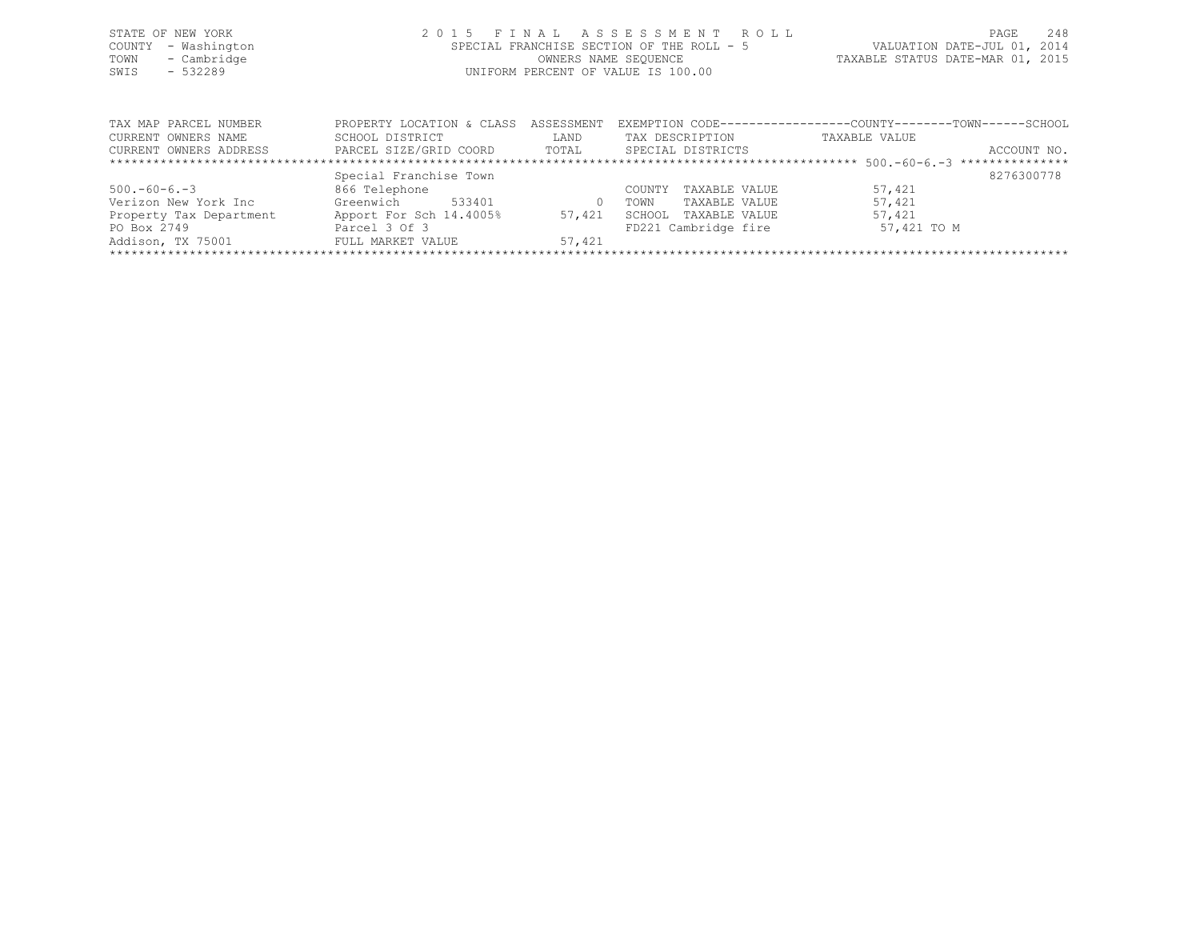STATE OF NEW YORK
COUNTY - Washington
TOWN - Cambridge
SWIS - 532289

2015 FINAL ASSESSMENT ROLL
SPECIAL FRANCHISE SECTION OF THE ROLL - 5
OWNERS NAME SEQUENCE
UNIFORM PERCENT OF VALUE IS 100.00

VALUATION DATE-JUL 01, 2014
TAXABLE STATUS DATE-MAR 01, 2015

| TAX MAP PARCEL NUMBER<br>CURRENT OWNERS NAME<br>CURRENT OWNERS ADDRESS | PROPERTY LOCATION & CLASS<br>SCHOOL DISTRICT<br>PARCEL SIZE/GRID COORD | ASSESSMENT<br>LAND<br>TOTAL | EXEMPTION CODE<br>TAX DESCRIPTION<br>SPECIAL DISTRICTS | COUNTY--------TOWN------SCHOOL<br>TAXABLE VALUE | ACCOUNT NO. |
|---|---|---|---|---|---|
| 500.-60-6.-3 | Special Franchise Town | | | | 8276300778 |
| | 866 Telephone | | COUNTY TAXABLE VALUE | 57,421 | |
| Verizon New York Inc | Greenwich 533401 | 0 | TOWN TAXABLE VALUE | 57,421 | |
| Property Tax Department | Apport For Sch 14.4005% | 57,421 | SCHOOL TAXABLE VALUE | 57,421 | |
| PO Box 2749 | Parcel 3 Of 3 | | FD221 Cambridge fire | 57,421 TO M | |
| Addison, TX 75001 | FULL MARKET VALUE | 57,421 | | | |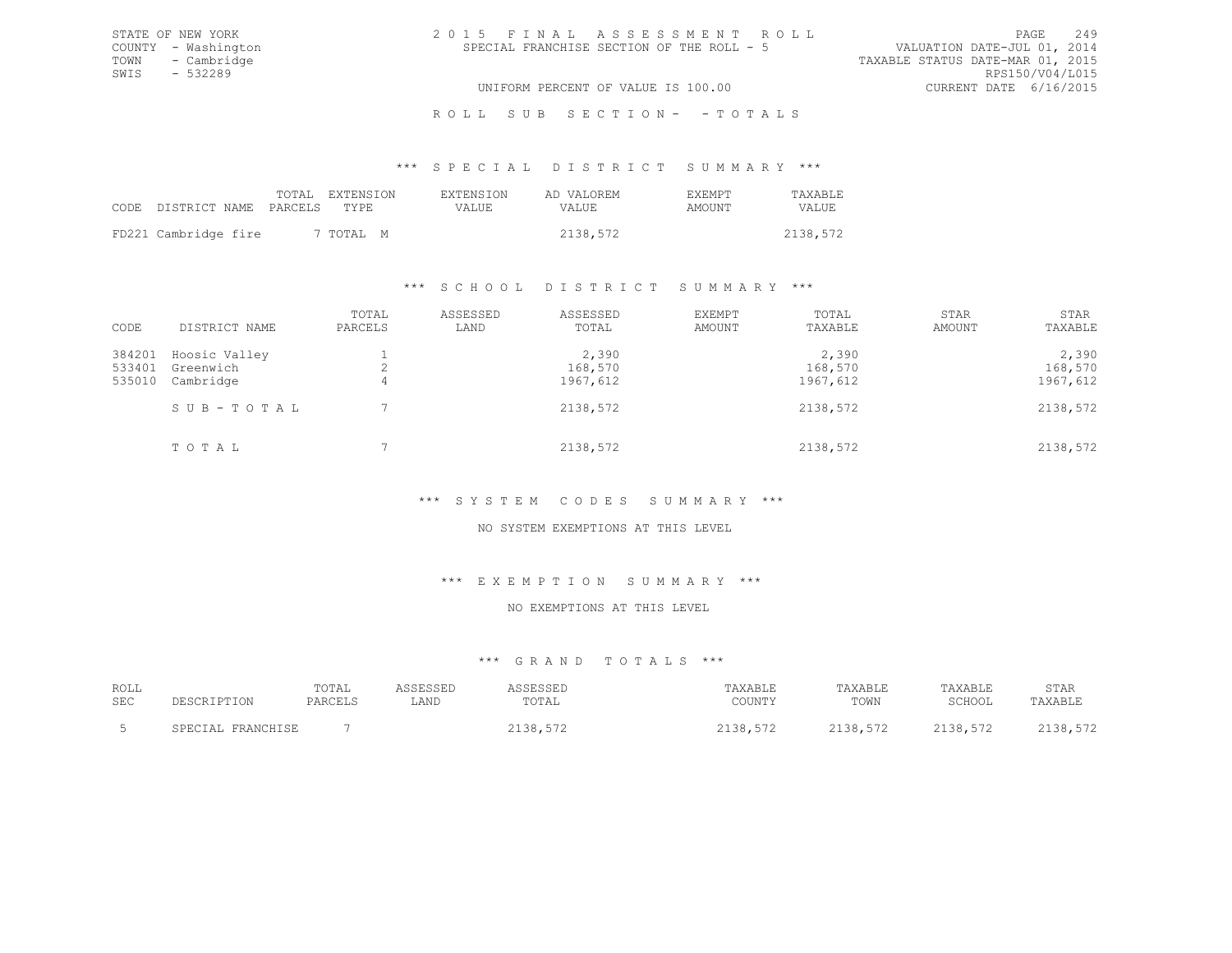STATE OF NEW YORK
COUNTY - Washington
TOWN - Cambridge
SWIS - 532289

2 0 1 5 F I N A L A S S E S S M E N T R O L L
SPECIAL FRANCHISE SECTION OF THE ROLL - 5

UNIFORM PERCENT OF VALUE IS 100.00

VALUATION DATE-JUL 01, 2014
TAXABLE STATUS DATE-MAR 01, 2015
RPS150/V04/L015
CURRENT DATE 6/16/2015

R O L L S U B S E C T I O N - - T O T A L S

## *** S P E C I A L D I S T R I C T S U M M A R Y ***

| CODE | DISTRICT NAME | TOTAL PARCELS | EXTENSION TYPE | EXTENSION VALUE | AD VALOREM VALUE | EXEMPT AMOUNT | TAXABLE VALUE |
|---|---|---|---|---|---|---|---|
| FD221 | Cambridge fire | 7 | TOTAL M | | 2138,572 | | 2138,572 |

## *** S C H O O L D I S T R I C T S U M M A R Y ***

| CODE | DISTRICT NAME | TOTAL PARCELS | ASSESSED LAND | ASSESSED TOTAL | EXEMPT AMOUNT | TOTAL TAXABLE | STAR AMOUNT | STAR TAXABLE |
|---|---|---|---|---|---|---|---|---|
| 384201 | Hoosic Valley | 1 | | 2,390 | | 2,390 | | 2,390 |
| 533401 | Greenwich | 2 | | 168,570 | | 168,570 | | 168,570 |
| 535010 | Cambridge | 4 | | 1967,612 | | 1967,612 | | 1967,612 |
| | S U B - T O T A L | 7 | | 2138,572 | | 2138,572 | | 2138,572 |
| | T O T A L | 7 | | 2138,572 | | 2138,572 | | 2138,572 |

## *** S Y S T E M C O D E S S U M M A R Y ***

NO SYSTEM EXEMPTIONS AT THIS LEVEL

## *** E X E M P T I O N S U M M A R Y ***

NO EXEMPTIONS AT THIS LEVEL

## *** G R A N D T O T A L S ***

| ROLL SEC | DESCRIPTION | TOTAL PARCELS | ASSESSED LAND | ASSESSED TOTAL | TAXABLE COUNTY | TAXABLE TOWN | TAXABLE SCHOOL | STAR TAXABLE |
|---|---|---|---|---|---|---|---|---|
| 5 | SPECIAL FRANCHISE | 7 | | 2138,572 | 2138,572 | 2138,572 | 2138,572 | 2138,572 |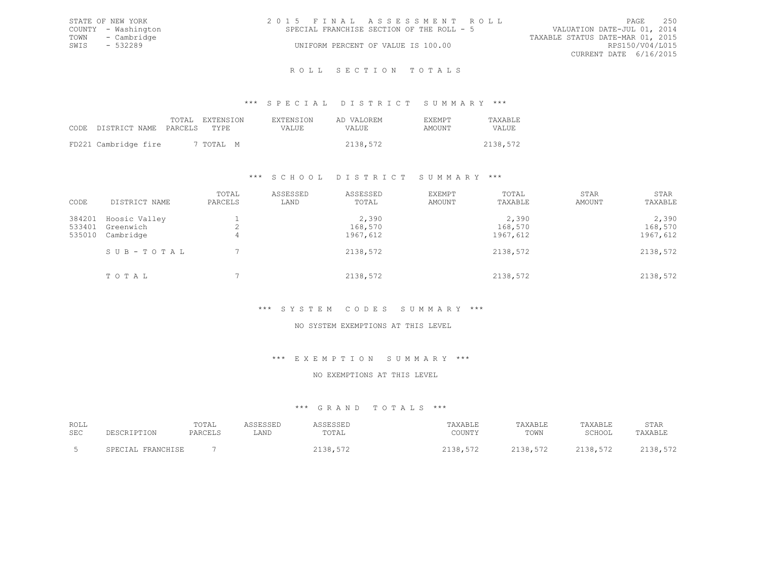STATE OF NEW YORK
COUNTY - Washington
TOWN - Cambridge
SWIS - 532289

2 0 1 5 F I N A L A S S E S S M E N T R O L L
SPECIAL FRANCHISE SECTION OF THE ROLL - 5
UNIFORM PERCENT OF VALUE IS 100.00

VALUATION DATE-JUL 01, 2014
TAXABLE STATUS DATE-MAR 01, 2015
RPS150/V04/L015
CURRENT DATE 6/16/2015

## R O L L S E C T I O N T O T A L S

### *** S P E C I A L D I S T R I C T S U M M A R Y ***

| CODE DISTRICT NAME | TOTAL PARCELS | EXTENSION TYPE | EXTENSION VALUE | AD VALOREM VALUE | EXEMPT AMOUNT | TAXABLE VALUE |
|---|---|---|---|---|---|---|
| FD221 Cambridge fire | 7 | TOTAL M | | 2138,572 | | 2138,572 |

### *** S C H O O L D I S T R I C T S U M M A R Y ***

| CODE | DISTRICT NAME | TOTAL PARCELS | ASSESSED LAND | ASSESSED TOTAL | EXEMPT AMOUNT | TOTAL TAXABLE | STAR AMOUNT | STAR TAXABLE |
|---|---|---|---|---|---|---|---|---|
| 384201 | Hoosic Valley | 1 | | 2,390 | | 2,390 | | 2,390 |
| 533401 | Greenwich | 2 | | 168,570 | | 168,570 | | 168,570 |
| 535010 | Cambridge | 4 | | 1967,612 | | 1967,612 | | 1967,612 |
| | S U B - T O T A L | 7 | | 2138,572 | | 2138,572 | | 2138,572 |
| | T O T A L | 7 | | 2138,572 | | 2138,572 | | 2138,572 |

### *** S Y S T E M C O D E S S U M M A R Y ***

NO SYSTEM EXEMPTIONS AT THIS LEVEL

### *** E X E M P T I O N S U M M A R Y ***

NO EXEMPTIONS AT THIS LEVEL

### *** G R A N D T O T A L S ***

| ROLL SEC | DESCRIPTION | TOTAL PARCELS | ASSESSED LAND | ASSESSED TOTAL | TAXABLE COUNTY | TAXABLE TOWN | TAXABLE SCHOOL | STAR TAXABLE |
|---|---|---|---|---|---|---|---|---|
| 5 | SPECIAL FRANCHISE | 7 | | 2138,572 | 2138,572 | 2138,572 | 2138,572 | 2138,572 |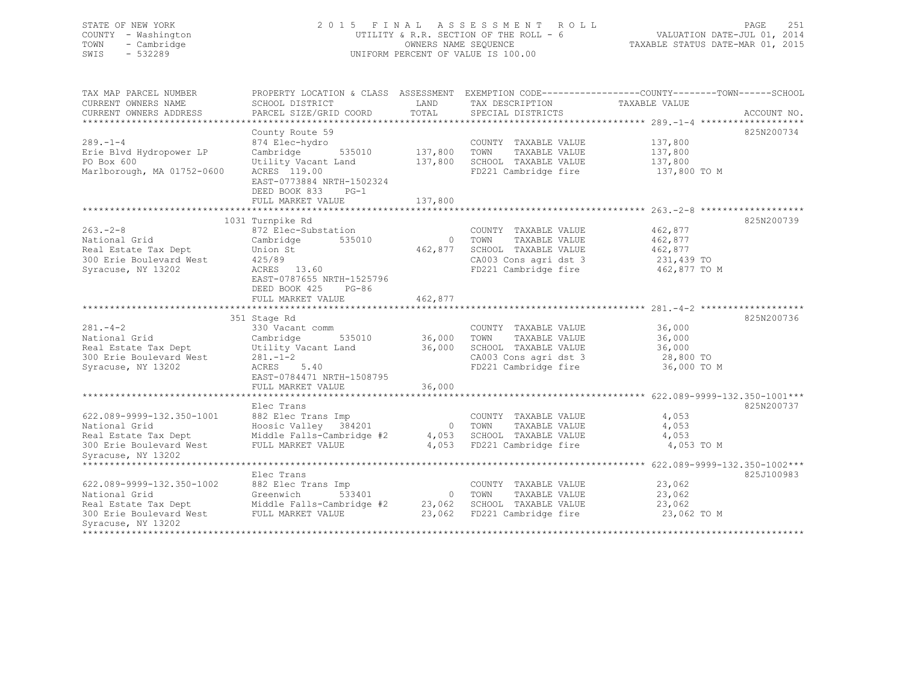STATE OF NEW YORK — 2015 FINAL ASSESSMENT ROLL — UTILITY & R.R. SECTION OF THE ROLL - 6
COUNTY - Washington — OWNERS NAME SEQUENCE — VALUATION DATE-JUL 01, 2014
TOWN - Cambridge — UNIFORM PERCENT OF VALUE IS 100.00 — TAXABLE STATUS DATE-MAR 01, 2015
SWIS - 532289

| TAX MAP PARCEL NUMBER / CURRENT OWNERS NAME / CURRENT OWNERS ADDRESS | PROPERTY LOCATION & CLASS / SCHOOL DISTRICT / PARCEL SIZE/GRID COORD | ASSESSMENT LAND / TOTAL | EXEMPTION CODE / TAX DESCRIPTION / SPECIAL DISTRICTS | COUNTY--TOWN--SCHOOL TAXABLE VALUE | ACCOUNT NO. |
|---|---|---|---|---|---|
| 289.-1-4 | County Route 59 | | | | 825N200734 |
| 289.-1-4 | 874 Elec-hydro | | COUNTY TAXABLE VALUE | 137,800 | |
| Erie Blvd Hydropower LP | Cambridge 535010 | 137,800 | TOWN TAXABLE VALUE | 137,800 | |
| PO Box 600 | Utility Vacant Land | 137,800 | SCHOOL TAXABLE VALUE | 137,800 | |
| Marlborough, MA 01752-0600 | ACRES 119.00 | | FD221 Cambridge fire | 137,800 TO M | |
| | EAST-0773884 NRTH-1502324 | | | | |
| | DEED BOOK 833 PG-1 | | | | |
| | FULL MARKET VALUE | 137,800 | | | |
| 263.-2-8 | 1031 Turnpike Rd | | | | 825N200739 |
| 263.-2-8 | 872 Elec-Substation | | COUNTY TAXABLE VALUE | 462,877 | |
| National Grid | Cambridge 535010 | 0 | TOWN TAXABLE VALUE | 462,877 | |
| Real Estate Tax Dept | Union St | 462,877 | SCHOOL TAXABLE VALUE | 462,877 | |
| 300 Erie Boulevard West | 425/89 | | CA003 Cons agri dst 3 | 231,439 TO | |
| Syracuse, NY 13202 | ACRES 13.60 | | FD221 Cambridge fire | 462,877 TO M | |
| | EAST-0787655 NRTH-1525796 | | | | |
| | DEED BOOK 425 PG-86 | | | | |
| | FULL MARKET VALUE | 462,877 | | | |
| 281.-4-2 | 351 Stage Rd | | | | 825N200736 |
| 281.-4-2 | 330 Vacant comm | | COUNTY TAXABLE VALUE | 36,000 | |
| National Grid | Cambridge 535010 | 36,000 | TOWN TAXABLE VALUE | 36,000 | |
| Real Estate Tax Dept | Utility Vacant Land | 36,000 | SCHOOL TAXABLE VALUE | 36,000 | |
| 300 Erie Boulevard West | 281.-1-2 | | CA003 Cons agri dst 3 | 28,800 TO | |
| Syracuse, NY 13202 | ACRES 5.40 | | FD221 Cambridge fire | 36,000 TO M | |
| | EAST-0784471 NRTH-1508795 | | | | |
| | FULL MARKET VALUE | 36,000 | | | |
| 622.089-9999-132.350-1001 | Elec Trans | | | | 825N200737 |
| 622.089-9999-132.350-1001 | 882 Elec Trans Imp | | COUNTY TAXABLE VALUE | 4,053 | |
| National Grid | Hoosic Valley 384201 | 0 | TOWN TAXABLE VALUE | 4,053 | |
| Real Estate Tax Dept | Middle Falls-Cambridge #2 | 4,053 | SCHOOL TAXABLE VALUE | 4,053 | |
| 300 Erie Boulevard West | FULL MARKET VALUE | 4,053 | FD221 Cambridge fire | 4,053 TO M | |
| Syracuse, NY 13202 | | | | | |
| 622.089-9999-132.350-1002 | Elec Trans | | | | 825J100983 |
| 622.089-9999-132.350-1002 | 882 Elec Trans Imp | | COUNTY TAXABLE VALUE | 23,062 | |
| National Grid | Greenwich 533401 | 0 | TOWN TAXABLE VALUE | 23,062 | |
| Real Estate Tax Dept | Middle Falls-Cambridge #2 | 23,062 | SCHOOL TAXABLE VALUE | 23,062 | |
| 300 Erie Boulevard West | FULL MARKET VALUE | 23,062 | FD221 Cambridge fire | 23,062 TO M | |
| Syracuse, NY 13202 | | | | | |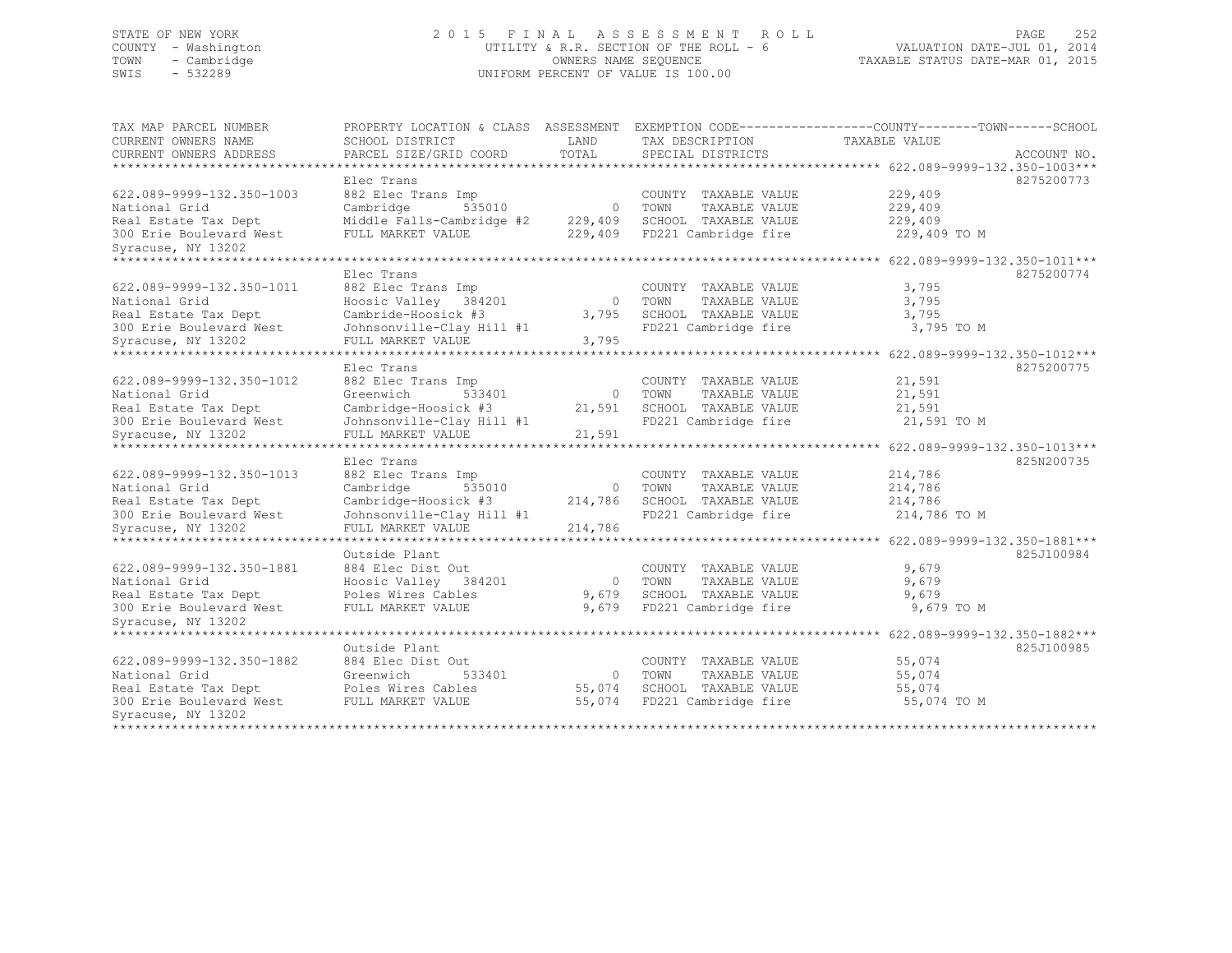STATE OF NEW YORK
COUNTY - Washington
TOWN - Cambridge
SWIS - 532289

2 0 1 5 F I N A L A S S E S S M E N T R O L L
UTILITY & R.R. SECTION OF THE ROLL - 6
OWNERS NAME SEQUENCE
UNIFORM PERCENT OF VALUE IS 100.00

VALUATION DATE-JUL 01, 2014
TAXABLE STATUS DATE-MAR 01, 2015

| TAX MAP PARCEL NUMBER / CURRENT OWNERS NAME / CURRENT OWNERS ADDRESS | PROPERTY LOCATION & CLASS / SCHOOL DISTRICT / PARCEL SIZE/GRID COORD | ASSESSMENT LAND / TOTAL | EXEMPTION CODE / TAX DESCRIPTION / SPECIAL DISTRICTS | TAXABLE VALUE (COUNTY--TOWN--SCHOOL) | ACCOUNT NO. |
|---|---|---|---|---|---|
| 622.089-9999-132.350-1003 | Elec Trans | | | | 8275200773 |
| National Grid | 882 Elec Trans Imp | | COUNTY TAXABLE VALUE | 229,409 | |
| Real Estate Tax Dept | Cambridge 535010 | 0 | TOWN TAXABLE VALUE | 229,409 | |
| 300 Erie Boulevard West | Middle Falls-Cambridge #2 | 229,409 | SCHOOL TAXABLE VALUE | 229,409 | |
| Syracuse, NY 13202 | FULL MARKET VALUE | 229,409 | FD221 Cambridge fire | 229,409 TO M | |
| 622.089-9999-132.350-1011 | Elec Trans | | | | 8275200774 |
| National Grid | 882 Elec Trans Imp | | COUNTY TAXABLE VALUE | 3,795 | |
| Real Estate Tax Dept | Hoosic Valley 384201 | 0 | TOWN TAXABLE VALUE | 3,795 | |
| 300 Erie Boulevard West | Cambride-Hoosick #3 | 3,795 | SCHOOL TAXABLE VALUE | 3,795 | |
| Syracuse, NY 13202 | Johnsonville-Clay Hill #1 | | FD221 Cambridge fire | 3,795 TO M | |
| | FULL MARKET VALUE | 3,795 | | | |
| 622.089-9999-132.350-1012 | Elec Trans | | | | 8275200775 |
| National Grid | 882 Elec Trans Imp | | COUNTY TAXABLE VALUE | 21,591 | |
| Real Estate Tax Dept | Greenwich 533401 | 0 | TOWN TAXABLE VALUE | 21,591 | |
| 300 Erie Boulevard West | Cambridge-Hoosick #3 | 21,591 | SCHOOL TAXABLE VALUE | 21,591 | |
| Syracuse, NY 13202 | Johnsonville-Clay Hill #1 | | FD221 Cambridge fire | 21,591 TO M | |
| | FULL MARKET VALUE | 21,591 | | | |
| 622.089-9999-132.350-1013 | Elec Trans | | | | 825N200735 |
| National Grid | 882 Elec Trans Imp | | COUNTY TAXABLE VALUE | 214,786 | |
| Real Estate Tax Dept | Cambridge 535010 | 0 | TOWN TAXABLE VALUE | 214,786 | |
| 300 Erie Boulevard West | Cambridge-Hoosick #3 | 214,786 | SCHOOL TAXABLE VALUE | 214,786 | |
| Syracuse, NY 13202 | Johnsonville-Clay Hill #1 | | FD221 Cambridge fire | 214,786 TO M | |
| | FULL MARKET VALUE | 214,786 | | | |
| 622.089-9999-132.350-1881 | Outside Plant | | | | 825J100984 |
| National Grid | 884 Elec Dist Out | | COUNTY TAXABLE VALUE | 9,679 | |
| Real Estate Tax Dept | Hoosic Valley 384201 | 0 | TOWN TAXABLE VALUE | 9,679 | |
| 300 Erie Boulevard West | Poles Wires Cables | 9,679 | SCHOOL TAXABLE VALUE | 9,679 | |
| Syracuse, NY 13202 | FULL MARKET VALUE | 9,679 | FD221 Cambridge fire | 9,679 TO M | |
| 622.089-9999-132.350-1882 | Outside Plant | | | | 825J100985 |
| National Grid | 884 Elec Dist Out | | COUNTY TAXABLE VALUE | 55,074 | |
| Real Estate Tax Dept | Greenwich 533401 | 0 | TOWN TAXABLE VALUE | 55,074 | |
| 300 Erie Boulevard West | Poles Wires Cables | 55,074 | SCHOOL TAXABLE VALUE | 55,074 | |
| Syracuse, NY 13202 | FULL MARKET VALUE | 55,074 | FD221 Cambridge fire | 55,074 TO M | |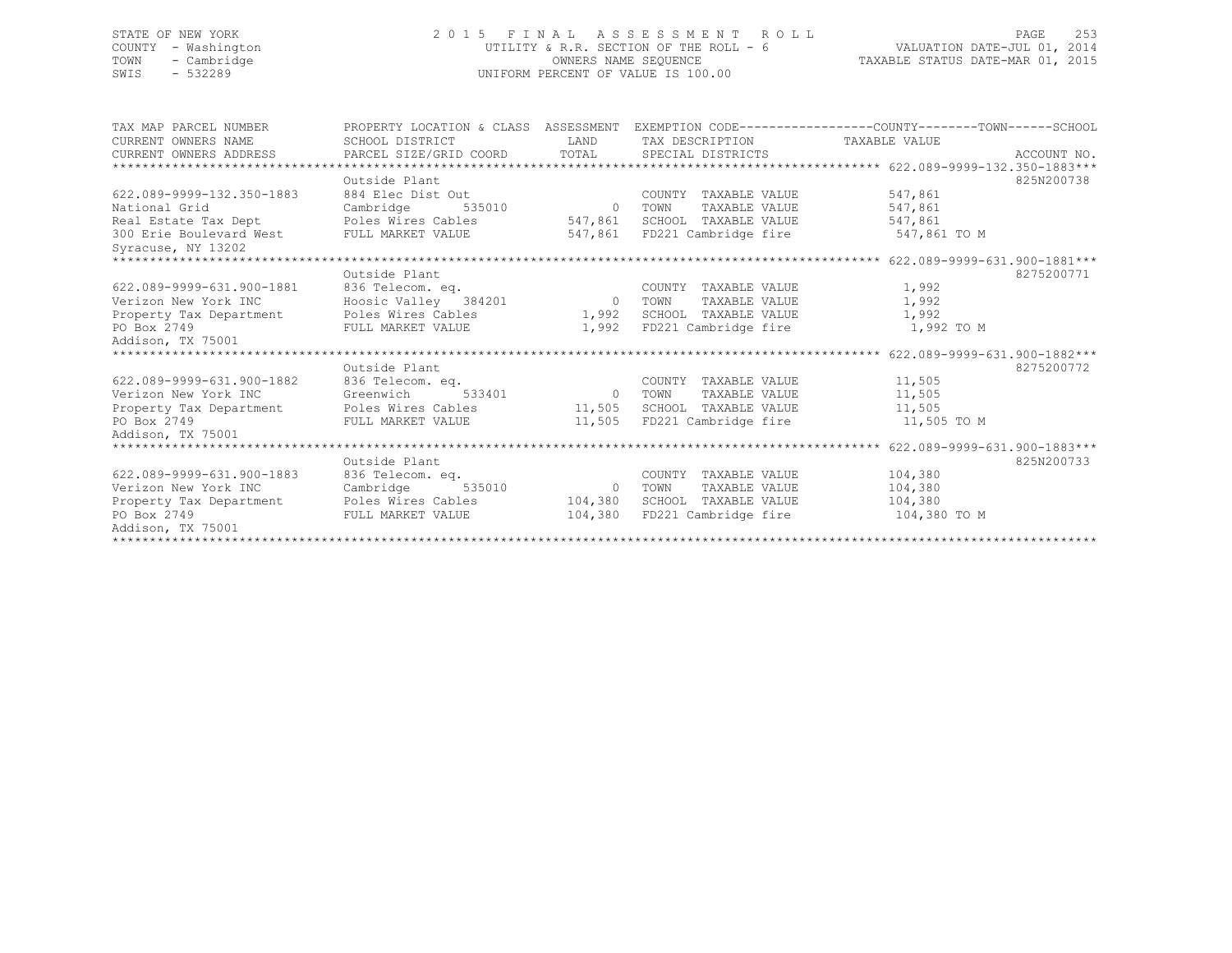STATE OF NEW YORK
COUNTY - Washington
TOWN - Cambridge
SWIS - 532289

2015 FINAL ASSESSMENT ROLL
UTILITY & R.R. SECTION OF THE ROLL - 6
OWNERS NAME SEQUENCE
UNIFORM PERCENT OF VALUE IS 100.00

VALUATION DATE-JUL 01, 2014
TAXABLE STATUS DATE-MAR 01, 2015

| TAX MAP PARCEL NUMBER / CURRENT OWNERS NAME / CURRENT OWNERS ADDRESS | PROPERTY LOCATION & CLASS / SCHOOL DISTRICT / PARCEL SIZE/GRID COORD | ASSESSMENT LAND / TOTAL | EXEMPTION CODE / TAX DESCRIPTION / SPECIAL DISTRICTS | COUNTY--------TOWN------SCHOOL TAXABLE VALUE | ACCOUNT NO. |
|---|---|---|---|---|---|
| 622.089-9999-132.350-1883 | Outside Plant | | | | 825N200738 |
| | 884 Elec Dist Out | | COUNTY TAXABLE VALUE | 547,861 | |
| National Grid | Cambridge 535010 | 0 | TOWN TAXABLE VALUE | 547,861 | |
| Real Estate Tax Dept | Poles Wires Cables | 547,861 | SCHOOL TAXABLE VALUE | 547,861 | |
| 300 Erie Boulevard West | FULL MARKET VALUE | 547,861 | FD221 Cambridge fire | 547,861 TO M | |
| Syracuse, NY 13202 | | | | | |
| 622.089-9999-631.900-1881 | Outside Plant | | | | 8275200771 |
| | 836 Telecom. eq. | | COUNTY TAXABLE VALUE | 1,992 | |
| Verizon New York INC | Hoosic Valley 384201 | 0 | TOWN TAXABLE VALUE | 1,992 | |
| Property Tax Department | Poles Wires Cables | 1,992 | SCHOOL TAXABLE VALUE | 1,992 | |
| PO Box 2749 | FULL MARKET VALUE | 1,992 | FD221 Cambridge fire | 1,992 TO M | |
| Addison, TX 75001 | | | | | |
| 622.089-9999-631.900-1882 | Outside Plant | | | | 8275200772 |
| | 836 Telecom. eq. | | COUNTY TAXABLE VALUE | 11,505 | |
| Verizon New York INC | Greenwich 533401 | 0 | TOWN TAXABLE VALUE | 11,505 | |
| Property Tax Department | Poles Wires Cables | 11,505 | SCHOOL TAXABLE VALUE | 11,505 | |
| PO Box 2749 | FULL MARKET VALUE | 11,505 | FD221 Cambridge fire | 11,505 TO M | |
| Addison, TX 75001 | | | | | |
| 622.089-9999-631.900-1883 | Outside Plant | | | | 825N200733 |
| | 836 Telecom. eq. | | COUNTY TAXABLE VALUE | 104,380 | |
| Verizon New York INC | Cambridge 535010 | 0 | TOWN TAXABLE VALUE | 104,380 | |
| Property Tax Department | Poles Wires Cables | 104,380 | SCHOOL TAXABLE VALUE | 104,380 | |
| PO Box 2749 | FULL MARKET VALUE | 104,380 | FD221 Cambridge fire | 104,380 TO M | |
| Addison, TX 75001 | | | | | |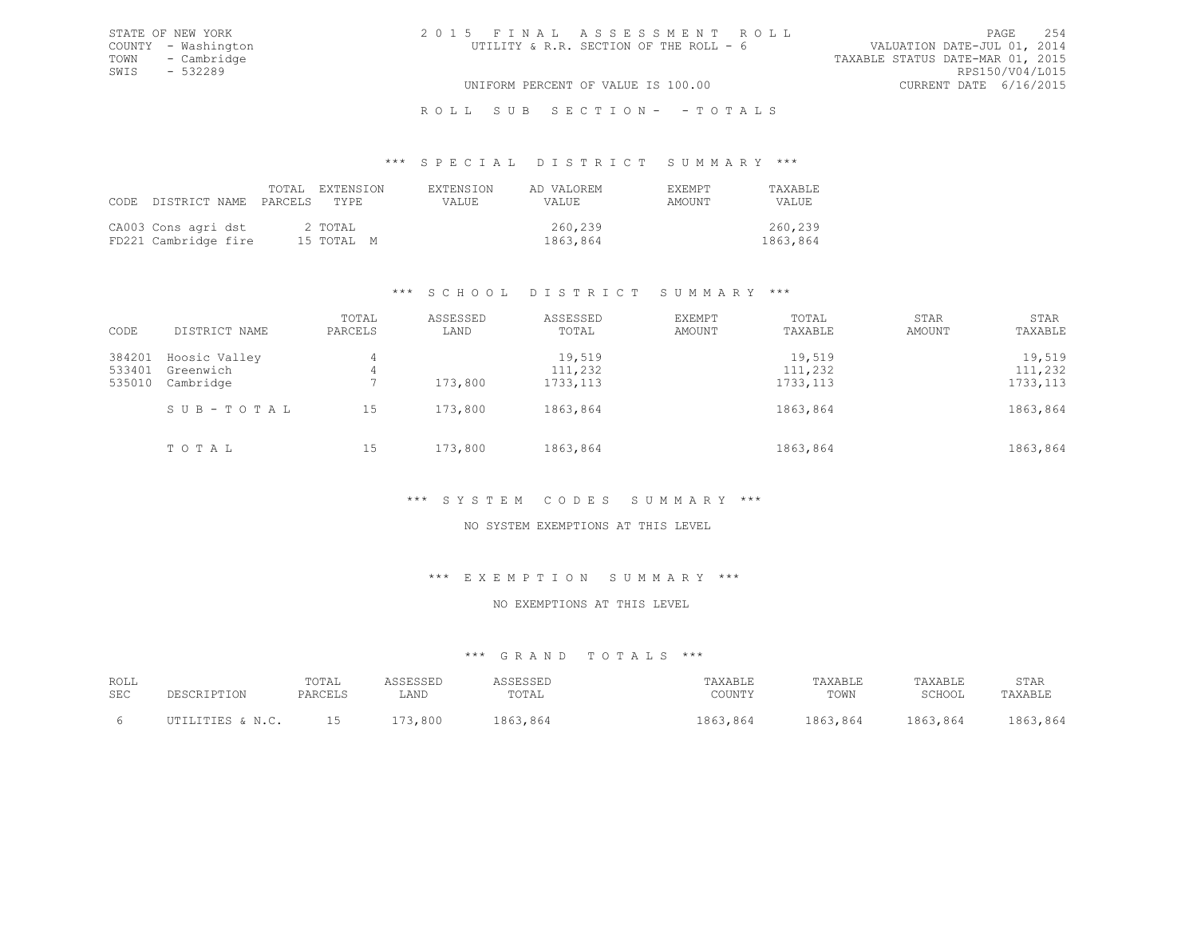STATE OF NEW YORK
COUNTY - Washington
TOWN - Cambridge
SWIS - 532289

2015 FINAL ASSESSMENT ROLL
UTILITY & R.R. SECTION OF THE ROLL - 6
UNIFORM PERCENT OF VALUE IS 100.00

VALUATION DATE-JUL 01, 2014
TAXABLE STATUS DATE-MAR 01, 2015
RPS150/V04/L015
CURRENT DATE 6/16/2015

## ROLL SUB SECTION- - TOTALS

### *** SPECIAL DISTRICT SUMMARY ***

| CODE | DISTRICT NAME | TOTAL PARCELS | EXTENSION TYPE | EXTENSION VALUE | AD VALOREM VALUE | EXEMPT AMOUNT | TAXABLE VALUE |
|---|---|---|---|---|---|---|---|
| CA003 | Cons agri dst | 2 | TOTAL | | 260,239 | | 260,239 |
| FD221 | Cambridge fire | 15 | TOTAL M | | 1863,864 | | 1863,864 |

### *** SCHOOL DISTRICT SUMMARY ***

| CODE | DISTRICT NAME | TOTAL PARCELS | ASSESSED LAND | ASSESSED TOTAL | EXEMPT AMOUNT | TOTAL TAXABLE | STAR AMOUNT | STAR TAXABLE |
|---|---|---|---|---|---|---|---|---|
| 384201 | Hoosic Valley | 4 | | 19,519 | | 19,519 | | 19,519 |
| 533401 | Greenwich | 4 | | 111,232 | | 111,232 | | 111,232 |
| 535010 | Cambridge | 7 | 173,800 | 1733,113 | | 1733,113 | | 1733,113 |
| | S U B - T O T A L | 15 | 173,800 | 1863,864 | | 1863,864 | | 1863,864 |
| | T O T A L | 15 | 173,800 | 1863,864 | | 1863,864 | | 1863,864 |

### *** SYSTEM CODES SUMMARY ***

NO SYSTEM EXEMPTIONS AT THIS LEVEL

### *** EXEMPTION SUMMARY ***

NO EXEMPTIONS AT THIS LEVEL

### *** GRAND TOTALS ***

| ROLL SEC | DESCRIPTION | TOTAL PARCELS | ASSESSED LAND | ASSESSED TOTAL | TAXABLE COUNTY | TAXABLE TOWN | TAXABLE SCHOOL | STAR TAXABLE |
|---|---|---|---|---|---|---|---|---|
| 6 | UTILITIES & N.C. | 15 | 173,800 | 1863,864 | 1863,864 | 1863,864 | 1863,864 | 1863,864 |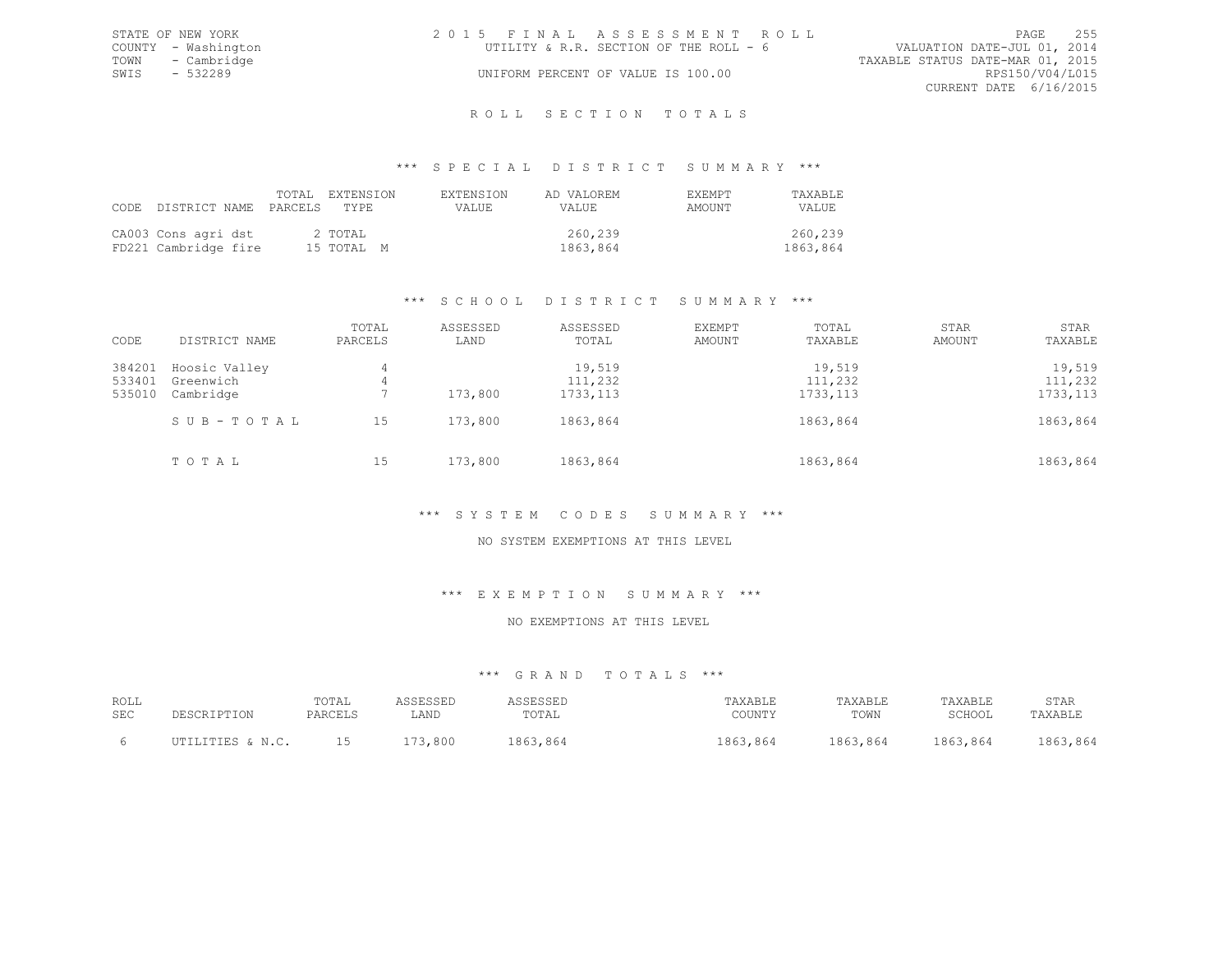STATE OF NEW YORK
COUNTY - Washington
TOWN - Cambridge
SWIS - 532289

2 0 1 5 F I N A L A S S E S S M E N T R O L L
UTILITY & R.R. SECTION OF THE ROLL - 6
UNIFORM PERCENT OF VALUE IS 100.00

VALUATION DATE-JUL 01, 2014
TAXABLE STATUS DATE-MAR 01, 2015
RPS150/V04/L015
CURRENT DATE 6/16/2015

## R O L L S E C T I O N T O T A L S

### *** S P E C I A L D I S T R I C T S U M M A R Y ***

| CODE | DISTRICT NAME | TOTAL PARCELS | EXTENSION TYPE | EXTENSION VALUE | AD VALOREM VALUE | EXEMPT AMOUNT | TAXABLE VALUE |
|---|---|---|---|---|---|---|---|
| CA003 | Cons agri dst | 2 | TOTAL | | 260,239 | | 260,239 |
| FD221 | Cambridge fire | 15 | TOTAL M | | 1863,864 | | 1863,864 |

### *** S C H O O L D I S T R I C T S U M M A R Y ***

| CODE | DISTRICT NAME | TOTAL PARCELS | ASSESSED LAND | ASSESSED TOTAL | EXEMPT AMOUNT | TOTAL TAXABLE | STAR AMOUNT | STAR TAXABLE |
|---|---|---|---|---|---|---|---|---|
| 384201 | Hoosic Valley | 4 | | 19,519 | | 19,519 | | 19,519 |
| 533401 | Greenwich | 4 | | 111,232 | | 111,232 | | 111,232 |
| 535010 | Cambridge | 7 | 173,800 | 1733,113 | | 1733,113 | | 1733,113 |
| | S U B - T O T A L | 15 | 173,800 | 1863,864 | | 1863,864 | | 1863,864 |
| | T O T A L | 15 | 173,800 | 1863,864 | | 1863,864 | | 1863,864 |

### *** S Y S T E M C O D E S S U M M A R Y ***

NO SYSTEM EXEMPTIONS AT THIS LEVEL

### *** E X E M P T I O N S U M M A R Y ***

NO EXEMPTIONS AT THIS LEVEL

### *** G R A N D T O T A L S ***

| ROLL SEC | DESCRIPTION | TOTAL PARCELS | ASSESSED LAND | ASSESSED TOTAL | TAXABLE COUNTY | TAXABLE TOWN | TAXABLE SCHOOL | STAR TAXABLE |
|---|---|---|---|---|---|---|---|---|
| 6 | UTILITIES & N.C. | 15 | 173,800 | 1863,864 | 1863,864 | 1863,864 | 1863,864 | 1863,864 |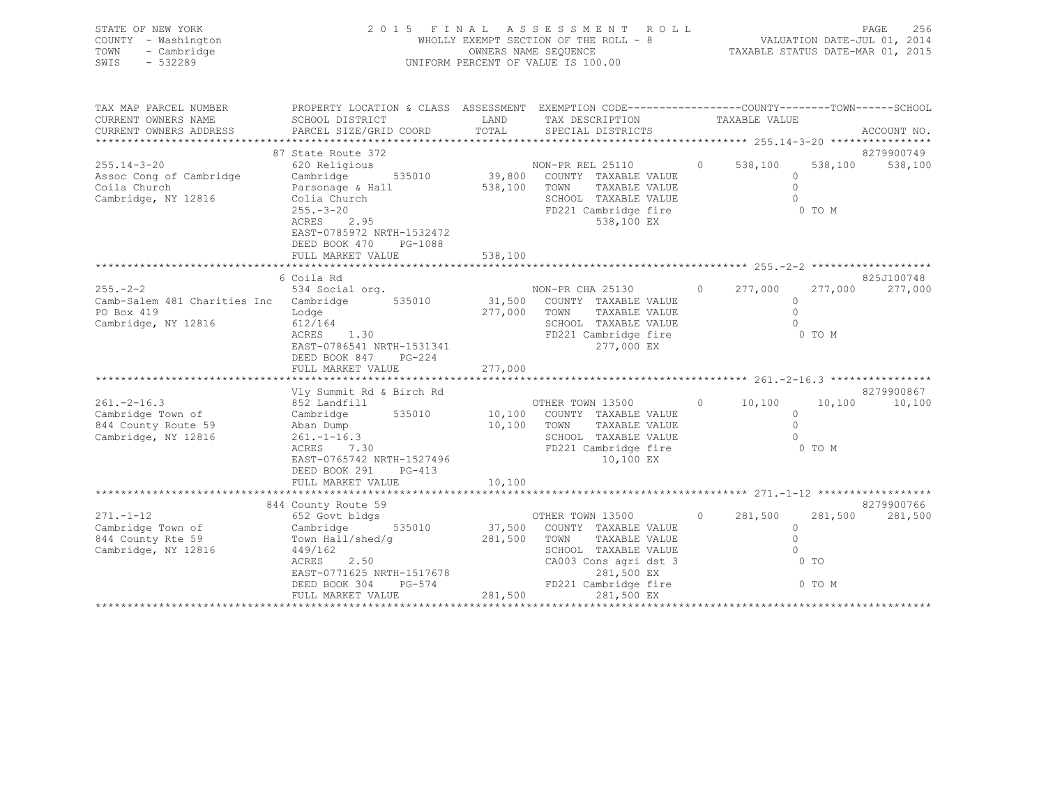STATE OF NEW YORK — 2015 FINAL ASSESSMENT ROLL — PAGE 256
COUNTY - Washington — WHOLLY EXEMPT SECTION OF THE ROLL - 8 — VALUATION DATE-JUL 01, 2014
TOWN - Cambridge — OWNERS NAME SEQUENCE — TAXABLE STATUS DATE-MAR 01, 2015
SWIS - 532289 — UNIFORM PERCENT OF VALUE IS 100.00

```
TAX MAP PARCEL NUMBER          PROPERTY LOCATION & CLASS  ASSESSMENT  EXEMPTION CODE-----------------COUNTY--------TOWN------SCHOOL
CURRENT OWNERS NAME            SCHOOL DISTRICT               LAND      TAX DESCRIPTION            TAXABLE VALUE
CURRENT OWNERS ADDRESS         PARCEL SIZE/GRID COORD        TOTAL     SPECIAL DISTRICTS                                    ACCOUNT NO.
************************************************************************************************ 255.14-3-20 ****************
                               87 State Route 372                                                                       8279900749
255.14-3-20                    620 Religious                          NON-PR REL 25110        0     538,100     538,100     538,100
Assoc Cong of Cambridge        Cambridge         535010     39,800    COUNTY  TAXABLE VALUE              0
Coila Church                   Parsonage & Hall             538,100   TOWN    TAXABLE VALUE              0
Cambridge, NY 12816            Colia Church                           SCHOOL  TAXABLE VALUE              0
                               255.-3-20                              FD221 Cambridge fire                    0 TO M
                               ACRES    2.95                                538,100 EX
                               EAST-0785972 NRTH-1532472
                               DEED BOOK 470    PG-1088
                               FULL MARKET VALUE            538,100
************************************************************************************************ 255.-2-2 *******************
                               6 Coila Rd                                                                               825J100748
255.-2-2                       534 Social org.                        NON-PR CHA 25130        0     277,000     277,000     277,000
Camb-Salem 481 Charities Inc   Cambridge         535010     31,500    COUNTY  TAXABLE VALUE              0
PO Box 419                     Lodge                        277,000   TOWN    TAXABLE VALUE              0
Cambridge, NY 12816            612/164                                SCHOOL  TAXABLE VALUE              0
                               ACRES    1.30                          FD221 Cambridge fire                    0 TO M
                               EAST-0786541 NRTH-1531341                    277,000 EX
                               DEED BOOK 847    PG-224
                               FULL MARKET VALUE            277,000
************************************************************************************************ 261.-2-16.3 ****************
                               Vly Summit Rd & Birch Rd                                                                 8279900867
261.-2-16.3                    852 Landfill                           OTHER TOWN 13500        0      10,100      10,100      10,100
Cambridge Town of              Cambridge         535010     10,100    COUNTY  TAXABLE VALUE              0
844 County Route 59            Aban Dump                     10,100   TOWN    TAXABLE VALUE              0
Cambridge, NY 12816            261.-1-16.3                            SCHOOL  TAXABLE VALUE              0
                               ACRES    7.30                          FD221 Cambridge fire                    0 TO M
                               EAST-0765742 NRTH-1527496                     10,100 EX
                               DEED BOOK 291    PG-413
                               FULL MARKET VALUE             10,100
************************************************************************************************ 271.-1-12 ******************
                               844 County Route 59                                                                      8279900766
271.-1-12                      652 Govt bldgs                         OTHER TOWN 13500        0     281,500     281,500     281,500
Cambridge Town of              Cambridge         535010     37,500    COUNTY  TAXABLE VALUE              0
844 County Rte 59              Town Hall/shed/g             281,500   TOWN    TAXABLE VALUE              0
Cambridge, NY 12816            449/162                                SCHOOL  TAXABLE VALUE              0
                               ACRES    2.50                          CA003 Cons agri dst 3                   0 TO
                               EAST-0771625 NRTH-1517678                    281,500 EX
                               DEED BOOK 304    PG-574                FD221 Cambridge fire                    0 TO M
                               FULL MARKET VALUE            281,500         281,500 EX
******************************************************************************************************************************
```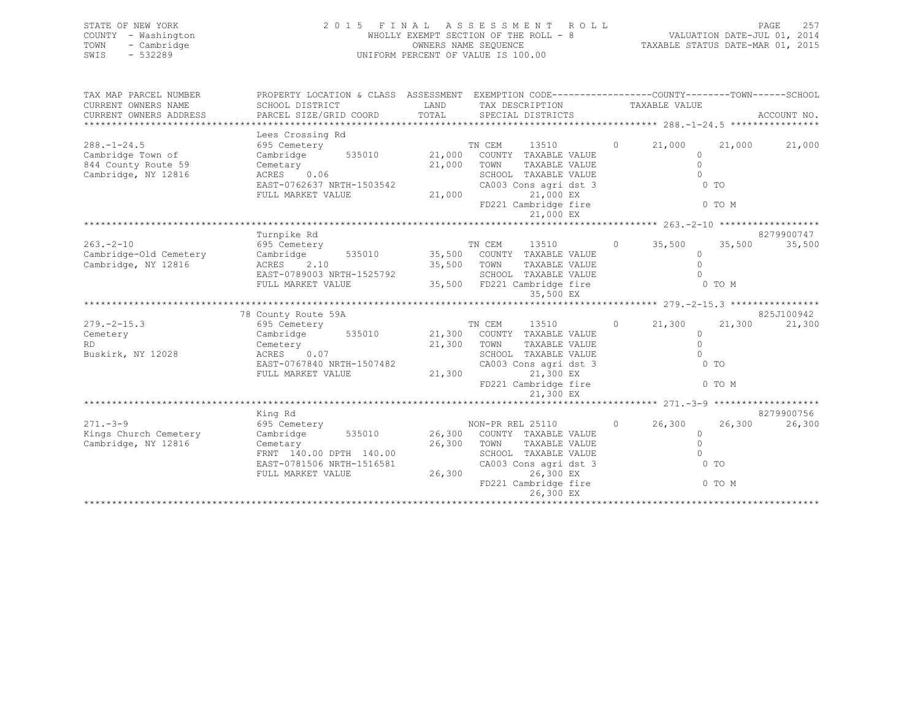STATE OF NEW YORK
COUNTY - Washington
TOWN - Cambridge
SWIS - 532289

# 2015 FINAL ASSESSMENT ROLL

WHOLLY EXEMPT SECTION OF THE ROLL - 8
OWNERS NAME SEQUENCE
UNIFORM PERCENT OF VALUE IS 100.00

VALUATION DATE-JUL 01, 2014
TAXABLE STATUS DATE-MAR 01, 2015

| TAX MAP PARCEL NUMBER / CURRENT OWNERS NAME / CURRENT OWNERS ADDRESS | PROPERTY LOCATION & CLASS / SCHOOL DISTRICT / PARCEL SIZE/GRID COORD | ASSESSMENT LAND | ASSESSMENT TOTAL | EXEMPTION CODE / TAX DESCRIPTION / SPECIAL DISTRICTS | COUNTY | TOWN | SCHOOL | ACCOUNT NO. |
|---|---|---|---|---|---|---|---|---|
| **288.-1-24.5** | Lees Crossing Rd | | | | | | | |
| 288.-1-24.5 | 695 Cemetery | | | TN CEM 13510 0 | 21,000 | 21,000 | 21,000 | |
| Cambridge Town of | Cambridge 535010 | 21,000 | | COUNTY TAXABLE VALUE | 0 | | | |
| 844 County Route 59 | Cemetary | | 21,000 | TOWN TAXABLE VALUE | | 0 | | |
| Cambridge, NY 12816 | ACRES 0.06 | | | SCHOOL TAXABLE VALUE | | | 0 | |
| | EAST-0762637 NRTH-1503542 | | | CA003 Cons agri dst 3 | 0 TO | | | |
| | FULL MARKET VALUE | | 21,000 | 21,000 EX | | | | |
| | | | | FD221 Cambridge fire | 0 TO M | | | |
| | | | | 21,000 EX | | | | |
| **263.-2-10** | Turnpike Rd | | | | | | | 8279900747 |
| 263.-2-10 | 695 Cemetery | | | TN CEM 13510 0 | 35,500 | 35,500 | 35,500 | |
| Cambridge-Old Cemetery | Cambridge 535010 | 35,500 | | COUNTY TAXABLE VALUE | 0 | | | |
| Cambridge, NY 12816 | ACRES 2.10 | | 35,500 | TOWN TAXABLE VALUE | | 0 | | |
| | EAST-0789003 NRTH-1525792 | | | SCHOOL TAXABLE VALUE | | | 0 | |
| | FULL MARKET VALUE | | 35,500 | FD221 Cambridge fire | 0 TO M | | | |
| | | | | 35,500 EX | | | | |
| **279.-2-15.3** | 78 County Route 59A | | | | | | | 825J100942 |
| 279.-2-15.3 | 695 Cemetery | | | TN CEM 13510 0 | 21,300 | 21,300 | 21,300 | |
| Cemetery | Cambridge 535010 | 21,300 | | COUNTY TAXABLE VALUE | 0 | | | |
| RD | Cemetery | | 21,300 | TOWN TAXABLE VALUE | | 0 | | |
| Buskirk, NY 12028 | ACRES 0.07 | | | SCHOOL TAXABLE VALUE | | | 0 | |
| | EAST-0767840 NRTH-1507482 | | | CA003 Cons agri dst 3 | 0 TO | | | |
| | FULL MARKET VALUE | | 21,300 | 21,300 EX | | | | |
| | | | | FD221 Cambridge fire | 0 TO M | | | |
| | | | | 21,300 EX | | | | |
| **271.-3-9** | King Rd | | | | | | | 8279900756 |
| 271.-3-9 | 695 Cemetery | | | NON-PR REL 25110 0 | 26,300 | 26,300 | 26,300 | |
| Kings Church Cemetery | Cambridge 535010 | 26,300 | | COUNTY TAXABLE VALUE | 0 | | | |
| Cambridge, NY 12816 | Cemetary | | 26,300 | TOWN TAXABLE VALUE | | 0 | | |
| | FRNT 140.00 DPTH 140.00 | | | SCHOOL TAXABLE VALUE | | | 0 | |
| | EAST-0781506 NRTH-1516581 | | | CA003 Cons agri dst 3 | 0 TO | | | |
| | FULL MARKET VALUE | | 26,300 | 26,300 EX | | | | |
| | | | | FD221 Cambridge fire | 0 TO M | | | |
| | | | | 26,300 EX | | | | |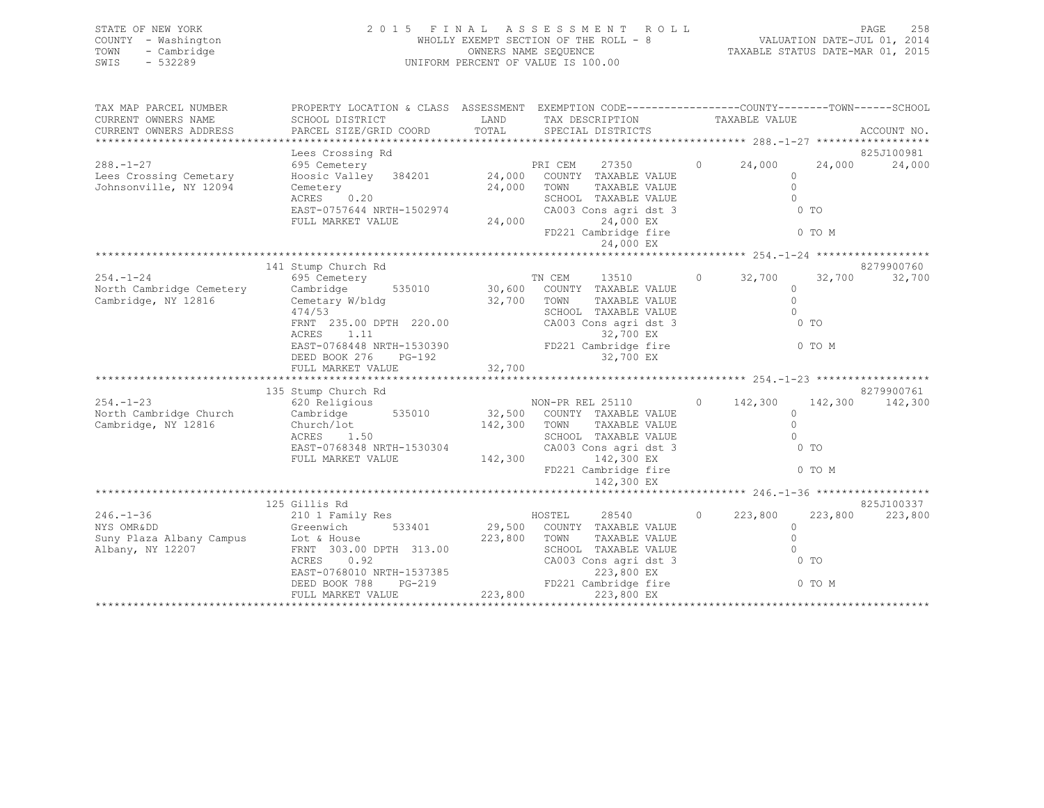STATE OF NEW YORK
COUNTY - Washington
TOWN - Cambridge
SWIS - 532289

# 2015 FINAL ASSESSMENT ROLL

WHOLLY EXEMPT SECTION OF THE ROLL - 8
OWNERS NAME SEQUENCE
UNIFORM PERCENT OF VALUE IS 100.00

VALUATION DATE-JUL 01, 2014
TAXABLE STATUS DATE-MAR 01, 2015

```
TAX MAP PARCEL NUMBER          PROPERTY LOCATION & CLASS  ASSESSMENT  EXEMPTION CODE-----------------COUNTY--------TOWN------SCHOOL
CURRENT OWNERS NAME            SCHOOL DISTRICT              LAND      TAX DESCRIPTION              TAXABLE VALUE
CURRENT OWNERS ADDRESS         PARCEL SIZE/GRID COORD       TOTAL     SPECIAL DISTRICTS                                     ACCOUNT NO.
******************************************************************************************************* 288.-1-27 ******************
                               Lees Crossing Rd                                                                           825J100981
288.-1-27                      695 Cemetery                            PRI CEM    27350          0     24,000     24,000     24,000
Lees Crossing Cemetary         Hoosic Valley  384201        24,000   COUNTY  TAXABLE VALUE                 0
Johnsonville, NY 12094         Cemetery                     24,000   TOWN    TAXABLE VALUE                 0
                               ACRES    0.20                          SCHOOL  TAXABLE VALUE                 0
                               EAST-0757644 NRTH-1502974              CA003 Cons agri dst 3                 0 TO
                               FULL MARKET VALUE            24,000        24,000 EX
                                                                      FD221 Cambridge fire                  0 TO M
                                                                          24,000 EX
******************************************************************************************************* 254.-1-24 ******************
                               141 Stump Church Rd                                                                        8279900760
254.-1-24                      695 Cemetery                            TN CEM     13510          0     32,700     32,700     32,700
North Cambridge Cemetery       Cambridge      535010        30,600   COUNTY  TAXABLE VALUE                 0
Cambridge, NY 12816            Cemetary W/bldg              32,700   TOWN    TAXABLE VALUE                 0
                               474/53                                 SCHOOL  TAXABLE VALUE                 0
                               FRNT 235.00 DPTH 220.00                CA003 Cons agri dst 3                 0 TO
                               ACRES    1.11                              32,700 EX
                               EAST-0768448 NRTH-1530390              FD221 Cambridge fire                  0 TO M
                               DEED BOOK 276    PG-192                    32,700 EX
                               FULL MARKET VALUE            32,700
******************************************************************************************************* 254.-1-23 ******************
                               135 Stump Church Rd                                                                        8279900761
254.-1-23                      620 Religious                           NON-PR REL 25110          0    142,300    142,300    142,300
North Cambridge Church         Cambridge      535010        32,500   COUNTY  TAXABLE VALUE                 0
Cambridge, NY 12816            Church/lot                  142,300   TOWN    TAXABLE VALUE                 0
                               ACRES    1.50                          SCHOOL  TAXABLE VALUE                 0
                               EAST-0768348 NRTH-1530304              CA003 Cons agri dst 3                 0 TO
                               FULL MARKET VALUE           142,300       142,300 EX
                                                                      FD221 Cambridge fire                  0 TO M
                                                                         142,300 EX
******************************************************************************************************* 246.-1-36 ******************
                               125 Gillis Rd                                                                              825J100337
246.-1-36                      210 1 Family Res                        HOSTEL     28540          0    223,800    223,800    223,800
NYS OMR&DD                     Greenwich      533401        29,500   COUNTY  TAXABLE VALUE                 0
Suny Plaza Albany Campus       Lot & House                 223,800   TOWN    TAXABLE VALUE                 0
Albany, NY 12207               FRNT 303.00 DPTH 313.00                SCHOOL  TAXABLE VALUE                 0
                               ACRES    0.92                          CA003 Cons agri dst 3                 0 TO
                               EAST-0768010 NRTH-1537385                 223,800 EX
                               DEED BOOK 788    PG-219                FD221 Cambridge fire                  0 TO M
                               FULL MARKET VALUE           223,800       223,800 EX
************************************************************************************************************************************
```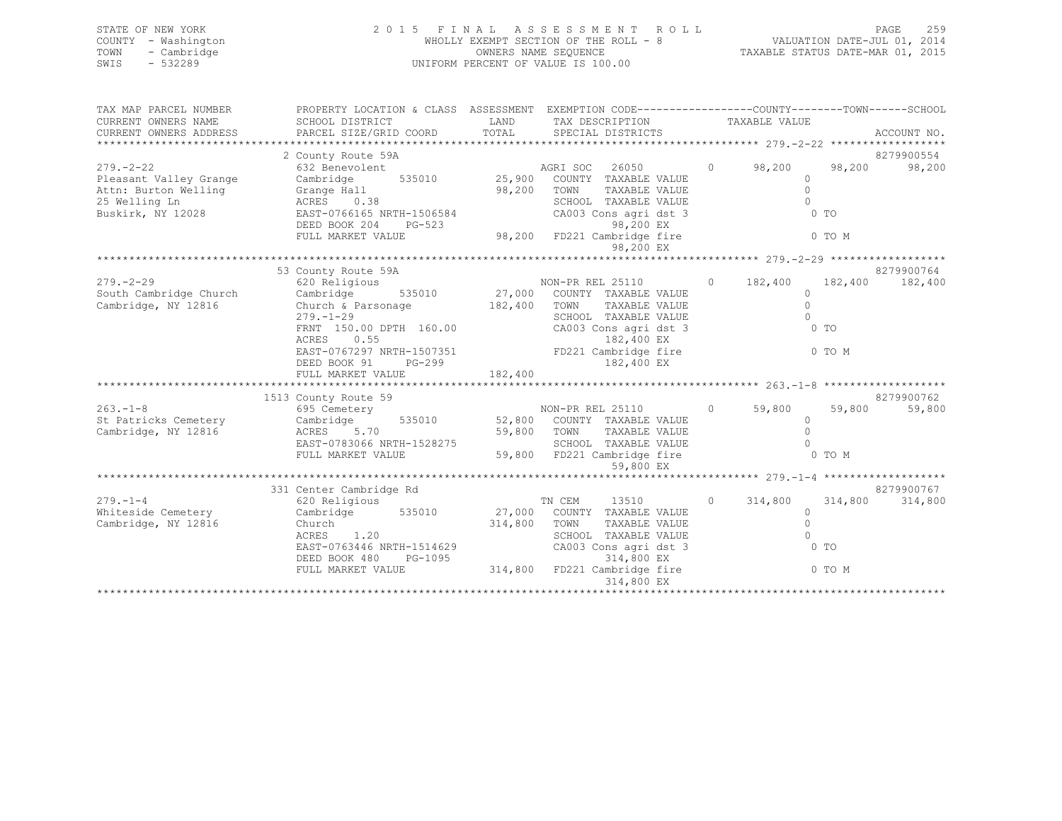STATE OF NEW YORK — 2015 FINAL ASSESSMENT ROLL
COUNTY - Washington — WHOLLY EXEMPT SECTION OF THE ROLL - 8 — VALUATION DATE-JUL 01, 2014
TOWN - Cambridge — OWNERS NAME SEQUENCE — TAXABLE STATUS DATE-MAR 01, 2015
SWIS - 532289 — UNIFORM PERCENT OF VALUE IS 100.00

```
TAX MAP PARCEL NUMBER          PROPERTY LOCATION & CLASS  ASSESSMENT  EXEMPTION CODE-----------------COUNTY--------TOWN------SCHOOL
CURRENT OWNERS NAME            SCHOOL DISTRICT               LAND      TAX DESCRIPTION            TAXABLE VALUE
CURRENT OWNERS ADDRESS         PARCEL SIZE/GRID COORD        TOTAL     SPECIAL DISTRICTS                                    ACCOUNT NO.
******************************************************************************************************* 279.-2-22 ******************
                               2 County Route 59A                                                                        8279900554
279.-2-22                      632 Benevolent                          AGRI SOC   26050         0     98,200     98,200     98,200
Pleasant Valley Grange         Cambridge        535010        25,900   COUNTY  TAXABLE VALUE                0
Attn: Burton Welling           Grange Hall                    98,200   TOWN    TAXABLE VALUE                0
25 Welling Ln                  ACRES    0.38                           SCHOOL  TAXABLE VALUE                0
Buskirk, NY 12028              EAST-0766165 NRTH-1506584               CA003 Cons agri dst 3                  0 TO
                               DEED BOOK 204    PG-523                          98,200 EX
                               FULL MARKET VALUE              98,200   FD221 Cambridge fire                   0 TO M
                                                                                98,200 EX
******************************************************************************************************* 279.-2-29 ******************
                               53 County Route 59A                                                                       8279900764
279.-2-29                      620 Religious                           NON-PR REL 25110         0    182,400    182,400    182,400
South Cambridge Church         Cambridge        535010        27,000   COUNTY  TAXABLE VALUE                0
Cambridge, NY 12816            Church & Parsonage            182,400   TOWN    TAXABLE VALUE                0
                               279.-1-29                               SCHOOL  TAXABLE VALUE                0
                               FRNT 150.00 DPTH 160.00                 CA003 Cons agri dst 3                  0 TO
                               ACRES    0.55                                   182,400 EX
                               EAST-0767297 NRTH-1507351               FD221 Cambridge fire                   0 TO M
                               DEED BOOK 91     PG-299                         182,400 EX
                               FULL MARKET VALUE             182,400
******************************************************************************************************* 263.-1-8 *******************
                               1513 County Route 59                                                                      8279900762
263.-1-8                       695 Cemetery                            NON-PR REL 25110         0     59,800     59,800     59,800
St Patricks Cemetery           Cambridge        535010        52,800   COUNTY  TAXABLE VALUE                0
Cambridge, NY 12816            ACRES    5.70                  59,800   TOWN    TAXABLE VALUE                0
                               EAST-0783066 NRTH-1528275               SCHOOL  TAXABLE VALUE                0
                               FULL MARKET VALUE              59,800   FD221 Cambridge fire                   0 TO M
                                                                                59,800 EX
******************************************************************************************************* 279.-1-4 *******************
                               331 Center Cambridge Rd                                                                   8279900767
279.-1-4                       620 Religious                           TN CEM     13510         0    314,800    314,800    314,800
Whiteside Cemetery             Cambridge        535010        27,000   COUNTY  TAXABLE VALUE                0
Cambridge, NY 12816            Church                        314,800   TOWN    TAXABLE VALUE                0
                               ACRES    1.20                           SCHOOL  TAXABLE VALUE                0
                               EAST-0763446 NRTH-1514629               CA003 Cons agri dst 3                  0 TO
                               DEED BOOK 480    PG-1095                        314,800 EX
                               FULL MARKET VALUE             314,800   FD221 Cambridge fire                   0 TO M
                                                                               314,800 EX
************************************************************************************************************************************
```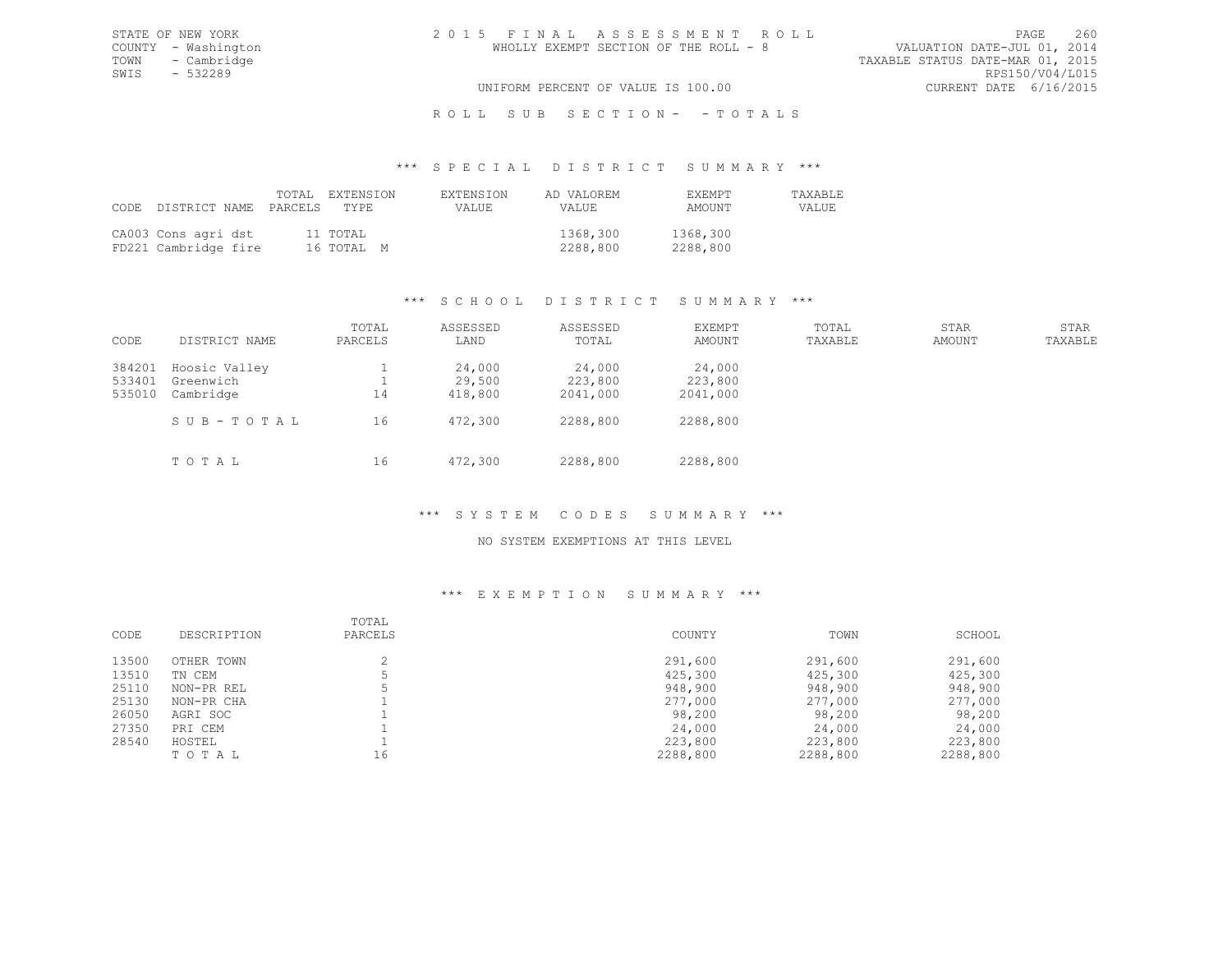STATE OF NEW YORK
COUNTY - Washington
TOWN - Cambridge
SWIS - 532289

2 0 1 5 F I N A L A S S E S S M E N T R O L L
WHOLLY EXEMPT SECTION OF THE ROLL - 8
UNIFORM PERCENT OF VALUE IS 100.00

VALUATION DATE-JUL 01, 2014
TAXABLE STATUS DATE-MAR 01, 2015
RPS150/V04/L015
CURRENT DATE 6/16/2015

R O L L S U B S E C T I O N - - T O T A L S

### *** S P E C I A L D I S T R I C T S U M M A R Y ***

| CODE | DISTRICT NAME | TOTAL PARCELS | EXTENSION TYPE | EXTENSION VALUE | AD VALOREM VALUE | EXEMPT AMOUNT | TAXABLE VALUE |
|---|---|---|---|---|---|---|---|
| CA003 | Cons agri dst | 11 | TOTAL | | 1368,300 | 1368,300 | |
| FD221 | Cambridge fire | 16 | TOTAL M | | 2288,800 | 2288,800 | |

### *** S C H O O L D I S T R I C T S U M M A R Y ***

| CODE | DISTRICT NAME | TOTAL PARCELS | ASSESSED LAND | ASSESSED TOTAL | EXEMPT AMOUNT | TOTAL TAXABLE | STAR AMOUNT | STAR TAXABLE |
|---|---|---|---|---|---|---|---|---|
| 384201 | Hoosic Valley | 1 | 24,000 | 24,000 | 24,000 | | | |
| 533401 | Greenwich | 1 | 29,500 | 223,800 | 223,800 | | | |
| 535010 | Cambridge | 14 | 418,800 | 2041,000 | 2041,000 | | | |
| | S U B - T O T A L | 16 | 472,300 | 2288,800 | 2288,800 | | | |
| | T O T A L | 16 | 472,300 | 2288,800 | 2288,800 | | | |

### *** S Y S T E M C O D E S S U M M A R Y ***

NO SYSTEM EXEMPTIONS AT THIS LEVEL

### *** E X E M P T I O N S U M M A R Y ***

| CODE | DESCRIPTION | TOTAL PARCELS | COUNTY | TOWN | SCHOOL |
|---|---|---|---|---|---|
| 13500 | OTHER TOWN | 2 | 291,600 | 291,600 | 291,600 |
| 13510 | TN CEM | 5 | 425,300 | 425,300 | 425,300 |
| 25110 | NON-PR REL | 5 | 948,900 | 948,900 | 948,900 |
| 25130 | NON-PR CHA | 1 | 277,000 | 277,000 | 277,000 |
| 26050 | AGRI SOC | 1 | 98,200 | 98,200 | 98,200 |
| 27350 | PRI CEM | 1 | 24,000 | 24,000 | 24,000 |
| 28540 | HOSTEL | 1 | 223,800 | 223,800 | 223,800 |
| | T O T A L | 16 | 2288,800 | 2288,800 | 2288,800 |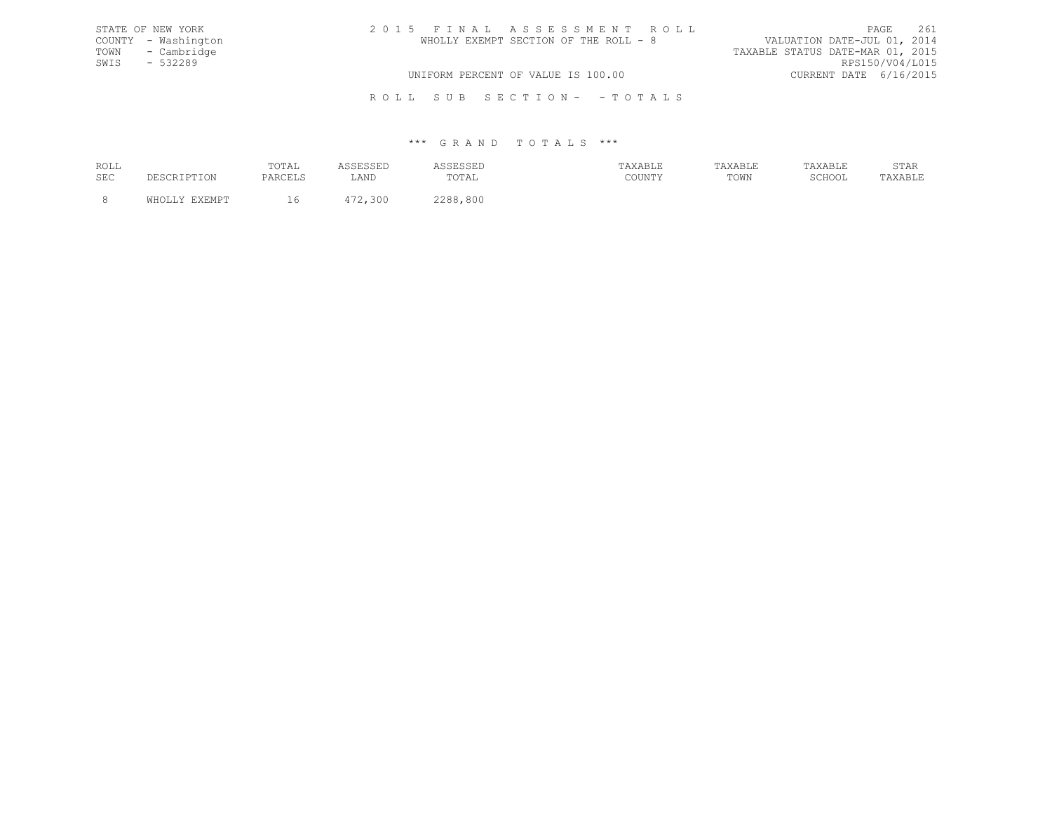STATE OF NEW YORK
COUNTY - Washington
TOWN - Cambridge
SWIS - 532289

# 2015 FINAL ASSESSMENT ROLL

WHOLLY EXEMPT SECTION OF THE ROLL - 8

VALUATION DATE-JUL 01, 2014
TAXABLE STATUS DATE-MAR 01, 2015
RPS150/V04/L015
CURRENT DATE 6/16/2015

UNIFORM PERCENT OF VALUE IS 100.00

## ROLL SUB SECTION- - TOTALS

### *** GRAND TOTALS ***

| ROLL SEC | DESCRIPTION | TOTAL PARCELS | ASSESSED LAND | ASSESSED TOTAL | TAXABLE COUNTY | TAXABLE TOWN | TAXABLE SCHOOL | STAR TAXABLE |
|---|---|---|---|---|---|---|---|---|
| 8 | WHOLLY EXEMPT | 16 | 472,300 | 2288,800 | | | | |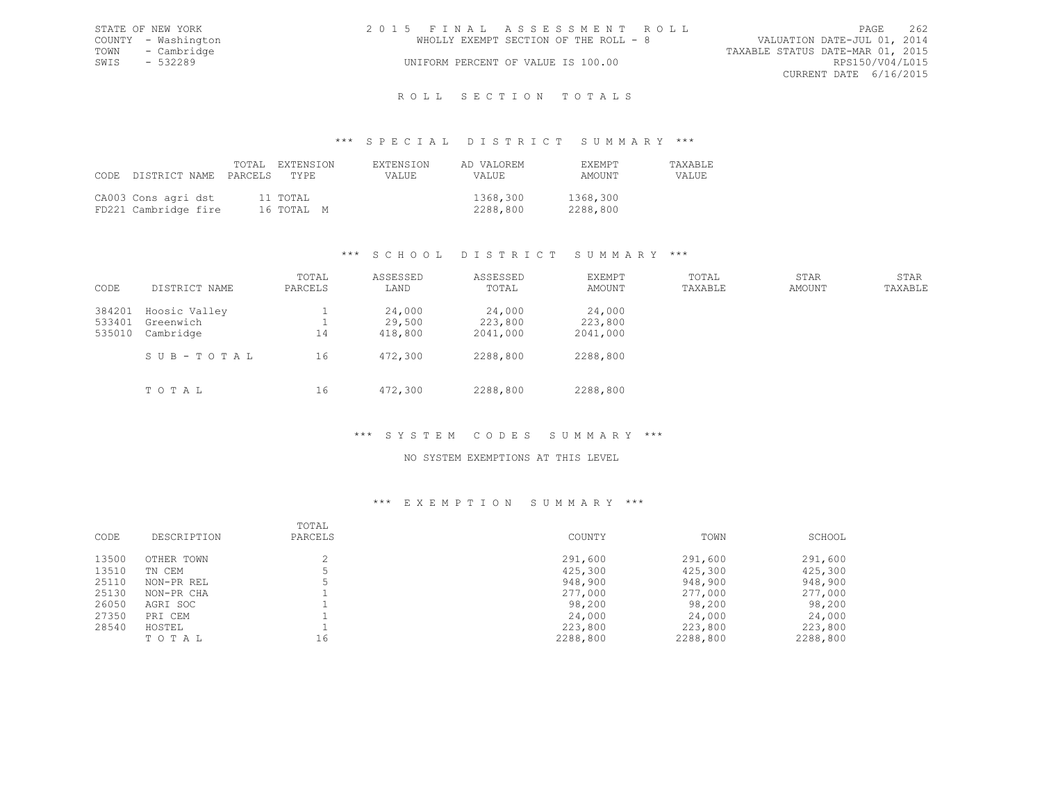STATE OF NEW YORK
COUNTY - Washington
TOWN - Cambridge
SWIS - 532289

2015 FINAL ASSESSMENT ROLL
WHOLLY EXEMPT SECTION OF THE ROLL - 8
UNIFORM PERCENT OF VALUE IS 100.00

VALUATION DATE-JUL 01, 2014
TAXABLE STATUS DATE-MAR 01, 2015
RPS150/V04/L015
CURRENT DATE 6/16/2015

## ROLL SECTION TOTALS

### *** SPECIAL DISTRICT SUMMARY ***

| CODE | DISTRICT NAME | TOTAL PARCELS | EXTENSION TYPE | EXTENSION VALUE | AD VALOREM VALUE | EXEMPT AMOUNT | TAXABLE VALUE |
|---|---|---|---|---|---|---|---|
| CA003 | Cons agri dst | 11 | TOTAL | | 1368,300 | 1368,300 | |
| FD221 | Cambridge fire | 16 | TOTAL M | | 2288,800 | 2288,800 | |

### *** SCHOOL DISTRICT SUMMARY ***

| CODE | DISTRICT NAME | TOTAL PARCELS | ASSESSED LAND | ASSESSED TOTAL | EXEMPT AMOUNT | TOTAL TAXABLE | STAR AMOUNT | STAR TAXABLE |
|---|---|---|---|---|---|---|---|---|
| 384201 | Hoosic Valley | 1 | 24,000 | 24,000 | 24,000 | | | |
| 533401 | Greenwich | 1 | 29,500 | 223,800 | 223,800 | | | |
| 535010 | Cambridge | 14 | 418,800 | 2041,000 | 2041,000 | | | |
| | SUB-TOTAL | 16 | 472,300 | 2288,800 | 2288,800 | | | |
| | TOTAL | 16 | 472,300 | 2288,800 | 2288,800 | | | |

### *** SYSTEM CODES SUMMARY ***

NO SYSTEM EXEMPTIONS AT THIS LEVEL

### *** EXEMPTION SUMMARY ***

| CODE | DESCRIPTION | TOTAL PARCELS | COUNTY | TOWN | SCHOOL |
|---|---|---|---|---|---|
| 13500 | OTHER TOWN | 2 | 291,600 | 291,600 | 291,600 |
| 13510 | TN CEM | 5 | 425,300 | 425,300 | 425,300 |
| 25110 | NON-PR REL | 5 | 948,900 | 948,900 | 948,900 |
| 25130 | NON-PR CHA | 1 | 277,000 | 277,000 | 277,000 |
| 26050 | AGRI SOC | 1 | 98,200 | 98,200 | 98,200 |
| 27350 | PRI CEM | 1 | 24,000 | 24,000 | 24,000 |
| 28540 | HOSTEL | 1 | 223,800 | 223,800 | 223,800 |
| | TOTAL | 16 | 2288,800 | 2288,800 | 2288,800 |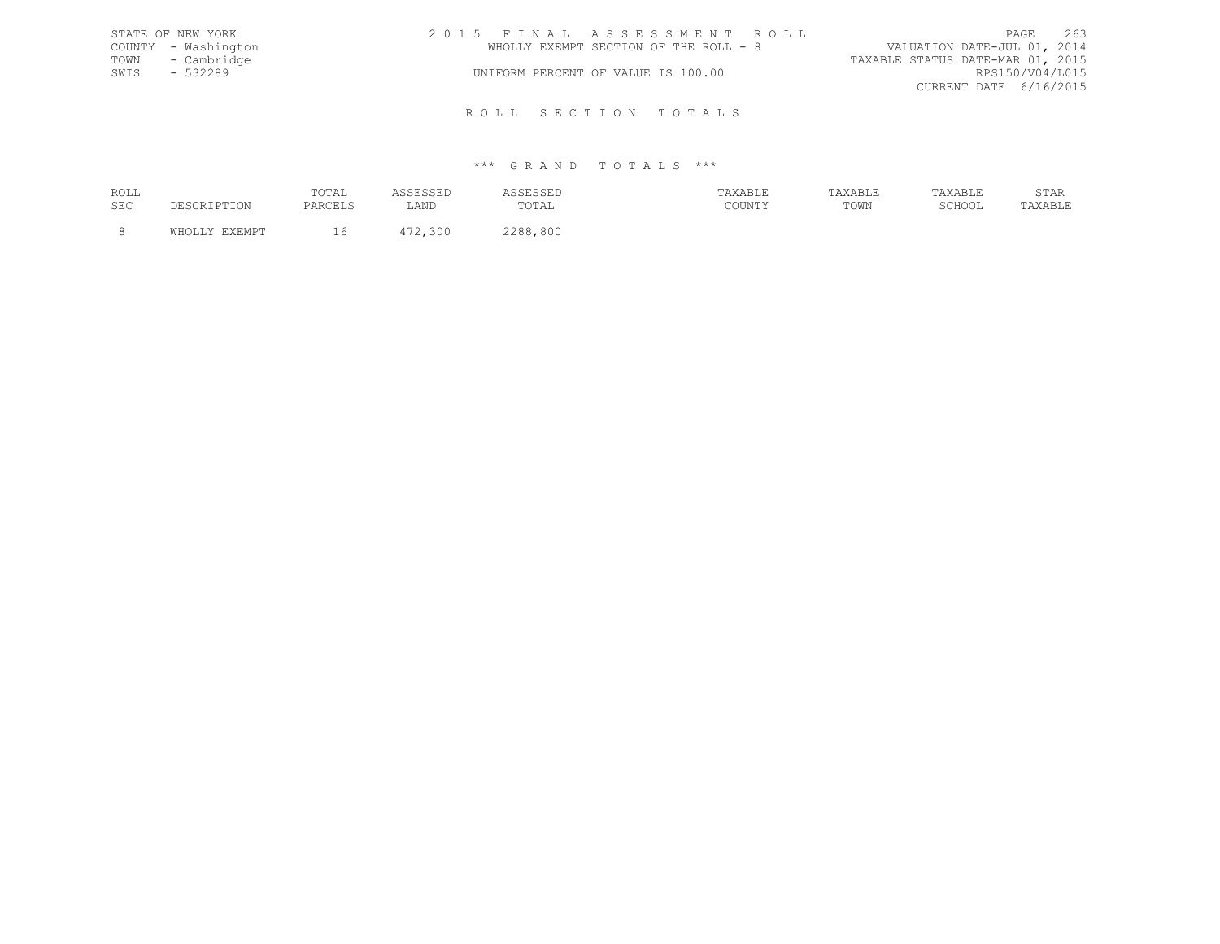STATE OF NEW YORK
COUNTY - Washington
TOWN - Cambridge
SWIS - 532289

# 2 0 1 5 F I N A L A S S E S S M E N T R O L L

WHOLLY EXEMPT SECTION OF THE ROLL - 8

UNIFORM PERCENT OF VALUE IS 100.00

VALUATION DATE-JUL 01, 2014
TAXABLE STATUS DATE-MAR 01, 2015
RPS150/V04/L015
CURRENT DATE 6/16/2015

## R O L L S E C T I O N T O T A L S

### *** G R A N D T O T A L S ***

| ROLL SEC | DESCRIPTION | TOTAL PARCELS | ASSESSED LAND | ASSESSED TOTAL | TAXABLE COUNTY | TAXABLE TOWN | TAXABLE SCHOOL | STAR TAXABLE |
|---|---|---|---|---|---|---|---|---|
| 8 | WHOLLY EXEMPT | 16 | 472,300 | 2288,800 | | | | |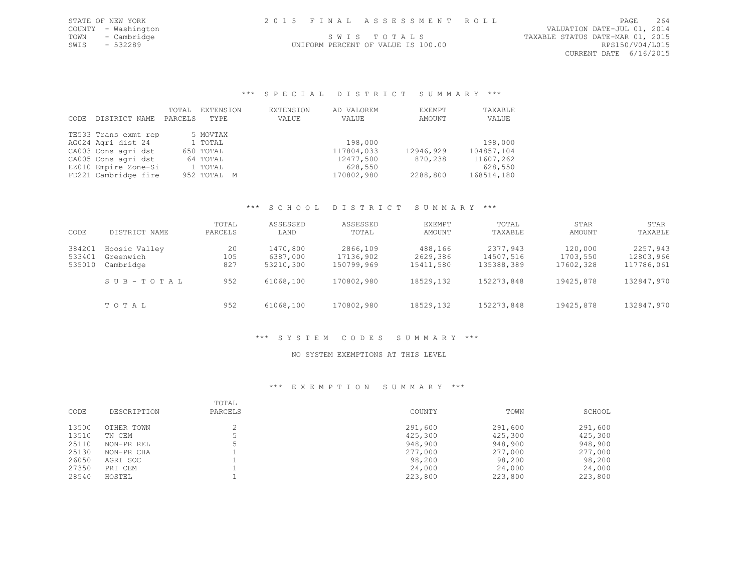STATE OF NEW YORK
COUNTY - Washington
TOWN - Cambridge
SWIS - 532289

2015 FINAL ASSESSMENT ROLL

SWIS TOTALS

UNIFORM PERCENT OF VALUE IS 100.00

VALUATION DATE-JUL 01, 2014
TAXABLE STATUS DATE-MAR 01, 2015
RPS150/V04/L015
CURRENT DATE 6/16/2015

### *** SPECIAL DISTRICT SUMMARY ***

| CODE | DISTRICT NAME | TOTAL PARCELS | EXTENSION TYPE | EXTENSION VALUE | AD VALOREM VALUE | EXEMPT AMOUNT | TAXABLE VALUE |
|---|---|---|---|---|---|---|---|
| TE533 | Trans exmt rep | 5 | MOVTAX | | | | |
| AG024 | Agri dist 24 | 1 | TOTAL | | 198,000 | | 198,000 |
| CA003 | Cons agri dst | 650 | TOTAL | | 117804,033 | 12946,929 | 104857,104 |
| CA005 | Cons agri dst | 64 | TOTAL | | 12477,500 | 870,238 | 11607,262 |
| EZ010 | Empire Zone-Si | 1 | TOTAL | | 628,550 | | 628,550 |
| FD221 | Cambridge fire | 952 | TOTAL M | | 170802,980 | 2288,800 | 168514,180 |

### *** SCHOOL DISTRICT SUMMARY ***

| CODE | DISTRICT NAME | TOTAL PARCELS | ASSESSED LAND | ASSESSED TOTAL | EXEMPT AMOUNT | TOTAL TAXABLE | STAR AMOUNT | STAR TAXABLE |
|---|---|---|---|---|---|---|---|---|
| 384201 | Hoosic Valley | 20 | 1470,800 | 2866,109 | 488,166 | 2377,943 | 120,000 | 2257,943 |
| 533401 | Greenwich | 105 | 6387,000 | 17136,902 | 2629,386 | 14507,516 | 1703,550 | 12803,966 |
| 535010 | Cambridge | 827 | 53210,300 | 150799,969 | 15411,580 | 135388,389 | 17602,328 | 117786,061 |
| | SUB-TOTAL | 952 | 61068,100 | 170802,980 | 18529,132 | 152273,848 | 19425,878 | 132847,970 |
| | TOTAL | 952 | 61068,100 | 170802,980 | 18529,132 | 152273,848 | 19425,878 | 132847,970 |

### *** SYSTEM CODES SUMMARY ***

NO SYSTEM EXEMPTIONS AT THIS LEVEL

### *** EXEMPTION SUMMARY ***

| CODE | DESCRIPTION | TOTAL PARCELS | COUNTY | TOWN | SCHOOL |
|---|---|---|---|---|---|
| 13500 | OTHER TOWN | 2 | 291,600 | 291,600 | 291,600 |
| 13510 | TN CEM | 5 | 425,300 | 425,300 | 425,300 |
| 25110 | NON-PR REL | 5 | 948,900 | 948,900 | 948,900 |
| 25130 | NON-PR CHA | 1 | 277,000 | 277,000 | 277,000 |
| 26050 | AGRI SOC | 1 | 98,200 | 98,200 | 98,200 |
| 27350 | PRI CEM | 1 | 24,000 | 24,000 | 24,000 |
| 28540 | HOSTEL | 1 | 223,800 | 223,800 | 223,800 |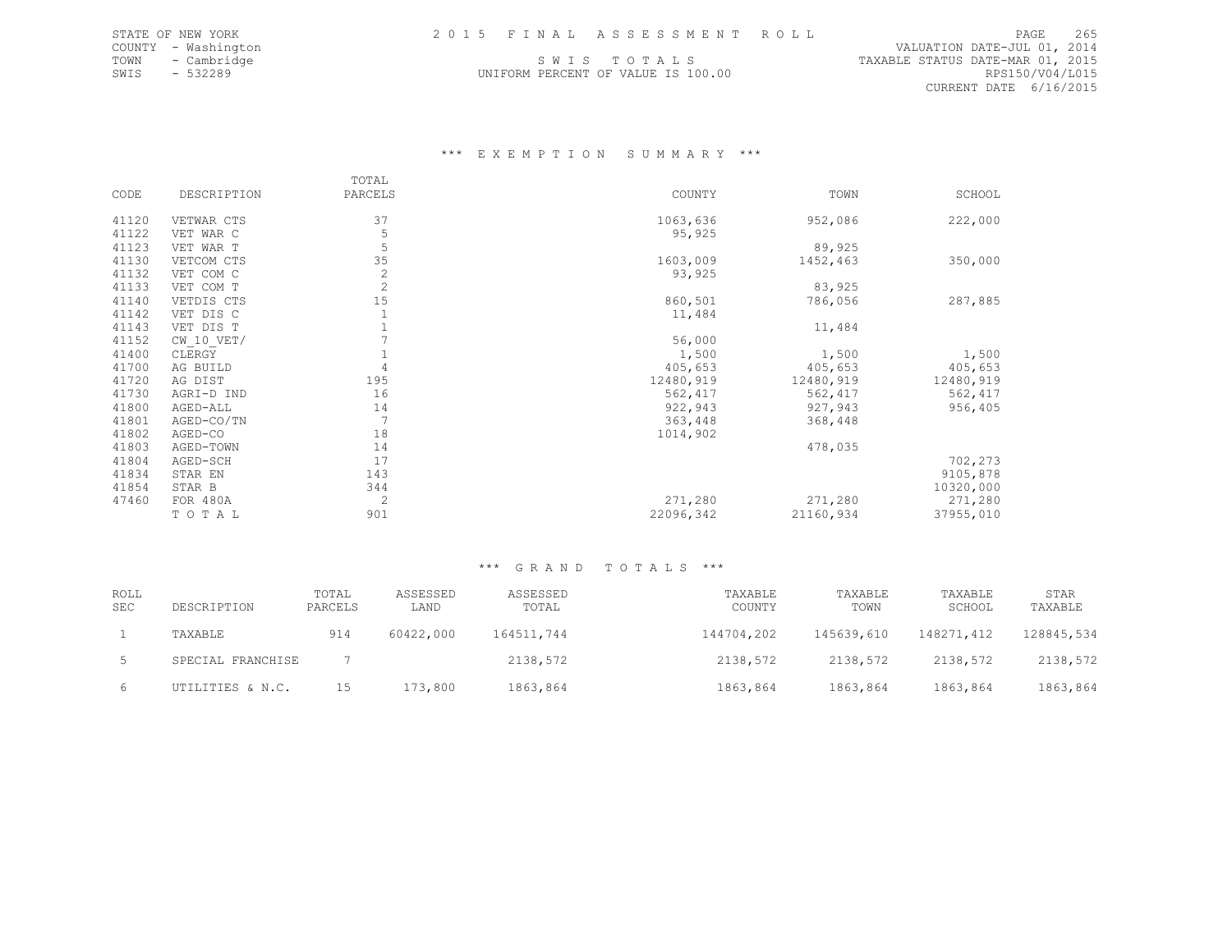STATE OF NEW YORK
COUNTY - Washington
TOWN - Cambridge
SWIS - 532289

2 0 1 5 F I N A L A S S E S S M E N T R O L L

S W I S T O T A L S
UNIFORM PERCENT OF VALUE IS 100.00

VALUATION DATE-JUL 01, 2014
TAXABLE STATUS DATE-MAR 01, 2015
RPS150/V04/L015
CURRENT DATE 6/16/2015

### \*\*\* E X E M P T I O N S U M M A R Y \*\*\*

| CODE | DESCRIPTION | TOTAL PARCELS | COUNTY | TOWN | SCHOOL |
|---|---|---|---|---|---|
| 41120 | VETWAR CTS | 37 | 1063,636 | 952,086 | 222,000 |
| 41122 | VET WAR C | 5 | 95,925 | | |
| 41123 | VET WAR T | 5 | | 89,925 | |
| 41130 | VETCOM CTS | 35 | 1603,009 | 1452,463 | 350,000 |
| 41132 | VET COM C | 2 | 93,925 | | |
| 41133 | VET COM T | 2 | | 83,925 | |
| 41140 | VETDIS CTS | 15 | 860,501 | 786,056 | 287,885 |
| 41142 | VET DIS C | 1 | 11,484 | | |
| 41143 | VET DIS T | 1 | | 11,484 | |
| 41152 | CW_10_VET/ | 7 | 56,000 | | |
| 41400 | CLERGY | 1 | 1,500 | 1,500 | 1,500 |
| 41700 | AG BUILD | 4 | 405,653 | 405,653 | 405,653 |
| 41720 | AG DIST | 195 | 12480,919 | 12480,919 | 12480,919 |
| 41730 | AGRI-D IND | 16 | 562,417 | 562,417 | 562,417 |
| 41800 | AGED-ALL | 14 | 922,943 | 927,943 | 956,405 |
| 41801 | AGED-CO/TN | 7 | 363,448 | 368,448 | |
| 41802 | AGED-CO | 18 | 1014,902 | | |
| 41803 | AGED-TOWN | 14 | | 478,035 | |
| 41804 | AGED-SCH | 17 | | | 702,273 |
| 41834 | STAR EN | 143 | | | 9105,878 |
| 41854 | STAR B | 344 | | | 10320,000 |
| 47460 | FOR 480A | 2 | 271,280 | 271,280 | 271,280 |
| | T O T A L | 901 | 22096,342 | 21160,934 | 37955,010 |

### \*\*\* G R A N D T O T A L S \*\*\*

| ROLL SEC | DESCRIPTION | TOTAL PARCELS | ASSESSED LAND | ASSESSED TOTAL | TAXABLE COUNTY | TAXABLE TOWN | TAXABLE SCHOOL | STAR TAXABLE |
|---|---|---|---|---|---|---|---|---|
| 1 | TAXABLE | 914 | 60422,000 | 164511,744 | 144704,202 | 145639,610 | 148271,412 | 128845,534 |
| 5 | SPECIAL FRANCHISE | 7 | | 2138,572 | 2138,572 | 2138,572 | 2138,572 | 2138,572 |
| 6 | UTILITIES & N.C. | 15 | 173,800 | 1863,864 | 1863,864 | 1863,864 | 1863,864 | 1863,864 |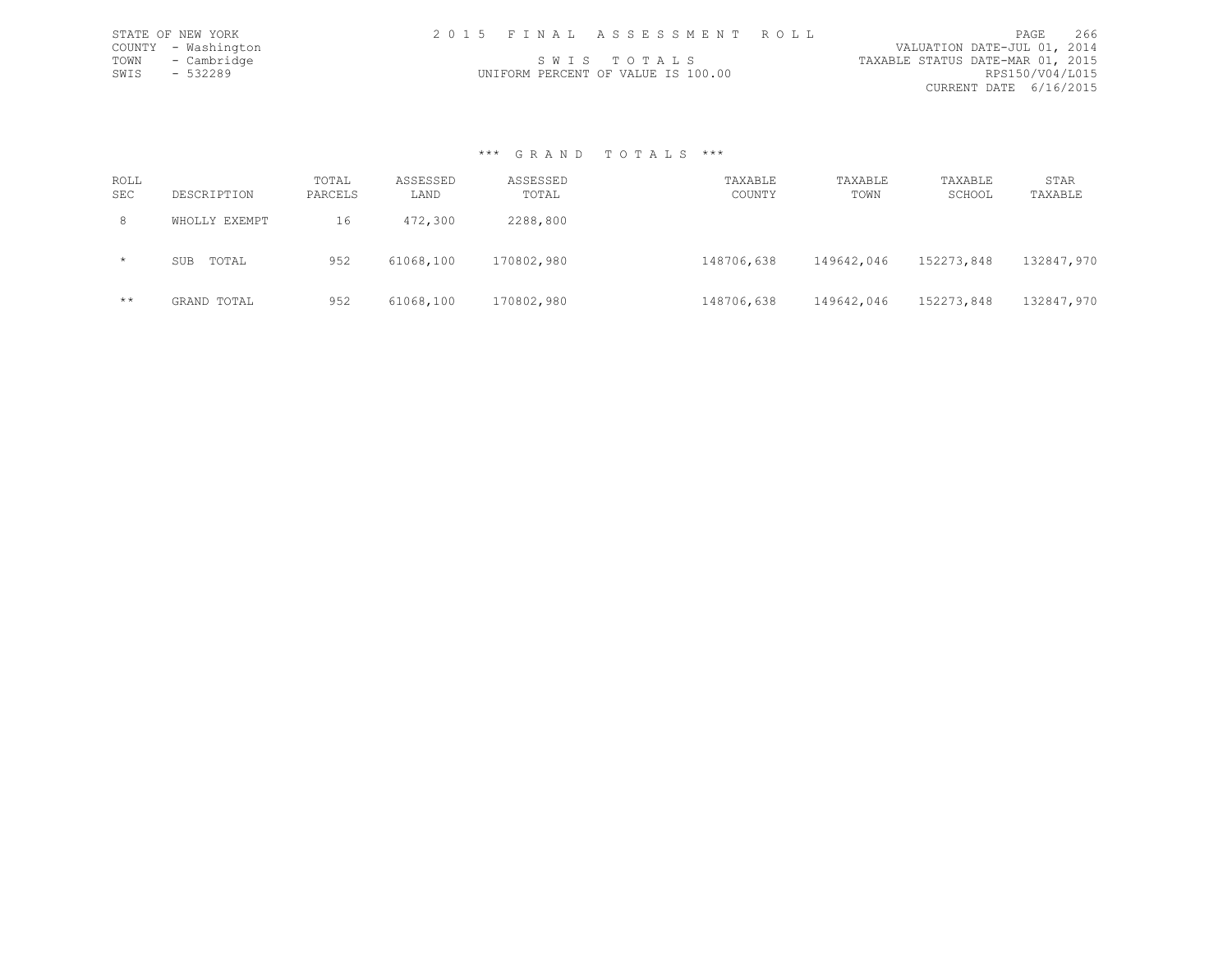STATE OF NEW YORK
COUNTY - Washington
TOWN - Cambridge
SWIS - 532289

2 0 1 5 F I N A L A S S E S S M E N T R O L L

S W I S T O T A L S

UNIFORM PERCENT OF VALUE IS 100.00

VALUATION DATE-JUL 01, 2014
TAXABLE STATUS DATE-MAR 01, 2015
RPS150/V04/L015
CURRENT DATE 6/16/2015

### *** G R A N D T O T A L S ***

| ROLL SEC | DESCRIPTION | TOTAL PARCELS | ASSESSED LAND | ASSESSED TOTAL | TAXABLE COUNTY | TAXABLE TOWN | TAXABLE SCHOOL | STAR TAXABLE |
|---|---|---|---|---|---|---|---|---|
| 8 | WHOLLY EXEMPT | 16 | 472,300 | 2288,800 | | | | |
| * | SUB TOTAL | 952 | 61068,100 | 170802,980 | 148706,638 | 149642,046 | 152273,848 | 132847,970 |
| ** | GRAND TOTAL | 952 | 61068,100 | 170802,980 | 148706,638 | 149642,046 | 152273,848 | 132847,970 |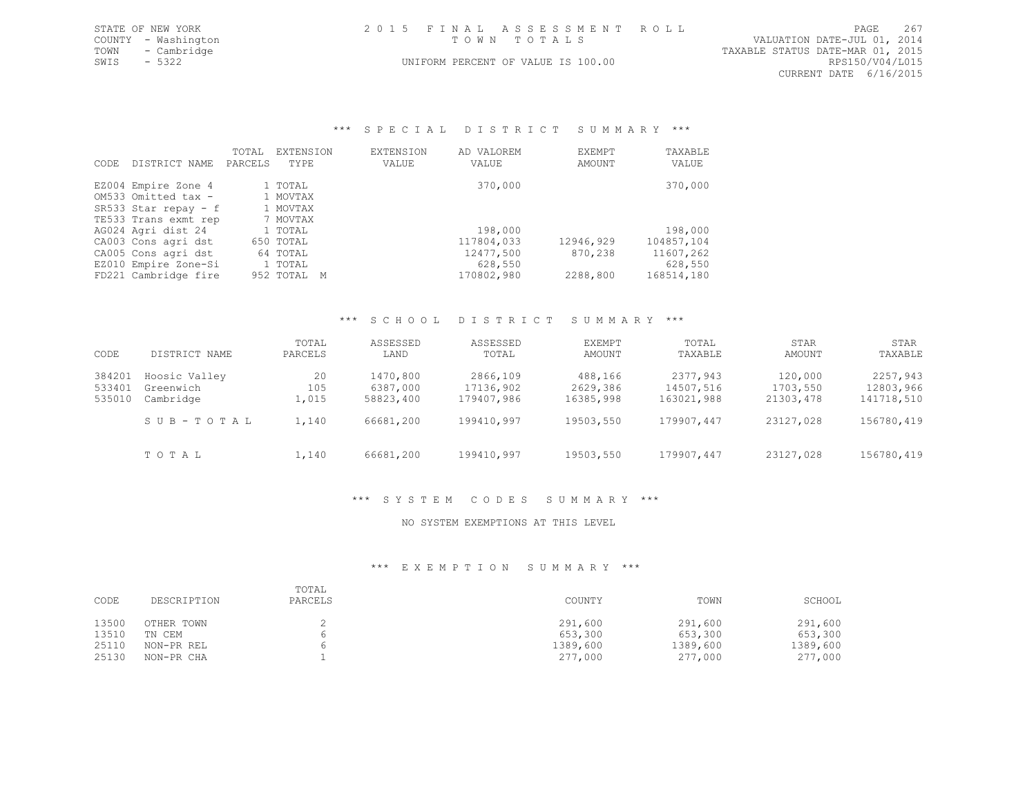STATE OF NEW YORK
COUNTY - Washington
TOWN - Cambridge
SWIS - 5322

2 0 1 5 F I N A L A S S E S S M E N T R O L L
T O W N T O T A L S
UNIFORM PERCENT OF VALUE IS 100.00

VALUATION DATE-JUL 01, 2014
TAXABLE STATUS DATE-MAR 01, 2015
RPS150/V04/L015
CURRENT DATE 6/16/2015

### *** S P E C I A L D I S T R I C T S U M M A R Y ***

| CODE | DISTRICT NAME | TOTAL PARCELS | EXTENSION TYPE | EXTENSION VALUE | AD VALOREM VALUE | EXEMPT AMOUNT | TAXABLE VALUE |
|---|---|---|---|---|---|---|---|
| EZ004 | Empire Zone 4 | 1 | TOTAL | | 370,000 | | 370,000 |
| OM533 | Omitted tax - | 1 | MOVTAX | | | | |
| SR533 | Star repay - f | 1 | MOVTAX | | | | |
| TE533 | Trans exmt rep | 7 | MOVTAX | | | | |
| AG024 | Agri dist 24 | 1 | TOTAL | | 198,000 | | 198,000 |
| CA003 | Cons agri dst | 650 | TOTAL | | 117804,033 | 12946,929 | 104857,104 |
| CA005 | Cons agri dst | 64 | TOTAL | | 12477,500 | 870,238 | 11607,262 |
| EZ010 | Empire Zone-Si | 1 | TOTAL | | 628,550 | | 628,550 |
| FD221 | Cambridge fire | 952 | TOTAL M | | 170802,980 | 2288,800 | 168514,180 |

### *** S C H O O L D I S T R I C T S U M M A R Y ***

| CODE | DISTRICT NAME | TOTAL PARCELS | ASSESSED LAND | ASSESSED TOTAL | EXEMPT AMOUNT | TOTAL TAXABLE | STAR AMOUNT | STAR TAXABLE |
|---|---|---|---|---|---|---|---|---|
| 384201 | Hoosic Valley | 20 | 1470,800 | 2866,109 | 488,166 | 2377,943 | 120,000 | 2257,943 |
| 533401 | Greenwich | 105 | 6387,000 | 17136,902 | 2629,386 | 14507,516 | 1703,550 | 12803,966 |
| 535010 | Cambridge | 1,015 | 58823,400 | 179407,986 | 16385,998 | 163021,988 | 21303,478 | 141718,510 |
| | S U B - T O T A L | 1,140 | 66681,200 | 199410,997 | 19503,550 | 179907,447 | 23127,028 | 156780,419 |
| | T O T A L | 1,140 | 66681,200 | 199410,997 | 19503,550 | 179907,447 | 23127,028 | 156780,419 |

### *** S Y S T E M C O D E S S U M M A R Y ***

NO SYSTEM EXEMPTIONS AT THIS LEVEL

### *** E X E M P T I O N S U M M A R Y ***

| CODE | DESCRIPTION | TOTAL PARCELS | COUNTY | TOWN | SCHOOL |
|---|---|---|---|---|---|
| 13500 | OTHER TOWN | 2 | 291,600 | 291,600 | 291,600 |
| 13510 | TN CEM | 6 | 653,300 | 653,300 | 653,300 |
| 25110 | NON-PR REL | 6 | 1389,600 | 1389,600 | 1389,600 |
| 25130 | NON-PR CHA | 1 | 277,000 | 277,000 | 277,000 |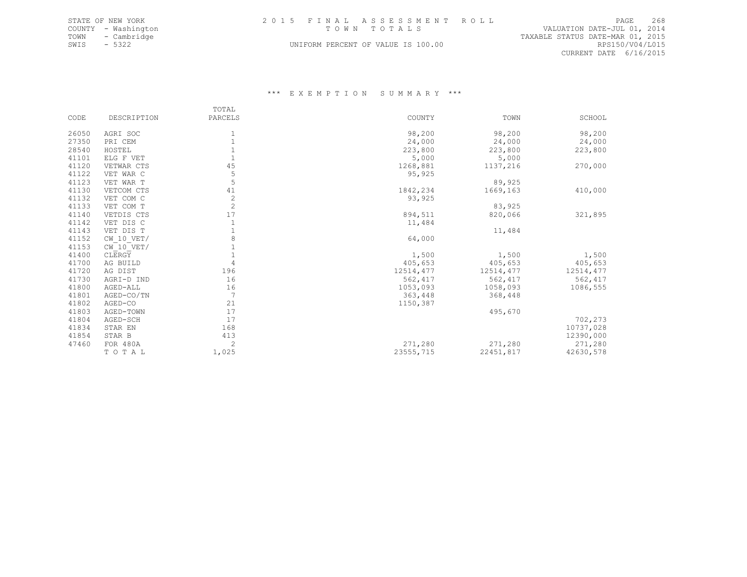STATE OF NEW YORK
COUNTY - Washington
TOWN - Cambridge
SWIS - 5322

2015 FINAL ASSESSMENT ROLL
TOWN TOTALS
UNIFORM PERCENT OF VALUE IS 100.00

VALUATION DATE-JUL 01, 2014
TAXABLE STATUS DATE-MAR 01, 2015
RPS150/V04/L015
CURRENT DATE 6/16/2015

## *** EXEMPTION SUMMARY ***

| CODE | DESCRIPTION | TOTAL PARCELS | COUNTY | TOWN | SCHOOL |
|---|---|---|---|---|---|
| 26050 | AGRI SOC | 1 | 98,200 | 98,200 | 98,200 |
| 27350 | PRI CEM | 1 | 24,000 | 24,000 | 24,000 |
| 28540 | HOSTEL | 1 | 223,800 | 223,800 | 223,800 |
| 41101 | ELG F VET | 1 | 5,000 | 5,000 | |
| 41120 | VETWAR CTS | 45 | 1268,881 | 1137,216 | 270,000 |
| 41122 | VET WAR C | 5 | 95,925 | | |
| 41123 | VET WAR T | 5 | | 89,925 | |
| 41130 | VETCOM CTS | 41 | 1842,234 | 1669,163 | 410,000 |
| 41132 | VET COM C | 2 | 93,925 | | |
| 41133 | VET COM T | 2 | | 83,925 | |
| 41140 | VETDIS CTS | 17 | 894,511 | 820,066 | 321,895 |
| 41142 | VET DIS C | 1 | 11,484 | | |
| 41143 | VET DIS T | 1 | | 11,484 | |
| 41152 | CW_10_VET/ | 8 | 64,000 | | |
| 41153 | CW_10_VET/ | 1 | | | |
| 41400 | CLERGY | 1 | 1,500 | 1,500 | 1,500 |
| 41700 | AG BUILD | 4 | 405,653 | 405,653 | 405,653 |
| 41720 | AG DIST | 196 | 12514,477 | 12514,477 | 12514,477 |
| 41730 | AGRI-D IND | 16 | 562,417 | 562,417 | 562,417 |
| 41800 | AGED-ALL | 16 | 1053,093 | 1058,093 | 1086,555 |
| 41801 | AGED-CO/TN | 7 | 363,448 | 368,448 | |
| 41802 | AGED-CO | 21 | 1150,387 | | |
| 41803 | AGED-TOWN | 17 | | 495,670 | |
| 41804 | AGED-SCH | 17 | | | 702,273 |
| 41834 | STAR EN | 168 | | | 10737,028 |
| 41854 | STAR B | 413 | | | 12390,000 |
| 47460 | FOR 480A | 2 | 271,280 | 271,280 | 271,280 |
| | T O T A L | 1,025 | 23555,715 | 22451,817 | 42630,578 |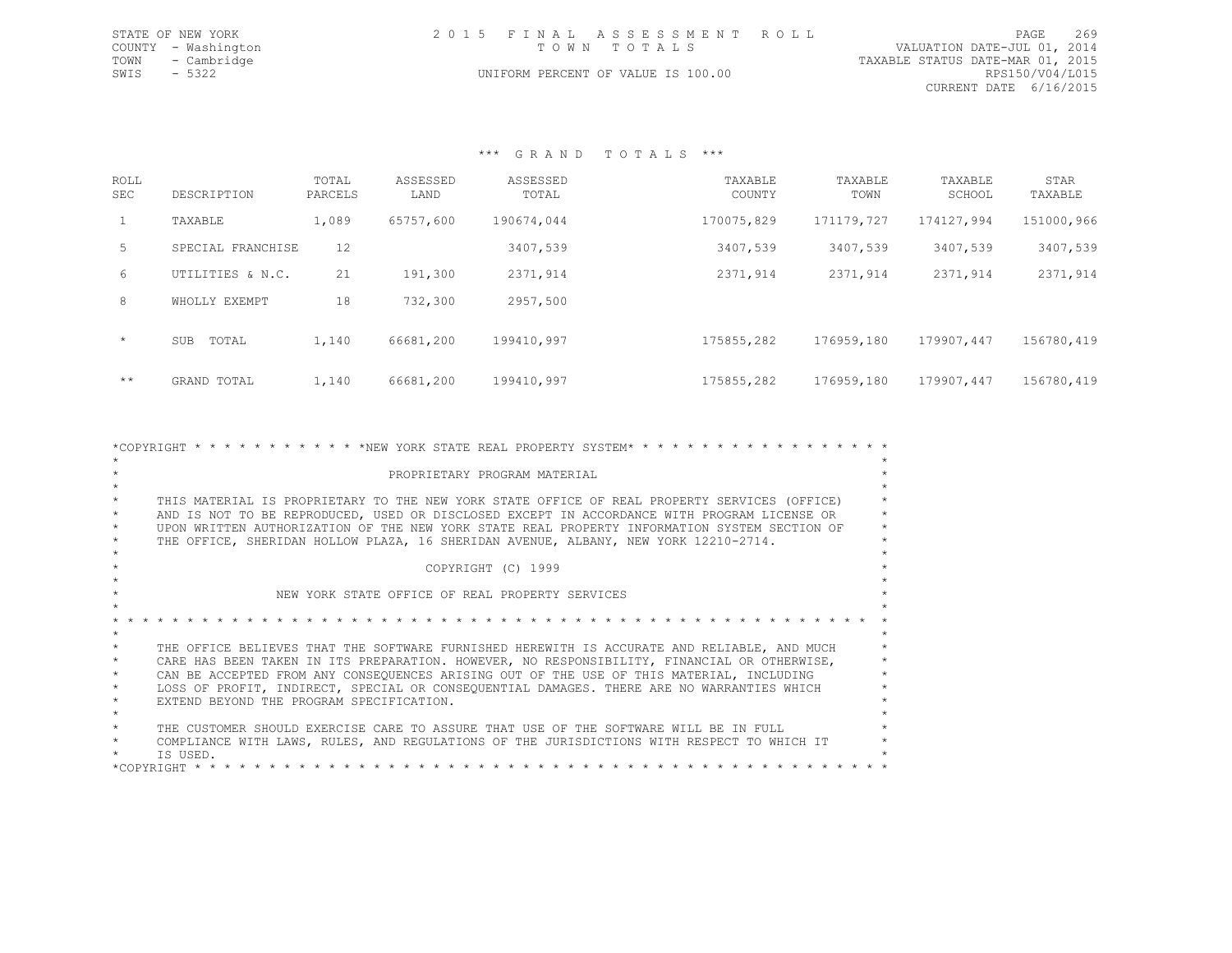STATE OF NEW YORK
COUNTY - Washington
TOWN - Cambridge
SWIS - 5322

2015 FINAL ASSESSMENT ROLL
TOWN TOTALS
UNIFORM PERCENT OF VALUE IS 100.00

VALUATION DATE-JUL 01, 2014
TAXABLE STATUS DATE-MAR 01, 2015
RPS150/V04/L015
CURRENT DATE 6/16/2015

## *** GRAND TOTALS ***

| ROLL SEC | DESCRIPTION | TOTAL PARCELS | ASSESSED LAND | ASSESSED TOTAL | TAXABLE COUNTY | TAXABLE TOWN | TAXABLE SCHOOL | STAR TAXABLE |
|---|---|---|---|---|---|---|---|---|
| 1 | TAXABLE | 1,089 | 65757,600 | 190674,044 | 170075,829 | 171179,727 | 174127,994 | 151000,966 |
| 5 | SPECIAL FRANCHISE | 12 | | 3407,539 | 3407,539 | 3407,539 | 3407,539 | 3407,539 |
| 6 | UTILITIES & N.C. | 21 | 191,300 | 2371,914 | 2371,914 | 2371,914 | 2371,914 | 2371,914 |
| 8 | WHOLLY EXEMPT | 18 | 732,300 | 2957,500 | | | | |
| * | SUB TOTAL | 1,140 | 66681,200 | 199410,997 | 175855,282 | 176959,180 | 179907,447 | 156780,419 |
| ** | GRAND TOTAL | 1,140 | 66681,200 | 199410,997 | 175855,282 | 176959,180 | 179907,447 | 156780,419 |

*COPYRIGHT * * * * * * * * * * * *NEW YORK STATE REAL PROPERTY SYSTEM* * * * * * * * * * * * * * * * * *

PROPRIETARY PROGRAM MATERIAL

THIS MATERIAL IS PROPRIETARY TO THE NEW YORK STATE OFFICE OF REAL PROPERTY SERVICES (OFFICE) AND IS NOT TO BE REPRODUCED, USED OR DISCLOSED EXCEPT IN ACCORDANCE WITH PROGRAM LICENSE OR UPON WRITTEN AUTHORIZATION OF THE NEW YORK STATE REAL PROPERTY INFORMATION SYSTEM SECTION OF THE OFFICE, SHERIDAN HOLLOW PLAZA, 16 SHERIDAN AVENUE, ALBANY, NEW YORK 12210-2714.

COPYRIGHT (C) 1999

NEW YORK STATE OFFICE OF REAL PROPERTY SERVICES

THE OFFICE BELIEVES THAT THE SOFTWARE FURNISHED HEREWITH IS ACCURATE AND RELIABLE, AND MUCH CARE HAS BEEN TAKEN IN ITS PREPARATION. HOWEVER, NO RESPONSIBILITY, FINANCIAL OR OTHERWISE, CAN BE ACCEPTED FROM ANY CONSEQUENCES ARISING OUT OF THE USE OF THIS MATERIAL, INCLUDING LOSS OF PROFIT, INDIRECT, SPECIAL OR CONSEQUENTIAL DAMAGES. THERE ARE NO WARRANTIES WHICH EXTEND BEYOND THE PROGRAM SPECIFICATION.

THE CUSTOMER SHOULD EXERCISE CARE TO ASSURE THAT USE OF THE SOFTWARE WILL BE IN FULL COMPLIANCE WITH LAWS, RULES, AND REGULATIONS OF THE JURISDICTIONS WITH RESPECT TO WHICH IT IS USED.

*COPYRIGHT * * * * * * * * * * * * * * * * * * * * * * * * * * * * * * * * * * * * * * * * * * * * * *